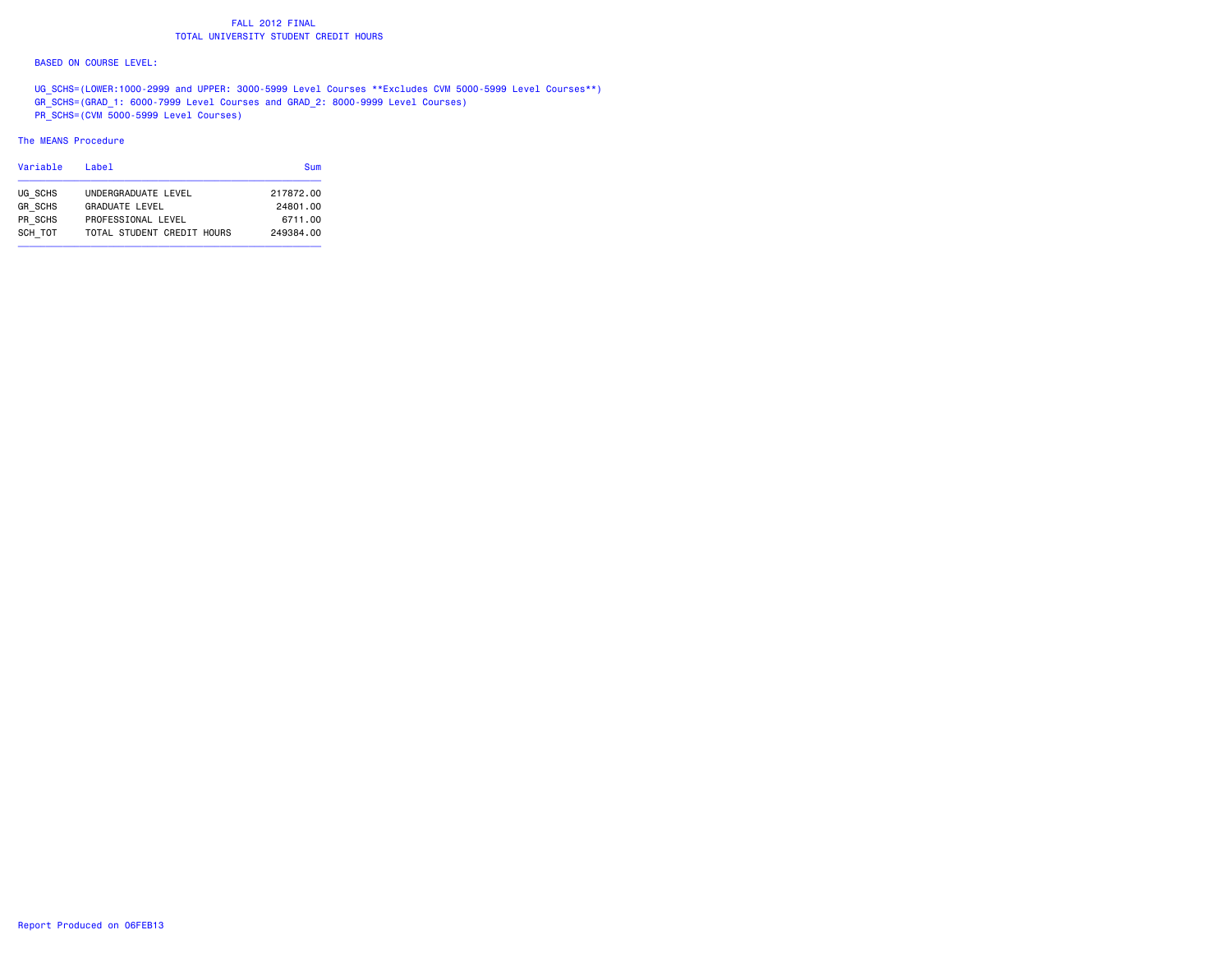# FALL 2012 FINAL
## TOTAL UNIVERSITY STUDENT CREDIT HOURS

BASED ON COURSE LEVEL:

UG_SCHS=(LOWER:1000-2999 and UPPER: 3000-5999 Level Courses **Excludes CVM 5000-5999 Level Courses**)
GR_SCHS=(GRAD_1: 6000-7999 Level Courses and GRAD_2: 8000-9999 Level Courses)
PR_SCHS=(CVM 5000-5999 Level Courses)

The MEANS Procedure

| Variable | Label | Sum |
|---|---|---|
| UG_SCHS | UNDERGRADUATE LEVEL | 217872.00 |
| GR_SCHS | GRADUATE LEVEL | 24801.00 |
| PR_SCHS | PROFESSIONAL LEVEL | 6711.00 |
| SCH_TOT | TOTAL STUDENT CREDIT HOURS | 249384.00 |

Report Produced on 06FEB13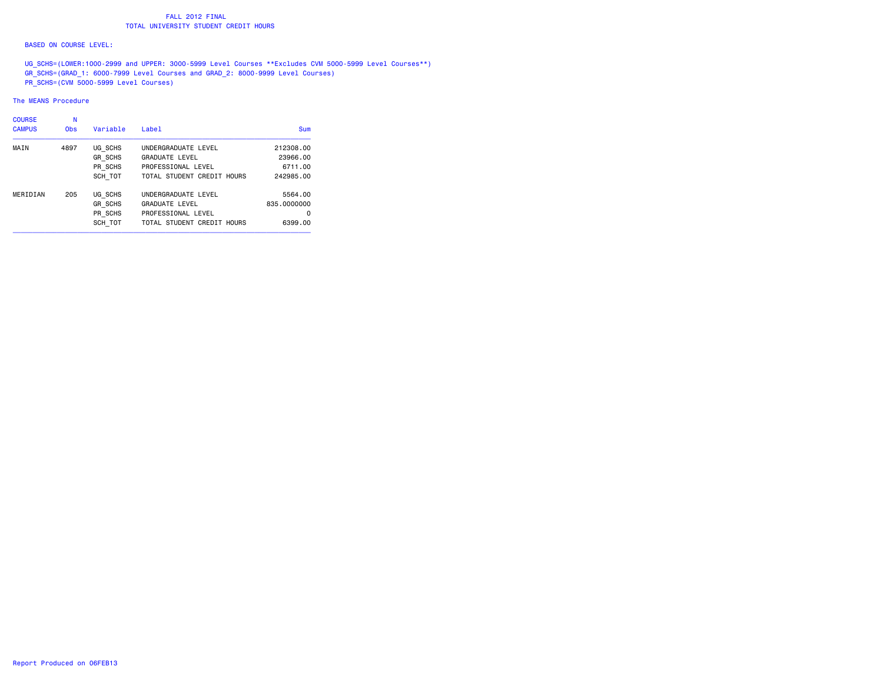# FALL 2012 FINAL
## TOTAL UNIVERSITY STUDENT CREDIT HOURS

BASED ON COURSE LEVEL:

UG_SCHS=(LOWER:1000-2999 and UPPER: 3000-5999 Level Courses **Excludes CVM 5000-5999 Level Courses**)
GR_SCHS=(GRAD_1: 6000-7999 Level Courses and GRAD_2: 8000-9999 Level Courses)
PR_SCHS=(CVM 5000-5999 Level Courses)

The MEANS Procedure

| COURSE CAMPUS | N Obs | Variable | Label | Sum |
|---|---|---|---|---|
| MAIN | 4897 | UG_SCHS | UNDERGRADUATE LEVEL | 212308.00 |
| | | GR_SCHS | GRADUATE LEVEL | 23966.00 |
| | | PR_SCHS | PROFESSIONAL LEVEL | 6711.00 |
| | | SCH_TOT | TOTAL STUDENT CREDIT HOURS | 242985.00 |
| MERIDIAN | 205 | UG_SCHS | UNDERGRADUATE LEVEL | 5564.00 |
| | | GR_SCHS | GRADUATE LEVEL | 835.0000000 |
| | | PR_SCHS | PROFESSIONAL LEVEL | 0 |
| | | SCH_TOT | TOTAL STUDENT CREDIT HOURS | 6399.00 |

Report Produced on 06FEB13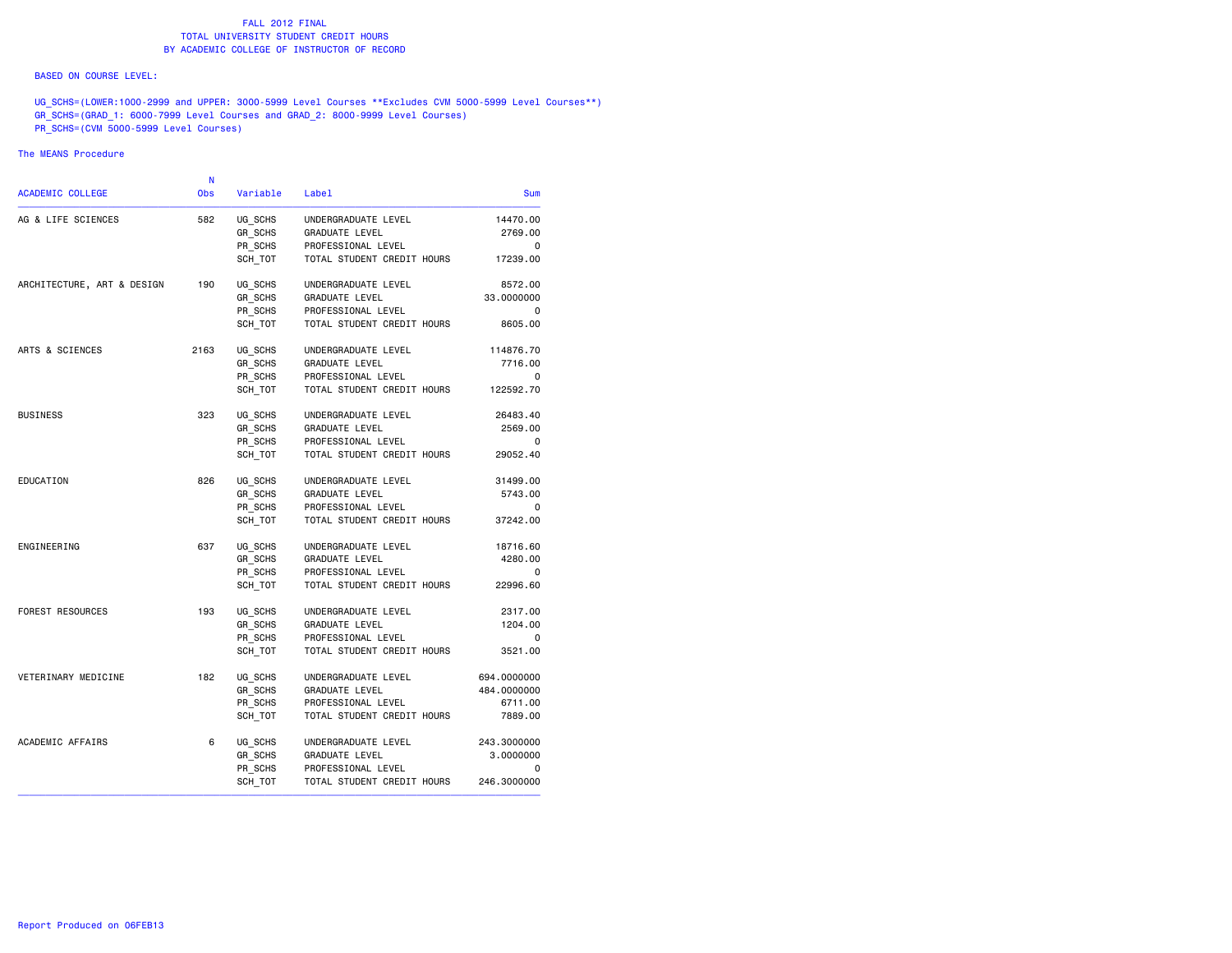FALL 2012 FINAL
TOTAL UNIVERSITY STUDENT CREDIT HOURS
BY ACADEMIC COLLEGE OF INSTRUCTOR OF RECORD

BASED ON COURSE LEVEL:

UG_SCHS=(LOWER:1000-2999 and UPPER: 3000-5999 Level Courses **Excludes CVM 5000-5999 Level Courses**)
GR_SCHS=(GRAD_1: 6000-7999 Level Courses and GRAD_2: 8000-9999 Level Courses)
PR_SCHS=(CVM 5000-5999 Level Courses)

The MEANS Procedure

| ACADEMIC COLLEGE | N Obs | Variable | Label | Sum |
|---|---|---|---|---|
| AG & LIFE SCIENCES | 582 | UG_SCHS | UNDERGRADUATE LEVEL | 14470.00 |
| | | GR_SCHS | GRADUATE LEVEL | 2769.00 |
| | | PR_SCHS | PROFESSIONAL LEVEL | 0 |
| | | SCH_TOT | TOTAL STUDENT CREDIT HOURS | 17239.00 |
| ARCHITECTURE, ART & DESIGN | 190 | UG_SCHS | UNDERGRADUATE LEVEL | 8572.00 |
| | | GR_SCHS | GRADUATE LEVEL | 33.0000000 |
| | | PR_SCHS | PROFESSIONAL LEVEL | 0 |
| | | SCH_TOT | TOTAL STUDENT CREDIT HOURS | 8605.00 |
| ARTS & SCIENCES | 2163 | UG_SCHS | UNDERGRADUATE LEVEL | 114876.70 |
| | | GR_SCHS | GRADUATE LEVEL | 7716.00 |
| | | PR_SCHS | PROFESSIONAL LEVEL | 0 |
| | | SCH_TOT | TOTAL STUDENT CREDIT HOURS | 122592.70 |
| BUSINESS | 323 | UG_SCHS | UNDERGRADUATE LEVEL | 26483.40 |
| | | GR_SCHS | GRADUATE LEVEL | 2569.00 |
| | | PR_SCHS | PROFESSIONAL LEVEL | 0 |
| | | SCH_TOT | TOTAL STUDENT CREDIT HOURS | 29052.40 |
| EDUCATION | 826 | UG_SCHS | UNDERGRADUATE LEVEL | 31499.00 |
| | | GR_SCHS | GRADUATE LEVEL | 5743.00 |
| | | PR_SCHS | PROFESSIONAL LEVEL | 0 |
| | | SCH_TOT | TOTAL STUDENT CREDIT HOURS | 37242.00 |
| ENGINEERING | 637 | UG_SCHS | UNDERGRADUATE LEVEL | 18716.60 |
| | | GR_SCHS | GRADUATE LEVEL | 4280.00 |
| | | PR_SCHS | PROFESSIONAL LEVEL | 0 |
| | | SCH_TOT | TOTAL STUDENT CREDIT HOURS | 22996.60 |
| FOREST RESOURCES | 193 | UG_SCHS | UNDERGRADUATE LEVEL | 2317.00 |
| | | GR_SCHS | GRADUATE LEVEL | 1204.00 |
| | | PR_SCHS | PROFESSIONAL LEVEL | 0 |
| | | SCH_TOT | TOTAL STUDENT CREDIT HOURS | 3521.00 |
| VETERINARY MEDICINE | 182 | UG_SCHS | UNDERGRADUATE LEVEL | 694.0000000 |
| | | GR_SCHS | GRADUATE LEVEL | 484.0000000 |
| | | PR_SCHS | PROFESSIONAL LEVEL | 6711.00 |
| | | SCH_TOT | TOTAL STUDENT CREDIT HOURS | 7889.00 |
| ACADEMIC AFFAIRS | 6 | UG_SCHS | UNDERGRADUATE LEVEL | 243.3000000 |
| | | GR_SCHS | GRADUATE LEVEL | 3.0000000 |
| | | PR_SCHS | PROFESSIONAL LEVEL | 0 |
| | | SCH_TOT | TOTAL STUDENT CREDIT HOURS | 246.3000000 |

Report Produced on 06FEB13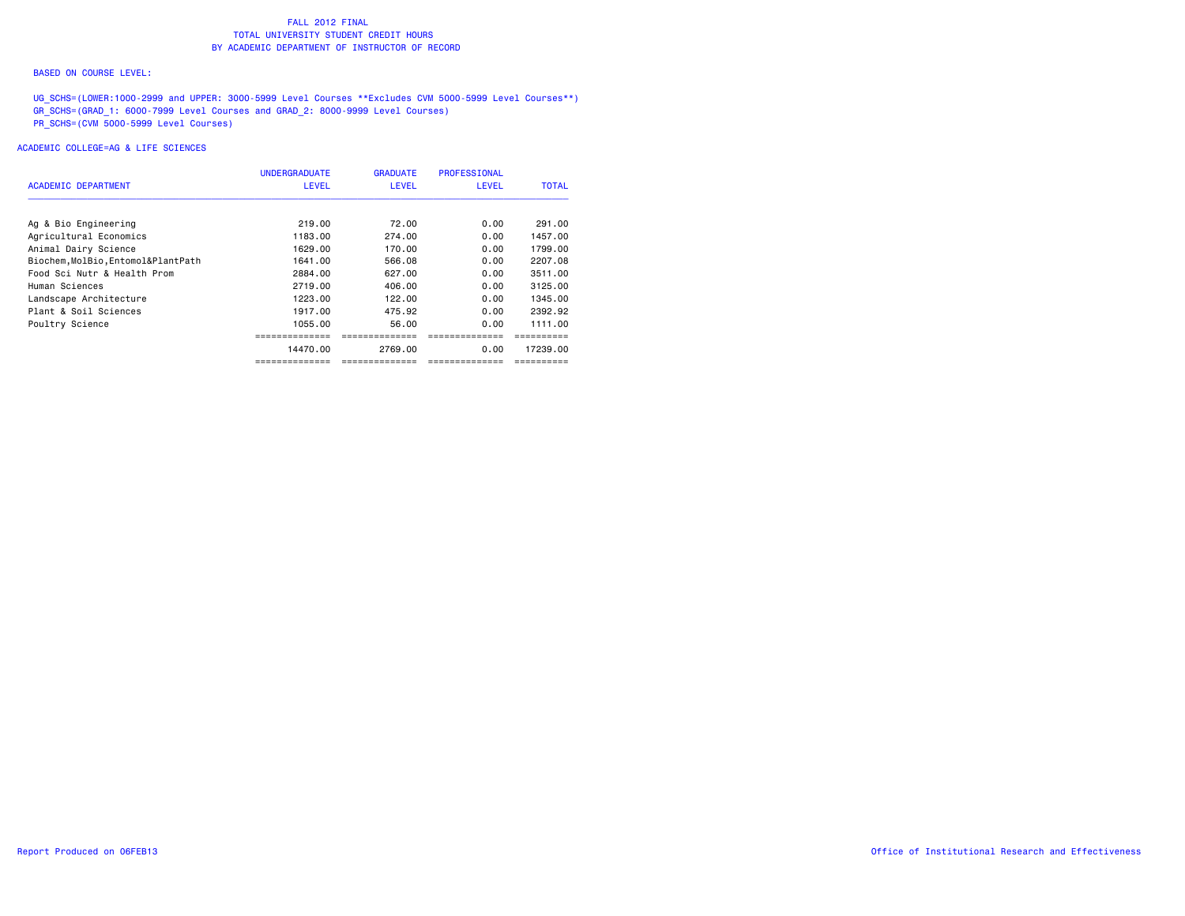FALL 2012 FINAL
TOTAL UNIVERSITY STUDENT CREDIT HOURS
BY ACADEMIC DEPARTMENT OF INSTRUCTOR OF RECORD

BASED ON COURSE LEVEL:

UG_SCHS=(LOWER:1000-2999 and UPPER: 3000-5999 Level Courses **Excludes CVM 5000-5999 Level Courses**)
GR_SCHS=(GRAD_1: 6000-7999 Level Courses and GRAD_2: 8000-9999 Level Courses)
PR_SCHS=(CVM 5000-5999 Level Courses)

ACADEMIC COLLEGE=AG & LIFE SCIENCES

| ACADEMIC DEPARTMENT | UNDERGRADUATE LEVEL | GRADUATE LEVEL | PROFESSIONAL LEVEL | TOTAL |
|---|---|---|---|---|
| Ag & Bio Engineering | 219.00 | 72.00 | 0.00 | 291.00 |
| Agricultural Economics | 1183.00 | 274.00 | 0.00 | 1457.00 |
| Animal Dairy Science | 1629.00 | 170.00 | 0.00 | 1799.00 |
| Biochem,MolBio,Entomol&PlantPath | 1641.00 | 566.08 | 0.00 | 2207.08 |
| Food Sci Nutr & Health Prom | 2884.00 | 627.00 | 0.00 | 3511.00 |
| Human Sciences | 2719.00 | 406.00 | 0.00 | 3125.00 |
| Landscape Architecture | 1223.00 | 122.00 | 0.00 | 1345.00 |
| Plant & Soil Sciences | 1917.00 | 475.92 | 0.00 | 2392.92 |
| Poultry Science | 1055.00 | 56.00 | 0.00 | 1111.00 |
| | 14470.00 | 2769.00 | 0.00 | 17239.00 |

Report Produced on 06FEB13

Office of Institutional Research and Effectiveness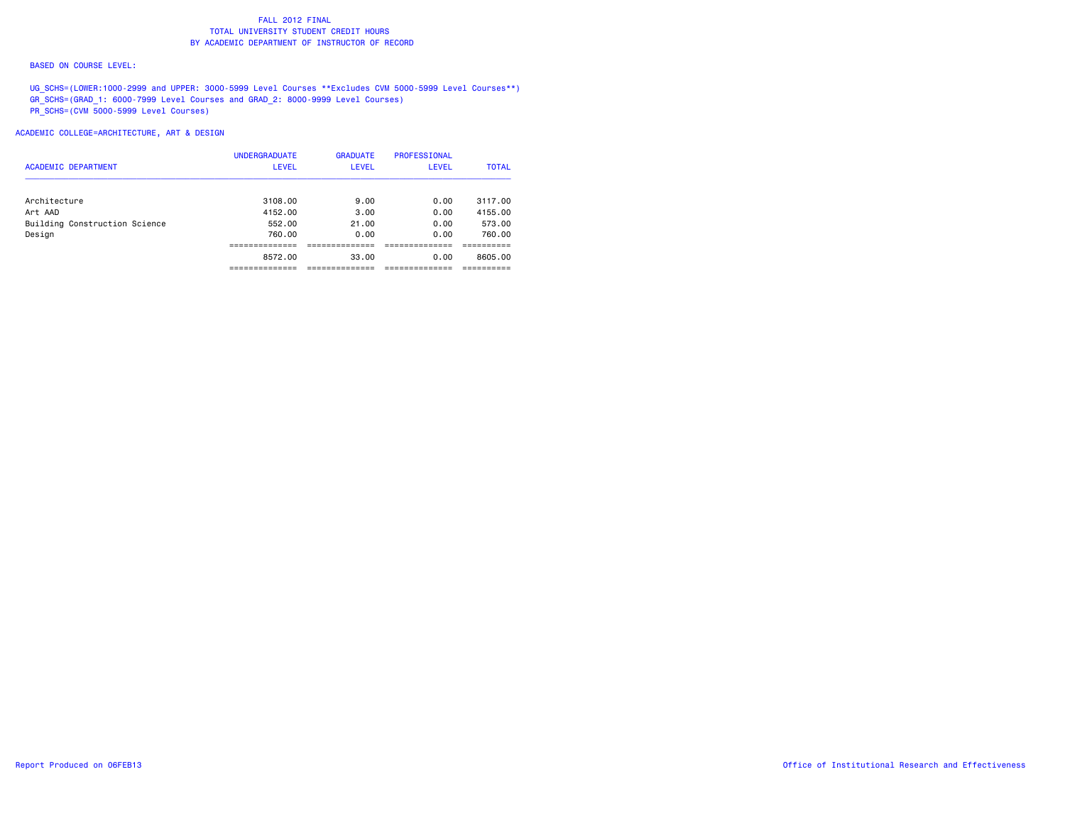FALL 2012 FINAL
TOTAL UNIVERSITY STUDENT CREDIT HOURS
BY ACADEMIC DEPARTMENT OF INSTRUCTOR OF RECORD

BASED ON COURSE LEVEL:

UG_SCHS=(LOWER:1000-2999 and UPPER: 3000-5999 Level Courses **Excludes CVM 5000-5999 Level Courses**)
GR_SCHS=(GRAD_1: 6000-7999 Level Courses and GRAD_2: 8000-9999 Level Courses)
PR_SCHS=(CVM 5000-5999 Level Courses)

ACADEMIC COLLEGE=ARCHITECTURE, ART & DESIGN

| ACADEMIC DEPARTMENT | UNDERGRADUATE LEVEL | GRADUATE LEVEL | PROFESSIONAL LEVEL | TOTAL |
|---|---|---|---|---|
| Architecture | 3108.00 | 9.00 | 0.00 | 3117.00 |
| Art AAD | 4152.00 | 3.00 | 0.00 | 4155.00 |
| Building Construction Science | 552.00 | 21.00 | 0.00 | 573.00 |
| Design | 760.00 | 0.00 | 0.00 | 760.00 |
| | 8572.00 | 33.00 | 0.00 | 8605.00 |

Report Produced on 06FEB13 Office of Institutional Research and Effectiveness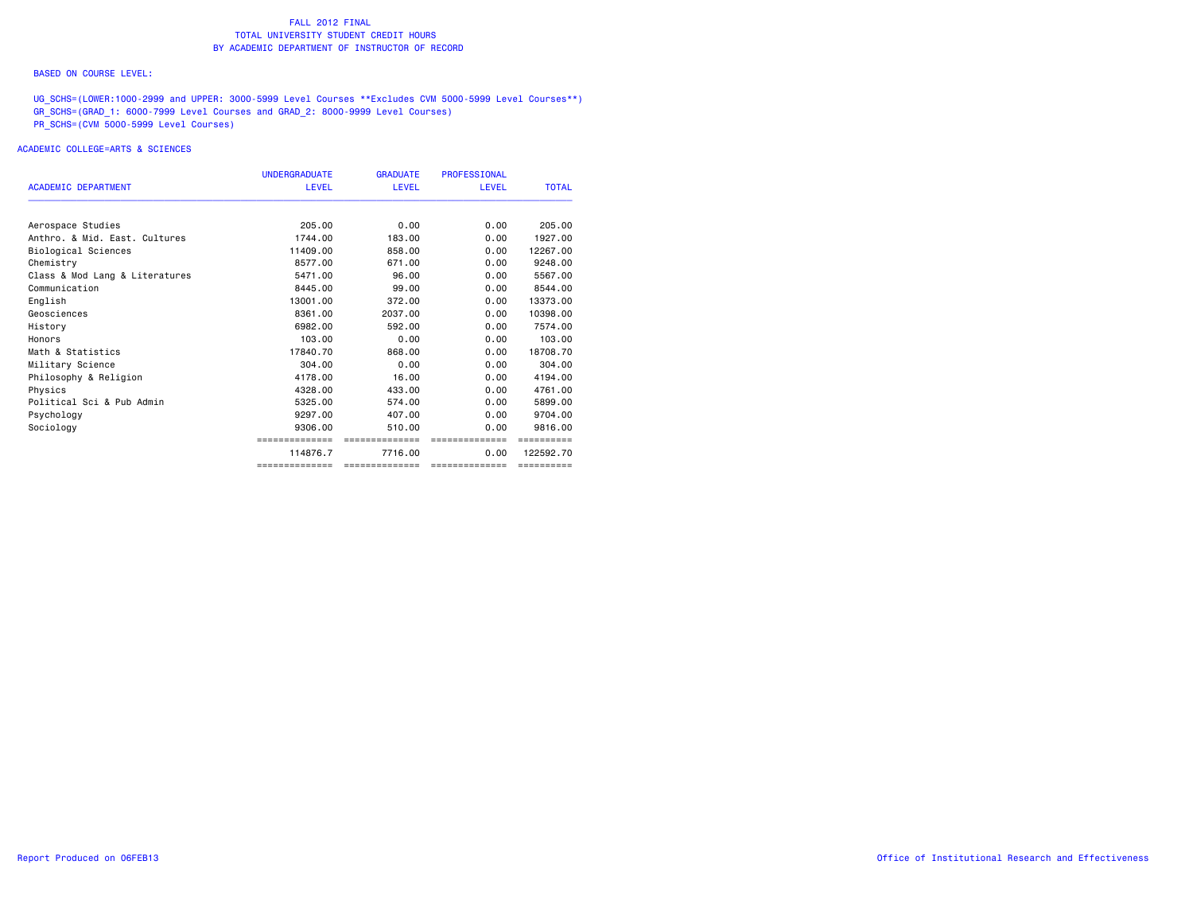# FALL 2012 FINAL
# TOTAL UNIVERSITY STUDENT CREDIT HOURS
# BY ACADEMIC DEPARTMENT OF INSTRUCTOR OF RECORD

BASED ON COURSE LEVEL:

UG_SCHS=(LOWER:1000-2999 and UPPER: 3000-5999 Level Courses **Excludes CVM 5000-5999 Level Courses**)
GR_SCHS=(GRAD_1: 6000-7999 Level Courses and GRAD_2: 8000-9999 Level Courses)
PR_SCHS=(CVM 5000-5999 Level Courses)

ACADEMIC COLLEGE=ARTS & SCIENCES

| ACADEMIC DEPARTMENT | UNDERGRADUATE LEVEL | GRADUATE LEVEL | PROFESSIONAL LEVEL | TOTAL |
|---|---|---|---|---|
| Aerospace Studies | 205.00 | 0.00 | 0.00 | 205.00 |
| Anthro. & Mid. East. Cultures | 1744.00 | 183.00 | 0.00 | 1927.00 |
| Biological Sciences | 11409.00 | 858.00 | 0.00 | 12267.00 |
| Chemistry | 8577.00 | 671.00 | 0.00 | 9248.00 |
| Class & Mod Lang & Literatures | 5471.00 | 96.00 | 0.00 | 5567.00 |
| Communication | 8445.00 | 99.00 | 0.00 | 8544.00 |
| English | 13001.00 | 372.00 | 0.00 | 13373.00 |
| Geosciences | 8361.00 | 2037.00 | 0.00 | 10398.00 |
| History | 6982.00 | 592.00 | 0.00 | 7574.00 |
| Honors | 103.00 | 0.00 | 0.00 | 103.00 |
| Math & Statistics | 17840.70 | 868.00 | 0.00 | 18708.70 |
| Military Science | 304.00 | 0.00 | 0.00 | 304.00 |
| Philosophy & Religion | 4178.00 | 16.00 | 0.00 | 4194.00 |
| Physics | 4328.00 | 433.00 | 0.00 | 4761.00 |
| Political Sci & Pub Admin | 5325.00 | 574.00 | 0.00 | 5899.00 |
| Psychology | 9297.00 | 407.00 | 0.00 | 9704.00 |
| Sociology | 9306.00 | 510.00 | 0.00 | 9816.00 |
| | 114876.7 | 7716.00 | 0.00 | 122592.70 |

Report Produced on 06FEB13

Office of Institutional Research and Effectiveness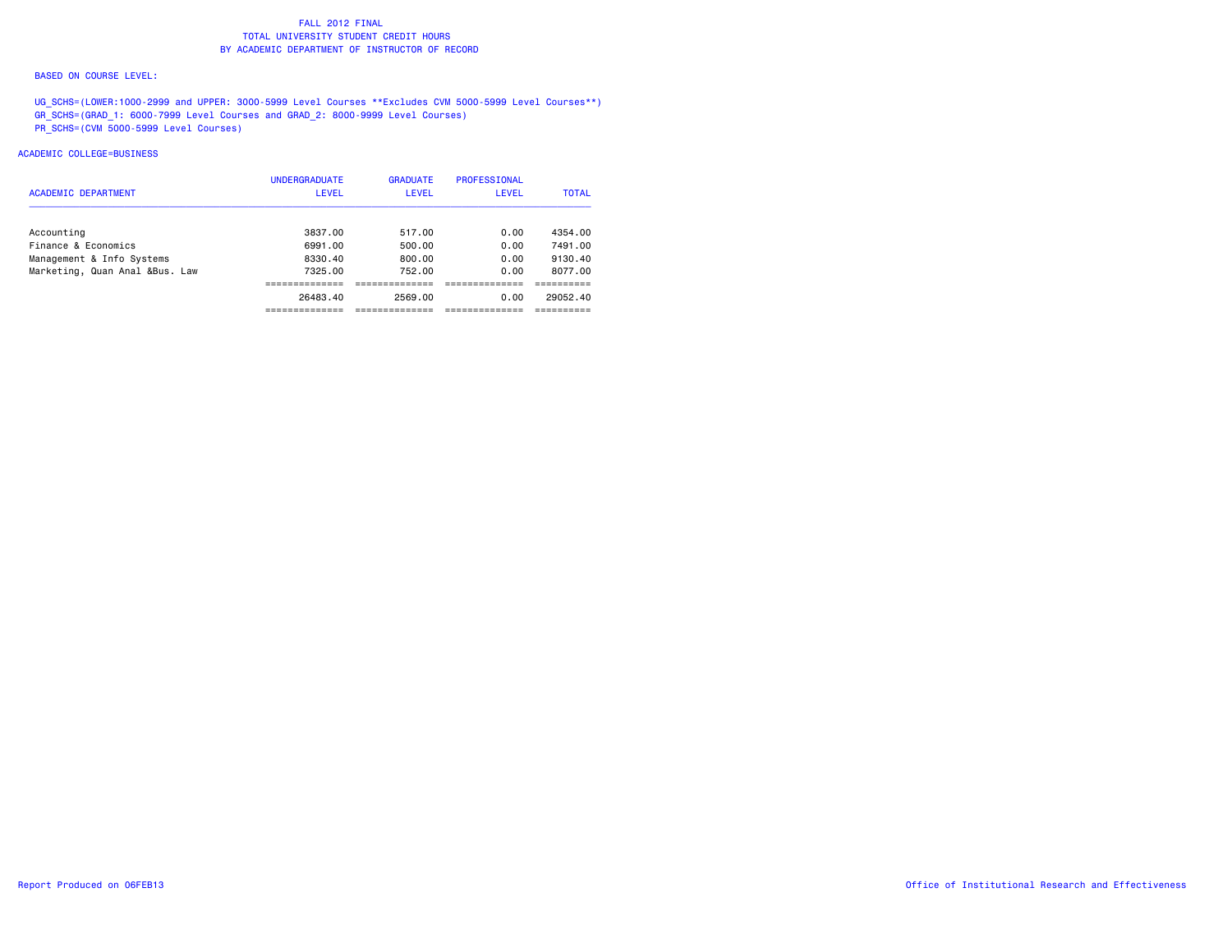FALL 2012 FINAL
TOTAL UNIVERSITY STUDENT CREDIT HOURS
BY ACADEMIC DEPARTMENT OF INSTRUCTOR OF RECORD

BASED ON COURSE LEVEL:

UG_SCHS=(LOWER:1000-2999 and UPPER: 3000-5999 Level Courses **Excludes CVM 5000-5999 Level Courses**)
GR_SCHS=(GRAD_1: 6000-7999 Level Courses and GRAD_2: 8000-9999 Level Courses)
PR_SCHS=(CVM 5000-5999 Level Courses)

ACADEMIC COLLEGE=BUSINESS

| ACADEMIC DEPARTMENT | UNDERGRADUATE LEVEL | GRADUATE LEVEL | PROFESSIONAL LEVEL | TOTAL |
|---|---|---|---|---|
| Accounting | 3837.00 | 517.00 | 0.00 | 4354.00 |
| Finance & Economics | 6991.00 | 500.00 | 0.00 | 7491.00 |
| Management & Info Systems | 8330.40 | 800.00 | 0.00 | 9130.40 |
| Marketing, Quan Anal &Bus. Law | 7325.00 | 752.00 | 0.00 | 8077.00 |
| | 26483.40 | 2569.00 | 0.00 | 29052.40 |

Report Produced on 06FEB13

Office of Institutional Research and Effectiveness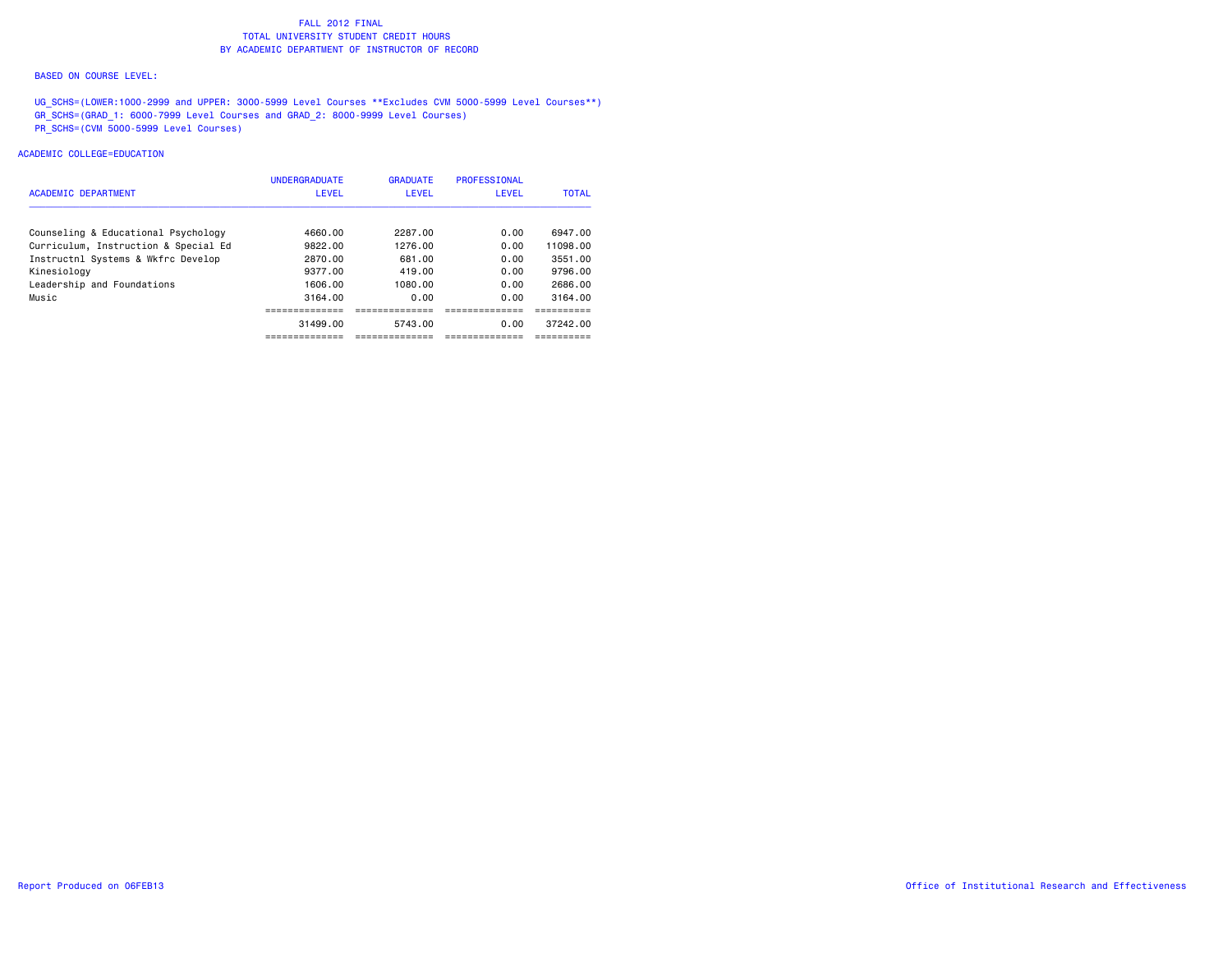FALL 2012 FINAL
TOTAL UNIVERSITY STUDENT CREDIT HOURS
BY ACADEMIC DEPARTMENT OF INSTRUCTOR OF RECORD

BASED ON COURSE LEVEL:

UG_SCHS=(LOWER:1000-2999 and UPPER: 3000-5999 Level Courses **Excludes CVM 5000-5999 Level Courses**)
GR_SCHS=(GRAD_1: 6000-7999 Level Courses and GRAD_2: 8000-9999 Level Courses)
PR_SCHS=(CVM 5000-5999 Level Courses)

ACADEMIC COLLEGE=EDUCATION

| ACADEMIC DEPARTMENT | UNDERGRADUATE LEVEL | GRADUATE LEVEL | PROFESSIONAL LEVEL | TOTAL |
|---|---|---|---|---|
| Counseling & Educational Psychology | 4660.00 | 2287.00 | 0.00 | 6947.00 |
| Curriculum, Instruction & Special Ed | 9822.00 | 1276.00 | 0.00 | 11098.00 |
| Instructnl Systems & Wkfrc Develop | 2870.00 | 681.00 | 0.00 | 3551.00 |
| Kinesiology | 9377.00 | 419.00 | 0.00 | 9796.00 |
| Leadership and Foundations | 1606.00 | 1080.00 | 0.00 | 2686.00 |
| Music | 3164.00 | 0.00 | 0.00 | 3164.00 |
| | 31499.00 | 5743.00 | 0.00 | 37242.00 |

Report Produced on 06FEB13

Office of Institutional Research and Effectiveness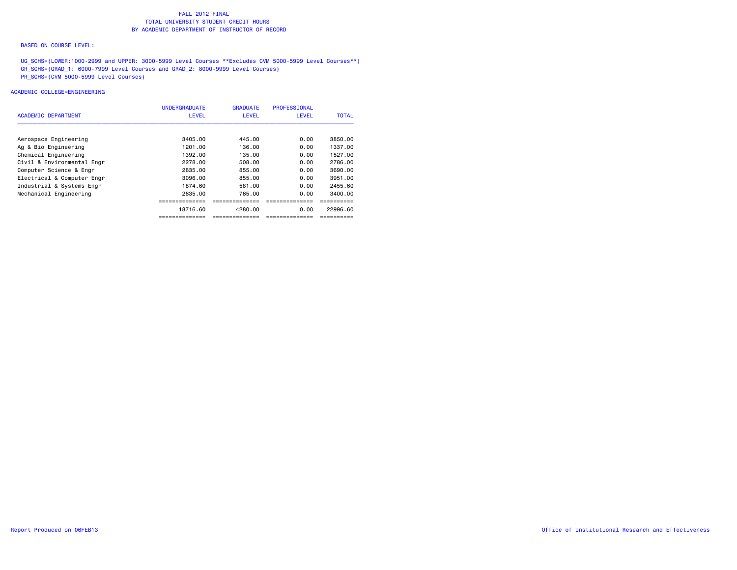# FALL 2012 FINAL
## TOTAL UNIVERSITY STUDENT CREDIT HOURS
## BY ACADEMIC DEPARTMENT OF INSTRUCTOR OF RECORD

BASED ON COURSE LEVEL:

UG_SCHS=(LOWER:1000-2999 and UPPER: 3000-5999 Level Courses **Excludes CVM 5000-5999 Level Courses**)
GR_SCHS=(GRAD_1: 6000-7999 Level Courses and GRAD_2: 8000-9999 Level Courses)
PR_SCHS=(CVM 5000-5999 Level Courses)

ACADEMIC COLLEGE=ENGINEERING

| ACADEMIC DEPARTMENT | UNDERGRADUATE LEVEL | GRADUATE LEVEL | PROFESSIONAL LEVEL | TOTAL |
|---|---|---|---|---|
| Aerospace Engineering | 3405.00 | 445.00 | 0.00 | 3850.00 |
| Ag & Bio Engineering | 1201.00 | 136.00 | 0.00 | 1337.00 |
| Chemical Engineering | 1392.00 | 135.00 | 0.00 | 1527.00 |
| Civil & Environmental Engr | 2278.00 | 508.00 | 0.00 | 2786.00 |
| Computer Science & Engr | 2835.00 | 855.00 | 0.00 | 3690.00 |
| Electrical & Computer Engr | 3096.00 | 855.00 | 0.00 | 3951.00 |
| Industrial & Systems Engr | 1874.60 | 581.00 | 0.00 | 2455.60 |
| Mechanical Engineering | 2635.00 | 765.00 | 0.00 | 3400.00 |
| | 18716.60 | 4280.00 | 0.00 | 22996.60 |

Report Produced on 06FEB13

Office of Institutional Research and Effectiveness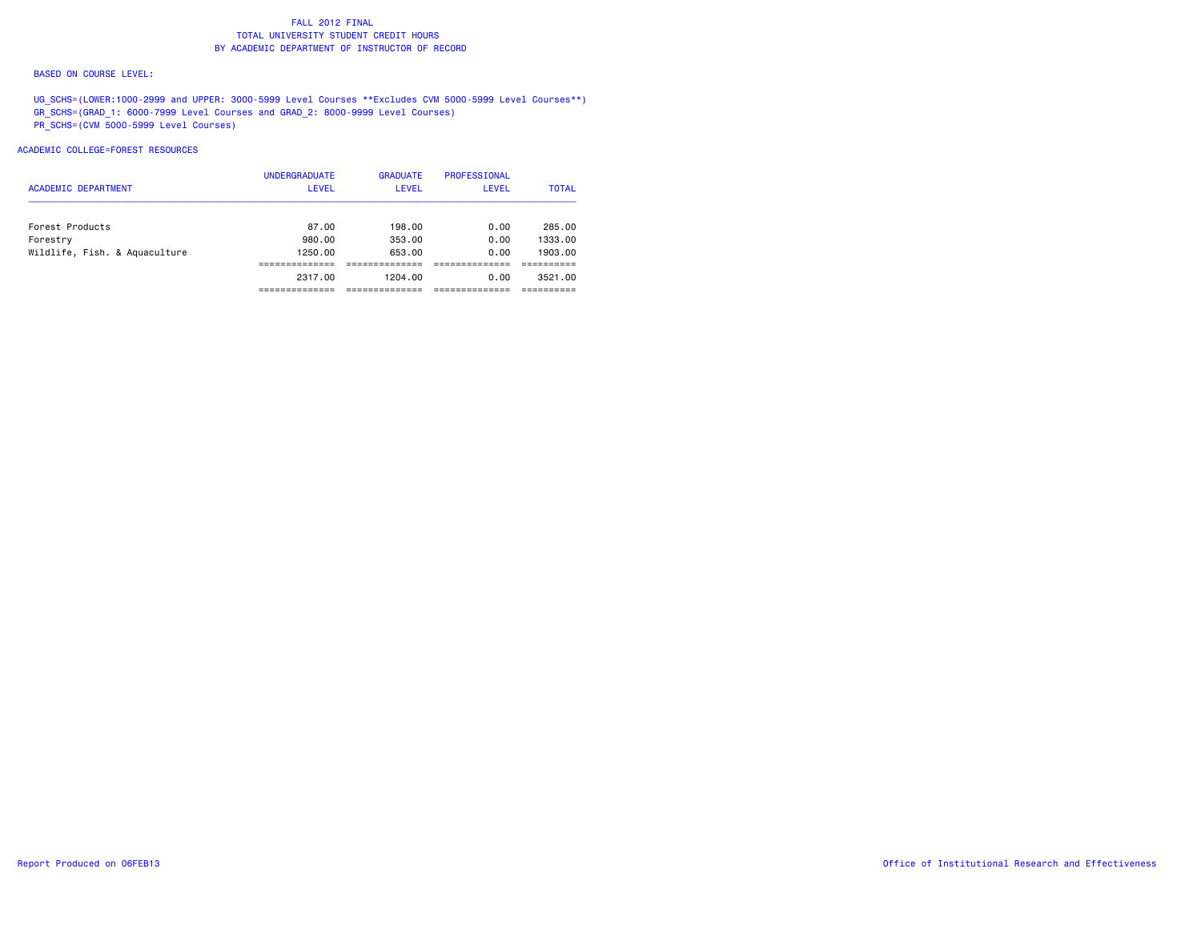# FALL 2012 FINAL
## TOTAL UNIVERSITY STUDENT CREDIT HOURS
## BY ACADEMIC DEPARTMENT OF INSTRUCTOR OF RECORD

BASED ON COURSE LEVEL:

UG_SCHS=(LOWER:1000-2999 and UPPER: 3000-5999 Level Courses **Excludes CVM 5000-5999 Level Courses**)
GR_SCHS=(GRAD_1: 6000-7999 Level Courses and GRAD_2: 8000-9999 Level Courses)
PR_SCHS=(CVM 5000-5999 Level Courses)

ACADEMIC COLLEGE=FOREST RESOURCES

| ACADEMIC DEPARTMENT | UNDERGRADUATE LEVEL | GRADUATE LEVEL | PROFESSIONAL LEVEL | TOTAL |
|---|---|---|---|---|
| Forest Products | 87.00 | 198.00 | 0.00 | 285.00 |
| Forestry | 980.00 | 353.00 | 0.00 | 1333.00 |
| Wildlife, Fish. & Aquaculture | 1250.00 | 653.00 | 0.00 | 1903.00 |
| | 2317.00 | 1204.00 | 0.00 | 3521.00 |

Report Produced on 06FEB13

Office of Institutional Research and Effectiveness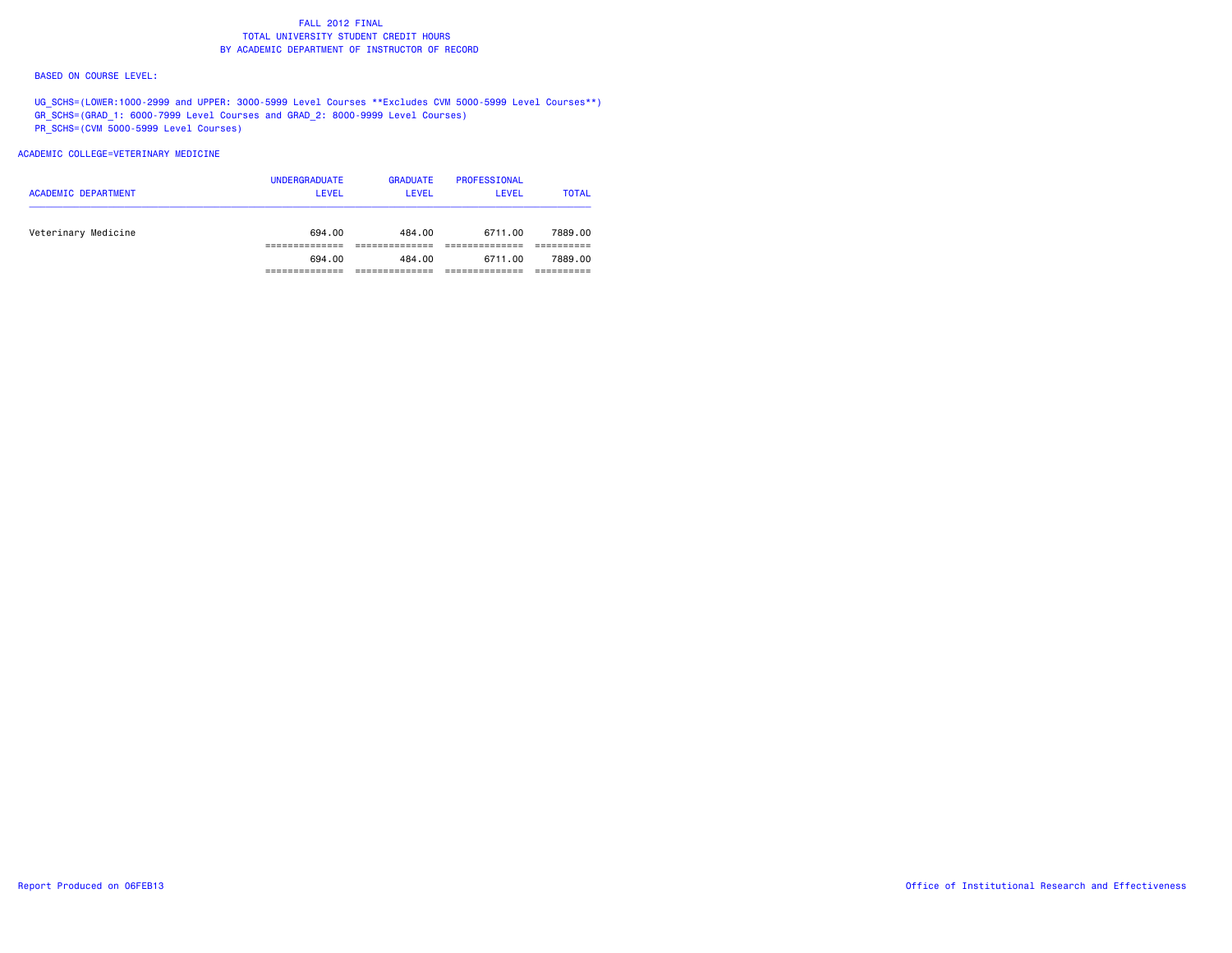# FALL 2012 FINAL
## TOTAL UNIVERSITY STUDENT CREDIT HOURS
## BY ACADEMIC DEPARTMENT OF INSTRUCTOR OF RECORD

BASED ON COURSE LEVEL:

UG_SCHS=(LOWER:1000-2999 and UPPER: 3000-5999 Level Courses **Excludes CVM 5000-5999 Level Courses**)
GR_SCHS=(GRAD_1: 6000-7999 Level Courses and GRAD_2: 8000-9999 Level Courses)
PR_SCHS=(CVM 5000-5999 Level Courses)

ACADEMIC COLLEGE=VETERINARY MEDICINE

| ACADEMIC DEPARTMENT | UNDERGRADUATE LEVEL | GRADUATE LEVEL | PROFESSIONAL LEVEL | TOTAL |
|---|---|---|---|---|
| Veterinary Medicine | 694.00 | 484.00 | 6711.00 | 7889.00 |
| | 694.00 | 484.00 | 6711.00 | 7889.00 |

Report Produced on 06FEB13

Office of Institutional Research and Effectiveness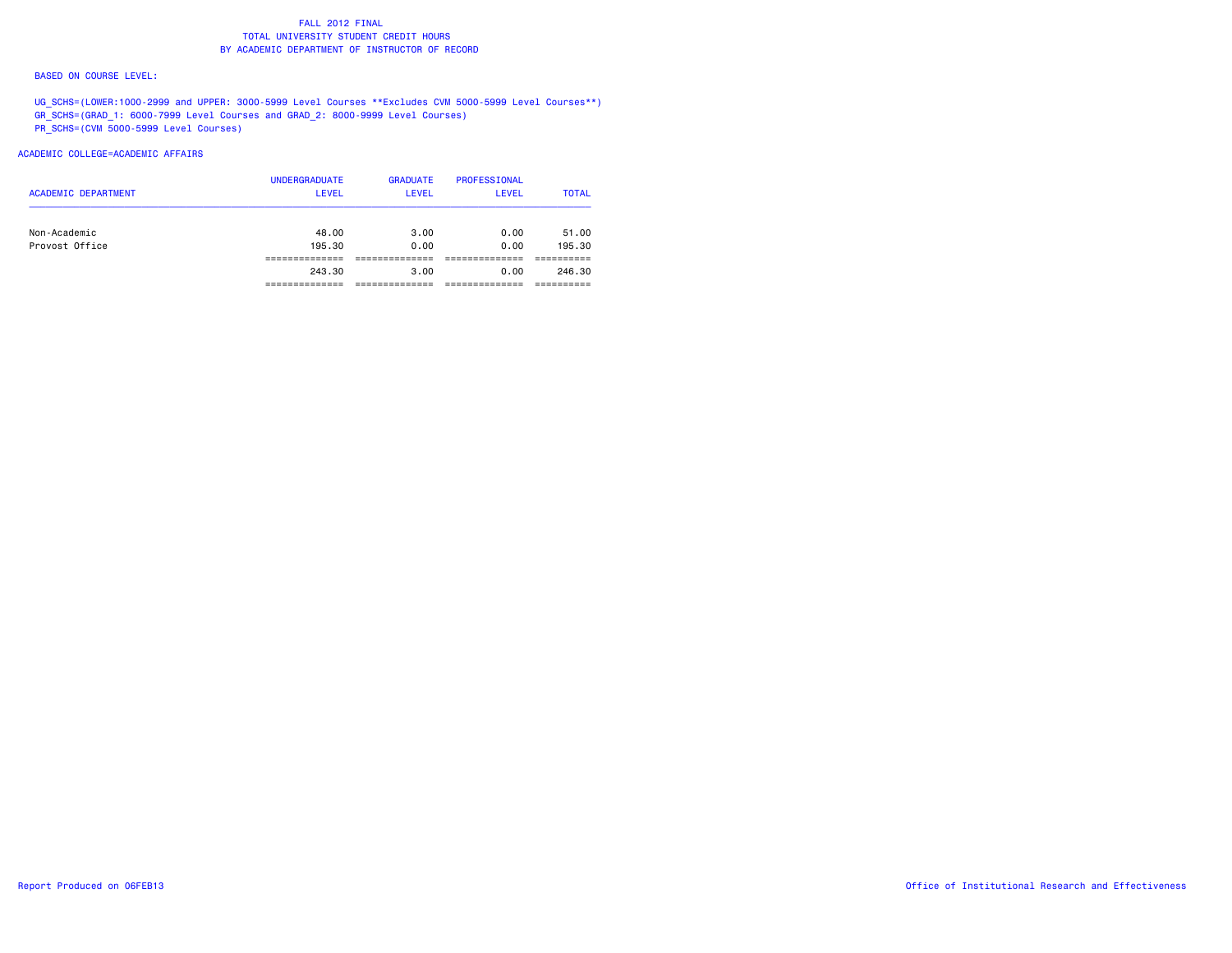# FALL 2012 FINAL
## TOTAL UNIVERSITY STUDENT CREDIT HOURS
## BY ACADEMIC DEPARTMENT OF INSTRUCTOR OF RECORD

BASED ON COURSE LEVEL:

UG_SCHS=(LOWER:1000-2999 and UPPER: 3000-5999 Level Courses **Excludes CVM 5000-5999 Level Courses**)
GR_SCHS=(GRAD_1: 6000-7999 Level Courses and GRAD_2: 8000-9999 Level Courses)
PR_SCHS=(CVM 5000-5999 Level Courses)

ACADEMIC COLLEGE=ACADEMIC AFFAIRS

| ACADEMIC DEPARTMENT | UNDERGRADUATE LEVEL | GRADUATE LEVEL | PROFESSIONAL LEVEL | TOTAL |
|---|---|---|---|---|
| Non-Academic | 48.00 | 3.00 | 0.00 | 51.00 |
| Provost Office | 195.30 | 0.00 | 0.00 | 195.30 |
| | 243.30 | 3.00 | 0.00 | 246.30 |

Report Produced on 06FEB13

Office of Institutional Research and Effectiveness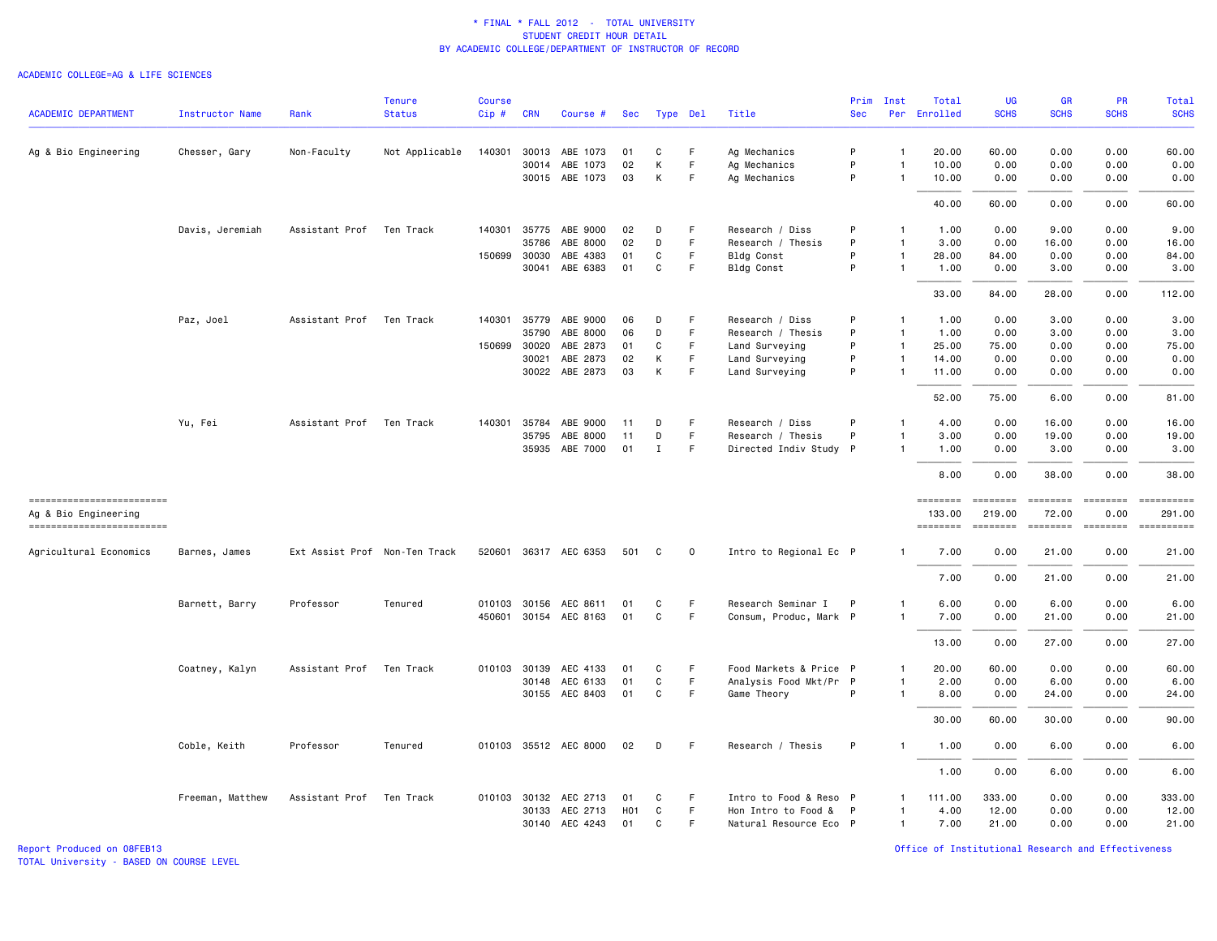# * FINAL * FALL 2012 - TOTAL UNIVERSITY
## STUDENT CREDIT HOUR DETAIL
### BY ACADEMIC COLLEGE/DEPARTMENT OF INSTRUCTOR OF RECORD

ACADEMIC COLLEGE=AG & LIFE SCIENCES

| ACADEMIC DEPARTMENT | Instructor Name | Rank | Tenure Status | Course Cip # | CRN | Course # | Sec | Type | Del | Title | Prim Sec | Inst Per | Total Enrolled | UG SCHS | GR SCHS | PR SCHS | Total SCHS |
|---|---|---|---|---|---|---|---|---|---|---|---|---|---|---|---|---|---|
| Ag & Bio Engineering | Chesser, Gary | Non-Faculty | Not Applicable | 140301 | 30013 | ABE 1073 | 01 | C | F | Ag Mechanics | P | 1 | 20.00 | 60.00 | 0.00 | 0.00 | 60.00 |
| | | | | | 30014 | ABE 1073 | 02 | K | F | Ag Mechanics | P | 1 | 10.00 | 0.00 | 0.00 | 0.00 | 0.00 |
| | | | | | 30015 | ABE 1073 | 03 | K | F | Ag Mechanics | P | 1 | 10.00 | 0.00 | 0.00 | 0.00 | 0.00 |
| | | | | | | | | | | | | | 40.00 | 60.00 | 0.00 | 0.00 | 60.00 |
| | Davis, Jeremiah | Assistant Prof | Ten Track | 140301 | 35775 | ABE 9000 | 02 | D | F | Research / Diss | P | 1 | 1.00 | 0.00 | 9.00 | 0.00 | 9.00 |
| | | | | | 35786 | ABE 8000 | 02 | D | F | Research / Thesis | P | 1 | 3.00 | 0.00 | 16.00 | 0.00 | 16.00 |
| | | | | 150699 | 30030 | ABE 4383 | 01 | C | F | Bldg Const | P | 1 | 28.00 | 84.00 | 0.00 | 0.00 | 84.00 |
| | | | | | 30041 | ABE 6383 | 01 | C | F | Bldg Const | P | 1 | 1.00 | 0.00 | 3.00 | 0.00 | 3.00 |
| | | | | | | | | | | | | | 33.00 | 84.00 | 28.00 | 0.00 | 112.00 |
| | Paz, Joel | Assistant Prof | Ten Track | 140301 | 35779 | ABE 9000 | 06 | D | F | Research / Diss | P | 1 | 1.00 | 0.00 | 3.00 | 0.00 | 3.00 |
| | | | | | 35790 | ABE 8000 | 06 | D | F | Research / Thesis | P | 1 | 1.00 | 0.00 | 3.00 | 0.00 | 3.00 |
| | | | | 150699 | 30020 | ABE 2873 | 01 | C | F | Land Surveying | P | 1 | 25.00 | 75.00 | 0.00 | 0.00 | 75.00 |
| | | | | | 30021 | ABE 2873 | 02 | K | F | Land Surveying | P | 1 | 14.00 | 0.00 | 0.00 | 0.00 | 0.00 |
| | | | | | 30022 | ABE 2873 | 03 | K | F | Land Surveying | P | 1 | 11.00 | 0.00 | 0.00 | 0.00 | 0.00 |
| | | | | | | | | | | | | | 52.00 | 75.00 | 6.00 | 0.00 | 81.00 |
| | Yu, Fei | Assistant Prof | Ten Track | 140301 | 35784 | ABE 9000 | 11 | D | F | Research / Diss | P | 1 | 4.00 | 0.00 | 16.00 | 0.00 | 16.00 |
| | | | | | 35795 | ABE 8000 | 11 | D | F | Research / Thesis | P | 1 | 3.00 | 0.00 | 19.00 | 0.00 | 19.00 |
| | | | | | 35935 | ABE 7000 | 01 | I | F | Directed Indiv Study | P | 1 | 1.00 | 0.00 | 3.00 | 0.00 | 3.00 |
| | | | | | | | | | | | | | 8.00 | 0.00 | 38.00 | 0.00 | 38.00 |
| Ag & Bio Engineering | | | | | | | | | | | | | 133.00 | 219.00 | 72.00 | 0.00 | 291.00 |
| Agricultural Economics | Barnes, James | Ext Assist Prof | Non-Ten Track | 520601 | 36317 | AEC 6353 | 501 | C | O | Intro to Regional Ec | P | 1 | 7.00 | 0.00 | 21.00 | 0.00 | 21.00 |
| | | | | | | | | | | | | | 7.00 | 0.00 | 21.00 | 0.00 | 21.00 |
| | Barnett, Barry | Professor | Tenured | 010103 | 30156 | AEC 8611 | 01 | C | F | Research Seminar I | P | 1 | 6.00 | 0.00 | 6.00 | 0.00 | 6.00 |
| | | | | 450601 | 30154 | AEC 8163 | 01 | C | F | Consum, Produc, Mark | P | 1 | 7.00 | 0.00 | 21.00 | 0.00 | 21.00 |
| | | | | | | | | | | | | | 13.00 | 0.00 | 27.00 | 0.00 | 27.00 |
| | Coatney, Kalyn | Assistant Prof | Ten Track | 010103 | 30139 | AEC 4133 | 01 | C | F | Food Markets & Price | P | 1 | 20.00 | 60.00 | 0.00 | 0.00 | 60.00 |
| | | | | | 30148 | AEC 6133 | 01 | C | F | Analysis Food Mkt/Pr | P | 1 | 2.00 | 0.00 | 6.00 | 0.00 | 6.00 |
| | | | | | 30155 | AEC 8403 | 01 | C | F | Game Theory | P | 1 | 8.00 | 0.00 | 24.00 | 0.00 | 24.00 |
| | | | | | | | | | | | | | 30.00 | 60.00 | 30.00 | 0.00 | 90.00 |
| | Coble, Keith | Professor | Tenured | 010103 | 35512 | AEC 8000 | 02 | D | F | Research / Thesis | P | 1 | 1.00 | 0.00 | 6.00 | 0.00 | 6.00 |
| | | | | | | | | | | | | | 1.00 | 0.00 | 6.00 | 0.00 | 6.00 |
| | Freeman, Matthew | Assistant Prof | Ten Track | 010103 | 30132 | AEC 2713 | 01 | C | F | Intro to Food & Reso | P | 1 | 111.00 | 333.00 | 0.00 | 0.00 | 333.00 |
| | | | | | 30133 | AEC 2713 | H01 | C | F | Hon Intro to Food & | P | 1 | 4.00 | 12.00 | 0.00 | 0.00 | 12.00 |
| | | | | | 30140 | AEC 4243 | 01 | C | F | Natural Resource Eco | P | 1 | 7.00 | 21.00 | 0.00 | 0.00 | 21.00 |

Report Produced on 08FEB13
TOTAL University - BASED ON COURSE LEVEL

Office of Institutional Research and Effectiveness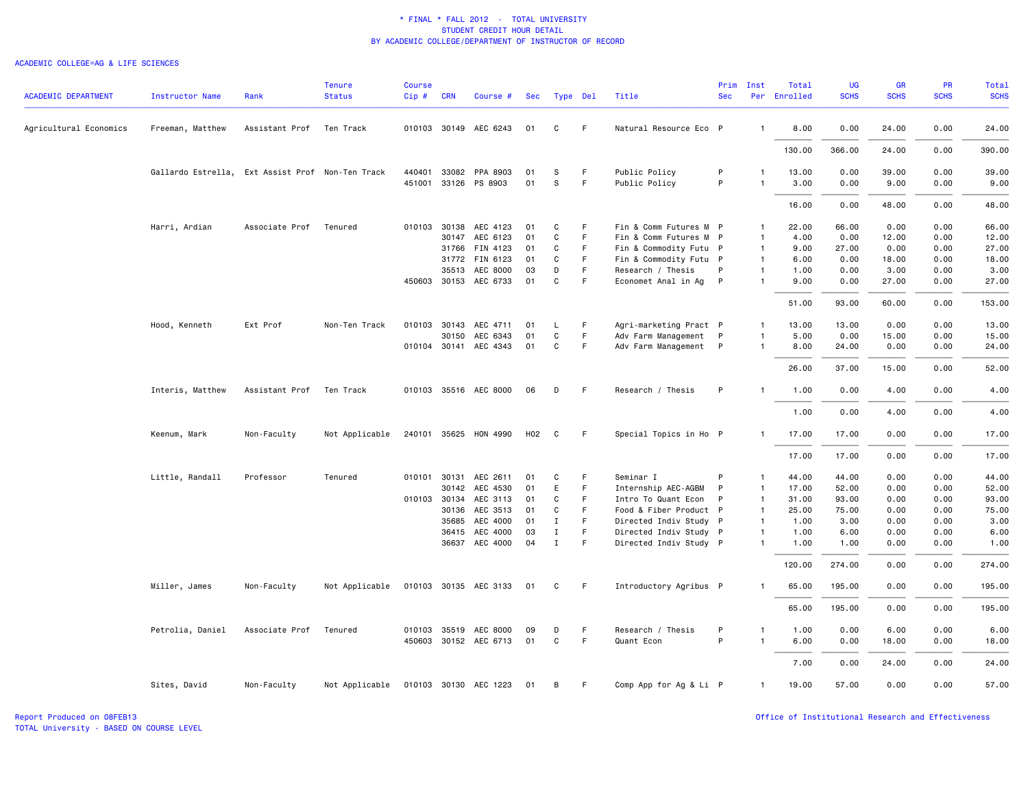\* FINAL \* FALL 2012 - TOTAL UNIVERSITY
STUDENT CREDIT HOUR DETAIL
BY ACADEMIC COLLEGE/DEPARTMENT OF INSTRUCTOR OF RECORD

ACADEMIC COLLEGE=AG & LIFE SCIENCES

| ACADEMIC DEPARTMENT | Instructor Name | Rank | Tenure Status | Course Cip # | CRN | Course # | Sec | Type | Del | Title | Prim Sec | Inst Per | Total Enrolled | UG SCHS | GR SCHS | PR SCHS | Total SCHS |
|---|---|---|---|---|---|---|---|---|---|---|---|---|---|---|---|---|---|
| Agricultural Economics | Freeman, Matthew | Assistant Prof | Ten Track | 010103 | 30149 | AEC 6243 | 01 | C | F | Natural Resource Eco | P | 1 | 8.00 | 0.00 | 24.00 | 0.00 | 24.00 |
| | | | | | | | | | | | | | 130.00 | 366.00 | 24.00 | 0.00 | 390.00 |
| | Gallardo Estrella, | Ext Assist Prof | Non-Ten Track | 440401 | 33082 | PPA 8903 | 01 | S | F | Public Policy | P | 1 | 13.00 | 0.00 | 39.00 | 0.00 | 39.00 |
| | | | | 451001 | 33126 | PS 8903 | 01 | S | F | Public Policy | P | 1 | 3.00 | 0.00 | 9.00 | 0.00 | 9.00 |
| | | | | | | | | | | | | | 16.00 | 0.00 | 48.00 | 0.00 | 48.00 |
| | Harri, Ardian | Associate Prof | Tenured | 010103 | 30138 | AEC 4123 | 01 | C | F | Fin & Comm Futures M | P | 1 | 22.00 | 66.00 | 0.00 | 0.00 | 66.00 |
| | | | | | 30147 | AEC 6123 | 01 | C | F | Fin & Comm Futures M | P | 1 | 4.00 | 0.00 | 12.00 | 0.00 | 12.00 |
| | | | | | 31766 | FIN 4123 | 01 | C | F | Fin & Commodity Futu | P | 1 | 9.00 | 27.00 | 0.00 | 0.00 | 27.00 |
| | | | | | 31772 | FIN 6123 | 01 | C | F | Fin & Commodity Futu | P | 1 | 6.00 | 0.00 | 18.00 | 0.00 | 18.00 |
| | | | | | 35513 | AEC 8000 | 03 | D | F | Research / Thesis | P | 1 | 1.00 | 0.00 | 3.00 | 0.00 | 3.00 |
| | | | | 450603 | 30153 | AEC 6733 | 01 | C | F | Economet Anal in Ag | P | 1 | 9.00 | 0.00 | 27.00 | 0.00 | 27.00 |
| | | | | | | | | | | | | | 51.00 | 93.00 | 60.00 | 0.00 | 153.00 |
| | Hood, Kenneth | Ext Prof | Non-Ten Track | 010103 | 30143 | AEC 4711 | 01 | L | F | Agri-marketing Pract | P | 1 | 13.00 | 13.00 | 0.00 | 0.00 | 13.00 |
| | | | | | 30150 | AEC 6343 | 01 | C | F | Adv Farm Management | P | 1 | 5.00 | 0.00 | 15.00 | 0.00 | 15.00 |
| | | | | 010104 | 30141 | AEC 4343 | 01 | C | F | Adv Farm Management | P | 1 | 8.00 | 24.00 | 0.00 | 0.00 | 24.00 |
| | | | | | | | | | | | | | 26.00 | 37.00 | 15.00 | 0.00 | 52.00 |
| | Interis, Matthew | Assistant Prof | Ten Track | 010103 | 35516 | AEC 8000 | 06 | D | F | Research / Thesis | P | 1 | 1.00 | 0.00 | 4.00 | 0.00 | 4.00 |
| | | | | | | | | | | | | | 1.00 | 0.00 | 4.00 | 0.00 | 4.00 |
| | Keenum, Mark | Non-Faculty | Not Applicable | 240101 | 35625 | HON 4990 | H02 | C | F | Special Topics in Ho | P | 1 | 17.00 | 17.00 | 0.00 | 0.00 | 17.00 |
| | | | | | | | | | | | | | 17.00 | 17.00 | 0.00 | 0.00 | 17.00 |
| | Little, Randall | Professor | Tenured | 010101 | 30131 | AEC 2611 | 01 | C | F | Seminar I | P | 1 | 44.00 | 44.00 | 0.00 | 0.00 | 44.00 |
| | | | | | 30142 | AEC 4530 | 01 | E | F | Internship AEC-AGBM | P | 1 | 17.00 | 52.00 | 0.00 | 0.00 | 52.00 |
| | | | | 010103 | 30134 | AEC 3113 | 01 | C | F | Intro To Quant Econ | P | 1 | 31.00 | 93.00 | 0.00 | 0.00 | 93.00 |
| | | | | | 30136 | AEC 3513 | 01 | C | F | Food & Fiber Product | P | 1 | 25.00 | 75.00 | 0.00 | 0.00 | 75.00 |
| | | | | | 35685 | AEC 4000 | 01 | I | F | Directed Indiv Study | P | 1 | 1.00 | 3.00 | 0.00 | 0.00 | 3.00 |
| | | | | | 36415 | AEC 4000 | 03 | I | F | Directed Indiv Study | P | 1 | 1.00 | 6.00 | 0.00 | 0.00 | 6.00 |
| | | | | | 36637 | AEC 4000 | 04 | I | F | Directed Indiv Study | P | 1 | 1.00 | 1.00 | 0.00 | 0.00 | 1.00 |
| | | | | | | | | | | | | | 120.00 | 274.00 | 0.00 | 0.00 | 274.00 |
| | Miller, James | Non-Faculty | Not Applicable | 010103 | 30135 | AEC 3133 | 01 | C | F | Introductory Agribus | P | 1 | 65.00 | 195.00 | 0.00 | 0.00 | 195.00 |
| | | | | | | | | | | | | | 65.00 | 195.00 | 0.00 | 0.00 | 195.00 |
| | Petrolia, Daniel | Associate Prof | Tenured | 010103 | 35519 | AEC 8000 | 09 | D | F | Research / Thesis | P | 1 | 1.00 | 0.00 | 6.00 | 0.00 | 6.00 |
| | | | | 450603 | 30152 | AEC 6713 | 01 | C | F | Quant Econ | P | 1 | 6.00 | 0.00 | 18.00 | 0.00 | 18.00 |
| | | | | | | | | | | | | | 7.00 | 0.00 | 24.00 | 0.00 | 24.00 |
| | Sites, David | Non-Faculty | Not Applicable | 010103 | 30130 | AEC 1223 | 01 | B | F | Comp App for Ag & Li | P | 1 | 19.00 | 57.00 | 0.00 | 0.00 | 57.00 |

Report Produced on 08FEB13
TOTAL University - BASED ON COURSE LEVEL

Office of Institutional Research and Effectiveness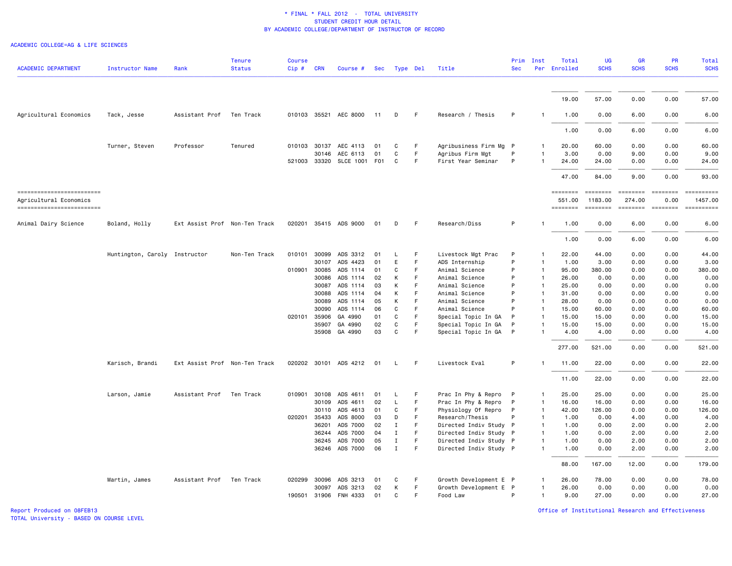\* FINAL \* FALL 2012 - TOTAL UNIVERSITY
STUDENT CREDIT HOUR DETAIL
BY ACADEMIC COLLEGE/DEPARTMENT OF INSTRUCTOR OF RECORD

ACADEMIC COLLEGE=AG & LIFE SCIENCES

| ACADEMIC DEPARTMENT | Instructor Name | Rank | Tenure Status | Course Cip # | CRN | Course # | Sec | Type | Del | Title | Prim Sec | Inst Per | Total Enrolled | UG SCHS | GR SCHS | PR SCHS | Total SCHS |
|---|---|---|---|---|---|---|---|---|---|---|---|---|---|---|---|---|---|
| | | | | | | | | | | | | | 19.00 | 57.00 | 0.00 | 0.00 | 57.00 |
| Agricultural Economics | Tack, Jesse | Assistant Prof | Ten Track | 010103 | 35521 | AEC 8000 | 11 | D | F | Research / Thesis | P | 1 | 1.00 | 0.00 | 6.00 | 0.00 | 6.00 |
| | | | | | | | | | | | | | 1.00 | 0.00 | 6.00 | 0.00 | 6.00 |
| | Turner, Steven | Professor | Tenured | 010103 | 30137 | AEC 4113 | 01 | C | F | Agribusiness Firm Mg | P | 1 | 20.00 | 60.00 | 0.00 | 0.00 | 60.00 |
| | | | | | 30146 | AEC 6113 | 01 | C | F | Agribus Firm Mgt | P | 1 | 3.00 | 0.00 | 9.00 | 0.00 | 9.00 |
| | | | | 521003 | 33320 | SLCE 1001 | F01 | C | F | First Year Seminar | P | 1 | 24.00 | 24.00 | 0.00 | 0.00 | 24.00 |
| | | | | | | | | | | | | | 47.00 | 84.00 | 9.00 | 0.00 | 93.00 |
| Agricultural Economics | | | | | | | | | | | | | 551.00 | 1183.00 | 274.00 | 0.00 | 1457.00 |
| Animal Dairy Science | Boland, Holly | Ext Assist Prof | Non-Ten Track | 020201 | 35415 | ADS 9000 | 01 | D | F | Research/Diss | P | 1 | 1.00 | 0.00 | 6.00 | 0.00 | 6.00 |
| | | | | | | | | | | | | | 1.00 | 0.00 | 6.00 | 0.00 | 6.00 |
| | Huntington, Caroly | Instructor | Non-Ten Track | 010101 | 30099 | ADS 3312 | 01 | L | F | Livestock Mgt Prac | P | 1 | 22.00 | 44.00 | 0.00 | 0.00 | 44.00 |
| | | | | | 30107 | ADS 4423 | 01 | E | F | ADS Internship | P | 1 | 1.00 | 3.00 | 0.00 | 0.00 | 3.00 |
| | | | | 010901 | 30085 | ADS 1114 | 01 | C | F | Animal Science | P | 1 | 95.00 | 380.00 | 0.00 | 0.00 | 380.00 |
| | | | | | 30086 | ADS 1114 | 02 | K | F | Animal Science | P | 1 | 26.00 | 0.00 | 0.00 | 0.00 | 0.00 |
| | | | | | 30087 | ADS 1114 | 03 | K | F | Animal Science | P | 1 | 25.00 | 0.00 | 0.00 | 0.00 | 0.00 |
| | | | | | 30088 | ADS 1114 | 04 | K | F | Animal Science | P | 1 | 31.00 | 0.00 | 0.00 | 0.00 | 0.00 |
| | | | | | 30089 | ADS 1114 | 05 | K | F | Animal Science | P | 1 | 28.00 | 0.00 | 0.00 | 0.00 | 0.00 |
| | | | | | 30090 | ADS 1114 | 06 | C | F | Animal Science | P | 1 | 15.00 | 60.00 | 0.00 | 0.00 | 60.00 |
| | | | | 020101 | 35906 | GA 4990 | 01 | C | F | Special Topic In GA | P | 1 | 15.00 | 15.00 | 0.00 | 0.00 | 15.00 |
| | | | | | 35907 | GA 4990 | 02 | C | F | Special Topic In GA | P | 1 | 15.00 | 15.00 | 0.00 | 0.00 | 15.00 |
| | | | | | 35908 | GA 4990 | 03 | C | F | Special Topic In GA | P | 1 | 4.00 | 4.00 | 0.00 | 0.00 | 4.00 |
| | | | | | | | | | | | | | 277.00 | 521.00 | 0.00 | 0.00 | 521.00 |
| | Karisch, Brandi | Ext Assist Prof | Non-Ten Track | 020202 | 30101 | ADS 4212 | 01 | L | F | Livestock Eval | P | 1 | 11.00 | 22.00 | 0.00 | 0.00 | 22.00 |
| | | | | | | | | | | | | | 11.00 | 22.00 | 0.00 | 0.00 | 22.00 |
| | Larson, Jamie | Assistant Prof | Ten Track | 010901 | 30108 | ADS 4611 | 01 | L | F | Prac In Phy & Repro | P | 1 | 25.00 | 25.00 | 0.00 | 0.00 | 25.00 |
| | | | | | 30109 | ADS 4611 | 02 | L | F | Prac In Phy & Repro | P | 1 | 16.00 | 16.00 | 0.00 | 0.00 | 16.00 |
| | | | | | 30110 | ADS 4613 | 01 | C | F | Physiology Of Repro | P | 1 | 42.00 | 126.00 | 0.00 | 0.00 | 126.00 |
| | | | | 020201 | 35433 | ADS 8000 | 03 | D | F | Research/Thesis | P | 1 | 1.00 | 0.00 | 4.00 | 0.00 | 4.00 |
| | | | | | 36201 | ADS 7000 | 02 | I | F | Directed Indiv Study | P | 1 | 1.00 | 0.00 | 2.00 | 0.00 | 2.00 |
| | | | | | 36244 | ADS 7000 | 04 | I | F | Directed Indiv Study | P | 1 | 1.00 | 0.00 | 2.00 | 0.00 | 2.00 |
| | | | | | 36245 | ADS 7000 | 05 | I | F | Directed Indiv Study | P | 1 | 1.00 | 0.00 | 2.00 | 0.00 | 2.00 |
| | | | | | 36246 | ADS 7000 | 06 | I | F | Directed Indiv Study | P | 1 | 1.00 | 0.00 | 2.00 | 0.00 | 2.00 |
| | | | | | | | | | | | | | 88.00 | 167.00 | 12.00 | 0.00 | 179.00 |
| | Martin, James | Assistant Prof | Ten Track | 020299 | 30096 | ADS 3213 | 01 | C | F | Growth Development E | P | 1 | 26.00 | 78.00 | 0.00 | 0.00 | 78.00 |
| | | | | | 30097 | ADS 3213 | 02 | K | F | Growth Development E | P | 1 | 26.00 | 0.00 | 0.00 | 0.00 | 0.00 |
| | | | | 190501 | 31906 | FNH 4333 | 01 | C | F | Food Law | P | 1 | 9.00 | 27.00 | 0.00 | 0.00 | 27.00 |

Report Produced on 08FEB13
TOTAL University - BASED ON COURSE LEVEL

Office of Institutional Research and Effectiveness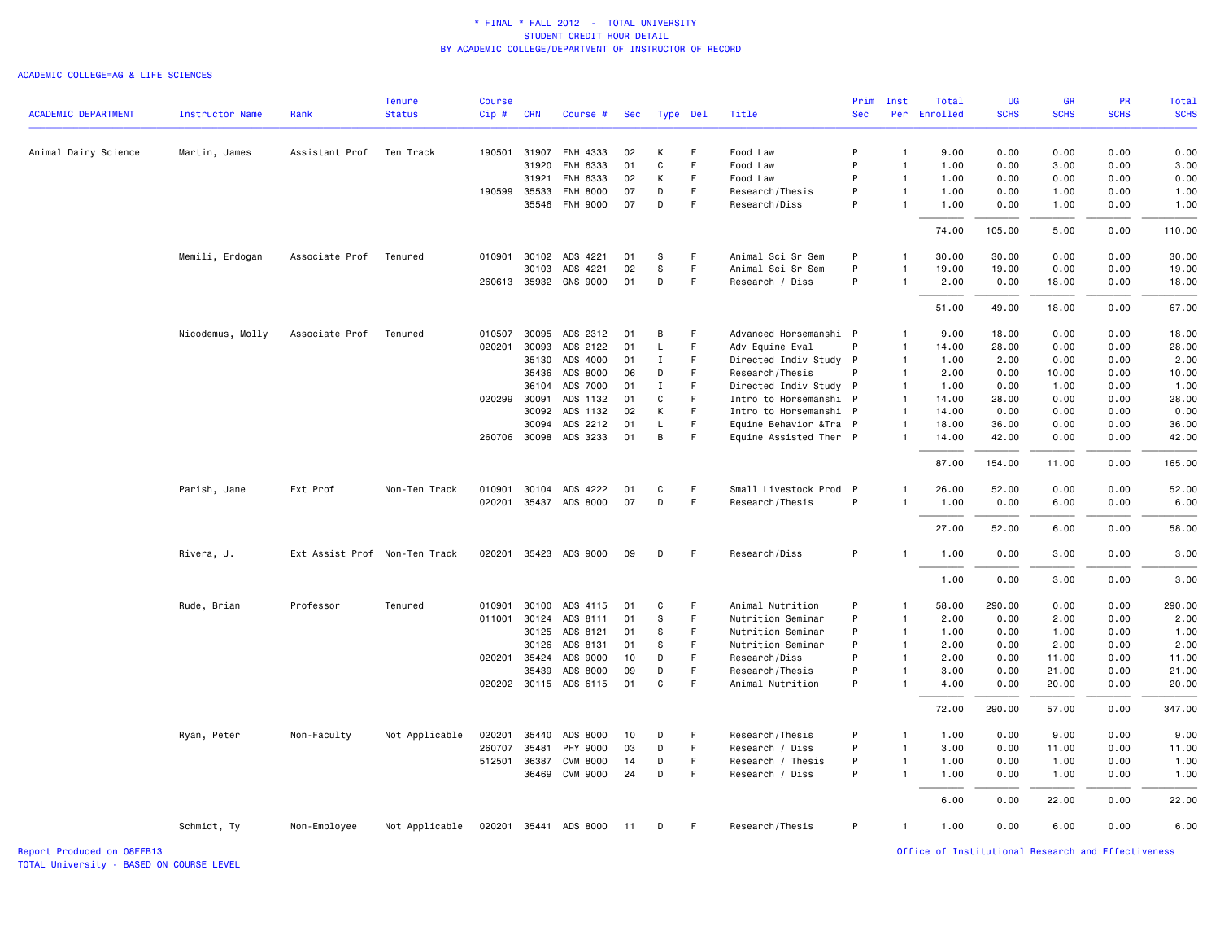\* FINAL \* FALL 2012 - TOTAL UNIVERSITY
STUDENT CREDIT HOUR DETAIL
BY ACADEMIC COLLEGE/DEPARTMENT OF INSTRUCTOR OF RECORD

ACADEMIC COLLEGE=AG & LIFE SCIENCES

| ACADEMIC DEPARTMENT | Instructor Name | Rank | Tenure Status | Course Cip # | CRN | Course # | Sec | Type | Del | Title | Prim Sec | Inst Per | Total Enrolled | UG SCHS | GR SCHS | PR SCHS | Total SCHS |
|---|---|---|---|---|---|---|---|---|---|---|---|---|---|---|---|---|---|
| Animal Dairy Science | Martin, James | Assistant Prof | Ten Track | 190501 | 31907 | FNH 4333 | 02 | K | F | Food Law | P | 1 | 9.00 | 0.00 | 0.00 | 0.00 | 0.00 |
| | | | | | 31920 | FNH 6333 | 01 | C | F | Food Law | P | 1 | 1.00 | 0.00 | 3.00 | 0.00 | 3.00 |
| | | | | | 31921 | FNH 6333 | 02 | K | F | Food Law | P | 1 | 1.00 | 0.00 | 0.00 | 0.00 | 0.00 |
| | | | | 190599 | 35533 | FNH 8000 | 07 | D | F | Research/Thesis | P | 1 | 1.00 | 0.00 | 1.00 | 0.00 | 1.00 |
| | | | | | 35546 | FNH 9000 | 07 | D | F | Research/Diss | P | 1 | 1.00 | 0.00 | 1.00 | 0.00 | 1.00 |
| | | | | | | | | | | | | | 74.00 | 105.00 | 5.00 | 0.00 | 110.00 |
| | Memili, Erdogan | Associate Prof | Tenured | 010901 | 30102 | ADS 4221 | 01 | S | F | Animal Sci Sr Sem | P | 1 | 30.00 | 30.00 | 0.00 | 0.00 | 30.00 |
| | | | | | 30103 | ADS 4221 | 02 | S | F | Animal Sci Sr Sem | P | 1 | 19.00 | 19.00 | 0.00 | 0.00 | 19.00 |
| | | | | 260613 | 35932 | GNS 9000 | 01 | D | F | Research / Diss | P | 1 | 2.00 | 0.00 | 18.00 | 0.00 | 18.00 |
| | | | | | | | | | | | | | 51.00 | 49.00 | 18.00 | 0.00 | 67.00 |
| | Nicodemus, Molly | Associate Prof | Tenured | 010507 | 30095 | ADS 2312 | 01 | B | F | Advanced Horsemanshi | P | 1 | 9.00 | 18.00 | 0.00 | 0.00 | 18.00 |
| | | | | 020201 | 30093 | ADS 2122 | 01 | L | F | Adv Equine Eval | P | 1 | 14.00 | 28.00 | 0.00 | 0.00 | 28.00 |
| | | | | | 35130 | ADS 4000 | 01 | I | F | Directed Indiv Study | P | 1 | 1.00 | 2.00 | 0.00 | 0.00 | 2.00 |
| | | | | | 35436 | ADS 8000 | 06 | D | F | Research/Thesis | P | 1 | 2.00 | 0.00 | 10.00 | 0.00 | 10.00 |
| | | | | | 36104 | ADS 7000 | 01 | I | F | Directed Indiv Study | P | 1 | 1.00 | 0.00 | 1.00 | 0.00 | 1.00 |
| | | | | 020299 | 30091 | ADS 1132 | 01 | C | F | Intro to Horsemanshi | P | 1 | 14.00 | 28.00 | 0.00 | 0.00 | 28.00 |
| | | | | | 30092 | ADS 1132 | 02 | K | F | Intro to Horsemanshi | P | 1 | 14.00 | 0.00 | 0.00 | 0.00 | 0.00 |
| | | | | | 30094 | ADS 2212 | 01 | L | F | Equine Behavior &Tra | P | 1 | 18.00 | 36.00 | 0.00 | 0.00 | 36.00 |
| | | | | 260706 | 30098 | ADS 3233 | 01 | B | F | Equine Assisted Ther | P | 1 | 14.00 | 42.00 | 0.00 | 0.00 | 42.00 |
| | | | | | | | | | | | | | 87.00 | 154.00 | 11.00 | 0.00 | 165.00 |
| | Parish, Jane | Ext Prof | Non-Ten Track | 010901 | 30104 | ADS 4222 | 01 | C | F | Small Livestock Prod | P | 1 | 26.00 | 52.00 | 0.00 | 0.00 | 52.00 |
| | | | | 020201 | 35437 | ADS 8000 | 07 | D | F | Research/Thesis | P | 1 | 1.00 | 0.00 | 6.00 | 0.00 | 6.00 |
| | | | | | | | | | | | | | 27.00 | 52.00 | 6.00 | 0.00 | 58.00 |
| | Rivera, J. | Ext Assist Prof | Non-Ten Track | 020201 | 35423 | ADS 9000 | 09 | D | F | Research/Diss | P | 1 | 1.00 | 0.00 | 3.00 | 0.00 | 3.00 |
| | | | | | | | | | | | | | 1.00 | 0.00 | 3.00 | 0.00 | 3.00 |
| | Rude, Brian | Professor | Tenured | 010901 | 30100 | ADS 4115 | 01 | C | F | Animal Nutrition | P | 1 | 58.00 | 290.00 | 0.00 | 0.00 | 290.00 |
| | | | | 011001 | 30124 | ADS 8111 | 01 | S | F | Nutrition Seminar | P | 1 | 2.00 | 0.00 | 2.00 | 0.00 | 2.00 |
| | | | | | 30125 | ADS 8121 | 01 | S | F | Nutrition Seminar | P | 1 | 1.00 | 0.00 | 1.00 | 0.00 | 1.00 |
| | | | | | 30126 | ADS 8131 | 01 | S | F | Nutrition Seminar | P | 1 | 2.00 | 0.00 | 2.00 | 0.00 | 2.00 |
| | | | | 020201 | 35424 | ADS 9000 | 10 | D | F | Research/Diss | P | 1 | 2.00 | 0.00 | 11.00 | 0.00 | 11.00 |
| | | | | | 35439 | ADS 8000 | 09 | D | F | Research/Thesis | P | 1 | 3.00 | 0.00 | 21.00 | 0.00 | 21.00 |
| | | | | 020202 | 30115 | ADS 6115 | 01 | C | F | Animal Nutrition | P | 1 | 4.00 | 0.00 | 20.00 | 0.00 | 20.00 |
| | | | | | | | | | | | | | 72.00 | 290.00 | 57.00 | 0.00 | 347.00 |
| | Ryan, Peter | Non-Faculty | Not Applicable | 020201 | 35440 | ADS 8000 | 10 | D | F | Research/Thesis | P | 1 | 1.00 | 0.00 | 9.00 | 0.00 | 9.00 |
| | | | | 260707 | 35481 | PHY 9000 | 03 | D | F | Research / Diss | P | 1 | 3.00 | 0.00 | 11.00 | 0.00 | 11.00 |
| | | | | 512501 | 36387 | CVM 8000 | 14 | D | F | Research / Thesis | P | 1 | 1.00 | 0.00 | 1.00 | 0.00 | 1.00 |
| | | | | | 36469 | CVM 9000 | 24 | D | F | Research / Diss | P | 1 | 1.00 | 0.00 | 1.00 | 0.00 | 1.00 |
| | | | | | | | | | | | | | 6.00 | 0.00 | 22.00 | 0.00 | 22.00 |
| | Schmidt, Ty | Non-Employee | Not Applicable | 020201 | 35441 | ADS 8000 | 11 | D | F | Research/Thesis | P | 1 | 1.00 | 0.00 | 6.00 | 0.00 | 6.00 |

Report Produced on 08FEB13
TOTAL University - BASED ON COURSE LEVEL

Office of Institutional Research and Effectiveness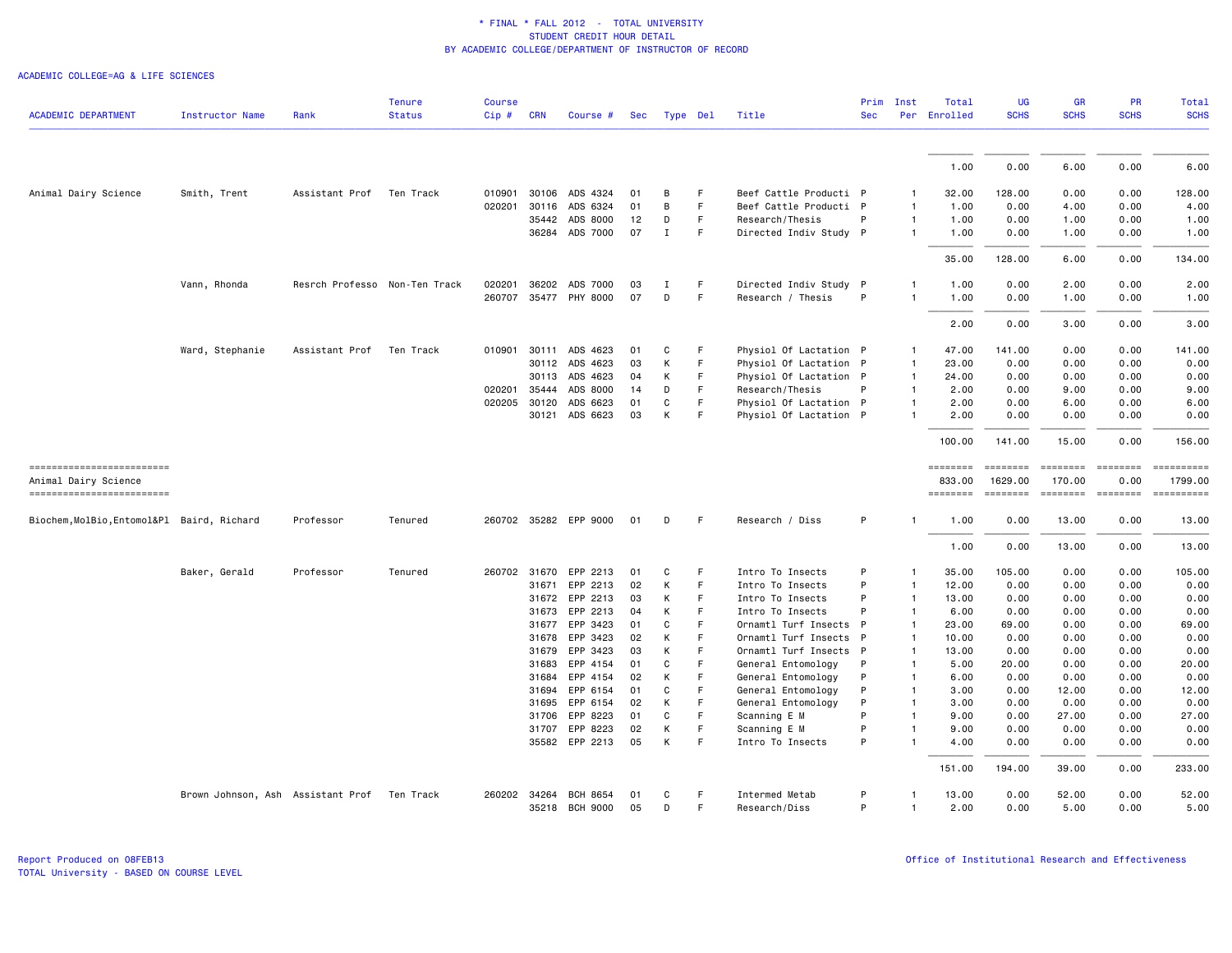\* FINAL \* FALL 2012 - TOTAL UNIVERSITY
STUDENT CREDIT HOUR DETAIL
BY ACADEMIC COLLEGE/DEPARTMENT OF INSTRUCTOR OF RECORD

ACADEMIC COLLEGE=AG & LIFE SCIENCES

| ACADEMIC DEPARTMENT | Instructor Name | Rank | Tenure Status | Course Cip # | CRN | Course # | Sec | Type | Del | Title | Prim Sec | Inst Per | Total Enrolled | UG SCHS | GR SCHS | PR SCHS | Total SCHS |
|---|---|---|---|---|---|---|---|---|---|---|---|---|---|---|---|---|---|
| | | | | | | | | | | | | | 1.00 | 0.00 | 6.00 | 0.00 | 6.00 |
| Animal Dairy Science | Smith, Trent | Assistant Prof | Ten Track | 010901 | 30106 | ADS 4324 | 01 | B | F | Beef Cattle Producti | P | 1 | 32.00 | 128.00 | 0.00 | 0.00 | 128.00 |
| | | | | 020201 | 30116 | ADS 6324 | 01 | B | F | Beef Cattle Producti | P | 1 | 1.00 | 0.00 | 4.00 | 0.00 | 4.00 |
| | | | | | 35442 | ADS 8000 | 12 | D | F | Research/Thesis | P | 1 | 1.00 | 0.00 | 1.00 | 0.00 | 1.00 |
| | | | | | 36284 | ADS 7000 | 07 | I | F | Directed Indiv Study | P | 1 | 1.00 | 0.00 | 1.00 | 0.00 | 1.00 |
| | | | | | | | | | | | | | 35.00 | 128.00 | 6.00 | 0.00 | 134.00 |
| | Vann, Rhonda | Resrch Professo | Non-Ten Track | 020201 | 36202 | ADS 7000 | 03 | I | F | Directed Indiv Study | P | 1 | 1.00 | 0.00 | 2.00 | 0.00 | 2.00 |
| | | | | 260707 | 35477 | PHY 8000 | 07 | D | F | Research / Thesis | P | 1 | 1.00 | 0.00 | 1.00 | 0.00 | 1.00 |
| | | | | | | | | | | | | | 2.00 | 0.00 | 3.00 | 0.00 | 3.00 |
| | Ward, Stephanie | Assistant Prof | Ten Track | 010901 | 30111 | ADS 4623 | 01 | C | F | Physiol Of Lactation | P | 1 | 47.00 | 141.00 | 0.00 | 0.00 | 141.00 |
| | | | | | 30112 | ADS 4623 | 03 | K | F | Physiol Of Lactation | P | 1 | 23.00 | 0.00 | 0.00 | 0.00 | 0.00 |
| | | | | | 30113 | ADS 4623 | 04 | K | F | Physiol Of Lactation | P | 1 | 24.00 | 0.00 | 0.00 | 0.00 | 0.00 |
| | | | | 020201 | 35444 | ADS 8000 | 14 | D | F | Research/Thesis | P | 1 | 2.00 | 0.00 | 9.00 | 0.00 | 9.00 |
| | | | | 020205 | 30120 | ADS 6623 | 01 | C | F | Physiol Of Lactation | P | 1 | 2.00 | 0.00 | 6.00 | 0.00 | 6.00 |
| | | | | | 30121 | ADS 6623 | 03 | K | F | Physiol Of Lactation | P | 1 | 2.00 | 0.00 | 0.00 | 0.00 | 0.00 |
| | | | | | | | | | | | | | 100.00 | 141.00 | 15.00 | 0.00 | 156.00 |
| Animal Dairy Science | | | | | | | | | | | | | 833.00 | 1629.00 | 170.00 | 0.00 | 1799.00 |
| Biochem,MolBio,Entomol&Pl | Baird, Richard | Professor | Tenured | 260702 | 35282 | EPP 9000 | 01 | D | F | Research / Diss | P | 1 | 1.00 | 0.00 | 13.00 | 0.00 | 13.00 |
| | | | | | | | | | | | | | 1.00 | 0.00 | 13.00 | 0.00 | 13.00 |
| | Baker, Gerald | Professor | Tenured | 260702 | 31670 | EPP 2213 | 01 | C | F | Intro To Insects | P | 1 | 35.00 | 105.00 | 0.00 | 0.00 | 105.00 |
| | | | | | 31671 | EPP 2213 | 02 | K | F | Intro To Insects | P | 1 | 12.00 | 0.00 | 0.00 | 0.00 | 0.00 |
| | | | | | 31672 | EPP 2213 | 03 | K | F | Intro To Insects | P | 1 | 13.00 | 0.00 | 0.00 | 0.00 | 0.00 |
| | | | | | 31673 | EPP 2213 | 04 | K | F | Intro To Insects | P | 1 | 6.00 | 0.00 | 0.00 | 0.00 | 0.00 |
| | | | | | 31677 | EPP 3423 | 01 | C | F | Ornamtl Turf Insects | P | 1 | 23.00 | 69.00 | 0.00 | 0.00 | 69.00 |
| | | | | | 31678 | EPP 3423 | 02 | K | F | Ornamtl Turf Insects | P | 1 | 10.00 | 0.00 | 0.00 | 0.00 | 0.00 |
| | | | | | 31679 | EPP 3423 | 03 | K | F | Ornamtl Turf Insects | P | 1 | 13.00 | 0.00 | 0.00 | 0.00 | 0.00 |
| | | | | | 31683 | EPP 4154 | 01 | C | F | General Entomology | P | 1 | 5.00 | 20.00 | 0.00 | 0.00 | 20.00 |
| | | | | | 31684 | EPP 4154 | 02 | K | F | General Entomology | P | 1 | 6.00 | 0.00 | 0.00 | 0.00 | 0.00 |
| | | | | | 31694 | EPP 6154 | 01 | C | F | General Entomology | P | 1 | 3.00 | 0.00 | 12.00 | 0.00 | 12.00 |
| | | | | | 31695 | EPP 6154 | 02 | K | F | General Entomology | P | 1 | 3.00 | 0.00 | 0.00 | 0.00 | 0.00 |
| | | | | | 31706 | EPP 8223 | 01 | C | F | Scanning E M | P | 1 | 9.00 | 0.00 | 27.00 | 0.00 | 27.00 |
| | | | | | 31707 | EPP 8223 | 02 | K | F | Scanning E M | P | 1 | 9.00 | 0.00 | 0.00 | 0.00 | 0.00 |
| | | | | | 35582 | EPP 2213 | 05 | K | F | Intro To Insects | P | 1 | 4.00 | 0.00 | 0.00 | 0.00 | 0.00 |
| | | | | | | | | | | | | | 151.00 | 194.00 | 39.00 | 0.00 | 233.00 |
| | Brown Johnson, Ash | Assistant Prof | Ten Track | 260202 | 34264 | BCH 8654 | 01 | C | F | Intermed Metab | P | 1 | 13.00 | 0.00 | 52.00 | 0.00 | 52.00 |
| | | | | | 35218 | BCH 9000 | 05 | D | F | Research/Diss | P | 1 | 2.00 | 0.00 | 5.00 | 0.00 | 5.00 |

Report Produced on 08FEB13
TOTAL University - BASED ON COURSE LEVEL

Office of Institutional Research and Effectiveness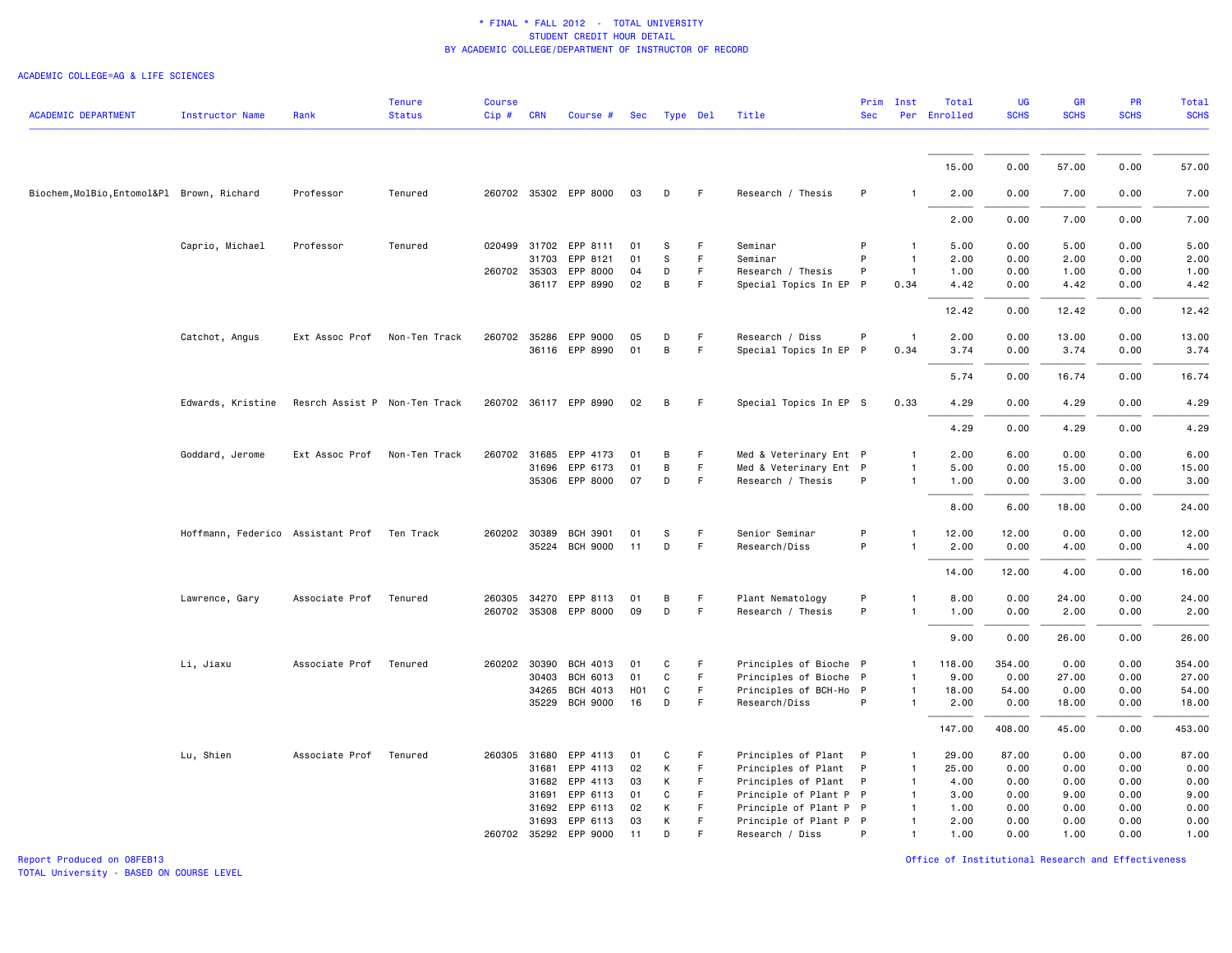\* FINAL \* FALL 2012 - TOTAL UNIVERSITY
STUDENT CREDIT HOUR DETAIL
BY ACADEMIC COLLEGE/DEPARTMENT OF INSTRUCTOR OF RECORD

ACADEMIC COLLEGE=AG & LIFE SCIENCES

| ACADEMIC DEPARTMENT | Instructor Name | Rank | Tenure Status | Course Cip # | CRN | Course # | Sec | Type | Del | Title | Prim Sec | Inst Per | Total Enrolled | UG SCHS | GR SCHS | PR SCHS | Total SCHS |
|---|---|---|---|---|---|---|---|---|---|---|---|---|---|---|---|---|---|
| | | | | | | | | | | | | | 15.00 | 0.00 | 57.00 | 0.00 | 57.00 |
| Biochem,MolBio,Entomol&Pl | Brown, Richard | Professor | Tenured | 260702 | 35302 | EPP 8000 | 03 | D | F | Research / Thesis | P | 1 | 2.00 | 0.00 | 7.00 | 0.00 | 7.00 |
| | | | | | | | | | | | | | 2.00 | 0.00 | 7.00 | 0.00 | 7.00 |
| | Caprio, Michael | Professor | Tenured | 020499 | 31702 | EPP 8111 | 01 | S | F | Seminar | P | 1 | 5.00 | 0.00 | 5.00 | 0.00 | 5.00 |
| | | | | | 31703 | EPP 8121 | 01 | S | F | Seminar | P | 1 | 2.00 | 0.00 | 2.00 | 0.00 | 2.00 |
| | | | | 260702 | 35303 | EPP 8000 | 04 | D | F | Research / Thesis | P | 1 | 1.00 | 0.00 | 1.00 | 0.00 | 1.00 |
| | | | | | 36117 | EPP 8990 | 02 | B | F | Special Topics In EP | P | 0.34 | 4.42 | 0.00 | 4.42 | 0.00 | 4.42 |
| | | | | | | | | | | | | | 12.42 | 0.00 | 12.42 | 0.00 | 12.42 |
| | Catchot, Angus | Ext Assoc Prof | Non-Ten Track | 260702 | 35286 | EPP 9000 | 05 | D | F | Research / Diss | P | 1 | 2.00 | 0.00 | 13.00 | 0.00 | 13.00 |
| | | | | | 36116 | EPP 8990 | 01 | B | F | Special Topics In EP | P | 0.34 | 3.74 | 0.00 | 3.74 | 0.00 | 3.74 |
| | | | | | | | | | | | | | 5.74 | 0.00 | 16.74 | 0.00 | 16.74 |
| | Edwards, Kristine | Resrch Assist P | Non-Ten Track | 260702 | 36117 | EPP 8990 | 02 | B | F | Special Topics In EP | S | 0.33 | 4.29 | 0.00 | 4.29 | 0.00 | 4.29 |
| | | | | | | | | | | | | | 4.29 | 0.00 | 4.29 | 0.00 | 4.29 |
| | Goddard, Jerome | Ext Assoc Prof | Non-Ten Track | 260702 | 31685 | EPP 4173 | 01 | B | F | Med & Veterinary Ent | P | 1 | 2.00 | 6.00 | 0.00 | 0.00 | 6.00 |
| | | | | | 31696 | EPP 6173 | 01 | B | F | Med & Veterinary Ent | P | 1 | 5.00 | 0.00 | 15.00 | 0.00 | 15.00 |
| | | | | | 35306 | EPP 8000 | 07 | D | F | Research / Thesis | P | 1 | 1.00 | 0.00 | 3.00 | 0.00 | 3.00 |
| | | | | | | | | | | | | | 8.00 | 6.00 | 18.00 | 0.00 | 24.00 |
| | Hoffmann, Federico | Assistant Prof | Ten Track | 260202 | 30389 | BCH 3901 | 01 | S | F | Senior Seminar | P | 1 | 12.00 | 12.00 | 0.00 | 0.00 | 12.00 |
| | | | | | 35224 | BCH 9000 | 11 | D | F | Research/Diss | P | 1 | 2.00 | 0.00 | 4.00 | 0.00 | 4.00 |
| | | | | | | | | | | | | | 14.00 | 12.00 | 4.00 | 0.00 | 16.00 |
| | Lawrence, Gary | Associate Prof | Tenured | 260305 | 34270 | EPP 8113 | 01 | B | F | Plant Nematology | P | 1 | 8.00 | 0.00 | 24.00 | 0.00 | 24.00 |
| | | | | 260702 | 35308 | EPP 8000 | 09 | D | F | Research / Thesis | P | 1 | 1.00 | 0.00 | 2.00 | 0.00 | 2.00 |
| | | | | | | | | | | | | | 9.00 | 0.00 | 26.00 | 0.00 | 26.00 |
| | Li, Jiaxu | Associate Prof | Tenured | 260202 | 30390 | BCH 4013 | 01 | C | F | Principles of Bioche | P | 1 | 118.00 | 354.00 | 0.00 | 0.00 | 354.00 |
| | | | | | 30403 | BCH 6013 | 01 | C | F | Principles of Bioche | P | 1 | 9.00 | 0.00 | 27.00 | 0.00 | 27.00 |
| | | | | | 34265 | BCH 4013 | H01 | C | F | Principles of BCH-Ho | P | 1 | 18.00 | 54.00 | 0.00 | 0.00 | 54.00 |
| | | | | | 35229 | BCH 9000 | 16 | D | F | Research/Diss | P | 1 | 2.00 | 0.00 | 18.00 | 0.00 | 18.00 |
| | | | | | | | | | | | | | 147.00 | 408.00 | 45.00 | 0.00 | 453.00 |
| | Lu, Shien | Associate Prof | Tenured | 260305 | 31680 | EPP 4113 | 01 | C | F | Principles of Plant | P | 1 | 29.00 | 87.00 | 0.00 | 0.00 | 87.00 |
| | | | | | 31681 | EPP 4113 | 02 | K | F | Principles of Plant | P | 1 | 25.00 | 0.00 | 0.00 | 0.00 | 0.00 |
| | | | | | 31682 | EPP 4113 | 03 | K | F | Principles of Plant | P | 1 | 4.00 | 0.00 | 0.00 | 0.00 | 0.00 |
| | | | | | 31691 | EPP 6113 | 01 | C | F | Principle of Plant P | P | 1 | 3.00 | 0.00 | 9.00 | 0.00 | 9.00 |
| | | | | | 31692 | EPP 6113 | 02 | K | F | Principle of Plant P | P | 1 | 1.00 | 0.00 | 0.00 | 0.00 | 0.00 |
| | | | | | 31693 | EPP 6113 | 03 | K | F | Principle of Plant P | P | 1 | 2.00 | 0.00 | 0.00 | 0.00 | 0.00 |
| | | | | 260702 | 35292 | EPP 9000 | 11 | D | F | Research / Diss | P | 1 | 1.00 | 0.00 | 1.00 | 0.00 | 1.00 |

Report Produced on 08FEB13
TOTAL University - BASED ON COURSE LEVEL

Office of Institutional Research and Effectiveness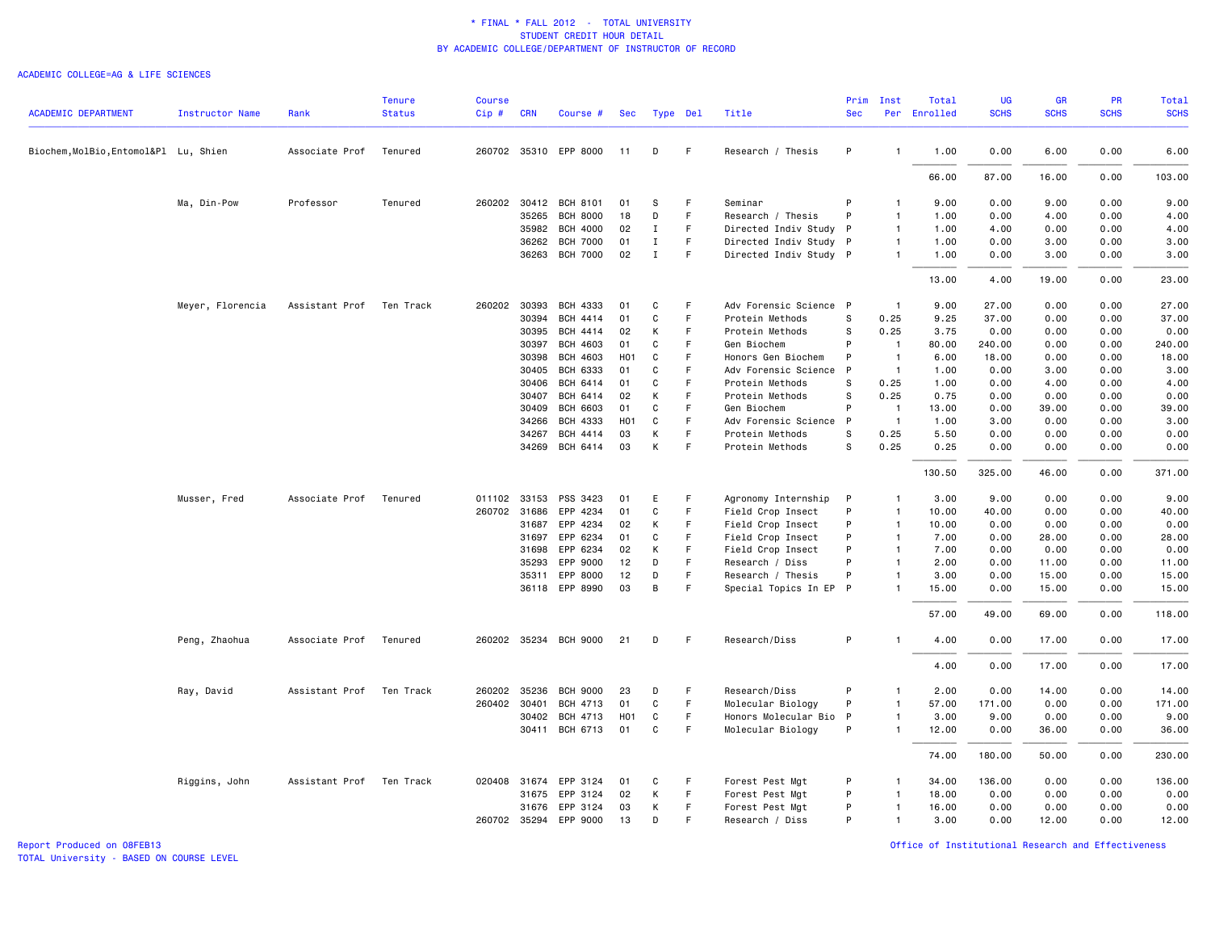\* FINAL \* FALL 2012 - TOTAL UNIVERSITY
STUDENT CREDIT HOUR DETAIL
BY ACADEMIC COLLEGE/DEPARTMENT OF INSTRUCTOR OF RECORD

ACADEMIC COLLEGE=AG & LIFE SCIENCES

| ACADEMIC DEPARTMENT | Instructor Name | Rank | Tenure Status | Course Cip # | CRN | Course # | Sec | Type | Del | Title | Prim Sec | Inst Per | Total Enrolled | UG SCHS | GR SCHS | PR SCHS | Total SCHS |
|---|---|---|---|---|---|---|---|---|---|---|---|---|---|---|---|---|---|
| Biochem,MolBio,Entomol&Pl | Lu, Shien | Associate Prof | Tenured | 260702 | 35310 | EPP 8000 | 11 | D | F | Research / Thesis | P | 1 | 1.00 | 0.00 | 6.00 | 0.00 | 6.00 |
| | | | | | | | | | | | | | 66.00 | 87.00 | 16.00 | 0.00 | 103.00 |
| | Ma, Din-Pow | Professor | Tenured | 260202 | 30412 | BCH 8101 | 01 | S | F | Seminar | P | 1 | 9.00 | 0.00 | 9.00 | 0.00 | 9.00 |
| | | | | | 35265 | BCH 8000 | 18 | D | F | Research / Thesis | P | 1 | 1.00 | 0.00 | 4.00 | 0.00 | 4.00 |
| | | | | | 35982 | BCH 4000 | 02 | I | F | Directed Indiv Study | P | 1 | 1.00 | 4.00 | 0.00 | 0.00 | 4.00 |
| | | | | | 36262 | BCH 7000 | 01 | I | F | Directed Indiv Study | P | 1 | 1.00 | 0.00 | 3.00 | 0.00 | 3.00 |
| | | | | | 36263 | BCH 7000 | 02 | I | F | Directed Indiv Study | P | 1 | 1.00 | 0.00 | 3.00 | 0.00 | 3.00 |
| | | | | | | | | | | | | | 13.00 | 4.00 | 19.00 | 0.00 | 23.00 |
| | Meyer, Florencia | Assistant Prof | Ten Track | 260202 | 30393 | BCH 4333 | 01 | C | F | Adv Forensic Science | P | 1 | 9.00 | 27.00 | 0.00 | 0.00 | 27.00 |
| | | | | | 30394 | BCH 4414 | 01 | C | F | Protein Methods | S | 0.25 | 9.25 | 37.00 | 0.00 | 0.00 | 37.00 |
| | | | | | 30395 | BCH 4414 | 02 | K | F | Protein Methods | S | 0.25 | 3.75 | 0.00 | 0.00 | 0.00 | 0.00 |
| | | | | | 30397 | BCH 4603 | 01 | C | F | Gen Biochem | P | 1 | 80.00 | 240.00 | 0.00 | 0.00 | 240.00 |
| | | | | | 30398 | BCH 4603 | H01 | C | F | Honors Gen Biochem | P | 1 | 6.00 | 18.00 | 0.00 | 0.00 | 18.00 |
| | | | | | 30405 | BCH 6333 | 01 | C | F | Adv Forensic Science | P | 1 | 1.00 | 0.00 | 3.00 | 0.00 | 3.00 |
| | | | | | 30406 | BCH 6414 | 01 | C | F | Protein Methods | S | 0.25 | 1.00 | 0.00 | 4.00 | 0.00 | 4.00 |
| | | | | | 30407 | BCH 6414 | 02 | K | F | Protein Methods | S | 0.25 | 0.75 | 0.00 | 0.00 | 0.00 | 0.00 |
| | | | | | 30409 | BCH 6603 | 01 | C | F | Gen Biochem | P | 1 | 13.00 | 0.00 | 39.00 | 0.00 | 39.00 |
| | | | | | 34266 | BCH 4333 | H01 | C | F | Adv Forensic Science | P | 1 | 1.00 | 3.00 | 0.00 | 0.00 | 3.00 |
| | | | | | 34267 | BCH 4414 | 03 | K | F | Protein Methods | S | 0.25 | 5.50 | 0.00 | 0.00 | 0.00 | 0.00 |
| | | | | | 34269 | BCH 6414 | 03 | K | F | Protein Methods | S | 0.25 | 0.25 | 0.00 | 0.00 | 0.00 | 0.00 |
| | | | | | | | | | | | | | 130.50 | 325.00 | 46.00 | 0.00 | 371.00 |
| | Musser, Fred | Associate Prof | Tenured | 011102 | 33153 | PSS 3423 | 01 | E | F | Agronomy Internship | P | 1 | 3.00 | 9.00 | 0.00 | 0.00 | 9.00 |
| | | | | 260702 | 31686 | EPP 4234 | 01 | C | F | Field Crop Insect | P | 1 | 10.00 | 40.00 | 0.00 | 0.00 | 40.00 |
| | | | | | 31687 | EPP 4234 | 02 | K | F | Field Crop Insect | P | 1 | 10.00 | 0.00 | 0.00 | 0.00 | 0.00 |
| | | | | | 31697 | EPP 6234 | 01 | C | F | Field Crop Insect | P | 1 | 7.00 | 0.00 | 28.00 | 0.00 | 28.00 |
| | | | | | 31698 | EPP 6234 | 02 | K | F | Field Crop Insect | P | 1 | 7.00 | 0.00 | 0.00 | 0.00 | 0.00 |
| | | | | | 35293 | EPP 9000 | 12 | D | F | Research / Diss | P | 1 | 2.00 | 0.00 | 11.00 | 0.00 | 11.00 |
| | | | | | 35311 | EPP 8000 | 12 | D | F | Research / Thesis | P | 1 | 3.00 | 0.00 | 15.00 | 0.00 | 15.00 |
| | | | | | 36118 | EPP 8990 | 03 | B | F | Special Topics In EP | P | 1 | 15.00 | 0.00 | 15.00 | 0.00 | 15.00 |
| | | | | | | | | | | | | | 57.00 | 49.00 | 69.00 | 0.00 | 118.00 |
| | Peng, Zhaohua | Associate Prof | Tenured | 260202 | 35234 | BCH 9000 | 21 | D | F | Research/Diss | P | 1 | 4.00 | 0.00 | 17.00 | 0.00 | 17.00 |
| | | | | | | | | | | | | | 4.00 | 0.00 | 17.00 | 0.00 | 17.00 |
| | Ray, David | Assistant Prof | Ten Track | 260202 | 35236 | BCH 9000 | 23 | D | F | Research/Diss | P | 1 | 2.00 | 0.00 | 14.00 | 0.00 | 14.00 |
| | | | | 260402 | 30401 | BCH 4713 | 01 | C | F | Molecular Biology | P | 1 | 57.00 | 171.00 | 0.00 | 0.00 | 171.00 |
| | | | | | 30402 | BCH 4713 | H01 | C | F | Honors Molecular Bio | P | 1 | 3.00 | 9.00 | 0.00 | 0.00 | 9.00 |
| | | | | | 30411 | BCH 6713 | 01 | C | F | Molecular Biology | P | 1 | 12.00 | 0.00 | 36.00 | 0.00 | 36.00 |
| | | | | | | | | | | | | | 74.00 | 180.00 | 50.00 | 0.00 | 230.00 |
| | Riggins, John | Assistant Prof | Ten Track | 020408 | 31674 | EPP 3124 | 01 | C | F | Forest Pest Mgt | P | 1 | 34.00 | 136.00 | 0.00 | 0.00 | 136.00 |
| | | | | | 31675 | EPP 3124 | 02 | K | F | Forest Pest Mgt | P | 1 | 18.00 | 0.00 | 0.00 | 0.00 | 0.00 |
| | | | | | 31676 | EPP 3124 | 03 | K | F | Forest Pest Mgt | P | 1 | 16.00 | 0.00 | 0.00 | 0.00 | 0.00 |
| | | | | 260702 | 35294 | EPP 9000 | 13 | D | F | Research / Diss | P | 1 | 3.00 | 0.00 | 12.00 | 0.00 | 12.00 |

Report Produced on 08FEB13
TOTAL University - BASED ON COURSE LEVEL

Office of Institutional Research and Effectiveness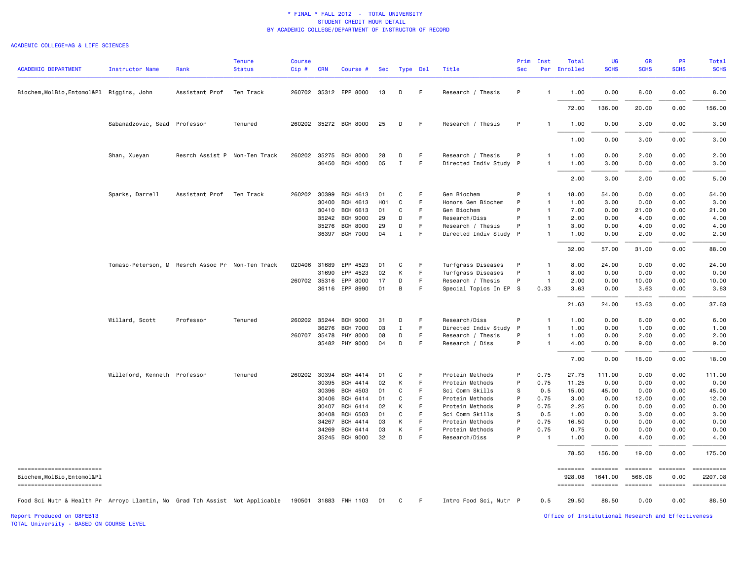\* FINAL \* FALL 2012 - TOTAL UNIVERSITY
STUDENT CREDIT HOUR DETAIL
BY ACADEMIC COLLEGE/DEPARTMENT OF INSTRUCTOR OF RECORD

ACADEMIC COLLEGE=AG & LIFE SCIENCES

| ACADEMIC DEPARTMENT | Instructor Name | Rank | Tenure Status | Course Cip # | CRN | Course # | Sec | Type | Del | Title | Prim Sec | Inst Per | Total Enrolled | UG SCHS | GR SCHS | PR SCHS | Total SCHS |
|---|---|---|---|---|---|---|---|---|---|---|---|---|---|---|---|---|---|
| Biochem,MolBio,Entomol&Pl | Riggins, John | Assistant Prof | Ten Track | 260702 | 35312 | EPP 8000 | 13 | D | F | Research / Thesis | P | 1 | 1.00 | 0.00 | 8.00 | 0.00 | 8.00 |
| | | | | | | | | | | | | | 72.00 | 136.00 | 20.00 | 0.00 | 156.00 |
| | Sabanadzovic, Sead | Professor | Tenured | 260202 | 35272 | BCH 8000 | 25 | D | F | Research / Thesis | P | 1 | 1.00 | 0.00 | 3.00 | 0.00 | 3.00 |
| | | | | | | | | | | | | | 1.00 | 0.00 | 3.00 | 0.00 | 3.00 |
| | Shan, Xueyan | Resrch Assist P | Non-Ten Track | 260202 | 35275 | BCH 8000 | 28 | D | F | Research / Thesis | P | 1 | 1.00 | 0.00 | 2.00 | 0.00 | 2.00 |
| | | | | | 36450 | BCH 4000 | 05 | I | F | Directed Indiv Study | P | 1 | 1.00 | 3.00 | 0.00 | 0.00 | 3.00 |
| | | | | | | | | | | | | | 2.00 | 3.00 | 2.00 | 0.00 | 5.00 |
| | Sparks, Darrell | Assistant Prof | Ten Track | 260202 | 30399 | BCH 4613 | 01 | C | F | Gen Biochem | P | 1 | 18.00 | 54.00 | 0.00 | 0.00 | 54.00 |
| | | | | | 30400 | BCH 4613 | H01 | C | F | Honors Gen Biochem | P | 1 | 1.00 | 3.00 | 0.00 | 0.00 | 3.00 |
| | | | | | 30410 | BCH 6613 | 01 | C | F | Gen Biochem | P | 1 | 7.00 | 0.00 | 21.00 | 0.00 | 21.00 |
| | | | | | 35242 | BCH 9000 | 29 | D | F | Research/Diss | P | 1 | 2.00 | 0.00 | 4.00 | 0.00 | 4.00 |
| | | | | | 35276 | BCH 8000 | 29 | D | F | Research / Thesis | P | 1 | 3.00 | 0.00 | 4.00 | 0.00 | 4.00 |
| | | | | | 36397 | BCH 7000 | 04 | I | F | Directed Indiv Study | P | 1 | 1.00 | 0.00 | 2.00 | 0.00 | 2.00 |
| | | | | | | | | | | | | | 32.00 | 57.00 | 31.00 | 0.00 | 88.00 |
| | Tomaso-Peterson, M | Resrch Assoc Pr | Non-Ten Track | 020406 | 31689 | EPP 4523 | 01 | C | F | Turfgrass Diseases | P | 1 | 8.00 | 24.00 | 0.00 | 0.00 | 24.00 |
| | | | | | 31690 | EPP 4523 | 02 | K | F | Turfgrass Diseases | P | 1 | 8.00 | 0.00 | 0.00 | 0.00 | 0.00 |
| | | | | 260702 | 35316 | EPP 8000 | 17 | D | F | Research / Thesis | P | 1 | 2.00 | 0.00 | 10.00 | 0.00 | 10.00 |
| | | | | | 36116 | EPP 8990 | 01 | B | F | Special Topics In EP | S | 0.33 | 3.63 | 0.00 | 3.63 | 0.00 | 3.63 |
| | | | | | | | | | | | | | 21.63 | 24.00 | 13.63 | 0.00 | 37.63 |
| | Willard, Scott | Professor | Tenured | 260202 | 35244 | BCH 9000 | 31 | D | F | Research/Diss | P | 1 | 1.00 | 0.00 | 6.00 | 0.00 | 6.00 |
| | | | | | 36276 | BCH 7000 | 03 | I | F | Directed Indiv Study | P | 1 | 1.00 | 0.00 | 1.00 | 0.00 | 1.00 |
| | | | | 260707 | 35478 | PHY 8000 | 08 | D | F | Research / Thesis | P | 1 | 1.00 | 0.00 | 2.00 | 0.00 | 2.00 |
| | | | | | 35482 | PHY 9000 | 04 | D | F | Research / Diss | P | 1 | 4.00 | 0.00 | 9.00 | 0.00 | 9.00 |
| | | | | | | | | | | | | | 7.00 | 0.00 | 18.00 | 0.00 | 18.00 |
| | Willeford, Kenneth | Professor | Tenured | 260202 | 30394 | BCH 4414 | 01 | C | F | Protein Methods | P | 0.75 | 27.75 | 111.00 | 0.00 | 0.00 | 111.00 |
| | | | | | 30395 | BCH 4414 | 02 | K | F | Protein Methods | P | 0.75 | 11.25 | 0.00 | 0.00 | 0.00 | 0.00 |
| | | | | | 30396 | BCH 4503 | 01 | C | F | Sci Comm Skills | S | 0.5 | 15.00 | 45.00 | 0.00 | 0.00 | 45.00 |
| | | | | | 30406 | BCH 6414 | 01 | C | F | Protein Methods | P | 0.75 | 3.00 | 0.00 | 12.00 | 0.00 | 12.00 |
| | | | | | 30407 | BCH 6414 | 02 | K | F | Protein Methods | P | 0.75 | 2.25 | 0.00 | 0.00 | 0.00 | 0.00 |
| | | | | | 30408 | BCH 6503 | 01 | C | F | Sci Comm Skills | S | 0.5 | 1.00 | 0.00 | 3.00 | 0.00 | 3.00 |
| | | | | | 34267 | BCH 4414 | 03 | K | F | Protein Methods | P | 0.75 | 16.50 | 0.00 | 0.00 | 0.00 | 0.00 |
| | | | | | 34269 | BCH 6414 | 03 | K | F | Protein Methods | P | 0.75 | 0.75 | 0.00 | 0.00 | 0.00 | 0.00 |
| | | | | | 35245 | BCH 9000 | 32 | D | F | Research/Diss | P | 1 | 1.00 | 0.00 | 4.00 | 0.00 | 4.00 |
| | | | | | | | | | | | | | 78.50 | 156.00 | 19.00 | 0.00 | 175.00 |
| Biochem,MolBio,Entomol&Pl | | | | | | | | | | | | | 928.08 | 1641.00 | 566.08 | 0.00 | 2207.08 |
| Food Sci Nutr & Health Pr | Arroyo Llantin, No | Grad Tch Assist | Not Applicable | 190501 | 31883 | FNH 1103 | 01 | C | F | Intro Food Sci, Nutr | P | 0.5 | 29.50 | 88.50 | 0.00 | 0.00 | 88.50 |

Report Produced on 08FEB13
TOTAL University - BASED ON COURSE LEVEL

Office of Institutional Research and Effectiveness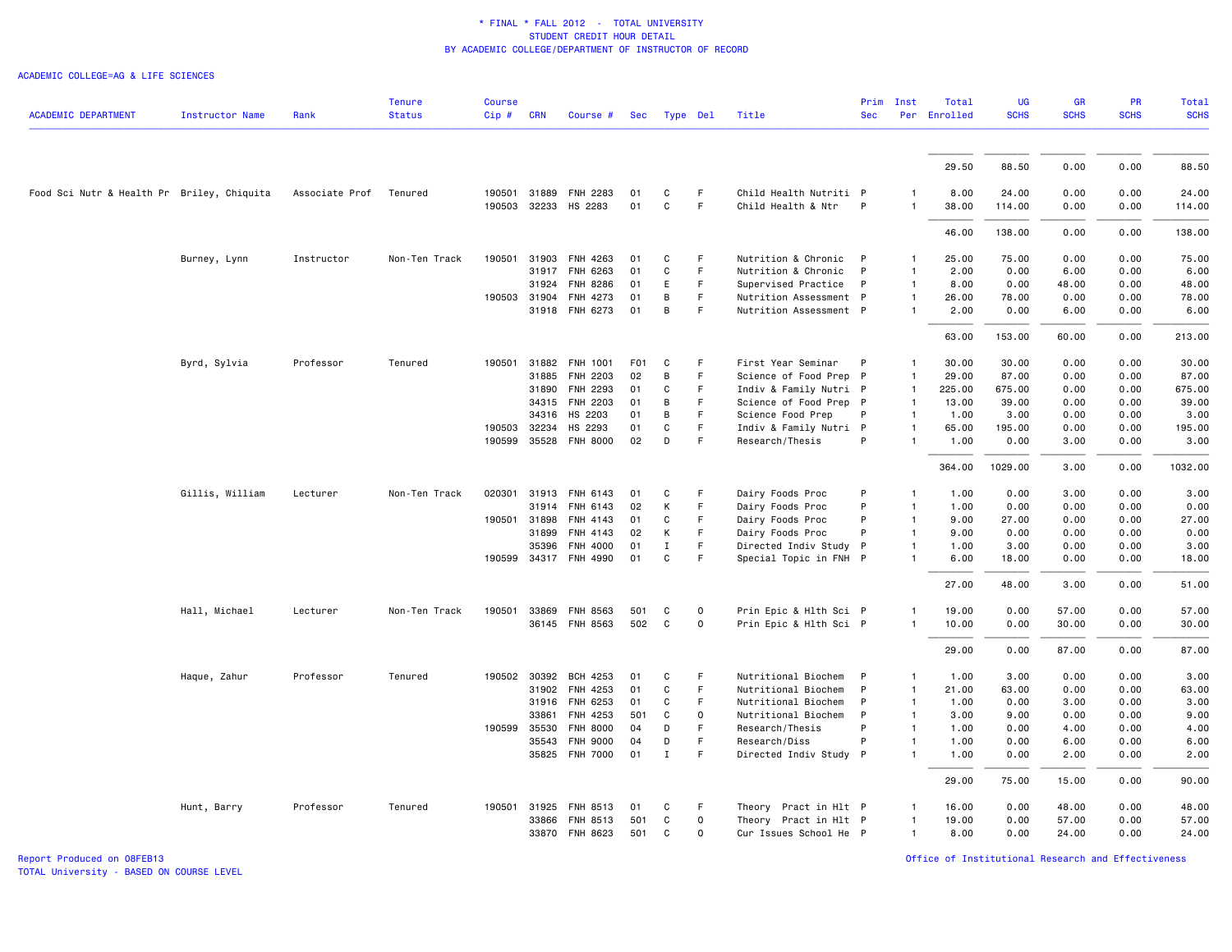\* FINAL \* FALL 2012 - TOTAL UNIVERSITY
STUDENT CREDIT HOUR DETAIL
BY ACADEMIC COLLEGE/DEPARTMENT OF INSTRUCTOR OF RECORD

ACADEMIC COLLEGE=AG & LIFE SCIENCES

| ACADEMIC DEPARTMENT | Instructor Name | Rank | Tenure Status | Course Cip # | CRN | Course # | Sec | Type | Del | Title | Prim Sec | Inst Per | Total Enrolled | UG SCHS | GR SCHS | PR SCHS | Total SCHS |
|---|---|---|---|---|---|---|---|---|---|---|---|---|---|---|---|---|---|
| | | | | | | | | | | | | | 29.50 | 88.50 | 0.00 | 0.00 | 88.50 |
| Food Sci Nutr & Health Pr | Briley, Chiquita | Associate Prof | Tenured | 190501 | 31889 | FNH 2283 | 01 | C | F | Child Health Nutriti | P | 1 | 8.00 | 24.00 | 0.00 | 0.00 | 24.00 |
| | | | | 190503 | 32233 | HS 2283 | 01 | C | F | Child Health & Ntr | P | 1 | 38.00 | 114.00 | 0.00 | 0.00 | 114.00 |
| | | | | | | | | | | | | | 46.00 | 138.00 | 0.00 | 0.00 | 138.00 |
| | Burney, Lynn | Instructor | Non-Ten Track | 190501 | 31903 | FNH 4263 | 01 | C | F | Nutrition & Chronic | P | 1 | 25.00 | 75.00 | 0.00 | 0.00 | 75.00 |
| | | | | | 31917 | FNH 6263 | 01 | C | F | Nutrition & Chronic | P | 1 | 2.00 | 0.00 | 6.00 | 0.00 | 6.00 |
| | | | | | 31924 | FNH 8286 | 01 | E | F | Supervised Practice | P | 1 | 8.00 | 0.00 | 48.00 | 0.00 | 48.00 |
| | | | | 190503 | 31904 | FNH 4273 | 01 | B | F | Nutrition Assessment | P | 1 | 26.00 | 78.00 | 0.00 | 0.00 | 78.00 |
| | | | | | 31918 | FNH 6273 | 01 | B | F | Nutrition Assessment | P | 1 | 2.00 | 0.00 | 6.00 | 0.00 | 6.00 |
| | | | | | | | | | | | | | 63.00 | 153.00 | 60.00 | 0.00 | 213.00 |
| | Byrd, Sylvia | Professor | Tenured | 190501 | 31882 | FNH 1001 | F01 | C | F | First Year Seminar | P | 1 | 30.00 | 30.00 | 0.00 | 0.00 | 30.00 |
| | | | | | 31885 | FNH 2203 | 02 | B | F | Science of Food Prep | P | 1 | 29.00 | 87.00 | 0.00 | 0.00 | 87.00 |
| | | | | | 31890 | FNH 2293 | 01 | C | F | Indiv & Family Nutri | P | 1 | 225.00 | 675.00 | 0.00 | 0.00 | 675.00 |
| | | | | | 34315 | FNH 2203 | 01 | B | F | Science of Food Prep | P | 1 | 13.00 | 39.00 | 0.00 | 0.00 | 39.00 |
| | | | | | 34316 | HS 2203 | 01 | B | F | Science Food Prep | P | 1 | 1.00 | 3.00 | 0.00 | 0.00 | 3.00 |
| | | | | 190503 | 32234 | HS 2293 | 01 | C | F | Indiv & Family Nutri | P | 1 | 65.00 | 195.00 | 0.00 | 0.00 | 195.00 |
| | | | | 190599 | 35528 | FNH 8000 | 02 | D | F | Research/Thesis | P | 1 | 1.00 | 0.00 | 3.00 | 0.00 | 3.00 |
| | | | | | | | | | | | | | 364.00 | 1029.00 | 3.00 | 0.00 | 1032.00 |
| | Gillis, William | Lecturer | Non-Ten Track | 020301 | 31913 | FNH 6143 | 01 | C | F | Dairy Foods Proc | P | 1 | 1.00 | 0.00 | 3.00 | 0.00 | 3.00 |
| | | | | | 31914 | FNH 6143 | 02 | K | F | Dairy Foods Proc | P | 1 | 1.00 | 0.00 | 0.00 | 0.00 | 0.00 |
| | | | | 190501 | 31898 | FNH 4143 | 01 | C | F | Dairy Foods Proc | P | 1 | 9.00 | 27.00 | 0.00 | 0.00 | 27.00 |
| | | | | | 31899 | FNH 4143 | 02 | K | F | Dairy Foods Proc | P | 1 | 9.00 | 0.00 | 0.00 | 0.00 | 0.00 |
| | | | | | 35396 | FNH 4000 | 01 | I | F | Directed Indiv Study | P | 1 | 1.00 | 3.00 | 0.00 | 0.00 | 3.00 |
| | | | | 190599 | 34317 | FNH 4990 | 01 | C | F | Special Topic in FNH | P | 1 | 6.00 | 18.00 | 0.00 | 0.00 | 18.00 |
| | | | | | | | | | | | | | 27.00 | 48.00 | 3.00 | 0.00 | 51.00 |
| | Hall, Michael | Lecturer | Non-Ten Track | 190501 | 33869 | FNH 8563 | 501 | C | O | Prin Epic & Hlth Sci | P | 1 | 19.00 | 0.00 | 57.00 | 0.00 | 57.00 |
| | | | | | 36145 | FNH 8563 | 502 | C | O | Prin Epic & Hlth Sci | P | 1 | 10.00 | 0.00 | 30.00 | 0.00 | 30.00 |
| | | | | | | | | | | | | | 29.00 | 0.00 | 87.00 | 0.00 | 87.00 |
| | Haque, Zahur | Professor | Tenured | 190502 | 30392 | BCH 4253 | 01 | C | F | Nutritional Biochem | P | 1 | 1.00 | 3.00 | 0.00 | 0.00 | 3.00 |
| | | | | | 31902 | FNH 4253 | 01 | C | F | Nutritional Biochem | P | 1 | 21.00 | 63.00 | 0.00 | 0.00 | 63.00 |
| | | | | | 31916 | FNH 6253 | 01 | C | F | Nutritional Biochem | P | 1 | 1.00 | 0.00 | 3.00 | 0.00 | 3.00 |
| | | | | | 33861 | FNH 4253 | 501 | C | O | Nutritional Biochem | P | 1 | 3.00 | 9.00 | 0.00 | 0.00 | 9.00 |
| | | | | 190599 | 35530 | FNH 8000 | 04 | D | F | Research/Thesis | P | 1 | 1.00 | 0.00 | 4.00 | 0.00 | 4.00 |
| | | | | | 35543 | FNH 9000 | 04 | D | F | Research/Diss | P | 1 | 1.00 | 0.00 | 6.00 | 0.00 | 6.00 |
| | | | | | 35825 | FNH 7000 | 01 | I | F | Directed Indiv Study | P | 1 | 1.00 | 0.00 | 2.00 | 0.00 | 2.00 |
| | | | | | | | | | | | | | 29.00 | 75.00 | 15.00 | 0.00 | 90.00 |
| | Hunt, Barry | Professor | Tenured | 190501 | 31925 | FNH 8513 | 01 | C | F | Theory Pract in Hlt | P | 1 | 16.00 | 0.00 | 48.00 | 0.00 | 48.00 |
| | | | | | 33866 | FNH 8513 | 501 | C | O | Theory Pract in Hlt | P | 1 | 19.00 | 0.00 | 57.00 | 0.00 | 57.00 |
| | | | | | 33870 | FNH 8623 | 501 | C | O | Cur Issues School He | P | 1 | 8.00 | 0.00 | 24.00 | 0.00 | 24.00 |

Report Produced on 08FEB13
TOTAL University - BASED ON COURSE LEVEL

Office of Institutional Research and Effectiveness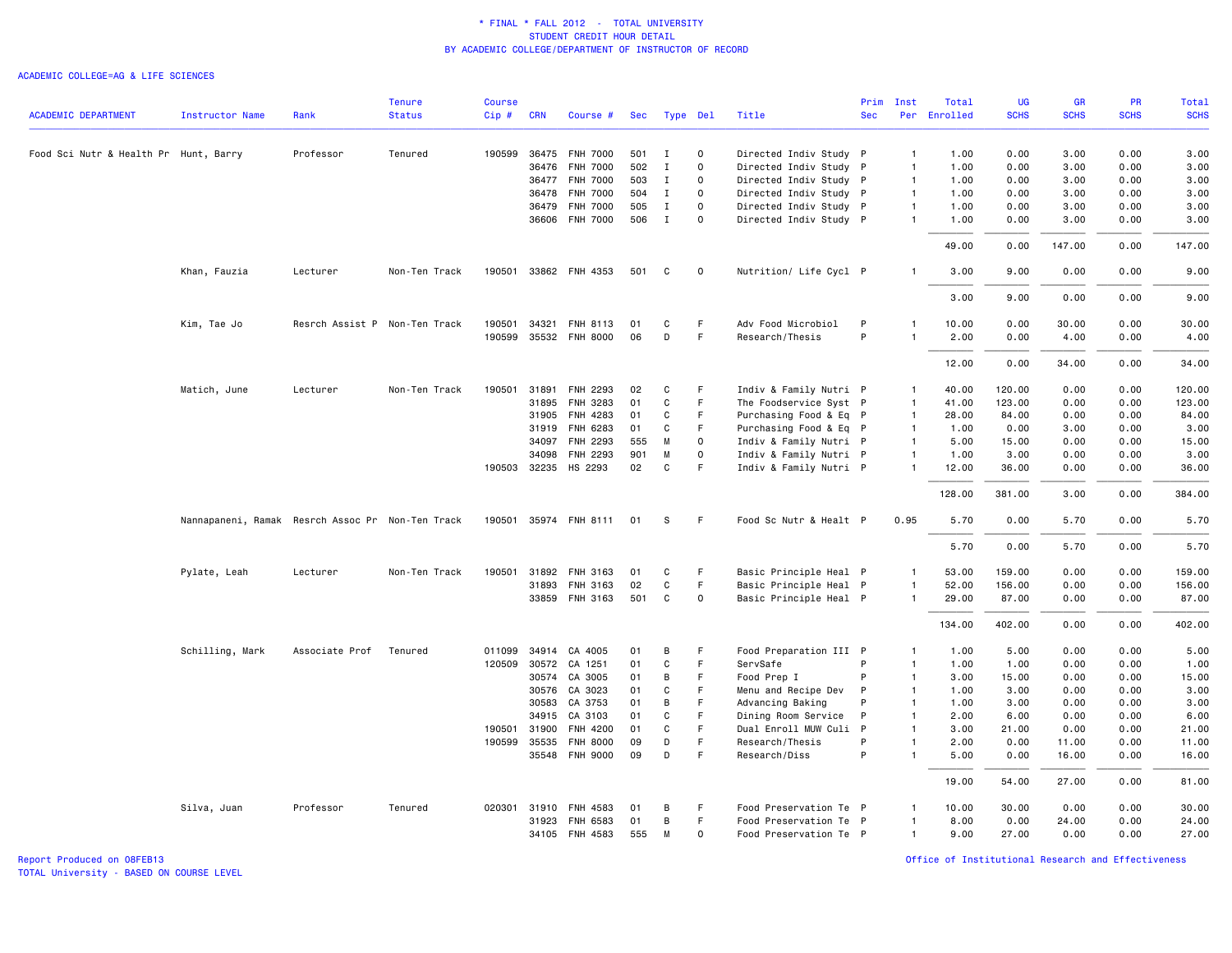\* FINAL \* FALL 2012 - TOTAL UNIVERSITY
STUDENT CREDIT HOUR DETAIL
BY ACADEMIC COLLEGE/DEPARTMENT OF INSTRUCTOR OF RECORD

ACADEMIC COLLEGE=AG & LIFE SCIENCES

| ACADEMIC DEPARTMENT | Instructor Name | Rank | Tenure Status | Course Cip # | CRN | Course # | Sec | Type | Del | Title | Prim Sec | Inst Per | Total Enrolled | UG SCHS | GR SCHS | PR SCHS | Total SCHS |
|---|---|---|---|---|---|---|---|---|---|---|---|---|---|---|---|---|---|
| Food Sci Nutr & Health Pr | Hunt, Barry | Professor | Tenured | 190599 | 36475 | FNH 7000 | 501 | I | O | Directed Indiv Study | P | 1 | 1.00 | 0.00 | 3.00 | 0.00 | 3.00 |
| | | | | | 36476 | FNH 7000 | 502 | I | O | Directed Indiv Study | P | 1 | 1.00 | 0.00 | 3.00 | 0.00 | 3.00 |
| | | | | | 36477 | FNH 7000 | 503 | I | O | Directed Indiv Study | P | 1 | 1.00 | 0.00 | 3.00 | 0.00 | 3.00 |
| | | | | | 36478 | FNH 7000 | 504 | I | O | Directed Indiv Study | P | 1 | 1.00 | 0.00 | 3.00 | 0.00 | 3.00 |
| | | | | | 36479 | FNH 7000 | 505 | I | O | Directed Indiv Study | P | 1 | 1.00 | 0.00 | 3.00 | 0.00 | 3.00 |
| | | | | | 36606 | FNH 7000 | 506 | I | O | Directed Indiv Study | P | 1 | 1.00 | 0.00 | 3.00 | 0.00 | 3.00 |
| | | | | | | | | | | | | | 49.00 | 0.00 | 147.00 | 0.00 | 147.00 |
| | Khan, Fauzia | Lecturer | Non-Ten Track | 190501 | 33862 | FNH 4353 | 501 | C | O | Nutrition/ Life Cycl | P | 1 | 3.00 | 9.00 | 0.00 | 0.00 | 9.00 |
| | | | | | | | | | | | | | 3.00 | 9.00 | 0.00 | 0.00 | 9.00 |
| | Kim, Tae Jo | Resrch Assist P | Non-Ten Track | 190501 | 34321 | FNH 8113 | 01 | C | F | Adv Food Microbiol | P | 1 | 10.00 | 0.00 | 30.00 | 0.00 | 30.00 |
| | | | | 190599 | 35532 | FNH 8000 | 06 | D | F | Research/Thesis | P | 1 | 2.00 | 0.00 | 4.00 | 0.00 | 4.00 |
| | | | | | | | | | | | | | 12.00 | 0.00 | 34.00 | 0.00 | 34.00 |
| | Matich, June | Lecturer | Non-Ten Track | 190501 | 31891 | FNH 2293 | 02 | C | F | Indiv & Family Nutri | P | 1 | 40.00 | 120.00 | 0.00 | 0.00 | 120.00 |
| | | | | | 31895 | FNH 3283 | 01 | C | F | The Foodservice Syst | P | 1 | 41.00 | 123.00 | 0.00 | 0.00 | 123.00 |
| | | | | | 31905 | FNH 4283 | 01 | C | F | Purchasing Food & Eq | P | 1 | 28.00 | 84.00 | 0.00 | 0.00 | 84.00 |
| | | | | | 31919 | FNH 6283 | 01 | C | F | Purchasing Food & Eq | P | 1 | 1.00 | 0.00 | 3.00 | 0.00 | 3.00 |
| | | | | | 34097 | FNH 2293 | 555 | M | O | Indiv & Family Nutri | P | 1 | 5.00 | 15.00 | 0.00 | 0.00 | 15.00 |
| | | | | | 34098 | FNH 2293 | 901 | M | O | Indiv & Family Nutri | P | 1 | 1.00 | 3.00 | 0.00 | 0.00 | 3.00 |
| | | | | 190503 | 32235 | HS 2293 | 02 | C | F | Indiv & Family Nutri | P | 1 | 12.00 | 36.00 | 0.00 | 0.00 | 36.00 |
| | | | | | | | | | | | | | 128.00 | 381.00 | 3.00 | 0.00 | 384.00 |
| | Nannapaneni, Ramak | Resrch Assoc Pr | Non-Ten Track | 190501 | 35974 | FNH 8111 | 01 | S | F | Food Sc Nutr & Healt | P | 0.95 | 5.70 | 0.00 | 5.70 | 0.00 | 5.70 |
| | | | | | | | | | | | | | 5.70 | 0.00 | 5.70 | 0.00 | 5.70 |
| | Pylate, Leah | Lecturer | Non-Ten Track | 190501 | 31892 | FNH 3163 | 01 | C | F | Basic Principle Heal | P | 1 | 53.00 | 159.00 | 0.00 | 0.00 | 159.00 |
| | | | | | 31893 | FNH 3163 | 02 | C | F | Basic Principle Heal | P | 1 | 52.00 | 156.00 | 0.00 | 0.00 | 156.00 |
| | | | | | 33859 | FNH 3163 | 501 | C | O | Basic Principle Heal | P | 1 | 29.00 | 87.00 | 0.00 | 0.00 | 87.00 |
| | | | | | | | | | | | | | 134.00 | 402.00 | 0.00 | 0.00 | 402.00 |
| | Schilling, Mark | Associate Prof | Tenured | 011099 | 34914 | CA 4005 | 01 | B | F | Food Preparation III | P | 1 | 1.00 | 5.00 | 0.00 | 0.00 | 5.00 |
| | | | | 120509 | 30572 | CA 1251 | 01 | C | F | ServSafe | P | 1 | 1.00 | 1.00 | 0.00 | 0.00 | 1.00 |
| | | | | | 30574 | CA 3005 | 01 | B | F | Food Prep I | P | 1 | 3.00 | 15.00 | 0.00 | 0.00 | 15.00 |
| | | | | | 30576 | CA 3023 | 01 | C | F | Menu and Recipe Dev | P | 1 | 1.00 | 3.00 | 0.00 | 0.00 | 3.00 |
| | | | | | 30583 | CA 3753 | 01 | B | F | Advancing Baking | P | 1 | 1.00 | 3.00 | 0.00 | 0.00 | 3.00 |
| | | | | | 34915 | CA 3103 | 01 | C | F | Dining Room Service | P | 1 | 2.00 | 6.00 | 0.00 | 0.00 | 6.00 |
| | | | | 190501 | 31900 | FNH 4200 | 01 | C | F | Dual Enroll MUW Culi | P | 1 | 3.00 | 21.00 | 0.00 | 0.00 | 21.00 |
| | | | | 190599 | 35535 | FNH 8000 | 09 | D | F | Research/Thesis | P | 1 | 2.00 | 0.00 | 11.00 | 0.00 | 11.00 |
| | | | | | 35548 | FNH 9000 | 09 | D | F | Research/Diss | P | 1 | 5.00 | 0.00 | 16.00 | 0.00 | 16.00 |
| | | | | | | | | | | | | | 19.00 | 54.00 | 27.00 | 0.00 | 81.00 |
| | Silva, Juan | Professor | Tenured | 020301 | 31910 | FNH 4583 | 01 | B | F | Food Preservation Te | P | 1 | 10.00 | 30.00 | 0.00 | 0.00 | 30.00 |
| | | | | | 31923 | FNH 6583 | 01 | B | F | Food Preservation Te | P | 1 | 8.00 | 0.00 | 24.00 | 0.00 | 24.00 |
| | | | | | 34105 | FNH 4583 | 555 | M | O | Food Preservation Te | P | 1 | 9.00 | 27.00 | 0.00 | 0.00 | 27.00 |

Report Produced on 08FEB13
TOTAL University - BASED ON COURSE LEVEL

Office of Institutional Research and Effectiveness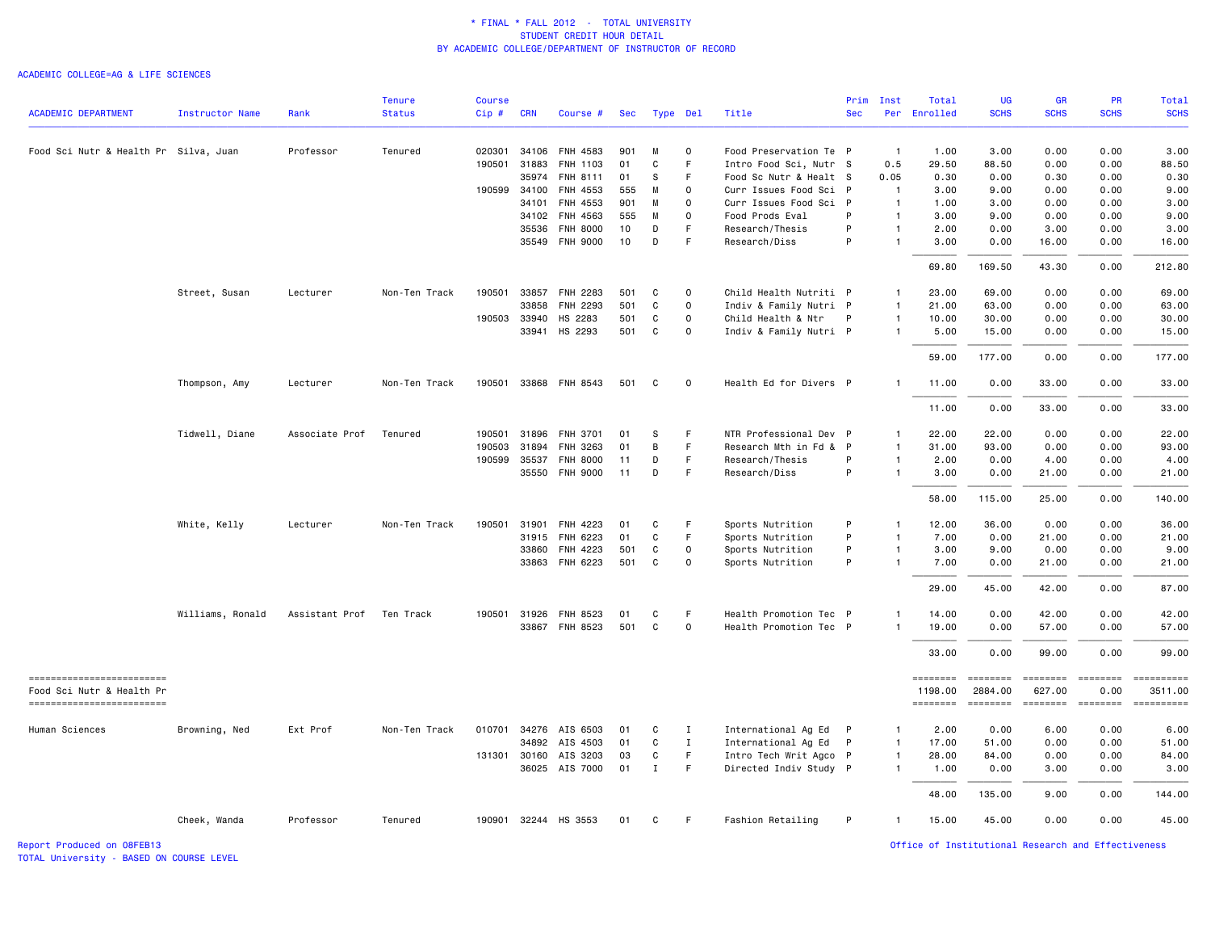\* FINAL \* FALL 2012 - TOTAL UNIVERSITY
STUDENT CREDIT HOUR DETAIL
BY ACADEMIC COLLEGE/DEPARTMENT OF INSTRUCTOR OF RECORD

ACADEMIC COLLEGE=AG & LIFE SCIENCES

| ACADEMIC DEPARTMENT | Instructor Name | Rank | Tenure Status | Course Cip # | CRN | Course # | Sec | Type | Del | Title | Prim Sec | Inst Per | Total Enrolled | UG SCHS | GR SCHS | PR SCHS | Total SCHS |
|---|---|---|---|---|---|---|---|---|---|---|---|---|---|---|---|---|---|
| Food Sci Nutr & Health Pr | Silva, Juan | Professor | Tenured | 020301 | 34106 | FNH 4583 | 901 | M | O | Food Preservation Te | P | 1 | 1.00 | 3.00 | 0.00 | 0.00 | 3.00 |
| | | | | 190501 | 31883 | FNH 1103 | 01 | C | F | Intro Food Sci, Nutr | S | 0.5 | 29.50 | 88.50 | 0.00 | 0.00 | 88.50 |
| | | | | | 35974 | FNH 8111 | 01 | S | F | Food Sc Nutr & Healt | S | 0.05 | 0.30 | 0.00 | 0.30 | 0.00 | 0.30 |
| | | | | 190599 | 34100 | FNH 4553 | 555 | M | O | Curr Issues Food Sci | P | 1 | 3.00 | 9.00 | 0.00 | 0.00 | 9.00 |
| | | | | | 34101 | FNH 4553 | 901 | M | O | Curr Issues Food Sci | P | 1 | 1.00 | 3.00 | 0.00 | 0.00 | 3.00 |
| | | | | | 34102 | FNH 4563 | 555 | M | O | Food Prods Eval | P | 1 | 3.00 | 9.00 | 0.00 | 0.00 | 9.00 |
| | | | | | 35536 | FNH 8000 | 10 | D | F | Research/Thesis | P | 1 | 2.00 | 0.00 | 3.00 | 0.00 | 3.00 |
| | | | | | 35549 | FNH 9000 | 10 | D | F | Research/Diss | P | 1 | 3.00 | 0.00 | 16.00 | 0.00 | 16.00 |
| | | | | | | | | | | | | | 69.80 | 169.50 | 43.30 | 0.00 | 212.80 |
| | Street, Susan | Lecturer | Non-Ten Track | 190501 | 33857 | FNH 2283 | 501 | C | O | Child Health Nutriti | P | 1 | 23.00 | 69.00 | 0.00 | 0.00 | 69.00 |
| | | | | | 33858 | FNH 2293 | 501 | C | O | Indiv & Family Nutri | P | 1 | 21.00 | 63.00 | 0.00 | 0.00 | 63.00 |
| | | | | 190503 | 33940 | HS 2283 | 501 | C | O | Child Health & Ntr | P | 1 | 10.00 | 30.00 | 0.00 | 0.00 | 30.00 |
| | | | | | 33941 | HS 2293 | 501 | C | O | Indiv & Family Nutri | P | 1 | 5.00 | 15.00 | 0.00 | 0.00 | 15.00 |
| | | | | | | | | | | | | | 59.00 | 177.00 | 0.00 | 0.00 | 177.00 |
| | Thompson, Amy | Lecturer | Non-Ten Track | 190501 | 33868 | FNH 8543 | 501 | C | O | Health Ed for Divers | P | 1 | 11.00 | 0.00 | 33.00 | 0.00 | 33.00 |
| | | | | | | | | | | | | | 11.00 | 0.00 | 33.00 | 0.00 | 33.00 |
| | Tidwell, Diane | Associate Prof | Tenured | 190501 | 31896 | FNH 3701 | 01 | S | F | NTR Professional Dev | P | 1 | 22.00 | 22.00 | 0.00 | 0.00 | 22.00 |
| | | | | 190503 | 31894 | FNH 3263 | 01 | B | F | Research Mth in Fd & | P | 1 | 31.00 | 93.00 | 0.00 | 0.00 | 93.00 |
| | | | | 190599 | 35537 | FNH 8000 | 11 | D | F | Research/Thesis | P | 1 | 2.00 | 0.00 | 4.00 | 0.00 | 4.00 |
| | | | | | 35550 | FNH 9000 | 11 | D | F | Research/Diss | P | 1 | 3.00 | 0.00 | 21.00 | 0.00 | 21.00 |
| | | | | | | | | | | | | | 58.00 | 115.00 | 25.00 | 0.00 | 140.00 |
| | White, Kelly | Lecturer | Non-Ten Track | 190501 | 31901 | FNH 4223 | 01 | C | F | Sports Nutrition | P | 1 | 12.00 | 36.00 | 0.00 | 0.00 | 36.00 |
| | | | | | 31915 | FNH 6223 | 01 | C | F | Sports Nutrition | P | 1 | 7.00 | 0.00 | 21.00 | 0.00 | 21.00 |
| | | | | | 33860 | FNH 4223 | 501 | C | O | Sports Nutrition | P | 1 | 3.00 | 9.00 | 0.00 | 0.00 | 9.00 |
| | | | | | 33863 | FNH 6223 | 501 | C | O | Sports Nutrition | P | 1 | 7.00 | 0.00 | 21.00 | 0.00 | 21.00 |
| | | | | | | | | | | | | | 29.00 | 45.00 | 42.00 | 0.00 | 87.00 |
| | Williams, Ronald | Assistant Prof | Ten Track | 190501 | 31926 | FNH 8523 | 01 | C | F | Health Promotion Tec | P | 1 | 14.00 | 0.00 | 42.00 | 0.00 | 42.00 |
| | | | | | 33867 | FNH 8523 | 501 | C | O | Health Promotion Tec | P | 1 | 19.00 | 0.00 | 57.00 | 0.00 | 57.00 |
| | | | | | | | | | | | | | 33.00 | 0.00 | 99.00 | 0.00 | 99.00 |
| Food Sci Nutr & Health Pr | | | | | | | | | | | | | 1198.00 | 2884.00 | 627.00 | 0.00 | 3511.00 |
| Human Sciences | Browning, Ned | Ext Prof | Non-Ten Track | 010701 | 34276 | AIS 6503 | 01 | C | I | International Ag Ed | P | 1 | 2.00 | 0.00 | 6.00 | 0.00 | 6.00 |
| | | | | | 34892 | AIS 4503 | 01 | C | I | International Ag Ed | P | 1 | 17.00 | 51.00 | 0.00 | 0.00 | 51.00 |
| | | | | 131301 | 30160 | AIS 3203 | 03 | C | F | Intro Tech Writ Agco | P | 1 | 28.00 | 84.00 | 0.00 | 0.00 | 84.00 |
| | | | | | 36025 | AIS 7000 | 01 | I | F | Directed Indiv Study | P | 1 | 1.00 | 0.00 | 3.00 | 0.00 | 3.00 |
| | | | | | | | | | | | | | 48.00 | 135.00 | 9.00 | 0.00 | 144.00 |
| | Cheek, Wanda | Professor | Tenured | 190901 | 32244 | HS 3553 | 01 | C | F | Fashion Retailing | P | 1 | 15.00 | 45.00 | 0.00 | 0.00 | 45.00 |

Report Produced on 08FEB13
TOTAL University - BASED ON COURSE LEVEL

Office of Institutional Research and Effectiveness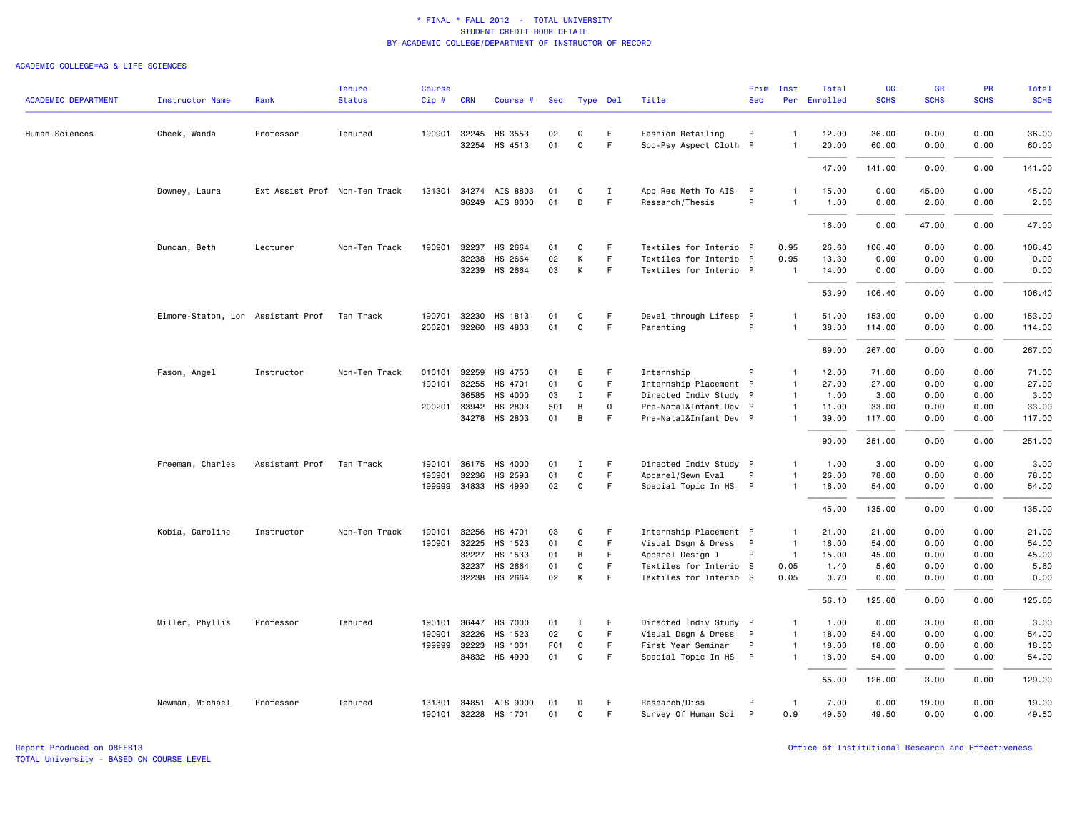\* FINAL \* FALL 2012 - TOTAL UNIVERSITY
STUDENT CREDIT HOUR DETAIL
BY ACADEMIC COLLEGE/DEPARTMENT OF INSTRUCTOR OF RECORD

ACADEMIC COLLEGE=AG & LIFE SCIENCES

| ACADEMIC DEPARTMENT | Instructor Name | Rank | Tenure Status | Course Cip # | CRN | Course # | Sec | Type | Del | Title | Prim Sec | Inst Per | Total Enrolled | UG SCHS | GR SCHS | PR SCHS | Total SCHS |
|---|---|---|---|---|---|---|---|---|---|---|---|---|---|---|---|---|---|
| Human Sciences | Cheek, Wanda | Professor | Tenured | 190901 | 32245 | HS 3553 | 02 | C | F | Fashion Retailing | P | 1 | 12.00 | 36.00 | 0.00 | 0.00 | 36.00 |
| | | | | | 32254 | HS 4513 | 01 | C | F | Soc-Psy Aspect Cloth | P | 1 | 20.00 | 60.00 | 0.00 | 0.00 | 60.00 |
| | | | | | | | | | | | | | 47.00 | 141.00 | 0.00 | 0.00 | 141.00 |
| | Downey, Laura | Ext Assist Prof | Non-Ten Track | 131301 | 34274 | AIS 8803 | 01 | C | I | App Res Meth To AIS | P | 1 | 15.00 | 0.00 | 45.00 | 0.00 | 45.00 |
| | | | | | 36249 | AIS 8000 | 01 | D | F | Research/Thesis | P | 1 | 1.00 | 0.00 | 2.00 | 0.00 | 2.00 |
| | | | | | | | | | | | | | 16.00 | 0.00 | 47.00 | 0.00 | 47.00 |
| | Duncan, Beth | Lecturer | Non-Ten Track | 190901 | 32237 | HS 2664 | 01 | C | F | Textiles for Interio | P | 0.95 | 26.60 | 106.40 | 0.00 | 0.00 | 106.40 |
| | | | | | 32238 | HS 2664 | 02 | K | F | Textiles for Interio | P | 0.95 | 13.30 | 0.00 | 0.00 | 0.00 | 0.00 |
| | | | | | 32239 | HS 2664 | 03 | K | F | Textiles for Interio | P | 1 | 14.00 | 0.00 | 0.00 | 0.00 | 0.00 |
| | | | | | | | | | | | | | 53.90 | 106.40 | 0.00 | 0.00 | 106.40 |
| | Elmore-Staton, Lor | Assistant Prof | Ten Track | 190701 | 32230 | HS 1813 | 01 | C | F | Devel through Lifesp | P | 1 | 51.00 | 153.00 | 0.00 | 0.00 | 153.00 |
| | | | | 200201 | 32260 | HS 4803 | 01 | C | F | Parenting | P | 1 | 38.00 | 114.00 | 0.00 | 0.00 | 114.00 |
| | | | | | | | | | | | | | 89.00 | 267.00 | 0.00 | 0.00 | 267.00 |
| | Fason, Angel | Instructor | Non-Ten Track | 010101 | 32259 | HS 4750 | 01 | E | F | Internship | P | 1 | 12.00 | 71.00 | 0.00 | 0.00 | 71.00 |
| | | | | 190101 | 32255 | HS 4701 | 01 | C | F | Internship Placement | P | 1 | 27.00 | 27.00 | 0.00 | 0.00 | 27.00 |
| | | | | | 36585 | HS 4000 | 03 | I | F | Directed Indiv Study | P | 1 | 1.00 | 3.00 | 0.00 | 0.00 | 3.00 |
| | | | | 200201 | 33942 | HS 2803 | 501 | B | O | Pre-Natal&Infant Dev | P | 1 | 11.00 | 33.00 | 0.00 | 0.00 | 33.00 |
| | | | | | 34278 | HS 2803 | 01 | B | F | Pre-Natal&Infant Dev | P | 1 | 39.00 | 117.00 | 0.00 | 0.00 | 117.00 |
| | | | | | | | | | | | | | 90.00 | 251.00 | 0.00 | 0.00 | 251.00 |
| | Freeman, Charles | Assistant Prof | Ten Track | 190101 | 36175 | HS 4000 | 01 | I | F | Directed Indiv Study | P | 1 | 1.00 | 3.00 | 0.00 | 0.00 | 3.00 |
| | | | | 190901 | 32236 | HS 2593 | 01 | C | F | Apparel/Sewn Eval | P | 1 | 26.00 | 78.00 | 0.00 | 0.00 | 78.00 |
| | | | | 199999 | 34833 | HS 4990 | 02 | C | F | Special Topic In HS | P | 1 | 18.00 | 54.00 | 0.00 | 0.00 | 54.00 |
| | | | | | | | | | | | | | 45.00 | 135.00 | 0.00 | 0.00 | 135.00 |
| | Kobia, Caroline | Instructor | Non-Ten Track | 190101 | 32256 | HS 4701 | 03 | C | F | Internship Placement | P | 1 | 21.00 | 21.00 | 0.00 | 0.00 | 21.00 |
| | | | | 190901 | 32225 | HS 1523 | 01 | C | F | Visual Dsgn & Dress | P | 1 | 18.00 | 54.00 | 0.00 | 0.00 | 54.00 |
| | | | | | 32227 | HS 1533 | 01 | B | F | Apparel Design I | P | 1 | 15.00 | 45.00 | 0.00 | 0.00 | 45.00 |
| | | | | | 32237 | HS 2664 | 01 | C | F | Textiles for Interio | S | 0.05 | 1.40 | 5.60 | 0.00 | 0.00 | 5.60 |
| | | | | | 32238 | HS 2664 | 02 | K | F | Textiles for Interio | S | 0.05 | 0.70 | 0.00 | 0.00 | 0.00 | 0.00 |
| | | | | | | | | | | | | | 56.10 | 125.60 | 0.00 | 0.00 | 125.60 |
| | Miller, Phyllis | Professor | Tenured | 190101 | 36447 | HS 7000 | 01 | I | F | Directed Indiv Study | P | 1 | 1.00 | 0.00 | 3.00 | 0.00 | 3.00 |
| | | | | 190901 | 32226 | HS 1523 | 02 | C | F | Visual Dsgn & Dress | P | 1 | 18.00 | 54.00 | 0.00 | 0.00 | 54.00 |
| | | | | 199999 | 32223 | HS 1001 | F01 | C | F | First Year Seminar | P | 1 | 18.00 | 18.00 | 0.00 | 0.00 | 18.00 |
| | | | | | 34832 | HS 4990 | 01 | C | F | Special Topic In HS | P | 1 | 18.00 | 54.00 | 0.00 | 0.00 | 54.00 |
| | | | | | | | | | | | | | 55.00 | 126.00 | 3.00 | 0.00 | 129.00 |
| | Newman, Michael | Professor | Tenured | 131301 | 34851 | AIS 9000 | 01 | D | F | Research/Diss | P | 1 | 7.00 | 0.00 | 19.00 | 0.00 | 19.00 |
| | | | | 190101 | 32228 | HS 1701 | 01 | C | F | Survey Of Human Sci | P | 0.9 | 49.50 | 49.50 | 0.00 | 0.00 | 49.50 |

Report Produced on 08FEB13
TOTAL University - BASED ON COURSE LEVEL

Office of Institutional Research and Effectiveness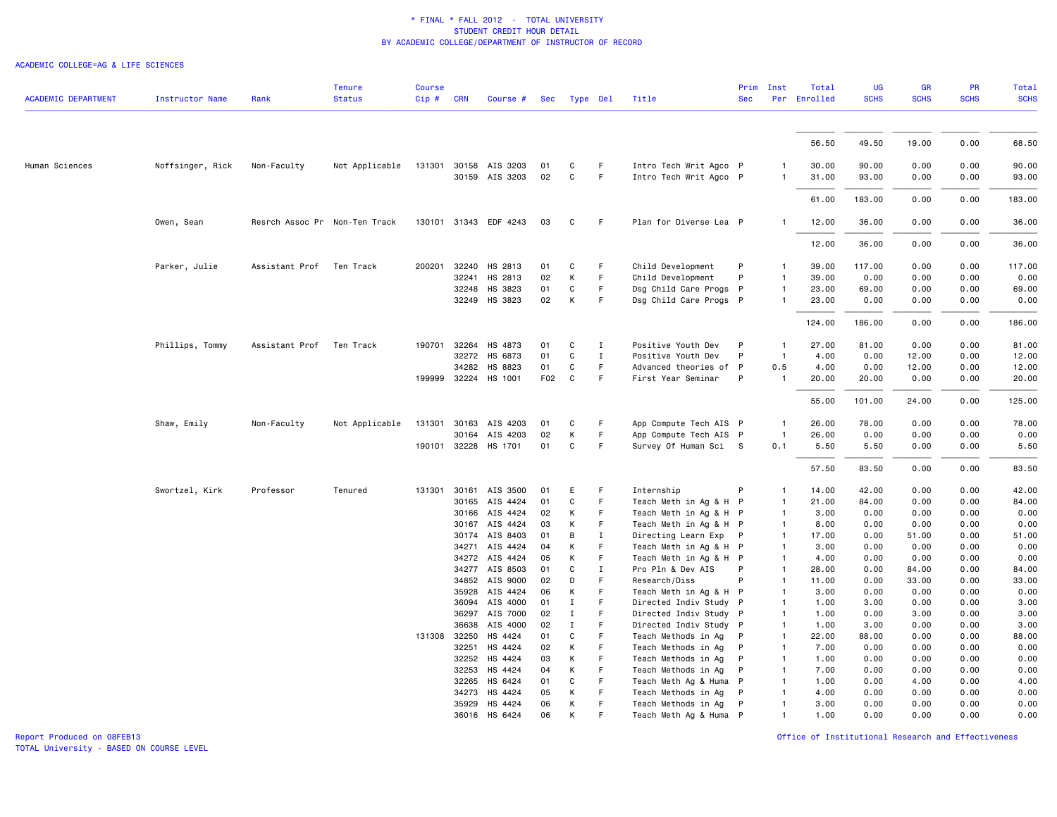\* FINAL \* FALL 2012 - TOTAL UNIVERSITY
STUDENT CREDIT HOUR DETAIL
BY ACADEMIC COLLEGE/DEPARTMENT OF INSTRUCTOR OF RECORD

ACADEMIC COLLEGE=AG & LIFE SCIENCES

| ACADEMIC DEPARTMENT | Instructor Name | Rank | Tenure Status | Course Cip # | CRN | Course # | Sec | Type | Del | Title | Prim Sec | Inst Per | Total Enrolled | UG SCHS | GR SCHS | PR SCHS | Total SCHS |
|---|---|---|---|---|---|---|---|---|---|---|---|---|---|---|---|---|---|
| | | | | | | | | | | | | | 56.50 | 49.50 | 19.00 | 0.00 | 68.50 |
| Human Sciences | Noffsinger, Rick | Non-Faculty | Not Applicable | 131301 | 30158 | AIS 3203 | 01 | C | F | Intro Tech Writ Agco | P | 1 | 30.00 | 90.00 | 0.00 | 0.00 | 90.00 |
| | | | | | 30159 | AIS 3203 | 02 | C | F | Intro Tech Writ Agco | P | 1 | 31.00 | 93.00 | 0.00 | 0.00 | 93.00 |
| | | | | | | | | | | | | | 61.00 | 183.00 | 0.00 | 0.00 | 183.00 |
| | Owen, Sean | Resrch Assoc Pr | Non-Ten Track | 130101 | 31343 | EDF 4243 | 03 | C | F | Plan for Diverse Lea | P | 1 | 12.00 | 36.00 | 0.00 | 0.00 | 36.00 |
| | | | | | | | | | | | | | 12.00 | 36.00 | 0.00 | 0.00 | 36.00 |
| | Parker, Julie | Assistant Prof | Ten Track | 200201 | 32240 | HS 2813 | 01 | C | F | Child Development | P | 1 | 39.00 | 117.00 | 0.00 | 0.00 | 117.00 |
| | | | | | 32241 | HS 2813 | 02 | K | F | Child Development | P | 1 | 39.00 | 0.00 | 0.00 | 0.00 | 0.00 |
| | | | | | 32248 | HS 3823 | 01 | C | F | Dsg Child Care Progs | P | 1 | 23.00 | 69.00 | 0.00 | 0.00 | 69.00 |
| | | | | | 32249 | HS 3823 | 02 | K | F | Dsg Child Care Progs | P | 1 | 23.00 | 0.00 | 0.00 | 0.00 | 0.00 |
| | | | | | | | | | | | | | 124.00 | 186.00 | 0.00 | 0.00 | 186.00 |
| | Phillips, Tommy | Assistant Prof | Ten Track | 190701 | 32264 | HS 4873 | 01 | C | I | Positive Youth Dev | P | 1 | 27.00 | 81.00 | 0.00 | 0.00 | 81.00 |
| | | | | | 32272 | HS 6873 | 01 | C | I | Positive Youth Dev | P | 1 | 4.00 | 0.00 | 12.00 | 0.00 | 12.00 |
| | | | | | 34282 | HS 8823 | 01 | C | F | Advanced theories of | P | 0.5 | 4.00 | 0.00 | 12.00 | 0.00 | 12.00 |
| | | | | 199999 | 32224 | HS 1001 | F02 | C | F | First Year Seminar | P | 1 | 20.00 | 20.00 | 0.00 | 0.00 | 20.00 |
| | | | | | | | | | | | | | 55.00 | 101.00 | 24.00 | 0.00 | 125.00 |
| | Shaw, Emily | Non-Faculty | Not Applicable | 131301 | 30163 | AIS 4203 | 01 | C | F | App Compute Tech AIS | P | 1 | 26.00 | 78.00 | 0.00 | 0.00 | 78.00 |
| | | | | | 30164 | AIS 4203 | 02 | K | F | App Compute Tech AIS | P | 1 | 26.00 | 0.00 | 0.00 | 0.00 | 0.00 |
| | | | | 190101 | 32228 | HS 1701 | 01 | C | F | Survey Of Human Sci | S | 0.1 | 5.50 | 5.50 | 0.00 | 0.00 | 5.50 |
| | | | | | | | | | | | | | 57.50 | 83.50 | 0.00 | 0.00 | 83.50 |
| | Swortzel, Kirk | Professor | Tenured | 131301 | 30161 | AIS 3500 | 01 | E | F | Internship | P | 1 | 14.00 | 42.00 | 0.00 | 0.00 | 42.00 |
| | | | | | 30165 | AIS 4424 | 01 | C | F | Teach Meth in Ag & H | P | 1 | 21.00 | 84.00 | 0.00 | 0.00 | 84.00 |
| | | | | | 30166 | AIS 4424 | 02 | K | F | Teach Meth in Ag & H | P | 1 | 3.00 | 0.00 | 0.00 | 0.00 | 0.00 |
| | | | | | 30167 | AIS 4424 | 03 | K | F | Teach Meth in Ag & H | P | 1 | 8.00 | 0.00 | 0.00 | 0.00 | 0.00 |
| | | | | | 30174 | AIS 8403 | 01 | B | I | Directing Learn Exp | P | 1 | 17.00 | 0.00 | 51.00 | 0.00 | 51.00 |
| | | | | | 34271 | AIS 4424 | 04 | K | F | Teach Meth in Ag & H | P | 1 | 3.00 | 0.00 | 0.00 | 0.00 | 0.00 |
| | | | | | 34272 | AIS 4424 | 05 | K | F | Teach Meth in Ag & H | P | 1 | 4.00 | 0.00 | 0.00 | 0.00 | 0.00 |
| | | | | | 34277 | AIS 8503 | 01 | C | I | Pro Pln & Dev AIS | P | 1 | 28.00 | 0.00 | 84.00 | 0.00 | 84.00 |
| | | | | | 34852 | AIS 9000 | 02 | D | F | Research/Diss | P | 1 | 11.00 | 0.00 | 33.00 | 0.00 | 33.00 |
| | | | | | 35928 | AIS 4424 | 06 | K | F | Teach Meth in Ag & H | P | 1 | 3.00 | 0.00 | 0.00 | 0.00 | 0.00 |
| | | | | | 36094 | AIS 4000 | 01 | I | F | Directed Indiv Study | P | 1 | 1.00 | 3.00 | 0.00 | 0.00 | 3.00 |
| | | | | | 36297 | AIS 7000 | 02 | I | F | Directed Indiv Study | P | 1 | 1.00 | 0.00 | 3.00 | 0.00 | 3.00 |
| | | | | | 36638 | AIS 4000 | 02 | I | F | Directed Indiv Study | P | 1 | 1.00 | 3.00 | 0.00 | 0.00 | 3.00 |
| | | | | 131308 | 32250 | HS 4424 | 01 | C | F | Teach Methods in Ag | P | 1 | 22.00 | 88.00 | 0.00 | 0.00 | 88.00 |
| | | | | | 32251 | HS 4424 | 02 | K | F | Teach Methods in Ag | P | 1 | 7.00 | 0.00 | 0.00 | 0.00 | 0.00 |
| | | | | | 32252 | HS 4424 | 03 | K | F | Teach Methods in Ag | P | 1 | 1.00 | 0.00 | 0.00 | 0.00 | 0.00 |
| | | | | | 32253 | HS 4424 | 04 | K | F | Teach Methods in Ag | P | 1 | 7.00 | 0.00 | 0.00 | 0.00 | 0.00 |
| | | | | | 32265 | HS 6424 | 01 | C | F | Teach Meth Ag & Huma | P | 1 | 1.00 | 0.00 | 4.00 | 0.00 | 4.00 |
| | | | | | 34273 | HS 4424 | 05 | K | F | Teach Methods in Ag | P | 1 | 4.00 | 0.00 | 0.00 | 0.00 | 0.00 |
| | | | | | 35929 | HS 4424 | 06 | K | F | Teach Methods in Ag | P | 1 | 3.00 | 0.00 | 0.00 | 0.00 | 0.00 |
| | | | | | 36016 | HS 6424 | 06 | K | F | Teach Meth Ag & Huma | P | 1 | 1.00 | 0.00 | 0.00 | 0.00 | 0.00 |

Report Produced on 08FEB13
TOTAL University - BASED ON COURSE LEVEL

Office of Institutional Research and Effectiveness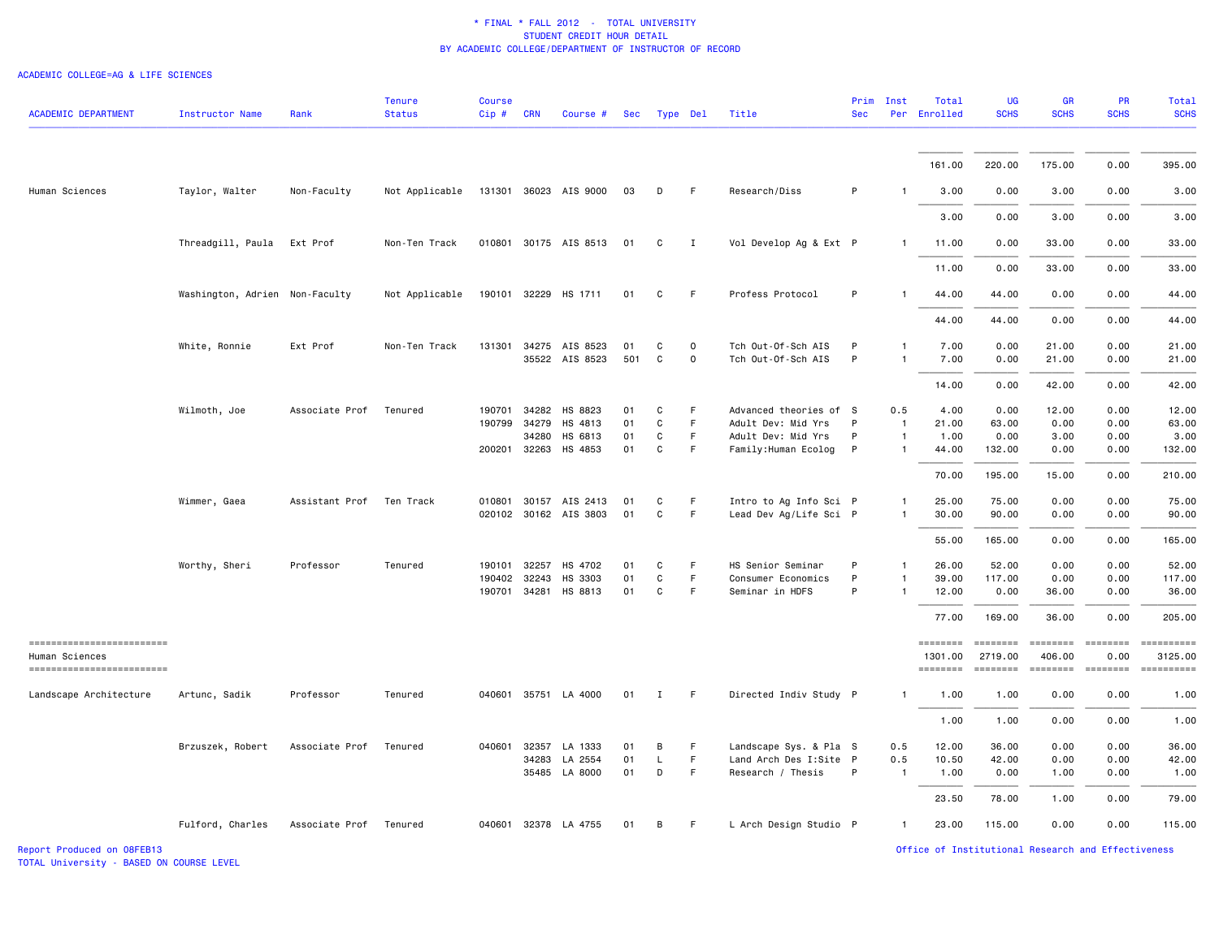\* FINAL \* FALL 2012 - TOTAL UNIVERSITY
STUDENT CREDIT HOUR DETAIL
BY ACADEMIC COLLEGE/DEPARTMENT OF INSTRUCTOR OF RECORD

ACADEMIC COLLEGE=AG & LIFE SCIENCES

| ACADEMIC DEPARTMENT | Instructor Name | Rank | Tenure Status | Course Cip # | CRN | Course # | Sec | Type | Del | Title | Prim Sec | Inst Per | Total Enrolled | UG SCHS | GR SCHS | PR SCHS | Total SCHS |
|---|---|---|---|---|---|---|---|---|---|---|---|---|---|---|---|---|---|
| | | | | | | | | | | | | | 161.00 | 220.00 | 175.00 | 0.00 | 395.00 |
| Human Sciences | Taylor, Walter | Non-Faculty | Not Applicable | 131301 | 36023 | AIS 9000 | 03 | D | F | Research/Diss | P | 1 | 3.00 | 0.00 | 3.00 | 0.00 | 3.00 |
| | | | | | | | | | | | | | 3.00 | 0.00 | 3.00 | 0.00 | 3.00 |
| | Threadgill, Paula | Ext Prof | Non-Ten Track | 010801 | 30175 | AIS 8513 | 01 | C | I | Vol Develop Ag & Ext | P | 1 | 11.00 | 0.00 | 33.00 | 0.00 | 33.00 |
| | | | | | | | | | | | | | 11.00 | 0.00 | 33.00 | 0.00 | 33.00 |
| | Washington, Adrien | Non-Faculty | Not Applicable | 190101 | 32229 | HS 1711 | 01 | C | F | Profess Protocol | P | 1 | 44.00 | 44.00 | 0.00 | 0.00 | 44.00 |
| | | | | | | | | | | | | | 44.00 | 44.00 | 0.00 | 0.00 | 44.00 |
| | White, Ronnie | Ext Prof | Non-Ten Track | 131301 | 34275 | AIS 8523 | 01 | C | O | Tch Out-Of-Sch AIS | P | 1 | 7.00 | 0.00 | 21.00 | 0.00 | 21.00 |
| | | | | | 35522 | AIS 8523 | 501 | C | O | Tch Out-Of-Sch AIS | P | 1 | 7.00 | 0.00 | 21.00 | 0.00 | 21.00 |
| | | | | | | | | | | | | | 14.00 | 0.00 | 42.00 | 0.00 | 42.00 |
| | Wilmoth, Joe | Associate Prof | Tenured | 190701 | 34282 | HS 8823 | 01 | C | F | Advanced theories of | S | 0.5 | 4.00 | 0.00 | 12.00 | 0.00 | 12.00 |
| | | | | 190799 | 34279 | HS 4813 | 01 | C | F | Adult Dev: Mid Yrs | P | 1 | 21.00 | 63.00 | 0.00 | 0.00 | 63.00 |
| | | | | | 34280 | HS 6813 | 01 | C | F | Adult Dev: Mid Yrs | P | 1 | 1.00 | 0.00 | 3.00 | 0.00 | 3.00 |
| | | | | 200201 | 32263 | HS 4853 | 01 | C | F | Family:Human Ecolog | P | 1 | 44.00 | 132.00 | 0.00 | 0.00 | 132.00 |
| | | | | | | | | | | | | | 70.00 | 195.00 | 15.00 | 0.00 | 210.00 |
| | Wimmer, Gaea | Assistant Prof | Ten Track | 010801 | 30157 | AIS 2413 | 01 | C | F | Intro to Ag Info Sci | P | 1 | 25.00 | 75.00 | 0.00 | 0.00 | 75.00 |
| | | | | 020102 | 30162 | AIS 3803 | 01 | C | F | Lead Dev Ag/Life Sci | P | 1 | 30.00 | 90.00 | 0.00 | 0.00 | 90.00 |
| | | | | | | | | | | | | | 55.00 | 165.00 | 0.00 | 0.00 | 165.00 |
| | Worthy, Sheri | Professor | Tenured | 190101 | 32257 | HS 4702 | 01 | C | F | HS Senior Seminar | P | 1 | 26.00 | 52.00 | 0.00 | 0.00 | 52.00 |
| | | | | 190402 | 32243 | HS 3303 | 01 | C | F | Consumer Economics | P | 1 | 39.00 | 117.00 | 0.00 | 0.00 | 117.00 |
| | | | | 190701 | 34281 | HS 8813 | 01 | C | F | Seminar in HDFS | P | 1 | 12.00 | 0.00 | 36.00 | 0.00 | 36.00 |
| | | | | | | | | | | | | | 77.00 | 169.00 | 36.00 | 0.00 | 205.00 |
| Human Sciences | | | | | | | | | | | | | 1301.00 | 2719.00 | 406.00 | 0.00 | 3125.00 |
| Landscape Architecture | Artunc, Sadik | Professor | Tenured | 040601 | 35751 | LA 4000 | 01 | I | F | Directed Indiv Study | P | 1 | 1.00 | 1.00 | 0.00 | 0.00 | 1.00 |
| | | | | | | | | | | | | | 1.00 | 1.00 | 0.00 | 0.00 | 1.00 |
| | Brzuszek, Robert | Associate Prof | Tenured | 040601 | 32357 | LA 1333 | 01 | B | F | Landscape Sys. & Pla | S | 0.5 | 12.00 | 36.00 | 0.00 | 0.00 | 36.00 |
| | | | | | 34283 | LA 2554 | 01 | L | F | Land Arch Des I:Site | P | 0.5 | 10.50 | 42.00 | 0.00 | 0.00 | 42.00 |
| | | | | | 35485 | LA 8000 | 01 | D | F | Research / Thesis | P | 1 | 1.00 | 0.00 | 1.00 | 0.00 | 1.00 |
| | | | | | | | | | | | | | 23.50 | 78.00 | 1.00 | 0.00 | 79.00 |
| | Fulford, Charles | Associate Prof | Tenured | 040601 | 32378 | LA 4755 | 01 | B | F | L Arch Design Studio | P | 1 | 23.00 | 115.00 | 0.00 | 0.00 | 115.00 |

Report Produced on 08FEB13
TOTAL University - BASED ON COURSE LEVEL

Office of Institutional Research and Effectiveness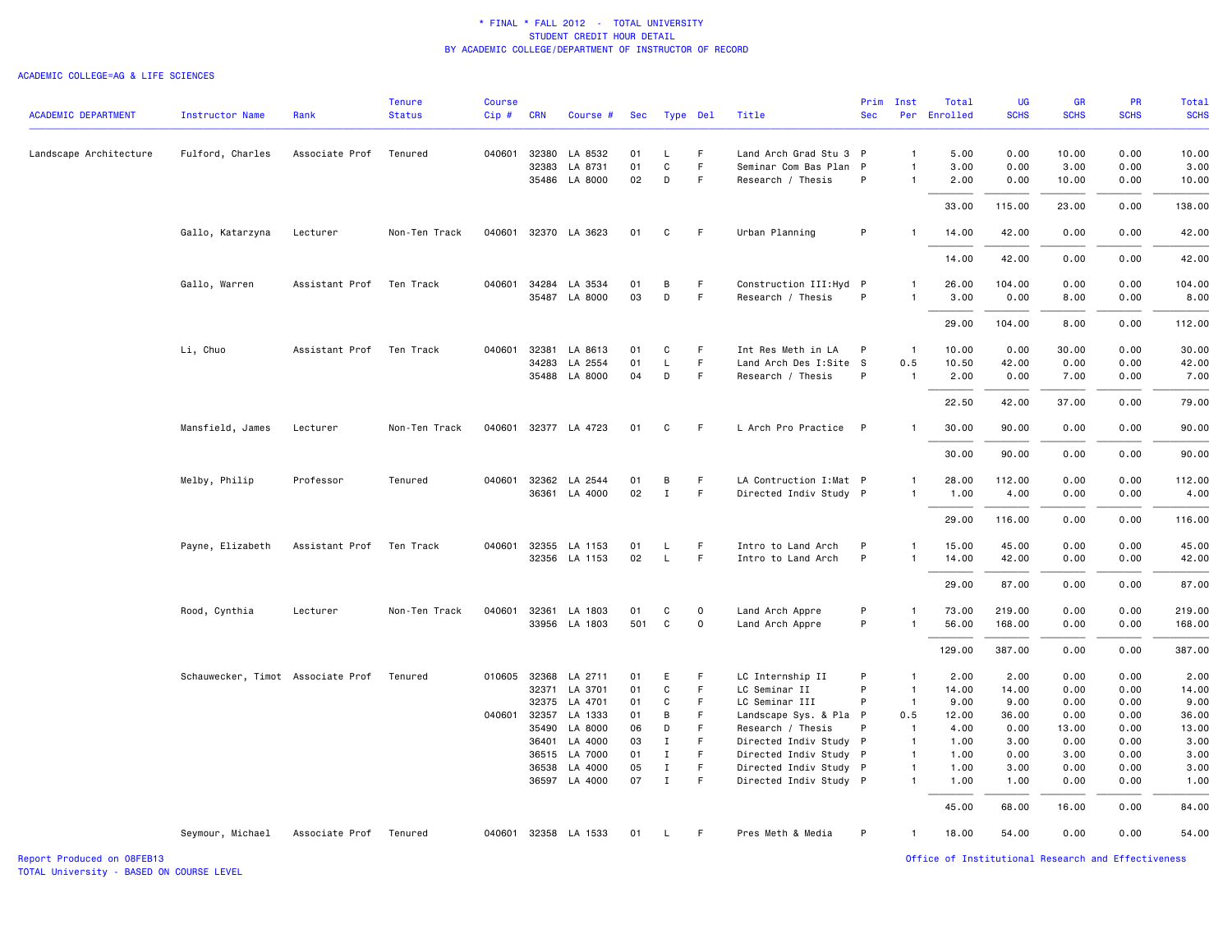\* FINAL \* FALL 2012 - TOTAL UNIVERSITY
STUDENT CREDIT HOUR DETAIL
BY ACADEMIC COLLEGE/DEPARTMENT OF INSTRUCTOR OF RECORD

ACADEMIC COLLEGE=AG & LIFE SCIENCES

| ACADEMIC DEPARTMENT | Instructor Name | Rank | Tenure Status | Course Cip # | CRN | Course # | Sec | Type | Del | Title | Prim Sec | Inst Per | Total Enrolled | UG SCHS | GR SCHS | PR SCHS | Total SCHS |
|---|---|---|---|---|---|---|---|---|---|---|---|---|---|---|---|---|---|
| Landscape Architecture | Fulford, Charles | Associate Prof | Tenured | 040601 | 32380 | LA 8532 | 01 | L | F | Land Arch Grad Stu 3 | P | 1 | 5.00 | 0.00 | 10.00 | 0.00 | 10.00 |
| | | | | | 32383 | LA 8731 | 01 | C | F | Seminar Com Bas Plan | P | 1 | 3.00 | 0.00 | 3.00 | 0.00 | 3.00 |
| | | | | | 35486 | LA 8000 | 02 | D | F | Research / Thesis | P | 1 | 2.00 | 0.00 | 10.00 | 0.00 | 10.00 |
| | | | | | | | | | | | | | 33.00 | 115.00 | 23.00 | 0.00 | 138.00 |
| | Gallo, Katarzyna | Lecturer | Non-Ten Track | 040601 | 32370 | LA 3623 | 01 | C | F | Urban Planning | P | 1 | 14.00 | 42.00 | 0.00 | 0.00 | 42.00 |
| | | | | | | | | | | | | | 14.00 | 42.00 | 0.00 | 0.00 | 42.00 |
| | Gallo, Warren | Assistant Prof | Ten Track | 040601 | 34284 | LA 3534 | 01 | B | F | Construction III:Hyd | P | 1 | 26.00 | 104.00 | 0.00 | 0.00 | 104.00 |
| | | | | | 35487 | LA 8000 | 03 | D | F | Research / Thesis | P | 1 | 3.00 | 0.00 | 8.00 | 0.00 | 8.00 |
| | | | | | | | | | | | | | 29.00 | 104.00 | 8.00 | 0.00 | 112.00 |
| | Li, Chuo | Assistant Prof | Ten Track | 040601 | 32381 | LA 8613 | 01 | C | F | Int Res Meth in LA | P | 1 | 10.00 | 0.00 | 30.00 | 0.00 | 30.00 |
| | | | | | 34283 | LA 2554 | 01 | L | F | Land Arch Des I:Site | S | 0.5 | 10.50 | 42.00 | 0.00 | 0.00 | 42.00 |
| | | | | | 35488 | LA 8000 | 04 | D | F | Research / Thesis | P | 1 | 2.00 | 0.00 | 7.00 | 0.00 | 7.00 |
| | | | | | | | | | | | | | 22.50 | 42.00 | 37.00 | 0.00 | 79.00 |
| | Mansfield, James | Lecturer | Non-Ten Track | 040601 | 32377 | LA 4723 | 01 | C | F | L Arch Pro Practice | P | 1 | 30.00 | 90.00 | 0.00 | 0.00 | 90.00 |
| | | | | | | | | | | | | | 30.00 | 90.00 | 0.00 | 0.00 | 90.00 |
| | Melby, Philip | Professor | Tenured | 040601 | 32362 | LA 2544 | 01 | B | F | LA Contruction I:Mat | P | 1 | 28.00 | 112.00 | 0.00 | 0.00 | 112.00 |
| | | | | | 36361 | LA 4000 | 02 | I | F | Directed Indiv Study | P | 1 | 1.00 | 4.00 | 0.00 | 0.00 | 4.00 |
| | | | | | | | | | | | | | 29.00 | 116.00 | 0.00 | 0.00 | 116.00 |
| | Payne, Elizabeth | Assistant Prof | Ten Track | 040601 | 32355 | LA 1153 | 01 | L | F | Intro to Land Arch | P | 1 | 15.00 | 45.00 | 0.00 | 0.00 | 45.00 |
| | | | | | 32356 | LA 1153 | 02 | L | F | Intro to Land Arch | P | 1 | 14.00 | 42.00 | 0.00 | 0.00 | 42.00 |
| | | | | | | | | | | | | | 29.00 | 87.00 | 0.00 | 0.00 | 87.00 |
| | Rood, Cynthia | Lecturer | Non-Ten Track | 040601 | 32361 | LA 1803 | 01 | C | O | Land Arch Appre | P | 1 | 73.00 | 219.00 | 0.00 | 0.00 | 219.00 |
| | | | | | 33956 | LA 1803 | 501 | C | O | Land Arch Appre | P | 1 | 56.00 | 168.00 | 0.00 | 0.00 | 168.00 |
| | | | | | | | | | | | | | 129.00 | 387.00 | 0.00 | 0.00 | 387.00 |
| | Schauwecker, Timot | Associate Prof | Tenured | 010605 | 32368 | LA 2711 | 01 | E | F | LC Internship II | P | 1 | 2.00 | 2.00 | 0.00 | 0.00 | 2.00 |
| | | | | | 32371 | LA 3701 | 01 | C | F | LC Seminar II | P | 1 | 14.00 | 14.00 | 0.00 | 0.00 | 14.00 |
| | | | | | 32375 | LA 4701 | 01 | C | F | LC Seminar III | P | 1 | 9.00 | 9.00 | 0.00 | 0.00 | 9.00 |
| | | | | 040601 | 32357 | LA 1333 | 01 | B | F | Landscape Sys. & Pla | P | 0.5 | 12.00 | 36.00 | 0.00 | 0.00 | 36.00 |
| | | | | | 35490 | LA 8000 | 06 | D | F | Research / Thesis | P | 1 | 4.00 | 0.00 | 13.00 | 0.00 | 13.00 |
| | | | | | 36401 | LA 4000 | 03 | I | F | Directed Indiv Study | P | 1 | 1.00 | 3.00 | 0.00 | 0.00 | 3.00 |
| | | | | | 36515 | LA 7000 | 01 | I | F | Directed Indiv Study | P | 1 | 1.00 | 0.00 | 3.00 | 0.00 | 3.00 |
| | | | | | 36538 | LA 4000 | 05 | I | F | Directed Indiv Study | P | 1 | 1.00 | 3.00 | 0.00 | 0.00 | 3.00 |
| | | | | | 36597 | LA 4000 | 07 | I | F | Directed Indiv Study | P | 1 | 1.00 | 1.00 | 0.00 | 0.00 | 1.00 |
| | | | | | | | | | | | | | 45.00 | 68.00 | 16.00 | 0.00 | 84.00 |
| | Seymour, Michael | Associate Prof | Tenured | 040601 | 32358 | LA 1533 | 01 | L | F | Pres Meth & Media | P | 1 | 18.00 | 54.00 | 0.00 | 0.00 | 54.00 |

Report Produced on 08FEB13
TOTAL University - BASED ON COURSE LEVEL

Office of Institutional Research and Effectiveness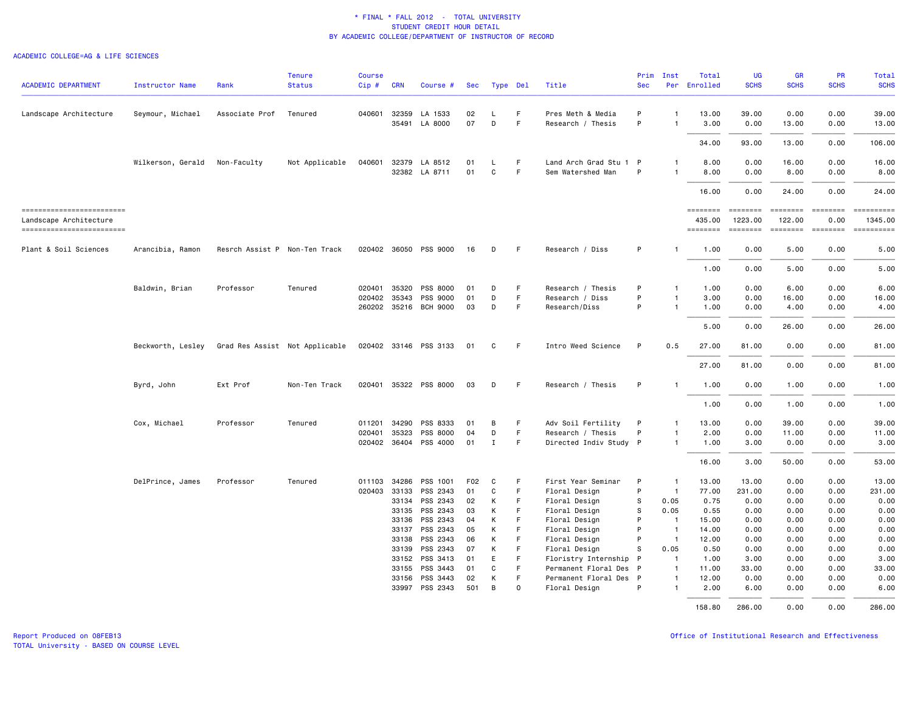\* FINAL \* FALL 2012 - TOTAL UNIVERSITY
STUDENT CREDIT HOUR DETAIL
BY ACADEMIC COLLEGE/DEPARTMENT OF INSTRUCTOR OF RECORD

ACADEMIC COLLEGE=AG & LIFE SCIENCES

| ACADEMIC DEPARTMENT | Instructor Name | Rank | Tenure Status | Course Cip # | CRN | Course # | Sec | Type | Del | Title | Prim Sec | Inst Per | Total Enrolled | UG SCHS | GR SCHS | PR SCHS | Total SCHS |
|---|---|---|---|---|---|---|---|---|---|---|---|---|---|---|---|---|---|
| Landscape Architecture | Seymour, Michael | Associate Prof | Tenured | 040601 | 32359 | LA 1533 | 02 | L | F | Pres Meth & Media | P | 1 | 13.00 | 39.00 | 0.00 | 0.00 | 39.00 |
| | | | | | 35491 | LA 8000 | 07 | D | F | Research / Thesis | P | 1 | 3.00 | 0.00 | 13.00 | 0.00 | 13.00 |
| | | | | | | | | | | | | | 34.00 | 93.00 | 13.00 | 0.00 | 106.00 |
| | Wilkerson, Gerald | Non-Faculty | Not Applicable | 040601 | 32379 | LA 8512 | 01 | L | F | Land Arch Grad Stu 1 | P | 1 | 8.00 | 0.00 | 16.00 | 0.00 | 16.00 |
| | | | | | 32382 | LA 8711 | 01 | C | F | Sem Watershed Man | P | 1 | 8.00 | 0.00 | 8.00 | 0.00 | 8.00 |
| | | | | | | | | | | | | | 16.00 | 0.00 | 24.00 | 0.00 | 24.00 |
| Landscape Architecture | | | | | | | | | | | | | 435.00 | 1223.00 | 122.00 | 0.00 | 1345.00 |
| Plant & Soil Sciences | Arancibia, Ramon | Resrch Assist P | Non-Ten Track | 020402 | 36050 | PSS 9000 | 16 | D | F | Research / Diss | P | 1 | 1.00 | 0.00 | 5.00 | 0.00 | 5.00 |
| | | | | | | | | | | | | | 1.00 | 0.00 | 5.00 | 0.00 | 5.00 |
| | Baldwin, Brian | Professor | Tenured | 020401 | 35320 | PSS 8000 | 01 | D | F | Research / Thesis | P | 1 | 1.00 | 0.00 | 6.00 | 0.00 | 6.00 |
| | | | | 020402 | 35343 | PSS 9000 | 01 | D | F | Research / Diss | P | 1 | 3.00 | 0.00 | 16.00 | 0.00 | 16.00 |
| | | | | 260202 | 35216 | BCH 9000 | 03 | D | F | Research/Diss | P | 1 | 1.00 | 0.00 | 4.00 | 0.00 | 4.00 |
| | | | | | | | | | | | | | 5.00 | 0.00 | 26.00 | 0.00 | 26.00 |
| | Beckworth, Lesley | Grad Res Assist | Not Applicable | 020402 | 33146 | PSS 3133 | 01 | C | F | Intro Weed Science | P | 0.5 | 27.00 | 81.00 | 0.00 | 0.00 | 81.00 |
| | | | | | | | | | | | | | 27.00 | 81.00 | 0.00 | 0.00 | 81.00 |
| | Byrd, John | Ext Prof | Non-Ten Track | 020401 | 35322 | PSS 8000 | 03 | D | F | Research / Thesis | P | 1 | 1.00 | 0.00 | 1.00 | 0.00 | 1.00 |
| | | | | | | | | | | | | | 1.00 | 0.00 | 1.00 | 0.00 | 1.00 |
| | Cox, Michael | Professor | Tenured | 011201 | 34290 | PSS 8333 | 01 | B | F | Adv Soil Fertility | P | 1 | 13.00 | 0.00 | 39.00 | 0.00 | 39.00 |
| | | | | 020401 | 35323 | PSS 8000 | 04 | D | F | Research / Thesis | P | 1 | 2.00 | 0.00 | 11.00 | 0.00 | 11.00 |
| | | | | 020402 | 36404 | PSS 4000 | 01 | I | F | Directed Indiv Study | P | 1 | 1.00 | 3.00 | 0.00 | 0.00 | 3.00 |
| | | | | | | | | | | | | | 16.00 | 3.00 | 50.00 | 0.00 | 53.00 |
| | DelPrince, James | Professor | Tenured | 011103 | 34286 | PSS 1001 | F02 | C | F | First Year Seminar | P | 1 | 13.00 | 13.00 | 0.00 | 0.00 | 13.00 |
| | | | | 020403 | 33133 | PSS 2343 | 01 | C | F | Floral Design | P | 1 | 77.00 | 231.00 | 0.00 | 0.00 | 231.00 |
| | | | | | 33134 | PSS 2343 | 02 | K | F | Floral Design | S | 0.05 | 0.75 | 0.00 | 0.00 | 0.00 | 0.00 |
| | | | | | 33135 | PSS 2343 | 03 | K | F | Floral Design | S | 0.05 | 0.55 | 0.00 | 0.00 | 0.00 | 0.00 |
| | | | | | 33136 | PSS 2343 | 04 | K | F | Floral Design | P | 1 | 15.00 | 0.00 | 0.00 | 0.00 | 0.00 |
| | | | | | 33137 | PSS 2343 | 05 | K | F | Floral Design | P | 1 | 14.00 | 0.00 | 0.00 | 0.00 | 0.00 |
| | | | | | 33138 | PSS 2343 | 06 | K | F | Floral Design | P | 1 | 12.00 | 0.00 | 0.00 | 0.00 | 0.00 |
| | | | | | 33139 | PSS 2343 | 07 | K | F | Floral Design | S | 0.05 | 0.50 | 0.00 | 0.00 | 0.00 | 0.00 |
| | | | | | 33152 | PSS 3413 | 01 | E | F | Floristry Internship | P | 1 | 1.00 | 3.00 | 0.00 | 0.00 | 3.00 |
| | | | | | 33155 | PSS 3443 | 01 | C | F | Permanent Floral Des | P | 1 | 11.00 | 33.00 | 0.00 | 0.00 | 33.00 |
| | | | | | 33156 | PSS 3443 | 02 | K | F | Permanent Floral Des | P | 1 | 12.00 | 0.00 | 0.00 | 0.00 | 0.00 |
| | | | | | 33997 | PSS 2343 | 501 | B | O | Floral Design | P | 1 | 2.00 | 6.00 | 0.00 | 0.00 | 6.00 |
| | | | | | | | | | | | | | 158.80 | 286.00 | 0.00 | 0.00 | 286.00 |

Report Produced on 08FEB13
TOTAL University - BASED ON COURSE LEVEL

Office of Institutional Research and Effectiveness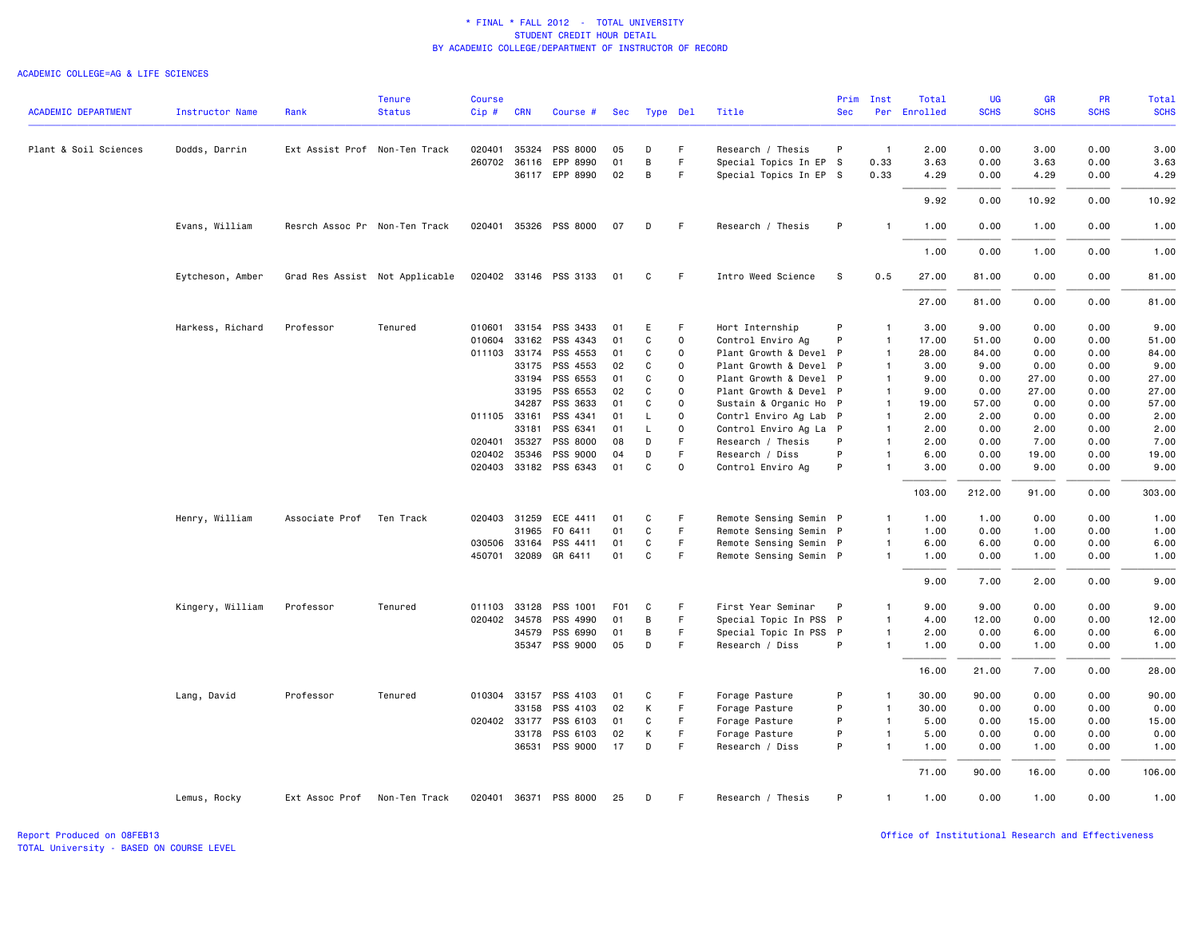# * FINAL * FALL 2012 - TOTAL UNIVERSITY
## STUDENT CREDIT HOUR DETAIL
## BY ACADEMIC COLLEGE/DEPARTMENT OF INSTRUCTOR OF RECORD

ACADEMIC COLLEGE=AG & LIFE SCIENCES

| ACADEMIC DEPARTMENT | Instructor Name | Rank | Tenure Status | Course Cip # | CRN | Course # | Sec | Type | Del | Title | Prim Sec | Inst Per | Total Enrolled | UG SCHS | GR SCHS | PR SCHS | Total SCHS |
|---|---|---|---|---|---|---|---|---|---|---|---|---|---|---|---|---|---|
| Plant & Soil Sciences | Dodds, Darrin | Ext Assist Prof | Non-Ten Track | 020401 | 35324 | PSS 8000 | 05 | D | F | Research / Thesis | P | 1 | 2.00 | 0.00 | 3.00 | 0.00 | 3.00 |
| | | | | 260702 | 36116 | EPP 8990 | 01 | B | F | Special Topics In EP | S | 0.33 | 3.63 | 0.00 | 3.63 | 0.00 | 3.63 |
| | | | | | 36117 | EPP 8990 | 02 | B | F | Special Topics In EP | S | 0.33 | 4.29 | 0.00 | 4.29 | 0.00 | 4.29 |
| | | | | | | | | | | | | | 9.92 | 0.00 | 10.92 | 0.00 | 10.92 |
| | Evans, William | Resrch Assoc Pr | Non-Ten Track | 020401 | 35326 | PSS 8000 | 07 | D | F | Research / Thesis | P | 1 | 1.00 | 0.00 | 1.00 | 0.00 | 1.00 |
| | | | | | | | | | | | | | 1.00 | 0.00 | 1.00 | 0.00 | 1.00 |
| | Eytcheson, Amber | Grad Res Assist | Not Applicable | 020402 | 33146 | PSS 3133 | 01 | C | F | Intro Weed Science | S | 0.5 | 27.00 | 81.00 | 0.00 | 0.00 | 81.00 |
| | | | | | | | | | | | | | 27.00 | 81.00 | 0.00 | 0.00 | 81.00 |
| | Harkess, Richard | Professor | Tenured | 010601 | 33154 | PSS 3433 | 01 | E | F | Hort Internship | P | 1 | 3.00 | 9.00 | 0.00 | 0.00 | 9.00 |
| | | | | 010604 | 33162 | PSS 4343 | 01 | C | O | Control Enviro Ag | P | 1 | 17.00 | 51.00 | 0.00 | 0.00 | 51.00 |
| | | | | 011103 | 33174 | PSS 4553 | 01 | C | O | Plant Growth & Devel | P | 1 | 28.00 | 84.00 | 0.00 | 0.00 | 84.00 |
| | | | | | 33175 | PSS 4553 | 02 | C | O | Plant Growth & Devel | P | 1 | 3.00 | 9.00 | 0.00 | 0.00 | 9.00 |
| | | | | | 33194 | PSS 6553 | 01 | C | O | Plant Growth & Devel | P | 1 | 9.00 | 0.00 | 27.00 | 0.00 | 27.00 |
| | | | | | 33195 | PSS 6553 | 02 | C | O | Plant Growth & Devel | P | 1 | 9.00 | 0.00 | 27.00 | 0.00 | 27.00 |
| | | | | | 34287 | PSS 3633 | 01 | C | O | Sustain & Organic Ho | P | 1 | 19.00 | 57.00 | 0.00 | 0.00 | 57.00 |
| | | | | 011105 | 33161 | PSS 4341 | 01 | L | O | Contrl Enviro Ag Lab | P | 1 | 2.00 | 2.00 | 0.00 | 0.00 | 2.00 |
| | | | | | 33181 | PSS 6341 | 01 | L | O | Control Enviro Ag La | P | 1 | 2.00 | 0.00 | 2.00 | 0.00 | 2.00 |
| | | | | 020401 | 35327 | PSS 8000 | 08 | D | F | Research / Thesis | P | 1 | 2.00 | 0.00 | 7.00 | 0.00 | 7.00 |
| | | | | 020402 | 35346 | PSS 9000 | 04 | D | F | Research / Diss | P | 1 | 6.00 | 0.00 | 19.00 | 0.00 | 19.00 |
| | | | | 020403 | 33182 | PSS 6343 | 01 | C | O | Control Enviro Ag | P | 1 | 3.00 | 0.00 | 9.00 | 0.00 | 9.00 |
| | | | | | | | | | | | | | 103.00 | 212.00 | 91.00 | 0.00 | 303.00 |
| | Henry, William | Associate Prof | Ten Track | 020403 | 31259 | ECE 4411 | 01 | C | F | Remote Sensing Semin | P | 1 | 1.00 | 1.00 | 0.00 | 0.00 | 1.00 |
| | | | | | 31965 | FO 6411 | 01 | C | F | Remote Sensing Semin | P | 1 | 1.00 | 0.00 | 1.00 | 0.00 | 1.00 |
| | | | | 030506 | 33164 | PSS 4411 | 01 | C | F | Remote Sensing Semin | P | 1 | 6.00 | 6.00 | 0.00 | 0.00 | 6.00 |
| | | | | 450701 | 32089 | GR 6411 | 01 | C | F | Remote Sensing Semin | P | 1 | 1.00 | 0.00 | 1.00 | 0.00 | 1.00 |
| | | | | | | | | | | | | | 9.00 | 7.00 | 2.00 | 0.00 | 9.00 |
| | Kingery, William | Professor | Tenured | 011103 | 33128 | PSS 1001 | F01 | C | F | First Year Seminar | P | 1 | 9.00 | 9.00 | 0.00 | 0.00 | 9.00 |
| | | | | 020402 | 34578 | PSS 4990 | 01 | B | F | Special Topic In PSS | P | 1 | 4.00 | 12.00 | 0.00 | 0.00 | 12.00 |
| | | | | | 34579 | PSS 6990 | 01 | B | F | Special Topic In PSS | P | 1 | 2.00 | 0.00 | 6.00 | 0.00 | 6.00 |
| | | | | | 35347 | PSS 9000 | 05 | D | F | Research / Diss | P | 1 | 1.00 | 0.00 | 1.00 | 0.00 | 1.00 |
| | | | | | | | | | | | | | 16.00 | 21.00 | 7.00 | 0.00 | 28.00 |
| | Lang, David | Professor | Tenured | 010304 | 33157 | PSS 4103 | 01 | C | F | Forage Pasture | P | 1 | 30.00 | 90.00 | 0.00 | 0.00 | 90.00 |
| | | | | | 33158 | PSS 4103 | 02 | K | F | Forage Pasture | P | 1 | 30.00 | 0.00 | 0.00 | 0.00 | 0.00 |
| | | | | 020402 | 33177 | PSS 6103 | 01 | C | F | Forage Pasture | P | 1 | 5.00 | 0.00 | 15.00 | 0.00 | 15.00 |
| | | | | | 33178 | PSS 6103 | 02 | K | F | Forage Pasture | P | 1 | 5.00 | 0.00 | 0.00 | 0.00 | 0.00 |
| | | | | | 36531 | PSS 9000 | 17 | D | F | Research / Diss | P | 1 | 1.00 | 0.00 | 1.00 | 0.00 | 1.00 |
| | | | | | | | | | | | | | 71.00 | 90.00 | 16.00 | 0.00 | 106.00 |
| | Lemus, Rocky | Ext Assoc Prof | Non-Ten Track | 020401 | 36371 | PSS 8000 | 25 | D | F | Research / Thesis | P | 1 | 1.00 | 0.00 | 1.00 | 0.00 | 1.00 |

Report Produced on 08FEB13
TOTAL University - BASED ON COURSE LEVEL

Office of Institutional Research and Effectiveness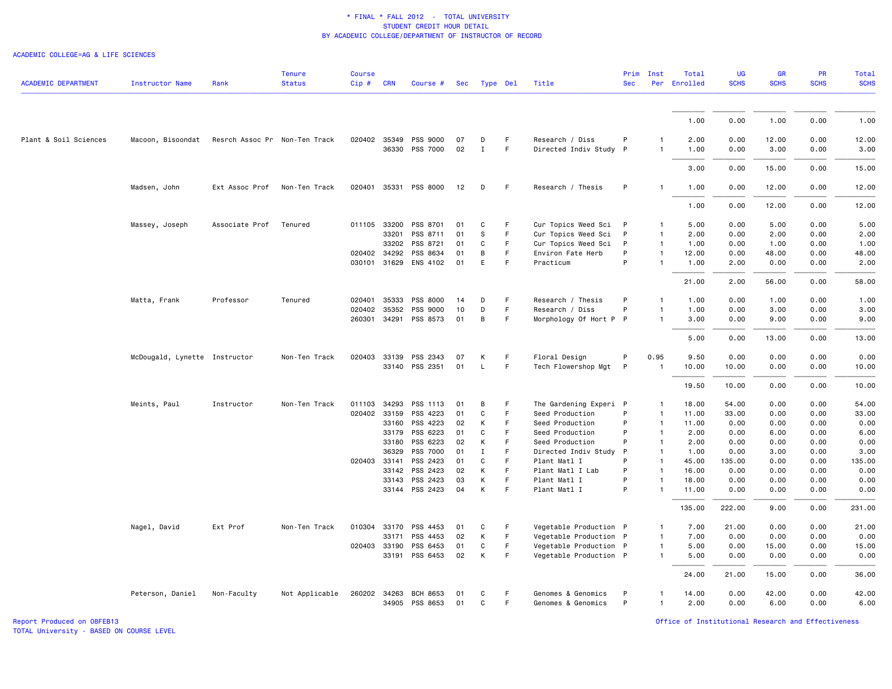\* FINAL \* FALL 2012 - TOTAL UNIVERSITY
STUDENT CREDIT HOUR DETAIL
BY ACADEMIC COLLEGE/DEPARTMENT OF INSTRUCTOR OF RECORD

ACADEMIC COLLEGE=AG & LIFE SCIENCES

| ACADEMIC DEPARTMENT | Instructor Name | Rank | Tenure Status | Course Cip # | CRN | Course # | Sec | Type | Del | Title | Prim Sec | Inst Per | Total Enrolled | UG SCHS | GR SCHS | PR SCHS | Total SCHS |
|---|---|---|---|---|---|---|---|---|---|---|---|---|---|---|---|---|---|
| | | | | | | | | | | | | | 1.00 | 0.00 | 1.00 | 0.00 | 1.00 |
| Plant & Soil Sciences | Macoon, Bisoondat | Resrch Assoc Pr | Non-Ten Track | 020402 | 35349 | PSS 9000 | 07 | D | F | Research / Diss | P | 1 | 2.00 | 0.00 | 12.00 | 0.00 | 12.00 |
| | | | | | 36330 | PSS 7000 | 02 | I | F | Directed Indiv Study | P | 1 | 1.00 | 0.00 | 3.00 | 0.00 | 3.00 |
| | | | | | | | | | | | | | 3.00 | 0.00 | 15.00 | 0.00 | 15.00 |
| | Madsen, John | Ext Assoc Prof | Non-Ten Track | 020401 | 35331 | PSS 8000 | 12 | D | F | Research / Thesis | P | 1 | 1.00 | 0.00 | 12.00 | 0.00 | 12.00 |
| | | | | | | | | | | | | | 1.00 | 0.00 | 12.00 | 0.00 | 12.00 |
| | Massey, Joseph | Associate Prof | Tenured | 011105 | 33200 | PSS 8701 | 01 | C | F | Cur Topics Weed Sci | P | 1 | 5.00 | 0.00 | 5.00 | 0.00 | 5.00 |
| | | | | | 33201 | PSS 8711 | 01 | S | F | Cur Topics Weed Sci | P | 1 | 2.00 | 0.00 | 2.00 | 0.00 | 2.00 |
| | | | | | 33202 | PSS 8721 | 01 | C | F | Cur Topics Weed Sci | P | 1 | 1.00 | 0.00 | 1.00 | 0.00 | 1.00 |
| | | | | 020402 | 34292 | PSS 8634 | 01 | B | F | Environ Fate Herb | P | 1 | 12.00 | 0.00 | 48.00 | 0.00 | 48.00 |
| | | | | 030101 | 31629 | ENS 4102 | 01 | E | F | Practicum | P | 1 | 1.00 | 2.00 | 0.00 | 0.00 | 2.00 |
| | | | | | | | | | | | | | 21.00 | 2.00 | 56.00 | 0.00 | 58.00 |
| | Matta, Frank | Professor | Tenured | 020401 | 35333 | PSS 8000 | 14 | D | F | Research / Thesis | P | 1 | 1.00 | 0.00 | 1.00 | 0.00 | 1.00 |
| | | | | 020402 | 35352 | PSS 9000 | 10 | D | F | Research / Diss | P | 1 | 1.00 | 0.00 | 3.00 | 0.00 | 3.00 |
| | | | | 260301 | 34291 | PSS 8573 | 01 | B | F | Morphology Of Hort P | P | 1 | 3.00 | 0.00 | 9.00 | 0.00 | 9.00 |
| | | | | | | | | | | | | | 5.00 | 0.00 | 13.00 | 0.00 | 13.00 |
| | McDougald, Lynette | Instructor | Non-Ten Track | 020403 | 33139 | PSS 2343 | 07 | K | F | Floral Design | P | 0.95 | 9.50 | 0.00 | 0.00 | 0.00 | 0.00 |
| | | | | | 33140 | PSS 2351 | 01 | L | F | Tech Flowershop Mgt | P | 1 | 10.00 | 10.00 | 0.00 | 0.00 | 10.00 |
| | | | | | | | | | | | | | 19.50 | 10.00 | 0.00 | 0.00 | 10.00 |
| | Meints, Paul | Instructor | Non-Ten Track | 011103 | 34293 | PSS 1113 | 01 | B | F | The Gardening Experi | P | 1 | 18.00 | 54.00 | 0.00 | 0.00 | 54.00 |
| | | | | 020402 | 33159 | PSS 4223 | 01 | C | F | Seed Production | P | 1 | 11.00 | 33.00 | 0.00 | 0.00 | 33.00 |
| | | | | | 33160 | PSS 4223 | 02 | K | F | Seed Production | P | 1 | 11.00 | 0.00 | 0.00 | 0.00 | 0.00 |
| | | | | | 33179 | PSS 6223 | 01 | C | F | Seed Production | P | 1 | 2.00 | 0.00 | 6.00 | 0.00 | 6.00 |
| | | | | | 33180 | PSS 6223 | 02 | K | F | Seed Production | P | 1 | 2.00 | 0.00 | 0.00 | 0.00 | 0.00 |
| | | | | | 36329 | PSS 7000 | 01 | I | F | Directed Indiv Study | P | 1 | 1.00 | 0.00 | 3.00 | 0.00 | 3.00 |
| | | | | 020403 | 33141 | PSS 2423 | 01 | C | F | Plant Matl I | P | 1 | 45.00 | 135.00 | 0.00 | 0.00 | 135.00 |
| | | | | | 33142 | PSS 2423 | 02 | K | F | Plant Matl I Lab | P | 1 | 16.00 | 0.00 | 0.00 | 0.00 | 0.00 |
| | | | | | 33143 | PSS 2423 | 03 | K | F | Plant Matl I | P | 1 | 18.00 | 0.00 | 0.00 | 0.00 | 0.00 |
| | | | | | 33144 | PSS 2423 | 04 | K | F | Plant Matl I | P | 1 | 11.00 | 0.00 | 0.00 | 0.00 | 0.00 |
| | | | | | | | | | | | | | 135.00 | 222.00 | 9.00 | 0.00 | 231.00 |
| | Nagel, David | Ext Prof | Non-Ten Track | 010304 | 33170 | PSS 4453 | 01 | C | F | Vegetable Production | P | 1 | 7.00 | 21.00 | 0.00 | 0.00 | 21.00 |
| | | | | | 33171 | PSS 4453 | 02 | K | F | Vegetable Production | P | 1 | 7.00 | 0.00 | 0.00 | 0.00 | 0.00 |
| | | | | 020403 | 33190 | PSS 6453 | 01 | C | F | Vegetable Production | P | 1 | 5.00 | 0.00 | 15.00 | 0.00 | 15.00 |
| | | | | | 33191 | PSS 6453 | 02 | K | F | Vegetable Production | P | 1 | 5.00 | 0.00 | 0.00 | 0.00 | 0.00 |
| | | | | | | | | | | | | | 24.00 | 21.00 | 15.00 | 0.00 | 36.00 |
| | Peterson, Daniel | Non-Faculty | Not Applicable | 260202 | 34263 | BCH 8653 | 01 | C | F | Genomes & Genomics | P | 1 | 14.00 | 0.00 | 42.00 | 0.00 | 42.00 |
| | | | | | 34905 | PSS 8653 | 01 | C | F | Genomes & Genomics | P | 1 | 2.00 | 0.00 | 6.00 | 0.00 | 6.00 |

Report Produced on 08FEB13
TOTAL University - BASED ON COURSE LEVEL

Office of Institutional Research and Effectiveness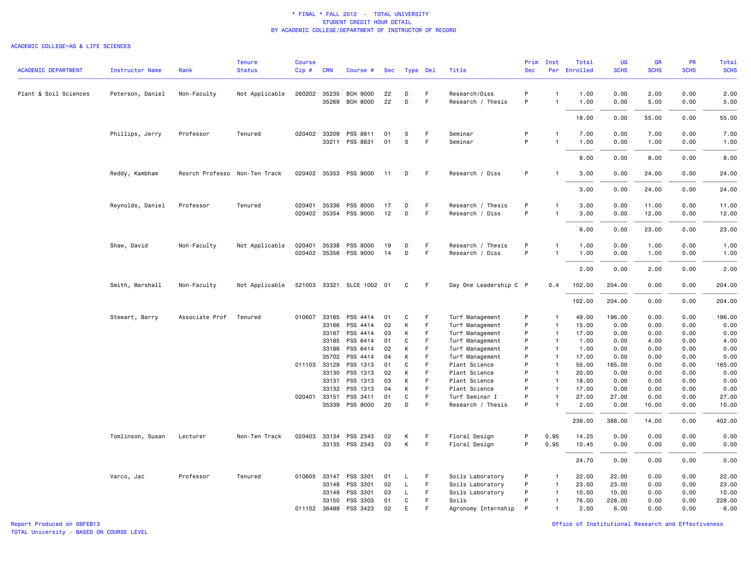# * FINAL * FALL 2012 - TOTAL UNIVERSITY
## STUDENT CREDIT HOUR DETAIL
## BY ACADEMIC COLLEGE/DEPARTMENT OF INSTRUCTOR OF RECORD

ACADEMIC COLLEGE=AG & LIFE SCIENCES

| ACADEMIC DEPARTMENT | Instructor Name | Rank | Tenure Status | Course Cip # | CRN | Course # | Sec | Type | Del | Title | Prim Sec | Inst Per | Total Enrolled | UG SCHS | GR SCHS | PR SCHS | Total SCHS |
|---|---|---|---|---|---|---|---|---|---|---|---|---|---|---|---|---|---|
| Plant & Soil Sciences | Peterson, Daniel | Non-Faculty | Not Applicable | 260202 | 35235 | BCH 9000 | 22 | D | F | Research/Diss | P | 1 | 1.00 | 0.00 | 2.00 | 0.00 | 2.00 |
| | | | | | 35269 | BCH 8000 | 22 | D | F | Research / Thesis | P | 1 | 1.00 | 0.00 | 5.00 | 0.00 | 5.00 |
| | | | | | | | | | | | | | 18.00 | 0.00 | 55.00 | 0.00 | 55.00 |
| | Phillips, Jerry | Professor | Tenured | 020402 | 33209 | PSS 8811 | 01 | S | F | Seminar | P | 1 | 7.00 | 0.00 | 7.00 | 0.00 | 7.00 |
| | | | | | 33211 | PSS 8831 | 01 | S | F | Seminar | P | 1 | 1.00 | 0.00 | 1.00 | 0.00 | 1.00 |
| | | | | | | | | | | | | | 8.00 | 0.00 | 8.00 | 0.00 | 8.00 |
| | Reddy, Kambham | Resrch Professo | Non-Ten Track | 020402 | 35353 | PSS 9000 | 11 | D | F | Research / Diss | P | 1 | 3.00 | 0.00 | 24.00 | 0.00 | 24.00 |
| | | | | | | | | | | | | | 3.00 | 0.00 | 24.00 | 0.00 | 24.00 |
| | Reynolds, Daniel | Professor | Tenured | 020401 | 35336 | PSS 8000 | 17 | D | F | Research / Thesis | P | 1 | 3.00 | 0.00 | 11.00 | 0.00 | 11.00 |
| | | | | 020402 | 35354 | PSS 9000 | 12 | D | F | Research / Diss | P | 1 | 3.00 | 0.00 | 12.00 | 0.00 | 12.00 |
| | | | | | | | | | | | | | 6.00 | 0.00 | 23.00 | 0.00 | 23.00 |
| | Shaw, David | Non-Faculty | Not Applicable | 020401 | 35338 | PSS 8000 | 19 | D | F | Research / Thesis | P | 1 | 1.00 | 0.00 | 1.00 | 0.00 | 1.00 |
| | | | | 020402 | 35356 | PSS 9000 | 14 | D | F | Research / Diss | P | 1 | 1.00 | 0.00 | 1.00 | 0.00 | 1.00 |
| | | | | | | | | | | | | | 2.00 | 0.00 | 2.00 | 0.00 | 2.00 |
| | Smith, Marshall | Non-Faculty | Not Applicable | 521003 | 33321 | SLCE 1002 | 01 | C | F | Day One Leadership C | P | 0.4 | 102.00 | 204.00 | 0.00 | 0.00 | 204.00 |
| | | | | | | | | | | | | | 102.00 | 204.00 | 0.00 | 0.00 | 204.00 |
| | Stewart, Barry | Associate Prof | Tenured | 010607 | 33165 | PSS 4414 | 01 | C | F | Turf Management | P | 1 | 49.00 | 196.00 | 0.00 | 0.00 | 196.00 |
| | | | | | 33166 | PSS 4414 | 02 | K | F | Turf Management | P | 1 | 15.00 | 0.00 | 0.00 | 0.00 | 0.00 |
| | | | | | 33167 | PSS 4414 | 03 | K | F | Turf Management | P | 1 | 17.00 | 0.00 | 0.00 | 0.00 | 0.00 |
| | | | | | 33185 | PSS 6414 | 01 | C | F | Turf Management | P | 1 | 1.00 | 0.00 | 4.00 | 0.00 | 4.00 |
| | | | | | 33186 | PSS 6414 | 02 | K | F | Turf Management | P | 1 | 1.00 | 0.00 | 0.00 | 0.00 | 0.00 |
| | | | | | 35702 | PSS 4414 | 04 | K | F | Turf Management | P | 1 | 17.00 | 0.00 | 0.00 | 0.00 | 0.00 |
| | | | | 011103 | 33129 | PSS 1313 | 01 | C | F | Plant Science | P | 1 | 55.00 | 165.00 | 0.00 | 0.00 | 165.00 |
| | | | | | 33130 | PSS 1313 | 02 | K | F | Plant Science | P | 1 | 20.00 | 0.00 | 0.00 | 0.00 | 0.00 |
| | | | | | 33131 | PSS 1313 | 03 | K | F | Plant Science | P | 1 | 18.00 | 0.00 | 0.00 | 0.00 | 0.00 |
| | | | | | 33132 | PSS 1313 | 04 | K | F | Plant Science | P | 1 | 17.00 | 0.00 | 0.00 | 0.00 | 0.00 |
| | | | | 020401 | 33151 | PSS 3411 | 01 | C | F | Turf Seminar I | P | 1 | 27.00 | 27.00 | 0.00 | 0.00 | 27.00 |
| | | | | | 35339 | PSS 8000 | 20 | D | F | Research / Thesis | P | 1 | 2.00 | 0.00 | 10.00 | 0.00 | 10.00 |
| | | | | | | | | | | | | | 239.00 | 388.00 | 14.00 | 0.00 | 402.00 |
| | Tomlinson, Susan | Lecturer | Non-Ten Track | 020403 | 33134 | PSS 2343 | 02 | K | F | Floral Design | P | 0.95 | 14.25 | 0.00 | 0.00 | 0.00 | 0.00 |
| | | | | | 33135 | PSS 2343 | 03 | K | F | Floral Design | P | 0.95 | 10.45 | 0.00 | 0.00 | 0.00 | 0.00 |
| | | | | | | | | | | | | | 24.70 | 0.00 | 0.00 | 0.00 | 0.00 |
| | Varco, Jac | Professor | Tenured | 010605 | 33147 | PSS 3301 | 01 | L | F | Soils Laboratory | P | 1 | 22.00 | 22.00 | 0.00 | 0.00 | 22.00 |
| | | | | | 33148 | PSS 3301 | 02 | L | F | Soils Laboratory | P | 1 | 23.00 | 23.00 | 0.00 | 0.00 | 23.00 |
| | | | | | 33149 | PSS 3301 | 03 | L | F | Soils Laboratory | P | 1 | 10.00 | 10.00 | 0.00 | 0.00 | 10.00 |
| | | | | | 33150 | PSS 3303 | 01 | C | F | Soils | P | 1 | 76.00 | 228.00 | 0.00 | 0.00 | 228.00 |
| | | | | 011102 | 36489 | PSS 3423 | 02 | E | F | Agronomy Internship | P | 1 | 2.00 | 6.00 | 0.00 | 0.00 | 6.00 |

Report Produced on 08FEB13
TOTAL University - BASED ON COURSE LEVEL

Office of Institutional Research and Effectiveness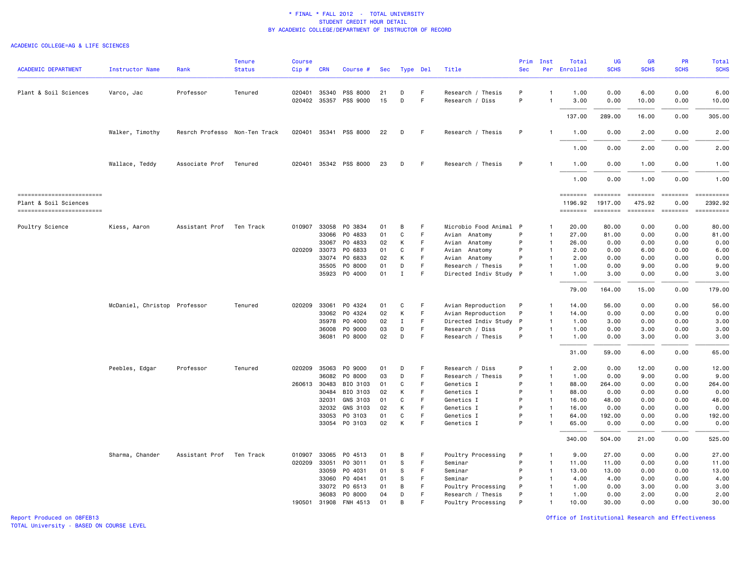# * FINAL * FALL 2012 - TOTAL UNIVERSITY
## STUDENT CREDIT HOUR DETAIL
## BY ACADEMIC COLLEGE/DEPARTMENT OF INSTRUCTOR OF RECORD

ACADEMIC COLLEGE=AG & LIFE SCIENCES

| ACADEMIC DEPARTMENT | Instructor Name | Rank | Tenure Status | Course Cip # | CRN | Course # | Sec | Type | Del | Title | Prim Sec | Inst Per | Total Enrolled | UG SCHS | GR SCHS | PR SCHS | Total SCHS |
|---|---|---|---|---|---|---|---|---|---|---|---|---|---|---|---|---|---|
| Plant & Soil Sciences | Varco, Jac | Professor | Tenured | 020401 | 35340 | PSS 8000 | 21 | D | F | Research / Thesis | P | 1 | 1.00 | 0.00 | 6.00 | 0.00 | 6.00 |
| | | | | 020402 | 35357 | PSS 9000 | 15 | D | F | Research / Diss | P | 1 | 3.00 | 0.00 | 10.00 | 0.00 | 10.00 |
| | | | | | | | | | | | | | 137.00 | 289.00 | 16.00 | 0.00 | 305.00 |
| | Walker, Timothy | Resrch Professo | Non-Ten Track | 020401 | 35341 | PSS 8000 | 22 | D | F | Research / Thesis | P | 1 | 1.00 | 0.00 | 2.00 | 0.00 | 2.00 |
| | | | | | | | | | | | | | 1.00 | 0.00 | 2.00 | 0.00 | 2.00 |
| | Wallace, Teddy | Associate Prof | Tenured | 020401 | 35342 | PSS 8000 | 23 | D | F | Research / Thesis | P | 1 | 1.00 | 0.00 | 1.00 | 0.00 | 1.00 |
| | | | | | | | | | | | | | 1.00 | 0.00 | 1.00 | 0.00 | 1.00 |
| Plant & Soil Sciences | | | | | | | | | | | | | 1196.92 | 1917.00 | 475.92 | 0.00 | 2392.92 |
| Poultry Science | Kiess, Aaron | Assistant Prof | Ten Track | 010907 | 33058 | PO 3834 | 01 | B | F | Microbio Food Animal | P | 1 | 20.00 | 80.00 | 0.00 | 0.00 | 80.00 |
| | | | | | 33066 | PO 4833 | 01 | C | F | Avian Anatomy | P | 1 | 27.00 | 81.00 | 0.00 | 0.00 | 81.00 |
| | | | | | 33067 | PO 4833 | 02 | K | F | Avian Anatomy | P | 1 | 26.00 | 0.00 | 0.00 | 0.00 | 0.00 |
| | | | | 020209 | 33073 | PO 6833 | 01 | C | F | Avian Anatomy | P | 1 | 2.00 | 0.00 | 6.00 | 0.00 | 6.00 |
| | | | | | 33074 | PO 6833 | 02 | K | F | Avian Anatomy | P | 1 | 2.00 | 0.00 | 0.00 | 0.00 | 0.00 |
| | | | | | 35505 | PO 8000 | 01 | D | F | Research / Thesis | P | 1 | 1.00 | 0.00 | 9.00 | 0.00 | 9.00 |
| | | | | | 35923 | PO 4000 | 01 | I | F | Directed Indiv Study | P | 1 | 1.00 | 3.00 | 0.00 | 0.00 | 3.00 |
| | | | | | | | | | | | | | 79.00 | 164.00 | 15.00 | 0.00 | 179.00 |
| | McDaniel, Christop | Professor | Tenured | 020209 | 33061 | PO 4324 | 01 | C | F | Avian Reproduction | P | 1 | 14.00 | 56.00 | 0.00 | 0.00 | 56.00 |
| | | | | | 33062 | PO 4324 | 02 | K | F | Avian Reproduction | P | 1 | 14.00 | 0.00 | 0.00 | 0.00 | 0.00 |
| | | | | | 35978 | PO 4000 | 02 | I | F | Directed Indiv Study | P | 1 | 1.00 | 3.00 | 0.00 | 0.00 | 3.00 |
| | | | | | 36008 | PO 9000 | 03 | D | F | Research / Diss | P | 1 | 1.00 | 0.00 | 3.00 | 0.00 | 3.00 |
| | | | | | 36081 | PO 8000 | 02 | D | F | Research / Thesis | P | 1 | 1.00 | 0.00 | 3.00 | 0.00 | 3.00 |
| | | | | | | | | | | | | | 31.00 | 59.00 | 6.00 | 0.00 | 65.00 |
| | Peebles, Edgar | Professor | Tenured | 020209 | 35063 | PO 9000 | 01 | D | F | Research / Diss | P | 1 | 2.00 | 0.00 | 12.00 | 0.00 | 12.00 |
| | | | | | 36082 | PO 8000 | 03 | D | F | Research / Thesis | P | 1 | 1.00 | 0.00 | 9.00 | 0.00 | 9.00 |
| | | | | 260613 | 30483 | BIO 3103 | 01 | C | F | Genetics I | P | 1 | 88.00 | 264.00 | 0.00 | 0.00 | 264.00 |
| | | | | | 30484 | BIO 3103 | 02 | K | F | Genetics I | P | 1 | 88.00 | 0.00 | 0.00 | 0.00 | 0.00 |
| | | | | | 32031 | GNS 3103 | 01 | C | F | Genetics I | P | 1 | 16.00 | 48.00 | 0.00 | 0.00 | 48.00 |
| | | | | | 32032 | GNS 3103 | 02 | K | F | Genetics I | P | 1 | 16.00 | 0.00 | 0.00 | 0.00 | 0.00 |
| | | | | | 33053 | PO 3103 | 01 | C | F | Genetics I | P | 1 | 64.00 | 192.00 | 0.00 | 0.00 | 192.00 |
| | | | | | 33054 | PO 3103 | 02 | K | F | Genetics I | P | 1 | 65.00 | 0.00 | 0.00 | 0.00 | 0.00 |
| | | | | | | | | | | | | | 340.00 | 504.00 | 21.00 | 0.00 | 525.00 |
| | Sharma, Chander | Assistant Prof | Ten Track | 010907 | 33065 | PO 4513 | 01 | B | F | Poultry Processing | P | 1 | 9.00 | 27.00 | 0.00 | 0.00 | 27.00 |
| | | | | 020209 | 33051 | PO 3011 | 01 | S | F | Seminar | P | 1 | 11.00 | 11.00 | 0.00 | 0.00 | 11.00 |
| | | | | | 33059 | PO 4031 | 01 | S | F | Seminar | P | 1 | 13.00 | 13.00 | 0.00 | 0.00 | 13.00 |
| | | | | | 33060 | PO 4041 | 01 | S | F | Seminar | P | 1 | 4.00 | 4.00 | 0.00 | 0.00 | 4.00 |
| | | | | | 33072 | PO 6513 | 01 | B | F | Poultry Processing | P | 1 | 1.00 | 0.00 | 3.00 | 0.00 | 3.00 |
| | | | | | 36083 | PO 8000 | 04 | D | F | Research / Thesis | P | 1 | 1.00 | 0.00 | 2.00 | 0.00 | 2.00 |
| | | | | 190501 | 31908 | FNH 4513 | 01 | B | F | Poultry Processing | P | 1 | 10.00 | 30.00 | 0.00 | 0.00 | 30.00 |

Report Produced on 08FEB13
TOTAL University - BASED ON COURSE LEVEL

Office of Institutional Research and Effectiveness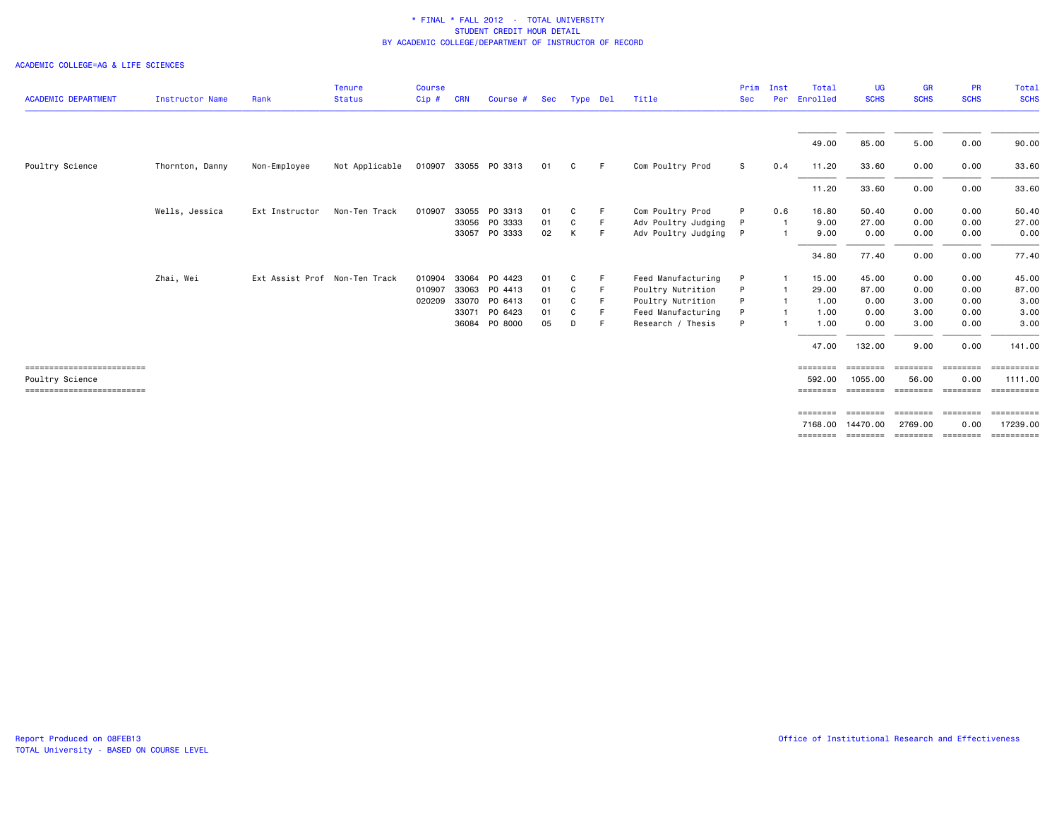# * FINAL * FALL 2012 - TOTAL UNIVERSITY
## STUDENT CREDIT HOUR DETAIL
### BY ACADEMIC COLLEGE/DEPARTMENT OF INSTRUCTOR OF RECORD

ACADEMIC COLLEGE=AG & LIFE SCIENCES

| ACADEMIC DEPARTMENT | Instructor Name | Rank | Tenure Status | Course Cip # | CRN | Course # | Sec | Type | Del | Title | Prim Sec | Inst Per | Total Enrolled | UG SCHS | GR SCHS | PR SCHS | Total SCHS |
|---|---|---|---|---|---|---|---|---|---|---|---|---|---|---|---|---|---|
| | | | | | | | | | | | | | 49.00 | 85.00 | 5.00 | 0.00 | 90.00 |
| Poultry Science | Thornton, Danny | Non-Employee | Not Applicable | 010907 | 33055 | PO 3313 | 01 | C | F | Com Poultry Prod | S | 0.4 | 11.20 | 33.60 | 0.00 | 0.00 | 33.60 |
| | | | | | | | | | | | | | 11.20 | 33.60 | 0.00 | 0.00 | 33.60 |
| | Wells, Jessica | Ext Instructor | Non-Ten Track | 010907 | 33055 | PO 3313 | 01 | C | F | Com Poultry Prod | P | 0.6 | 16.80 | 50.40 | 0.00 | 0.00 | 50.40 |
| | | | | | 33056 | PO 3333 | 01 | C | F | Adv Poultry Judging | P | 1 | 9.00 | 27.00 | 0.00 | 0.00 | 27.00 |
| | | | | | 33057 | PO 3333 | 02 | K | F | Adv Poultry Judging | P | 1 | 9.00 | 0.00 | 0.00 | 0.00 | 0.00 |
| | | | | | | | | | | | | | 34.80 | 77.40 | 0.00 | 0.00 | 77.40 |
| | Zhai, Wei | Ext Assist Prof | Non-Ten Track | 010904 | 33064 | PO 4423 | 01 | C | F | Feed Manufacturing | P | 1 | 15.00 | 45.00 | 0.00 | 0.00 | 45.00 |
| | | | | 010907 | 33063 | PO 4413 | 01 | C | F | Poultry Nutrition | P | 1 | 29.00 | 87.00 | 0.00 | 0.00 | 87.00 |
| | | | | 020209 | 33070 | PO 6413 | 01 | C | F | Poultry Nutrition | P | 1 | 1.00 | 0.00 | 3.00 | 0.00 | 3.00 |
| | | | | | 33071 | PO 6423 | 01 | C | F | Feed Manufacturing | P | 1 | 1.00 | 0.00 | 3.00 | 0.00 | 3.00 |
| | | | | | 36084 | PO 8000 | 05 | D | F | Research / Thesis | P | 1 | 1.00 | 0.00 | 3.00 | 0.00 | 3.00 |
| | | | | | | | | | | | | | 47.00 | 132.00 | 9.00 | 0.00 | 141.00 |
| Poultry Science | | | | | | | | | | | | | 592.00 | 1055.00 | 56.00 | 0.00 | 1111.00 |
| | | | | | | | | | | | | | 7168.00 | 14470.00 | 2769.00 | 0.00 | 17239.00 |

Report Produced on 08FEB13
TOTAL University - BASED ON COURSE LEVEL

Office of Institutional Research and Effectiveness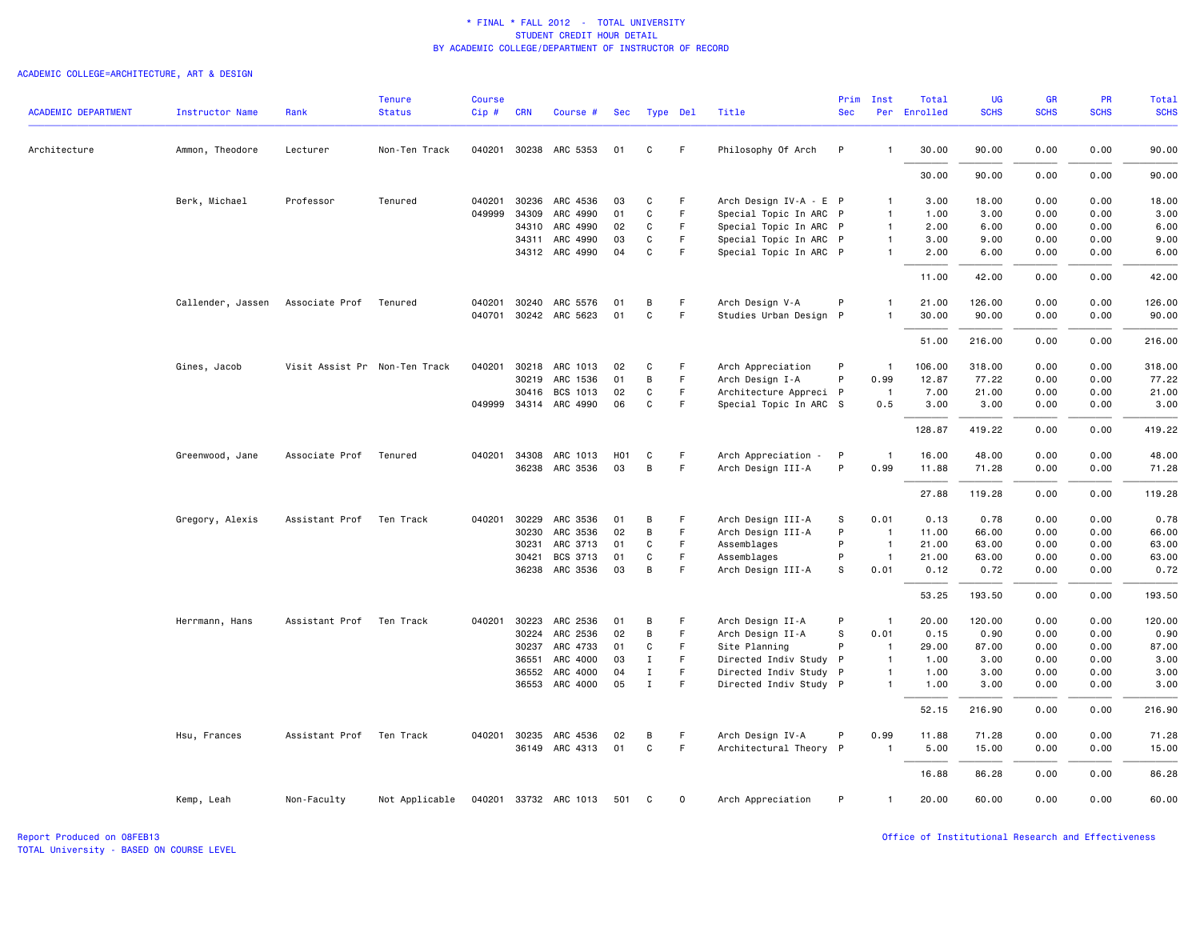# * FINAL * FALL 2012 - TOTAL UNIVERSITY
## STUDENT CREDIT HOUR DETAIL
## BY ACADEMIC COLLEGE/DEPARTMENT OF INSTRUCTOR OF RECORD

ACADEMIC COLLEGE=ARCHITECTURE, ART & DESIGN

| ACADEMIC DEPARTMENT | Instructor Name | Rank | Tenure Status | Course Cip # | CRN | Course # | Sec | Type | Del | Title | Prim Sec | Inst Per | Total Enrolled | UG SCHS | GR SCHS | PR SCHS | Total SCHS |
|---|---|---|---|---|---|---|---|---|---|---|---|---|---|---|---|---|---|
| Architecture | Ammon, Theodore | Lecturer | Non-Ten Track | 040201 | 30238 | ARC 5353 | 01 | C | F | Philosophy Of Arch | P | 1 | 30.00 | 90.00 | 0.00 | 0.00 | 90.00 |
| | | | | | | | | | | | | | 30.00 | 90.00 | 0.00 | 0.00 | 90.00 |
| | Berk, Michael | Professor | Tenured | 040201 | 30236 | ARC 4536 | 03 | C | F | Arch Design IV-A - E | P | 1 | 3.00 | 18.00 | 0.00 | 0.00 | 18.00 |
| | | | | 049999 | 34309 | ARC 4990 | 01 | C | F | Special Topic In ARC | P | 1 | 1.00 | 3.00 | 0.00 | 0.00 | 3.00 |
| | | | | | 34310 | ARC 4990 | 02 | C | F | Special Topic In ARC | P | 1 | 2.00 | 6.00 | 0.00 | 0.00 | 6.00 |
| | | | | | 34311 | ARC 4990 | 03 | C | F | Special Topic In ARC | P | 1 | 3.00 | 9.00 | 0.00 | 0.00 | 9.00 |
| | | | | | 34312 | ARC 4990 | 04 | C | F | Special Topic In ARC | P | 1 | 2.00 | 6.00 | 0.00 | 0.00 | 6.00 |
| | | | | | | | | | | | | | 11.00 | 42.00 | 0.00 | 0.00 | 42.00 |
| | Callender, Jassen | Associate Prof | Tenured | 040201 | 30240 | ARC 5576 | 01 | B | F | Arch Design V-A | P | 1 | 21.00 | 126.00 | 0.00 | 0.00 | 126.00 |
| | | | | 040701 | 30242 | ARC 5623 | 01 | C | F | Studies Urban Design | P | 1 | 30.00 | 90.00 | 0.00 | 0.00 | 90.00 |
| | | | | | | | | | | | | | 51.00 | 216.00 | 0.00 | 0.00 | 216.00 |
| | Gines, Jacob | Visit Assist Pr | Non-Ten Track | 040201 | 30218 | ARC 1013 | 02 | C | F | Arch Appreciation | P | 1 | 106.00 | 318.00 | 0.00 | 0.00 | 318.00 |
| | | | | | 30219 | ARC 1536 | 01 | B | F | Arch Design I-A | P | 0.99 | 12.87 | 77.22 | 0.00 | 0.00 | 77.22 |
| | | | | | 30416 | BCS 1013 | 02 | C | F | Architecture Appreci | P | 1 | 7.00 | 21.00 | 0.00 | 0.00 | 21.00 |
| | | | | 049999 | 34314 | ARC 4990 | 06 | C | F | Special Topic In ARC | S | 0.5 | 3.00 | 3.00 | 0.00 | 0.00 | 3.00 |
| | | | | | | | | | | | | | 128.87 | 419.22 | 0.00 | 0.00 | 419.22 |
| | Greenwood, Jane | Associate Prof | Tenured | 040201 | 34308 | ARC 1013 | H01 | C | F | Arch Appreciation - | P | 1 | 16.00 | 48.00 | 0.00 | 0.00 | 48.00 |
| | | | | | 36238 | ARC 3536 | 03 | B | F | Arch Design III-A | P | 0.99 | 11.88 | 71.28 | 0.00 | 0.00 | 71.28 |
| | | | | | | | | | | | | | 27.88 | 119.28 | 0.00 | 0.00 | 119.28 |
| | Gregory, Alexis | Assistant Prof | Ten Track | 040201 | 30229 | ARC 3536 | 01 | B | F | Arch Design III-A | S | 0.01 | 0.13 | 0.78 | 0.00 | 0.00 | 0.78 |
| | | | | | 30230 | ARC 3536 | 02 | B | F | Arch Design III-A | P | 1 | 11.00 | 66.00 | 0.00 | 0.00 | 66.00 |
| | | | | | 30231 | ARC 3713 | 01 | C | F | Assemblages | P | 1 | 21.00 | 63.00 | 0.00 | 0.00 | 63.00 |
| | | | | | 30421 | BCS 3713 | 01 | C | F | Assemblages | P | 1 | 21.00 | 63.00 | 0.00 | 0.00 | 63.00 |
| | | | | | 36238 | ARC 3536 | 03 | B | F | Arch Design III-A | S | 0.01 | 0.12 | 0.72 | 0.00 | 0.00 | 0.72 |
| | | | | | | | | | | | | | 53.25 | 193.50 | 0.00 | 0.00 | 193.50 |
| | Herrmann, Hans | Assistant Prof | Ten Track | 040201 | 30223 | ARC 2536 | 01 | B | F | Arch Design II-A | P | 1 | 20.00 | 120.00 | 0.00 | 0.00 | 120.00 |
| | | | | | 30224 | ARC 2536 | 02 | B | F | Arch Design II-A | S | 0.01 | 0.15 | 0.90 | 0.00 | 0.00 | 0.90 |
| | | | | | 30237 | ARC 4733 | 01 | C | F | Site Planning | P | 1 | 29.00 | 87.00 | 0.00 | 0.00 | 87.00 |
| | | | | | 36551 | ARC 4000 | 03 | I | F | Directed Indiv Study | P | 1 | 1.00 | 3.00 | 0.00 | 0.00 | 3.00 |
| | | | | | 36552 | ARC 4000 | 04 | I | F | Directed Indiv Study | P | 1 | 1.00 | 3.00 | 0.00 | 0.00 | 3.00 |
| | | | | | 36553 | ARC 4000 | 05 | I | F | Directed Indiv Study | P | 1 | 1.00 | 3.00 | 0.00 | 0.00 | 3.00 |
| | | | | | | | | | | | | | 52.15 | 216.90 | 0.00 | 0.00 | 216.90 |
| | Hsu, Frances | Assistant Prof | Ten Track | 040201 | 30235 | ARC 4536 | 02 | B | F | Arch Design IV-A | P | 0.99 | 11.88 | 71.28 | 0.00 | 0.00 | 71.28 |
| | | | | | 36149 | ARC 4313 | 01 | C | F | Architectural Theory | P | 1 | 5.00 | 15.00 | 0.00 | 0.00 | 15.00 |
| | | | | | | | | | | | | | 16.88 | 86.28 | 0.00 | 0.00 | 86.28 |
| | Kemp, Leah | Non-Faculty | Not Applicable | 040201 | 33732 | ARC 1013 | 501 | C | O | Arch Appreciation | P | 1 | 20.00 | 60.00 | 0.00 | 0.00 | 60.00 |

Report Produced on 08FEB13
TOTAL University - BASED ON COURSE LEVEL

Office of Institutional Research and Effectiveness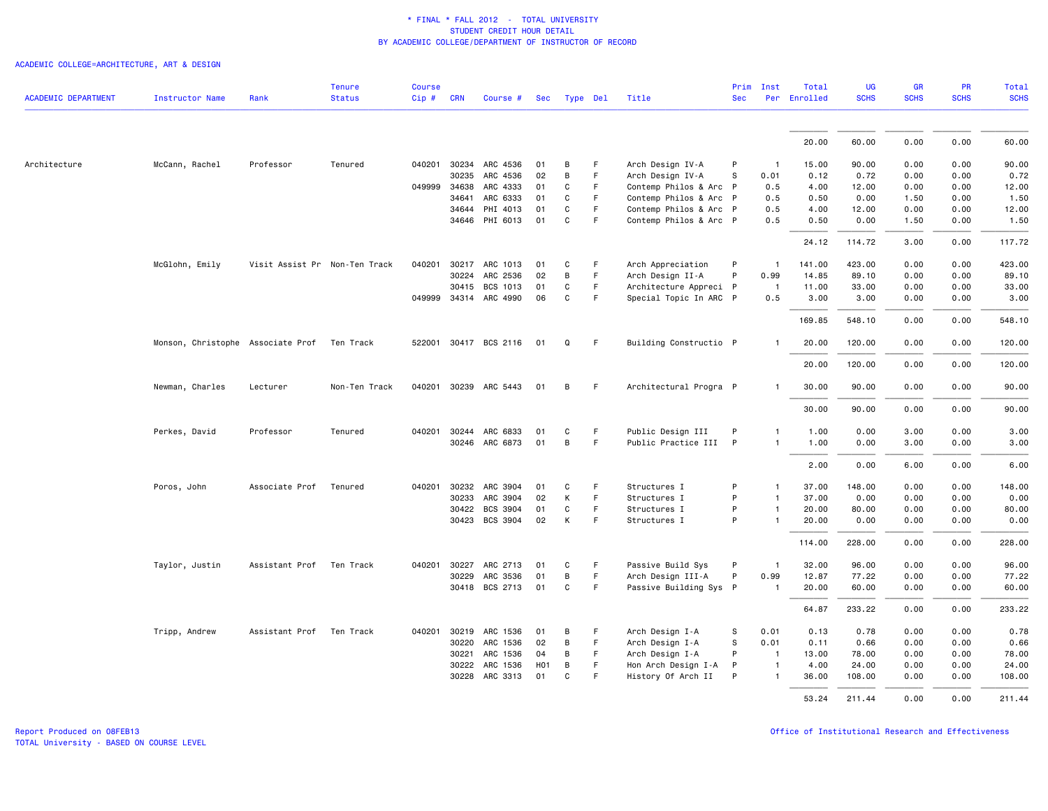* FINAL * FALL 2012 - TOTAL UNIVERSITY
STUDENT CREDIT HOUR DETAIL
BY ACADEMIC COLLEGE/DEPARTMENT OF INSTRUCTOR OF RECORD

ACADEMIC COLLEGE=ARCHITECTURE, ART & DESIGN

| ACADEMIC DEPARTMENT | Instructor Name | Rank | Tenure Status | Course Cip # | CRN | Course # | Sec | Type | Del | Title | Prim Sec | Inst Per | Total Enrolled | UG SCHS | GR SCHS | PR SCHS | Total SCHS |
|---|---|---|---|---|---|---|---|---|---|---|---|---|---|---|---|---|---|
| | | | | | | | | | | | | | 20.00 | 60.00 | 0.00 | 0.00 | 60.00 |
| Architecture | McCann, Rachel | Professor | Tenured | 040201 | 30234 | ARC 4536 | 01 | B | F | Arch Design IV-A | P | 1 | 15.00 | 90.00 | 0.00 | 0.00 | 90.00 |
| | | | | | 30235 | ARC 4536 | 02 | B | F | Arch Design IV-A | S | 0.01 | 0.12 | 0.72 | 0.00 | 0.00 | 0.72 |
| | | | | 049999 | 34638 | ARC 4333 | 01 | C | F | Contemp Philos & Arc | P | 0.5 | 4.00 | 12.00 | 0.00 | 0.00 | 12.00 |
| | | | | | 34641 | ARC 6333 | 01 | C | F | Contemp Philos & Arc | P | 0.5 | 0.50 | 0.00 | 1.50 | 0.00 | 1.50 |
| | | | | | 34644 | PHI 4013 | 01 | C | F | Contemp Philos & Arc | P | 0.5 | 4.00 | 12.00 | 0.00 | 0.00 | 12.00 |
| | | | | | 34646 | PHI 6013 | 01 | C | F | Contemp Philos & Arc | P | 0.5 | 0.50 | 0.00 | 1.50 | 0.00 | 1.50 |
| | | | | | | | | | | | | | 24.12 | 114.72 | 3.00 | 0.00 | 117.72 |
| | McGlohn, Emily | Visit Assist Pr | Non-Ten Track | 040201 | 30217 | ARC 1013 | 01 | C | F | Arch Appreciation | P | 1 | 141.00 | 423.00 | 0.00 | 0.00 | 423.00 |
| | | | | | 30224 | ARC 2536 | 02 | B | F | Arch Design II-A | P | 0.99 | 14.85 | 89.10 | 0.00 | 0.00 | 89.10 |
| | | | | | 30415 | BCS 1013 | 01 | C | F | Architecture Appreci | P | 1 | 11.00 | 33.00 | 0.00 | 0.00 | 33.00 |
| | | | | 049999 | 34314 | ARC 4990 | 06 | C | F | Special Topic In ARC | P | 0.5 | 3.00 | 3.00 | 0.00 | 0.00 | 3.00 |
| | | | | | | | | | | | | | 169.85 | 548.10 | 0.00 | 0.00 | 548.10 |
| | Monson, Christophe | Associate Prof | Ten Track | 522001 | 30417 | BCS 2116 | 01 | Q | F | Building Constructio | P | 1 | 20.00 | 120.00 | 0.00 | 0.00 | 120.00 |
| | | | | | | | | | | | | | 20.00 | 120.00 | 0.00 | 0.00 | 120.00 |
| | Newman, Charles | Lecturer | Non-Ten Track | 040201 | 30239 | ARC 5443 | 01 | B | F | Architectural Progra | P | 1 | 30.00 | 90.00 | 0.00 | 0.00 | 90.00 |
| | | | | | | | | | | | | | 30.00 | 90.00 | 0.00 | 0.00 | 90.00 |
| | Perkes, David | Professor | Tenured | 040201 | 30244 | ARC 6833 | 01 | C | F | Public Design III | P | 1 | 1.00 | 0.00 | 3.00 | 0.00 | 3.00 |
| | | | | | 30246 | ARC 6873 | 01 | B | F | Public Practice III | P | 1 | 1.00 | 0.00 | 3.00 | 0.00 | 3.00 |
| | | | | | | | | | | | | | 2.00 | 0.00 | 6.00 | 0.00 | 6.00 |
| | Poros, John | Associate Prof | Tenured | 040201 | 30232 | ARC 3904 | 01 | C | F | Structures I | P | 1 | 37.00 | 148.00 | 0.00 | 0.00 | 148.00 |
| | | | | | 30233 | ARC 3904 | 02 | K | F | Structures I | P | 1 | 37.00 | 0.00 | 0.00 | 0.00 | 0.00 |
| | | | | | 30422 | BCS 3904 | 01 | C | F | Structures I | P | 1 | 20.00 | 80.00 | 0.00 | 0.00 | 80.00 |
| | | | | | 30423 | BCS 3904 | 02 | K | F | Structures I | P | 1 | 20.00 | 0.00 | 0.00 | 0.00 | 0.00 |
| | | | | | | | | | | | | | 114.00 | 228.00 | 0.00 | 0.00 | 228.00 |
| | Taylor, Justin | Assistant Prof | Ten Track | 040201 | 30227 | ARC 2713 | 01 | C | F | Passive Build Sys | P | 1 | 32.00 | 96.00 | 0.00 | 0.00 | 96.00 |
| | | | | | 30229 | ARC 3536 | 01 | B | F | Arch Design III-A | P | 0.99 | 12.87 | 77.22 | 0.00 | 0.00 | 77.22 |
| | | | | | 30418 | BCS 2713 | 01 | C | F | Passive Building Sys | P | 1 | 20.00 | 60.00 | 0.00 | 0.00 | 60.00 |
| | | | | | | | | | | | | | 64.87 | 233.22 | 0.00 | 0.00 | 233.22 |
| | Tripp, Andrew | Assistant Prof | Ten Track | 040201 | 30219 | ARC 1536 | 01 | B | F | Arch Design I-A | S | 0.01 | 0.13 | 0.78 | 0.00 | 0.00 | 0.78 |
| | | | | | 30220 | ARC 1536 | 02 | B | F | Arch Design I-A | S | 0.01 | 0.11 | 0.66 | 0.00 | 0.00 | 0.66 |
| | | | | | 30221 | ARC 1536 | 04 | B | F | Arch Design I-A | P | 1 | 13.00 | 78.00 | 0.00 | 0.00 | 78.00 |
| | | | | | 30222 | ARC 1536 | H01 | B | F | Hon Arch Design I-A | P | 1 | 4.00 | 24.00 | 0.00 | 0.00 | 24.00 |
| | | | | | 30228 | ARC 3313 | 01 | C | F | History Of Arch II | P | 1 | 36.00 | 108.00 | 0.00 | 0.00 | 108.00 |
| | | | | | | | | | | | | | 53.24 | 211.44 | 0.00 | 0.00 | 211.44 |

Report Produced on 08FEB13
TOTAL University - BASED ON COURSE LEVEL

Office of Institutional Research and Effectiveness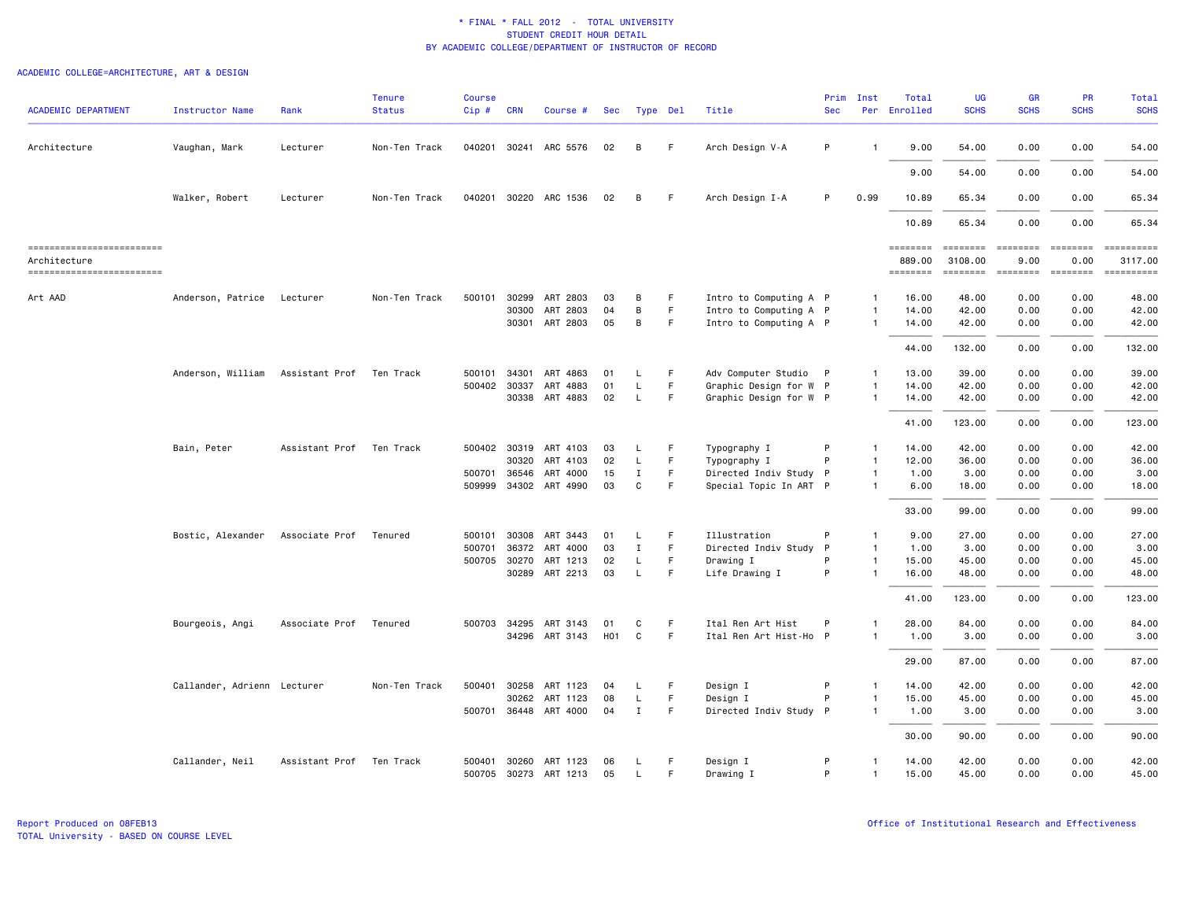* FINAL * FALL 2012 - TOTAL UNIVERSITY
STUDENT CREDIT HOUR DETAIL
BY ACADEMIC COLLEGE/DEPARTMENT OF INSTRUCTOR OF RECORD

ACADEMIC COLLEGE=ARCHITECTURE, ART & DESIGN

| ACADEMIC DEPARTMENT | Instructor Name | Rank | Tenure Status | Course Cip # | CRN | Course # | Sec | Type | Del | Title | Prim Sec | Inst Per | Total Enrolled | UG SCHS | GR SCHS | PR SCHS | Total SCHS |
|---|---|---|---|---|---|---|---|---|---|---|---|---|---|---|---|---|---|
| Architecture | Vaughan, Mark | Lecturer | Non-Ten Track | 040201 | 30241 | ARC 5576 | 02 | B | F | Arch Design V-A | P | 1 | 9.00 | 54.00 | 0.00 | 0.00 | 54.00 |
| | | | | | | | | | | | | | 9.00 | 54.00 | 0.00 | 0.00 | 54.00 |
| | Walker, Robert | Lecturer | Non-Ten Track | 040201 | 30220 | ARC 1536 | 02 | B | F | Arch Design I-A | P | 0.99 | 10.89 | 65.34 | 0.00 | 0.00 | 65.34 |
| | | | | | | | | | | | | | 10.89 | 65.34 | 0.00 | 0.00 | 65.34 |
| Architecture | | | | | | | | | | | | | 889.00 | 3108.00 | 9.00 | 0.00 | 3117.00 |
| Art AAD | Anderson, Patrice | Lecturer | Non-Ten Track | 500101 | 30299 | ART 2803 | 03 | B | F | Intro to Computing A | P | 1 | 16.00 | 48.00 | 0.00 | 0.00 | 48.00 |
| | | | | | 30300 | ART 2803 | 04 | B | F | Intro to Computing A | P | 1 | 14.00 | 42.00 | 0.00 | 0.00 | 42.00 |
| | | | | | 30301 | ART 2803 | 05 | B | F | Intro to Computing A | P | 1 | 14.00 | 42.00 | 0.00 | 0.00 | 42.00 |
| | | | | | | | | | | | | | 44.00 | 132.00 | 0.00 | 0.00 | 132.00 |
| | Anderson, William | Assistant Prof | Ten Track | 500101 | 34301 | ART 4863 | 01 | L | F | Adv Computer Studio | P | 1 | 13.00 | 39.00 | 0.00 | 0.00 | 39.00 |
| | | | | 500402 | 30337 | ART 4883 | 01 | L | F | Graphic Design for W | P | 1 | 14.00 | 42.00 | 0.00 | 0.00 | 42.00 |
| | | | | | 30338 | ART 4883 | 02 | L | F | Graphic Design for W | P | 1 | 14.00 | 42.00 | 0.00 | 0.00 | 42.00 |
| | | | | | | | | | | | | | 41.00 | 123.00 | 0.00 | 0.00 | 123.00 |
| | Bain, Peter | Assistant Prof | Ten Track | 500402 | 30319 | ART 4103 | 03 | L | F | Typography I | P | 1 | 14.00 | 42.00 | 0.00 | 0.00 | 42.00 |
| | | | | | 30320 | ART 4103 | 02 | L | F | Typography I | P | 1 | 12.00 | 36.00 | 0.00 | 0.00 | 36.00 |
| | | | | 500701 | 36546 | ART 4000 | 15 | I | F | Directed Indiv Study | P | 1 | 1.00 | 3.00 | 0.00 | 0.00 | 3.00 |
| | | | | 509999 | 34302 | ART 4990 | 03 | C | F | Special Topic In ART | P | 1 | 6.00 | 18.00 | 0.00 | 0.00 | 18.00 |
| | | | | | | | | | | | | | 33.00 | 99.00 | 0.00 | 0.00 | 99.00 |
| | Bostic, Alexander | Associate Prof | Tenured | 500101 | 30308 | ART 3443 | 01 | L | F | Illustration | P | 1 | 9.00 | 27.00 | 0.00 | 0.00 | 27.00 |
| | | | | 500701 | 36372 | ART 4000 | 03 | I | F | Directed Indiv Study | P | 1 | 1.00 | 3.00 | 0.00 | 0.00 | 3.00 |
| | | | | 500705 | 30270 | ART 1213 | 02 | L | F | Drawing I | P | 1 | 15.00 | 45.00 | 0.00 | 0.00 | 45.00 |
| | | | | | 30289 | ART 2213 | 03 | L | F | Life Drawing I | P | 1 | 16.00 | 48.00 | 0.00 | 0.00 | 48.00 |
| | | | | | | | | | | | | | 41.00 | 123.00 | 0.00 | 0.00 | 123.00 |
| | Bourgeois, Angi | Associate Prof | Tenured | 500703 | 34295 | ART 3143 | 01 | C | F | Ital Ren Art Hist | P | 1 | 28.00 | 84.00 | 0.00 | 0.00 | 84.00 |
| | | | | | 34296 | ART 3143 | H01 | C | F | Ital Ren Art Hist-Ho | P | 1 | 1.00 | 3.00 | 0.00 | 0.00 | 3.00 |
| | | | | | | | | | | | | | 29.00 | 87.00 | 0.00 | 0.00 | 87.00 |
| | Callander, Adrienn | Lecturer | Non-Ten Track | 500401 | 30258 | ART 1123 | 04 | L | F | Design I | P | 1 | 14.00 | 42.00 | 0.00 | 0.00 | 42.00 |
| | | | | | 30262 | ART 1123 | 08 | L | F | Design I | P | 1 | 15.00 | 45.00 | 0.00 | 0.00 | 45.00 |
| | | | | 500701 | 36448 | ART 4000 | 04 | I | F | Directed Indiv Study | P | 1 | 1.00 | 3.00 | 0.00 | 0.00 | 3.00 |
| | | | | | | | | | | | | | 30.00 | 90.00 | 0.00 | 0.00 | 90.00 |
| | Callander, Neil | Assistant Prof | Ten Track | 500401 | 30260 | ART 1123 | 06 | L | F | Design I | P | 1 | 14.00 | 42.00 | 0.00 | 0.00 | 42.00 |
| | | | | 500705 | 30273 | ART 1213 | 05 | L | F | Drawing I | P | 1 | 15.00 | 45.00 | 0.00 | 0.00 | 45.00 |

Report Produced on 08FEB13
TOTAL University - BASED ON COURSE LEVEL

Office of Institutional Research and Effectiveness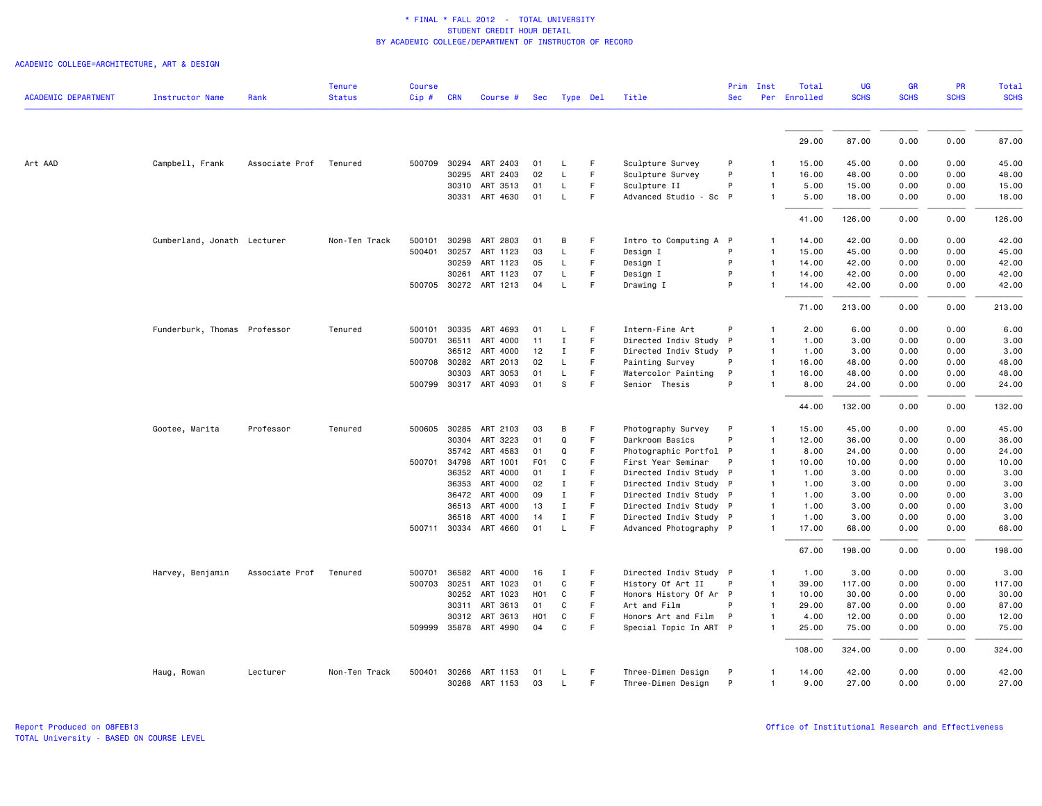\* FINAL \* FALL 2012 - TOTAL UNIVERSITY
STUDENT CREDIT HOUR DETAIL
BY ACADEMIC COLLEGE/DEPARTMENT OF INSTRUCTOR OF RECORD

ACADEMIC COLLEGE=ARCHITECTURE, ART & DESIGN

| ACADEMIC DEPARTMENT | Instructor Name | Rank | Tenure Status | Course Cip # | CRN | Course # | Sec | Type | Del | Title | Prim Sec | Inst Per | Total Enrolled | UG SCHS | GR SCHS | PR SCHS | Total SCHS |
|---|---|---|---|---|---|---|---|---|---|---|---|---|---|---|---|---|---|
| | | | | | | | | | | | | | 29.00 | 87.00 | 0.00 | 0.00 | 87.00 |
| Art AAD | Campbell, Frank | Associate Prof | Tenured | 500709 | 30294 | ART 2403 | 01 | L | F | Sculpture Survey | P | 1 | 15.00 | 45.00 | 0.00 | 0.00 | 45.00 |
| | | | | | 30295 | ART 2403 | 02 | L | F | Sculpture Survey | P | 1 | 16.00 | 48.00 | 0.00 | 0.00 | 48.00 |
| | | | | | 30310 | ART 3513 | 01 | L | F | Sculpture II | P | 1 | 5.00 | 15.00 | 0.00 | 0.00 | 15.00 |
| | | | | | 30331 | ART 4630 | 01 | L | F | Advanced Studio - Sc | P | 1 | 5.00 | 18.00 | 0.00 | 0.00 | 18.00 |
| | | | | | | | | | | | | | 41.00 | 126.00 | 0.00 | 0.00 | 126.00 |
| | Cumberland, Jonath | Lecturer | Non-Ten Track | 500101 | 30298 | ART 2803 | 01 | B | F | Intro to Computing A | P | 1 | 14.00 | 42.00 | 0.00 | 0.00 | 42.00 |
| | | | | 500401 | 30257 | ART 1123 | 03 | L | F | Design I | P | 1 | 15.00 | 45.00 | 0.00 | 0.00 | 45.00 |
| | | | | | 30259 | ART 1123 | 05 | L | F | Design I | P | 1 | 14.00 | 42.00 | 0.00 | 0.00 | 42.00 |
| | | | | | 30261 | ART 1123 | 07 | L | F | Design I | P | 1 | 14.00 | 42.00 | 0.00 | 0.00 | 42.00 |
| | | | | 500705 | 30272 | ART 1213 | 04 | L | F | Drawing I | P | 1 | 14.00 | 42.00 | 0.00 | 0.00 | 42.00 |
| | | | | | | | | | | | | | 71.00 | 213.00 | 0.00 | 0.00 | 213.00 |
| | Funderburk, Thomas | Professor | Tenured | 500101 | 30335 | ART 4693 | 01 | L | F | Intern-Fine Art | P | 1 | 2.00 | 6.00 | 0.00 | 0.00 | 6.00 |
| | | | | 500701 | 36511 | ART 4000 | 11 | I | F | Directed Indiv Study | P | 1 | 1.00 | 3.00 | 0.00 | 0.00 | 3.00 |
| | | | | | 36512 | ART 4000 | 12 | I | F | Directed Indiv Study | P | 1 | 1.00 | 3.00 | 0.00 | 0.00 | 3.00 |
| | | | | 500708 | 30282 | ART 2013 | 02 | L | F | Painting Survey | P | 1 | 16.00 | 48.00 | 0.00 | 0.00 | 48.00 |
| | | | | | 30303 | ART 3053 | 01 | L | F | Watercolor Painting | P | 1 | 16.00 | 48.00 | 0.00 | 0.00 | 48.00 |
| | | | | 500799 | 30317 | ART 4093 | 01 | S | F | Senior Thesis | P | 1 | 8.00 | 24.00 | 0.00 | 0.00 | 24.00 |
| | | | | | | | | | | | | | 44.00 | 132.00 | 0.00 | 0.00 | 132.00 |
| | Gootee, Marita | Professor | Tenured | 500605 | 30285 | ART 2103 | 03 | B | F | Photography Survey | P | 1 | 15.00 | 45.00 | 0.00 | 0.00 | 45.00 |
| | | | | | 30304 | ART 3223 | 01 | Q | F | Darkroom Basics | P | 1 | 12.00 | 36.00 | 0.00 | 0.00 | 36.00 |
| | | | | | 35742 | ART 4583 | 01 | Q | F | Photographic Portfol | P | 1 | 8.00 | 24.00 | 0.00 | 0.00 | 24.00 |
| | | | | 500701 | 34798 | ART 1001 | F01 | C | F | First Year Seminar | P | 1 | 10.00 | 10.00 | 0.00 | 0.00 | 10.00 |
| | | | | | 36352 | ART 4000 | 01 | I | F | Directed Indiv Study | P | 1 | 1.00 | 3.00 | 0.00 | 0.00 | 3.00 |
| | | | | | 36353 | ART 4000 | 02 | I | F | Directed Indiv Study | P | 1 | 1.00 | 3.00 | 0.00 | 0.00 | 3.00 |
| | | | | | 36472 | ART 4000 | 09 | I | F | Directed Indiv Study | P | 1 | 1.00 | 3.00 | 0.00 | 0.00 | 3.00 |
| | | | | | 36513 | ART 4000 | 13 | I | F | Directed Indiv Study | P | 1 | 1.00 | 3.00 | 0.00 | 0.00 | 3.00 |
| | | | | | 36518 | ART 4000 | 14 | I | F | Directed Indiv Study | P | 1 | 1.00 | 3.00 | 0.00 | 0.00 | 3.00 |
| | | | | 500711 | 30334 | ART 4660 | 01 | L | F | Advanced Photography | P | 1 | 17.00 | 68.00 | 0.00 | 0.00 | 68.00 |
| | | | | | | | | | | | | | 67.00 | 198.00 | 0.00 | 0.00 | 198.00 |
| | Harvey, Benjamin | Associate Prof | Tenured | 500701 | 36582 | ART 4000 | 16 | I | F | Directed Indiv Study | P | 1 | 1.00 | 3.00 | 0.00 | 0.00 | 3.00 |
| | | | | 500703 | 30251 | ART 1023 | 01 | C | F | History Of Art II | P | 1 | 39.00 | 117.00 | 0.00 | 0.00 | 117.00 |
| | | | | | 30252 | ART 1023 | H01 | C | F | Honors History Of Ar | P | 1 | 10.00 | 30.00 | 0.00 | 0.00 | 30.00 |
| | | | | | 30311 | ART 3613 | 01 | C | F | Art and Film | P | 1 | 29.00 | 87.00 | 0.00 | 0.00 | 87.00 |
| | | | | | 30312 | ART 3613 | H01 | C | F | Honors Art and Film | P | 1 | 4.00 | 12.00 | 0.00 | 0.00 | 12.00 |
| | | | | 509999 | 35878 | ART 4990 | 04 | C | F | Special Topic In ART | P | 1 | 25.00 | 75.00 | 0.00 | 0.00 | 75.00 |
| | | | | | | | | | | | | | 108.00 | 324.00 | 0.00 | 0.00 | 324.00 |
| | Haug, Rowan | Lecturer | Non-Ten Track | 500401 | 30266 | ART 1153 | 01 | L | F | Three-Dimen Design | P | 1 | 14.00 | 42.00 | 0.00 | 0.00 | 42.00 |
| | | | | | 30268 | ART 1153 | 03 | L | F | Three-Dimen Design | P | 1 | 9.00 | 27.00 | 0.00 | 0.00 | 27.00 |

Report Produced on 08FEB13
TOTAL University - BASED ON COURSE LEVEL

Office of Institutional Research and Effectiveness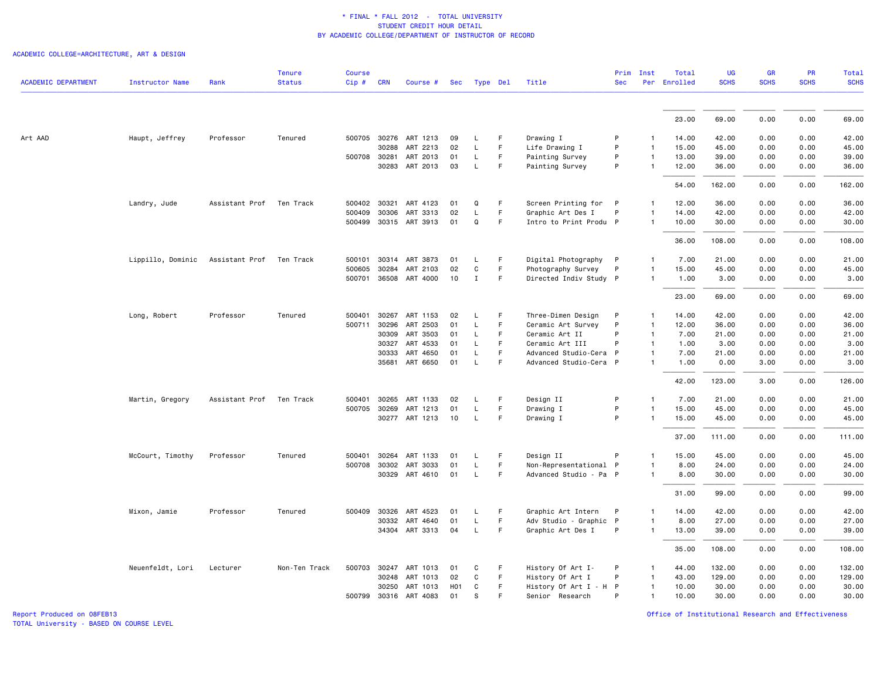\* FINAL \* FALL 2012 - TOTAL UNIVERSITY
STUDENT CREDIT HOUR DETAIL
BY ACADEMIC COLLEGE/DEPARTMENT OF INSTRUCTOR OF RECORD

ACADEMIC COLLEGE=ARCHITECTURE, ART & DESIGN

| ACADEMIC DEPARTMENT | Instructor Name | Rank | Tenure Status | Course Cip # | CRN | Course # | Sec | Type | Del | Title | Prim Sec | Inst Per | Total Enrolled | UG SCHS | GR SCHS | PR SCHS | Total SCHS |
|---|---|---|---|---|---|---|---|---|---|---|---|---|---|---|---|---|---|
| | | | | | | | | | | | | | 23.00 | 69.00 | 0.00 | 0.00 | 69.00 |
| Art AAD | Haupt, Jeffrey | Professor | Tenured | 500705 | 30276 | ART 1213 | 09 | L | F | Drawing I | P | 1 | 14.00 | 42.00 | 0.00 | 0.00 | 42.00 |
| | | | | | 30288 | ART 2213 | 02 | L | F | Life Drawing I | P | 1 | 15.00 | 45.00 | 0.00 | 0.00 | 45.00 |
| | | | | 500708 | 30281 | ART 2013 | 01 | L | F | Painting Survey | P | 1 | 13.00 | 39.00 | 0.00 | 0.00 | 39.00 |
| | | | | | 30283 | ART 2013 | 03 | L | F | Painting Survey | P | 1 | 12.00 | 36.00 | 0.00 | 0.00 | 36.00 |
| | | | | | | | | | | | | | 54.00 | 162.00 | 0.00 | 0.00 | 162.00 |
| | Landry, Jude | Assistant Prof | Ten Track | 500402 | 30321 | ART 4123 | 01 | Q | F | Screen Printing for | P | 1 | 12.00 | 36.00 | 0.00 | 0.00 | 36.00 |
| | | | | 500409 | 30306 | ART 3313 | 02 | L | F | Graphic Art Des I | P | 1 | 14.00 | 42.00 | 0.00 | 0.00 | 42.00 |
| | | | | 500499 | 30315 | ART 3913 | 01 | Q | F | Intro to Print Produ | P | 1 | 10.00 | 30.00 | 0.00 | 0.00 | 30.00 |
| | | | | | | | | | | | | | 36.00 | 108.00 | 0.00 | 0.00 | 108.00 |
| | Lippillo, Dominic | Assistant Prof | Ten Track | 500101 | 30314 | ART 3873 | 01 | L | F | Digital Photography | P | 1 | 7.00 | 21.00 | 0.00 | 0.00 | 21.00 |
| | | | | 500605 | 30284 | ART 2103 | 02 | C | F | Photography Survey | P | 1 | 15.00 | 45.00 | 0.00 | 0.00 | 45.00 |
| | | | | 500701 | 36508 | ART 4000 | 10 | I | F | Directed Indiv Study | P | 1 | 1.00 | 3.00 | 0.00 | 0.00 | 3.00 |
| | | | | | | | | | | | | | 23.00 | 69.00 | 0.00 | 0.00 | 69.00 |
| | Long, Robert | Professor | Tenured | 500401 | 30267 | ART 1153 | 02 | L | F | Three-Dimen Design | P | 1 | 14.00 | 42.00 | 0.00 | 0.00 | 42.00 |
| | | | | 500711 | 30296 | ART 2503 | 01 | L | F | Ceramic Art Survey | P | 1 | 12.00 | 36.00 | 0.00 | 0.00 | 36.00 |
| | | | | | 30309 | ART 3503 | 01 | L | F | Ceramic Art II | P | 1 | 7.00 | 21.00 | 0.00 | 0.00 | 21.00 |
| | | | | | 30327 | ART 4533 | 01 | L | F | Ceramic Art III | P | 1 | 1.00 | 3.00 | 0.00 | 0.00 | 3.00 |
| | | | | | 30333 | ART 4650 | 01 | L | F | Advanced Studio-Cera | P | 1 | 7.00 | 21.00 | 0.00 | 0.00 | 21.00 |
| | | | | | 35681 | ART 6650 | 01 | L | F | Advanced Studio-Cera | P | 1 | 1.00 | 0.00 | 3.00 | 0.00 | 3.00 |
| | | | | | | | | | | | | | 42.00 | 123.00 | 3.00 | 0.00 | 126.00 |
| | Martin, Gregory | Assistant Prof | Ten Track | 500401 | 30265 | ART 1133 | 02 | L | F | Design II | P | 1 | 7.00 | 21.00 | 0.00 | 0.00 | 21.00 |
| | | | | 500705 | 30269 | ART 1213 | 01 | L | F | Drawing I | P | 1 | 15.00 | 45.00 | 0.00 | 0.00 | 45.00 |
| | | | | | 30277 | ART 1213 | 10 | L | F | Drawing I | P | 1 | 15.00 | 45.00 | 0.00 | 0.00 | 45.00 |
| | | | | | | | | | | | | | 37.00 | 111.00 | 0.00 | 0.00 | 111.00 |
| | McCourt, Timothy | Professor | Tenured | 500401 | 30264 | ART 1133 | 01 | L | F | Design II | P | 1 | 15.00 | 45.00 | 0.00 | 0.00 | 45.00 |
| | | | | 500708 | 30302 | ART 3033 | 01 | L | F | Non-Representational | P | 1 | 8.00 | 24.00 | 0.00 | 0.00 | 24.00 |
| | | | | | 30329 | ART 4610 | 01 | L | F | Advanced Studio - Pa | P | 1 | 8.00 | 30.00 | 0.00 | 0.00 | 30.00 |
| | | | | | | | | | | | | | 31.00 | 99.00 | 0.00 | 0.00 | 99.00 |
| | Mixon, Jamie | Professor | Tenured | 500409 | 30326 | ART 4523 | 01 | L | F | Graphic Art Intern | P | 1 | 14.00 | 42.00 | 0.00 | 0.00 | 42.00 |
| | | | | | 30332 | ART 4640 | 01 | L | F | Adv Studio - Graphic | P | 1 | 8.00 | 27.00 | 0.00 | 0.00 | 27.00 |
| | | | | | 34304 | ART 3313 | 04 | L | F | Graphic Art Des I | P | 1 | 13.00 | 39.00 | 0.00 | 0.00 | 39.00 |
| | | | | | | | | | | | | | 35.00 | 108.00 | 0.00 | 0.00 | 108.00 |
| | Neuenfeldt, Lori | Lecturer | Non-Ten Track | 500703 | 30247 | ART 1013 | 01 | C | F | History Of Art I- | P | 1 | 44.00 | 132.00 | 0.00 | 0.00 | 132.00 |
| | | | | | 30248 | ART 1013 | 02 | C | F | History Of Art I | P | 1 | 43.00 | 129.00 | 0.00 | 0.00 | 129.00 |
| | | | | | 30250 | ART 1013 | H01 | C | F | History Of Art I - H | P | 1 | 10.00 | 30.00 | 0.00 | 0.00 | 30.00 |
| | | | | 500799 | 30316 | ART 4083 | 01 | S | F | Senior Research | P | 1 | 10.00 | 30.00 | 0.00 | 0.00 | 30.00 |

Report Produced on 08FEB13
TOTAL University - BASED ON COURSE LEVEL

Office of Institutional Research and Effectiveness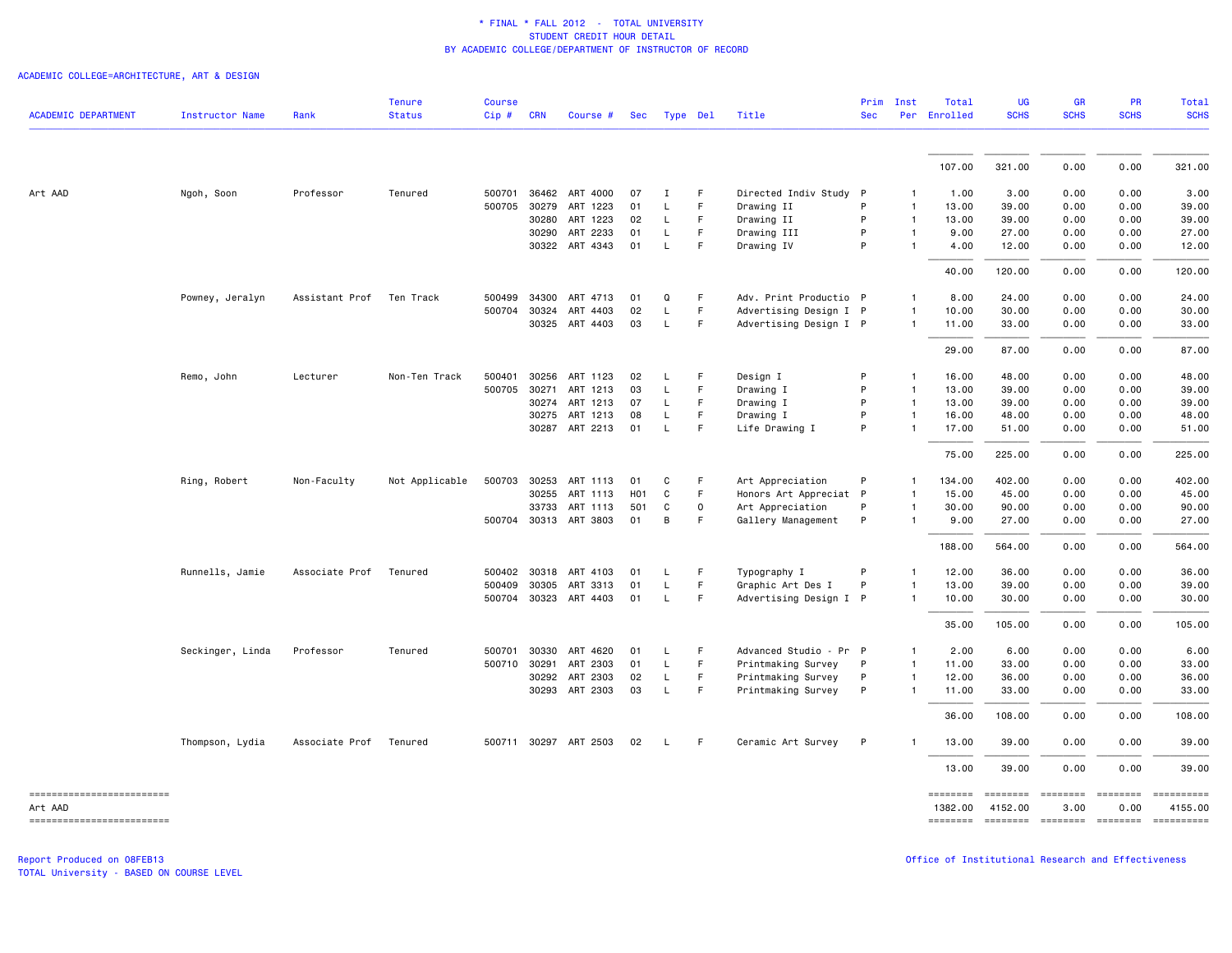\* FINAL \* FALL 2012 - TOTAL UNIVERSITY
STUDENT CREDIT HOUR DETAIL
BY ACADEMIC COLLEGE/DEPARTMENT OF INSTRUCTOR OF RECORD

ACADEMIC COLLEGE=ARCHITECTURE, ART & DESIGN

| ACADEMIC DEPARTMENT | Instructor Name | Rank | Tenure Status | Course Cip # | CRN | Course # | Sec | Type | Del | Title | Prim Sec | Inst Per | Total Enrolled | UG SCHS | GR SCHS | PR SCHS | Total SCHS |
|---|---|---|---|---|---|---|---|---|---|---|---|---|---|---|---|---|---|
| | | | | | | | | | | | | | 107.00 | 321.00 | 0.00 | 0.00 | 321.00 |
| Art AAD | Ngoh, Soon | Professor | Tenured | 500701 | 36462 | ART 4000 | 07 | I | F | Directed Indiv Study | P | 1 | 1.00 | 3.00 | 0.00 | 0.00 | 3.00 |
| | | | | 500705 | 30279 | ART 1223 | 01 | L | F | Drawing II | P | 1 | 13.00 | 39.00 | 0.00 | 0.00 | 39.00 |
| | | | | | 30280 | ART 1223 | 02 | L | F | Drawing II | P | 1 | 13.00 | 39.00 | 0.00 | 0.00 | 39.00 |
| | | | | | 30290 | ART 2233 | 01 | L | F | Drawing III | P | 1 | 9.00 | 27.00 | 0.00 | 0.00 | 27.00 |
| | | | | | 30322 | ART 4343 | 01 | L | F | Drawing IV | P | 1 | 4.00 | 12.00 | 0.00 | 0.00 | 12.00 |
| | | | | | | | | | | | | | 40.00 | 120.00 | 0.00 | 0.00 | 120.00 |
| | Powney, Jeralyn | Assistant Prof | Ten Track | 500499 | 34300 | ART 4713 | 01 | Q | F | Adv. Print Productio | P | 1 | 8.00 | 24.00 | 0.00 | 0.00 | 24.00 |
| | | | | 500704 | 30324 | ART 4403 | 02 | L | F | Advertising Design I | P | 1 | 10.00 | 30.00 | 0.00 | 0.00 | 30.00 |
| | | | | | 30325 | ART 4403 | 03 | L | F | Advertising Design I | P | 1 | 11.00 | 33.00 | 0.00 | 0.00 | 33.00 |
| | | | | | | | | | | | | | 29.00 | 87.00 | 0.00 | 0.00 | 87.00 |
| | Remo, John | Lecturer | Non-Ten Track | 500401 | 30256 | ART 1123 | 02 | L | F | Design I | P | 1 | 16.00 | 48.00 | 0.00 | 0.00 | 48.00 |
| | | | | 500705 | 30271 | ART 1213 | 03 | L | F | Drawing I | P | 1 | 13.00 | 39.00 | 0.00 | 0.00 | 39.00 |
| | | | | | 30274 | ART 1213 | 07 | L | F | Drawing I | P | 1 | 13.00 | 39.00 | 0.00 | 0.00 | 39.00 |
| | | | | | 30275 | ART 1213 | 08 | L | F | Drawing I | P | 1 | 16.00 | 48.00 | 0.00 | 0.00 | 48.00 |
| | | | | | 30287 | ART 2213 | 01 | L | F | Life Drawing I | P | 1 | 17.00 | 51.00 | 0.00 | 0.00 | 51.00 |
| | | | | | | | | | | | | | 75.00 | 225.00 | 0.00 | 0.00 | 225.00 |
| | Ring, Robert | Non-Faculty | Not Applicable | 500703 | 30253 | ART 1113 | 01 | C | F | Art Appreciation | P | 1 | 134.00 | 402.00 | 0.00 | 0.00 | 402.00 |
| | | | | | 30255 | ART 1113 | H01 | C | F | Honors Art Appreciat | P | 1 | 15.00 | 45.00 | 0.00 | 0.00 | 45.00 |
| | | | | | 33733 | ART 1113 | 501 | C | O | Art Appreciation | P | 1 | 30.00 | 90.00 | 0.00 | 0.00 | 90.00 |
| | | | | 500704 | 30313 | ART 3803 | 01 | B | F | Gallery Management | P | 1 | 9.00 | 27.00 | 0.00 | 0.00 | 27.00 |
| | | | | | | | | | | | | | 188.00 | 564.00 | 0.00 | 0.00 | 564.00 |
| | Runnells, Jamie | Associate Prof | Tenured | 500402 | 30318 | ART 4103 | 01 | L | F | Typography I | P | 1 | 12.00 | 36.00 | 0.00 | 0.00 | 36.00 |
| | | | | 500409 | 30305 | ART 3313 | 01 | L | F | Graphic Art Des I | P | 1 | 13.00 | 39.00 | 0.00 | 0.00 | 39.00 |
| | | | | 500704 | 30323 | ART 4403 | 01 | L | F | Advertising Design I | P | 1 | 10.00 | 30.00 | 0.00 | 0.00 | 30.00 |
| | | | | | | | | | | | | | 35.00 | 105.00 | 0.00 | 0.00 | 105.00 |
| | Seckinger, Linda | Professor | Tenured | 500701 | 30330 | ART 4620 | 01 | L | F | Advanced Studio - Pr | P | 1 | 2.00 | 6.00 | 0.00 | 0.00 | 6.00 |
| | | | | 500710 | 30291 | ART 2303 | 01 | L | F | Printmaking Survey | P | 1 | 11.00 | 33.00 | 0.00 | 0.00 | 33.00 |
| | | | | | 30292 | ART 2303 | 02 | L | F | Printmaking Survey | P | 1 | 12.00 | 36.00 | 0.00 | 0.00 | 36.00 |
| | | | | | 30293 | ART 2303 | 03 | L | F | Printmaking Survey | P | 1 | 11.00 | 33.00 | 0.00 | 0.00 | 33.00 |
| | | | | | | | | | | | | | 36.00 | 108.00 | 0.00 | 0.00 | 108.00 |
| | Thompson, Lydia | Associate Prof | Tenured | 500711 | 30297 | ART 2503 | 02 | L | F | Ceramic Art Survey | P | 1 | 13.00 | 39.00 | 0.00 | 0.00 | 39.00 |
| | | | | | | | | | | | | | 13.00 | 39.00 | 0.00 | 0.00 | 39.00 |
| Art AAD | | | | | | | | | | | | | 1382.00 | 4152.00 | 3.00 | 0.00 | 4155.00 |

Report Produced on 08FEB13
TOTAL University - BASED ON COURSE LEVEL

Office of Institutional Research and Effectiveness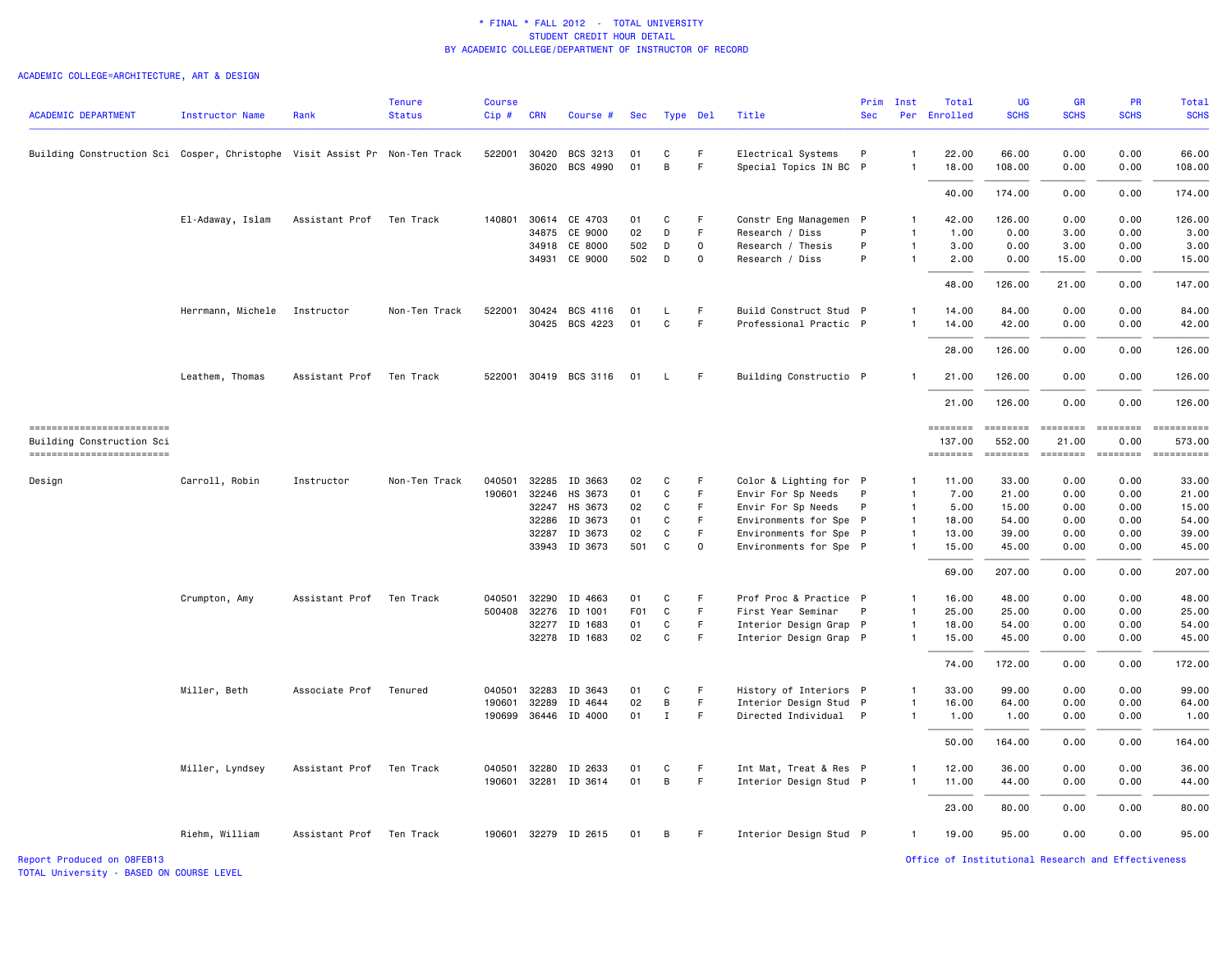\* FINAL \* FALL 2012 - TOTAL UNIVERSITY
STUDENT CREDIT HOUR DETAIL
BY ACADEMIC COLLEGE/DEPARTMENT OF INSTRUCTOR OF RECORD

ACADEMIC COLLEGE=ARCHITECTURE, ART & DESIGN

| ACADEMIC DEPARTMENT | Instructor Name | Rank | Tenure Status | Course Cip # | CRN | Course # | Sec | Type | Del | Title | Prim Sec | Inst Per | Total Enrolled | UG SCHS | GR SCHS | PR SCHS | Total SCHS |
|---|---|---|---|---|---|---|---|---|---|---|---|---|---|---|---|---|---|
| Building Construction Sci | Cosper, Christophe | Visit Assist Pr | Non-Ten Track | 522001 | 30420 | BCS 3213 | 01 | C | F | Electrical Systems | P | 1 | 22.00 | 66.00 | 0.00 | 0.00 | 66.00 |
| | | | | | 36020 | BCS 4990 | 01 | B | F | Special Topics IN BC | P | 1 | 18.00 | 108.00 | 0.00 | 0.00 | 108.00 |
| | | | | | | | | | | | | | 40.00 | 174.00 | 0.00 | 0.00 | 174.00 |
| | El-Adaway, Islam | Assistant Prof | Ten Track | 140801 | 30614 | CE 4703 | 01 | C | F | Constr Eng Managemen | P | 1 | 42.00 | 126.00 | 0.00 | 0.00 | 126.00 |
| | | | | | 34875 | CE 9000 | 02 | D | F | Research / Diss | P | 1 | 1.00 | 0.00 | 3.00 | 0.00 | 3.00 |
| | | | | | 34918 | CE 8000 | 502 | D | O | Research / Thesis | P | 1 | 3.00 | 0.00 | 3.00 | 0.00 | 3.00 |
| | | | | | 34931 | CE 9000 | 502 | D | O | Research / Diss | P | 1 | 2.00 | 0.00 | 15.00 | 0.00 | 15.00 |
| | | | | | | | | | | | | | 48.00 | 126.00 | 21.00 | 0.00 | 147.00 |
| | Herrmann, Michele | Instructor | Non-Ten Track | 522001 | 30424 | BCS 4116 | 01 | L | F | Build Construct Stud | P | 1 | 14.00 | 84.00 | 0.00 | 0.00 | 84.00 |
| | | | | | 30425 | BCS 4223 | 01 | C | F | Professional Practic | P | 1 | 14.00 | 42.00 | 0.00 | 0.00 | 42.00 |
| | | | | | | | | | | | | | 28.00 | 126.00 | 0.00 | 0.00 | 126.00 |
| | Leathem, Thomas | Assistant Prof | Ten Track | 522001 | 30419 | BCS 3116 | 01 | L | F | Building Constructio | P | 1 | 21.00 | 126.00 | 0.00 | 0.00 | 126.00 |
| | | | | | | | | | | | | | 21.00 | 126.00 | 0.00 | 0.00 | 126.00 |
| Building Construction Sci | | | | | | | | | | | | | 137.00 | 552.00 | 21.00 | 0.00 | 573.00 |
| Design | Carroll, Robin | Instructor | Non-Ten Track | 040501 | 32285 | ID 3663 | 02 | C | F | Color & Lighting for | P | 1 | 11.00 | 33.00 | 0.00 | 0.00 | 33.00 |
| | | | | 190601 | 32246 | HS 3673 | 01 | C | F | Envir For Sp Needs | P | 1 | 7.00 | 21.00 | 0.00 | 0.00 | 21.00 |
| | | | | | 32247 | HS 3673 | 02 | C | F | Envir For Sp Needs | P | 1 | 5.00 | 15.00 | 0.00 | 0.00 | 15.00 |
| | | | | | 32286 | ID 3673 | 01 | C | F | Environments for Spe | P | 1 | 18.00 | 54.00 | 0.00 | 0.00 | 54.00 |
| | | | | | 32287 | ID 3673 | 02 | C | F | Environments for Spe | P | 1 | 13.00 | 39.00 | 0.00 | 0.00 | 39.00 |
| | | | | | 33943 | ID 3673 | 501 | C | O | Environments for Spe | P | 1 | 15.00 | 45.00 | 0.00 | 0.00 | 45.00 |
| | | | | | | | | | | | | | 69.00 | 207.00 | 0.00 | 0.00 | 207.00 |
| | Crumpton, Amy | Assistant Prof | Ten Track | 040501 | 32290 | ID 4663 | 01 | C | F | Prof Proc & Practice | P | 1 | 16.00 | 48.00 | 0.00 | 0.00 | 48.00 |
| | | | | 500408 | 32276 | ID 1001 | F01 | C | F | First Year Seminar | P | 1 | 25.00 | 25.00 | 0.00 | 0.00 | 25.00 |
| | | | | | 32277 | ID 1683 | 01 | C | F | Interior Design Grap | P | 1 | 18.00 | 54.00 | 0.00 | 0.00 | 54.00 |
| | | | | | 32278 | ID 1683 | 02 | C | F | Interior Design Grap | P | 1 | 15.00 | 45.00 | 0.00 | 0.00 | 45.00 |
| | | | | | | | | | | | | | 74.00 | 172.00 | 0.00 | 0.00 | 172.00 |
| | Miller, Beth | Associate Prof | Tenured | 040501 | 32283 | ID 3643 | 01 | C | F | History of Interiors | P | 1 | 33.00 | 99.00 | 0.00 | 0.00 | 99.00 |
| | | | | 190601 | 32289 | ID 4644 | 02 | B | F | Interior Design Stud | P | 1 | 16.00 | 64.00 | 0.00 | 0.00 | 64.00 |
| | | | | 190699 | 36446 | ID 4000 | 01 | I | F | Directed Individual | P | 1 | 1.00 | 1.00 | 0.00 | 0.00 | 1.00 |
| | | | | | | | | | | | | | 50.00 | 164.00 | 0.00 | 0.00 | 164.00 |
| | Miller, Lyndsey | Assistant Prof | Ten Track | 040501 | 32280 | ID 2633 | 01 | C | F | Int Mat, Treat & Res | P | 1 | 12.00 | 36.00 | 0.00 | 0.00 | 36.00 |
| | | | | 190601 | 32281 | ID 3614 | 01 | B | F | Interior Design Stud | P | 1 | 11.00 | 44.00 | 0.00 | 0.00 | 44.00 |
| | | | | | | | | | | | | | 23.00 | 80.00 | 0.00 | 0.00 | 80.00 |
| | Riehm, William | Assistant Prof | Ten Track | 190601 | 32279 | ID 2615 | 01 | B | F | Interior Design Stud | P | 1 | 19.00 | 95.00 | 0.00 | 0.00 | 95.00 |

Report Produced on 08FEB13
TOTAL University - BASED ON COURSE LEVEL

Office of Institutional Research and Effectiveness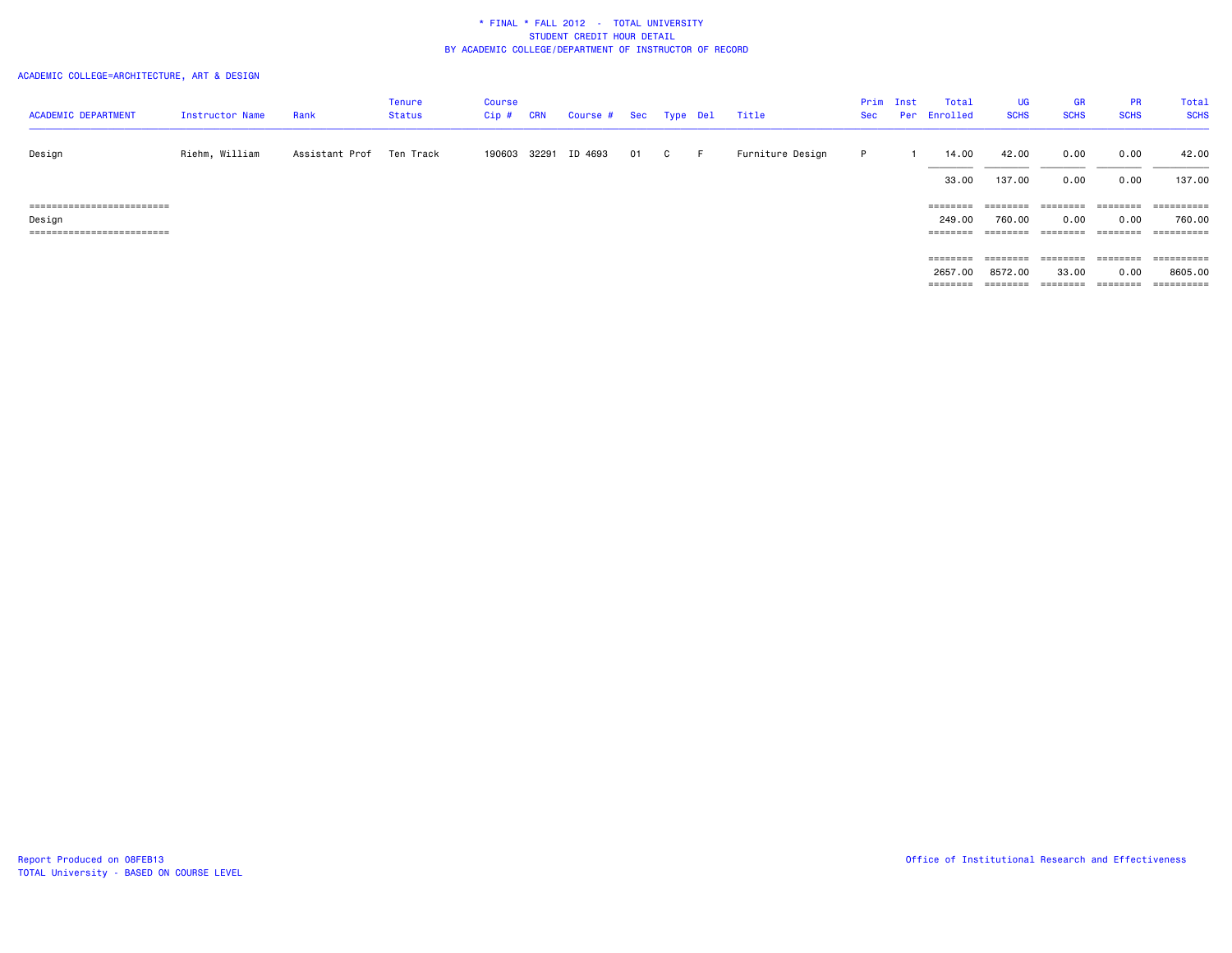\* FINAL \* FALL 2012 - TOTAL UNIVERSITY
STUDENT CREDIT HOUR DETAIL
BY ACADEMIC COLLEGE/DEPARTMENT OF INSTRUCTOR OF RECORD

ACADEMIC COLLEGE=ARCHITECTURE, ART & DESIGN

| ACADEMIC DEPARTMENT | Instructor Name | Rank | Tenure Status | Course Cip # | CRN | Course # | Sec | Type | Del | Title | Prim Sec | Inst Per | Total Enrolled | UG SCHS | GR SCHS | PR SCHS | Total SCHS |
|---|---|---|---|---|---|---|---|---|---|---|---|---|---|---|---|---|---|
| Design | Riehm, William | Assistant Prof | Ten Track | 190603 | 32291 | ID 4693 | 01 | C | F | Furniture Design | P | 1 | 14.00 | 42.00 | 0.00 | 0.00 | 42.00 |
| | | | | | | | | | | | | | 33.00 | 137.00 | 0.00 | 0.00 | 137.00 |
| Design | | | | | | | | | | | | | 249.00 | 760.00 | 0.00 | 0.00 | 760.00 |
| | | | | | | | | | | | | | 2657.00 | 8572.00 | 33.00 | 0.00 | 8605.00 |

Report Produced on 08FEB13
TOTAL University - BASED ON COURSE LEVEL

Office of Institutional Research and Effectiveness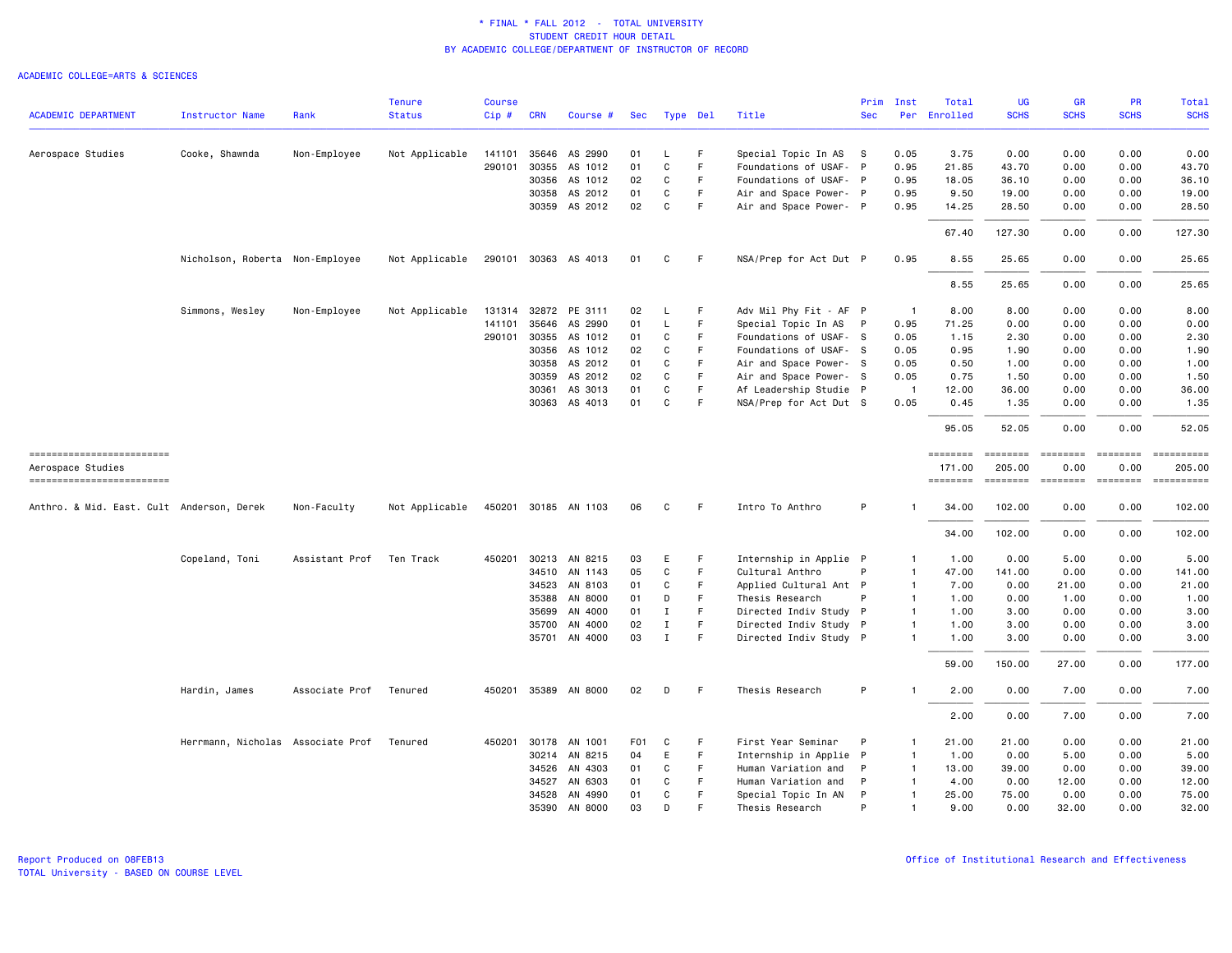\* FINAL \* FALL 2012 - TOTAL UNIVERSITY
STUDENT CREDIT HOUR DETAIL
BY ACADEMIC COLLEGE/DEPARTMENT OF INSTRUCTOR OF RECORD

ACADEMIC COLLEGE=ARTS & SCIENCES

| ACADEMIC DEPARTMENT | Instructor Name | Rank | Tenure Status | Course Cip # | CRN | Course # | Sec | Type | Del | Title | Prim Sec | Inst Per | Total Enrolled | UG SCHS | GR SCHS | PR SCHS | Total SCHS |
|---|---|---|---|---|---|---|---|---|---|---|---|---|---|---|---|---|---|
| Aerospace Studies | Cooke, Shawnda | Non-Employee | Not Applicable | 141101 | 35646 | AS 2990 | 01 | L | F | Special Topic In AS | S | 0.05 | 3.75 | 0.00 | 0.00 | 0.00 | 0.00 |
| | | | | 290101 | 30355 | AS 1012 | 01 | C | F | Foundations of USAF- | P | 0.95 | 21.85 | 43.70 | 0.00 | 0.00 | 43.70 |
| | | | | | 30356 | AS 1012 | 02 | C | F | Foundations of USAF- | P | 0.95 | 18.05 | 36.10 | 0.00 | 0.00 | 36.10 |
| | | | | | 30358 | AS 2012 | 01 | C | F | Air and Space Power- | P | 0.95 | 9.50 | 19.00 | 0.00 | 0.00 | 19.00 |
| | | | | | 30359 | AS 2012 | 02 | C | F | Air and Space Power- | P | 0.95 | 14.25 | 28.50 | 0.00 | 0.00 | 28.50 |
| | | | | | | | | | | | | | 67.40 | 127.30 | 0.00 | 0.00 | 127.30 |
| | Nicholson, Roberta | Non-Employee | Not Applicable | 290101 | 30363 | AS 4013 | 01 | C | F | NSA/Prep for Act Dut | P | 0.95 | 8.55 | 25.65 | 0.00 | 0.00 | 25.65 |
| | | | | | | | | | | | | | 8.55 | 25.65 | 0.00 | 0.00 | 25.65 |
| | Simmons, Wesley | Non-Employee | Not Applicable | 131314 | 32872 | PE 3111 | 02 | L | F | Adv Mil Phy Fit - AF | P | 1 | 8.00 | 8.00 | 0.00 | 0.00 | 8.00 |
| | | | | 141101 | 35646 | AS 2990 | 01 | L | F | Special Topic In AS | P | 0.95 | 71.25 | 0.00 | 0.00 | 0.00 | 0.00 |
| | | | | 290101 | 30355 | AS 1012 | 01 | C | F | Foundations of USAF- | S | 0.05 | 1.15 | 2.30 | 0.00 | 0.00 | 2.30 |
| | | | | | 30356 | AS 1012 | 02 | C | F | Foundations of USAF- | S | 0.05 | 0.95 | 1.90 | 0.00 | 0.00 | 1.90 |
| | | | | | 30358 | AS 2012 | 01 | C | F | Air and Space Power- | S | 0.05 | 0.50 | 1.00 | 0.00 | 0.00 | 1.00 |
| | | | | | 30359 | AS 2012 | 02 | C | F | Air and Space Power- | S | 0.05 | 0.75 | 1.50 | 0.00 | 0.00 | 1.50 |
| | | | | | 30361 | AS 3013 | 01 | C | F | Af Leadership Studie | P | 1 | 12.00 | 36.00 | 0.00 | 0.00 | 36.00 |
| | | | | | 30363 | AS 4013 | 01 | C | F | NSA/Prep for Act Dut | S | 0.05 | 0.45 | 1.35 | 0.00 | 0.00 | 1.35 |
| | | | | | | | | | | | | | 95.05 | 52.05 | 0.00 | 0.00 | 52.05 |
| Aerospace Studies | | | | | | | | | | | | | 171.00 | 205.00 | 0.00 | 0.00 | 205.00 |
| Anthro. & Mid. East. Cult | Anderson, Derek | Non-Faculty | Not Applicable | 450201 | 30185 | AN 1103 | 06 | C | F | Intro To Anthro | P | 1 | 34.00 | 102.00 | 0.00 | 0.00 | 102.00 |
| | | | | | | | | | | | | | 34.00 | 102.00 | 0.00 | 0.00 | 102.00 |
| | Copeland, Toni | Assistant Prof | Ten Track | 450201 | 30213 | AN 8215 | 03 | E | F | Internship in Applie | P | 1 | 1.00 | 0.00 | 5.00 | 0.00 | 5.00 |
| | | | | | 34510 | AN 1143 | 05 | C | F | Cultural Anthro | P | 1 | 47.00 | 141.00 | 0.00 | 0.00 | 141.00 |
| | | | | | 34523 | AN 8103 | 01 | C | F | Applied Cultural Ant | P | 1 | 7.00 | 0.00 | 21.00 | 0.00 | 21.00 |
| | | | | | 35388 | AN 8000 | 01 | D | F | Thesis Research | P | 1 | 1.00 | 0.00 | 1.00 | 0.00 | 1.00 |
| | | | | | 35699 | AN 4000 | 01 | I | F | Directed Indiv Study | P | 1 | 1.00 | 3.00 | 0.00 | 0.00 | 3.00 |
| | | | | | 35700 | AN 4000 | 02 | I | F | Directed Indiv Study | P | 1 | 1.00 | 3.00 | 0.00 | 0.00 | 3.00 |
| | | | | | 35701 | AN 4000 | 03 | I | F | Directed Indiv Study | P | 1 | 1.00 | 3.00 | 0.00 | 0.00 | 3.00 |
| | | | | | | | | | | | | | 59.00 | 150.00 | 27.00 | 0.00 | 177.00 |
| | Hardin, James | Associate Prof | Tenured | 450201 | 35389 | AN 8000 | 02 | D | F | Thesis Research | P | 1 | 2.00 | 0.00 | 7.00 | 0.00 | 7.00 |
| | | | | | | | | | | | | | 2.00 | 0.00 | 7.00 | 0.00 | 7.00 |
| | Herrmann, Nicholas | Associate Prof | Tenured | 450201 | 30178 | AN 1001 | F01 | C | F | First Year Seminar | P | 1 | 21.00 | 21.00 | 0.00 | 0.00 | 21.00 |
| | | | | | 30214 | AN 8215 | 04 | E | F | Internship in Applie | P | 1 | 1.00 | 0.00 | 5.00 | 0.00 | 5.00 |
| | | | | | 34526 | AN 4303 | 01 | C | F | Human Variation and | P | 1 | 13.00 | 39.00 | 0.00 | 0.00 | 39.00 |
| | | | | | 34527 | AN 6303 | 01 | C | F | Human Variation and | P | 1 | 4.00 | 0.00 | 12.00 | 0.00 | 12.00 |
| | | | | | 34528 | AN 4990 | 01 | C | F | Special Topic In AN | P | 1 | 25.00 | 75.00 | 0.00 | 0.00 | 75.00 |
| | | | | | 35390 | AN 8000 | 03 | D | F | Thesis Research | P | 1 | 9.00 | 0.00 | 32.00 | 0.00 | 32.00 |

Report Produced on 08FEB13
TOTAL University - BASED ON COURSE LEVEL

Office of Institutional Research and Effectiveness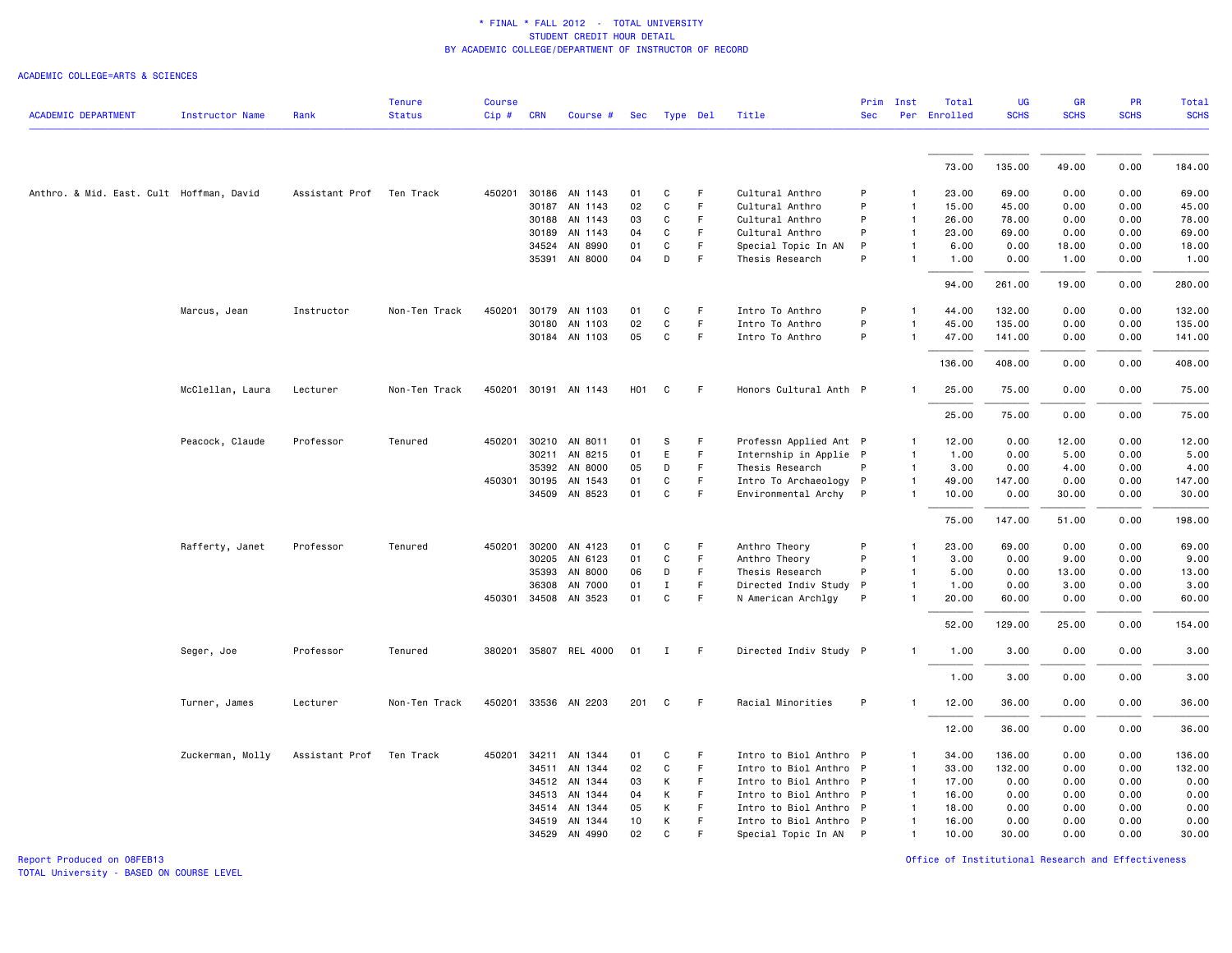\* FINAL \* FALL 2012 - TOTAL UNIVERSITY
STUDENT CREDIT HOUR DETAIL
BY ACADEMIC COLLEGE/DEPARTMENT OF INSTRUCTOR OF RECORD

ACADEMIC COLLEGE=ARTS & SCIENCES

| ACADEMIC DEPARTMENT | Instructor Name | Rank | Tenure Status | Course Cip # | CRN | Course # | Sec | Type | Del | Title | Prim Sec | Inst Per | Total Enrolled | UG SCHS | GR SCHS | PR SCHS | Total SCHS |
|---|---|---|---|---|---|---|---|---|---|---|---|---|---|---|---|---|---|
| | | | | | | | | | | | | | 73.00 | 135.00 | 49.00 | 0.00 | 184.00 |
| Anthro. & Mid. East. Cult | Hoffman, David | Assistant Prof | Ten Track | 450201 | 30186 | AN 1143 | 01 | C | F | Cultural Anthro | P | 1 | 23.00 | 69.00 | 0.00 | 0.00 | 69.00 |
| | | | | | 30187 | AN 1143 | 02 | C | F | Cultural Anthro | P | 1 | 15.00 | 45.00 | 0.00 | 0.00 | 45.00 |
| | | | | | 30188 | AN 1143 | 03 | C | F | Cultural Anthro | P | 1 | 26.00 | 78.00 | 0.00 | 0.00 | 78.00 |
| | | | | | 30189 | AN 1143 | 04 | C | F | Cultural Anthro | P | 1 | 23.00 | 69.00 | 0.00 | 0.00 | 69.00 |
| | | | | | 34524 | AN 8990 | 01 | C | F | Special Topic In AN | P | 1 | 6.00 | 0.00 | 18.00 | 0.00 | 18.00 |
| | | | | | 35391 | AN 8000 | 04 | D | F | Thesis Research | P | 1 | 1.00 | 0.00 | 1.00 | 0.00 | 1.00 |
| | | | | | | | | | | | | | 94.00 | 261.00 | 19.00 | 0.00 | 280.00 |
| | Marcus, Jean | Instructor | Non-Ten Track | 450201 | 30179 | AN 1103 | 01 | C | F | Intro To Anthro | P | 1 | 44.00 | 132.00 | 0.00 | 0.00 | 132.00 |
| | | | | | 30180 | AN 1103 | 02 | C | F | Intro To Anthro | P | 1 | 45.00 | 135.00 | 0.00 | 0.00 | 135.00 |
| | | | | | 30184 | AN 1103 | 05 | C | F | Intro To Anthro | P | 1 | 47.00 | 141.00 | 0.00 | 0.00 | 141.00 |
| | | | | | | | | | | | | | 136.00 | 408.00 | 0.00 | 0.00 | 408.00 |
| | McClellan, Laura | Lecturer | Non-Ten Track | 450201 | 30191 | AN 1143 | H01 | C | F | Honors Cultural Anth | P | 1 | 25.00 | 75.00 | 0.00 | 0.00 | 75.00 |
| | | | | | | | | | | | | | 25.00 | 75.00 | 0.00 | 0.00 | 75.00 |
| | Peacock, Claude | Professor | Tenured | 450201 | 30210 | AN 8011 | 01 | S | F | Professn Applied Ant | P | 1 | 12.00 | 0.00 | 12.00 | 0.00 | 12.00 |
| | | | | | 30211 | AN 8215 | 01 | E | F | Internship in Applie | P | 1 | 1.00 | 0.00 | 5.00 | 0.00 | 5.00 |
| | | | | | 35392 | AN 8000 | 05 | D | F | Thesis Research | P | 1 | 3.00 | 0.00 | 4.00 | 0.00 | 4.00 |
| | | | | 450301 | 30195 | AN 1543 | 01 | C | F | Intro To Archaeology | P | 1 | 49.00 | 147.00 | 0.00 | 0.00 | 147.00 |
| | | | | | 34509 | AN 8523 | 01 | C | F | Environmental Archy | P | 1 | 10.00 | 0.00 | 30.00 | 0.00 | 30.00 |
| | | | | | | | | | | | | | 75.00 | 147.00 | 51.00 | 0.00 | 198.00 |
| | Rafferty, Janet | Professor | Tenured | 450201 | 30200 | AN 4123 | 01 | C | F | Anthro Theory | P | 1 | 23.00 | 69.00 | 0.00 | 0.00 | 69.00 |
| | | | | | 30205 | AN 6123 | 01 | C | F | Anthro Theory | P | 1 | 3.00 | 0.00 | 9.00 | 0.00 | 9.00 |
| | | | | | 35393 | AN 8000 | 06 | D | F | Thesis Research | P | 1 | 5.00 | 0.00 | 13.00 | 0.00 | 13.00 |
| | | | | | 36308 | AN 7000 | 01 | I | F | Directed Indiv Study | P | 1 | 1.00 | 0.00 | 3.00 | 0.00 | 3.00 |
| | | | | 450301 | 34508 | AN 3523 | 01 | C | F | N American Archlgy | P | 1 | 20.00 | 60.00 | 0.00 | 0.00 | 60.00 |
| | | | | | | | | | | | | | 52.00 | 129.00 | 25.00 | 0.00 | 154.00 |
| | Seger, Joe | Professor | Tenured | 380201 | 35807 | REL 4000 | 01 | I | F | Directed Indiv Study | P | 1 | 1.00 | 3.00 | 0.00 | 0.00 | 3.00 |
| | | | | | | | | | | | | | 1.00 | 3.00 | 0.00 | 0.00 | 3.00 |
| | Turner, James | Lecturer | Non-Ten Track | 450201 | 33536 | AN 2203 | 201 | C | F | Racial Minorities | P | 1 | 12.00 | 36.00 | 0.00 | 0.00 | 36.00 |
| | | | | | | | | | | | | | 12.00 | 36.00 | 0.00 | 0.00 | 36.00 |
| | Zuckerman, Molly | Assistant Prof | Ten Track | 450201 | 34211 | AN 1344 | 01 | C | F | Intro to Biol Anthro | P | 1 | 34.00 | 136.00 | 0.00 | 0.00 | 136.00 |
| | | | | | 34511 | AN 1344 | 02 | C | F | Intro to Biol Anthro | P | 1 | 33.00 | 132.00 | 0.00 | 0.00 | 132.00 |
| | | | | | 34512 | AN 1344 | 03 | K | F | Intro to Biol Anthro | P | 1 | 17.00 | 0.00 | 0.00 | 0.00 | 0.00 |
| | | | | | 34513 | AN 1344 | 04 | K | F | Intro to Biol Anthro | P | 1 | 16.00 | 0.00 | 0.00 | 0.00 | 0.00 |
| | | | | | 34514 | AN 1344 | 05 | K | F | Intro to Biol Anthro | P | 1 | 18.00 | 0.00 | 0.00 | 0.00 | 0.00 |
| | | | | | 34519 | AN 1344 | 10 | K | F | Intro to Biol Anthro | P | 1 | 16.00 | 0.00 | 0.00 | 0.00 | 0.00 |
| | | | | | 34529 | AN 4990 | 02 | C | F | Special Topic In AN | P | 1 | 10.00 | 30.00 | 0.00 | 0.00 | 30.00 |

Report Produced on 08FEB13
TOTAL University - BASED ON COURSE LEVEL

Office of Institutional Research and Effectiveness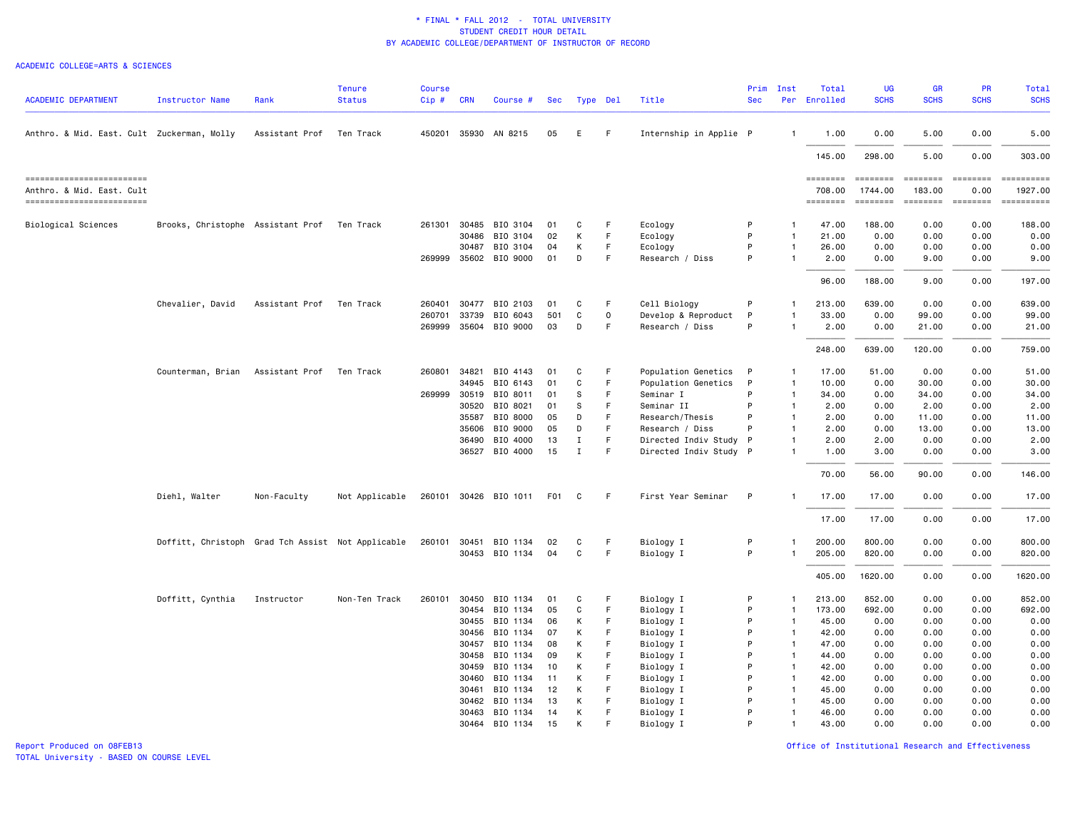\* FINAL \* FALL 2012 - TOTAL UNIVERSITY
STUDENT CREDIT HOUR DETAIL
BY ACADEMIC COLLEGE/DEPARTMENT OF INSTRUCTOR OF RECORD

ACADEMIC COLLEGE=ARTS & SCIENCES

| ACADEMIC DEPARTMENT | Instructor Name | Rank | Tenure Status | Course Cip # | CRN | Course # | Sec | Type | Del | Title | Prim Sec | Inst Per | Total Enrolled | UG SCHS | GR SCHS | PR SCHS | Total SCHS |
|---|---|---|---|---|---|---|---|---|---|---|---|---|---|---|---|---|---|
| Anthro. & Mid. East. Cult | Zuckerman, Molly | Assistant Prof | Ten Track | 450201 | 35930 | AN 8215 | 05 | E | F | Internship in Applie | P | 1 | 1.00 | 0.00 | 5.00 | 0.00 | 5.00 |
| | | | | | | | | | | | | | 145.00 | 298.00 | 5.00 | 0.00 | 303.00 |
| Anthro. & Mid. East. Cult | | | | | | | | | | | | | 708.00 | 1744.00 | 183.00 | 0.00 | 1927.00 |
| Biological Sciences | Brooks, Christophe | Assistant Prof | Ten Track | 261301 | 30485 | BIO 3104 | 01 | C | F | Ecology | P | 1 | 47.00 | 188.00 | 0.00 | 0.00 | 188.00 |
| | | | | | 30486 | BIO 3104 | 02 | K | F | Ecology | P | 1 | 21.00 | 0.00 | 0.00 | 0.00 | 0.00 |
| | | | | | 30487 | BIO 3104 | 04 | K | F | Ecology | P | 1 | 26.00 | 0.00 | 0.00 | 0.00 | 0.00 |
| | | | | 269999 | 35602 | BIO 9000 | 01 | D | F | Research / Diss | P | 1 | 2.00 | 0.00 | 9.00 | 0.00 | 9.00 |
| | | | | | | | | | | | | | 96.00 | 188.00 | 9.00 | 0.00 | 197.00 |
| | Chevalier, David | Assistant Prof | Ten Track | 260401 | 30477 | BIO 2103 | 01 | C | F | Cell Biology | P | 1 | 213.00 | 639.00 | 0.00 | 0.00 | 639.00 |
| | | | | 260701 | 33739 | BIO 6043 | 501 | C | O | Develop & Reproduct | P | 1 | 33.00 | 0.00 | 99.00 | 0.00 | 99.00 |
| | | | | 269999 | 35604 | BIO 9000 | 03 | D | F | Research / Diss | P | 1 | 2.00 | 0.00 | 21.00 | 0.00 | 21.00 |
| | | | | | | | | | | | | | 248.00 | 639.00 | 120.00 | 0.00 | 759.00 |
| | Counterman, Brian | Assistant Prof | Ten Track | 260801 | 34821 | BIO 4143 | 01 | C | F | Population Genetics | P | 1 | 17.00 | 51.00 | 0.00 | 0.00 | 51.00 |
| | | | | | 34945 | BIO 6143 | 01 | C | F | Population Genetics | P | 1 | 10.00 | 0.00 | 30.00 | 0.00 | 30.00 |
| | | | | 269999 | 30519 | BIO 8011 | 01 | S | F | Seminar I | P | 1 | 34.00 | 0.00 | 34.00 | 0.00 | 34.00 |
| | | | | | 30520 | BIO 8021 | 01 | S | F | Seminar II | P | 1 | 2.00 | 0.00 | 2.00 | 0.00 | 2.00 |
| | | | | | 35587 | BIO 8000 | 05 | D | F | Research/Thesis | P | 1 | 2.00 | 0.00 | 11.00 | 0.00 | 11.00 |
| | | | | | 35606 | BIO 9000 | 05 | D | F | Research / Diss | P | 1 | 2.00 | 0.00 | 13.00 | 0.00 | 13.00 |
| | | | | | 36490 | BIO 4000 | 13 | I | F | Directed Indiv Study | P | 1 | 2.00 | 2.00 | 0.00 | 0.00 | 2.00 |
| | | | | | 36527 | BIO 4000 | 15 | I | F | Directed Indiv Study | P | 1 | 1.00 | 3.00 | 0.00 | 0.00 | 3.00 |
| | | | | | | | | | | | | | 70.00 | 56.00 | 90.00 | 0.00 | 146.00 |
| | Diehl, Walter | Non-Faculty | Not Applicable | 260101 | 30426 | BIO 1011 | F01 | C | F | First Year Seminar | P | 1 | 17.00 | 17.00 | 0.00 | 0.00 | 17.00 |
| | | | | | | | | | | | | | 17.00 | 17.00 | 0.00 | 0.00 | 17.00 |
| | Doffitt, Christoph | Grad Tch Assist | Not Applicable | 260101 | 30451 | BIO 1134 | 02 | C | F | Biology I | P | 1 | 200.00 | 800.00 | 0.00 | 0.00 | 800.00 |
| | | | | | 30453 | BIO 1134 | 04 | C | F | Biology I | P | 1 | 205.00 | 820.00 | 0.00 | 0.00 | 820.00 |
| | | | | | | | | | | | | | 405.00 | 1620.00 | 0.00 | 0.00 | 1620.00 |
| | Doffitt, Cynthia | Instructor | Non-Ten Track | 260101 | 30450 | BIO 1134 | 01 | C | F | Biology I | P | 1 | 213.00 | 852.00 | 0.00 | 0.00 | 852.00 |
| | | | | | 30454 | BIO 1134 | 05 | C | F | Biology I | P | 1 | 173.00 | 692.00 | 0.00 | 0.00 | 692.00 |
| | | | | | 30455 | BIO 1134 | 06 | K | F | Biology I | P | 1 | 45.00 | 0.00 | 0.00 | 0.00 | 0.00 |
| | | | | | 30456 | BIO 1134 | 07 | K | F | Biology I | P | 1 | 42.00 | 0.00 | 0.00 | 0.00 | 0.00 |
| | | | | | 30457 | BIO 1134 | 08 | K | F | Biology I | P | 1 | 47.00 | 0.00 | 0.00 | 0.00 | 0.00 |
| | | | | | 30458 | BIO 1134 | 09 | K | F | Biology I | P | 1 | 44.00 | 0.00 | 0.00 | 0.00 | 0.00 |
| | | | | | 30459 | BIO 1134 | 10 | K | F | Biology I | P | 1 | 42.00 | 0.00 | 0.00 | 0.00 | 0.00 |
| | | | | | 30460 | BIO 1134 | 11 | K | F | Biology I | P | 1 | 42.00 | 0.00 | 0.00 | 0.00 | 0.00 |
| | | | | | 30461 | BIO 1134 | 12 | K | F | Biology I | P | 1 | 45.00 | 0.00 | 0.00 | 0.00 | 0.00 |
| | | | | | 30462 | BIO 1134 | 13 | K | F | Biology I | P | 1 | 45.00 | 0.00 | 0.00 | 0.00 | 0.00 |
| | | | | | 30463 | BIO 1134 | 14 | K | F | Biology I | P | 1 | 46.00 | 0.00 | 0.00 | 0.00 | 0.00 |
| | | | | | 30464 | BIO 1134 | 15 | K | F | Biology I | P | 1 | 43.00 | 0.00 | 0.00 | 0.00 | 0.00 |

Report Produced on 08FEB13
TOTAL University - BASED ON COURSE LEVEL

Office of Institutional Research and Effectiveness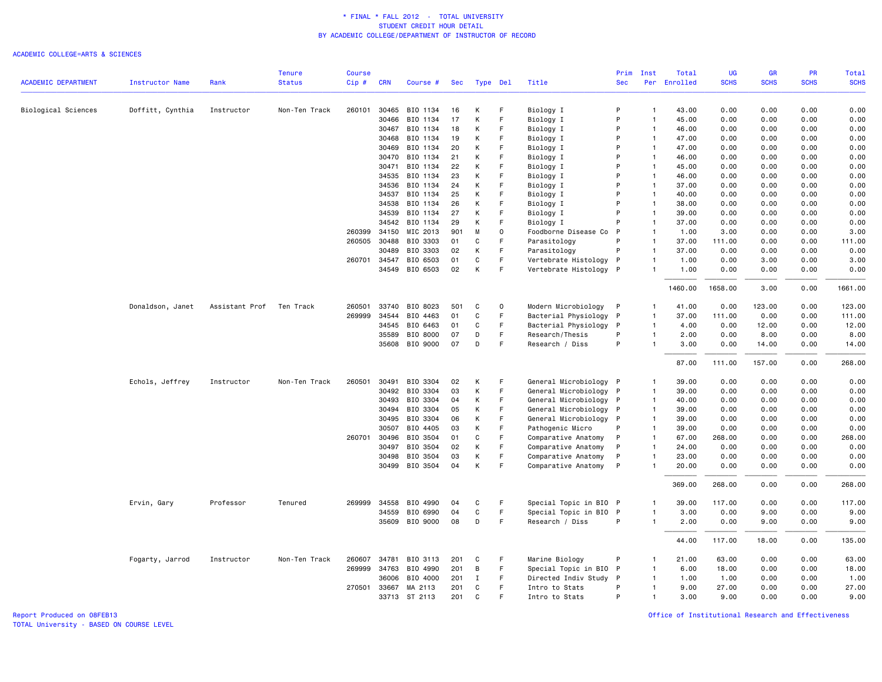\* FINAL \* FALL 2012 - TOTAL UNIVERSITY
STUDENT CREDIT HOUR DETAIL
BY ACADEMIC COLLEGE/DEPARTMENT OF INSTRUCTOR OF RECORD

ACADEMIC COLLEGE=ARTS & SCIENCES

| ACADEMIC DEPARTMENT | Instructor Name | Rank | Tenure Status | Course Cip # | CRN | Course # | Sec | Type | Del | Title | Prim Sec | Inst Per | Total Enrolled | UG SCHS | GR SCHS | PR SCHS | Total SCHS |
|---|---|---|---|---|---|---|---|---|---|---|---|---|---|---|---|---|---|
| Biological Sciences | Doffitt, Cynthia | Instructor | Non-Ten Track | 260101 | 30465 | BIO 1134 | 16 | K | F | Biology I | P | 1 | 43.00 | 0.00 | 0.00 | 0.00 | 0.00 |
| | | | | | 30466 | BIO 1134 | 17 | K | F | Biology I | P | 1 | 45.00 | 0.00 | 0.00 | 0.00 | 0.00 |
| | | | | | 30467 | BIO 1134 | 18 | K | F | Biology I | P | 1 | 46.00 | 0.00 | 0.00 | 0.00 | 0.00 |
| | | | | | 30468 | BIO 1134 | 19 | K | F | Biology I | P | 1 | 47.00 | 0.00 | 0.00 | 0.00 | 0.00 |
| | | | | | 30469 | BIO 1134 | 20 | K | F | Biology I | P | 1 | 47.00 | 0.00 | 0.00 | 0.00 | 0.00 |
| | | | | | 30470 | BIO 1134 | 21 | K | F | Biology I | P | 1 | 46.00 | 0.00 | 0.00 | 0.00 | 0.00 |
| | | | | | 30471 | BIO 1134 | 22 | K | F | Biology I | P | 1 | 45.00 | 0.00 | 0.00 | 0.00 | 0.00 |
| | | | | | 34535 | BIO 1134 | 23 | K | F | Biology I | P | 1 | 46.00 | 0.00 | 0.00 | 0.00 | 0.00 |
| | | | | | 34536 | BIO 1134 | 24 | K | F | Biology I | P | 1 | 37.00 | 0.00 | 0.00 | 0.00 | 0.00 |
| | | | | | 34537 | BIO 1134 | 25 | K | F | Biology I | P | 1 | 40.00 | 0.00 | 0.00 | 0.00 | 0.00 |
| | | | | | 34538 | BIO 1134 | 26 | K | F | Biology I | P | 1 | 38.00 | 0.00 | 0.00 | 0.00 | 0.00 |
| | | | | | 34539 | BIO 1134 | 27 | K | F | Biology I | P | 1 | 39.00 | 0.00 | 0.00 | 0.00 | 0.00 |
| | | | | | 34542 | BIO 1134 | 29 | K | F | Biology I | P | 1 | 37.00 | 0.00 | 0.00 | 0.00 | 0.00 |
| | | | | 260399 | 34150 | MIC 2013 | 901 | M | O | Foodborne Disease Co | P | 1 | 1.00 | 3.00 | 0.00 | 0.00 | 3.00 |
| | | | | 260505 | 30488 | BIO 3303 | 01 | C | F | Parasitology | P | 1 | 37.00 | 111.00 | 0.00 | 0.00 | 111.00 |
| | | | | | 30489 | BIO 3303 | 02 | K | F | Parasitology | P | 1 | 37.00 | 0.00 | 0.00 | 0.00 | 0.00 |
| | | | | 260701 | 34547 | BIO 6503 | 01 | C | F | Vertebrate Histology | P | 1 | 1.00 | 0.00 | 3.00 | 0.00 | 3.00 |
| | | | | | 34549 | BIO 6503 | 02 | K | F | Vertebrate Histology | P | 1 | 1.00 | 0.00 | 0.00 | 0.00 | 0.00 |
| | | | | | | | | | | | | | 1460.00 | 1658.00 | 3.00 | 0.00 | 1661.00 |
| | Donaldson, Janet | Assistant Prof | Ten Track | 260501 | 33740 | BIO 8023 | 501 | C | O | Modern Microbiology | P | 1 | 41.00 | 0.00 | 123.00 | 0.00 | 123.00 |
| | | | | 269999 | 34544 | BIO 4463 | 01 | C | F | Bacterial Physiology | P | 1 | 37.00 | 111.00 | 0.00 | 0.00 | 111.00 |
| | | | | | 34545 | BIO 6463 | 01 | C | F | Bacterial Physiology | P | 1 | 4.00 | 0.00 | 12.00 | 0.00 | 12.00 |
| | | | | | 35589 | BIO 8000 | 07 | D | F | Research/Thesis | P | 1 | 2.00 | 0.00 | 8.00 | 0.00 | 8.00 |
| | | | | | 35608 | BIO 9000 | 07 | D | F | Research / Diss | P | 1 | 3.00 | 0.00 | 14.00 | 0.00 | 14.00 |
| | | | | | | | | | | | | | 87.00 | 111.00 | 157.00 | 0.00 | 268.00 |
| | Echols, Jeffrey | Instructor | Non-Ten Track | 260501 | 30491 | BIO 3304 | 02 | K | F | General Microbiology | P | 1 | 39.00 | 0.00 | 0.00 | 0.00 | 0.00 |
| | | | | | 30492 | BIO 3304 | 03 | K | F | General Microbiology | P | 1 | 39.00 | 0.00 | 0.00 | 0.00 | 0.00 |
| | | | | | 30493 | BIO 3304 | 04 | K | F | General Microbiology | P | 1 | 40.00 | 0.00 | 0.00 | 0.00 | 0.00 |
| | | | | | 30494 | BIO 3304 | 05 | K | F | General Microbiology | P | 1 | 39.00 | 0.00 | 0.00 | 0.00 | 0.00 |
| | | | | | 30495 | BIO 3304 | 06 | K | F | General Microbiology | P | 1 | 39.00 | 0.00 | 0.00 | 0.00 | 0.00 |
| | | | | | 30507 | BIO 4405 | 03 | K | F | Pathogenic Micro | P | 1 | 39.00 | 0.00 | 0.00 | 0.00 | 0.00 |
| | | | | 260701 | 30496 | BIO 3504 | 01 | C | F | Comparative Anatomy | P | 1 | 67.00 | 268.00 | 0.00 | 0.00 | 268.00 |
| | | | | | 30497 | BIO 3504 | 02 | K | F | Comparative Anatomy | P | 1 | 24.00 | 0.00 | 0.00 | 0.00 | 0.00 |
| | | | | | 30498 | BIO 3504 | 03 | K | F | Comparative Anatomy | P | 1 | 23.00 | 0.00 | 0.00 | 0.00 | 0.00 |
| | | | | | 30499 | BIO 3504 | 04 | K | F | Comparative Anatomy | P | 1 | 20.00 | 0.00 | 0.00 | 0.00 | 0.00 |
| | | | | | | | | | | | | | 369.00 | 268.00 | 0.00 | 0.00 | 268.00 |
| | Ervin, Gary | Professor | Tenured | 269999 | 34558 | BIO 4990 | 04 | C | F | Special Topic in BIO | P | 1 | 39.00 | 117.00 | 0.00 | 0.00 | 117.00 |
| | | | | | 34559 | BIO 6990 | 04 | C | F | Special Topic in BIO | P | 1 | 3.00 | 0.00 | 9.00 | 0.00 | 9.00 |
| | | | | | 35609 | BIO 9000 | 08 | D | F | Research / Diss | P | 1 | 2.00 | 0.00 | 9.00 | 0.00 | 9.00 |
| | | | | | | | | | | | | | 44.00 | 117.00 | 18.00 | 0.00 | 135.00 |
| | Fogarty, Jarrod | Instructor | Non-Ten Track | 260607 | 34781 | BIO 3113 | 201 | C | F | Marine Biology | P | 1 | 21.00 | 63.00 | 0.00 | 0.00 | 63.00 |
| | | | | 269999 | 34763 | BIO 4990 | 201 | B | F | Special Topic in BIO | P | 1 | 6.00 | 18.00 | 0.00 | 0.00 | 18.00 |
| | | | | | 36006 | BIO 4000 | 201 | I | F | Directed Indiv Study | P | 1 | 1.00 | 1.00 | 0.00 | 0.00 | 1.00 |
| | | | | 270501 | 33667 | MA 2113 | 201 | C | F | Intro to Stats | P | 1 | 9.00 | 27.00 | 0.00 | 0.00 | 27.00 |
| | | | | | 33713 | ST 2113 | 201 | C | F | Intro to Stats | P | 1 | 3.00 | 9.00 | 0.00 | 0.00 | 9.00 |

Report Produced on 08FEB13
TOTAL University - BASED ON COURSE LEVEL

Office of Institutional Research and Effectiveness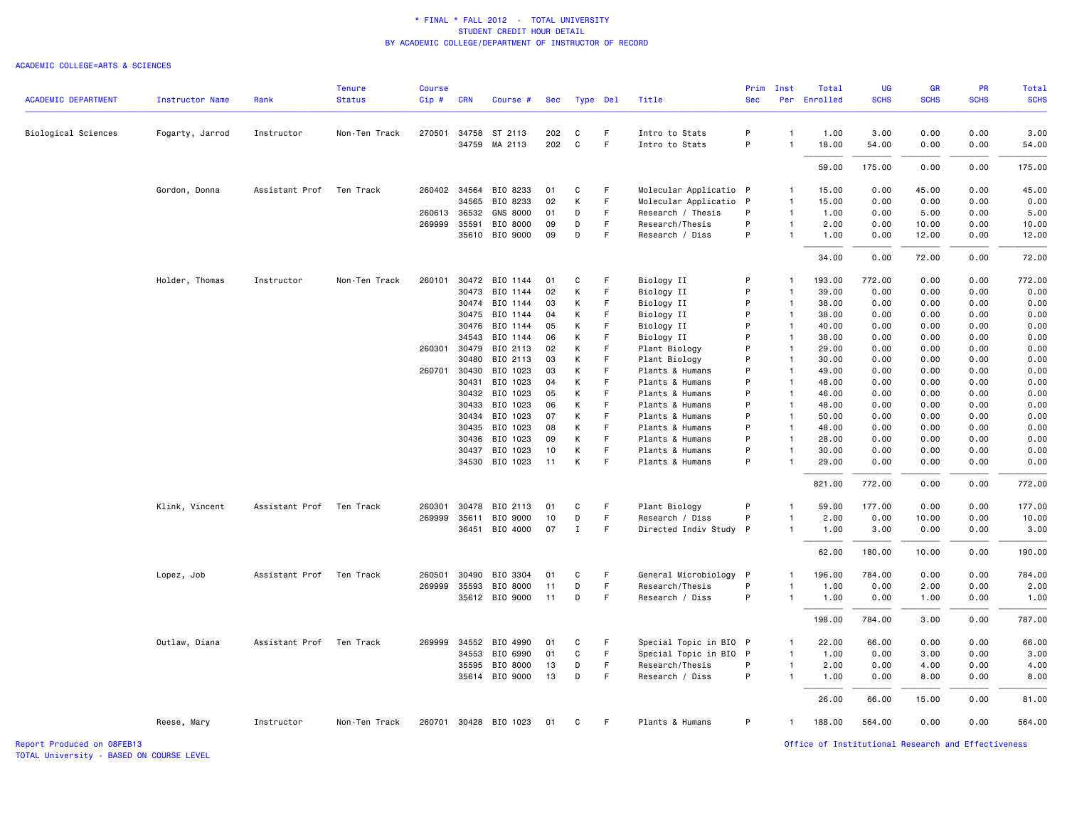\* FINAL \* FALL 2012 - TOTAL UNIVERSITY
STUDENT CREDIT HOUR DETAIL
BY ACADEMIC COLLEGE/DEPARTMENT OF INSTRUCTOR OF RECORD

ACADEMIC COLLEGE=ARTS & SCIENCES

| ACADEMIC DEPARTMENT | Instructor Name | Rank | Tenure Status | Course Cip # | CRN | Course # | Sec | Type | Del | Title | Prim Sec | Inst Per | Total Enrolled | UG SCHS | GR SCHS | PR SCHS | Total SCHS |
|---|---|---|---|---|---|---|---|---|---|---|---|---|---|---|---|---|---|
| Biological Sciences | Fogarty, Jarrod | Instructor | Non-Ten Track | 270501 | 34758 | ST 2113 | 202 | C | F | Intro to Stats | P | 1 | 1.00 | 3.00 | 0.00 | 0.00 | 3.00 |
| | | | | | 34759 | MA 2113 | 202 | C | F | Intro to Stats | P | 1 | 18.00 | 54.00 | 0.00 | 0.00 | 54.00 |
| | | | | | | | | | | | | | 59.00 | 175.00 | 0.00 | 0.00 | 175.00 |
| | Gordon, Donna | Assistant Prof | Ten Track | 260402 | 34564 | BIO 8233 | 01 | C | F | Molecular Applicatio | P | 1 | 15.00 | 0.00 | 45.00 | 0.00 | 45.00 |
| | | | | | 34565 | BIO 8233 | 02 | K | F | Molecular Applicatio | P | 1 | 15.00 | 0.00 | 0.00 | 0.00 | 0.00 |
| | | | | 260613 | 36532 | GNS 8000 | 01 | D | F | Research / Thesis | P | 1 | 1.00 | 0.00 | 5.00 | 0.00 | 5.00 |
| | | | | 269999 | 35591 | BIO 8000 | 09 | D | F | Research/Thesis | P | 1 | 2.00 | 0.00 | 10.00 | 0.00 | 10.00 |
| | | | | | 35610 | BIO 9000 | 09 | D | F | Research / Diss | P | 1 | 1.00 | 0.00 | 12.00 | 0.00 | 12.00 |
| | | | | | | | | | | | | | 34.00 | 0.00 | 72.00 | 0.00 | 72.00 |
| | Holder, Thomas | Instructor | Non-Ten Track | 260101 | 30472 | BIO 1144 | 01 | C | F | Biology II | P | 1 | 193.00 | 772.00 | 0.00 | 0.00 | 772.00 |
| | | | | | 30473 | BIO 1144 | 02 | K | F | Biology II | P | 1 | 39.00 | 0.00 | 0.00 | 0.00 | 0.00 |
| | | | | | 30474 | BIO 1144 | 03 | K | F | Biology II | P | 1 | 38.00 | 0.00 | 0.00 | 0.00 | 0.00 |
| | | | | | 30475 | BIO 1144 | 04 | K | F | Biology II | P | 1 | 38.00 | 0.00 | 0.00 | 0.00 | 0.00 |
| | | | | | 30476 | BIO 1144 | 05 | K | F | Biology II | P | 1 | 40.00 | 0.00 | 0.00 | 0.00 | 0.00 |
| | | | | | 34543 | BIO 1144 | 06 | K | F | Biology II | P | 1 | 38.00 | 0.00 | 0.00 | 0.00 | 0.00 |
| | | | | 260301 | 30479 | BIO 2113 | 02 | K | F | Plant Biology | P | 1 | 29.00 | 0.00 | 0.00 | 0.00 | 0.00 |
| | | | | | 30480 | BIO 2113 | 03 | K | F | Plant Biology | P | 1 | 30.00 | 0.00 | 0.00 | 0.00 | 0.00 |
| | | | | 260701 | 30430 | BIO 1023 | 03 | K | F | Plants & Humans | P | 1 | 49.00 | 0.00 | 0.00 | 0.00 | 0.00 |
| | | | | | 30431 | BIO 1023 | 04 | K | F | Plants & Humans | P | 1 | 48.00 | 0.00 | 0.00 | 0.00 | 0.00 |
| | | | | | 30432 | BIO 1023 | 05 | K | F | Plants & Humans | P | 1 | 46.00 | 0.00 | 0.00 | 0.00 | 0.00 |
| | | | | | 30433 | BIO 1023 | 06 | K | F | Plants & Humans | P | 1 | 48.00 | 0.00 | 0.00 | 0.00 | 0.00 |
| | | | | | 30434 | BIO 1023 | 07 | K | F | Plants & Humans | P | 1 | 50.00 | 0.00 | 0.00 | 0.00 | 0.00 |
| | | | | | 30435 | BIO 1023 | 08 | K | F | Plants & Humans | P | 1 | 48.00 | 0.00 | 0.00 | 0.00 | 0.00 |
| | | | | | 30436 | BIO 1023 | 09 | K | F | Plants & Humans | P | 1 | 28.00 | 0.00 | 0.00 | 0.00 | 0.00 |
| | | | | | 30437 | BIO 1023 | 10 | K | F | Plants & Humans | P | 1 | 30.00 | 0.00 | 0.00 | 0.00 | 0.00 |
| | | | | | 34530 | BIO 1023 | 11 | K | F | Plants & Humans | P | 1 | 29.00 | 0.00 | 0.00 | 0.00 | 0.00 |
| | | | | | | | | | | | | | 821.00 | 772.00 | 0.00 | 0.00 | 772.00 |
| | Klink, Vincent | Assistant Prof | Ten Track | 260301 | 30478 | BIO 2113 | 01 | C | F | Plant Biology | P | 1 | 59.00 | 177.00 | 0.00 | 0.00 | 177.00 |
| | | | | 269999 | 35611 | BIO 9000 | 10 | D | F | Research / Diss | P | 1 | 2.00 | 0.00 | 10.00 | 0.00 | 10.00 |
| | | | | | 36451 | BIO 4000 | 07 | I | F | Directed Indiv Study | P | 1 | 1.00 | 3.00 | 0.00 | 0.00 | 3.00 |
| | | | | | | | | | | | | | 62.00 | 180.00 | 10.00 | 0.00 | 190.00 |
| | Lopez, Job | Assistant Prof | Ten Track | 260501 | 30490 | BIO 3304 | 01 | C | F | General Microbiology | P | 1 | 196.00 | 784.00 | 0.00 | 0.00 | 784.00 |
| | | | | 269999 | 35593 | BIO 8000 | 11 | D | F | Research/Thesis | P | 1 | 1.00 | 0.00 | 2.00 | 0.00 | 2.00 |
| | | | | | 35612 | BIO 9000 | 11 | D | F | Research / Diss | P | 1 | 1.00 | 0.00 | 1.00 | 0.00 | 1.00 |
| | | | | | | | | | | | | | 198.00 | 784.00 | 3.00 | 0.00 | 787.00 |
| | Outlaw, Diana | Assistant Prof | Ten Track | 269999 | 34552 | BIO 4990 | 01 | C | F | Special Topic in BIO | P | 1 | 22.00 | 66.00 | 0.00 | 0.00 | 66.00 |
| | | | | | 34553 | BIO 6990 | 01 | C | F | Special Topic in BIO | P | 1 | 1.00 | 0.00 | 3.00 | 0.00 | 3.00 |
| | | | | | 35595 | BIO 8000 | 13 | D | F | Research/Thesis | P | 1 | 2.00 | 0.00 | 4.00 | 0.00 | 4.00 |
| | | | | | 35614 | BIO 9000 | 13 | D | F | Research / Diss | P | 1 | 1.00 | 0.00 | 8.00 | 0.00 | 8.00 |
| | | | | | | | | | | | | | 26.00 | 66.00 | 15.00 | 0.00 | 81.00 |
| | Reese, Mary | Instructor | Non-Ten Track | 260701 | 30428 | BIO 1023 | 01 | C | F | Plants & Humans | P | 1 | 188.00 | 564.00 | 0.00 | 0.00 | 564.00 |

Report Produced on 08FEB13
TOTAL University - BASED ON COURSE LEVEL

Office of Institutional Research and Effectiveness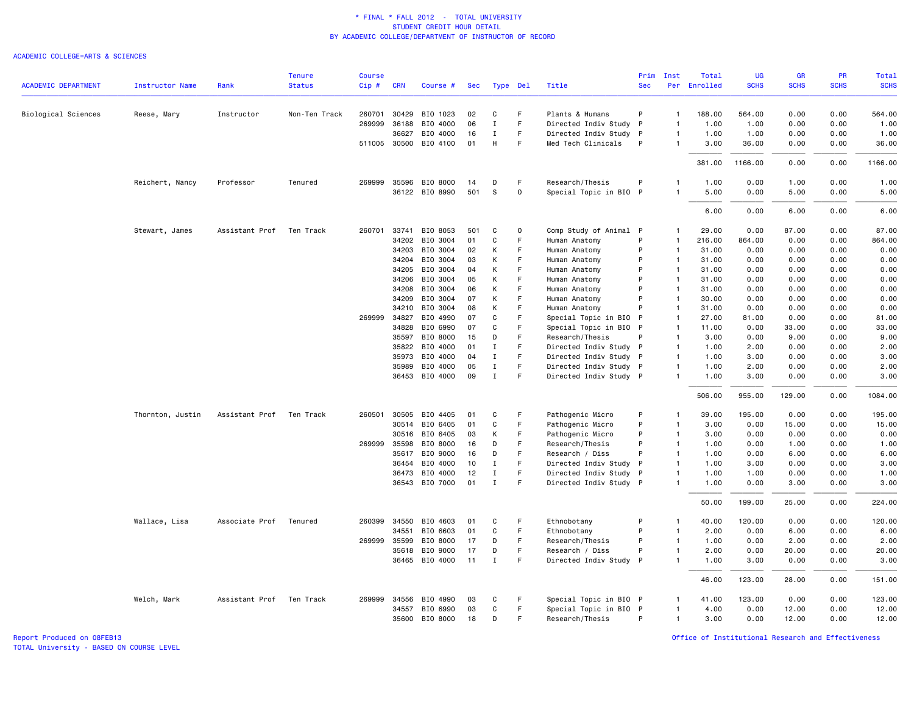\* FINAL \* FALL 2012 - TOTAL UNIVERSITY
STUDENT CREDIT HOUR DETAIL
BY ACADEMIC COLLEGE/DEPARTMENT OF INSTRUCTOR OF RECORD

ACADEMIC COLLEGE=ARTS & SCIENCES

| ACADEMIC DEPARTMENT | Instructor Name | Rank | Tenure Status | Course Cip # | CRN | Course # | Sec | Type | Del | Title | Prim Sec | Inst Per | Total Enrolled | UG SCHS | GR SCHS | PR SCHS | Total SCHS |
|---|---|---|---|---|---|---|---|---|---|---|---|---|---|---|---|---|---|
| Biological Sciences | Reese, Mary | Instructor | Non-Ten Track | 260701 | 30429 | BIO 1023 | 02 | C | F | Plants & Humans | P | 1 | 188.00 | 564.00 | 0.00 | 0.00 | 564.00 |
| | | | | 269999 | 36188 | BIO 4000 | 06 | I | F | Directed Indiv Study | P | 1 | 1.00 | 1.00 | 0.00 | 0.00 | 1.00 |
| | | | | | 36627 | BIO 4000 | 16 | I | F | Directed Indiv Study | P | 1 | 1.00 | 1.00 | 0.00 | 0.00 | 1.00 |
| | | | | 511005 | 30500 | BIO 4100 | 01 | H | F | Med Tech Clinicals | P | 1 | 3.00 | 36.00 | 0.00 | 0.00 | 36.00 |
| | | | | | | | | | | | | | 381.00 | 1166.00 | 0.00 | 0.00 | 1166.00 |
| | Reichert, Nancy | Professor | Tenured | 269999 | 35596 | BIO 8000 | 14 | D | F | Research/Thesis | P | 1 | 1.00 | 0.00 | 1.00 | 0.00 | 1.00 |
| | | | | | 36122 | BIO 8990 | 501 | S | O | Special Topic in BIO | P | 1 | 5.00 | 0.00 | 5.00 | 0.00 | 5.00 |
| | | | | | | | | | | | | | 6.00 | 0.00 | 6.00 | 0.00 | 6.00 |
| | Stewart, James | Assistant Prof | Ten Track | 260701 | 33741 | BIO 8053 | 501 | C | O | Comp Study of Animal | P | 1 | 29.00 | 0.00 | 87.00 | 0.00 | 87.00 |
| | | | | | 34202 | BIO 3004 | 01 | C | F | Human Anatomy | P | 1 | 216.00 | 864.00 | 0.00 | 0.00 | 864.00 |
| | | | | | 34203 | BIO 3004 | 02 | K | F | Human Anatomy | P | 1 | 31.00 | 0.00 | 0.00 | 0.00 | 0.00 |
| | | | | | 34204 | BIO 3004 | 03 | K | F | Human Anatomy | P | 1 | 31.00 | 0.00 | 0.00 | 0.00 | 0.00 |
| | | | | | 34205 | BIO 3004 | 04 | K | F | Human Anatomy | P | 1 | 31.00 | 0.00 | 0.00 | 0.00 | 0.00 |
| | | | | | 34206 | BIO 3004 | 05 | K | F | Human Anatomy | P | 1 | 31.00 | 0.00 | 0.00 | 0.00 | 0.00 |
| | | | | | 34208 | BIO 3004 | 06 | K | F | Human Anatomy | P | 1 | 31.00 | 0.00 | 0.00 | 0.00 | 0.00 |
| | | | | | 34209 | BIO 3004 | 07 | K | F | Human Anatomy | P | 1 | 30.00 | 0.00 | 0.00 | 0.00 | 0.00 |
| | | | | | 34210 | BIO 3004 | 08 | K | F | Human Anatomy | P | 1 | 31.00 | 0.00 | 0.00 | 0.00 | 0.00 |
| | | | | 269999 | 34827 | BIO 4990 | 07 | C | F | Special Topic in BIO | P | 1 | 27.00 | 81.00 | 0.00 | 0.00 | 81.00 |
| | | | | | 34828 | BIO 6990 | 07 | C | F | Special Topic in BIO | P | 1 | 11.00 | 0.00 | 33.00 | 0.00 | 33.00 |
| | | | | | 35597 | BIO 8000 | 15 | D | F | Research/Thesis | P | 1 | 3.00 | 0.00 | 9.00 | 0.00 | 9.00 |
| | | | | | 35822 | BIO 4000 | 01 | I | F | Directed Indiv Study | P | 1 | 1.00 | 2.00 | 0.00 | 0.00 | 2.00 |
| | | | | | 35973 | BIO 4000 | 04 | I | F | Directed Indiv Study | P | 1 | 1.00 | 3.00 | 0.00 | 0.00 | 3.00 |
| | | | | | 35989 | BIO 4000 | 05 | I | F | Directed Indiv Study | P | 1 | 1.00 | 2.00 | 0.00 | 0.00 | 2.00 |
| | | | | | 36453 | BIO 4000 | 09 | I | F | Directed Indiv Study | P | 1 | 1.00 | 3.00 | 0.00 | 0.00 | 3.00 |
| | | | | | | | | | | | | | 506.00 | 955.00 | 129.00 | 0.00 | 1084.00 |
| | Thornton, Justin | Assistant Prof | Ten Track | 260501 | 30505 | BIO 4405 | 01 | C | F | Pathogenic Micro | P | 1 | 39.00 | 195.00 | 0.00 | 0.00 | 195.00 |
| | | | | | 30514 | BIO 6405 | 01 | C | F | Pathogenic Micro | P | 1 | 3.00 | 0.00 | 15.00 | 0.00 | 15.00 |
| | | | | | 30516 | BIO 6405 | 03 | K | F | Pathogenic Micro | P | 1 | 3.00 | 0.00 | 0.00 | 0.00 | 0.00 |
| | | | | 269999 | 35598 | BIO 8000 | 16 | D | F | Research/Thesis | P | 1 | 1.00 | 0.00 | 1.00 | 0.00 | 1.00 |
| | | | | | 35617 | BIO 9000 | 16 | D | F | Research / Diss | P | 1 | 1.00 | 0.00 | 6.00 | 0.00 | 6.00 |
| | | | | | 36454 | BIO 4000 | 10 | I | F | Directed Indiv Study | P | 1 | 1.00 | 3.00 | 0.00 | 0.00 | 3.00 |
| | | | | | 36473 | BIO 4000 | 12 | I | F | Directed Indiv Study | P | 1 | 1.00 | 1.00 | 0.00 | 0.00 | 1.00 |
| | | | | | 36543 | BIO 7000 | 01 | I | F | Directed Indiv Study | P | 1 | 1.00 | 0.00 | 3.00 | 0.00 | 3.00 |
| | | | | | | | | | | | | | 50.00 | 199.00 | 25.00 | 0.00 | 224.00 |
| | Wallace, Lisa | Associate Prof | Tenured | 260399 | 34550 | BIO 4603 | 01 | C | F | Ethnobotany | P | 1 | 40.00 | 120.00 | 0.00 | 0.00 | 120.00 |
| | | | | | 34551 | BIO 6603 | 01 | C | F | Ethnobotany | P | 1 | 2.00 | 0.00 | 6.00 | 0.00 | 6.00 |
| | | | | 269999 | 35599 | BIO 8000 | 17 | D | F | Research/Thesis | P | 1 | 1.00 | 0.00 | 2.00 | 0.00 | 2.00 |
| | | | | | 35618 | BIO 9000 | 17 | D | F | Research / Diss | P | 1 | 2.00 | 0.00 | 20.00 | 0.00 | 20.00 |
| | | | | | 36465 | BIO 4000 | 11 | I | F | Directed Indiv Study | P | 1 | 1.00 | 3.00 | 0.00 | 0.00 | 3.00 |
| | | | | | | | | | | | | | 46.00 | 123.00 | 28.00 | 0.00 | 151.00 |
| | Welch, Mark | Assistant Prof | Ten Track | 269999 | 34556 | BIO 4990 | 03 | C | F | Special Topic in BIO | P | 1 | 41.00 | 123.00 | 0.00 | 0.00 | 123.00 |
| | | | | | 34557 | BIO 6990 | 03 | C | F | Special Topic in BIO | P | 1 | 4.00 | 0.00 | 12.00 | 0.00 | 12.00 |
| | | | | | 35600 | BIO 8000 | 18 | D | F | Research/Thesis | P | 1 | 3.00 | 0.00 | 12.00 | 0.00 | 12.00 |

Report Produced on 08FEB13
TOTAL University - BASED ON COURSE LEVEL

Office of Institutional Research and Effectiveness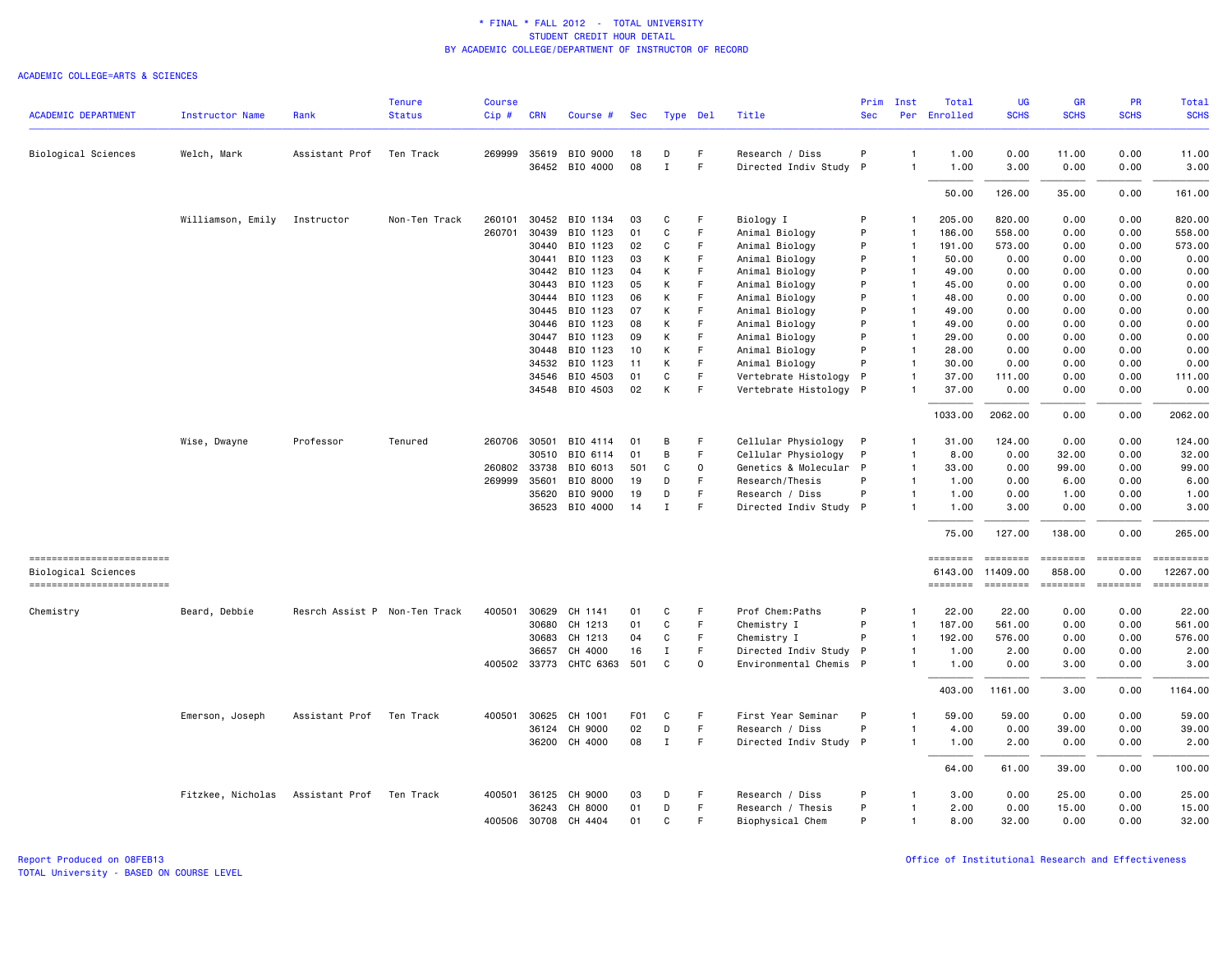# * FINAL * FALL 2012 - TOTAL UNIVERSITY
## STUDENT CREDIT HOUR DETAIL
## BY ACADEMIC COLLEGE/DEPARTMENT OF INSTRUCTOR OF RECORD

ACADEMIC COLLEGE=ARTS & SCIENCES

| ACADEMIC DEPARTMENT | Instructor Name | Rank | Tenure Status | Course Cip # | CRN | Course # | Sec | Type | Del | Title | Prim Sec | Inst Per | Total Enrolled | UG SCHS | GR SCHS | PR SCHS | Total SCHS |
|---|---|---|---|---|---|---|---|---|---|---|---|---|---|---|---|---|---|
| Biological Sciences | Welch, Mark | Assistant Prof | Ten Track | 269999 | 35619 | BIO 9000 | 18 | D | F | Research / Diss | P | 1 | 1.00 | 0.00 | 11.00 | 0.00 | 11.00 |
| | | | | | 36452 | BIO 4000 | 08 | I | F | Directed Indiv Study | P | 1 | 1.00 | 3.00 | 0.00 | 0.00 | 3.00 |
| | | | | | | | | | | | | | 50.00 | 126.00 | 35.00 | 0.00 | 161.00 |
| | Williamson, Emily | Instructor | Non-Ten Track | 260101 | 30452 | BIO 1134 | 03 | C | F | Biology I | P | 1 | 205.00 | 820.00 | 0.00 | 0.00 | 820.00 |
| | | | | 260701 | 30439 | BIO 1123 | 01 | C | F | Animal Biology | P | 1 | 186.00 | 558.00 | 0.00 | 0.00 | 558.00 |
| | | | | | 30440 | BIO 1123 | 02 | C | F | Animal Biology | P | 1 | 191.00 | 573.00 | 0.00 | 0.00 | 573.00 |
| | | | | | 30441 | BIO 1123 | 03 | K | F | Animal Biology | P | 1 | 50.00 | 0.00 | 0.00 | 0.00 | 0.00 |
| | | | | | 30442 | BIO 1123 | 04 | K | F | Animal Biology | P | 1 | 49.00 | 0.00 | 0.00 | 0.00 | 0.00 |
| | | | | | 30443 | BIO 1123 | 05 | K | F | Animal Biology | P | 1 | 45.00 | 0.00 | 0.00 | 0.00 | 0.00 |
| | | | | | 30444 | BIO 1123 | 06 | K | F | Animal Biology | P | 1 | 48.00 | 0.00 | 0.00 | 0.00 | 0.00 |
| | | | | | 30445 | BIO 1123 | 07 | K | F | Animal Biology | P | 1 | 49.00 | 0.00 | 0.00 | 0.00 | 0.00 |
| | | | | | 30446 | BIO 1123 | 08 | K | F | Animal Biology | P | 1 | 49.00 | 0.00 | 0.00 | 0.00 | 0.00 |
| | | | | | 30447 | BIO 1123 | 09 | K | F | Animal Biology | P | 1 | 29.00 | 0.00 | 0.00 | 0.00 | 0.00 |
| | | | | | 30448 | BIO 1123 | 10 | K | F | Animal Biology | P | 1 | 28.00 | 0.00 | 0.00 | 0.00 | 0.00 |
| | | | | | 34532 | BIO 1123 | 11 | K | F | Animal Biology | P | 1 | 30.00 | 0.00 | 0.00 | 0.00 | 0.00 |
| | | | | | 34546 | BIO 4503 | 01 | C | F | Vertebrate Histology | P | 1 | 37.00 | 111.00 | 0.00 | 0.00 | 111.00 |
| | | | | | 34548 | BIO 4503 | 02 | K | F | Vertebrate Histology | P | 1 | 37.00 | 0.00 | 0.00 | 0.00 | 0.00 |
| | | | | | | | | | | | | | 1033.00 | 2062.00 | 0.00 | 0.00 | 2062.00 |
| | Wise, Dwayne | Professor | Tenured | 260706 | 30501 | BIO 4114 | 01 | B | F | Cellular Physiology | P | 1 | 31.00 | 124.00 | 0.00 | 0.00 | 124.00 |
| | | | | | 30510 | BIO 6114 | 01 | B | F | Cellular Physiology | P | 1 | 8.00 | 0.00 | 32.00 | 0.00 | 32.00 |
| | | | | 260802 | 33738 | BIO 6013 | 501 | C | O | Genetics & Molecular | P | 1 | 33.00 | 0.00 | 99.00 | 0.00 | 99.00 |
| | | | | 269999 | 35601 | BIO 8000 | 19 | D | F | Research/Thesis | P | 1 | 1.00 | 0.00 | 6.00 | 0.00 | 6.00 |
| | | | | | 35620 | BIO 9000 | 19 | D | F | Research / Diss | P | 1 | 1.00 | 0.00 | 1.00 | 0.00 | 1.00 |
| | | | | | 36523 | BIO 4000 | 14 | I | F | Directed Indiv Study | P | 1 | 1.00 | 3.00 | 0.00 | 0.00 | 3.00 |
| | | | | | | | | | | | | | 75.00 | 127.00 | 138.00 | 0.00 | 265.00 |
| Biological Sciences | | | | | | | | | | | | | 6143.00 | 11409.00 | 858.00 | 0.00 | 12267.00 |
| Chemistry | Beard, Debbie | Resrch Assist P | Non-Ten Track | 400501 | 30629 | CH 1141 | 01 | C | F | Prof Chem:Paths | P | 1 | 22.00 | 22.00 | 0.00 | 0.00 | 22.00 |
| | | | | | 30680 | CH 1213 | 01 | C | F | Chemistry I | P | 1 | 187.00 | 561.00 | 0.00 | 0.00 | 561.00 |
| | | | | | 30683 | CH 1213 | 04 | C | F | Chemistry I | P | 1 | 192.00 | 576.00 | 0.00 | 0.00 | 576.00 |
| | | | | | 36657 | CH 4000 | 16 | I | F | Directed Indiv Study | P | 1 | 1.00 | 2.00 | 0.00 | 0.00 | 2.00 |
| | | | | 400502 | 33773 | CHTC 6363 | 501 | C | O | Environmental Chemis | P | 1 | 1.00 | 0.00 | 3.00 | 0.00 | 3.00 |
| | | | | | | | | | | | | | 403.00 | 1161.00 | 3.00 | 0.00 | 1164.00 |
| | Emerson, Joseph | Assistant Prof | Ten Track | 400501 | 30625 | CH 1001 | F01 | C | F | First Year Seminar | P | 1 | 59.00 | 59.00 | 0.00 | 0.00 | 59.00 |
| | | | | | 36124 | CH 9000 | 02 | D | F | Research / Diss | P | 1 | 4.00 | 0.00 | 39.00 | 0.00 | 39.00 |
| | | | | | 36200 | CH 4000 | 08 | I | F | Directed Indiv Study | P | 1 | 1.00 | 2.00 | 0.00 | 0.00 | 2.00 |
| | | | | | | | | | | | | | 64.00 | 61.00 | 39.00 | 0.00 | 100.00 |
| | Fitzkee, Nicholas | Assistant Prof | Ten Track | 400501 | 36125 | CH 9000 | 03 | D | F | Research / Diss | P | 1 | 3.00 | 0.00 | 25.00 | 0.00 | 25.00 |
| | | | | | 36243 | CH 8000 | 01 | D | F | Research / Thesis | P | 1 | 2.00 | 0.00 | 15.00 | 0.00 | 15.00 |
| | | | | 400506 | 30708 | CH 4404 | 01 | C | F | Biophysical Chem | P | 1 | 8.00 | 32.00 | 0.00 | 0.00 | 32.00 |

Report Produced on 08FEB13
TOTAL University - BASED ON COURSE LEVEL

Office of Institutional Research and Effectiveness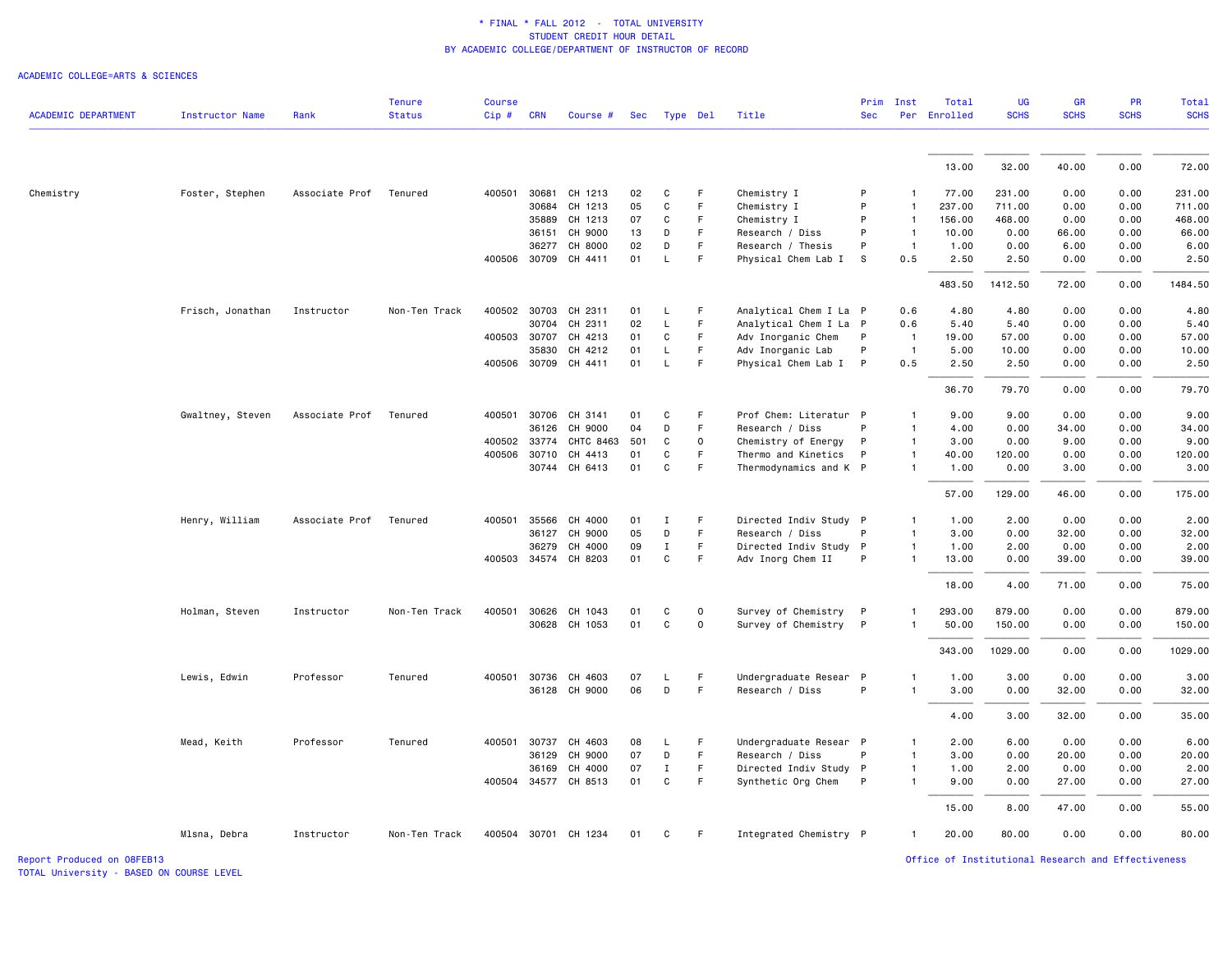\* FINAL \* FALL 2012 - TOTAL UNIVERSITY
STUDENT CREDIT HOUR DETAIL
BY ACADEMIC COLLEGE/DEPARTMENT OF INSTRUCTOR OF RECORD

ACADEMIC COLLEGE=ARTS & SCIENCES

| ACADEMIC DEPARTMENT | Instructor Name | Rank | Tenure Status | Course Cip # | CRN | Course # | Sec | Type | Del | Title | Prim Sec | Inst Per | Total Enrolled | UG SCHS | GR SCHS | PR SCHS | Total SCHS |
|---|---|---|---|---|---|---|---|---|---|---|---|---|---|---|---|---|---|
| | | | | | | | | | | | | | 13.00 | 32.00 | 40.00 | 0.00 | 72.00 |
| Chemistry | Foster, Stephen | Associate Prof | Tenured | 400501 | 30681 | CH 1213 | 02 | C | F | Chemistry I | P | 1 | 77.00 | 231.00 | 0.00 | 0.00 | 231.00 |
| | | | | | 30684 | CH 1213 | 05 | C | F | Chemistry I | P | 1 | 237.00 | 711.00 | 0.00 | 0.00 | 711.00 |
| | | | | | 35889 | CH 1213 | 07 | C | F | Chemistry I | P | 1 | 156.00 | 468.00 | 0.00 | 0.00 | 468.00 |
| | | | | | 36151 | CH 9000 | 13 | D | F | Research / Diss | P | 1 | 10.00 | 0.00 | 66.00 | 0.00 | 66.00 |
| | | | | | 36277 | CH 8000 | 02 | D | F | Research / Thesis | P | 1 | 1.00 | 0.00 | 6.00 | 0.00 | 6.00 |
| | | | | 400506 | 30709 | CH 4411 | 01 | L | F | Physical Chem Lab I | S | 0.5 | 2.50 | 2.50 | 0.00 | 0.00 | 2.50 |
| | | | | | | | | | | | | | 483.50 | 1412.50 | 72.00 | 0.00 | 1484.50 |
| | Frisch, Jonathan | Instructor | Non-Ten Track | 400502 | 30703 | CH 2311 | 01 | L | F | Analytical Chem I La | P | 0.6 | 4.80 | 4.80 | 0.00 | 0.00 | 4.80 |
| | | | | | 30704 | CH 2311 | 02 | L | F | Analytical Chem I La | P | 0.6 | 5.40 | 5.40 | 0.00 | 0.00 | 5.40 |
| | | | | 400503 | 30707 | CH 4213 | 01 | C | F | Adv Inorganic Chem | P | 1 | 19.00 | 57.00 | 0.00 | 0.00 | 57.00 |
| | | | | | 35830 | CH 4212 | 01 | L | F | Adv Inorganic Lab | P | 1 | 5.00 | 10.00 | 0.00 | 0.00 | 10.00 |
| | | | | 400506 | 30709 | CH 4411 | 01 | L | F | Physical Chem Lab I | P | 0.5 | 2.50 | 2.50 | 0.00 | 0.00 | 2.50 |
| | | | | | | | | | | | | | 36.70 | 79.70 | 0.00 | 0.00 | 79.70 |
| | Gwaltney, Steven | Associate Prof | Tenured | 400501 | 30706 | CH 3141 | 01 | C | F | Prof Chem: Literatur | P | 1 | 9.00 | 9.00 | 0.00 | 0.00 | 9.00 |
| | | | | | 36126 | CH 9000 | 04 | D | F | Research / Diss | P | 1 | 4.00 | 0.00 | 34.00 | 0.00 | 34.00 |
| | | | | 400502 | 33774 | CHTC 8463 | 501 | C | O | Chemistry of Energy | P | 1 | 3.00 | 0.00 | 9.00 | 0.00 | 9.00 |
| | | | | 400506 | 30710 | CH 4413 | 01 | C | F | Thermo and Kinetics | P | 1 | 40.00 | 120.00 | 0.00 | 0.00 | 120.00 |
| | | | | | 30744 | CH 6413 | 01 | C | F | Thermodynamics and K | P | 1 | 1.00 | 0.00 | 3.00 | 0.00 | 3.00 |
| | | | | | | | | | | | | | 57.00 | 129.00 | 46.00 | 0.00 | 175.00 |
| | Henry, William | Associate Prof | Tenured | 400501 | 35566 | CH 4000 | 01 | I | F | Directed Indiv Study | P | 1 | 1.00 | 2.00 | 0.00 | 0.00 | 2.00 |
| | | | | | 36127 | CH 9000 | 05 | D | F | Research / Diss | P | 1 | 3.00 | 0.00 | 32.00 | 0.00 | 32.00 |
| | | | | | 36279 | CH 4000 | 09 | I | F | Directed Indiv Study | P | 1 | 1.00 | 2.00 | 0.00 | 0.00 | 2.00 |
| | | | | 400503 | 34574 | CH 8203 | 01 | C | F | Adv Inorg Chem II | P | 1 | 13.00 | 0.00 | 39.00 | 0.00 | 39.00 |
| | | | | | | | | | | | | | 18.00 | 4.00 | 71.00 | 0.00 | 75.00 |
| | Holman, Steven | Instructor | Non-Ten Track | 400501 | 30626 | CH 1043 | 01 | C | O | Survey of Chemistry | P | 1 | 293.00 | 879.00 | 0.00 | 0.00 | 879.00 |
| | | | | | 30628 | CH 1053 | 01 | C | O | Survey of Chemistry | P | 1 | 50.00 | 150.00 | 0.00 | 0.00 | 150.00 |
| | | | | | | | | | | | | | 343.00 | 1029.00 | 0.00 | 0.00 | 1029.00 |
| | Lewis, Edwin | Professor | Tenured | 400501 | 30736 | CH 4603 | 07 | L | F | Undergraduate Resear | P | 1 | 1.00 | 3.00 | 0.00 | 0.00 | 3.00 |
| | | | | | 36128 | CH 9000 | 06 | D | F | Research / Diss | P | 1 | 3.00 | 0.00 | 32.00 | 0.00 | 32.00 |
| | | | | | | | | | | | | | 4.00 | 3.00 | 32.00 | 0.00 | 35.00 |
| | Mead, Keith | Professor | Tenured | 400501 | 30737 | CH 4603 | 08 | L | F | Undergraduate Resear | P | 1 | 2.00 | 6.00 | 0.00 | 0.00 | 6.00 |
| | | | | | 36129 | CH 9000 | 07 | D | F | Research / Diss | P | 1 | 3.00 | 0.00 | 20.00 | 0.00 | 20.00 |
| | | | | | 36169 | CH 4000 | 07 | I | F | Directed Indiv Study | P | 1 | 1.00 | 2.00 | 0.00 | 0.00 | 2.00 |
| | | | | 400504 | 34577 | CH 8513 | 01 | C | F | Synthetic Org Chem | P | 1 | 9.00 | 0.00 | 27.00 | 0.00 | 27.00 |
| | | | | | | | | | | | | | 15.00 | 8.00 | 47.00 | 0.00 | 55.00 |
| | Mlsna, Debra | Instructor | Non-Ten Track | 400504 | 30701 | CH 1234 | 01 | C | F | Integrated Chemistry | P | 1 | 20.00 | 80.00 | 0.00 | 0.00 | 80.00 |

Report Produced on 08FEB13
TOTAL University - BASED ON COURSE LEVEL

Office of Institutional Research and Effectiveness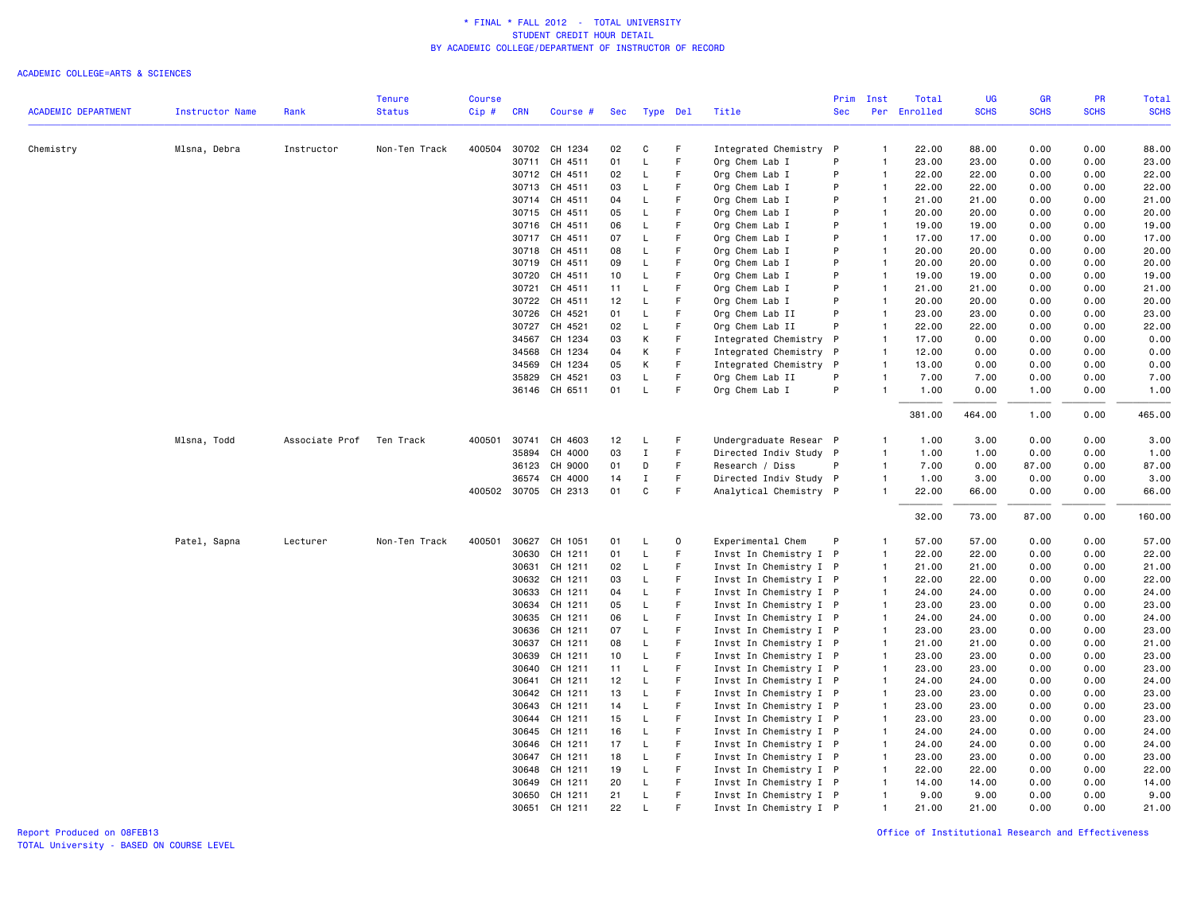# * FINAL * FALL 2012 - TOTAL UNIVERSITY
## STUDENT CREDIT HOUR DETAIL
## BY ACADEMIC COLLEGE/DEPARTMENT OF INSTRUCTOR OF RECORD

ACADEMIC COLLEGE=ARTS & SCIENCES

| ACADEMIC DEPARTMENT | Instructor Name | Rank | Tenure Status | Course Cip # | CRN | Course # | Sec | Type | Del | Title | Prim Sec | Inst Per | Total Enrolled | UG SCHS | GR SCHS | PR SCHS | Total SCHS |
|---|---|---|---|---|---|---|---|---|---|---|---|---|---|---|---|---|---|
| Chemistry | Mlsna, Debra | Instructor | Non-Ten Track | 400504 | 30702 | CH 1234 | 02 | C | F | Integrated Chemistry | P | 1 | 22.00 | 88.00 | 0.00 | 0.00 | 88.00 |
| | | | | | 30711 | CH 4511 | 01 | L | F | Org Chem Lab I | P | 1 | 23.00 | 23.00 | 0.00 | 0.00 | 23.00 |
| | | | | | 30712 | CH 4511 | 02 | L | F | Org Chem Lab I | P | 1 | 22.00 | 22.00 | 0.00 | 0.00 | 22.00 |
| | | | | | 30713 | CH 4511 | 03 | L | F | Org Chem Lab I | P | 1 | 22.00 | 22.00 | 0.00 | 0.00 | 22.00 |
| | | | | | 30714 | CH 4511 | 04 | L | F | Org Chem Lab I | P | 1 | 21.00 | 21.00 | 0.00 | 0.00 | 21.00 |
| | | | | | 30715 | CH 4511 | 05 | L | F | Org Chem Lab I | P | 1 | 20.00 | 20.00 | 0.00 | 0.00 | 20.00 |
| | | | | | 30716 | CH 4511 | 06 | L | F | Org Chem Lab I | P | 1 | 19.00 | 19.00 | 0.00 | 0.00 | 19.00 |
| | | | | | 30717 | CH 4511 | 07 | L | F | Org Chem Lab I | P | 1 | 17.00 | 17.00 | 0.00 | 0.00 | 17.00 |
| | | | | | 30718 | CH 4511 | 08 | L | F | Org Chem Lab I | P | 1 | 20.00 | 20.00 | 0.00 | 0.00 | 20.00 |
| | | | | | 30719 | CH 4511 | 09 | L | F | Org Chem Lab I | P | 1 | 20.00 | 20.00 | 0.00 | 0.00 | 20.00 |
| | | | | | 30720 | CH 4511 | 10 | L | F | Org Chem Lab I | P | 1 | 19.00 | 19.00 | 0.00 | 0.00 | 19.00 |
| | | | | | 30721 | CH 4511 | 11 | L | F | Org Chem Lab I | P | 1 | 21.00 | 21.00 | 0.00 | 0.00 | 21.00 |
| | | | | | 30722 | CH 4511 | 12 | L | F | Org Chem Lab I | P | 1 | 20.00 | 20.00 | 0.00 | 0.00 | 20.00 |
| | | | | | 30726 | CH 4521 | 01 | L | F | Org Chem Lab II | P | 1 | 23.00 | 23.00 | 0.00 | 0.00 | 23.00 |
| | | | | | 30727 | CH 4521 | 02 | L | F | Org Chem Lab II | P | 1 | 22.00 | 22.00 | 0.00 | 0.00 | 22.00 |
| | | | | | 34567 | CH 1234 | 03 | K | F | Integrated Chemistry | P | 1 | 17.00 | 0.00 | 0.00 | 0.00 | 0.00 |
| | | | | | 34568 | CH 1234 | 04 | K | F | Integrated Chemistry | P | 1 | 12.00 | 0.00 | 0.00 | 0.00 | 0.00 |
| | | | | | 34569 | CH 1234 | 05 | K | F | Integrated Chemistry | P | 1 | 13.00 | 0.00 | 0.00 | 0.00 | 0.00 |
| | | | | | 35829 | CH 4521 | 03 | L | F | Org Chem Lab II | P | 1 | 7.00 | 7.00 | 0.00 | 0.00 | 7.00 |
| | | | | | 36146 | CH 6511 | 01 | L | F | Org Chem Lab I | P | 1 | 1.00 | 0.00 | 1.00 | 0.00 | 1.00 |
| | | | | | | | | | | | | | 381.00 | 464.00 | 1.00 | 0.00 | 465.00 |
| | Mlsna, Todd | Associate Prof | Ten Track | 400501 | 30741 | CH 4603 | 12 | L | F | Undergraduate Resear | P | 1 | 1.00 | 3.00 | 0.00 | 0.00 | 3.00 |
| | | | | | 35894 | CH 4000 | 03 | I | F | Directed Indiv Study | P | 1 | 1.00 | 1.00 | 0.00 | 0.00 | 1.00 |
| | | | | | 36123 | CH 9000 | 01 | D | F | Research / Diss | P | 1 | 7.00 | 0.00 | 87.00 | 0.00 | 87.00 |
| | | | | | 36574 | CH 4000 | 14 | I | F | Directed Indiv Study | P | 1 | 1.00 | 3.00 | 0.00 | 0.00 | 3.00 |
| | | | | 400502 | 30705 | CH 2313 | 01 | C | F | Analytical Chemistry | P | 1 | 22.00 | 66.00 | 0.00 | 0.00 | 66.00 |
| | | | | | | | | | | | | | 32.00 | 73.00 | 87.00 | 0.00 | 160.00 |
| | Patel, Sapna | Lecturer | Non-Ten Track | 400501 | 30627 | CH 1051 | 01 | L | O | Experimental Chem | P | 1 | 57.00 | 57.00 | 0.00 | 0.00 | 57.00 |
| | | | | | 30630 | CH 1211 | 01 | L | F | Invst In Chemistry I | P | 1 | 22.00 | 22.00 | 0.00 | 0.00 | 22.00 |
| | | | | | 30631 | CH 1211 | 02 | L | F | Invst In Chemistry I | P | 1 | 21.00 | 21.00 | 0.00 | 0.00 | 21.00 |
| | | | | | 30632 | CH 1211 | 03 | L | F | Invst In Chemistry I | P | 1 | 22.00 | 22.00 | 0.00 | 0.00 | 22.00 |
| | | | | | 30633 | CH 1211 | 04 | L | F | Invst In Chemistry I | P | 1 | 24.00 | 24.00 | 0.00 | 0.00 | 24.00 |
| | | | | | 30634 | CH 1211 | 05 | L | F | Invst In Chemistry I | P | 1 | 23.00 | 23.00 | 0.00 | 0.00 | 23.00 |
| | | | | | 30635 | CH 1211 | 06 | L | F | Invst In Chemistry I | P | 1 | 24.00 | 24.00 | 0.00 | 0.00 | 24.00 |
| | | | | | 30636 | CH 1211 | 07 | L | F | Invst In Chemistry I | P | 1 | 23.00 | 23.00 | 0.00 | 0.00 | 23.00 |
| | | | | | 30637 | CH 1211 | 08 | L | F | Invst In Chemistry I | P | 1 | 21.00 | 21.00 | 0.00 | 0.00 | 21.00 |
| | | | | | 30639 | CH 1211 | 10 | L | F | Invst In Chemistry I | P | 1 | 23.00 | 23.00 | 0.00 | 0.00 | 23.00 |
| | | | | | 30640 | CH 1211 | 11 | L | F | Invst In Chemistry I | P | 1 | 23.00 | 23.00 | 0.00 | 0.00 | 23.00 |
| | | | | | 30641 | CH 1211 | 12 | L | F | Invst In Chemistry I | P | 1 | 24.00 | 24.00 | 0.00 | 0.00 | 24.00 |
| | | | | | 30642 | CH 1211 | 13 | L | F | Invst In Chemistry I | P | 1 | 23.00 | 23.00 | 0.00 | 0.00 | 23.00 |
| | | | | | 30643 | CH 1211 | 14 | L | F | Invst In Chemistry I | P | 1 | 23.00 | 23.00 | 0.00 | 0.00 | 23.00 |
| | | | | | 30644 | CH 1211 | 15 | L | F | Invst In Chemistry I | P | 1 | 23.00 | 23.00 | 0.00 | 0.00 | 23.00 |
| | | | | | 30645 | CH 1211 | 16 | L | F | Invst In Chemistry I | P | 1 | 24.00 | 24.00 | 0.00 | 0.00 | 24.00 |
| | | | | | 30646 | CH 1211 | 17 | L | F | Invst In Chemistry I | P | 1 | 24.00 | 24.00 | 0.00 | 0.00 | 24.00 |
| | | | | | 30647 | CH 1211 | 18 | L | F | Invst In Chemistry I | P | 1 | 23.00 | 23.00 | 0.00 | 0.00 | 23.00 |
| | | | | | 30648 | CH 1211 | 19 | L | F | Invst In Chemistry I | P | 1 | 22.00 | 22.00 | 0.00 | 0.00 | 22.00 |
| | | | | | 30649 | CH 1211 | 20 | L | F | Invst In Chemistry I | P | 1 | 14.00 | 14.00 | 0.00 | 0.00 | 14.00 |
| | | | | | 30650 | CH 1211 | 21 | L | F | Invst In Chemistry I | P | 1 | 9.00 | 9.00 | 0.00 | 0.00 | 9.00 |
| | | | | | 30651 | CH 1211 | 22 | L | F | Invst In Chemistry I | P | 1 | 21.00 | 21.00 | 0.00 | 0.00 | 21.00 |

Report Produced on 08FEB13
TOTAL University - BASED ON COURSE LEVEL

Office of Institutional Research and Effectiveness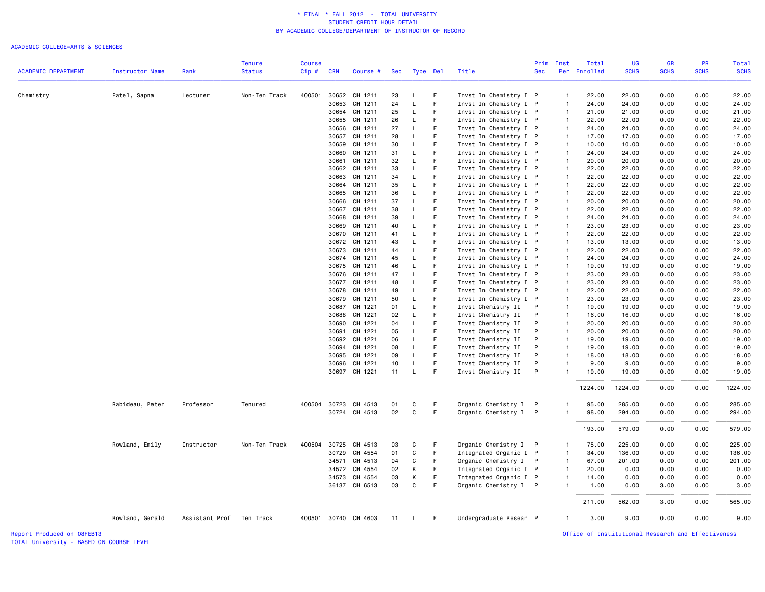# * FINAL * FALL 2012 - TOTAL UNIVERSITY
## STUDENT CREDIT HOUR DETAIL
## BY ACADEMIC COLLEGE/DEPARTMENT OF INSTRUCTOR OF RECORD

ACADEMIC COLLEGE=ARTS & SCIENCES

| ACADEMIC DEPARTMENT | Instructor Name | Rank | Tenure Status | Course Cip # | CRN | Course # | Sec | Type | Del | Title | Prim Sec | Inst Per | Total Enrolled | UG SCHS | GR SCHS | PR SCHS | Total SCHS |
|---|---|---|---|---|---|---|---|---|---|---|---|---|---|---|---|---|---|
| Chemistry | Patel, Sapna | Lecturer | Non-Ten Track | 400501 | 30652 | CH 1211 | 23 | L | F | Invst In Chemistry I | P | 1 | 22.00 | 22.00 | 0.00 | 0.00 | 22.00 |
| | | | | | 30653 | CH 1211 | 24 | L | F | Invst In Chemistry I | P | 1 | 24.00 | 24.00 | 0.00 | 0.00 | 24.00 |
| | | | | | 30654 | CH 1211 | 25 | L | F | Invst In Chemistry I | P | 1 | 21.00 | 21.00 | 0.00 | 0.00 | 21.00 |
| | | | | | 30655 | CH 1211 | 26 | L | F | Invst In Chemistry I | P | 1 | 22.00 | 22.00 | 0.00 | 0.00 | 22.00 |
| | | | | | 30656 | CH 1211 | 27 | L | F | Invst In Chemistry I | P | 1 | 24.00 | 24.00 | 0.00 | 0.00 | 24.00 |
| | | | | | 30657 | CH 1211 | 28 | L | F | Invst In Chemistry I | P | 1 | 17.00 | 17.00 | 0.00 | 0.00 | 17.00 |
| | | | | | 30659 | CH 1211 | 30 | L | F | Invst In Chemistry I | P | 1 | 10.00 | 10.00 | 0.00 | 0.00 | 10.00 |
| | | | | | 30660 | CH 1211 | 31 | L | F | Invst In Chemistry I | P | 1 | 24.00 | 24.00 | 0.00 | 0.00 | 24.00 |
| | | | | | 30661 | CH 1211 | 32 | L | F | Invst In Chemistry I | P | 1 | 20.00 | 20.00 | 0.00 | 0.00 | 20.00 |
| | | | | | 30662 | CH 1211 | 33 | L | F | Invst In Chemistry I | P | 1 | 22.00 | 22.00 | 0.00 | 0.00 | 22.00 |
| | | | | | 30663 | CH 1211 | 34 | L | F | Invst In Chemistry I | P | 1 | 22.00 | 22.00 | 0.00 | 0.00 | 22.00 |
| | | | | | 30664 | CH 1211 | 35 | L | F | Invst In Chemistry I | P | 1 | 22.00 | 22.00 | 0.00 | 0.00 | 22.00 |
| | | | | | 30665 | CH 1211 | 36 | L | F | Invst In Chemistry I | P | 1 | 22.00 | 22.00 | 0.00 | 0.00 | 22.00 |
| | | | | | 30666 | CH 1211 | 37 | L | F | Invst In Chemistry I | P | 1 | 20.00 | 20.00 | 0.00 | 0.00 | 20.00 |
| | | | | | 30667 | CH 1211 | 38 | L | F | Invst In Chemistry I | P | 1 | 22.00 | 22.00 | 0.00 | 0.00 | 22.00 |
| | | | | | 30668 | CH 1211 | 39 | L | F | Invst In Chemistry I | P | 1 | 24.00 | 24.00 | 0.00 | 0.00 | 24.00 |
| | | | | | 30669 | CH 1211 | 40 | L | F | Invst In Chemistry I | P | 1 | 23.00 | 23.00 | 0.00 | 0.00 | 23.00 |
| | | | | | 30670 | CH 1211 | 41 | L | F | Invst In Chemistry I | P | 1 | 22.00 | 22.00 | 0.00 | 0.00 | 22.00 |
| | | | | | 30672 | CH 1211 | 43 | L | F | Invst In Chemistry I | P | 1 | 13.00 | 13.00 | 0.00 | 0.00 | 13.00 |
| | | | | | 30673 | CH 1211 | 44 | L | F | Invst In Chemistry I | P | 1 | 22.00 | 22.00 | 0.00 | 0.00 | 22.00 |
| | | | | | 30674 | CH 1211 | 45 | L | F | Invst In Chemistry I | P | 1 | 24.00 | 24.00 | 0.00 | 0.00 | 24.00 |
| | | | | | 30675 | CH 1211 | 46 | L | F | Invst In Chemistry I | P | 1 | 19.00 | 19.00 | 0.00 | 0.00 | 19.00 |
| | | | | | 30676 | CH 1211 | 47 | L | F | Invst In Chemistry I | P | 1 | 23.00 | 23.00 | 0.00 | 0.00 | 23.00 |
| | | | | | 30677 | CH 1211 | 48 | L | F | Invst In Chemistry I | P | 1 | 23.00 | 23.00 | 0.00 | 0.00 | 23.00 |
| | | | | | 30678 | CH 1211 | 49 | L | F | Invst In Chemistry I | P | 1 | 22.00 | 22.00 | 0.00 | 0.00 | 22.00 |
| | | | | | 30679 | CH 1211 | 50 | L | F | Invst In Chemistry I | P | 1 | 23.00 | 23.00 | 0.00 | 0.00 | 23.00 |
| | | | | | 30687 | CH 1221 | 01 | L | F | Invst Chemistry II | P | 1 | 19.00 | 19.00 | 0.00 | 0.00 | 19.00 |
| | | | | | 30688 | CH 1221 | 02 | L | F | Invst Chemistry II | P | 1 | 16.00 | 16.00 | 0.00 | 0.00 | 16.00 |
| | | | | | 30690 | CH 1221 | 04 | L | F | Invst Chemistry II | P | 1 | 20.00 | 20.00 | 0.00 | 0.00 | 20.00 |
| | | | | | 30691 | CH 1221 | 05 | L | F | Invst Chemistry II | P | 1 | 20.00 | 20.00 | 0.00 | 0.00 | 20.00 |
| | | | | | 30692 | CH 1221 | 06 | L | F | Invst Chemistry II | P | 1 | 19.00 | 19.00 | 0.00 | 0.00 | 19.00 |
| | | | | | 30694 | CH 1221 | 08 | L | F | Invst Chemistry II | P | 1 | 19.00 | 19.00 | 0.00 | 0.00 | 19.00 |
| | | | | | 30695 | CH 1221 | 09 | L | F | Invst Chemistry II | P | 1 | 18.00 | 18.00 | 0.00 | 0.00 | 18.00 |
| | | | | | 30696 | CH 1221 | 10 | L | F | Invst Chemistry II | P | 1 | 9.00 | 9.00 | 0.00 | 0.00 | 9.00 |
| | | | | | 30697 | CH 1221 | 11 | L | F | Invst Chemistry II | P | 1 | 19.00 | 19.00 | 0.00 | 0.00 | 19.00 |
| | | | | | | | | | | | | | 1224.00 | 1224.00 | 0.00 | 0.00 | 1224.00 |
| | Rabideau, Peter | Professor | Tenured | 400504 | 30723 | CH 4513 | 01 | C | F | Organic Chemistry I | P | 1 | 95.00 | 285.00 | 0.00 | 0.00 | 285.00 |
| | | | | | 30724 | CH 4513 | 02 | C | F | Organic Chemistry I | P | 1 | 98.00 | 294.00 | 0.00 | 0.00 | 294.00 |
| | | | | | | | | | | | | | 193.00 | 579.00 | 0.00 | 0.00 | 579.00 |
| | Rowland, Emily | Instructor | Non-Ten Track | 400504 | 30725 | CH 4513 | 03 | C | F | Organic Chemistry I | P | 1 | 75.00 | 225.00 | 0.00 | 0.00 | 225.00 |
| | | | | | 30729 | CH 4554 | 01 | C | F | Integrated Organic I | P | 1 | 34.00 | 136.00 | 0.00 | 0.00 | 136.00 |
| | | | | | 34571 | CH 4513 | 04 | C | F | Organic Chemistry I | P | 1 | 67.00 | 201.00 | 0.00 | 0.00 | 201.00 |
| | | | | | 34572 | CH 4554 | 02 | K | F | Integrated Organic I | P | 1 | 20.00 | 0.00 | 0.00 | 0.00 | 0.00 |
| | | | | | 34573 | CH 4554 | 03 | K | F | Integrated Organic I | P | 1 | 14.00 | 0.00 | 0.00 | 0.00 | 0.00 |
| | | | | | 36137 | CH 6513 | 03 | C | F | Organic Chemistry I | P | 1 | 1.00 | 0.00 | 3.00 | 0.00 | 3.00 |
| | | | | | | | | | | | | | 211.00 | 562.00 | 3.00 | 0.00 | 565.00 |
| | Rowland, Gerald | Assistant Prof | Ten Track | 400501 | 30740 | CH 4603 | 11 | L | F | Undergraduate Resear | P | 1 | 3.00 | 9.00 | 0.00 | 0.00 | 9.00 |

Report Produced on 08FEB13
TOTAL University - BASED ON COURSE LEVEL

Office of Institutional Research and Effectiveness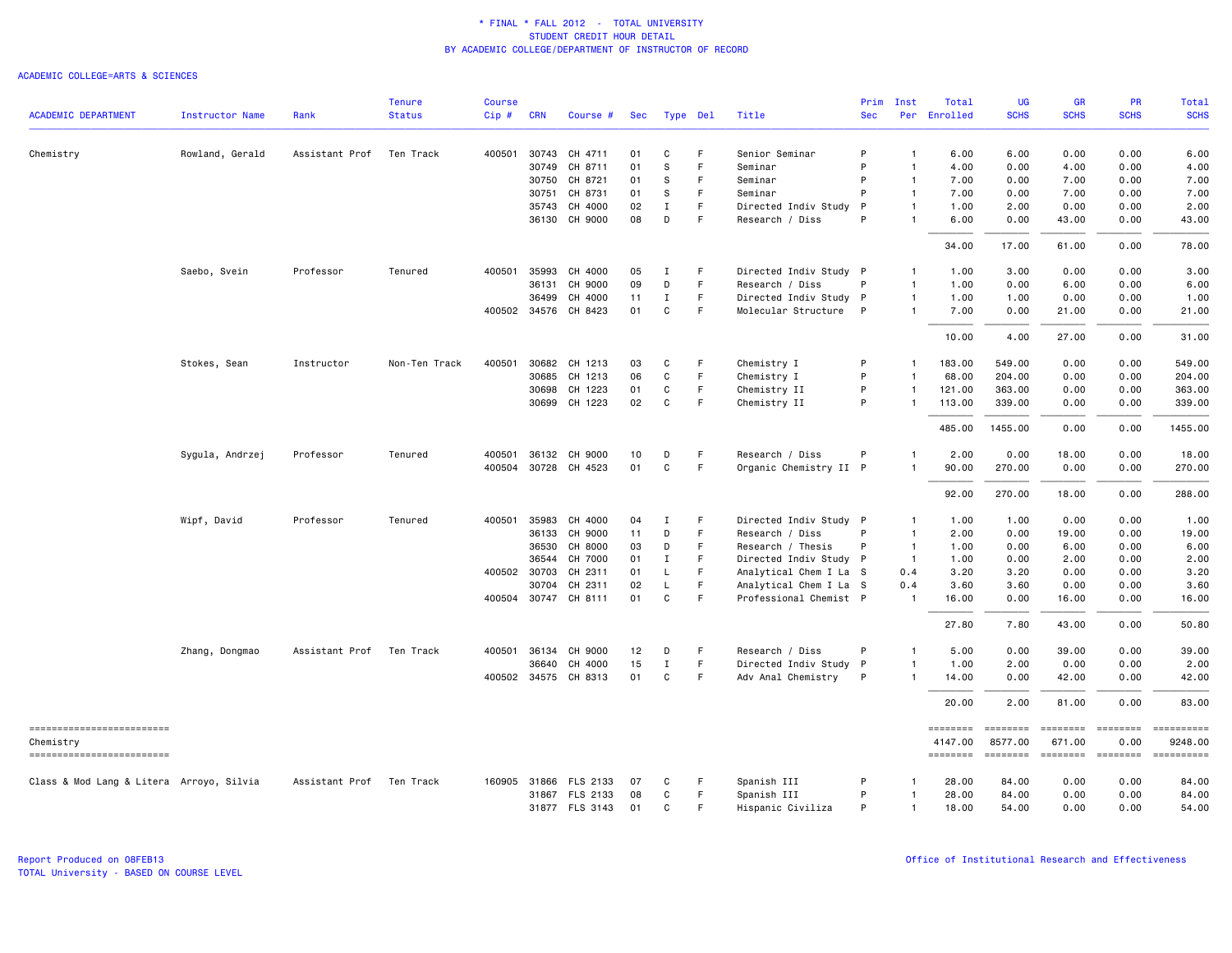\* FINAL \* FALL 2012 - TOTAL UNIVERSITY
STUDENT CREDIT HOUR DETAIL
BY ACADEMIC COLLEGE/DEPARTMENT OF INSTRUCTOR OF RECORD

ACADEMIC COLLEGE=ARTS & SCIENCES

| ACADEMIC DEPARTMENT | Instructor Name | Rank | Tenure Status | Course Cip # | CRN | Course # | Sec | Type | Del | Title | Prim Sec | Inst Per | Total Enrolled | UG SCHS | GR SCHS | PR SCHS | Total SCHS |
|---|---|---|---|---|---|---|---|---|---|---|---|---|---|---|---|---|---|
| Chemistry | Rowland, Gerald | Assistant Prof | Ten Track | 400501 | 30743 | CH 4711 | 01 | C | F | Senior Seminar | P | 1 | 6.00 | 6.00 | 0.00 | 0.00 | 6.00 |
| | | | | | 30749 | CH 8711 | 01 | S | F | Seminar | P | 1 | 4.00 | 0.00 | 4.00 | 0.00 | 4.00 |
| | | | | | 30750 | CH 8721 | 01 | S | F | Seminar | P | 1 | 7.00 | 0.00 | 7.00 | 0.00 | 7.00 |
| | | | | | 30751 | CH 8731 | 01 | S | F | Seminar | P | 1 | 7.00 | 0.00 | 7.00 | 0.00 | 7.00 |
| | | | | | 35743 | CH 4000 | 02 | I | F | Directed Indiv Study | P | 1 | 1.00 | 2.00 | 0.00 | 0.00 | 2.00 |
| | | | | | 36130 | CH 9000 | 08 | D | F | Research / Diss | P | 1 | 6.00 | 0.00 | 43.00 | 0.00 | 43.00 |
| | | | | | | | | | | | | | 34.00 | 17.00 | 61.00 | 0.00 | 78.00 |
| | Saebo, Svein | Professor | Tenured | 400501 | 35993 | CH 4000 | 05 | I | F | Directed Indiv Study | P | 1 | 1.00 | 3.00 | 0.00 | 0.00 | 3.00 |
| | | | | | 36131 | CH 9000 | 09 | D | F | Research / Diss | P | 1 | 1.00 | 0.00 | 6.00 | 0.00 | 6.00 |
| | | | | | 36499 | CH 4000 | 11 | I | F | Directed Indiv Study | P | 1 | 1.00 | 1.00 | 0.00 | 0.00 | 1.00 |
| | | | | 400502 | 34576 | CH 8423 | 01 | C | F | Molecular Structure | P | 1 | 7.00 | 0.00 | 21.00 | 0.00 | 21.00 |
| | | | | | | | | | | | | | 10.00 | 4.00 | 27.00 | 0.00 | 31.00 |
| | Stokes, Sean | Instructor | Non-Ten Track | 400501 | 30682 | CH 1213 | 03 | C | F | Chemistry I | P | 1 | 183.00 | 549.00 | 0.00 | 0.00 | 549.00 |
| | | | | | 30685 | CH 1213 | 06 | C | F | Chemistry I | P | 1 | 68.00 | 204.00 | 0.00 | 0.00 | 204.00 |
| | | | | | 30698 | CH 1223 | 01 | C | F | Chemistry II | P | 1 | 121.00 | 363.00 | 0.00 | 0.00 | 363.00 |
| | | | | | 30699 | CH 1223 | 02 | C | F | Chemistry II | P | 1 | 113.00 | 339.00 | 0.00 | 0.00 | 339.00 |
| | | | | | | | | | | | | | 485.00 | 1455.00 | 0.00 | 0.00 | 1455.00 |
| | Sygula, Andrzej | Professor | Tenured | 400501 | 36132 | CH 9000 | 10 | D | F | Research / Diss | P | 1 | 2.00 | 0.00 | 18.00 | 0.00 | 18.00 |
| | | | | 400504 | 30728 | CH 4523 | 01 | C | F | Organic Chemistry II | P | 1 | 90.00 | 270.00 | 0.00 | 0.00 | 270.00 |
| | | | | | | | | | | | | | 92.00 | 270.00 | 18.00 | 0.00 | 288.00 |
| | Wipf, David | Professor | Tenured | 400501 | 35983 | CH 4000 | 04 | I | F | Directed Indiv Study | P | 1 | 1.00 | 1.00 | 0.00 | 0.00 | 1.00 |
| | | | | | 36133 | CH 9000 | 11 | D | F | Research / Diss | P | 1 | 2.00 | 0.00 | 19.00 | 0.00 | 19.00 |
| | | | | | 36530 | CH 8000 | 03 | D | F | Research / Thesis | P | 1 | 1.00 | 0.00 | 6.00 | 0.00 | 6.00 |
| | | | | | 36544 | CH 7000 | 01 | I | F | Directed Indiv Study | P | 1 | 1.00 | 0.00 | 2.00 | 0.00 | 2.00 |
| | | | | 400502 | 30703 | CH 2311 | 01 | L | F | Analytical Chem I La | S | 0.4 | 3.20 | 3.20 | 0.00 | 0.00 | 3.20 |
| | | | | | 30704 | CH 2311 | 02 | L | F | Analytical Chem I La | S | 0.4 | 3.60 | 3.60 | 0.00 | 0.00 | 3.60 |
| | | | | 400504 | 30747 | CH 8111 | 01 | C | F | Professional Chemist | P | 1 | 16.00 | 0.00 | 16.00 | 0.00 | 16.00 |
| | | | | | | | | | | | | | 27.80 | 7.80 | 43.00 | 0.00 | 50.80 |
| | Zhang, Dongmao | Assistant Prof | Ten Track | 400501 | 36134 | CH 9000 | 12 | D | F | Research / Diss | P | 1 | 5.00 | 0.00 | 39.00 | 0.00 | 39.00 |
| | | | | | 36640 | CH 4000 | 15 | I | F | Directed Indiv Study | P | 1 | 1.00 | 2.00 | 0.00 | 0.00 | 2.00 |
| | | | | 400502 | 34575 | CH 8313 | 01 | C | F | Adv Anal Chemistry | P | 1 | 14.00 | 0.00 | 42.00 | 0.00 | 42.00 |
| | | | | | | | | | | | | | 20.00 | 2.00 | 81.00 | 0.00 | 83.00 |
| Chemistry | | | | | | | | | | | | | 4147.00 | 8577.00 | 671.00 | 0.00 | 9248.00 |
| Class & Mod Lang & Litera | Arroyo, Silvia | Assistant Prof | Ten Track | 160905 | 31866 | FLS 2133 | 07 | C | F | Spanish III | P | 1 | 28.00 | 84.00 | 0.00 | 0.00 | 84.00 |
| | | | | | 31867 | FLS 2133 | 08 | C | F | Spanish III | P | 1 | 28.00 | 84.00 | 0.00 | 0.00 | 84.00 |
| | | | | | 31877 | FLS 3143 | 01 | C | F | Hispanic Civiliza | P | 1 | 18.00 | 54.00 | 0.00 | 0.00 | 54.00 |

Report Produced on 08FEB13
TOTAL University - BASED ON COURSE LEVEL

Office of Institutional Research and Effectiveness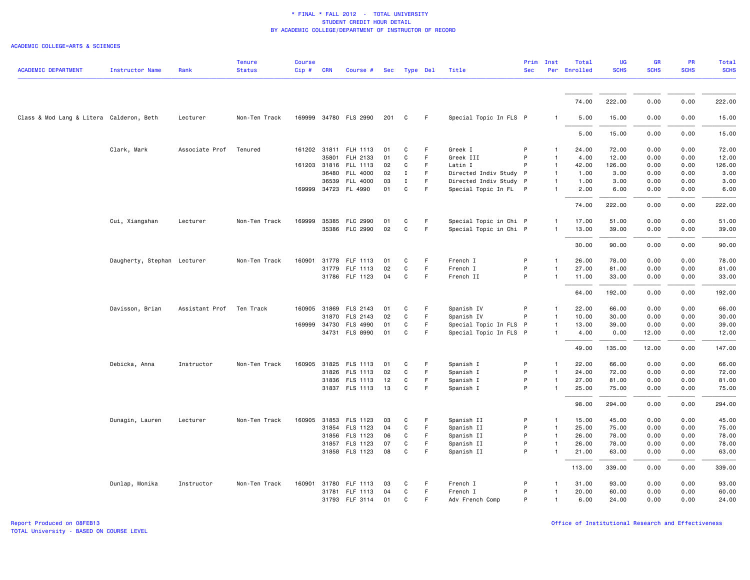* FINAL * FALL 2012 - TOTAL UNIVERSITY
STUDENT CREDIT HOUR DETAIL
BY ACADEMIC COLLEGE/DEPARTMENT OF INSTRUCTOR OF RECORD

ACADEMIC COLLEGE=ARTS & SCIENCES

| ACADEMIC DEPARTMENT | Instructor Name | Rank | Tenure Status | Course Cip # | CRN | Course # | Sec | Type | Del | Title | Prim Sec | Inst Per | Total Enrolled | UG SCHS | GR SCHS | PR SCHS | Total SCHS |
|---|---|---|---|---|---|---|---|---|---|---|---|---|---|---|---|---|---|
| | | | | | | | | | | | | | 74.00 | 222.00 | 0.00 | 0.00 | 222.00 |
| Class & Mod Lang & Litera | Calderon, Beth | Lecturer | Non-Ten Track | 169999 | 34780 | FLS 2990 | 201 | C | F | Special Topic In FLS | P | 1 | 5.00 | 15.00 | 0.00 | 0.00 | 15.00 |
| | | | | | | | | | | | | | 5.00 | 15.00 | 0.00 | 0.00 | 15.00 |
| | Clark, Mark | Associate Prof | Tenured | 161202 | 31811 | FLH 1113 | 01 | C | F | Greek I | P | 1 | 24.00 | 72.00 | 0.00 | 0.00 | 72.00 |
| | | | | | 35801 | FLH 2133 | 01 | C | F | Greek III | P | 1 | 4.00 | 12.00 | 0.00 | 0.00 | 12.00 |
| | | | | 161203 | 31816 | FLL 1113 | 02 | C | F | Latin I | P | 1 | 42.00 | 126.00 | 0.00 | 0.00 | 126.00 |
| | | | | | 36480 | FLL 4000 | 02 | I | F | Directed Indiv Study | P | 1 | 1.00 | 3.00 | 0.00 | 0.00 | 3.00 |
| | | | | | 36539 | FLL 4000 | 03 | I | F | Directed Indiv Study | P | 1 | 1.00 | 3.00 | 0.00 | 0.00 | 3.00 |
| | | | | 169999 | 34723 | FL 4990 | 01 | C | F | Special Topic In FL | P | 1 | 2.00 | 6.00 | 0.00 | 0.00 | 6.00 |
| | | | | | | | | | | | | | 74.00 | 222.00 | 0.00 | 0.00 | 222.00 |
| | Cui, Xiangshan | Lecturer | Non-Ten Track | 169999 | 35385 | FLC 2990 | 01 | C | F | Special Topic in Chi | P | 1 | 17.00 | 51.00 | 0.00 | 0.00 | 51.00 |
| | | | | | 35386 | FLC 2990 | 02 | C | F | Special Topic in Chi | P | 1 | 13.00 | 39.00 | 0.00 | 0.00 | 39.00 |
| | | | | | | | | | | | | | 30.00 | 90.00 | 0.00 | 0.00 | 90.00 |
| | Daugherty, Stephan | Lecturer | Non-Ten Track | 160901 | 31778 | FLF 1113 | 01 | C | F | French I | P | 1 | 26.00 | 78.00 | 0.00 | 0.00 | 78.00 |
| | | | | | 31779 | FLF 1113 | 02 | C | F | French I | P | 1 | 27.00 | 81.00 | 0.00 | 0.00 | 81.00 |
| | | | | | 31786 | FLF 1123 | 04 | C | F | French II | P | 1 | 11.00 | 33.00 | 0.00 | 0.00 | 33.00 |
| | | | | | | | | | | | | | 64.00 | 192.00 | 0.00 | 0.00 | 192.00 |
| | Davisson, Brian | Assistant Prof | Ten Track | 160905 | 31869 | FLS 2143 | 01 | C | F | Spanish IV | P | 1 | 22.00 | 66.00 | 0.00 | 0.00 | 66.00 |
| | | | | | 31870 | FLS 2143 | 02 | C | F | Spanish IV | P | 1 | 10.00 | 30.00 | 0.00 | 0.00 | 30.00 |
| | | | | 169999 | 34730 | FLS 4990 | 01 | C | F | Special Topic In FLS | P | 1 | 13.00 | 39.00 | 0.00 | 0.00 | 39.00 |
| | | | | | 34731 | FLS 8990 | 01 | C | F | Special Topic In FLS | P | 1 | 4.00 | 0.00 | 12.00 | 0.00 | 12.00 |
| | | | | | | | | | | | | | 49.00 | 135.00 | 12.00 | 0.00 | 147.00 |
| | Debicka, Anna | Instructor | Non-Ten Track | 160905 | 31825 | FLS 1113 | 01 | C | F | Spanish I | P | 1 | 22.00 | 66.00 | 0.00 | 0.00 | 66.00 |
| | | | | | 31826 | FLS 1113 | 02 | C | F | Spanish I | P | 1 | 24.00 | 72.00 | 0.00 | 0.00 | 72.00 |
| | | | | | 31836 | FLS 1113 | 12 | C | F | Spanish I | P | 1 | 27.00 | 81.00 | 0.00 | 0.00 | 81.00 |
| | | | | | 31837 | FLS 1113 | 13 | C | F | Spanish I | P | 1 | 25.00 | 75.00 | 0.00 | 0.00 | 75.00 |
| | | | | | | | | | | | | | 98.00 | 294.00 | 0.00 | 0.00 | 294.00 |
| | Dunagin, Lauren | Lecturer | Non-Ten Track | 160905 | 31853 | FLS 1123 | 03 | C | F | Spanish II | P | 1 | 15.00 | 45.00 | 0.00 | 0.00 | 45.00 |
| | | | | | 31854 | FLS 1123 | 04 | C | F | Spanish II | P | 1 | 25.00 | 75.00 | 0.00 | 0.00 | 75.00 |
| | | | | | 31856 | FLS 1123 | 06 | C | F | Spanish II | P | 1 | 26.00 | 78.00 | 0.00 | 0.00 | 78.00 |
| | | | | | 31857 | FLS 1123 | 07 | C | F | Spanish II | P | 1 | 26.00 | 78.00 | 0.00 | 0.00 | 78.00 |
| | | | | | 31858 | FLS 1123 | 08 | C | F | Spanish II | P | 1 | 21.00 | 63.00 | 0.00 | 0.00 | 63.00 |
| | | | | | | | | | | | | | 113.00 | 339.00 | 0.00 | 0.00 | 339.00 |
| | Dunlap, Monika | Instructor | Non-Ten Track | 160901 | 31780 | FLF 1113 | 03 | C | F | French I | P | 1 | 31.00 | 93.00 | 0.00 | 0.00 | 93.00 |
| | | | | | 31781 | FLF 1113 | 04 | C | F | French I | P | 1 | 20.00 | 60.00 | 0.00 | 0.00 | 60.00 |
| | | | | | 31793 | FLF 3114 | 01 | C | F | Adv French Comp | P | 1 | 6.00 | 24.00 | 0.00 | 0.00 | 24.00 |

Report Produced on 08FEB13
TOTAL University - BASED ON COURSE LEVEL

Office of Institutional Research and Effectiveness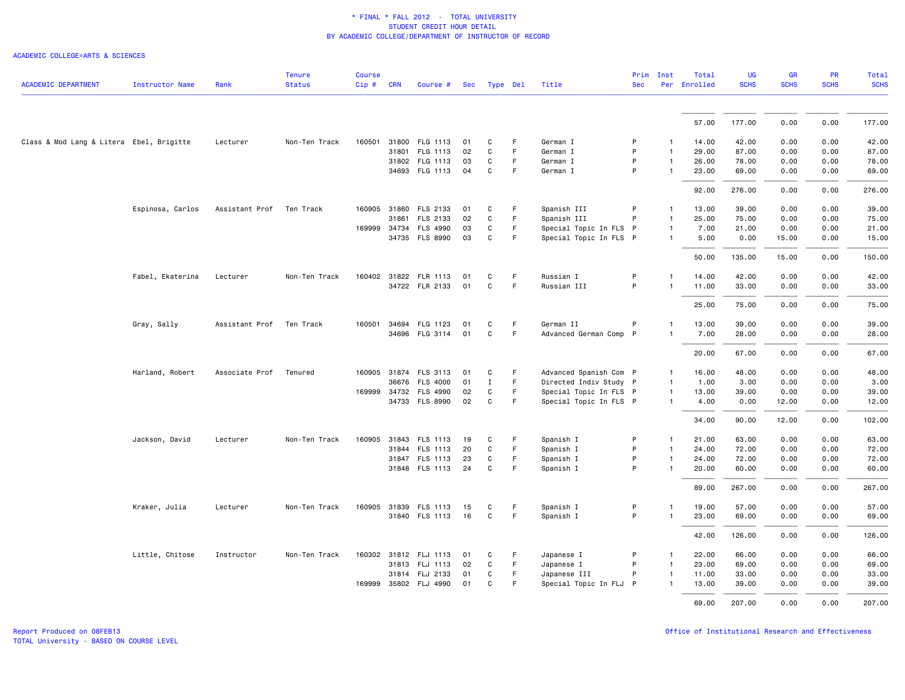# * FINAL * FALL 2012 - TOTAL UNIVERSITY
## STUDENT CREDIT HOUR DETAIL
## BY ACADEMIC COLLEGE/DEPARTMENT OF INSTRUCTOR OF RECORD

ACADEMIC COLLEGE=ARTS & SCIENCES

| ACADEMIC DEPARTMENT | Instructor Name | Rank | Tenure Status | Course Cip # | CRN | Course # | Sec | Type | Del | Title | Prim Sec | Inst Per | Total Enrolled | UG SCHS | GR SCHS | PR SCHS | Total SCHS |
|---|---|---|---|---|---|---|---|---|---|---|---|---|---|---|---|---|---|
| | | | | | | | | | | | | | 57.00 | 177.00 | 0.00 | 0.00 | 177.00 |
| Class & Mod Lang & Litera | Ebel, Brigitte | Lecturer | Non-Ten Track | 160501 | 31800 | FLG 1113 | 01 | C | F | German I | P | 1 | 14.00 | 42.00 | 0.00 | 0.00 | 42.00 |
| | | | | | 31801 | FLG 1113 | 02 | C | F | German I | P | 1 | 29.00 | 87.00 | 0.00 | 0.00 | 87.00 |
| | | | | | 31802 | FLG 1113 | 03 | C | F | German I | P | 1 | 26.00 | 78.00 | 0.00 | 0.00 | 78.00 |
| | | | | | 34693 | FLG 1113 | 04 | C | F | German I | P | 1 | 23.00 | 69.00 | 0.00 | 0.00 | 69.00 |
| | | | | | | | | | | | | | 92.00 | 276.00 | 0.00 | 0.00 | 276.00 |
| | Espinosa, Carlos | Assistant Prof | Ten Track | 160905 | 31860 | FLS 2133 | 01 | C | F | Spanish III | P | 1 | 13.00 | 39.00 | 0.00 | 0.00 | 39.00 |
| | | | | | 31861 | FLS 2133 | 02 | C | F | Spanish III | P | 1 | 25.00 | 75.00 | 0.00 | 0.00 | 75.00 |
| | | | | 169999 | 34734 | FLS 4990 | 03 | C | F | Special Topic In FLS | P | 1 | 7.00 | 21.00 | 0.00 | 0.00 | 21.00 |
| | | | | | 34735 | FLS 8990 | 03 | C | F | Special Topic In FLS | P | 1 | 5.00 | 0.00 | 15.00 | 0.00 | 15.00 |
| | | | | | | | | | | | | | 50.00 | 135.00 | 15.00 | 0.00 | 150.00 |
| | Fabel, Ekaterina | Lecturer | Non-Ten Track | 160402 | 31822 | FLR 1113 | 01 | C | F | Russian I | P | 1 | 14.00 | 42.00 | 0.00 | 0.00 | 42.00 |
| | | | | | 34722 | FLR 2133 | 01 | C | F | Russian III | P | 1 | 11.00 | 33.00 | 0.00 | 0.00 | 33.00 |
| | | | | | | | | | | | | | 25.00 | 75.00 | 0.00 | 0.00 | 75.00 |
| | Gray, Sally | Assistant Prof | Ten Track | 160501 | 34694 | FLG 1123 | 01 | C | F | German II | P | 1 | 13.00 | 39.00 | 0.00 | 0.00 | 39.00 |
| | | | | | 34696 | FLG 3114 | 01 | C | F | Advanced German Comp | P | 1 | 7.00 | 28.00 | 0.00 | 0.00 | 28.00 |
| | | | | | | | | | | | | | 20.00 | 67.00 | 0.00 | 0.00 | 67.00 |
| | Harland, Robert | Associate Prof | Tenured | 160905 | 31874 | FLS 3113 | 01 | C | F | Advanced Spanish Com | P | 1 | 16.00 | 48.00 | 0.00 | 0.00 | 48.00 |
| | | | | | 36676 | FLS 4000 | 01 | I | F | Directed Indiv Study | P | 1 | 1.00 | 3.00 | 0.00 | 0.00 | 3.00 |
| | | | | 169999 | 34732 | FLS 4990 | 02 | C | F | Special Topic In FLS | P | 1 | 13.00 | 39.00 | 0.00 | 0.00 | 39.00 |
| | | | | | 34733 | FLS 8990 | 02 | C | F | Special Topic In FLS | P | 1 | 4.00 | 0.00 | 12.00 | 0.00 | 12.00 |
| | | | | | | | | | | | | | 34.00 | 90.00 | 12.00 | 0.00 | 102.00 |
| | Jackson, David | Lecturer | Non-Ten Track | 160905 | 31843 | FLS 1113 | 19 | C | F | Spanish I | P | 1 | 21.00 | 63.00 | 0.00 | 0.00 | 63.00 |
| | | | | | 31844 | FLS 1113 | 20 | C | F | Spanish I | P | 1 | 24.00 | 72.00 | 0.00 | 0.00 | 72.00 |
| | | | | | 31847 | FLS 1113 | 23 | C | F | Spanish I | P | 1 | 24.00 | 72.00 | 0.00 | 0.00 | 72.00 |
| | | | | | 31848 | FLS 1113 | 24 | C | F | Spanish I | P | 1 | 20.00 | 60.00 | 0.00 | 0.00 | 60.00 |
| | | | | | | | | | | | | | 89.00 | 267.00 | 0.00 | 0.00 | 267.00 |
| | Kraker, Julia | Lecturer | Non-Ten Track | 160905 | 31839 | FLS 1113 | 15 | C | F | Spanish I | P | 1 | 19.00 | 57.00 | 0.00 | 0.00 | 57.00 |
| | | | | | 31840 | FLS 1113 | 16 | C | F | Spanish I | P | 1 | 23.00 | 69.00 | 0.00 | 0.00 | 69.00 |
| | | | | | | | | | | | | | 42.00 | 126.00 | 0.00 | 0.00 | 126.00 |
| | Little, Chitose | Instructor | Non-Ten Track | 160302 | 31812 | FLJ 1113 | 01 | C | F | Japanese I | P | 1 | 22.00 | 66.00 | 0.00 | 0.00 | 66.00 |
| | | | | | 31813 | FLJ 1113 | 02 | C | F | Japanese I | P | 1 | 23.00 | 69.00 | 0.00 | 0.00 | 69.00 |
| | | | | | 31814 | FLJ 2133 | 01 | C | F | Japanese III | P | 1 | 11.00 | 33.00 | 0.00 | 0.00 | 33.00 |
| | | | | 169999 | 35802 | FLJ 4990 | 01 | C | F | Special Topic In FLJ | P | 1 | 13.00 | 39.00 | 0.00 | 0.00 | 39.00 |
| | | | | | | | | | | | | | 69.00 | 207.00 | 0.00 | 0.00 | 207.00 |

Report Produced on 08FEB13
TOTAL University - BASED ON COURSE LEVEL

Office of Institutional Research and Effectiveness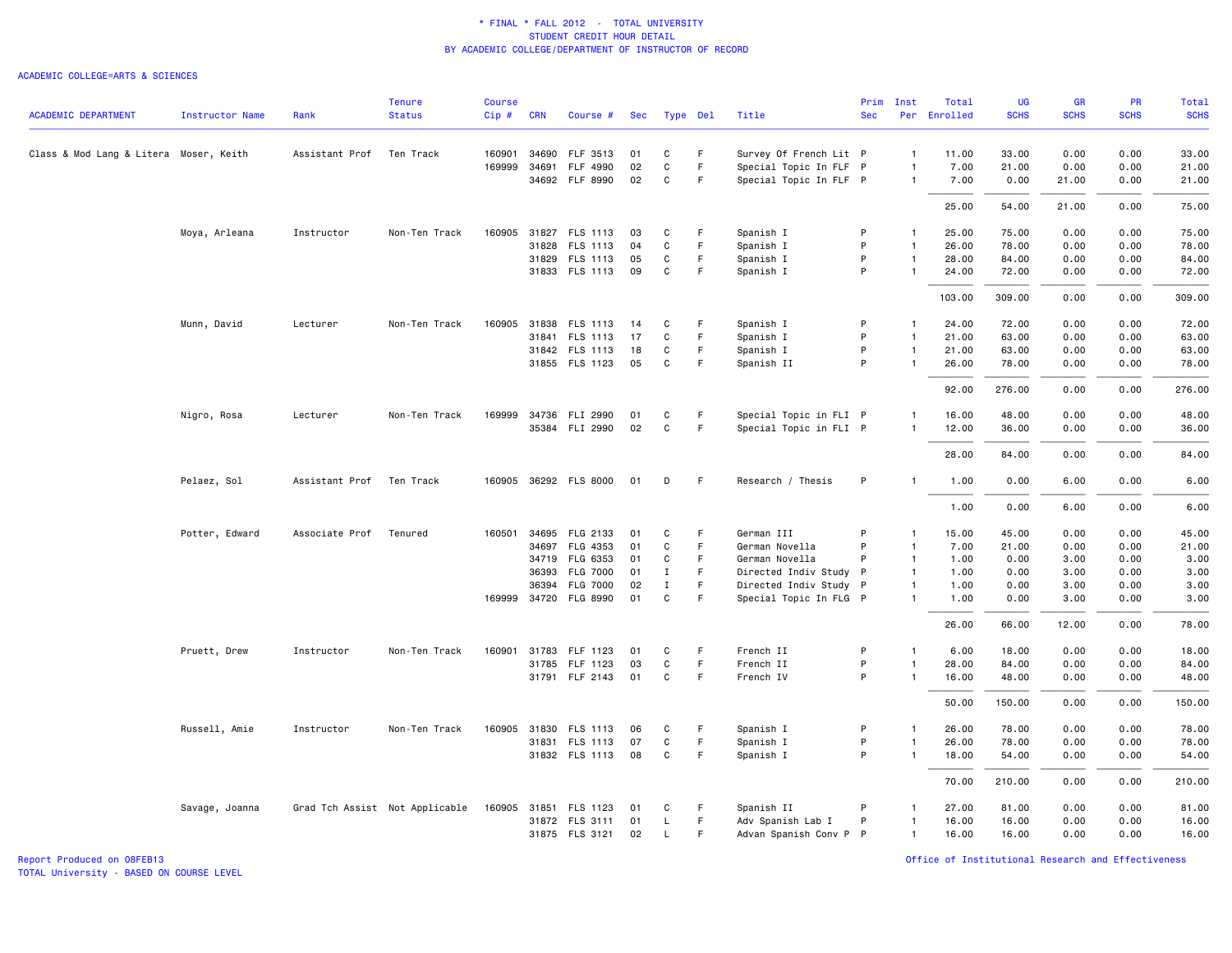\* FINAL \* FALL 2012 - TOTAL UNIVERSITY
STUDENT CREDIT HOUR DETAIL
BY ACADEMIC COLLEGE/DEPARTMENT OF INSTRUCTOR OF RECORD

ACADEMIC COLLEGE=ARTS & SCIENCES

| ACADEMIC DEPARTMENT | Instructor Name | Rank | Tenure Status | Course Cip # | CRN | Course # | Sec | Type | Del | Title | Prim Sec | Inst Per | Total Enrolled | UG SCHS | GR SCHS | PR SCHS | Total SCHS |
|---|---|---|---|---|---|---|---|---|---|---|---|---|---|---|---|---|---|
| Class & Mod Lang & Litera | Moser, Keith | Assistant Prof | Ten Track | 160901 | 34690 | FLF 3513 | 01 | C | F | Survey Of French Lit | P | 1 | 11.00 | 33.00 | 0.00 | 0.00 | 33.00 |
| | | | | 169999 | 34691 | FLF 4990 | 02 | C | F | Special Topic In FLF | P | 1 | 7.00 | 21.00 | 0.00 | 0.00 | 21.00 |
| | | | | | 34692 | FLF 8990 | 02 | C | F | Special Topic In FLF | P | 1 | 7.00 | 0.00 | 21.00 | 0.00 | 21.00 |
| | | | | | | | | | | | | | 25.00 | 54.00 | 21.00 | 0.00 | 75.00 |
| | Moya, Arleana | Instructor | Non-Ten Track | 160905 | 31827 | FLS 1113 | 03 | C | F | Spanish I | P | 1 | 25.00 | 75.00 | 0.00 | 0.00 | 75.00 |
| | | | | | 31828 | FLS 1113 | 04 | C | F | Spanish I | P | 1 | 26.00 | 78.00 | 0.00 | 0.00 | 78.00 |
| | | | | | 31829 | FLS 1113 | 05 | C | F | Spanish I | P | 1 | 28.00 | 84.00 | 0.00 | 0.00 | 84.00 |
| | | | | | 31833 | FLS 1113 | 09 | C | F | Spanish I | P | 1 | 24.00 | 72.00 | 0.00 | 0.00 | 72.00 |
| | | | | | | | | | | | | | 103.00 | 309.00 | 0.00 | 0.00 | 309.00 |
| | Munn, David | Lecturer | Non-Ten Track | 160905 | 31838 | FLS 1113 | 14 | C | F | Spanish I | P | 1 | 24.00 | 72.00 | 0.00 | 0.00 | 72.00 |
| | | | | | 31841 | FLS 1113 | 17 | C | F | Spanish I | P | 1 | 21.00 | 63.00 | 0.00 | 0.00 | 63.00 |
| | | | | | 31842 | FLS 1113 | 18 | C | F | Spanish I | P | 1 | 21.00 | 63.00 | 0.00 | 0.00 | 63.00 |
| | | | | | 31855 | FLS 1123 | 05 | C | F | Spanish II | P | 1 | 26.00 | 78.00 | 0.00 | 0.00 | 78.00 |
| | | | | | | | | | | | | | 92.00 | 276.00 | 0.00 | 0.00 | 276.00 |
| | Nigro, Rosa | Lecturer | Non-Ten Track | 169999 | 34736 | FLI 2990 | 01 | C | F | Special Topic in FLI | P | 1 | 16.00 | 48.00 | 0.00 | 0.00 | 48.00 |
| | | | | | 35384 | FLI 2990 | 02 | C | F | Special Topic in FLI | P | 1 | 12.00 | 36.00 | 0.00 | 0.00 | 36.00 |
| | | | | | | | | | | | | | 28.00 | 84.00 | 0.00 | 0.00 | 84.00 |
| | Pelaez, Sol | Assistant Prof | Ten Track | 160905 | 36292 | FLS 8000 | 01 | D | F | Research / Thesis | P | 1 | 1.00 | 0.00 | 6.00 | 0.00 | 6.00 |
| | | | | | | | | | | | | | 1.00 | 0.00 | 6.00 | 0.00 | 6.00 |
| | Potter, Edward | Associate Prof | Tenured | 160501 | 34695 | FLG 2133 | 01 | C | F | German III | P | 1 | 15.00 | 45.00 | 0.00 | 0.00 | 45.00 |
| | | | | | 34697 | FLG 4353 | 01 | C | F | German Novella | P | 1 | 7.00 | 21.00 | 0.00 | 0.00 | 21.00 |
| | | | | | 34719 | FLG 6353 | 01 | C | F | German Novella | P | 1 | 1.00 | 0.00 | 3.00 | 0.00 | 3.00 |
| | | | | | 36393 | FLG 7000 | 01 | I | F | Directed Indiv Study | P | 1 | 1.00 | 0.00 | 3.00 | 0.00 | 3.00 |
| | | | | | 36394 | FLG 7000 | 02 | I | F | Directed Indiv Study | P | 1 | 1.00 | 0.00 | 3.00 | 0.00 | 3.00 |
| | | | | 169999 | 34720 | FLG 8990 | 01 | C | F | Special Topic In FLG | P | 1 | 1.00 | 0.00 | 3.00 | 0.00 | 3.00 |
| | | | | | | | | | | | | | 26.00 | 66.00 | 12.00 | 0.00 | 78.00 |
| | Pruett, Drew | Instructor | Non-Ten Track | 160901 | 31783 | FLF 1123 | 01 | C | F | French II | P | 1 | 6.00 | 18.00 | 0.00 | 0.00 | 18.00 |
| | | | | | 31785 | FLF 1123 | 03 | C | F | French II | P | 1 | 28.00 | 84.00 | 0.00 | 0.00 | 84.00 |
| | | | | | 31791 | FLF 2143 | 01 | C | F | French IV | P | 1 | 16.00 | 48.00 | 0.00 | 0.00 | 48.00 |
| | | | | | | | | | | | | | 50.00 | 150.00 | 0.00 | 0.00 | 150.00 |
| | Russell, Amie | Instructor | Non-Ten Track | 160905 | 31830 | FLS 1113 | 06 | C | F | Spanish I | P | 1 | 26.00 | 78.00 | 0.00 | 0.00 | 78.00 |
| | | | | | 31831 | FLS 1113 | 07 | C | F | Spanish I | P | 1 | 26.00 | 78.00 | 0.00 | 0.00 | 78.00 |
| | | | | | 31832 | FLS 1113 | 08 | C | F | Spanish I | P | 1 | 18.00 | 54.00 | 0.00 | 0.00 | 54.00 |
| | | | | | | | | | | | | | 70.00 | 210.00 | 0.00 | 0.00 | 210.00 |
| | Savage, Joanna | Grad Tch Assist | Not Applicable | 160905 | 31851 | FLS 1123 | 01 | C | F | Spanish II | P | 1 | 27.00 | 81.00 | 0.00 | 0.00 | 81.00 |
| | | | | | 31872 | FLS 3111 | 01 | L | F | Adv Spanish Lab I | P | 1 | 16.00 | 16.00 | 0.00 | 0.00 | 16.00 |
| | | | | | 31875 | FLS 3121 | 02 | L | F | Advan Spanish Conv P | P | 1 | 16.00 | 16.00 | 0.00 | 0.00 | 16.00 |

Report Produced on 08FEB13
TOTAL University - BASED ON COURSE LEVEL

Office of Institutional Research and Effectiveness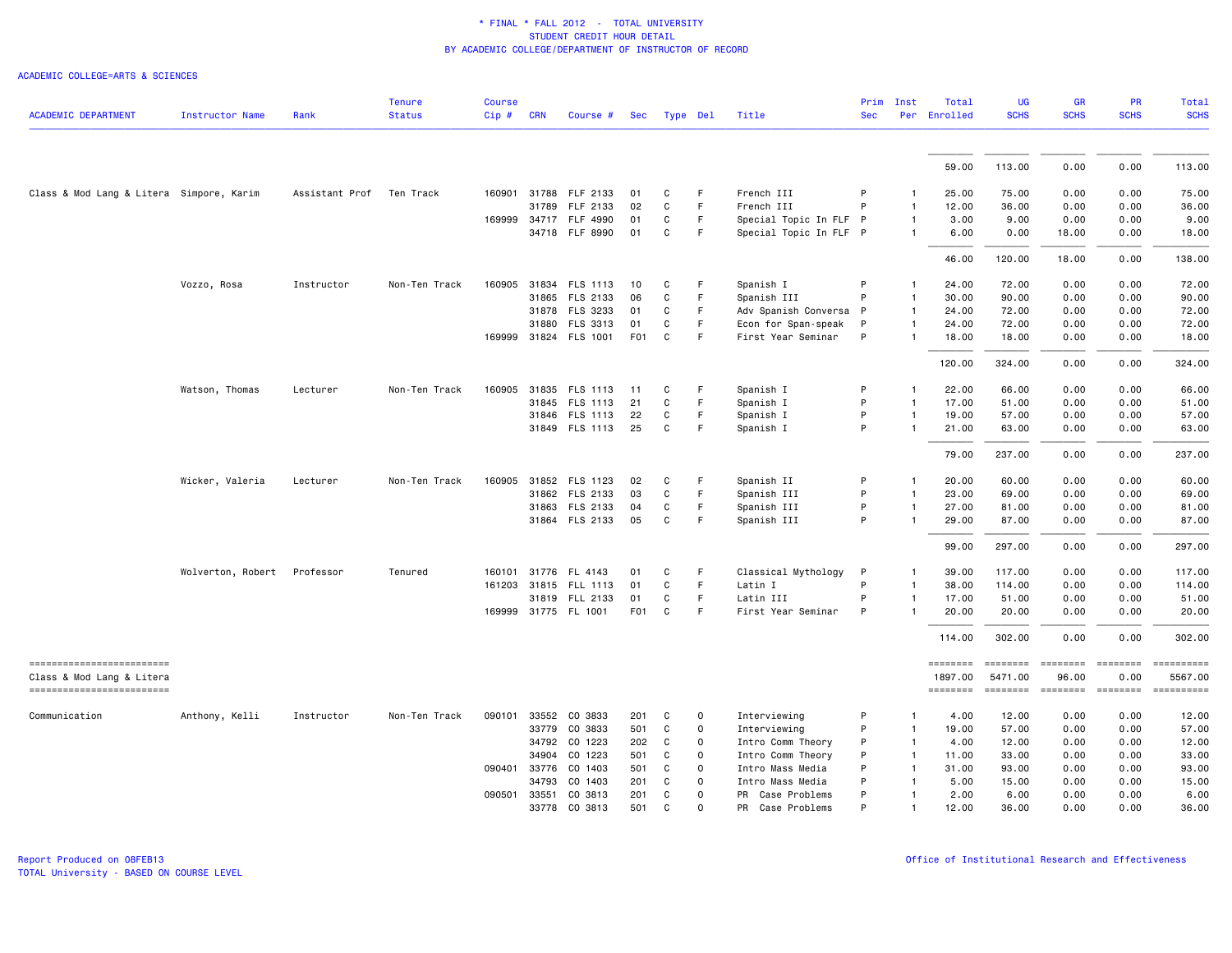\* FINAL \* FALL 2012 - TOTAL UNIVERSITY
STUDENT CREDIT HOUR DETAIL
BY ACADEMIC COLLEGE/DEPARTMENT OF INSTRUCTOR OF RECORD

ACADEMIC COLLEGE=ARTS & SCIENCES

| ACADEMIC DEPARTMENT | Instructor Name | Rank | Tenure Status | Course Cip # | CRN | Course # | Sec | Type | Del | Title | Prim Sec | Inst Per | Total Enrolled | UG SCHS | GR SCHS | PR SCHS | Total SCHS |
|---|---|---|---|---|---|---|---|---|---|---|---|---|---|---|---|---|---|
| | | | | | | | | | | | | | 59.00 | 113.00 | 0.00 | 0.00 | 113.00 |
| Class & Mod Lang & Litera | Simpore, Karim | Assistant Prof | Ten Track | 160901 | 31788 | FLF 2133 | 01 | C | F | French III | P | 1 | 25.00 | 75.00 | 0.00 | 0.00 | 75.00 |
| | | | | | 31789 | FLF 2133 | 02 | C | F | French III | P | 1 | 12.00 | 36.00 | 0.00 | 0.00 | 36.00 |
| | | | | 169999 | 34717 | FLF 4990 | 01 | C | F | Special Topic In FLF | P | 1 | 3.00 | 9.00 | 0.00 | 0.00 | 9.00 |
| | | | | | 34718 | FLF 8990 | 01 | C | F | Special Topic In FLF | P | 1 | 6.00 | 0.00 | 18.00 | 0.00 | 18.00 |
| | | | | | | | | | | | | | 46.00 | 120.00 | 18.00 | 0.00 | 138.00 |
| | Vozzo, Rosa | Instructor | Non-Ten Track | 160905 | 31834 | FLS 1113 | 10 | C | F | Spanish I | P | 1 | 24.00 | 72.00 | 0.00 | 0.00 | 72.00 |
| | | | | | 31865 | FLS 2133 | 06 | C | F | Spanish III | P | 1 | 30.00 | 90.00 | 0.00 | 0.00 | 90.00 |
| | | | | | 31878 | FLS 3233 | 01 | C | F | Adv Spanish Conversa | P | 1 | 24.00 | 72.00 | 0.00 | 0.00 | 72.00 |
| | | | | | 31880 | FLS 3313 | 01 | C | F | Econ for Span-speak | P | 1 | 24.00 | 72.00 | 0.00 | 0.00 | 72.00 |
| | | | | 169999 | 31824 | FLS 1001 | F01 | C | F | First Year Seminar | P | 1 | 18.00 | 18.00 | 0.00 | 0.00 | 18.00 |
| | | | | | | | | | | | | | 120.00 | 324.00 | 0.00 | 0.00 | 324.00 |
| | Watson, Thomas | Lecturer | Non-Ten Track | 160905 | 31835 | FLS 1113 | 11 | C | F | Spanish I | P | 1 | 22.00 | 66.00 | 0.00 | 0.00 | 66.00 |
| | | | | | 31845 | FLS 1113 | 21 | C | F | Spanish I | P | 1 | 17.00 | 51.00 | 0.00 | 0.00 | 51.00 |
| | | | | | 31846 | FLS 1113 | 22 | C | F | Spanish I | P | 1 | 19.00 | 57.00 | 0.00 | 0.00 | 57.00 |
| | | | | | 31849 | FLS 1113 | 25 | C | F | Spanish I | P | 1 | 21.00 | 63.00 | 0.00 | 0.00 | 63.00 |
| | | | | | | | | | | | | | 79.00 | 237.00 | 0.00 | 0.00 | 237.00 |
| | Wicker, Valeria | Lecturer | Non-Ten Track | 160905 | 31852 | FLS 1123 | 02 | C | F | Spanish II | P | 1 | 20.00 | 60.00 | 0.00 | 0.00 | 60.00 |
| | | | | | 31862 | FLS 2133 | 03 | C | F | Spanish III | P | 1 | 23.00 | 69.00 | 0.00 | 0.00 | 69.00 |
| | | | | | 31863 | FLS 2133 | 04 | C | F | Spanish III | P | 1 | 27.00 | 81.00 | 0.00 | 0.00 | 81.00 |
| | | | | | 31864 | FLS 2133 | 05 | C | F | Spanish III | P | 1 | 29.00 | 87.00 | 0.00 | 0.00 | 87.00 |
| | | | | | | | | | | | | | 99.00 | 297.00 | 0.00 | 0.00 | 297.00 |
| | Wolverton, Robert | Professor | Tenured | 160101 | 31776 | FL 4143 | 01 | C | F | Classical Mythology | P | 1 | 39.00 | 117.00 | 0.00 | 0.00 | 117.00 |
| | | | | 161203 | 31815 | FLL 1113 | 01 | C | F | Latin I | P | 1 | 38.00 | 114.00 | 0.00 | 0.00 | 114.00 |
| | | | | | 31819 | FLL 2133 | 01 | C | F | Latin III | P | 1 | 17.00 | 51.00 | 0.00 | 0.00 | 51.00 |
| | | | | 169999 | 31775 | FL 1001 | F01 | C | F | First Year Seminar | P | 1 | 20.00 | 20.00 | 0.00 | 0.00 | 20.00 |
| | | | | | | | | | | | | | 114.00 | 302.00 | 0.00 | 0.00 | 302.00 |
| Class & Mod Lang & Litera | | | | | | | | | | | | | 1897.00 | 5471.00 | 96.00 | 0.00 | 5567.00 |
| Communication | Anthony, Kelli | Instructor | Non-Ten Track | 090101 | 33552 | CO 3833 | 201 | C | O | Interviewing | P | 1 | 4.00 | 12.00 | 0.00 | 0.00 | 12.00 |
| | | | | | 33779 | CO 3833 | 501 | C | O | Interviewing | P | 1 | 19.00 | 57.00 | 0.00 | 0.00 | 57.00 |
| | | | | | 34792 | CO 1223 | 202 | C | O | Intro Comm Theory | P | 1 | 4.00 | 12.00 | 0.00 | 0.00 | 12.00 |
| | | | | | 34904 | CO 1223 | 501 | C | O | Intro Comm Theory | P | 1 | 11.00 | 33.00 | 0.00 | 0.00 | 33.00 |
| | | | | 090401 | 33776 | CO 1403 | 501 | C | O | Intro Mass Media | P | 1 | 31.00 | 93.00 | 0.00 | 0.00 | 93.00 |
| | | | | | 34793 | CO 1403 | 201 | C | O | Intro Mass Media | P | 1 | 5.00 | 15.00 | 0.00 | 0.00 | 15.00 |
| | | | | 090501 | 33551 | CO 3813 | 201 | C | O | PR Case Problems | P | 1 | 2.00 | 6.00 | 0.00 | 0.00 | 6.00 |
| | | | | | 33778 | CO 3813 | 501 | C | O | PR Case Problems | P | 1 | 12.00 | 36.00 | 0.00 | 0.00 | 36.00 |

Report Produced on 08FEB13
TOTAL University - BASED ON COURSE LEVEL

Office of Institutional Research and Effectiveness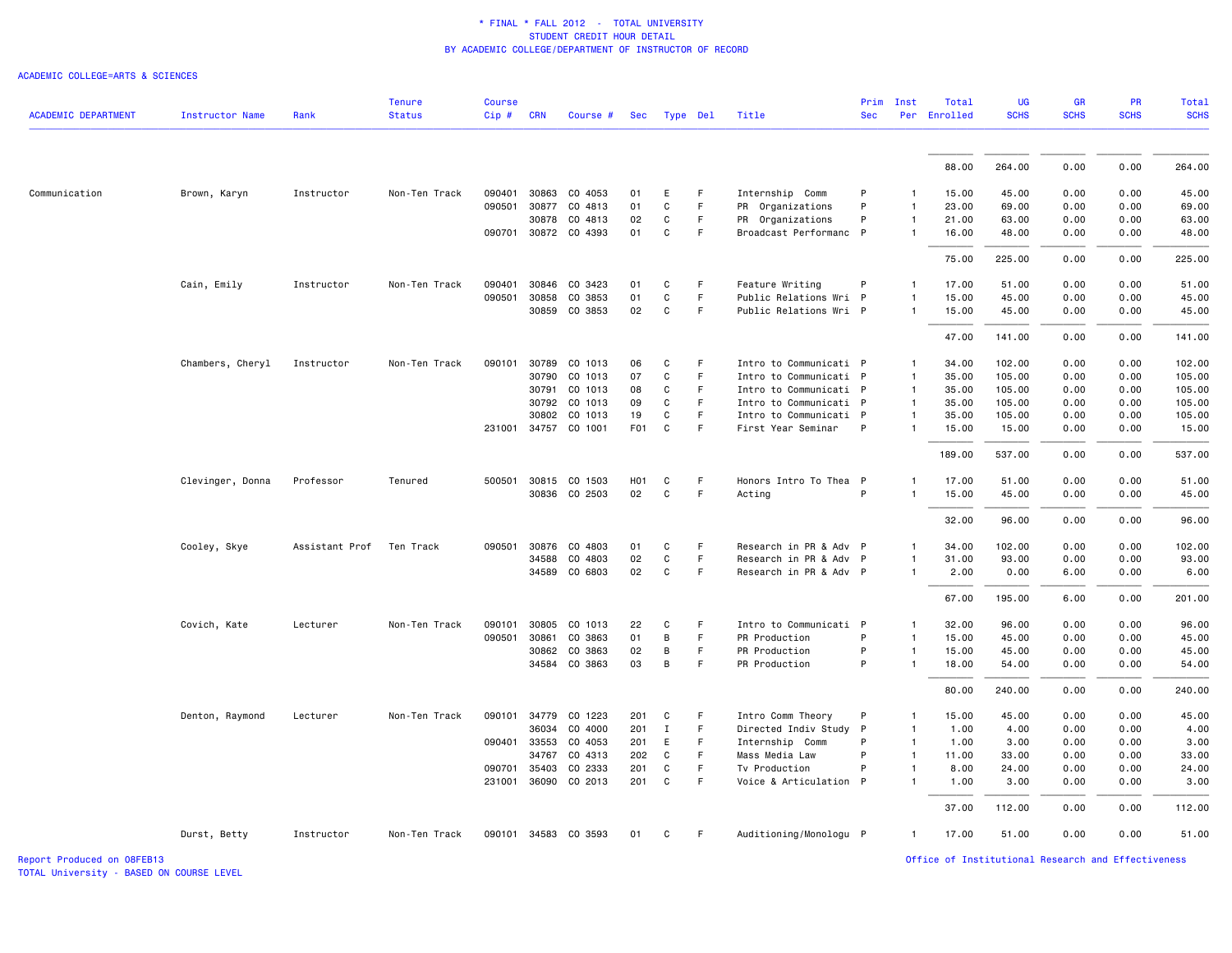\* FINAL \* FALL 2012 - TOTAL UNIVERSITY
STUDENT CREDIT HOUR DETAIL
BY ACADEMIC COLLEGE/DEPARTMENT OF INSTRUCTOR OF RECORD

ACADEMIC COLLEGE=ARTS & SCIENCES

| ACADEMIC DEPARTMENT | Instructor Name | Rank | Tenure Status | Course Cip # | CRN | Course # | Sec | Type | Del | Title | Prim Sec | Inst Per | Total Enrolled | UG SCHS | GR SCHS | PR SCHS | Total SCHS |
|---|---|---|---|---|---|---|---|---|---|---|---|---|---|---|---|---|---|
| | | | | | | | | | | | | | 88.00 | 264.00 | 0.00 | 0.00 | 264.00 |
| Communication | Brown, Karyn | Instructor | Non-Ten Track | 090401 | 30863 | CO 4053 | 01 | E | F | Internship Comm | P | 1 | 15.00 | 45.00 | 0.00 | 0.00 | 45.00 |
| | | | | 090501 | 30877 | CO 4813 | 01 | C | F | PR Organizations | P | 1 | 23.00 | 69.00 | 0.00 | 0.00 | 69.00 |
| | | | | | 30878 | CO 4813 | 02 | C | F | PR Organizations | P | 1 | 21.00 | 63.00 | 0.00 | 0.00 | 63.00 |
| | | | | 090701 | 30872 | CO 4393 | 01 | C | F | Broadcast Performanc | P | 1 | 16.00 | 48.00 | 0.00 | 0.00 | 48.00 |
| | | | | | | | | | | | | | 75.00 | 225.00 | 0.00 | 0.00 | 225.00 |
| | Cain, Emily | Instructor | Non-Ten Track | 090401 | 30846 | CO 3423 | 01 | C | F | Feature Writing | P | 1 | 17.00 | 51.00 | 0.00 | 0.00 | 51.00 |
| | | | | 090501 | 30858 | CO 3853 | 01 | C | F | Public Relations Wri | P | 1 | 15.00 | 45.00 | 0.00 | 0.00 | 45.00 |
| | | | | | 30859 | CO 3853 | 02 | C | F | Public Relations Wri | P | 1 | 15.00 | 45.00 | 0.00 | 0.00 | 45.00 |
| | | | | | | | | | | | | | 47.00 | 141.00 | 0.00 | 0.00 | 141.00 |
| | Chambers, Cheryl | Instructor | Non-Ten Track | 090101 | 30789 | CO 1013 | 06 | C | F | Intro to Communicati | P | 1 | 34.00 | 102.00 | 0.00 | 0.00 | 102.00 |
| | | | | | 30790 | CO 1013 | 07 | C | F | Intro to Communicati | P | 1 | 35.00 | 105.00 | 0.00 | 0.00 | 105.00 |
| | | | | | 30791 | CO 1013 | 08 | C | F | Intro to Communicati | P | 1 | 35.00 | 105.00 | 0.00 | 0.00 | 105.00 |
| | | | | | 30792 | CO 1013 | 09 | C | F | Intro to Communicati | P | 1 | 35.00 | 105.00 | 0.00 | 0.00 | 105.00 |
| | | | | | 30802 | CO 1013 | 19 | C | F | Intro to Communicati | P | 1 | 35.00 | 105.00 | 0.00 | 0.00 | 105.00 |
| | | | | 231001 | 34757 | CO 1001 | F01 | C | F | First Year Seminar | P | 1 | 15.00 | 15.00 | 0.00 | 0.00 | 15.00 |
| | | | | | | | | | | | | | 189.00 | 537.00 | 0.00 | 0.00 | 537.00 |
| | Clevinger, Donna | Professor | Tenured | 500501 | 30815 | CO 1503 | H01 | C | F | Honors Intro To Thea | P | 1 | 17.00 | 51.00 | 0.00 | 0.00 | 51.00 |
| | | | | | 30836 | CO 2503 | 02 | C | F | Acting | P | 1 | 15.00 | 45.00 | 0.00 | 0.00 | 45.00 |
| | | | | | | | | | | | | | 32.00 | 96.00 | 0.00 | 0.00 | 96.00 |
| | Cooley, Skye | Assistant Prof | Ten Track | 090501 | 30876 | CO 4803 | 01 | C | F | Research in PR & Adv | P | 1 | 34.00 | 102.00 | 0.00 | 0.00 | 102.00 |
| | | | | | 34588 | CO 4803 | 02 | C | F | Research in PR & Adv | P | 1 | 31.00 | 93.00 | 0.00 | 0.00 | 93.00 |
| | | | | | 34589 | CO 6803 | 02 | C | F | Research in PR & Adv | P | 1 | 2.00 | 0.00 | 6.00 | 0.00 | 6.00 |
| | | | | | | | | | | | | | 67.00 | 195.00 | 6.00 | 0.00 | 201.00 |
| | Covich, Kate | Lecturer | Non-Ten Track | 090101 | 30805 | CO 1013 | 22 | C | F | Intro to Communicati | P | 1 | 32.00 | 96.00 | 0.00 | 0.00 | 96.00 |
| | | | | 090501 | 30861 | CO 3863 | 01 | B | F | PR Production | P | 1 | 15.00 | 45.00 | 0.00 | 0.00 | 45.00 |
| | | | | | 30862 | CO 3863 | 02 | B | F | PR Production | P | 1 | 15.00 | 45.00 | 0.00 | 0.00 | 45.00 |
| | | | | | 34584 | CO 3863 | 03 | B | F | PR Production | P | 1 | 18.00 | 54.00 | 0.00 | 0.00 | 54.00 |
| | | | | | | | | | | | | | 80.00 | 240.00 | 0.00 | 0.00 | 240.00 |
| | Denton, Raymond | Lecturer | Non-Ten Track | 090101 | 34779 | CO 1223 | 201 | C | F | Intro Comm Theory | P | 1 | 15.00 | 45.00 | 0.00 | 0.00 | 45.00 |
| | | | | | 36034 | CO 4000 | 201 | I | F | Directed Indiv Study | P | 1 | 1.00 | 4.00 | 0.00 | 0.00 | 4.00 |
| | | | | 090401 | 33553 | CO 4053 | 201 | E | F | Internship Comm | P | 1 | 1.00 | 3.00 | 0.00 | 0.00 | 3.00 |
| | | | | | 34767 | CO 4313 | 202 | C | F | Mass Media Law | P | 1 | 11.00 | 33.00 | 0.00 | 0.00 | 33.00 |
| | | | | 090701 | 35403 | CO 2333 | 201 | C | F | Tv Production | P | 1 | 8.00 | 24.00 | 0.00 | 0.00 | 24.00 |
| | | | | 231001 | 36090 | CO 2013 | 201 | C | F | Voice & Articulation | P | 1 | 1.00 | 3.00 | 0.00 | 0.00 | 3.00 |
| | | | | | | | | | | | | | 37.00 | 112.00 | 0.00 | 0.00 | 112.00 |
| | Durst, Betty | Instructor | Non-Ten Track | 090101 | 34583 | CO 3593 | 01 | C | F | Auditioning/Monologu | P | 1 | 17.00 | 51.00 | 0.00 | 0.00 | 51.00 |

Report Produced on 08FEB13
TOTAL University - BASED ON COURSE LEVEL

Office of Institutional Research and Effectiveness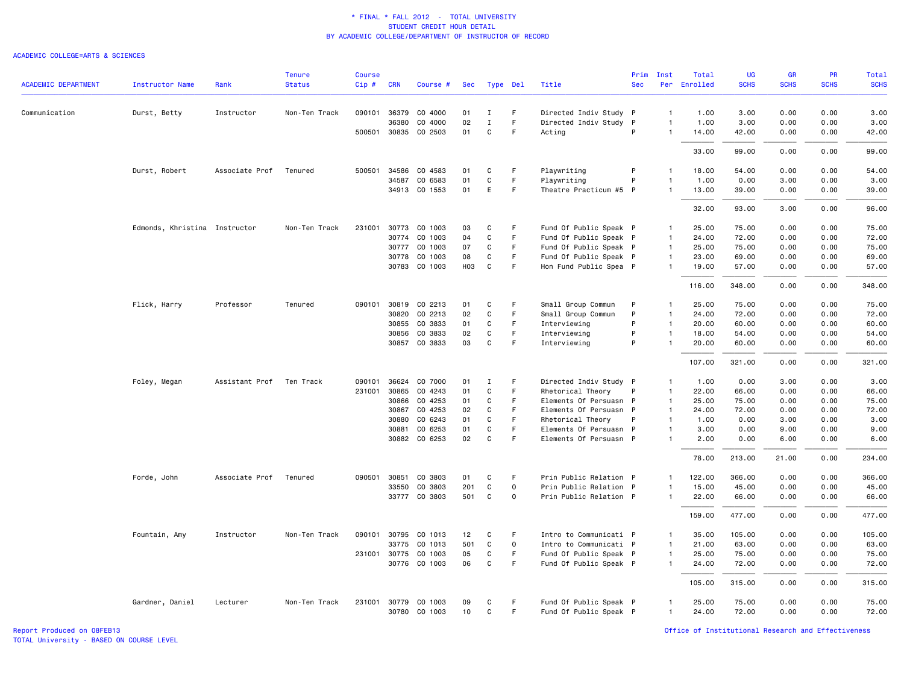\* FINAL \* FALL 2012 - TOTAL UNIVERSITY
STUDENT CREDIT HOUR DETAIL
BY ACADEMIC COLLEGE/DEPARTMENT OF INSTRUCTOR OF RECORD

ACADEMIC COLLEGE=ARTS & SCIENCES

| ACADEMIC DEPARTMENT | Instructor Name | Rank | Tenure Status | Course Cip # | CRN | Course # | Sec | Type | Del | Title | Prim Sec | Inst Per | Total Enrolled | UG SCHS | GR SCHS | PR SCHS | Total SCHS |
|---|---|---|---|---|---|---|---|---|---|---|---|---|---|---|---|---|---|
| Communication | Durst, Betty | Instructor | Non-Ten Track | 090101 | 36379 | CO 4000 | 01 | I | F | Directed Indiv Study | P | 1 | 1.00 | 3.00 | 0.00 | 0.00 | 3.00 |
| | | | | | 36380 | CO 4000 | 02 | I | F | Directed Indiv Study | P | 1 | 1.00 | 3.00 | 0.00 | 0.00 | 3.00 |
| | | | | 500501 | 30835 | CO 2503 | 01 | C | F | Acting | P | 1 | 14.00 | 42.00 | 0.00 | 0.00 | 42.00 |
| | | | | | | | | | | | | | 33.00 | 99.00 | 0.00 | 0.00 | 99.00 |
| | Durst, Robert | Associate Prof | Tenured | 500501 | 34586 | CO 4583 | 01 | C | F | Playwriting | P | 1 | 18.00 | 54.00 | 0.00 | 0.00 | 54.00 |
| | | | | | 34587 | CO 6583 | 01 | C | F | Playwriting | P | 1 | 1.00 | 0.00 | 3.00 | 0.00 | 3.00 |
| | | | | | 34913 | CO 1553 | 01 | E | F | Theatre Practicum #5 | P | 1 | 13.00 | 39.00 | 0.00 | 0.00 | 39.00 |
| | | | | | | | | | | | | | 32.00 | 93.00 | 3.00 | 0.00 | 96.00 |
| | Edmonds, Khristina | Instructor | Non-Ten Track | 231001 | 30773 | CO 1003 | 03 | C | F | Fund Of Public Speak | P | 1 | 25.00 | 75.00 | 0.00 | 0.00 | 75.00 |
| | | | | | 30774 | CO 1003 | 04 | C | F | Fund Of Public Speak | P | 1 | 24.00 | 72.00 | 0.00 | 0.00 | 72.00 |
| | | | | | 30777 | CO 1003 | 07 | C | F | Fund Of Public Speak | P | 1 | 25.00 | 75.00 | 0.00 | 0.00 | 75.00 |
| | | | | | 30778 | CO 1003 | 08 | C | F | Fund Of Public Speak | P | 1 | 23.00 | 69.00 | 0.00 | 0.00 | 69.00 |
| | | | | | 30783 | CO 1003 | H03 | C | F | Hon Fund Public Spea | P | 1 | 19.00 | 57.00 | 0.00 | 0.00 | 57.00 |
| | | | | | | | | | | | | | 116.00 | 348.00 | 0.00 | 0.00 | 348.00 |
| | Flick, Harry | Professor | Tenured | 090101 | 30819 | CO 2213 | 01 | C | F | Small Group Commun | P | 1 | 25.00 | 75.00 | 0.00 | 0.00 | 75.00 |
| | | | | | 30820 | CO 2213 | 02 | C | F | Small Group Commun | P | 1 | 24.00 | 72.00 | 0.00 | 0.00 | 72.00 |
| | | | | | 30855 | CO 3833 | 01 | C | F | Interviewing | P | 1 | 20.00 | 60.00 | 0.00 | 0.00 | 60.00 |
| | | | | | 30856 | CO 3833 | 02 | C | F | Interviewing | P | 1 | 18.00 | 54.00 | 0.00 | 0.00 | 54.00 |
| | | | | | 30857 | CO 3833 | 03 | C | F | Interviewing | P | 1 | 20.00 | 60.00 | 0.00 | 0.00 | 60.00 |
| | | | | | | | | | | | | | 107.00 | 321.00 | 0.00 | 0.00 | 321.00 |
| | Foley, Megan | Assistant Prof | Ten Track | 090101 | 36624 | CO 7000 | 01 | I | F | Directed Indiv Study | P | 1 | 1.00 | 0.00 | 3.00 | 0.00 | 3.00 |
| | | | | 231001 | 30865 | CO 4243 | 01 | C | F | Rhetorical Theory | P | 1 | 22.00 | 66.00 | 0.00 | 0.00 | 66.00 |
| | | | | | 30866 | CO 4253 | 01 | C | F | Elements Of Persuasn | P | 1 | 25.00 | 75.00 | 0.00 | 0.00 | 75.00 |
| | | | | | 30867 | CO 4253 | 02 | C | F | Elements Of Persuasn | P | 1 | 24.00 | 72.00 | 0.00 | 0.00 | 72.00 |
| | | | | | 30880 | CO 6243 | 01 | C | F | Rhetorical Theory | P | 1 | 1.00 | 0.00 | 3.00 | 0.00 | 3.00 |
| | | | | | 30881 | CO 6253 | 01 | C | F | Elements Of Persuasn | P | 1 | 3.00 | 0.00 | 9.00 | 0.00 | 9.00 |
| | | | | | 30882 | CO 6253 | 02 | C | F | Elements Of Persuasn | P | 1 | 2.00 | 0.00 | 6.00 | 0.00 | 6.00 |
| | | | | | | | | | | | | | 78.00 | 213.00 | 21.00 | 0.00 | 234.00 |
| | Forde, John | Associate Prof | Tenured | 090501 | 30851 | CO 3803 | 01 | C | F | Prin Public Relation | P | 1 | 122.00 | 366.00 | 0.00 | 0.00 | 366.00 |
| | | | | | 33550 | CO 3803 | 201 | C | O | Prin Public Relation | P | 1 | 15.00 | 45.00 | 0.00 | 0.00 | 45.00 |
| | | | | | 33777 | CO 3803 | 501 | C | O | Prin Public Relation | P | 1 | 22.00 | 66.00 | 0.00 | 0.00 | 66.00 |
| | | | | | | | | | | | | | 159.00 | 477.00 | 0.00 | 0.00 | 477.00 |
| | Fountain, Amy | Instructor | Non-Ten Track | 090101 | 30795 | CO 1013 | 12 | C | F | Intro to Communicati | P | 1 | 35.00 | 105.00 | 0.00 | 0.00 | 105.00 |
| | | | | | 33775 | CO 1013 | 501 | C | O | Intro to Communicati | P | 1 | 21.00 | 63.00 | 0.00 | 0.00 | 63.00 |
| | | | | 231001 | 30775 | CO 1003 | 05 | C | F | Fund Of Public Speak | P | 1 | 25.00 | 75.00 | 0.00 | 0.00 | 75.00 |
| | | | | | 30776 | CO 1003 | 06 | C | F | Fund Of Public Speak | P | 1 | 24.00 | 72.00 | 0.00 | 0.00 | 72.00 |
| | | | | | | | | | | | | | 105.00 | 315.00 | 0.00 | 0.00 | 315.00 |
| | Gardner, Daniel | Lecturer | Non-Ten Track | 231001 | 30779 | CO 1003 | 09 | C | F | Fund Of Public Speak | P | 1 | 25.00 | 75.00 | 0.00 | 0.00 | 75.00 |
| | | | | | 30780 | CO 1003 | 10 | C | F | Fund Of Public Speak | P | 1 | 24.00 | 72.00 | 0.00 | 0.00 | 72.00 |

Report Produced on 08FEB13
TOTAL University - BASED ON COURSE LEVEL

Office of Institutional Research and Effectiveness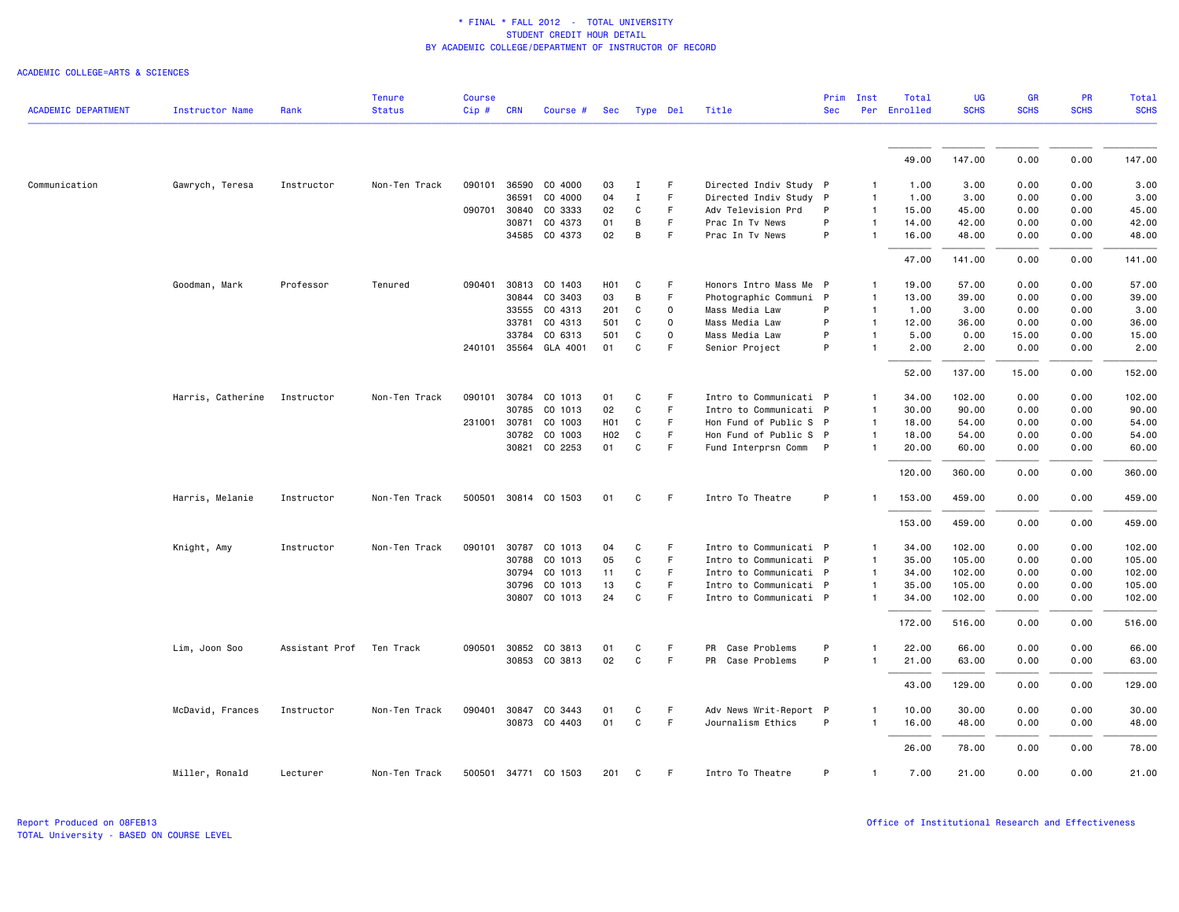\* FINAL \* FALL 2012 - TOTAL UNIVERSITY
STUDENT CREDIT HOUR DETAIL
BY ACADEMIC COLLEGE/DEPARTMENT OF INSTRUCTOR OF RECORD

ACADEMIC COLLEGE=ARTS & SCIENCES

| ACADEMIC DEPARTMENT | Instructor Name | Rank | Tenure Status | Course Cip # | CRN | Course # | Sec | Type | Del | Title | Prim Sec | Inst Per | Total Enrolled | UG SCHS | GR SCHS | PR SCHS | Total SCHS |
|---|---|---|---|---|---|---|---|---|---|---|---|---|---|---|---|---|---|
| | | | | | | | | | | | | | 49.00 | 147.00 | 0.00 | 0.00 | 147.00 |
| Communication | Gawrych, Teresa | Instructor | Non-Ten Track | 090101 | 36590 | CO 4000 | 03 | I | F | Directed Indiv Study | P | 1 | 1.00 | 3.00 | 0.00 | 0.00 | 3.00 |
| | | | | | 36591 | CO 4000 | 04 | I | F | Directed Indiv Study | P | 1 | 1.00 | 3.00 | 0.00 | 0.00 | 3.00 |
| | | | | 090701 | 30840 | CO 3333 | 02 | C | F | Adv Television Prd | P | 1 | 15.00 | 45.00 | 0.00 | 0.00 | 45.00 |
| | | | | | 30871 | CO 4373 | 01 | B | F | Prac In Tv News | P | 1 | 14.00 | 42.00 | 0.00 | 0.00 | 42.00 |
| | | | | | 34585 | CO 4373 | 02 | B | F | Prac In Tv News | P | 1 | 16.00 | 48.00 | 0.00 | 0.00 | 48.00 |
| | | | | | | | | | | | | | 47.00 | 141.00 | 0.00 | 0.00 | 141.00 |
| | Goodman, Mark | Professor | Tenured | 090401 | 30813 | CO 1403 | H01 | C | F | Honors Intro Mass Me | P | 1 | 19.00 | 57.00 | 0.00 | 0.00 | 57.00 |
| | | | | | 30844 | CO 3403 | 03 | B | F | Photographic Communi | P | 1 | 13.00 | 39.00 | 0.00 | 0.00 | 39.00 |
| | | | | | 33555 | CO 4313 | 201 | C | O | Mass Media Law | P | 1 | 1.00 | 3.00 | 0.00 | 0.00 | 3.00 |
| | | | | | 33781 | CO 4313 | 501 | C | O | Mass Media Law | P | 1 | 12.00 | 36.00 | 0.00 | 0.00 | 36.00 |
| | | | | | 33784 | CO 6313 | 501 | C | O | Mass Media Law | P | 1 | 5.00 | 0.00 | 15.00 | 0.00 | 15.00 |
| | | | | 240101 | 35564 | GLA 4001 | 01 | C | F | Senior Project | P | 1 | 2.00 | 2.00 | 0.00 | 0.00 | 2.00 |
| | | | | | | | | | | | | | 52.00 | 137.00 | 15.00 | 0.00 | 152.00 |
| | Harris, Catherine | Instructor | Non-Ten Track | 090101 | 30784 | CO 1013 | 01 | C | F | Intro to Communicati | P | 1 | 34.00 | 102.00 | 0.00 | 0.00 | 102.00 |
| | | | | | 30785 | CO 1013 | 02 | C | F | Intro to Communicati | P | 1 | 30.00 | 90.00 | 0.00 | 0.00 | 90.00 |
| | | | | 231001 | 30781 | CO 1003 | H01 | C | F | Hon Fund of Public S | P | 1 | 18.00 | 54.00 | 0.00 | 0.00 | 54.00 |
| | | | | | 30782 | CO 1003 | H02 | C | F | Hon Fund of Public S | P | 1 | 18.00 | 54.00 | 0.00 | 0.00 | 54.00 |
| | | | | | 30821 | CO 2253 | 01 | C | F | Fund Interprsn Comm | P | 1 | 20.00 | 60.00 | 0.00 | 0.00 | 60.00 |
| | | | | | | | | | | | | | 120.00 | 360.00 | 0.00 | 0.00 | 360.00 |
| | Harris, Melanie | Instructor | Non-Ten Track | 500501 | 30814 | CO 1503 | 01 | C | F | Intro To Theatre | P | 1 | 153.00 | 459.00 | 0.00 | 0.00 | 459.00 |
| | | | | | | | | | | | | | 153.00 | 459.00 | 0.00 | 0.00 | 459.00 |
| | Knight, Amy | Instructor | Non-Ten Track | 090101 | 30787 | CO 1013 | 04 | C | F | Intro to Communicati | P | 1 | 34.00 | 102.00 | 0.00 | 0.00 | 102.00 |
| | | | | | 30788 | CO 1013 | 05 | C | F | Intro to Communicati | P | 1 | 35.00 | 105.00 | 0.00 | 0.00 | 105.00 |
| | | | | | 30794 | CO 1013 | 11 | C | F | Intro to Communicati | P | 1 | 34.00 | 102.00 | 0.00 | 0.00 | 102.00 |
| | | | | | 30796 | CO 1013 | 13 | C | F | Intro to Communicati | P | 1 | 35.00 | 105.00 | 0.00 | 0.00 | 105.00 |
| | | | | | 30807 | CO 1013 | 24 | C | F | Intro to Communicati | P | 1 | 34.00 | 102.00 | 0.00 | 0.00 | 102.00 |
| | | | | | | | | | | | | | 172.00 | 516.00 | 0.00 | 0.00 | 516.00 |
| | Lim, Joon Soo | Assistant Prof | Ten Track | 090501 | 30852 | CO 3813 | 01 | C | F | PR Case Problems | P | 1 | 22.00 | 66.00 | 0.00 | 0.00 | 66.00 |
| | | | | | 30853 | CO 3813 | 02 | C | F | PR Case Problems | P | 1 | 21.00 | 63.00 | 0.00 | 0.00 | 63.00 |
| | | | | | | | | | | | | | 43.00 | 129.00 | 0.00 | 0.00 | 129.00 |
| | McDavid, Frances | Instructor | Non-Ten Track | 090401 | 30847 | CO 3443 | 01 | C | F | Adv News Writ-Report | P | 1 | 10.00 | 30.00 | 0.00 | 0.00 | 30.00 |
| | | | | | 30873 | CO 4403 | 01 | C | F | Journalism Ethics | P | 1 | 16.00 | 48.00 | 0.00 | 0.00 | 48.00 |
| | | | | | | | | | | | | | 26.00 | 78.00 | 0.00 | 0.00 | 78.00 |
| | Miller, Ronald | Lecturer | Non-Ten Track | 500501 | 34771 | CO 1503 | 201 | C | F | Intro To Theatre | P | 1 | 7.00 | 21.00 | 0.00 | 0.00 | 21.00 |

Report Produced on 08FEB13
TOTAL University - BASED ON COURSE LEVEL

Office of Institutional Research and Effectiveness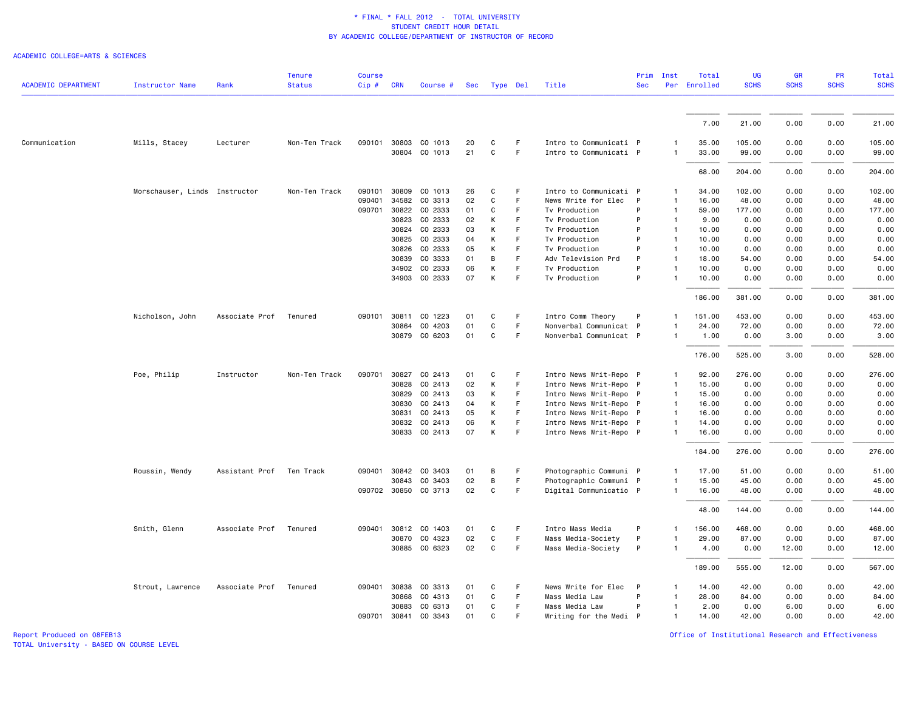# * FINAL * FALL 2012 - TOTAL UNIVERSITY
## STUDENT CREDIT HOUR DETAIL
### BY ACADEMIC COLLEGE/DEPARTMENT OF INSTRUCTOR OF RECORD

ACADEMIC COLLEGE=ARTS & SCIENCES

| ACADEMIC DEPARTMENT | Instructor Name | Rank | Tenure Status | Course Cip # | CRN | Course # | Sec | Type | Del | Title | Prim Sec | Inst Per | Total Enrolled | UG SCHS | GR SCHS | PR SCHS | Total SCHS |
|---|---|---|---|---|---|---|---|---|---|---|---|---|---|---|---|---|---|
| | | | | | | | | | | | | | 7.00 | 21.00 | 0.00 | 0.00 | 21.00 |
| Communication | Mills, Stacey | Lecturer | Non-Ten Track | 090101 | 30803 | CO 1013 | 20 | C | F | Intro to Communicati | P | 1 | 35.00 | 105.00 | 0.00 | 0.00 | 105.00 |
| | | | | | 30804 | CO 1013 | 21 | C | F | Intro to Communicati | P | 1 | 33.00 | 99.00 | 0.00 | 0.00 | 99.00 |
| | | | | | | | | | | | | | 68.00 | 204.00 | 0.00 | 0.00 | 204.00 |
| | Morschauser, Linds | Instructor | Non-Ten Track | 090101 | 30809 | CO 1013 | 26 | C | F | Intro to Communicati | P | 1 | 34.00 | 102.00 | 0.00 | 0.00 | 102.00 |
| | | | | 090401 | 34582 | CO 3313 | 02 | C | F | News Write for Elec | P | 1 | 16.00 | 48.00 | 0.00 | 0.00 | 48.00 |
| | | | | 090701 | 30822 | CO 2333 | 01 | C | F | Tv Production | P | 1 | 59.00 | 177.00 | 0.00 | 0.00 | 177.00 |
| | | | | | 30823 | CO 2333 | 02 | K | F | Tv Production | P | 1 | 9.00 | 0.00 | 0.00 | 0.00 | 0.00 |
| | | | | | 30824 | CO 2333 | 03 | K | F | Tv Production | P | 1 | 10.00 | 0.00 | 0.00 | 0.00 | 0.00 |
| | | | | | 30825 | CO 2333 | 04 | K | F | Tv Production | P | 1 | 10.00 | 0.00 | 0.00 | 0.00 | 0.00 |
| | | | | | 30826 | CO 2333 | 05 | K | F | Tv Production | P | 1 | 10.00 | 0.00 | 0.00 | 0.00 | 0.00 |
| | | | | | 30839 | CO 3333 | 01 | B | F | Adv Television Prd | P | 1 | 18.00 | 54.00 | 0.00 | 0.00 | 54.00 |
| | | | | | 34902 | CO 2333 | 06 | K | F | Tv Production | P | 1 | 10.00 | 0.00 | 0.00 | 0.00 | 0.00 |
| | | | | | 34903 | CO 2333 | 07 | K | F | Tv Production | P | 1 | 10.00 | 0.00 | 0.00 | 0.00 | 0.00 |
| | | | | | | | | | | | | | 186.00 | 381.00 | 0.00 | 0.00 | 381.00 |
| | Nicholson, John | Associate Prof | Tenured | 090101 | 30811 | CO 1223 | 01 | C | F | Intro Comm Theory | P | 1 | 151.00 | 453.00 | 0.00 | 0.00 | 453.00 |
| | | | | | 30864 | CO 4203 | 01 | C | F | Nonverbal Communicat | P | 1 | 24.00 | 72.00 | 0.00 | 0.00 | 72.00 |
| | | | | | 30879 | CO 6203 | 01 | C | F | Nonverbal Communicat | P | 1 | 1.00 | 0.00 | 3.00 | 0.00 | 3.00 |
| | | | | | | | | | | | | | 176.00 | 525.00 | 3.00 | 0.00 | 528.00 |
| | Poe, Philip | Instructor | Non-Ten Track | 090701 | 30827 | CO 2413 | 01 | C | F | Intro News Writ-Repo | P | 1 | 92.00 | 276.00 | 0.00 | 0.00 | 276.00 |
| | | | | | 30828 | CO 2413 | 02 | K | F | Intro News Writ-Repo | P | 1 | 15.00 | 0.00 | 0.00 | 0.00 | 0.00 |
| | | | | | 30829 | CO 2413 | 03 | K | F | Intro News Writ-Repo | P | 1 | 15.00 | 0.00 | 0.00 | 0.00 | 0.00 |
| | | | | | 30830 | CO 2413 | 04 | K | F | Intro News Writ-Repo | P | 1 | 16.00 | 0.00 | 0.00 | 0.00 | 0.00 |
| | | | | | 30831 | CO 2413 | 05 | K | F | Intro News Writ-Repo | P | 1 | 16.00 | 0.00 | 0.00 | 0.00 | 0.00 |
| | | | | | 30832 | CO 2413 | 06 | K | F | Intro News Writ-Repo | P | 1 | 14.00 | 0.00 | 0.00 | 0.00 | 0.00 |
| | | | | | 30833 | CO 2413 | 07 | K | F | Intro News Writ-Repo | P | 1 | 16.00 | 0.00 | 0.00 | 0.00 | 0.00 |
| | | | | | | | | | | | | | 184.00 | 276.00 | 0.00 | 0.00 | 276.00 |
| | Roussin, Wendy | Assistant Prof | Ten Track | 090401 | 30842 | CO 3403 | 01 | B | F | Photographic Communi | P | 1 | 17.00 | 51.00 | 0.00 | 0.00 | 51.00 |
| | | | | | 30843 | CO 3403 | 02 | B | F | Photographic Communi | P | 1 | 15.00 | 45.00 | 0.00 | 0.00 | 45.00 |
| | | | | 090702 | 30850 | CO 3713 | 02 | C | F | Digital Communicatio | P | 1 | 16.00 | 48.00 | 0.00 | 0.00 | 48.00 |
| | | | | | | | | | | | | | 48.00 | 144.00 | 0.00 | 0.00 | 144.00 |
| | Smith, Glenn | Associate Prof | Tenured | 090401 | 30812 | CO 1403 | 01 | C | F | Intro Mass Media | P | 1 | 156.00 | 468.00 | 0.00 | 0.00 | 468.00 |
| | | | | | 30870 | CO 4323 | 02 | C | F | Mass Media-Society | P | 1 | 29.00 | 87.00 | 0.00 | 0.00 | 87.00 |
| | | | | | 30885 | CO 6323 | 02 | C | F | Mass Media-Society | P | 1 | 4.00 | 0.00 | 12.00 | 0.00 | 12.00 |
| | | | | | | | | | | | | | 189.00 | 555.00 | 12.00 | 0.00 | 567.00 |
| | Strout, Lawrence | Associate Prof | Tenured | 090401 | 30838 | CO 3313 | 01 | C | F | News Write for Elec | P | 1 | 14.00 | 42.00 | 0.00 | 0.00 | 42.00 |
| | | | | | 30868 | CO 4313 | 01 | C | F | Mass Media Law | P | 1 | 28.00 | 84.00 | 0.00 | 0.00 | 84.00 |
| | | | | | 30883 | CO 6313 | 01 | C | F | Mass Media Law | P | 1 | 2.00 | 0.00 | 6.00 | 0.00 | 6.00 |
| | | | | 090701 | 30841 | CO 3343 | 01 | C | F | Writing for the Medi | P | 1 | 14.00 | 42.00 | 0.00 | 0.00 | 42.00 |

Report Produced on 08FEB13
TOTAL University - BASED ON COURSE LEVEL

Office of Institutional Research and Effectiveness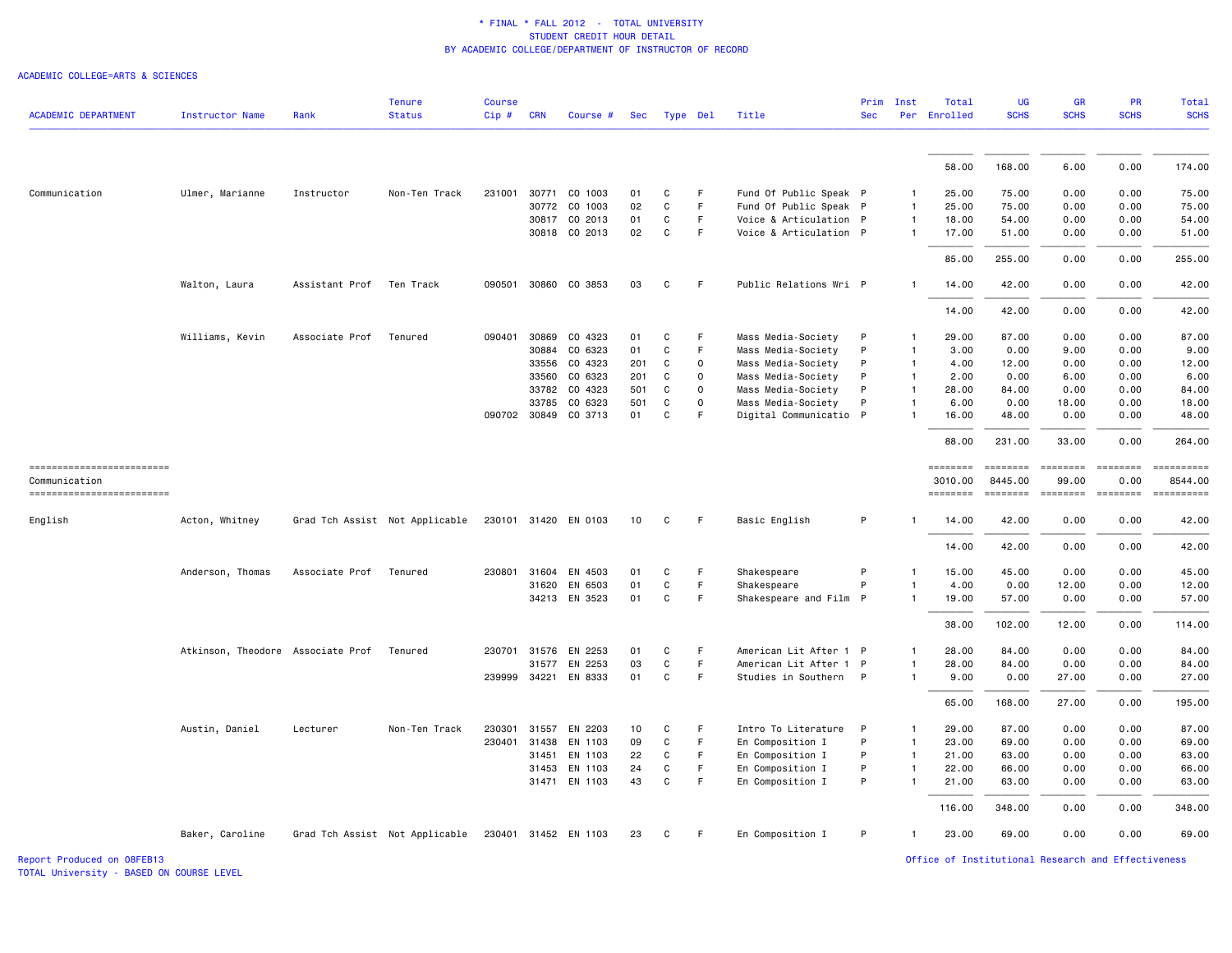\* FINAL \* FALL 2012 - TOTAL UNIVERSITY
STUDENT CREDIT HOUR DETAIL
BY ACADEMIC COLLEGE/DEPARTMENT OF INSTRUCTOR OF RECORD

ACADEMIC COLLEGE=ARTS & SCIENCES

| ACADEMIC DEPARTMENT | Instructor Name | Rank | Tenure Status | Course Cip # | CRN | Course # | Sec | Type | Del | Title | Prim Sec | Inst Per | Total Enrolled | UG SCHS | GR SCHS | PR SCHS | Total SCHS |
|---|---|---|---|---|---|---|---|---|---|---|---|---|---|---|---|---|---|
| | | | | | | | | | | | | | 58.00 | 168.00 | 6.00 | 0.00 | 174.00 |
| Communication | Ulmer, Marianne | Instructor | Non-Ten Track | 231001 | 30771 | CO 1003 | 01 | C | F | Fund Of Public Speak | P | 1 | 25.00 | 75.00 | 0.00 | 0.00 | 75.00 |
| | | | | | 30772 | CO 1003 | 02 | C | F | Fund Of Public Speak | P | 1 | 25.00 | 75.00 | 0.00 | 0.00 | 75.00 |
| | | | | | 30817 | CO 2013 | 01 | C | F | Voice & Articulation | P | 1 | 18.00 | 54.00 | 0.00 | 0.00 | 54.00 |
| | | | | | 30818 | CO 2013 | 02 | C | F | Voice & Articulation | P | 1 | 17.00 | 51.00 | 0.00 | 0.00 | 51.00 |
| | | | | | | | | | | | | | 85.00 | 255.00 | 0.00 | 0.00 | 255.00 |
| | Walton, Laura | Assistant Prof | Ten Track | 090501 | 30860 | CO 3853 | 03 | C | F | Public Relations Wri | P | 1 | 14.00 | 42.00 | 0.00 | 0.00 | 42.00 |
| | | | | | | | | | | | | | 14.00 | 42.00 | 0.00 | 0.00 | 42.00 |
| | Williams, Kevin | Associate Prof | Tenured | 090401 | 30869 | CO 4323 | 01 | C | F | Mass Media-Society | P | 1 | 29.00 | 87.00 | 0.00 | 0.00 | 87.00 |
| | | | | | 30884 | CO 6323 | 01 | C | F | Mass Media-Society | P | 1 | 3.00 | 0.00 | 9.00 | 0.00 | 9.00 |
| | | | | | 33556 | CO 4323 | 201 | C | O | Mass Media-Society | P | 1 | 4.00 | 12.00 | 0.00 | 0.00 | 12.00 |
| | | | | | 33560 | CO 6323 | 201 | C | O | Mass Media-Society | P | 1 | 2.00 | 0.00 | 6.00 | 0.00 | 6.00 |
| | | | | | 33782 | CO 4323 | 501 | C | O | Mass Media-Society | P | 1 | 28.00 | 84.00 | 0.00 | 0.00 | 84.00 |
| | | | | | 33785 | CO 6323 | 501 | C | O | Mass Media-Society | P | 1 | 6.00 | 0.00 | 18.00 | 0.00 | 18.00 |
| | | | | 090702 | 30849 | CO 3713 | 01 | C | F | Digital Communicatio | P | 1 | 16.00 | 48.00 | 0.00 | 0.00 | 48.00 |
| | | | | | | | | | | | | | 88.00 | 231.00 | 33.00 | 0.00 | 264.00 |
| Communication | | | | | | | | | | | | | 3010.00 | 8445.00 | 99.00 | 0.00 | 8544.00 |
| English | Acton, Whitney | Grad Tch Assist | Not Applicable | 230101 | 31420 | EN 0103 | 10 | C | F | Basic English | P | 1 | 14.00 | 42.00 | 0.00 | 0.00 | 42.00 |
| | | | | | | | | | | | | | 14.00 | 42.00 | 0.00 | 0.00 | 42.00 |
| | Anderson, Thomas | Associate Prof | Tenured | 230801 | 31604 | EN 4503 | 01 | C | F | Shakespeare | P | 1 | 15.00 | 45.00 | 0.00 | 0.00 | 45.00 |
| | | | | | 31620 | EN 6503 | 01 | C | F | Shakespeare | P | 1 | 4.00 | 0.00 | 12.00 | 0.00 | 12.00 |
| | | | | | 34213 | EN 3523 | 01 | C | F | Shakespeare and Film | P | 1 | 19.00 | 57.00 | 0.00 | 0.00 | 57.00 |
| | | | | | | | | | | | | | 38.00 | 102.00 | 12.00 | 0.00 | 114.00 |
| | Atkinson, Theodore | Associate Prof | Tenured | 230701 | 31576 | EN 2253 | 01 | C | F | American Lit After 1 | P | 1 | 28.00 | 84.00 | 0.00 | 0.00 | 84.00 |
| | | | | | 31577 | EN 2253 | 03 | C | F | American Lit After 1 | P | 1 | 28.00 | 84.00 | 0.00 | 0.00 | 84.00 |
| | | | | 239999 | 34221 | EN 8333 | 01 | C | F | Studies in Southern | P | 1 | 9.00 | 0.00 | 27.00 | 0.00 | 27.00 |
| | | | | | | | | | | | | | 65.00 | 168.00 | 27.00 | 0.00 | 195.00 |
| | Austin, Daniel | Lecturer | Non-Ten Track | 230301 | 31557 | EN 2203 | 10 | C | F | Intro To Literature | P | 1 | 29.00 | 87.00 | 0.00 | 0.00 | 87.00 |
| | | | | 230401 | 31438 | EN 1103 | 09 | C | F | En Composition I | P | 1 | 23.00 | 69.00 | 0.00 | 0.00 | 69.00 |
| | | | | | 31451 | EN 1103 | 22 | C | F | En Composition I | P | 1 | 21.00 | 63.00 | 0.00 | 0.00 | 63.00 |
| | | | | | 31453 | EN 1103 | 24 | C | F | En Composition I | P | 1 | 22.00 | 66.00 | 0.00 | 0.00 | 66.00 |
| | | | | | 31471 | EN 1103 | 43 | C | F | En Composition I | P | 1 | 21.00 | 63.00 | 0.00 | 0.00 | 63.00 |
| | | | | | | | | | | | | | 116.00 | 348.00 | 0.00 | 0.00 | 348.00 |
| | Baker, Caroline | Grad Tch Assist | Not Applicable | 230401 | 31452 | EN 1103 | 23 | C | F | En Composition I | P | 1 | 23.00 | 69.00 | 0.00 | 0.00 | 69.00 |

Report Produced on 08FEB13
TOTAL University - BASED ON COURSE LEVEL

Office of Institutional Research and Effectiveness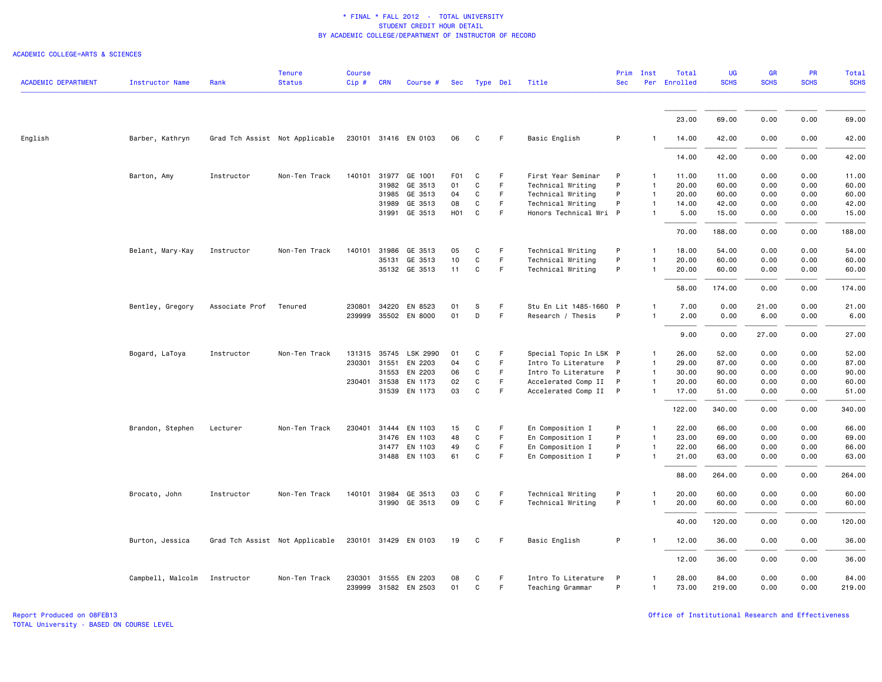\* FINAL \* FALL 2012 - TOTAL UNIVERSITY
STUDENT CREDIT HOUR DETAIL
BY ACADEMIC COLLEGE/DEPARTMENT OF INSTRUCTOR OF RECORD

ACADEMIC COLLEGE=ARTS & SCIENCES

| ACADEMIC DEPARTMENT | Instructor Name | Rank | Tenure Status | Course Cip # | CRN | Course # | Sec | Type | Del | Title | Prim Sec | Inst Per | Total Enrolled | UG SCHS | GR SCHS | PR SCHS | Total SCHS |
|---|---|---|---|---|---|---|---|---|---|---|---|---|---|---|---|---|---|
| | | | | | | | | | | | | | 23.00 | 69.00 | 0.00 | 0.00 | 69.00 |
| English | Barber, Kathryn | Grad Tch Assist | Not Applicable | 230101 | 31416 | EN 0103 | 06 | C | F | Basic English | P | 1 | 14.00 | 42.00 | 0.00 | 0.00 | 42.00 |
| | | | | | | | | | | | | | 14.00 | 42.00 | 0.00 | 0.00 | 42.00 |
| | Barton, Amy | Instructor | Non-Ten Track | 140101 | 31977 | GE 1001 | F01 | C | F | First Year Seminar | P | 1 | 11.00 | 11.00 | 0.00 | 0.00 | 11.00 |
| | | | | | 31982 | GE 3513 | 01 | C | F | Technical Writing | P | 1 | 20.00 | 60.00 | 0.00 | 0.00 | 60.00 |
| | | | | | 31985 | GE 3513 | 04 | C | F | Technical Writing | P | 1 | 20.00 | 60.00 | 0.00 | 0.00 | 60.00 |
| | | | | | 31989 | GE 3513 | 08 | C | F | Technical Writing | P | 1 | 14.00 | 42.00 | 0.00 | 0.00 | 42.00 |
| | | | | | 31991 | GE 3513 | H01 | C | F | Honors Technical Wri | P | 1 | 5.00 | 15.00 | 0.00 | 0.00 | 15.00 |
| | | | | | | | | | | | | | 70.00 | 188.00 | 0.00 | 0.00 | 188.00 |
| | Belant, Mary-Kay | Instructor | Non-Ten Track | 140101 | 31986 | GE 3513 | 05 | C | F | Technical Writing | P | 1 | 18.00 | 54.00 | 0.00 | 0.00 | 54.00 |
| | | | | | 35131 | GE 3513 | 10 | C | F | Technical Writing | P | 1 | 20.00 | 60.00 | 0.00 | 0.00 | 60.00 |
| | | | | | 35132 | GE 3513 | 11 | C | F | Technical Writing | P | 1 | 20.00 | 60.00 | 0.00 | 0.00 | 60.00 |
| | | | | | | | | | | | | | 58.00 | 174.00 | 0.00 | 0.00 | 174.00 |
| | Bentley, Gregory | Associate Prof | Tenured | 230801 | 34220 | EN 8523 | 01 | S | F | Stu En Lit 1485-1660 | P | 1 | 7.00 | 0.00 | 21.00 | 0.00 | 21.00 |
| | | | | 239999 | 35502 | EN 8000 | 01 | D | F | Research / Thesis | P | 1 | 2.00 | 0.00 | 6.00 | 0.00 | 6.00 |
| | | | | | | | | | | | | | 9.00 | 0.00 | 27.00 | 0.00 | 27.00 |
| | Bogard, LaToya | Instructor | Non-Ten Track | 131315 | 35745 | LSK 2990 | 01 | C | F | Special Topic In LSK | P | 1 | 26.00 | 52.00 | 0.00 | 0.00 | 52.00 |
| | | | | 230301 | 31551 | EN 2203 | 04 | C | F | Intro To Literature | P | 1 | 29.00 | 87.00 | 0.00 | 0.00 | 87.00 |
| | | | | | 31553 | EN 2203 | 06 | C | F | Intro To Literature | P | 1 | 30.00 | 90.00 | 0.00 | 0.00 | 90.00 |
| | | | | 230401 | 31538 | EN 1173 | 02 | C | F | Accelerated Comp II | P | 1 | 20.00 | 60.00 | 0.00 | 0.00 | 60.00 |
| | | | | | 31539 | EN 1173 | 03 | C | F | Accelerated Comp II | P | 1 | 17.00 | 51.00 | 0.00 | 0.00 | 51.00 |
| | | | | | | | | | | | | | 122.00 | 340.00 | 0.00 | 0.00 | 340.00 |
| | Brandon, Stephen | Lecturer | Non-Ten Track | 230401 | 31444 | EN 1103 | 15 | C | F | En Composition I | P | 1 | 22.00 | 66.00 | 0.00 | 0.00 | 66.00 |
| | | | | | 31476 | EN 1103 | 48 | C | F | En Composition I | P | 1 | 23.00 | 69.00 | 0.00 | 0.00 | 69.00 |
| | | | | | 31477 | EN 1103 | 49 | C | F | En Composition I | P | 1 | 22.00 | 66.00 | 0.00 | 0.00 | 66.00 |
| | | | | | 31488 | EN 1103 | 61 | C | F | En Composition I | P | 1 | 21.00 | 63.00 | 0.00 | 0.00 | 63.00 |
| | | | | | | | | | | | | | 88.00 | 264.00 | 0.00 | 0.00 | 264.00 |
| | Brocato, John | Instructor | Non-Ten Track | 140101 | 31984 | GE 3513 | 03 | C | F | Technical Writing | P | 1 | 20.00 | 60.00 | 0.00 | 0.00 | 60.00 |
| | | | | | 31990 | GE 3513 | 09 | C | F | Technical Writing | P | 1 | 20.00 | 60.00 | 0.00 | 0.00 | 60.00 |
| | | | | | | | | | | | | | 40.00 | 120.00 | 0.00 | 0.00 | 120.00 |
| | Burton, Jessica | Grad Tch Assist | Not Applicable | 230101 | 31429 | EN 0103 | 19 | C | F | Basic English | P | 1 | 12.00 | 36.00 | 0.00 | 0.00 | 36.00 |
| | | | | | | | | | | | | | 12.00 | 36.00 | 0.00 | 0.00 | 36.00 |
| | Campbell, Malcolm | Instructor | Non-Ten Track | 230301 | 31555 | EN 2203 | 08 | C | F | Intro To Literature | P | 1 | 28.00 | 84.00 | 0.00 | 0.00 | 84.00 |
| | | | | 239999 | 31582 | EN 2503 | 01 | C | F | Teaching Grammar | P | 1 | 73.00 | 219.00 | 0.00 | 0.00 | 219.00 |

Report Produced on 08FEB13
TOTAL University - BASED ON COURSE LEVEL

Office of Institutional Research and Effectiveness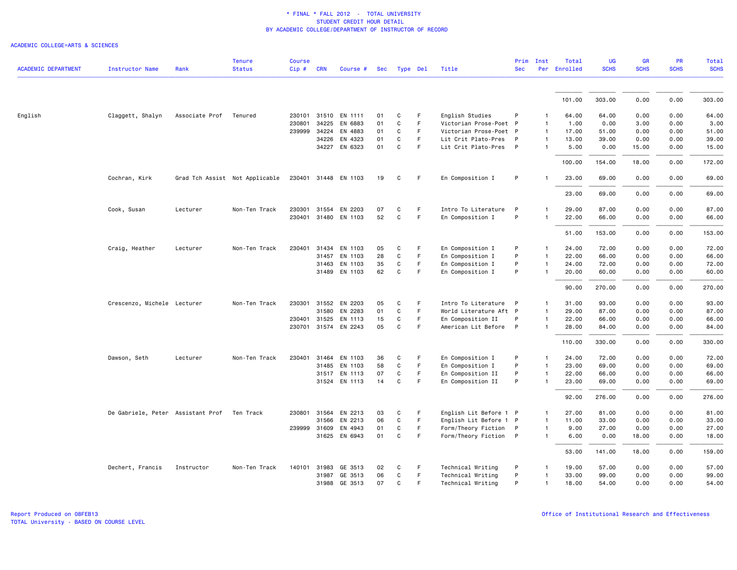\* FINAL \* FALL 2012 - TOTAL UNIVERSITY
STUDENT CREDIT HOUR DETAIL
BY ACADEMIC COLLEGE/DEPARTMENT OF INSTRUCTOR OF RECORD

ACADEMIC COLLEGE=ARTS & SCIENCES

| ACADEMIC DEPARTMENT | Instructor Name | Rank | Tenure Status | Course Cip # | CRN | Course # | Sec | Type | Del | Title | Prim Sec | Inst Per | Total Enrolled | UG SCHS | GR SCHS | PR SCHS | Total SCHS |
|---|---|---|---|---|---|---|---|---|---|---|---|---|---|---|---|---|---|
| | | | | | | | | | | | | | 101.00 | 303.00 | 0.00 | 0.00 | 303.00 |
| English | Claggett, Shalyn | Associate Prof | Tenured | 230101 | 31510 | EN 1111 | 01 | C | F | English Studies | P | 1 | 64.00 | 64.00 | 0.00 | 0.00 | 64.00 |
| | | | | 230801 | 34225 | EN 6883 | 01 | C | F | Victorian Prose-Poet | P | 1 | 1.00 | 0.00 | 3.00 | 0.00 | 3.00 |
| | | | | 239999 | 34224 | EN 4883 | 01 | C | F | Victorian Prose-Poet | P | 1 | 17.00 | 51.00 | 0.00 | 0.00 | 51.00 |
| | | | | | 34226 | EN 4323 | 01 | C | F | Lit Crit Plato-Pres | P | 1 | 13.00 | 39.00 | 0.00 | 0.00 | 39.00 |
| | | | | | 34227 | EN 6323 | 01 | C | F | Lit Crit Plato-Pres | P | 1 | 5.00 | 0.00 | 15.00 | 0.00 | 15.00 |
| | | | | | | | | | | | | | 100.00 | 154.00 | 18.00 | 0.00 | 172.00 |
| | Cochran, Kirk | Grad Tch Assist | Not Applicable | 230401 | 31448 | EN 1103 | 19 | C | F | En Composition I | P | 1 | 23.00 | 69.00 | 0.00 | 0.00 | 69.00 |
| | | | | | | | | | | | | | 23.00 | 69.00 | 0.00 | 0.00 | 69.00 |
| | Cook, Susan | Lecturer | Non-Ten Track | 230301 | 31554 | EN 2203 | 07 | C | F | Intro To Literature | P | 1 | 29.00 | 87.00 | 0.00 | 0.00 | 87.00 |
| | | | | 230401 | 31480 | EN 1103 | 52 | C | F | En Composition I | P | 1 | 22.00 | 66.00 | 0.00 | 0.00 | 66.00 |
| | | | | | | | | | | | | | 51.00 | 153.00 | 0.00 | 0.00 | 153.00 |
| | Craig, Heather | Lecturer | Non-Ten Track | 230401 | 31434 | EN 1103 | 05 | C | F | En Composition I | P | 1 | 24.00 | 72.00 | 0.00 | 0.00 | 72.00 |
| | | | | | 31457 | EN 1103 | 28 | C | F | En Composition I | P | 1 | 22.00 | 66.00 | 0.00 | 0.00 | 66.00 |
| | | | | | 31463 | EN 1103 | 35 | C | F | En Composition I | P | 1 | 24.00 | 72.00 | 0.00 | 0.00 | 72.00 |
| | | | | | 31489 | EN 1103 | 62 | C | F | En Composition I | P | 1 | 20.00 | 60.00 | 0.00 | 0.00 | 60.00 |
| | | | | | | | | | | | | | 90.00 | 270.00 | 0.00 | 0.00 | 270.00 |
| | Crescenzo, Michele | Lecturer | Non-Ten Track | 230301 | 31552 | EN 2203 | 05 | C | F | Intro To Literature | P | 1 | 31.00 | 93.00 | 0.00 | 0.00 | 93.00 |
| | | | | | 31580 | EN 2283 | 01 | C | F | World Literature Aft | P | 1 | 29.00 | 87.00 | 0.00 | 0.00 | 87.00 |
| | | | | 230401 | 31525 | EN 1113 | 15 | C | F | En Composition II | P | 1 | 22.00 | 66.00 | 0.00 | 0.00 | 66.00 |
| | | | | 230701 | 31574 | EN 2243 | 05 | C | F | American Lit Before | P | 1 | 28.00 | 84.00 | 0.00 | 0.00 | 84.00 |
| | | | | | | | | | | | | | 110.00 | 330.00 | 0.00 | 0.00 | 330.00 |
| | Dawson, Seth | Lecturer | Non-Ten Track | 230401 | 31464 | EN 1103 | 36 | C | F | En Composition I | P | 1 | 24.00 | 72.00 | 0.00 | 0.00 | 72.00 |
| | | | | | 31485 | EN 1103 | 58 | C | F | En Composition I | P | 1 | 23.00 | 69.00 | 0.00 | 0.00 | 69.00 |
| | | | | | 31517 | EN 1113 | 07 | C | F | En Composition II | P | 1 | 22.00 | 66.00 | 0.00 | 0.00 | 66.00 |
| | | | | | 31524 | EN 1113 | 14 | C | F | En Composition II | P | 1 | 23.00 | 69.00 | 0.00 | 0.00 | 69.00 |
| | | | | | | | | | | | | | 92.00 | 276.00 | 0.00 | 0.00 | 276.00 |
| | De Gabriele, Peter | Assistant Prof | Ten Track | 230801 | 31564 | EN 2213 | 03 | C | F | English Lit Before 1 | P | 1 | 27.00 | 81.00 | 0.00 | 0.00 | 81.00 |
| | | | | | 31566 | EN 2213 | 06 | C | F | English Lit Before 1 | P | 1 | 11.00 | 33.00 | 0.00 | 0.00 | 33.00 |
| | | | | 239999 | 31609 | EN 4943 | 01 | C | F | Form/Theory Fiction | P | 1 | 9.00 | 27.00 | 0.00 | 0.00 | 27.00 |
| | | | | | 31625 | EN 6943 | 01 | C | F | Form/Theory Fiction | P | 1 | 6.00 | 0.00 | 18.00 | 0.00 | 18.00 |
| | | | | | | | | | | | | | 53.00 | 141.00 | 18.00 | 0.00 | 159.00 |
| | Dechert, Francis | Instructor | Non-Ten Track | 140101 | 31983 | GE 3513 | 02 | C | F | Technical Writing | P | 1 | 19.00 | 57.00 | 0.00 | 0.00 | 57.00 |
| | | | | | 31987 | GE 3513 | 06 | C | F | Technical Writing | P | 1 | 33.00 | 99.00 | 0.00 | 0.00 | 99.00 |
| | | | | | 31988 | GE 3513 | 07 | C | F | Technical Writing | P | 1 | 18.00 | 54.00 | 0.00 | 0.00 | 54.00 |

Report Produced on 08FEB13
TOTAL University - BASED ON COURSE LEVEL

Office of Institutional Research and Effectiveness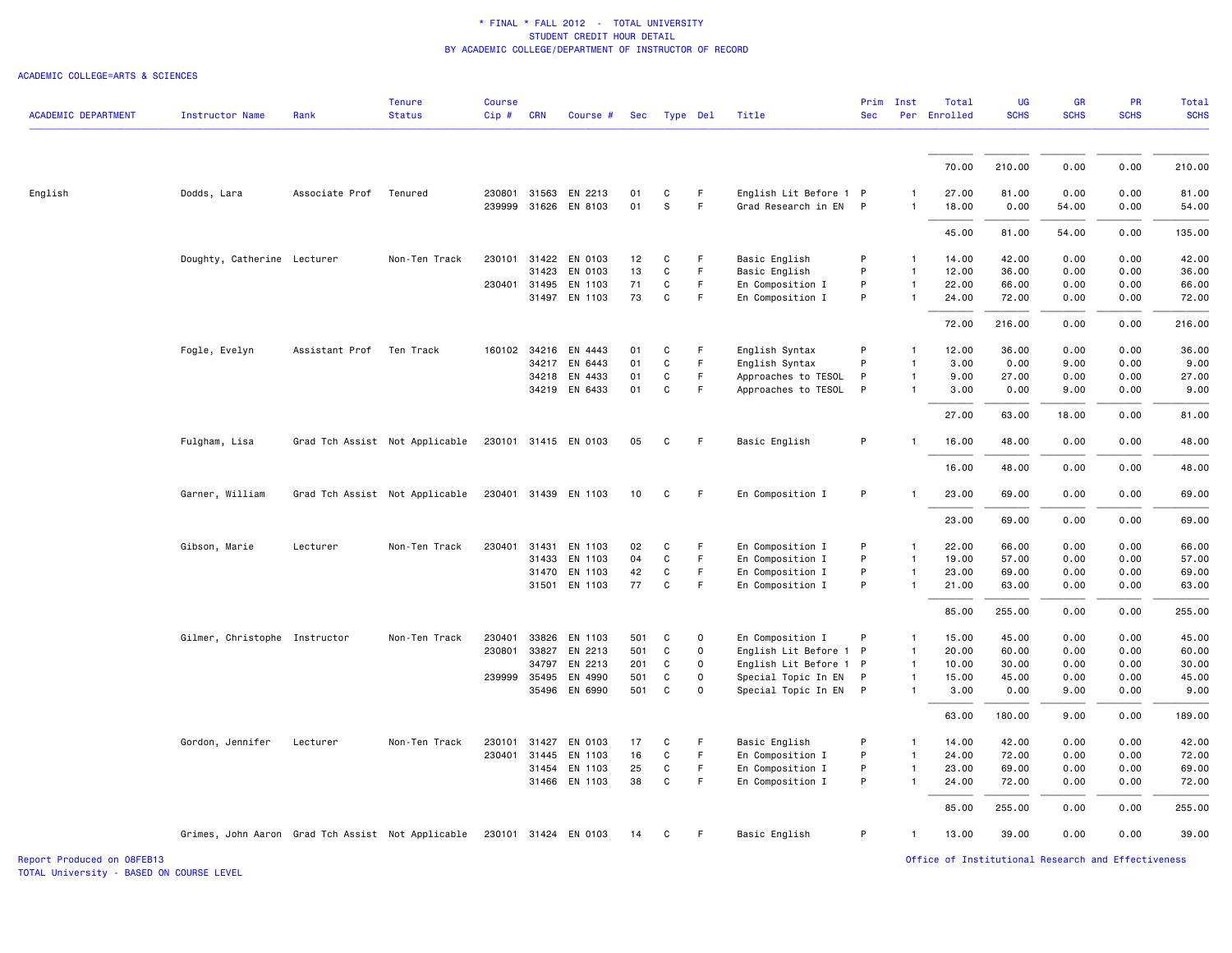# * FINAL * FALL 2012 - TOTAL UNIVERSITY
## STUDENT CREDIT HOUR DETAIL
## BY ACADEMIC COLLEGE/DEPARTMENT OF INSTRUCTOR OF RECORD

ACADEMIC COLLEGE=ARTS & SCIENCES

| ACADEMIC DEPARTMENT | Instructor Name | Rank | Tenure Status | Course Cip # | CRN | Course # | Sec | Type | Del | Title | Prim Sec | Inst Per | Total Enrolled | UG SCHS | GR SCHS | PR SCHS | Total SCHS |
|---|---|---|---|---|---|---|---|---|---|---|---|---|---|---|---|---|---|
| | | | | | | | | | | | | | 70.00 | 210.00 | 0.00 | 0.00 | 210.00 |
| English | Dodds, Lara | Associate Prof | Tenured | 230801 | 31563 | EN 2213 | 01 | C | F | English Lit Before 1 | P | 1 | 27.00 | 81.00 | 0.00 | 0.00 | 81.00 |
| | | | | 239999 | 31626 | EN 8103 | 01 | S | F | Grad Research in EN | P | 1 | 18.00 | 0.00 | 54.00 | 0.00 | 54.00 |
| | | | | | | | | | | | | | 45.00 | 81.00 | 54.00 | 0.00 | 135.00 |
| | Doughty, Catherine | Lecturer | Non-Ten Track | 230101 | 31422 | EN 0103 | 12 | C | F | Basic English | P | 1 | 14.00 | 42.00 | 0.00 | 0.00 | 42.00 |
| | | | | | 31423 | EN 0103 | 13 | C | F | Basic English | P | 1 | 12.00 | 36.00 | 0.00 | 0.00 | 36.00 |
| | | | | 230401 | 31495 | EN 1103 | 71 | C | F | En Composition I | P | 1 | 22.00 | 66.00 | 0.00 | 0.00 | 66.00 |
| | | | | | 31497 | EN 1103 | 73 | C | F | En Composition I | P | 1 | 24.00 | 72.00 | 0.00 | 0.00 | 72.00 |
| | | | | | | | | | | | | | 72.00 | 216.00 | 0.00 | 0.00 | 216.00 |
| | Fogle, Evelyn | Assistant Prof | Ten Track | 160102 | 34216 | EN 4443 | 01 | C | F | English Syntax | P | 1 | 12.00 | 36.00 | 0.00 | 0.00 | 36.00 |
| | | | | | 34217 | EN 6443 | 01 | C | F | English Syntax | P | 1 | 3.00 | 0.00 | 9.00 | 0.00 | 9.00 |
| | | | | | 34218 | EN 4433 | 01 | C | F | Approaches to TESOL | P | 1 | 9.00 | 27.00 | 0.00 | 0.00 | 27.00 |
| | | | | | 34219 | EN 6433 | 01 | C | F | Approaches to TESOL | P | 1 | 3.00 | 0.00 | 9.00 | 0.00 | 9.00 |
| | | | | | | | | | | | | | 27.00 | 63.00 | 18.00 | 0.00 | 81.00 |
| | Fulgham, Lisa | Grad Tch Assist | Not Applicable | 230101 | 31415 | EN 0103 | 05 | C | F | Basic English | P | 1 | 16.00 | 48.00 | 0.00 | 0.00 | 48.00 |
| | | | | | | | | | | | | | 16.00 | 48.00 | 0.00 | 0.00 | 48.00 |
| | Garner, William | Grad Tch Assist | Not Applicable | 230401 | 31439 | EN 1103 | 10 | C | F | En Composition I | P | 1 | 23.00 | 69.00 | 0.00 | 0.00 | 69.00 |
| | | | | | | | | | | | | | 23.00 | 69.00 | 0.00 | 0.00 | 69.00 |
| | Gibson, Marie | Lecturer | Non-Ten Track | 230401 | 31431 | EN 1103 | 02 | C | F | En Composition I | P | 1 | 22.00 | 66.00 | 0.00 | 0.00 | 66.00 |
| | | | | | 31433 | EN 1103 | 04 | C | F | En Composition I | P | 1 | 19.00 | 57.00 | 0.00 | 0.00 | 57.00 |
| | | | | | 31470 | EN 1103 | 42 | C | F | En Composition I | P | 1 | 23.00 | 69.00 | 0.00 | 0.00 | 69.00 |
| | | | | | 31501 | EN 1103 | 77 | C | F | En Composition I | P | 1 | 21.00 | 63.00 | 0.00 | 0.00 | 63.00 |
| | | | | | | | | | | | | | 85.00 | 255.00 | 0.00 | 0.00 | 255.00 |
| | Gilmer, Christophe | Instructor | Non-Ten Track | 230401 | 33826 | EN 1103 | 501 | C | O | En Composition I | P | 1 | 15.00 | 45.00 | 0.00 | 0.00 | 45.00 |
| | | | | 230801 | 33827 | EN 2213 | 501 | C | O | English Lit Before 1 | P | 1 | 20.00 | 60.00 | 0.00 | 0.00 | 60.00 |
| | | | | | 34797 | EN 2213 | 201 | C | O | English Lit Before 1 | P | 1 | 10.00 | 30.00 | 0.00 | 0.00 | 30.00 |
| | | | | 239999 | 35495 | EN 4990 | 501 | C | O | Special Topic In EN | P | 1 | 15.00 | 45.00 | 0.00 | 0.00 | 45.00 |
| | | | | | 35496 | EN 6990 | 501 | C | O | Special Topic In EN | P | 1 | 3.00 | 0.00 | 9.00 | 0.00 | 9.00 |
| | | | | | | | | | | | | | 63.00 | 180.00 | 9.00 | 0.00 | 189.00 |
| | Gordon, Jennifer | Lecturer | Non-Ten Track | 230101 | 31427 | EN 0103 | 17 | C | F | Basic English | P | 1 | 14.00 | 42.00 | 0.00 | 0.00 | 42.00 |
| | | | | 230401 | 31445 | EN 1103 | 16 | C | F | En Composition I | P | 1 | 24.00 | 72.00 | 0.00 | 0.00 | 72.00 |
| | | | | | 31454 | EN 1103 | 25 | C | F | En Composition I | P | 1 | 23.00 | 69.00 | 0.00 | 0.00 | 69.00 |
| | | | | | 31466 | EN 1103 | 38 | C | F | En Composition I | P | 1 | 24.00 | 72.00 | 0.00 | 0.00 | 72.00 |
| | | | | | | | | | | | | | 85.00 | 255.00 | 0.00 | 0.00 | 255.00 |
| | Grimes, John Aaron | Grad Tch Assist | Not Applicable | 230101 | 31424 | EN 0103 | 14 | C | F | Basic English | P | 1 | 13.00 | 39.00 | 0.00 | 0.00 | 39.00 |

Report Produced on 08FEB13
TOTAL University - BASED ON COURSE LEVEL

Office of Institutional Research and Effectiveness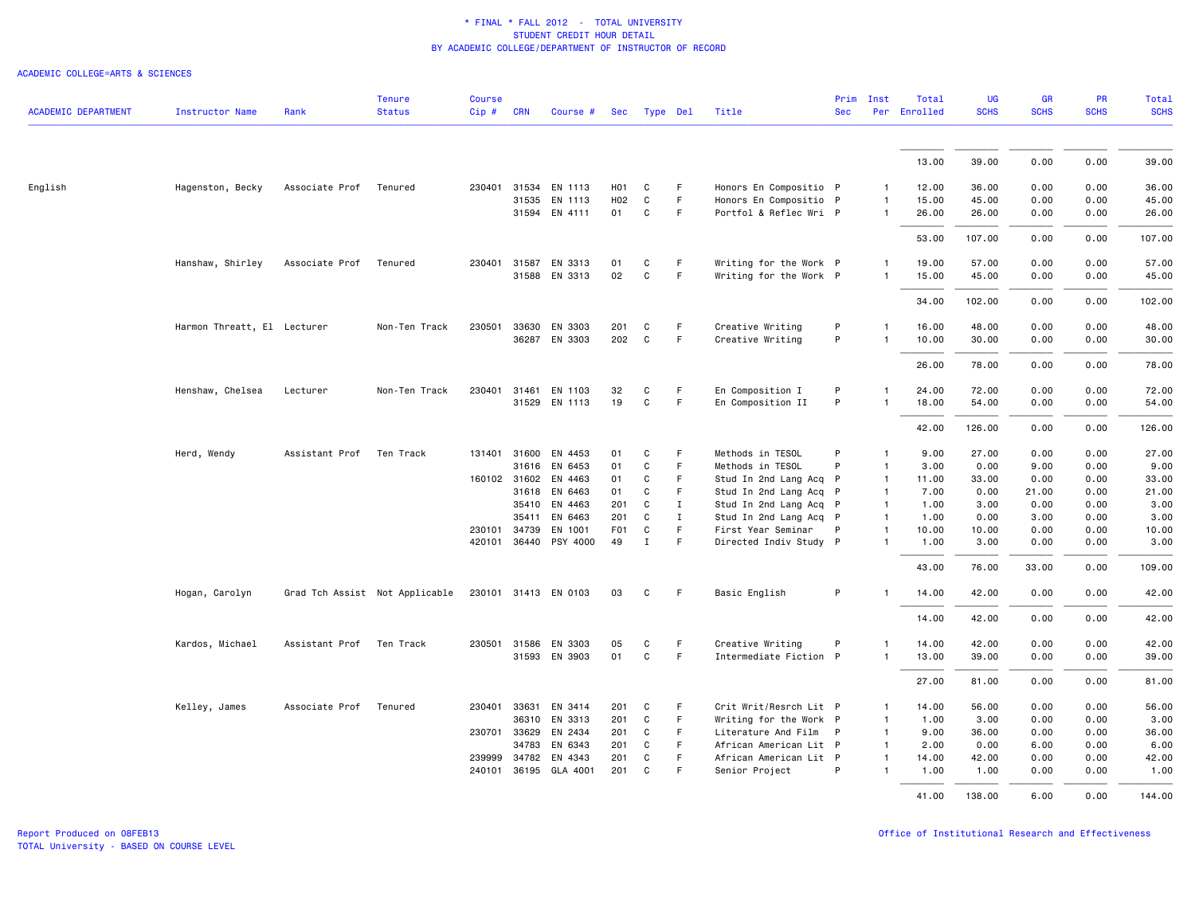# * FINAL * FALL 2012 - TOTAL UNIVERSITY
## STUDENT CREDIT HOUR DETAIL
### BY ACADEMIC COLLEGE/DEPARTMENT OF INSTRUCTOR OF RECORD

ACADEMIC COLLEGE=ARTS & SCIENCES

| ACADEMIC DEPARTMENT | Instructor Name | Rank | Tenure Status | Course Cip # | CRN | Course # | Sec | Type | Del | Title | Prim Sec | Inst Per | Total Enrolled | UG SCHS | GR SCHS | PR SCHS | Total SCHS |
|---|---|---|---|---|---|---|---|---|---|---|---|---|---|---|---|---|---|
| | | | | | | | | | | | | | 13.00 | 39.00 | 0.00 | 0.00 | 39.00 |
| English | Hagenston, Becky | Associate Prof | Tenured | 230401 | 31534 | EN 1113 | H01 | C | F | Honors En Compositio | P | 1 | 12.00 | 36.00 | 0.00 | 0.00 | 36.00 |
| | | | | | 31535 | EN 1113 | H02 | C | F | Honors En Compositio | P | 1 | 15.00 | 45.00 | 0.00 | 0.00 | 45.00 |
| | | | | | 31594 | EN 4111 | 01 | C | F | Portfol & Reflec Wri | P | 1 | 26.00 | 26.00 | 0.00 | 0.00 | 26.00 |
| | | | | | | | | | | | | | 53.00 | 107.00 | 0.00 | 0.00 | 107.00 |
| | Hanshaw, Shirley | Associate Prof | Tenured | 230401 | 31587 | EN 3313 | 01 | C | F | Writing for the Work | P | 1 | 19.00 | 57.00 | 0.00 | 0.00 | 57.00 |
| | | | | | 31588 | EN 3313 | 02 | C | F | Writing for the Work | P | 1 | 15.00 | 45.00 | 0.00 | 0.00 | 45.00 |
| | | | | | | | | | | | | | 34.00 | 102.00 | 0.00 | 0.00 | 102.00 |
| | Harmon Threatt, El | Lecturer | Non-Ten Track | 230501 | 33630 | EN 3303 | 201 | C | F | Creative Writing | P | 1 | 16.00 | 48.00 | 0.00 | 0.00 | 48.00 |
| | | | | | 36287 | EN 3303 | 202 | C | F | Creative Writing | P | 1 | 10.00 | 30.00 | 0.00 | 0.00 | 30.00 |
| | | | | | | | | | | | | | 26.00 | 78.00 | 0.00 | 0.00 | 78.00 |
| | Henshaw, Chelsea | Lecturer | Non-Ten Track | 230401 | 31461 | EN 1103 | 32 | C | F | En Composition I | P | 1 | 24.00 | 72.00 | 0.00 | 0.00 | 72.00 |
| | | | | | 31529 | EN 1113 | 19 | C | F | En Composition II | P | 1 | 18.00 | 54.00 | 0.00 | 0.00 | 54.00 |
| | | | | | | | | | | | | | 42.00 | 126.00 | 0.00 | 0.00 | 126.00 |
| | Herd, Wendy | Assistant Prof | Ten Track | 131401 | 31600 | EN 4453 | 01 | C | F | Methods in TESOL | P | 1 | 9.00 | 27.00 | 0.00 | 0.00 | 27.00 |
| | | | | | 31616 | EN 6453 | 01 | C | F | Methods in TESOL | P | 1 | 3.00 | 0.00 | 9.00 | 0.00 | 9.00 |
| | | | | 160102 | 31602 | EN 4463 | 01 | C | F | Stud In 2nd Lang Acq | P | 1 | 11.00 | 33.00 | 0.00 | 0.00 | 33.00 |
| | | | | | 31618 | EN 6463 | 01 | C | F | Stud In 2nd Lang Acq | P | 1 | 7.00 | 0.00 | 21.00 | 0.00 | 21.00 |
| | | | | | 35410 | EN 4463 | 201 | C | I | Stud In 2nd Lang Acq | P | 1 | 1.00 | 3.00 | 0.00 | 0.00 | 3.00 |
| | | | | | 35411 | EN 6463 | 201 | C | I | Stud In 2nd Lang Acq | P | 1 | 1.00 | 0.00 | 3.00 | 0.00 | 3.00 |
| | | | | 230101 | 34739 | EN 1001 | F01 | C | F | First Year Seminar | P | 1 | 10.00 | 10.00 | 0.00 | 0.00 | 10.00 |
| | | | | 420101 | 36440 | PSY 4000 | 49 | I | F | Directed Indiv Study | P | 1 | 1.00 | 3.00 | 0.00 | 0.00 | 3.00 |
| | | | | | | | | | | | | | 43.00 | 76.00 | 33.00 | 0.00 | 109.00 |
| | Hogan, Carolyn | Grad Tch Assist | Not Applicable | 230101 | 31413 | EN 0103 | 03 | C | F | Basic English | P | 1 | 14.00 | 42.00 | 0.00 | 0.00 | 42.00 |
| | | | | | | | | | | | | | 14.00 | 42.00 | 0.00 | 0.00 | 42.00 |
| | Kardos, Michael | Assistant Prof | Ten Track | 230501 | 31586 | EN 3303 | 05 | C | F | Creative Writing | P | 1 | 14.00 | 42.00 | 0.00 | 0.00 | 42.00 |
| | | | | | 31593 | EN 3903 | 01 | C | F | Intermediate Fiction | P | 1 | 13.00 | 39.00 | 0.00 | 0.00 | 39.00 |
| | | | | | | | | | | | | | 27.00 | 81.00 | 0.00 | 0.00 | 81.00 |
| | Kelley, James | Associate Prof | Tenured | 230401 | 33631 | EN 3414 | 201 | C | F | Crit Writ/Resrch Lit | P | 1 | 14.00 | 56.00 | 0.00 | 0.00 | 56.00 |
| | | | | | 36310 | EN 3313 | 201 | C | F | Writing for the Work | P | 1 | 1.00 | 3.00 | 0.00 | 0.00 | 3.00 |
| | | | | 230701 | 33629 | EN 2434 | 201 | C | F | Literature And Film | P | 1 | 9.00 | 36.00 | 0.00 | 0.00 | 36.00 |
| | | | | | 34783 | EN 6343 | 201 | C | F | African American Lit | P | 1 | 2.00 | 0.00 | 6.00 | 0.00 | 6.00 |
| | | | | 239999 | 34782 | EN 4343 | 201 | C | F | African American Lit | P | 1 | 14.00 | 42.00 | 0.00 | 0.00 | 42.00 |
| | | | | 240101 | 36195 | GLA 4001 | 201 | C | F | Senior Project | P | 1 | 1.00 | 1.00 | 0.00 | 0.00 | 1.00 |
| | | | | | | | | | | | | | 41.00 | 138.00 | 6.00 | 0.00 | 144.00 |

Report Produced on 08FEB13
TOTAL University - BASED ON COURSE LEVEL

Office of Institutional Research and Effectiveness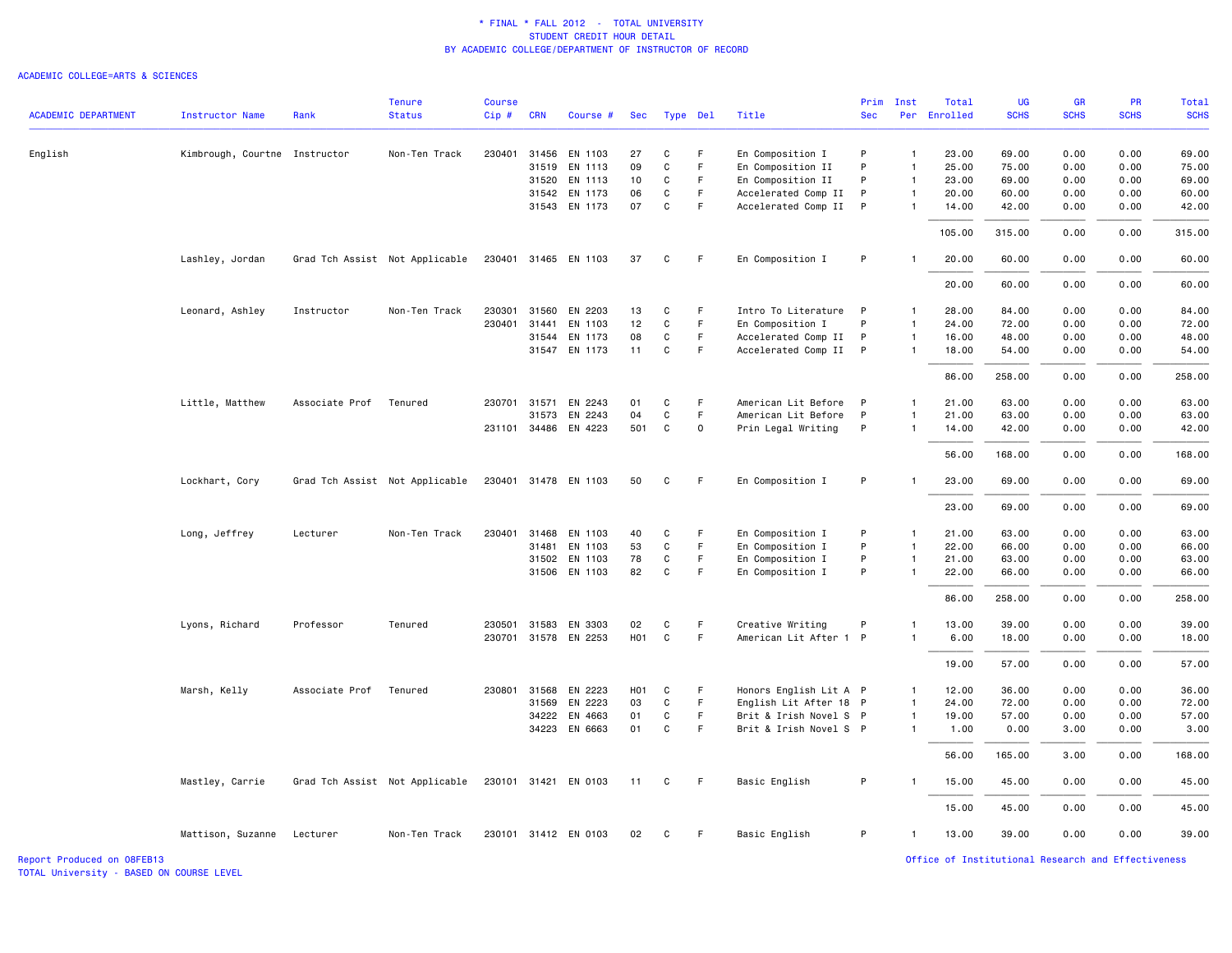\* FINAL \* FALL 2012 - TOTAL UNIVERSITY
STUDENT CREDIT HOUR DETAIL
BY ACADEMIC COLLEGE/DEPARTMENT OF INSTRUCTOR OF RECORD

ACADEMIC COLLEGE=ARTS & SCIENCES

| ACADEMIC DEPARTMENT | Instructor Name | Rank | Tenure Status | Course Cip # | CRN | Course # | Sec | Type | Del | Title | Prim Sec | Inst Per | Total Enrolled | UG SCHS | GR SCHS | PR SCHS | Total SCHS |
|---|---|---|---|---|---|---|---|---|---|---|---|---|---|---|---|---|---|
| English | Kimbrough, Courtne | Instructor | Non-Ten Track | 230401 | 31456 | EN 1103 | 27 | C | F | En Composition I | P | 1 | 23.00 | 69.00 | 0.00 | 0.00 | 69.00 |
| | | | | | 31519 | EN 1113 | 09 | C | F | En Composition II | P | 1 | 25.00 | 75.00 | 0.00 | 0.00 | 75.00 |
| | | | | | 31520 | EN 1113 | 10 | C | F | En Composition II | P | 1 | 23.00 | 69.00 | 0.00 | 0.00 | 69.00 |
| | | | | | 31542 | EN 1173 | 06 | C | F | Accelerated Comp II | P | 1 | 20.00 | 60.00 | 0.00 | 0.00 | 60.00 |
| | | | | | 31543 | EN 1173 | 07 | C | F | Accelerated Comp II | P | 1 | 14.00 | 42.00 | 0.00 | 0.00 | 42.00 |
| | | | | | | | | | | | | | 105.00 | 315.00 | 0.00 | 0.00 | 315.00 |
| | Lashley, Jordan | Grad Tch Assist | Not Applicable | 230401 | 31465 | EN 1103 | 37 | C | F | En Composition I | P | 1 | 20.00 | 60.00 | 0.00 | 0.00 | 60.00 |
| | | | | | | | | | | | | | 20.00 | 60.00 | 0.00 | 0.00 | 60.00 |
| | Leonard, Ashley | Instructor | Non-Ten Track | 230301 | 31560 | EN 2203 | 13 | C | F | Intro To Literature | P | 1 | 28.00 | 84.00 | 0.00 | 0.00 | 84.00 |
| | | | | 230401 | 31441 | EN 1103 | 12 | C | F | En Composition I | P | 1 | 24.00 | 72.00 | 0.00 | 0.00 | 72.00 |
| | | | | | 31544 | EN 1173 | 08 | C | F | Accelerated Comp II | P | 1 | 16.00 | 48.00 | 0.00 | 0.00 | 48.00 |
| | | | | | 31547 | EN 1173 | 11 | C | F | Accelerated Comp II | P | 1 | 18.00 | 54.00 | 0.00 | 0.00 | 54.00 |
| | | | | | | | | | | | | | 86.00 | 258.00 | 0.00 | 0.00 | 258.00 |
| | Little, Matthew | Associate Prof | Tenured | 230701 | 31571 | EN 2243 | 01 | C | F | American Lit Before | P | 1 | 21.00 | 63.00 | 0.00 | 0.00 | 63.00 |
| | | | | | 31573 | EN 2243 | 04 | C | F | American Lit Before | P | 1 | 21.00 | 63.00 | 0.00 | 0.00 | 63.00 |
| | | | | 231101 | 34486 | EN 4223 | 501 | C | O | Prin Legal Writing | P | 1 | 14.00 | 42.00 | 0.00 | 0.00 | 42.00 |
| | | | | | | | | | | | | | 56.00 | 168.00 | 0.00 | 0.00 | 168.00 |
| | Lockhart, Cory | Grad Tch Assist | Not Applicable | 230401 | 31478 | EN 1103 | 50 | C | F | En Composition I | P | 1 | 23.00 | 69.00 | 0.00 | 0.00 | 69.00 |
| | | | | | | | | | | | | | 23.00 | 69.00 | 0.00 | 0.00 | 69.00 |
| | Long, Jeffrey | Lecturer | Non-Ten Track | 230401 | 31468 | EN 1103 | 40 | C | F | En Composition I | P | 1 | 21.00 | 63.00 | 0.00 | 0.00 | 63.00 |
| | | | | | 31481 | EN 1103 | 53 | C | F | En Composition I | P | 1 | 22.00 | 66.00 | 0.00 | 0.00 | 66.00 |
| | | | | | 31502 | EN 1103 | 78 | C | F | En Composition I | P | 1 | 21.00 | 63.00 | 0.00 | 0.00 | 63.00 |
| | | | | | 31506 | EN 1103 | 82 | C | F | En Composition I | P | 1 | 22.00 | 66.00 | 0.00 | 0.00 | 66.00 |
| | | | | | | | | | | | | | 86.00 | 258.00 | 0.00 | 0.00 | 258.00 |
| | Lyons, Richard | Professor | Tenured | 230501 | 31583 | EN 3303 | 02 | C | F | Creative Writing | P | 1 | 13.00 | 39.00 | 0.00 | 0.00 | 39.00 |
| | | | | 230701 | 31578 | EN 2253 | H01 | C | F | American Lit After 1 | P | 1 | 6.00 | 18.00 | 0.00 | 0.00 | 18.00 |
| | | | | | | | | | | | | | 19.00 | 57.00 | 0.00 | 0.00 | 57.00 |
| | Marsh, Kelly | Associate Prof | Tenured | 230801 | 31568 | EN 2223 | H01 | C | F | Honors English Lit A | P | 1 | 12.00 | 36.00 | 0.00 | 0.00 | 36.00 |
| | | | | | 31569 | EN 2223 | 03 | C | F | English Lit After 18 | P | 1 | 24.00 | 72.00 | 0.00 | 0.00 | 72.00 |
| | | | | | 34222 | EN 4663 | 01 | C | F | Brit & Irish Novel S | P | 1 | 19.00 | 57.00 | 0.00 | 0.00 | 57.00 |
| | | | | | 34223 | EN 6663 | 01 | C | F | Brit & Irish Novel S | P | 1 | 1.00 | 0.00 | 3.00 | 0.00 | 3.00 |
| | | | | | | | | | | | | | 56.00 | 165.00 | 3.00 | 0.00 | 168.00 |
| | Mastley, Carrie | Grad Tch Assist | Not Applicable | 230101 | 31421 | EN 0103 | 11 | C | F | Basic English | P | 1 | 15.00 | 45.00 | 0.00 | 0.00 | 45.00 |
| | | | | | | | | | | | | | 15.00 | 45.00 | 0.00 | 0.00 | 45.00 |
| | Mattison, Suzanne | Lecturer | Non-Ten Track | 230101 | 31412 | EN 0103 | 02 | C | F | Basic English | P | 1 | 13.00 | 39.00 | 0.00 | 0.00 | 39.00 |

Report Produced on 08FEB13
TOTAL University - BASED ON COURSE LEVEL

Office of Institutional Research and Effectiveness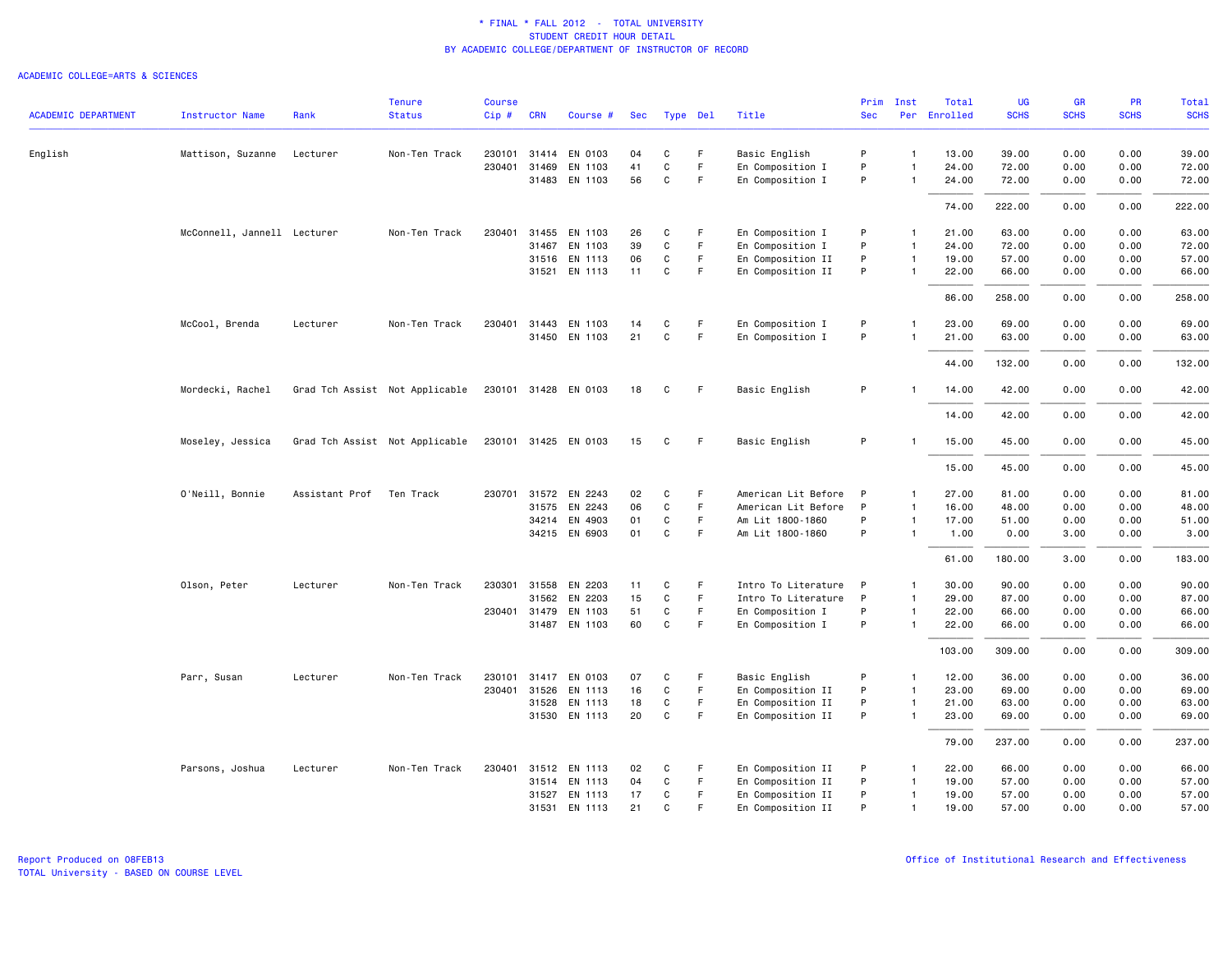# * FINAL * FALL 2012 - TOTAL UNIVERSITY
## STUDENT CREDIT HOUR DETAIL
## BY ACADEMIC COLLEGE/DEPARTMENT OF INSTRUCTOR OF RECORD

ACADEMIC COLLEGE=ARTS & SCIENCES

| ACADEMIC DEPARTMENT | Instructor Name | Rank | Tenure Status | Course Cip # | CRN | Course # | Sec | Type | Del | Title | Prim Sec | Inst Per | Total Enrolled | UG SCHS | GR SCHS | PR SCHS | Total SCHS |
|---|---|---|---|---|---|---|---|---|---|---|---|---|---|---|---|---|---|
| English | Mattison, Suzanne | Lecturer | Non-Ten Track | 230101 | 31414 | EN 0103 | 04 | C | F | Basic English | P | 1 | 13.00 | 39.00 | 0.00 | 0.00 | 39.00 |
| | | | | 230401 | 31469 | EN 1103 | 41 | C | F | En Composition I | P | 1 | 24.00 | 72.00 | 0.00 | 0.00 | 72.00 |
| | | | | | 31483 | EN 1103 | 56 | C | F | En Composition I | P | 1 | 24.00 | 72.00 | 0.00 | 0.00 | 72.00 |
| | | | | | | | | | | | | | 74.00 | 222.00 | 0.00 | 0.00 | 222.00 |
| | McConnell, Jannell | Lecturer | Non-Ten Track | 230401 | 31455 | EN 1103 | 26 | C | F | En Composition I | P | 1 | 21.00 | 63.00 | 0.00 | 0.00 | 63.00 |
| | | | | | 31467 | EN 1103 | 39 | C | F | En Composition I | P | 1 | 24.00 | 72.00 | 0.00 | 0.00 | 72.00 |
| | | | | | 31516 | EN 1113 | 06 | C | F | En Composition II | P | 1 | 19.00 | 57.00 | 0.00 | 0.00 | 57.00 |
| | | | | | 31521 | EN 1113 | 11 | C | F | En Composition II | P | 1 | 22.00 | 66.00 | 0.00 | 0.00 | 66.00 |
| | | | | | | | | | | | | | 86.00 | 258.00 | 0.00 | 0.00 | 258.00 |
| | McCool, Brenda | Lecturer | Non-Ten Track | 230401 | 31443 | EN 1103 | 14 | C | F | En Composition I | P | 1 | 23.00 | 69.00 | 0.00 | 0.00 | 69.00 |
| | | | | | 31450 | EN 1103 | 21 | C | F | En Composition I | P | 1 | 21.00 | 63.00 | 0.00 | 0.00 | 63.00 |
| | | | | | | | | | | | | | 44.00 | 132.00 | 0.00 | 0.00 | 132.00 |
| | Mordecki, Rachel | Grad Tch Assist | Not Applicable | 230101 | 31428 | EN 0103 | 18 | C | F | Basic English | P | 1 | 14.00 | 42.00 | 0.00 | 0.00 | 42.00 |
| | | | | | | | | | | | | | 14.00 | 42.00 | 0.00 | 0.00 | 42.00 |
| | Moseley, Jessica | Grad Tch Assist | Not Applicable | 230101 | 31425 | EN 0103 | 15 | C | F | Basic English | P | 1 | 15.00 | 45.00 | 0.00 | 0.00 | 45.00 |
| | | | | | | | | | | | | | 15.00 | 45.00 | 0.00 | 0.00 | 45.00 |
| | O'Neill, Bonnie | Assistant Prof | Ten Track | 230701 | 31572 | EN 2243 | 02 | C | F | American Lit Before | P | 1 | 27.00 | 81.00 | 0.00 | 0.00 | 81.00 |
| | | | | | 31575 | EN 2243 | 06 | C | F | American Lit Before | P | 1 | 16.00 | 48.00 | 0.00 | 0.00 | 48.00 |
| | | | | | 34214 | EN 4903 | 01 | C | F | Am Lit 1800-1860 | P | 1 | 17.00 | 51.00 | 0.00 | 0.00 | 51.00 |
| | | | | | 34215 | EN 6903 | 01 | C | F | Am Lit 1800-1860 | P | 1 | 1.00 | 0.00 | 3.00 | 0.00 | 3.00 |
| | | | | | | | | | | | | | 61.00 | 180.00 | 3.00 | 0.00 | 183.00 |
| | Olson, Peter | Lecturer | Non-Ten Track | 230301 | 31558 | EN 2203 | 11 | C | F | Intro To Literature | P | 1 | 30.00 | 90.00 | 0.00 | 0.00 | 90.00 |
| | | | | | 31562 | EN 2203 | 15 | C | F | Intro To Literature | P | 1 | 29.00 | 87.00 | 0.00 | 0.00 | 87.00 |
| | | | | 230401 | 31479 | EN 1103 | 51 | C | F | En Composition I | P | 1 | 22.00 | 66.00 | 0.00 | 0.00 | 66.00 |
| | | | | | 31487 | EN 1103 | 60 | C | F | En Composition I | P | 1 | 22.00 | 66.00 | 0.00 | 0.00 | 66.00 |
| | | | | | | | | | | | | | 103.00 | 309.00 | 0.00 | 0.00 | 309.00 |
| | Parr, Susan | Lecturer | Non-Ten Track | 230101 | 31417 | EN 0103 | 07 | C | F | Basic English | P | 1 | 12.00 | 36.00 | 0.00 | 0.00 | 36.00 |
| | | | | 230401 | 31526 | EN 1113 | 16 | C | F | En Composition II | P | 1 | 23.00 | 69.00 | 0.00 | 0.00 | 69.00 |
| | | | | | 31528 | EN 1113 | 18 | C | F | En Composition II | P | 1 | 21.00 | 63.00 | 0.00 | 0.00 | 63.00 |
| | | | | | 31530 | EN 1113 | 20 | C | F | En Composition II | P | 1 | 23.00 | 69.00 | 0.00 | 0.00 | 69.00 |
| | | | | | | | | | | | | | 79.00 | 237.00 | 0.00 | 0.00 | 237.00 |
| | Parsons, Joshua | Lecturer | Non-Ten Track | 230401 | 31512 | EN 1113 | 02 | C | F | En Composition II | P | 1 | 22.00 | 66.00 | 0.00 | 0.00 | 66.00 |
| | | | | | 31514 | EN 1113 | 04 | C | F | En Composition II | P | 1 | 19.00 | 57.00 | 0.00 | 0.00 | 57.00 |
| | | | | | 31527 | EN 1113 | 17 | C | F | En Composition II | P | 1 | 19.00 | 57.00 | 0.00 | 0.00 | 57.00 |
| | | | | | 31531 | EN 1113 | 21 | C | F | En Composition II | P | 1 | 19.00 | 57.00 | 0.00 | 0.00 | 57.00 |

Report Produced on 08FEB13
TOTAL University - BASED ON COURSE LEVEL

Office of Institutional Research and Effectiveness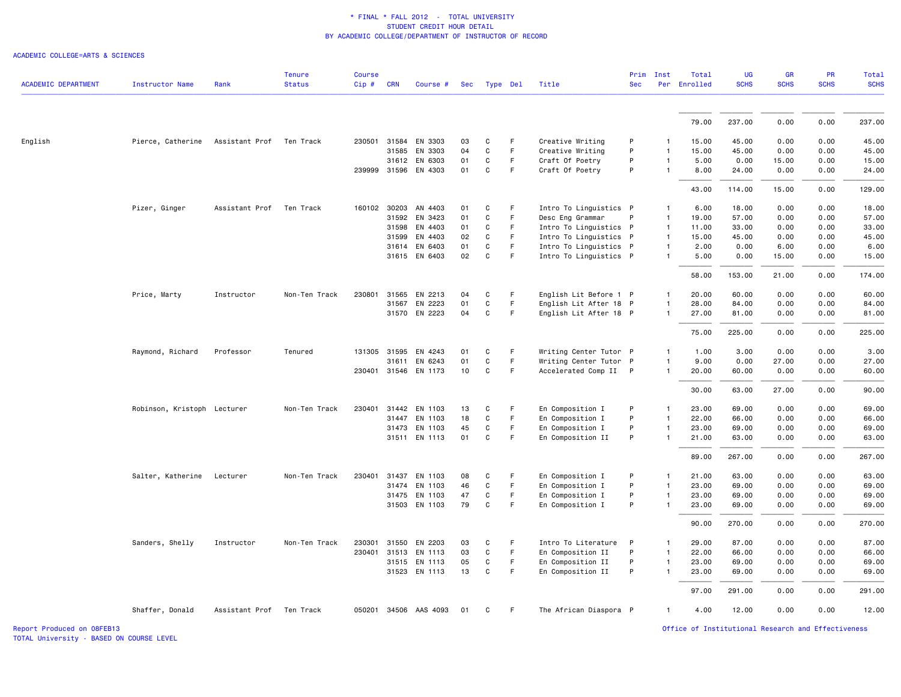* FINAL * FALL 2012 - TOTAL UNIVERSITY
STUDENT CREDIT HOUR DETAIL
BY ACADEMIC COLLEGE/DEPARTMENT OF INSTRUCTOR OF RECORD

ACADEMIC COLLEGE=ARTS & SCIENCES

| ACADEMIC DEPARTMENT | Instructor Name | Rank | Tenure Status | Course Cip # | CRN | Course # | Sec | Type | Del | Title | Prim Sec | Inst Per | Total Enrolled | UG SCHS | GR SCHS | PR SCHS | Total SCHS |
|---|---|---|---|---|---|---|---|---|---|---|---|---|---|---|---|---|---|
| | | | | | | | | | | | | | 79.00 | 237.00 | 0.00 | 0.00 | 237.00 |
| English | Pierce, Catherine | Assistant Prof | Ten Track | 230501 | 31584 | EN 3303 | 03 | C | F | Creative Writing | P | 1 | 15.00 | 45.00 | 0.00 | 0.00 | 45.00 |
| | | | | | 31585 | EN 3303 | 04 | C | F | Creative Writing | P | 1 | 15.00 | 45.00 | 0.00 | 0.00 | 45.00 |
| | | | | | 31612 | EN 6303 | 01 | C | F | Craft Of Poetry | P | 1 | 5.00 | 0.00 | 15.00 | 0.00 | 15.00 |
| | | | | 239999 | 31596 | EN 4303 | 01 | C | F | Craft Of Poetry | P | 1 | 8.00 | 24.00 | 0.00 | 0.00 | 24.00 |
| | | | | | | | | | | | | | 43.00 | 114.00 | 15.00 | 0.00 | 129.00 |
| | Pizer, Ginger | Assistant Prof | Ten Track | 160102 | 30203 | AN 4403 | 01 | C | F | Intro To Linguistics | P | 1 | 6.00 | 18.00 | 0.00 | 0.00 | 18.00 |
| | | | | | 31592 | EN 3423 | 01 | C | F | Desc Eng Grammar | P | 1 | 19.00 | 57.00 | 0.00 | 0.00 | 57.00 |
| | | | | | 31598 | EN 4403 | 01 | C | F | Intro To Linguistics | P | 1 | 11.00 | 33.00 | 0.00 | 0.00 | 33.00 |
| | | | | | 31599 | EN 4403 | 02 | C | F | Intro To Linguistics | P | 1 | 15.00 | 45.00 | 0.00 | 0.00 | 45.00 |
| | | | | | 31614 | EN 6403 | 01 | C | F | Intro To Linguistics | P | 1 | 2.00 | 0.00 | 6.00 | 0.00 | 6.00 |
| | | | | | 31615 | EN 6403 | 02 | C | F | Intro To Linguistics | P | 1 | 5.00 | 0.00 | 15.00 | 0.00 | 15.00 |
| | | | | | | | | | | | | | 58.00 | 153.00 | 21.00 | 0.00 | 174.00 |
| | Price, Marty | Instructor | Non-Ten Track | 230801 | 31565 | EN 2213 | 04 | C | F | English Lit Before 1 | P | 1 | 20.00 | 60.00 | 0.00 | 0.00 | 60.00 |
| | | | | | 31567 | EN 2223 | 01 | C | F | English Lit After 18 | P | 1 | 28.00 | 84.00 | 0.00 | 0.00 | 84.00 |
| | | | | | 31570 | EN 2223 | 04 | C | F | English Lit After 18 | P | 1 | 27.00 | 81.00 | 0.00 | 0.00 | 81.00 |
| | | | | | | | | | | | | | 75.00 | 225.00 | 0.00 | 0.00 | 225.00 |
| | Raymond, Richard | Professor | Tenured | 131305 | 31595 | EN 4243 | 01 | C | F | Writing Center Tutor | P | 1 | 1.00 | 3.00 | 0.00 | 0.00 | 3.00 |
| | | | | | 31611 | EN 6243 | 01 | C | F | Writing Center Tutor | P | 1 | 9.00 | 0.00 | 27.00 | 0.00 | 27.00 |
| | | | | 230401 | 31546 | EN 1173 | 10 | C | F | Accelerated Comp II | P | 1 | 20.00 | 60.00 | 0.00 | 0.00 | 60.00 |
| | | | | | | | | | | | | | 30.00 | 63.00 | 27.00 | 0.00 | 90.00 |
| | Robinson, Kristoph | Lecturer | Non-Ten Track | 230401 | 31442 | EN 1103 | 13 | C | F | En Composition I | P | 1 | 23.00 | 69.00 | 0.00 | 0.00 | 69.00 |
| | | | | | 31447 | EN 1103 | 18 | C | F | En Composition I | P | 1 | 22.00 | 66.00 | 0.00 | 0.00 | 66.00 |
| | | | | | 31473 | EN 1103 | 45 | C | F | En Composition I | P | 1 | 23.00 | 69.00 | 0.00 | 0.00 | 69.00 |
| | | | | | 31511 | EN 1113 | 01 | C | F | En Composition II | P | 1 | 21.00 | 63.00 | 0.00 | 0.00 | 63.00 |
| | | | | | | | | | | | | | 89.00 | 267.00 | 0.00 | 0.00 | 267.00 |
| | Salter, Katherine | Lecturer | Non-Ten Track | 230401 | 31437 | EN 1103 | 08 | C | F | En Composition I | P | 1 | 21.00 | 63.00 | 0.00 | 0.00 | 63.00 |
| | | | | | 31474 | EN 1103 | 46 | C | F | En Composition I | P | 1 | 23.00 | 69.00 | 0.00 | 0.00 | 69.00 |
| | | | | | 31475 | EN 1103 | 47 | C | F | En Composition I | P | 1 | 23.00 | 69.00 | 0.00 | 0.00 | 69.00 |
| | | | | | 31503 | EN 1103 | 79 | C | F | En Composition I | P | 1 | 23.00 | 69.00 | 0.00 | 0.00 | 69.00 |
| | | | | | | | | | | | | | 90.00 | 270.00 | 0.00 | 0.00 | 270.00 |
| | Sanders, Shelly | Instructor | Non-Ten Track | 230301 | 31550 | EN 2203 | 03 | C | F | Intro To Literature | P | 1 | 29.00 | 87.00 | 0.00 | 0.00 | 87.00 |
| | | | | 230401 | 31513 | EN 1113 | 03 | C | F | En Composition II | P | 1 | 22.00 | 66.00 | 0.00 | 0.00 | 66.00 |
| | | | | | 31515 | EN 1113 | 05 | C | F | En Composition II | P | 1 | 23.00 | 69.00 | 0.00 | 0.00 | 69.00 |
| | | | | | 31523 | EN 1113 | 13 | C | F | En Composition II | P | 1 | 23.00 | 69.00 | 0.00 | 0.00 | 69.00 |
| | | | | | | | | | | | | | 97.00 | 291.00 | 0.00 | 0.00 | 291.00 |
| | Shaffer, Donald | Assistant Prof | Ten Track | 050201 | 34506 | AAS 4093 | 01 | C | F | The African Diaspora | P | 1 | 4.00 | 12.00 | 0.00 | 0.00 | 12.00 |

Report Produced on 08FEB13
TOTAL University - BASED ON COURSE LEVEL

Office of Institutional Research and Effectiveness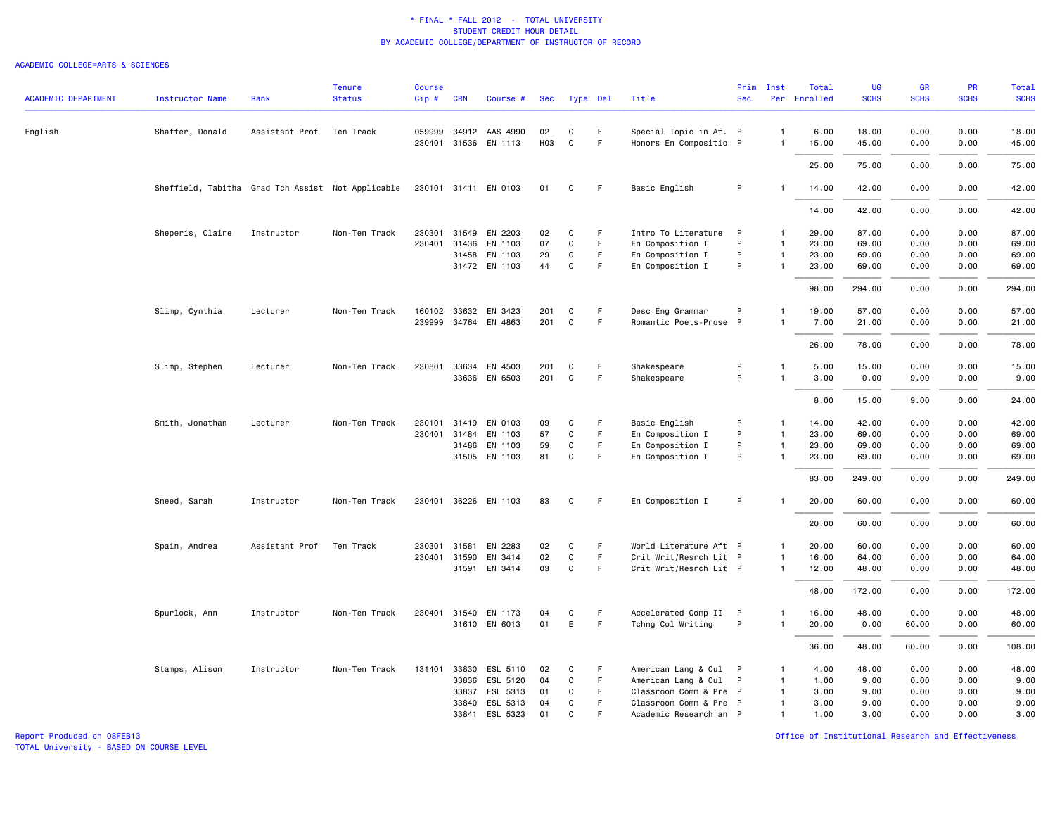\* FINAL \* FALL 2012 - TOTAL UNIVERSITY
STUDENT CREDIT HOUR DETAIL
BY ACADEMIC COLLEGE/DEPARTMENT OF INSTRUCTOR OF RECORD

ACADEMIC COLLEGE=ARTS & SCIENCES

| ACADEMIC DEPARTMENT | Instructor Name | Rank | Tenure Status | Course Cip # | CRN | Course # | Sec | Type | Del | Title | Prim Sec | Inst Per | Total Enrolled | UG SCHS | GR SCHS | PR SCHS | Total SCHS |
|---|---|---|---|---|---|---|---|---|---|---|---|---|---|---|---|---|---|
| English | Shaffer, Donald | Assistant Prof | Ten Track | 059999 | 34912 | AAS 4990 | 02 | C | F | Special Topic in Af. | P | 1 | 6.00 | 18.00 | 0.00 | 0.00 | 18.00 |
| | | | | 230401 | 31536 | EN 1113 | H03 | C | F | Honors En Compositio | P | 1 | 15.00 | 45.00 | 0.00 | 0.00 | 45.00 |
| | | | | | | | | | | | | | 25.00 | 75.00 | 0.00 | 0.00 | 75.00 |
| | Sheffield, Tabitha | Grad Tch Assist | Not Applicable | 230101 | 31411 | EN 0103 | 01 | C | F | Basic English | P | 1 | 14.00 | 42.00 | 0.00 | 0.00 | 42.00 |
| | | | | | | | | | | | | | 14.00 | 42.00 | 0.00 | 0.00 | 42.00 |
| | Sheperis, Claire | Instructor | Non-Ten Track | 230301 | 31549 | EN 2203 | 02 | C | F | Intro To Literature | P | 1 | 29.00 | 87.00 | 0.00 | 0.00 | 87.00 |
| | | | | 230401 | 31436 | EN 1103 | 07 | C | F | En Composition I | P | 1 | 23.00 | 69.00 | 0.00 | 0.00 | 69.00 |
| | | | | | 31458 | EN 1103 | 29 | C | F | En Composition I | P | 1 | 23.00 | 69.00 | 0.00 | 0.00 | 69.00 |
| | | | | | 31472 | EN 1103 | 44 | C | F | En Composition I | P | 1 | 23.00 | 69.00 | 0.00 | 0.00 | 69.00 |
| | | | | | | | | | | | | | 98.00 | 294.00 | 0.00 | 0.00 | 294.00 |
| | Slimp, Cynthia | Lecturer | Non-Ten Track | 160102 | 33632 | EN 3423 | 201 | C | F | Desc Eng Grammar | P | 1 | 19.00 | 57.00 | 0.00 | 0.00 | 57.00 |
| | | | | 239999 | 34764 | EN 4863 | 201 | C | F | Romantic Poets-Prose | P | 1 | 7.00 | 21.00 | 0.00 | 0.00 | 21.00 |
| | | | | | | | | | | | | | 26.00 | 78.00 | 0.00 | 0.00 | 78.00 |
| | Slimp, Stephen | Lecturer | Non-Ten Track | 230801 | 33634 | EN 4503 | 201 | C | F | Shakespeare | P | 1 | 5.00 | 15.00 | 0.00 | 0.00 | 15.00 |
| | | | | | 33636 | EN 6503 | 201 | C | F | Shakespeare | P | 1 | 3.00 | 0.00 | 9.00 | 0.00 | 9.00 |
| | | | | | | | | | | | | | 8.00 | 15.00 | 9.00 | 0.00 | 24.00 |
| | Smith, Jonathan | Lecturer | Non-Ten Track | 230101 | 31419 | EN 0103 | 09 | C | F | Basic English | P | 1 | 14.00 | 42.00 | 0.00 | 0.00 | 42.00 |
| | | | | 230401 | 31484 | EN 1103 | 57 | C | F | En Composition I | P | 1 | 23.00 | 69.00 | 0.00 | 0.00 | 69.00 |
| | | | | | 31486 | EN 1103 | 59 | C | F | En Composition I | P | 1 | 23.00 | 69.00 | 0.00 | 0.00 | 69.00 |
| | | | | | 31505 | EN 1103 | 81 | C | F | En Composition I | P | 1 | 23.00 | 69.00 | 0.00 | 0.00 | 69.00 |
| | | | | | | | | | | | | | 83.00 | 249.00 | 0.00 | 0.00 | 249.00 |
| | Sneed, Sarah | Instructor | Non-Ten Track | 230401 | 36226 | EN 1103 | 83 | C | F | En Composition I | P | 1 | 20.00 | 60.00 | 0.00 | 0.00 | 60.00 |
| | | | | | | | | | | | | | 20.00 | 60.00 | 0.00 | 0.00 | 60.00 |
| | Spain, Andrea | Assistant Prof | Ten Track | 230301 | 31581 | EN 2283 | 02 | C | F | World Literature Aft | P | 1 | 20.00 | 60.00 | 0.00 | 0.00 | 60.00 |
| | | | | 230401 | 31590 | EN 3414 | 02 | C | F | Crit Writ/Resrch Lit | P | 1 | 16.00 | 64.00 | 0.00 | 0.00 | 64.00 |
| | | | | | 31591 | EN 3414 | 03 | C | F | Crit Writ/Resrch Lit | P | 1 | 12.00 | 48.00 | 0.00 | 0.00 | 48.00 |
| | | | | | | | | | | | | | 48.00 | 172.00 | 0.00 | 0.00 | 172.00 |
| | Spurlock, Ann | Instructor | Non-Ten Track | 230401 | 31540 | EN 1173 | 04 | C | F | Accelerated Comp II | P | 1 | 16.00 | 48.00 | 0.00 | 0.00 | 48.00 |
| | | | | | 31610 | EN 6013 | 01 | E | F | Tchng Col Writing | P | 1 | 20.00 | 0.00 | 60.00 | 0.00 | 60.00 |
| | | | | | | | | | | | | | 36.00 | 48.00 | 60.00 | 0.00 | 108.00 |
| | Stamps, Alison | Instructor | Non-Ten Track | 131401 | 33830 | ESL 5110 | 02 | C | F | American Lang & Cul | P | 1 | 4.00 | 48.00 | 0.00 | 0.00 | 48.00 |
| | | | | | 33836 | ESL 5120 | 04 | C | F | American Lang & Cul | P | 1 | 1.00 | 9.00 | 0.00 | 0.00 | 9.00 |
| | | | | | 33837 | ESL 5313 | 01 | C | F | Classroom Comm & Pre | P | 1 | 3.00 | 9.00 | 0.00 | 0.00 | 9.00 |
| | | | | | 33840 | ESL 5313 | 04 | C | F | Classroom Comm & Pre | P | 1 | 3.00 | 9.00 | 0.00 | 0.00 | 9.00 |
| | | | | | 33841 | ESL 5323 | 01 | C | F | Academic Research an | P | 1 | 1.00 | 3.00 | 0.00 | 0.00 | 3.00 |

Report Produced on 08FEB13
TOTAL University - BASED ON COURSE LEVEL

Office of Institutional Research and Effectiveness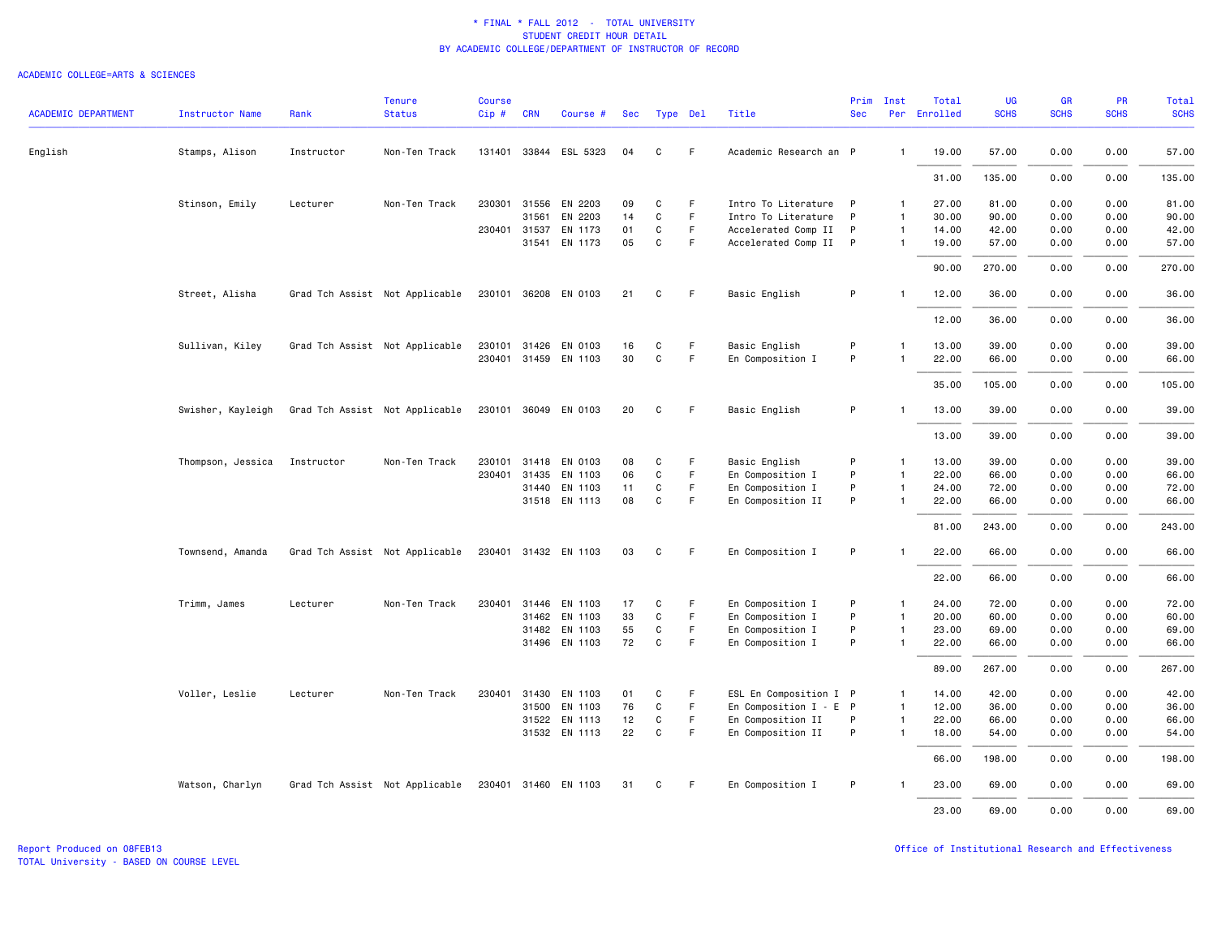\* FINAL \* FALL 2012 - TOTAL UNIVERSITY
STUDENT CREDIT HOUR DETAIL
BY ACADEMIC COLLEGE/DEPARTMENT OF INSTRUCTOR OF RECORD

ACADEMIC COLLEGE=ARTS & SCIENCES

| ACADEMIC DEPARTMENT | Instructor Name | Rank | Tenure Status | Course Cip # | CRN | Course # | Sec | Type | Del | Title | Prim Sec | Inst Per | Total Enrolled | UG SCHS | GR SCHS | PR SCHS | Total SCHS |
|---|---|---|---|---|---|---|---|---|---|---|---|---|---|---|---|---|---|
| English | Stamps, Alison | Instructor | Non-Ten Track | 131401 | 33844 | ESL 5323 | 04 | C | F | Academic Research an | P | 1 | 19.00 | 57.00 | 0.00 | 0.00 | 57.00 |
| | | | | | | | | | | | | | 31.00 | 135.00 | 0.00 | 0.00 | 135.00 |
| | Stinson, Emily | Lecturer | Non-Ten Track | 230301 | 31556 | EN 2203 | 09 | C | F | Intro To Literature | P | 1 | 27.00 | 81.00 | 0.00 | 0.00 | 81.00 |
| | | | | | 31561 | EN 2203 | 14 | C | F | Intro To Literature | P | 1 | 30.00 | 90.00 | 0.00 | 0.00 | 90.00 |
| | | | | 230401 | 31537 | EN 1173 | 01 | C | F | Accelerated Comp II | P | 1 | 14.00 | 42.00 | 0.00 | 0.00 | 42.00 |
| | | | | | 31541 | EN 1173 | 05 | C | F | Accelerated Comp II | P | 1 | 19.00 | 57.00 | 0.00 | 0.00 | 57.00 |
| | | | | | | | | | | | | | 90.00 | 270.00 | 0.00 | 0.00 | 270.00 |
| | Street, Alisha | Grad Tch Assist | Not Applicable | 230101 | 36208 | EN 0103 | 21 | C | F | Basic English | P | 1 | 12.00 | 36.00 | 0.00 | 0.00 | 36.00 |
| | | | | | | | | | | | | | 12.00 | 36.00 | 0.00 | 0.00 | 36.00 |
| | Sullivan, Kiley | Grad Tch Assist | Not Applicable | 230101 | 31426 | EN 0103 | 16 | C | F | Basic English | P | 1 | 13.00 | 39.00 | 0.00 | 0.00 | 39.00 |
| | | | | 230401 | 31459 | EN 1103 | 30 | C | F | En Composition I | P | 1 | 22.00 | 66.00 | 0.00 | 0.00 | 66.00 |
| | | | | | | | | | | | | | 35.00 | 105.00 | 0.00 | 0.00 | 105.00 |
| | Swisher, Kayleigh | Grad Tch Assist | Not Applicable | 230101 | 36049 | EN 0103 | 20 | C | F | Basic English | P | 1 | 13.00 | 39.00 | 0.00 | 0.00 | 39.00 |
| | | | | | | | | | | | | | 13.00 | 39.00 | 0.00 | 0.00 | 39.00 |
| | Thompson, Jessica | Instructor | Non-Ten Track | 230101 | 31418 | EN 0103 | 08 | C | F | Basic English | P | 1 | 13.00 | 39.00 | 0.00 | 0.00 | 39.00 |
| | | | | 230401 | 31435 | EN 1103 | 06 | C | F | En Composition I | P | 1 | 22.00 | 66.00 | 0.00 | 0.00 | 66.00 |
| | | | | | 31440 | EN 1103 | 11 | C | F | En Composition I | P | 1 | 24.00 | 72.00 | 0.00 | 0.00 | 72.00 |
| | | | | | 31518 | EN 1113 | 08 | C | F | En Composition II | P | 1 | 22.00 | 66.00 | 0.00 | 0.00 | 66.00 |
| | | | | | | | | | | | | | 81.00 | 243.00 | 0.00 | 0.00 | 243.00 |
| | Townsend, Amanda | Grad Tch Assist | Not Applicable | 230401 | 31432 | EN 1103 | 03 | C | F | En Composition I | P | 1 | 22.00 | 66.00 | 0.00 | 0.00 | 66.00 |
| | | | | | | | | | | | | | 22.00 | 66.00 | 0.00 | 0.00 | 66.00 |
| | Trimm, James | Lecturer | Non-Ten Track | 230401 | 31446 | EN 1103 | 17 | C | F | En Composition I | P | 1 | 24.00 | 72.00 | 0.00 | 0.00 | 72.00 |
| | | | | | 31462 | EN 1103 | 33 | C | F | En Composition I | P | 1 | 20.00 | 60.00 | 0.00 | 0.00 | 60.00 |
| | | | | | 31482 | EN 1103 | 55 | C | F | En Composition I | P | 1 | 23.00 | 69.00 | 0.00 | 0.00 | 69.00 |
| | | | | | 31496 | EN 1103 | 72 | C | F | En Composition I | P | 1 | 22.00 | 66.00 | 0.00 | 0.00 | 66.00 |
| | | | | | | | | | | | | | 89.00 | 267.00 | 0.00 | 0.00 | 267.00 |
| | Voller, Leslie | Lecturer | Non-Ten Track | 230401 | 31430 | EN 1103 | 01 | C | F | ESL En Composition I | P | 1 | 14.00 | 42.00 | 0.00 | 0.00 | 42.00 |
| | | | | | 31500 | EN 1103 | 76 | C | F | En Composition I - E | P | 1 | 12.00 | 36.00 | 0.00 | 0.00 | 36.00 |
| | | | | | 31522 | EN 1113 | 12 | C | F | En Composition II | P | 1 | 22.00 | 66.00 | 0.00 | 0.00 | 66.00 |
| | | | | | 31532 | EN 1113 | 22 | C | F | En Composition II | P | 1 | 18.00 | 54.00 | 0.00 | 0.00 | 54.00 |
| | | | | | | | | | | | | | 66.00 | 198.00 | 0.00 | 0.00 | 198.00 |
| | Watson, Charlyn | Grad Tch Assist | Not Applicable | 230401 | 31460 | EN 1103 | 31 | C | F | En Composition I | P | 1 | 23.00 | 69.00 | 0.00 | 0.00 | 69.00 |
| | | | | | | | | | | | | | 23.00 | 69.00 | 0.00 | 0.00 | 69.00 |

Report Produced on 08FEB13
TOTAL University - BASED ON COURSE LEVEL

Office of Institutional Research and Effectiveness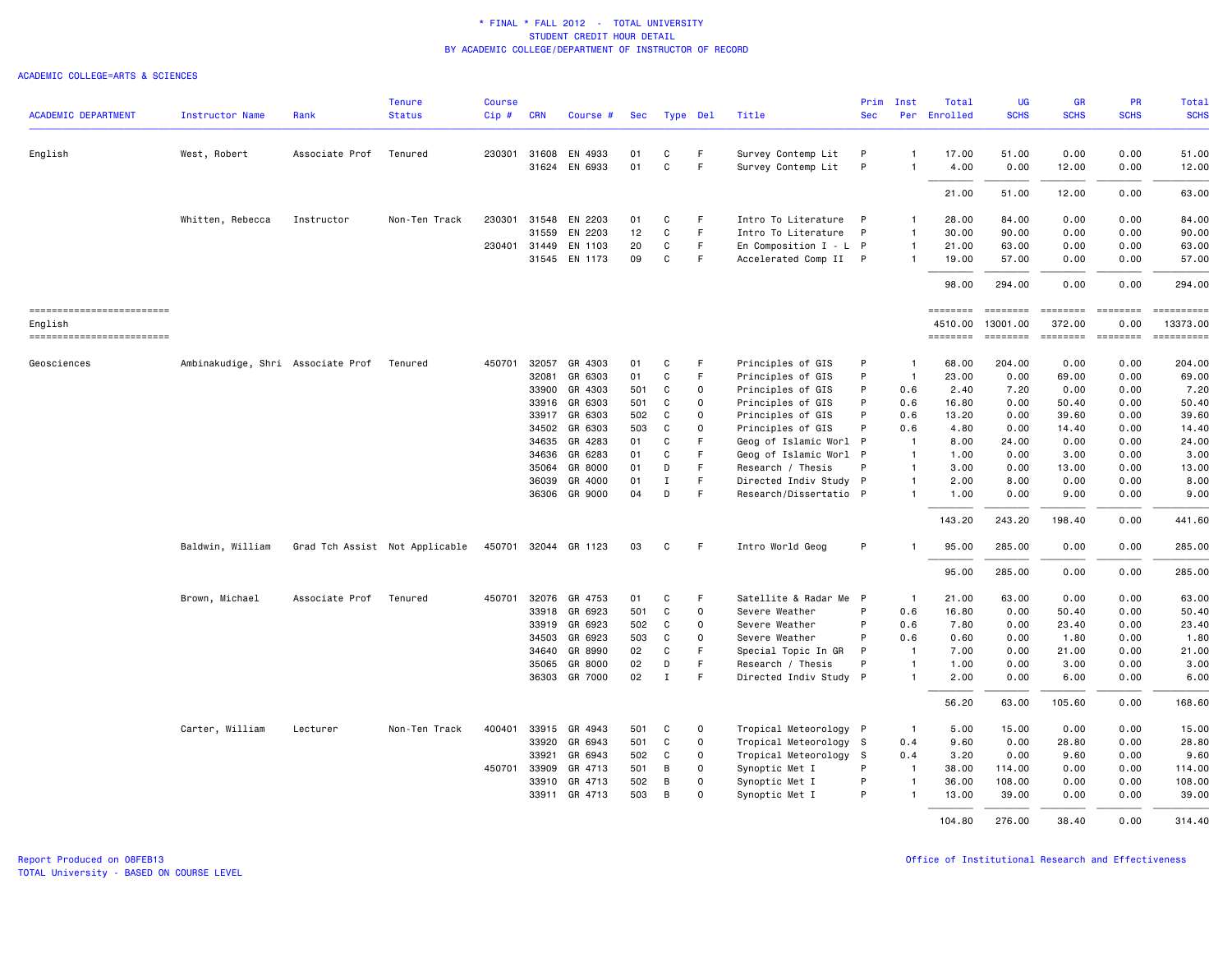# * FINAL * FALL 2012 - TOTAL UNIVERSITY
## STUDENT CREDIT HOUR DETAIL
### BY ACADEMIC COLLEGE/DEPARTMENT OF INSTRUCTOR OF RECORD

ACADEMIC COLLEGE=ARTS & SCIENCES

| ACADEMIC DEPARTMENT | Instructor Name | Rank | Tenure Status | Course Cip # | CRN | Course # | Sec | Type | Del | Title | Prim Sec | Inst Per | Total Enrolled | UG SCHS | GR SCHS | PR SCHS | Total SCHS |
|---|---|---|---|---|---|---|---|---|---|---|---|---|---|---|---|---|---|
| English | West, Robert | Associate Prof | Tenured | 230301 | 31608 | EN 4933 | 01 | C | F | Survey Contemp Lit | P | 1 | 17.00 | 51.00 | 0.00 | 0.00 | 51.00 |
| | | | | | 31624 | EN 6933 | 01 | C | F | Survey Contemp Lit | P | 1 | 4.00 | 0.00 | 12.00 | 0.00 | 12.00 |
| | | | | | | | | | | | | | 21.00 | 51.00 | 12.00 | 0.00 | 63.00 |
| | Whitten, Rebecca | Instructor | Non-Ten Track | 230301 | 31548 | EN 2203 | 01 | C | F | Intro To Literature | P | 1 | 28.00 | 84.00 | 0.00 | 0.00 | 84.00 |
| | | | | | 31559 | EN 2203 | 12 | C | F | Intro To Literature | P | 1 | 30.00 | 90.00 | 0.00 | 0.00 | 90.00 |
| | | | | 230401 | 31449 | EN 1103 | 20 | C | F | En Composition I - L | P | 1 | 21.00 | 63.00 | 0.00 | 0.00 | 63.00 |
| | | | | | 31545 | EN 1173 | 09 | C | F | Accelerated Comp II | P | 1 | 19.00 | 57.00 | 0.00 | 0.00 | 57.00 |
| | | | | | | | | | | | | | 98.00 | 294.00 | 0.00 | 0.00 | 294.00 |
| English | | | | | | | | | | | | | 4510.00 | 13001.00 | 372.00 | 0.00 | 13373.00 |
| Geosciences | Ambinakudige, Shri | Associate Prof | Tenured | 450701 | 32057 | GR 4303 | 01 | C | F | Principles of GIS | P | 1 | 68.00 | 204.00 | 0.00 | 0.00 | 204.00 |
| | | | | | 32081 | GR 6303 | 01 | C | F | Principles of GIS | P | 1 | 23.00 | 0.00 | 69.00 | 0.00 | 69.00 |
| | | | | | 33900 | GR 4303 | 501 | C | O | Principles of GIS | P | 0.6 | 2.40 | 7.20 | 0.00 | 0.00 | 7.20 |
| | | | | | 33916 | GR 6303 | 501 | C | O | Principles of GIS | P | 0.6 | 16.80 | 0.00 | 50.40 | 0.00 | 50.40 |
| | | | | | 33917 | GR 6303 | 502 | C | O | Principles of GIS | P | 0.6 | 13.20 | 0.00 | 39.60 | 0.00 | 39.60 |
| | | | | | 34502 | GR 6303 | 503 | C | O | Principles of GIS | P | 0.6 | 4.80 | 0.00 | 14.40 | 0.00 | 14.40 |
| | | | | | 34635 | GR 4283 | 01 | C | F | Geog of Islamic Worl | P | 1 | 8.00 | 24.00 | 0.00 | 0.00 | 24.00 |
| | | | | | 34636 | GR 6283 | 01 | C | F | Geog of Islamic Worl | P | 1 | 1.00 | 0.00 | 3.00 | 0.00 | 3.00 |
| | | | | | 35064 | GR 8000 | 01 | D | F | Research / Thesis | P | 1 | 3.00 | 0.00 | 13.00 | 0.00 | 13.00 |
| | | | | | 36039 | GR 4000 | 01 | I | F | Directed Indiv Study | P | 1 | 2.00 | 8.00 | 0.00 | 0.00 | 8.00 |
| | | | | | 36306 | GR 9000 | 04 | D | F | Research/Dissertatio | P | 1 | 1.00 | 0.00 | 9.00 | 0.00 | 9.00 |
| | | | | | | | | | | | | | 143.20 | 243.20 | 198.40 | 0.00 | 441.60 |
| | Baldwin, William | Grad Tch Assist | Not Applicable | 450701 | 32044 | GR 1123 | 03 | C | F | Intro World Geog | P | 1 | 95.00 | 285.00 | 0.00 | 0.00 | 285.00 |
| | | | | | | | | | | | | | 95.00 | 285.00 | 0.00 | 0.00 | 285.00 |
| | Brown, Michael | Associate Prof | Tenured | 450701 | 32076 | GR 4753 | 01 | C | F | Satellite & Radar Me | P | 1 | 21.00 | 63.00 | 0.00 | 0.00 | 63.00 |
| | | | | | 33918 | GR 6923 | 501 | C | O | Severe Weather | P | 0.6 | 16.80 | 0.00 | 50.40 | 0.00 | 50.40 |
| | | | | | 33919 | GR 6923 | 502 | C | O | Severe Weather | P | 0.6 | 7.80 | 0.00 | 23.40 | 0.00 | 23.40 |
| | | | | | 34503 | GR 6923 | 503 | C | O | Severe Weather | P | 0.6 | 0.60 | 0.00 | 1.80 | 0.00 | 1.80 |
| | | | | | 34640 | GR 8990 | 02 | C | F | Special Topic In GR | P | 1 | 7.00 | 0.00 | 21.00 | 0.00 | 21.00 |
| | | | | | 35065 | GR 8000 | 02 | D | F | Research / Thesis | P | 1 | 1.00 | 0.00 | 3.00 | 0.00 | 3.00 |
| | | | | | 36303 | GR 7000 | 02 | I | F | Directed Indiv Study | P | 1 | 2.00 | 0.00 | 6.00 | 0.00 | 6.00 |
| | | | | | | | | | | | | | 56.20 | 63.00 | 105.60 | 0.00 | 168.60 |
| | Carter, William | Lecturer | Non-Ten Track | 400401 | 33915 | GR 4943 | 501 | C | O | Tropical Meteorology | P | 1 | 5.00 | 15.00 | 0.00 | 0.00 | 15.00 |
| | | | | | 33920 | GR 6943 | 501 | C | O | Tropical Meteorology | S | 0.4 | 9.60 | 0.00 | 28.80 | 0.00 | 28.80 |
| | | | | | 33921 | GR 6943 | 502 | C | O | Tropical Meteorology | S | 0.4 | 3.20 | 0.00 | 9.60 | 0.00 | 9.60 |
| | | | | 450701 | 33909 | GR 4713 | 501 | B | O | Synoptic Met I | P | 1 | 38.00 | 114.00 | 0.00 | 0.00 | 114.00 |
| | | | | | 33910 | GR 4713 | 502 | B | O | Synoptic Met I | P | 1 | 36.00 | 108.00 | 0.00 | 0.00 | 108.00 |
| | | | | | 33911 | GR 4713 | 503 | B | O | Synoptic Met I | P | 1 | 13.00 | 39.00 | 0.00 | 0.00 | 39.00 |
| | | | | | | | | | | | | | 104.80 | 276.00 | 38.40 | 0.00 | 314.40 |

Report Produced on 08FEB13
TOTAL University - BASED ON COURSE LEVEL

Office of Institutional Research and Effectiveness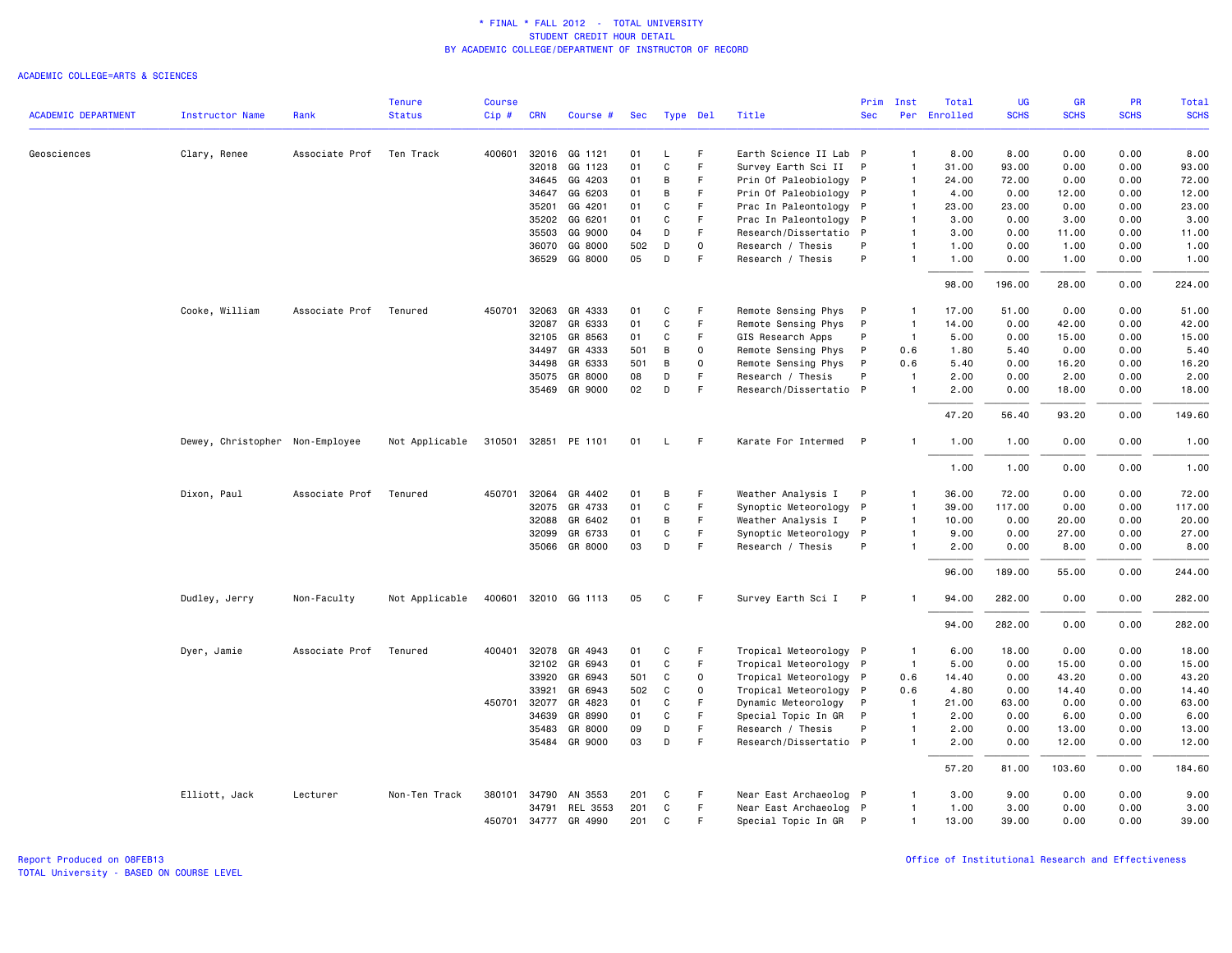\* FINAL \* FALL 2012 - TOTAL UNIVERSITY
STUDENT CREDIT HOUR DETAIL
BY ACADEMIC COLLEGE/DEPARTMENT OF INSTRUCTOR OF RECORD

ACADEMIC COLLEGE=ARTS & SCIENCES

| ACADEMIC DEPARTMENT | Instructor Name | Rank | Tenure Status | Course Cip # | CRN | Course # | Sec | Type | Del | Title | Prim Sec | Inst Per | Total Enrolled | UG SCHS | GR SCHS | PR SCHS | Total SCHS |
|---|---|---|---|---|---|---|---|---|---|---|---|---|---|---|---|---|---|
| Geosciences | Clary, Renee | Associate Prof | Ten Track | 400601 | 32016 | GG 1121 | 01 | L | F | Earth Science II Lab | P | 1 | 8.00 | 8.00 | 0.00 | 0.00 | 8.00 |
| | | | | | 32018 | GG 1123 | 01 | C | F | Survey Earth Sci II | P | 1 | 31.00 | 93.00 | 0.00 | 0.00 | 93.00 |
| | | | | | 34645 | GG 4203 | 01 | B | F | Prin Of Paleobiology | P | 1 | 24.00 | 72.00 | 0.00 | 0.00 | 72.00 |
| | | | | | 34647 | GG 6203 | 01 | B | F | Prin Of Paleobiology | P | 1 | 4.00 | 0.00 | 12.00 | 0.00 | 12.00 |
| | | | | | 35201 | GG 4201 | 01 | C | F | Prac In Paleontology | P | 1 | 23.00 | 23.00 | 0.00 | 0.00 | 23.00 |
| | | | | | 35202 | GG 6201 | 01 | C | F | Prac In Paleontology | P | 1 | 3.00 | 0.00 | 3.00 | 0.00 | 3.00 |
| | | | | | 35503 | GG 9000 | 04 | D | F | Research/Dissertatio | P | 1 | 3.00 | 0.00 | 11.00 | 0.00 | 11.00 |
| | | | | | 36070 | GG 8000 | 502 | D | O | Research / Thesis | P | 1 | 1.00 | 0.00 | 1.00 | 0.00 | 1.00 |
| | | | | | 36529 | GG 8000 | 05 | D | F | Research / Thesis | P | 1 | 1.00 | 0.00 | 1.00 | 0.00 | 1.00 |
| | | | | | | | | | | | | | 98.00 | 196.00 | 28.00 | 0.00 | 224.00 |
| | Cooke, William | Associate Prof | Tenured | 450701 | 32063 | GR 4333 | 01 | C | F | Remote Sensing Phys | P | 1 | 17.00 | 51.00 | 0.00 | 0.00 | 51.00 |
| | | | | | 32087 | GR 6333 | 01 | C | F | Remote Sensing Phys | P | 1 | 14.00 | 0.00 | 42.00 | 0.00 | 42.00 |
| | | | | | 32105 | GR 8563 | 01 | C | F | GIS Research Apps | P | 1 | 5.00 | 0.00 | 15.00 | 0.00 | 15.00 |
| | | | | | 34497 | GR 4333 | 501 | B | O | Remote Sensing Phys | P | 0.6 | 1.80 | 5.40 | 0.00 | 0.00 | 5.40 |
| | | | | | 34498 | GR 6333 | 501 | B | O | Remote Sensing Phys | P | 0.6 | 5.40 | 0.00 | 16.20 | 0.00 | 16.20 |
| | | | | | 35075 | GR 8000 | 08 | D | F | Research / Thesis | P | 1 | 2.00 | 0.00 | 2.00 | 0.00 | 2.00 |
| | | | | | 35469 | GR 9000 | 02 | D | F | Research/Dissertatio | P | 1 | 2.00 | 0.00 | 18.00 | 0.00 | 18.00 |
| | | | | | | | | | | | | | 47.20 | 56.40 | 93.20 | 0.00 | 149.60 |
| | Dewey, Christopher | Non-Employee | Not Applicable | 310501 | 32851 | PE 1101 | 01 | L | F | Karate For Intermed | P | 1 | 1.00 | 1.00 | 0.00 | 0.00 | 1.00 |
| | | | | | | | | | | | | | 1.00 | 1.00 | 0.00 | 0.00 | 1.00 |
| | Dixon, Paul | Associate Prof | Tenured | 450701 | 32064 | GR 4402 | 01 | B | F | Weather Analysis I | P | 1 | 36.00 | 72.00 | 0.00 | 0.00 | 72.00 |
| | | | | | 32075 | GR 4733 | 01 | C | F | Synoptic Meteorology | P | 1 | 39.00 | 117.00 | 0.00 | 0.00 | 117.00 |
| | | | | | 32088 | GR 6402 | 01 | B | F | Weather Analysis I | P | 1 | 10.00 | 0.00 | 20.00 | 0.00 | 20.00 |
| | | | | | 32099 | GR 6733 | 01 | C | F | Synoptic Meteorology | P | 1 | 9.00 | 0.00 | 27.00 | 0.00 | 27.00 |
| | | | | | 35066 | GR 8000 | 03 | D | F | Research / Thesis | P | 1 | 2.00 | 0.00 | 8.00 | 0.00 | 8.00 |
| | | | | | | | | | | | | | 96.00 | 189.00 | 55.00 | 0.00 | 244.00 |
| | Dudley, Jerry | Non-Faculty | Not Applicable | 400601 | 32010 | GG 1113 | 05 | C | F | Survey Earth Sci I | P | 1 | 94.00 | 282.00 | 0.00 | 0.00 | 282.00 |
| | | | | | | | | | | | | | 94.00 | 282.00 | 0.00 | 0.00 | 282.00 |
| | Dyer, Jamie | Associate Prof | Tenured | 400401 | 32078 | GR 4943 | 01 | C | F | Tropical Meteorology | P | 1 | 6.00 | 18.00 | 0.00 | 0.00 | 18.00 |
| | | | | | 32102 | GR 6943 | 01 | C | F | Tropical Meteorology | P | 1 | 5.00 | 0.00 | 15.00 | 0.00 | 15.00 |
| | | | | | 33920 | GR 6943 | 501 | C | O | Tropical Meteorology | P | 0.6 | 14.40 | 0.00 | 43.20 | 0.00 | 43.20 |
| | | | | | 33921 | GR 6943 | 502 | C | O | Tropical Meteorology | P | 0.6 | 4.80 | 0.00 | 14.40 | 0.00 | 14.40 |
| | | | | 450701 | 32077 | GR 4823 | 01 | C | F | Dynamic Meteorology | P | 1 | 21.00 | 63.00 | 0.00 | 0.00 | 63.00 |
| | | | | | 34639 | GR 8990 | 01 | C | F | Special Topic In GR | P | 1 | 2.00 | 0.00 | 6.00 | 0.00 | 6.00 |
| | | | | | 35483 | GR 8000 | 09 | D | F | Research / Thesis | P | 1 | 2.00 | 0.00 | 13.00 | 0.00 | 13.00 |
| | | | | | 35484 | GR 9000 | 03 | D | F | Research/Dissertatio | P | 1 | 2.00 | 0.00 | 12.00 | 0.00 | 12.00 |
| | | | | | | | | | | | | | 57.20 | 81.00 | 103.60 | 0.00 | 184.60 |
| | Elliott, Jack | Lecturer | Non-Ten Track | 380101 | 34790 | AN 3553 | 201 | C | F | Near East Archaeolog | P | 1 | 3.00 | 9.00 | 0.00 | 0.00 | 9.00 |
| | | | | | 34791 | REL 3553 | 201 | C | F | Near East Archaeolog | P | 1 | 1.00 | 3.00 | 0.00 | 0.00 | 3.00 |
| | | | | 450701 | 34777 | GR 4990 | 201 | C | F | Special Topic In GR | P | 1 | 13.00 | 39.00 | 0.00 | 0.00 | 39.00 |

Report Produced on 08FEB13
TOTAL University - BASED ON COURSE LEVEL

Office of Institutional Research and Effectiveness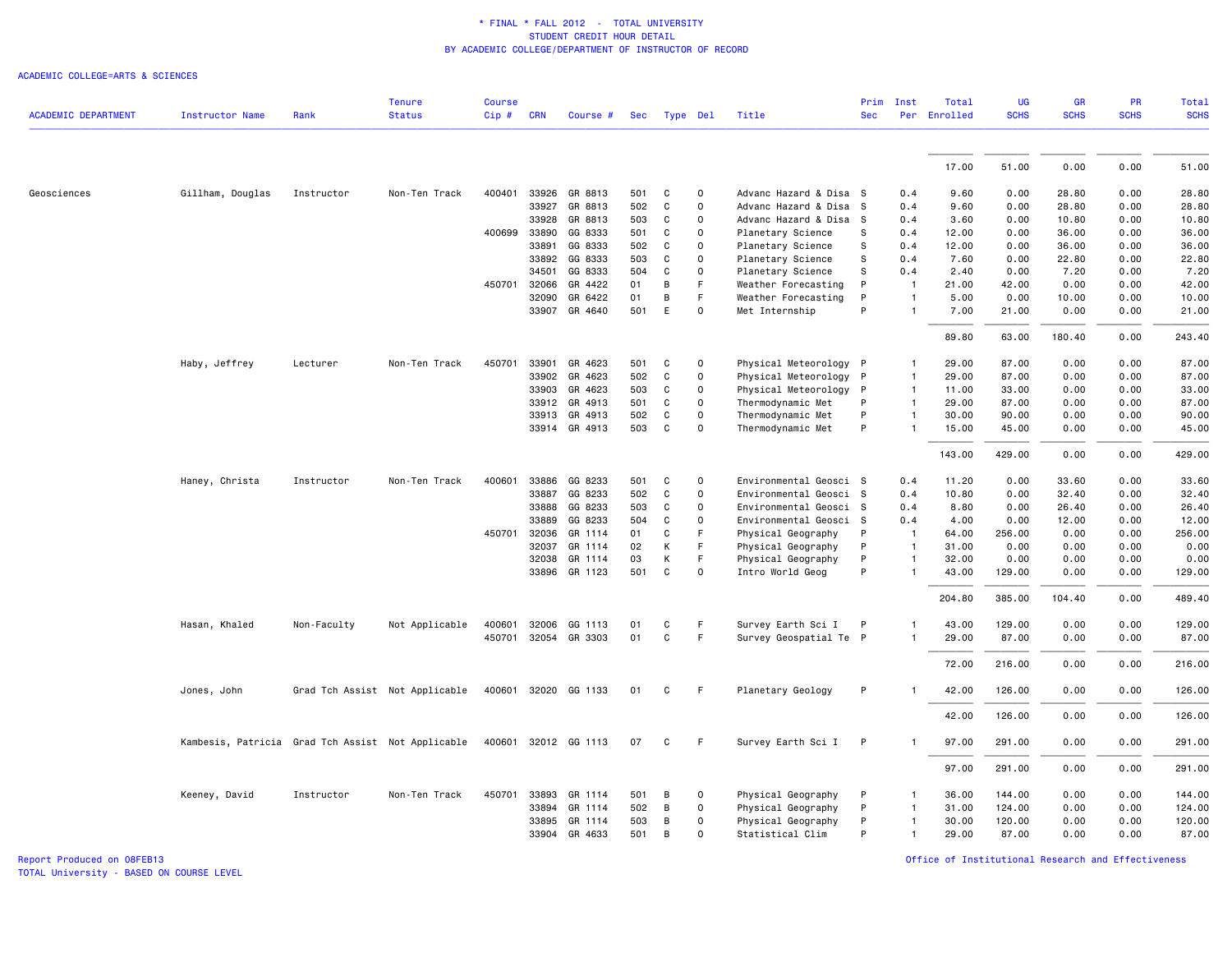\* FINAL \* FALL 2012 - TOTAL UNIVERSITY
STUDENT CREDIT HOUR DETAIL
BY ACADEMIC COLLEGE/DEPARTMENT OF INSTRUCTOR OF RECORD

ACADEMIC COLLEGE=ARTS & SCIENCES

| ACADEMIC DEPARTMENT | Instructor Name | Rank | Tenure Status | Course Cip # | CRN | Course # | Sec | Type | Del | Title | Prim Sec | Inst Per | Total Enrolled | UG SCHS | GR SCHS | PR SCHS | Total SCHS |
|---|---|---|---|---|---|---|---|---|---|---|---|---|---|---|---|---|---|
| | | | | | | | | | | | | | 17.00 | 51.00 | 0.00 | 0.00 | 51.00 |
| Geosciences | Gillham, Douglas | Instructor | Non-Ten Track | 400401 | 33926 | GR 8813 | 501 | C | O | Advanc Hazard & Disa | S | 0.4 | 9.60 | 0.00 | 28.80 | 0.00 | 28.80 |
| | | | | | 33927 | GR 8813 | 502 | C | O | Advanc Hazard & Disa | S | 0.4 | 9.60 | 0.00 | 28.80 | 0.00 | 28.80 |
| | | | | | 33928 | GR 8813 | 503 | C | O | Advanc Hazard & Disa | S | 0.4 | 3.60 | 0.00 | 10.80 | 0.00 | 10.80 |
| | | | | 400699 | 33890 | GG 8333 | 501 | C | O | Planetary Science | S | 0.4 | 12.00 | 0.00 | 36.00 | 0.00 | 36.00 |
| | | | | | 33891 | GG 8333 | 502 | C | O | Planetary Science | S | 0.4 | 12.00 | 0.00 | 36.00 | 0.00 | 36.00 |
| | | | | | 33892 | GG 8333 | 503 | C | O | Planetary Science | S | 0.4 | 7.60 | 0.00 | 22.80 | 0.00 | 22.80 |
| | | | | | 34501 | GG 8333 | 504 | C | O | Planetary Science | S | 0.4 | 2.40 | 0.00 | 7.20 | 0.00 | 7.20 |
| | | | | 450701 | 32066 | GR 4422 | 01 | B | F | Weather Forecasting | P | 1 | 21.00 | 42.00 | 0.00 | 0.00 | 42.00 |
| | | | | | 32090 | GR 6422 | 01 | B | F | Weather Forecasting | P | 1 | 5.00 | 0.00 | 10.00 | 0.00 | 10.00 |
| | | | | | 33907 | GR 4640 | 501 | E | O | Met Internship | P | 1 | 7.00 | 21.00 | 0.00 | 0.00 | 21.00 |
| | | | | | | | | | | | | | 89.80 | 63.00 | 180.40 | 0.00 | 243.40 |
| | Haby, Jeffrey | Lecturer | Non-Ten Track | 450701 | 33901 | GR 4623 | 501 | C | O | Physical Meteorology | P | 1 | 29.00 | 87.00 | 0.00 | 0.00 | 87.00 |
| | | | | | 33902 | GR 4623 | 502 | C | O | Physical Meteorology | P | 1 | 29.00 | 87.00 | 0.00 | 0.00 | 87.00 |
| | | | | | 33903 | GR 4623 | 503 | C | O | Physical Meteorology | P | 1 | 11.00 | 33.00 | 0.00 | 0.00 | 33.00 |
| | | | | | 33912 | GR 4913 | 501 | C | O | Thermodynamic Met | P | 1 | 29.00 | 87.00 | 0.00 | 0.00 | 87.00 |
| | | | | | 33913 | GR 4913 | 502 | C | O | Thermodynamic Met | P | 1 | 30.00 | 90.00 | 0.00 | 0.00 | 90.00 |
| | | | | | 33914 | GR 4913 | 503 | C | O | Thermodynamic Met | P | 1 | 15.00 | 45.00 | 0.00 | 0.00 | 45.00 |
| | | | | | | | | | | | | | 143.00 | 429.00 | 0.00 | 0.00 | 429.00 |
| | Haney, Christa | Instructor | Non-Ten Track | 400601 | 33886 | GG 8233 | 501 | C | O | Environmental Geosci | S | 0.4 | 11.20 | 0.00 | 33.60 | 0.00 | 33.60 |
| | | | | | 33887 | GG 8233 | 502 | C | O | Environmental Geosci | S | 0.4 | 10.80 | 0.00 | 32.40 | 0.00 | 32.40 |
| | | | | | 33888 | GG 8233 | 503 | C | O | Environmental Geosci | S | 0.4 | 8.80 | 0.00 | 26.40 | 0.00 | 26.40 |
| | | | | | 33889 | GG 8233 | 504 | C | O | Environmental Geosci | S | 0.4 | 4.00 | 0.00 | 12.00 | 0.00 | 12.00 |
| | | | | 450701 | 32036 | GR 1114 | 01 | C | F | Physical Geography | P | 1 | 64.00 | 256.00 | 0.00 | 0.00 | 256.00 |
| | | | | | 32037 | GR 1114 | 02 | K | F | Physical Geography | P | 1 | 31.00 | 0.00 | 0.00 | 0.00 | 0.00 |
| | | | | | 32038 | GR 1114 | 03 | K | F | Physical Geography | P | 1 | 32.00 | 0.00 | 0.00 | 0.00 | 0.00 |
| | | | | | 33896 | GR 1123 | 501 | C | O | Intro World Geog | P | 1 | 43.00 | 129.00 | 0.00 | 0.00 | 129.00 |
| | | | | | | | | | | | | | 204.80 | 385.00 | 104.40 | 0.00 | 489.40 |
| | Hasan, Khaled | Non-Faculty | Not Applicable | 400601 | 32006 | GG 1113 | 01 | C | F | Survey Earth Sci I | P | 1 | 43.00 | 129.00 | 0.00 | 0.00 | 129.00 |
| | | | | 450701 | 32054 | GR 3303 | 01 | C | F | Survey Geospatial Te | P | 1 | 29.00 | 87.00 | 0.00 | 0.00 | 87.00 |
| | | | | | | | | | | | | | 72.00 | 216.00 | 0.00 | 0.00 | 216.00 |
| | Jones, John | Grad Tch Assist | Not Applicable | 400601 | 32020 | GG 1133 | 01 | C | F | Planetary Geology | P | 1 | 42.00 | 126.00 | 0.00 | 0.00 | 126.00 |
| | | | | | | | | | | | | | 42.00 | 126.00 | 0.00 | 0.00 | 126.00 |
| | Kambesis, Patricia | Grad Tch Assist | Not Applicable | 400601 | 32012 | GG 1113 | 07 | C | F | Survey Earth Sci I | P | 1 | 97.00 | 291.00 | 0.00 | 0.00 | 291.00 |
| | | | | | | | | | | | | | 97.00 | 291.00 | 0.00 | 0.00 | 291.00 |
| | Keeney, David | Instructor | Non-Ten Track | 450701 | 33893 | GR 1114 | 501 | B | O | Physical Geography | P | 1 | 36.00 | 144.00 | 0.00 | 0.00 | 144.00 |
| | | | | | 33894 | GR 1114 | 502 | B | O | Physical Geography | P | 1 | 31.00 | 124.00 | 0.00 | 0.00 | 124.00 |
| | | | | | 33895 | GR 1114 | 503 | B | O | Physical Geography | P | 1 | 30.00 | 120.00 | 0.00 | 0.00 | 120.00 |
| | | | | | 33904 | GR 4633 | 501 | B | O | Statistical Clim | P | 1 | 29.00 | 87.00 | 0.00 | 0.00 | 87.00 |

Report Produced on 08FEB13
TOTAL University - BASED ON COURSE LEVEL

Office of Institutional Research and Effectiveness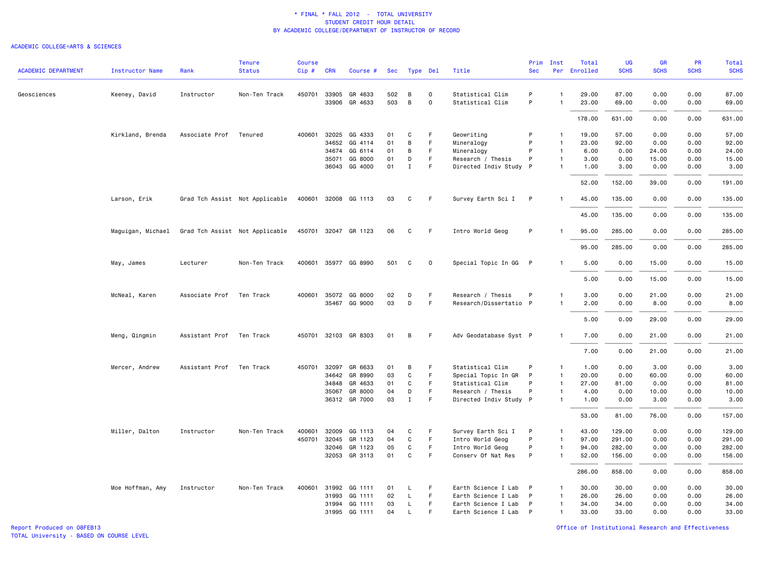\* FINAL \* FALL 2012 - TOTAL UNIVERSITY
STUDENT CREDIT HOUR DETAIL
BY ACADEMIC COLLEGE/DEPARTMENT OF INSTRUCTOR OF RECORD

ACADEMIC COLLEGE=ARTS & SCIENCES

| ACADEMIC DEPARTMENT | Instructor Name | Rank | Tenure Status | Course Cip # | CRN | Course # | Sec | Type | Del | Title | Prim Sec | Inst Per | Total Enrolled | UG SCHS | GR SCHS | PR SCHS | Total SCHS |
|---|---|---|---|---|---|---|---|---|---|---|---|---|---|---|---|---|---|
| Geosciences | Keeney, David | Instructor | Non-Ten Track | 450701 | 33905 | GR 4633 | 502 | B | O | Statistical Clim | P | 1 | 29.00 | 87.00 | 0.00 | 0.00 | 87.00 |
| | | | | | 33906 | GR 4633 | 503 | B | O | Statistical Clim | P | 1 | 23.00 | 69.00 | 0.00 | 0.00 | 69.00 |
| | | | | | | | | | | | | | 178.00 | 631.00 | 0.00 | 0.00 | 631.00 |
| | Kirkland, Brenda | Associate Prof | Tenured | 400601 | 32025 | GG 4333 | 01 | C | F | Geowriting | P | 1 | 19.00 | 57.00 | 0.00 | 0.00 | 57.00 |
| | | | | | 34652 | GG 4114 | 01 | B | F | Mineralogy | P | 1 | 23.00 | 92.00 | 0.00 | 0.00 | 92.00 |
| | | | | | 34674 | GG 6114 | 01 | B | F | Mineralogy | P | 1 | 6.00 | 0.00 | 24.00 | 0.00 | 24.00 |
| | | | | | 35071 | GG 8000 | 01 | D | F | Research / Thesis | P | 1 | 3.00 | 0.00 | 15.00 | 0.00 | 15.00 |
| | | | | | 36043 | GG 4000 | 01 | I | F | Directed Indiv Study | P | 1 | 1.00 | 3.00 | 0.00 | 0.00 | 3.00 |
| | | | | | | | | | | | | | 52.00 | 152.00 | 39.00 | 0.00 | 191.00 |
| | Larson, Erik | Grad Tch Assist | Not Applicable | 400601 | 32008 | GG 1113 | 03 | C | F | Survey Earth Sci I | P | 1 | 45.00 | 135.00 | 0.00 | 0.00 | 135.00 |
| | | | | | | | | | | | | | 45.00 | 135.00 | 0.00 | 0.00 | 135.00 |
| | Maguigan, Michael | Grad Tch Assist | Not Applicable | 450701 | 32047 | GR 1123 | 06 | C | F | Intro World Geog | P | 1 | 95.00 | 285.00 | 0.00 | 0.00 | 285.00 |
| | | | | | | | | | | | | | 95.00 | 285.00 | 0.00 | 0.00 | 285.00 |
| | May, James | Lecturer | Non-Ten Track | 400601 | 35977 | GG 8990 | 501 | C | O | Special Topic In GG | P | 1 | 5.00 | 0.00 | 15.00 | 0.00 | 15.00 |
| | | | | | | | | | | | | | 5.00 | 0.00 | 15.00 | 0.00 | 15.00 |
| | McNeal, Karen | Associate Prof | Ten Track | 400601 | 35072 | GG 8000 | 02 | D | F | Research / Thesis | P | 1 | 3.00 | 0.00 | 21.00 | 0.00 | 21.00 |
| | | | | | 35467 | GG 9000 | 03 | D | F | Research/Dissertatio | P | 1 | 2.00 | 0.00 | 8.00 | 0.00 | 8.00 |
| | | | | | | | | | | | | | 5.00 | 0.00 | 29.00 | 0.00 | 29.00 |
| | Meng, Qingmin | Assistant Prof | Ten Track | 450701 | 32103 | GR 8303 | 01 | B | F | Adv Geodatabase Syst | P | 1 | 7.00 | 0.00 | 21.00 | 0.00 | 21.00 |
| | | | | | | | | | | | | | 7.00 | 0.00 | 21.00 | 0.00 | 21.00 |
| | Mercer, Andrew | Assistant Prof | Ten Track | 450701 | 32097 | GR 6633 | 01 | B | F | Statistical Clim | P | 1 | 1.00 | 0.00 | 3.00 | 0.00 | 3.00 |
| | | | | | 34642 | GR 8990 | 03 | C | F | Special Topic In GR | P | 1 | 20.00 | 0.00 | 60.00 | 0.00 | 60.00 |
| | | | | | 34848 | GR 4633 | 01 | C | F | Statistical Clim | P | 1 | 27.00 | 81.00 | 0.00 | 0.00 | 81.00 |
| | | | | | 35067 | GR 8000 | 04 | D | F | Research / Thesis | P | 1 | 4.00 | 0.00 | 10.00 | 0.00 | 10.00 |
| | | | | | 36312 | GR 7000 | 03 | I | F | Directed Indiv Study | P | 1 | 1.00 | 0.00 | 3.00 | 0.00 | 3.00 |
| | | | | | | | | | | | | | 53.00 | 81.00 | 76.00 | 0.00 | 157.00 |
| | Miller, Dalton | Instructor | Non-Ten Track | 400601 | 32009 | GG 1113 | 04 | C | F | Survey Earth Sci I | P | 1 | 43.00 | 129.00 | 0.00 | 0.00 | 129.00 |
| | | | | 450701 | 32045 | GR 1123 | 04 | C | F | Intro World Geog | P | 1 | 97.00 | 291.00 | 0.00 | 0.00 | 291.00 |
| | | | | | 32046 | GR 1123 | 05 | C | F | Intro World Geog | P | 1 | 94.00 | 282.00 | 0.00 | 0.00 | 282.00 |
| | | | | | 32053 | GR 3113 | 01 | C | F | Conserv Of Nat Res | P | 1 | 52.00 | 156.00 | 0.00 | 0.00 | 156.00 |
| | | | | | | | | | | | | | 286.00 | 858.00 | 0.00 | 0.00 | 858.00 |
| | Moe Hoffman, Amy | Instructor | Non-Ten Track | 400601 | 31992 | GG 1111 | 01 | L | F | Earth Science I Lab | P | 1 | 30.00 | 30.00 | 0.00 | 0.00 | 30.00 |
| | | | | | 31993 | GG 1111 | 02 | L | F | Earth Science I Lab | P | 1 | 26.00 | 26.00 | 0.00 | 0.00 | 26.00 |
| | | | | | 31994 | GG 1111 | 03 | L | F | Earth Science I Lab | P | 1 | 34.00 | 34.00 | 0.00 | 0.00 | 34.00 |
| | | | | | 31995 | GG 1111 | 04 | L | F | Earth Science I Lab | P | 1 | 33.00 | 33.00 | 0.00 | 0.00 | 33.00 |

Report Produced on 08FEB13
TOTAL University - BASED ON COURSE LEVEL

Office of Institutional Research and Effectiveness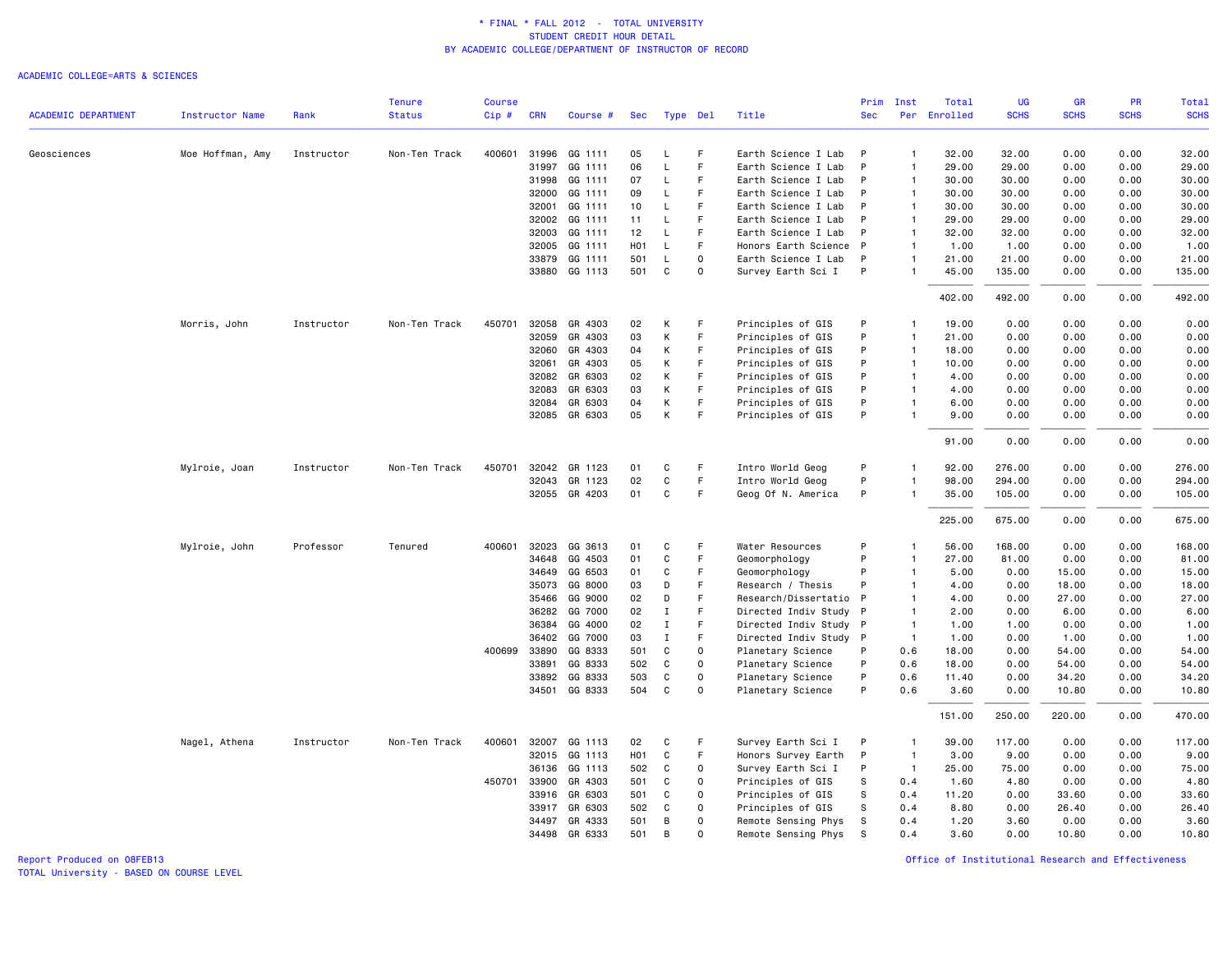\* FINAL \* FALL 2012 - TOTAL UNIVERSITY
STUDENT CREDIT HOUR DETAIL
BY ACADEMIC COLLEGE/DEPARTMENT OF INSTRUCTOR OF RECORD

ACADEMIC COLLEGE=ARTS & SCIENCES

| ACADEMIC DEPARTMENT | Instructor Name | Rank | Tenure Status | Course Cip # | CRN | Course # | Sec | Type | Del | Title | Prim Sec | Inst Per | Total Enrolled | UG SCHS | GR SCHS | PR SCHS | Total SCHS |
|---|---|---|---|---|---|---|---|---|---|---|---|---|---|---|---|---|---|
| Geosciences | Moe Hoffman, Amy | Instructor | Non-Ten Track | 400601 | 31996 | GG 1111 | 05 | L | F | Earth Science I Lab | P | 1 | 32.00 | 32.00 | 0.00 | 0.00 | 32.00 |
| | | | | | 31997 | GG 1111 | 06 | L | F | Earth Science I Lab | P | 1 | 29.00 | 29.00 | 0.00 | 0.00 | 29.00 |
| | | | | | 31998 | GG 1111 | 07 | L | F | Earth Science I Lab | P | 1 | 30.00 | 30.00 | 0.00 | 0.00 | 30.00 |
| | | | | | 32000 | GG 1111 | 09 | L | F | Earth Science I Lab | P | 1 | 30.00 | 30.00 | 0.00 | 0.00 | 30.00 |
| | | | | | 32001 | GG 1111 | 10 | L | F | Earth Science I Lab | P | 1 | 30.00 | 30.00 | 0.00 | 0.00 | 30.00 |
| | | | | | 32002 | GG 1111 | 11 | L | F | Earth Science I Lab | P | 1 | 29.00 | 29.00 | 0.00 | 0.00 | 29.00 |
| | | | | | 32003 | GG 1111 | 12 | L | F | Earth Science I Lab | P | 1 | 32.00 | 32.00 | 0.00 | 0.00 | 32.00 |
| | | | | | 32005 | GG 1111 | H01 | L | F | Honors Earth Science | P | 1 | 1.00 | 1.00 | 0.00 | 0.00 | 1.00 |
| | | | | | 33879 | GG 1111 | 501 | L | O | Earth Science I Lab | P | 1 | 21.00 | 21.00 | 0.00 | 0.00 | 21.00 |
| | | | | | 33880 | GG 1113 | 501 | C | O | Survey Earth Sci I | P | 1 | 45.00 | 135.00 | 0.00 | 0.00 | 135.00 |
| | | | | | | | | | | | | | 402.00 | 492.00 | 0.00 | 0.00 | 492.00 |
| | Morris, John | Instructor | Non-Ten Track | 450701 | 32058 | GR 4303 | 02 | K | F | Principles of GIS | P | 1 | 19.00 | 0.00 | 0.00 | 0.00 | 0.00 |
| | | | | | 32059 | GR 4303 | 03 | K | F | Principles of GIS | P | 1 | 21.00 | 0.00 | 0.00 | 0.00 | 0.00 |
| | | | | | 32060 | GR 4303 | 04 | K | F | Principles of GIS | P | 1 | 18.00 | 0.00 | 0.00 | 0.00 | 0.00 |
| | | | | | 32061 | GR 4303 | 05 | K | F | Principles of GIS | P | 1 | 10.00 | 0.00 | 0.00 | 0.00 | 0.00 |
| | | | | | 32082 | GR 6303 | 02 | K | F | Principles of GIS | P | 1 | 4.00 | 0.00 | 0.00 | 0.00 | 0.00 |
| | | | | | 32083 | GR 6303 | 03 | K | F | Principles of GIS | P | 1 | 4.00 | 0.00 | 0.00 | 0.00 | 0.00 |
| | | | | | 32084 | GR 6303 | 04 | K | F | Principles of GIS | P | 1 | 6.00 | 0.00 | 0.00 | 0.00 | 0.00 |
| | | | | | 32085 | GR 6303 | 05 | K | F | Principles of GIS | P | 1 | 9.00 | 0.00 | 0.00 | 0.00 | 0.00 |
| | | | | | | | | | | | | | 91.00 | 0.00 | 0.00 | 0.00 | 0.00 |
| | Mylroie, Joan | Instructor | Non-Ten Track | 450701 | 32042 | GR 1123 | 01 | C | F | Intro World Geog | P | 1 | 92.00 | 276.00 | 0.00 | 0.00 | 276.00 |
| | | | | | 32043 | GR 1123 | 02 | C | F | Intro World Geog | P | 1 | 98.00 | 294.00 | 0.00 | 0.00 | 294.00 |
| | | | | | 32055 | GR 4203 | 01 | C | F | Geog Of N. America | P | 1 | 35.00 | 105.00 | 0.00 | 0.00 | 105.00 |
| | | | | | | | | | | | | | 225.00 | 675.00 | 0.00 | 0.00 | 675.00 |
| | Mylroie, John | Professor | Tenured | 400601 | 32023 | GG 3613 | 01 | C | F | Water Resources | P | 1 | 56.00 | 168.00 | 0.00 | 0.00 | 168.00 |
| | | | | | 34648 | GG 4503 | 01 | C | F | Geomorphology | P | 1 | 27.00 | 81.00 | 0.00 | 0.00 | 81.00 |
| | | | | | 34649 | GG 6503 | 01 | C | F | Geomorphology | P | 1 | 5.00 | 0.00 | 15.00 | 0.00 | 15.00 |
| | | | | | 35073 | GG 8000 | 03 | D | F | Research / Thesis | P | 1 | 4.00 | 0.00 | 18.00 | 0.00 | 18.00 |
| | | | | | 35466 | GG 9000 | 02 | D | F | Research/Dissertatio | P | 1 | 4.00 | 0.00 | 27.00 | 0.00 | 27.00 |
| | | | | | 36282 | GG 7000 | 02 | I | F | Directed Indiv Study | P | 1 | 2.00 | 0.00 | 6.00 | 0.00 | 6.00 |
| | | | | | 36384 | GG 4000 | 02 | I | F | Directed Indiv Study | P | 1 | 1.00 | 1.00 | 0.00 | 0.00 | 1.00 |
| | | | | | 36402 | GG 7000 | 03 | I | F | Directed Indiv Study | P | 1 | 1.00 | 0.00 | 1.00 | 0.00 | 1.00 |
| | | | | 400699 | 33890 | GG 8333 | 501 | C | O | Planetary Science | P | 0.6 | 18.00 | 0.00 | 54.00 | 0.00 | 54.00 |
| | | | | | 33891 | GG 8333 | 502 | C | O | Planetary Science | P | 0.6 | 18.00 | 0.00 | 54.00 | 0.00 | 54.00 |
| | | | | | 33892 | GG 8333 | 503 | C | O | Planetary Science | P | 0.6 | 11.40 | 0.00 | 34.20 | 0.00 | 34.20 |
| | | | | | 34501 | GG 8333 | 504 | C | O | Planetary Science | P | 0.6 | 3.60 | 0.00 | 10.80 | 0.00 | 10.80 |
| | | | | | | | | | | | | | 151.00 | 250.00 | 220.00 | 0.00 | 470.00 |
| | Nagel, Athena | Instructor | Non-Ten Track | 400601 | 32007 | GG 1113 | 02 | C | F | Survey Earth Sci I | P | 1 | 39.00 | 117.00 | 0.00 | 0.00 | 117.00 |
| | | | | | 32015 | GG 1113 | H01 | C | F | Honors Survey Earth | P | 1 | 3.00 | 9.00 | 0.00 | 0.00 | 9.00 |
| | | | | | 36136 | GG 1113 | 502 | C | O | Survey Earth Sci I | P | 1 | 25.00 | 75.00 | 0.00 | 0.00 | 75.00 |
| | | | | 450701 | 33900 | GR 4303 | 501 | C | O | Principles of GIS | S | 0.4 | 1.60 | 4.80 | 0.00 | 0.00 | 4.80 |
| | | | | | 33916 | GR 6303 | 501 | C | O | Principles of GIS | S | 0.4 | 11.20 | 0.00 | 33.60 | 0.00 | 33.60 |
| | | | | | 33917 | GR 6303 | 502 | C | O | Principles of GIS | S | 0.4 | 8.80 | 0.00 | 26.40 | 0.00 | 26.40 |
| | | | | | 34497 | GR 4333 | 501 | B | O | Remote Sensing Phys | S | 0.4 | 1.20 | 3.60 | 0.00 | 0.00 | 3.60 |
| | | | | | 34498 | GR 6333 | 501 | B | O | Remote Sensing Phys | S | 0.4 | 3.60 | 0.00 | 10.80 | 0.00 | 10.80 |

Report Produced on 08FEB13
TOTAL University - BASED ON COURSE LEVEL

Office of Institutional Research and Effectiveness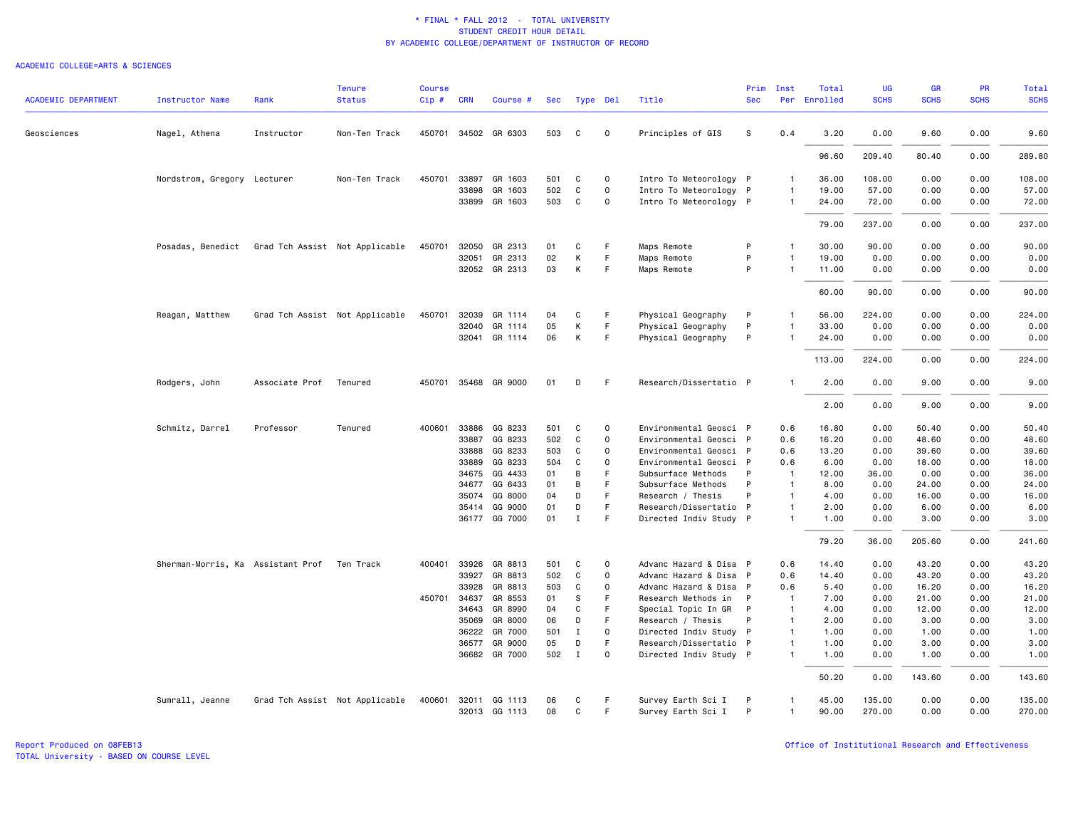\* FINAL \* FALL 2012 - TOTAL UNIVERSITY
STUDENT CREDIT HOUR DETAIL
BY ACADEMIC COLLEGE/DEPARTMENT OF INSTRUCTOR OF RECORD

ACADEMIC COLLEGE=ARTS & SCIENCES

| ACADEMIC DEPARTMENT | Instructor Name | Rank | Tenure Status | Course Cip # | CRN | Course # | Sec | Type | Del | Title | Prim Sec | Inst Per | Total Enrolled | UG SCHS | GR SCHS | PR SCHS | Total SCHS |
|---|---|---|---|---|---|---|---|---|---|---|---|---|---|---|---|---|---|
| Geosciences | Nagel, Athena | Instructor | Non-Ten Track | 450701 | 34502 | GR 6303 | 503 | C | O | Principles of GIS | S | 0.4 | 3.20 | 0.00 | 9.60 | 0.00 | 9.60 |
| | | | | | | | | | | | | | 96.60 | 209.40 | 80.40 | 0.00 | 289.80 |
| | Nordstrom, Gregory | Lecturer | Non-Ten Track | 450701 | 33897 | GR 1603 | 501 | C | O | Intro To Meteorology | P | 1 | 36.00 | 108.00 | 0.00 | 0.00 | 108.00 |
| | | | | | 33898 | GR 1603 | 502 | C | O | Intro To Meteorology | P | 1 | 19.00 | 57.00 | 0.00 | 0.00 | 57.00 |
| | | | | | 33899 | GR 1603 | 503 | C | O | Intro To Meteorology | P | 1 | 24.00 | 72.00 | 0.00 | 0.00 | 72.00 |
| | | | | | | | | | | | | | 79.00 | 237.00 | 0.00 | 0.00 | 237.00 |
| | Posadas, Benedict | Grad Tch Assist | Not Applicable | 450701 | 32050 | GR 2313 | 01 | C | F | Maps Remote | P | 1 | 30.00 | 90.00 | 0.00 | 0.00 | 90.00 |
| | | | | | 32051 | GR 2313 | 02 | K | F | Maps Remote | P | 1 | 19.00 | 0.00 | 0.00 | 0.00 | 0.00 |
| | | | | | 32052 | GR 2313 | 03 | K | F | Maps Remote | P | 1 | 11.00 | 0.00 | 0.00 | 0.00 | 0.00 |
| | | | | | | | | | | | | | 60.00 | 90.00 | 0.00 | 0.00 | 90.00 |
| | Reagan, Matthew | Grad Tch Assist | Not Applicable | 450701 | 32039 | GR 1114 | 04 | C | F | Physical Geography | P | 1 | 56.00 | 224.00 | 0.00 | 0.00 | 224.00 |
| | | | | | 32040 | GR 1114 | 05 | K | F | Physical Geography | P | 1 | 33.00 | 0.00 | 0.00 | 0.00 | 0.00 |
| | | | | | 32041 | GR 1114 | 06 | K | F | Physical Geography | P | 1 | 24.00 | 0.00 | 0.00 | 0.00 | 0.00 |
| | | | | | | | | | | | | | 113.00 | 224.00 | 0.00 | 0.00 | 224.00 |
| | Rodgers, John | Associate Prof | Tenured | 450701 | 35468 | GR 9000 | 01 | D | F | Research/Dissertatio | P | 1 | 2.00 | 0.00 | 9.00 | 0.00 | 9.00 |
| | | | | | | | | | | | | | 2.00 | 0.00 | 9.00 | 0.00 | 9.00 |
| | Schmitz, Darrel | Professor | Tenured | 400601 | 33886 | GG 8233 | 501 | C | O | Environmental Geosci | P | 0.6 | 16.80 | 0.00 | 50.40 | 0.00 | 50.40 |
| | | | | | 33887 | GG 8233 | 502 | C | O | Environmental Geosci | P | 0.6 | 16.20 | 0.00 | 48.60 | 0.00 | 48.60 |
| | | | | | 33888 | GG 8233 | 503 | C | O | Environmental Geosci | P | 0.6 | 13.20 | 0.00 | 39.60 | 0.00 | 39.60 |
| | | | | | 33889 | GG 8233 | 504 | C | O | Environmental Geosci | P | 0.6 | 6.00 | 0.00 | 18.00 | 0.00 | 18.00 |
| | | | | | 34675 | GG 4433 | 01 | B | F | Subsurface Methods | P | 1 | 12.00 | 36.00 | 0.00 | 0.00 | 36.00 |
| | | | | | 34677 | GG 6433 | 01 | B | F | Subsurface Methods | P | 1 | 8.00 | 0.00 | 24.00 | 0.00 | 24.00 |
| | | | | | 35074 | GG 8000 | 04 | D | F | Research / Thesis | P | 1 | 4.00 | 0.00 | 16.00 | 0.00 | 16.00 |
| | | | | | 35414 | GG 9000 | 01 | D | F | Research/Dissertatio | P | 1 | 2.00 | 0.00 | 6.00 | 0.00 | 6.00 |
| | | | | | 36177 | GG 7000 | 01 | I | F | Directed Indiv Study | P | 1 | 1.00 | 0.00 | 3.00 | 0.00 | 3.00 |
| | | | | | | | | | | | | | 79.20 | 36.00 | 205.60 | 0.00 | 241.60 |
| | Sherman-Morris, Ka | Assistant Prof | Ten Track | 400401 | 33926 | GR 8813 | 501 | C | O | Advanc Hazard & Disa | P | 0.6 | 14.40 | 0.00 | 43.20 | 0.00 | 43.20 |
| | | | | | 33927 | GR 8813 | 502 | C | O | Advanc Hazard & Disa | P | 0.6 | 14.40 | 0.00 | 43.20 | 0.00 | 43.20 |
| | | | | | 33928 | GR 8813 | 503 | C | O | Advanc Hazard & Disa | P | 0.6 | 5.40 | 0.00 | 16.20 | 0.00 | 16.20 |
| | | | | 450701 | 34637 | GR 8553 | 01 | S | F | Research Methods in | P | 1 | 7.00 | 0.00 | 21.00 | 0.00 | 21.00 |
| | | | | | 34643 | GR 8990 | 04 | C | F | Special Topic In GR | P | 1 | 4.00 | 0.00 | 12.00 | 0.00 | 12.00 |
| | | | | | 35069 | GR 8000 | 06 | D | F | Research / Thesis | P | 1 | 2.00 | 0.00 | 3.00 | 0.00 | 3.00 |
| | | | | | 36222 | GR 7000 | 501 | I | O | Directed Indiv Study | P | 1 | 1.00 | 0.00 | 1.00 | 0.00 | 1.00 |
| | | | | | 36577 | GR 9000 | 05 | D | F | Research/Dissertatio | P | 1 | 1.00 | 0.00 | 3.00 | 0.00 | 3.00 |
| | | | | | 36682 | GR 7000 | 502 | I | O | Directed Indiv Study | P | 1 | 1.00 | 0.00 | 1.00 | 0.00 | 1.00 |
| | | | | | | | | | | | | | 50.20 | 0.00 | 143.60 | 0.00 | 143.60 |
| | Sumrall, Jeanne | Grad Tch Assist | Not Applicable | 400601 | 32011 | GG 1113 | 06 | C | F | Survey Earth Sci I | P | 1 | 45.00 | 135.00 | 0.00 | 0.00 | 135.00 |
| | | | | | 32013 | GG 1113 | 08 | C | F | Survey Earth Sci I | P | 1 | 90.00 | 270.00 | 0.00 | 0.00 | 270.00 |

Report Produced on 08FEB13
TOTAL University - BASED ON COURSE LEVEL

Office of Institutional Research and Effectiveness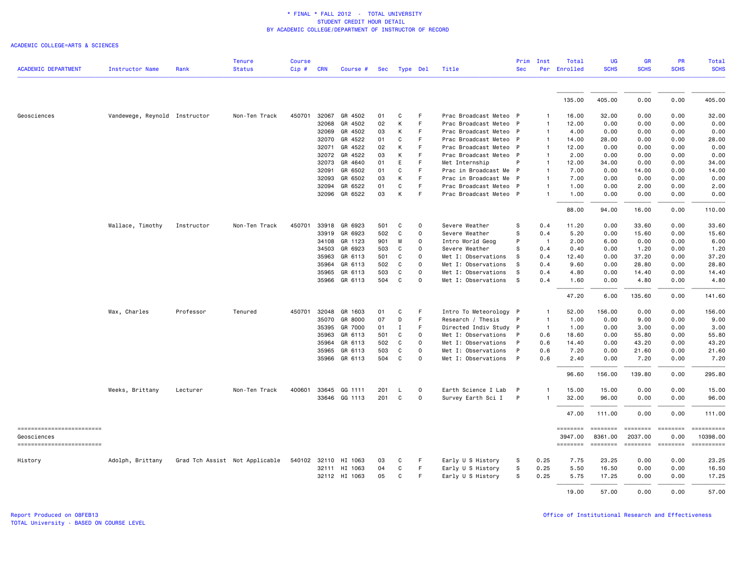\* FINAL \* FALL 2012 - TOTAL UNIVERSITY
STUDENT CREDIT HOUR DETAIL
BY ACADEMIC COLLEGE/DEPARTMENT OF INSTRUCTOR OF RECORD

ACADEMIC COLLEGE=ARTS & SCIENCES

| ACADEMIC DEPARTMENT | Instructor Name | Rank | Tenure Status | Course Cip # | CRN | Course # | Sec | Type | Del | Title | Prim Sec | Inst Per | Total Enrolled | UG SCHS | GR SCHS | PR SCHS | Total SCHS |
|---|---|---|---|---|---|---|---|---|---|---|---|---|---|---|---|---|---|
| | | | | | | | | | | | | | 135.00 | 405.00 | 0.00 | 0.00 | 405.00 |
| Geosciences | Vandewege, Reynold | Instructor | Non-Ten Track | 450701 | 32067 | GR 4502 | 01 | C | F | Prac Broadcast Meteo | P | 1 | 16.00 | 32.00 | 0.00 | 0.00 | 32.00 |
| | | | | | 32068 | GR 4502 | 02 | K | F | Prac Broadcast Meteo | P | 1 | 12.00 | 0.00 | 0.00 | 0.00 | 0.00 |
| | | | | | 32069 | GR 4502 | 03 | K | F | Prac Broadcast Meteo | P | 1 | 4.00 | 0.00 | 0.00 | 0.00 | 0.00 |
| | | | | | 32070 | GR 4522 | 01 | C | F | Prac Broadcast Meteo | P | 1 | 14.00 | 28.00 | 0.00 | 0.00 | 28.00 |
| | | | | | 32071 | GR 4522 | 02 | K | F | Prac Broadcast Meteo | P | 1 | 12.00 | 0.00 | 0.00 | 0.00 | 0.00 |
| | | | | | 32072 | GR 4522 | 03 | K | F | Prac Broadcast Meteo | P | 1 | 2.00 | 0.00 | 0.00 | 0.00 | 0.00 |
| | | | | | 32073 | GR 4640 | 01 | E | F | Met Internship | P | 1 | 12.00 | 34.00 | 0.00 | 0.00 | 34.00 |
| | | | | | 32091 | GR 6502 | 01 | C | F | Prac in Broadcast Me | P | 1 | 7.00 | 0.00 | 14.00 | 0.00 | 14.00 |
| | | | | | 32093 | GR 6502 | 03 | K | F | Prac in Broadcast Me | P | 1 | 7.00 | 0.00 | 0.00 | 0.00 | 0.00 |
| | | | | | 32094 | GR 6522 | 01 | C | F | Prac Broadcast Meteo | P | 1 | 1.00 | 0.00 | 2.00 | 0.00 | 2.00 |
| | | | | | 32096 | GR 6522 | 03 | K | F | Prac Broadcast Meteo | P | 1 | 1.00 | 0.00 | 0.00 | 0.00 | 0.00 |
| | | | | | | | | | | | | | 88.00 | 94.00 | 16.00 | 0.00 | 110.00 |
| | Wallace, Timothy | Instructor | Non-Ten Track | 450701 | 33918 | GR 6923 | 501 | C | O | Severe Weather | S | 0.4 | 11.20 | 0.00 | 33.60 | 0.00 | 33.60 |
| | | | | | 33919 | GR 6923 | 502 | C | O | Severe Weather | S | 0.4 | 5.20 | 0.00 | 15.60 | 0.00 | 15.60 |
| | | | | | 34108 | GR 1123 | 901 | M | O | Intro World Geog | P | 1 | 2.00 | 6.00 | 0.00 | 0.00 | 6.00 |
| | | | | | 34503 | GR 6923 | 503 | C | O | Severe Weather | S | 0.4 | 0.40 | 0.00 | 1.20 | 0.00 | 1.20 |
| | | | | | 35963 | GR 6113 | 501 | C | O | Met I: Observations | S | 0.4 | 12.40 | 0.00 | 37.20 | 0.00 | 37.20 |
| | | | | | 35964 | GR 6113 | 502 | C | O | Met I: Observations | S | 0.4 | 9.60 | 0.00 | 28.80 | 0.00 | 28.80 |
| | | | | | 35965 | GR 6113 | 503 | C | O | Met I: Observations | S | 0.4 | 4.80 | 0.00 | 14.40 | 0.00 | 14.40 |
| | | | | | 35966 | GR 6113 | 504 | C | O | Met I: Observations | S | 0.4 | 1.60 | 0.00 | 4.80 | 0.00 | 4.80 |
| | | | | | | | | | | | | | 47.20 | 6.00 | 135.60 | 0.00 | 141.60 |
| | Wax, Charles | Professor | Tenured | 450701 | 32048 | GR 1603 | 01 | C | F | Intro To Meteorology | P | 1 | 52.00 | 156.00 | 0.00 | 0.00 | 156.00 |
| | | | | | 35070 | GR 8000 | 07 | D | F | Research / Thesis | P | 1 | 1.00 | 0.00 | 9.00 | 0.00 | 9.00 |
| | | | | | 35395 | GR 7000 | 01 | I | F | Directed Indiv Study | P | 1 | 1.00 | 0.00 | 3.00 | 0.00 | 3.00 |
| | | | | | 35963 | GR 6113 | 501 | C | O | Met I: Observations | P | 0.6 | 18.60 | 0.00 | 55.80 | 0.00 | 55.80 |
| | | | | | 35964 | GR 6113 | 502 | C | O | Met I: Observations | P | 0.6 | 14.40 | 0.00 | 43.20 | 0.00 | 43.20 |
| | | | | | 35965 | GR 6113 | 503 | C | O | Met I: Observations | P | 0.6 | 7.20 | 0.00 | 21.60 | 0.00 | 21.60 |
| | | | | | 35966 | GR 6113 | 504 | C | O | Met I: Observations | P | 0.6 | 2.40 | 0.00 | 7.20 | 0.00 | 7.20 |
| | | | | | | | | | | | | | 96.60 | 156.00 | 139.80 | 0.00 | 295.80 |
| | Weeks, Brittany | Lecturer | Non-Ten Track | 400601 | 33645 | GG 1111 | 201 | L | O | Earth Science I Lab | P | 1 | 15.00 | 15.00 | 0.00 | 0.00 | 15.00 |
| | | | | | 33646 | GG 1113 | 201 | C | O | Survey Earth Sci I | P | 1 | 32.00 | 96.00 | 0.00 | 0.00 | 96.00 |
| | | | | | | | | | | | | | 47.00 | 111.00 | 0.00 | 0.00 | 111.00 |
| Geosciences | | | | | | | | | | | | | 3947.00 | 8361.00 | 2037.00 | 0.00 | 10398.00 |
| History | Adolph, Brittany | Grad Tch Assist | Not Applicable | 540102 | 32110 | HI 1063 | 03 | C | F | Early U S History | S | 0.25 | 7.75 | 23.25 | 0.00 | 0.00 | 23.25 |
| | | | | | 32111 | HI 1063 | 04 | C | F | Early U S History | S | 0.25 | 5.50 | 16.50 | 0.00 | 0.00 | 16.50 |
| | | | | | 32112 | HI 1063 | 05 | C | F | Early U S History | S | 0.25 | 5.75 | 17.25 | 0.00 | 0.00 | 17.25 |
| | | | | | | | | | | | | | 19.00 | 57.00 | 0.00 | 0.00 | 57.00 |

Report Produced on 08FEB13
TOTAL University - BASED ON COURSE LEVEL

Office of Institutional Research and Effectiveness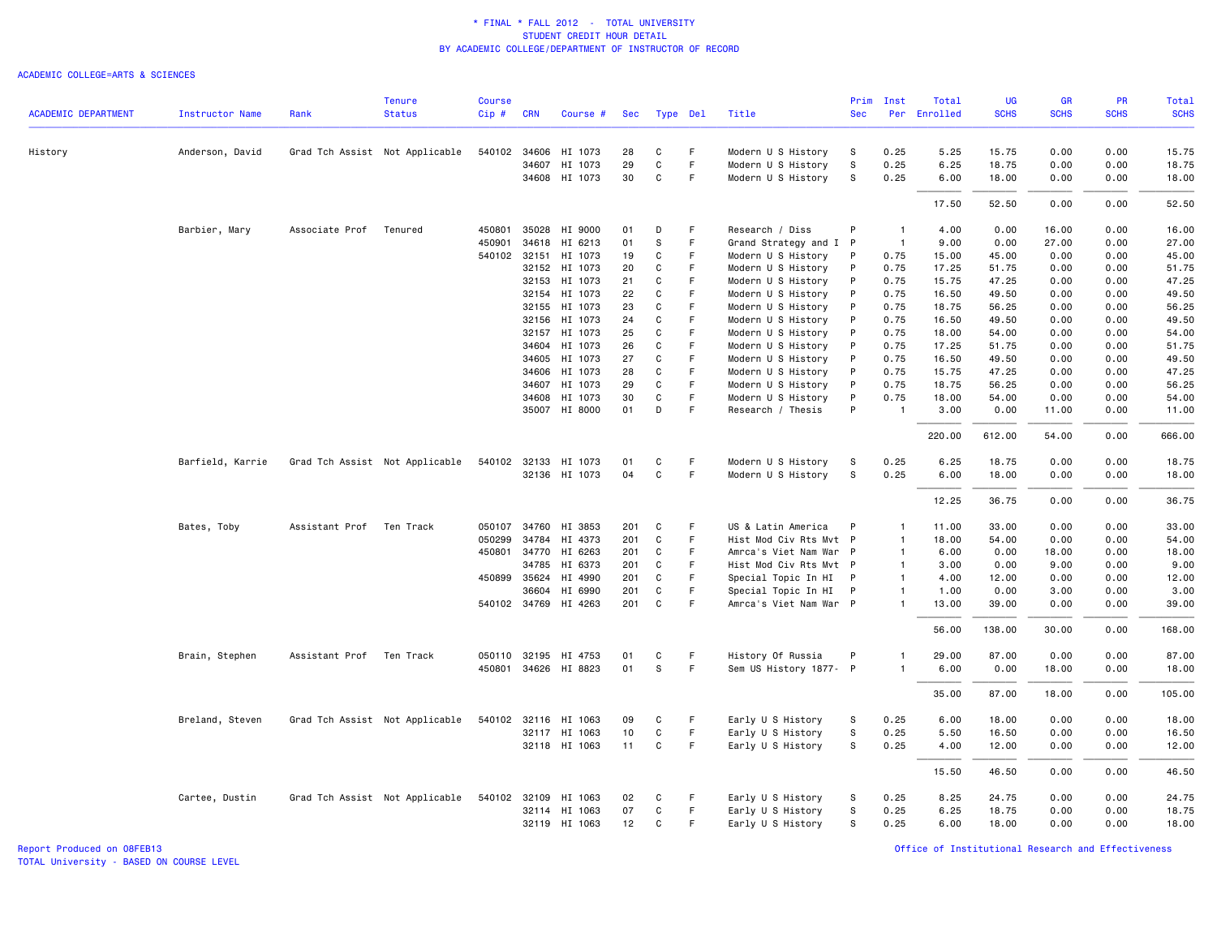\* FINAL \* FALL 2012 - TOTAL UNIVERSITY
STUDENT CREDIT HOUR DETAIL
BY ACADEMIC COLLEGE/DEPARTMENT OF INSTRUCTOR OF RECORD

ACADEMIC COLLEGE=ARTS & SCIENCES

| ACADEMIC DEPARTMENT | Instructor Name | Rank | Tenure Status | Course Cip # | CRN | Course # | Sec | Type | Del | Title | Prim Sec | Inst Per | Total Enrolled | UG SCHS | GR SCHS | PR SCHS | Total SCHS |
|---|---|---|---|---|---|---|---|---|---|---|---|---|---|---|---|---|---|
| History | Anderson, David | Grad Tch Assist | Not Applicable | 540102 | 34606 | HI 1073 | 28 | C | F | Modern U S History | S | 0.25 | 5.25 | 15.75 | 0.00 | 0.00 | 15.75 |
| | | | | | 34607 | HI 1073 | 29 | C | F | Modern U S History | S | 0.25 | 6.25 | 18.75 | 0.00 | 0.00 | 18.75 |
| | | | | | 34608 | HI 1073 | 30 | C | F | Modern U S History | S | 0.25 | 6.00 | 18.00 | 0.00 | 0.00 | 18.00 |
| | | | | | | | | | | | | | 17.50 | 52.50 | 0.00 | 0.00 | 52.50 |
| | Barbier, Mary | Associate Prof | Tenured | 450801 | 35028 | HI 9000 | 01 | D | F | Research / Diss | P | 1 | 4.00 | 0.00 | 16.00 | 0.00 | 16.00 |
| | | | | 450901 | 34618 | HI 6213 | 01 | S | F | Grand Strategy and I | P | 1 | 9.00 | 0.00 | 27.00 | 0.00 | 27.00 |
| | | | | 540102 | 32151 | HI 1073 | 19 | C | F | Modern U S History | P | 0.75 | 15.00 | 45.00 | 0.00 | 0.00 | 45.00 |
| | | | | | 32152 | HI 1073 | 20 | C | F | Modern U S History | P | 0.75 | 17.25 | 51.75 | 0.00 | 0.00 | 51.75 |
| | | | | | 32153 | HI 1073 | 21 | C | F | Modern U S History | P | 0.75 | 15.75 | 47.25 | 0.00 | 0.00 | 47.25 |
| | | | | | 32154 | HI 1073 | 22 | C | F | Modern U S History | P | 0.75 | 16.50 | 49.50 | 0.00 | 0.00 | 49.50 |
| | | | | | 32155 | HI 1073 | 23 | C | F | Modern U S History | P | 0.75 | 18.75 | 56.25 | 0.00 | 0.00 | 56.25 |
| | | | | | 32156 | HI 1073 | 24 | C | F | Modern U S History | P | 0.75 | 16.50 | 49.50 | 0.00 | 0.00 | 49.50 |
| | | | | | 32157 | HI 1073 | 25 | C | F | Modern U S History | P | 0.75 | 18.00 | 54.00 | 0.00 | 0.00 | 54.00 |
| | | | | | 34604 | HI 1073 | 26 | C | F | Modern U S History | P | 0.75 | 17.25 | 51.75 | 0.00 | 0.00 | 51.75 |
| | | | | | 34605 | HI 1073 | 27 | C | F | Modern U S History | P | 0.75 | 16.50 | 49.50 | 0.00 | 0.00 | 49.50 |
| | | | | | 34606 | HI 1073 | 28 | C | F | Modern U S History | P | 0.75 | 15.75 | 47.25 | 0.00 | 0.00 | 47.25 |
| | | | | | 34607 | HI 1073 | 29 | C | F | Modern U S History | P | 0.75 | 18.75 | 56.25 | 0.00 | 0.00 | 56.25 |
| | | | | | 34608 | HI 1073 | 30 | C | F | Modern U S History | P | 0.75 | 18.00 | 54.00 | 0.00 | 0.00 | 54.00 |
| | | | | | 35007 | HI 8000 | 01 | D | F | Research / Thesis | P | 1 | 3.00 | 0.00 | 11.00 | 0.00 | 11.00 |
| | | | | | | | | | | | | | 220.00 | 612.00 | 54.00 | 0.00 | 666.00 |
| | Barfield, Karrie | Grad Tch Assist | Not Applicable | 540102 | 32133 | HI 1073 | 01 | C | F | Modern U S History | S | 0.25 | 6.25 | 18.75 | 0.00 | 0.00 | 18.75 |
| | | | | | 32136 | HI 1073 | 04 | C | F | Modern U S History | S | 0.25 | 6.00 | 18.00 | 0.00 | 0.00 | 18.00 |
| | | | | | | | | | | | | | 12.25 | 36.75 | 0.00 | 0.00 | 36.75 |
| | Bates, Toby | Assistant Prof | Ten Track | 050107 | 34760 | HI 3853 | 201 | C | F | US & Latin America | P | 1 | 11.00 | 33.00 | 0.00 | 0.00 | 33.00 |
| | | | | 050299 | 34784 | HI 4373 | 201 | C | F | Hist Mod Civ Rts Mvt | P | 1 | 18.00 | 54.00 | 0.00 | 0.00 | 54.00 |
| | | | | 450801 | 34770 | HI 6263 | 201 | C | F | Amrca's Viet Nam War | P | 1 | 6.00 | 0.00 | 18.00 | 0.00 | 18.00 |
| | | | | | 34785 | HI 6373 | 201 | C | F | Hist Mod Civ Rts Mvt | P | 1 | 3.00 | 0.00 | 9.00 | 0.00 | 9.00 |
| | | | | 450899 | 35624 | HI 4990 | 201 | C | F | Special Topic In HI | P | 1 | 4.00 | 12.00 | 0.00 | 0.00 | 12.00 |
| | | | | | 36604 | HI 6990 | 201 | C | F | Special Topic In HI | P | 1 | 1.00 | 0.00 | 3.00 | 0.00 | 3.00 |
| | | | | 540102 | 34769 | HI 4263 | 201 | C | F | Amrca's Viet Nam War | P | 1 | 13.00 | 39.00 | 0.00 | 0.00 | 39.00 |
| | | | | | | | | | | | | | 56.00 | 138.00 | 30.00 | 0.00 | 168.00 |
| | Brain, Stephen | Assistant Prof | Ten Track | 050110 | 32195 | HI 4753 | 01 | C | F | History Of Russia | P | 1 | 29.00 | 87.00 | 0.00 | 0.00 | 87.00 |
| | | | | 450801 | 34626 | HI 8823 | 01 | S | F | Sem US History 1877- | P | 1 | 6.00 | 0.00 | 18.00 | 0.00 | 18.00 |
| | | | | | | | | | | | | | 35.00 | 87.00 | 18.00 | 0.00 | 105.00 |
| | Breland, Steven | Grad Tch Assist | Not Applicable | 540102 | 32116 | HI 1063 | 09 | C | F | Early U S History | S | 0.25 | 6.00 | 18.00 | 0.00 | 0.00 | 18.00 |
| | | | | | 32117 | HI 1063 | 10 | C | F | Early U S History | S | 0.25 | 5.50 | 16.50 | 0.00 | 0.00 | 16.50 |
| | | | | | 32118 | HI 1063 | 11 | C | F | Early U S History | S | 0.25 | 4.00 | 12.00 | 0.00 | 0.00 | 12.00 |
| | | | | | | | | | | | | | 15.50 | 46.50 | 0.00 | 0.00 | 46.50 |
| | Cartee, Dustin | Grad Tch Assist | Not Applicable | 540102 | 32109 | HI 1063 | 02 | C | F | Early U S History | S | 0.25 | 8.25 | 24.75 | 0.00 | 0.00 | 24.75 |
| | | | | | 32114 | HI 1063 | 07 | C | F | Early U S History | S | 0.25 | 6.25 | 18.75 | 0.00 | 0.00 | 18.75 |
| | | | | | 32119 | HI 1063 | 12 | C | F | Early U S History | S | 0.25 | 6.00 | 18.00 | 0.00 | 0.00 | 18.00 |

Report Produced on 08FEB13
TOTAL University - BASED ON COURSE LEVEL

Office of Institutional Research and Effectiveness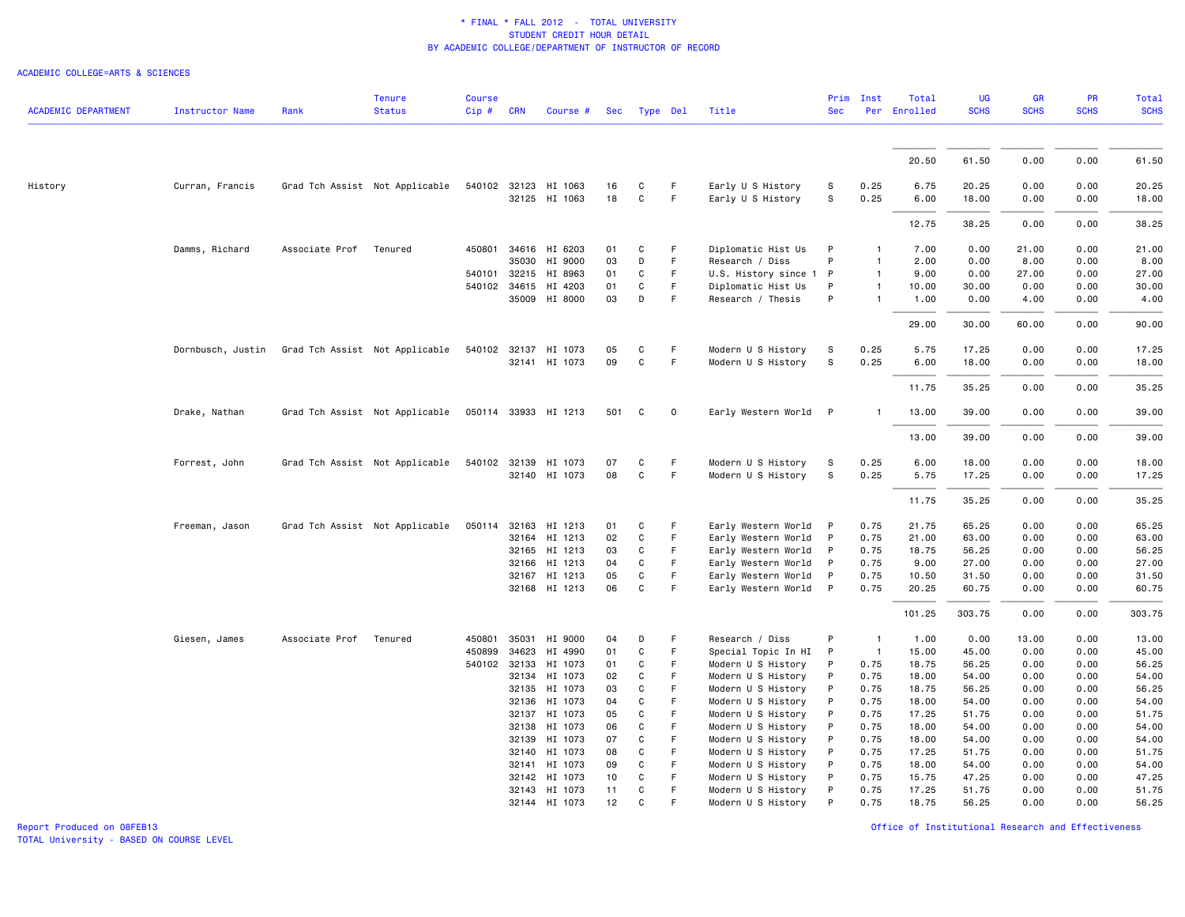\* FINAL \* FALL 2012 - TOTAL UNIVERSITY
STUDENT CREDIT HOUR DETAIL
BY ACADEMIC COLLEGE/DEPARTMENT OF INSTRUCTOR OF RECORD

ACADEMIC COLLEGE=ARTS & SCIENCES

| ACADEMIC DEPARTMENT | Instructor Name | Rank | Tenure Status | Course Cip # | CRN | Course # | Sec | Type | Del | Title | Prim Sec | Inst Per | Total Enrolled | UG SCHS | GR SCHS | PR SCHS | Total SCHS |
|---|---|---|---|---|---|---|---|---|---|---|---|---|---|---|---|---|---|
| | | | | | | | | | | | | | 20.50 | 61.50 | 0.00 | 0.00 | 61.50 |
| History | Curran, Francis | Grad Tch Assist | Not Applicable | 540102 | 32123 | HI 1063 | 16 | C | F | Early U S History | S | 0.25 | 6.75 | 20.25 | 0.00 | 0.00 | 20.25 |
| | | | | | 32125 | HI 1063 | 18 | C | F | Early U S History | S | 0.25 | 6.00 | 18.00 | 0.00 | 0.00 | 18.00 |
| | | | | | | | | | | | | | 12.75 | 38.25 | 0.00 | 0.00 | 38.25 |
| | Damms, Richard | Associate Prof | Tenured | 450801 | 34616 | HI 6203 | 01 | C | F | Diplomatic Hist Us | P | 1 | 7.00 | 0.00 | 21.00 | 0.00 | 21.00 |
| | | | | | 35030 | HI 9000 | 03 | D | F | Research / Diss | P | 1 | 2.00 | 0.00 | 8.00 | 0.00 | 8.00 |
| | | | | 540101 | 32215 | HI 8963 | 01 | C | F | U.S. History since 1 | P | 1 | 9.00 | 0.00 | 27.00 | 0.00 | 27.00 |
| | | | | 540102 | 34615 | HI 4203 | 01 | C | F | Diplomatic Hist Us | P | 1 | 10.00 | 30.00 | 0.00 | 0.00 | 30.00 |
| | | | | | 35009 | HI 8000 | 03 | D | F | Research / Thesis | P | 1 | 1.00 | 0.00 | 4.00 | 0.00 | 4.00 |
| | | | | | | | | | | | | | 29.00 | 30.00 | 60.00 | 0.00 | 90.00 |
| | Dornbusch, Justin | Grad Tch Assist | Not Applicable | 540102 | 32137 | HI 1073 | 05 | C | F | Modern U S History | S | 0.25 | 5.75 | 17.25 | 0.00 | 0.00 | 17.25 |
| | | | | | 32141 | HI 1073 | 09 | C | F | Modern U S History | S | 0.25 | 6.00 | 18.00 | 0.00 | 0.00 | 18.00 |
| | | | | | | | | | | | | | 11.75 | 35.25 | 0.00 | 0.00 | 35.25 |
| | Drake, Nathan | Grad Tch Assist | Not Applicable | 050114 | 33933 | HI 1213 | 501 | C | O | Early Western World | P | 1 | 13.00 | 39.00 | 0.00 | 0.00 | 39.00 |
| | | | | | | | | | | | | | 13.00 | 39.00 | 0.00 | 0.00 | 39.00 |
| | Forrest, John | Grad Tch Assist | Not Applicable | 540102 | 32139 | HI 1073 | 07 | C | F | Modern U S History | S | 0.25 | 6.00 | 18.00 | 0.00 | 0.00 | 18.00 |
| | | | | | 32140 | HI 1073 | 08 | C | F | Modern U S History | S | 0.25 | 5.75 | 17.25 | 0.00 | 0.00 | 17.25 |
| | | | | | | | | | | | | | 11.75 | 35.25 | 0.00 | 0.00 | 35.25 |
| | Freeman, Jason | Grad Tch Assist | Not Applicable | 050114 | 32163 | HI 1213 | 01 | C | F | Early Western World | P | 0.75 | 21.75 | 65.25 | 0.00 | 0.00 | 65.25 |
| | | | | | 32164 | HI 1213 | 02 | C | F | Early Western World | P | 0.75 | 21.00 | 63.00 | 0.00 | 0.00 | 63.00 |
| | | | | | 32165 | HI 1213 | 03 | C | F | Early Western World | P | 0.75 | 18.75 | 56.25 | 0.00 | 0.00 | 56.25 |
| | | | | | 32166 | HI 1213 | 04 | C | F | Early Western World | P | 0.75 | 9.00 | 27.00 | 0.00 | 0.00 | 27.00 |
| | | | | | 32167 | HI 1213 | 05 | C | F | Early Western World | P | 0.75 | 10.50 | 31.50 | 0.00 | 0.00 | 31.50 |
| | | | | | 32168 | HI 1213 | 06 | C | F | Early Western World | P | 0.75 | 20.25 | 60.75 | 0.00 | 0.00 | 60.75 |
| | | | | | | | | | | | | | 101.25 | 303.75 | 0.00 | 0.00 | 303.75 |
| | Giesen, James | Associate Prof | Tenured | 450801 | 35031 | HI 9000 | 04 | D | F | Research / Diss | P | 1 | 1.00 | 0.00 | 13.00 | 0.00 | 13.00 |
| | | | | 450899 | 34623 | HI 4990 | 01 | C | F | Special Topic In HI | P | 1 | 15.00 | 45.00 | 0.00 | 0.00 | 45.00 |
| | | | | 540102 | 32133 | HI 1073 | 01 | C | F | Modern U S History | P | 0.75 | 18.75 | 56.25 | 0.00 | 0.00 | 56.25 |
| | | | | | 32134 | HI 1073 | 02 | C | F | Modern U S History | P | 0.75 | 18.00 | 54.00 | 0.00 | 0.00 | 54.00 |
| | | | | | 32135 | HI 1073 | 03 | C | F | Modern U S History | P | 0.75 | 18.75 | 56.25 | 0.00 | 0.00 | 56.25 |
| | | | | | 32136 | HI 1073 | 04 | C | F | Modern U S History | P | 0.75 | 18.00 | 54.00 | 0.00 | 0.00 | 54.00 |
| | | | | | 32137 | HI 1073 | 05 | C | F | Modern U S History | P | 0.75 | 17.25 | 51.75 | 0.00 | 0.00 | 51.75 |
| | | | | | 32138 | HI 1073 | 06 | C | F | Modern U S History | P | 0.75 | 18.00 | 54.00 | 0.00 | 0.00 | 54.00 |
| | | | | | 32139 | HI 1073 | 07 | C | F | Modern U S History | P | 0.75 | 18.00 | 54.00 | 0.00 | 0.00 | 54.00 |
| | | | | | 32140 | HI 1073 | 08 | C | F | Modern U S History | P | 0.75 | 17.25 | 51.75 | 0.00 | 0.00 | 51.75 |
| | | | | | 32141 | HI 1073 | 09 | C | F | Modern U S History | P | 0.75 | 18.00 | 54.00 | 0.00 | 0.00 | 54.00 |
| | | | | | 32142 | HI 1073 | 10 | C | F | Modern U S History | P | 0.75 | 15.75 | 47.25 | 0.00 | 0.00 | 47.25 |
| | | | | | 32143 | HI 1073 | 11 | C | F | Modern U S History | P | 0.75 | 17.25 | 51.75 | 0.00 | 0.00 | 51.75 |
| | | | | | 32144 | HI 1073 | 12 | C | F | Modern U S History | P | 0.75 | 18.75 | 56.25 | 0.00 | 0.00 | 56.25 |

Report Produced on 08FEB13
TOTAL University - BASED ON COURSE LEVEL

Office of Institutional Research and Effectiveness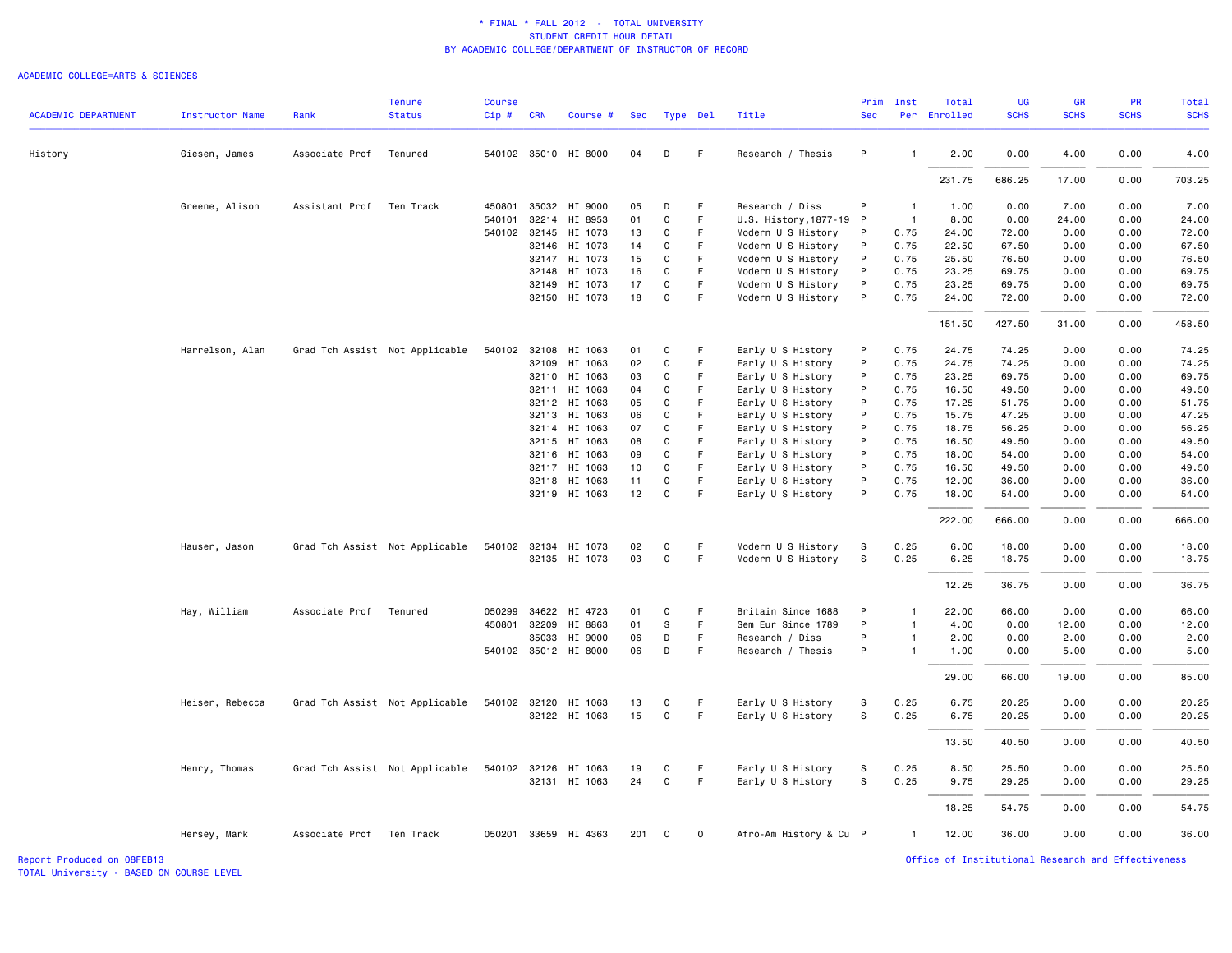\* FINAL \* FALL 2012 - TOTAL UNIVERSITY
STUDENT CREDIT HOUR DETAIL
BY ACADEMIC COLLEGE/DEPARTMENT OF INSTRUCTOR OF RECORD

ACADEMIC COLLEGE=ARTS & SCIENCES

| ACADEMIC DEPARTMENT | Instructor Name | Rank | Tenure Status | Course Cip # | CRN | Course # | Sec | Type | Del | Title | Prim Sec | Inst Per | Total Enrolled | UG SCHS | GR SCHS | PR SCHS | Total SCHS |
|---|---|---|---|---|---|---|---|---|---|---|---|---|---|---|---|---|---|
| History | Giesen, James | Associate Prof | Tenured | 540102 | 35010 | HI 8000 | 04 | D | F | Research / Thesis | P | 1 | 2.00 | 0.00 | 4.00 | 0.00 | 4.00 |
| | | | | | | | | | | | | | 231.75 | 686.25 | 17.00 | 0.00 | 703.25 |
| | Greene, Alison | Assistant Prof | Ten Track | 450801 | 35032 | HI 9000 | 05 | D | F | Research / Diss | P | 1 | 1.00 | 0.00 | 7.00 | 0.00 | 7.00 |
| | | | | 540101 | 32214 | HI 8953 | 01 | C | F | U.S. History,1877-19 | P | 1 | 8.00 | 0.00 | 24.00 | 0.00 | 24.00 |
| | | | | 540102 | 32145 | HI 1073 | 13 | C | F | Modern U S History | P | 0.75 | 24.00 | 72.00 | 0.00 | 0.00 | 72.00 |
| | | | | | 32146 | HI 1073 | 14 | C | F | Modern U S History | P | 0.75 | 22.50 | 67.50 | 0.00 | 0.00 | 67.50 |
| | | | | | 32147 | HI 1073 | 15 | C | F | Modern U S History | P | 0.75 | 25.50 | 76.50 | 0.00 | 0.00 | 76.50 |
| | | | | | 32148 | HI 1073 | 16 | C | F | Modern U S History | P | 0.75 | 23.25 | 69.75 | 0.00 | 0.00 | 69.75 |
| | | | | | 32149 | HI 1073 | 17 | C | F | Modern U S History | P | 0.75 | 23.25 | 69.75 | 0.00 | 0.00 | 69.75 |
| | | | | | 32150 | HI 1073 | 18 | C | F | Modern U S History | P | 0.75 | 24.00 | 72.00 | 0.00 | 0.00 | 72.00 |
| | | | | | | | | | | | | | 151.50 | 427.50 | 31.00 | 0.00 | 458.50 |
| | Harrelson, Alan | Grad Tch Assist | Not Applicable | 540102 | 32108 | HI 1063 | 01 | C | F | Early U S History | P | 0.75 | 24.75 | 74.25 | 0.00 | 0.00 | 74.25 |
| | | | | | 32109 | HI 1063 | 02 | C | F | Early U S History | P | 0.75 | 24.75 | 74.25 | 0.00 | 0.00 | 74.25 |
| | | | | | 32110 | HI 1063 | 03 | C | F | Early U S History | P | 0.75 | 23.25 | 69.75 | 0.00 | 0.00 | 69.75 |
| | | | | | 32111 | HI 1063 | 04 | C | F | Early U S History | P | 0.75 | 16.50 | 49.50 | 0.00 | 0.00 | 49.50 |
| | | | | | 32112 | HI 1063 | 05 | C | F | Early U S History | P | 0.75 | 17.25 | 51.75 | 0.00 | 0.00 | 51.75 |
| | | | | | 32113 | HI 1063 | 06 | C | F | Early U S History | P | 0.75 | 15.75 | 47.25 | 0.00 | 0.00 | 47.25 |
| | | | | | 32114 | HI 1063 | 07 | C | F | Early U S History | P | 0.75 | 18.75 | 56.25 | 0.00 | 0.00 | 56.25 |
| | | | | | 32115 | HI 1063 | 08 | C | F | Early U S History | P | 0.75 | 16.50 | 49.50 | 0.00 | 0.00 | 49.50 |
| | | | | | 32116 | HI 1063 | 09 | C | F | Early U S History | P | 0.75 | 18.00 | 54.00 | 0.00 | 0.00 | 54.00 |
| | | | | | 32117 | HI 1063 | 10 | C | F | Early U S History | P | 0.75 | 16.50 | 49.50 | 0.00 | 0.00 | 49.50 |
| | | | | | 32118 | HI 1063 | 11 | C | F | Early U S History | P | 0.75 | 12.00 | 36.00 | 0.00 | 0.00 | 36.00 |
| | | | | | 32119 | HI 1063 | 12 | C | F | Early U S History | P | 0.75 | 18.00 | 54.00 | 0.00 | 0.00 | 54.00 |
| | | | | | | | | | | | | | 222.00 | 666.00 | 0.00 | 0.00 | 666.00 |
| | Hauser, Jason | Grad Tch Assist | Not Applicable | 540102 | 32134 | HI 1073 | 02 | C | F | Modern U S History | S | 0.25 | 6.00 | 18.00 | 0.00 | 0.00 | 18.00 |
| | | | | | 32135 | HI 1073 | 03 | C | F | Modern U S History | S | 0.25 | 6.25 | 18.75 | 0.00 | 0.00 | 18.75 |
| | | | | | | | | | | | | | 12.25 | 36.75 | 0.00 | 0.00 | 36.75 |
| | Hay, William | Associate Prof | Tenured | 050299 | 34622 | HI 4723 | 01 | C | F | Britain Since 1688 | P | 1 | 22.00 | 66.00 | 0.00 | 0.00 | 66.00 |
| | | | | 450801 | 32209 | HI 8863 | 01 | S | F | Sem Eur Since 1789 | P | 1 | 4.00 | 0.00 | 12.00 | 0.00 | 12.00 |
| | | | | | 35033 | HI 9000 | 06 | D | F | Research / Diss | P | 1 | 2.00 | 0.00 | 2.00 | 0.00 | 2.00 |
| | | | | 540102 | 35012 | HI 8000 | 06 | D | F | Research / Thesis | P | 1 | 1.00 | 0.00 | 5.00 | 0.00 | 5.00 |
| | | | | | | | | | | | | | 29.00 | 66.00 | 19.00 | 0.00 | 85.00 |
| | Heiser, Rebecca | Grad Tch Assist | Not Applicable | 540102 | 32120 | HI 1063 | 13 | C | F | Early U S History | S | 0.25 | 6.75 | 20.25 | 0.00 | 0.00 | 20.25 |
| | | | | | 32122 | HI 1063 | 15 | C | F | Early U S History | S | 0.25 | 6.75 | 20.25 | 0.00 | 0.00 | 20.25 |
| | | | | | | | | | | | | | 13.50 | 40.50 | 0.00 | 0.00 | 40.50 |
| | Henry, Thomas | Grad Tch Assist | Not Applicable | 540102 | 32126 | HI 1063 | 19 | C | F | Early U S History | S | 0.25 | 8.50 | 25.50 | 0.00 | 0.00 | 25.50 |
| | | | | | 32131 | HI 1063 | 24 | C | F | Early U S History | S | 0.25 | 9.75 | 29.25 | 0.00 | 0.00 | 29.25 |
| | | | | | | | | | | | | | 18.25 | 54.75 | 0.00 | 0.00 | 54.75 |
| | Hersey, Mark | Associate Prof | Ten Track | 050201 | 33659 | HI 4363 | 201 | C | O | Afro-Am History & Cu | P | 1 | 12.00 | 36.00 | 0.00 | 0.00 | 36.00 |

Report Produced on 08FEB13
TOTAL University - BASED ON COURSE LEVEL

Office of Institutional Research and Effectiveness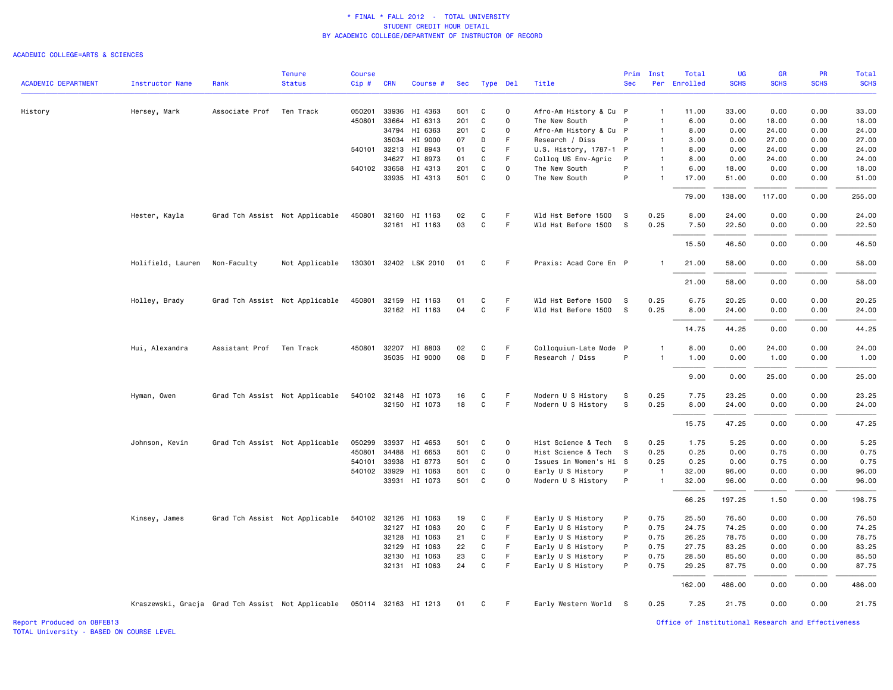\* FINAL \* FALL 2012 - TOTAL UNIVERSITY
STUDENT CREDIT HOUR DETAIL
BY ACADEMIC COLLEGE/DEPARTMENT OF INSTRUCTOR OF RECORD

ACADEMIC COLLEGE=ARTS & SCIENCES

| ACADEMIC DEPARTMENT | Instructor Name | Rank | Tenure Status | Course Cip # | CRN | Course # | Sec | Type | Del | Title | Prim Sec | Inst Per | Total Enrolled | UG SCHS | GR SCHS | PR SCHS | Total SCHS |
|---|---|---|---|---|---|---|---|---|---|---|---|---|---|---|---|---|---|
| History | Hersey, Mark | Associate Prof | Ten Track | 050201 | 33936 | HI 4363 | 501 | C | O | Afro-Am History & Cu | P | 1 | 11.00 | 33.00 | 0.00 | 0.00 | 33.00 |
| | | | | 450801 | 33664 | HI 6313 | 201 | C | O | The New South | P | 1 | 6.00 | 0.00 | 18.00 | 0.00 | 18.00 |
| | | | | | 34794 | HI 6363 | 201 | C | O | Afro-Am History & Cu | P | 1 | 8.00 | 0.00 | 24.00 | 0.00 | 24.00 |
| | | | | | 35034 | HI 9000 | 07 | D | F | Research / Diss | P | 1 | 3.00 | 0.00 | 27.00 | 0.00 | 27.00 |
| | | | | 540101 | 32213 | HI 8943 | 01 | C | F | U.S. History, 1787-1 | P | 1 | 8.00 | 0.00 | 24.00 | 0.00 | 24.00 |
| | | | | | 34627 | HI 8973 | 01 | C | F | Colloq US Env-Agric | P | 1 | 8.00 | 0.00 | 24.00 | 0.00 | 24.00 |
| | | | | 540102 | 33658 | HI 4313 | 201 | C | O | The New South | P | 1 | 6.00 | 18.00 | 0.00 | 0.00 | 18.00 |
| | | | | | 33935 | HI 4313 | 501 | C | O | The New South | P | 1 | 17.00 | 51.00 | 0.00 | 0.00 | 51.00 |
| | | | | | | | | | | | | | 79.00 | 138.00 | 117.00 | 0.00 | 255.00 |
| | Hester, Kayla | Grad Tch Assist | Not Applicable | 450801 | 32160 | HI 1163 | 02 | C | F | Wld Hst Before 1500 | S | 0.25 | 8.00 | 24.00 | 0.00 | 0.00 | 24.00 |
| | | | | | 32161 | HI 1163 | 03 | C | F | Wld Hst Before 1500 | S | 0.25 | 7.50 | 22.50 | 0.00 | 0.00 | 22.50 |
| | | | | | | | | | | | | | 15.50 | 46.50 | 0.00 | 0.00 | 46.50 |
| | Holifield, Lauren | Non-Faculty | Not Applicable | 130301 | 32402 | LSK 2010 | 01 | C | F | Praxis: Acad Core En | P | 1 | 21.00 | 58.00 | 0.00 | 0.00 | 58.00 |
| | | | | | | | | | | | | | 21.00 | 58.00 | 0.00 | 0.00 | 58.00 |
| | Holley, Brady | Grad Tch Assist | Not Applicable | 450801 | 32159 | HI 1163 | 01 | C | F | Wld Hst Before 1500 | S | 0.25 | 6.75 | 20.25 | 0.00 | 0.00 | 20.25 |
| | | | | | 32162 | HI 1163 | 04 | C | F | Wld Hst Before 1500 | S | 0.25 | 8.00 | 24.00 | 0.00 | 0.00 | 24.00 |
| | | | | | | | | | | | | | 14.75 | 44.25 | 0.00 | 0.00 | 44.25 |
| | Hui, Alexandra | Assistant Prof | Ten Track | 450801 | 32207 | HI 8803 | 02 | C | F | Colloquium-Late Mode | P | 1 | 8.00 | 0.00 | 24.00 | 0.00 | 24.00 |
| | | | | | 35035 | HI 9000 | 08 | D | F | Research / Diss | P | 1 | 1.00 | 0.00 | 1.00 | 0.00 | 1.00 |
| | | | | | | | | | | | | | 9.00 | 0.00 | 25.00 | 0.00 | 25.00 |
| | Hyman, Owen | Grad Tch Assist | Not Applicable | 540102 | 32148 | HI 1073 | 16 | C | F | Modern U S History | S | 0.25 | 7.75 | 23.25 | 0.00 | 0.00 | 23.25 |
| | | | | | 32150 | HI 1073 | 18 | C | F | Modern U S History | S | 0.25 | 8.00 | 24.00 | 0.00 | 0.00 | 24.00 |
| | | | | | | | | | | | | | 15.75 | 47.25 | 0.00 | 0.00 | 47.25 |
| | Johnson, Kevin | Grad Tch Assist | Not Applicable | 050299 | 33937 | HI 4653 | 501 | C | O | Hist Science & Tech | S | 0.25 | 1.75 | 5.25 | 0.00 | 0.00 | 5.25 |
| | | | | 450801 | 34488 | HI 6653 | 501 | C | O | Hist Science & Tech | S | 0.25 | 0.25 | 0.00 | 0.75 | 0.00 | 0.75 |
| | | | | 540101 | 33938 | HI 8773 | 501 | C | O | Issues in Women's Hi | S | 0.25 | 0.25 | 0.00 | 0.75 | 0.00 | 0.75 |
| | | | | 540102 | 33929 | HI 1063 | 501 | C | O | Early U S History | P | 1 | 32.00 | 96.00 | 0.00 | 0.00 | 96.00 |
| | | | | | 33931 | HI 1073 | 501 | C | O | Modern U S History | P | 1 | 32.00 | 96.00 | 0.00 | 0.00 | 96.00 |
| | | | | | | | | | | | | | 66.25 | 197.25 | 1.50 | 0.00 | 198.75 |
| | Kinsey, James | Grad Tch Assist | Not Applicable | 540102 | 32126 | HI 1063 | 19 | C | F | Early U S History | P | 0.75 | 25.50 | 76.50 | 0.00 | 0.00 | 76.50 |
| | | | | | 32127 | HI 1063 | 20 | C | F | Early U S History | P | 0.75 | 24.75 | 74.25 | 0.00 | 0.00 | 74.25 |
| | | | | | 32128 | HI 1063 | 21 | C | F | Early U S History | P | 0.75 | 26.25 | 78.75 | 0.00 | 0.00 | 78.75 |
| | | | | | 32129 | HI 1063 | 22 | C | F | Early U S History | P | 0.75 | 27.75 | 83.25 | 0.00 | 0.00 | 83.25 |
| | | | | | 32130 | HI 1063 | 23 | C | F | Early U S History | P | 0.75 | 28.50 | 85.50 | 0.00 | 0.00 | 85.50 |
| | | | | | 32131 | HI 1063 | 24 | C | F | Early U S History | P | 0.75 | 29.25 | 87.75 | 0.00 | 0.00 | 87.75 |
| | | | | | | | | | | | | | 162.00 | 486.00 | 0.00 | 0.00 | 486.00 |
| | Kraszewski, Gracja | Grad Tch Assist | Not Applicable | 050114 | 32163 | HI 1213 | 01 | C | F | Early Western World | S | 0.25 | 7.25 | 21.75 | 0.00 | 0.00 | 21.75 |

Report Produced on 08FEB13
TOTAL University - BASED ON COURSE LEVEL

Office of Institutional Research and Effectiveness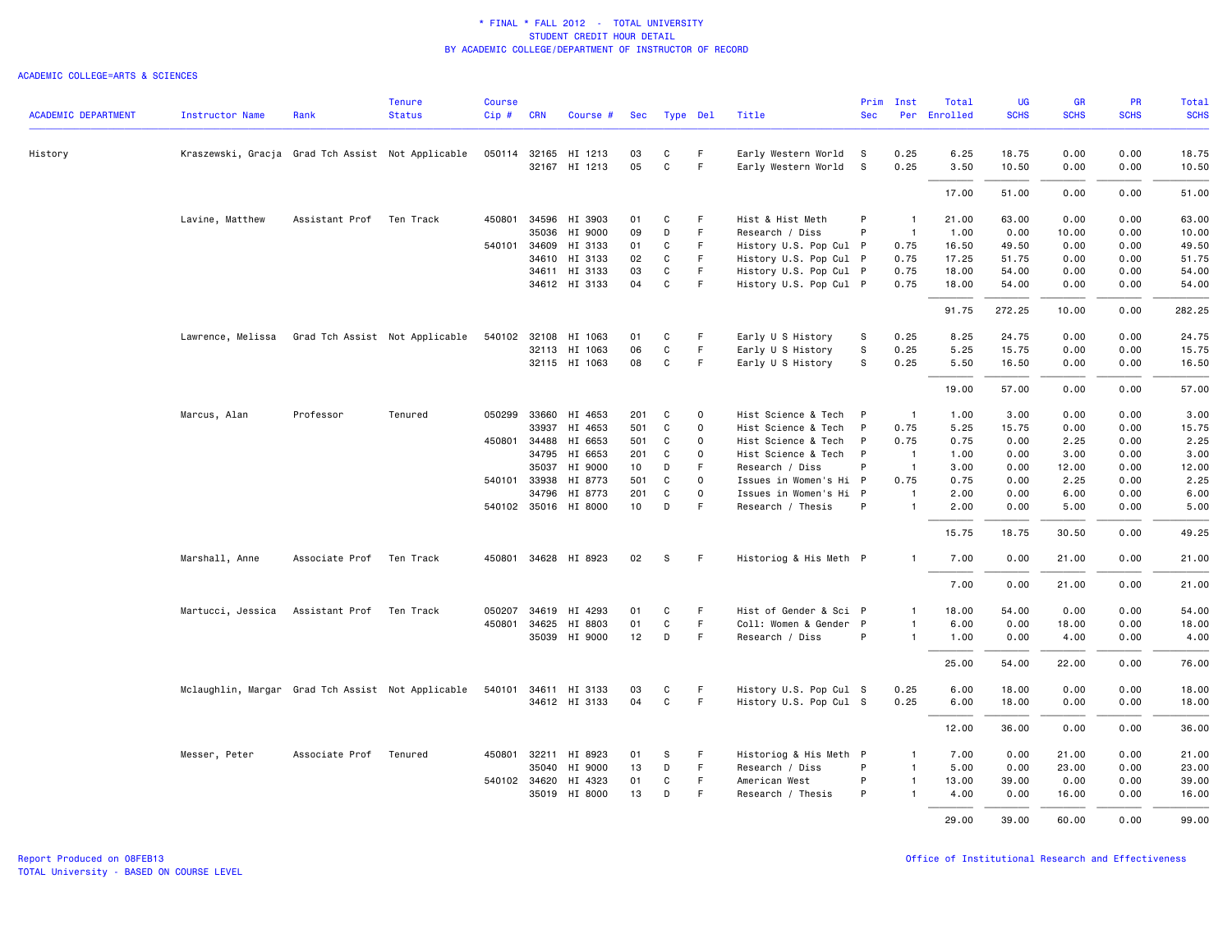# * FINAL * FALL 2012 - TOTAL UNIVERSITY
## STUDENT CREDIT HOUR DETAIL
## BY ACADEMIC COLLEGE/DEPARTMENT OF INSTRUCTOR OF RECORD

ACADEMIC COLLEGE=ARTS & SCIENCES

| ACADEMIC DEPARTMENT | Instructor Name | Rank | Tenure Status | Course Cip # | CRN | Course # | Sec | Type | Del | Title | Prim Sec | Inst Per | Total Enrolled | UG SCHS | GR SCHS | PR SCHS | Total SCHS |
|---|---|---|---|---|---|---|---|---|---|---|---|---|---|---|---|---|---|
| History | Kraszewski, Gracja | Grad Tch Assist | Not Applicable | 050114 | 32165 | HI 1213 | 03 | C | F | Early Western World | S | 0.25 | 6.25 | 18.75 | 0.00 | 0.00 | 18.75 |
| | | | | | 32167 | HI 1213 | 05 | C | F | Early Western World | S | 0.25 | 3.50 | 10.50 | 0.00 | 0.00 | 10.50 |
| | | | | | | | | | | | | | 17.00 | 51.00 | 0.00 | 0.00 | 51.00 |
| | Lavine, Matthew | Assistant Prof | Ten Track | 450801 | 34596 | HI 3903 | 01 | C | F | Hist & Hist Meth | P | 1 | 21.00 | 63.00 | 0.00 | 0.00 | 63.00 |
| | | | | | 35036 | HI 9000 | 09 | D | F | Research / Diss | P | 1 | 1.00 | 0.00 | 10.00 | 0.00 | 10.00 |
| | | | | 540101 | 34609 | HI 3133 | 01 | C | F | History U.S. Pop Cul | P | 0.75 | 16.50 | 49.50 | 0.00 | 0.00 | 49.50 |
| | | | | | 34610 | HI 3133 | 02 | C | F | History U.S. Pop Cul | P | 0.75 | 17.25 | 51.75 | 0.00 | 0.00 | 51.75 |
| | | | | | 34611 | HI 3133 | 03 | C | F | History U.S. Pop Cul | P | 0.75 | 18.00 | 54.00 | 0.00 | 0.00 | 54.00 |
| | | | | | 34612 | HI 3133 | 04 | C | F | History U.S. Pop Cul | P | 0.75 | 18.00 | 54.00 | 0.00 | 0.00 | 54.00 |
| | | | | | | | | | | | | | 91.75 | 272.25 | 10.00 | 0.00 | 282.25 |
| | Lawrence, Melissa | Grad Tch Assist | Not Applicable | 540102 | 32108 | HI 1063 | 01 | C | F | Early U S History | S | 0.25 | 8.25 | 24.75 | 0.00 | 0.00 | 24.75 |
| | | | | | 32113 | HI 1063 | 06 | C | F | Early U S History | S | 0.25 | 5.25 | 15.75 | 0.00 | 0.00 | 15.75 |
| | | | | | 32115 | HI 1063 | 08 | C | F | Early U S History | S | 0.25 | 5.50 | 16.50 | 0.00 | 0.00 | 16.50 |
| | | | | | | | | | | | | | 19.00 | 57.00 | 0.00 | 0.00 | 57.00 |
| | Marcus, Alan | Professor | Tenured | 050299 | 33660 | HI 4653 | 201 | C | O | Hist Science & Tech | P | 1 | 1.00 | 3.00 | 0.00 | 0.00 | 3.00 |
| | | | | | 33937 | HI 4653 | 501 | C | O | Hist Science & Tech | P | 0.75 | 5.25 | 15.75 | 0.00 | 0.00 | 15.75 |
| | | | | 450801 | 34488 | HI 6653 | 501 | C | O | Hist Science & Tech | P | 0.75 | 0.75 | 0.00 | 2.25 | 0.00 | 2.25 |
| | | | | | 34795 | HI 6653 | 201 | C | O | Hist Science & Tech | P | 1 | 1.00 | 0.00 | 3.00 | 0.00 | 3.00 |
| | | | | | 35037 | HI 9000 | 10 | D | F | Research / Diss | P | 1 | 3.00 | 0.00 | 12.00 | 0.00 | 12.00 |
| | | | | 540101 | 33938 | HI 8773 | 501 | C | O | Issues in Women's Hi | P | 0.75 | 0.75 | 0.00 | 2.25 | 0.00 | 2.25 |
| | | | | | 34796 | HI 8773 | 201 | C | O | Issues in Women's Hi | P | 1 | 2.00 | 0.00 | 6.00 | 0.00 | 6.00 |
| | | | | 540102 | 35016 | HI 8000 | 10 | D | F | Research / Thesis | P | 1 | 2.00 | 0.00 | 5.00 | 0.00 | 5.00 |
| | | | | | | | | | | | | | 15.75 | 18.75 | 30.50 | 0.00 | 49.25 |
| | Marshall, Anne | Associate Prof | Ten Track | 450801 | 34628 | HI 8923 | 02 | S | F | Historiog & His Meth | P | 1 | 7.00 | 0.00 | 21.00 | 0.00 | 21.00 |
| | | | | | | | | | | | | | 7.00 | 0.00 | 21.00 | 0.00 | 21.00 |
| | Martucci, Jessica | Assistant Prof | Ten Track | 050207 | 34619 | HI 4293 | 01 | C | F | Hist of Gender & Sci | P | 1 | 18.00 | 54.00 | 0.00 | 0.00 | 54.00 |
| | | | | 450801 | 34625 | HI 8803 | 01 | C | F | Coll: Women & Gender | P | 1 | 6.00 | 0.00 | 18.00 | 0.00 | 18.00 |
| | | | | | 35039 | HI 9000 | 12 | D | F | Research / Diss | P | 1 | 1.00 | 0.00 | 4.00 | 0.00 | 4.00 |
| | | | | | | | | | | | | | 25.00 | 54.00 | 22.00 | 0.00 | 76.00 |
| | Mclaughlin, Margar | Grad Tch Assist | Not Applicable | 540101 | 34611 | HI 3133 | 03 | C | F | History U.S. Pop Cul | S | 0.25 | 6.00 | 18.00 | 0.00 | 0.00 | 18.00 |
| | | | | | 34612 | HI 3133 | 04 | C | F | History U.S. Pop Cul | S | 0.25 | 6.00 | 18.00 | 0.00 | 0.00 | 18.00 |
| | | | | | | | | | | | | | 12.00 | 36.00 | 0.00 | 0.00 | 36.00 |
| | Messer, Peter | Associate Prof | Tenured | 450801 | 32211 | HI 8923 | 01 | S | F | Historiog & His Meth | P | 1 | 7.00 | 0.00 | 21.00 | 0.00 | 21.00 |
| | | | | | 35040 | HI 9000 | 13 | D | F | Research / Diss | P | 1 | 5.00 | 0.00 | 23.00 | 0.00 | 23.00 |
| | | | | 540102 | 34620 | HI 4323 | 01 | C | F | American West | P | 1 | 13.00 | 39.00 | 0.00 | 0.00 | 39.00 |
| | | | | | 35019 | HI 8000 | 13 | D | F | Research / Thesis | P | 1 | 4.00 | 0.00 | 16.00 | 0.00 | 16.00 |
| | | | | | | | | | | | | | 29.00 | 39.00 | 60.00 | 0.00 | 99.00 |

Report Produced on 08FEB13
TOTAL University - BASED ON COURSE LEVEL

Office of Institutional Research and Effectiveness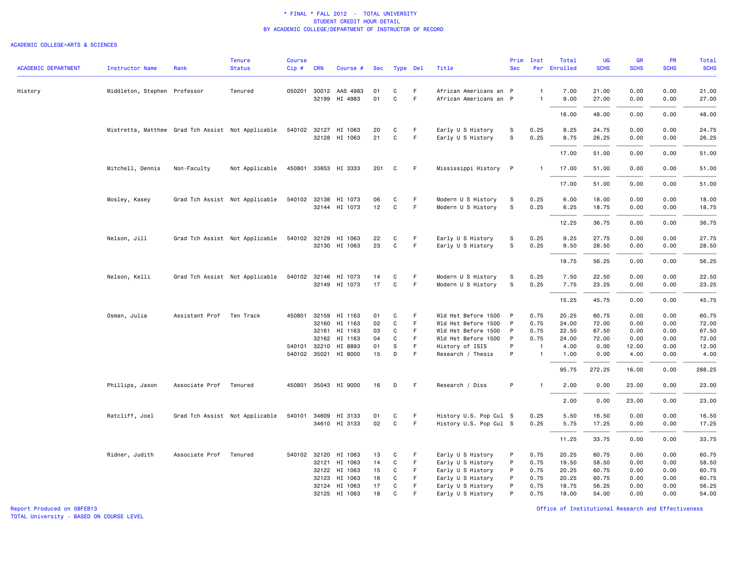# * FINAL * FALL 2012 - TOTAL UNIVERSITY
## STUDENT CREDIT HOUR DETAIL
### BY ACADEMIC COLLEGE/DEPARTMENT OF INSTRUCTOR OF RECORD

ACADEMIC COLLEGE=ARTS & SCIENCES

| ACADEMIC DEPARTMENT | Instructor Name | Rank | Tenure Status | Course Cip # | CRN | Course # | Sec | Type | Del | Title | Prim Sec | Inst Per | Total Enrolled | UG SCHS | GR SCHS | PR SCHS | Total SCHS |
|---|---|---|---|---|---|---|---|---|---|---|---|---|---|---|---|---|---|
| History | Middleton, Stephen | Professor | Tenured | 050201 | 30012 | AAS 4983 | 01 | C | F | African Americans an | P | 1 | 7.00 | 21.00 | 0.00 | 0.00 | 21.00 |
| | | | | | 32199 | HI 4983 | 01 | C | F | African Americans an | P | 1 | 9.00 | 27.00 | 0.00 | 0.00 | 27.00 |
| | | | | | | | | | | | | | 16.00 | 48.00 | 0.00 | 0.00 | 48.00 |
| | Mistretta, Matthew | Grad Tch Assist | Not Applicable | 540102 | 32127 | HI 1063 | 20 | C | F | Early U S History | S | 0.25 | 8.25 | 24.75 | 0.00 | 0.00 | 24.75 |
| | | | | | 32128 | HI 1063 | 21 | C | F | Early U S History | S | 0.25 | 8.75 | 26.25 | 0.00 | 0.00 | 26.25 |
| | | | | | | | | | | | | | 17.00 | 51.00 | 0.00 | 0.00 | 51.00 |
| | Mitchell, Dennis | Non-Faculty | Not Applicable | 450801 | 33653 | HI 3333 | 201 | C | F | Mississippi History | P | 1 | 17.00 | 51.00 | 0.00 | 0.00 | 51.00 |
| | | | | | | | | | | | | | 17.00 | 51.00 | 0.00 | 0.00 | 51.00 |
| | Mosley, Kasey | Grad Tch Assist | Not Applicable | 540102 | 32138 | HI 1073 | 06 | C | F | Modern U S History | S | 0.25 | 6.00 | 18.00 | 0.00 | 0.00 | 18.00 |
| | | | | | 32144 | HI 1073 | 12 | C | F | Modern U S History | S | 0.25 | 6.25 | 18.75 | 0.00 | 0.00 | 18.75 |
| | | | | | | | | | | | | | 12.25 | 36.75 | 0.00 | 0.00 | 36.75 |
| | Nelson, Jill | Grad Tch Assist | Not Applicable | 540102 | 32129 | HI 1063 | 22 | C | F | Early U S History | S | 0.25 | 9.25 | 27.75 | 0.00 | 0.00 | 27.75 |
| | | | | | 32130 | HI 1063 | 23 | C | F | Early U S History | S | 0.25 | 9.50 | 28.50 | 0.00 | 0.00 | 28.50 |
| | | | | | | | | | | | | | 18.75 | 56.25 | 0.00 | 0.00 | 56.25 |
| | Nelson, Kelli | Grad Tch Assist | Not Applicable | 540102 | 32146 | HI 1073 | 14 | C | F | Modern U S History | S | 0.25 | 7.50 | 22.50 | 0.00 | 0.00 | 22.50 |
| | | | | | 32149 | HI 1073 | 17 | C | F | Modern U S History | S | 0.25 | 7.75 | 23.25 | 0.00 | 0.00 | 23.25 |
| | | | | | | | | | | | | | 15.25 | 45.75 | 0.00 | 0.00 | 45.75 |
| | Osman, Julia | Assistant Prof | Ten Track | 450801 | 32159 | HI 1163 | 01 | C | F | Wld Hst Before 1500 | P | 0.75 | 20.25 | 60.75 | 0.00 | 0.00 | 60.75 |
| | | | | | 32160 | HI 1163 | 02 | C | F | Wld Hst Before 1500 | P | 0.75 | 24.00 | 72.00 | 0.00 | 0.00 | 72.00 |
| | | | | | 32161 | HI 1163 | 03 | C | F | Wld Hst Before 1500 | P | 0.75 | 22.50 | 67.50 | 0.00 | 0.00 | 67.50 |
| | | | | | 32162 | HI 1163 | 04 | C | F | Wld Hst Before 1500 | P | 0.75 | 24.00 | 72.00 | 0.00 | 0.00 | 72.00 |
| | | | | 540101 | 32210 | HI 8893 | 01 | S | F | History of ISIS | P | 1 | 4.00 | 0.00 | 12.00 | 0.00 | 12.00 |
| | | | | 540102 | 35021 | HI 8000 | 15 | D | F | Research / Thesis | P | 1 | 1.00 | 0.00 | 4.00 | 0.00 | 4.00 |
| | | | | | | | | | | | | | 95.75 | 272.25 | 16.00 | 0.00 | 288.25 |
| | Phillips, Jason | Associate Prof | Tenured | 450801 | 35043 | HI 9000 | 16 | D | F | Research / Diss | P | 1 | 2.00 | 0.00 | 23.00 | 0.00 | 23.00 |
| | | | | | | | | | | | | | 2.00 | 0.00 | 23.00 | 0.00 | 23.00 |
| | Ratcliff, Joel | Grad Tch Assist | Not Applicable | 540101 | 34609 | HI 3133 | 01 | C | F | History U.S. Pop Cul | S | 0.25 | 5.50 | 16.50 | 0.00 | 0.00 | 16.50 |
| | | | | | 34610 | HI 3133 | 02 | C | F | History U.S. Pop Cul | S | 0.25 | 5.75 | 17.25 | 0.00 | 0.00 | 17.25 |
| | | | | | | | | | | | | | 11.25 | 33.75 | 0.00 | 0.00 | 33.75 |
| | Ridner, Judith | Associate Prof | Tenured | 540102 | 32120 | HI 1063 | 13 | C | F | Early U S History | P | 0.75 | 20.25 | 60.75 | 0.00 | 0.00 | 60.75 |
| | | | | | 32121 | HI 1063 | 14 | C | F | Early U S History | P | 0.75 | 19.50 | 58.50 | 0.00 | 0.00 | 58.50 |
| | | | | | 32122 | HI 1063 | 15 | C | F | Early U S History | P | 0.75 | 20.25 | 60.75 | 0.00 | 0.00 | 60.75 |
| | | | | | 32123 | HI 1063 | 16 | C | F | Early U S History | P | 0.75 | 20.25 | 60.75 | 0.00 | 0.00 | 60.75 |
| | | | | | 32124 | HI 1063 | 17 | C | F | Early U S History | P | 0.75 | 18.75 | 56.25 | 0.00 | 0.00 | 56.25 |
| | | | | | 32125 | HI 1063 | 18 | C | F | Early U S History | P | 0.75 | 18.00 | 54.00 | 0.00 | 0.00 | 54.00 |

Report Produced on 08FEB13
TOTAL University - BASED ON COURSE LEVEL

Office of Institutional Research and Effectiveness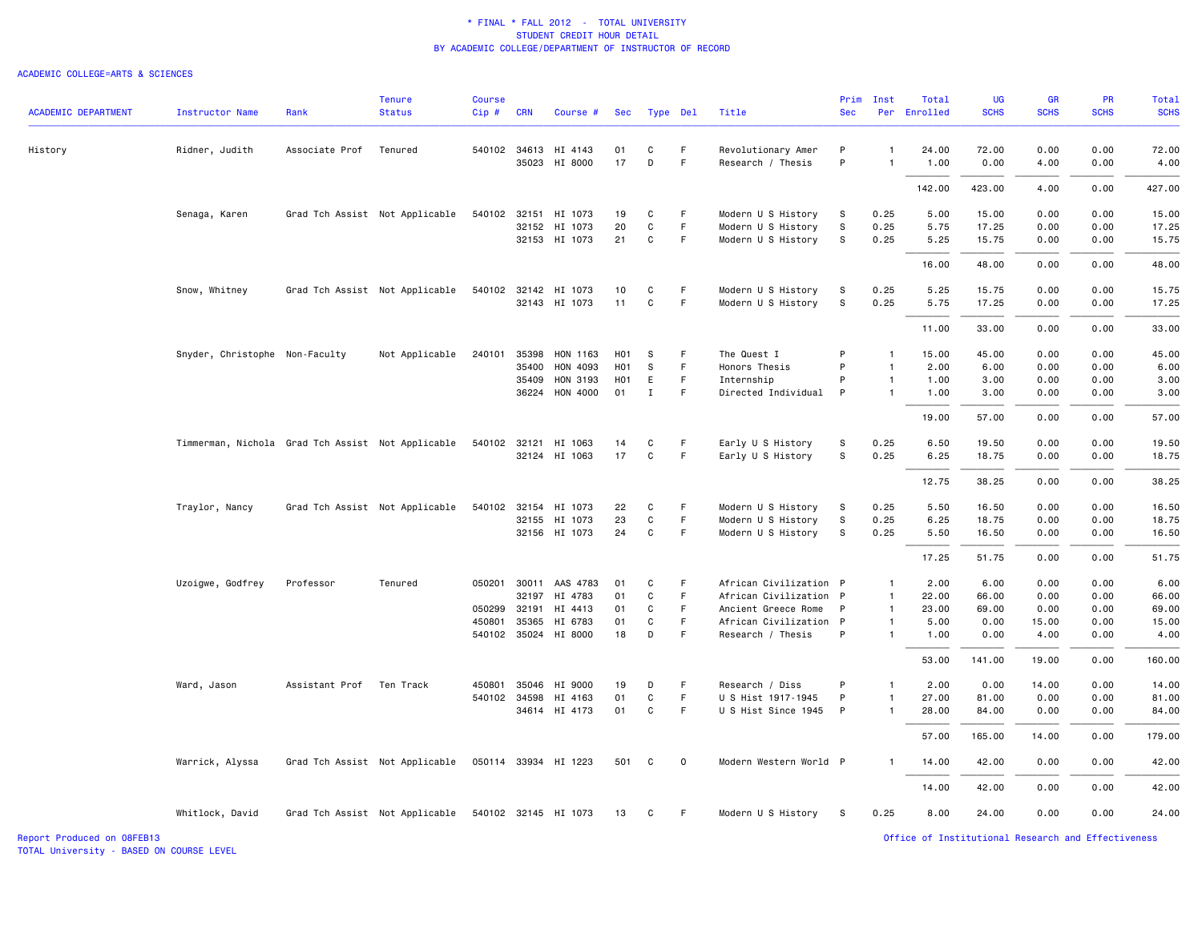\* FINAL \* FALL 2012 - TOTAL UNIVERSITY
STUDENT CREDIT HOUR DETAIL
BY ACADEMIC COLLEGE/DEPARTMENT OF INSTRUCTOR OF RECORD

ACADEMIC COLLEGE=ARTS & SCIENCES

| ACADEMIC DEPARTMENT | Instructor Name | Rank | Tenure Status | Course Cip # | CRN | Course # | Sec | Type | Del | Title | Prim Sec | Inst Per | Total Enrolled | UG SCHS | GR SCHS | PR SCHS | Total SCHS |
|---|---|---|---|---|---|---|---|---|---|---|---|---|---|---|---|---|---|
| History | Ridner, Judith | Associate Prof | Tenured | 540102 | 34613 | HI 4143 | 01 | C | F | Revolutionary Amer | P | 1 | 24.00 | 72.00 | 0.00 | 0.00 | 72.00 |
| | | | | | 35023 | HI 8000 | 17 | D | F | Research / Thesis | P | 1 | 1.00 | 0.00 | 4.00 | 0.00 | 4.00 |
| | | | | | | | | | | | | | 142.00 | 423.00 | 4.00 | 0.00 | 427.00 |
| | Senaga, Karen | Grad Tch Assist | Not Applicable | 540102 | 32151 | HI 1073 | 19 | C | F | Modern U S History | S | 0.25 | 5.00 | 15.00 | 0.00 | 0.00 | 15.00 |
| | | | | | 32152 | HI 1073 | 20 | C | F | Modern U S History | S | 0.25 | 5.75 | 17.25 | 0.00 | 0.00 | 17.25 |
| | | | | | 32153 | HI 1073 | 21 | C | F | Modern U S History | S | 0.25 | 5.25 | 15.75 | 0.00 | 0.00 | 15.75 |
| | | | | | | | | | | | | | 16.00 | 48.00 | 0.00 | 0.00 | 48.00 |
| | Snow, Whitney | Grad Tch Assist | Not Applicable | 540102 | 32142 | HI 1073 | 10 | C | F | Modern U S History | S | 0.25 | 5.25 | 15.75 | 0.00 | 0.00 | 15.75 |
| | | | | | 32143 | HI 1073 | 11 | C | F | Modern U S History | S | 0.25 | 5.75 | 17.25 | 0.00 | 0.00 | 17.25 |
| | | | | | | | | | | | | | 11.00 | 33.00 | 0.00 | 0.00 | 33.00 |
| | Snyder, Christophe | Non-Faculty | Not Applicable | 240101 | 35398 | HON 1163 | H01 | S | F | The Quest I | P | 1 | 15.00 | 45.00 | 0.00 | 0.00 | 45.00 |
| | | | | | 35400 | HON 4093 | H01 | S | F | Honors Thesis | P | 1 | 2.00 | 6.00 | 0.00 | 0.00 | 6.00 |
| | | | | | 35409 | HON 3193 | H01 | E | F | Internship | P | 1 | 1.00 | 3.00 | 0.00 | 0.00 | 3.00 |
| | | | | | 36224 | HON 4000 | 01 | I | F | Directed Individual | P | 1 | 1.00 | 3.00 | 0.00 | 0.00 | 3.00 |
| | | | | | | | | | | | | | 19.00 | 57.00 | 0.00 | 0.00 | 57.00 |
| | Timmerman, Nichola | Grad Tch Assist | Not Applicable | 540102 | 32121 | HI 1063 | 14 | C | F | Early U S History | S | 0.25 | 6.50 | 19.50 | 0.00 | 0.00 | 19.50 |
| | | | | | 32124 | HI 1063 | 17 | C | F | Early U S History | S | 0.25 | 6.25 | 18.75 | 0.00 | 0.00 | 18.75 |
| | | | | | | | | | | | | | 12.75 | 38.25 | 0.00 | 0.00 | 38.25 |
| | Traylor, Nancy | Grad Tch Assist | Not Applicable | 540102 | 32154 | HI 1073 | 22 | C | F | Modern U S History | S | 0.25 | 5.50 | 16.50 | 0.00 | 0.00 | 16.50 |
| | | | | | 32155 | HI 1073 | 23 | C | F | Modern U S History | S | 0.25 | 6.25 | 18.75 | 0.00 | 0.00 | 18.75 |
| | | | | | 32156 | HI 1073 | 24 | C | F | Modern U S History | S | 0.25 | 5.50 | 16.50 | 0.00 | 0.00 | 16.50 |
| | | | | | | | | | | | | | 17.25 | 51.75 | 0.00 | 0.00 | 51.75 |
| | Uzoigwe, Godfrey | Professor | Tenured | 050201 | 30011 | AAS 4783 | 01 | C | F | African Civilization | P | 1 | 2.00 | 6.00 | 0.00 | 0.00 | 6.00 |
| | | | | | 32197 | HI 4783 | 01 | C | F | African Civilization | P | 1 | 22.00 | 66.00 | 0.00 | 0.00 | 66.00 |
| | | | | 050299 | 32191 | HI 4413 | 01 | C | F | Ancient Greece Rome | P | 1 | 23.00 | 69.00 | 0.00 | 0.00 | 69.00 |
| | | | | 450801 | 35365 | HI 6783 | 01 | C | F | African Civilization | P | 1 | 5.00 | 0.00 | 15.00 | 0.00 | 15.00 |
| | | | | 540102 | 35024 | HI 8000 | 18 | D | F | Research / Thesis | P | 1 | 1.00 | 0.00 | 4.00 | 0.00 | 4.00 |
| | | | | | | | | | | | | | 53.00 | 141.00 | 19.00 | 0.00 | 160.00 |
| | Ward, Jason | Assistant Prof | Ten Track | 450801 | 35046 | HI 9000 | 19 | D | F | Research / Diss | P | 1 | 2.00 | 0.00 | 14.00 | 0.00 | 14.00 |
| | | | | 540102 | 34598 | HI 4163 | 01 | C | F | U S Hist 1917-1945 | P | 1 | 27.00 | 81.00 | 0.00 | 0.00 | 81.00 |
| | | | | | 34614 | HI 4173 | 01 | C | F | U S Hist Since 1945 | P | 1 | 28.00 | 84.00 | 0.00 | 0.00 | 84.00 |
| | | | | | | | | | | | | | 57.00 | 165.00 | 14.00 | 0.00 | 179.00 |
| | Warrick, Alyssa | Grad Tch Assist | Not Applicable | 050114 | 33934 | HI 1223 | 501 | C | O | Modern Western World | P | 1 | 14.00 | 42.00 | 0.00 | 0.00 | 42.00 |
| | | | | | | | | | | | | | 14.00 | 42.00 | 0.00 | 0.00 | 42.00 |
| | Whitlock, David | Grad Tch Assist | Not Applicable | 540102 | 32145 | HI 1073 | 13 | C | F | Modern U S History | S | 0.25 | 8.00 | 24.00 | 0.00 | 0.00 | 24.00 |

Report Produced on 08FEB13
TOTAL University - BASED ON COURSE LEVEL

Office of Institutional Research and Effectiveness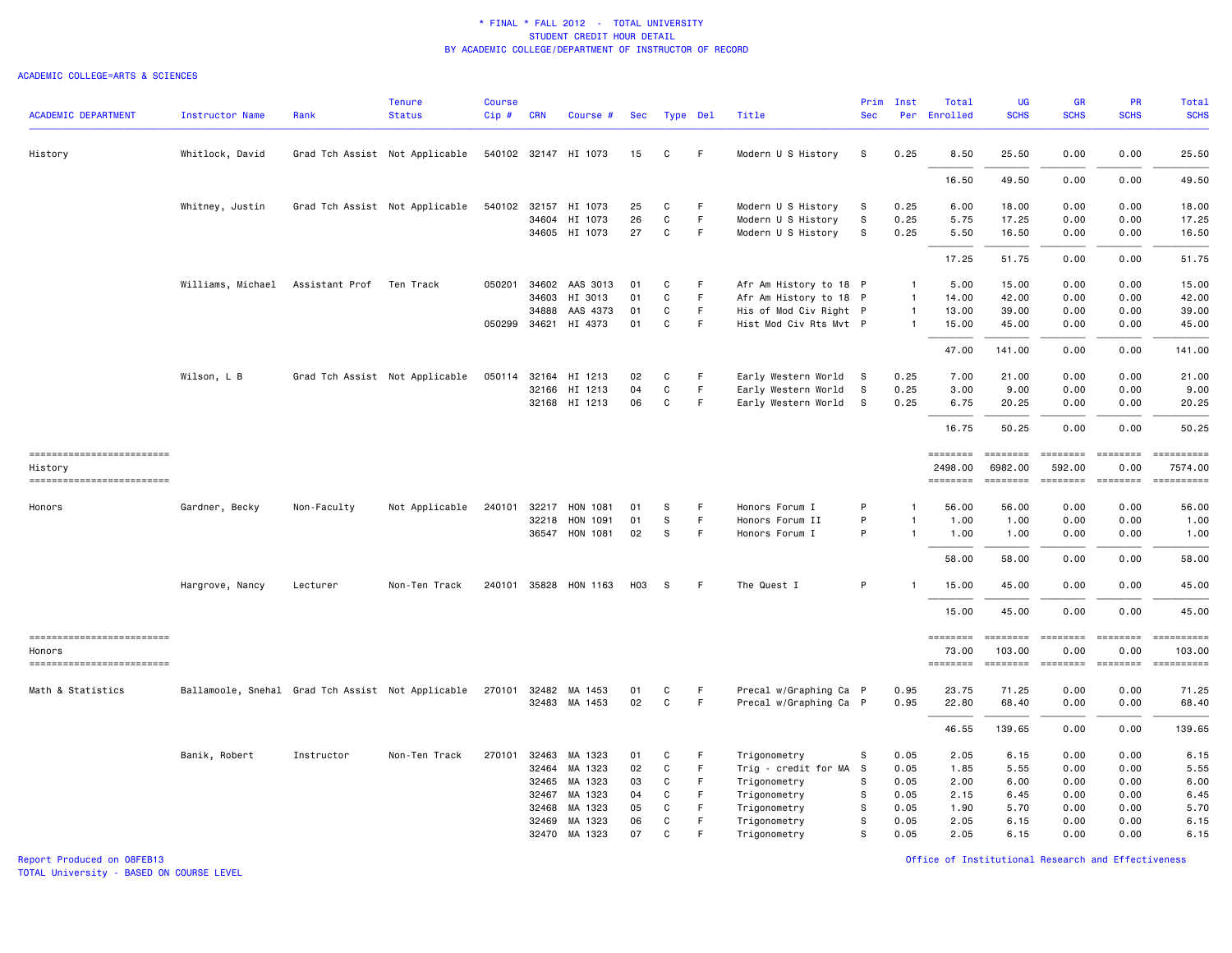\* FINAL \* FALL 2012 - TOTAL UNIVERSITY
STUDENT CREDIT HOUR DETAIL
BY ACADEMIC COLLEGE/DEPARTMENT OF INSTRUCTOR OF RECORD

ACADEMIC COLLEGE=ARTS & SCIENCES

| ACADEMIC DEPARTMENT | Instructor Name | Rank | Tenure Status | Course Cip # | CRN | Course # | Sec | Type | Del | Title | Prim Sec | Inst Per | Total Enrolled | UG SCHS | GR SCHS | PR SCHS | Total SCHS |
|---|---|---|---|---|---|---|---|---|---|---|---|---|---|---|---|---|---|
| History | Whitlock, David | Grad Tch Assist | Not Applicable | 540102 | 32147 | HI 1073 | 15 | C | F | Modern U S History | S | 0.25 | 8.50 | 25.50 | 0.00 | 0.00 | 25.50 |
| | | | | | | | | | | | | | 16.50 | 49.50 | 0.00 | 0.00 | 49.50 |
| | Whitney, Justin | Grad Tch Assist | Not Applicable | 540102 | 32157 | HI 1073 | 25 | C | F | Modern U S History | S | 0.25 | 6.00 | 18.00 | 0.00 | 0.00 | 18.00 |
| | | | | | 34604 | HI 1073 | 26 | C | F | Modern U S History | S | 0.25 | 5.75 | 17.25 | 0.00 | 0.00 | 17.25 |
| | | | | | 34605 | HI 1073 | 27 | C | F | Modern U S History | S | 0.25 | 5.50 | 16.50 | 0.00 | 0.00 | 16.50 |
| | | | | | | | | | | | | | 17.25 | 51.75 | 0.00 | 0.00 | 51.75 |
| | Williams, Michael | Assistant Prof | Ten Track | 050201 | 34602 | AAS 3013 | 01 | C | F | Afr Am History to 18 | P | 1 | 5.00 | 15.00 | 0.00 | 0.00 | 15.00 |
| | | | | | 34603 | HI 3013 | 01 | C | F | Afr Am History to 18 | P | 1 | 14.00 | 42.00 | 0.00 | 0.00 | 42.00 |
| | | | | | 34888 | AAS 4373 | 01 | C | F | His of Mod Civ Right | P | 1 | 13.00 | 39.00 | 0.00 | 0.00 | 39.00 |
| | | | | 050299 | 34621 | HI 4373 | 01 | C | F | Hist Mod Civ Rts Mvt | P | 1 | 15.00 | 45.00 | 0.00 | 0.00 | 45.00 |
| | | | | | | | | | | | | | 47.00 | 141.00 | 0.00 | 0.00 | 141.00 |
| | Wilson, L B | Grad Tch Assist | Not Applicable | 050114 | 32164 | HI 1213 | 02 | C | F | Early Western World | S | 0.25 | 7.00 | 21.00 | 0.00 | 0.00 | 21.00 |
| | | | | | 32166 | HI 1213 | 04 | C | F | Early Western World | S | 0.25 | 3.00 | 9.00 | 0.00 | 0.00 | 9.00 |
| | | | | | 32168 | HI 1213 | 06 | C | F | Early Western World | S | 0.25 | 6.75 | 20.25 | 0.00 | 0.00 | 20.25 |
| | | | | | | | | | | | | | 16.75 | 50.25 | 0.00 | 0.00 | 50.25 |
| History | | | | | | | | | | | | | 2498.00 | 6982.00 | 592.00 | 0.00 | 7574.00 |
| Honors | Gardner, Becky | Non-Faculty | Not Applicable | 240101 | 32217 | HON 1081 | 01 | S | F | Honors Forum I | P | 1 | 56.00 | 56.00 | 0.00 | 0.00 | 56.00 |
| | | | | | 32218 | HON 1091 | 01 | S | F | Honors Forum II | P | 1 | 1.00 | 1.00 | 0.00 | 0.00 | 1.00 |
| | | | | | 36547 | HON 1081 | 02 | S | F | Honors Forum I | P | 1 | 1.00 | 1.00 | 0.00 | 0.00 | 1.00 |
| | | | | | | | | | | | | | 58.00 | 58.00 | 0.00 | 0.00 | 58.00 |
| | Hargrove, Nancy | Lecturer | Non-Ten Track | 240101 | 35828 | HON 1163 | H03 | S | F | The Quest I | P | 1 | 15.00 | 45.00 | 0.00 | 0.00 | 45.00 |
| | | | | | | | | | | | | | 15.00 | 45.00 | 0.00 | 0.00 | 45.00 |
| Honors | | | | | | | | | | | | | 73.00 | 103.00 | 0.00 | 0.00 | 103.00 |
| Math & Statistics | Ballamoole, Snehal | Grad Tch Assist | Not Applicable | 270101 | 32482 | MA 1453 | 01 | C | F | Precal w/Graphing Ca | P | 0.95 | 23.75 | 71.25 | 0.00 | 0.00 | 71.25 |
| | | | | | 32483 | MA 1453 | 02 | C | F | Precal w/Graphing Ca | P | 0.95 | 22.80 | 68.40 | 0.00 | 0.00 | 68.40 |
| | | | | | | | | | | | | | 46.55 | 139.65 | 0.00 | 0.00 | 139.65 |
| | Banik, Robert | Instructor | Non-Ten Track | 270101 | 32463 | MA 1323 | 01 | C | F | Trigonometry | S | 0.05 | 2.05 | 6.15 | 0.00 | 0.00 | 6.15 |
| | | | | | 32464 | MA 1323 | 02 | C | F | Trig - credit for MA | S | 0.05 | 1.85 | 5.55 | 0.00 | 0.00 | 5.55 |
| | | | | | 32465 | MA 1323 | 03 | C | F | Trigonometry | S | 0.05 | 2.00 | 6.00 | 0.00 | 0.00 | 6.00 |
| | | | | | 32467 | MA 1323 | 04 | C | F | Trigonometry | S | 0.05 | 2.15 | 6.45 | 0.00 | 0.00 | 6.45 |
| | | | | | 32468 | MA 1323 | 05 | C | F | Trigonometry | S | 0.05 | 1.90 | 5.70 | 0.00 | 0.00 | 5.70 |
| | | | | | 32469 | MA 1323 | 06 | C | F | Trigonometry | S | 0.05 | 2.05 | 6.15 | 0.00 | 0.00 | 6.15 |
| | | | | | 32470 | MA 1323 | 07 | C | F | Trigonometry | S | 0.05 | 2.05 | 6.15 | 0.00 | 0.00 | 6.15 |

Report Produced on 08FEB13
TOTAL University - BASED ON COURSE LEVEL

Office of Institutional Research and Effectiveness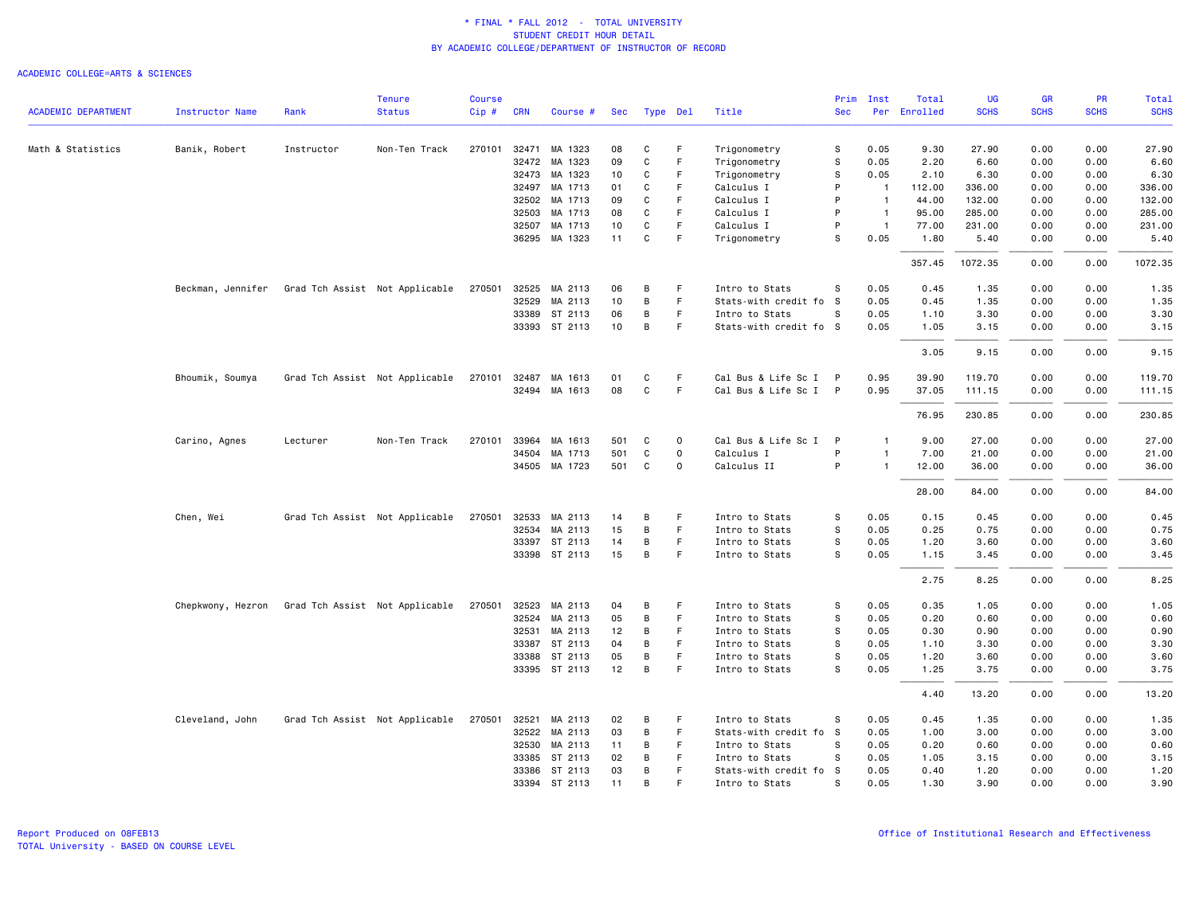\* FINAL \* FALL 2012 - TOTAL UNIVERSITY
STUDENT CREDIT HOUR DETAIL
BY ACADEMIC COLLEGE/DEPARTMENT OF INSTRUCTOR OF RECORD

ACADEMIC COLLEGE=ARTS & SCIENCES

| ACADEMIC DEPARTMENT | Instructor Name | Rank | Tenure Status | Course Cip # | CRN | Course # | Sec | Type | Del | Title | Prim Sec | Inst Per | Total Enrolled | UG SCHS | GR SCHS | PR SCHS | Total SCHS |
|---|---|---|---|---|---|---|---|---|---|---|---|---|---|---|---|---|---|
| Math & Statistics | Banik, Robert | Instructor | Non-Ten Track | 270101 | 32471 | MA 1323 | 08 | C | F | Trigonometry | S | 0.05 | 9.30 | 27.90 | 0.00 | 0.00 | 27.90 |
| | | | | | 32472 | MA 1323 | 09 | C | F | Trigonometry | S | 0.05 | 2.20 | 6.60 | 0.00 | 0.00 | 6.60 |
| | | | | | 32473 | MA 1323 | 10 | C | F | Trigonometry | S | 0.05 | 2.10 | 6.30 | 0.00 | 0.00 | 6.30 |
| | | | | | 32497 | MA 1713 | 01 | C | F | Calculus I | P | 1 | 112.00 | 336.00 | 0.00 | 0.00 | 336.00 |
| | | | | | 32502 | MA 1713 | 09 | C | F | Calculus I | P | 1 | 44.00 | 132.00 | 0.00 | 0.00 | 132.00 |
| | | | | | 32503 | MA 1713 | 08 | C | F | Calculus I | P | 1 | 95.00 | 285.00 | 0.00 | 0.00 | 285.00 |
| | | | | | 32507 | MA 1713 | 10 | C | F | Calculus I | P | 1 | 77.00 | 231.00 | 0.00 | 0.00 | 231.00 |
| | | | | | 36295 | MA 1323 | 11 | C | F | Trigonometry | S | 0.05 | 1.80 | 5.40 | 0.00 | 0.00 | 5.40 |
| | | | | | | | | | | | | | 357.45 | 1072.35 | 0.00 | 0.00 | 1072.35 |
| | Beckman, Jennifer | Grad Tch Assist | Not Applicable | 270501 | 32525 | MA 2113 | 06 | B | F | Intro to Stats | S | 0.05 | 0.45 | 1.35 | 0.00 | 0.00 | 1.35 |
| | | | | | 32529 | MA 2113 | 10 | B | F | Stats-with credit fo | S | 0.05 | 0.45 | 1.35 | 0.00 | 0.00 | 1.35 |
| | | | | | 33389 | ST 2113 | 06 | B | F | Intro to Stats | S | 0.05 | 1.10 | 3.30 | 0.00 | 0.00 | 3.30 |
| | | | | | 33393 | ST 2113 | 10 | B | F | Stats-with credit fo | S | 0.05 | 1.05 | 3.15 | 0.00 | 0.00 | 3.15 |
| | | | | | | | | | | | | | 3.05 | 9.15 | 0.00 | 0.00 | 9.15 |
| | Bhoumik, Soumya | Grad Tch Assist | Not Applicable | 270101 | 32487 | MA 1613 | 01 | C | F | Cal Bus & Life Sc I | P | 0.95 | 39.90 | 119.70 | 0.00 | 0.00 | 119.70 |
| | | | | | 32494 | MA 1613 | 08 | C | F | Cal Bus & Life Sc I | P | 0.95 | 37.05 | 111.15 | 0.00 | 0.00 | 111.15 |
| | | | | | | | | | | | | | 76.95 | 230.85 | 0.00 | 0.00 | 230.85 |
| | Carino, Agnes | Lecturer | Non-Ten Track | 270101 | 33964 | MA 1613 | 501 | C | O | Cal Bus & Life Sc I | P | 1 | 9.00 | 27.00 | 0.00 | 0.00 | 27.00 |
| | | | | | 34504 | MA 1713 | 501 | C | O | Calculus I | P | 1 | 7.00 | 21.00 | 0.00 | 0.00 | 21.00 |
| | | | | | 34505 | MA 1723 | 501 | C | O | Calculus II | P | 1 | 12.00 | 36.00 | 0.00 | 0.00 | 36.00 |
| | | | | | | | | | | | | | 28.00 | 84.00 | 0.00 | 0.00 | 84.00 |
| | Chen, Wei | Grad Tch Assist | Not Applicable | 270501 | 32533 | MA 2113 | 14 | B | F | Intro to Stats | S | 0.05 | 0.15 | 0.45 | 0.00 | 0.00 | 0.45 |
| | | | | | 32534 | MA 2113 | 15 | B | F | Intro to Stats | S | 0.05 | 0.25 | 0.75 | 0.00 | 0.00 | 0.75 |
| | | | | | 33397 | ST 2113 | 14 | B | F | Intro to Stats | S | 0.05 | 1.20 | 3.60 | 0.00 | 0.00 | 3.60 |
| | | | | | 33398 | ST 2113 | 15 | B | F | Intro to Stats | S | 0.05 | 1.15 | 3.45 | 0.00 | 0.00 | 3.45 |
| | | | | | | | | | | | | | 2.75 | 8.25 | 0.00 | 0.00 | 8.25 |
| | Chepkwony, Hezron | Grad Tch Assist | Not Applicable | 270501 | 32523 | MA 2113 | 04 | B | F | Intro to Stats | S | 0.05 | 0.35 | 1.05 | 0.00 | 0.00 | 1.05 |
| | | | | | 32524 | MA 2113 | 05 | B | F | Intro to Stats | S | 0.05 | 0.20 | 0.60 | 0.00 | 0.00 | 0.60 |
| | | | | | 32531 | MA 2113 | 12 | B | F | Intro to Stats | S | 0.05 | 0.30 | 0.90 | 0.00 | 0.00 | 0.90 |
| | | | | | 33387 | ST 2113 | 04 | B | F | Intro to Stats | S | 0.05 | 1.10 | 3.30 | 0.00 | 0.00 | 3.30 |
| | | | | | 33388 | ST 2113 | 05 | B | F | Intro to Stats | S | 0.05 | 1.20 | 3.60 | 0.00 | 0.00 | 3.60 |
| | | | | | 33395 | ST 2113 | 12 | B | F | Intro to Stats | S | 0.05 | 1.25 | 3.75 | 0.00 | 0.00 | 3.75 |
| | | | | | | | | | | | | | 4.40 | 13.20 | 0.00 | 0.00 | 13.20 |
| | Cleveland, John | Grad Tch Assist | Not Applicable | 270501 | 32521 | MA 2113 | 02 | B | F | Intro to Stats | S | 0.05 | 0.45 | 1.35 | 0.00 | 0.00 | 1.35 |
| | | | | | 32522 | MA 2113 | 03 | B | F | Stats-with credit fo | S | 0.05 | 1.00 | 3.00 | 0.00 | 0.00 | 3.00 |
| | | | | | 32530 | MA 2113 | 11 | B | F | Intro to Stats | S | 0.05 | 0.20 | 0.60 | 0.00 | 0.00 | 0.60 |
| | | | | | 33385 | ST 2113 | 02 | B | F | Intro to Stats | S | 0.05 | 1.05 | 3.15 | 0.00 | 0.00 | 3.15 |
| | | | | | 33386 | ST 2113 | 03 | B | F | Stats-with credit fo | S | 0.05 | 0.40 | 1.20 | 0.00 | 0.00 | 1.20 |
| | | | | | 33394 | ST 2113 | 11 | B | F | Intro to Stats | S | 0.05 | 1.30 | 3.90 | 0.00 | 0.00 | 3.90 |

Report Produced on 08FEB13
TOTAL University - BASED ON COURSE LEVEL

Office of Institutional Research and Effectiveness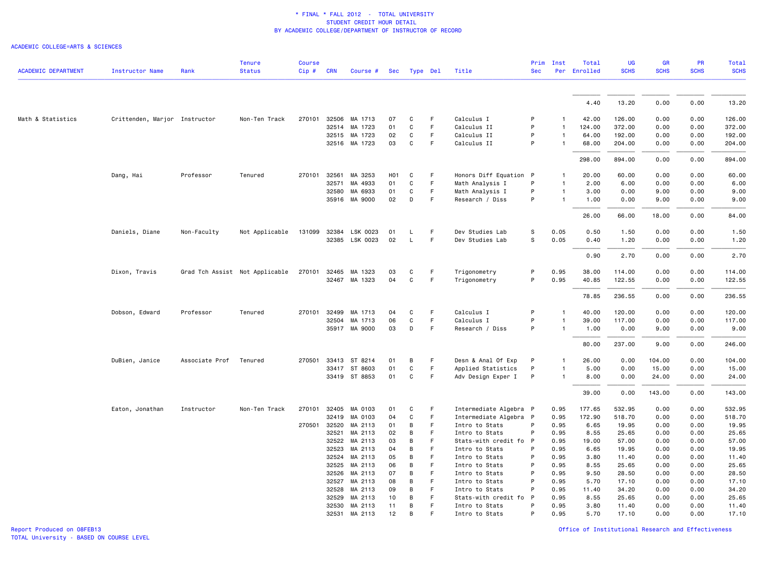\* FINAL \* FALL 2012 - TOTAL UNIVERSITY
STUDENT CREDIT HOUR DETAIL
BY ACADEMIC COLLEGE/DEPARTMENT OF INSTRUCTOR OF RECORD

ACADEMIC COLLEGE=ARTS & SCIENCES

| ACADEMIC DEPARTMENT | Instructor Name | Rank | Tenure Status | Course Cip # | CRN | Course # | Sec | Type | Del | Title | Prim Sec | Inst Per | Total Enrolled | UG SCHS | GR SCHS | PR SCHS | Total SCHS |
|---|---|---|---|---|---|---|---|---|---|---|---|---|---|---|---|---|---|
| | | | | | | | | | | | | | 4.40 | 13.20 | 0.00 | 0.00 | 13.20 |
| Math & Statistics | Crittenden, Marjor | Instructor | Non-Ten Track | 270101 | 32506 | MA 1713 | 07 | C | F | Calculus I | P | 1 | 42.00 | 126.00 | 0.00 | 0.00 | 126.00 |
| | | | | | 32514 | MA 1723 | 01 | C | F | Calculus II | P | 1 | 124.00 | 372.00 | 0.00 | 0.00 | 372.00 |
| | | | | | 32515 | MA 1723 | 02 | C | F | Calculus II | P | 1 | 64.00 | 192.00 | 0.00 | 0.00 | 192.00 |
| | | | | | 32516 | MA 1723 | 03 | C | F | Calculus II | P | 1 | 68.00 | 204.00 | 0.00 | 0.00 | 204.00 |
| | | | | | | | | | | | | | 298.00 | 894.00 | 0.00 | 0.00 | 894.00 |
| | Dang, Hai | Professor | Tenured | 270101 | 32561 | MA 3253 | H01 | C | F | Honors Diff Equation | P | 1 | 20.00 | 60.00 | 0.00 | 0.00 | 60.00 |
| | | | | | 32571 | MA 4933 | 01 | C | F | Math Analysis I | P | 1 | 2.00 | 6.00 | 0.00 | 0.00 | 6.00 |
| | | | | | 32580 | MA 6933 | 01 | C | F | Math Analysis I | P | 1 | 3.00 | 0.00 | 9.00 | 0.00 | 9.00 |
| | | | | | 35916 | MA 9000 | 02 | D | F | Research / Diss | P | 1 | 1.00 | 0.00 | 9.00 | 0.00 | 9.00 |
| | | | | | | | | | | | | | 26.00 | 66.00 | 18.00 | 0.00 | 84.00 |
| | Daniels, Diane | Non-Faculty | Not Applicable | 131099 | 32384 | LSK 0023 | 01 | L | F | Dev Studies Lab | S | 0.05 | 0.50 | 1.50 | 0.00 | 0.00 | 1.50 |
| | | | | | 32385 | LSK 0023 | 02 | L | F | Dev Studies Lab | S | 0.05 | 0.40 | 1.20 | 0.00 | 0.00 | 1.20 |
| | | | | | | | | | | | | | 0.90 | 2.70 | 0.00 | 0.00 | 2.70 |
| | Dixon, Travis | Grad Tch Assist | Not Applicable | 270101 | 32465 | MA 1323 | 03 | C | F | Trigonometry | P | 0.95 | 38.00 | 114.00 | 0.00 | 0.00 | 114.00 |
| | | | | | 32467 | MA 1323 | 04 | C | F | Trigonometry | P | 0.95 | 40.85 | 122.55 | 0.00 | 0.00 | 122.55 |
| | | | | | | | | | | | | | 78.85 | 236.55 | 0.00 | 0.00 | 236.55 |
| | Dobson, Edward | Professor | Tenured | 270101 | 32499 | MA 1713 | 04 | C | F | Calculus I | P | 1 | 40.00 | 120.00 | 0.00 | 0.00 | 120.00 |
| | | | | | 32504 | MA 1713 | 06 | C | F | Calculus I | P | 1 | 39.00 | 117.00 | 0.00 | 0.00 | 117.00 |
| | | | | | 35917 | MA 9000 | 03 | D | F | Research / Diss | P | 1 | 1.00 | 0.00 | 9.00 | 0.00 | 9.00 |
| | | | | | | | | | | | | | 80.00 | 237.00 | 9.00 | 0.00 | 246.00 |
| | DuBien, Janice | Associate Prof | Tenured | 270501 | 33413 | ST 8214 | 01 | B | F | Desn & Anal Of Exp | P | 1 | 26.00 | 0.00 | 104.00 | 0.00 | 104.00 |
| | | | | | 33417 | ST 8603 | 01 | C | F | Applied Statistics | P | 1 | 5.00 | 0.00 | 15.00 | 0.00 | 15.00 |
| | | | | | 33419 | ST 8853 | 01 | C | F | Adv Design Exper I | P | 1 | 8.00 | 0.00 | 24.00 | 0.00 | 24.00 |
| | | | | | | | | | | | | | 39.00 | 0.00 | 143.00 | 0.00 | 143.00 |
| | Eaton, Jonathan | Instructor | Non-Ten Track | 270101 | 32405 | MA 0103 | 01 | C | F | Intermediate Algebra | P | 0.95 | 177.65 | 532.95 | 0.00 | 0.00 | 532.95 |
| | | | | | 32419 | MA 0103 | 04 | C | F | Intermediate Algebra | P | 0.95 | 172.90 | 518.70 | 0.00 | 0.00 | 518.70 |
| | | | | 270501 | 32520 | MA 2113 | 01 | B | F | Intro to Stats | P | 0.95 | 6.65 | 19.95 | 0.00 | 0.00 | 19.95 |
| | | | | | 32521 | MA 2113 | 02 | B | F | Intro to Stats | P | 0.95 | 8.55 | 25.65 | 0.00 | 0.00 | 25.65 |
| | | | | | 32522 | MA 2113 | 03 | B | F | Stats-with credit fo | P | 0.95 | 19.00 | 57.00 | 0.00 | 0.00 | 57.00 |
| | | | | | 32523 | MA 2113 | 04 | B | F | Intro to Stats | P | 0.95 | 6.65 | 19.95 | 0.00 | 0.00 | 19.95 |
| | | | | | 32524 | MA 2113 | 05 | B | F | Intro to Stats | P | 0.95 | 3.80 | 11.40 | 0.00 | 0.00 | 11.40 |
| | | | | | 32525 | MA 2113 | 06 | B | F | Intro to Stats | P | 0.95 | 8.55 | 25.65 | 0.00 | 0.00 | 25.65 |
| | | | | | 32526 | MA 2113 | 07 | B | F | Intro to Stats | P | 0.95 | 9.50 | 28.50 | 0.00 | 0.00 | 28.50 |
| | | | | | 32527 | MA 2113 | 08 | B | F | Intro to Stats | P | 0.95 | 5.70 | 17.10 | 0.00 | 0.00 | 17.10 |
| | | | | | 32528 | MA 2113 | 09 | B | F | Intro to Stats | P | 0.95 | 11.40 | 34.20 | 0.00 | 0.00 | 34.20 |
| | | | | | 32529 | MA 2113 | 10 | B | F | Stats-with credit fo | P | 0.95 | 8.55 | 25.65 | 0.00 | 0.00 | 25.65 |
| | | | | | 32530 | MA 2113 | 11 | B | F | Intro to Stats | P | 0.95 | 3.80 | 11.40 | 0.00 | 0.00 | 11.40 |
| | | | | | 32531 | MA 2113 | 12 | B | F | Intro to Stats | P | 0.95 | 5.70 | 17.10 | 0.00 | 0.00 | 17.10 |

Report Produced on 08FEB13
TOTAL University - BASED ON COURSE LEVEL

Office of Institutional Research and Effectiveness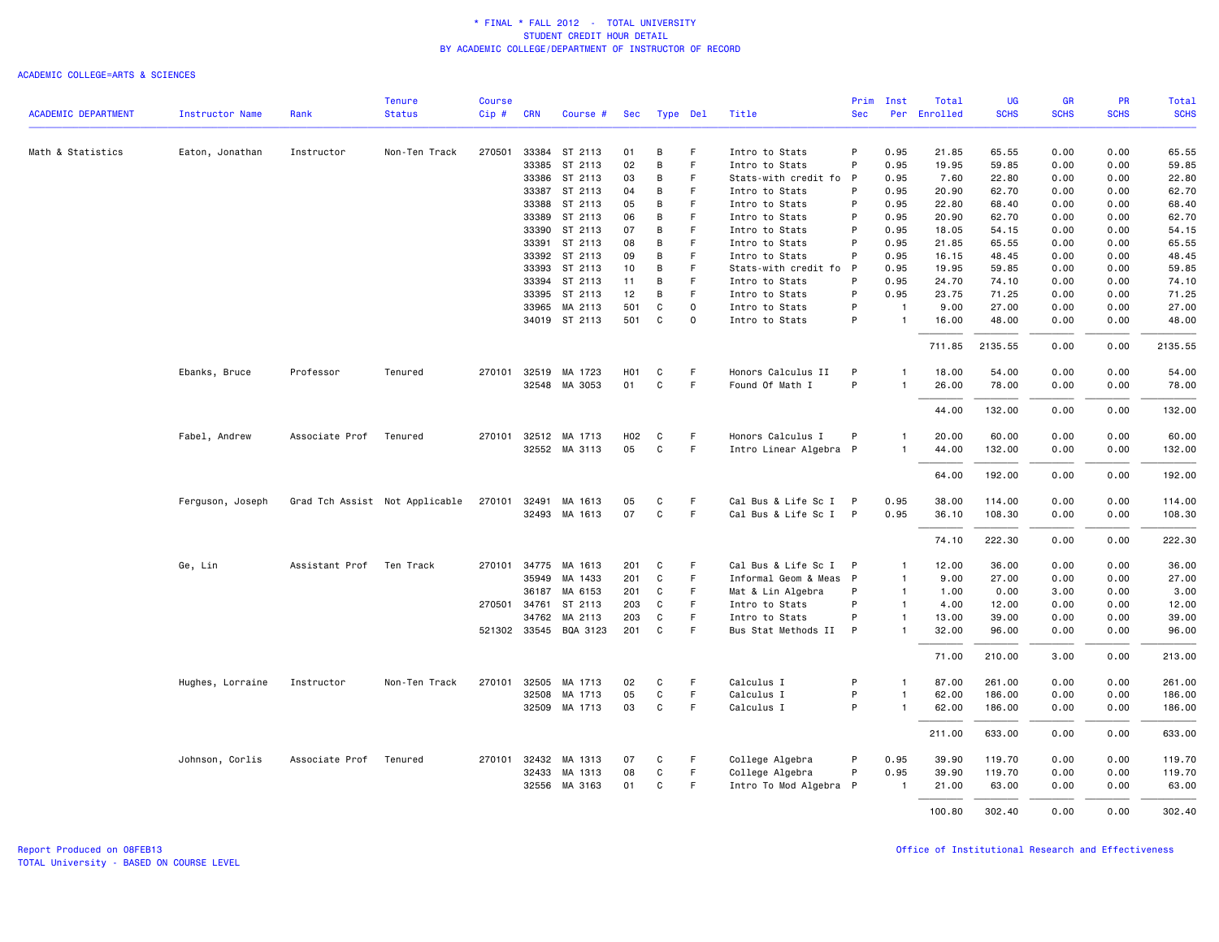# * FINAL * FALL 2012 - TOTAL UNIVERSITY
## STUDENT CREDIT HOUR DETAIL
### BY ACADEMIC COLLEGE/DEPARTMENT OF INSTRUCTOR OF RECORD

ACADEMIC COLLEGE=ARTS & SCIENCES

| ACADEMIC DEPARTMENT | Instructor Name | Rank | Tenure Status | Course Cip # | CRN | Course # | Sec | Type | Del | Title | Prim Sec | Inst Per | Total Enrolled | UG SCHS | GR SCHS | PR SCHS | Total SCHS |
|---|---|---|---|---|---|---|---|---|---|---|---|---|---|---|---|---|---|
| Math & Statistics | Eaton, Jonathan | Instructor | Non-Ten Track | 270501 | 33384 | ST 2113 | 01 | B | F | Intro to Stats | P | 0.95 | 21.85 | 65.55 | 0.00 | 0.00 | 65.55 |
| | | | | | 33385 | ST 2113 | 02 | B | F | Intro to Stats | P | 0.95 | 19.95 | 59.85 | 0.00 | 0.00 | 59.85 |
| | | | | | 33386 | ST 2113 | 03 | B | F | Stats-with credit fo | P | 0.95 | 7.60 | 22.80 | 0.00 | 0.00 | 22.80 |
| | | | | | 33387 | ST 2113 | 04 | B | F | Intro to Stats | P | 0.95 | 20.90 | 62.70 | 0.00 | 0.00 | 62.70 |
| | | | | | 33388 | ST 2113 | 05 | B | F | Intro to Stats | P | 0.95 | 22.80 | 68.40 | 0.00 | 0.00 | 68.40 |
| | | | | | 33389 | ST 2113 | 06 | B | F | Intro to Stats | P | 0.95 | 20.90 | 62.70 | 0.00 | 0.00 | 62.70 |
| | | | | | 33390 | ST 2113 | 07 | B | F | Intro to Stats | P | 0.95 | 18.05 | 54.15 | 0.00 | 0.00 | 54.15 |
| | | | | | 33391 | ST 2113 | 08 | B | F | Intro to Stats | P | 0.95 | 21.85 | 65.55 | 0.00 | 0.00 | 65.55 |
| | | | | | 33392 | ST 2113 | 09 | B | F | Intro to Stats | P | 0.95 | 16.15 | 48.45 | 0.00 | 0.00 | 48.45 |
| | | | | | 33393 | ST 2113 | 10 | B | F | Stats-with credit fo | P | 0.95 | 19.95 | 59.85 | 0.00 | 0.00 | 59.85 |
| | | | | | 33394 | ST 2113 | 11 | B | F | Intro to Stats | P | 0.95 | 24.70 | 74.10 | 0.00 | 0.00 | 74.10 |
| | | | | | 33395 | ST 2113 | 12 | B | F | Intro to Stats | P | 0.95 | 23.75 | 71.25 | 0.00 | 0.00 | 71.25 |
| | | | | | 33965 | MA 2113 | 501 | C | O | Intro to Stats | P | 1 | 9.00 | 27.00 | 0.00 | 0.00 | 27.00 |
| | | | | | 34019 | ST 2113 | 501 | C | O | Intro to Stats | P | 1 | 16.00 | 48.00 | 0.00 | 0.00 | 48.00 |
| | | | | | | | | | | | | | 711.85 | 2135.55 | 0.00 | 0.00 | 2135.55 |
| | Ebanks, Bruce | Professor | Tenured | 270101 | 32519 | MA 1723 | H01 | C | F | Honors Calculus II | P | 1 | 18.00 | 54.00 | 0.00 | 0.00 | 54.00 |
| | | | | | 32548 | MA 3053 | 01 | C | F | Found Of Math I | P | 1 | 26.00 | 78.00 | 0.00 | 0.00 | 78.00 |
| | | | | | | | | | | | | | 44.00 | 132.00 | 0.00 | 0.00 | 132.00 |
| | Fabel, Andrew | Associate Prof | Tenured | 270101 | 32512 | MA 1713 | H02 | C | F | Honors Calculus I | P | 1 | 20.00 | 60.00 | 0.00 | 0.00 | 60.00 |
| | | | | | 32552 | MA 3113 | 05 | C | F | Intro Linear Algebra | P | 1 | 44.00 | 132.00 | 0.00 | 0.00 | 132.00 |
| | | | | | | | | | | | | | 64.00 | 192.00 | 0.00 | 0.00 | 192.00 |
| | Ferguson, Joseph | Grad Tch Assist | Not Applicable | 270101 | 32491 | MA 1613 | 05 | C | F | Cal Bus & Life Sc I | P | 0.95 | 38.00 | 114.00 | 0.00 | 0.00 | 114.00 |
| | | | | | 32493 | MA 1613 | 07 | C | F | Cal Bus & Life Sc I | P | 0.95 | 36.10 | 108.30 | 0.00 | 0.00 | 108.30 |
| | | | | | | | | | | | | | 74.10 | 222.30 | 0.00 | 0.00 | 222.30 |
| | Ge, Lin | Assistant Prof | Ten Track | 270101 | 34775 | MA 1613 | 201 | C | F | Cal Bus & Life Sc I | P | 1 | 12.00 | 36.00 | 0.00 | 0.00 | 36.00 |
| | | | | | 35949 | MA 1433 | 201 | C | F | Informal Geom & Meas | P | 1 | 9.00 | 27.00 | 0.00 | 0.00 | 27.00 |
| | | | | | 36187 | MA 6153 | 201 | C | F | Mat & Lin Algebra | P | 1 | 1.00 | 0.00 | 3.00 | 0.00 | 3.00 |
| | | | | 270501 | 34761 | ST 2113 | 203 | C | F | Intro to Stats | P | 1 | 4.00 | 12.00 | 0.00 | 0.00 | 12.00 |
| | | | | | 34762 | MA 2113 | 203 | C | F | Intro to Stats | P | 1 | 13.00 | 39.00 | 0.00 | 0.00 | 39.00 |
| | | | | 521302 | 33545 | BQA 3123 | 201 | C | F | Bus Stat Methods II | P | 1 | 32.00 | 96.00 | 0.00 | 0.00 | 96.00 |
| | | | | | | | | | | | | | 71.00 | 210.00 | 3.00 | 0.00 | 213.00 |
| | Hughes, Lorraine | Instructor | Non-Ten Track | 270101 | 32505 | MA 1713 | 02 | C | F | Calculus I | P | 1 | 87.00 | 261.00 | 0.00 | 0.00 | 261.00 |
| | | | | | 32508 | MA 1713 | 05 | C | F | Calculus I | P | 1 | 62.00 | 186.00 | 0.00 | 0.00 | 186.00 |
| | | | | | 32509 | MA 1713 | 03 | C | F | Calculus I | P | 1 | 62.00 | 186.00 | 0.00 | 0.00 | 186.00 |
| | | | | | | | | | | | | | 211.00 | 633.00 | 0.00 | 0.00 | 633.00 |
| | Johnson, Corlis | Associate Prof | Tenured | 270101 | 32432 | MA 1313 | 07 | C | F | College Algebra | P | 0.95 | 39.90 | 119.70 | 0.00 | 0.00 | 119.70 |
| | | | | | 32433 | MA 1313 | 08 | C | F | College Algebra | P | 0.95 | 39.90 | 119.70 | 0.00 | 0.00 | 119.70 |
| | | | | | 32556 | MA 3163 | 01 | C | F | Intro To Mod Algebra | P | 1 | 21.00 | 63.00 | 0.00 | 0.00 | 63.00 |
| | | | | | | | | | | | | | 100.80 | 302.40 | 0.00 | 0.00 | 302.40 |

Report Produced on 08FEB13
TOTAL University - BASED ON COURSE LEVEL

Office of Institutional Research and Effectiveness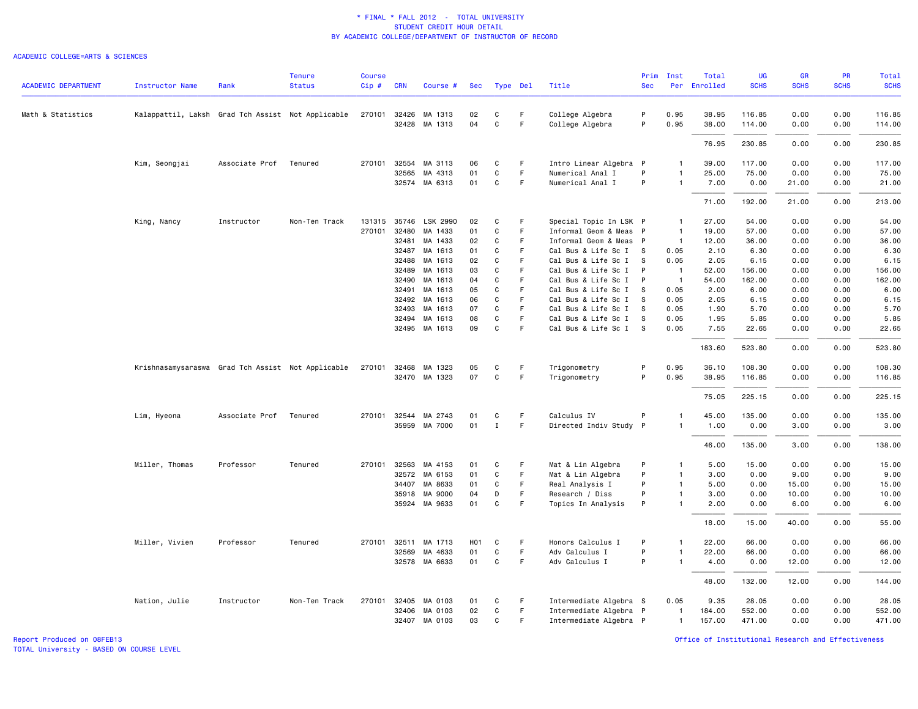\* FINAL \* FALL 2012 - TOTAL UNIVERSITY
STUDENT CREDIT HOUR DETAIL
BY ACADEMIC COLLEGE/DEPARTMENT OF INSTRUCTOR OF RECORD

ACADEMIC COLLEGE=ARTS & SCIENCES

| ACADEMIC DEPARTMENT | Instructor Name | Rank | Tenure Status | Course Cip # | CRN | Course # | Sec | Type | Del | Title | Prim Sec | Inst Per | Total Enrolled | UG SCHS | GR SCHS | PR SCHS | Total SCHS |
|---|---|---|---|---|---|---|---|---|---|---|---|---|---|---|---|---|---|
| Math & Statistics | Kalappattil, Laksh | Grad Tch Assist | Not Applicable | 270101 | 32426 | MA 1313 | 02 | C | F | College Algebra | P | 0.95 | 38.95 | 116.85 | 0.00 | 0.00 | 116.85 |
| | | | | | 32428 | MA 1313 | 04 | C | F | College Algebra | P | 0.95 | 38.00 | 114.00 | 0.00 | 0.00 | 114.00 |
| | | | | | | | | | | | | | 76.95 | 230.85 | 0.00 | 0.00 | 230.85 |
| | Kim, Seongjai | Associate Prof | Tenured | 270101 | 32554 | MA 3113 | 06 | C | F | Intro Linear Algebra | P | 1 | 39.00 | 117.00 | 0.00 | 0.00 | 117.00 |
| | | | | | 32565 | MA 4313 | 01 | C | F | Numerical Anal I | P | 1 | 25.00 | 75.00 | 0.00 | 0.00 | 75.00 |
| | | | | | 32574 | MA 6313 | 01 | C | F | Numerical Anal I | P | 1 | 7.00 | 0.00 | 21.00 | 0.00 | 21.00 |
| | | | | | | | | | | | | | 71.00 | 192.00 | 21.00 | 0.00 | 213.00 |
| | King, Nancy | Instructor | Non-Ten Track | 131315 | 35746 | LSK 2990 | 02 | C | F | Special Topic In LSK | P | 1 | 27.00 | 54.00 | 0.00 | 0.00 | 54.00 |
| | | | | 270101 | 32480 | MA 1433 | 01 | C | F | Informal Geom & Meas | P | 1 | 19.00 | 57.00 | 0.00 | 0.00 | 57.00 |
| | | | | | 32481 | MA 1433 | 02 | C | F | Informal Geom & Meas | P | 1 | 12.00 | 36.00 | 0.00 | 0.00 | 36.00 |
| | | | | | 32487 | MA 1613 | 01 | C | F | Cal Bus & Life Sc I | S | 0.05 | 2.10 | 6.30 | 0.00 | 0.00 | 6.30 |
| | | | | | 32488 | MA 1613 | 02 | C | F | Cal Bus & Life Sc I | S | 0.05 | 2.05 | 6.15 | 0.00 | 0.00 | 6.15 |
| | | | | | 32489 | MA 1613 | 03 | C | F | Cal Bus & Life Sc I | P | 1 | 52.00 | 156.00 | 0.00 | 0.00 | 156.00 |
| | | | | | 32490 | MA 1613 | 04 | C | F | Cal Bus & Life Sc I | P | 1 | 54.00 | 162.00 | 0.00 | 0.00 | 162.00 |
| | | | | | 32491 | MA 1613 | 05 | C | F | Cal Bus & Life Sc I | S | 0.05 | 2.00 | 6.00 | 0.00 | 0.00 | 6.00 |
| | | | | | 32492 | MA 1613 | 06 | C | F | Cal Bus & Life Sc I | S | 0.05 | 2.05 | 6.15 | 0.00 | 0.00 | 6.15 |
| | | | | | 32493 | MA 1613 | 07 | C | F | Cal Bus & Life Sc I | S | 0.05 | 1.90 | 5.70 | 0.00 | 0.00 | 5.70 |
| | | | | | 32494 | MA 1613 | 08 | C | F | Cal Bus & Life Sc I | S | 0.05 | 1.95 | 5.85 | 0.00 | 0.00 | 5.85 |
| | | | | | 32495 | MA 1613 | 09 | C | F | Cal Bus & Life Sc I | S | 0.05 | 7.55 | 22.65 | 0.00 | 0.00 | 22.65 |
| | | | | | | | | | | | | | 183.60 | 523.80 | 0.00 | 0.00 | 523.80 |
| | Krishnasamysaraswa | Grad Tch Assist | Not Applicable | 270101 | 32468 | MA 1323 | 05 | C | F | Trigonometry | P | 0.95 | 36.10 | 108.30 | 0.00 | 0.00 | 108.30 |
| | | | | | 32470 | MA 1323 | 07 | C | F | Trigonometry | P | 0.95 | 38.95 | 116.85 | 0.00 | 0.00 | 116.85 |
| | | | | | | | | | | | | | 75.05 | 225.15 | 0.00 | 0.00 | 225.15 |
| | Lim, Hyeona | Associate Prof | Tenured | 270101 | 32544 | MA 2743 | 01 | C | F | Calculus IV | P | 1 | 45.00 | 135.00 | 0.00 | 0.00 | 135.00 |
| | | | | | 35959 | MA 7000 | 01 | I | F | Directed Indiv Study | P | 1 | 1.00 | 0.00 | 3.00 | 0.00 | 3.00 |
| | | | | | | | | | | | | | 46.00 | 135.00 | 3.00 | 0.00 | 138.00 |
| | Miller, Thomas | Professor | Tenured | 270101 | 32563 | MA 4153 | 01 | C | F | Mat & Lin Algebra | P | 1 | 5.00 | 15.00 | 0.00 | 0.00 | 15.00 |
| | | | | | 32572 | MA 6153 | 01 | C | F | Mat & Lin Algebra | P | 1 | 3.00 | 0.00 | 9.00 | 0.00 | 9.00 |
| | | | | | 34407 | MA 8633 | 01 | C | F | Real Analysis I | P | 1 | 5.00 | 0.00 | 15.00 | 0.00 | 15.00 |
| | | | | | 35918 | MA 9000 | 04 | D | F | Research / Diss | P | 1 | 3.00 | 0.00 | 10.00 | 0.00 | 10.00 |
| | | | | | 35924 | MA 9633 | 01 | C | F | Topics In Analysis | P | 1 | 2.00 | 0.00 | 6.00 | 0.00 | 6.00 |
| | | | | | | | | | | | | | 18.00 | 15.00 | 40.00 | 0.00 | 55.00 |
| | Miller, Vivien | Professor | Tenured | 270101 | 32511 | MA 1713 | H01 | C | F | Honors Calculus I | P | 1 | 22.00 | 66.00 | 0.00 | 0.00 | 66.00 |
| | | | | | 32569 | MA 4633 | 01 | C | F | Adv Calculus I | P | 1 | 22.00 | 66.00 | 0.00 | 0.00 | 66.00 |
| | | | | | 32578 | MA 6633 | 01 | C | F | Adv Calculus I | P | 1 | 4.00 | 0.00 | 12.00 | 0.00 | 12.00 |
| | | | | | | | | | | | | | 48.00 | 132.00 | 12.00 | 0.00 | 144.00 |
| | Nation, Julie | Instructor | Non-Ten Track | 270101 | 32405 | MA 0103 | 01 | C | F | Intermediate Algebra | S | 0.05 | 9.35 | 28.05 | 0.00 | 0.00 | 28.05 |
| | | | | | 32406 | MA 0103 | 02 | C | F | Intermediate Algebra | P | 1 | 184.00 | 552.00 | 0.00 | 0.00 | 552.00 |
| | | | | | 32407 | MA 0103 | 03 | C | F | Intermediate Algebra | P | 1 | 157.00 | 471.00 | 0.00 | 0.00 | 471.00 |

Report Produced on 08FEB13
TOTAL University - BASED ON COURSE LEVEL

Office of Institutional Research and Effectiveness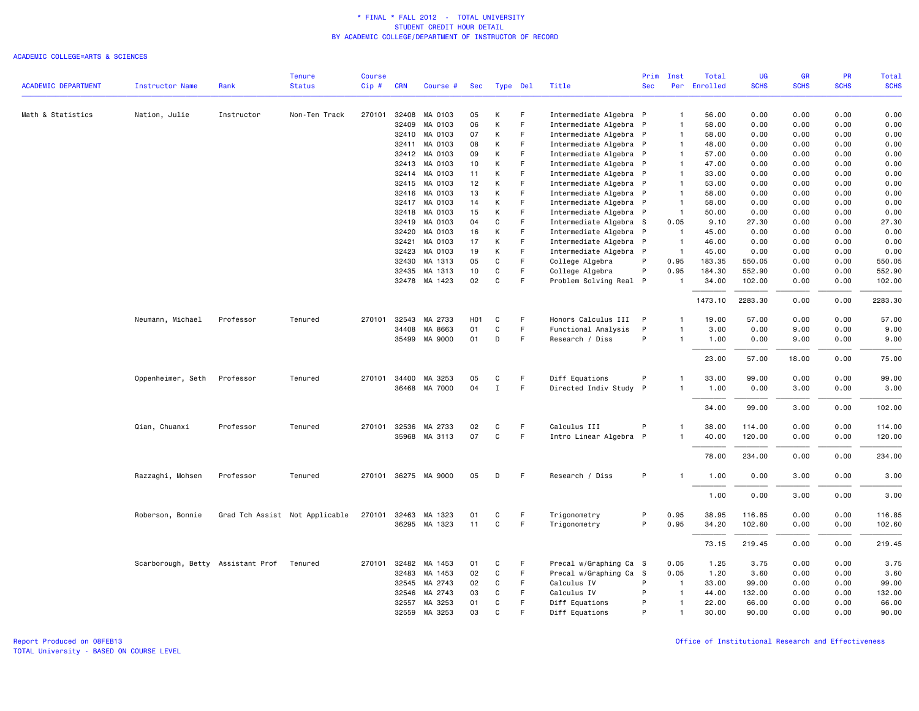\* FINAL \* FALL 2012 - TOTAL UNIVERSITY
STUDENT CREDIT HOUR DETAIL
BY ACADEMIC COLLEGE/DEPARTMENT OF INSTRUCTOR OF RECORD

ACADEMIC COLLEGE=ARTS & SCIENCES

| ACADEMIC DEPARTMENT | Instructor Name | Rank | Tenure Status | Course Cip # | CRN | Course # | Sec | Type | Del | Title | Prim Sec | Inst Per | Total Enrolled | UG SCHS | GR SCHS | PR SCHS | Total SCHS |
|---|---|---|---|---|---|---|---|---|---|---|---|---|---|---|---|---|---|
| Math & Statistics | Nation, Julie | Instructor | Non-Ten Track | 270101 | 32408 | MA 0103 | 05 | K | F | Intermediate Algebra | P | 1 | 56.00 | 0.00 | 0.00 | 0.00 | 0.00 |
| | | | | | 32409 | MA 0103 | 06 | K | F | Intermediate Algebra | P | 1 | 58.00 | 0.00 | 0.00 | 0.00 | 0.00 |
| | | | | | 32410 | MA 0103 | 07 | K | F | Intermediate Algebra | P | 1 | 58.00 | 0.00 | 0.00 | 0.00 | 0.00 |
| | | | | | 32411 | MA 0103 | 08 | K | F | Intermediate Algebra | P | 1 | 48.00 | 0.00 | 0.00 | 0.00 | 0.00 |
| | | | | | 32412 | MA 0103 | 09 | K | F | Intermediate Algebra | P | 1 | 57.00 | 0.00 | 0.00 | 0.00 | 0.00 |
| | | | | | 32413 | MA 0103 | 10 | K | F | Intermediate Algebra | P | 1 | 47.00 | 0.00 | 0.00 | 0.00 | 0.00 |
| | | | | | 32414 | MA 0103 | 11 | K | F | Intermediate Algebra | P | 1 | 33.00 | 0.00 | 0.00 | 0.00 | 0.00 |
| | | | | | 32415 | MA 0103 | 12 | K | F | Intermediate Algebra | P | 1 | 53.00 | 0.00 | 0.00 | 0.00 | 0.00 |
| | | | | | 32416 | MA 0103 | 13 | K | F | Intermediate Algebra | P | 1 | 58.00 | 0.00 | 0.00 | 0.00 | 0.00 |
| | | | | | 32417 | MA 0103 | 14 | K | F | Intermediate Algebra | P | 1 | 58.00 | 0.00 | 0.00 | 0.00 | 0.00 |
| | | | | | 32418 | MA 0103 | 15 | K | F | Intermediate Algebra | P | 1 | 50.00 | 0.00 | 0.00 | 0.00 | 0.00 |
| | | | | | 32419 | MA 0103 | 04 | C | F | Intermediate Algebra | S | 0.05 | 9.10 | 27.30 | 0.00 | 0.00 | 27.30 |
| | | | | | 32420 | MA 0103 | 16 | K | F | Intermediate Algebra | P | 1 | 45.00 | 0.00 | 0.00 | 0.00 | 0.00 |
| | | | | | 32421 | MA 0103 | 17 | K | F | Intermediate Algebra | P | 1 | 46.00 | 0.00 | 0.00 | 0.00 | 0.00 |
| | | | | | 32423 | MA 0103 | 19 | K | F | Intermediate Algebra | P | 1 | 45.00 | 0.00 | 0.00 | 0.00 | 0.00 |
| | | | | | 32430 | MA 1313 | 05 | C | F | College Algebra | P | 0.95 | 183.35 | 550.05 | 0.00 | 0.00 | 550.05 |
| | | | | | 32435 | MA 1313 | 10 | C | F | College Algebra | P | 0.95 | 184.30 | 552.90 | 0.00 | 0.00 | 552.90 |
| | | | | | 32478 | MA 1423 | 02 | C | F | Problem Solving Real | P | 1 | 34.00 | 102.00 | 0.00 | 0.00 | 102.00 |
| | | | | | | | | | | | | | 1473.10 | 2283.30 | 0.00 | 0.00 | 2283.30 |
| | Neumann, Michael | Professor | Tenured | 270101 | 32543 | MA 2733 | H01 | C | F | Honors Calculus III | P | 1 | 19.00 | 57.00 | 0.00 | 0.00 | 57.00 |
| | | | | | 34408 | MA 8663 | 01 | C | F | Functional Analysis | P | 1 | 3.00 | 0.00 | 9.00 | 0.00 | 9.00 |
| | | | | | 35499 | MA 9000 | 01 | D | F | Research / Diss | P | 1 | 1.00 | 0.00 | 9.00 | 0.00 | 9.00 |
| | | | | | | | | | | | | | 23.00 | 57.00 | 18.00 | 0.00 | 75.00 |
| | Oppenheimer, Seth | Professor | Tenured | 270101 | 34400 | MA 3253 | 05 | C | F | Diff Equations | P | 1 | 33.00 | 99.00 | 0.00 | 0.00 | 99.00 |
| | | | | | 36468 | MA 7000 | 04 | I | F | Directed Indiv Study | P | 1 | 1.00 | 0.00 | 3.00 | 0.00 | 3.00 |
| | | | | | | | | | | | | | 34.00 | 99.00 | 3.00 | 0.00 | 102.00 |
| | Qian, Chuanxi | Professor | Tenured | 270101 | 32536 | MA 2733 | 02 | C | F | Calculus III | P | 1 | 38.00 | 114.00 | 0.00 | 0.00 | 114.00 |
| | | | | | 35968 | MA 3113 | 07 | C | F | Intro Linear Algebra | P | 1 | 40.00 | 120.00 | 0.00 | 0.00 | 120.00 |
| | | | | | | | | | | | | | 78.00 | 234.00 | 0.00 | 0.00 | 234.00 |
| | Razzaghi, Mohsen | Professor | Tenured | 270101 | 36275 | MA 9000 | 05 | D | F | Research / Diss | P | 1 | 1.00 | 0.00 | 3.00 | 0.00 | 3.00 |
| | | | | | | | | | | | | | 1.00 | 0.00 | 3.00 | 0.00 | 3.00 |
| | Roberson, Bonnie | Grad Tch Assist | Not Applicable | 270101 | 32463 | MA 1323 | 01 | C | F | Trigonometry | P | 0.95 | 38.95 | 116.85 | 0.00 | 0.00 | 116.85 |
| | | | | | 36295 | MA 1323 | 11 | C | F | Trigonometry | P | 0.95 | 34.20 | 102.60 | 0.00 | 0.00 | 102.60 |
| | | | | | | | | | | | | | 73.15 | 219.45 | 0.00 | 0.00 | 219.45 |
| | Scarborough, Betty | Assistant Prof | Tenured | 270101 | 32482 | MA 1453 | 01 | C | F | Precal w/Graphing Ca | S | 0.05 | 1.25 | 3.75 | 0.00 | 0.00 | 3.75 |
| | | | | | 32483 | MA 1453 | 02 | C | F | Precal w/Graphing Ca | S | 0.05 | 1.20 | 3.60 | 0.00 | 0.00 | 3.60 |
| | | | | | 32545 | MA 2743 | 02 | C | F | Calculus IV | P | 1 | 33.00 | 99.00 | 0.00 | 0.00 | 99.00 |
| | | | | | 32546 | MA 2743 | 03 | C | F | Calculus IV | P | 1 | 44.00 | 132.00 | 0.00 | 0.00 | 132.00 |
| | | | | | 32557 | MA 3253 | 01 | C | F | Diff Equations | P | 1 | 22.00 | 66.00 | 0.00 | 0.00 | 66.00 |
| | | | | | 32559 | MA 3253 | 03 | C | F | Diff Equations | P | 1 | 30.00 | 90.00 | 0.00 | 0.00 | 90.00 |

Report Produced on 08FEB13
TOTAL University - BASED ON COURSE LEVEL

Office of Institutional Research and Effectiveness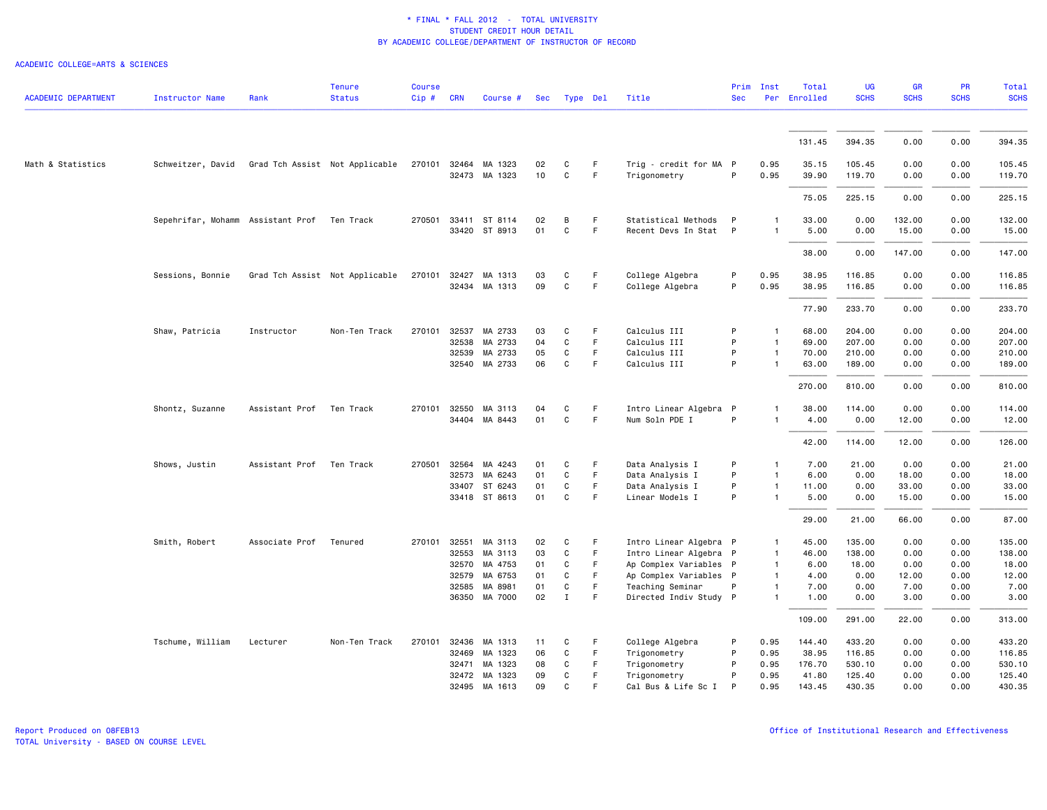\* FINAL \* FALL 2012 - TOTAL UNIVERSITY
STUDENT CREDIT HOUR DETAIL
BY ACADEMIC COLLEGE/DEPARTMENT OF INSTRUCTOR OF RECORD

ACADEMIC COLLEGE=ARTS & SCIENCES

| ACADEMIC DEPARTMENT | Instructor Name | Rank | Tenure Status | Course Cip # | CRN | Course # | Sec | Type | Del | Title | Prim Sec | Inst Per | Total Enrolled | UG SCHS | GR SCHS | PR SCHS | Total SCHS |
|---|---|---|---|---|---|---|---|---|---|---|---|---|---|---|---|---|---|
| | | | | | | | | | | | | | 131.45 | 394.35 | 0.00 | 0.00 | 394.35 |
| Math & Statistics | Schweitzer, David | Grad Tch Assist | Not Applicable | 270101 | 32464 | MA 1323 | 02 | C | F | Trig - credit for MA | P | 0.95 | 35.15 | 105.45 | 0.00 | 0.00 | 105.45 |
| | | | | | 32473 | MA 1323 | 10 | C | F | Trigonometry | P | 0.95 | 39.90 | 119.70 | 0.00 | 0.00 | 119.70 |
| | | | | | | | | | | | | | 75.05 | 225.15 | 0.00 | 0.00 | 225.15 |
| | Sepehrifar, Mohamm | Assistant Prof | Ten Track | 270501 | 33411 | ST 8114 | 02 | B | F | Statistical Methods | P | 1 | 33.00 | 0.00 | 132.00 | 0.00 | 132.00 |
| | | | | | 33420 | ST 8913 | 01 | C | F | Recent Devs In Stat | P | 1 | 5.00 | 0.00 | 15.00 | 0.00 | 15.00 |
| | | | | | | | | | | | | | 38.00 | 0.00 | 147.00 | 0.00 | 147.00 |
| | Sessions, Bonnie | Grad Tch Assist | Not Applicable | 270101 | 32427 | MA 1313 | 03 | C | F | College Algebra | P | 0.95 | 38.95 | 116.85 | 0.00 | 0.00 | 116.85 |
| | | | | | 32434 | MA 1313 | 09 | C | F | College Algebra | P | 0.95 | 38.95 | 116.85 | 0.00 | 0.00 | 116.85 |
| | | | | | | | | | | | | | 77.90 | 233.70 | 0.00 | 0.00 | 233.70 |
| | Shaw, Patricia | Instructor | Non-Ten Track | 270101 | 32537 | MA 2733 | 03 | C | F | Calculus III | P | 1 | 68.00 | 204.00 | 0.00 | 0.00 | 204.00 |
| | | | | | 32538 | MA 2733 | 04 | C | F | Calculus III | P | 1 | 69.00 | 207.00 | 0.00 | 0.00 | 207.00 |
| | | | | | 32539 | MA 2733 | 05 | C | F | Calculus III | P | 1 | 70.00 | 210.00 | 0.00 | 0.00 | 210.00 |
| | | | | | 32540 | MA 2733 | 06 | C | F | Calculus III | P | 1 | 63.00 | 189.00 | 0.00 | 0.00 | 189.00 |
| | | | | | | | | | | | | | 270.00 | 810.00 | 0.00 | 0.00 | 810.00 |
| | Shontz, Suzanne | Assistant Prof | Ten Track | 270101 | 32550 | MA 3113 | 04 | C | F | Intro Linear Algebra | P | 1 | 38.00 | 114.00 | 0.00 | 0.00 | 114.00 |
| | | | | | 34404 | MA 8443 | 01 | C | F | Num Soln PDE I | P | 1 | 4.00 | 0.00 | 12.00 | 0.00 | 12.00 |
| | | | | | | | | | | | | | 42.00 | 114.00 | 12.00 | 0.00 | 126.00 |
| | Shows, Justin | Assistant Prof | Ten Track | 270501 | 32564 | MA 4243 | 01 | C | F | Data Analysis I | P | 1 | 7.00 | 21.00 | 0.00 | 0.00 | 21.00 |
| | | | | | 32573 | MA 6243 | 01 | C | F | Data Analysis I | P | 1 | 6.00 | 0.00 | 18.00 | 0.00 | 18.00 |
| | | | | | 33407 | ST 6243 | 01 | C | F | Data Analysis I | P | 1 | 11.00 | 0.00 | 33.00 | 0.00 | 33.00 |
| | | | | | 33418 | ST 8613 | 01 | C | F | Linear Models I | P | 1 | 5.00 | 0.00 | 15.00 | 0.00 | 15.00 |
| | | | | | | | | | | | | | 29.00 | 21.00 | 66.00 | 0.00 | 87.00 |
| | Smith, Robert | Associate Prof | Tenured | 270101 | 32551 | MA 3113 | 02 | C | F | Intro Linear Algebra | P | 1 | 45.00 | 135.00 | 0.00 | 0.00 | 135.00 |
| | | | | | 32553 | MA 3113 | 03 | C | F | Intro Linear Algebra | P | 1 | 46.00 | 138.00 | 0.00 | 0.00 | 138.00 |
| | | | | | 32570 | MA 4753 | 01 | C | F | Ap Complex Variables | P | 1 | 6.00 | 18.00 | 0.00 | 0.00 | 18.00 |
| | | | | | 32579 | MA 6753 | 01 | C | F | Ap Complex Variables | P | 1 | 4.00 | 0.00 | 12.00 | 0.00 | 12.00 |
| | | | | | 32585 | MA 8981 | 01 | C | F | Teaching Seminar | P | 1 | 7.00 | 0.00 | 7.00 | 0.00 | 7.00 |
| | | | | | 36350 | MA 7000 | 02 | I | F | Directed Indiv Study | P | 1 | 1.00 | 0.00 | 3.00 | 0.00 | 3.00 |
| | | | | | | | | | | | | | 109.00 | 291.00 | 22.00 | 0.00 | 313.00 |
| | Tschume, William | Lecturer | Non-Ten Track | 270101 | 32436 | MA 1313 | 11 | C | F | College Algebra | P | 0.95 | 144.40 | 433.20 | 0.00 | 0.00 | 433.20 |
| | | | | | 32469 | MA 1323 | 06 | C | F | Trigonometry | P | 0.95 | 38.95 | 116.85 | 0.00 | 0.00 | 116.85 |
| | | | | | 32471 | MA 1323 | 08 | C | F | Trigonometry | P | 0.95 | 176.70 | 530.10 | 0.00 | 0.00 | 530.10 |
| | | | | | 32472 | MA 1323 | 09 | C | F | Trigonometry | P | 0.95 | 41.80 | 125.40 | 0.00 | 0.00 | 125.40 |
| | | | | | 32495 | MA 1613 | 09 | C | F | Cal Bus & Life Sc I | P | 0.95 | 143.45 | 430.35 | 0.00 | 0.00 | 430.35 |

Report Produced on 08FEB13
TOTAL University - BASED ON COURSE LEVEL

Office of Institutional Research and Effectiveness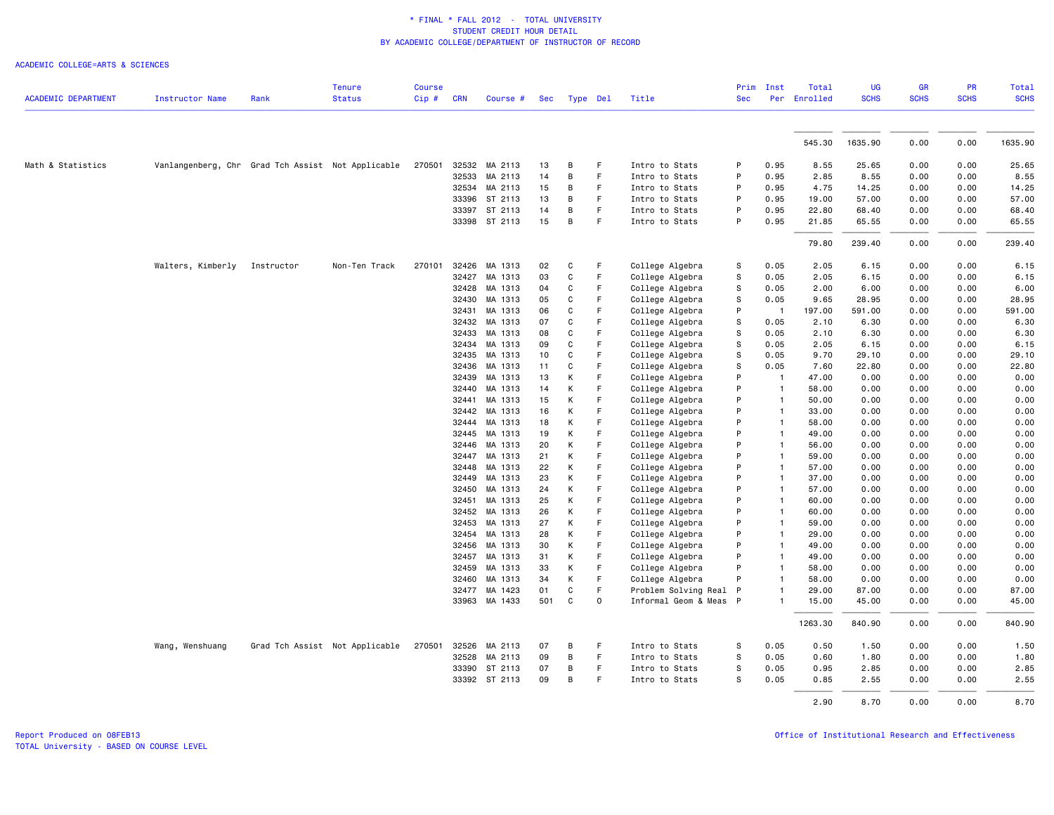\* FINAL \* FALL 2012 - TOTAL UNIVERSITY
STUDENT CREDIT HOUR DETAIL
BY ACADEMIC COLLEGE/DEPARTMENT OF INSTRUCTOR OF RECORD

ACADEMIC COLLEGE=ARTS & SCIENCES

| ACADEMIC DEPARTMENT | Instructor Name | Rank | Tenure Status | Course Cip # | CRN | Course # | Sec | Type | Del | Title | Prim Sec | Inst Per | Total Enrolled | UG SCHS | GR SCHS | PR SCHS | Total SCHS |
|---|---|---|---|---|---|---|---|---|---|---|---|---|---|---|---|---|---|
| | | | | | | | | | | | | | 545.30 | 1635.90 | 0.00 | 0.00 | 1635.90 |
| Math & Statistics | Vanlangenberg, Chr | Grad Tch Assist | Not Applicable | 270501 | 32532 | MA 2113 | 13 | B | F | Intro to Stats | P | 0.95 | 8.55 | 25.65 | 0.00 | 0.00 | 25.65 |
| | | | | | 32533 | MA 2113 | 14 | B | F | Intro to Stats | P | 0.95 | 2.85 | 8.55 | 0.00 | 0.00 | 8.55 |
| | | | | | 32534 | MA 2113 | 15 | B | F | Intro to Stats | P | 0.95 | 4.75 | 14.25 | 0.00 | 0.00 | 14.25 |
| | | | | | 33396 | ST 2113 | 13 | B | F | Intro to Stats | P | 0.95 | 19.00 | 57.00 | 0.00 | 0.00 | 57.00 |
| | | | | | 33397 | ST 2113 | 14 | B | F | Intro to Stats | P | 0.95 | 22.80 | 68.40 | 0.00 | 0.00 | 68.40 |
| | | | | | 33398 | ST 2113 | 15 | B | F | Intro to Stats | P | 0.95 | 21.85 | 65.55 | 0.00 | 0.00 | 65.55 |
| | | | | | | | | | | | | | 79.80 | 239.40 | 0.00 | 0.00 | 239.40 |
| | Walters, Kimberly | Instructor | Non-Ten Track | 270101 | 32426 | MA 1313 | 02 | C | F | College Algebra | S | 0.05 | 2.05 | 6.15 | 0.00 | 0.00 | 6.15 |
| | | | | | 32427 | MA 1313 | 03 | C | F | College Algebra | S | 0.05 | 2.05 | 6.15 | 0.00 | 0.00 | 6.15 |
| | | | | | 32428 | MA 1313 | 04 | C | F | College Algebra | S | 0.05 | 2.00 | 6.00 | 0.00 | 0.00 | 6.00 |
| | | | | | 32430 | MA 1313 | 05 | C | F | College Algebra | S | 0.05 | 9.65 | 28.95 | 0.00 | 0.00 | 28.95 |
| | | | | | 32431 | MA 1313 | 06 | C | F | College Algebra | P | 1 | 197.00 | 591.00 | 0.00 | 0.00 | 591.00 |
| | | | | | 32432 | MA 1313 | 07 | C | F | College Algebra | S | 0.05 | 2.10 | 6.30 | 0.00 | 0.00 | 6.30 |
| | | | | | 32433 | MA 1313 | 08 | C | F | College Algebra | S | 0.05 | 2.10 | 6.30 | 0.00 | 0.00 | 6.30 |
| | | | | | 32434 | MA 1313 | 09 | C | F | College Algebra | S | 0.05 | 2.05 | 6.15 | 0.00 | 0.00 | 6.15 |
| | | | | | 32435 | MA 1313 | 10 | C | F | College Algebra | S | 0.05 | 9.70 | 29.10 | 0.00 | 0.00 | 29.10 |
| | | | | | 32436 | MA 1313 | 11 | C | F | College Algebra | S | 0.05 | 7.60 | 22.80 | 0.00 | 0.00 | 22.80 |
| | | | | | 32439 | MA 1313 | 13 | K | F | College Algebra | P | 1 | 47.00 | 0.00 | 0.00 | 0.00 | 0.00 |
| | | | | | 32440 | MA 1313 | 14 | K | F | College Algebra | P | 1 | 58.00 | 0.00 | 0.00 | 0.00 | 0.00 |
| | | | | | 32441 | MA 1313 | 15 | K | F | College Algebra | P | 1 | 50.00 | 0.00 | 0.00 | 0.00 | 0.00 |
| | | | | | 32442 | MA 1313 | 16 | K | F | College Algebra | P | 1 | 33.00 | 0.00 | 0.00 | 0.00 | 0.00 |
| | | | | | 32444 | MA 1313 | 18 | K | F | College Algebra | P | 1 | 58.00 | 0.00 | 0.00 | 0.00 | 0.00 |
| | | | | | 32445 | MA 1313 | 19 | K | F | College Algebra | P | 1 | 49.00 | 0.00 | 0.00 | 0.00 | 0.00 |
| | | | | | 32446 | MA 1313 | 20 | K | F | College Algebra | P | 1 | 56.00 | 0.00 | 0.00 | 0.00 | 0.00 |
| | | | | | 32447 | MA 1313 | 21 | K | F | College Algebra | P | 1 | 59.00 | 0.00 | 0.00 | 0.00 | 0.00 |
| | | | | | 32448 | MA 1313 | 22 | K | F | College Algebra | P | 1 | 57.00 | 0.00 | 0.00 | 0.00 | 0.00 |
| | | | | | 32449 | MA 1313 | 23 | K | F | College Algebra | P | 1 | 37.00 | 0.00 | 0.00 | 0.00 | 0.00 |
| | | | | | 32450 | MA 1313 | 24 | K | F | College Algebra | P | 1 | 57.00 | 0.00 | 0.00 | 0.00 | 0.00 |
| | | | | | 32451 | MA 1313 | 25 | K | F | College Algebra | P | 1 | 60.00 | 0.00 | 0.00 | 0.00 | 0.00 |
| | | | | | 32452 | MA 1313 | 26 | K | F | College Algebra | P | 1 | 60.00 | 0.00 | 0.00 | 0.00 | 0.00 |
| | | | | | 32453 | MA 1313 | 27 | K | F | College Algebra | P | 1 | 59.00 | 0.00 | 0.00 | 0.00 | 0.00 |
| | | | | | 32454 | MA 1313 | 28 | K | F | College Algebra | P | 1 | 29.00 | 0.00 | 0.00 | 0.00 | 0.00 |
| | | | | | 32456 | MA 1313 | 30 | K | F | College Algebra | P | 1 | 49.00 | 0.00 | 0.00 | 0.00 | 0.00 |
| | | | | | 32457 | MA 1313 | 31 | K | F | College Algebra | P | 1 | 49.00 | 0.00 | 0.00 | 0.00 | 0.00 |
| | | | | | 32459 | MA 1313 | 33 | K | F | College Algebra | P | 1 | 58.00 | 0.00 | 0.00 | 0.00 | 0.00 |
| | | | | | 32460 | MA 1313 | 34 | K | F | College Algebra | P | 1 | 58.00 | 0.00 | 0.00 | 0.00 | 0.00 |
| | | | | | 32477 | MA 1423 | 01 | C | F | Problem Solving Real | P | 1 | 29.00 | 87.00 | 0.00 | 0.00 | 87.00 |
| | | | | | 33963 | MA 1433 | 501 | C | O | Informal Geom & Meas | P | 1 | 15.00 | 45.00 | 0.00 | 0.00 | 45.00 |
| | | | | | | | | | | | | | 1263.30 | 840.90 | 0.00 | 0.00 | 840.90 |
| | Wang, Wenshuang | Grad Tch Assist | Not Applicable | 270501 | 32526 | MA 2113 | 07 | B | F | Intro to Stats | S | 0.05 | 0.50 | 1.50 | 0.00 | 0.00 | 1.50 |
| | | | | | 32528 | MA 2113 | 09 | B | F | Intro to Stats | S | 0.05 | 0.60 | 1.80 | 0.00 | 0.00 | 1.80 |
| | | | | | 33390 | ST 2113 | 07 | B | F | Intro to Stats | S | 0.05 | 0.95 | 2.85 | 0.00 | 0.00 | 2.85 |
| | | | | | 33392 | ST 2113 | 09 | B | F | Intro to Stats | S | 0.05 | 0.85 | 2.55 | 0.00 | 0.00 | 2.55 |
| | | | | | | | | | | | | | 2.90 | 8.70 | 0.00 | 0.00 | 8.70 |

Report Produced on 08FEB13
TOTAL University - BASED ON COURSE LEVEL

Office of Institutional Research and Effectiveness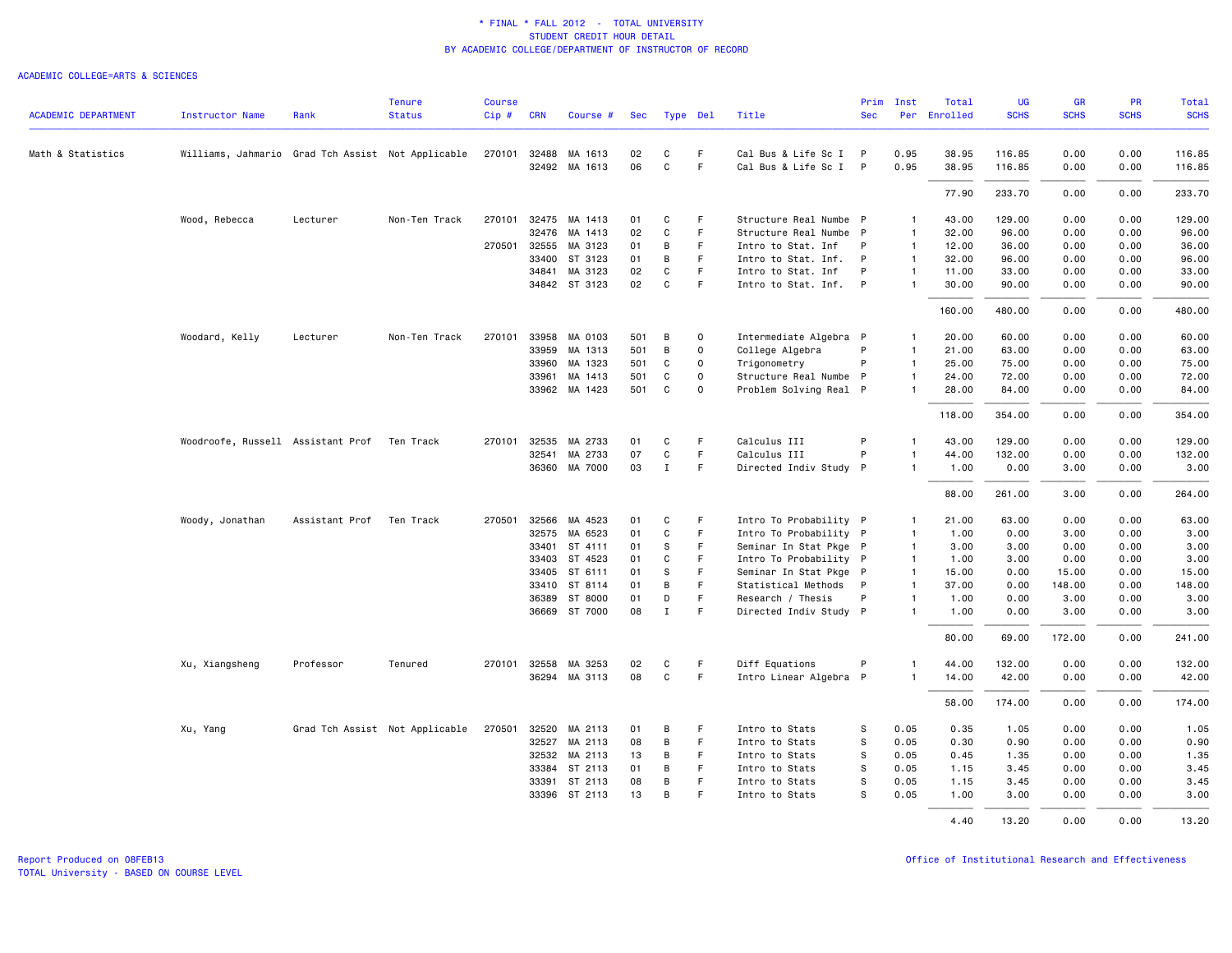\* FINAL \* FALL 2012 - TOTAL UNIVERSITY
STUDENT CREDIT HOUR DETAIL
BY ACADEMIC COLLEGE/DEPARTMENT OF INSTRUCTOR OF RECORD

ACADEMIC COLLEGE=ARTS & SCIENCES

| ACADEMIC DEPARTMENT | Instructor Name | Rank | Tenure Status | Course Cip # | CRN | Course # | Sec | Type | Del | Title | Prim Sec | Inst Per | Total Enrolled | UG SCHS | GR SCHS | PR SCHS | Total SCHS |
|---|---|---|---|---|---|---|---|---|---|---|---|---|---|---|---|---|---|
| Math & Statistics | Williams, Jahmario | Grad Tch Assist | Not Applicable | 270101 | 32488 | MA 1613 | 02 | C | F | Cal Bus & Life Sc I | P | 0.95 | 38.95 | 116.85 | 0.00 | 0.00 | 116.85 |
| | | | | | 32492 | MA 1613 | 06 | C | F | Cal Bus & Life Sc I | P | 0.95 | 38.95 | 116.85 | 0.00 | 0.00 | 116.85 |
| | | | | | | | | | | | | | 77.90 | 233.70 | 0.00 | 0.00 | 233.70 |
| | Wood, Rebecca | Lecturer | Non-Ten Track | 270101 | 32475 | MA 1413 | 01 | C | F | Structure Real Numbe | P | 1 | 43.00 | 129.00 | 0.00 | 0.00 | 129.00 |
| | | | | | 32476 | MA 1413 | 02 | C | F | Structure Real Numbe | P | 1 | 32.00 | 96.00 | 0.00 | 0.00 | 96.00 |
| | | | | 270501 | 32555 | MA 3123 | 01 | B | F | Intro to Stat. Inf | P | 1 | 12.00 | 36.00 | 0.00 | 0.00 | 36.00 |
| | | | | | 33400 | ST 3123 | 01 | B | F | Intro to Stat. Inf. | P | 1 | 32.00 | 96.00 | 0.00 | 0.00 | 96.00 |
| | | | | | 34841 | MA 3123 | 02 | C | F | Intro to Stat. Inf | P | 1 | 11.00 | 33.00 | 0.00 | 0.00 | 33.00 |
| | | | | | 34842 | ST 3123 | 02 | C | F | Intro to Stat. Inf. | P | 1 | 30.00 | 90.00 | 0.00 | 0.00 | 90.00 |
| | | | | | | | | | | | | | 160.00 | 480.00 | 0.00 | 0.00 | 480.00 |
| | Woodard, Kelly | Lecturer | Non-Ten Track | 270101 | 33958 | MA 0103 | 501 | B | O | Intermediate Algebra | P | 1 | 20.00 | 60.00 | 0.00 | 0.00 | 60.00 |
| | | | | | 33959 | MA 1313 | 501 | B | O | College Algebra | P | 1 | 21.00 | 63.00 | 0.00 | 0.00 | 63.00 |
| | | | | | 33960 | MA 1323 | 501 | C | O | Trigonometry | P | 1 | 25.00 | 75.00 | 0.00 | 0.00 | 75.00 |
| | | | | | 33961 | MA 1413 | 501 | C | O | Structure Real Numbe | P | 1 | 24.00 | 72.00 | 0.00 | 0.00 | 72.00 |
| | | | | | 33962 | MA 1423 | 501 | C | O | Problem Solving Real | P | 1 | 28.00 | 84.00 | 0.00 | 0.00 | 84.00 |
| | | | | | | | | | | | | | 118.00 | 354.00 | 0.00 | 0.00 | 354.00 |
| | Woodroofe, Russell | Assistant Prof | Ten Track | 270101 | 32535 | MA 2733 | 01 | C | F | Calculus III | P | 1 | 43.00 | 129.00 | 0.00 | 0.00 | 129.00 |
| | | | | | 32541 | MA 2733 | 07 | C | F | Calculus III | P | 1 | 44.00 | 132.00 | 0.00 | 0.00 | 132.00 |
| | | | | | 36360 | MA 7000 | 03 | I | F | Directed Indiv Study | P | 1 | 1.00 | 0.00 | 3.00 | 0.00 | 3.00 |
| | | | | | | | | | | | | | 88.00 | 261.00 | 3.00 | 0.00 | 264.00 |
| | Woody, Jonathan | Assistant Prof | Ten Track | 270501 | 32566 | MA 4523 | 01 | C | F | Intro To Probability | P | 1 | 21.00 | 63.00 | 0.00 | 0.00 | 63.00 |
| | | | | | 32575 | MA 6523 | 01 | C | F | Intro To Probability | P | 1 | 1.00 | 0.00 | 3.00 | 0.00 | 3.00 |
| | | | | | 33401 | ST 4111 | 01 | S | F | Seminar In Stat Pkge | P | 1 | 3.00 | 3.00 | 0.00 | 0.00 | 3.00 |
| | | | | | 33403 | ST 4523 | 01 | C | F | Intro To Probability | P | 1 | 1.00 | 3.00 | 0.00 | 0.00 | 3.00 |
| | | | | | 33405 | ST 6111 | 01 | S | F | Seminar In Stat Pkge | P | 1 | 15.00 | 0.00 | 15.00 | 0.00 | 15.00 |
| | | | | | 33410 | ST 8114 | 01 | B | F | Statistical Methods | P | 1 | 37.00 | 0.00 | 148.00 | 0.00 | 148.00 |
| | | | | | 36389 | ST 8000 | 01 | D | F | Research / Thesis | P | 1 | 1.00 | 0.00 | 3.00 | 0.00 | 3.00 |
| | | | | | 36669 | ST 7000 | 08 | I | F | Directed Indiv Study | P | 1 | 1.00 | 0.00 | 3.00 | 0.00 | 3.00 |
| | | | | | | | | | | | | | 80.00 | 69.00 | 172.00 | 0.00 | 241.00 |
| | Xu, Xiangsheng | Professor | Tenured | 270101 | 32558 | MA 3253 | 02 | C | F | Diff Equations | P | 1 | 44.00 | 132.00 | 0.00 | 0.00 | 132.00 |
| | | | | | 36294 | MA 3113 | 08 | C | F | Intro Linear Algebra | P | 1 | 14.00 | 42.00 | 0.00 | 0.00 | 42.00 |
| | | | | | | | | | | | | | 58.00 | 174.00 | 0.00 | 0.00 | 174.00 |
| | Xu, Yang | Grad Tch Assist | Not Applicable | 270501 | 32520 | MA 2113 | 01 | B | F | Intro to Stats | S | 0.05 | 0.35 | 1.05 | 0.00 | 0.00 | 1.05 |
| | | | | | 32527 | MA 2113 | 08 | B | F | Intro to Stats | S | 0.05 | 0.30 | 0.90 | 0.00 | 0.00 | 0.90 |
| | | | | | 32532 | MA 2113 | 13 | B | F | Intro to Stats | S | 0.05 | 0.45 | 1.35 | 0.00 | 0.00 | 1.35 |
| | | | | | 33384 | ST 2113 | 01 | B | F | Intro to Stats | S | 0.05 | 1.15 | 3.45 | 0.00 | 0.00 | 3.45 |
| | | | | | 33391 | ST 2113 | 08 | B | F | Intro to Stats | S | 0.05 | 1.15 | 3.45 | 0.00 | 0.00 | 3.45 |
| | | | | | 33396 | ST 2113 | 13 | B | F | Intro to Stats | S | 0.05 | 1.00 | 3.00 | 0.00 | 0.00 | 3.00 |
| | | | | | | | | | | | | | 4.40 | 13.20 | 0.00 | 0.00 | 13.20 |

Report Produced on 08FEB13
TOTAL University - BASED ON COURSE LEVEL

Office of Institutional Research and Effectiveness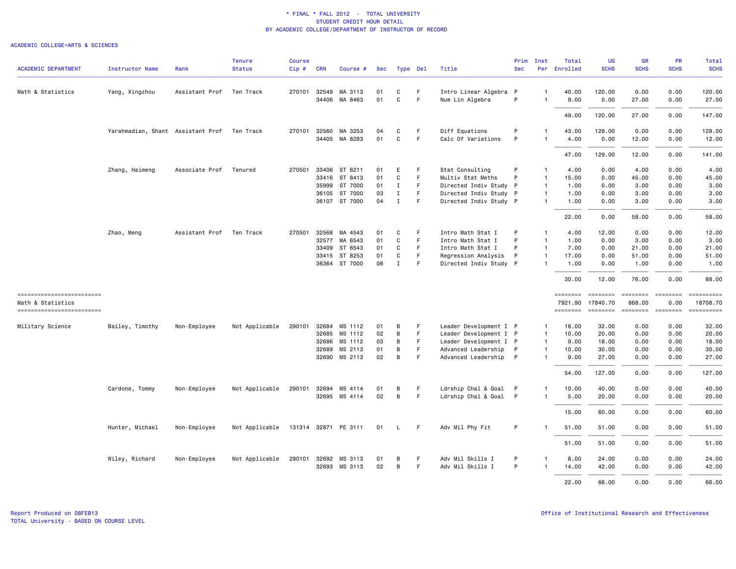\* FINAL \* FALL 2012 - TOTAL UNIVERSITY
STUDENT CREDIT HOUR DETAIL
BY ACADEMIC COLLEGE/DEPARTMENT OF INSTRUCTOR OF RECORD

ACADEMIC COLLEGE=ARTS & SCIENCES

| ACADEMIC DEPARTMENT | Instructor Name | Rank | Tenure Status | Course Cip # | CRN | Course # | Sec | Type | Del | Title | Prim Sec | Inst Per | Total Enrolled | UG SCHS | GR SCHS | PR SCHS | Total SCHS |
|---|---|---|---|---|---|---|---|---|---|---|---|---|---|---|---|---|---|
| Math & Statistics | Yang, Xingzhou | Assistant Prof | Ten Track | 270101 | 32549 | MA 3113 | 01 | C | F | Intro Linear Algebra | P | 1 | 40.00 | 120.00 | 0.00 | 0.00 | 120.00 |
| | | | | | 34406 | MA 8463 | 01 | C | F | Num Lin Algebra | P | 1 | 9.00 | 0.00 | 27.00 | 0.00 | 27.00 |
| | | | | | | | | | | | | | 49.00 | 120.00 | 27.00 | 0.00 | 147.00 |
| | Yarahmadian, Shant | Assistant Prof | Ten Track | 270101 | 32560 | MA 3253 | 04 | C | F | Diff Equations | P | 1 | 43.00 | 129.00 | 0.00 | 0.00 | 129.00 |
| | | | | | 34405 | MA 8283 | 01 | C | F | Calc Of Variations | P | 1 | 4.00 | 0.00 | 12.00 | 0.00 | 12.00 |
| | | | | | | | | | | | | | 47.00 | 129.00 | 12.00 | 0.00 | 141.00 |
| | Zhang, Haimeng | Associate Prof | Tenured | 270501 | 33406 | ST 6211 | 01 | E | F | Stat Consulting | P | 1 | 4.00 | 0.00 | 4.00 | 0.00 | 4.00 |
| | | | | | 33416 | ST 8413 | 01 | C | F | Multiv Stat Meths | P | 1 | 15.00 | 0.00 | 45.00 | 0.00 | 45.00 |
| | | | | | 35999 | ST 7000 | 01 | I | F | Directed Indiv Study | P | 1 | 1.00 | 0.00 | 3.00 | 0.00 | 3.00 |
| | | | | | 36105 | ST 7000 | 03 | I | F | Directed Indiv Study | P | 1 | 1.00 | 0.00 | 3.00 | 0.00 | 3.00 |
| | | | | | 36107 | ST 7000 | 04 | I | F | Directed Indiv Study | P | 1 | 1.00 | 0.00 | 3.00 | 0.00 | 3.00 |
| | | | | | | | | | | | | | 22.00 | 0.00 | 58.00 | 0.00 | 58.00 |
| | Zhao, Meng | Assistant Prof | Ten Track | 270501 | 32568 | MA 4543 | 01 | C | F | Intro Math Stat I | P | 1 | 4.00 | 12.00 | 0.00 | 0.00 | 12.00 |
| | | | | | 32577 | MA 6543 | 01 | C | F | Intro Math Stat I | P | 1 | 1.00 | 0.00 | 3.00 | 0.00 | 3.00 |
| | | | | | 33409 | ST 6543 | 01 | C | F | Intro Math Stat I | P | 1 | 7.00 | 0.00 | 21.00 | 0.00 | 21.00 |
| | | | | | 33415 | ST 8253 | 01 | C | F | Regression Analysis | P | 1 | 17.00 | 0.00 | 51.00 | 0.00 | 51.00 |
| | | | | | 36364 | ST 7000 | 06 | I | F | Directed Indiv Study | P | 1 | 1.00 | 0.00 | 1.00 | 0.00 | 1.00 |
| | | | | | | | | | | | | | 30.00 | 12.00 | 76.00 | 0.00 | 88.00 |
| Math & Statistics | | | | | | | | | | | | | 7921.90 | 17840.70 | 868.00 | 0.00 | 18708.70 |
| Military Science | Bailey, Timothy | Non-Employee | Not Applicable | 290101 | 32684 | MS 1112 | 01 | B | F | Leader Development I | P | 1 | 16.00 | 32.00 | 0.00 | 0.00 | 32.00 |
| | | | | | 32685 | MS 1112 | 02 | B | F | Leader Development I | P | 1 | 10.00 | 20.00 | 0.00 | 0.00 | 20.00 |
| | | | | | 32686 | MS 1112 | 03 | B | F | Leader Development I | P | 1 | 9.00 | 18.00 | 0.00 | 0.00 | 18.00 |
| | | | | | 32689 | MS 2113 | 01 | B | F | Advanced Leadership | P | 1 | 10.00 | 30.00 | 0.00 | 0.00 | 30.00 |
| | | | | | 32690 | MS 2113 | 02 | B | F | Advanced Leadership | P | 1 | 9.00 | 27.00 | 0.00 | 0.00 | 27.00 |
| | | | | | | | | | | | | | 54.00 | 127.00 | 0.00 | 0.00 | 127.00 |
| | Cardone, Tommy | Non-Employee | Not Applicable | 290101 | 32694 | MS 4114 | 01 | B | F | Ldrship Chal & Goal | P | 1 | 10.00 | 40.00 | 0.00 | 0.00 | 40.00 |
| | | | | | 32695 | MS 4114 | 02 | B | F | Ldrship Chal & Goal | P | 1 | 5.00 | 20.00 | 0.00 | 0.00 | 20.00 |
| | | | | | | | | | | | | | 15.00 | 60.00 | 0.00 | 0.00 | 60.00 |
| | Hunter, Michael | Non-Employee | Not Applicable | 131314 | 32871 | PE 3111 | 01 | L | F | Adv Mil Phy Fit | P | 1 | 51.00 | 51.00 | 0.00 | 0.00 | 51.00 |
| | | | | | | | | | | | | | 51.00 | 51.00 | 0.00 | 0.00 | 51.00 |
| | Wiley, Richard | Non-Employee | Not Applicable | 290101 | 32692 | MS 3113 | 01 | B | F | Adv Mil Skills I | P | 1 | 8.00 | 24.00 | 0.00 | 0.00 | 24.00 |
| | | | | | 32693 | MS 3113 | 02 | B | F | Adv Mil Skills I | P | 1 | 14.00 | 42.00 | 0.00 | 0.00 | 42.00 |
| | | | | | | | | | | | | | 22.00 | 66.00 | 0.00 | 0.00 | 66.00 |

Report Produced on 08FEB13
TOTAL University - BASED ON COURSE LEVEL

Office of Institutional Research and Effectiveness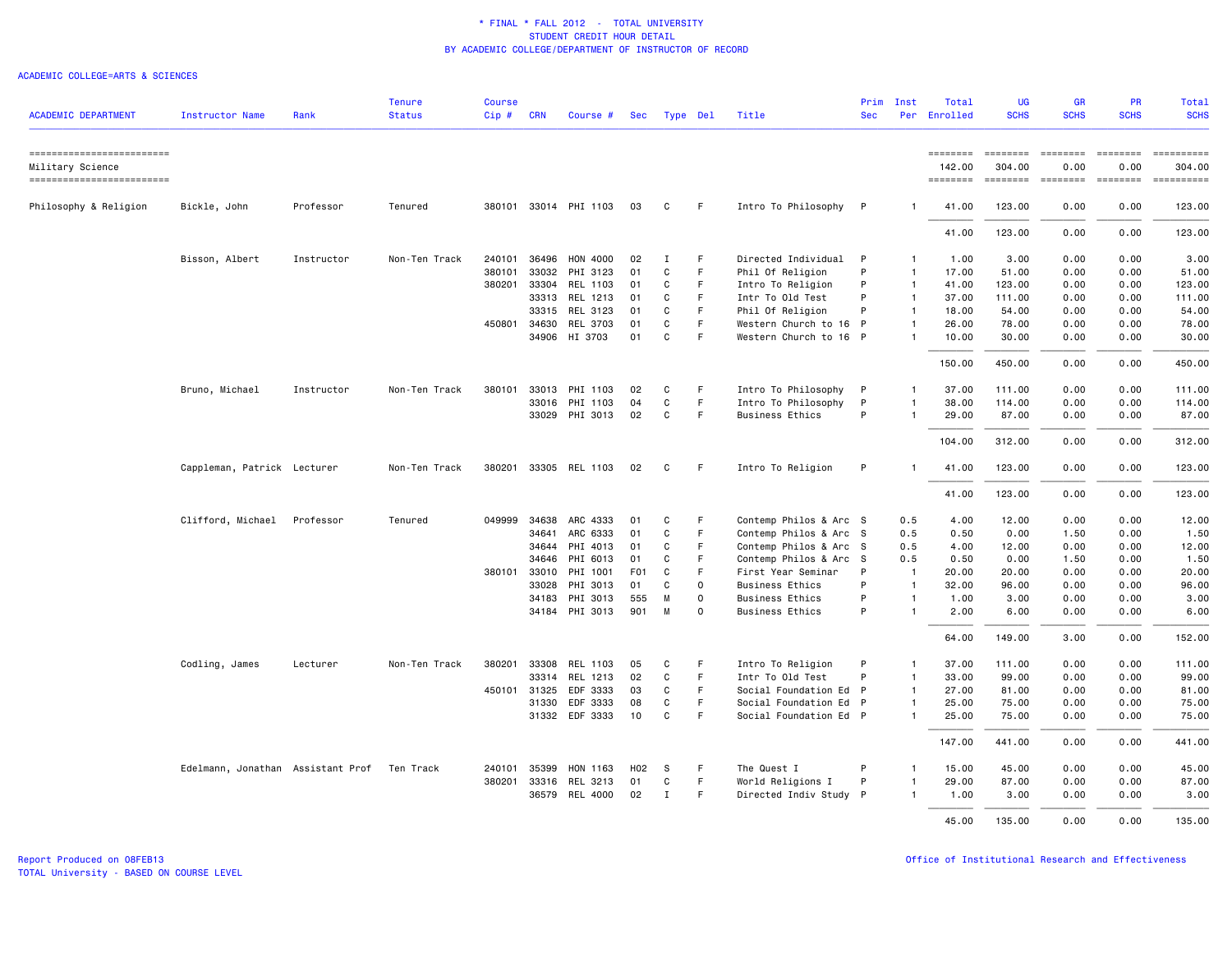\* FINAL \* FALL 2012 - TOTAL UNIVERSITY
STUDENT CREDIT HOUR DETAIL
BY ACADEMIC COLLEGE/DEPARTMENT OF INSTRUCTOR OF RECORD

ACADEMIC COLLEGE=ARTS & SCIENCES

| ACADEMIC DEPARTMENT | Instructor Name | Rank | Tenure Status | Course Cip # | CRN | Course # | Sec | Type | Del | Title | Prim Sec | Inst Per | Total Enrolled | UG SCHS | GR SCHS | PR SCHS | Total SCHS |
|---|---|---|---|---|---|---|---|---|---|---|---|---|---|---|---|---|---|
| Military Science | | | | | | | | | | | | | 142.00 | 304.00 | 0.00 | 0.00 | 304.00 |
| Philosophy & Religion | Bickle, John | Professor | Tenured | 380101 | 33014 | PHI 1103 | 03 | C | F | Intro To Philosophy | P | 1 | 41.00 | 123.00 | 0.00 | 0.00 | 123.00 |
| | | | | | | | | | | | | | 41.00 | 123.00 | 0.00 | 0.00 | 123.00 |
| | Bisson, Albert | Instructor | Non-Ten Track | 240101 | 36496 | HON 4000 | 02 | I | F | Directed Individual | P | 1 | 1.00 | 3.00 | 0.00 | 0.00 | 3.00 |
| | | | | 380101 | 33032 | PHI 3123 | 01 | C | F | Phil Of Religion | P | 1 | 17.00 | 51.00 | 0.00 | 0.00 | 51.00 |
| | | | | 380201 | 33304 | REL 1103 | 01 | C | F | Intro To Religion | P | 1 | 41.00 | 123.00 | 0.00 | 0.00 | 123.00 |
| | | | | | 33313 | REL 1213 | 01 | C | F | Intr To Old Test | P | 1 | 37.00 | 111.00 | 0.00 | 0.00 | 111.00 |
| | | | | | 33315 | REL 3123 | 01 | C | F | Phil Of Religion | P | 1 | 18.00 | 54.00 | 0.00 | 0.00 | 54.00 |
| | | | | 450801 | 34630 | REL 3703 | 01 | C | F | Western Church to 16 | P | 1 | 26.00 | 78.00 | 0.00 | 0.00 | 78.00 |
| | | | | | 34906 | HI 3703 | 01 | C | F | Western Church to 16 | P | 1 | 10.00 | 30.00 | 0.00 | 0.00 | 30.00 |
| | | | | | | | | | | | | | 150.00 | 450.00 | 0.00 | 0.00 | 450.00 |
| | Bruno, Michael | Instructor | Non-Ten Track | 380101 | 33013 | PHI 1103 | 02 | C | F | Intro To Philosophy | P | 1 | 37.00 | 111.00 | 0.00 | 0.00 | 111.00 |
| | | | | | 33016 | PHI 1103 | 04 | C | F | Intro To Philosophy | P | 1 | 38.00 | 114.00 | 0.00 | 0.00 | 114.00 |
| | | | | | 33029 | PHI 3013 | 02 | C | F | Business Ethics | P | 1 | 29.00 | 87.00 | 0.00 | 0.00 | 87.00 |
| | | | | | | | | | | | | | 104.00 | 312.00 | 0.00 | 0.00 | 312.00 |
| | Cappleman, Patrick | Lecturer | Non-Ten Track | 380201 | 33305 | REL 1103 | 02 | C | F | Intro To Religion | P | 1 | 41.00 | 123.00 | 0.00 | 0.00 | 123.00 |
| | | | | | | | | | | | | | 41.00 | 123.00 | 0.00 | 0.00 | 123.00 |
| | Clifford, Michael | Professor | Tenured | 049999 | 34638 | ARC 4333 | 01 | C | F | Contemp Philos & Arc | S | 0.5 | 4.00 | 12.00 | 0.00 | 0.00 | 12.00 |
| | | | | | 34641 | ARC 6333 | 01 | C | F | Contemp Philos & Arc | S | 0.5 | 0.50 | 0.00 | 1.50 | 0.00 | 1.50 |
| | | | | | 34644 | PHI 4013 | 01 | C | F | Contemp Philos & Arc | S | 0.5 | 4.00 | 12.00 | 0.00 | 0.00 | 12.00 |
| | | | | | 34646 | PHI 6013 | 01 | C | F | Contemp Philos & Arc | S | 0.5 | 0.50 | 0.00 | 1.50 | 0.00 | 1.50 |
| | | | | 380101 | 33010 | PHI 1001 | F01 | C | F | First Year Seminar | P | 1 | 20.00 | 20.00 | 0.00 | 0.00 | 20.00 |
| | | | | | 33028 | PHI 3013 | 01 | C | O | Business Ethics | P | 1 | 32.00 | 96.00 | 0.00 | 0.00 | 96.00 |
| | | | | | 34183 | PHI 3013 | 555 | M | O | Business Ethics | P | 1 | 1.00 | 3.00 | 0.00 | 0.00 | 3.00 |
| | | | | | 34184 | PHI 3013 | 901 | M | O | Business Ethics | P | 1 | 2.00 | 6.00 | 0.00 | 0.00 | 6.00 |
| | | | | | | | | | | | | | 64.00 | 149.00 | 3.00 | 0.00 | 152.00 |
| | Codling, James | Lecturer | Non-Ten Track | 380201 | 33308 | REL 1103 | 05 | C | F | Intro To Religion | P | 1 | 37.00 | 111.00 | 0.00 | 0.00 | 111.00 |
| | | | | | 33314 | REL 1213 | 02 | C | F | Intr To Old Test | P | 1 | 33.00 | 99.00 | 0.00 | 0.00 | 99.00 |
| | | | | 450101 | 31325 | EDF 3333 | 03 | C | F | Social Foundation Ed | P | 1 | 27.00 | 81.00 | 0.00 | 0.00 | 81.00 |
| | | | | | 31330 | EDF 3333 | 08 | C | F | Social Foundation Ed | P | 1 | 25.00 | 75.00 | 0.00 | 0.00 | 75.00 |
| | | | | | 31332 | EDF 3333 | 10 | C | F | Social Foundation Ed | P | 1 | 25.00 | 75.00 | 0.00 | 0.00 | 75.00 |
| | | | | | | | | | | | | | 147.00 | 441.00 | 0.00 | 0.00 | 441.00 |
| | Edelmann, Jonathan | Assistant Prof | Ten Track | 240101 | 35399 | HON 1163 | H02 | S | F | The Quest I | P | 1 | 15.00 | 45.00 | 0.00 | 0.00 | 45.00 |
| | | | | 380201 | 33316 | REL 3213 | 01 | C | F | World Religions I | P | 1 | 29.00 | 87.00 | 0.00 | 0.00 | 87.00 |
| | | | | | 36579 | REL 4000 | 02 | I | F | Directed Indiv Study | P | 1 | 1.00 | 3.00 | 0.00 | 0.00 | 3.00 |
| | | | | | | | | | | | | | 45.00 | 135.00 | 0.00 | 0.00 | 135.00 |

Report Produced on 08FEB13
TOTAL University - BASED ON COURSE LEVEL

Office of Institutional Research and Effectiveness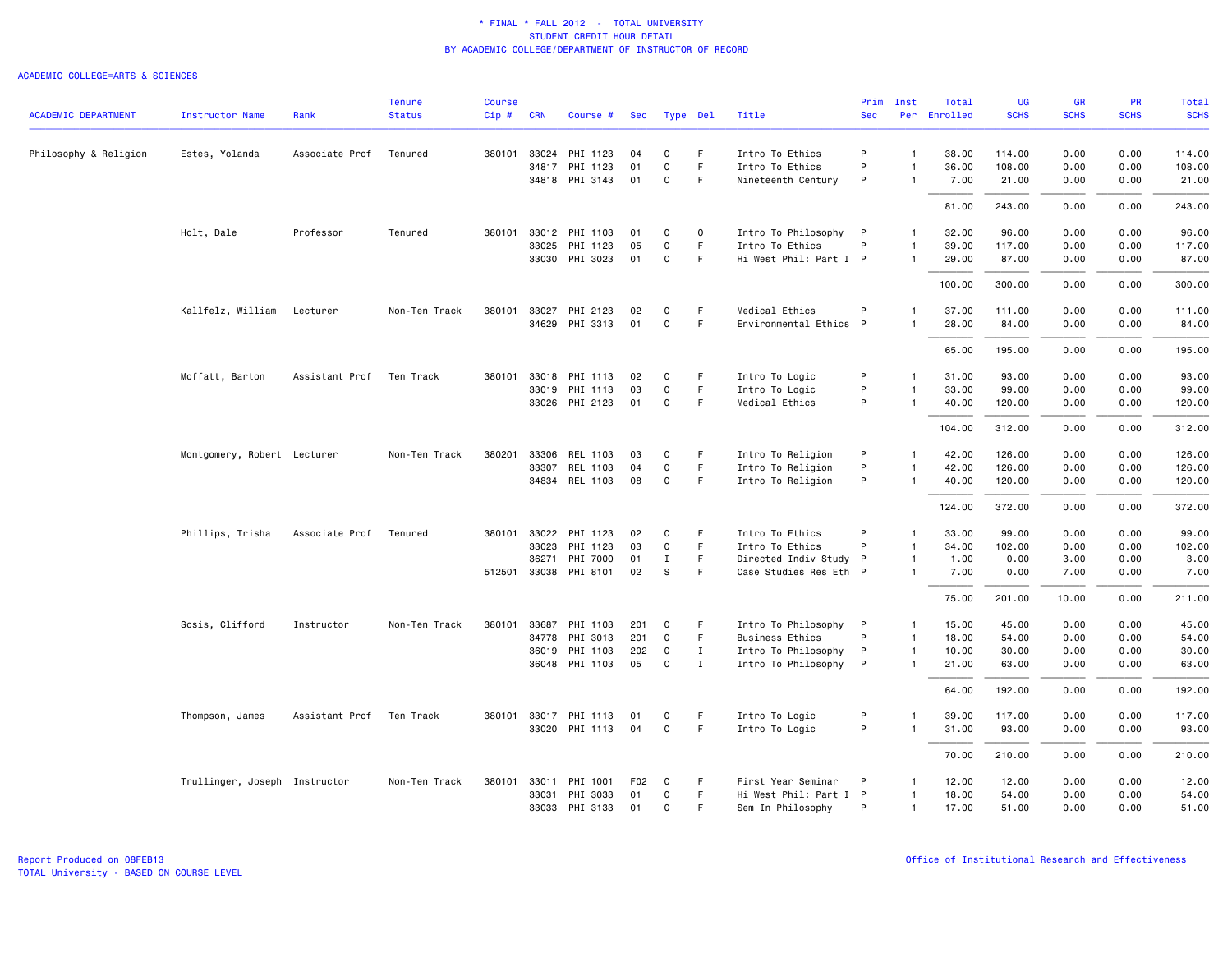\* FINAL \* FALL 2012 - TOTAL UNIVERSITY
STUDENT CREDIT HOUR DETAIL
BY ACADEMIC COLLEGE/DEPARTMENT OF INSTRUCTOR OF RECORD

ACADEMIC COLLEGE=ARTS & SCIENCES

| ACADEMIC DEPARTMENT | Instructor Name | Rank | Tenure Status | Course Cip # | CRN | Course # | Sec | Type | Del | Title | Prim Sec | Inst Per | Total Enrolled | UG SCHS | GR SCHS | PR SCHS | Total SCHS |
|---|---|---|---|---|---|---|---|---|---|---|---|---|---|---|---|---|---|
| Philosophy & Religion | Estes, Yolanda | Associate Prof | Tenured | 380101 | 33024 | PHI 1123 | 04 | C | F | Intro To Ethics | P | 1 | 38.00 | 114.00 | 0.00 | 0.00 | 114.00 |
| | | | | | 34817 | PHI 1123 | 01 | C | F | Intro To Ethics | P | 1 | 36.00 | 108.00 | 0.00 | 0.00 | 108.00 |
| | | | | | 34818 | PHI 3143 | 01 | C | F | Nineteenth Century | P | 1 | 7.00 | 21.00 | 0.00 | 0.00 | 21.00 |
| | | | | | | | | | | | | | 81.00 | 243.00 | 0.00 | 0.00 | 243.00 |
| | Holt, Dale | Professor | Tenured | 380101 | 33012 | PHI 1103 | 01 | C | O | Intro To Philosophy | P | 1 | 32.00 | 96.00 | 0.00 | 0.00 | 96.00 |
| | | | | | 33025 | PHI 1123 | 05 | C | F | Intro To Ethics | P | 1 | 39.00 | 117.00 | 0.00 | 0.00 | 117.00 |
| | | | | | 33030 | PHI 3023 | 01 | C | F | Hi West Phil: Part I | P | 1 | 29.00 | 87.00 | 0.00 | 0.00 | 87.00 |
| | | | | | | | | | | | | | 100.00 | 300.00 | 0.00 | 0.00 | 300.00 |
| | Kallfelz, William | Lecturer | Non-Ten Track | 380101 | 33027 | PHI 2123 | 02 | C | F | Medical Ethics | P | 1 | 37.00 | 111.00 | 0.00 | 0.00 | 111.00 |
| | | | | | 34629 | PHI 3313 | 01 | C | F | Environmental Ethics | P | 1 | 28.00 | 84.00 | 0.00 | 0.00 | 84.00 |
| | | | | | | | | | | | | | 65.00 | 195.00 | 0.00 | 0.00 | 195.00 |
| | Moffatt, Barton | Assistant Prof | Ten Track | 380101 | 33018 | PHI 1113 | 02 | C | F | Intro To Logic | P | 1 | 31.00 | 93.00 | 0.00 | 0.00 | 93.00 |
| | | | | | 33019 | PHI 1113 | 03 | C | F | Intro To Logic | P | 1 | 33.00 | 99.00 | 0.00 | 0.00 | 99.00 |
| | | | | | 33026 | PHI 2123 | 01 | C | F | Medical Ethics | P | 1 | 40.00 | 120.00 | 0.00 | 0.00 | 120.00 |
| | | | | | | | | | | | | | 104.00 | 312.00 | 0.00 | 0.00 | 312.00 |
| | Montgomery, Robert | Lecturer | Non-Ten Track | 380201 | 33306 | REL 1103 | 03 | C | F | Intro To Religion | P | 1 | 42.00 | 126.00 | 0.00 | 0.00 | 126.00 |
| | | | | | 33307 | REL 1103 | 04 | C | F | Intro To Religion | P | 1 | 42.00 | 126.00 | 0.00 | 0.00 | 126.00 |
| | | | | | 34834 | REL 1103 | 08 | C | F | Intro To Religion | P | 1 | 40.00 | 120.00 | 0.00 | 0.00 | 120.00 |
| | | | | | | | | | | | | | 124.00 | 372.00 | 0.00 | 0.00 | 372.00 |
| | Phillips, Trisha | Associate Prof | Tenured | 380101 | 33022 | PHI 1123 | 02 | C | F | Intro To Ethics | P | 1 | 33.00 | 99.00 | 0.00 | 0.00 | 99.00 |
| | | | | | 33023 | PHI 1123 | 03 | C | F | Intro To Ethics | P | 1 | 34.00 | 102.00 | 0.00 | 0.00 | 102.00 |
| | | | | | 36271 | PHI 7000 | 01 | I | F | Directed Indiv Study | P | 1 | 1.00 | 0.00 | 3.00 | 0.00 | 3.00 |
| | | | | 512501 | 33038 | PHI 8101 | 02 | S | F | Case Studies Res Eth | P | 1 | 7.00 | 0.00 | 7.00 | 0.00 | 7.00 |
| | | | | | | | | | | | | | 75.00 | 201.00 | 10.00 | 0.00 | 211.00 |
| | Sosis, Clifford | Instructor | Non-Ten Track | 380101 | 33687 | PHI 1103 | 201 | C | F | Intro To Philosophy | P | 1 | 15.00 | 45.00 | 0.00 | 0.00 | 45.00 |
| | | | | | 34778 | PHI 3013 | 201 | C | F | Business Ethics | P | 1 | 18.00 | 54.00 | 0.00 | 0.00 | 54.00 |
| | | | | | 36019 | PHI 1103 | 202 | C | I | Intro To Philosophy | P | 1 | 10.00 | 30.00 | 0.00 | 0.00 | 30.00 |
| | | | | | 36048 | PHI 1103 | 05 | C | I | Intro To Philosophy | P | 1 | 21.00 | 63.00 | 0.00 | 0.00 | 63.00 |
| | | | | | | | | | | | | | 64.00 | 192.00 | 0.00 | 0.00 | 192.00 |
| | Thompson, James | Assistant Prof | Ten Track | 380101 | 33017 | PHI 1113 | 01 | C | F | Intro To Logic | P | 1 | 39.00 | 117.00 | 0.00 | 0.00 | 117.00 |
| | | | | | 33020 | PHI 1113 | 04 | C | F | Intro To Logic | P | 1 | 31.00 | 93.00 | 0.00 | 0.00 | 93.00 |
| | | | | | | | | | | | | | 70.00 | 210.00 | 0.00 | 0.00 | 210.00 |
| | Trullinger, Joseph | Instructor | Non-Ten Track | 380101 | 33011 | PHI 1001 | F02 | C | F | First Year Seminar | P | 1 | 12.00 | 12.00 | 0.00 | 0.00 | 12.00 |
| | | | | | 33031 | PHI 3033 | 01 | C | F | Hi West Phil: Part I | P | 1 | 18.00 | 54.00 | 0.00 | 0.00 | 54.00 |
| | | | | | 33033 | PHI 3133 | 01 | C | F | Sem In Philosophy | P | 1 | 17.00 | 51.00 | 0.00 | 0.00 | 51.00 |

Report Produced on 08FEB13
TOTAL University - BASED ON COURSE LEVEL

Office of Institutional Research and Effectiveness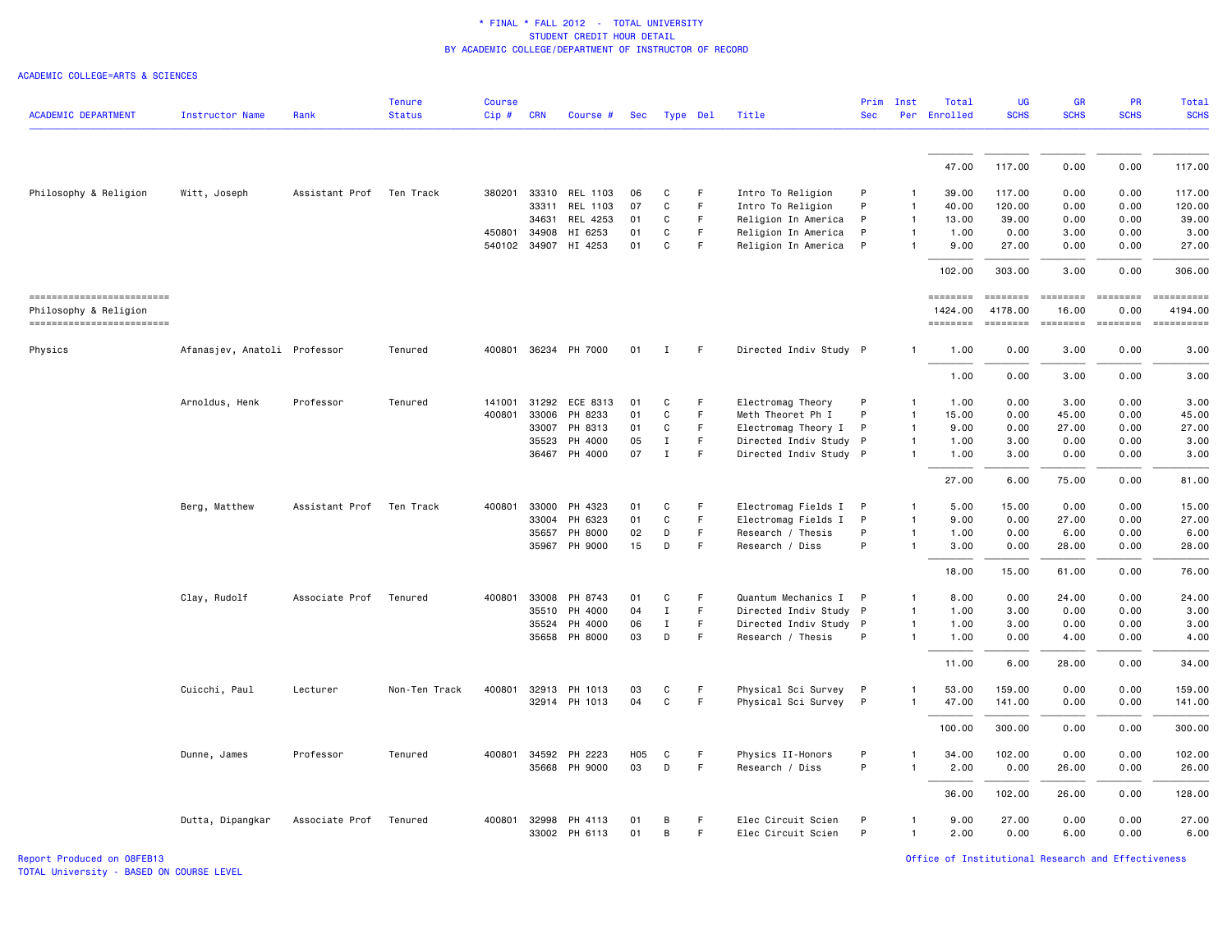\* FINAL \* FALL 2012 - TOTAL UNIVERSITY
STUDENT CREDIT HOUR DETAIL
BY ACADEMIC COLLEGE/DEPARTMENT OF INSTRUCTOR OF RECORD

ACADEMIC COLLEGE=ARTS & SCIENCES

| ACADEMIC DEPARTMENT | Instructor Name | Rank | Tenure Status | Course Cip # | CRN | Course # | Sec | Type | Del | Title | Prim Sec | Inst Per | Total Enrolled | UG SCHS | GR SCHS | PR SCHS | Total SCHS |
|---|---|---|---|---|---|---|---|---|---|---|---|---|---|---|---|---|---|
| | | | | | | | | | | | | | 47.00 | 117.00 | 0.00 | 0.00 | 117.00 |
| Philosophy & Religion | Witt, Joseph | Assistant Prof | Ten Track | 380201 | 33310 | REL 1103 | 06 | C | F | Intro To Religion | P | 1 | 39.00 | 117.00 | 0.00 | 0.00 | 117.00 |
| | | | | | 33311 | REL 1103 | 07 | C | F | Intro To Religion | P | 1 | 40.00 | 120.00 | 0.00 | 0.00 | 120.00 |
| | | | | | 34631 | REL 4253 | 01 | C | F | Religion In America | P | 1 | 13.00 | 39.00 | 0.00 | 0.00 | 39.00 |
| | | | | 450801 | 34908 | HI 6253 | 01 | C | F | Religion In America | P | 1 | 1.00 | 0.00 | 3.00 | 0.00 | 3.00 |
| | | | | 540102 | 34907 | HI 4253 | 01 | C | F | Religion In America | P | 1 | 9.00 | 27.00 | 0.00 | 0.00 | 27.00 |
| | | | | | | | | | | | | | 102.00 | 303.00 | 3.00 | 0.00 | 306.00 |
| Philosophy & Religion | | | | | | | | | | | | | 1424.00 | 4178.00 | 16.00 | 0.00 | 4194.00 |
| Physics | Afanasjev, Anatoli | Professor | Tenured | 400801 | 36234 | PH 7000 | 01 | I | F | Directed Indiv Study | P | 1 | 1.00 | 0.00 | 3.00 | 0.00 | 3.00 |
| | | | | | | | | | | | | | 1.00 | 0.00 | 3.00 | 0.00 | 3.00 |
| | Arnoldus, Henk | Professor | Tenured | 141001 | 31292 | ECE 8313 | 01 | C | F | Electromag Theory | P | 1 | 1.00 | 0.00 | 3.00 | 0.00 | 3.00 |
| | | | | 400801 | 33006 | PH 8233 | 01 | C | F | Meth Theoret Ph I | P | 1 | 15.00 | 0.00 | 45.00 | 0.00 | 45.00 |
| | | | | | 33007 | PH 8313 | 01 | C | F | Electromag Theory I | P | 1 | 9.00 | 0.00 | 27.00 | 0.00 | 27.00 |
| | | | | | 35523 | PH 4000 | 05 | I | F | Directed Indiv Study | P | 1 | 1.00 | 3.00 | 0.00 | 0.00 | 3.00 |
| | | | | | 36467 | PH 4000 | 07 | I | F | Directed Indiv Study | P | 1 | 1.00 | 3.00 | 0.00 | 0.00 | 3.00 |
| | | | | | | | | | | | | | 27.00 | 6.00 | 75.00 | 0.00 | 81.00 |
| | Berg, Matthew | Assistant Prof | Ten Track | 400801 | 33000 | PH 4323 | 01 | C | F | Electromag Fields I | P | 1 | 5.00 | 15.00 | 0.00 | 0.00 | 15.00 |
| | | | | | 33004 | PH 6323 | 01 | C | F | Electromag Fields I | P | 1 | 9.00 | 0.00 | 27.00 | 0.00 | 27.00 |
| | | | | | 35657 | PH 8000 | 02 | D | F | Research / Thesis | P | 1 | 1.00 | 0.00 | 6.00 | 0.00 | 6.00 |
| | | | | | 35967 | PH 9000 | 15 | D | F | Research / Diss | P | 1 | 3.00 | 0.00 | 28.00 | 0.00 | 28.00 |
| | | | | | | | | | | | | | 18.00 | 15.00 | 61.00 | 0.00 | 76.00 |
| | Clay, Rudolf | Associate Prof | Tenured | 400801 | 33008 | PH 8743 | 01 | C | F | Quantum Mechanics I | P | 1 | 8.00 | 0.00 | 24.00 | 0.00 | 24.00 |
| | | | | | 35510 | PH 4000 | 04 | I | F | Directed Indiv Study | P | 1 | 1.00 | 3.00 | 0.00 | 0.00 | 3.00 |
| | | | | | 35524 | PH 4000 | 06 | I | F | Directed Indiv Study | P | 1 | 1.00 | 3.00 | 0.00 | 0.00 | 3.00 |
| | | | | | 35658 | PH 8000 | 03 | D | F | Research / Thesis | P | 1 | 1.00 | 0.00 | 4.00 | 0.00 | 4.00 |
| | | | | | | | | | | | | | 11.00 | 6.00 | 28.00 | 0.00 | 34.00 |
| | Cuicchi, Paul | Lecturer | Non-Ten Track | 400801 | 32913 | PH 1013 | 03 | C | F | Physical Sci Survey | P | 1 | 53.00 | 159.00 | 0.00 | 0.00 | 159.00 |
| | | | | | 32914 | PH 1013 | 04 | C | F | Physical Sci Survey | P | 1 | 47.00 | 141.00 | 0.00 | 0.00 | 141.00 |
| | | | | | | | | | | | | | 100.00 | 300.00 | 0.00 | 0.00 | 300.00 |
| | Dunne, James | Professor | Tenured | 400801 | 34592 | PH 2223 | H05 | C | F | Physics II-Honors | P | 1 | 34.00 | 102.00 | 0.00 | 0.00 | 102.00 |
| | | | | | 35668 | PH 9000 | 03 | D | F | Research / Diss | P | 1 | 2.00 | 0.00 | 26.00 | 0.00 | 26.00 |
| | | | | | | | | | | | | | 36.00 | 102.00 | 26.00 | 0.00 | 128.00 |
| | Dutta, Dipangkar | Associate Prof | Tenured | 400801 | 32998 | PH 4113 | 01 | B | F | Elec Circuit Scien | P | 1 | 9.00 | 27.00 | 0.00 | 0.00 | 27.00 |
| | | | | | 33002 | PH 6113 | 01 | B | F | Elec Circuit Scien | P | 1 | 2.00 | 0.00 | 6.00 | 0.00 | 6.00 |

Report Produced on 08FEB13
TOTAL University - BASED ON COURSE LEVEL

Office of Institutional Research and Effectiveness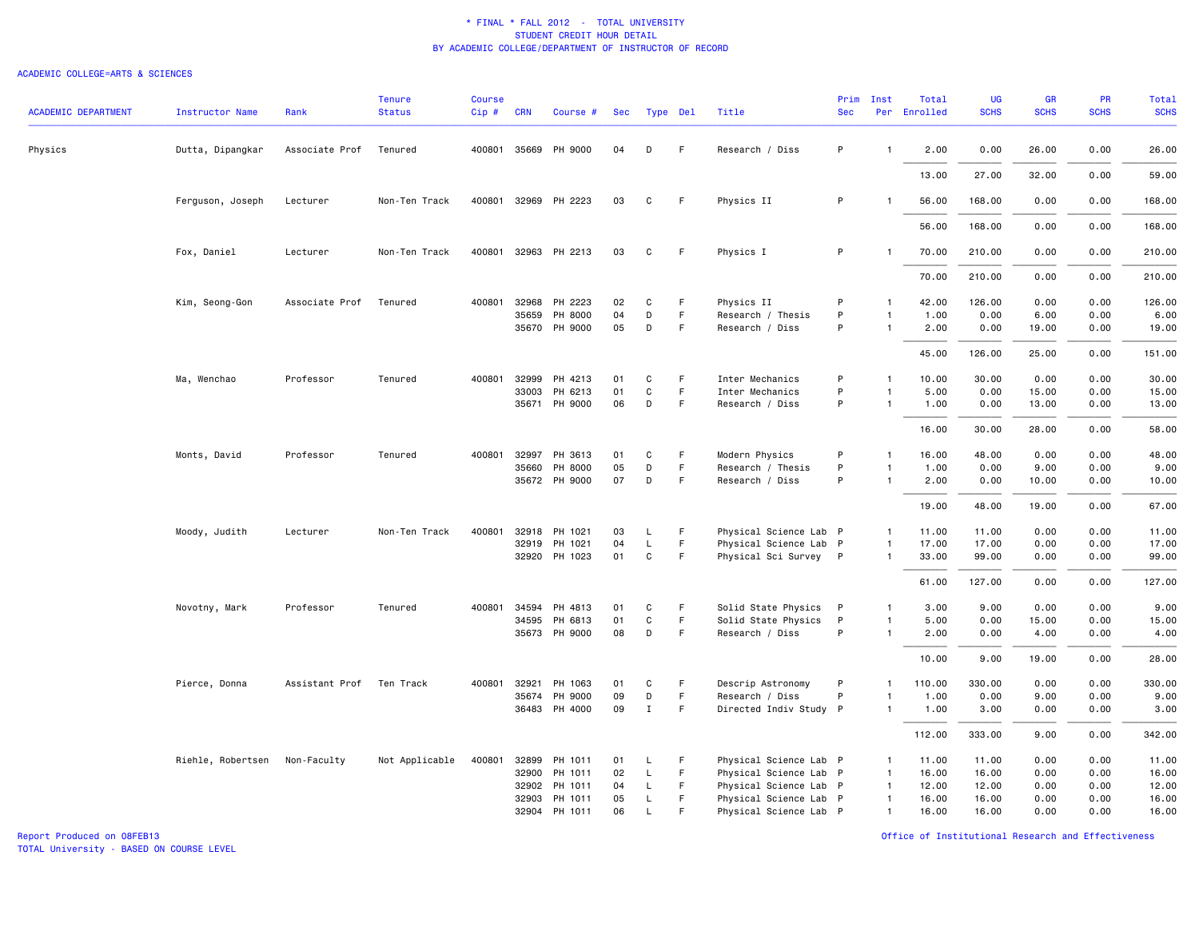\* FINAL \* FALL 2012 - TOTAL UNIVERSITY
STUDENT CREDIT HOUR DETAIL
BY ACADEMIC COLLEGE/DEPARTMENT OF INSTRUCTOR OF RECORD

ACADEMIC COLLEGE=ARTS & SCIENCES

| ACADEMIC DEPARTMENT | Instructor Name | Rank | Tenure Status | Course Cip # | CRN | Course # | Sec | Type | Del | Title | Prim Sec | Inst Per | Total Enrolled | UG SCHS | GR SCHS | PR SCHS | Total SCHS |
|---|---|---|---|---|---|---|---|---|---|---|---|---|---|---|---|---|---|
| Physics | Dutta, Dipangkar | Associate Prof | Tenured | 400801 | 35669 | PH 9000 | 04 | D | F | Research / Diss | P | 1 | 2.00 | 0.00 | 26.00 | 0.00 | 26.00 |
| | | | | | | | | | | | | | 13.00 | 27.00 | 32.00 | 0.00 | 59.00 |
| | Ferguson, Joseph | Lecturer | Non-Ten Track | 400801 | 32969 | PH 2223 | 03 | C | F | Physics II | P | 1 | 56.00 | 168.00 | 0.00 | 0.00 | 168.00 |
| | | | | | | | | | | | | | 56.00 | 168.00 | 0.00 | 0.00 | 168.00 |
| | Fox, Daniel | Lecturer | Non-Ten Track | 400801 | 32963 | PH 2213 | 03 | C | F | Physics I | P | 1 | 70.00 | 210.00 | 0.00 | 0.00 | 210.00 |
| | | | | | | | | | | | | | 70.00 | 210.00 | 0.00 | 0.00 | 210.00 |
| | Kim, Seong-Gon | Associate Prof | Tenured | 400801 | 32968 | PH 2223 | 02 | C | F | Physics II | P | 1 | 42.00 | 126.00 | 0.00 | 0.00 | 126.00 |
| | | | | | 35659 | PH 8000 | 04 | D | F | Research / Thesis | P | 1 | 1.00 | 0.00 | 6.00 | 0.00 | 6.00 |
| | | | | | 35670 | PH 9000 | 05 | D | F | Research / Diss | P | 1 | 2.00 | 0.00 | 19.00 | 0.00 | 19.00 |
| | | | | | | | | | | | | | 45.00 | 126.00 | 25.00 | 0.00 | 151.00 |
| | Ma, Wenchao | Professor | Tenured | 400801 | 32999 | PH 4213 | 01 | C | F | Inter Mechanics | P | 1 | 10.00 | 30.00 | 0.00 | 0.00 | 30.00 |
| | | | | | 33003 | PH 6213 | 01 | C | F | Inter Mechanics | P | 1 | 5.00 | 0.00 | 15.00 | 0.00 | 15.00 |
| | | | | | 35671 | PH 9000 | 06 | D | F | Research / Diss | P | 1 | 1.00 | 0.00 | 13.00 | 0.00 | 13.00 |
| | | | | | | | | | | | | | 16.00 | 30.00 | 28.00 | 0.00 | 58.00 |
| | Monts, David | Professor | Tenured | 400801 | 32997 | PH 3613 | 01 | C | F | Modern Physics | P | 1 | 16.00 | 48.00 | 0.00 | 0.00 | 48.00 |
| | | | | | 35660 | PH 8000 | 05 | D | F | Research / Thesis | P | 1 | 1.00 | 0.00 | 9.00 | 0.00 | 9.00 |
| | | | | | 35672 | PH 9000 | 07 | D | F | Research / Diss | P | 1 | 2.00 | 0.00 | 10.00 | 0.00 | 10.00 |
| | | | | | | | | | | | | | 19.00 | 48.00 | 19.00 | 0.00 | 67.00 |
| | Moody, Judith | Lecturer | Non-Ten Track | 400801 | 32918 | PH 1021 | 03 | L | F | Physical Science Lab | P | 1 | 11.00 | 11.00 | 0.00 | 0.00 | 11.00 |
| | | | | | 32919 | PH 1021 | 04 | L | F | Physical Science Lab | P | 1 | 17.00 | 17.00 | 0.00 | 0.00 | 17.00 |
| | | | | | 32920 | PH 1023 | 01 | C | F | Physical Sci Survey | P | 1 | 33.00 | 99.00 | 0.00 | 0.00 | 99.00 |
| | | | | | | | | | | | | | 61.00 | 127.00 | 0.00 | 0.00 | 127.00 |
| | Novotny, Mark | Professor | Tenured | 400801 | 34594 | PH 4813 | 01 | C | F | Solid State Physics | P | 1 | 3.00 | 9.00 | 0.00 | 0.00 | 9.00 |
| | | | | | 34595 | PH 6813 | 01 | C | F | Solid State Physics | P | 1 | 5.00 | 0.00 | 15.00 | 0.00 | 15.00 |
| | | | | | 35673 | PH 9000 | 08 | D | F | Research / Diss | P | 1 | 2.00 | 0.00 | 4.00 | 0.00 | 4.00 |
| | | | | | | | | | | | | | 10.00 | 9.00 | 19.00 | 0.00 | 28.00 |
| | Pierce, Donna | Assistant Prof | Ten Track | 400801 | 32921 | PH 1063 | 01 | C | F | Descrip Astronomy | P | 1 | 110.00 | 330.00 | 0.00 | 0.00 | 330.00 |
| | | | | | 35674 | PH 9000 | 09 | D | F | Research / Diss | P | 1 | 1.00 | 0.00 | 9.00 | 0.00 | 9.00 |
| | | | | | 36483 | PH 4000 | 09 | I | F | Directed Indiv Study | P | 1 | 1.00 | 3.00 | 0.00 | 0.00 | 3.00 |
| | | | | | | | | | | | | | 112.00 | 333.00 | 9.00 | 0.00 | 342.00 |
| | Riehle, Robertsen | Non-Faculty | Not Applicable | 400801 | 32899 | PH 1011 | 01 | L | F | Physical Science Lab | P | 1 | 11.00 | 11.00 | 0.00 | 0.00 | 11.00 |
| | | | | | 32900 | PH 1011 | 02 | L | F | Physical Science Lab | P | 1 | 16.00 | 16.00 | 0.00 | 0.00 | 16.00 |
| | | | | | 32902 | PH 1011 | 04 | L | F | Physical Science Lab | P | 1 | 12.00 | 12.00 | 0.00 | 0.00 | 12.00 |
| | | | | | 32903 | PH 1011 | 05 | L | F | Physical Science Lab | P | 1 | 16.00 | 16.00 | 0.00 | 0.00 | 16.00 |
| | | | | | 32904 | PH 1011 | 06 | L | F | Physical Science Lab | P | 1 | 16.00 | 16.00 | 0.00 | 0.00 | 16.00 |

Report Produced on 08FEB13
TOTAL University - BASED ON COURSE LEVEL

Office of Institutional Research and Effectiveness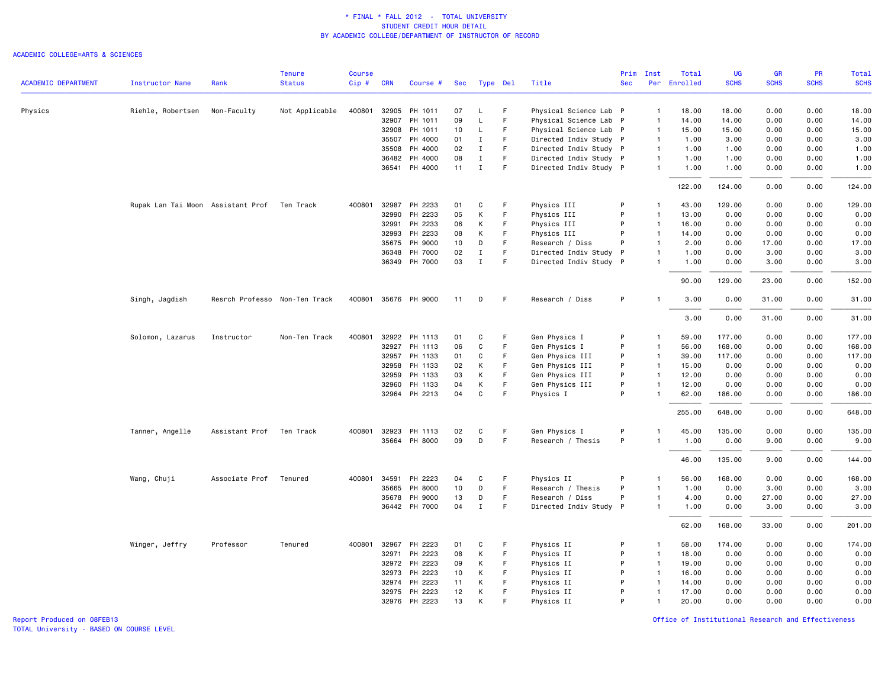\* FINAL \* FALL 2012 - TOTAL UNIVERSITY
STUDENT CREDIT HOUR DETAIL
BY ACADEMIC COLLEGE/DEPARTMENT OF INSTRUCTOR OF RECORD

ACADEMIC COLLEGE=ARTS & SCIENCES

| ACADEMIC DEPARTMENT | Instructor Name | Rank | Tenure Status | Course Cip # | CRN | Course # | Sec | Type | Del | Title | Prim Sec | Inst Per | Total Enrolled | UG SCHS | GR SCHS | PR SCHS | Total SCHS |
|---|---|---|---|---|---|---|---|---|---|---|---|---|---|---|---|---|---|
| Physics | Riehle, Robertsen | Non-Faculty | Not Applicable | 400801 | 32905 | PH 1011 | 07 | L | F | Physical Science Lab | P | 1 | 18.00 | 18.00 | 0.00 | 0.00 | 18.00 |
| | | | | | 32907 | PH 1011 | 09 | L | F | Physical Science Lab | P | 1 | 14.00 | 14.00 | 0.00 | 0.00 | 14.00 |
| | | | | | 32908 | PH 1011 | 10 | L | F | Physical Science Lab | P | 1 | 15.00 | 15.00 | 0.00 | 0.00 | 15.00 |
| | | | | | 35507 | PH 4000 | 01 | I | F | Directed Indiv Study | P | 1 | 1.00 | 3.00 | 0.00 | 0.00 | 3.00 |
| | | | | | 35508 | PH 4000 | 02 | I | F | Directed Indiv Study | P | 1 | 1.00 | 1.00 | 0.00 | 0.00 | 1.00 |
| | | | | | 36482 | PH 4000 | 08 | I | F | Directed Indiv Study | P | 1 | 1.00 | 1.00 | 0.00 | 0.00 | 1.00 |
| | | | | | 36541 | PH 4000 | 11 | I | F | Directed Indiv Study | P | 1 | 1.00 | 1.00 | 0.00 | 0.00 | 1.00 |
| | | | | | | | | | | | | | 122.00 | 124.00 | 0.00 | 0.00 | 124.00 |
| | Rupak Lan Tai Moon | Assistant Prof | Ten Track | 400801 | 32987 | PH 2233 | 01 | C | F | Physics III | P | 1 | 43.00 | 129.00 | 0.00 | 0.00 | 129.00 |
| | | | | | 32990 | PH 2233 | 05 | K | F | Physics III | P | 1 | 13.00 | 0.00 | 0.00 | 0.00 | 0.00 |
| | | | | | 32991 | PH 2233 | 06 | K | F | Physics III | P | 1 | 16.00 | 0.00 | 0.00 | 0.00 | 0.00 |
| | | | | | 32993 | PH 2233 | 08 | K | F | Physics III | P | 1 | 14.00 | 0.00 | 0.00 | 0.00 | 0.00 |
| | | | | | 35675 | PH 9000 | 10 | D | F | Research / Diss | P | 1 | 2.00 | 0.00 | 17.00 | 0.00 | 17.00 |
| | | | | | 36348 | PH 7000 | 02 | I | F | Directed Indiv Study | P | 1 | 1.00 | 0.00 | 3.00 | 0.00 | 3.00 |
| | | | | | 36349 | PH 7000 | 03 | I | F | Directed Indiv Study | P | 1 | 1.00 | 0.00 | 3.00 | 0.00 | 3.00 |
| | | | | | | | | | | | | | 90.00 | 129.00 | 23.00 | 0.00 | 152.00 |
| | Singh, Jagdish | Resrch Professo | Non-Ten Track | 400801 | 35676 | PH 9000 | 11 | D | F | Research / Diss | P | 1 | 3.00 | 0.00 | 31.00 | 0.00 | 31.00 |
| | | | | | | | | | | | | | 3.00 | 0.00 | 31.00 | 0.00 | 31.00 |
| | Solomon, Lazarus | Instructor | Non-Ten Track | 400801 | 32922 | PH 1113 | 01 | C | F | Gen Physics I | P | 1 | 59.00 | 177.00 | 0.00 | 0.00 | 177.00 |
| | | | | | 32927 | PH 1113 | 06 | C | F | Gen Physics I | P | 1 | 56.00 | 168.00 | 0.00 | 0.00 | 168.00 |
| | | | | | 32957 | PH 1133 | 01 | C | F | Gen Physics III | P | 1 | 39.00 | 117.00 | 0.00 | 0.00 | 117.00 |
| | | | | | 32958 | PH 1133 | 02 | K | F | Gen Physics III | P | 1 | 15.00 | 0.00 | 0.00 | 0.00 | 0.00 |
| | | | | | 32959 | PH 1133 | 03 | K | F | Gen Physics III | P | 1 | 12.00 | 0.00 | 0.00 | 0.00 | 0.00 |
| | | | | | 32960 | PH 1133 | 04 | K | F | Gen Physics III | P | 1 | 12.00 | 0.00 | 0.00 | 0.00 | 0.00 |
| | | | | | 32964 | PH 2213 | 04 | C | F | Physics I | P | 1 | 62.00 | 186.00 | 0.00 | 0.00 | 186.00 |
| | | | | | | | | | | | | | 255.00 | 648.00 | 0.00 | 0.00 | 648.00 |
| | Tanner, Angelle | Assistant Prof | Ten Track | 400801 | 32923 | PH 1113 | 02 | C | F | Gen Physics I | P | 1 | 45.00 | 135.00 | 0.00 | 0.00 | 135.00 |
| | | | | | 35664 | PH 8000 | 09 | D | F | Research / Thesis | P | 1 | 1.00 | 0.00 | 9.00 | 0.00 | 9.00 |
| | | | | | | | | | | | | | 46.00 | 135.00 | 9.00 | 0.00 | 144.00 |
| | Wang, Chuji | Associate Prof | Tenured | 400801 | 34591 | PH 2223 | 04 | C | F | Physics II | P | 1 | 56.00 | 168.00 | 0.00 | 0.00 | 168.00 |
| | | | | | 35665 | PH 8000 | 10 | D | F | Research / Thesis | P | 1 | 1.00 | 0.00 | 3.00 | 0.00 | 3.00 |
| | | | | | 35678 | PH 9000 | 13 | D | F | Research / Diss | P | 1 | 4.00 | 0.00 | 27.00 | 0.00 | 27.00 |
| | | | | | 36442 | PH 7000 | 04 | I | F | Directed Indiv Study | P | 1 | 1.00 | 0.00 | 3.00 | 0.00 | 3.00 |
| | | | | | | | | | | | | | 62.00 | 168.00 | 33.00 | 0.00 | 201.00 |
| | Winger, Jeffry | Professor | Tenured | 400801 | 32967 | PH 2223 | 01 | C | F | Physics II | P | 1 | 58.00 | 174.00 | 0.00 | 0.00 | 174.00 |
| | | | | | 32971 | PH 2223 | 08 | K | F | Physics II | P | 1 | 18.00 | 0.00 | 0.00 | 0.00 | 0.00 |
| | | | | | 32972 | PH 2223 | 09 | K | F | Physics II | P | 1 | 19.00 | 0.00 | 0.00 | 0.00 | 0.00 |
| | | | | | 32973 | PH 2223 | 10 | K | F | Physics II | P | 1 | 16.00 | 0.00 | 0.00 | 0.00 | 0.00 |
| | | | | | 32974 | PH 2223 | 11 | K | F | Physics II | P | 1 | 14.00 | 0.00 | 0.00 | 0.00 | 0.00 |
| | | | | | 32975 | PH 2223 | 12 | K | F | Physics II | P | 1 | 17.00 | 0.00 | 0.00 | 0.00 | 0.00 |
| | | | | | 32976 | PH 2223 | 13 | K | F | Physics II | P | 1 | 20.00 | 0.00 | 0.00 | 0.00 | 0.00 |

Report Produced on 08FEB13
TOTAL University - BASED ON COURSE LEVEL

Office of Institutional Research and Effectiveness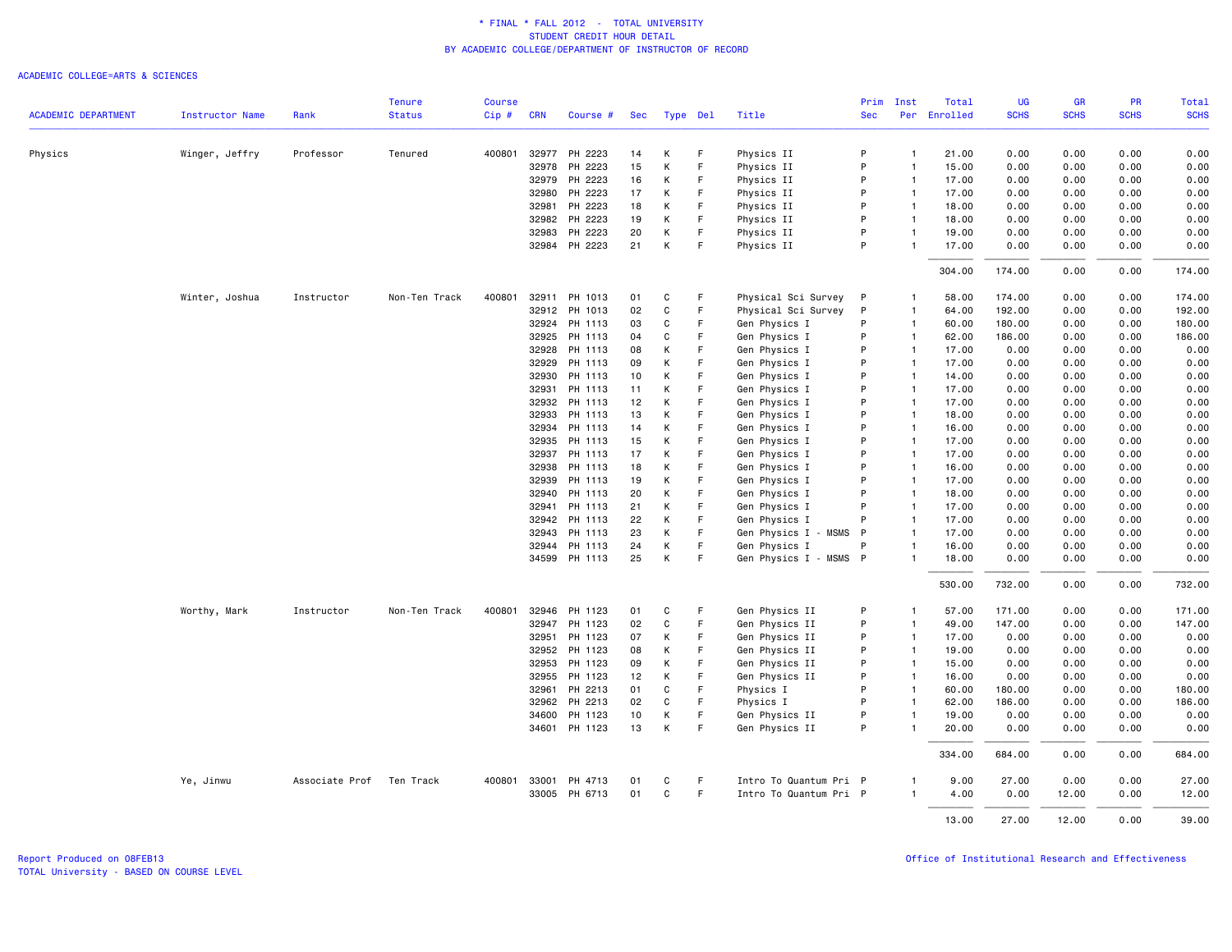\* FINAL \* FALL 2012 - TOTAL UNIVERSITY
STUDENT CREDIT HOUR DETAIL
BY ACADEMIC COLLEGE/DEPARTMENT OF INSTRUCTOR OF RECORD

ACADEMIC COLLEGE=ARTS & SCIENCES

| ACADEMIC DEPARTMENT | Instructor Name | Rank | Tenure Status | Course Cip # | CRN | Course # | Sec | Type | Del | Title | Prim Sec | Inst Per | Total Enrolled | UG SCHS | GR SCHS | PR SCHS | Total SCHS |
|---|---|---|---|---|---|---|---|---|---|---|---|---|---|---|---|---|---|
| Physics | Winger, Jeffry | Professor | Tenured | 400801 | 32977 | PH 2223 | 14 | K | F | Physics II | P | 1 | 21.00 | 0.00 | 0.00 | 0.00 | 0.00 |
| | | | | | 32978 | PH 2223 | 15 | K | F | Physics II | P | 1 | 15.00 | 0.00 | 0.00 | 0.00 | 0.00 |
| | | | | | 32979 | PH 2223 | 16 | K | F | Physics II | P | 1 | 17.00 | 0.00 | 0.00 | 0.00 | 0.00 |
| | | | | | 32980 | PH 2223 | 17 | K | F | Physics II | P | 1 | 17.00 | 0.00 | 0.00 | 0.00 | 0.00 |
| | | | | | 32981 | PH 2223 | 18 | K | F | Physics II | P | 1 | 18.00 | 0.00 | 0.00 | 0.00 | 0.00 |
| | | | | | 32982 | PH 2223 | 19 | K | F | Physics II | P | 1 | 18.00 | 0.00 | 0.00 | 0.00 | 0.00 |
| | | | | | 32983 | PH 2223 | 20 | K | F | Physics II | P | 1 | 19.00 | 0.00 | 0.00 | 0.00 | 0.00 |
| | | | | | 32984 | PH 2223 | 21 | K | F | Physics II | P | 1 | 17.00 | 0.00 | 0.00 | 0.00 | 0.00 |
| | | | | | | | | | | | | | 304.00 | 174.00 | 0.00 | 0.00 | 174.00 |
| | Winter, Joshua | Instructor | Non-Ten Track | 400801 | 32911 | PH 1013 | 01 | C | F | Physical Sci Survey | P | 1 | 58.00 | 174.00 | 0.00 | 0.00 | 174.00 |
| | | | | | 32912 | PH 1013 | 02 | C | F | Physical Sci Survey | P | 1 | 64.00 | 192.00 | 0.00 | 0.00 | 192.00 |
| | | | | | 32924 | PH 1113 | 03 | C | F | Gen Physics I | P | 1 | 60.00 | 180.00 | 0.00 | 0.00 | 180.00 |
| | | | | | 32925 | PH 1113 | 04 | C | F | Gen Physics I | P | 1 | 62.00 | 186.00 | 0.00 | 0.00 | 186.00 |
| | | | | | 32928 | PH 1113 | 08 | K | F | Gen Physics I | P | 1 | 17.00 | 0.00 | 0.00 | 0.00 | 0.00 |
| | | | | | 32929 | PH 1113 | 09 | K | F | Gen Physics I | P | 1 | 17.00 | 0.00 | 0.00 | 0.00 | 0.00 |
| | | | | | 32930 | PH 1113 | 10 | K | F | Gen Physics I | P | 1 | 14.00 | 0.00 | 0.00 | 0.00 | 0.00 |
| | | | | | 32931 | PH 1113 | 11 | K | F | Gen Physics I | P | 1 | 17.00 | 0.00 | 0.00 | 0.00 | 0.00 |
| | | | | | 32932 | PH 1113 | 12 | K | F | Gen Physics I | P | 1 | 17.00 | 0.00 | 0.00 | 0.00 | 0.00 |
| | | | | | 32933 | PH 1113 | 13 | K | F | Gen Physics I | P | 1 | 18.00 | 0.00 | 0.00 | 0.00 | 0.00 |
| | | | | | 32934 | PH 1113 | 14 | K | F | Gen Physics I | P | 1 | 16.00 | 0.00 | 0.00 | 0.00 | 0.00 |
| | | | | | 32935 | PH 1113 | 15 | K | F | Gen Physics I | P | 1 | 17.00 | 0.00 | 0.00 | 0.00 | 0.00 |
| | | | | | 32937 | PH 1113 | 17 | K | F | Gen Physics I | P | 1 | 17.00 | 0.00 | 0.00 | 0.00 | 0.00 |
| | | | | | 32938 | PH 1113 | 18 | K | F | Gen Physics I | P | 1 | 16.00 | 0.00 | 0.00 | 0.00 | 0.00 |
| | | | | | 32939 | PH 1113 | 19 | K | F | Gen Physics I | P | 1 | 17.00 | 0.00 | 0.00 | 0.00 | 0.00 |
| | | | | | 32940 | PH 1113 | 20 | K | F | Gen Physics I | P | 1 | 18.00 | 0.00 | 0.00 | 0.00 | 0.00 |
| | | | | | 32941 | PH 1113 | 21 | K | F | Gen Physics I | P | 1 | 17.00 | 0.00 | 0.00 | 0.00 | 0.00 |
| | | | | | 32942 | PH 1113 | 22 | K | F | Gen Physics I | P | 1 | 17.00 | 0.00 | 0.00 | 0.00 | 0.00 |
| | | | | | 32943 | PH 1113 | 23 | K | F | Gen Physics I - MSMS | P | 1 | 17.00 | 0.00 | 0.00 | 0.00 | 0.00 |
| | | | | | 32944 | PH 1113 | 24 | K | F | Gen Physics I | P | 1 | 16.00 | 0.00 | 0.00 | 0.00 | 0.00 |
| | | | | | 34599 | PH 1113 | 25 | K | F | Gen Physics I - MSMS | P | 1 | 18.00 | 0.00 | 0.00 | 0.00 | 0.00 |
| | | | | | | | | | | | | | 530.00 | 732.00 | 0.00 | 0.00 | 732.00 |
| | Worthy, Mark | Instructor | Non-Ten Track | 400801 | 32946 | PH 1123 | 01 | C | F | Gen Physics II | P | 1 | 57.00 | 171.00 | 0.00 | 0.00 | 171.00 |
| | | | | | 32947 | PH 1123 | 02 | C | F | Gen Physics II | P | 1 | 49.00 | 147.00 | 0.00 | 0.00 | 147.00 |
| | | | | | 32951 | PH 1123 | 07 | K | F | Gen Physics II | P | 1 | 17.00 | 0.00 | 0.00 | 0.00 | 0.00 |
| | | | | | 32952 | PH 1123 | 08 | K | F | Gen Physics II | P | 1 | 19.00 | 0.00 | 0.00 | 0.00 | 0.00 |
| | | | | | 32953 | PH 1123 | 09 | K | F | Gen Physics II | P | 1 | 15.00 | 0.00 | 0.00 | 0.00 | 0.00 |
| | | | | | 32955 | PH 1123 | 12 | K | F | Gen Physics II | P | 1 | 16.00 | 0.00 | 0.00 | 0.00 | 0.00 |
| | | | | | 32961 | PH 2213 | 01 | C | F | Physics I | P | 1 | 60.00 | 180.00 | 0.00 | 0.00 | 180.00 |
| | | | | | 32962 | PH 2213 | 02 | C | F | Physics I | P | 1 | 62.00 | 186.00 | 0.00 | 0.00 | 186.00 |
| | | | | | 34600 | PH 1123 | 10 | K | F | Gen Physics II | P | 1 | 19.00 | 0.00 | 0.00 | 0.00 | 0.00 |
| | | | | | 34601 | PH 1123 | 13 | K | F | Gen Physics II | P | 1 | 20.00 | 0.00 | 0.00 | 0.00 | 0.00 |
| | | | | | | | | | | | | | 334.00 | 684.00 | 0.00 | 0.00 | 684.00 |
| | Ye, Jinwu | Associate Prof | Ten Track | 400801 | 33001 | PH 4713 | 01 | C | F | Intro To Quantum Pri | P | 1 | 9.00 | 27.00 | 0.00 | 0.00 | 27.00 |
| | | | | | 33005 | PH 6713 | 01 | C | F | Intro To Quantum Pri | P | 1 | 4.00 | 0.00 | 12.00 | 0.00 | 12.00 |
| | | | | | | | | | | | | | 13.00 | 27.00 | 12.00 | 0.00 | 39.00 |

Report Produced on 08FEB13
TOTAL University - BASED ON COURSE LEVEL

Office of Institutional Research and Effectiveness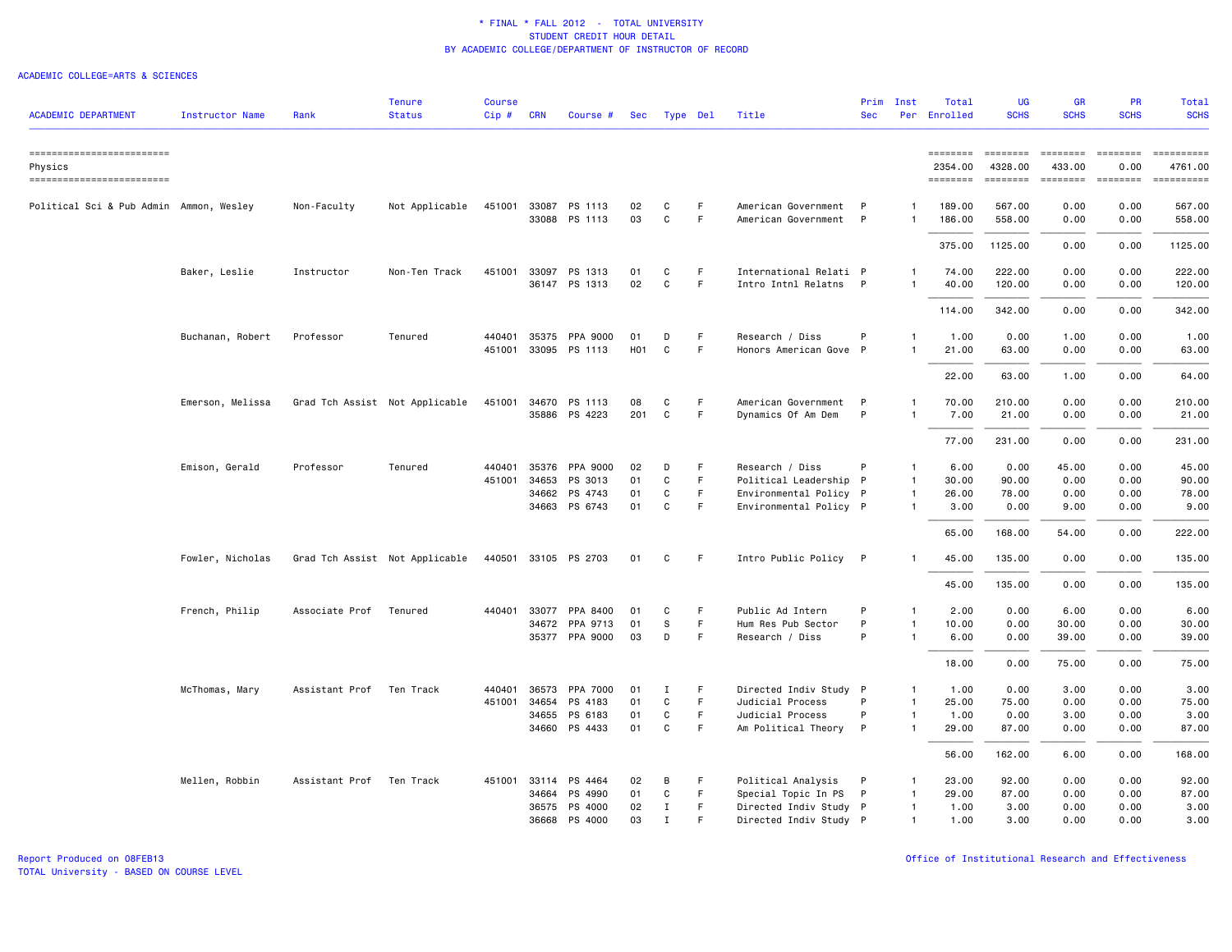\* FINAL \* FALL 2012 - TOTAL UNIVERSITY
STUDENT CREDIT HOUR DETAIL
BY ACADEMIC COLLEGE/DEPARTMENT OF INSTRUCTOR OF RECORD

ACADEMIC COLLEGE=ARTS & SCIENCES

| ACADEMIC DEPARTMENT | Instructor Name | Rank | Tenure Status | Course Cip # | CRN | Course # | Sec | Type | Del | Title | Prim Sec | Inst Per | Total Enrolled | UG SCHS | GR SCHS | PR SCHS | Total SCHS |
|---|---|---|---|---|---|---|---|---|---|---|---|---|---|---|---|---|---|
| Physics | | | | | | | | | | | | | 2354.00 | 4328.00 | 433.00 | 0.00 | 4761.00 |
| Political Sci & Pub Admin | Ammon, Wesley | Non-Faculty | Not Applicable | 451001 | 33087 | PS 1113 | 02 | C | F | American Government | P | 1 | 189.00 | 567.00 | 0.00 | 0.00 | 567.00 |
| | | | | | 33088 | PS 1113 | 03 | C | F | American Government | P | 1 | 186.00 | 558.00 | 0.00 | 0.00 | 558.00 |
| | | | | | | | | | | | | | 375.00 | 1125.00 | 0.00 | 0.00 | 1125.00 |
| | Baker, Leslie | Instructor | Non-Ten Track | 451001 | 33097 | PS 1313 | 01 | C | F | International Relati | P | 1 | 74.00 | 222.00 | 0.00 | 0.00 | 222.00 |
| | | | | | 36147 | PS 1313 | 02 | C | F | Intro Intnl Relatns | P | 1 | 40.00 | 120.00 | 0.00 | 0.00 | 120.00 |
| | | | | | | | | | | | | | 114.00 | 342.00 | 0.00 | 0.00 | 342.00 |
| | Buchanan, Robert | Professor | Tenured | 440401 | 35375 | PPA 9000 | 01 | D | F | Research / Diss | P | 1 | 1.00 | 0.00 | 1.00 | 0.00 | 1.00 |
| | | | | 451001 | 33095 | PS 1113 | H01 | C | F | Honors American Gove | P | 1 | 21.00 | 63.00 | 0.00 | 0.00 | 63.00 |
| | | | | | | | | | | | | | 22.00 | 63.00 | 1.00 | 0.00 | 64.00 |
| | Emerson, Melissa | Grad Tch Assist | Not Applicable | 451001 | 34670 | PS 1113 | 08 | C | F | American Government | P | 1 | 70.00 | 210.00 | 0.00 | 0.00 | 210.00 |
| | | | | | 35886 | PS 4223 | 201 | C | F | Dynamics Of Am Dem | P | 1 | 7.00 | 21.00 | 0.00 | 0.00 | 21.00 |
| | | | | | | | | | | | | | 77.00 | 231.00 | 0.00 | 0.00 | 231.00 |
| | Emison, Gerald | Professor | Tenured | 440401 | 35376 | PPA 9000 | 02 | D | F | Research / Diss | P | 1 | 6.00 | 0.00 | 45.00 | 0.00 | 45.00 |
| | | | | 451001 | 34653 | PS 3013 | 01 | C | F | Political Leadership | P | 1 | 30.00 | 90.00 | 0.00 | 0.00 | 90.00 |
| | | | | | 34662 | PS 4743 | 01 | C | F | Environmental Policy | P | 1 | 26.00 | 78.00 | 0.00 | 0.00 | 78.00 |
| | | | | | 34663 | PS 6743 | 01 | C | F | Environmental Policy | P | 1 | 3.00 | 0.00 | 9.00 | 0.00 | 9.00 |
| | | | | | | | | | | | | | 65.00 | 168.00 | 54.00 | 0.00 | 222.00 |
| | Fowler, Nicholas | Grad Tch Assist | Not Applicable | 440501 | 33105 | PS 2703 | 01 | C | F | Intro Public Policy | P | 1 | 45.00 | 135.00 | 0.00 | 0.00 | 135.00 |
| | | | | | | | | | | | | | 45.00 | 135.00 | 0.00 | 0.00 | 135.00 |
| | French, Philip | Associate Prof | Tenured | 440401 | 33077 | PPA 8400 | 01 | C | F | Public Ad Intern | P | 1 | 2.00 | 0.00 | 6.00 | 0.00 | 6.00 |
| | | | | | 34672 | PPA 9713 | 01 | S | F | Hum Res Pub Sector | P | 1 | 10.00 | 0.00 | 30.00 | 0.00 | 30.00 |
| | | | | | 35377 | PPA 9000 | 03 | D | F | Research / Diss | P | 1 | 6.00 | 0.00 | 39.00 | 0.00 | 39.00 |
| | | | | | | | | | | | | | 18.00 | 0.00 | 75.00 | 0.00 | 75.00 |
| | McThomas, Mary | Assistant Prof | Ten Track | 440401 | 36573 | PPA 7000 | 01 | I | F | Directed Indiv Study | P | 1 | 1.00 | 0.00 | 3.00 | 0.00 | 3.00 |
| | | | | 451001 | 34654 | PS 4183 | 01 | C | F | Judicial Process | P | 1 | 25.00 | 75.00 | 0.00 | 0.00 | 75.00 |
| | | | | | 34655 | PS 6183 | 01 | C | F | Judicial Process | P | 1 | 1.00 | 0.00 | 3.00 | 0.00 | 3.00 |
| | | | | | 34660 | PS 4433 | 01 | C | F | Am Political Theory | P | 1 | 29.00 | 87.00 | 0.00 | 0.00 | 87.00 |
| | | | | | | | | | | | | | 56.00 | 162.00 | 6.00 | 0.00 | 168.00 |
| | Mellen, Robbin | Assistant Prof | Ten Track | 451001 | 33114 | PS 4464 | 02 | B | F | Political Analysis | P | 1 | 23.00 | 92.00 | 0.00 | 0.00 | 92.00 |
| | | | | | 34664 | PS 4990 | 01 | C | F | Special Topic In PS | P | 1 | 29.00 | 87.00 | 0.00 | 0.00 | 87.00 |
| | | | | | 36575 | PS 4000 | 02 | I | F | Directed Indiv Study | P | 1 | 1.00 | 3.00 | 0.00 | 0.00 | 3.00 |
| | | | | | 36668 | PS 4000 | 03 | I | F | Directed Indiv Study | P | 1 | 1.00 | 3.00 | 0.00 | 0.00 | 3.00 |

Report Produced on 08FEB13
TOTAL University - BASED ON COURSE LEVEL

Office of Institutional Research and Effectiveness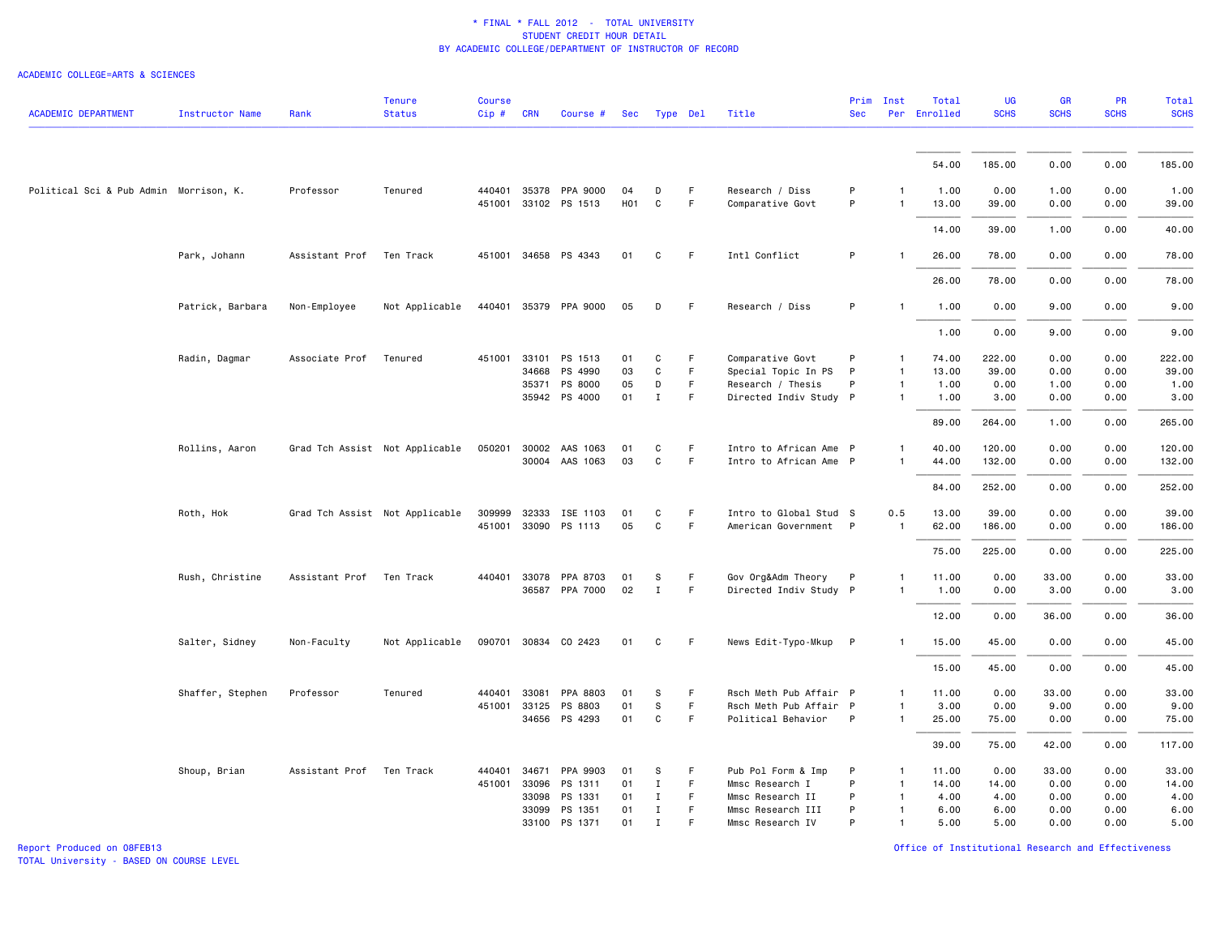\* FINAL \* FALL 2012 - TOTAL UNIVERSITY
STUDENT CREDIT HOUR DETAIL
BY ACADEMIC COLLEGE/DEPARTMENT OF INSTRUCTOR OF RECORD

ACADEMIC COLLEGE=ARTS & SCIENCES

| ACADEMIC DEPARTMENT | Instructor Name | Rank | Tenure Status | Course Cip # | CRN | Course # | Sec | Type | Del | Title | Prim Sec | Inst Per | Total Enrolled | UG SCHS | GR SCHS | PR SCHS | Total SCHS |
|---|---|---|---|---|---|---|---|---|---|---|---|---|---|---|---|---|---|
| | | | | | | | | | | | | | 54.00 | 185.00 | 0.00 | 0.00 | 185.00 |
| Political Sci & Pub Admin | Morrison, K. | Professor | Tenured | 440401 | 35378 | PPA 9000 | 04 | D | F | Research / Diss | P | 1 | 1.00 | 0.00 | 1.00 | 0.00 | 1.00 |
| | | | | 451001 | 33102 | PS 1513 | H01 | C | F | Comparative Govt | P | 1 | 13.00 | 39.00 | 0.00 | 0.00 | 39.00 |
| | | | | | | | | | | | | | 14.00 | 39.00 | 1.00 | 0.00 | 40.00 |
| | Park, Johann | Assistant Prof | Ten Track | 451001 | 34658 | PS 4343 | 01 | C | F | Intl Conflict | P | 1 | 26.00 | 78.00 | 0.00 | 0.00 | 78.00 |
| | | | | | | | | | | | | | 26.00 | 78.00 | 0.00 | 0.00 | 78.00 |
| | Patrick, Barbara | Non-Employee | Not Applicable | 440401 | 35379 | PPA 9000 | 05 | D | F | Research / Diss | P | 1 | 1.00 | 0.00 | 9.00 | 0.00 | 9.00 |
| | | | | | | | | | | | | | 1.00 | 0.00 | 9.00 | 0.00 | 9.00 |
| | Radin, Dagmar | Associate Prof | Tenured | 451001 | 33101 | PS 1513 | 01 | C | F | Comparative Govt | P | 1 | 74.00 | 222.00 | 0.00 | 0.00 | 222.00 |
| | | | | | 34668 | PS 4990 | 03 | C | F | Special Topic In PS | P | 1 | 13.00 | 39.00 | 0.00 | 0.00 | 39.00 |
| | | | | | 35371 | PS 8000 | 05 | D | F | Research / Thesis | P | 1 | 1.00 | 0.00 | 1.00 | 0.00 | 1.00 |
| | | | | | 35942 | PS 4000 | 01 | I | F | Directed Indiv Study | P | 1 | 1.00 | 3.00 | 0.00 | 0.00 | 3.00 |
| | | | | | | | | | | | | | 89.00 | 264.00 | 1.00 | 0.00 | 265.00 |
| | Rollins, Aaron | Grad Tch Assist | Not Applicable | 050201 | 30002 | AAS 1063 | 01 | C | F | Intro to African Ame | P | 1 | 40.00 | 120.00 | 0.00 | 0.00 | 120.00 |
| | | | | | 30004 | AAS 1063 | 03 | C | F | Intro to African Ame | P | 1 | 44.00 | 132.00 | 0.00 | 0.00 | 132.00 |
| | | | | | | | | | | | | | 84.00 | 252.00 | 0.00 | 0.00 | 252.00 |
| | Roth, Hok | Grad Tch Assist | Not Applicable | 309999 | 32333 | ISE 1103 | 01 | C | F | Intro to Global Stud | S | 0.5 | 13.00 | 39.00 | 0.00 | 0.00 | 39.00 |
| | | | | 451001 | 33090 | PS 1113 | 05 | C | F | American Government | P | 1 | 62.00 | 186.00 | 0.00 | 0.00 | 186.00 |
| | | | | | | | | | | | | | 75.00 | 225.00 | 0.00 | 0.00 | 225.00 |
| | Rush, Christine | Assistant Prof | Ten Track | 440401 | 33078 | PPA 8703 | 01 | S | F | Gov Org&Adm Theory | P | 1 | 11.00 | 0.00 | 33.00 | 0.00 | 33.00 |
| | | | | | 36587 | PPA 7000 | 02 | I | F | Directed Indiv Study | P | 1 | 1.00 | 0.00 | 3.00 | 0.00 | 3.00 |
| | | | | | | | | | | | | | 12.00 | 0.00 | 36.00 | 0.00 | 36.00 |
| | Salter, Sidney | Non-Faculty | Not Applicable | 090701 | 30834 | CO 2423 | 01 | C | F | News Edit-Typo-Mkup | P | 1 | 15.00 | 45.00 | 0.00 | 0.00 | 45.00 |
| | | | | | | | | | | | | | 15.00 | 45.00 | 0.00 | 0.00 | 45.00 |
| | Shaffer, Stephen | Professor | Tenured | 440401 | 33081 | PPA 8803 | 01 | S | F | Rsch Meth Pub Affair | P | 1 | 11.00 | 0.00 | 33.00 | 0.00 | 33.00 |
| | | | | 451001 | 33125 | PS 8803 | 01 | S | F | Rsch Meth Pub Affair | P | 1 | 3.00 | 0.00 | 9.00 | 0.00 | 9.00 |
| | | | | | 34656 | PS 4293 | 01 | C | F | Political Behavior | P | 1 | 25.00 | 75.00 | 0.00 | 0.00 | 75.00 |
| | | | | | | | | | | | | | 39.00 | 75.00 | 42.00 | 0.00 | 117.00 |
| | Shoup, Brian | Assistant Prof | Ten Track | 440401 | 34671 | PPA 9903 | 01 | S | F | Pub Pol Form & Imp | P | 1 | 11.00 | 0.00 | 33.00 | 0.00 | 33.00 |
| | | | | 451001 | 33096 | PS 1311 | 01 | I | F | Mmsc Research I | P | 1 | 14.00 | 14.00 | 0.00 | 0.00 | 14.00 |
| | | | | | 33098 | PS 1331 | 01 | I | F | Mmsc Research II | P | 1 | 4.00 | 4.00 | 0.00 | 0.00 | 4.00 |
| | | | | | 33099 | PS 1351 | 01 | I | F | Mmsc Research III | P | 1 | 6.00 | 6.00 | 0.00 | 0.00 | 6.00 |
| | | | | | 33100 | PS 1371 | 01 | I | F | Mmsc Research IV | P | 1 | 5.00 | 5.00 | 0.00 | 0.00 | 5.00 |

Report Produced on 08FEB13
TOTAL University - BASED ON COURSE LEVEL

Office of Institutional Research and Effectiveness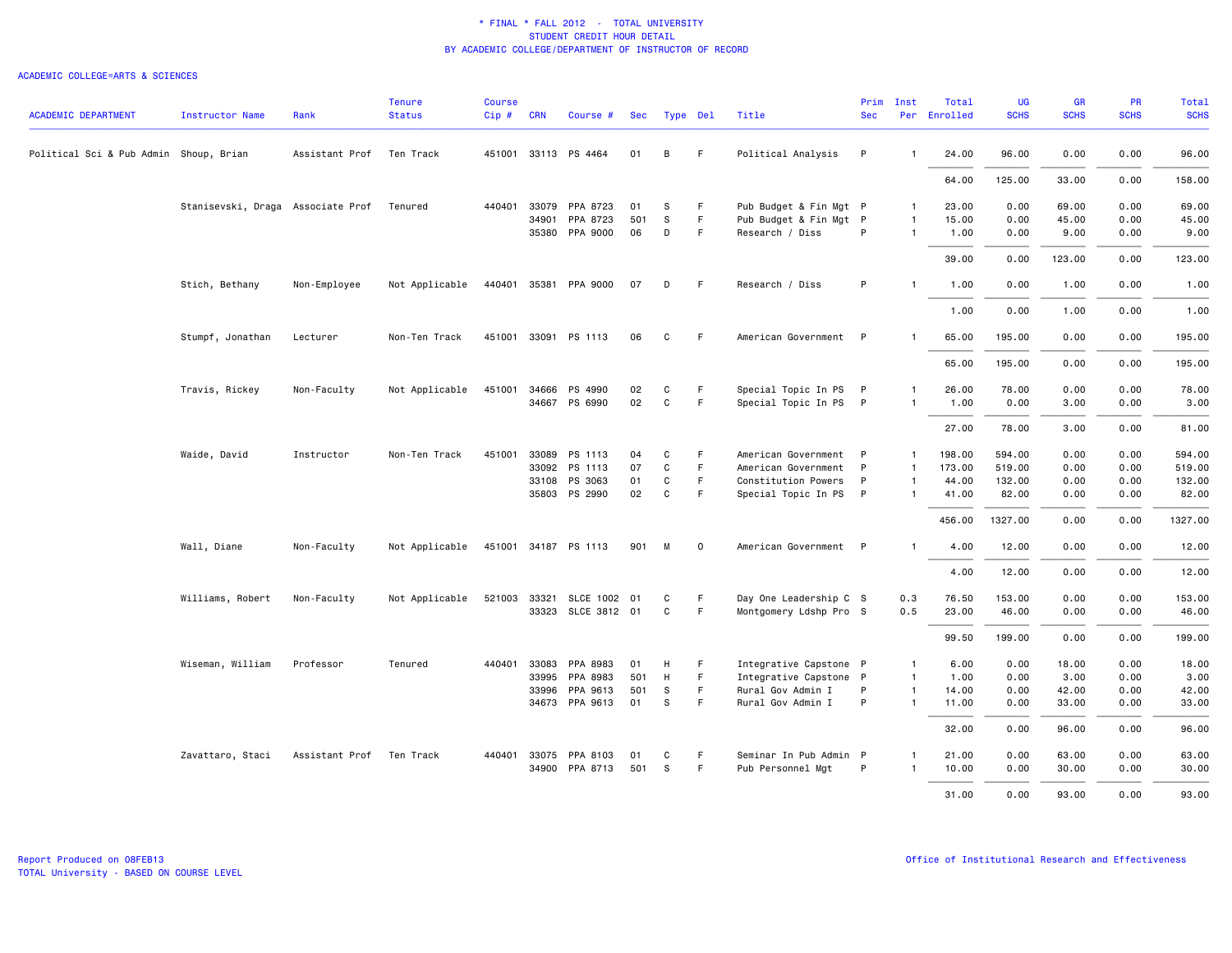\* FINAL \* FALL 2012 - TOTAL UNIVERSITY
STUDENT CREDIT HOUR DETAIL
BY ACADEMIC COLLEGE/DEPARTMENT OF INSTRUCTOR OF RECORD

ACADEMIC COLLEGE=ARTS & SCIENCES

| ACADEMIC DEPARTMENT | Instructor Name | Rank | Tenure Status | Course Cip # | CRN | Course # | Sec | Type | Del | Title | Prim Sec | Inst Per | Total Enrolled | UG SCHS | GR SCHS | PR SCHS | Total SCHS |
|---|---|---|---|---|---|---|---|---|---|---|---|---|---|---|---|---|---|
| Political Sci & Pub Admin | Shoup, Brian | Assistant Prof | Ten Track | 451001 | 33113 | PS 4464 | 01 | B | F | Political Analysis | P | 1 | 24.00 | 96.00 | 0.00 | 0.00 | 96.00 |
| | | | | | | | | | | | | | 64.00 | 125.00 | 33.00 | 0.00 | 158.00 |
| | Stanisevski, Draga | Associate Prof | Tenured | 440401 | 33079 | PPA 8723 | 01 | S | F | Pub Budget & Fin Mgt | P | 1 | 23.00 | 0.00 | 69.00 | 0.00 | 69.00 |
| | | | | | 34901 | PPA 8723 | 501 | S | F | Pub Budget & Fin Mgt | P | 1 | 15.00 | 0.00 | 45.00 | 0.00 | 45.00 |
| | | | | | 35380 | PPA 9000 | 06 | D | F | Research / Diss | P | 1 | 1.00 | 0.00 | 9.00 | 0.00 | 9.00 |
| | | | | | | | | | | | | | 39.00 | 0.00 | 123.00 | 0.00 | 123.00 |
| | Stich, Bethany | Non-Employee | Not Applicable | 440401 | 35381 | PPA 9000 | 07 | D | F | Research / Diss | P | 1 | 1.00 | 0.00 | 1.00 | 0.00 | 1.00 |
| | | | | | | | | | | | | | 1.00 | 0.00 | 1.00 | 0.00 | 1.00 |
| | Stumpf, Jonathan | Lecturer | Non-Ten Track | 451001 | 33091 | PS 1113 | 06 | C | F | American Government | P | 1 | 65.00 | 195.00 | 0.00 | 0.00 | 195.00 |
| | | | | | | | | | | | | | 65.00 | 195.00 | 0.00 | 0.00 | 195.00 |
| | Travis, Rickey | Non-Faculty | Not Applicable | 451001 | 34666 | PS 4990 | 02 | C | F | Special Topic In PS | P | 1 | 26.00 | 78.00 | 0.00 | 0.00 | 78.00 |
| | | | | | 34667 | PS 6990 | 02 | C | F | Special Topic In PS | P | 1 | 1.00 | 0.00 | 3.00 | 0.00 | 3.00 |
| | | | | | | | | | | | | | 27.00 | 78.00 | 3.00 | 0.00 | 81.00 |
| | Waide, David | Instructor | Non-Ten Track | 451001 | 33089 | PS 1113 | 04 | C | F | American Government | P | 1 | 198.00 | 594.00 | 0.00 | 0.00 | 594.00 |
| | | | | | 33092 | PS 1113 | 07 | C | F | American Government | P | 1 | 173.00 | 519.00 | 0.00 | 0.00 | 519.00 |
| | | | | | 33108 | PS 3063 | 01 | C | F | Constitution Powers | P | 1 | 44.00 | 132.00 | 0.00 | 0.00 | 132.00 |
| | | | | | 35803 | PS 2990 | 02 | C | F | Special Topic In PS | P | 1 | 41.00 | 82.00 | 0.00 | 0.00 | 82.00 |
| | | | | | | | | | | | | | 456.00 | 1327.00 | 0.00 | 0.00 | 1327.00 |
| | Wall, Diane | Non-Faculty | Not Applicable | 451001 | 34187 | PS 1113 | 901 | M | O | American Government | P | 1 | 4.00 | 12.00 | 0.00 | 0.00 | 12.00 |
| | | | | | | | | | | | | | 4.00 | 12.00 | 0.00 | 0.00 | 12.00 |
| | Williams, Robert | Non-Faculty | Not Applicable | 521003 | 33321 | SLCE 1002 | 01 | C | F | Day One Leadership C | S | 0.3 | 76.50 | 153.00 | 0.00 | 0.00 | 153.00 |
| | | | | | 33323 | SLCE 3812 | 01 | C | F | Montgomery Ldshp Pro | S | 0.5 | 23.00 | 46.00 | 0.00 | 0.00 | 46.00 |
| | | | | | | | | | | | | | 99.50 | 199.00 | 0.00 | 0.00 | 199.00 |
| | Wiseman, William | Professor | Tenured | 440401 | 33083 | PPA 8983 | 01 | H | F | Integrative Capstone | P | 1 | 6.00 | 0.00 | 18.00 | 0.00 | 18.00 |
| | | | | | 33995 | PPA 8983 | 501 | H | F | Integrative Capstone | P | 1 | 1.00 | 0.00 | 3.00 | 0.00 | 3.00 |
| | | | | | 33996 | PPA 9613 | 501 | S | F | Rural Gov Admin I | P | 1 | 14.00 | 0.00 | 42.00 | 0.00 | 42.00 |
| | | | | | 34673 | PPA 9613 | 01 | S | F | Rural Gov Admin I | P | 1 | 11.00 | 0.00 | 33.00 | 0.00 | 33.00 |
| | | | | | | | | | | | | | 32.00 | 0.00 | 96.00 | 0.00 | 96.00 |
| | Zavattaro, Staci | Assistant Prof | Ten Track | 440401 | 33075 | PPA 8103 | 01 | C | F | Seminar In Pub Admin | P | 1 | 21.00 | 0.00 | 63.00 | 0.00 | 63.00 |
| | | | | | 34900 | PPA 8713 | 501 | S | F | Pub Personnel Mgt | P | 1 | 10.00 | 0.00 | 30.00 | 0.00 | 30.00 |
| | | | | | | | | | | | | | 31.00 | 0.00 | 93.00 | 0.00 | 93.00 |

Report Produced on 08FEB13
TOTAL University - BASED ON COURSE LEVEL

Office of Institutional Research and Effectiveness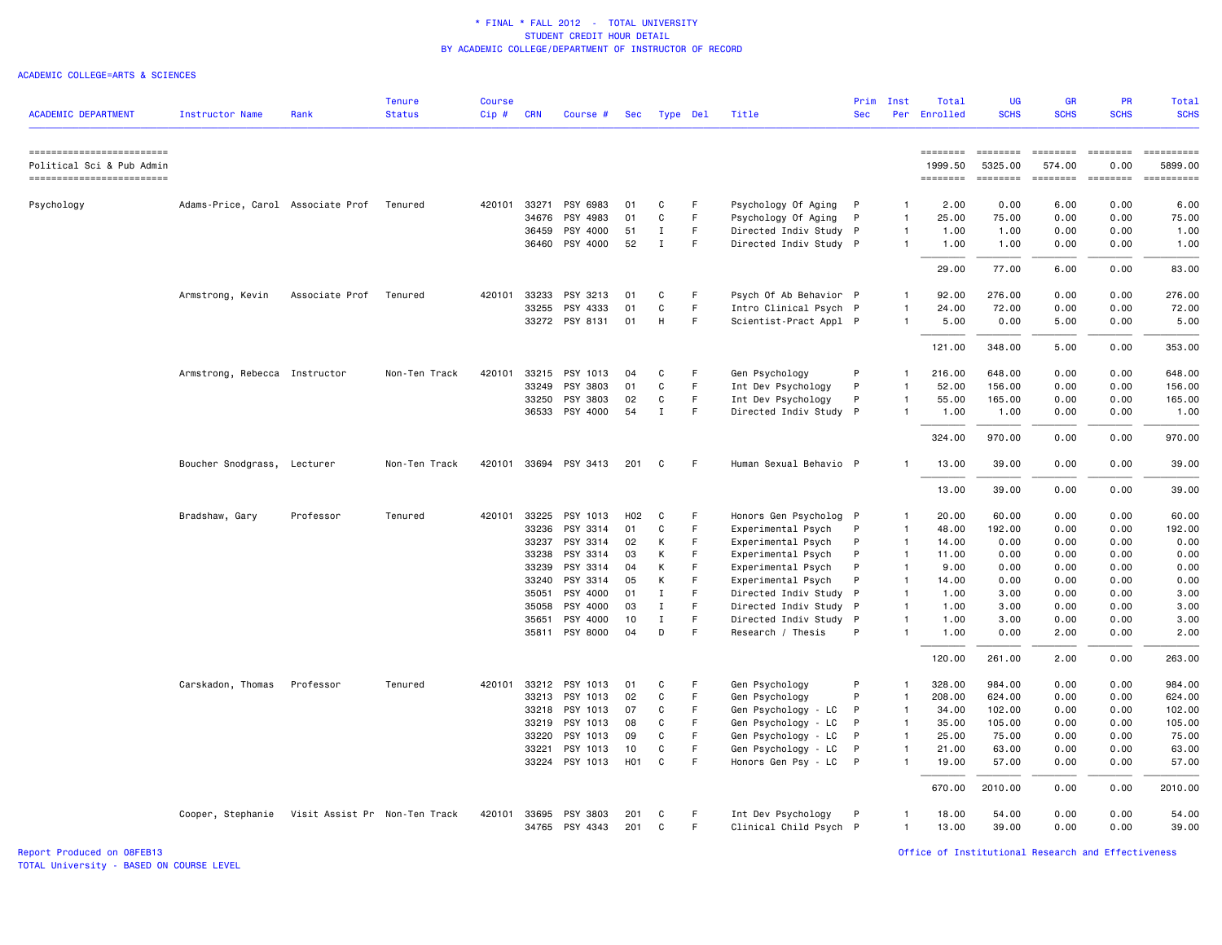\* FINAL \* FALL 2012 - TOTAL UNIVERSITY
STUDENT CREDIT HOUR DETAIL
BY ACADEMIC COLLEGE/DEPARTMENT OF INSTRUCTOR OF RECORD

ACADEMIC COLLEGE=ARTS & SCIENCES

| ACADEMIC DEPARTMENT | Instructor Name | Rank | Tenure Status | Course Cip # | CRN | Course # | Sec | Type | Del | Title | Prim Sec | Inst Per | Total Enrolled | UG SCHS | GR SCHS | PR SCHS | Total SCHS |
|---|---|---|---|---|---|---|---|---|---|---|---|---|---|---|---|---|---|
| Political Sci & Pub Admin | | | | | | | | | | | | | 1999.50 | 5325.00 | 574.00 | 0.00 | 5899.00 |
| Psychology | Adams-Price, Carol | Associate Prof | Tenured | 420101 | 33271 | PSY 6983 | 01 | C | F | Psychology Of Aging | P | 1 | 2.00 | 0.00 | 6.00 | 0.00 | 6.00 |
| | | | | | 34676 | PSY 4983 | 01 | C | F | Psychology Of Aging | P | 1 | 25.00 | 75.00 | 0.00 | 0.00 | 75.00 |
| | | | | | 36459 | PSY 4000 | 51 | I | F | Directed Indiv Study | P | 1 | 1.00 | 1.00 | 0.00 | 0.00 | 1.00 |
| | | | | | 36460 | PSY 4000 | 52 | I | F | Directed Indiv Study | P | 1 | 1.00 | 1.00 | 0.00 | 0.00 | 1.00 |
| | | | | | | | | | | | | | 29.00 | 77.00 | 6.00 | 0.00 | 83.00 |
| | Armstrong, Kevin | Associate Prof | Tenured | 420101 | 33233 | PSY 3213 | 01 | C | F | Psych Of Ab Behavior | P | 1 | 92.00 | 276.00 | 0.00 | 0.00 | 276.00 |
| | | | | | 33255 | PSY 4333 | 01 | C | F | Intro Clinical Psych | P | 1 | 24.00 | 72.00 | 0.00 | 0.00 | 72.00 |
| | | | | | 33272 | PSY 8131 | 01 | H | F | Scientist-Pract Appl | P | 1 | 5.00 | 0.00 | 5.00 | 0.00 | 5.00 |
| | | | | | | | | | | | | | 121.00 | 348.00 | 5.00 | 0.00 | 353.00 |
| | Armstrong, Rebecca | Instructor | Non-Ten Track | 420101 | 33215 | PSY 1013 | 04 | C | F | Gen Psychology | P | 1 | 216.00 | 648.00 | 0.00 | 0.00 | 648.00 |
| | | | | | 33249 | PSY 3803 | 01 | C | F | Int Dev Psychology | P | 1 | 52.00 | 156.00 | 0.00 | 0.00 | 156.00 |
| | | | | | 33250 | PSY 3803 | 02 | C | F | Int Dev Psychology | P | 1 | 55.00 | 165.00 | 0.00 | 0.00 | 165.00 |
| | | | | | 36533 | PSY 4000 | 54 | I | F | Directed Indiv Study | P | 1 | 1.00 | 1.00 | 0.00 | 0.00 | 1.00 |
| | | | | | | | | | | | | | 324.00 | 970.00 | 0.00 | 0.00 | 970.00 |
| | Boucher Snodgrass, | Lecturer | Non-Ten Track | 420101 | 33694 | PSY 3413 | 201 | C | F | Human Sexual Behavio | P | 1 | 13.00 | 39.00 | 0.00 | 0.00 | 39.00 |
| | | | | | | | | | | | | | 13.00 | 39.00 | 0.00 | 0.00 | 39.00 |
| | Bradshaw, Gary | Professor | Tenured | 420101 | 33225 | PSY 1013 | H02 | C | F | Honors Gen Psycholog | P | 1 | 20.00 | 60.00 | 0.00 | 0.00 | 60.00 |
| | | | | | 33236 | PSY 3314 | 01 | C | F | Experimental Psych | P | 1 | 48.00 | 192.00 | 0.00 | 0.00 | 192.00 |
| | | | | | 33237 | PSY 3314 | 02 | K | F | Experimental Psych | P | 1 | 14.00 | 0.00 | 0.00 | 0.00 | 0.00 |
| | | | | | 33238 | PSY 3314 | 03 | K | F | Experimental Psych | P | 1 | 11.00 | 0.00 | 0.00 | 0.00 | 0.00 |
| | | | | | 33239 | PSY 3314 | 04 | K | F | Experimental Psych | P | 1 | 9.00 | 0.00 | 0.00 | 0.00 | 0.00 |
| | | | | | 33240 | PSY 3314 | 05 | K | F | Experimental Psych | P | 1 | 14.00 | 0.00 | 0.00 | 0.00 | 0.00 |
| | | | | | 35051 | PSY 4000 | 01 | I | F | Directed Indiv Study | P | 1 | 1.00 | 3.00 | 0.00 | 0.00 | 3.00 |
| | | | | | 35058 | PSY 4000 | 03 | I | F | Directed Indiv Study | P | 1 | 1.00 | 3.00 | 0.00 | 0.00 | 3.00 |
| | | | | | 35651 | PSY 4000 | 10 | I | F | Directed Indiv Study | P | 1 | 1.00 | 3.00 | 0.00 | 0.00 | 3.00 |
| | | | | | 35811 | PSY 8000 | 04 | D | F | Research / Thesis | P | 1 | 1.00 | 0.00 | 2.00 | 0.00 | 2.00 |
| | | | | | | | | | | | | | 120.00 | 261.00 | 2.00 | 0.00 | 263.00 |
| | Carskadon, Thomas | Professor | Tenured | 420101 | 33212 | PSY 1013 | 01 | C | F | Gen Psychology | P | 1 | 328.00 | 984.00 | 0.00 | 0.00 | 984.00 |
| | | | | | 33213 | PSY 1013 | 02 | C | F | Gen Psychology | P | 1 | 208.00 | 624.00 | 0.00 | 0.00 | 624.00 |
| | | | | | 33218 | PSY 1013 | 07 | C | F | Gen Psychology - LC | P | 1 | 34.00 | 102.00 | 0.00 | 0.00 | 102.00 |
| | | | | | 33219 | PSY 1013 | 08 | C | F | Gen Psychology - LC | P | 1 | 35.00 | 105.00 | 0.00 | 0.00 | 105.00 |
| | | | | | 33220 | PSY 1013 | 09 | C | F | Gen Psychology - LC | P | 1 | 25.00 | 75.00 | 0.00 | 0.00 | 75.00 |
| | | | | | 33221 | PSY 1013 | 10 | C | F | Gen Psychology - LC | P | 1 | 21.00 | 63.00 | 0.00 | 0.00 | 63.00 |
| | | | | | 33224 | PSY 1013 | H01 | C | F | Honors Gen Psy - LC | P | 1 | 19.00 | 57.00 | 0.00 | 0.00 | 57.00 |
| | | | | | | | | | | | | | 670.00 | 2010.00 | 0.00 | 0.00 | 2010.00 |
| | Cooper, Stephanie | Visit Assist Pr | Non-Ten Track | 420101 | 33695 | PSY 3803 | 201 | C | F | Int Dev Psychology | P | 1 | 18.00 | 54.00 | 0.00 | 0.00 | 54.00 |
| | | | | | 34765 | PSY 4343 | 201 | C | F | Clinical Child Psych | P | 1 | 13.00 | 39.00 | 0.00 | 0.00 | 39.00 |

Report Produced on 08FEB13
TOTAL University - BASED ON COURSE LEVEL
Office of Institutional Research and Effectiveness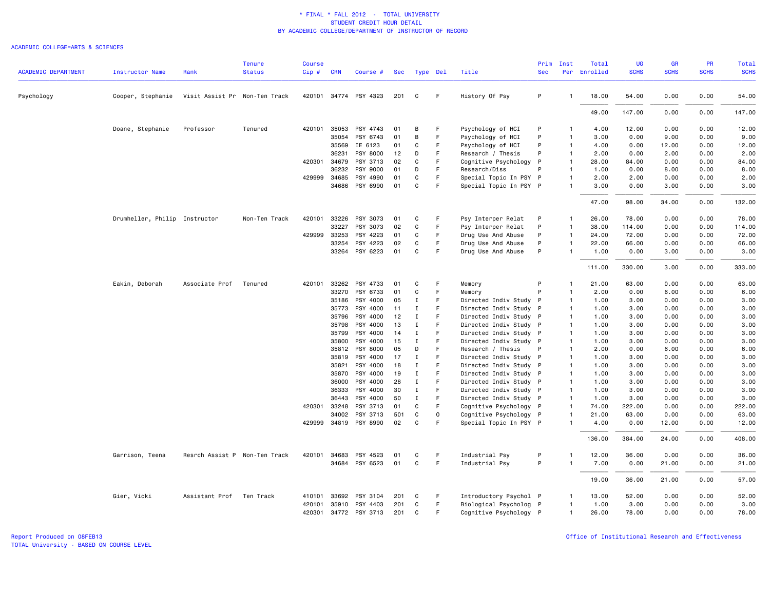\* FINAL \* FALL 2012 - TOTAL UNIVERSITY
STUDENT CREDIT HOUR DETAIL
BY ACADEMIC COLLEGE/DEPARTMENT OF INSTRUCTOR OF RECORD

ACADEMIC COLLEGE=ARTS & SCIENCES

| ACADEMIC DEPARTMENT | Instructor Name | Rank | Tenure Status | Course Cip # | CRN | Course # | Sec | Type | Del | Title | Prim Sec | Inst Per | Total Enrolled | UG SCHS | GR SCHS | PR SCHS | Total SCHS |
|---|---|---|---|---|---|---|---|---|---|---|---|---|---|---|---|---|---|
| Psychology | Cooper, Stephanie | Visit Assist Pr | Non-Ten Track | 420101 | 34774 | PSY 4323 | 201 | C | F | History Of Psy | P | 1 | 18.00 | 54.00 | 0.00 | 0.00 | 54.00 |
| | | | | | | | | | | | | | 49.00 | 147.00 | 0.00 | 0.00 | 147.00 |
| | Doane, Stephanie | Professor | Tenured | 420101 | 35053 | PSY 4743 | 01 | B | F | Psychology of HCI | P | 1 | 4.00 | 12.00 | 0.00 | 0.00 | 12.00 |
| | | | | | 35054 | PSY 6743 | 01 | B | F | Psychology of HCI | P | 1 | 3.00 | 0.00 | 9.00 | 0.00 | 9.00 |
| | | | | | 35569 | IE 6123 | 01 | C | F | Psychology of HCI | P | 1 | 4.00 | 0.00 | 12.00 | 0.00 | 12.00 |
| | | | | | 36231 | PSY 8000 | 12 | D | F | Research / Thesis | P | 1 | 2.00 | 0.00 | 2.00 | 0.00 | 2.00 |
| | | | | 420301 | 34679 | PSY 3713 | 02 | C | F | Cognitive Psychology | P | 1 | 28.00 | 84.00 | 0.00 | 0.00 | 84.00 |
| | | | | | 36232 | PSY 9000 | 01 | D | F | Research/Diss | P | 1 | 1.00 | 0.00 | 8.00 | 0.00 | 8.00 |
| | | | | 429999 | 34685 | PSY 4990 | 01 | C | F | Special Topic In PSY | P | 1 | 2.00 | 2.00 | 0.00 | 0.00 | 2.00 |
| | | | | | 34686 | PSY 6990 | 01 | C | F | Special Topic In PSY | P | 1 | 3.00 | 0.00 | 3.00 | 0.00 | 3.00 |
| | | | | | | | | | | | | | 47.00 | 98.00 | 34.00 | 0.00 | 132.00 |
| | Drumheller, Philip | Instructor | Non-Ten Track | 420101 | 33226 | PSY 3073 | 01 | C | F | Psy Interper Relat | P | 1 | 26.00 | 78.00 | 0.00 | 0.00 | 78.00 |
| | | | | | 33227 | PSY 3073 | 02 | C | F | Psy Interper Relat | P | 1 | 38.00 | 114.00 | 0.00 | 0.00 | 114.00 |
| | | | | 429999 | 33253 | PSY 4223 | 01 | C | F | Drug Use And Abuse | P | 1 | 24.00 | 72.00 | 0.00 | 0.00 | 72.00 |
| | | | | | 33254 | PSY 4223 | 02 | C | F | Drug Use And Abuse | P | 1 | 22.00 | 66.00 | 0.00 | 0.00 | 66.00 |
| | | | | | 33264 | PSY 6223 | 01 | C | F | Drug Use And Abuse | P | 1 | 1.00 | 0.00 | 3.00 | 0.00 | 3.00 |
| | | | | | | | | | | | | | 111.00 | 330.00 | 3.00 | 0.00 | 333.00 |
| | Eakin, Deborah | Associate Prof | Tenured | 420101 | 33262 | PSY 4733 | 01 | C | F | Memory | P | 1 | 21.00 | 63.00 | 0.00 | 0.00 | 63.00 |
| | | | | | 33270 | PSY 6733 | 01 | C | F | Memory | P | 1 | 2.00 | 0.00 | 6.00 | 0.00 | 6.00 |
| | | | | | 35186 | PSY 4000 | 05 | I | F | Directed Indiv Study | P | 1 | 1.00 | 3.00 | 0.00 | 0.00 | 3.00 |
| | | | | | 35773 | PSY 4000 | 11 | I | F | Directed Indiv Study | P | 1 | 1.00 | 3.00 | 0.00 | 0.00 | 3.00 |
| | | | | | 35796 | PSY 4000 | 12 | I | F | Directed Indiv Study | P | 1 | 1.00 | 3.00 | 0.00 | 0.00 | 3.00 |
| | | | | | 35798 | PSY 4000 | 13 | I | F | Directed Indiv Study | P | 1 | 1.00 | 3.00 | 0.00 | 0.00 | 3.00 |
| | | | | | 35799 | PSY 4000 | 14 | I | F | Directed Indiv Study | P | 1 | 1.00 | 3.00 | 0.00 | 0.00 | 3.00 |
| | | | | | 35800 | PSY 4000 | 15 | I | F | Directed Indiv Study | P | 1 | 1.00 | 3.00 | 0.00 | 0.00 | 3.00 |
| | | | | | 35812 | PSY 8000 | 05 | D | F | Research / Thesis | P | 1 | 2.00 | 0.00 | 6.00 | 0.00 | 6.00 |
| | | | | | 35819 | PSY 4000 | 17 | I | F | Directed Indiv Study | P | 1 | 1.00 | 3.00 | 0.00 | 0.00 | 3.00 |
| | | | | | 35821 | PSY 4000 | 18 | I | F | Directed Indiv Study | P | 1 | 1.00 | 3.00 | 0.00 | 0.00 | 3.00 |
| | | | | | 35870 | PSY 4000 | 19 | I | F | Directed Indiv Study | P | 1 | 1.00 | 3.00 | 0.00 | 0.00 | 3.00 |
| | | | | | 36000 | PSY 4000 | 28 | I | F | Directed Indiv Study | P | 1 | 1.00 | 3.00 | 0.00 | 0.00 | 3.00 |
| | | | | | 36333 | PSY 4000 | 30 | I | F | Directed Indiv Study | P | 1 | 1.00 | 3.00 | 0.00 | 0.00 | 3.00 |
| | | | | | 36443 | PSY 4000 | 50 | I | F | Directed Indiv Study | P | 1 | 1.00 | 3.00 | 0.00 | 0.00 | 3.00 |
| | | | | 420301 | 33248 | PSY 3713 | 01 | C | F | Cognitive Psychology | P | 1 | 74.00 | 222.00 | 0.00 | 0.00 | 222.00 |
| | | | | | 34002 | PSY 3713 | 501 | C | O | Cognitive Psychology | P | 1 | 21.00 | 63.00 | 0.00 | 0.00 | 63.00 |
| | | | | 429999 | 34819 | PSY 8990 | 02 | C | F | Special Topic In PSY | P | 1 | 4.00 | 0.00 | 12.00 | 0.00 | 12.00 |
| | | | | | | | | | | | | | 136.00 | 384.00 | 24.00 | 0.00 | 408.00 |
| | Garrison, Teena | Resrch Assist P | Non-Ten Track | 420101 | 34683 | PSY 4523 | 01 | C | F | Industrial Psy | P | 1 | 12.00 | 36.00 | 0.00 | 0.00 | 36.00 |
| | | | | | 34684 | PSY 6523 | 01 | C | F | Industrial Psy | P | 1 | 7.00 | 0.00 | 21.00 | 0.00 | 21.00 |
| | | | | | | | | | | | | | 19.00 | 36.00 | 21.00 | 0.00 | 57.00 |
| | Gier, Vicki | Assistant Prof | Ten Track | 410101 | 33692 | PSY 3104 | 201 | C | F | Introductory Psychol | P | 1 | 13.00 | 52.00 | 0.00 | 0.00 | 52.00 |
| | | | | 420101 | 35910 | PSY 4403 | 201 | C | F | Biological Psycholog | P | 1 | 1.00 | 3.00 | 0.00 | 0.00 | 3.00 |
| | | | | 420301 | 34772 | PSY 3713 | 201 | C | F | Cognitive Psychology | P | 1 | 26.00 | 78.00 | 0.00 | 0.00 | 78.00 |

Report Produced on 08FEB13
TOTAL University - BASED ON COURSE LEVEL

Office of Institutional Research and Effectiveness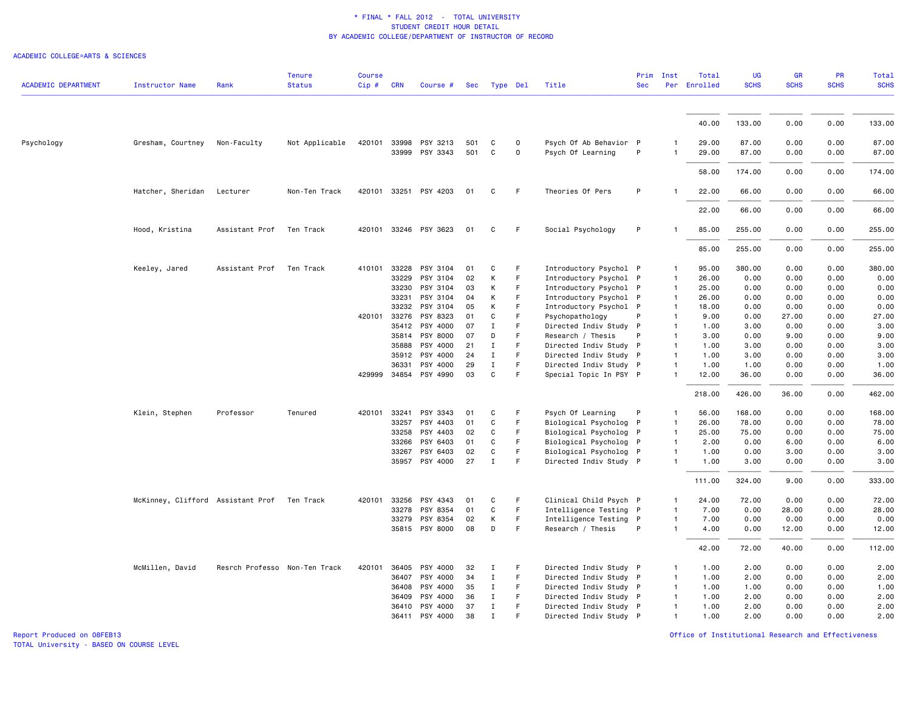\* FINAL \* FALL 2012 - TOTAL UNIVERSITY
STUDENT CREDIT HOUR DETAIL
BY ACADEMIC COLLEGE/DEPARTMENT OF INSTRUCTOR OF RECORD

ACADEMIC COLLEGE=ARTS & SCIENCES

| ACADEMIC DEPARTMENT | Instructor Name | Rank | Tenure Status | Course Cip # | CRN | Course # | Sec | Type | Del | Title | Prim Sec | Inst Per | Total Enrolled | UG SCHS | GR SCHS | PR SCHS | Total SCHS |
|---|---|---|---|---|---|---|---|---|---|---|---|---|---|---|---|---|---|
| | | | | | | | | | | | | | 40.00 | 133.00 | 0.00 | 0.00 | 133.00 |
| Psychology | Gresham, Courtney | Non-Faculty | Not Applicable | 420101 | 33998 | PSY 3213 | 501 | C | O | Psych Of Ab Behavior | P | 1 | 29.00 | 87.00 | 0.00 | 0.00 | 87.00 |
| | | | | | 33999 | PSY 3343 | 501 | C | O | Psych Of Learning | P | 1 | 29.00 | 87.00 | 0.00 | 0.00 | 87.00 |
| | | | | | | | | | | | | | 58.00 | 174.00 | 0.00 | 0.00 | 174.00 |
| | Hatcher, Sheridan | Lecturer | Non-Ten Track | 420101 | 33251 | PSY 4203 | 01 | C | F | Theories Of Pers | P | 1 | 22.00 | 66.00 | 0.00 | 0.00 | 66.00 |
| | | | | | | | | | | | | | 22.00 | 66.00 | 0.00 | 0.00 | 66.00 |
| | Hood, Kristina | Assistant Prof | Ten Track | 420101 | 33246 | PSY 3623 | 01 | C | F | Social Psychology | P | 1 | 85.00 | 255.00 | 0.00 | 0.00 | 255.00 |
| | | | | | | | | | | | | | 85.00 | 255.00 | 0.00 | 0.00 | 255.00 |
| | Keeley, Jared | Assistant Prof | Ten Track | 410101 | 33228 | PSY 3104 | 01 | C | F | Introductory Psychol | P | 1 | 95.00 | 380.00 | 0.00 | 0.00 | 380.00 |
| | | | | | 33229 | PSY 3104 | 02 | K | F | Introductory Psychol | P | 1 | 26.00 | 0.00 | 0.00 | 0.00 | 0.00 |
| | | | | | 33230 | PSY 3104 | 03 | K | F | Introductory Psychol | P | 1 | 25.00 | 0.00 | 0.00 | 0.00 | 0.00 |
| | | | | | 33231 | PSY 3104 | 04 | K | F | Introductory Psychol | P | 1 | 26.00 | 0.00 | 0.00 | 0.00 | 0.00 |
| | | | | | 33232 | PSY 3104 | 05 | K | F | Introductory Psychol | P | 1 | 18.00 | 0.00 | 0.00 | 0.00 | 0.00 |
| | | | | 420101 | 33276 | PSY 8323 | 01 | C | F | Psychopathology | P | 1 | 9.00 | 0.00 | 27.00 | 0.00 | 27.00 |
| | | | | | 35412 | PSY 4000 | 07 | I | F | Directed Indiv Study | P | 1 | 1.00 | 3.00 | 0.00 | 0.00 | 3.00 |
| | | | | | 35814 | PSY 8000 | 07 | D | F | Research / Thesis | P | 1 | 3.00 | 0.00 | 9.00 | 0.00 | 9.00 |
| | | | | | 35888 | PSY 4000 | 21 | I | F | Directed Indiv Study | P | 1 | 1.00 | 3.00 | 0.00 | 0.00 | 3.00 |
| | | | | | 35912 | PSY 4000 | 24 | I | F | Directed Indiv Study | P | 1 | 1.00 | 3.00 | 0.00 | 0.00 | 3.00 |
| | | | | | 36331 | PSY 4000 | 29 | I | F | Directed Indiv Study | P | 1 | 1.00 | 1.00 | 0.00 | 0.00 | 1.00 |
| | | | | 429999 | 34854 | PSY 4990 | 03 | C | F | Special Topic In PSY | P | 1 | 12.00 | 36.00 | 0.00 | 0.00 | 36.00 |
| | | | | | | | | | | | | | 218.00 | 426.00 | 36.00 | 0.00 | 462.00 |
| | Klein, Stephen | Professor | Tenured | 420101 | 33241 | PSY 3343 | 01 | C | F | Psych Of Learning | P | 1 | 56.00 | 168.00 | 0.00 | 0.00 | 168.00 |
| | | | | | 33257 | PSY 4403 | 01 | C | F | Biological Psycholog | P | 1 | 26.00 | 78.00 | 0.00 | 0.00 | 78.00 |
| | | | | | 33258 | PSY 4403 | 02 | C | F | Biological Psycholog | P | 1 | 25.00 | 75.00 | 0.00 | 0.00 | 75.00 |
| | | | | | 33266 | PSY 6403 | 01 | C | F | Biological Psycholog | P | 1 | 2.00 | 0.00 | 6.00 | 0.00 | 6.00 |
| | | | | | 33267 | PSY 6403 | 02 | C | F | Biological Psycholog | P | 1 | 1.00 | 0.00 | 3.00 | 0.00 | 3.00 |
| | | | | | 35957 | PSY 4000 | 27 | I | F | Directed Indiv Study | P | 1 | 1.00 | 3.00 | 0.00 | 0.00 | 3.00 |
| | | | | | | | | | | | | | 111.00 | 324.00 | 9.00 | 0.00 | 333.00 |
| | McKinney, Clifford | Assistant Prof | Ten Track | 420101 | 33256 | PSY 4343 | 01 | C | F | Clinical Child Psych | P | 1 | 24.00 | 72.00 | 0.00 | 0.00 | 72.00 |
| | | | | | 33278 | PSY 8354 | 01 | C | F | Intelligence Testing | P | 1 | 7.00 | 0.00 | 28.00 | 0.00 | 28.00 |
| | | | | | 33279 | PSY 8354 | 02 | K | F | Intelligence Testing | P | 1 | 7.00 | 0.00 | 0.00 | 0.00 | 0.00 |
| | | | | | 35815 | PSY 8000 | 08 | D | F | Research / Thesis | P | 1 | 4.00 | 0.00 | 12.00 | 0.00 | 12.00 |
| | | | | | | | | | | | | | 42.00 | 72.00 | 40.00 | 0.00 | 112.00 |
| | McMillen, David | Resrch Professo | Non-Ten Track | 420101 | 36405 | PSY 4000 | 32 | I | F | Directed Indiv Study | P | 1 | 1.00 | 2.00 | 0.00 | 0.00 | 2.00 |
| | | | | | 36407 | PSY 4000 | 34 | I | F | Directed Indiv Study | P | 1 | 1.00 | 2.00 | 0.00 | 0.00 | 2.00 |
| | | | | | 36408 | PSY 4000 | 35 | I | F | Directed Indiv Study | P | 1 | 1.00 | 1.00 | 0.00 | 0.00 | 1.00 |
| | | | | | 36409 | PSY 4000 | 36 | I | F | Directed Indiv Study | P | 1 | 1.00 | 2.00 | 0.00 | 0.00 | 2.00 |
| | | | | | 36410 | PSY 4000 | 37 | I | F | Directed Indiv Study | P | 1 | 1.00 | 2.00 | 0.00 | 0.00 | 2.00 |
| | | | | | 36411 | PSY 4000 | 38 | I | F | Directed Indiv Study | P | 1 | 1.00 | 2.00 | 0.00 | 0.00 | 2.00 |

Report Produced on 08FEB13
TOTAL University - BASED ON COURSE LEVEL

Office of Institutional Research and Effectiveness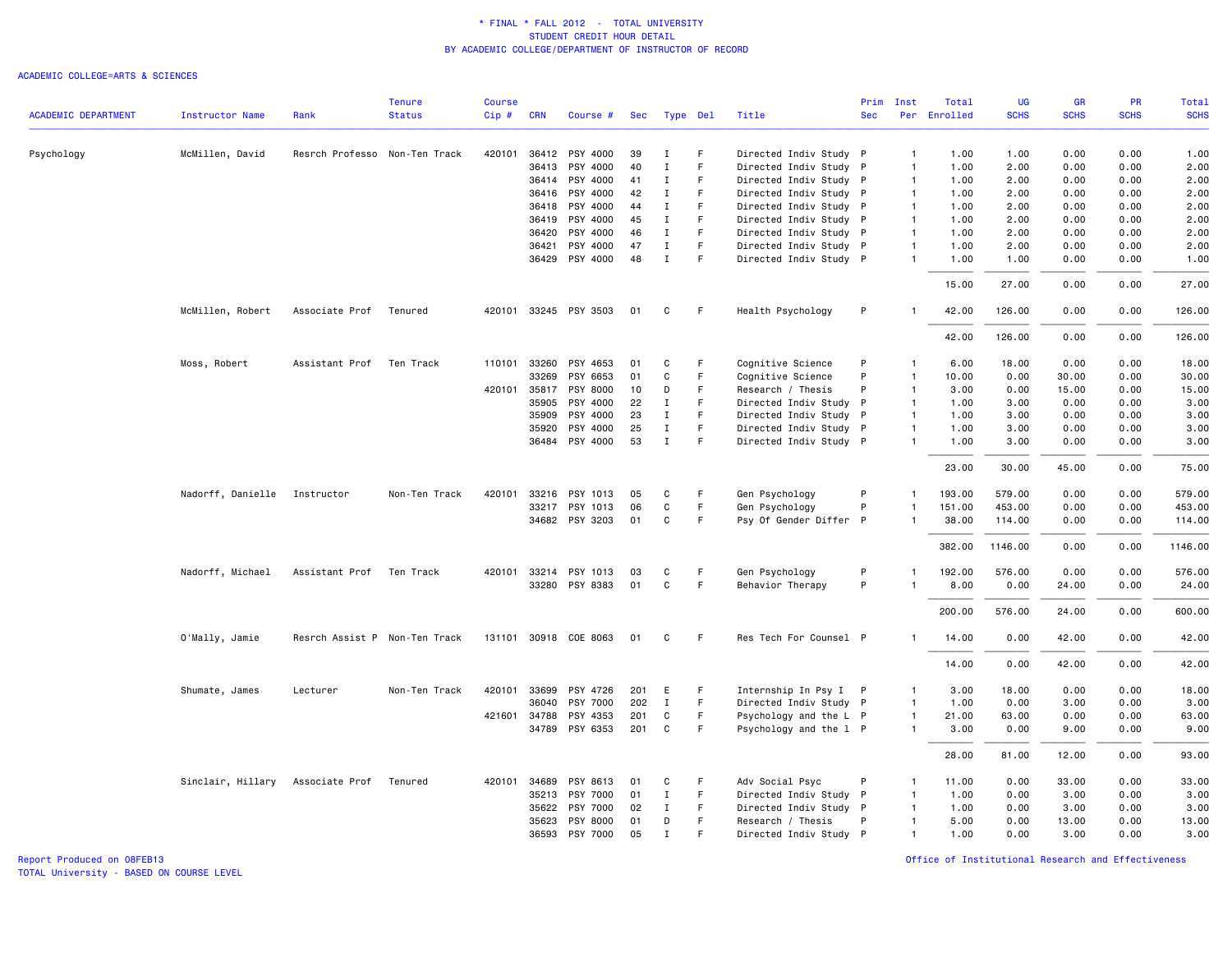\* FINAL \* FALL 2012 - TOTAL UNIVERSITY
STUDENT CREDIT HOUR DETAIL
BY ACADEMIC COLLEGE/DEPARTMENT OF INSTRUCTOR OF RECORD

ACADEMIC COLLEGE=ARTS & SCIENCES

| ACADEMIC DEPARTMENT | Instructor Name | Rank | Tenure Status | Course Cip # | CRN | Course # | Sec | Type | Del | Title | Prim Sec | Inst Per | Total Enrolled | UG SCHS | GR SCHS | PR SCHS | Total SCHS |
|---|---|---|---|---|---|---|---|---|---|---|---|---|---|---|---|---|---|
| Psychology | McMillen, David | Resrch Professo | Non-Ten Track | 420101 | 36412 | PSY 4000 | 39 | I | F | Directed Indiv Study | P | 1 | 1.00 | 1.00 | 0.00 | 0.00 | 1.00 |
| | | | | | 36413 | PSY 4000 | 40 | I | F | Directed Indiv Study | P | 1 | 1.00 | 2.00 | 0.00 | 0.00 | 2.00 |
| | | | | | 36414 | PSY 4000 | 41 | I | F | Directed Indiv Study | P | 1 | 1.00 | 2.00 | 0.00 | 0.00 | 2.00 |
| | | | | | 36416 | PSY 4000 | 42 | I | F | Directed Indiv Study | P | 1 | 1.00 | 2.00 | 0.00 | 0.00 | 2.00 |
| | | | | | 36418 | PSY 4000 | 44 | I | F | Directed Indiv Study | P | 1 | 1.00 | 2.00 | 0.00 | 0.00 | 2.00 |
| | | | | | 36419 | PSY 4000 | 45 | I | F | Directed Indiv Study | P | 1 | 1.00 | 2.00 | 0.00 | 0.00 | 2.00 |
| | | | | | 36420 | PSY 4000 | 46 | I | F | Directed Indiv Study | P | 1 | 1.00 | 2.00 | 0.00 | 0.00 | 2.00 |
| | | | | | 36421 | PSY 4000 | 47 | I | F | Directed Indiv Study | P | 1 | 1.00 | 2.00 | 0.00 | 0.00 | 2.00 |
| | | | | | 36429 | PSY 4000 | 48 | I | F | Directed Indiv Study | P | 1 | 1.00 | 1.00 | 0.00 | 0.00 | 1.00 |
| | | | | | | | | | | | | | 15.00 | 27.00 | 0.00 | 0.00 | 27.00 |
| | McMillen, Robert | Associate Prof | Tenured | 420101 | 33245 | PSY 3503 | 01 | C | F | Health Psychology | P | 1 | 42.00 | 126.00 | 0.00 | 0.00 | 126.00 |
| | | | | | | | | | | | | | 42.00 | 126.00 | 0.00 | 0.00 | 126.00 |
| | Moss, Robert | Assistant Prof | Ten Track | 110101 | 33260 | PSY 4653 | 01 | C | F | Cognitive Science | P | 1 | 6.00 | 18.00 | 0.00 | 0.00 | 18.00 |
| | | | | | 33269 | PSY 6653 | 01 | C | F | Cognitive Science | P | 1 | 10.00 | 0.00 | 30.00 | 0.00 | 30.00 |
| | | | | 420101 | 35817 | PSY 8000 | 10 | D | F | Research / Thesis | P | 1 | 3.00 | 0.00 | 15.00 | 0.00 | 15.00 |
| | | | | | 35905 | PSY 4000 | 22 | I | F | Directed Indiv Study | P | 1 | 1.00 | 3.00 | 0.00 | 0.00 | 3.00 |
| | | | | | 35909 | PSY 4000 | 23 | I | F | Directed Indiv Study | P | 1 | 1.00 | 3.00 | 0.00 | 0.00 | 3.00 |
| | | | | | 35920 | PSY 4000 | 25 | I | F | Directed Indiv Study | P | 1 | 1.00 | 3.00 | 0.00 | 0.00 | 3.00 |
| | | | | | 36484 | PSY 4000 | 53 | I | F | Directed Indiv Study | P | 1 | 1.00 | 3.00 | 0.00 | 0.00 | 3.00 |
| | | | | | | | | | | | | | 23.00 | 30.00 | 45.00 | 0.00 | 75.00 |
| | Nadorff, Danielle | Instructor | Non-Ten Track | 420101 | 33216 | PSY 1013 | 05 | C | F | Gen Psychology | P | 1 | 193.00 | 579.00 | 0.00 | 0.00 | 579.00 |
| | | | | | 33217 | PSY 1013 | 06 | C | F | Gen Psychology | P | 1 | 151.00 | 453.00 | 0.00 | 0.00 | 453.00 |
| | | | | | 34682 | PSY 3203 | 01 | C | F | Psy Of Gender Differ | P | 1 | 38.00 | 114.00 | 0.00 | 0.00 | 114.00 |
| | | | | | | | | | | | | | 382.00 | 1146.00 | 0.00 | 0.00 | 1146.00 |
| | Nadorff, Michael | Assistant Prof | Ten Track | 420101 | 33214 | PSY 1013 | 03 | C | F | Gen Psychology | P | 1 | 192.00 | 576.00 | 0.00 | 0.00 | 576.00 |
| | | | | | 33280 | PSY 8383 | 01 | C | F | Behavior Therapy | P | 1 | 8.00 | 0.00 | 24.00 | 0.00 | 24.00 |
| | | | | | | | | | | | | | 200.00 | 576.00 | 24.00 | 0.00 | 600.00 |
| | O'Mally, Jamie | Resrch Assist P | Non-Ten Track | 131101 | 30918 | COE 8063 | 01 | C | F | Res Tech For Counsel | P | 1 | 14.00 | 0.00 | 42.00 | 0.00 | 42.00 |
| | | | | | | | | | | | | | 14.00 | 0.00 | 42.00 | 0.00 | 42.00 |
| | Shumate, James | Lecturer | Non-Ten Track | 420101 | 33699 | PSY 4726 | 201 | E | F | Internship In Psy I | P | 1 | 3.00 | 18.00 | 0.00 | 0.00 | 18.00 |
| | | | | | 36040 | PSY 7000 | 202 | I | F | Directed Indiv Study | P | 1 | 1.00 | 0.00 | 3.00 | 0.00 | 3.00 |
| | | | | 421601 | 34788 | PSY 4353 | 201 | C | F | Psychology and the L | P | 1 | 21.00 | 63.00 | 0.00 | 0.00 | 63.00 |
| | | | | | 34789 | PSY 6353 | 201 | C | F | Psychology and the l | P | 1 | 3.00 | 0.00 | 9.00 | 0.00 | 9.00 |
| | | | | | | | | | | | | | 28.00 | 81.00 | 12.00 | 0.00 | 93.00 |
| | Sinclair, Hillary | Associate Prof | Tenured | 420101 | 34689 | PSY 8613 | 01 | C | F | Adv Social Psyc | P | 1 | 11.00 | 0.00 | 33.00 | 0.00 | 33.00 |
| | | | | | 35213 | PSY 7000 | 01 | I | F | Directed Indiv Study | P | 1 | 1.00 | 0.00 | 3.00 | 0.00 | 3.00 |
| | | | | | 35622 | PSY 7000 | 02 | I | F | Directed Indiv Study | P | 1 | 1.00 | 0.00 | 3.00 | 0.00 | 3.00 |
| | | | | | 35623 | PSY 8000 | 01 | D | F | Research / Thesis | P | 1 | 5.00 | 0.00 | 13.00 | 0.00 | 13.00 |
| | | | | | 36593 | PSY 7000 | 05 | I | F | Directed Indiv Study | P | 1 | 1.00 | 0.00 | 3.00 | 0.00 | 3.00 |

Report Produced on 08FEB13
TOTAL University - BASED ON COURSE LEVEL

Office of Institutional Research and Effectiveness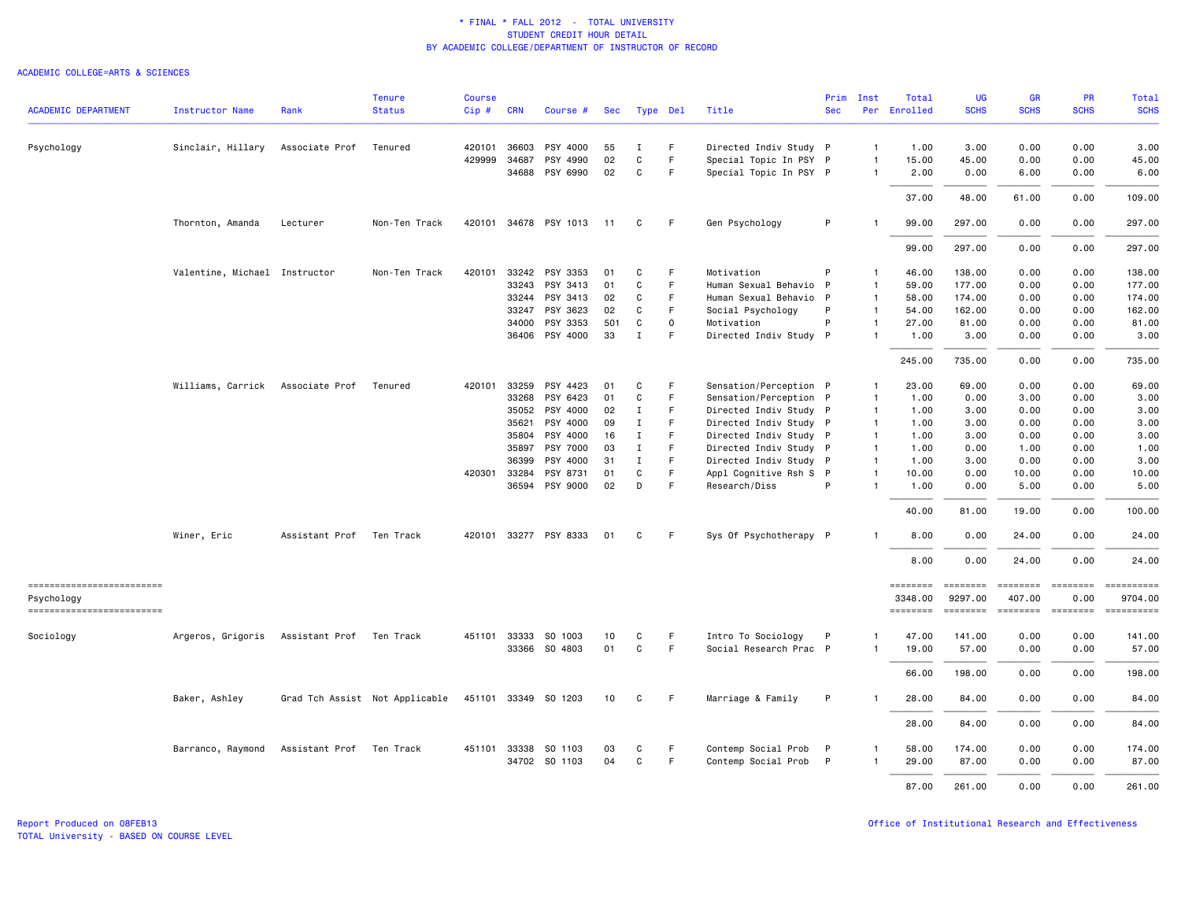\* FINAL \* FALL 2012 - TOTAL UNIVERSITY
STUDENT CREDIT HOUR DETAIL
BY ACADEMIC COLLEGE/DEPARTMENT OF INSTRUCTOR OF RECORD

ACADEMIC COLLEGE=ARTS & SCIENCES

| ACADEMIC DEPARTMENT | Instructor Name | Rank | Tenure Status | Course Cip # | CRN | Course # | Sec | Type | Del | Title | Prim Sec | Inst Per | Total Enrolled | UG SCHS | GR SCHS | PR SCHS | Total SCHS |
|---|---|---|---|---|---|---|---|---|---|---|---|---|---|---|---|---|---|
| Psychology | Sinclair, Hillary | Associate Prof | Tenured | 420101 | 36603 | PSY 4000 | 55 | I | F | Directed Indiv Study | P | 1 | 1.00 | 3.00 | 0.00 | 0.00 | 3.00 |
| | | | | 429999 | 34687 | PSY 4990 | 02 | C | F | Special Topic In PSY | P | 1 | 15.00 | 45.00 | 0.00 | 0.00 | 45.00 |
| | | | | | 34688 | PSY 6990 | 02 | C | F | Special Topic In PSY | P | 1 | 2.00 | 0.00 | 6.00 | 0.00 | 6.00 |
| | | | | | | | | | | | | | 37.00 | 48.00 | 61.00 | 0.00 | 109.00 |
| | Thornton, Amanda | Lecturer | Non-Ten Track | 420101 | 34678 | PSY 1013 | 11 | C | F | Gen Psychology | P | 1 | 99.00 | 297.00 | 0.00 | 0.00 | 297.00 |
| | | | | | | | | | | | | | 99.00 | 297.00 | 0.00 | 0.00 | 297.00 |
| | Valentine, Michael | Instructor | Non-Ten Track | 420101 | 33242 | PSY 3353 | 01 | C | F | Motivation | P | 1 | 46.00 | 138.00 | 0.00 | 0.00 | 138.00 |
| | | | | | 33243 | PSY 3413 | 01 | C | F | Human Sexual Behavio | P | 1 | 59.00 | 177.00 | 0.00 | 0.00 | 177.00 |
| | | | | | 33244 | PSY 3413 | 02 | C | F | Human Sexual Behavio | P | 1 | 58.00 | 174.00 | 0.00 | 0.00 | 174.00 |
| | | | | | 33247 | PSY 3623 | 02 | C | F | Social Psychology | P | 1 | 54.00 | 162.00 | 0.00 | 0.00 | 162.00 |
| | | | | | 34000 | PSY 3353 | 501 | C | O | Motivation | P | 1 | 27.00 | 81.00 | 0.00 | 0.00 | 81.00 |
| | | | | | 36406 | PSY 4000 | 33 | I | F | Directed Indiv Study | P | 1 | 1.00 | 3.00 | 0.00 | 0.00 | 3.00 |
| | | | | | | | | | | | | | 245.00 | 735.00 | 0.00 | 0.00 | 735.00 |
| | Williams, Carrick | Associate Prof | Tenured | 420101 | 33259 | PSY 4423 | 01 | C | F | Sensation/Perception | P | 1 | 23.00 | 69.00 | 0.00 | 0.00 | 69.00 |
| | | | | | 33268 | PSY 6423 | 01 | C | F | Sensation/Perception | P | 1 | 1.00 | 0.00 | 3.00 | 0.00 | 3.00 |
| | | | | | 35052 | PSY 4000 | 02 | I | F | Directed Indiv Study | P | 1 | 1.00 | 3.00 | 0.00 | 0.00 | 3.00 |
| | | | | | 35621 | PSY 4000 | 09 | I | F | Directed Indiv Study | P | 1 | 1.00 | 3.00 | 0.00 | 0.00 | 3.00 |
| | | | | | 35804 | PSY 4000 | 16 | I | F | Directed Indiv Study | P | 1 | 1.00 | 3.00 | 0.00 | 0.00 | 3.00 |
| | | | | | 35897 | PSY 7000 | 03 | I | F | Directed Indiv Study | P | 1 | 1.00 | 0.00 | 1.00 | 0.00 | 1.00 |
| | | | | | 36399 | PSY 4000 | 31 | I | F | Directed Indiv Study | P | 1 | 1.00 | 3.00 | 0.00 | 0.00 | 3.00 |
| | | | | 420301 | 33284 | PSY 8731 | 01 | C | F | Appl Cognitive Rsh S | P | 1 | 10.00 | 0.00 | 10.00 | 0.00 | 10.00 |
| | | | | | 36594 | PSY 9000 | 02 | D | F | Research/Diss | P | 1 | 1.00 | 0.00 | 5.00 | 0.00 | 5.00 |
| | | | | | | | | | | | | | 40.00 | 81.00 | 19.00 | 0.00 | 100.00 |
| | Winer, Eric | Assistant Prof | Ten Track | 420101 | 33277 | PSY 8333 | 01 | C | F | Sys Of Psychotherapy | P | 1 | 8.00 | 0.00 | 24.00 | 0.00 | 24.00 |
| | | | | | | | | | | | | | 8.00 | 0.00 | 24.00 | 0.00 | 24.00 |
| Psychology | | | | | | | | | | | | | 3348.00 | 9297.00 | 407.00 | 0.00 | 9704.00 |
| Sociology | Argeros, Grigoris | Assistant Prof | Ten Track | 451101 | 33333 | SO 1003 | 10 | C | F | Intro To Sociology | P | 1 | 47.00 | 141.00 | 0.00 | 0.00 | 141.00 |
| | | | | | 33366 | SO 4803 | 01 | C | F | Social Research Prac | P | 1 | 19.00 | 57.00 | 0.00 | 0.00 | 57.00 |
| | | | | | | | | | | | | | 66.00 | 198.00 | 0.00 | 0.00 | 198.00 |
| | Baker, Ashley | Grad Tch Assist | Not Applicable | 451101 | 33349 | SO 1203 | 10 | C | F | Marriage & Family | P | 1 | 28.00 | 84.00 | 0.00 | 0.00 | 84.00 |
| | | | | | | | | | | | | | 28.00 | 84.00 | 0.00 | 0.00 | 84.00 |
| | Barranco, Raymond | Assistant Prof | Ten Track | 451101 | 33338 | SO 1103 | 03 | C | F | Contemp Social Prob | P | 1 | 58.00 | 174.00 | 0.00 | 0.00 | 174.00 |
| | | | | | 34702 | SO 1103 | 04 | C | F | Contemp Social Prob | P | 1 | 29.00 | 87.00 | 0.00 | 0.00 | 87.00 |
| | | | | | | | | | | | | | 87.00 | 261.00 | 0.00 | 0.00 | 261.00 |

Report Produced on 08FEB13
TOTAL University - BASED ON COURSE LEVEL

Office of Institutional Research and Effectiveness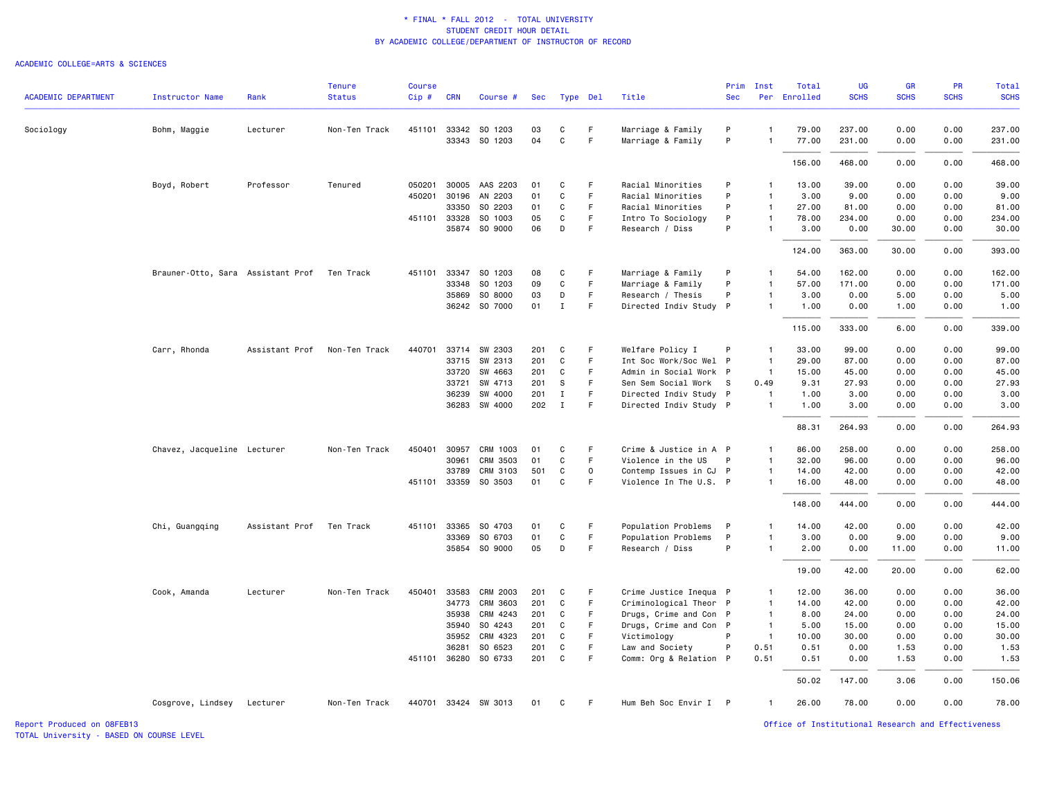\* FINAL \* FALL 2012 - TOTAL UNIVERSITY
STUDENT CREDIT HOUR DETAIL
BY ACADEMIC COLLEGE/DEPARTMENT OF INSTRUCTOR OF RECORD

ACADEMIC COLLEGE=ARTS & SCIENCES

| ACADEMIC DEPARTMENT | Instructor Name | Rank | Tenure Status | Course Cip # | CRN | Course # | Sec | Type | Del | Title | Prim Sec | Inst Per | Total Enrolled | UG SCHS | GR SCHS | PR SCHS | Total SCHS |
|---|---|---|---|---|---|---|---|---|---|---|---|---|---|---|---|---|---|
| Sociology | Bohm, Maggie | Lecturer | Non-Ten Track | 451101 | 33342 | SO 1203 | 03 | C | F | Marriage & Family | P | 1 | 79.00 | 237.00 | 0.00 | 0.00 | 237.00 |
| | | | | | 33343 | SO 1203 | 04 | C | F | Marriage & Family | P | 1 | 77.00 | 231.00 | 0.00 | 0.00 | 231.00 |
| | | | | | | | | | | | | | 156.00 | 468.00 | 0.00 | 0.00 | 468.00 |
| | Boyd, Robert | Professor | Tenured | 050201 | 30005 | AAS 2203 | 01 | C | F | Racial Minorities | P | 1 | 13.00 | 39.00 | 0.00 | 0.00 | 39.00 |
| | | | | 450201 | 30196 | AN 2203 | 01 | C | F | Racial Minorities | P | 1 | 3.00 | 9.00 | 0.00 | 0.00 | 9.00 |
| | | | | | 33350 | SO 2203 | 01 | C | F | Racial Minorities | P | 1 | 27.00 | 81.00 | 0.00 | 0.00 | 81.00 |
| | | | | 451101 | 33328 | SO 1003 | 05 | C | F | Intro To Sociology | P | 1 | 78.00 | 234.00 | 0.00 | 0.00 | 234.00 |
| | | | | | 35874 | SO 9000 | 06 | D | F | Research / Diss | P | 1 | 3.00 | 0.00 | 30.00 | 0.00 | 30.00 |
| | | | | | | | | | | | | | 124.00 | 363.00 | 30.00 | 0.00 | 393.00 |
| | Brauner-Otto, Sara | Assistant Prof | Ten Track | 451101 | 33347 | SO 1203 | 08 | C | F | Marriage & Family | P | 1 | 54.00 | 162.00 | 0.00 | 0.00 | 162.00 |
| | | | | | 33348 | SO 1203 | 09 | C | F | Marriage & Family | P | 1 | 57.00 | 171.00 | 0.00 | 0.00 | 171.00 |
| | | | | | 35869 | SO 8000 | 03 | D | F | Research / Thesis | P | 1 | 3.00 | 0.00 | 5.00 | 0.00 | 5.00 |
| | | | | | 36242 | SO 7000 | 01 | I | F | Directed Indiv Study | P | 1 | 1.00 | 0.00 | 1.00 | 0.00 | 1.00 |
| | | | | | | | | | | | | | 115.00 | 333.00 | 6.00 | 0.00 | 339.00 |
| | Carr, Rhonda | Assistant Prof | Non-Ten Track | 440701 | 33714 | SW 2303 | 201 | C | F | Welfare Policy I | P | 1 | 33.00 | 99.00 | 0.00 | 0.00 | 99.00 |
| | | | | | 33715 | SW 2313 | 201 | C | F | Int Soc Work/Soc Wel | P | 1 | 29.00 | 87.00 | 0.00 | 0.00 | 87.00 |
| | | | | | 33720 | SW 4663 | 201 | C | F | Admin in Social Work | P | 1 | 15.00 | 45.00 | 0.00 | 0.00 | 45.00 |
| | | | | | 33721 | SW 4713 | 201 | S | F | Sen Sem Social Work | S | 0.49 | 9.31 | 27.93 | 0.00 | 0.00 | 27.93 |
| | | | | | 36239 | SW 4000 | 201 | I | F | Directed Indiv Study | P | 1 | 1.00 | 3.00 | 0.00 | 0.00 | 3.00 |
| | | | | | 36283 | SW 4000 | 202 | I | F | Directed Indiv Study | P | 1 | 1.00 | 3.00 | 0.00 | 0.00 | 3.00 |
| | | | | | | | | | | | | | 88.31 | 264.93 | 0.00 | 0.00 | 264.93 |
| | Chavez, Jacqueline | Lecturer | Non-Ten Track | 450401 | 30957 | CRM 1003 | 01 | C | F | Crime & Justice in A | P | 1 | 86.00 | 258.00 | 0.00 | 0.00 | 258.00 |
| | | | | | 30961 | CRM 3503 | 01 | C | F | Violence in the US | P | 1 | 32.00 | 96.00 | 0.00 | 0.00 | 96.00 |
| | | | | | 33789 | CRM 3103 | 501 | C | O | Contemp Issues in CJ | P | 1 | 14.00 | 42.00 | 0.00 | 0.00 | 42.00 |
| | | | | 451101 | 33359 | SO 3503 | 01 | C | F | Violence In The U.S. | P | 1 | 16.00 | 48.00 | 0.00 | 0.00 | 48.00 |
| | | | | | | | | | | | | | 148.00 | 444.00 | 0.00 | 0.00 | 444.00 |
| | Chi, Guangqing | Assistant Prof | Ten Track | 451101 | 33365 | SO 4703 | 01 | C | F | Population Problems | P | 1 | 14.00 | 42.00 | 0.00 | 0.00 | 42.00 |
| | | | | | 33369 | SO 6703 | 01 | C | F | Population Problems | P | 1 | 3.00 | 0.00 | 9.00 | 0.00 | 9.00 |
| | | | | | 35854 | SO 9000 | 05 | D | F | Research / Diss | P | 1 | 2.00 | 0.00 | 11.00 | 0.00 | 11.00 |
| | | | | | | | | | | | | | 19.00 | 42.00 | 20.00 | 0.00 | 62.00 |
| | Cook, Amanda | Lecturer | Non-Ten Track | 450401 | 33583 | CRM 2003 | 201 | C | F | Crime Justice Inequa | P | 1 | 12.00 | 36.00 | 0.00 | 0.00 | 36.00 |
| | | | | | 34773 | CRM 3603 | 201 | C | F | Criminological Theor | P | 1 | 14.00 | 42.00 | 0.00 | 0.00 | 42.00 |
| | | | | | 35938 | CRM 4243 | 201 | C | F | Drugs, Crime and Con | P | 1 | 8.00 | 24.00 | 0.00 | 0.00 | 24.00 |
| | | | | | 35940 | SO 4243 | 201 | C | F | Drugs, Crime and Con | P | 1 | 5.00 | 15.00 | 0.00 | 0.00 | 15.00 |
| | | | | | 35952 | CRM 4323 | 201 | C | F | Victimology | P | 1 | 10.00 | 30.00 | 0.00 | 0.00 | 30.00 |
| | | | | | 36281 | SO 6523 | 201 | C | F | Law and Society | P | 0.51 | 0.51 | 0.00 | 1.53 | 0.00 | 1.53 |
| | | | | 451101 | 36280 | SO 6733 | 201 | C | F | Comm: Org & Relation | P | 0.51 | 0.51 | 0.00 | 1.53 | 0.00 | 1.53 |
| | | | | | | | | | | | | | 50.02 | 147.00 | 3.06 | 0.00 | 150.06 |
| | Cosgrove, Lindsey | Lecturer | Non-Ten Track | 440701 | 33424 | SW 3013 | 01 | C | F | Hum Beh Soc Envir I | P | 1 | 26.00 | 78.00 | 0.00 | 0.00 | 78.00 |

Report Produced on 08FEB13
TOTAL University - BASED ON COURSE LEVEL

Office of Institutional Research and Effectiveness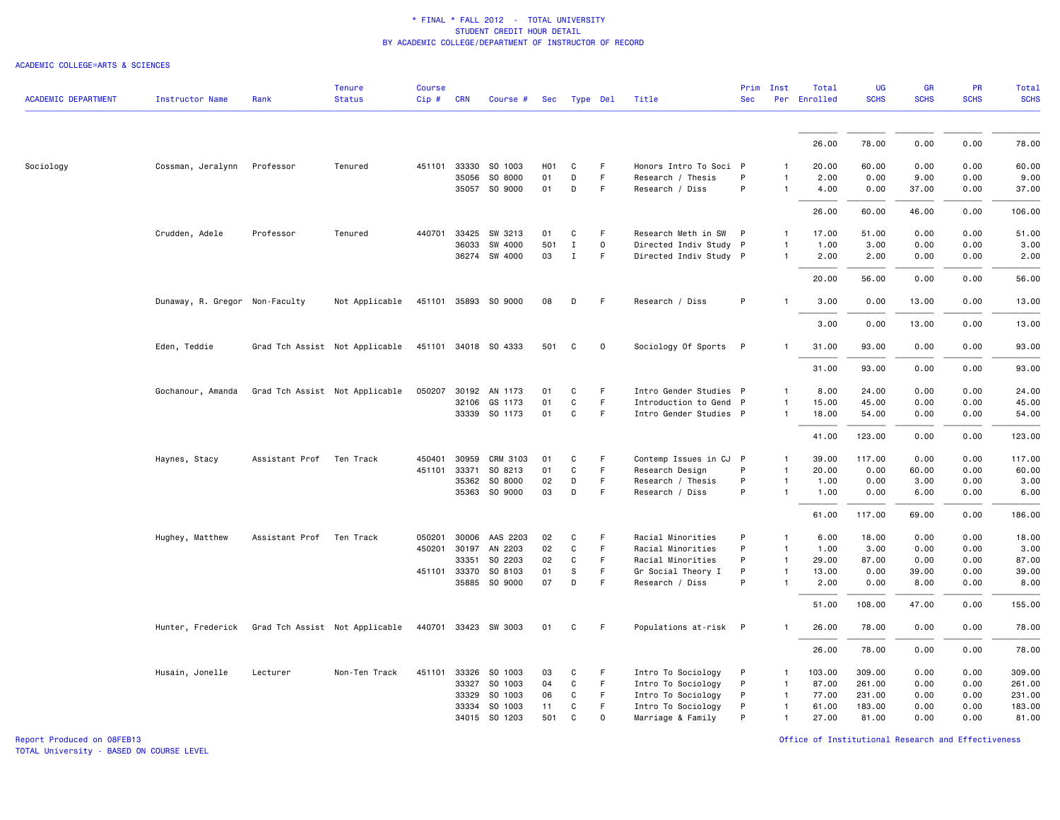\* FINAL \* FALL 2012 - TOTAL UNIVERSITY
STUDENT CREDIT HOUR DETAIL
BY ACADEMIC COLLEGE/DEPARTMENT OF INSTRUCTOR OF RECORD

ACADEMIC COLLEGE=ARTS & SCIENCES

| ACADEMIC DEPARTMENT | Instructor Name | Rank | Tenure Status | Course Cip # | CRN | Course # | Sec | Type | Del | Title | Prim Sec | Inst Per | Total Enrolled | UG SCHS | GR SCHS | PR SCHS | Total SCHS |
|---|---|---|---|---|---|---|---|---|---|---|---|---|---|---|---|---|---|
| | | | | | | | | | | | | | 26.00 | 78.00 | 0.00 | 0.00 | 78.00 |
| Sociology | Cossman, Jeralynn | Professor | Tenured | 451101 | 33330 | SO 1003 | H01 | C | F | Honors Intro To Soci | P | 1 | 20.00 | 60.00 | 0.00 | 0.00 | 60.00 |
| | | | | | 35056 | SO 8000 | 01 | D | F | Research / Thesis | P | 1 | 2.00 | 0.00 | 9.00 | 0.00 | 9.00 |
| | | | | | 35057 | SO 9000 | 01 | D | F | Research / Diss | P | 1 | 4.00 | 0.00 | 37.00 | 0.00 | 37.00 |
| | | | | | | | | | | | | | 26.00 | 60.00 | 46.00 | 0.00 | 106.00 |
| | Crudden, Adele | Professor | Tenured | 440701 | 33425 | SW 3213 | 01 | C | F | Research Meth in SW | P | 1 | 17.00 | 51.00 | 0.00 | 0.00 | 51.00 |
| | | | | | 36033 | SW 4000 | 501 | I | O | Directed Indiv Study | P | 1 | 1.00 | 3.00 | 0.00 | 0.00 | 3.00 |
| | | | | | 36274 | SW 4000 | 03 | I | F | Directed Indiv Study | P | 1 | 2.00 | 2.00 | 0.00 | 0.00 | 2.00 |
| | | | | | | | | | | | | | 20.00 | 56.00 | 0.00 | 0.00 | 56.00 |
| | Dunaway, R. Gregor | Non-Faculty | Not Applicable | 451101 | 35893 | SO 9000 | 08 | D | F | Research / Diss | P | 1 | 3.00 | 0.00 | 13.00 | 0.00 | 13.00 |
| | | | | | | | | | | | | | 3.00 | 0.00 | 13.00 | 0.00 | 13.00 |
| | Eden, Teddie | Grad Tch Assist | Not Applicable | 451101 | 34018 | SO 4333 | 501 | C | O | Sociology Of Sports | P | 1 | 31.00 | 93.00 | 0.00 | 0.00 | 93.00 |
| | | | | | | | | | | | | | 31.00 | 93.00 | 0.00 | 0.00 | 93.00 |
| | Gochanour, Amanda | Grad Tch Assist | Not Applicable | 050207 | 30192 | AN 1173 | 01 | C | F | Intro Gender Studies | P | 1 | 8.00 | 24.00 | 0.00 | 0.00 | 24.00 |
| | | | | | 32106 | GS 1173 | 01 | C | F | Introduction to Gend | P | 1 | 15.00 | 45.00 | 0.00 | 0.00 | 45.00 |
| | | | | | 33339 | SO 1173 | 01 | C | F | Intro Gender Studies | P | 1 | 18.00 | 54.00 | 0.00 | 0.00 | 54.00 |
| | | | | | | | | | | | | | 41.00 | 123.00 | 0.00 | 0.00 | 123.00 |
| | Haynes, Stacy | Assistant Prof | Ten Track | 450401 | 30959 | CRM 3103 | 01 | C | F | Contemp Issues in CJ | P | 1 | 39.00 | 117.00 | 0.00 | 0.00 | 117.00 |
| | | | | 451101 | 33371 | SO 8213 | 01 | C | F | Research Design | P | 1 | 20.00 | 0.00 | 60.00 | 0.00 | 60.00 |
| | | | | | 35362 | SO 8000 | 02 | D | F | Research / Thesis | P | 1 | 1.00 | 0.00 | 3.00 | 0.00 | 3.00 |
| | | | | | 35363 | SO 9000 | 03 | D | F | Research / Diss | P | 1 | 1.00 | 0.00 | 6.00 | 0.00 | 6.00 |
| | | | | | | | | | | | | | 61.00 | 117.00 | 69.00 | 0.00 | 186.00 |
| | Hughey, Matthew | Assistant Prof | Ten Track | 050201 | 30006 | AAS 2203 | 02 | C | F | Racial Minorities | P | 1 | 6.00 | 18.00 | 0.00 | 0.00 | 18.00 |
| | | | | 450201 | 30197 | AN 2203 | 02 | C | F | Racial Minorities | P | 1 | 1.00 | 3.00 | 0.00 | 0.00 | 3.00 |
| | | | | | 33351 | SO 2203 | 02 | C | F | Racial Minorities | P | 1 | 29.00 | 87.00 | 0.00 | 0.00 | 87.00 |
| | | | | 451101 | 33370 | SO 8103 | 01 | S | F | Gr Social Theory I | P | 1 | 13.00 | 0.00 | 39.00 | 0.00 | 39.00 |
| | | | | | 35885 | SO 9000 | 07 | D | F | Research / Diss | P | 1 | 2.00 | 0.00 | 8.00 | 0.00 | 8.00 |
| | | | | | | | | | | | | | 51.00 | 108.00 | 47.00 | 0.00 | 155.00 |
| | Hunter, Frederick | Grad Tch Assist | Not Applicable | 440701 | 33423 | SW 3003 | 01 | C | F | Populations at-risk | P | 1 | 26.00 | 78.00 | 0.00 | 0.00 | 78.00 |
| | | | | | | | | | | | | | 26.00 | 78.00 | 0.00 | 0.00 | 78.00 |
| | Husain, Jonelle | Lecturer | Non-Ten Track | 451101 | 33326 | SO 1003 | 03 | C | F | Intro To Sociology | P | 1 | 103.00 | 309.00 | 0.00 | 0.00 | 309.00 |
| | | | | | 33327 | SO 1003 | 04 | C | F | Intro To Sociology | P | 1 | 87.00 | 261.00 | 0.00 | 0.00 | 261.00 |
| | | | | | 33329 | SO 1003 | 06 | C | F | Intro To Sociology | P | 1 | 77.00 | 231.00 | 0.00 | 0.00 | 231.00 |
| | | | | | 33334 | SO 1003 | 11 | C | F | Intro To Sociology | P | 1 | 61.00 | 183.00 | 0.00 | 0.00 | 183.00 |
| | | | | | 34015 | SO 1203 | 501 | C | O | Marriage & Family | P | 1 | 27.00 | 81.00 | 0.00 | 0.00 | 81.00 |

Report Produced on 08FEB13
TOTAL University - BASED ON COURSE LEVEL

Office of Institutional Research and Effectiveness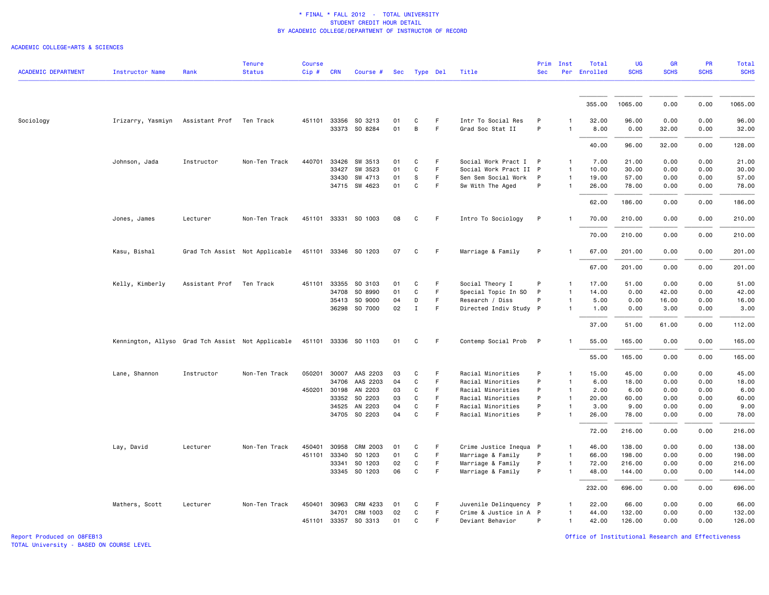# * FINAL * FALL 2012 - TOTAL UNIVERSITY
## STUDENT CREDIT HOUR DETAIL
## BY ACADEMIC COLLEGE/DEPARTMENT OF INSTRUCTOR OF RECORD

ACADEMIC COLLEGE=ARTS & SCIENCES

| ACADEMIC DEPARTMENT | Instructor Name | Rank | Tenure Status | Course Cip # | CRN | Course # | Sec | Type | Del | Title | Prim Sec | Inst Per | Total Enrolled | UG SCHS | GR SCHS | PR SCHS | Total SCHS |
|---|---|---|---|---|---|---|---|---|---|---|---|---|---|---|---|---|---|
| | | | | | | | | | | | | | 355.00 | 1065.00 | 0.00 | 0.00 | 1065.00 |
| Sociology | Irizarry, Yasmiyn | Assistant Prof | Ten Track | 451101 | 33356 | SO 3213 | 01 | C | F | Intr To Social Res | P | 1 | 32.00 | 96.00 | 0.00 | 0.00 | 96.00 |
| | | | | | 33373 | SO 8284 | 01 | B | F | Grad Soc Stat II | P | 1 | 8.00 | 0.00 | 32.00 | 0.00 | 32.00 |
| | | | | | | | | | | | | | 40.00 | 96.00 | 32.00 | 0.00 | 128.00 |
| | Johnson, Jada | Instructor | Non-Ten Track | 440701 | 33426 | SW 3513 | 01 | C | F | Social Work Pract I | P | 1 | 7.00 | 21.00 | 0.00 | 0.00 | 21.00 |
| | | | | | 33427 | SW 3523 | 01 | C | F | Social Work Pract II | P | 1 | 10.00 | 30.00 | 0.00 | 0.00 | 30.00 |
| | | | | | 33430 | SW 4713 | 01 | S | F | Sen Sem Social Work | P | 1 | 19.00 | 57.00 | 0.00 | 0.00 | 57.00 |
| | | | | | 34715 | SW 4623 | 01 | C | F | Sw With The Aged | P | 1 | 26.00 | 78.00 | 0.00 | 0.00 | 78.00 |
| | | | | | | | | | | | | | 62.00 | 186.00 | 0.00 | 0.00 | 186.00 |
| | Jones, James | Lecturer | Non-Ten Track | 451101 | 33331 | SO 1003 | 08 | C | F | Intro To Sociology | P | 1 | 70.00 | 210.00 | 0.00 | 0.00 | 210.00 |
| | | | | | | | | | | | | | 70.00 | 210.00 | 0.00 | 0.00 | 210.00 |
| | Kasu, Bishal | Grad Tch Assist | Not Applicable | 451101 | 33346 | SO 1203 | 07 | C | F | Marriage & Family | P | 1 | 67.00 | 201.00 | 0.00 | 0.00 | 201.00 |
| | | | | | | | | | | | | | 67.00 | 201.00 | 0.00 | 0.00 | 201.00 |
| | Kelly, Kimberly | Assistant Prof | Ten Track | 451101 | 33355 | SO 3103 | 01 | C | F | Social Theory I | P | 1 | 17.00 | 51.00 | 0.00 | 0.00 | 51.00 |
| | | | | | 34708 | SO 8990 | 01 | C | F | Special Topic In SO | P | 1 | 14.00 | 0.00 | 42.00 | 0.00 | 42.00 |
| | | | | | 35413 | SO 9000 | 04 | D | F | Research / Diss | P | 1 | 5.00 | 0.00 | 16.00 | 0.00 | 16.00 |
| | | | | | 36298 | SO 7000 | 02 | I | F | Directed Indiv Study | P | 1 | 1.00 | 0.00 | 3.00 | 0.00 | 3.00 |
| | | | | | | | | | | | | | 37.00 | 51.00 | 61.00 | 0.00 | 112.00 |
| | Kennington, Allyso | Grad Tch Assist | Not Applicable | 451101 | 33336 | SO 1103 | 01 | C | F | Contemp Social Prob | P | 1 | 55.00 | 165.00 | 0.00 | 0.00 | 165.00 |
| | | | | | | | | | | | | | 55.00 | 165.00 | 0.00 | 0.00 | 165.00 |
| | Lane, Shannon | Instructor | Non-Ten Track | 050201 | 30007 | AAS 2203 | 03 | C | F | Racial Minorities | P | 1 | 15.00 | 45.00 | 0.00 | 0.00 | 45.00 |
| | | | | | 34706 | AAS 2203 | 04 | C | F | Racial Minorities | P | 1 | 6.00 | 18.00 | 0.00 | 0.00 | 18.00 |
| | | | | 450201 | 30198 | AN 2203 | 03 | C | F | Racial Minorities | P | 1 | 2.00 | 6.00 | 0.00 | 0.00 | 6.00 |
| | | | | | 33352 | SO 2203 | 03 | C | F | Racial Minorities | P | 1 | 20.00 | 60.00 | 0.00 | 0.00 | 60.00 |
| | | | | | 34525 | AN 2203 | 04 | C | F | Racial Minorities | P | 1 | 3.00 | 9.00 | 0.00 | 0.00 | 9.00 |
| | | | | | 34705 | SO 2203 | 04 | C | F | Racial Minorities | P | 1 | 26.00 | 78.00 | 0.00 | 0.00 | 78.00 |
| | | | | | | | | | | | | | 72.00 | 216.00 | 0.00 | 0.00 | 216.00 |
| | Lay, David | Lecturer | Non-Ten Track | 450401 | 30958 | CRM 2003 | 01 | C | F | Crime Justice Inequa | P | 1 | 46.00 | 138.00 | 0.00 | 0.00 | 138.00 |
| | | | | 451101 | 33340 | SO 1203 | 01 | C | F | Marriage & Family | P | 1 | 66.00 | 198.00 | 0.00 | 0.00 | 198.00 |
| | | | | | 33341 | SO 1203 | 02 | C | F | Marriage & Family | P | 1 | 72.00 | 216.00 | 0.00 | 0.00 | 216.00 |
| | | | | | 33345 | SO 1203 | 06 | C | F | Marriage & Family | P | 1 | 48.00 | 144.00 | 0.00 | 0.00 | 144.00 |
| | | | | | | | | | | | | | 232.00 | 696.00 | 0.00 | 0.00 | 696.00 |
| | Mathers, Scott | Lecturer | Non-Ten Track | 450401 | 30963 | CRM 4233 | 01 | C | F | Juvenile Delinquency | P | 1 | 22.00 | 66.00 | 0.00 | 0.00 | 66.00 |
| | | | | | 34701 | CRM 1003 | 02 | C | F | Crime & Justice in A | P | 1 | 44.00 | 132.00 | 0.00 | 0.00 | 132.00 |
| | | | | 451101 | 33357 | SO 3313 | 01 | C | F | Deviant Behavior | P | 1 | 42.00 | 126.00 | 0.00 | 0.00 | 126.00 |

Report Produced on 08FEB13
TOTAL University - BASED ON COURSE LEVEL

Office of Institutional Research and Effectiveness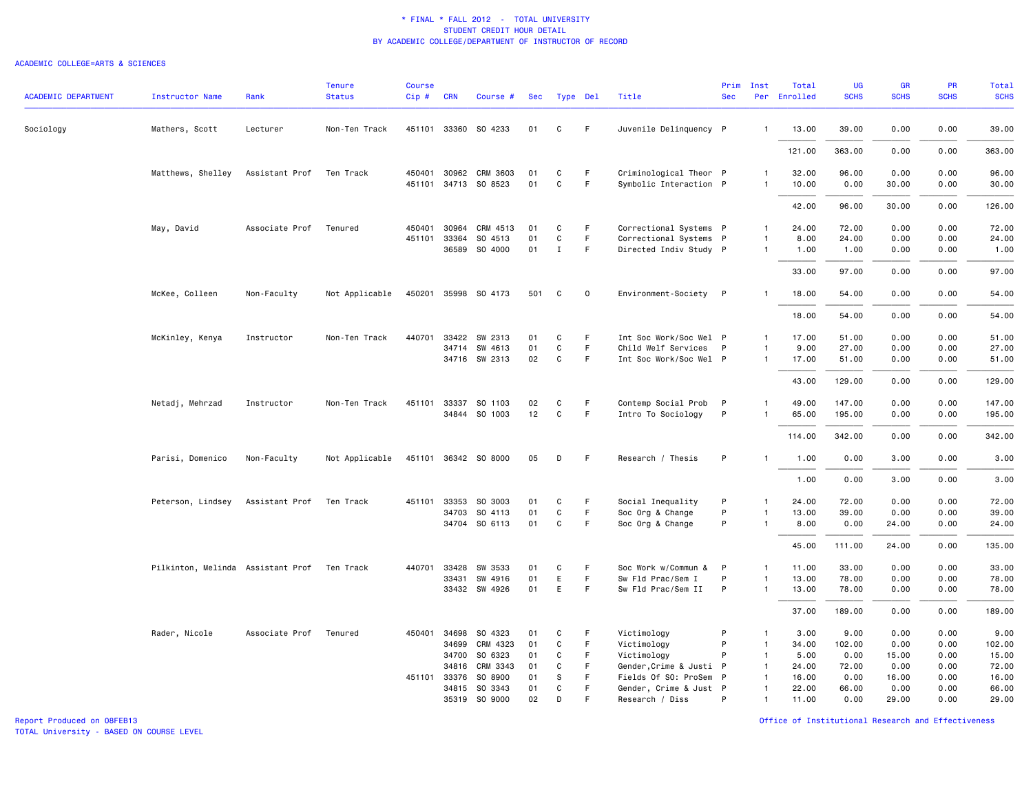\* FINAL \* FALL 2012 - TOTAL UNIVERSITY
STUDENT CREDIT HOUR DETAIL
BY ACADEMIC COLLEGE/DEPARTMENT OF INSTRUCTOR OF RECORD

ACADEMIC COLLEGE=ARTS & SCIENCES

| ACADEMIC DEPARTMENT | Instructor Name | Rank | Tenure Status | Course Cip # | CRN | Course # | Sec | Type | Del | Title | Prim Sec | Inst Per | Total Enrolled | UG SCHS | GR SCHS | PR SCHS | Total SCHS |
|---|---|---|---|---|---|---|---|---|---|---|---|---|---|---|---|---|---|
| Sociology | Mathers, Scott | Lecturer | Non-Ten Track | 451101 | 33360 | SO 4233 | 01 | C | F | Juvenile Delinquency | P | 1 | 13.00 | 39.00 | 0.00 | 0.00 | 39.00 |
| | | | | | | | | | | | | | 121.00 | 363.00 | 0.00 | 0.00 | 363.00 |
| | Matthews, Shelley | Assistant Prof | Ten Track | 450401 | 30962 | CRM 3603 | 01 | C | F | Criminological Theor | P | 1 | 32.00 | 96.00 | 0.00 | 0.00 | 96.00 |
| | | | | 451101 | 34713 | SO 8523 | 01 | C | F | Symbolic Interaction | P | 1 | 10.00 | 0.00 | 30.00 | 0.00 | 30.00 |
| | | | | | | | | | | | | | 42.00 | 96.00 | 30.00 | 0.00 | 126.00 |
| | May, David | Associate Prof | Tenured | 450401 | 30964 | CRM 4513 | 01 | C | F | Correctional Systems | P | 1 | 24.00 | 72.00 | 0.00 | 0.00 | 72.00 |
| | | | | 451101 | 33364 | SO 4513 | 01 | C | F | Correctional Systems | P | 1 | 8.00 | 24.00 | 0.00 | 0.00 | 24.00 |
| | | | | | 36589 | SO 4000 | 01 | I | F | Directed Indiv Study | P | 1 | 1.00 | 1.00 | 0.00 | 0.00 | 1.00 |
| | | | | | | | | | | | | | 33.00 | 97.00 | 0.00 | 0.00 | 97.00 |
| | McKee, Colleen | Non-Faculty | Not Applicable | 450201 | 35998 | SO 4173 | 501 | C | O | Environment-Society | P | 1 | 18.00 | 54.00 | 0.00 | 0.00 | 54.00 |
| | | | | | | | | | | | | | 18.00 | 54.00 | 0.00 | 0.00 | 54.00 |
| | McKinley, Kenya | Instructor | Non-Ten Track | 440701 | 33422 | SW 2313 | 01 | C | F | Int Soc Work/Soc Wel | P | 1 | 17.00 | 51.00 | 0.00 | 0.00 | 51.00 |
| | | | | | 34714 | SW 4613 | 01 | C | F | Child Welf Services | P | 1 | 9.00 | 27.00 | 0.00 | 0.00 | 27.00 |
| | | | | | 34716 | SW 2313 | 02 | C | F | Int Soc Work/Soc Wel | P | 1 | 17.00 | 51.00 | 0.00 | 0.00 | 51.00 |
| | | | | | | | | | | | | | 43.00 | 129.00 | 0.00 | 0.00 | 129.00 |
| | Netadj, Mehrzad | Instructor | Non-Ten Track | 451101 | 33337 | SO 1103 | 02 | C | F | Contemp Social Prob | P | 1 | 49.00 | 147.00 | 0.00 | 0.00 | 147.00 |
| | | | | | 34844 | SO 1003 | 12 | C | F | Intro To Sociology | P | 1 | 65.00 | 195.00 | 0.00 | 0.00 | 195.00 |
| | | | | | | | | | | | | | 114.00 | 342.00 | 0.00 | 0.00 | 342.00 |
| | Parisi, Domenico | Non-Faculty | Not Applicable | 451101 | 36342 | SO 8000 | 05 | D | F | Research / Thesis | P | 1 | 1.00 | 0.00 | 3.00 | 0.00 | 3.00 |
| | | | | | | | | | | | | | 1.00 | 0.00 | 3.00 | 0.00 | 3.00 |
| | Peterson, Lindsey | Assistant Prof | Ten Track | 451101 | 33353 | SO 3003 | 01 | C | F | Social Inequality | P | 1 | 24.00 | 72.00 | 0.00 | 0.00 | 72.00 |
| | | | | | 34703 | SO 4113 | 01 | C | F | Soc Org & Change | P | 1 | 13.00 | 39.00 | 0.00 | 0.00 | 39.00 |
| | | | | | 34704 | SO 6113 | 01 | C | F | Soc Org & Change | P | 1 | 8.00 | 0.00 | 24.00 | 0.00 | 24.00 |
| | | | | | | | | | | | | | 45.00 | 111.00 | 24.00 | 0.00 | 135.00 |
| | Pilkinton, Melinda | Assistant Prof | Ten Track | 440701 | 33428 | SW 3533 | 01 | C | F | Soc Work w/Commun & | P | 1 | 11.00 | 33.00 | 0.00 | 0.00 | 33.00 |
| | | | | | 33431 | SW 4916 | 01 | E | F | Sw Fld Prac/Sem I | P | 1 | 13.00 | 78.00 | 0.00 | 0.00 | 78.00 |
| | | | | | 33432 | SW 4926 | 01 | E | F | Sw Fld Prac/Sem II | P | 1 | 13.00 | 78.00 | 0.00 | 0.00 | 78.00 |
| | | | | | | | | | | | | | 37.00 | 189.00 | 0.00 | 0.00 | 189.00 |
| | Rader, Nicole | Associate Prof | Tenured | 450401 | 34698 | SO 4323 | 01 | C | F | Victimology | P | 1 | 3.00 | 9.00 | 0.00 | 0.00 | 9.00 |
| | | | | | 34699 | CRM 4323 | 01 | C | F | Victimology | P | 1 | 34.00 | 102.00 | 0.00 | 0.00 | 102.00 |
| | | | | | 34700 | SO 6323 | 01 | C | F | Victimology | P | 1 | 5.00 | 0.00 | 15.00 | 0.00 | 15.00 |
| | | | | | 34816 | CRM 3343 | 01 | C | F | Gender,Crime & Justi | P | 1 | 24.00 | 72.00 | 0.00 | 0.00 | 72.00 |
| | | | | 451101 | 33376 | SO 8900 | 01 | S | F | Fields Of SO: ProSem | P | 1 | 16.00 | 0.00 | 16.00 | 0.00 | 16.00 |
| | | | | | 34815 | SO 3343 | 01 | C | F | Gender, Crime & Just | P | 1 | 22.00 | 66.00 | 0.00 | 0.00 | 66.00 |
| | | | | | 35319 | SO 9000 | 02 | D | F | Research / Diss | P | 1 | 11.00 | 0.00 | 29.00 | 0.00 | 29.00 |

Report Produced on 08FEB13
TOTAL University - BASED ON COURSE LEVEL

Office of Institutional Research and Effectiveness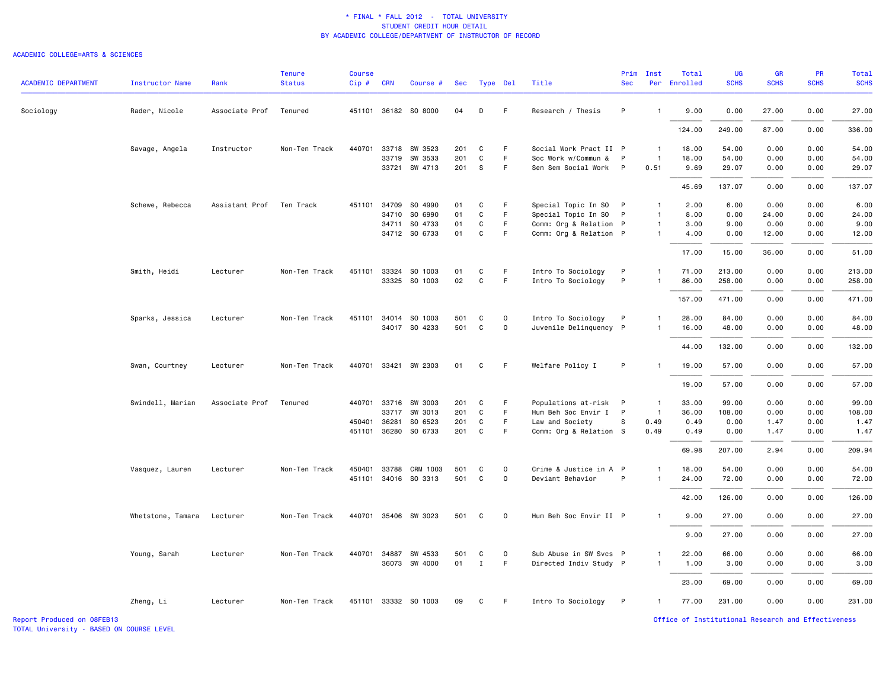\* FINAL \* FALL 2012 - TOTAL UNIVERSITY
STUDENT CREDIT HOUR DETAIL
BY ACADEMIC COLLEGE/DEPARTMENT OF INSTRUCTOR OF RECORD

ACADEMIC COLLEGE=ARTS & SCIENCES

| ACADEMIC DEPARTMENT | Instructor Name | Rank | Tenure Status | Course Cip # | CRN | Course # | Sec | Type | Del | Title | Prim Sec | Inst Per | Total Enrolled | UG SCHS | GR SCHS | PR SCHS | Total SCHS |
|---|---|---|---|---|---|---|---|---|---|---|---|---|---|---|---|---|---|
| Sociology | Rader, Nicole | Associate Prof | Tenured | 451101 | 36182 | SO 8000 | 04 | D | F | Research / Thesis | P | 1 | 9.00 | 0.00 | 27.00 | 0.00 | 27.00 |
| | | | | | | | | | | | | | 124.00 | 249.00 | 87.00 | 0.00 | 336.00 |
| | Savage, Angela | Instructor | Non-Ten Track | 440701 | 33718 | SW 3523 | 201 | C | F | Social Work Pract II | P | 1 | 18.00 | 54.00 | 0.00 | 0.00 | 54.00 |
| | | | | | 33719 | SW 3533 | 201 | C | F | Soc Work w/Commun & | P | 1 | 18.00 | 54.00 | 0.00 | 0.00 | 54.00 |
| | | | | | 33721 | SW 4713 | 201 | S | F | Sen Sem Social Work | P | 0.51 | 9.69 | 29.07 | 0.00 | 0.00 | 29.07 |
| | | | | | | | | | | | | | 45.69 | 137.07 | 0.00 | 0.00 | 137.07 |
| | Schewe, Rebecca | Assistant Prof | Ten Track | 451101 | 34709 | SO 4990 | 01 | C | F | Special Topic In SO | P | 1 | 2.00 | 6.00 | 0.00 | 0.00 | 6.00 |
| | | | | | 34710 | SO 6990 | 01 | C | F | Special Topic In SO | P | 1 | 8.00 | 0.00 | 24.00 | 0.00 | 24.00 |
| | | | | | 34711 | SO 4733 | 01 | C | F | Comm: Org & Relation | P | 1 | 3.00 | 9.00 | 0.00 | 0.00 | 9.00 |
| | | | | | 34712 | SO 6733 | 01 | C | F | Comm: Org & Relation | P | 1 | 4.00 | 0.00 | 12.00 | 0.00 | 12.00 |
| | | | | | | | | | | | | | 17.00 | 15.00 | 36.00 | 0.00 | 51.00 |
| | Smith, Heidi | Lecturer | Non-Ten Track | 451101 | 33324 | SO 1003 | 01 | C | F | Intro To Sociology | P | 1 | 71.00 | 213.00 | 0.00 | 0.00 | 213.00 |
| | | | | | 33325 | SO 1003 | 02 | C | F | Intro To Sociology | P | 1 | 86.00 | 258.00 | 0.00 | 0.00 | 258.00 |
| | | | | | | | | | | | | | 157.00 | 471.00 | 0.00 | 0.00 | 471.00 |
| | Sparks, Jessica | Lecturer | Non-Ten Track | 451101 | 34014 | SO 1003 | 501 | C | O | Intro To Sociology | P | 1 | 28.00 | 84.00 | 0.00 | 0.00 | 84.00 |
| | | | | | 34017 | SO 4233 | 501 | C | O | Juvenile Delinquency | P | 1 | 16.00 | 48.00 | 0.00 | 0.00 | 48.00 |
| | | | | | | | | | | | | | 44.00 | 132.00 | 0.00 | 0.00 | 132.00 |
| | Swan, Courtney | Lecturer | Non-Ten Track | 440701 | 33421 | SW 2303 | 01 | C | F | Welfare Policy I | P | 1 | 19.00 | 57.00 | 0.00 | 0.00 | 57.00 |
| | | | | | | | | | | | | | 19.00 | 57.00 | 0.00 | 0.00 | 57.00 |
| | Swindell, Marian | Associate Prof | Tenured | 440701 | 33716 | SW 3003 | 201 | C | F | Populations at-risk | P | 1 | 33.00 | 99.00 | 0.00 | 0.00 | 99.00 |
| | | | | | 33717 | SW 3013 | 201 | C | F | Hum Beh Soc Envir I | P | 1 | 36.00 | 108.00 | 0.00 | 0.00 | 108.00 |
| | | | | 450401 | 36281 | SO 6523 | 201 | C | F | Law and Society | S | 0.49 | 0.49 | 0.00 | 1.47 | 0.00 | 1.47 |
| | | | | 451101 | 36280 | SO 6733 | 201 | C | F | Comm: Org & Relation | S | 0.49 | 0.49 | 0.00 | 1.47 | 0.00 | 1.47 |
| | | | | | | | | | | | | | 69.98 | 207.00 | 2.94 | 0.00 | 209.94 |
| | Vasquez, Lauren | Lecturer | Non-Ten Track | 450401 | 33788 | CRM 1003 | 501 | C | O | Crime & Justice in A | P | 1 | 18.00 | 54.00 | 0.00 | 0.00 | 54.00 |
| | | | | 451101 | 34016 | SO 3313 | 501 | C | O | Deviant Behavior | P | 1 | 24.00 | 72.00 | 0.00 | 0.00 | 72.00 |
| | | | | | | | | | | | | | 42.00 | 126.00 | 0.00 | 0.00 | 126.00 |
| | Whetstone, Tamara | Lecturer | Non-Ten Track | 440701 | 35406 | SW 3023 | 501 | C | O | Hum Beh Soc Envir II | P | 1 | 9.00 | 27.00 | 0.00 | 0.00 | 27.00 |
| | | | | | | | | | | | | | 9.00 | 27.00 | 0.00 | 0.00 | 27.00 |
| | Young, Sarah | Lecturer | Non-Ten Track | 440701 | 34887 | SW 4533 | 501 | C | O | Sub Abuse in SW Svcs | P | 1 | 22.00 | 66.00 | 0.00 | 0.00 | 66.00 |
| | | | | | 36073 | SW 4000 | 01 | I | F | Directed Indiv Study | P | 1 | 1.00 | 3.00 | 0.00 | 0.00 | 3.00 |
| | | | | | | | | | | | | | 23.00 | 69.00 | 0.00 | 0.00 | 69.00 |
| | Zheng, Li | Lecturer | Non-Ten Track | 451101 | 33332 | SO 1003 | 09 | C | F | Intro To Sociology | P | 1 | 77.00 | 231.00 | 0.00 | 0.00 | 231.00 |

Report Produced on 08FEB13
TOTAL University - BASED ON COURSE LEVEL

Office of Institutional Research and Effectiveness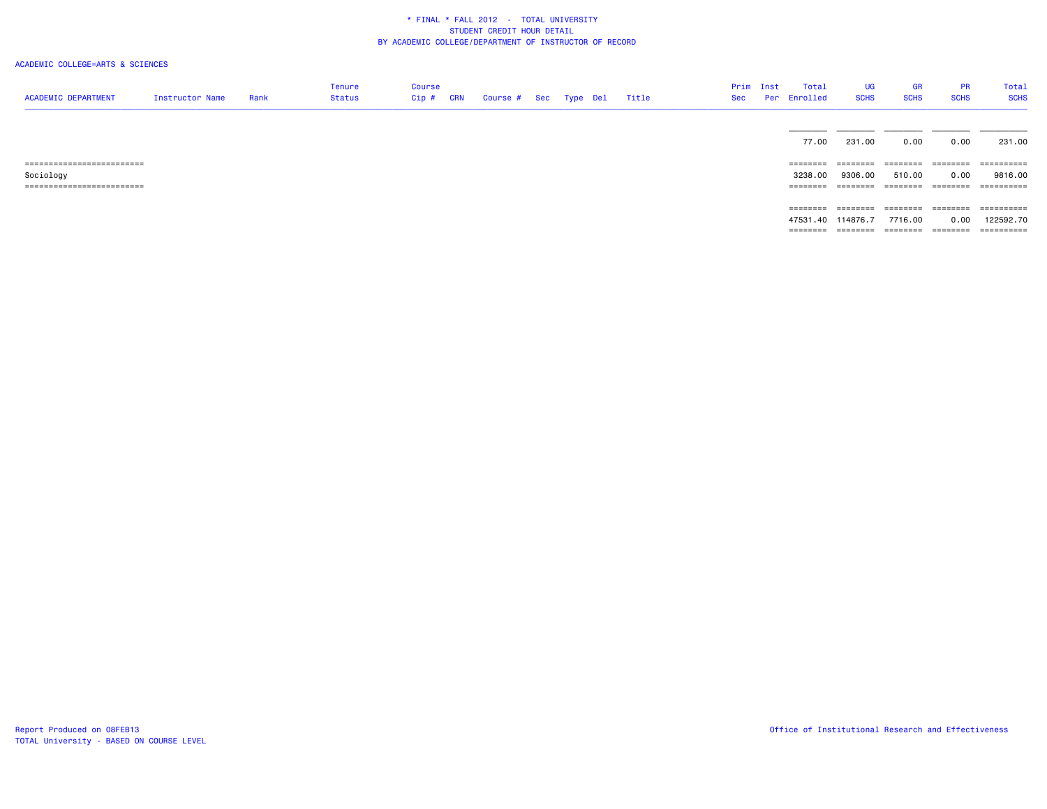\* FINAL \* FALL 2012 - TOTAL UNIVERSITY
STUDENT CREDIT HOUR DETAIL
BY ACADEMIC COLLEGE/DEPARTMENT OF INSTRUCTOR OF RECORD

ACADEMIC COLLEGE=ARTS & SCIENCES

| ACADEMIC DEPARTMENT | Instructor Name | Rank | Tenure Status | Course Cip # | CRN | Course # | Sec | Type | Del | Title | Prim Sec | Inst Per | Total Enrolled | UG SCHS | GR SCHS | PR SCHS | Total SCHS |
|---|---|---|---|---|---|---|---|---|---|---|---|---|---|---|---|---|---|
| | | | | | | | | | | | | | 77.00 | 231.00 | 0.00 | 0.00 | 231.00 |
| Sociology | | | | | | | | | | | | | 3238.00 | 9306.00 | 510.00 | 0.00 | 9816.00 |
| | | | | | | | | | | | | | 47531.40 | 114876.7 | 7716.00 | 0.00 | 122592.70 |

Report Produced on 08FEB13
TOTAL University - BASED ON COURSE LEVEL

Office of Institutional Research and Effectiveness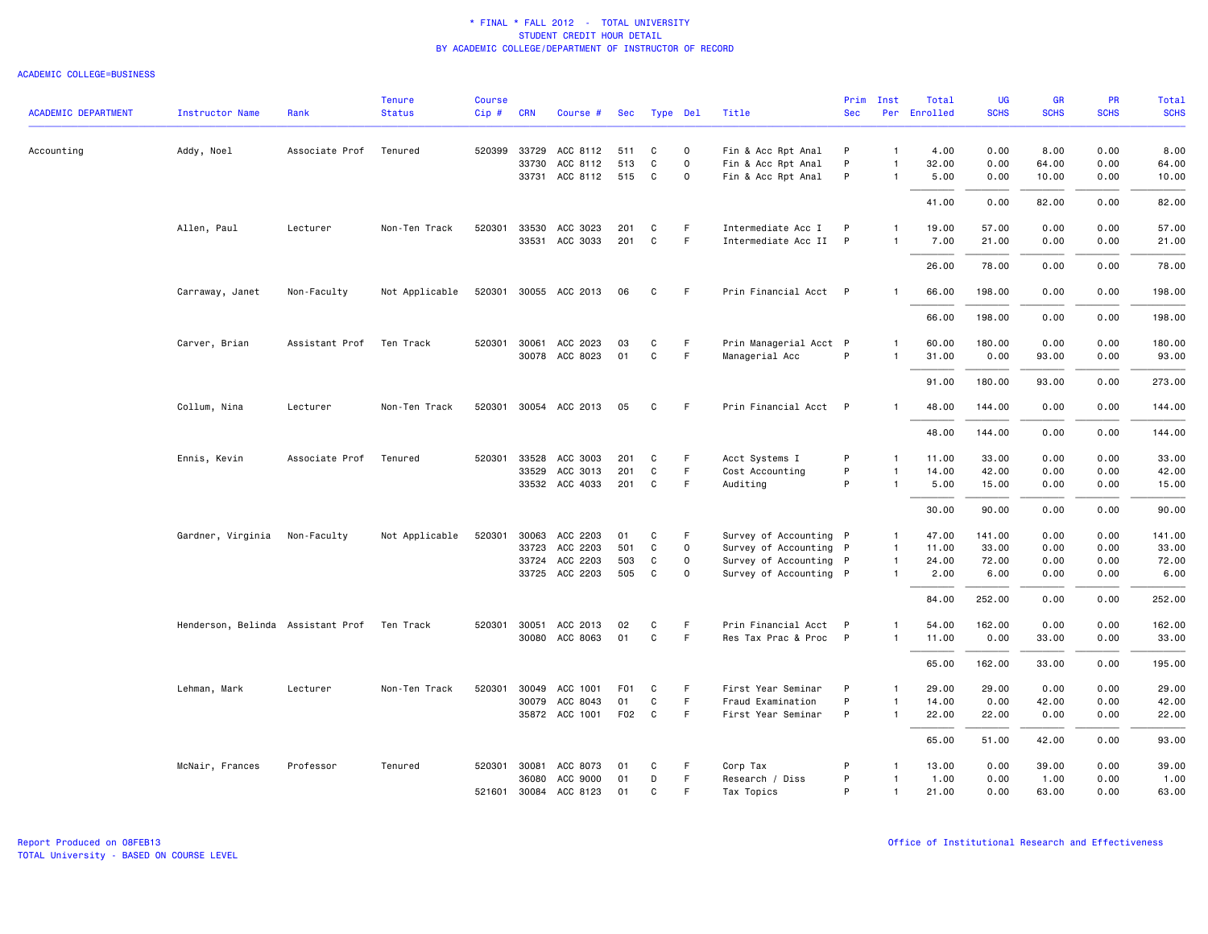# * FINAL * FALL 2012 - TOTAL UNIVERSITY
## STUDENT CREDIT HOUR DETAIL
## BY ACADEMIC COLLEGE/DEPARTMENT OF INSTRUCTOR OF RECORD

ACADEMIC COLLEGE=BUSINESS

| ACADEMIC DEPARTMENT | Instructor Name | Rank | Tenure Status | Course Cip # | CRN | Course # | Sec | Type | Del | Title | Prim Sec | Inst Per | Total Enrolled | UG SCHS | GR SCHS | PR SCHS | Total SCHS |
|---|---|---|---|---|---|---|---|---|---|---|---|---|---|---|---|---|---|
| Accounting | Addy, Noel | Associate Prof | Tenured | 520399 | 33729 | ACC 8112 | 511 | C | O | Fin & Acc Rpt Anal | P | 1 | 4.00 | 0.00 | 8.00 | 0.00 | 8.00 |
| | | | | | 33730 | ACC 8112 | 513 | C | O | Fin & Acc Rpt Anal | P | 1 | 32.00 | 0.00 | 64.00 | 0.00 | 64.00 |
| | | | | | 33731 | ACC 8112 | 515 | C | O | Fin & Acc Rpt Anal | P | 1 | 5.00 | 0.00 | 10.00 | 0.00 | 10.00 |
| | | | | | | | | | | | | | 41.00 | 0.00 | 82.00 | 0.00 | 82.00 |
| | Allen, Paul | Lecturer | Non-Ten Track | 520301 | 33530 | ACC 3023 | 201 | C | F | Intermediate Acc I | P | 1 | 19.00 | 57.00 | 0.00 | 0.00 | 57.00 |
| | | | | | 33531 | ACC 3033 | 201 | C | F | Intermediate Acc II | P | 1 | 7.00 | 21.00 | 0.00 | 0.00 | 21.00 |
| | | | | | | | | | | | | | 26.00 | 78.00 | 0.00 | 0.00 | 78.00 |
| | Carraway, Janet | Non-Faculty | Not Applicable | 520301 | 30055 | ACC 2013 | 06 | C | F | Prin Financial Acct | P | 1 | 66.00 | 198.00 | 0.00 | 0.00 | 198.00 |
| | | | | | | | | | | | | | 66.00 | 198.00 | 0.00 | 0.00 | 198.00 |
| | Carver, Brian | Assistant Prof | Ten Track | 520301 | 30061 | ACC 2023 | 03 | C | F | Prin Managerial Acct | P | 1 | 60.00 | 180.00 | 0.00 | 0.00 | 180.00 |
| | | | | | 30078 | ACC 8023 | 01 | C | F | Managerial Acc | P | 1 | 31.00 | 0.00 | 93.00 | 0.00 | 93.00 |
| | | | | | | | | | | | | | 91.00 | 180.00 | 93.00 | 0.00 | 273.00 |
| | Collum, Nina | Lecturer | Non-Ten Track | 520301 | 30054 | ACC 2013 | 05 | C | F | Prin Financial Acct | P | 1 | 48.00 | 144.00 | 0.00 | 0.00 | 144.00 |
| | | | | | | | | | | | | | 48.00 | 144.00 | 0.00 | 0.00 | 144.00 |
| | Ennis, Kevin | Associate Prof | Tenured | 520301 | 33528 | ACC 3003 | 201 | C | F | Acct Systems I | P | 1 | 11.00 | 33.00 | 0.00 | 0.00 | 33.00 |
| | | | | | 33529 | ACC 3013 | 201 | C | F | Cost Accounting | P | 1 | 14.00 | 42.00 | 0.00 | 0.00 | 42.00 |
| | | | | | 33532 | ACC 4033 | 201 | C | F | Auditing | P | 1 | 5.00 | 15.00 | 0.00 | 0.00 | 15.00 |
| | | | | | | | | | | | | | 30.00 | 90.00 | 0.00 | 0.00 | 90.00 |
| | Gardner, Virginia | Non-Faculty | Not Applicable | 520301 | 30063 | ACC 2203 | 01 | C | F | Survey of Accounting | P | 1 | 47.00 | 141.00 | 0.00 | 0.00 | 141.00 |
| | | | | | 33723 | ACC 2203 | 501 | C | O | Survey of Accounting | P | 1 | 11.00 | 33.00 | 0.00 | 0.00 | 33.00 |
| | | | | | 33724 | ACC 2203 | 503 | C | O | Survey of Accounting | P | 1 | 24.00 | 72.00 | 0.00 | 0.00 | 72.00 |
| | | | | | 33725 | ACC 2203 | 505 | C | O | Survey of Accounting | P | 1 | 2.00 | 6.00 | 0.00 | 0.00 | 6.00 |
| | | | | | | | | | | | | | 84.00 | 252.00 | 0.00 | 0.00 | 252.00 |
| | Henderson, Belinda | Assistant Prof | Ten Track | 520301 | 30051 | ACC 2013 | 02 | C | F | Prin Financial Acct | P | 1 | 54.00 | 162.00 | 0.00 | 0.00 | 162.00 |
| | | | | | 30080 | ACC 8063 | 01 | C | F | Res Tax Prac & Proc | P | 1 | 11.00 | 0.00 | 33.00 | 0.00 | 33.00 |
| | | | | | | | | | | | | | 65.00 | 162.00 | 33.00 | 0.00 | 195.00 |
| | Lehman, Mark | Lecturer | Non-Ten Track | 520301 | 30049 | ACC 1001 | F01 | C | F | First Year Seminar | P | 1 | 29.00 | 29.00 | 0.00 | 0.00 | 29.00 |
| | | | | | 30079 | ACC 8043 | 01 | C | F | Fraud Examination | P | 1 | 14.00 | 0.00 | 42.00 | 0.00 | 42.00 |
| | | | | | 35872 | ACC 1001 | F02 | C | F | First Year Seminar | P | 1 | 22.00 | 22.00 | 0.00 | 0.00 | 22.00 |
| | | | | | | | | | | | | | 65.00 | 51.00 | 42.00 | 0.00 | 93.00 |
| | McNair, Frances | Professor | Tenured | 520301 | 30081 | ACC 8073 | 01 | C | F | Corp Tax | P | 1 | 13.00 | 0.00 | 39.00 | 0.00 | 39.00 |
| | | | | | 36080 | ACC 9000 | 01 | D | F | Research / Diss | P | 1 | 1.00 | 0.00 | 1.00 | 0.00 | 1.00 |
| | | | | 521601 | 30084 | ACC 8123 | 01 | C | F | Tax Topics | P | 1 | 21.00 | 0.00 | 63.00 | 0.00 | 63.00 |

Report Produced on 08FEB13
TOTAL University - BASED ON COURSE LEVEL

Office of Institutional Research and Effectiveness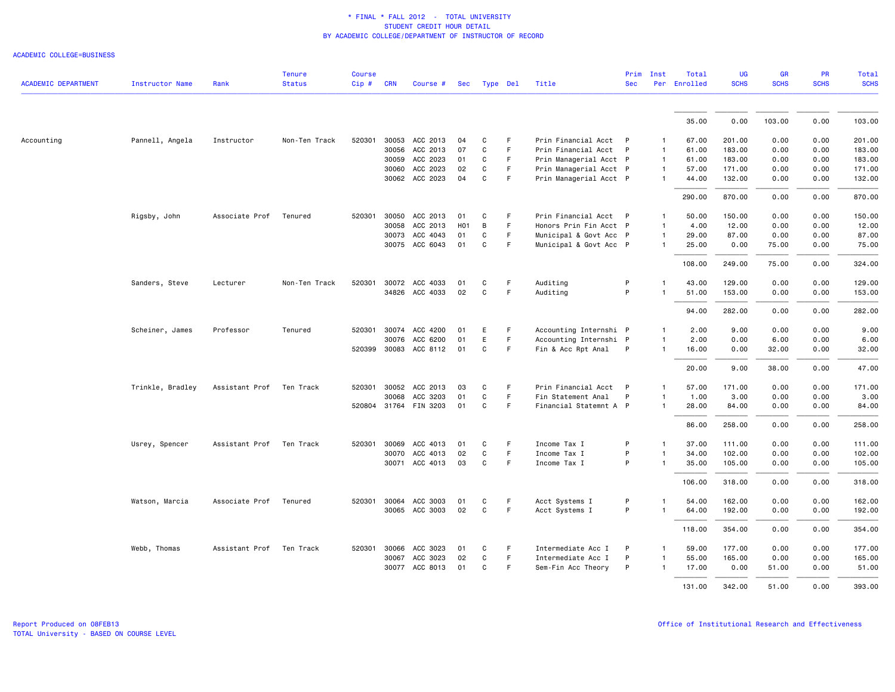\* FINAL \* FALL 2012 - TOTAL UNIVERSITY
STUDENT CREDIT HOUR DETAIL
BY ACADEMIC COLLEGE/DEPARTMENT OF INSTRUCTOR OF RECORD

ACADEMIC COLLEGE=BUSINESS

| ACADEMIC DEPARTMENT | Instructor Name | Rank | Tenure Status | Course Cip # | CRN | Course # | Sec | Type | Del | Title | Prim Sec | Inst Per | Total Enrolled | UG SCHS | GR SCHS | PR SCHS | Total SCHS |
|---|---|---|---|---|---|---|---|---|---|---|---|---|---|---|---|---|---|
| | | | | | | | | | | | | | 35.00 | 0.00 | 103.00 | 0.00 | 103.00 |
| Accounting | Pannell, Angela | Instructor | Non-Ten Track | 520301 | 30053 | ACC 2013 | 04 | C | F | Prin Financial Acct | P | 1 | 67.00 | 201.00 | 0.00 | 0.00 | 201.00 |
| | | | | | 30056 | ACC 2013 | 07 | C | F | Prin Financial Acct | P | 1 | 61.00 | 183.00 | 0.00 | 0.00 | 183.00 |
| | | | | | 30059 | ACC 2023 | 01 | C | F | Prin Managerial Acct | P | 1 | 61.00 | 183.00 | 0.00 | 0.00 | 183.00 |
| | | | | | 30060 | ACC 2023 | 02 | C | F | Prin Managerial Acct | P | 1 | 57.00 | 171.00 | 0.00 | 0.00 | 171.00 |
| | | | | | 30062 | ACC 2023 | 04 | C | F | Prin Managerial Acct | P | 1 | 44.00 | 132.00 | 0.00 | 0.00 | 132.00 |
| | | | | | | | | | | | | | 290.00 | 870.00 | 0.00 | 0.00 | 870.00 |
| | Rigsby, John | Associate Prof | Tenured | 520301 | 30050 | ACC 2013 | 01 | C | F | Prin Financial Acct | P | 1 | 50.00 | 150.00 | 0.00 | 0.00 | 150.00 |
| | | | | | 30058 | ACC 2013 | H01 | B | F | Honors Prin Fin Acct | P | 1 | 4.00 | 12.00 | 0.00 | 0.00 | 12.00 |
| | | | | | 30073 | ACC 4043 | 01 | C | F | Municipal & Govt Acc | P | 1 | 29.00 | 87.00 | 0.00 | 0.00 | 87.00 |
| | | | | | 30075 | ACC 6043 | 01 | C | F | Municipal & Govt Acc | P | 1 | 25.00 | 0.00 | 75.00 | 0.00 | 75.00 |
| | | | | | | | | | | | | | 108.00 | 249.00 | 75.00 | 0.00 | 324.00 |
| | Sanders, Steve | Lecturer | Non-Ten Track | 520301 | 30072 | ACC 4033 | 01 | C | F | Auditing | P | 1 | 43.00 | 129.00 | 0.00 | 0.00 | 129.00 |
| | | | | | 34826 | ACC 4033 | 02 | C | F | Auditing | P | 1 | 51.00 | 153.00 | 0.00 | 0.00 | 153.00 |
| | | | | | | | | | | | | | 94.00 | 282.00 | 0.00 | 0.00 | 282.00 |
| | Scheiner, James | Professor | Tenured | 520301 | 30074 | ACC 4200 | 01 | E | F | Accounting Internshi | P | 1 | 2.00 | 9.00 | 0.00 | 0.00 | 9.00 |
| | | | | | 30076 | ACC 6200 | 01 | E | F | Accounting Internshi | P | 1 | 2.00 | 0.00 | 6.00 | 0.00 | 6.00 |
| | | | | 520399 | 30083 | ACC 8112 | 01 | C | F | Fin & Acc Rpt Anal | P | 1 | 16.00 | 0.00 | 32.00 | 0.00 | 32.00 |
| | | | | | | | | | | | | | 20.00 | 9.00 | 38.00 | 0.00 | 47.00 |
| | Trinkle, Bradley | Assistant Prof | Ten Track | 520301 | 30052 | ACC 2013 | 03 | C | F | Prin Financial Acct | P | 1 | 57.00 | 171.00 | 0.00 | 0.00 | 171.00 |
| | | | | | 30068 | ACC 3203 | 01 | C | F | Fin Statement Anal | P | 1 | 1.00 | 3.00 | 0.00 | 0.00 | 3.00 |
| | | | | 520804 | 31764 | FIN 3203 | 01 | C | F | Financial Statemnt A | P | 1 | 28.00 | 84.00 | 0.00 | 0.00 | 84.00 |
| | | | | | | | | | | | | | 86.00 | 258.00 | 0.00 | 0.00 | 258.00 |
| | Usrey, Spencer | Assistant Prof | Ten Track | 520301 | 30069 | ACC 4013 | 01 | C | F | Income Tax I | P | 1 | 37.00 | 111.00 | 0.00 | 0.00 | 111.00 |
| | | | | | 30070 | ACC 4013 | 02 | C | F | Income Tax I | P | 1 | 34.00 | 102.00 | 0.00 | 0.00 | 102.00 |
| | | | | | 30071 | ACC 4013 | 03 | C | F | Income Tax I | P | 1 | 35.00 | 105.00 | 0.00 | 0.00 | 105.00 |
| | | | | | | | | | | | | | 106.00 | 318.00 | 0.00 | 0.00 | 318.00 |
| | Watson, Marcia | Associate Prof | Tenured | 520301 | 30064 | ACC 3003 | 01 | C | F | Acct Systems I | P | 1 | 54.00 | 162.00 | 0.00 | 0.00 | 162.00 |
| | | | | | 30065 | ACC 3003 | 02 | C | F | Acct Systems I | P | 1 | 64.00 | 192.00 | 0.00 | 0.00 | 192.00 |
| | | | | | | | | | | | | | 118.00 | 354.00 | 0.00 | 0.00 | 354.00 |
| | Webb, Thomas | Assistant Prof | Ten Track | 520301 | 30066 | ACC 3023 | 01 | C | F | Intermediate Acc I | P | 1 | 59.00 | 177.00 | 0.00 | 0.00 | 177.00 |
| | | | | | 30067 | ACC 3023 | 02 | C | F | Intermediate Acc I | P | 1 | 55.00 | 165.00 | 0.00 | 0.00 | 165.00 |
| | | | | | 30077 | ACC 8013 | 01 | C | F | Sem-Fin Acc Theory | P | 1 | 17.00 | 0.00 | 51.00 | 0.00 | 51.00 |
| | | | | | | | | | | | | | 131.00 | 342.00 | 51.00 | 0.00 | 393.00 |

Report Produced on 08FEB13
TOTAL University - BASED ON COURSE LEVEL

Office of Institutional Research and Effectiveness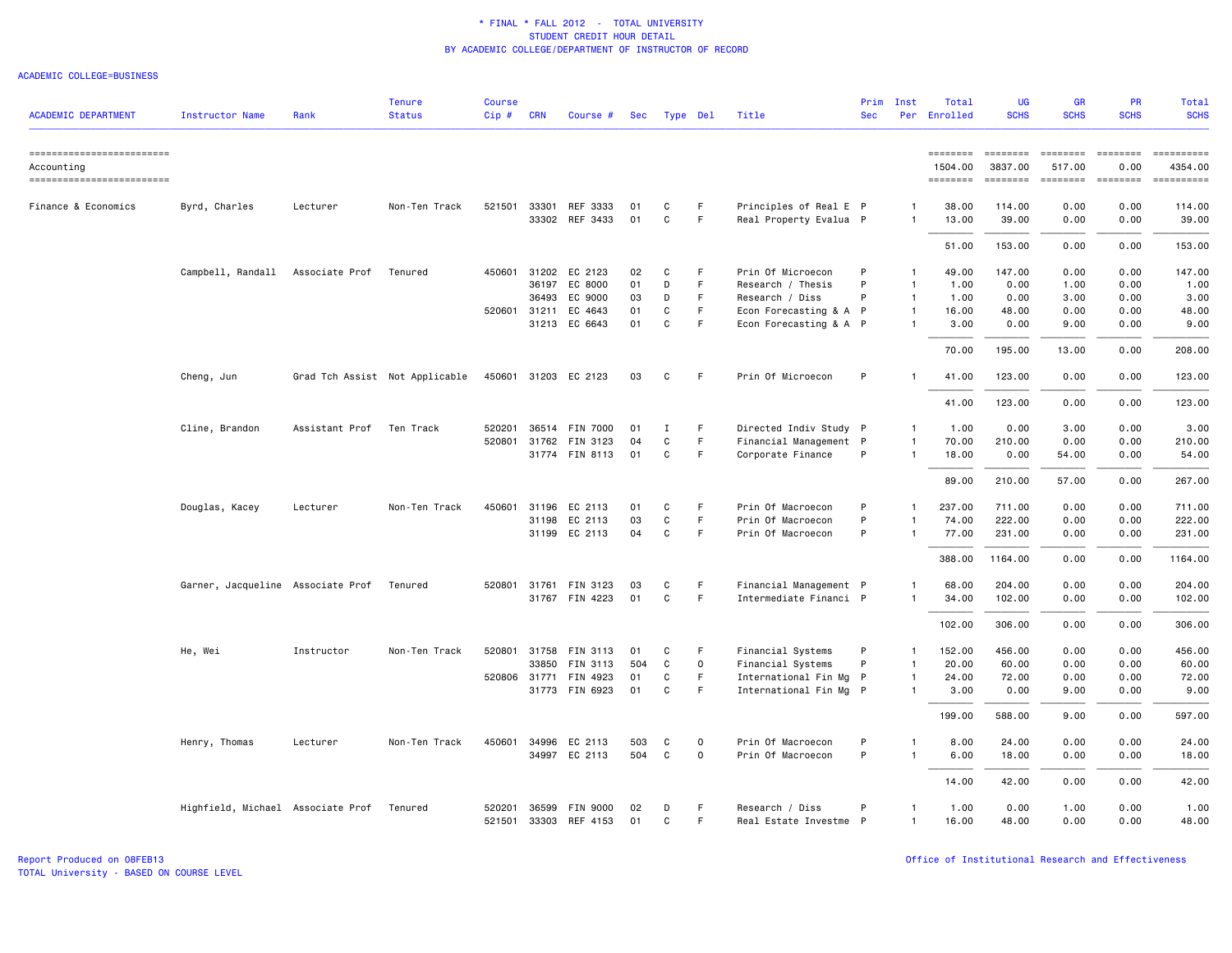\* FINAL \* FALL 2012 - TOTAL UNIVERSITY
STUDENT CREDIT HOUR DETAIL
BY ACADEMIC COLLEGE/DEPARTMENT OF INSTRUCTOR OF RECORD

ACADEMIC COLLEGE=BUSINESS

| ACADEMIC DEPARTMENT | Instructor Name | Rank | Tenure Status | Course Cip # | CRN | Course # | Sec | Type | Del | Title | Prim Sec | Inst Per | Total Enrolled | UG SCHS | GR SCHS | PR SCHS | Total SCHS |
|---|---|---|---|---|---|---|---|---|---|---|---|---|---|---|---|---|---|
| Accounting | | | | | | | | | | | | | 1504.00 | 3837.00 | 517.00 | 0.00 | 4354.00 |
| Finance & Economics | Byrd, Charles | Lecturer | Non-Ten Track | 521501 | 33301 | REF 3333 | 01 | C | F | Principles of Real E | P | 1 | 38.00 | 114.00 | 0.00 | 0.00 | 114.00 |
| | | | | | 33302 | REF 3433 | 01 | C | F | Real Property Evalua | P | 1 | 13.00 | 39.00 | 0.00 | 0.00 | 39.00 |
| | | | | | | | | | | | | | 51.00 | 153.00 | 0.00 | 0.00 | 153.00 |
| | Campbell, Randall | Associate Prof | Tenured | 450601 | 31202 | EC 2123 | 02 | C | F | Prin Of Microecon | P | 1 | 49.00 | 147.00 | 0.00 | 0.00 | 147.00 |
| | | | | | 36197 | EC 8000 | 01 | D | F | Research / Thesis | P | 1 | 1.00 | 0.00 | 1.00 | 0.00 | 1.00 |
| | | | | | 36493 | EC 9000 | 03 | D | F | Research / Diss | P | 1 | 1.00 | 0.00 | 3.00 | 0.00 | 3.00 |
| | | | | 520601 | 31211 | EC 4643 | 01 | C | F | Econ Forecasting & A | P | 1 | 16.00 | 48.00 | 0.00 | 0.00 | 48.00 |
| | | | | | 31213 | EC 6643 | 01 | C | F | Econ Forecasting & A | P | 1 | 3.00 | 0.00 | 9.00 | 0.00 | 9.00 |
| | | | | | | | | | | | | | 70.00 | 195.00 | 13.00 | 0.00 | 208.00 |
| | Cheng, Jun | Grad Tch Assist | Not Applicable | 450601 | 31203 | EC 2123 | 03 | C | F | Prin Of Microecon | P | 1 | 41.00 | 123.00 | 0.00 | 0.00 | 123.00 |
| | | | | | | | | | | | | | 41.00 | 123.00 | 0.00 | 0.00 | 123.00 |
| | Cline, Brandon | Assistant Prof | Ten Track | 520201 | 36514 | FIN 7000 | 01 | I | F | Directed Indiv Study | P | 1 | 1.00 | 0.00 | 3.00 | 0.00 | 3.00 |
| | | | | 520801 | 31762 | FIN 3123 | 04 | C | F | Financial Management | P | 1 | 70.00 | 210.00 | 0.00 | 0.00 | 210.00 |
| | | | | | 31774 | FIN 8113 | 01 | C | F | Corporate Finance | P | 1 | 18.00 | 0.00 | 54.00 | 0.00 | 54.00 |
| | | | | | | | | | | | | | 89.00 | 210.00 | 57.00 | 0.00 | 267.00 |
| | Douglas, Kacey | Lecturer | Non-Ten Track | 450601 | 31196 | EC 2113 | 01 | C | F | Prin Of Macroecon | P | 1 | 237.00 | 711.00 | 0.00 | 0.00 | 711.00 |
| | | | | | 31198 | EC 2113 | 03 | C | F | Prin Of Macroecon | P | 1 | 74.00 | 222.00 | 0.00 | 0.00 | 222.00 |
| | | | | | 31199 | EC 2113 | 04 | C | F | Prin Of Macroecon | P | 1 | 77.00 | 231.00 | 0.00 | 0.00 | 231.00 |
| | | | | | | | | | | | | | 388.00 | 1164.00 | 0.00 | 0.00 | 1164.00 |
| | Garner, Jacqueline | Associate Prof | Tenured | 520801 | 31761 | FIN 3123 | 03 | C | F | Financial Management | P | 1 | 68.00 | 204.00 | 0.00 | 0.00 | 204.00 |
| | | | | | 31767 | FIN 4223 | 01 | C | F | Intermediate Financi | P | 1 | 34.00 | 102.00 | 0.00 | 0.00 | 102.00 |
| | | | | | | | | | | | | | 102.00 | 306.00 | 0.00 | 0.00 | 306.00 |
| | He, Wei | Instructor | Non-Ten Track | 520801 | 31758 | FIN 3113 | 01 | C | F | Financial Systems | P | 1 | 152.00 | 456.00 | 0.00 | 0.00 | 456.00 |
| | | | | | 33850 | FIN 3113 | 504 | C | O | Financial Systems | P | 1 | 20.00 | 60.00 | 0.00 | 0.00 | 60.00 |
| | | | | 520806 | 31771 | FIN 4923 | 01 | C | F | International Fin Mg | P | 1 | 24.00 | 72.00 | 0.00 | 0.00 | 72.00 |
| | | | | | 31773 | FIN 6923 | 01 | C | F | International Fin Mg | P | 1 | 3.00 | 0.00 | 9.00 | 0.00 | 9.00 |
| | | | | | | | | | | | | | 199.00 | 588.00 | 9.00 | 0.00 | 597.00 |
| | Henry, Thomas | Lecturer | Non-Ten Track | 450601 | 34996 | EC 2113 | 503 | C | O | Prin Of Macroecon | P | 1 | 8.00 | 24.00 | 0.00 | 0.00 | 24.00 |
| | | | | | 34997 | EC 2113 | 504 | C | O | Prin Of Macroecon | P | 1 | 6.00 | 18.00 | 0.00 | 0.00 | 18.00 |
| | | | | | | | | | | | | | 14.00 | 42.00 | 0.00 | 0.00 | 42.00 |
| | Highfield, Michael | Associate Prof | Tenured | 520201 | 36599 | FIN 9000 | 02 | D | F | Research / Diss | P | 1 | 1.00 | 0.00 | 1.00 | 0.00 | 1.00 |
| | | | | 521501 | 33303 | REF 4153 | 01 | C | F | Real Estate Investme | P | 1 | 16.00 | 48.00 | 0.00 | 0.00 | 48.00 |

Report Produced on 08FEB13
TOTAL University - BASED ON COURSE LEVEL

Office of Institutional Research and Effectiveness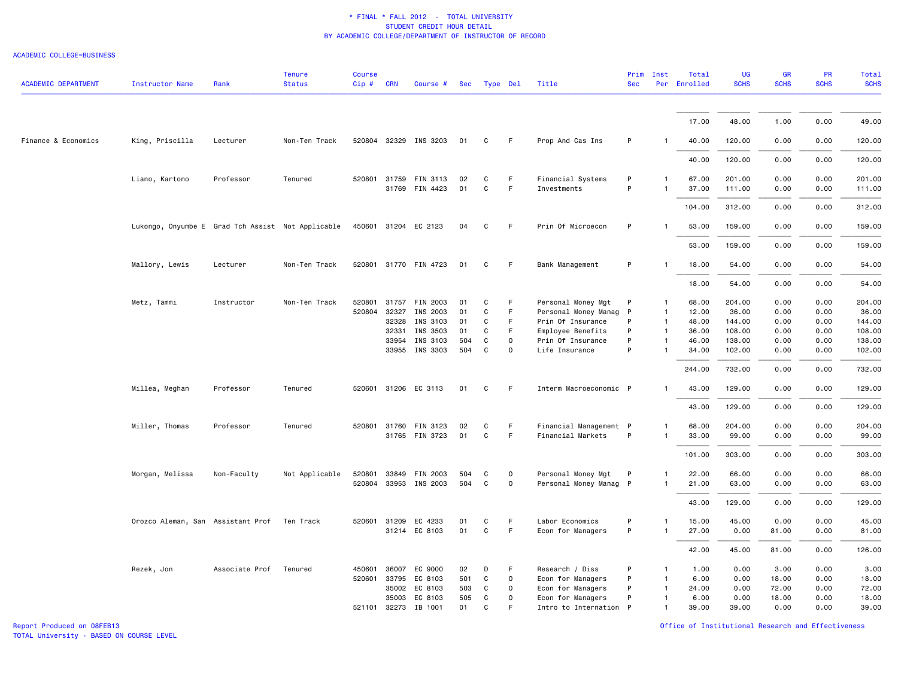# * FINAL * FALL 2012 - TOTAL UNIVERSITY
## STUDENT CREDIT HOUR DETAIL
## BY ACADEMIC COLLEGE/DEPARTMENT OF INSTRUCTOR OF RECORD

ACADEMIC COLLEGE=BUSINESS

| ACADEMIC DEPARTMENT | Instructor Name | Rank | Tenure Status | Course Cip # | CRN | Course # | Sec | Type | Del | Title | Prim Sec | Inst Per | Total Enrolled | UG SCHS | GR SCHS | PR SCHS | Total SCHS |
|---|---|---|---|---|---|---|---|---|---|---|---|---|---|---|---|---|---|
| | | | | | | | | | | | | | 17.00 | 48.00 | 1.00 | 0.00 | 49.00 |
| Finance & Economics | King, Priscilla | Lecturer | Non-Ten Track | 520804 | 32329 | INS 3203 | 01 | C | F | Prop And Cas Ins | P | 1 | 40.00 | 120.00 | 0.00 | 0.00 | 120.00 |
| | | | | | | | | | | | | | 40.00 | 120.00 | 0.00 | 0.00 | 120.00 |
| | Liano, Kartono | Professor | Tenured | 520801 | 31759 | FIN 3113 | 02 | C | F | Financial Systems | P | 1 | 67.00 | 201.00 | 0.00 | 0.00 | 201.00 |
| | | | | | 31769 | FIN 4423 | 01 | C | F | Investments | P | 1 | 37.00 | 111.00 | 0.00 | 0.00 | 111.00 |
| | | | | | | | | | | | | | 104.00 | 312.00 | 0.00 | 0.00 | 312.00 |
| | Lukongo, Onyumbe E | Grad Tch Assist | Not Applicable | 450601 | 31204 | EC 2123 | 04 | C | F | Prin Of Microecon | P | 1 | 53.00 | 159.00 | 0.00 | 0.00 | 159.00 |
| | | | | | | | | | | | | | 53.00 | 159.00 | 0.00 | 0.00 | 159.00 |
| | Mallory, Lewis | Lecturer | Non-Ten Track | 520801 | 31770 | FIN 4723 | 01 | C | F | Bank Management | P | 1 | 18.00 | 54.00 | 0.00 | 0.00 | 54.00 |
| | | | | | | | | | | | | | 18.00 | 54.00 | 0.00 | 0.00 | 54.00 |
| | Metz, Tammi | Instructor | Non-Ten Track | 520801 | 31757 | FIN 2003 | 01 | C | F | Personal Money Mgt | P | 1 | 68.00 | 204.00 | 0.00 | 0.00 | 204.00 |
| | | | | 520804 | 32327 | INS 2003 | 01 | C | F | Personal Money Manag | P | 1 | 12.00 | 36.00 | 0.00 | 0.00 | 36.00 |
| | | | | | 32328 | INS 3103 | 01 | C | F | Prin Of Insurance | P | 1 | 48.00 | 144.00 | 0.00 | 0.00 | 144.00 |
| | | | | | 32331 | INS 3503 | 01 | C | F | Employee Benefits | P | 1 | 36.00 | 108.00 | 0.00 | 0.00 | 108.00 |
| | | | | | 33954 | INS 3103 | 504 | C | O | Prin Of Insurance | P | 1 | 46.00 | 138.00 | 0.00 | 0.00 | 138.00 |
| | | | | | 33955 | INS 3303 | 504 | C | O | Life Insurance | P | 1 | 34.00 | 102.00 | 0.00 | 0.00 | 102.00 |
| | | | | | | | | | | | | | 244.00 | 732.00 | 0.00 | 0.00 | 732.00 |
| | Millea, Meghan | Professor | Tenured | 520601 | 31206 | EC 3113 | 01 | C | F | Interm Macroeconomic | P | 1 | 43.00 | 129.00 | 0.00 | 0.00 | 129.00 |
| | | | | | | | | | | | | | 43.00 | 129.00 | 0.00 | 0.00 | 129.00 |
| | Miller, Thomas | Professor | Tenured | 520801 | 31760 | FIN 3123 | 02 | C | F | Financial Management | P | 1 | 68.00 | 204.00 | 0.00 | 0.00 | 204.00 |
| | | | | | 31765 | FIN 3723 | 01 | C | F | Financial Markets | P | 1 | 33.00 | 99.00 | 0.00 | 0.00 | 99.00 |
| | | | | | | | | | | | | | 101.00 | 303.00 | 0.00 | 0.00 | 303.00 |
| | Morgan, Melissa | Non-Faculty | Not Applicable | 520801 | 33849 | FIN 2003 | 504 | C | O | Personal Money Mgt | P | 1 | 22.00 | 66.00 | 0.00 | 0.00 | 66.00 |
| | | | | 520804 | 33953 | INS 2003 | 504 | C | O | Personal Money Manag | P | 1 | 21.00 | 63.00 | 0.00 | 0.00 | 63.00 |
| | | | | | | | | | | | | | 43.00 | 129.00 | 0.00 | 0.00 | 129.00 |
| | Orozco Aleman, San | Assistant Prof | Ten Track | 520601 | 31209 | EC 4233 | 01 | C | F | Labor Economics | P | 1 | 15.00 | 45.00 | 0.00 | 0.00 | 45.00 |
| | | | | | 31214 | EC 8103 | 01 | C | F | Econ for Managers | P | 1 | 27.00 | 0.00 | 81.00 | 0.00 | 81.00 |
| | | | | | | | | | | | | | 42.00 | 45.00 | 81.00 | 0.00 | 126.00 |
| | Rezek, Jon | Associate Prof | Tenured | 450601 | 36007 | EC 9000 | 02 | D | F | Research / Diss | P | 1 | 1.00 | 0.00 | 3.00 | 0.00 | 3.00 |
| | | | | 520601 | 33795 | EC 8103 | 501 | C | O | Econ for Managers | P | 1 | 6.00 | 0.00 | 18.00 | 0.00 | 18.00 |
| | | | | | 35002 | EC 8103 | 503 | C | O | Econ for Managers | P | 1 | 24.00 | 0.00 | 72.00 | 0.00 | 72.00 |
| | | | | | 35003 | EC 8103 | 505 | C | O | Econ for Managers | P | 1 | 6.00 | 0.00 | 18.00 | 0.00 | 18.00 |
| | | | | 521101 | 32273 | IB 1001 | 01 | C | F | Intro to Internation | P | 1 | 39.00 | 39.00 | 0.00 | 0.00 | 39.00 |

Report Produced on 08FEB13
TOTAL University - BASED ON COURSE LEVEL

Office of Institutional Research and Effectiveness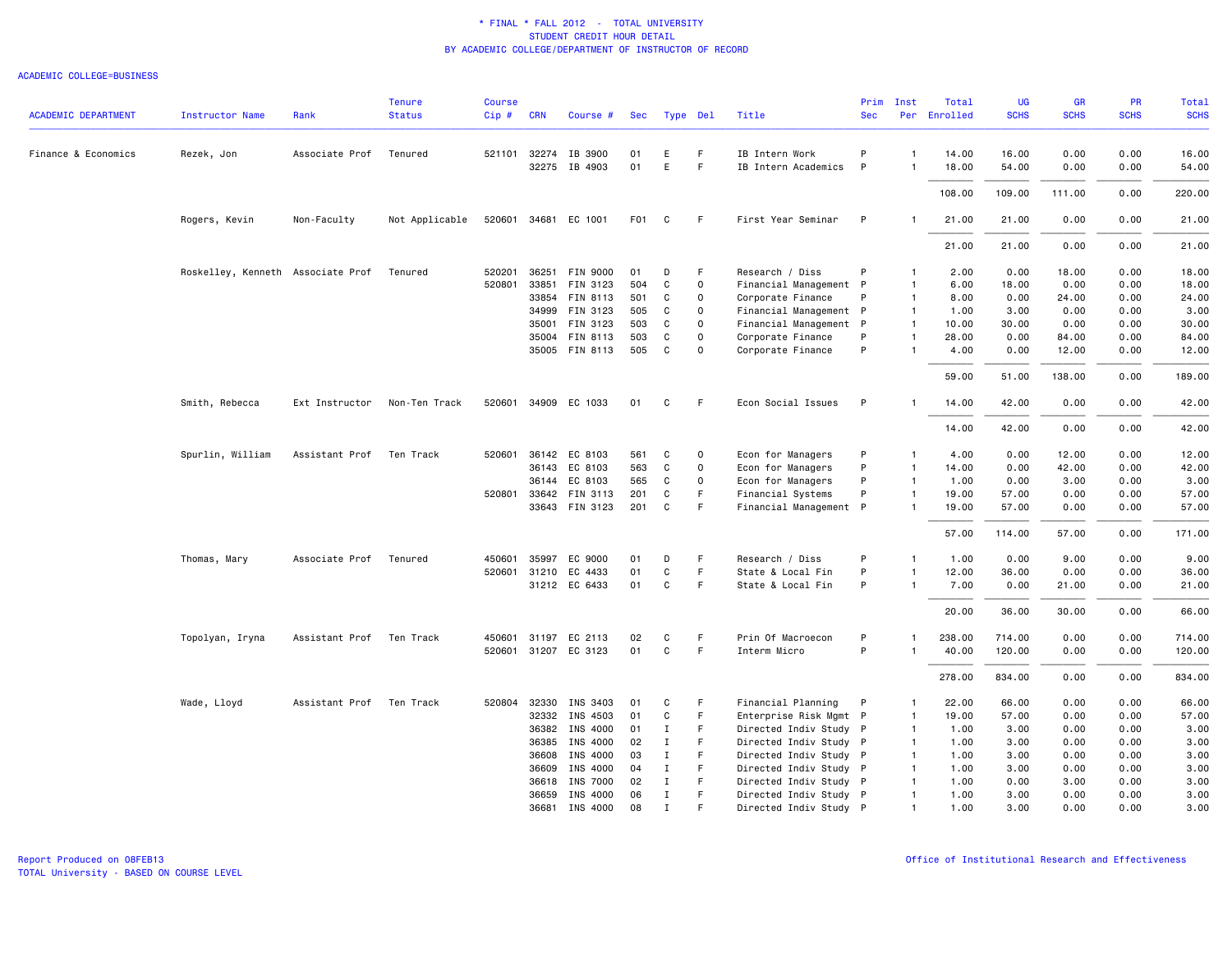\* FINAL \* FALL 2012 - TOTAL UNIVERSITY
STUDENT CREDIT HOUR DETAIL
BY ACADEMIC COLLEGE/DEPARTMENT OF INSTRUCTOR OF RECORD

ACADEMIC COLLEGE=BUSINESS

| ACADEMIC DEPARTMENT | Instructor Name | Rank | Tenure Status | Course Cip # | CRN | Course # | Sec | Type | Del | Title | Prim Sec | Inst Per | Total Enrolled | UG SCHS | GR SCHS | PR SCHS | Total SCHS |
|---|---|---|---|---|---|---|---|---|---|---|---|---|---|---|---|---|---|
| Finance & Economics | Rezek, Jon | Associate Prof | Tenured | 521101 | 32274 | IB 3900 | 01 | E | F | IB Intern Work | P | 1 | 14.00 | 16.00 | 0.00 | 0.00 | 16.00 |
| | | | | | 32275 | IB 4903 | 01 | E | F | IB Intern Academics | P | 1 | 18.00 | 54.00 | 0.00 | 0.00 | 54.00 |
| | | | | | | | | | | | | | 108.00 | 109.00 | 111.00 | 0.00 | 220.00 |
| | Rogers, Kevin | Non-Faculty | Not Applicable | 520601 | 34681 | EC 1001 | F01 | C | F | First Year Seminar | P | 1 | 21.00 | 21.00 | 0.00 | 0.00 | 21.00 |
| | | | | | | | | | | | | | 21.00 | 21.00 | 0.00 | 0.00 | 21.00 |
| | Roskelley, Kenneth | Associate Prof | Tenured | 520201 | 36251 | FIN 9000 | 01 | D | F | Research / Diss | P | 1 | 2.00 | 0.00 | 18.00 | 0.00 | 18.00 |
| | | | | 520801 | 33851 | FIN 3123 | 504 | C | O | Financial Management | P | 1 | 6.00 | 18.00 | 0.00 | 0.00 | 18.00 |
| | | | | | 33854 | FIN 8113 | 501 | C | O | Corporate Finance | P | 1 | 8.00 | 0.00 | 24.00 | 0.00 | 24.00 |
| | | | | | 34999 | FIN 3123 | 505 | C | O | Financial Management | P | 1 | 1.00 | 3.00 | 0.00 | 0.00 | 3.00 |
| | | | | | 35001 | FIN 3123 | 503 | C | O | Financial Management | P | 1 | 10.00 | 30.00 | 0.00 | 0.00 | 30.00 |
| | | | | | 35004 | FIN 8113 | 503 | C | O | Corporate Finance | P | 1 | 28.00 | 0.00 | 84.00 | 0.00 | 84.00 |
| | | | | | 35005 | FIN 8113 | 505 | C | O | Corporate Finance | P | 1 | 4.00 | 0.00 | 12.00 | 0.00 | 12.00 |
| | | | | | | | | | | | | | 59.00 | 51.00 | 138.00 | 0.00 | 189.00 |
| | Smith, Rebecca | Ext Instructor | Non-Ten Track | 520601 | 34909 | EC 1033 | 01 | C | F | Econ Social Issues | P | 1 | 14.00 | 42.00 | 0.00 | 0.00 | 42.00 |
| | | | | | | | | | | | | | 14.00 | 42.00 | 0.00 | 0.00 | 42.00 |
| | Spurlin, William | Assistant Prof | Ten Track | 520601 | 36142 | EC 8103 | 561 | C | O | Econ for Managers | P | 1 | 4.00 | 0.00 | 12.00 | 0.00 | 12.00 |
| | | | | | 36143 | EC 8103 | 563 | C | O | Econ for Managers | P | 1 | 14.00 | 0.00 | 42.00 | 0.00 | 42.00 |
| | | | | | 36144 | EC 8103 | 565 | C | O | Econ for Managers | P | 1 | 1.00 | 0.00 | 3.00 | 0.00 | 3.00 |
| | | | | 520801 | 33642 | FIN 3113 | 201 | C | F | Financial Systems | P | 1 | 19.00 | 57.00 | 0.00 | 0.00 | 57.00 |
| | | | | | 33643 | FIN 3123 | 201 | C | F | Financial Management | P | 1 | 19.00 | 57.00 | 0.00 | 0.00 | 57.00 |
| | | | | | | | | | | | | | 57.00 | 114.00 | 57.00 | 0.00 | 171.00 |
| | Thomas, Mary | Associate Prof | Tenured | 450601 | 35997 | EC 9000 | 01 | D | F | Research / Diss | P | 1 | 1.00 | 0.00 | 9.00 | 0.00 | 9.00 |
| | | | | 520601 | 31210 | EC 4433 | 01 | C | F | State & Local Fin | P | 1 | 12.00 | 36.00 | 0.00 | 0.00 | 36.00 |
| | | | | | 31212 | EC 6433 | 01 | C | F | State & Local Fin | P | 1 | 7.00 | 0.00 | 21.00 | 0.00 | 21.00 |
| | | | | | | | | | | | | | 20.00 | 36.00 | 30.00 | 0.00 | 66.00 |
| | Topolyan, Iryna | Assistant Prof | Ten Track | 450601 | 31197 | EC 2113 | 02 | C | F | Prin Of Macroecon | P | 1 | 238.00 | 714.00 | 0.00 | 0.00 | 714.00 |
| | | | | 520601 | 31207 | EC 3123 | 01 | C | F | Interm Micro | P | 1 | 40.00 | 120.00 | 0.00 | 0.00 | 120.00 |
| | | | | | | | | | | | | | 278.00 | 834.00 | 0.00 | 0.00 | 834.00 |
| | Wade, Lloyd | Assistant Prof | Ten Track | 520804 | 32330 | INS 3403 | 01 | C | F | Financial Planning | P | 1 | 22.00 | 66.00 | 0.00 | 0.00 | 66.00 |
| | | | | | 32332 | INS 4503 | 01 | C | F | Enterprise Risk Mgmt | P | 1 | 19.00 | 57.00 | 0.00 | 0.00 | 57.00 |
| | | | | | 36382 | INS 4000 | 01 | I | F | Directed Indiv Study | P | 1 | 1.00 | 3.00 | 0.00 | 0.00 | 3.00 |
| | | | | | 36385 | INS 4000 | 02 | I | F | Directed Indiv Study | P | 1 | 1.00 | 3.00 | 0.00 | 0.00 | 3.00 |
| | | | | | 36608 | INS 4000 | 03 | I | F | Directed Indiv Study | P | 1 | 1.00 | 3.00 | 0.00 | 0.00 | 3.00 |
| | | | | | 36609 | INS 4000 | 04 | I | F | Directed Indiv Study | P | 1 | 1.00 | 3.00 | 0.00 | 0.00 | 3.00 |
| | | | | | 36618 | INS 7000 | 02 | I | F | Directed Indiv Study | P | 1 | 1.00 | 0.00 | 3.00 | 0.00 | 3.00 |
| | | | | | 36659 | INS 4000 | 06 | I | F | Directed Indiv Study | P | 1 | 1.00 | 3.00 | 0.00 | 0.00 | 3.00 |
| | | | | | 36681 | INS 4000 | 08 | I | F | Directed Indiv Study | P | 1 | 1.00 | 3.00 | 0.00 | 0.00 | 3.00 |

Report Produced on 08FEB13
TOTAL University - BASED ON COURSE LEVEL

Office of Institutional Research and Effectiveness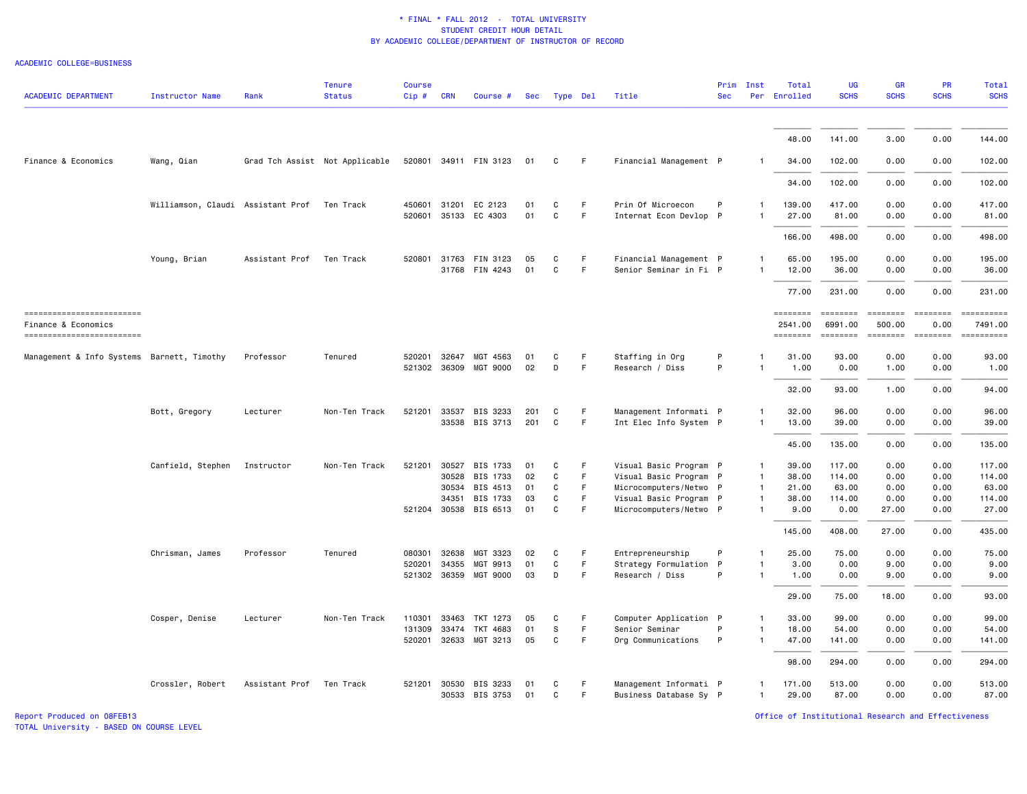\* FINAL \* FALL 2012 - TOTAL UNIVERSITY
STUDENT CREDIT HOUR DETAIL
BY ACADEMIC COLLEGE/DEPARTMENT OF INSTRUCTOR OF RECORD

ACADEMIC COLLEGE=BUSINESS

| ACADEMIC DEPARTMENT | Instructor Name | Rank | Tenure Status | Course Cip # | CRN | Course # | Sec | Type | Del | Title | Prim Sec | Inst Per | Total Enrolled | UG SCHS | GR SCHS | PR SCHS | Total SCHS |
|---|---|---|---|---|---|---|---|---|---|---|---|---|---|---|---|---|---|
| | | | | | | | | | | | | | 48.00 | 141.00 | 3.00 | 0.00 | 144.00 |
| Finance & Economics | Wang, Qian | Grad Tch Assist | Not Applicable | 520801 | 34911 | FIN 3123 | 01 | C | F | Financial Management | P | 1 | 34.00 | 102.00 | 0.00 | 0.00 | 102.00 |
| | | | | | | | | | | | | | 34.00 | 102.00 | 0.00 | 0.00 | 102.00 |
| | Williamson, Claudi | Assistant Prof | Ten Track | 450601 | 31201 | EC 2123 | 01 | C | F | Prin Of Microecon | P | 1 | 139.00 | 417.00 | 0.00 | 0.00 | 417.00 |
| | | | | 520601 | 35133 | EC 4303 | 01 | C | F | Internat Econ Devlop | P | 1 | 27.00 | 81.00 | 0.00 | 0.00 | 81.00 |
| | | | | | | | | | | | | | 166.00 | 498.00 | 0.00 | 0.00 | 498.00 |
| | Young, Brian | Assistant Prof | Ten Track | 520801 | 31763 | FIN 3123 | 05 | C | F | Financial Management | P | 1 | 65.00 | 195.00 | 0.00 | 0.00 | 195.00 |
| | | | | | 31768 | FIN 4243 | 01 | C | F | Senior Seminar in Fi | P | 1 | 12.00 | 36.00 | 0.00 | 0.00 | 36.00 |
| | | | | | | | | | | | | | 77.00 | 231.00 | 0.00 | 0.00 | 231.00 |
| Finance & Economics | | | | | | | | | | | | | 2541.00 | 6991.00 | 500.00 | 0.00 | 7491.00 |
| Management & Info Systems | Barnett, Timothy | Professor | Tenured | 520201 | 32647 | MGT 4563 | 01 | C | F | Staffing in Org | P | 1 | 31.00 | 93.00 | 0.00 | 0.00 | 93.00 |
| | | | | 521302 | 36309 | MGT 9000 | 02 | D | F | Research / Diss | P | 1 | 1.00 | 0.00 | 1.00 | 0.00 | 1.00 |
| | | | | | | | | | | | | | 32.00 | 93.00 | 1.00 | 0.00 | 94.00 |
| | Bott, Gregory | Lecturer | Non-Ten Track | 521201 | 33537 | BIS 3233 | 201 | C | F | Management Informati | P | 1 | 32.00 | 96.00 | 0.00 | 0.00 | 96.00 |
| | | | | | 33538 | BIS 3713 | 201 | C | F | Int Elec Info System | P | 1 | 13.00 | 39.00 | 0.00 | 0.00 | 39.00 |
| | | | | | | | | | | | | | 45.00 | 135.00 | 0.00 | 0.00 | 135.00 |
| | Canfield, Stephen | Instructor | Non-Ten Track | 521201 | 30527 | BIS 1733 | 01 | C | F | Visual Basic Program | P | 1 | 39.00 | 117.00 | 0.00 | 0.00 | 117.00 |
| | | | | | 30528 | BIS 1733 | 02 | C | F | Visual Basic Program | P | 1 | 38.00 | 114.00 | 0.00 | 0.00 | 114.00 |
| | | | | | 30534 | BIS 4513 | 01 | C | F | Microcomputers/Netwo | P | 1 | 21.00 | 63.00 | 0.00 | 0.00 | 63.00 |
| | | | | | 34351 | BIS 1733 | 03 | C | F | Visual Basic Program | P | 1 | 38.00 | 114.00 | 0.00 | 0.00 | 114.00 |
| | | | | 521204 | 30538 | BIS 6513 | 01 | C | F | Microcomputers/Netwo | P | 1 | 9.00 | 0.00 | 27.00 | 0.00 | 27.00 |
| | | | | | | | | | | | | | 145.00 | 408.00 | 27.00 | 0.00 | 435.00 |
| | Chrisman, James | Professor | Tenured | 080301 | 32638 | MGT 3323 | 02 | C | F | Entrepreneurship | P | 1 | 25.00 | 75.00 | 0.00 | 0.00 | 75.00 |
| | | | | 520201 | 34355 | MGT 9913 | 01 | C | F | Strategy Formulation | P | 1 | 3.00 | 0.00 | 9.00 | 0.00 | 9.00 |
| | | | | 521302 | 36359 | MGT 9000 | 03 | D | F | Research / Diss | P | 1 | 1.00 | 0.00 | 9.00 | 0.00 | 9.00 |
| | | | | | | | | | | | | | 29.00 | 75.00 | 18.00 | 0.00 | 93.00 |
| | Cosper, Denise | Lecturer | Non-Ten Track | 110301 | 33463 | TKT 1273 | 05 | C | F | Computer Application | P | 1 | 33.00 | 99.00 | 0.00 | 0.00 | 99.00 |
| | | | | 131309 | 33474 | TKT 4683 | 01 | S | F | Senior Seminar | P | 1 | 18.00 | 54.00 | 0.00 | 0.00 | 54.00 |
| | | | | 520201 | 32633 | MGT 3213 | 05 | C | F | Org Communications | P | 1 | 47.00 | 141.00 | 0.00 | 0.00 | 141.00 |
| | | | | | | | | | | | | | 98.00 | 294.00 | 0.00 | 0.00 | 294.00 |
| | Crossler, Robert | Assistant Prof | Ten Track | 521201 | 30530 | BIS 3233 | 01 | C | F | Management Informati | P | 1 | 171.00 | 513.00 | 0.00 | 0.00 | 513.00 |
| | | | | | 30533 | BIS 3753 | 01 | C | F | Business Database Sy | P | 1 | 29.00 | 87.00 | 0.00 | 0.00 | 87.00 |

Report Produced on 08FEB13
TOTAL University - BASED ON COURSE LEVEL

Office of Institutional Research and Effectiveness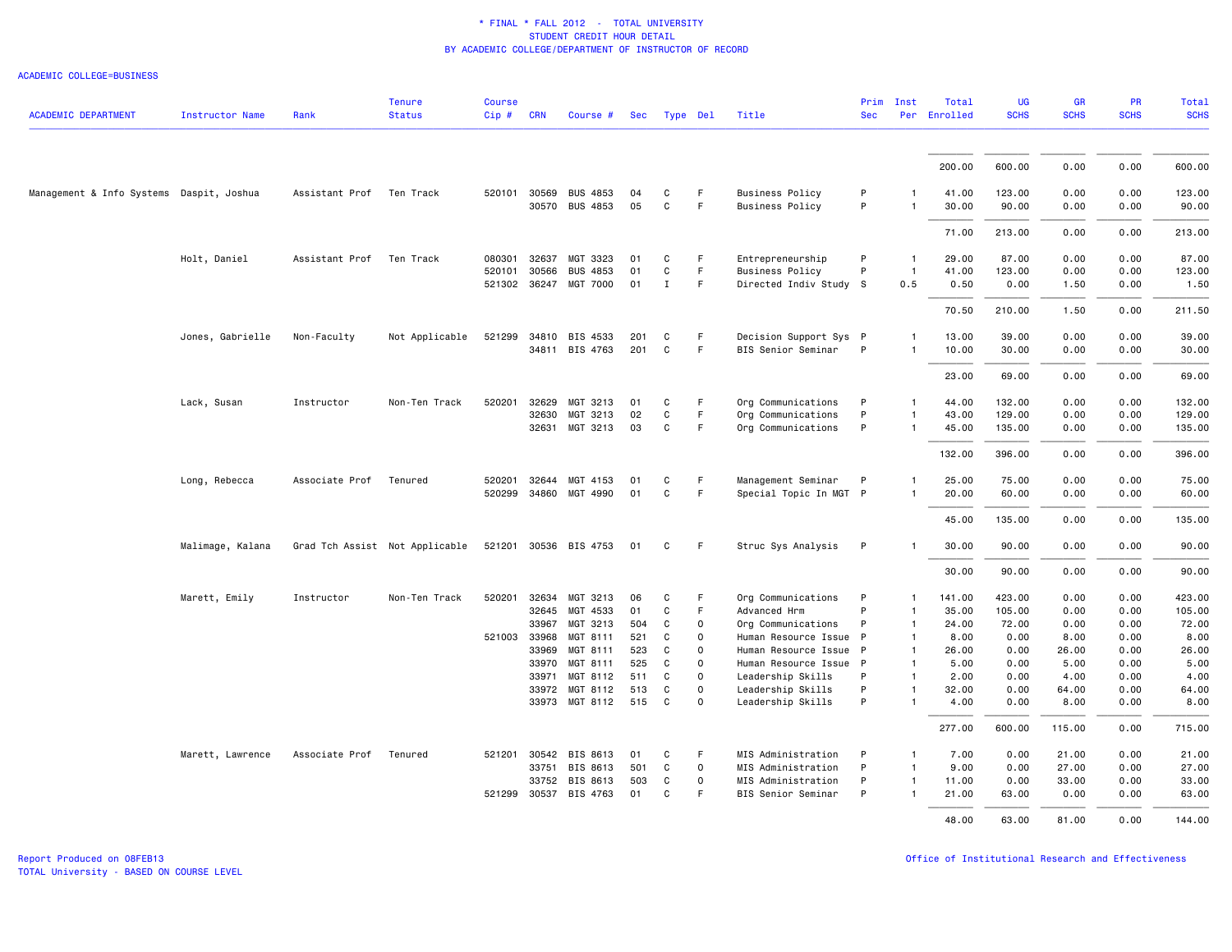\* FINAL \* FALL 2012 - TOTAL UNIVERSITY
STUDENT CREDIT HOUR DETAIL
BY ACADEMIC COLLEGE/DEPARTMENT OF INSTRUCTOR OF RECORD

ACADEMIC COLLEGE=BUSINESS

| ACADEMIC DEPARTMENT | Instructor Name | Rank | Tenure Status | Course Cip # | CRN | Course # | Sec | Type | Del | Title | Prim Sec | Inst Per | Total Enrolled | UG SCHS | GR SCHS | PR SCHS | Total SCHS |
|---|---|---|---|---|---|---|---|---|---|---|---|---|---|---|---|---|---|
| | | | | | | | | | | | | | 200.00 | 600.00 | 0.00 | 0.00 | 600.00 |
| Management & Info Systems | Daspit, Joshua | Assistant Prof | Ten Track | 520101 | 30569 | BUS 4853 | 04 | C | F | Business Policy | P | 1 | 41.00 | 123.00 | 0.00 | 0.00 | 123.00 |
| | | | | | 30570 | BUS 4853 | 05 | C | F | Business Policy | P | 1 | 30.00 | 90.00 | 0.00 | 0.00 | 90.00 |
| | | | | | | | | | | | | | 71.00 | 213.00 | 0.00 | 0.00 | 213.00 |
| | Holt, Daniel | Assistant Prof | Ten Track | 080301 | 32637 | MGT 3323 | 01 | C | F | Entrepreneurship | P | 1 | 29.00 | 87.00 | 0.00 | 0.00 | 87.00 |
| | | | | 520101 | 30566 | BUS 4853 | 01 | C | F | Business Policy | P | 1 | 41.00 | 123.00 | 0.00 | 0.00 | 123.00 |
| | | | | 521302 | 36247 | MGT 7000 | 01 | I | F | Directed Indiv Study | S | 0.5 | 0.50 | 0.00 | 1.50 | 0.00 | 1.50 |
| | | | | | | | | | | | | | 70.50 | 210.00 | 1.50 | 0.00 | 211.50 |
| | Jones, Gabrielle | Non-Faculty | Not Applicable | 521299 | 34810 | BIS 4533 | 201 | C | F | Decision Support Sys | P | 1 | 13.00 | 39.00 | 0.00 | 0.00 | 39.00 |
| | | | | | 34811 | BIS 4763 | 201 | C | F | BIS Senior Seminar | P | 1 | 10.00 | 30.00 | 0.00 | 0.00 | 30.00 |
| | | | | | | | | | | | | | 23.00 | 69.00 | 0.00 | 0.00 | 69.00 |
| | Lack, Susan | Instructor | Non-Ten Track | 520201 | 32629 | MGT 3213 | 01 | C | F | Org Communications | P | 1 | 44.00 | 132.00 | 0.00 | 0.00 | 132.00 |
| | | | | | 32630 | MGT 3213 | 02 | C | F | Org Communications | P | 1 | 43.00 | 129.00 | 0.00 | 0.00 | 129.00 |
| | | | | | 32631 | MGT 3213 | 03 | C | F | Org Communications | P | 1 | 45.00 | 135.00 | 0.00 | 0.00 | 135.00 |
| | | | | | | | | | | | | | 132.00 | 396.00 | 0.00 | 0.00 | 396.00 |
| | Long, Rebecca | Associate Prof | Tenured | 520201 | 32644 | MGT 4153 | 01 | C | F | Management Seminar | P | 1 | 25.00 | 75.00 | 0.00 | 0.00 | 75.00 |
| | | | | 520299 | 34860 | MGT 4990 | 01 | C | F | Special Topic In MGT | P | 1 | 20.00 | 60.00 | 0.00 | 0.00 | 60.00 |
| | | | | | | | | | | | | | 45.00 | 135.00 | 0.00 | 0.00 | 135.00 |
| | Malimage, Kalana | Grad Tch Assist | Not Applicable | 521201 | 30536 | BIS 4753 | 01 | C | F | Struc Sys Analysis | P | 1 | 30.00 | 90.00 | 0.00 | 0.00 | 90.00 |
| | | | | | | | | | | | | | 30.00 | 90.00 | 0.00 | 0.00 | 90.00 |
| | Marett, Emily | Instructor | Non-Ten Track | 520201 | 32634 | MGT 3213 | 06 | C | F | Org Communications | P | 1 | 141.00 | 423.00 | 0.00 | 0.00 | 423.00 |
| | | | | | 32645 | MGT 4533 | 01 | C | F | Advanced Hrm | P | 1 | 35.00 | 105.00 | 0.00 | 0.00 | 105.00 |
| | | | | | 33967 | MGT 3213 | 504 | C | O | Org Communications | P | 1 | 24.00 | 72.00 | 0.00 | 0.00 | 72.00 |
| | | | | 521003 | 33968 | MGT 8111 | 521 | C | O | Human Resource Issue | P | 1 | 8.00 | 0.00 | 8.00 | 0.00 | 8.00 |
| | | | | | 33969 | MGT 8111 | 523 | C | O | Human Resource Issue | P | 1 | 26.00 | 0.00 | 26.00 | 0.00 | 26.00 |
| | | | | | 33970 | MGT 8111 | 525 | C | O | Human Resource Issue | P | 1 | 5.00 | 0.00 | 5.00 | 0.00 | 5.00 |
| | | | | | 33971 | MGT 8112 | 511 | C | O | Leadership Skills | P | 1 | 2.00 | 0.00 | 4.00 | 0.00 | 4.00 |
| | | | | | 33972 | MGT 8112 | 513 | C | O | Leadership Skills | P | 1 | 32.00 | 0.00 | 64.00 | 0.00 | 64.00 |
| | | | | | 33973 | MGT 8112 | 515 | C | O | Leadership Skills | P | 1 | 4.00 | 0.00 | 8.00 | 0.00 | 8.00 |
| | | | | | | | | | | | | | 277.00 | 600.00 | 115.00 | 0.00 | 715.00 |
| | Marett, Lawrence | Associate Prof | Tenured | 521201 | 30542 | BIS 8613 | 01 | C | F | MIS Administration | P | 1 | 7.00 | 0.00 | 21.00 | 0.00 | 21.00 |
| | | | | | 33751 | BIS 8613 | 501 | C | O | MIS Administration | P | 1 | 9.00 | 0.00 | 27.00 | 0.00 | 27.00 |
| | | | | | 33752 | BIS 8613 | 503 | C | O | MIS Administration | P | 1 | 11.00 | 0.00 | 33.00 | 0.00 | 33.00 |
| | | | | 521299 | 30537 | BIS 4763 | 01 | C | F | BIS Senior Seminar | P | 1 | 21.00 | 63.00 | 0.00 | 0.00 | 63.00 |
| | | | | | | | | | | | | | 48.00 | 63.00 | 81.00 | 0.00 | 144.00 |

Report Produced on 08FEB13
TOTAL University - BASED ON COURSE LEVEL

Office of Institutional Research and Effectiveness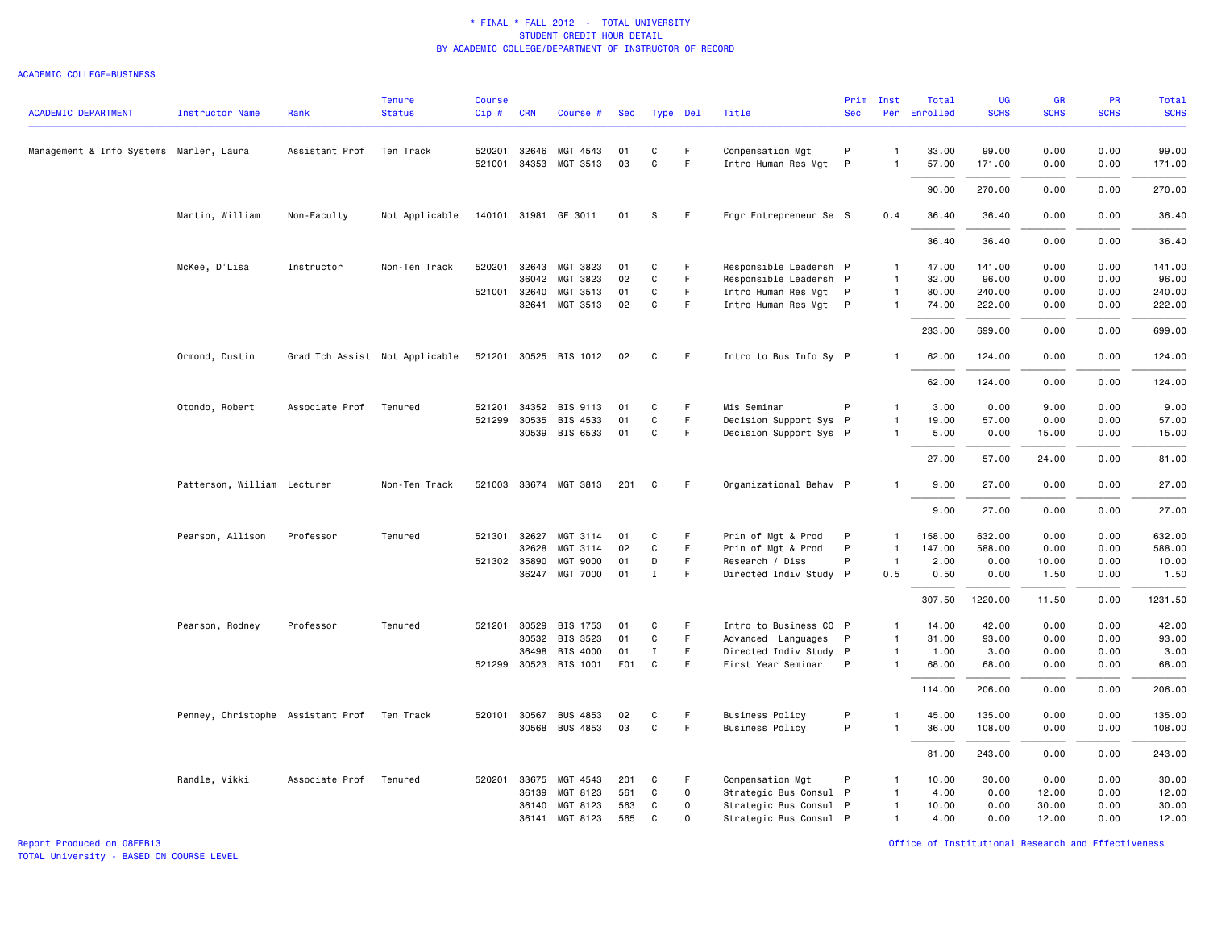\* FINAL \* FALL 2012 - TOTAL UNIVERSITY
STUDENT CREDIT HOUR DETAIL
BY ACADEMIC COLLEGE/DEPARTMENT OF INSTRUCTOR OF RECORD

ACADEMIC COLLEGE=BUSINESS

| ACADEMIC DEPARTMENT | Instructor Name | Rank | Tenure Status | Course Cip # | CRN | Course # | Sec | Type | Del | Title | Prim Sec | Inst Per | Total Enrolled | UG SCHS | GR SCHS | PR SCHS | Total SCHS |
|---|---|---|---|---|---|---|---|---|---|---|---|---|---|---|---|---|---|
| Management & Info Systems | Marler, Laura | Assistant Prof | Ten Track | 520201 | 32646 | MGT 4543 | 01 | C | F | Compensation Mgt | P | 1 | 33.00 | 99.00 | 0.00 | 0.00 | 99.00 |
| | | | | 521001 | 34353 | MGT 3513 | 03 | C | F | Intro Human Res Mgt | P | 1 | 57.00 | 171.00 | 0.00 | 0.00 | 171.00 |
| | | | | | | | | | | | | | 90.00 | 270.00 | 0.00 | 0.00 | 270.00 |
| | Martin, William | Non-Faculty | Not Applicable | 140101 | 31981 | GE 3011 | 01 | S | F | Engr Entrepreneur Se | S | 0.4 | 36.40 | 36.40 | 0.00 | 0.00 | 36.40 |
| | | | | | | | | | | | | | 36.40 | 36.40 | 0.00 | 0.00 | 36.40 |
| | McKee, D'Lisa | Instructor | Non-Ten Track | 520201 | 32643 | MGT 3823 | 01 | C | F | Responsible Leadersh | P | 1 | 47.00 | 141.00 | 0.00 | 0.00 | 141.00 |
| | | | | | 36042 | MGT 3823 | 02 | C | F | Responsible Leadersh | P | 1 | 32.00 | 96.00 | 0.00 | 0.00 | 96.00 |
| | | | | 521001 | 32640 | MGT 3513 | 01 | C | F | Intro Human Res Mgt | P | 1 | 80.00 | 240.00 | 0.00 | 0.00 | 240.00 |
| | | | | | 32641 | MGT 3513 | 02 | C | F | Intro Human Res Mgt | P | 1 | 74.00 | 222.00 | 0.00 | 0.00 | 222.00 |
| | | | | | | | | | | | | | 233.00 | 699.00 | 0.00 | 0.00 | 699.00 |
| | Ormond, Dustin | Grad Tch Assist | Not Applicable | 521201 | 30525 | BIS 1012 | 02 | C | F | Intro to Bus Info Sy | P | 1 | 62.00 | 124.00 | 0.00 | 0.00 | 124.00 |
| | | | | | | | | | | | | | 62.00 | 124.00 | 0.00 | 0.00 | 124.00 |
| | Otondo, Robert | Associate Prof | Tenured | 521201 | 34352 | BIS 9113 | 01 | C | F | Mis Seminar | P | 1 | 3.00 | 0.00 | 9.00 | 0.00 | 9.00 |
| | | | | 521299 | 30535 | BIS 4533 | 01 | C | F | Decision Support Sys | P | 1 | 19.00 | 57.00 | 0.00 | 0.00 | 57.00 |
| | | | | | 30539 | BIS 6533 | 01 | C | F | Decision Support Sys | P | 1 | 5.00 | 0.00 | 15.00 | 0.00 | 15.00 |
| | | | | | | | | | | | | | 27.00 | 57.00 | 24.00 | 0.00 | 81.00 |
| | Patterson, William | Lecturer | Non-Ten Track | 521003 | 33674 | MGT 3813 | 201 | C | F | Organizational Behav | P | 1 | 9.00 | 27.00 | 0.00 | 0.00 | 27.00 |
| | | | | | | | | | | | | | 9.00 | 27.00 | 0.00 | 0.00 | 27.00 |
| | Pearson, Allison | Professor | Tenured | 521301 | 32627 | MGT 3114 | 01 | C | F | Prin of Mgt & Prod | P | 1 | 158.00 | 632.00 | 0.00 | 0.00 | 632.00 |
| | | | | | 32628 | MGT 3114 | 02 | C | F | Prin of Mgt & Prod | P | 1 | 147.00 | 588.00 | 0.00 | 0.00 | 588.00 |
| | | | | 521302 | 35890 | MGT 9000 | 01 | D | F | Research / Diss | P | 1 | 2.00 | 0.00 | 10.00 | 0.00 | 10.00 |
| | | | | | 36247 | MGT 7000 | 01 | I | F | Directed Indiv Study | P | 0.5 | 0.50 | 0.00 | 1.50 | 0.00 | 1.50 |
| | | | | | | | | | | | | | 307.50 | 1220.00 | 11.50 | 0.00 | 1231.50 |
| | Pearson, Rodney | Professor | Tenured | 521201 | 30529 | BIS 1753 | 01 | C | F | Intro to Business CO | P | 1 | 14.00 | 42.00 | 0.00 | 0.00 | 42.00 |
| | | | | | 30532 | BIS 3523 | 01 | C | F | Advanced Languages | P | 1 | 31.00 | 93.00 | 0.00 | 0.00 | 93.00 |
| | | | | | 36498 | BIS 4000 | 01 | I | F | Directed Indiv Study | P | 1 | 1.00 | 3.00 | 0.00 | 0.00 | 3.00 |
| | | | | 521299 | 30523 | BIS 1001 | F01 | C | F | First Year Seminar | P | 1 | 68.00 | 68.00 | 0.00 | 0.00 | 68.00 |
| | | | | | | | | | | | | | 114.00 | 206.00 | 0.00 | 0.00 | 206.00 |
| | Penney, Christophe | Assistant Prof | Ten Track | 520101 | 30567 | BUS 4853 | 02 | C | F | Business Policy | P | 1 | 45.00 | 135.00 | 0.00 | 0.00 | 135.00 |
| | | | | | 30568 | BUS 4853 | 03 | C | F | Business Policy | P | 1 | 36.00 | 108.00 | 0.00 | 0.00 | 108.00 |
| | | | | | | | | | | | | | 81.00 | 243.00 | 0.00 | 0.00 | 243.00 |
| | Randle, Vikki | Associate Prof | Tenured | 520201 | 33675 | MGT 4543 | 201 | C | F | Compensation Mgt | P | 1 | 10.00 | 30.00 | 0.00 | 0.00 | 30.00 |
| | | | | | 36139 | MGT 8123 | 561 | C | O | Strategic Bus Consul | P | 1 | 4.00 | 0.00 | 12.00 | 0.00 | 12.00 |
| | | | | | 36140 | MGT 8123 | 563 | C | O | Strategic Bus Consul | P | 1 | 10.00 | 0.00 | 30.00 | 0.00 | 30.00 |
| | | | | | 36141 | MGT 8123 | 565 | C | O | Strategic Bus Consul | P | 1 | 4.00 | 0.00 | 12.00 | 0.00 | 12.00 |

Report Produced on 08FEB13
TOTAL University - BASED ON COURSE LEVEL

Office of Institutional Research and Effectiveness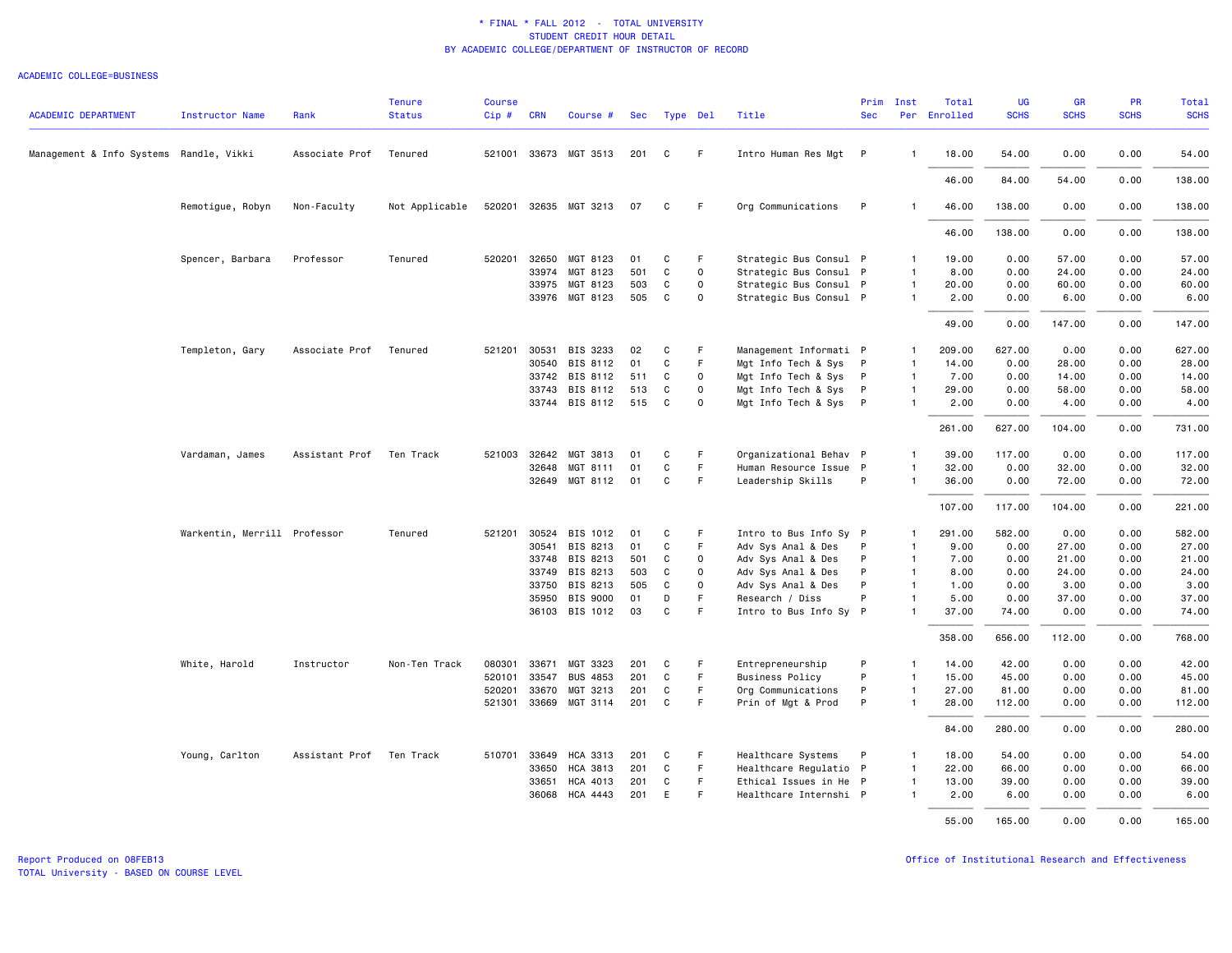# * FINAL * FALL 2012 - TOTAL UNIVERSITY
## STUDENT CREDIT HOUR DETAIL
### BY ACADEMIC COLLEGE/DEPARTMENT OF INSTRUCTOR OF RECORD

ACADEMIC COLLEGE=BUSINESS

| ACADEMIC DEPARTMENT | Instructor Name | Rank | Tenure Status | Course Cip # | CRN | Course # | Sec | Type | Del | Title | Prim Sec | Inst Per | Total Enrolled | UG SCHS | GR SCHS | PR SCHS | Total SCHS |
|---|---|---|---|---|---|---|---|---|---|---|---|---|---|---|---|---|---|
| Management & Info Systems | Randle, Vikki | Associate Prof | Tenured | 521001 | 33673 | MGT 3513 | 201 | C | F | Intro Human Res Mgt | P | 1 | 18.00 | 54.00 | 0.00 | 0.00 | 54.00 |
| | | | | | | | | | | | | | 46.00 | 84.00 | 54.00 | 0.00 | 138.00 |
| | Remotigue, Robyn | Non-Faculty | Not Applicable | 520201 | 32635 | MGT 3213 | 07 | C | F | Org Communications | P | 1 | 46.00 | 138.00 | 0.00 | 0.00 | 138.00 |
| | | | | | | | | | | | | | 46.00 | 138.00 | 0.00 | 0.00 | 138.00 |
| | Spencer, Barbara | Professor | Tenured | 520201 | 32650 | MGT 8123 | 01 | C | F | Strategic Bus Consul | P | 1 | 19.00 | 0.00 | 57.00 | 0.00 | 57.00 |
| | | | | | 33974 | MGT 8123 | 501 | C | O | Strategic Bus Consul | P | 1 | 8.00 | 0.00 | 24.00 | 0.00 | 24.00 |
| | | | | | 33975 | MGT 8123 | 503 | C | O | Strategic Bus Consul | P | 1 | 20.00 | 0.00 | 60.00 | 0.00 | 60.00 |
| | | | | | 33976 | MGT 8123 | 505 | C | O | Strategic Bus Consul | P | 1 | 2.00 | 0.00 | 6.00 | 0.00 | 6.00 |
| | | | | | | | | | | | | | 49.00 | 0.00 | 147.00 | 0.00 | 147.00 |
| | Templeton, Gary | Associate Prof | Tenured | 521201 | 30531 | BIS 3233 | 02 | C | F | Management Informati | P | 1 | 209.00 | 627.00 | 0.00 | 0.00 | 627.00 |
| | | | | | 30540 | BIS 8112 | 01 | C | F | Mgt Info Tech & Sys | P | 1 | 14.00 | 0.00 | 28.00 | 0.00 | 28.00 |
| | | | | | 33742 | BIS 8112 | 511 | C | O | Mgt Info Tech & Sys | P | 1 | 7.00 | 0.00 | 14.00 | 0.00 | 14.00 |
| | | | | | 33743 | BIS 8112 | 513 | C | O | Mgt Info Tech & Sys | P | 1 | 29.00 | 0.00 | 58.00 | 0.00 | 58.00 |
| | | | | | 33744 | BIS 8112 | 515 | C | O | Mgt Info Tech & Sys | P | 1 | 2.00 | 0.00 | 4.00 | 0.00 | 4.00 |
| | | | | | | | | | | | | | 261.00 | 627.00 | 104.00 | 0.00 | 731.00 |
| | Vardaman, James | Assistant Prof | Ten Track | 521003 | 32642 | MGT 3813 | 01 | C | F | Organizational Behav | P | 1 | 39.00 | 117.00 | 0.00 | 0.00 | 117.00 |
| | | | | | 32648 | MGT 8111 | 01 | C | F | Human Resource Issue | P | 1 | 32.00 | 0.00 | 32.00 | 0.00 | 32.00 |
| | | | | | 32649 | MGT 8112 | 01 | C | F | Leadership Skills | P | 1 | 36.00 | 0.00 | 72.00 | 0.00 | 72.00 |
| | | | | | | | | | | | | | 107.00 | 117.00 | 104.00 | 0.00 | 221.00 |
| | Warkentin, Merrill | Professor | Tenured | 521201 | 30524 | BIS 1012 | 01 | C | F | Intro to Bus Info Sy | P | 1 | 291.00 | 582.00 | 0.00 | 0.00 | 582.00 |
| | | | | | 30541 | BIS 8213 | 01 | C | F | Adv Sys Anal & Des | P | 1 | 9.00 | 0.00 | 27.00 | 0.00 | 27.00 |
| | | | | | 33748 | BIS 8213 | 501 | C | O | Adv Sys Anal & Des | P | 1 | 7.00 | 0.00 | 21.00 | 0.00 | 21.00 |
| | | | | | 33749 | BIS 8213 | 503 | C | O | Adv Sys Anal & Des | P | 1 | 8.00 | 0.00 | 24.00 | 0.00 | 24.00 |
| | | | | | 33750 | BIS 8213 | 505 | C | O | Adv Sys Anal & Des | P | 1 | 1.00 | 0.00 | 3.00 | 0.00 | 3.00 |
| | | | | | 35950 | BIS 9000 | 01 | D | F | Research / Diss | P | 1 | 5.00 | 0.00 | 37.00 | 0.00 | 37.00 |
| | | | | | 36103 | BIS 1012 | 03 | C | F | Intro to Bus Info Sy | P | 1 | 37.00 | 74.00 | 0.00 | 0.00 | 74.00 |
| | | | | | | | | | | | | | 358.00 | 656.00 | 112.00 | 0.00 | 768.00 |
| | White, Harold | Instructor | Non-Ten Track | 080301 | 33671 | MGT 3323 | 201 | C | F | Entrepreneurship | P | 1 | 14.00 | 42.00 | 0.00 | 0.00 | 42.00 |
| | | | | 520101 | 33547 | BUS 4853 | 201 | C | F | Business Policy | P | 1 | 15.00 | 45.00 | 0.00 | 0.00 | 45.00 |
| | | | | 520201 | 33670 | MGT 3213 | 201 | C | F | Org Communications | P | 1 | 27.00 | 81.00 | 0.00 | 0.00 | 81.00 |
| | | | | 521301 | 33669 | MGT 3114 | 201 | C | F | Prin of Mgt & Prod | P | 1 | 28.00 | 112.00 | 0.00 | 0.00 | 112.00 |
| | | | | | | | | | | | | | 84.00 | 280.00 | 0.00 | 0.00 | 280.00 |
| | Young, Carlton | Assistant Prof | Ten Track | 510701 | 33649 | HCA 3313 | 201 | C | F | Healthcare Systems | P | 1 | 18.00 | 54.00 | 0.00 | 0.00 | 54.00 |
| | | | | | 33650 | HCA 3813 | 201 | C | F | Healthcare Regulatio | P | 1 | 22.00 | 66.00 | 0.00 | 0.00 | 66.00 |
| | | | | | 33651 | HCA 4013 | 201 | C | F | Ethical Issues in He | P | 1 | 13.00 | 39.00 | 0.00 | 0.00 | 39.00 |
| | | | | | 36068 | HCA 4443 | 201 | E | F | Healthcare Internshi | P | 1 | 2.00 | 6.00 | 0.00 | 0.00 | 6.00 |
| | | | | | | | | | | | | | 55.00 | 165.00 | 0.00 | 0.00 | 165.00 |

Report Produced on 08FEB13
TOTAL University - BASED ON COURSE LEVEL

Office of Institutional Research and Effectiveness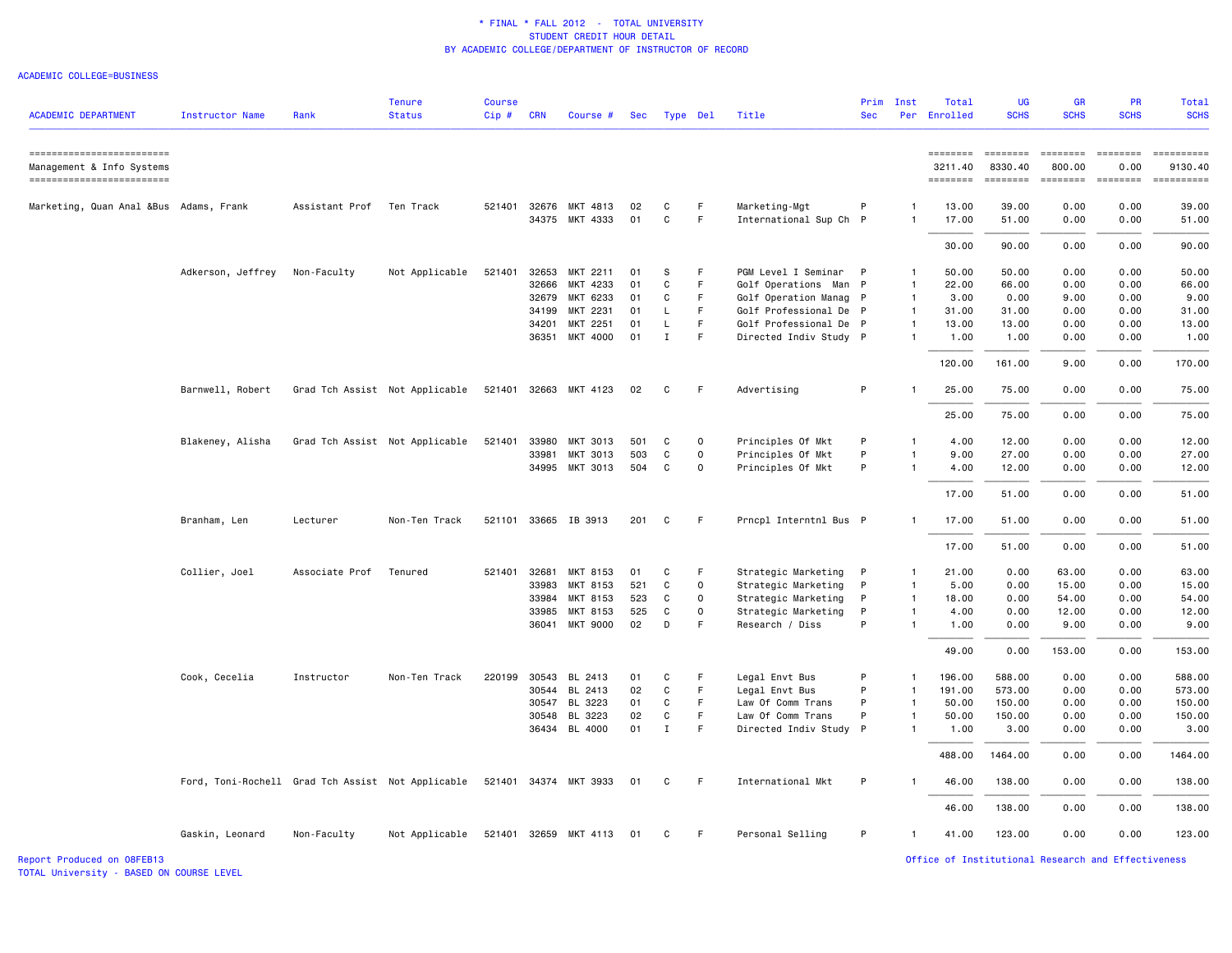\* FINAL \* FALL 2012 - TOTAL UNIVERSITY
STUDENT CREDIT HOUR DETAIL
BY ACADEMIC COLLEGE/DEPARTMENT OF INSTRUCTOR OF RECORD

ACADEMIC COLLEGE=BUSINESS

| ACADEMIC DEPARTMENT | Instructor Name | Rank | Tenure Status | Course Cip # | CRN | Course # | Sec | Type | Del | Title | Prim Sec | Inst Per | Total Enrolled | UG SCHS | GR SCHS | PR SCHS | Total SCHS |
|---|---|---|---|---|---|---|---|---|---|---|---|---|---|---|---|---|---|
| Management & Info Systems | | | | | | | | | | | | | 3211.40 | 8330.40 | 800.00 | 0.00 | 9130.40 |
| Marketing, Quan Anal &Bus | Adams, Frank | Assistant Prof | Ten Track | 521401 | 32676 | MKT 4813 | 02 | C | F | Marketing-Mgt | P | 1 | 13.00 | 39.00 | 0.00 | 0.00 | 39.00 |
| | | | | | 34375 | MKT 4333 | 01 | C | F | International Sup Ch | P | 1 | 17.00 | 51.00 | 0.00 | 0.00 | 51.00 |
| | | | | | | | | | | | | | 30.00 | 90.00 | 0.00 | 0.00 | 90.00 |
| | Adkerson, Jeffrey | Non-Faculty | Not Applicable | 521401 | 32653 | MKT 2211 | 01 | S | F | PGM Level I Seminar | P | 1 | 50.00 | 50.00 | 0.00 | 0.00 | 50.00 |
| | | | | | 32666 | MKT 4233 | 01 | C | F | Golf Operations Man | P | 1 | 22.00 | 66.00 | 0.00 | 0.00 | 66.00 |
| | | | | | 32679 | MKT 6233 | 01 | C | F | Golf Operation Manag | P | 1 | 3.00 | 0.00 | 9.00 | 0.00 | 9.00 |
| | | | | | 34199 | MKT 2231 | 01 | L | F | Golf Professional De | P | 1 | 31.00 | 31.00 | 0.00 | 0.00 | 31.00 |
| | | | | | 34201 | MKT 2251 | 01 | L | F | Golf Professional De | P | 1 | 13.00 | 13.00 | 0.00 | 0.00 | 13.00 |
| | | | | | 36351 | MKT 4000 | 01 | I | F | Directed Indiv Study | P | 1 | 1.00 | 1.00 | 0.00 | 0.00 | 1.00 |
| | | | | | | | | | | | | | 120.00 | 161.00 | 9.00 | 0.00 | 170.00 |
| | Barnwell, Robert | Grad Tch Assist | Not Applicable | 521401 | 32663 | MKT 4123 | 02 | C | F | Advertising | P | 1 | 25.00 | 75.00 | 0.00 | 0.00 | 75.00 |
| | | | | | | | | | | | | | 25.00 | 75.00 | 0.00 | 0.00 | 75.00 |
| | Blakeney, Alisha | Grad Tch Assist | Not Applicable | 521401 | 33980 | MKT 3013 | 501 | C | O | Principles Of Mkt | P | 1 | 4.00 | 12.00 | 0.00 | 0.00 | 12.00 |
| | | | | | 33981 | MKT 3013 | 503 | C | O | Principles Of Mkt | P | 1 | 9.00 | 27.00 | 0.00 | 0.00 | 27.00 |
| | | | | | 34995 | MKT 3013 | 504 | C | O | Principles Of Mkt | P | 1 | 4.00 | 12.00 | 0.00 | 0.00 | 12.00 |
| | | | | | | | | | | | | | 17.00 | 51.00 | 0.00 | 0.00 | 51.00 |
| | Branham, Len | Lecturer | Non-Ten Track | 521101 | 33665 | IB 3913 | 201 | C | F | Prncpl Interntnl Bus | P | 1 | 17.00 | 51.00 | 0.00 | 0.00 | 51.00 |
| | | | | | | | | | | | | | 17.00 | 51.00 | 0.00 | 0.00 | 51.00 |
| | Collier, Joel | Associate Prof | Tenured | 521401 | 32681 | MKT 8153 | 01 | C | F | Strategic Marketing | P | 1 | 21.00 | 0.00 | 63.00 | 0.00 | 63.00 |
| | | | | | 33983 | MKT 8153 | 521 | C | O | Strategic Marketing | P | 1 | 5.00 | 0.00 | 15.00 | 0.00 | 15.00 |
| | | | | | 33984 | MKT 8153 | 523 | C | O | Strategic Marketing | P | 1 | 18.00 | 0.00 | 54.00 | 0.00 | 54.00 |
| | | | | | 33985 | MKT 8153 | 525 | C | O | Strategic Marketing | P | 1 | 4.00 | 0.00 | 12.00 | 0.00 | 12.00 |
| | | | | | 36041 | MKT 9000 | 02 | D | F | Research / Diss | P | 1 | 1.00 | 0.00 | 9.00 | 0.00 | 9.00 |
| | | | | | | | | | | | | | 49.00 | 0.00 | 153.00 | 0.00 | 153.00 |
| | Cook, Cecelia | Instructor | Non-Ten Track | 220199 | 30543 | BL 2413 | 01 | C | F | Legal Envt Bus | P | 1 | 196.00 | 588.00 | 0.00 | 0.00 | 588.00 |
| | | | | | 30544 | BL 2413 | 02 | C | F | Legal Envt Bus | P | 1 | 191.00 | 573.00 | 0.00 | 0.00 | 573.00 |
| | | | | | 30547 | BL 3223 | 01 | C | F | Law Of Comm Trans | P | 1 | 50.00 | 150.00 | 0.00 | 0.00 | 150.00 |
| | | | | | 30548 | BL 3223 | 02 | C | F | Law Of Comm Trans | P | 1 | 50.00 | 150.00 | 0.00 | 0.00 | 150.00 |
| | | | | | 36434 | BL 4000 | 01 | I | F | Directed Indiv Study | P | 1 | 1.00 | 3.00 | 0.00 | 0.00 | 3.00 |
| | | | | | | | | | | | | | 488.00 | 1464.00 | 0.00 | 0.00 | 1464.00 |
| | Ford, Toni-Rochell | Grad Tch Assist | Not Applicable | 521401 | 34374 | MKT 3933 | 01 | C | F | International Mkt | P | 1 | 46.00 | 138.00 | 0.00 | 0.00 | 138.00 |
| | | | | | | | | | | | | | 46.00 | 138.00 | 0.00 | 0.00 | 138.00 |
| | Gaskin, Leonard | Non-Faculty | Not Applicable | 521401 | 32659 | MKT 4113 | 01 | C | F | Personal Selling | P | 1 | 41.00 | 123.00 | 0.00 | 0.00 | 123.00 |

Report Produced on 08FEB13
TOTAL University - BASED ON COURSE LEVEL
Office of Institutional Research and Effectiveness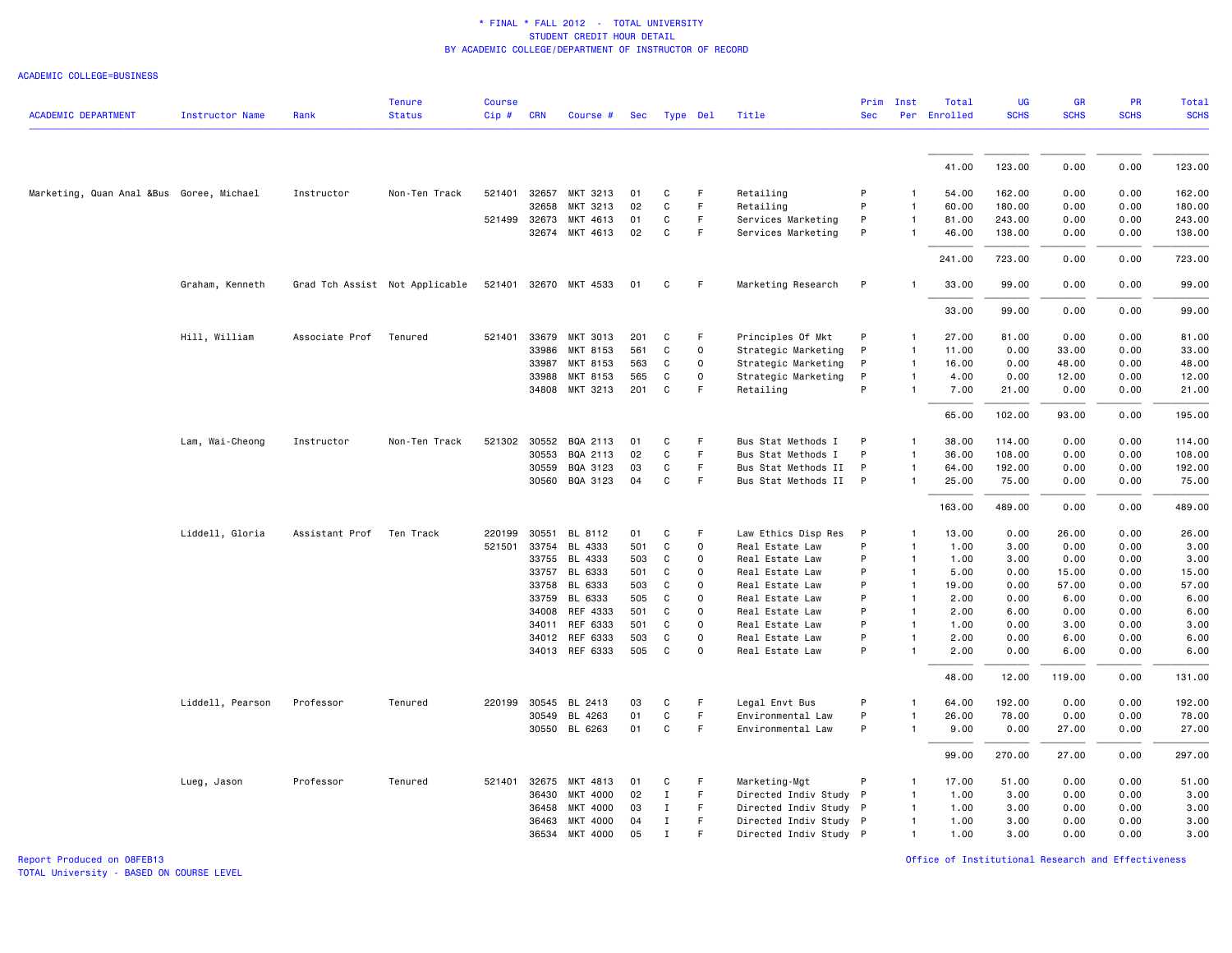\* FINAL \* FALL 2012 - TOTAL UNIVERSITY
STUDENT CREDIT HOUR DETAIL
BY ACADEMIC COLLEGE/DEPARTMENT OF INSTRUCTOR OF RECORD

ACADEMIC COLLEGE=BUSINESS

| ACADEMIC DEPARTMENT | Instructor Name | Rank | Tenure Status | Course Cip # | CRN | Course # | Sec | Type | Del | Title | Prim Sec | Inst Per | Total Enrolled | UG SCHS | GR SCHS | PR SCHS | Total SCHS |
|---|---|---|---|---|---|---|---|---|---|---|---|---|---|---|---|---|---|
| | | | | | | | | | | | | | 41.00 | 123.00 | 0.00 | 0.00 | 123.00 |
| Marketing, Quan Anal &Bus | Goree, Michael | Instructor | Non-Ten Track | 521401 | 32657 | MKT 3213 | 01 | C | F | Retailing | P | 1 | 54.00 | 162.00 | 0.00 | 0.00 | 162.00 |
| | | | | | 32658 | MKT 3213 | 02 | C | F | Retailing | P | 1 | 60.00 | 180.00 | 0.00 | 0.00 | 180.00 |
| | | | | 521499 | 32673 | MKT 4613 | 01 | C | F | Services Marketing | P | 1 | 81.00 | 243.00 | 0.00 | 0.00 | 243.00 |
| | | | | | 32674 | MKT 4613 | 02 | C | F | Services Marketing | P | 1 | 46.00 | 138.00 | 0.00 | 0.00 | 138.00 |
| | | | | | | | | | | | | | 241.00 | 723.00 | 0.00 | 0.00 | 723.00 |
| | Graham, Kenneth | Grad Tch Assist | Not Applicable | 521401 | 32670 | MKT 4533 | 01 | C | F | Marketing Research | P | 1 | 33.00 | 99.00 | 0.00 | 0.00 | 99.00 |
| | | | | | | | | | | | | | 33.00 | 99.00 | 0.00 | 0.00 | 99.00 |
| | Hill, William | Associate Prof | Tenured | 521401 | 33679 | MKT 3013 | 201 | C | F | Principles Of Mkt | P | 1 | 27.00 | 81.00 | 0.00 | 0.00 | 81.00 |
| | | | | | 33986 | MKT 8153 | 561 | C | O | Strategic Marketing | P | 1 | 11.00 | 0.00 | 33.00 | 0.00 | 33.00 |
| | | | | | 33987 | MKT 8153 | 563 | C | O | Strategic Marketing | P | 1 | 16.00 | 0.00 | 48.00 | 0.00 | 48.00 |
| | | | | | 33988 | MKT 8153 | 565 | C | O | Strategic Marketing | P | 1 | 4.00 | 0.00 | 12.00 | 0.00 | 12.00 |
| | | | | | 34808 | MKT 3213 | 201 | C | F | Retailing | P | 1 | 7.00 | 21.00 | 0.00 | 0.00 | 21.00 |
| | | | | | | | | | | | | | 65.00 | 102.00 | 93.00 | 0.00 | 195.00 |
| | Lam, Wai-Cheong | Instructor | Non-Ten Track | 521302 | 30552 | BQA 2113 | 01 | C | F | Bus Stat Methods I | P | 1 | 38.00 | 114.00 | 0.00 | 0.00 | 114.00 |
| | | | | | 30553 | BQA 2113 | 02 | C | F | Bus Stat Methods I | P | 1 | 36.00 | 108.00 | 0.00 | 0.00 | 108.00 |
| | | | | | 30559 | BQA 3123 | 03 | C | F | Bus Stat Methods II | P | 1 | 64.00 | 192.00 | 0.00 | 0.00 | 192.00 |
| | | | | | 30560 | BQA 3123 | 04 | C | F | Bus Stat Methods II | P | 1 | 25.00 | 75.00 | 0.00 | 0.00 | 75.00 |
| | | | | | | | | | | | | | 163.00 | 489.00 | 0.00 | 0.00 | 489.00 |
| | Liddell, Gloria | Assistant Prof | Ten Track | 220199 | 30551 | BL 8112 | 01 | C | F | Law Ethics Disp Res | P | 1 | 13.00 | 0.00 | 26.00 | 0.00 | 26.00 |
| | | | | 521501 | 33754 | BL 4333 | 501 | C | O | Real Estate Law | P | 1 | 1.00 | 3.00 | 0.00 | 0.00 | 3.00 |
| | | | | | 33755 | BL 4333 | 503 | C | O | Real Estate Law | P | 1 | 1.00 | 3.00 | 0.00 | 0.00 | 3.00 |
| | | | | | 33757 | BL 6333 | 501 | C | O | Real Estate Law | P | 1 | 5.00 | 0.00 | 15.00 | 0.00 | 15.00 |
| | | | | | 33758 | BL 6333 | 503 | C | O | Real Estate Law | P | 1 | 19.00 | 0.00 | 57.00 | 0.00 | 57.00 |
| | | | | | 33759 | BL 6333 | 505 | C | O | Real Estate Law | P | 1 | 2.00 | 0.00 | 6.00 | 0.00 | 6.00 |
| | | | | | 34008 | REF 4333 | 501 | C | O | Real Estate Law | P | 1 | 2.00 | 6.00 | 0.00 | 0.00 | 6.00 |
| | | | | | 34011 | REF 6333 | 501 | C | O | Real Estate Law | P | 1 | 1.00 | 0.00 | 3.00 | 0.00 | 3.00 |
| | | | | | 34012 | REF 6333 | 503 | C | O | Real Estate Law | P | 1 | 2.00 | 0.00 | 6.00 | 0.00 | 6.00 |
| | | | | | 34013 | REF 6333 | 505 | C | O | Real Estate Law | P | 1 | 2.00 | 0.00 | 6.00 | 0.00 | 6.00 |
| | | | | | | | | | | | | | 48.00 | 12.00 | 119.00 | 0.00 | 131.00 |
| | Liddell, Pearson | Professor | Tenured | 220199 | 30545 | BL 2413 | 03 | C | F | Legal Envt Bus | P | 1 | 64.00 | 192.00 | 0.00 | 0.00 | 192.00 |
| | | | | | 30549 | BL 4263 | 01 | C | F | Environmental Law | P | 1 | 26.00 | 78.00 | 0.00 | 0.00 | 78.00 |
| | | | | | 30550 | BL 6263 | 01 | C | F | Environmental Law | P | 1 | 9.00 | 0.00 | 27.00 | 0.00 | 27.00 |
| | | | | | | | | | | | | | 99.00 | 270.00 | 27.00 | 0.00 | 297.00 |
| | Lueg, Jason | Professor | Tenured | 521401 | 32675 | MKT 4813 | 01 | C | F | Marketing-Mgt | P | 1 | 17.00 | 51.00 | 0.00 | 0.00 | 51.00 |
| | | | | | 36430 | MKT 4000 | 02 | I | F | Directed Indiv Study | P | 1 | 1.00 | 3.00 | 0.00 | 0.00 | 3.00 |
| | | | | | 36458 | MKT 4000 | 03 | I | F | Directed Indiv Study | P | 1 | 1.00 | 3.00 | 0.00 | 0.00 | 3.00 |
| | | | | | 36463 | MKT 4000 | 04 | I | F | Directed Indiv Study | P | 1 | 1.00 | 3.00 | 0.00 | 0.00 | 3.00 |
| | | | | | 36534 | MKT 4000 | 05 | I | F | Directed Indiv Study | P | 1 | 1.00 | 3.00 | 0.00 | 0.00 | 3.00 |

Report Produced on 08FEB13
TOTAL University - BASED ON COURSE LEVEL

Office of Institutional Research and Effectiveness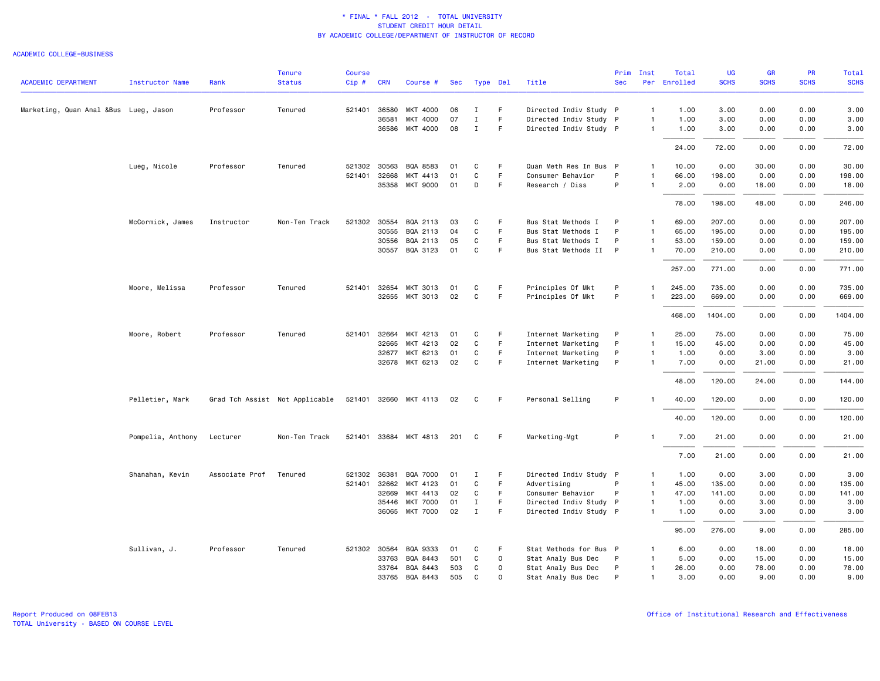\* FINAL \* FALL 2012 - TOTAL UNIVERSITY
STUDENT CREDIT HOUR DETAIL
BY ACADEMIC COLLEGE/DEPARTMENT OF INSTRUCTOR OF RECORD

ACADEMIC COLLEGE=BUSINESS

| ACADEMIC DEPARTMENT | Instructor Name | Rank | Tenure Status | Course Cip # | CRN | Course # | Sec | Type | Del | Title | Prim Sec | Inst Per | Total Enrolled | UG SCHS | GR SCHS | PR SCHS | Total SCHS |
|---|---|---|---|---|---|---|---|---|---|---|---|---|---|---|---|---|---|
| Marketing, Quan Anal &Bus | Lueg, Jason | Professor | Tenured | 521401 | 36580 | MKT 4000 | 06 | I | F | Directed Indiv Study | P | 1 | 1.00 | 3.00 | 0.00 | 0.00 | 3.00 |
| | | | | | 36581 | MKT 4000 | 07 | I | F | Directed Indiv Study | P | 1 | 1.00 | 3.00 | 0.00 | 0.00 | 3.00 |
| | | | | | 36586 | MKT 4000 | 08 | I | F | Directed Indiv Study | P | 1 | 1.00 | 3.00 | 0.00 | 0.00 | 3.00 |
| | | | | | | | | | | | | | 24.00 | 72.00 | 0.00 | 0.00 | 72.00 |
| | Lueg, Nicole | Professor | Tenured | 521302 | 30563 | BQA 8583 | 01 | C | F | Quan Meth Res In Bus | P | 1 | 10.00 | 0.00 | 30.00 | 0.00 | 30.00 |
| | | | | 521401 | 32668 | MKT 4413 | 01 | C | F | Consumer Behavior | P | 1 | 66.00 | 198.00 | 0.00 | 0.00 | 198.00 |
| | | | | | 35358 | MKT 9000 | 01 | D | F | Research / Diss | P | 1 | 2.00 | 0.00 | 18.00 | 0.00 | 18.00 |
| | | | | | | | | | | | | | 78.00 | 198.00 | 48.00 | 0.00 | 246.00 |
| | McCormick, James | Instructor | Non-Ten Track | 521302 | 30554 | BQA 2113 | 03 | C | F | Bus Stat Methods I | P | 1 | 69.00 | 207.00 | 0.00 | 0.00 | 207.00 |
| | | | | | 30555 | BQA 2113 | 04 | C | F | Bus Stat Methods I | P | 1 | 65.00 | 195.00 | 0.00 | 0.00 | 195.00 |
| | | | | | 30556 | BQA 2113 | 05 | C | F | Bus Stat Methods I | P | 1 | 53.00 | 159.00 | 0.00 | 0.00 | 159.00 |
| | | | | | 30557 | BQA 3123 | 01 | C | F | Bus Stat Methods II | P | 1 | 70.00 | 210.00 | 0.00 | 0.00 | 210.00 |
| | | | | | | | | | | | | | 257.00 | 771.00 | 0.00 | 0.00 | 771.00 |
| | Moore, Melissa | Professor | Tenured | 521401 | 32654 | MKT 3013 | 01 | C | F | Principles Of Mkt | P | 1 | 245.00 | 735.00 | 0.00 | 0.00 | 735.00 |
| | | | | | 32655 | MKT 3013 | 02 | C | F | Principles Of Mkt | P | 1 | 223.00 | 669.00 | 0.00 | 0.00 | 669.00 |
| | | | | | | | | | | | | | 468.00 | 1404.00 | 0.00 | 0.00 | 1404.00 |
| | Moore, Robert | Professor | Tenured | 521401 | 32664 | MKT 4213 | 01 | C | F | Internet Marketing | P | 1 | 25.00 | 75.00 | 0.00 | 0.00 | 75.00 |
| | | | | | 32665 | MKT 4213 | 02 | C | F | Internet Marketing | P | 1 | 15.00 | 45.00 | 0.00 | 0.00 | 45.00 |
| | | | | | 32677 | MKT 6213 | 01 | C | F | Internet Marketing | P | 1 | 1.00 | 0.00 | 3.00 | 0.00 | 3.00 |
| | | | | | 32678 | MKT 6213 | 02 | C | F | Internet Marketing | P | 1 | 7.00 | 0.00 | 21.00 | 0.00 | 21.00 |
| | | | | | | | | | | | | | 48.00 | 120.00 | 24.00 | 0.00 | 144.00 |
| | Pelletier, Mark | Grad Tch Assist | Not Applicable | 521401 | 32660 | MKT 4113 | 02 | C | F | Personal Selling | P | 1 | 40.00 | 120.00 | 0.00 | 0.00 | 120.00 |
| | | | | | | | | | | | | | 40.00 | 120.00 | 0.00 | 0.00 | 120.00 |
| | Pompelia, Anthony | Lecturer | Non-Ten Track | 521401 | 33684 | MKT 4813 | 201 | C | F | Marketing-Mgt | P | 1 | 7.00 | 21.00 | 0.00 | 0.00 | 21.00 |
| | | | | | | | | | | | | | 7.00 | 21.00 | 0.00 | 0.00 | 21.00 |
| | Shanahan, Kevin | Associate Prof | Tenured | 521302 | 36381 | BQA 7000 | 01 | I | F | Directed Indiv Study | P | 1 | 1.00 | 0.00 | 3.00 | 0.00 | 3.00 |
| | | | | 521401 | 32662 | MKT 4123 | 01 | C | F | Advertising | P | 1 | 45.00 | 135.00 | 0.00 | 0.00 | 135.00 |
| | | | | | 32669 | MKT 4413 | 02 | C | F | Consumer Behavior | P | 1 | 47.00 | 141.00 | 0.00 | 0.00 | 141.00 |
| | | | | | 35446 | MKT 7000 | 01 | I | F | Directed Indiv Study | P | 1 | 1.00 | 0.00 | 3.00 | 0.00 | 3.00 |
| | | | | | 36065 | MKT 7000 | 02 | I | F | Directed Indiv Study | P | 1 | 1.00 | 0.00 | 3.00 | 0.00 | 3.00 |
| | | | | | | | | | | | | | 95.00 | 276.00 | 9.00 | 0.00 | 285.00 |
| | Sullivan, J. | Professor | Tenured | 521302 | 30564 | BQA 9333 | 01 | C | F | Stat Methods for Bus | P | 1 | 6.00 | 0.00 | 18.00 | 0.00 | 18.00 |
| | | | | | 33763 | BQA 8443 | 501 | C | O | Stat Analy Bus Dec | P | 1 | 5.00 | 0.00 | 15.00 | 0.00 | 15.00 |
| | | | | | 33764 | BQA 8443 | 503 | C | O | Stat Analy Bus Dec | P | 1 | 26.00 | 0.00 | 78.00 | 0.00 | 78.00 |
| | | | | | 33765 | BQA 8443 | 505 | C | O | Stat Analy Bus Dec | P | 1 | 3.00 | 0.00 | 9.00 | 0.00 | 9.00 |

Report Produced on 08FEB13
TOTAL University - BASED ON COURSE LEVEL

Office of Institutional Research and Effectiveness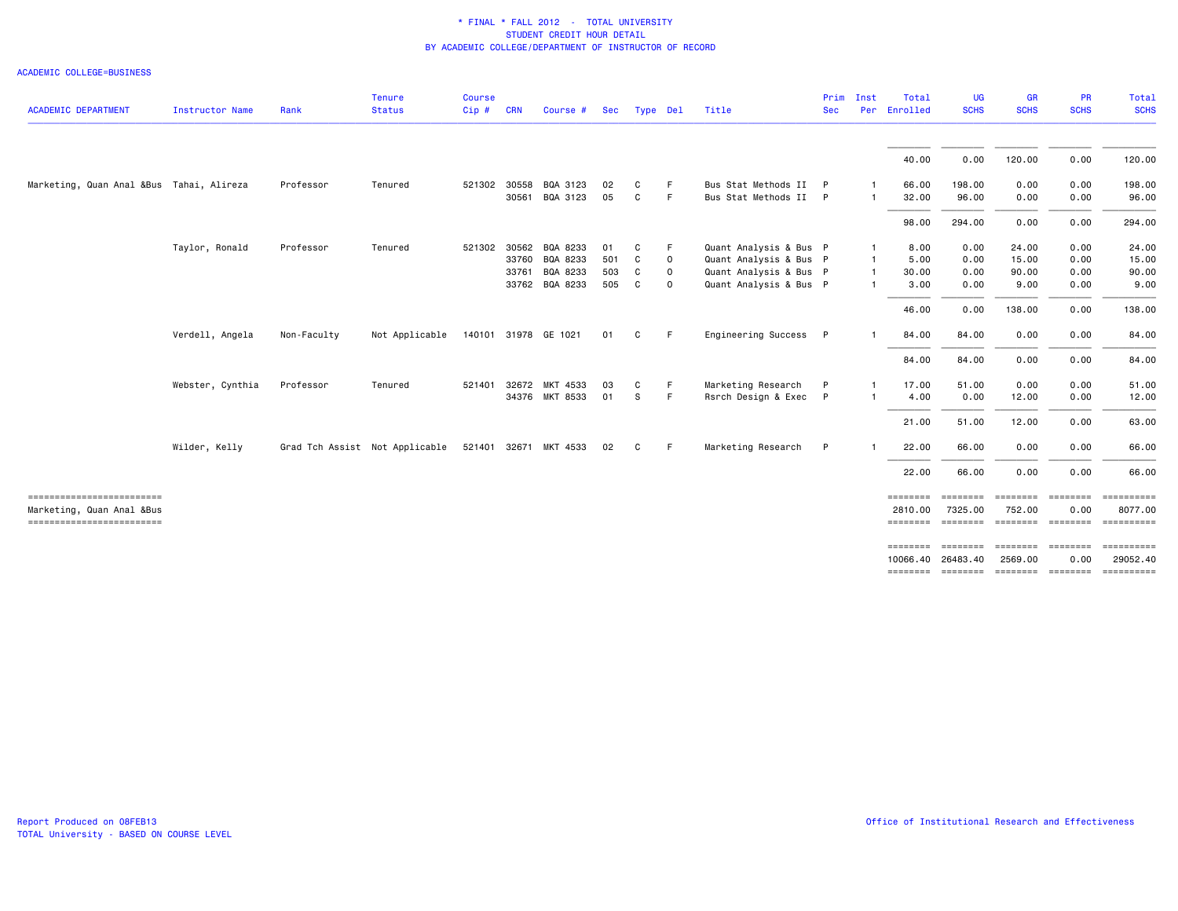\* FINAL \* FALL 2012 - TOTAL UNIVERSITY
STUDENT CREDIT HOUR DETAIL
BY ACADEMIC COLLEGE/DEPARTMENT OF INSTRUCTOR OF RECORD

ACADEMIC COLLEGE=BUSINESS

| ACADEMIC DEPARTMENT | Instructor Name | Rank | Tenure Status | Course Cip # | CRN | Course # | Sec | Type | Del | Title | Prim Sec | Inst Per | Total Enrolled | UG SCHS | GR SCHS | PR SCHS | Total SCHS |
|---|---|---|---|---|---|---|---|---|---|---|---|---|---|---|---|---|---|
| | | | | | | | | | | | | | 40.00 | 0.00 | 120.00 | 0.00 | 120.00 |
| Marketing, Quan Anal &Bus | Tahai, Alireza | Professor | Tenured | 521302 | 30558 | BQA 3123 | 02 | C | F | Bus Stat Methods II | P | 1 | 66.00 | 198.00 | 0.00 | 0.00 | 198.00 |
| | | | | | 30561 | BQA 3123 | 05 | C | F | Bus Stat Methods II | P | 1 | 32.00 | 96.00 | 0.00 | 0.00 | 96.00 |
| | | | | | | | | | | | | | 98.00 | 294.00 | 0.00 | 0.00 | 294.00 |
| | Taylor, Ronald | Professor | Tenured | 521302 | 30562 | BQA 8233 | 01 | C | F | Quant Analysis & Bus | P | 1 | 8.00 | 0.00 | 24.00 | 0.00 | 24.00 |
| | | | | | 33760 | BQA 8233 | 501 | C | O | Quant Analysis & Bus | P | 1 | 5.00 | 0.00 | 15.00 | 0.00 | 15.00 |
| | | | | | 33761 | BQA 8233 | 503 | C | O | Quant Analysis & Bus | P | 1 | 30.00 | 0.00 | 90.00 | 0.00 | 90.00 |
| | | | | | 33762 | BQA 8233 | 505 | C | O | Quant Analysis & Bus | P | 1 | 3.00 | 0.00 | 9.00 | 0.00 | 9.00 |
| | | | | | | | | | | | | | 46.00 | 0.00 | 138.00 | 0.00 | 138.00 |
| | Verdell, Angela | Non-Faculty | Not Applicable | 140101 | 31978 | GE 1021 | 01 | C | F | Engineering Success | P | 1 | 84.00 | 84.00 | 0.00 | 0.00 | 84.00 |
| | | | | | | | | | | | | | 84.00 | 84.00 | 0.00 | 0.00 | 84.00 |
| | Webster, Cynthia | Professor | Tenured | 521401 | 32672 | MKT 4533 | 03 | C | F | Marketing Research | P | 1 | 17.00 | 51.00 | 0.00 | 0.00 | 51.00 |
| | | | | | 34376 | MKT 8533 | 01 | S | F | Rsrch Design & Exec | P | 1 | 4.00 | 0.00 | 12.00 | 0.00 | 12.00 |
| | | | | | | | | | | | | | 21.00 | 51.00 | 12.00 | 0.00 | 63.00 |
| | Wilder, Kelly | Grad Tch Assist | Not Applicable | 521401 | 32671 | MKT 4533 | 02 | C | F | Marketing Research | P | 1 | 22.00 | 66.00 | 0.00 | 0.00 | 66.00 |
| | | | | | | | | | | | | | 22.00 | 66.00 | 0.00 | 0.00 | 66.00 |
| Marketing, Quan Anal &Bus | | | | | | | | | | | | | 2810.00 | 7325.00 | 752.00 | 0.00 | 8077.00 |
| | | | | | | | | | | | | | 10066.40 | 26483.40 | 2569.00 | 0.00 | 29052.40 |

Report Produced on 08FEB13
TOTAL University - BASED ON COURSE LEVEL

Office of Institutional Research and Effectiveness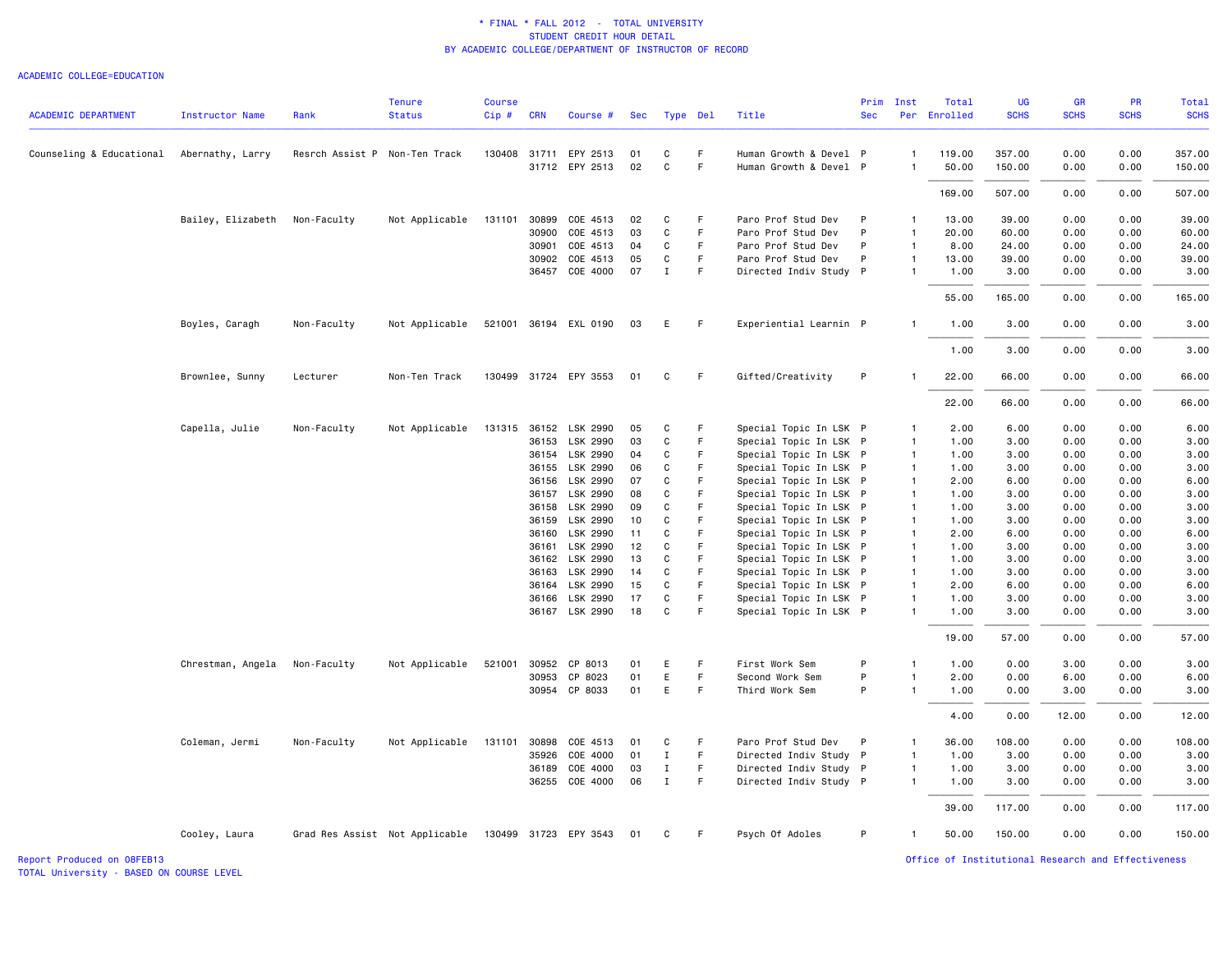# * FINAL * FALL 2012 - TOTAL UNIVERSITY
## STUDENT CREDIT HOUR DETAIL
## BY ACADEMIC COLLEGE/DEPARTMENT OF INSTRUCTOR OF RECORD

ACADEMIC COLLEGE=EDUCATION

| ACADEMIC DEPARTMENT | Instructor Name | Rank | Tenure Status | Course Cip # | CRN | Course # | Sec | Type | Del | Title | Prim Sec | Inst Per | Total Enrolled | UG SCHS | GR SCHS | PR SCHS | Total SCHS |
|---|---|---|---|---|---|---|---|---|---|---|---|---|---|---|---|---|---|
| Counseling & Educational | Abernathy, Larry | Resrch Assist P | Non-Ten Track | 130408 | 31711 | EPY 2513 | 01 | C | F | Human Growth & Devel | P | 1 | 119.00 | 357.00 | 0.00 | 0.00 | 357.00 |
| | | | | | 31712 | EPY 2513 | 02 | C | F | Human Growth & Devel | P | 1 | 50.00 | 150.00 | 0.00 | 0.00 | 150.00 |
| | | | | | | | | | | | | | 169.00 | 507.00 | 0.00 | 0.00 | 507.00 |
| | Bailey, Elizabeth | Non-Faculty | Not Applicable | 131101 | 30899 | COE 4513 | 02 | C | F | Paro Prof Stud Dev | P | 1 | 13.00 | 39.00 | 0.00 | 0.00 | 39.00 |
| | | | | | 30900 | COE 4513 | 03 | C | F | Paro Prof Stud Dev | P | 1 | 20.00 | 60.00 | 0.00 | 0.00 | 60.00 |
| | | | | | 30901 | COE 4513 | 04 | C | F | Paro Prof Stud Dev | P | 1 | 8.00 | 24.00 | 0.00 | 0.00 | 24.00 |
| | | | | | 30902 | COE 4513 | 05 | C | F | Paro Prof Stud Dev | P | 1 | 13.00 | 39.00 | 0.00 | 0.00 | 39.00 |
| | | | | | 36457 | COE 4000 | 07 | I | F | Directed Indiv Study | P | 1 | 1.00 | 3.00 | 0.00 | 0.00 | 3.00 |
| | | | | | | | | | | | | | 55.00 | 165.00 | 0.00 | 0.00 | 165.00 |
| | Boyles, Caragh | Non-Faculty | Not Applicable | 521001 | 36194 | EXL 0190 | 03 | E | F | Experiential Learnin | P | 1 | 1.00 | 3.00 | 0.00 | 0.00 | 3.00 |
| | | | | | | | | | | | | | 1.00 | 3.00 | 0.00 | 0.00 | 3.00 |
| | Brownlee, Sunny | Lecturer | Non-Ten Track | 130499 | 31724 | EPY 3553 | 01 | C | F | Gifted/Creativity | P | 1 | 22.00 | 66.00 | 0.00 | 0.00 | 66.00 |
| | | | | | | | | | | | | | 22.00 | 66.00 | 0.00 | 0.00 | 66.00 |
| | Capella, Julie | Non-Faculty | Not Applicable | 131315 | 36152 | LSK 2990 | 05 | C | F | Special Topic In LSK | P | 1 | 2.00 | 6.00 | 0.00 | 0.00 | 6.00 |
| | | | | | 36153 | LSK 2990 | 03 | C | F | Special Topic In LSK | P | 1 | 1.00 | 3.00 | 0.00 | 0.00 | 3.00 |
| | | | | | 36154 | LSK 2990 | 04 | C | F | Special Topic In LSK | P | 1 | 1.00 | 3.00 | 0.00 | 0.00 | 3.00 |
| | | | | | 36155 | LSK 2990 | 06 | C | F | Special Topic In LSK | P | 1 | 1.00 | 3.00 | 0.00 | 0.00 | 3.00 |
| | | | | | 36156 | LSK 2990 | 07 | C | F | Special Topic In LSK | P | 1 | 2.00 | 6.00 | 0.00 | 0.00 | 6.00 |
| | | | | | 36157 | LSK 2990 | 08 | C | F | Special Topic In LSK | P | 1 | 1.00 | 3.00 | 0.00 | 0.00 | 3.00 |
| | | | | | 36158 | LSK 2990 | 09 | C | F | Special Topic In LSK | P | 1 | 1.00 | 3.00 | 0.00 | 0.00 | 3.00 |
| | | | | | 36159 | LSK 2990 | 10 | C | F | Special Topic In LSK | P | 1 | 1.00 | 3.00 | 0.00 | 0.00 | 3.00 |
| | | | | | 36160 | LSK 2990 | 11 | C | F | Special Topic In LSK | P | 1 | 2.00 | 6.00 | 0.00 | 0.00 | 6.00 |
| | | | | | 36161 | LSK 2990 | 12 | C | F | Special Topic In LSK | P | 1 | 1.00 | 3.00 | 0.00 | 0.00 | 3.00 |
| | | | | | 36162 | LSK 2990 | 13 | C | F | Special Topic In LSK | P | 1 | 1.00 | 3.00 | 0.00 | 0.00 | 3.00 |
| | | | | | 36163 | LSK 2990 | 14 | C | F | Special Topic In LSK | P | 1 | 1.00 | 3.00 | 0.00 | 0.00 | 3.00 |
| | | | | | 36164 | LSK 2990 | 15 | C | F | Special Topic In LSK | P | 1 | 2.00 | 6.00 | 0.00 | 0.00 | 6.00 |
| | | | | | 36166 | LSK 2990 | 17 | C | F | Special Topic In LSK | P | 1 | 1.00 | 3.00 | 0.00 | 0.00 | 3.00 |
| | | | | | 36167 | LSK 2990 | 18 | C | F | Special Topic In LSK | P | 1 | 1.00 | 3.00 | 0.00 | 0.00 | 3.00 |
| | | | | | | | | | | | | | 19.00 | 57.00 | 0.00 | 0.00 | 57.00 |
| | Chrestman, Angela | Non-Faculty | Not Applicable | 521001 | 30952 | CP 8013 | 01 | E | F | First Work Sem | P | 1 | 1.00 | 0.00 | 3.00 | 0.00 | 3.00 |
| | | | | | 30953 | CP 8023 | 01 | E | F | Second Work Sem | P | 1 | 2.00 | 0.00 | 6.00 | 0.00 | 6.00 |
| | | | | | 30954 | CP 8033 | 01 | E | F | Third Work Sem | P | 1 | 1.00 | 0.00 | 3.00 | 0.00 | 3.00 |
| | | | | | | | | | | | | | 4.00 | 0.00 | 12.00 | 0.00 | 12.00 |
| | Coleman, Jermi | Non-Faculty | Not Applicable | 131101 | 30898 | COE 4513 | 01 | C | F | Paro Prof Stud Dev | P | 1 | 36.00 | 108.00 | 0.00 | 0.00 | 108.00 |
| | | | | | 35926 | COE 4000 | 01 | I | F | Directed Indiv Study | P | 1 | 1.00 | 3.00 | 0.00 | 0.00 | 3.00 |
| | | | | | 36189 | COE 4000 | 03 | I | F | Directed Indiv Study | P | 1 | 1.00 | 3.00 | 0.00 | 0.00 | 3.00 |
| | | | | | 36255 | COE 4000 | 06 | I | F | Directed Indiv Study | P | 1 | 1.00 | 3.00 | 0.00 | 0.00 | 3.00 |
| | | | | | | | | | | | | | 39.00 | 117.00 | 0.00 | 0.00 | 117.00 |
| | Cooley, Laura | Grad Res Assist | Not Applicable | 130499 | 31723 | EPY 3543 | 01 | C | F | Psych Of Adoles | P | 1 | 50.00 | 150.00 | 0.00 | 0.00 | 150.00 |

Report Produced on 08FEB13
TOTAL University - BASED ON COURSE LEVEL

Office of Institutional Research and Effectiveness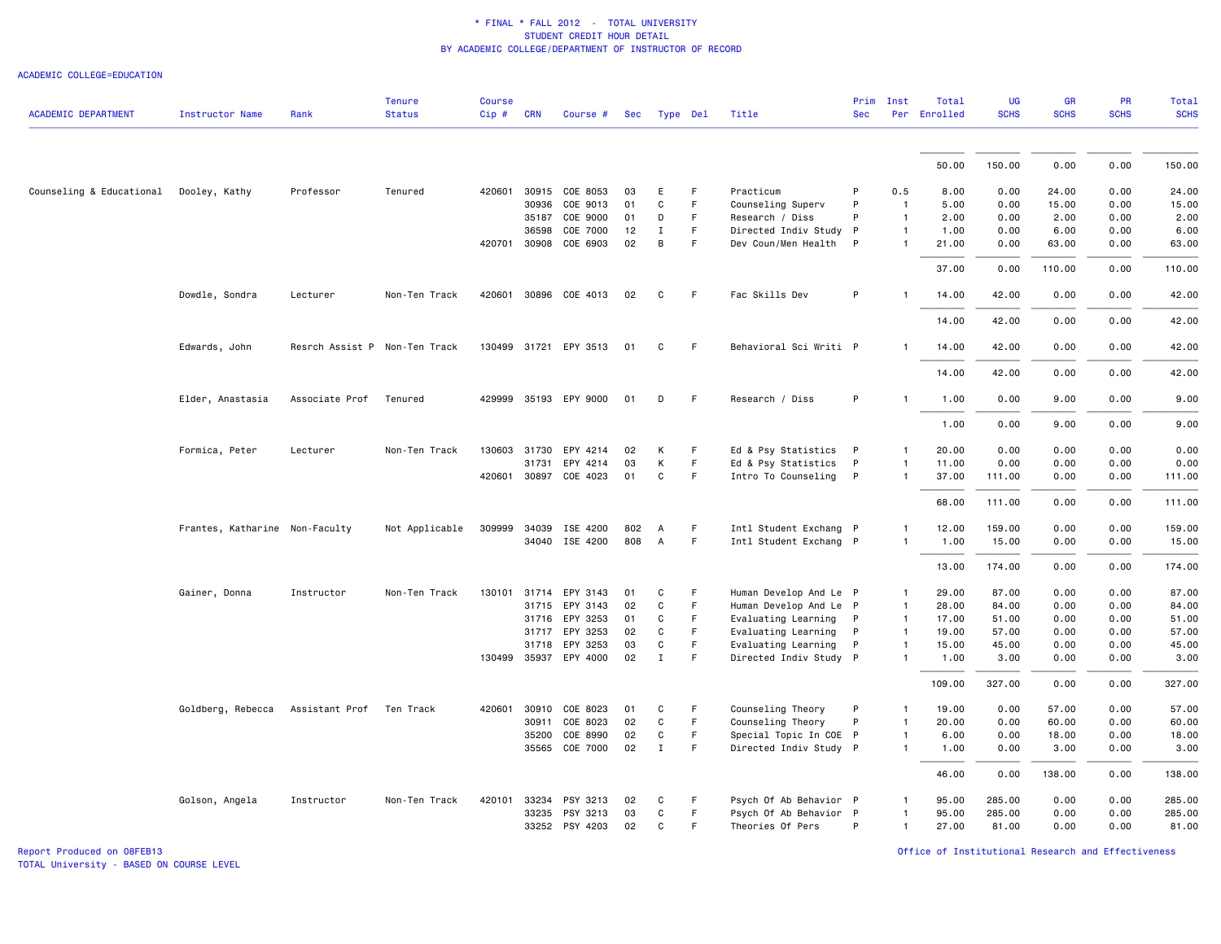\* FINAL \* FALL 2012 - TOTAL UNIVERSITY
STUDENT CREDIT HOUR DETAIL
BY ACADEMIC COLLEGE/DEPARTMENT OF INSTRUCTOR OF RECORD

ACADEMIC COLLEGE=EDUCATION

| ACADEMIC DEPARTMENT | Instructor Name | Rank | Tenure Status | Course Cip # | CRN | Course # | Sec | Type | Del | Title | Prim Sec | Inst Per | Total Enrolled | UG SCHS | GR SCHS | PR SCHS | Total SCHS |
|---|---|---|---|---|---|---|---|---|---|---|---|---|---|---|---|---|---|
| | | | | | | | | | | | | | 50.00 | 150.00 | 0.00 | 0.00 | 150.00 |
| Counseling & Educational | Dooley, Kathy | Professor | Tenured | 420601 | 30915 | COE 8053 | 03 | E | F | Practicum | P | 0.5 | 8.00 | 0.00 | 24.00 | 0.00 | 24.00 |
| | | | | | 30936 | COE 9013 | 01 | C | F | Counseling Superv | P | 1 | 5.00 | 0.00 | 15.00 | 0.00 | 15.00 |
| | | | | | 35187 | COE 9000 | 01 | D | F | Research / Diss | P | 1 | 2.00 | 0.00 | 2.00 | 0.00 | 2.00 |
| | | | | | 36598 | COE 7000 | 12 | I | F | Directed Indiv Study | P | 1 | 1.00 | 0.00 | 6.00 | 0.00 | 6.00 |
| | | | | 420701 | 30908 | COE 6903 | 02 | B | F | Dev Coun/Men Health | P | 1 | 21.00 | 0.00 | 63.00 | 0.00 | 63.00 |
| | | | | | | | | | | | | | 37.00 | 0.00 | 110.00 | 0.00 | 110.00 |
| | Dowdle, Sondra | Lecturer | Non-Ten Track | 420601 | 30896 | COE 4013 | 02 | C | F | Fac Skills Dev | P | 1 | 14.00 | 42.00 | 0.00 | 0.00 | 42.00 |
| | | | | | | | | | | | | | 14.00 | 42.00 | 0.00 | 0.00 | 42.00 |
| | Edwards, John | Resrch Assist P | Non-Ten Track | 130499 | 31721 | EPY 3513 | 01 | C | F | Behavioral Sci Writi | P | 1 | 14.00 | 42.00 | 0.00 | 0.00 | 42.00 |
| | | | | | | | | | | | | | 14.00 | 42.00 | 0.00 | 0.00 | 42.00 |
| | Elder, Anastasia | Associate Prof | Tenured | 429999 | 35193 | EPY 9000 | 01 | D | F | Research / Diss | P | 1 | 1.00 | 0.00 | 9.00 | 0.00 | 9.00 |
| | | | | | | | | | | | | | 1.00 | 0.00 | 9.00 | 0.00 | 9.00 |
| | Formica, Peter | Lecturer | Non-Ten Track | 130603 | 31730 | EPY 4214 | 02 | K | F | Ed & Psy Statistics | P | 1 | 20.00 | 0.00 | 0.00 | 0.00 | 0.00 |
| | | | | | 31731 | EPY 4214 | 03 | K | F | Ed & Psy Statistics | P | 1 | 11.00 | 0.00 | 0.00 | 0.00 | 0.00 |
| | | | | 420601 | 30897 | COE 4023 | 01 | C | F | Intro To Counseling | P | 1 | 37.00 | 111.00 | 0.00 | 0.00 | 111.00 |
| | | | | | | | | | | | | | 68.00 | 111.00 | 0.00 | 0.00 | 111.00 |
| | Frantes, Katharine | Non-Faculty | Not Applicable | 309999 | 34039 | ISE 4200 | 802 | A | F | Intl Student Exchang | P | 1 | 12.00 | 159.00 | 0.00 | 0.00 | 159.00 |
| | | | | | 34040 | ISE 4200 | 808 | A | F | Intl Student Exchang | P | 1 | 1.00 | 15.00 | 0.00 | 0.00 | 15.00 |
| | | | | | | | | | | | | | 13.00 | 174.00 | 0.00 | 0.00 | 174.00 |
| | Gainer, Donna | Instructor | Non-Ten Track | 130101 | 31714 | EPY 3143 | 01 | C | F | Human Develop And Le | P | 1 | 29.00 | 87.00 | 0.00 | 0.00 | 87.00 |
| | | | | | 31715 | EPY 3143 | 02 | C | F | Human Develop And Le | P | 1 | 28.00 | 84.00 | 0.00 | 0.00 | 84.00 |
| | | | | | 31716 | EPY 3253 | 01 | C | F | Evaluating Learning | P | 1 | 17.00 | 51.00 | 0.00 | 0.00 | 51.00 |
| | | | | | 31717 | EPY 3253 | 02 | C | F | Evaluating Learning | P | 1 | 19.00 | 57.00 | 0.00 | 0.00 | 57.00 |
| | | | | | 31718 | EPY 3253 | 03 | C | F | Evaluating Learning | P | 1 | 15.00 | 45.00 | 0.00 | 0.00 | 45.00 |
| | | | | 130499 | 35937 | EPY 4000 | 02 | I | F | Directed Indiv Study | P | 1 | 1.00 | 3.00 | 0.00 | 0.00 | 3.00 |
| | | | | | | | | | | | | | 109.00 | 327.00 | 0.00 | 0.00 | 327.00 |
| | Goldberg, Rebecca | Assistant Prof | Ten Track | 420601 | 30910 | COE 8023 | 01 | C | F | Counseling Theory | P | 1 | 19.00 | 0.00 | 57.00 | 0.00 | 57.00 |
| | | | | | 30911 | COE 8023 | 02 | C | F | Counseling Theory | P | 1 | 20.00 | 0.00 | 60.00 | 0.00 | 60.00 |
| | | | | | 35200 | COE 8990 | 02 | C | F | Special Topic In COE | P | 1 | 6.00 | 0.00 | 18.00 | 0.00 | 18.00 |
| | | | | | 35565 | COE 7000 | 02 | I | F | Directed Indiv Study | P | 1 | 1.00 | 0.00 | 3.00 | 0.00 | 3.00 |
| | | | | | | | | | | | | | 46.00 | 0.00 | 138.00 | 0.00 | 138.00 |
| | Golson, Angela | Instructor | Non-Ten Track | 420101 | 33234 | PSY 3213 | 02 | C | F | Psych Of Ab Behavior | P | 1 | 95.00 | 285.00 | 0.00 | 0.00 | 285.00 |
| | | | | | 33235 | PSY 3213 | 03 | C | F | Psych Of Ab Behavior | P | 1 | 95.00 | 285.00 | 0.00 | 0.00 | 285.00 |
| | | | | | 33252 | PSY 4203 | 02 | C | F | Theories Of Pers | P | 1 | 27.00 | 81.00 | 0.00 | 0.00 | 81.00 |

Report Produced on 08FEB13
TOTAL University - BASED ON COURSE LEVEL

Office of Institutional Research and Effectiveness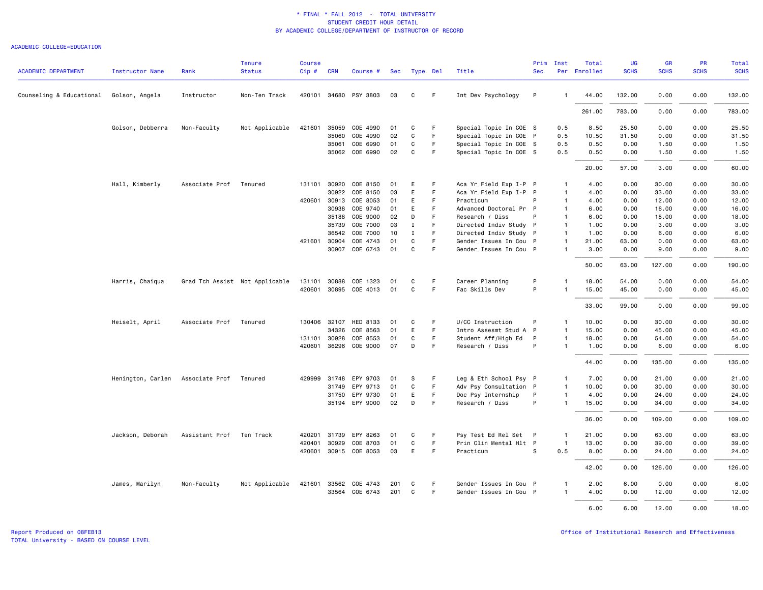\* FINAL \* FALL 2012 - TOTAL UNIVERSITY
STUDENT CREDIT HOUR DETAIL
BY ACADEMIC COLLEGE/DEPARTMENT OF INSTRUCTOR OF RECORD

ACADEMIC COLLEGE=EDUCATION

| ACADEMIC DEPARTMENT | Instructor Name | Rank | Tenure Status | Course Cip # | CRN | Course # | Sec | Type | Del | Title | Prim Sec | Inst Per | Total Enrolled | UG SCHS | GR SCHS | PR SCHS | Total SCHS |
|---|---|---|---|---|---|---|---|---|---|---|---|---|---|---|---|---|---|
| Counseling & Educational | Golson, Angela | Instructor | Non-Ten Track | 420101 | 34680 | PSY 3803 | 03 | C | F | Int Dev Psychology | P | 1 | 44.00 | 132.00 | 0.00 | 0.00 | 132.00 |
| | | | | | | | | | | | | | 261.00 | 783.00 | 0.00 | 0.00 | 783.00 |
| | Golson, Debberra | Non-Faculty | Not Applicable | 421601 | 35059 | COE 4990 | 01 | C | F | Special Topic In COE | S | 0.5 | 8.50 | 25.50 | 0.00 | 0.00 | 25.50 |
| | | | | | 35060 | COE 4990 | 02 | C | F | Special Topic In COE | P | 0.5 | 10.50 | 31.50 | 0.00 | 0.00 | 31.50 |
| | | | | | 35061 | COE 6990 | 01 | C | F | Special Topic In COE | S | 0.5 | 0.50 | 0.00 | 1.50 | 0.00 | 1.50 |
| | | | | | 35062 | COE 6990 | 02 | C | F | Special Topic In COE | S | 0.5 | 0.50 | 0.00 | 1.50 | 0.00 | 1.50 |
| | | | | | | | | | | | | | 20.00 | 57.00 | 3.00 | 0.00 | 60.00 |
| | Hall, Kimberly | Associate Prof | Tenured | 131101 | 30920 | COE 8150 | 01 | E | F | Aca Yr Field Exp I-P | P | 1 | 4.00 | 0.00 | 30.00 | 0.00 | 30.00 |
| | | | | | 30922 | COE 8150 | 03 | E | F | Aca Yr Field Exp I-P | P | 1 | 4.00 | 0.00 | 33.00 | 0.00 | 33.00 |
| | | | | 420601 | 30913 | COE 8053 | 01 | E | F | Practicum | P | 1 | 4.00 | 0.00 | 12.00 | 0.00 | 12.00 |
| | | | | | 30938 | COE 9740 | 01 | E | F | Advanced Doctoral Pr | P | 1 | 6.00 | 0.00 | 16.00 | 0.00 | 16.00 |
| | | | | | 35188 | COE 9000 | 02 | D | F | Research / Diss | P | 1 | 6.00 | 0.00 | 18.00 | 0.00 | 18.00 |
| | | | | | 35739 | COE 7000 | 03 | I | F | Directed Indiv Study | P | 1 | 1.00 | 0.00 | 3.00 | 0.00 | 3.00 |
| | | | | | 36542 | COE 7000 | 10 | I | F | Directed Indiv Study | P | 1 | 1.00 | 0.00 | 6.00 | 0.00 | 6.00 |
| | | | | 421601 | 30904 | COE 4743 | 01 | C | F | Gender Issues In Cou | P | 1 | 21.00 | 63.00 | 0.00 | 0.00 | 63.00 |
| | | | | | 30907 | COE 6743 | 01 | C | F | Gender Issues In Cou | P | 1 | 3.00 | 0.00 | 9.00 | 0.00 | 9.00 |
| | | | | | | | | | | | | | 50.00 | 63.00 | 127.00 | 0.00 | 190.00 |
| | Harris, Chaiqua | Grad Tch Assist | Not Applicable | 131101 | 30888 | COE 1323 | 01 | C | F | Career Planning | P | 1 | 18.00 | 54.00 | 0.00 | 0.00 | 54.00 |
| | | | | 420601 | 30895 | COE 4013 | 01 | C | F | Fac Skills Dev | P | 1 | 15.00 | 45.00 | 0.00 | 0.00 | 45.00 |
| | | | | | | | | | | | | | 33.00 | 99.00 | 0.00 | 0.00 | 99.00 |
| | Heiselt, April | Associate Prof | Tenured | 130406 | 32107 | HED 8133 | 01 | C | F | U/CC Instruction | P | 1 | 10.00 | 0.00 | 30.00 | 0.00 | 30.00 |
| | | | | | 34326 | COE 8563 | 01 | E | F | Intro Assesmt Stud A | P | 1 | 15.00 | 0.00 | 45.00 | 0.00 | 45.00 |
| | | | | 131101 | 30928 | COE 8553 | 01 | C | F | Student Aff/High Ed | P | 1 | 18.00 | 0.00 | 54.00 | 0.00 | 54.00 |
| | | | | 420601 | 36296 | COE 9000 | 07 | D | F | Research / Diss | P | 1 | 1.00 | 0.00 | 6.00 | 0.00 | 6.00 |
| | | | | | | | | | | | | | 44.00 | 0.00 | 135.00 | 0.00 | 135.00 |
| | Henington, Carlen | Associate Prof | Tenured | 429999 | 31748 | EPY 9703 | 01 | S | F | Leg & Eth School Psy | P | 1 | 7.00 | 0.00 | 21.00 | 0.00 | 21.00 |
| | | | | | 31749 | EPY 9713 | 01 | C | F | Adv Psy Consultation | P | 1 | 10.00 | 0.00 | 30.00 | 0.00 | 30.00 |
| | | | | | 31750 | EPY 9730 | 01 | E | F | Doc Psy Internship | P | 1 | 4.00 | 0.00 | 24.00 | 0.00 | 24.00 |
| | | | | | 35194 | EPY 9000 | 02 | D | F | Research / Diss | P | 1 | 15.00 | 0.00 | 34.00 | 0.00 | 34.00 |
| | | | | | | | | | | | | | 36.00 | 0.00 | 109.00 | 0.00 | 109.00 |
| | Jackson, Deborah | Assistant Prof | Ten Track | 420201 | 31739 | EPY 8263 | 01 | C | F | Psy Test Ed Rel Set | P | 1 | 21.00 | 0.00 | 63.00 | 0.00 | 63.00 |
| | | | | 420401 | 30929 | COE 8703 | 01 | C | F | Prin Clin Mental Hlt | P | 1 | 13.00 | 0.00 | 39.00 | 0.00 | 39.00 |
| | | | | 420601 | 30915 | COE 8053 | 03 | E | F | Practicum | S | 0.5 | 8.00 | 0.00 | 24.00 | 0.00 | 24.00 |
| | | | | | | | | | | | | | 42.00 | 0.00 | 126.00 | 0.00 | 126.00 |
| | James, Marilyn | Non-Faculty | Not Applicable | 421601 | 33562 | COE 4743 | 201 | C | F | Gender Issues In Cou | P | 1 | 2.00 | 6.00 | 0.00 | 0.00 | 6.00 |
| | | | | | 33564 | COE 6743 | 201 | C | F | Gender Issues In Cou | P | 1 | 4.00 | 0.00 | 12.00 | 0.00 | 12.00 |
| | | | | | | | | | | | | | 6.00 | 6.00 | 12.00 | 0.00 | 18.00 |

Report Produced on 08FEB13
TOTAL University - BASED ON COURSE LEVEL

Office of Institutional Research and Effectiveness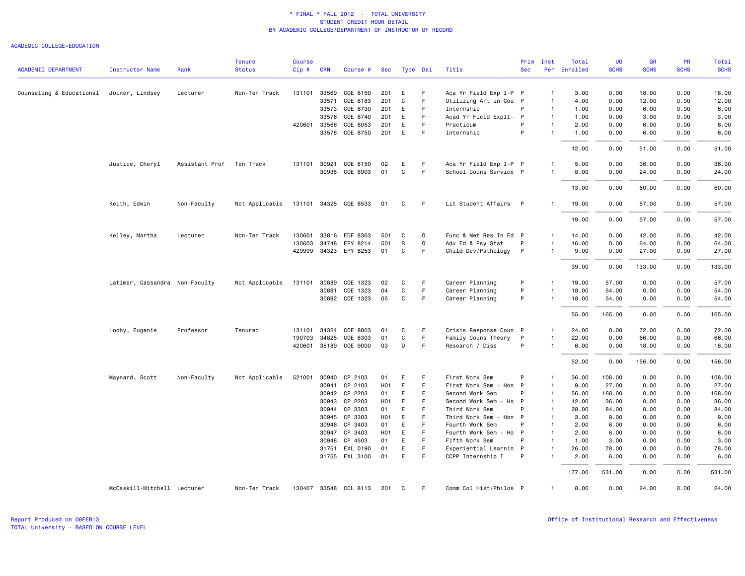# * FINAL * FALL 2012 - TOTAL UNIVERSITY
## STUDENT CREDIT HOUR DETAIL
## BY ACADEMIC COLLEGE/DEPARTMENT OF INSTRUCTOR OF RECORD

ACADEMIC COLLEGE=EDUCATION

| ACADEMIC DEPARTMENT | Instructor Name | Rank | Tenure Status | Course Cip # | CRN | Course # | Sec | Type | Del | Title | Prim Sec | Inst Per | Total Enrolled | UG SCHS | GR SCHS | PR SCHS | Total SCHS |
|---|---|---|---|---|---|---|---|---|---|---|---|---|---|---|---|---|---|
| Counseling & Educational | Joiner, Lindsey | Lecturer | Non-Ten Track | 131101 | 33569 | COE 8150 | 201 | E | F | Aca Yr Field Exp I-P | P | 1 | 3.00 | 0.00 | 18.00 | 0.00 | 18.00 |
| | | | | | 33571 | COE 8183 | 201 | C | F | Utilizing Art in Cou | P | 1 | 4.00 | 0.00 | 12.00 | 0.00 | 12.00 |
| | | | | | 33573 | COE 8730 | 201 | E | F | Internship | P | 1 | 1.00 | 0.00 | 6.00 | 0.00 | 6.00 |
| | | | | | 33576 | COE 8740 | 201 | E | F | Acad Yr Field ExpII- | P | 1 | 1.00 | 0.00 | 3.00 | 0.00 | 3.00 |
| | | | | 420601 | 33566 | COE 8053 | 201 | E | F | Practicum | P | 1 | 2.00 | 0.00 | 6.00 | 0.00 | 6.00 |
| | | | | | 33578 | COE 8750 | 201 | E | F | Internship | P | 1 | 1.00 | 0.00 | 6.00 | 0.00 | 6.00 |
| | | | | | | | | | | | | | 12.00 | 0.00 | 51.00 | 0.00 | 51.00 |
| | Justice, Cheryl | Assistant Prof | Ten Track | 131101 | 30921 | COE 8150 | 02 | E | F | Aca Yr Field Exp I-P | P | 1 | 5.00 | 0.00 | 36.00 | 0.00 | 36.00 |
| | | | | | 30935 | COE 8903 | 01 | C | F | School Couns Service | P | 1 | 8.00 | 0.00 | 24.00 | 0.00 | 24.00 |
| | | | | | | | | | | | | | 13.00 | 0.00 | 60.00 | 0.00 | 60.00 |
| | Keith, Edwin | Non-Faculty | Not Applicable | 131101 | 34325 | COE 8533 | 01 | C | F | Lit Student Affairs | P | 1 | 19.00 | 0.00 | 57.00 | 0.00 | 57.00 |
| | | | | | | | | | | | | | 19.00 | 0.00 | 57.00 | 0.00 | 57.00 |
| | Kelley, Martha | Lecturer | Non-Ten Track | 130601 | 33816 | EDF 8363 | 501 | C | O | Func & Met Res In Ed | P | 1 | 14.00 | 0.00 | 42.00 | 0.00 | 42.00 |
| | | | | 130603 | 34748 | EPY 8214 | 501 | B | O | Adv Ed & Psy Stat | P | 1 | 16.00 | 0.00 | 64.00 | 0.00 | 64.00 |
| | | | | 429999 | 34323 | EPY 8253 | 01 | C | F | Child Dev/Pathology | P | 1 | 9.00 | 0.00 | 27.00 | 0.00 | 27.00 |
| | | | | | | | | | | | | | 39.00 | 0.00 | 133.00 | 0.00 | 133.00 |
| | Latimer, Cassandra | Non-Faculty | Not Applicable | 131101 | 30889 | COE 1323 | 02 | C | F | Career Planning | P | 1 | 19.00 | 57.00 | 0.00 | 0.00 | 57.00 |
| | | | | | 30891 | COE 1323 | 04 | C | F | Career Planning | P | 1 | 18.00 | 54.00 | 0.00 | 0.00 | 54.00 |
| | | | | | 30892 | COE 1323 | 05 | C | F | Career Planning | P | 1 | 18.00 | 54.00 | 0.00 | 0.00 | 54.00 |
| | | | | | | | | | | | | | 55.00 | 165.00 | 0.00 | 0.00 | 165.00 |
| | Looby, Eugenie | Professor | Tenured | 131101 | 34324 | COE 8803 | 01 | C | F | Crisis Response Coun | P | 1 | 24.00 | 0.00 | 72.00 | 0.00 | 72.00 |
| | | | | 190703 | 34825 | COE 8303 | 01 | C | F | Family Couns Theory | P | 1 | 22.00 | 0.00 | 66.00 | 0.00 | 66.00 |
| | | | | 420601 | 35189 | COE 9000 | 03 | D | F | Research / Diss | P | 1 | 6.00 | 0.00 | 18.00 | 0.00 | 18.00 |
| | | | | | | | | | | | | | 52.00 | 0.00 | 156.00 | 0.00 | 156.00 |
| | Maynard, Scott | Non-Faculty | Not Applicable | 521001 | 30940 | CP 2103 | 01 | E | F | First Work Sem | P | 1 | 36.00 | 108.00 | 0.00 | 0.00 | 108.00 |
| | | | | | 30941 | CP 2103 | H01 | E | F | First Work Sem - Hon | P | 1 | 9.00 | 27.00 | 0.00 | 0.00 | 27.00 |
| | | | | | 30942 | CP 2203 | 01 | E | F | Second Work Sem | P | 1 | 56.00 | 168.00 | 0.00 | 0.00 | 168.00 |
| | | | | | 30943 | CP 2203 | H01 | E | F | Second Work Sem - Ho | P | 1 | 12.00 | 36.00 | 0.00 | 0.00 | 36.00 |
| | | | | | 30944 | CP 3303 | 01 | E | F | Third Work Sem | P | 1 | 28.00 | 84.00 | 0.00 | 0.00 | 84.00 |
| | | | | | 30945 | CP 3303 | H01 | E | F | Third Work Sem - Hon | P | 1 | 3.00 | 9.00 | 0.00 | 0.00 | 9.00 |
| | | | | | 30946 | CP 3403 | 01 | E | F | Fourth Work Sem | P | 1 | 2.00 | 6.00 | 0.00 | 0.00 | 6.00 |
| | | | | | 30947 | CP 3403 | H01 | E | F | Fourth Work Sem - Ho | P | 1 | 2.00 | 6.00 | 0.00 | 0.00 | 6.00 |
| | | | | | 30948 | CP 4503 | 01 | E | F | Fifth Work Sem | P | 1 | 1.00 | 3.00 | 0.00 | 0.00 | 3.00 |
| | | | | | 31751 | EXL 0190 | 01 | E | F | Experiential Learnin | P | 1 | 26.00 | 78.00 | 0.00 | 0.00 | 78.00 |
| | | | | | 31755 | EXL 3100 | 01 | E | F | CCPP Internship I | P | 1 | 2.00 | 6.00 | 0.00 | 0.00 | 6.00 |
| | | | | | | | | | | | | | 177.00 | 531.00 | 0.00 | 0.00 | 531.00 |
| | McCaskill-Mitchell | Lecturer | Non-Ten Track | 130407 | 33548 | CCL 8113 | 201 | C | F | Comm Col Hist/Philos | P | 1 | 8.00 | 0.00 | 24.00 | 0.00 | 24.00 |

Report Produced on 08FEB13
TOTAL University - BASED ON COURSE LEVEL

Office of Institutional Research and Effectiveness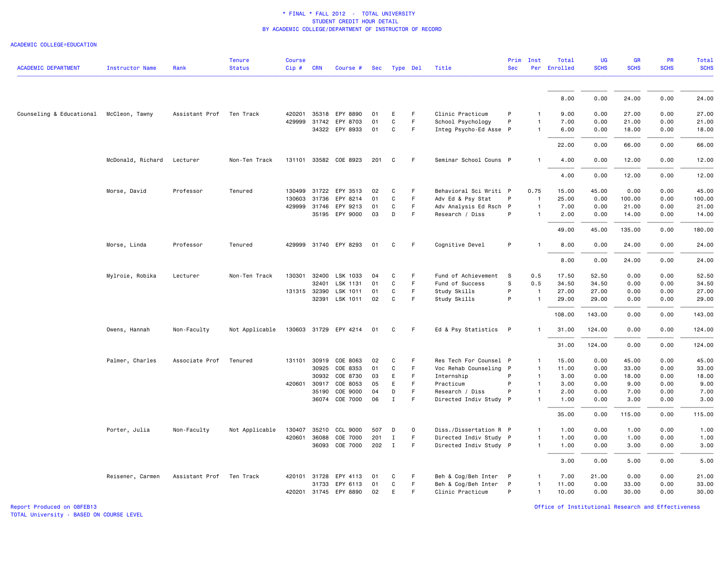# * FINAL * FALL 2012 - TOTAL UNIVERSITY
## STUDENT CREDIT HOUR DETAIL
### BY ACADEMIC COLLEGE/DEPARTMENT OF INSTRUCTOR OF RECORD

ACADEMIC COLLEGE=EDUCATION

| ACADEMIC DEPARTMENT | Instructor Name | Rank | Tenure Status | Course Cip # | CRN | Course # | Sec | Type | Del | Title | Prim Sec | Inst Per | Total Enrolled | UG SCHS | GR SCHS | PR SCHS | Total SCHS |
|---|---|---|---|---|---|---|---|---|---|---|---|---|---|---|---|---|---|
| | | | | | | | | | | | | | 8.00 | 0.00 | 24.00 | 0.00 | 24.00 |
| Counseling & Educational | McCleon, Tawny | Assistant Prof | Ten Track | 420201 | 35318 | EPY 8890 | 01 | E | F | Clinic Practicum | P | 1 | 9.00 | 0.00 | 27.00 | 0.00 | 27.00 |
| | | | | 429999 | 31742 | EPY 8703 | 01 | C | F | School Psychology | P | 1 | 7.00 | 0.00 | 21.00 | 0.00 | 21.00 |
| | | | | | 34322 | EPY 8933 | 01 | C | F | Integ Psycho-Ed Asse | P | 1 | 6.00 | 0.00 | 18.00 | 0.00 | 18.00 |
| | | | | | | | | | | | | | 22.00 | 0.00 | 66.00 | 0.00 | 66.00 |
| | McDonald, Richard | Lecturer | Non-Ten Track | 131101 | 33582 | COE 8923 | 201 | C | F | Seminar School Couns | P | 1 | 4.00 | 0.00 | 12.00 | 0.00 | 12.00 |
| | | | | | | | | | | | | | 4.00 | 0.00 | 12.00 | 0.00 | 12.00 |
| | Morse, David | Professor | Tenured | 130499 | 31722 | EPY 3513 | 02 | C | F | Behavioral Sci Writi | P | 0.75 | 15.00 | 45.00 | 0.00 | 0.00 | 45.00 |
| | | | | 130603 | 31736 | EPY 8214 | 01 | C | F | Adv Ed & Psy Stat | P | 1 | 25.00 | 0.00 | 100.00 | 0.00 | 100.00 |
| | | | | 429999 | 31746 | EPY 9213 | 01 | C | F | Adv Analysis Ed Rsch | P | 1 | 7.00 | 0.00 | 21.00 | 0.00 | 21.00 |
| | | | | | 35195 | EPY 9000 | 03 | D | F | Research / Diss | P | 1 | 2.00 | 0.00 | 14.00 | 0.00 | 14.00 |
| | | | | | | | | | | | | | 49.00 | 45.00 | 135.00 | 0.00 | 180.00 |
| | Morse, Linda | Professor | Tenured | 429999 | 31740 | EPY 8293 | 01 | C | F | Cognitive Devel | P | 1 | 8.00 | 0.00 | 24.00 | 0.00 | 24.00 |
| | | | | | | | | | | | | | 8.00 | 0.00 | 24.00 | 0.00 | 24.00 |
| | Mylroie, Robika | Lecturer | Non-Ten Track | 130301 | 32400 | LSK 1033 | 04 | C | F | Fund of Achievement | S | 0.5 | 17.50 | 52.50 | 0.00 | 0.00 | 52.50 |
| | | | | | 32401 | LSK 1131 | 01 | C | F | Fund of Success | S | 0.5 | 34.50 | 34.50 | 0.00 | 0.00 | 34.50 |
| | | | | 131315 | 32390 | LSK 1011 | 01 | C | F | Study Skills | P | 1 | 27.00 | 27.00 | 0.00 | 0.00 | 27.00 |
| | | | | | 32391 | LSK 1011 | 02 | C | F | Study Skills | P | 1 | 29.00 | 29.00 | 0.00 | 0.00 | 29.00 |
| | | | | | | | | | | | | | 108.00 | 143.00 | 0.00 | 0.00 | 143.00 |
| | Owens, Hannah | Non-Faculty | Not Applicable | 130603 | 31729 | EPY 4214 | 01 | C | F | Ed & Psy Statistics | P | 1 | 31.00 | 124.00 | 0.00 | 0.00 | 124.00 |
| | | | | | | | | | | | | | 31.00 | 124.00 | 0.00 | 0.00 | 124.00 |
| | Palmer, Charles | Associate Prof | Tenured | 131101 | 30919 | COE 8063 | 02 | C | F | Res Tech For Counsel | P | 1 | 15.00 | 0.00 | 45.00 | 0.00 | 45.00 |
| | | | | | 30925 | COE 8353 | 01 | C | F | Voc Rehab Counseling | P | 1 | 11.00 | 0.00 | 33.00 | 0.00 | 33.00 |
| | | | | | 30932 | COE 8730 | 03 | E | F | Internship | P | 1 | 3.00 | 0.00 | 18.00 | 0.00 | 18.00 |
| | | | | 420601 | 30917 | COE 8053 | 05 | E | F | Practicum | P | 1 | 3.00 | 0.00 | 9.00 | 0.00 | 9.00 |
| | | | | | 35190 | COE 9000 | 04 | D | F | Research / Diss | P | 1 | 2.00 | 0.00 | 7.00 | 0.00 | 7.00 |
| | | | | | 36074 | COE 7000 | 06 | I | F | Directed Indiv Study | P | 1 | 1.00 | 0.00 | 3.00 | 0.00 | 3.00 |
| | | | | | | | | | | | | | 35.00 | 0.00 | 115.00 | 0.00 | 115.00 |
| | Porter, Julia | Non-Faculty | Not Applicable | 130407 | 35210 | CCL 9000 | 507 | D | O | Diss./Dissertation R | P | 1 | 1.00 | 0.00 | 1.00 | 0.00 | 1.00 |
| | | | | 420601 | 36088 | COE 7000 | 201 | I | F | Directed Indiv Study | P | 1 | 1.00 | 0.00 | 1.00 | 0.00 | 1.00 |
| | | | | | 36093 | COE 7000 | 202 | I | F | Directed Indiv Study | P | 1 | 1.00 | 0.00 | 3.00 | 0.00 | 3.00 |
| | | | | | | | | | | | | | 3.00 | 0.00 | 5.00 | 0.00 | 5.00 |
| | Reisener, Carmen | Assistant Prof | Ten Track | 420101 | 31728 | EPY 4113 | 01 | C | F | Beh & Cog/Beh Inter | P | 1 | 7.00 | 21.00 | 0.00 | 0.00 | 21.00 |
| | | | | | 31733 | EPY 6113 | 01 | C | F | Beh & Cog/Beh Inter | P | 1 | 11.00 | 0.00 | 33.00 | 0.00 | 33.00 |
| | | | | 420201 | 31745 | EPY 8890 | 02 | E | F | Clinic Practicum | P | 1 | 10.00 | 0.00 | 30.00 | 0.00 | 30.00 |

Report Produced on 08FEB13
TOTAL University - BASED ON COURSE LEVEL

Office of Institutional Research and Effectiveness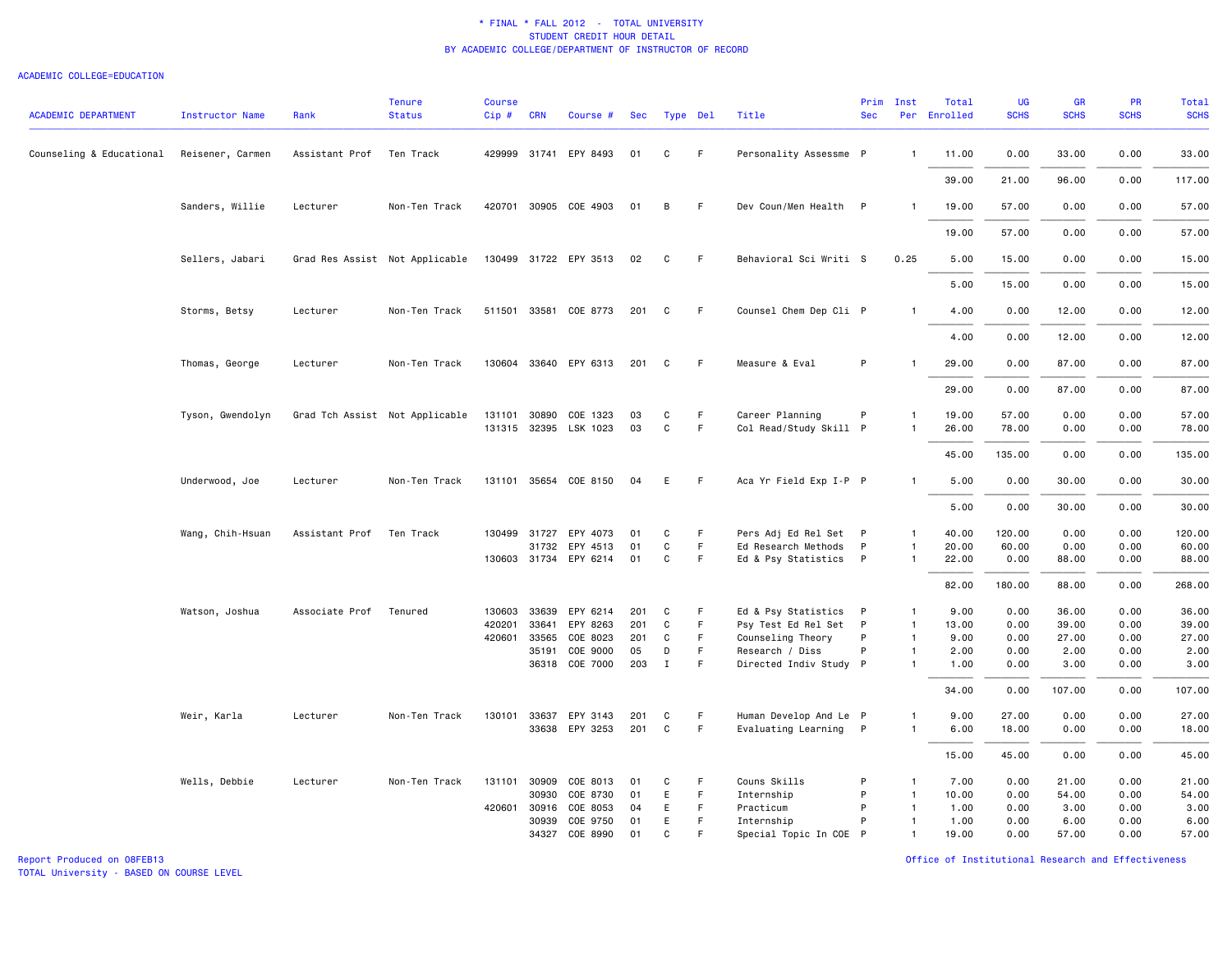# * FINAL * FALL 2012 - TOTAL UNIVERSITY
## STUDENT CREDIT HOUR DETAIL
## BY ACADEMIC COLLEGE/DEPARTMENT OF INSTRUCTOR OF RECORD

ACADEMIC COLLEGE=EDUCATION

| ACADEMIC DEPARTMENT | Instructor Name | Rank | Tenure Status | Course Cip # | CRN | Course # | Sec | Type | Del | Title | Prim Sec | Inst Per | Total Enrolled | UG SCHS | GR SCHS | PR SCHS | Total SCHS |
|---|---|---|---|---|---|---|---|---|---|---|---|---|---|---|---|---|---|
| Counseling & Educational | Reisener, Carmen | Assistant Prof | Ten Track | 429999 | 31741 | EPY 8493 | 01 | C | F | Personality Assessme | P | 1 | 11.00 | 0.00 | 33.00 | 0.00 | 33.00 |
| | | | | | | | | | | | | | 39.00 | 21.00 | 96.00 | 0.00 | 117.00 |
| | Sanders, Willie | Lecturer | Non-Ten Track | 420701 | 30905 | COE 4903 | 01 | B | F | Dev Coun/Men Health | P | 1 | 19.00 | 57.00 | 0.00 | 0.00 | 57.00 |
| | | | | | | | | | | | | | 19.00 | 57.00 | 0.00 | 0.00 | 57.00 |
| | Sellers, Jabari | Grad Res Assist | Not Applicable | 130499 | 31722 | EPY 3513 | 02 | C | F | Behavioral Sci Writi | S | 0.25 | 5.00 | 15.00 | 0.00 | 0.00 | 15.00 |
| | | | | | | | | | | | | | 5.00 | 15.00 | 0.00 | 0.00 | 15.00 |
| | Storms, Betsy | Lecturer | Non-Ten Track | 511501 | 33581 | COE 8773 | 201 | C | F | Counsel Chem Dep Cli | P | 1 | 4.00 | 0.00 | 12.00 | 0.00 | 12.00 |
| | | | | | | | | | | | | | 4.00 | 0.00 | 12.00 | 0.00 | 12.00 |
| | Thomas, George | Lecturer | Non-Ten Track | 130604 | 33640 | EPY 6313 | 201 | C | F | Measure & Eval | P | 1 | 29.00 | 0.00 | 87.00 | 0.00 | 87.00 |
| | | | | | | | | | | | | | 29.00 | 0.00 | 87.00 | 0.00 | 87.00 |
| | Tyson, Gwendolyn | Grad Tch Assist | Not Applicable | 131101 | 30890 | COE 1323 | 03 | C | F | Career Planning | P | 1 | 19.00 | 57.00 | 0.00 | 0.00 | 57.00 |
| | | | | 131315 | 32395 | LSK 1023 | 03 | C | F | Col Read/Study Skill | P | 1 | 26.00 | 78.00 | 0.00 | 0.00 | 78.00 |
| | | | | | | | | | | | | | 45.00 | 135.00 | 0.00 | 0.00 | 135.00 |
| | Underwood, Joe | Lecturer | Non-Ten Track | 131101 | 35654 | COE 8150 | 04 | E | F | Aca Yr Field Exp I-P | P | 1 | 5.00 | 0.00 | 30.00 | 0.00 | 30.00 |
| | | | | | | | | | | | | | 5.00 | 0.00 | 30.00 | 0.00 | 30.00 |
| | Wang, Chih-Hsuan | Assistant Prof | Ten Track | 130499 | 31727 | EPY 4073 | 01 | C | F | Pers Adj Ed Rel Set | P | 1 | 40.00 | 120.00 | 0.00 | 0.00 | 120.00 |
| | | | | | 31732 | EPY 4513 | 01 | C | F | Ed Research Methods | P | 1 | 20.00 | 60.00 | 0.00 | 0.00 | 60.00 |
| | | | | 130603 | 31734 | EPY 6214 | 01 | C | F | Ed & Psy Statistics | P | 1 | 22.00 | 0.00 | 88.00 | 0.00 | 88.00 |
| | | | | | | | | | | | | | 82.00 | 180.00 | 88.00 | 0.00 | 268.00 |
| | Watson, Joshua | Associate Prof | Tenured | 130603 | 33639 | EPY 6214 | 201 | C | F | Ed & Psy Statistics | P | 1 | 9.00 | 0.00 | 36.00 | 0.00 | 36.00 |
| | | | | 420201 | 33641 | EPY 8263 | 201 | C | F | Psy Test Ed Rel Set | P | 1 | 13.00 | 0.00 | 39.00 | 0.00 | 39.00 |
| | | | | 420601 | 33565 | COE 8023 | 201 | C | F | Counseling Theory | P | 1 | 9.00 | 0.00 | 27.00 | 0.00 | 27.00 |
| | | | | | 35191 | COE 9000 | 05 | D | F | Research / Diss | P | 1 | 2.00 | 0.00 | 2.00 | 0.00 | 2.00 |
| | | | | | 36318 | COE 7000 | 203 | I | F | Directed Indiv Study | P | 1 | 1.00 | 0.00 | 3.00 | 0.00 | 3.00 |
| | | | | | | | | | | | | | 34.00 | 0.00 | 107.00 | 0.00 | 107.00 |
| | Weir, Karla | Lecturer | Non-Ten Track | 130101 | 33637 | EPY 3143 | 201 | C | F | Human Develop And Le | P | 1 | 9.00 | 27.00 | 0.00 | 0.00 | 27.00 |
| | | | | | 33638 | EPY 3253 | 201 | C | F | Evaluating Learning | P | 1 | 6.00 | 18.00 | 0.00 | 0.00 | 18.00 |
| | | | | | | | | | | | | | 15.00 | 45.00 | 0.00 | 0.00 | 45.00 |
| | Wells, Debbie | Lecturer | Non-Ten Track | 131101 | 30909 | COE 8013 | 01 | C | F | Couns Skills | P | 1 | 7.00 | 0.00 | 21.00 | 0.00 | 21.00 |
| | | | | | 30930 | COE 8730 | 01 | E | F | Internship | P | 1 | 10.00 | 0.00 | 54.00 | 0.00 | 54.00 |
| | | | | 420601 | 30916 | COE 8053 | 04 | E | F | Practicum | P | 1 | 1.00 | 0.00 | 3.00 | 0.00 | 3.00 |
| | | | | | 30939 | COE 9750 | 01 | E | F | Internship | P | 1 | 1.00 | 0.00 | 6.00 | 0.00 | 6.00 |
| | | | | | 34327 | COE 8990 | 01 | C | F | Special Topic In COE | P | 1 | 19.00 | 0.00 | 57.00 | 0.00 | 57.00 |

Report Produced on 08FEB13
TOTAL University - BASED ON COURSE LEVEL

Office of Institutional Research and Effectiveness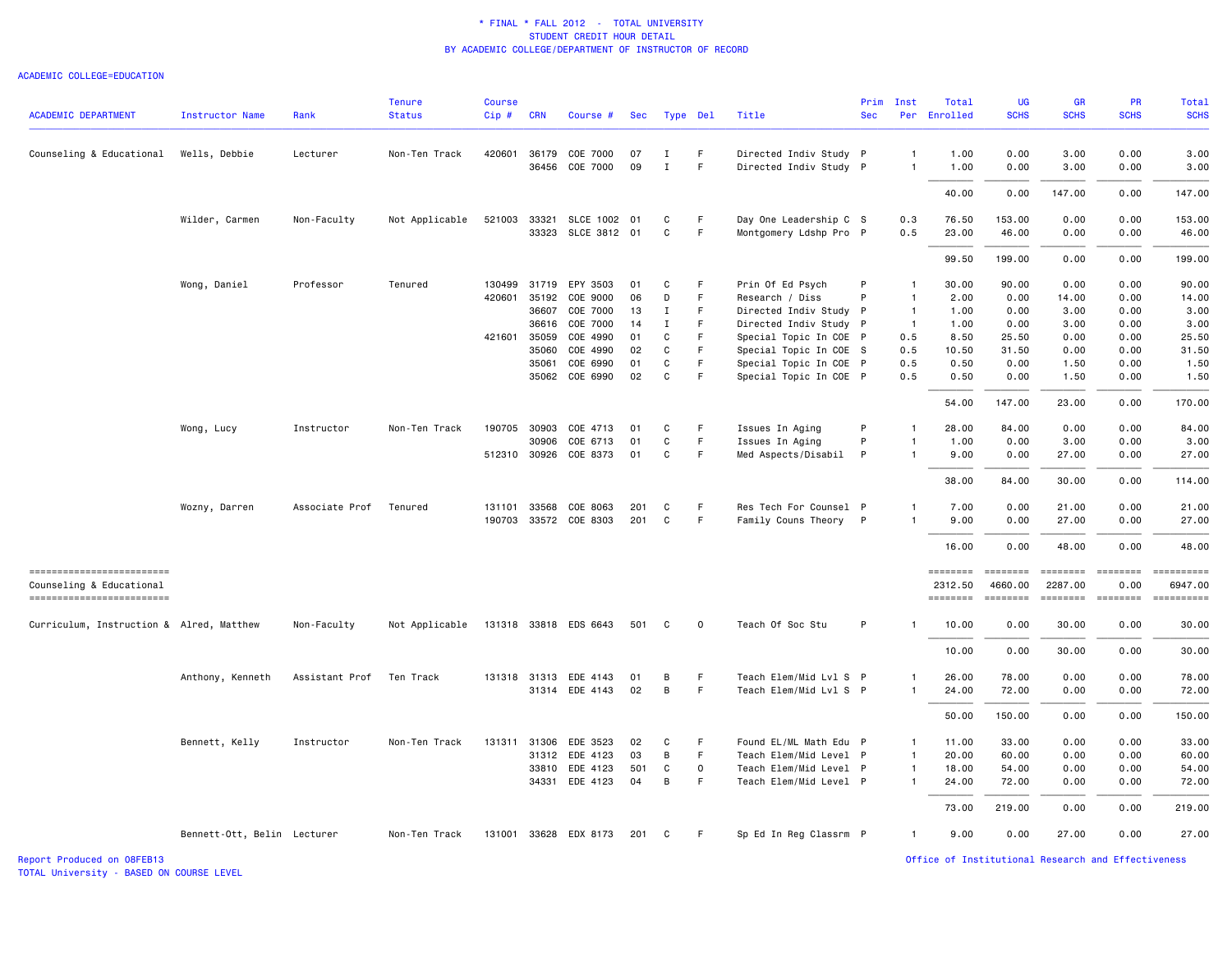\* FINAL \* FALL 2012 - TOTAL UNIVERSITY
STUDENT CREDIT HOUR DETAIL
BY ACADEMIC COLLEGE/DEPARTMENT OF INSTRUCTOR OF RECORD

ACADEMIC COLLEGE=EDUCATION

| ACADEMIC DEPARTMENT | Instructor Name | Rank | Tenure Status | Course Cip # | CRN | Course # | Sec | Type | Del | Title | Prim Sec | Inst Per | Total Enrolled | UG SCHS | GR SCHS | PR SCHS | Total SCHS |
|---|---|---|---|---|---|---|---|---|---|---|---|---|---|---|---|---|---|
| Counseling & Educational | Wells, Debbie | Lecturer | Non-Ten Track | 420601 | 36179 | COE 7000 | 07 | I | F | Directed Indiv Study | P | 1 | 1.00 | 0.00 | 3.00 | 0.00 | 3.00 |
| | | | | | 36456 | COE 7000 | 09 | I | F | Directed Indiv Study | P | 1 | 1.00 | 0.00 | 3.00 | 0.00 | 3.00 |
| | | | | | | | | | | | | | 40.00 | 0.00 | 147.00 | 0.00 | 147.00 |
| | Wilder, Carmen | Non-Faculty | Not Applicable | 521003 | 33321 | SLCE 1002 | 01 | C | F | Day One Leadership C | S | 0.3 | 76.50 | 153.00 | 0.00 | 0.00 | 153.00 |
| | | | | | 33323 | SLCE 3812 | 01 | C | F | Montgomery Ldshp Pro | P | 0.5 | 23.00 | 46.00 | 0.00 | 0.00 | 46.00 |
| | | | | | | | | | | | | | 99.50 | 199.00 | 0.00 | 0.00 | 199.00 |
| | Wong, Daniel | Professor | Tenured | 130499 | 31719 | EPY 3503 | 01 | C | F | Prin Of Ed Psych | P | 1 | 30.00 | 90.00 | 0.00 | 0.00 | 90.00 |
| | | | | 420601 | 35192 | COE 9000 | 06 | D | F | Research / Diss | P | 1 | 2.00 | 0.00 | 14.00 | 0.00 | 14.00 |
| | | | | | 36607 | COE 7000 | 13 | I | F | Directed Indiv Study | P | 1 | 1.00 | 0.00 | 3.00 | 0.00 | 3.00 |
| | | | | | 36616 | COE 7000 | 14 | I | F | Directed Indiv Study | P | 1 | 1.00 | 0.00 | 3.00 | 0.00 | 3.00 |
| | | | | 421601 | 35059 | COE 4990 | 01 | C | F | Special Topic In COE | P | 0.5 | 8.50 | 25.50 | 0.00 | 0.00 | 25.50 |
| | | | | | 35060 | COE 4990 | 02 | C | F | Special Topic In COE | S | 0.5 | 10.50 | 31.50 | 0.00 | 0.00 | 31.50 |
| | | | | | 35061 | COE 6990 | 01 | C | F | Special Topic In COE | P | 0.5 | 0.50 | 0.00 | 1.50 | 0.00 | 1.50 |
| | | | | | 35062 | COE 6990 | 02 | C | F | Special Topic In COE | P | 0.5 | 0.50 | 0.00 | 1.50 | 0.00 | 1.50 |
| | | | | | | | | | | | | | 54.00 | 147.00 | 23.00 | 0.00 | 170.00 |
| | Wong, Lucy | Instructor | Non-Ten Track | 190705 | 30903 | COE 4713 | 01 | C | F | Issues In Aging | P | 1 | 28.00 | 84.00 | 0.00 | 0.00 | 84.00 |
| | | | | | 30906 | COE 6713 | 01 | C | F | Issues In Aging | P | 1 | 1.00 | 0.00 | 3.00 | 0.00 | 3.00 |
| | | | | 512310 | 30926 | COE 8373 | 01 | C | F | Med Aspects/Disabil | P | 1 | 9.00 | 0.00 | 27.00 | 0.00 | 27.00 |
| | | | | | | | | | | | | | 38.00 | 84.00 | 30.00 | 0.00 | 114.00 |
| | Wozny, Darren | Associate Prof | Tenured | 131101 | 33568 | COE 8063 | 201 | C | F | Res Tech For Counsel | P | 1 | 7.00 | 0.00 | 21.00 | 0.00 | 21.00 |
| | | | | 190703 | 33572 | COE 8303 | 201 | C | F | Family Couns Theory | P | 1 | 9.00 | 0.00 | 27.00 | 0.00 | 27.00 |
| | | | | | | | | | | | | | 16.00 | 0.00 | 48.00 | 0.00 | 48.00 |
| Counseling & Educational | | | | | | | | | | | | | 2312.50 | 4660.00 | 2287.00 | 0.00 | 6947.00 |
| Curriculum, Instruction & | Alred, Matthew | Non-Faculty | Not Applicable | 131318 | 33818 | EDS 6643 | 501 | C | O | Teach Of Soc Stu | P | 1 | 10.00 | 0.00 | 30.00 | 0.00 | 30.00 |
| | | | | | | | | | | | | | 10.00 | 0.00 | 30.00 | 0.00 | 30.00 |
| | Anthony, Kenneth | Assistant Prof | Ten Track | 131318 | 31313 | EDE 4143 | 01 | B | F | Teach Elem/Mid Lvl S | P | 1 | 26.00 | 78.00 | 0.00 | 0.00 | 78.00 |
| | | | | | 31314 | EDE 4143 | 02 | B | F | Teach Elem/Mid Lvl S | P | 1 | 24.00 | 72.00 | 0.00 | 0.00 | 72.00 |
| | | | | | | | | | | | | | 50.00 | 150.00 | 0.00 | 0.00 | 150.00 |
| | Bennett, Kelly | Instructor | Non-Ten Track | 131311 | 31306 | EDE 3523 | 02 | C | F | Found EL/ML Math Edu | P | 1 | 11.00 | 33.00 | 0.00 | 0.00 | 33.00 |
| | | | | | 31312 | EDE 4123 | 03 | B | F | Teach Elem/Mid Level | P | 1 | 20.00 | 60.00 | 0.00 | 0.00 | 60.00 |
| | | | | | 33810 | EDE 4123 | 501 | C | O | Teach Elem/Mid Level | P | 1 | 18.00 | 54.00 | 0.00 | 0.00 | 54.00 |
| | | | | | 34331 | EDE 4123 | 04 | B | F | Teach Elem/Mid Level | P | 1 | 24.00 | 72.00 | 0.00 | 0.00 | 72.00 |
| | | | | | | | | | | | | | 73.00 | 219.00 | 0.00 | 0.00 | 219.00 |
| | Bennett-Ott, Belin | Lecturer | Non-Ten Track | 131001 | 33628 | EDX 8173 | 201 | C | F | Sp Ed In Reg Classrm | P | 1 | 9.00 | 0.00 | 27.00 | 0.00 | 27.00 |

Report Produced on 08FEB13
TOTAL University - BASED ON COURSE LEVEL

Office of Institutional Research and Effectiveness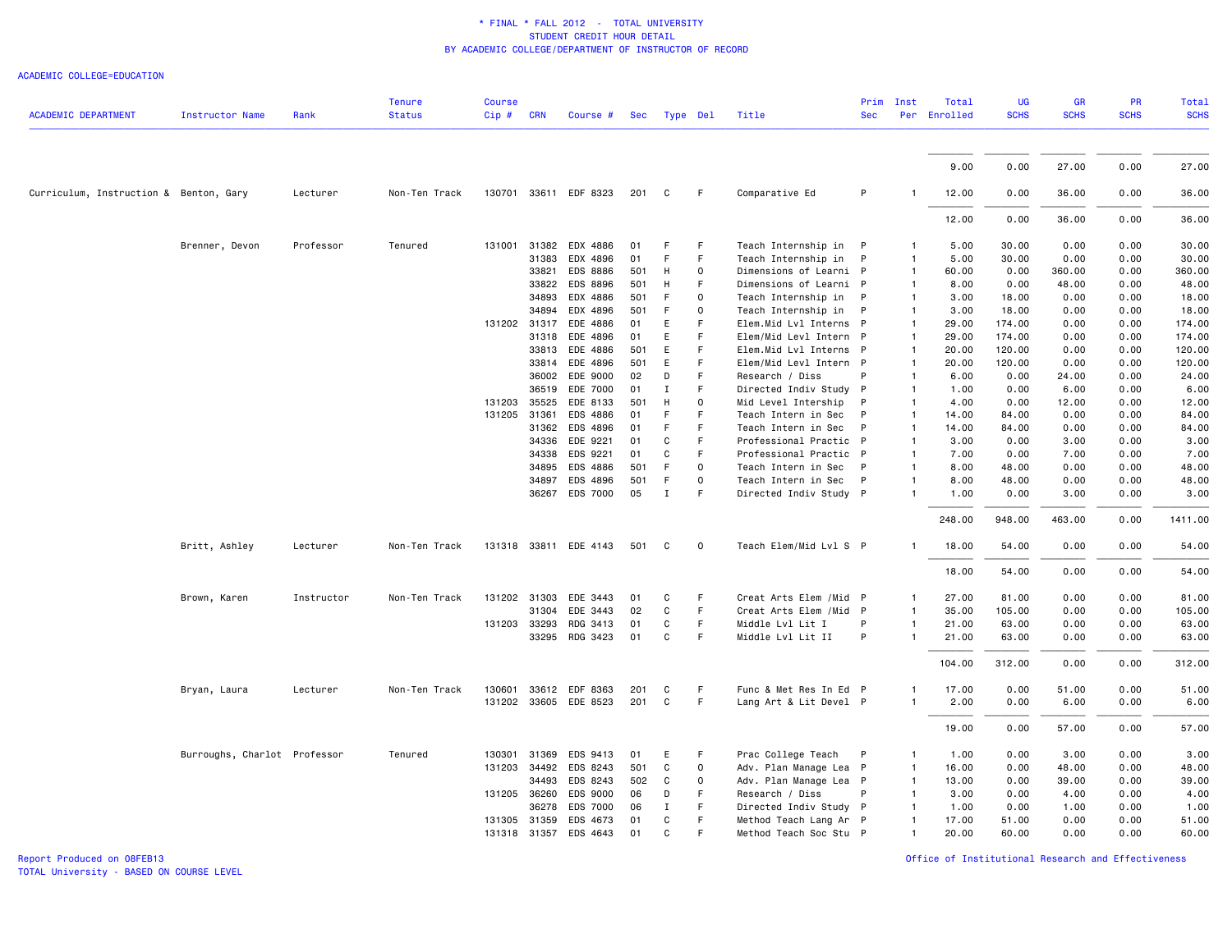\* FINAL \* FALL 2012 - TOTAL UNIVERSITY
STUDENT CREDIT HOUR DETAIL
BY ACADEMIC COLLEGE/DEPARTMENT OF INSTRUCTOR OF RECORD

ACADEMIC COLLEGE=EDUCATION

| ACADEMIC DEPARTMENT | Instructor Name | Rank | Tenure Status | Course Cip # | CRN | Course # | Sec | Type | Del | Title | Prim Sec | Inst Per | Total Enrolled | UG SCHS | GR SCHS | PR SCHS | Total SCHS |
|---|---|---|---|---|---|---|---|---|---|---|---|---|---|---|---|---|---|
| | | | | | | | | | | | | | 9.00 | 0.00 | 27.00 | 0.00 | 27.00 |
| Curriculum, Instruction & | Benton, Gary | Lecturer | Non-Ten Track | 130701 | 33611 | EDF 8323 | 201 | C | F | Comparative Ed | P | 1 | 12.00 | 0.00 | 36.00 | 0.00 | 36.00 |
| | | | | | | | | | | | | | 12.00 | 0.00 | 36.00 | 0.00 | 36.00 |
| | Brenner, Devon | Professor | Tenured | 131001 | 31382 | EDX 4886 | 01 | F | F | Teach Internship in | P | 1 | 5.00 | 30.00 | 0.00 | 0.00 | 30.00 |
| | | | | | 31383 | EDX 4896 | 01 | F | F | Teach Internship in | P | 1 | 5.00 | 30.00 | 0.00 | 0.00 | 30.00 |
| | | | | | 33821 | EDS 8886 | 501 | H | O | Dimensions of Learni | P | 1 | 60.00 | 0.00 | 360.00 | 0.00 | 360.00 |
| | | | | | 33822 | EDS 8896 | 501 | H | F | Dimensions of Learni | P | 1 | 8.00 | 0.00 | 48.00 | 0.00 | 48.00 |
| | | | | | 34893 | EDX 4886 | 501 | F | O | Teach Internship in | P | 1 | 3.00 | 18.00 | 0.00 | 0.00 | 18.00 |
| | | | | | 34894 | EDX 4896 | 501 | F | O | Teach Internship in | P | 1 | 3.00 | 18.00 | 0.00 | 0.00 | 18.00 |
| | | | | 131202 | 31317 | EDE 4886 | 01 | E | F | Elem.Mid Lvl Interns | P | 1 | 29.00 | 174.00 | 0.00 | 0.00 | 174.00 |
| | | | | | 31318 | EDE 4896 | 01 | E | F | Elem/Mid Levl Intern | P | 1 | 29.00 | 174.00 | 0.00 | 0.00 | 174.00 |
| | | | | | 33813 | EDE 4886 | 501 | E | F | Elem.Mid Lvl Interns | P | 1 | 20.00 | 120.00 | 0.00 | 0.00 | 120.00 |
| | | | | | 33814 | EDE 4896 | 501 | E | F | Elem/Mid Levl Intern | P | 1 | 20.00 | 120.00 | 0.00 | 0.00 | 120.00 |
| | | | | | 36002 | EDE 9000 | 02 | D | F | Research / Diss | P | 1 | 6.00 | 0.00 | 24.00 | 0.00 | 24.00 |
| | | | | | 36519 | EDE 7000 | 01 | I | F | Directed Indiv Study | P | 1 | 1.00 | 0.00 | 6.00 | 0.00 | 6.00 |
| | | | | 131203 | 35525 | EDE 8133 | 501 | H | O | Mid Level Intership | P | 1 | 4.00 | 0.00 | 12.00 | 0.00 | 12.00 |
| | | | | 131205 | 31361 | EDS 4886 | 01 | F | F | Teach Intern in Sec | P | 1 | 14.00 | 84.00 | 0.00 | 0.00 | 84.00 |
| | | | | | 31362 | EDS 4896 | 01 | F | F | Teach Intern in Sec | P | 1 | 14.00 | 84.00 | 0.00 | 0.00 | 84.00 |
| | | | | | 34336 | EDE 9221 | 01 | C | F | Professional Practic | P | 1 | 3.00 | 0.00 | 3.00 | 0.00 | 3.00 |
| | | | | | 34338 | EDS 9221 | 01 | C | F | Professional Practic | P | 1 | 7.00 | 0.00 | 7.00 | 0.00 | 7.00 |
| | | | | | 34895 | EDS 4886 | 501 | F | O | Teach Intern in Sec | P | 1 | 8.00 | 48.00 | 0.00 | 0.00 | 48.00 |
| | | | | | 34897 | EDS 4896 | 501 | F | O | Teach Intern in Sec | P | 1 | 8.00 | 48.00 | 0.00 | 0.00 | 48.00 |
| | | | | | 36267 | EDS 7000 | 05 | I | F | Directed Indiv Study | P | 1 | 1.00 | 0.00 | 3.00 | 0.00 | 3.00 |
| | | | | | | | | | | | | | 248.00 | 948.00 | 463.00 | 0.00 | 1411.00 |
| | Britt, Ashley | Lecturer | Non-Ten Track | 131318 | 33811 | EDE 4143 | 501 | C | O | Teach Elem/Mid Lvl S | P | 1 | 18.00 | 54.00 | 0.00 | 0.00 | 54.00 |
| | | | | | | | | | | | | | 18.00 | 54.00 | 0.00 | 0.00 | 54.00 |
| | Brown, Karen | Instructor | Non-Ten Track | 131202 | 31303 | EDE 3443 | 01 | C | F | Creat Arts Elem /Mid | P | 1 | 27.00 | 81.00 | 0.00 | 0.00 | 81.00 |
| | | | | | 31304 | EDE 3443 | 02 | C | F | Creat Arts Elem /Mid | P | 1 | 35.00 | 105.00 | 0.00 | 0.00 | 105.00 |
| | | | | 131203 | 33293 | RDG 3413 | 01 | C | F | Middle Lvl Lit I | P | 1 | 21.00 | 63.00 | 0.00 | 0.00 | 63.00 |
| | | | | | 33295 | RDG 3423 | 01 | C | F | Middle Lvl Lit II | P | 1 | 21.00 | 63.00 | 0.00 | 0.00 | 63.00 |
| | | | | | | | | | | | | | 104.00 | 312.00 | 0.00 | 0.00 | 312.00 |
| | Bryan, Laura | Lecturer | Non-Ten Track | 130601 | 33612 | EDF 8363 | 201 | C | F | Func & Met Res In Ed | P | 1 | 17.00 | 0.00 | 51.00 | 0.00 | 51.00 |
| | | | | 131202 | 33605 | EDE 8523 | 201 | C | F | Lang Art & Lit Devel | P | 1 | 2.00 | 0.00 | 6.00 | 0.00 | 6.00 |
| | | | | | | | | | | | | | 19.00 | 0.00 | 57.00 | 0.00 | 57.00 |
| | Burroughs, Charlot | Professor | Tenured | 130301 | 31369 | EDS 9413 | 01 | E | F | Prac College Teach | P | 1 | 1.00 | 0.00 | 3.00 | 0.00 | 3.00 |
| | | | | 131203 | 34492 | EDS 8243 | 501 | C | O | Adv. Plan Manage Lea | P | 1 | 16.00 | 0.00 | 48.00 | 0.00 | 48.00 |
| | | | | | 34493 | EDS 8243 | 502 | C | O | Adv. Plan Manage Lea | P | 1 | 13.00 | 0.00 | 39.00 | 0.00 | 39.00 |
| | | | | 131205 | 36260 | EDS 9000 | 06 | D | F | Research / Diss | P | 1 | 3.00 | 0.00 | 4.00 | 0.00 | 4.00 |
| | | | | | 36278 | EDS 7000 | 06 | I | F | Directed Indiv Study | P | 1 | 1.00 | 0.00 | 1.00 | 0.00 | 1.00 |
| | | | | 131305 | 31359 | EDS 4673 | 01 | C | F | Method Teach Lang Ar | P | 1 | 17.00 | 51.00 | 0.00 | 0.00 | 51.00 |
| | | | | 131318 | 31357 | EDS 4643 | 01 | C | F | Method Teach Soc Stu | P | 1 | 20.00 | 60.00 | 0.00 | 0.00 | 60.00 |

Report Produced on 08FEB13
TOTAL University - BASED ON COURSE LEVEL

Office of Institutional Research and Effectiveness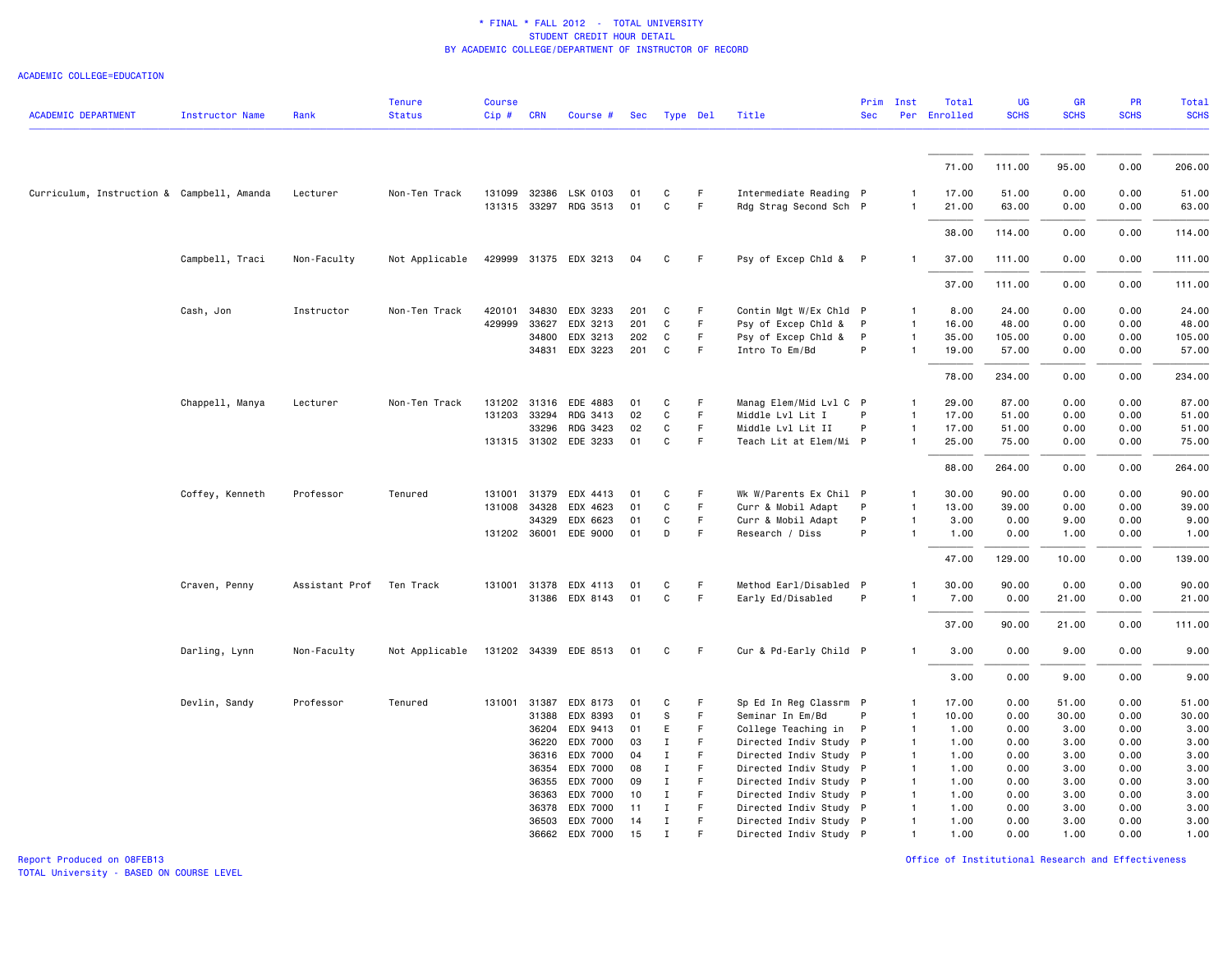\* FINAL \* FALL 2012 - TOTAL UNIVERSITY
STUDENT CREDIT HOUR DETAIL
BY ACADEMIC COLLEGE/DEPARTMENT OF INSTRUCTOR OF RECORD

ACADEMIC COLLEGE=EDUCATION

| ACADEMIC DEPARTMENT | Instructor Name | Rank | Tenure Status | Course Cip # | CRN | Course # | Sec | Type | Del | Title | Prim Sec | Inst Per | Total Enrolled | UG SCHS | GR SCHS | PR SCHS | Total SCHS |
|---|---|---|---|---|---|---|---|---|---|---|---|---|---|---|---|---|---|
| | | | | | | | | | | | | | 71.00 | 111.00 | 95.00 | 0.00 | 206.00 |
| Curriculum, Instruction & | Campbell, Amanda | Lecturer | Non-Ten Track | 131099 | 32386 | LSK 0103 | 01 | C | F | Intermediate Reading | P | 1 | 17.00 | 51.00 | 0.00 | 0.00 | 51.00 |
| | | | | 131315 | 33297 | RDG 3513 | 01 | C | F | Rdg Strag Second Sch | P | 1 | 21.00 | 63.00 | 0.00 | 0.00 | 63.00 |
| | | | | | | | | | | | | | 38.00 | 114.00 | 0.00 | 0.00 | 114.00 |
| | Campbell, Traci | Non-Faculty | Not Applicable | 429999 | 31375 | EDX 3213 | 04 | C | F | Psy of Excep Chld & | P | 1 | 37.00 | 111.00 | 0.00 | 0.00 | 111.00 |
| | | | | | | | | | | | | | 37.00 | 111.00 | 0.00 | 0.00 | 111.00 |
| | Cash, Jon | Instructor | Non-Ten Track | 420101 | 34830 | EDX 3233 | 201 | C | F | Contin Mgt W/Ex Chld | P | 1 | 8.00 | 24.00 | 0.00 | 0.00 | 24.00 |
| | | | | 429999 | 33627 | EDX 3213 | 201 | C | F | Psy of Excep Chld & | P | 1 | 16.00 | 48.00 | 0.00 | 0.00 | 48.00 |
| | | | | | 34800 | EDX 3213 | 202 | C | F | Psy of Excep Chld & | P | 1 | 35.00 | 105.00 | 0.00 | 0.00 | 105.00 |
| | | | | | 34831 | EDX 3223 | 201 | C | F | Intro To Em/Bd | P | 1 | 19.00 | 57.00 | 0.00 | 0.00 | 57.00 |
| | | | | | | | | | | | | | 78.00 | 234.00 | 0.00 | 0.00 | 234.00 |
| | Chappell, Manya | Lecturer | Non-Ten Track | 131202 | 31316 | EDE 4883 | 01 | C | F | Manag Elem/Mid Lvl C | P | 1 | 29.00 | 87.00 | 0.00 | 0.00 | 87.00 |
| | | | | 131203 | 33294 | RDG 3413 | 02 | C | F | Middle Lvl Lit I | P | 1 | 17.00 | 51.00 | 0.00 | 0.00 | 51.00 |
| | | | | | 33296 | RDG 3423 | 02 | C | F | Middle Lvl Lit II | P | 1 | 17.00 | 51.00 | 0.00 | 0.00 | 51.00 |
| | | | | 131315 | 31302 | EDE 3233 | 01 | C | F | Teach Lit at Elem/Mi | P | 1 | 25.00 | 75.00 | 0.00 | 0.00 | 75.00 |
| | | | | | | | | | | | | | 88.00 | 264.00 | 0.00 | 0.00 | 264.00 |
| | Coffey, Kenneth | Professor | Tenured | 131001 | 31379 | EDX 4413 | 01 | C | F | Wk W/Parents Ex Chil | P | 1 | 30.00 | 90.00 | 0.00 | 0.00 | 90.00 |
| | | | | 131008 | 34328 | EDX 4623 | 01 | C | F | Curr & Mobil Adapt | P | 1 | 13.00 | 39.00 | 0.00 | 0.00 | 39.00 |
| | | | | | 34329 | EDX 6623 | 01 | C | F | Curr & Mobil Adapt | P | 1 | 3.00 | 0.00 | 9.00 | 0.00 | 9.00 |
| | | | | 131202 | 36001 | EDE 9000 | 01 | D | F | Research / Diss | P | 1 | 1.00 | 0.00 | 1.00 | 0.00 | 1.00 |
| | | | | | | | | | | | | | 47.00 | 129.00 | 10.00 | 0.00 | 139.00 |
| | Craven, Penny | Assistant Prof | Ten Track | 131001 | 31378 | EDX 4113 | 01 | C | F | Method Earl/Disabled | P | 1 | 30.00 | 90.00 | 0.00 | 0.00 | 90.00 |
| | | | | | 31386 | EDX 8143 | 01 | C | F | Early Ed/Disabled | P | 1 | 7.00 | 0.00 | 21.00 | 0.00 | 21.00 |
| | | | | | | | | | | | | | 37.00 | 90.00 | 21.00 | 0.00 | 111.00 |
| | Darling, Lynn | Non-Faculty | Not Applicable | 131202 | 34339 | EDE 8513 | 01 | C | F | Cur & Pd-Early Child | P | 1 | 3.00 | 0.00 | 9.00 | 0.00 | 9.00 |
| | | | | | | | | | | | | | 3.00 | 0.00 | 9.00 | 0.00 | 9.00 |
| | Devlin, Sandy | Professor | Tenured | 131001 | 31387 | EDX 8173 | 01 | C | F | Sp Ed In Reg Classrm | P | 1 | 17.00 | 0.00 | 51.00 | 0.00 | 51.00 |
| | | | | | 31388 | EDX 8393 | 01 | S | F | Seminar In Em/Bd | P | 1 | 10.00 | 0.00 | 30.00 | 0.00 | 30.00 |
| | | | | | 36204 | EDX 9413 | 01 | E | F | College Teaching in | P | 1 | 1.00 | 0.00 | 3.00 | 0.00 | 3.00 |
| | | | | | 36220 | EDX 7000 | 03 | I | F | Directed Indiv Study | P | 1 | 1.00 | 0.00 | 3.00 | 0.00 | 3.00 |
| | | | | | 36316 | EDX 7000 | 04 | I | F | Directed Indiv Study | P | 1 | 1.00 | 0.00 | 3.00 | 0.00 | 3.00 |
| | | | | | 36354 | EDX 7000 | 08 | I | F | Directed Indiv Study | P | 1 | 1.00 | 0.00 | 3.00 | 0.00 | 3.00 |
| | | | | | 36355 | EDX 7000 | 09 | I | F | Directed Indiv Study | P | 1 | 1.00 | 0.00 | 3.00 | 0.00 | 3.00 |
| | | | | | 36363 | EDX 7000 | 10 | I | F | Directed Indiv Study | P | 1 | 1.00 | 0.00 | 3.00 | 0.00 | 3.00 |
| | | | | | 36378 | EDX 7000 | 11 | I | F | Directed Indiv Study | P | 1 | 1.00 | 0.00 | 3.00 | 0.00 | 3.00 |
| | | | | | 36503 | EDX 7000 | 14 | I | F | Directed Indiv Study | P | 1 | 1.00 | 0.00 | 3.00 | 0.00 | 3.00 |
| | | | | | 36662 | EDX 7000 | 15 | I | F | Directed Indiv Study | P | 1 | 1.00 | 0.00 | 1.00 | 0.00 | 1.00 |

Report Produced on 08FEB13
TOTAL University - BASED ON COURSE LEVEL

Office of Institutional Research and Effectiveness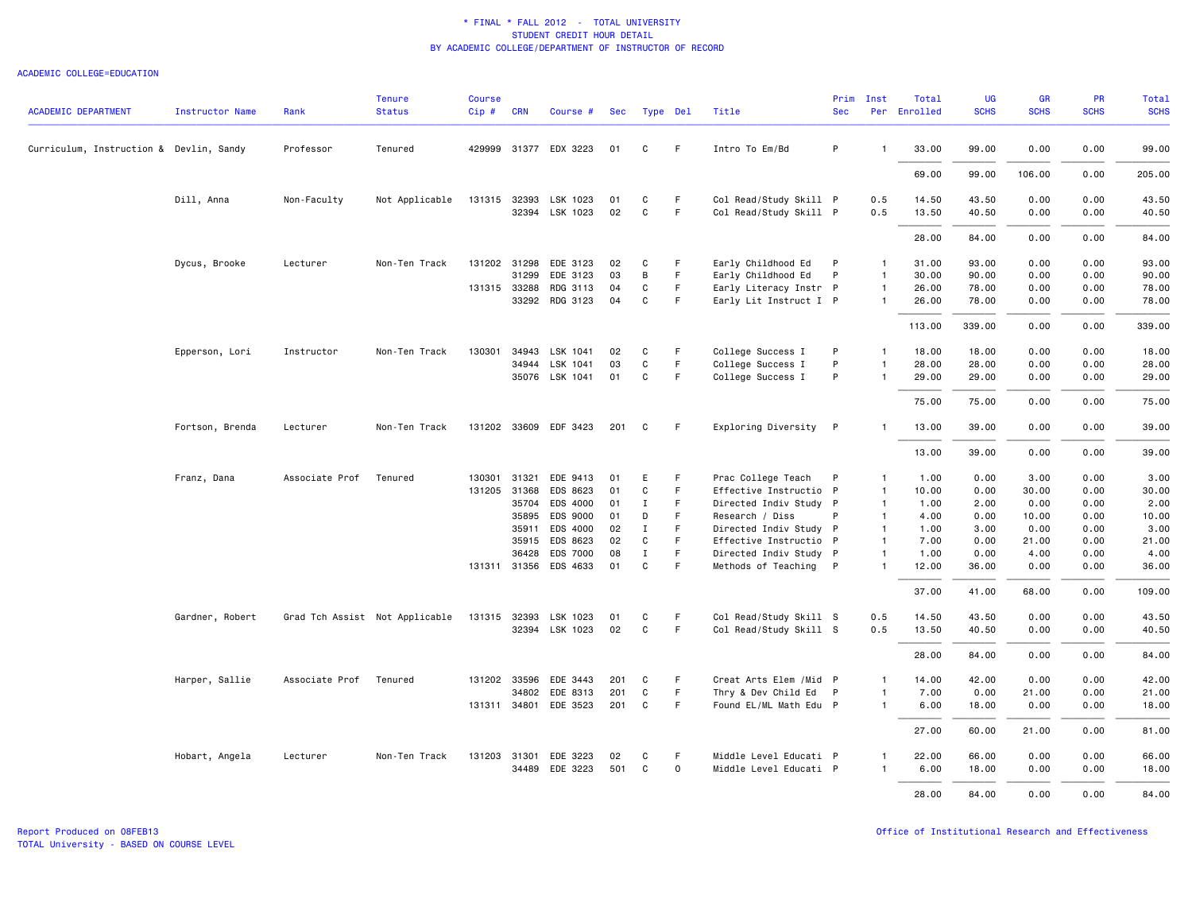# * FINAL * FALL 2012 - TOTAL UNIVERSITY
## STUDENT CREDIT HOUR DETAIL
## BY ACADEMIC COLLEGE/DEPARTMENT OF INSTRUCTOR OF RECORD

ACADEMIC COLLEGE=EDUCATION

| ACADEMIC DEPARTMENT | Instructor Name | Rank | Tenure Status | Course Cip # | CRN | Course # | Sec | Type | Del | Title | Prim Sec | Inst Per | Total Enrolled | UG SCHS | GR SCHS | PR SCHS | Total SCHS |
|---|---|---|---|---|---|---|---|---|---|---|---|---|---|---|---|---|---|
| Curriculum, Instruction & | Devlin, Sandy | Professor | Tenured | 429999 | 31377 | EDX 3223 | 01 | C | F | Intro To Em/Bd | P | 1 | 33.00 | 99.00 | 0.00 | 0.00 | 99.00 |
| | | | | | | | | | | | | | 69.00 | 99.00 | 106.00 | 0.00 | 205.00 |
| | Dill, Anna | Non-Faculty | Not Applicable | 131315 | 32393 | LSK 1023 | 01 | C | F | Col Read/Study Skill | P | 0.5 | 14.50 | 43.50 | 0.00 | 0.00 | 43.50 |
| | | | | | 32394 | LSK 1023 | 02 | C | F | Col Read/Study Skill | P | 0.5 | 13.50 | 40.50 | 0.00 | 0.00 | 40.50 |
| | | | | | | | | | | | | | 28.00 | 84.00 | 0.00 | 0.00 | 84.00 |
| | Dycus, Brooke | Lecturer | Non-Ten Track | 131202 | 31298 | EDE 3123 | 02 | C | F | Early Childhood Ed | P | 1 | 31.00 | 93.00 | 0.00 | 0.00 | 93.00 |
| | | | | | 31299 | EDE 3123 | 03 | B | F | Early Childhood Ed | P | 1 | 30.00 | 90.00 | 0.00 | 0.00 | 90.00 |
| | | | | 131315 | 33288 | RDG 3113 | 04 | C | F | Early Literacy Instr | P | 1 | 26.00 | 78.00 | 0.00 | 0.00 | 78.00 |
| | | | | | 33292 | RDG 3123 | 04 | C | F | Early Lit Instruct I | P | 1 | 26.00 | 78.00 | 0.00 | 0.00 | 78.00 |
| | | | | | | | | | | | | | 113.00 | 339.00 | 0.00 | 0.00 | 339.00 |
| | Epperson, Lori | Instructor | Non-Ten Track | 130301 | 34943 | LSK 1041 | 02 | C | F | College Success I | P | 1 | 18.00 | 18.00 | 0.00 | 0.00 | 18.00 |
| | | | | | 34944 | LSK 1041 | 03 | C | F | College Success I | P | 1 | 28.00 | 28.00 | 0.00 | 0.00 | 28.00 |
| | | | | | 35076 | LSK 1041 | 01 | C | F | College Success I | P | 1 | 29.00 | 29.00 | 0.00 | 0.00 | 29.00 |
| | | | | | | | | | | | | | 75.00 | 75.00 | 0.00 | 0.00 | 75.00 |
| | Fortson, Brenda | Lecturer | Non-Ten Track | 131202 | 33609 | EDF 3423 | 201 | C | F | Exploring Diversity | P | 1 | 13.00 | 39.00 | 0.00 | 0.00 | 39.00 |
| | | | | | | | | | | | | | 13.00 | 39.00 | 0.00 | 0.00 | 39.00 |
| | Franz, Dana | Associate Prof | Tenured | 130301 | 31321 | EDE 9413 | 01 | E | F | Prac College Teach | P | 1 | 1.00 | 0.00 | 3.00 | 0.00 | 3.00 |
| | | | | 131205 | 31368 | EDS 8623 | 01 | C | F | Effective Instructio | P | 1 | 10.00 | 0.00 | 30.00 | 0.00 | 30.00 |
| | | | | | 35704 | EDS 4000 | 01 | I | F | Directed Indiv Study | P | 1 | 1.00 | 2.00 | 0.00 | 0.00 | 2.00 |
| | | | | | 35895 | EDS 9000 | 01 | D | F | Research / Diss | P | 1 | 4.00 | 0.00 | 10.00 | 0.00 | 10.00 |
| | | | | | 35911 | EDS 4000 | 02 | I | F | Directed Indiv Study | P | 1 | 1.00 | 3.00 | 0.00 | 0.00 | 3.00 |
| | | | | | 35915 | EDS 8623 | 02 | C | F | Effective Instructio | P | 1 | 7.00 | 0.00 | 21.00 | 0.00 | 21.00 |
| | | | | | 36428 | EDS 7000 | 08 | I | F | Directed Indiv Study | P | 1 | 1.00 | 0.00 | 4.00 | 0.00 | 4.00 |
| | | | | 131311 | 31356 | EDS 4633 | 01 | C | F | Methods of Teaching | P | 1 | 12.00 | 36.00 | 0.00 | 0.00 | 36.00 |
| | | | | | | | | | | | | | 37.00 | 41.00 | 68.00 | 0.00 | 109.00 |
| | Gardner, Robert | Grad Tch Assist | Not Applicable | 131315 | 32393 | LSK 1023 | 01 | C | F | Col Read/Study Skill | S | 0.5 | 14.50 | 43.50 | 0.00 | 0.00 | 43.50 |
| | | | | | 32394 | LSK 1023 | 02 | C | F | Col Read/Study Skill | S | 0.5 | 13.50 | 40.50 | 0.00 | 0.00 | 40.50 |
| | | | | | | | | | | | | | 28.00 | 84.00 | 0.00 | 0.00 | 84.00 |
| | Harper, Sallie | Associate Prof | Tenured | 131202 | 33596 | EDE 3443 | 201 | C | F | Creat Arts Elem /Mid | P | 1 | 14.00 | 42.00 | 0.00 | 0.00 | 42.00 |
| | | | | | 34802 | EDE 8313 | 201 | C | F | Thry & Dev Child Ed | P | 1 | 7.00 | 0.00 | 21.00 | 0.00 | 21.00 |
| | | | | 131311 | 34801 | EDE 3523 | 201 | C | F | Found EL/ML Math Edu | P | 1 | 6.00 | 18.00 | 0.00 | 0.00 | 18.00 |
| | | | | | | | | | | | | | 27.00 | 60.00 | 21.00 | 0.00 | 81.00 |
| | Hobart, Angela | Lecturer | Non-Ten Track | 131203 | 31301 | EDE 3223 | 02 | C | F | Middle Level Educati | P | 1 | 22.00 | 66.00 | 0.00 | 0.00 | 66.00 |
| | | | | | 34489 | EDE 3223 | 501 | C | O | Middle Level Educati | P | 1 | 6.00 | 18.00 | 0.00 | 0.00 | 18.00 |
| | | | | | | | | | | | | | 28.00 | 84.00 | 0.00 | 0.00 | 84.00 |

Report Produced on 08FEB13
TOTAL University - BASED ON COURSE LEVEL

Office of Institutional Research and Effectiveness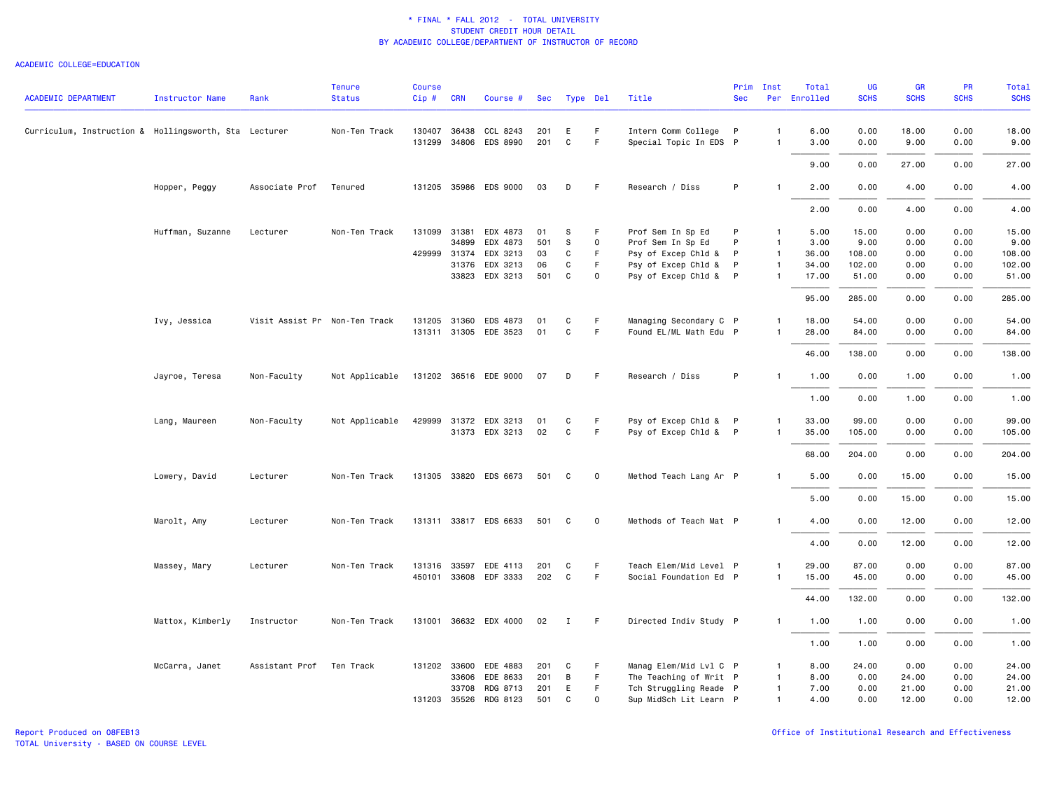\* FINAL \* FALL 2012 - TOTAL UNIVERSITY
STUDENT CREDIT HOUR DETAIL
BY ACADEMIC COLLEGE/DEPARTMENT OF INSTRUCTOR OF RECORD

ACADEMIC COLLEGE=EDUCATION

| ACADEMIC DEPARTMENT | Instructor Name | Rank | Tenure Status | Course Cip # | CRN | Course # | Sec | Type | Del | Title | Prim Sec | Inst Per | Total Enrolled | UG SCHS | GR SCHS | PR SCHS | Total SCHS |
|---|---|---|---|---|---|---|---|---|---|---|---|---|---|---|---|---|---|
| Curriculum, Instruction & | Hollingsworth, Sta | Lecturer | Non-Ten Track | 130407 | 36438 | CCL 8243 | 201 | E | F | Intern Comm College | P | 1 | 6.00 | 0.00 | 18.00 | 0.00 | 18.00 |
| | | | | 131299 | 34806 | EDS 8990 | 201 | C | F | Special Topic In EDS | P | 1 | 3.00 | 0.00 | 9.00 | 0.00 | 9.00 |
| | | | | | | | | | | | | | 9.00 | 0.00 | 27.00 | 0.00 | 27.00 |
| | Hopper, Peggy | Associate Prof | Tenured | 131205 | 35986 | EDS 9000 | 03 | D | F | Research / Diss | P | 1 | 2.00 | 0.00 | 4.00 | 0.00 | 4.00 |
| | | | | | | | | | | | | | 2.00 | 0.00 | 4.00 | 0.00 | 4.00 |
| | Huffman, Suzanne | Lecturer | Non-Ten Track | 131099 | 31381 | EDX 4873 | 01 | S | F | Prof Sem In Sp Ed | P | 1 | 5.00 | 15.00 | 0.00 | 0.00 | 15.00 |
| | | | | | 34899 | EDX 4873 | 501 | S | O | Prof Sem In Sp Ed | P | 1 | 3.00 | 9.00 | 0.00 | 0.00 | 9.00 |
| | | | | 429999 | 31374 | EDX 3213 | 03 | C | F | Psy of Excep Chld & | P | 1 | 36.00 | 108.00 | 0.00 | 0.00 | 108.00 |
| | | | | | 31376 | EDX 3213 | 06 | C | F | Psy of Excep Chld & | P | 1 | 34.00 | 102.00 | 0.00 | 0.00 | 102.00 |
| | | | | | 33823 | EDX 3213 | 501 | C | O | Psy of Excep Chld & | P | 1 | 17.00 | 51.00 | 0.00 | 0.00 | 51.00 |
| | | | | | | | | | | | | | 95.00 | 285.00 | 0.00 | 0.00 | 285.00 |
| | Ivy, Jessica | Visit Assist Pr | Non-Ten Track | 131205 | 31360 | EDS 4873 | 01 | C | F | Managing Secondary C | P | 1 | 18.00 | 54.00 | 0.00 | 0.00 | 54.00 |
| | | | | 131311 | 31305 | EDE 3523 | 01 | C | F | Found EL/ML Math Edu | P | 1 | 28.00 | 84.00 | 0.00 | 0.00 | 84.00 |
| | | | | | | | | | | | | | 46.00 | 138.00 | 0.00 | 0.00 | 138.00 |
| | Jayroe, Teresa | Non-Faculty | Not Applicable | 131202 | 36516 | EDE 9000 | 07 | D | F | Research / Diss | P | 1 | 1.00 | 0.00 | 1.00 | 0.00 | 1.00 |
| | | | | | | | | | | | | | 1.00 | 0.00 | 1.00 | 0.00 | 1.00 |
| | Lang, Maureen | Non-Faculty | Not Applicable | 429999 | 31372 | EDX 3213 | 01 | C | F | Psy of Excep Chld & | P | 1 | 33.00 | 99.00 | 0.00 | 0.00 | 99.00 |
| | | | | | 31373 | EDX 3213 | 02 | C | F | Psy of Excep Chld & | P | 1 | 35.00 | 105.00 | 0.00 | 0.00 | 105.00 |
| | | | | | | | | | | | | | 68.00 | 204.00 | 0.00 | 0.00 | 204.00 |
| | Lowery, David | Lecturer | Non-Ten Track | 131305 | 33820 | EDS 6673 | 501 | C | O | Method Teach Lang Ar | P | 1 | 5.00 | 0.00 | 15.00 | 0.00 | 15.00 |
| | | | | | | | | | | | | | 5.00 | 0.00 | 15.00 | 0.00 | 15.00 |
| | Marolt, Amy | Lecturer | Non-Ten Track | 131311 | 33817 | EDS 6633 | 501 | C | O | Methods of Teach Mat | P | 1 | 4.00 | 0.00 | 12.00 | 0.00 | 12.00 |
| | | | | | | | | | | | | | 4.00 | 0.00 | 12.00 | 0.00 | 12.00 |
| | Massey, Mary | Lecturer | Non-Ten Track | 131316 | 33597 | EDE 4113 | 201 | C | F | Teach Elem/Mid Level | P | 1 | 29.00 | 87.00 | 0.00 | 0.00 | 87.00 |
| | | | | 450101 | 33608 | EDF 3333 | 202 | C | F | Social Foundation Ed | P | 1 | 15.00 | 45.00 | 0.00 | 0.00 | 45.00 |
| | | | | | | | | | | | | | 44.00 | 132.00 | 0.00 | 0.00 | 132.00 |
| | Mattox, Kimberly | Instructor | Non-Ten Track | 131001 | 36632 | EDX 4000 | 02 | I | F | Directed Indiv Study | P | 1 | 1.00 | 1.00 | 0.00 | 0.00 | 1.00 |
| | | | | | | | | | | | | | 1.00 | 1.00 | 0.00 | 0.00 | 1.00 |
| | McCarra, Janet | Assistant Prof | Ten Track | 131202 | 33600 | EDE 4883 | 201 | C | F | Manag Elem/Mid Lvl C | P | 1 | 8.00 | 24.00 | 0.00 | 0.00 | 24.00 |
| | | | | | 33606 | EDE 8633 | 201 | B | F | The Teaching of Writ | P | 1 | 8.00 | 0.00 | 24.00 | 0.00 | 24.00 |
| | | | | | 33708 | RDG 8713 | 201 | E | F | Tch Struggling Reade | P | 1 | 7.00 | 0.00 | 21.00 | 0.00 | 21.00 |
| | | | | 131203 | 35526 | RDG 8123 | 501 | C | O | Sup MidSch Lit Learn | P | 1 | 4.00 | 0.00 | 12.00 | 0.00 | 12.00 |

Report Produced on 08FEB13
TOTAL University - BASED ON COURSE LEVEL

Office of Institutional Research and Effectiveness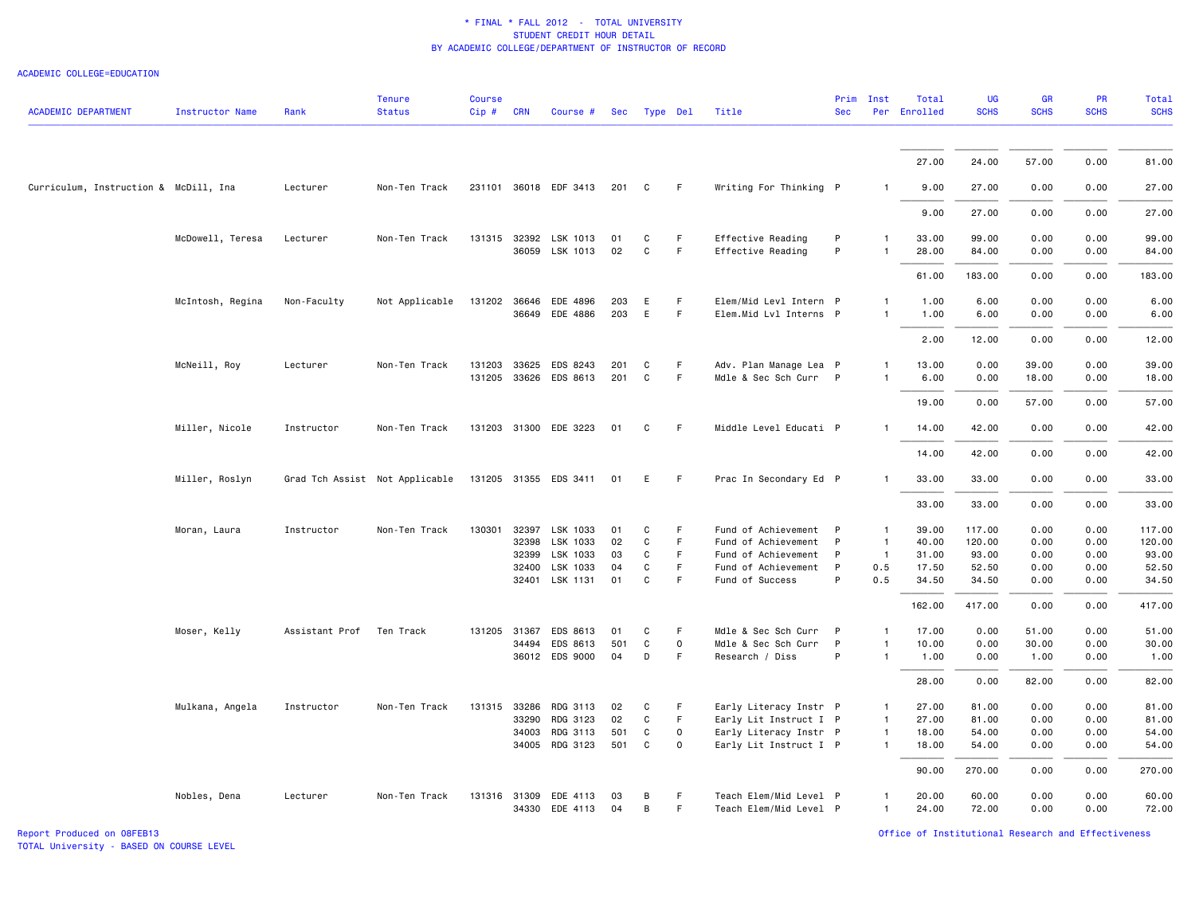\* FINAL \* FALL 2012 - TOTAL UNIVERSITY
STUDENT CREDIT HOUR DETAIL
BY ACADEMIC COLLEGE/DEPARTMENT OF INSTRUCTOR OF RECORD

ACADEMIC COLLEGE=EDUCATION

| ACADEMIC DEPARTMENT | Instructor Name | Rank | Tenure Status | Course Cip # | CRN | Course # | Sec | Type | Del | Title | Prim Sec | Inst Per | Total Enrolled | UG SCHS | GR SCHS | PR SCHS | Total SCHS |
|---|---|---|---|---|---|---|---|---|---|---|---|---|---|---|---|---|---|
| | | | | | | | | | | | | | 27.00 | 24.00 | 57.00 | 0.00 | 81.00 |
| Curriculum, Instruction & | McDill, Ina | Lecturer | Non-Ten Track | 231101 | 36018 | EDF 3413 | 201 | C | F | Writing For Thinking | P | 1 | 9.00 | 27.00 | 0.00 | 0.00 | 27.00 |
| | | | | | | | | | | | | | 9.00 | 27.00 | 0.00 | 0.00 | 27.00 |
| | McDowell, Teresa | Lecturer | Non-Ten Track | 131315 | 32392 | LSK 1013 | 01 | C | F | Effective Reading | P | 1 | 33.00 | 99.00 | 0.00 | 0.00 | 99.00 |
| | | | | | 36059 | LSK 1013 | 02 | C | F | Effective Reading | P | 1 | 28.00 | 84.00 | 0.00 | 0.00 | 84.00 |
| | | | | | | | | | | | | | 61.00 | 183.00 | 0.00 | 0.00 | 183.00 |
| | McIntosh, Regina | Non-Faculty | Not Applicable | 131202 | 36646 | EDE 4896 | 203 | E | F | Elem/Mid Levl Intern | P | 1 | 1.00 | 6.00 | 0.00 | 0.00 | 6.00 |
| | | | | | 36649 | EDE 4886 | 203 | E | F | Elem.Mid Lvl Interns | P | 1 | 1.00 | 6.00 | 0.00 | 0.00 | 6.00 |
| | | | | | | | | | | | | | 2.00 | 12.00 | 0.00 | 0.00 | 12.00 |
| | McNeill, Roy | Lecturer | Non-Ten Track | 131203 | 33625 | EDS 8243 | 201 | C | F | Adv. Plan Manage Lea | P | 1 | 13.00 | 0.00 | 39.00 | 0.00 | 39.00 |
| | | | | 131205 | 33626 | EDS 8613 | 201 | C | F | Mdle & Sec Sch Curr | P | 1 | 6.00 | 0.00 | 18.00 | 0.00 | 18.00 |
| | | | | | | | | | | | | | 19.00 | 0.00 | 57.00 | 0.00 | 57.00 |
| | Miller, Nicole | Instructor | Non-Ten Track | 131203 | 31300 | EDE 3223 | 01 | C | F | Middle Level Educati | P | 1 | 14.00 | 42.00 | 0.00 | 0.00 | 42.00 |
| | | | | | | | | | | | | | 14.00 | 42.00 | 0.00 | 0.00 | 42.00 |
| | Miller, Roslyn | Grad Tch Assist | Not Applicable | 131205 | 31355 | EDS 3411 | 01 | E | F | Prac In Secondary Ed | P | 1 | 33.00 | 33.00 | 0.00 | 0.00 | 33.00 |
| | | | | | | | | | | | | | 33.00 | 33.00 | 0.00 | 0.00 | 33.00 |
| | Moran, Laura | Instructor | Non-Ten Track | 130301 | 32397 | LSK 1033 | 01 | C | F | Fund of Achievement | P | 1 | 39.00 | 117.00 | 0.00 | 0.00 | 117.00 |
| | | | | | 32398 | LSK 1033 | 02 | C | F | Fund of Achievement | P | 1 | 40.00 | 120.00 | 0.00 | 0.00 | 120.00 |
| | | | | | 32399 | LSK 1033 | 03 | C | F | Fund of Achievement | P | 1 | 31.00 | 93.00 | 0.00 | 0.00 | 93.00 |
| | | | | | 32400 | LSK 1033 | 04 | C | F | Fund of Achievement | P | 0.5 | 17.50 | 52.50 | 0.00 | 0.00 | 52.50 |
| | | | | | 32401 | LSK 1131 | 01 | C | F | Fund of Success | P | 0.5 | 34.50 | 34.50 | 0.00 | 0.00 | 34.50 |
| | | | | | | | | | | | | | 162.00 | 417.00 | 0.00 | 0.00 | 417.00 |
| | Moser, Kelly | Assistant Prof | Ten Track | 131205 | 31367 | EDS 8613 | 01 | C | F | Mdle & Sec Sch Curr | P | 1 | 17.00 | 0.00 | 51.00 | 0.00 | 51.00 |
| | | | | | 34494 | EDS 8613 | 501 | C | O | Mdle & Sec Sch Curr | P | 1 | 10.00 | 0.00 | 30.00 | 0.00 | 30.00 |
| | | | | | 36012 | EDS 9000 | 04 | D | F | Research / Diss | P | 1 | 1.00 | 0.00 | 1.00 | 0.00 | 1.00 |
| | | | | | | | | | | | | | 28.00 | 0.00 | 82.00 | 0.00 | 82.00 |
| | Mulkana, Angela | Instructor | Non-Ten Track | 131315 | 33286 | RDG 3113 | 02 | C | F | Early Literacy Instr | P | 1 | 27.00 | 81.00 | 0.00 | 0.00 | 81.00 |
| | | | | | 33290 | RDG 3123 | 02 | C | F | Early Lit Instruct I | P | 1 | 27.00 | 81.00 | 0.00 | 0.00 | 81.00 |
| | | | | | 34003 | RDG 3113 | 501 | C | O | Early Literacy Instr | P | 1 | 18.00 | 54.00 | 0.00 | 0.00 | 54.00 |
| | | | | | 34005 | RDG 3123 | 501 | C | O | Early Lit Instruct I | P | 1 | 18.00 | 54.00 | 0.00 | 0.00 | 54.00 |
| | | | | | | | | | | | | | 90.00 | 270.00 | 0.00 | 0.00 | 270.00 |
| | Nobles, Dena | Lecturer | Non-Ten Track | 131316 | 31309 | EDE 4113 | 03 | B | F | Teach Elem/Mid Level | P | 1 | 20.00 | 60.00 | 0.00 | 0.00 | 60.00 |
| | | | | | 34330 | EDE 4113 | 04 | B | F | Teach Elem/Mid Level | P | 1 | 24.00 | 72.00 | 0.00 | 0.00 | 72.00 |

Report Produced on 08FEB13
TOTAL University - BASED ON COURSE LEVEL

Office of Institutional Research and Effectiveness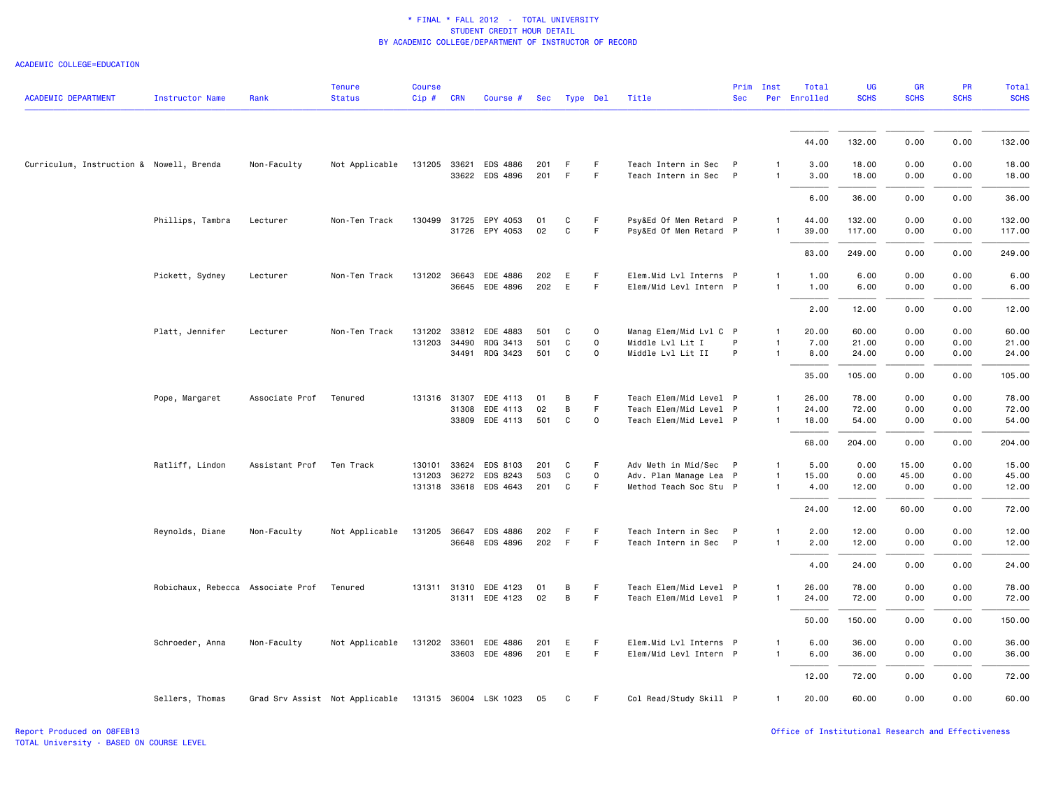\* FINAL \* FALL 2012 - TOTAL UNIVERSITY
STUDENT CREDIT HOUR DETAIL
BY ACADEMIC COLLEGE/DEPARTMENT OF INSTRUCTOR OF RECORD

ACADEMIC COLLEGE=EDUCATION

| ACADEMIC DEPARTMENT | Instructor Name | Rank | Tenure Status | Course Cip # | CRN | Course # | Sec | Type | Del | Title | Prim Sec | Inst Per | Total Enrolled | UG SCHS | GR SCHS | PR SCHS | Total SCHS |
|---|---|---|---|---|---|---|---|---|---|---|---|---|---|---|---|---|---|
| | | | | | | | | | | | | | 44.00 | 132.00 | 0.00 | 0.00 | 132.00 |
| Curriculum, Instruction & | Nowell, Brenda | Non-Faculty | Not Applicable | 131205 | 33621 | EDS 4886 | 201 | F | F | Teach Intern in Sec | P | 1 | 3.00 | 18.00 | 0.00 | 0.00 | 18.00 |
| | | | | | 33622 | EDS 4896 | 201 | F | F | Teach Intern in Sec | P | 1 | 3.00 | 18.00 | 0.00 | 0.00 | 18.00 |
| | | | | | | | | | | | | | 6.00 | 36.00 | 0.00 | 0.00 | 36.00 |
| | Phillips, Tambra | Lecturer | Non-Ten Track | 130499 | 31725 | EPY 4053 | 01 | C | F | Psy&Ed Of Men Retard | P | 1 | 44.00 | 132.00 | 0.00 | 0.00 | 132.00 |
| | | | | | 31726 | EPY 4053 | 02 | C | F | Psy&Ed Of Men Retard | P | 1 | 39.00 | 117.00 | 0.00 | 0.00 | 117.00 |
| | | | | | | | | | | | | | 83.00 | 249.00 | 0.00 | 0.00 | 249.00 |
| | Pickett, Sydney | Lecturer | Non-Ten Track | 131202 | 36643 | EDE 4886 | 202 | E | F | Elem.Mid Lvl Interns | P | 1 | 1.00 | 6.00 | 0.00 | 0.00 | 6.00 |
| | | | | | 36645 | EDE 4896 | 202 | E | F | Elem/Mid Levl Intern | P | 1 | 1.00 | 6.00 | 0.00 | 0.00 | 6.00 |
| | | | | | | | | | | | | | 2.00 | 12.00 | 0.00 | 0.00 | 12.00 |
| | Platt, Jennifer | Lecturer | Non-Ten Track | 131202 | 33812 | EDE 4883 | 501 | C | O | Manag Elem/Mid Lvl C | P | 1 | 20.00 | 60.00 | 0.00 | 0.00 | 60.00 |
| | | | | 131203 | 34490 | RDG 3413 | 501 | C | O | Middle Lvl Lit I | P | 1 | 7.00 | 21.00 | 0.00 | 0.00 | 21.00 |
| | | | | | 34491 | RDG 3423 | 501 | C | O | Middle Lvl Lit II | P | 1 | 8.00 | 24.00 | 0.00 | 0.00 | 24.00 |
| | | | | | | | | | | | | | 35.00 | 105.00 | 0.00 | 0.00 | 105.00 |
| | Pope, Margaret | Associate Prof | Tenured | 131316 | 31307 | EDE 4113 | 01 | B | F | Teach Elem/Mid Level | P | 1 | 26.00 | 78.00 | 0.00 | 0.00 | 78.00 |
| | | | | | 31308 | EDE 4113 | 02 | B | F | Teach Elem/Mid Level | P | 1 | 24.00 | 72.00 | 0.00 | 0.00 | 72.00 |
| | | | | | 33809 | EDE 4113 | 501 | C | O | Teach Elem/Mid Level | P | 1 | 18.00 | 54.00 | 0.00 | 0.00 | 54.00 |
| | | | | | | | | | | | | | 68.00 | 204.00 | 0.00 | 0.00 | 204.00 |
| | Ratliff, Lindon | Assistant Prof | Ten Track | 130101 | 33624 | EDS 8103 | 201 | C | F | Adv Meth in Mid/Sec | P | 1 | 5.00 | 0.00 | 15.00 | 0.00 | 15.00 |
| | | | | 131203 | 36272 | EDS 8243 | 503 | C | O | Adv. Plan Manage Lea | P | 1 | 15.00 | 0.00 | 45.00 | 0.00 | 45.00 |
| | | | | 131318 | 33618 | EDS 4643 | 201 | C | F | Method Teach Soc Stu | P | 1 | 4.00 | 12.00 | 0.00 | 0.00 | 12.00 |
| | | | | | | | | | | | | | 24.00 | 12.00 | 60.00 | 0.00 | 72.00 |
| | Reynolds, Diane | Non-Faculty | Not Applicable | 131205 | 36647 | EDS 4886 | 202 | F | F | Teach Intern in Sec | P | 1 | 2.00 | 12.00 | 0.00 | 0.00 | 12.00 |
| | | | | | 36648 | EDS 4896 | 202 | F | F | Teach Intern in Sec | P | 1 | 2.00 | 12.00 | 0.00 | 0.00 | 12.00 |
| | | | | | | | | | | | | | 4.00 | 24.00 | 0.00 | 0.00 | 24.00 |
| | Robichaux, Rebecca | Associate Prof | Tenured | 131311 | 31310 | EDE 4123 | 01 | B | F | Teach Elem/Mid Level | P | 1 | 26.00 | 78.00 | 0.00 | 0.00 | 78.00 |
| | | | | | 31311 | EDE 4123 | 02 | B | F | Teach Elem/Mid Level | P | 1 | 24.00 | 72.00 | 0.00 | 0.00 | 72.00 |
| | | | | | | | | | | | | | 50.00 | 150.00 | 0.00 | 0.00 | 150.00 |
| | Schroeder, Anna | Non-Faculty | Not Applicable | 131202 | 33601 | EDE 4886 | 201 | E | F | Elem.Mid Lvl Interns | P | 1 | 6.00 | 36.00 | 0.00 | 0.00 | 36.00 |
| | | | | | 33603 | EDE 4896 | 201 | E | F | Elem/Mid Levl Intern | P | 1 | 6.00 | 36.00 | 0.00 | 0.00 | 36.00 |
| | | | | | | | | | | | | | 12.00 | 72.00 | 0.00 | 0.00 | 72.00 |
| | Sellers, Thomas | Grad Srv Assist | Not Applicable | 131315 | 36004 | LSK 1023 | 05 | C | F | Col Read/Study Skill | P | 1 | 20.00 | 60.00 | 0.00 | 0.00 | 60.00 |

Report Produced on 08FEB13
TOTAL University - BASED ON COURSE LEVEL

Office of Institutional Research and Effectiveness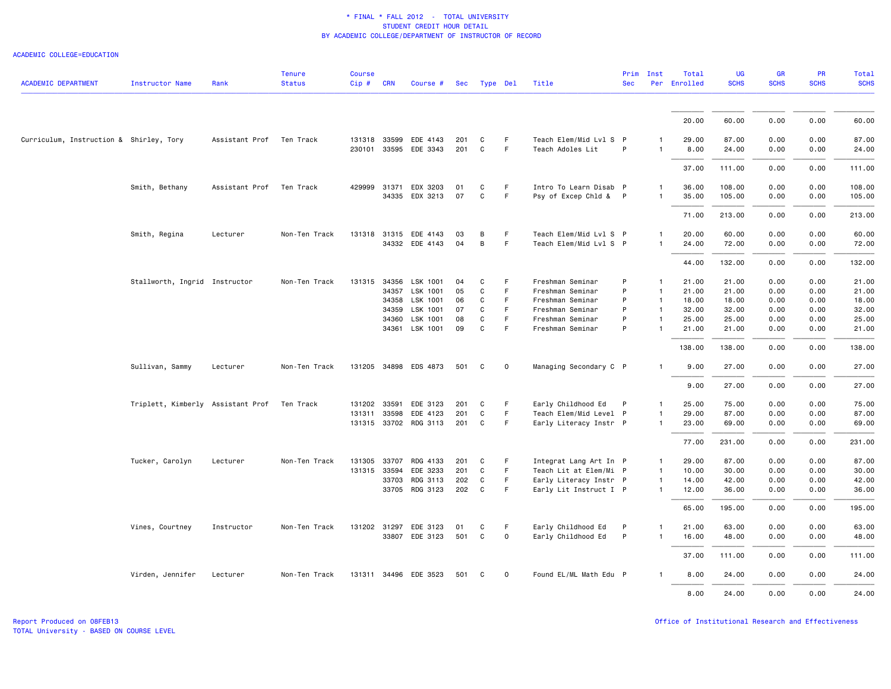# * FINAL * FALL 2012 - TOTAL UNIVERSITY
## STUDENT CREDIT HOUR DETAIL
## BY ACADEMIC COLLEGE/DEPARTMENT OF INSTRUCTOR OF RECORD

ACADEMIC COLLEGE=EDUCATION

| ACADEMIC DEPARTMENT | Instructor Name | Rank | Tenure Status | Course Cip # | CRN | Course # | Sec | Type | Del | Title | Prim Sec | Inst Per | Total Enrolled | UG SCHS | GR SCHS | PR SCHS | Total SCHS |
|---|---|---|---|---|---|---|---|---|---|---|---|---|---|---|---|---|---|
| | | | | | | | | | | | | | 20.00 | 60.00 | 0.00 | 0.00 | 60.00 |
| Curriculum, Instruction & | Shirley, Tory | Assistant Prof | Ten Track | 131318 | 33599 | EDE 4143 | 201 | C | F | Teach Elem/Mid Lvl S | P | 1 | 29.00 | 87.00 | 0.00 | 0.00 | 87.00 |
| | | | | 230101 | 33595 | EDE 3343 | 201 | C | F | Teach Adoles Lit | P | 1 | 8.00 | 24.00 | 0.00 | 0.00 | 24.00 |
| | | | | | | | | | | | | | 37.00 | 111.00 | 0.00 | 0.00 | 111.00 |
| | Smith, Bethany | Assistant Prof | Ten Track | 429999 | 31371 | EDX 3203 | 01 | C | F | Intro To Learn Disab | P | 1 | 36.00 | 108.00 | 0.00 | 0.00 | 108.00 |
| | | | | | 34335 | EDX 3213 | 07 | C | F | Psy of Excep Chld & | P | 1 | 35.00 | 105.00 | 0.00 | 0.00 | 105.00 |
| | | | | | | | | | | | | | 71.00 | 213.00 | 0.00 | 0.00 | 213.00 |
| | Smith, Regina | Lecturer | Non-Ten Track | 131318 | 31315 | EDE 4143 | 03 | B | F | Teach Elem/Mid Lvl S | P | 1 | 20.00 | 60.00 | 0.00 | 0.00 | 60.00 |
| | | | | | 34332 | EDE 4143 | 04 | B | F | Teach Elem/Mid Lvl S | P | 1 | 24.00 | 72.00 | 0.00 | 0.00 | 72.00 |
| | | | | | | | | | | | | | 44.00 | 132.00 | 0.00 | 0.00 | 132.00 |
| | Stallworth, Ingrid | Instructor | Non-Ten Track | 131315 | 34356 | LSK 1001 | 04 | C | F | Freshman Seminar | P | 1 | 21.00 | 21.00 | 0.00 | 0.00 | 21.00 |
| | | | | | 34357 | LSK 1001 | 05 | C | F | Freshman Seminar | P | 1 | 21.00 | 21.00 | 0.00 | 0.00 | 21.00 |
| | | | | | 34358 | LSK 1001 | 06 | C | F | Freshman Seminar | P | 1 | 18.00 | 18.00 | 0.00 | 0.00 | 18.00 |
| | | | | | 34359 | LSK 1001 | 07 | C | F | Freshman Seminar | P | 1 | 32.00 | 32.00 | 0.00 | 0.00 | 32.00 |
| | | | | | 34360 | LSK 1001 | 08 | C | F | Freshman Seminar | P | 1 | 25.00 | 25.00 | 0.00 | 0.00 | 25.00 |
| | | | | | 34361 | LSK 1001 | 09 | C | F | Freshman Seminar | P | 1 | 21.00 | 21.00 | 0.00 | 0.00 | 21.00 |
| | | | | | | | | | | | | | 138.00 | 138.00 | 0.00 | 0.00 | 138.00 |
| | Sullivan, Sammy | Lecturer | Non-Ten Track | 131205 | 34898 | EDS 4873 | 501 | C | O | Managing Secondary C | P | 1 | 9.00 | 27.00 | 0.00 | 0.00 | 27.00 |
| | | | | | | | | | | | | | 9.00 | 27.00 | 0.00 | 0.00 | 27.00 |
| | Triplett, Kimberly | Assistant Prof | Ten Track | 131202 | 33591 | EDE 3123 | 201 | C | F | Early Childhood Ed | P | 1 | 25.00 | 75.00 | 0.00 | 0.00 | 75.00 |
| | | | | 131311 | 33598 | EDE 4123 | 201 | C | F | Teach Elem/Mid Level | P | 1 | 29.00 | 87.00 | 0.00 | 0.00 | 87.00 |
| | | | | 131315 | 33702 | RDG 3113 | 201 | C | F | Early Literacy Instr | P | 1 | 23.00 | 69.00 | 0.00 | 0.00 | 69.00 |
| | | | | | | | | | | | | | 77.00 | 231.00 | 0.00 | 0.00 | 231.00 |
| | Tucker, Carolyn | Lecturer | Non-Ten Track | 131305 | 33707 | RDG 4133 | 201 | C | F | Integrat Lang Art In | P | 1 | 29.00 | 87.00 | 0.00 | 0.00 | 87.00 |
| | | | | 131315 | 33594 | EDE 3233 | 201 | C | F | Teach Lit at Elem/Mi | P | 1 | 10.00 | 30.00 | 0.00 | 0.00 | 30.00 |
| | | | | | 33703 | RDG 3113 | 202 | C | F | Early Literacy Instr | P | 1 | 14.00 | 42.00 | 0.00 | 0.00 | 42.00 |
| | | | | | 33705 | RDG 3123 | 202 | C | F | Early Lit Instruct I | P | 1 | 12.00 | 36.00 | 0.00 | 0.00 | 36.00 |
| | | | | | | | | | | | | | 65.00 | 195.00 | 0.00 | 0.00 | 195.00 |
| | Vines, Courtney | Instructor | Non-Ten Track | 131202 | 31297 | EDE 3123 | 01 | C | F | Early Childhood Ed | P | 1 | 21.00 | 63.00 | 0.00 | 0.00 | 63.00 |
| | | | | | 33807 | EDE 3123 | 501 | C | O | Early Childhood Ed | P | 1 | 16.00 | 48.00 | 0.00 | 0.00 | 48.00 |
| | | | | | | | | | | | | | 37.00 | 111.00 | 0.00 | 0.00 | 111.00 |
| | Virden, Jennifer | Lecturer | Non-Ten Track | 131311 | 34496 | EDE 3523 | 501 | C | O | Found EL/ML Math Edu | P | 1 | 8.00 | 24.00 | 0.00 | 0.00 | 24.00 |
| | | | | | | | | | | | | | 8.00 | 24.00 | 0.00 | 0.00 | 24.00 |

Report Produced on 08FEB13
TOTAL University - BASED ON COURSE LEVEL

Office of Institutional Research and Effectiveness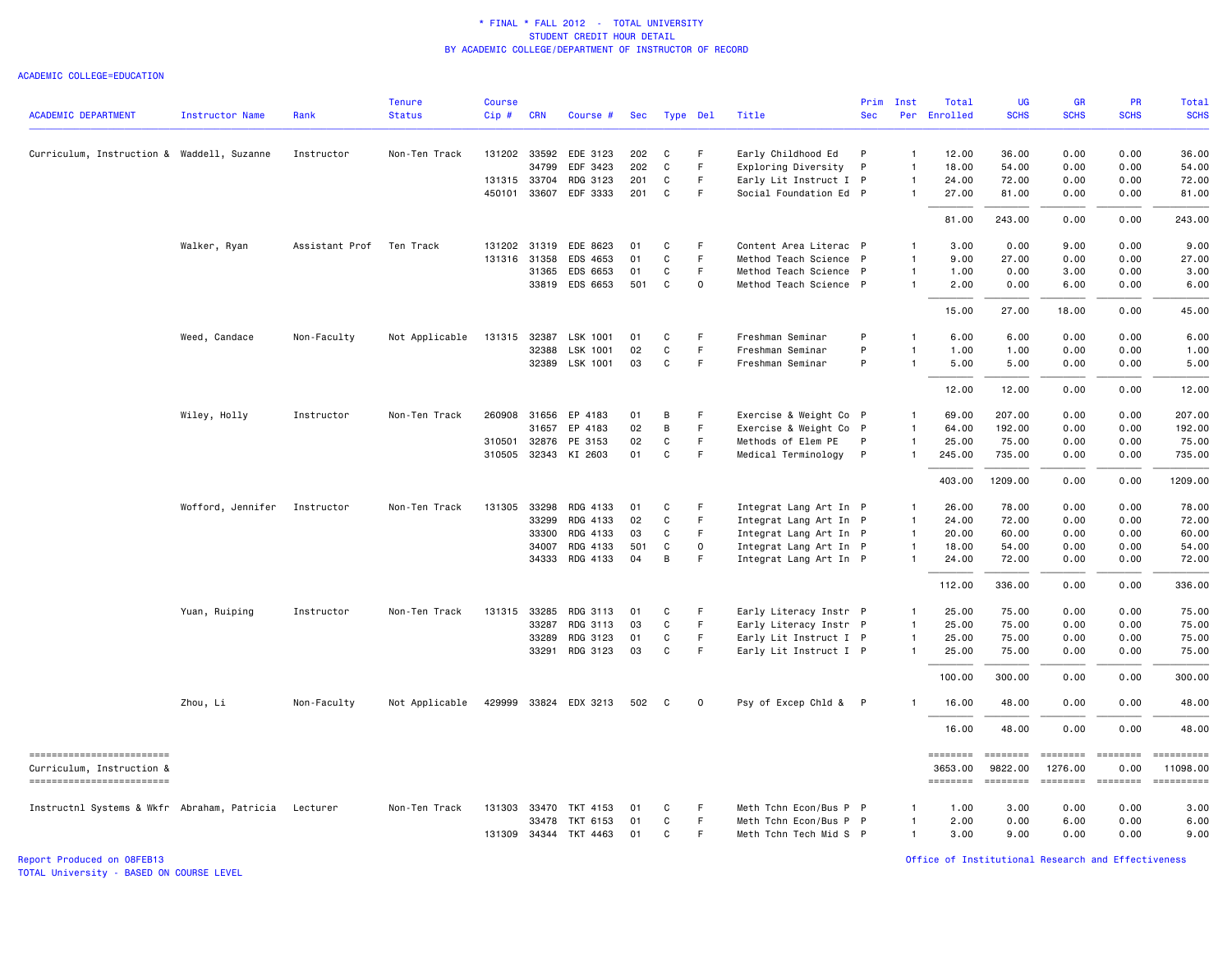* FINAL * FALL 2012 - TOTAL UNIVERSITY
STUDENT CREDIT HOUR DETAIL
BY ACADEMIC COLLEGE/DEPARTMENT OF INSTRUCTOR OF RECORD

ACADEMIC COLLEGE=EDUCATION

| ACADEMIC DEPARTMENT | Instructor Name | Rank | Tenure Status | Course Cip # | CRN | Course # | Sec | Type | Del | Title | Prim Sec | Inst Per | Total Enrolled | UG SCHS | GR SCHS | PR SCHS | Total SCHS |
|---|---|---|---|---|---|---|---|---|---|---|---|---|---|---|---|---|---|
| Curriculum, Instruction & | Waddell, Suzanne | Instructor | Non-Ten Track | 131202 | 33592 | EDE 3123 | 202 | C | F | Early Childhood Ed | P | 1 | 12.00 | 36.00 | 0.00 | 0.00 | 36.00 |
| | | | | | 34799 | EDF 3423 | 202 | C | F | Exploring Diversity | P | 1 | 18.00 | 54.00 | 0.00 | 0.00 | 54.00 |
| | | | | 131315 | 33704 | RDG 3123 | 201 | C | F | Early Lit Instruct I | P | 1 | 24.00 | 72.00 | 0.00 | 0.00 | 72.00 |
| | | | | 450101 | 33607 | EDF 3333 | 201 | C | F | Social Foundation Ed | P | 1 | 27.00 | 81.00 | 0.00 | 0.00 | 81.00 |
| | | | | | | | | | | | | | 81.00 | 243.00 | 0.00 | 0.00 | 243.00 |
| | Walker, Ryan | Assistant Prof | Ten Track | 131202 | 31319 | EDE 8623 | 01 | C | F | Content Area Literac | P | 1 | 3.00 | 0.00 | 9.00 | 0.00 | 9.00 |
| | | | | 131316 | 31358 | EDS 4653 | 01 | C | F | Method Teach Science | P | 1 | 9.00 | 27.00 | 0.00 | 0.00 | 27.00 |
| | | | | | 31365 | EDS 6653 | 01 | C | F | Method Teach Science | P | 1 | 1.00 | 0.00 | 3.00 | 0.00 | 3.00 |
| | | | | | 33819 | EDS 6653 | 501 | C | O | Method Teach Science | P | 1 | 2.00 | 0.00 | 6.00 | 0.00 | 6.00 |
| | | | | | | | | | | | | | 15.00 | 27.00 | 18.00 | 0.00 | 45.00 |
| | Weed, Candace | Non-Faculty | Not Applicable | 131315 | 32387 | LSK 1001 | 01 | C | F | Freshman Seminar | P | 1 | 6.00 | 6.00 | 0.00 | 0.00 | 6.00 |
| | | | | | 32388 | LSK 1001 | 02 | C | F | Freshman Seminar | P | 1 | 1.00 | 1.00 | 0.00 | 0.00 | 1.00 |
| | | | | | 32389 | LSK 1001 | 03 | C | F | Freshman Seminar | P | 1 | 5.00 | 5.00 | 0.00 | 0.00 | 5.00 |
| | | | | | | | | | | | | | 12.00 | 12.00 | 0.00 | 0.00 | 12.00 |
| | Wiley, Holly | Instructor | Non-Ten Track | 260908 | 31656 | EP 4183 | 01 | B | F | Exercise & Weight Co | P | 1 | 69.00 | 207.00 | 0.00 | 0.00 | 207.00 |
| | | | | | 31657 | EP 4183 | 02 | B | F | Exercise & Weight Co | P | 1 | 64.00 | 192.00 | 0.00 | 0.00 | 192.00 |
| | | | | 310501 | 32876 | PE 3153 | 02 | C | F | Methods of Elem PE | P | 1 | 25.00 | 75.00 | 0.00 | 0.00 | 75.00 |
| | | | | 310505 | 32343 | KI 2603 | 01 | C | F | Medical Terminology | P | 1 | 245.00 | 735.00 | 0.00 | 0.00 | 735.00 |
| | | | | | | | | | | | | | 403.00 | 1209.00 | 0.00 | 0.00 | 1209.00 |
| | Wofford, Jennifer | Instructor | Non-Ten Track | 131305 | 33298 | RDG 4133 | 01 | C | F | Integrat Lang Art In | P | 1 | 26.00 | 78.00 | 0.00 | 0.00 | 78.00 |
| | | | | | 33299 | RDG 4133 | 02 | C | F | Integrat Lang Art In | P | 1 | 24.00 | 72.00 | 0.00 | 0.00 | 72.00 |
| | | | | | 33300 | RDG 4133 | 03 | C | F | Integrat Lang Art In | P | 1 | 20.00 | 60.00 | 0.00 | 0.00 | 60.00 |
| | | | | | 34007 | RDG 4133 | 501 | C | O | Integrat Lang Art In | P | 1 | 18.00 | 54.00 | 0.00 | 0.00 | 54.00 |
| | | | | | 34333 | RDG 4133 | 04 | B | F | Integrat Lang Art In | P | 1 | 24.00 | 72.00 | 0.00 | 0.00 | 72.00 |
| | | | | | | | | | | | | | 112.00 | 336.00 | 0.00 | 0.00 | 336.00 |
| | Yuan, Ruiping | Instructor | Non-Ten Track | 131315 | 33285 | RDG 3113 | 01 | C | F | Early Literacy Instr | P | 1 | 25.00 | 75.00 | 0.00 | 0.00 | 75.00 |
| | | | | | 33287 | RDG 3113 | 03 | C | F | Early Literacy Instr | P | 1 | 25.00 | 75.00 | 0.00 | 0.00 | 75.00 |
| | | | | | 33289 | RDG 3123 | 01 | C | F | Early Lit Instruct I | P | 1 | 25.00 | 75.00 | 0.00 | 0.00 | 75.00 |
| | | | | | 33291 | RDG 3123 | 03 | C | F | Early Lit Instruct I | P | 1 | 25.00 | 75.00 | 0.00 | 0.00 | 75.00 |
| | | | | | | | | | | | | | 100.00 | 300.00 | 0.00 | 0.00 | 300.00 |
| | Zhou, Li | Non-Faculty | Not Applicable | 429999 | 33824 | EDX 3213 | 502 | C | O | Psy of Excep Chld & | P | 1 | 16.00 | 48.00 | 0.00 | 0.00 | 48.00 |
| | | | | | | | | | | | | | 16.00 | 48.00 | 0.00 | 0.00 | 48.00 |
| Curriculum, Instruction & | | | | | | | | | | | | | 3653.00 | 9822.00 | 1276.00 | 0.00 | 11098.00 |
| Instructnl Systems & Wkfr | Abraham, Patricia | Lecturer | Non-Ten Track | 131303 | 33470 | TKT 4153 | 01 | C | F | Meth Tchn Econ/Bus P | P | 1 | 1.00 | 3.00 | 0.00 | 0.00 | 3.00 |
| | | | | | 33478 | TKT 6153 | 01 | C | F | Meth Tchn Econ/Bus P | P | 1 | 2.00 | 0.00 | 6.00 | 0.00 | 6.00 |
| | | | | 131309 | 34344 | TKT 4463 | 01 | C | F | Meth Tchn Tech Mid S | P | 1 | 3.00 | 9.00 | 0.00 | 0.00 | 9.00 |

Report Produced on 08FEB13
TOTAL University - BASED ON COURSE LEVEL

Office of Institutional Research and Effectiveness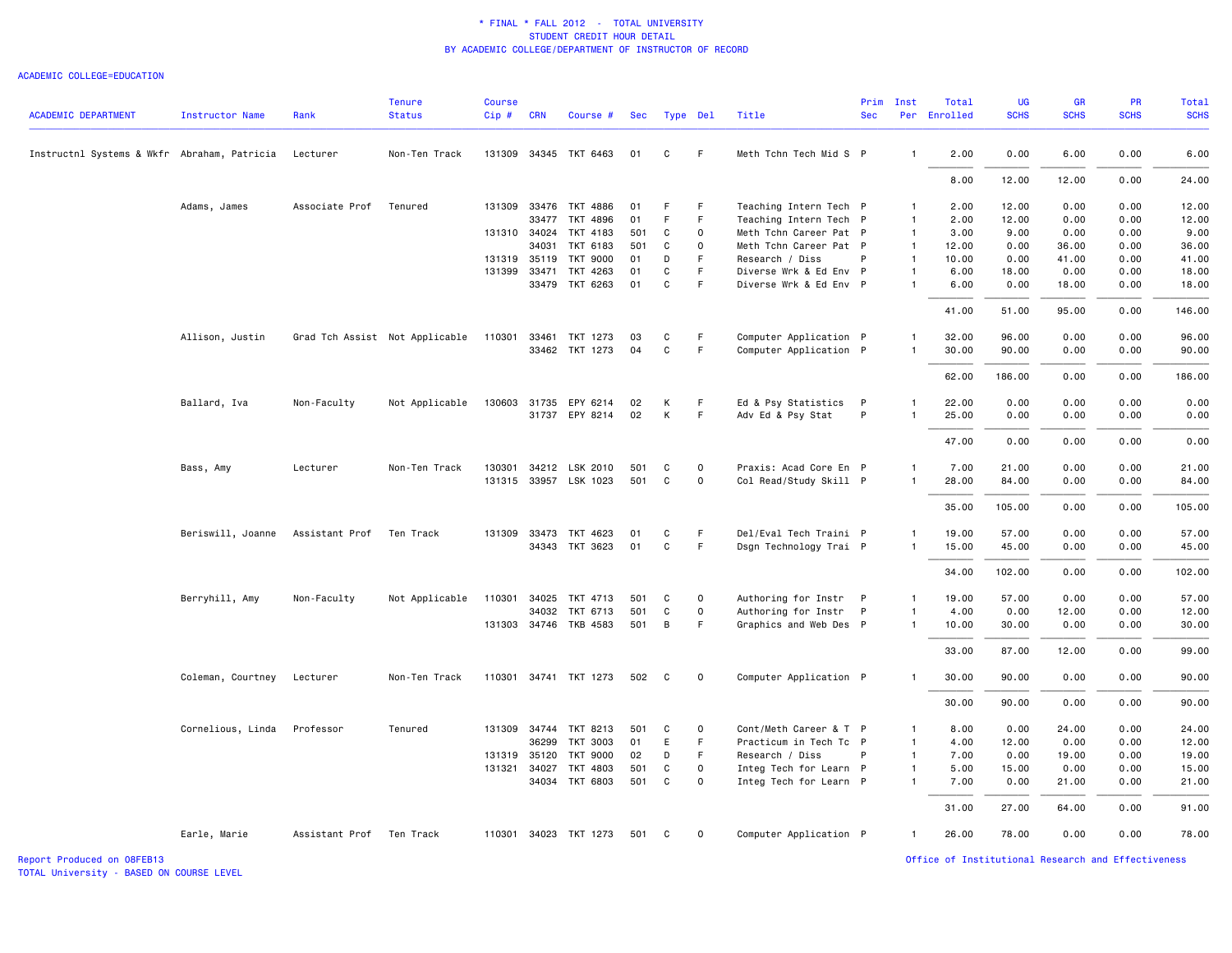\* FINAL \* FALL 2012 - TOTAL UNIVERSITY
STUDENT CREDIT HOUR DETAIL
BY ACADEMIC COLLEGE/DEPARTMENT OF INSTRUCTOR OF RECORD

ACADEMIC COLLEGE=EDUCATION

| ACADEMIC DEPARTMENT | Instructor Name | Rank | Tenure Status | Course Cip # | CRN | Course # | Sec | Type | Del | Title | Prim Sec | Inst Per | Total Enrolled | UG SCHS | GR SCHS | PR SCHS | Total SCHS |
|---|---|---|---|---|---|---|---|---|---|---|---|---|---|---|---|---|---|
| Instructnl Systems & Wkfr | Abraham, Patricia | Lecturer | Non-Ten Track | 131309 | 34345 | TKT 6463 | 01 | C | F | Meth Tchn Tech Mid S | P | 1 | 2.00 | 0.00 | 6.00 | 0.00 | 6.00 |
| | | | | | | | | | | | | | 8.00 | 12.00 | 12.00 | 0.00 | 24.00 |
| | Adams, James | Associate Prof | Tenured | 131309 | 33476 | TKT 4886 | 01 | F | F | Teaching Intern Tech | P | 1 | 2.00 | 12.00 | 0.00 | 0.00 | 12.00 |
| | | | | | 33477 | TKT 4896 | 01 | F | F | Teaching Intern Tech | P | 1 | 2.00 | 12.00 | 0.00 | 0.00 | 12.00 |
| | | | | 131310 | 34024 | TKT 4183 | 501 | C | O | Meth Tchn Career Pat | P | 1 | 3.00 | 9.00 | 0.00 | 0.00 | 9.00 |
| | | | | | 34031 | TKT 6183 | 501 | C | O | Meth Tchn Career Pat | P | 1 | 12.00 | 0.00 | 36.00 | 0.00 | 36.00 |
| | | | | 131319 | 35119 | TKT 9000 | 01 | D | F | Research / Diss | P | 1 | 10.00 | 0.00 | 41.00 | 0.00 | 41.00 |
| | | | | 131399 | 33471 | TKT 4263 | 01 | C | F | Diverse Wrk & Ed Env | P | 1 | 6.00 | 18.00 | 0.00 | 0.00 | 18.00 |
| | | | | | 33479 | TKT 6263 | 01 | C | F | Diverse Wrk & Ed Env | P | 1 | 6.00 | 0.00 | 18.00 | 0.00 | 18.00 |
| | | | | | | | | | | | | | 41.00 | 51.00 | 95.00 | 0.00 | 146.00 |
| | Allison, Justin | Grad Tch Assist | Not Applicable | 110301 | 33461 | TKT 1273 | 03 | C | F | Computer Application | P | 1 | 32.00 | 96.00 | 0.00 | 0.00 | 96.00 |
| | | | | | 33462 | TKT 1273 | 04 | C | F | Computer Application | P | 1 | 30.00 | 90.00 | 0.00 | 0.00 | 90.00 |
| | | | | | | | | | | | | | 62.00 | 186.00 | 0.00 | 0.00 | 186.00 |
| | Ballard, Iva | Non-Faculty | Not Applicable | 130603 | 31735 | EPY 6214 | 02 | K | F | Ed & Psy Statistics | P | 1 | 22.00 | 0.00 | 0.00 | 0.00 | 0.00 |
| | | | | | 31737 | EPY 8214 | 02 | K | F | Adv Ed & Psy Stat | P | 1 | 25.00 | 0.00 | 0.00 | 0.00 | 0.00 |
| | | | | | | | | | | | | | 47.00 | 0.00 | 0.00 | 0.00 | 0.00 |
| | Bass, Amy | Lecturer | Non-Ten Track | 130301 | 34212 | LSK 2010 | 501 | C | O | Praxis: Acad Core En | P | 1 | 7.00 | 21.00 | 0.00 | 0.00 | 21.00 |
| | | | | 131315 | 33957 | LSK 1023 | 501 | C | O | Col Read/Study Skill | P | 1 | 28.00 | 84.00 | 0.00 | 0.00 | 84.00 |
| | | | | | | | | | | | | | 35.00 | 105.00 | 0.00 | 0.00 | 105.00 |
| | Beriswill, Joanne | Assistant Prof | Ten Track | 131309 | 33473 | TKT 4623 | 01 | C | F | Del/Eval Tech Traini | P | 1 | 19.00 | 57.00 | 0.00 | 0.00 | 57.00 |
| | | | | | 34343 | TKT 3623 | 01 | C | F | Dsgn Technology Trai | P | 1 | 15.00 | 45.00 | 0.00 | 0.00 | 45.00 |
| | | | | | | | | | | | | | 34.00 | 102.00 | 0.00 | 0.00 | 102.00 |
| | Berryhill, Amy | Non-Faculty | Not Applicable | 110301 | 34025 | TKT 4713 | 501 | C | O | Authoring for Instr | P | 1 | 19.00 | 57.00 | 0.00 | 0.00 | 57.00 |
| | | | | | 34032 | TKT 6713 | 501 | C | O | Authoring for Instr | P | 1 | 4.00 | 0.00 | 12.00 | 0.00 | 12.00 |
| | | | | 131303 | 34746 | TKB 4583 | 501 | B | F | Graphics and Web Des | P | 1 | 10.00 | 30.00 | 0.00 | 0.00 | 30.00 |
| | | | | | | | | | | | | | 33.00 | 87.00 | 12.00 | 0.00 | 99.00 |
| | Coleman, Courtney | Lecturer | Non-Ten Track | 110301 | 34741 | TKT 1273 | 502 | C | O | Computer Application | P | 1 | 30.00 | 90.00 | 0.00 | 0.00 | 90.00 |
| | | | | | | | | | | | | | 30.00 | 90.00 | 0.00 | 0.00 | 90.00 |
| | Cornelious, Linda | Professor | Tenured | 131309 | 34744 | TKT 8213 | 501 | C | O | Cont/Meth Career & T | P | 1 | 8.00 | 0.00 | 24.00 | 0.00 | 24.00 |
| | | | | | 36299 | TKT 3003 | 01 | E | F | Practicum in Tech Tc | P | 1 | 4.00 | 12.00 | 0.00 | 0.00 | 12.00 |
| | | | | 131319 | 35120 | TKT 9000 | 02 | D | F | Research / Diss | P | 1 | 7.00 | 0.00 | 19.00 | 0.00 | 19.00 |
| | | | | 131321 | 34027 | TKT 4803 | 501 | C | O | Integ Tech for Learn | P | 1 | 5.00 | 15.00 | 0.00 | 0.00 | 15.00 |
| | | | | | 34034 | TKT 6803 | 501 | C | O | Integ Tech for Learn | P | 1 | 7.00 | 0.00 | 21.00 | 0.00 | 21.00 |
| | | | | | | | | | | | | | 31.00 | 27.00 | 64.00 | 0.00 | 91.00 |
| | Earle, Marie | Assistant Prof | Ten Track | 110301 | 34023 | TKT 1273 | 501 | C | O | Computer Application | P | 1 | 26.00 | 78.00 | 0.00 | 0.00 | 78.00 |

Report Produced on 08FEB13
TOTAL University - BASED ON COURSE LEVEL

Office of Institutional Research and Effectiveness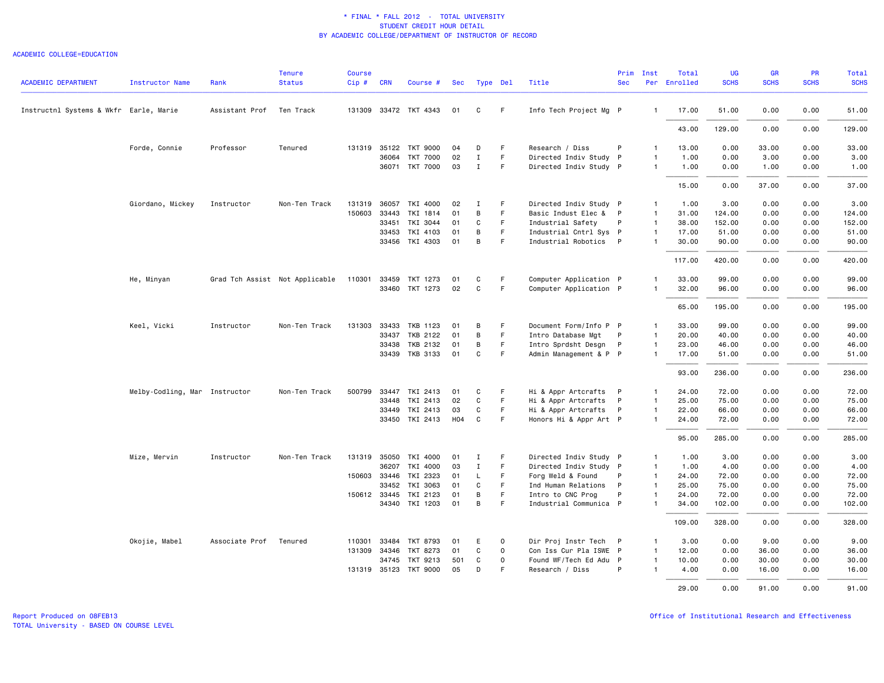# * FINAL * FALL 2012 - TOTAL UNIVERSITY
## STUDENT CREDIT HOUR DETAIL
## BY ACADEMIC COLLEGE/DEPARTMENT OF INSTRUCTOR OF RECORD

ACADEMIC COLLEGE=EDUCATION

| ACADEMIC DEPARTMENT | Instructor Name | Rank | Tenure Status | Course Cip # | CRN | Course # | Sec | Type | Del | Title | Prim Sec | Inst Per | Total Enrolled | UG SCHS | GR SCHS | PR SCHS | Total SCHS |
|---|---|---|---|---|---|---|---|---|---|---|---|---|---|---|---|---|---|
| Instructnl Systems & Wkfr | Earle, Marie | Assistant Prof | Ten Track | 131309 | 33472 | TKT 4343 | 01 | C | F | Info Tech Project Mg | P | 1 | 17.00 | 51.00 | 0.00 | 0.00 | 51.00 |
| | | | | | | | | | | | | | 43.00 | 129.00 | 0.00 | 0.00 | 129.00 |
| | Forde, Connie | Professor | Tenured | 131319 | 35122 | TKT 9000 | 04 | D | F | Research / Diss | P | 1 | 13.00 | 0.00 | 33.00 | 0.00 | 33.00 |
| | | | | | 36064 | TKT 7000 | 02 | I | F | Directed Indiv Study | P | 1 | 1.00 | 0.00 | 3.00 | 0.00 | 3.00 |
| | | | | | 36071 | TKT 7000 | 03 | I | F | Directed Indiv Study | P | 1 | 1.00 | 0.00 | 1.00 | 0.00 | 1.00 |
| | | | | | | | | | | | | | 15.00 | 0.00 | 37.00 | 0.00 | 37.00 |
| | Giordano, Mickey | Instructor | Non-Ten Track | 131319 | 36057 | TKI 4000 | 02 | I | F | Directed Indiv Study | P | 1 | 1.00 | 3.00 | 0.00 | 0.00 | 3.00 |
| | | | | 150603 | 33443 | TKI 1814 | 01 | B | F | Basic Indust Elec & | P | 1 | 31.00 | 124.00 | 0.00 | 0.00 | 124.00 |
| | | | | | 33451 | TKI 3044 | 01 | C | F | Industrial Safety | P | 1 | 38.00 | 152.00 | 0.00 | 0.00 | 152.00 |
| | | | | | 33453 | TKI 4103 | 01 | B | F | Industrial Cntrl Sys | P | 1 | 17.00 | 51.00 | 0.00 | 0.00 | 51.00 |
| | | | | | 33456 | TKI 4303 | 01 | B | F | Industrial Robotics | P | 1 | 30.00 | 90.00 | 0.00 | 0.00 | 90.00 |
| | | | | | | | | | | | | | 117.00 | 420.00 | 0.00 | 0.00 | 420.00 |
| | He, Minyan | Grad Tch Assist | Not Applicable | 110301 | 33459 | TKT 1273 | 01 | C | F | Computer Application | P | 1 | 33.00 | 99.00 | 0.00 | 0.00 | 99.00 |
| | | | | | 33460 | TKT 1273 | 02 | C | F | Computer Application | P | 1 | 32.00 | 96.00 | 0.00 | 0.00 | 96.00 |
| | | | | | | | | | | | | | 65.00 | 195.00 | 0.00 | 0.00 | 195.00 |
| | Keel, Vicki | Instructor | Non-Ten Track | 131303 | 33433 | TKB 1123 | 01 | B | F | Document Form/Info P | P | 1 | 33.00 | 99.00 | 0.00 | 0.00 | 99.00 |
| | | | | | 33437 | TKB 2122 | 01 | B | F | Intro Database Mgt | P | 1 | 20.00 | 40.00 | 0.00 | 0.00 | 40.00 |
| | | | | | 33438 | TKB 2132 | 01 | B | F | Intro Sprdsht Desgn | P | 1 | 23.00 | 46.00 | 0.00 | 0.00 | 46.00 |
| | | | | | 33439 | TKB 3133 | 01 | C | F | Admin Management & P | P | 1 | 17.00 | 51.00 | 0.00 | 0.00 | 51.00 |
| | | | | | | | | | | | | | 93.00 | 236.00 | 0.00 | 0.00 | 236.00 |
| | Melby-Codling, Mar | Instructor | Non-Ten Track | 500799 | 33447 | TKI 2413 | 01 | C | F | Hi & Appr Artcrafts | P | 1 | 24.00 | 72.00 | 0.00 | 0.00 | 72.00 |
| | | | | | 33448 | TKI 2413 | 02 | C | F | Hi & Appr Artcrafts | P | 1 | 25.00 | 75.00 | 0.00 | 0.00 | 75.00 |
| | | | | | 33449 | TKI 2413 | 03 | C | F | Hi & Appr Artcrafts | P | 1 | 22.00 | 66.00 | 0.00 | 0.00 | 66.00 |
| | | | | | 33450 | TKI 2413 | H04 | C | F | Honors Hi & Appr Art | P | 1 | 24.00 | 72.00 | 0.00 | 0.00 | 72.00 |
| | | | | | | | | | | | | | 95.00 | 285.00 | 0.00 | 0.00 | 285.00 |
| | Mize, Mervin | Instructor | Non-Ten Track | 131319 | 35050 | TKI 4000 | 01 | I | F | Directed Indiv Study | P | 1 | 1.00 | 3.00 | 0.00 | 0.00 | 3.00 |
| | | | | | 36207 | TKI 4000 | 03 | I | F | Directed Indiv Study | P | 1 | 1.00 | 4.00 | 0.00 | 0.00 | 4.00 |
| | | | | 150603 | 33446 | TKI 2323 | 01 | L | F | Forg Weld & Found | P | 1 | 24.00 | 72.00 | 0.00 | 0.00 | 72.00 |
| | | | | | 33452 | TKI 3063 | 01 | C | F | Ind Human Relations | P | 1 | 25.00 | 75.00 | 0.00 | 0.00 | 75.00 |
| | | | | 150612 | 33445 | TKI 2123 | 01 | B | F | Intro to CNC Prog | P | 1 | 24.00 | 72.00 | 0.00 | 0.00 | 72.00 |
| | | | | | 34340 | TKI 1203 | 01 | B | F | Industrial Communica | P | 1 | 34.00 | 102.00 | 0.00 | 0.00 | 102.00 |
| | | | | | | | | | | | | | 109.00 | 328.00 | 0.00 | 0.00 | 328.00 |
| | Okojie, Mabel | Associate Prof | Tenured | 110301 | 33484 | TKT 8793 | 01 | E | O | Dir Proj Instr Tech | P | 1 | 3.00 | 0.00 | 9.00 | 0.00 | 9.00 |
| | | | | 131309 | 34346 | TKT 8273 | 01 | C | O | Con Iss Cur Pla ISWE | P | 1 | 12.00 | 0.00 | 36.00 | 0.00 | 36.00 |
| | | | | | 34745 | TKT 9213 | 501 | C | O | Found WF/Tech Ed Adu | P | 1 | 10.00 | 0.00 | 30.00 | 0.00 | 30.00 |
| | | | | 131319 | 35123 | TKT 9000 | 05 | D | F | Research / Diss | P | 1 | 4.00 | 0.00 | 16.00 | 0.00 | 16.00 |
| | | | | | | | | | | | | | 29.00 | 0.00 | 91.00 | 0.00 | 91.00 |

Report Produced on 08FEB13
TOTAL University - BASED ON COURSE LEVEL

Office of Institutional Research and Effectiveness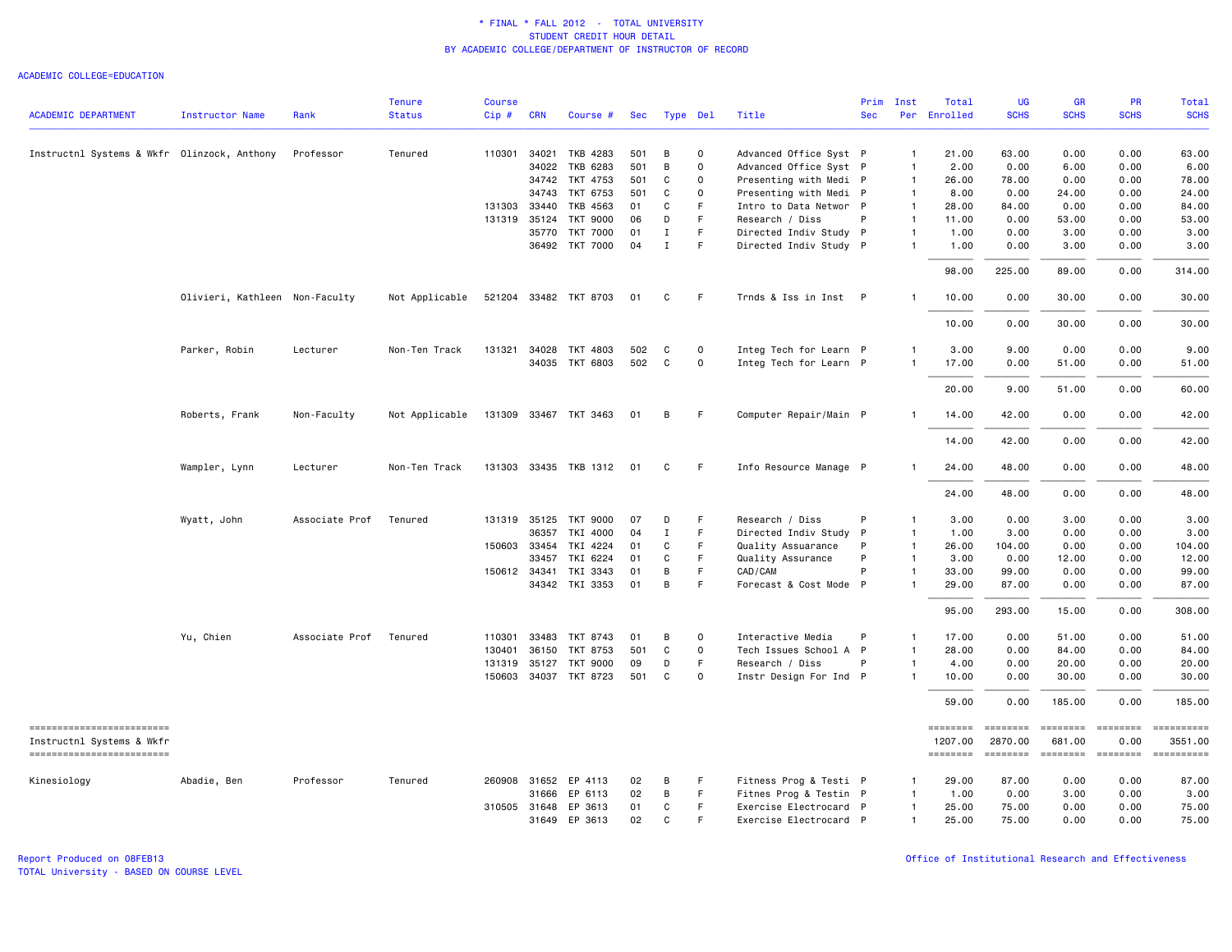\* FINAL \* FALL 2012 - TOTAL UNIVERSITY
STUDENT CREDIT HOUR DETAIL
BY ACADEMIC COLLEGE/DEPARTMENT OF INSTRUCTOR OF RECORD

ACADEMIC COLLEGE=EDUCATION

| ACADEMIC DEPARTMENT | Instructor Name | Rank | Tenure Status | Course Cip # | CRN | Course # | Sec | Type | Del | Title | Prim Sec | Inst Per | Total Enrolled | UG SCHS | GR SCHS | PR SCHS | Total SCHS |
|---|---|---|---|---|---|---|---|---|---|---|---|---|---|---|---|---|---|
| Instructnl Systems & Wkfr | Olinzock, Anthony | Professor | Tenured | 110301 | 34021 | TKB 4283 | 501 | B | O | Advanced Office Syst | P | 1 | 21.00 | 63.00 | 0.00 | 0.00 | 63.00 |
| | | | | | 34022 | TKB 6283 | 501 | B | O | Advanced Office Syst | P | 1 | 2.00 | 0.00 | 6.00 | 0.00 | 6.00 |
| | | | | | 34742 | TKT 4753 | 501 | C | O | Presenting with Medi | P | 1 | 26.00 | 78.00 | 0.00 | 0.00 | 78.00 |
| | | | | | 34743 | TKT 6753 | 501 | C | O | Presenting with Medi | P | 1 | 8.00 | 0.00 | 24.00 | 0.00 | 24.00 |
| | | | | 131303 | 33440 | TKB 4563 | 01 | C | F | Intro to Data Networ | P | 1 | 28.00 | 84.00 | 0.00 | 0.00 | 84.00 |
| | | | | 131319 | 35124 | TKT 9000 | 06 | D | F | Research / Diss | P | 1 | 11.00 | 0.00 | 53.00 | 0.00 | 53.00 |
| | | | | | 35770 | TKT 7000 | 01 | I | F | Directed Indiv Study | P | 1 | 1.00 | 0.00 | 3.00 | 0.00 | 3.00 |
| | | | | | 36492 | TKT 7000 | 04 | I | F | Directed Indiv Study | P | 1 | 1.00 | 0.00 | 3.00 | 0.00 | 3.00 |
| | | | | | | | | | | | | | 98.00 | 225.00 | 89.00 | 0.00 | 314.00 |
| | Olivieri, Kathleen | Non-Faculty | Not Applicable | 521204 | 33482 | TKT 8703 | 01 | C | F | Trnds & Iss in Inst | P | 1 | 10.00 | 0.00 | 30.00 | 0.00 | 30.00 |
| | | | | | | | | | | | | | 10.00 | 0.00 | 30.00 | 0.00 | 30.00 |
| | Parker, Robin | Lecturer | Non-Ten Track | 131321 | 34028 | TKT 4803 | 502 | C | O | Integ Tech for Learn | P | 1 | 3.00 | 9.00 | 0.00 | 0.00 | 9.00 |
| | | | | | 34035 | TKT 6803 | 502 | C | O | Integ Tech for Learn | P | 1 | 17.00 | 0.00 | 51.00 | 0.00 | 51.00 |
| | | | | | | | | | | | | | 20.00 | 9.00 | 51.00 | 0.00 | 60.00 |
| | Roberts, Frank | Non-Faculty | Not Applicable | 131309 | 33467 | TKT 3463 | 01 | B | F | Computer Repair/Main | P | 1 | 14.00 | 42.00 | 0.00 | 0.00 | 42.00 |
| | | | | | | | | | | | | | 14.00 | 42.00 | 0.00 | 0.00 | 42.00 |
| | Wampler, Lynn | Lecturer | Non-Ten Track | 131303 | 33435 | TKB 1312 | 01 | C | F | Info Resource Manage | P | 1 | 24.00 | 48.00 | 0.00 | 0.00 | 48.00 |
| | | | | | | | | | | | | | 24.00 | 48.00 | 0.00 | 0.00 | 48.00 |
| | Wyatt, John | Associate Prof | Tenured | 131319 | 35125 | TKT 9000 | 07 | D | F | Research / Diss | P | 1 | 3.00 | 0.00 | 3.00 | 0.00 | 3.00 |
| | | | | | 36357 | TKI 4000 | 04 | I | F | Directed Indiv Study | P | 1 | 1.00 | 3.00 | 0.00 | 0.00 | 3.00 |
| | | | | 150603 | 33454 | TKI 4224 | 01 | C | F | Quality Assurance | P | 1 | 26.00 | 104.00 | 0.00 | 0.00 | 104.00 |
| | | | | | 33457 | TKI 6224 | 01 | C | F | Quality Assurance | P | 1 | 3.00 | 0.00 | 12.00 | 0.00 | 12.00 |
| | | | | 150612 | 34341 | TKI 3343 | 01 | B | F | CAD/CAM | P | 1 | 33.00 | 99.00 | 0.00 | 0.00 | 99.00 |
| | | | | | 34342 | TKI 3353 | 01 | B | F | Forecast & Cost Mode | P | 1 | 29.00 | 87.00 | 0.00 | 0.00 | 87.00 |
| | | | | | | | | | | | | | 95.00 | 293.00 | 15.00 | 0.00 | 308.00 |
| | Yu, Chien | Associate Prof | Tenured | 110301 | 33483 | TKT 8743 | 01 | B | O | Interactive Media | P | 1 | 17.00 | 0.00 | 51.00 | 0.00 | 51.00 |
| | | | | 130401 | 36150 | TKT 8753 | 501 | C | O | Tech Issues School A | P | 1 | 28.00 | 0.00 | 84.00 | 0.00 | 84.00 |
| | | | | 131319 | 35127 | TKT 9000 | 09 | D | F | Research / Diss | P | 1 | 4.00 | 0.00 | 20.00 | 0.00 | 20.00 |
| | | | | 150603 | 34037 | TKT 8723 | 501 | C | O | Instr Design For Ind | P | 1 | 10.00 | 0.00 | 30.00 | 0.00 | 30.00 |
| | | | | | | | | | | | | | 59.00 | 0.00 | 185.00 | 0.00 | 185.00 |
| Instructnl Systems & Wkfr | | | | | | | | | | | | | 1207.00 | 2870.00 | 681.00 | 0.00 | 3551.00 |
| Kinesiology | Abadie, Ben | Professor | Tenured | 260908 | 31652 | EP 4113 | 02 | B | F | Fitness Prog & Testi | P | 1 | 29.00 | 87.00 | 0.00 | 0.00 | 87.00 |
| | | | | | 31666 | EP 6113 | 02 | B | F | Fitnes Prog & Testin | P | 1 | 1.00 | 0.00 | 3.00 | 0.00 | 3.00 |
| | | | | 310505 | 31648 | EP 3613 | 01 | C | F | Exercise Electrocard | P | 1 | 25.00 | 75.00 | 0.00 | 0.00 | 75.00 |
| | | | | | 31649 | EP 3613 | 02 | C | F | Exercise Electrocard | P | 1 | 25.00 | 75.00 | 0.00 | 0.00 | 75.00 |

Report Produced on 08FEB13
TOTAL University - BASED ON COURSE LEVEL

Office of Institutional Research and Effectiveness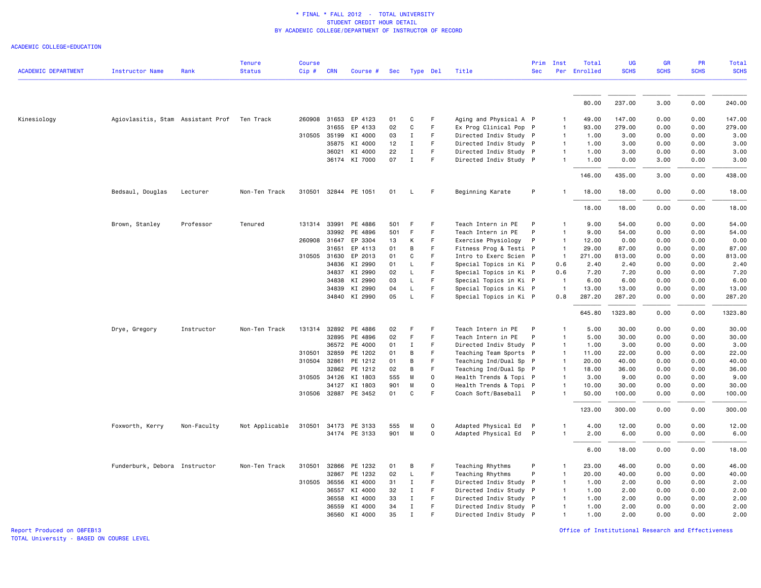\* FINAL \* FALL 2012 - TOTAL UNIVERSITY
STUDENT CREDIT HOUR DETAIL
BY ACADEMIC COLLEGE/DEPARTMENT OF INSTRUCTOR OF RECORD

ACADEMIC COLLEGE=EDUCATION

| ACADEMIC DEPARTMENT | Instructor Name | Rank | Tenure Status | Course Cip # | CRN | Course # | Sec | Type | Del | Title | Prim Sec | Inst Per | Total Enrolled | UG SCHS | GR SCHS | PR SCHS | Total SCHS |
|---|---|---|---|---|---|---|---|---|---|---|---|---|---|---|---|---|---|
| | | | | | | | | | | | | | 80.00 | 237.00 | 3.00 | 0.00 | 240.00 |
| Kinesiology | Agiovlasitis, Stam | Assistant Prof | Ten Track | 260908 | 31653 | EP 4123 | 01 | C | F | Aging and Physical A | P | 1 | 49.00 | 147.00 | 0.00 | 0.00 | 147.00 |
| | | | | | 31655 | EP 4133 | 02 | C | F | Ex Prog Clinical Pop | P | 1 | 93.00 | 279.00 | 0.00 | 0.00 | 279.00 |
| | | | | 310505 | 35199 | KI 4000 | 03 | I | F | Directed Indiv Study | P | 1 | 1.00 | 3.00 | 0.00 | 0.00 | 3.00 |
| | | | | | 35875 | KI 4000 | 12 | I | F | Directed Indiv Study | P | 1 | 1.00 | 3.00 | 0.00 | 0.00 | 3.00 |
| | | | | | 36021 | KI 4000 | 22 | I | F | Directed Indiv Study | P | 1 | 1.00 | 3.00 | 0.00 | 0.00 | 3.00 |
| | | | | | 36174 | KI 7000 | 07 | I | F | Directed Indiv Study | P | 1 | 1.00 | 0.00 | 3.00 | 0.00 | 3.00 |
| | | | | | | | | | | | | | 146.00 | 435.00 | 3.00 | 0.00 | 438.00 |
| | Bedsaul, Douglas | Lecturer | Non-Ten Track | 310501 | 32844 | PE 1051 | 01 | L | F | Beginning Karate | P | 1 | 18.00 | 18.00 | 0.00 | 0.00 | 18.00 |
| | | | | | | | | | | | | | 18.00 | 18.00 | 0.00 | 0.00 | 18.00 |
| | Brown, Stanley | Professor | Tenured | 131314 | 33991 | PE 4886 | 501 | F | F | Teach Intern in PE | P | 1 | 9.00 | 54.00 | 0.00 | 0.00 | 54.00 |
| | | | | | 33992 | PE 4896 | 501 | F | F | Teach Intern in PE | P | 1 | 9.00 | 54.00 | 0.00 | 0.00 | 54.00 |
| | | | | 260908 | 31647 | EP 3304 | 13 | K | F | Exercise Physiology | P | 1 | 12.00 | 0.00 | 0.00 | 0.00 | 0.00 |
| | | | | | 31651 | EP 4113 | 01 | B | F | Fitness Prog & Testi | P | 1 | 29.00 | 87.00 | 0.00 | 0.00 | 87.00 |
| | | | | 310505 | 31630 | EP 2013 | 01 | C | F | Intro to Exerc Scien | P | 1 | 271.00 | 813.00 | 0.00 | 0.00 | 813.00 |
| | | | | | 34836 | KI 2990 | 01 | L | F | Special Topics in Ki | P | 0.6 | 2.40 | 2.40 | 0.00 | 0.00 | 2.40 |
| | | | | | 34837 | KI 2990 | 02 | L | F | Special Topics in Ki | P | 0.6 | 7.20 | 7.20 | 0.00 | 0.00 | 7.20 |
| | | | | | 34838 | KI 2990 | 03 | L | F | Special Topics in Ki | P | 1 | 6.00 | 6.00 | 0.00 | 0.00 | 6.00 |
| | | | | | 34839 | KI 2990 | 04 | L | F | Special Topics in Ki | P | 1 | 13.00 | 13.00 | 0.00 | 0.00 | 13.00 |
| | | | | | 34840 | KI 2990 | 05 | L | F | Special Topics in Ki | P | 0.8 | 287.20 | 287.20 | 0.00 | 0.00 | 287.20 |
| | | | | | | | | | | | | | 645.80 | 1323.80 | 0.00 | 0.00 | 1323.80 |
| | Drye, Gregory | Instructor | Non-Ten Track | 131314 | 32892 | PE 4886 | 02 | F | F | Teach Intern in PE | P | 1 | 5.00 | 30.00 | 0.00 | 0.00 | 30.00 |
| | | | | | 32895 | PE 4896 | 02 | F | F | Teach Intern in PE | P | 1 | 5.00 | 30.00 | 0.00 | 0.00 | 30.00 |
| | | | | | 36572 | PE 4000 | 01 | I | F | Directed Indiv Study | P | 1 | 1.00 | 3.00 | 0.00 | 0.00 | 3.00 |
| | | | | 310501 | 32859 | PE 1202 | 01 | B | F | Teaching Team Sports | P | 1 | 11.00 | 22.00 | 0.00 | 0.00 | 22.00 |
| | | | | 310504 | 32861 | PE 1212 | 01 | B | F | Teaching Ind/Dual Sp | P | 1 | 20.00 | 40.00 | 0.00 | 0.00 | 40.00 |
| | | | | | 32862 | PE 1212 | 02 | B | F | Teaching Ind/Dual Sp | P | 1 | 18.00 | 36.00 | 0.00 | 0.00 | 36.00 |
| | | | | 310505 | 34126 | KI 1803 | 555 | M | O | Health Trends & Topi | P | 1 | 3.00 | 9.00 | 0.00 | 0.00 | 9.00 |
| | | | | | 34127 | KI 1803 | 901 | M | O | Health Trends & Topi | P | 1 | 10.00 | 30.00 | 0.00 | 0.00 | 30.00 |
| | | | | 310506 | 32887 | PE 3452 | 01 | C | F | Coach Soft/Baseball | P | 1 | 50.00 | 100.00 | 0.00 | 0.00 | 100.00 |
| | | | | | | | | | | | | | 123.00 | 300.00 | 0.00 | 0.00 | 300.00 |
| | Foxworth, Kerry | Non-Faculty | Not Applicable | 310501 | 34173 | PE 3133 | 555 | M | O | Adapted Physical Ed | P | 1 | 4.00 | 12.00 | 0.00 | 0.00 | 12.00 |
| | | | | | 34174 | PE 3133 | 901 | M | O | Adapted Physical Ed | P | 1 | 2.00 | 6.00 | 0.00 | 0.00 | 6.00 |
| | | | | | | | | | | | | | 6.00 | 18.00 | 0.00 | 0.00 | 18.00 |
| | Funderburk, Debora | Instructor | Non-Ten Track | 310501 | 32866 | PE 1232 | 01 | B | F | Teaching Rhythms | P | 1 | 23.00 | 46.00 | 0.00 | 0.00 | 46.00 |
| | | | | | 32867 | PE 1232 | 02 | L | F | Teaching Rhythms | P | 1 | 20.00 | 40.00 | 0.00 | 0.00 | 40.00 |
| | | | | 310505 | 36556 | KI 4000 | 31 | I | F | Directed Indiv Study | P | 1 | 1.00 | 2.00 | 0.00 | 0.00 | 2.00 |
| | | | | | 36557 | KI 4000 | 32 | I | F | Directed Indiv Study | P | 1 | 1.00 | 2.00 | 0.00 | 0.00 | 2.00 |
| | | | | | 36558 | KI 4000 | 33 | I | F | Directed Indiv Study | P | 1 | 1.00 | 2.00 | 0.00 | 0.00 | 2.00 |
| | | | | | 36559 | KI 4000 | 34 | I | F | Directed Indiv Study | P | 1 | 1.00 | 2.00 | 0.00 | 0.00 | 2.00 |
| | | | | | 36560 | KI 4000 | 35 | I | F | Directed Indiv Study | P | 1 | 1.00 | 2.00 | 0.00 | 0.00 | 2.00 |

Report Produced on 08FEB13
TOTAL University - BASED ON COURSE LEVEL

Office of Institutional Research and Effectiveness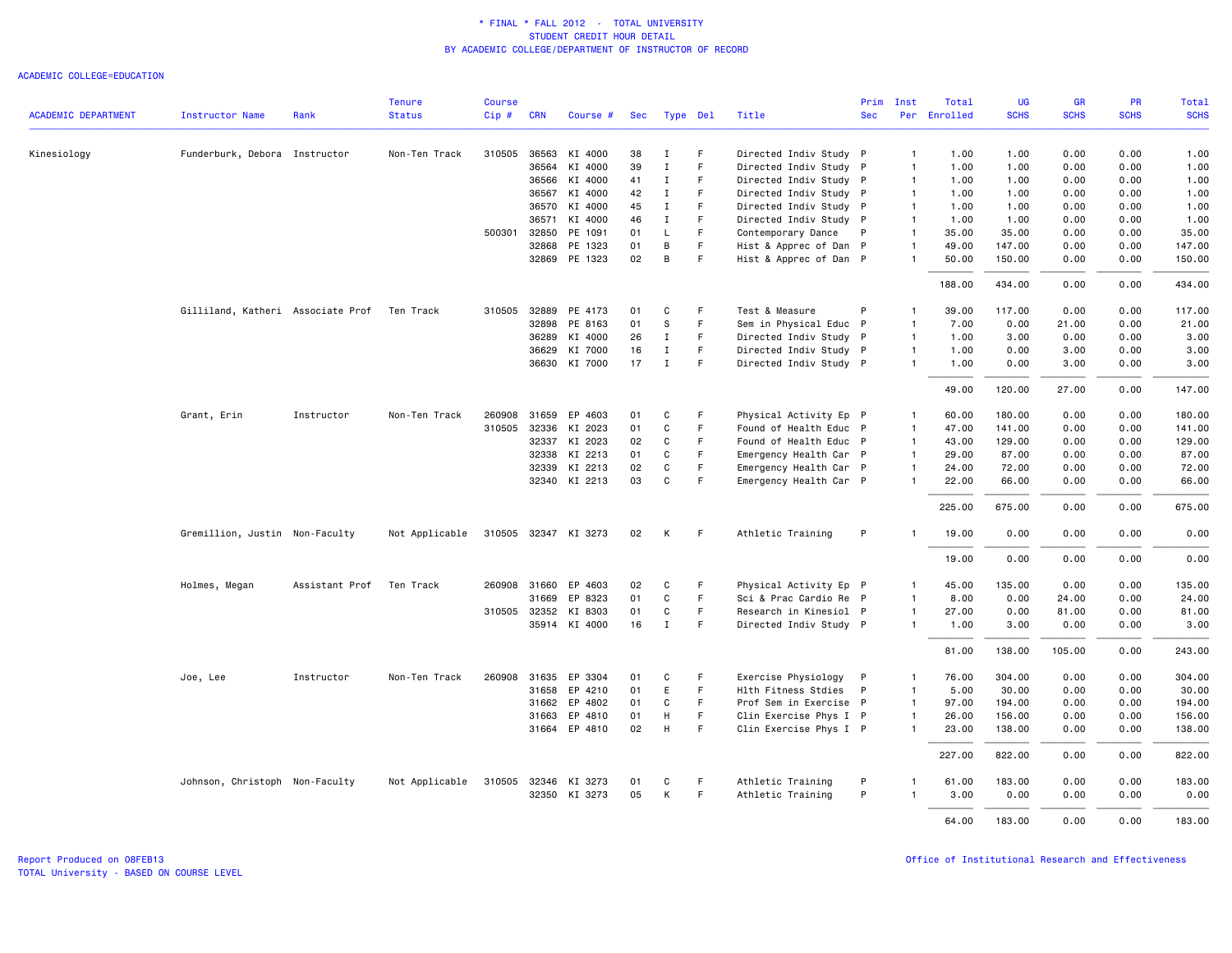\* FINAL \* FALL 2012 - TOTAL UNIVERSITY
STUDENT CREDIT HOUR DETAIL
BY ACADEMIC COLLEGE/DEPARTMENT OF INSTRUCTOR OF RECORD

ACADEMIC COLLEGE=EDUCATION

| ACADEMIC DEPARTMENT | Instructor Name | Rank | Tenure Status | Course Cip # | CRN | Course # | Sec | Type | Del | Title | Prim Sec | Inst Per | Total Enrolled | UG SCHS | GR SCHS | PR SCHS | Total SCHS |
|---|---|---|---|---|---|---|---|---|---|---|---|---|---|---|---|---|---|
| Kinesiology | Funderburk, Debora | Instructor | Non-Ten Track | 310505 | 36563 | KI 4000 | 38 | I | F | Directed Indiv Study | P | 1 | 1.00 | 1.00 | 0.00 | 0.00 | 1.00 |
| | | | | | 36564 | KI 4000 | 39 | I | F | Directed Indiv Study | P | 1 | 1.00 | 1.00 | 0.00 | 0.00 | 1.00 |
| | | | | | 36566 | KI 4000 | 41 | I | F | Directed Indiv Study | P | 1 | 1.00 | 1.00 | 0.00 | 0.00 | 1.00 |
| | | | | | 36567 | KI 4000 | 42 | I | F | Directed Indiv Study | P | 1 | 1.00 | 1.00 | 0.00 | 0.00 | 1.00 |
| | | | | | 36570 | KI 4000 | 45 | I | F | Directed Indiv Study | P | 1 | 1.00 | 1.00 | 0.00 | 0.00 | 1.00 |
| | | | | | 36571 | KI 4000 | 46 | I | F | Directed Indiv Study | P | 1 | 1.00 | 1.00 | 0.00 | 0.00 | 1.00 |
| | | | | 500301 | 32850 | PE 1091 | 01 | L | F | Contemporary Dance | P | 1 | 35.00 | 35.00 | 0.00 | 0.00 | 35.00 |
| | | | | | 32868 | PE 1323 | 01 | B | F | Hist & Apprec of Dan | P | 1 | 49.00 | 147.00 | 0.00 | 0.00 | 147.00 |
| | | | | | 32869 | PE 1323 | 02 | B | F | Hist & Apprec of Dan | P | 1 | 50.00 | 150.00 | 0.00 | 0.00 | 150.00 |
| | | | | | | | | | | | | | 188.00 | 434.00 | 0.00 | 0.00 | 434.00 |
| | Gilliland, Katheri | Associate Prof | Ten Track | 310505 | 32889 | PE 4173 | 01 | C | F | Test & Measure | P | 1 | 39.00 | 117.00 | 0.00 | 0.00 | 117.00 |
| | | | | | 32898 | PE 8163 | 01 | S | F | Sem in Physical Educ | P | 1 | 7.00 | 0.00 | 21.00 | 0.00 | 21.00 |
| | | | | | 36289 | KI 4000 | 26 | I | F | Directed Indiv Study | P | 1 | 1.00 | 3.00 | 0.00 | 0.00 | 3.00 |
| | | | | | 36629 | KI 7000 | 16 | I | F | Directed Indiv Study | P | 1 | 1.00 | 0.00 | 3.00 | 0.00 | 3.00 |
| | | | | | 36630 | KI 7000 | 17 | I | F | Directed Indiv Study | P | 1 | 1.00 | 0.00 | 3.00 | 0.00 | 3.00 |
| | | | | | | | | | | | | | 49.00 | 120.00 | 27.00 | 0.00 | 147.00 |
| | Grant, Erin | Instructor | Non-Ten Track | 260908 | 31659 | EP 4603 | 01 | C | F | Physical Activity Ep | P | 1 | 60.00 | 180.00 | 0.00 | 0.00 | 180.00 |
| | | | | 310505 | 32336 | KI 2023 | 01 | C | F | Found of Health Educ | P | 1 | 47.00 | 141.00 | 0.00 | 0.00 | 141.00 |
| | | | | | 32337 | KI 2023 | 02 | C | F | Found of Health Educ | P | 1 | 43.00 | 129.00 | 0.00 | 0.00 | 129.00 |
| | | | | | 32338 | KI 2213 | 01 | C | F | Emergency Health Car | P | 1 | 29.00 | 87.00 | 0.00 | 0.00 | 87.00 |
| | | | | | 32339 | KI 2213 | 02 | C | F | Emergency Health Car | P | 1 | 24.00 | 72.00 | 0.00 | 0.00 | 72.00 |
| | | | | | 32340 | KI 2213 | 03 | C | F | Emergency Health Car | P | 1 | 22.00 | 66.00 | 0.00 | 0.00 | 66.00 |
| | | | | | | | | | | | | | 225.00 | 675.00 | 0.00 | 0.00 | 675.00 |
| | Gremillion, Justin | Non-Faculty | Not Applicable | 310505 | 32347 | KI 3273 | 02 | K | F | Athletic Training | P | 1 | 19.00 | 0.00 | 0.00 | 0.00 | 0.00 |
| | | | | | | | | | | | | | 19.00 | 0.00 | 0.00 | 0.00 | 0.00 |
| | Holmes, Megan | Assistant Prof | Ten Track | 260908 | 31660 | EP 4603 | 02 | C | F | Physical Activity Ep | P | 1 | 45.00 | 135.00 | 0.00 | 0.00 | 135.00 |
| | | | | | 31669 | EP 8323 | 01 | C | F | Sci & Prac Cardio Re | P | 1 | 8.00 | 0.00 | 24.00 | 0.00 | 24.00 |
| | | | | 310505 | 32352 | KI 8303 | 01 | C | F | Research in Kinesiol | P | 1 | 27.00 | 0.00 | 81.00 | 0.00 | 81.00 |
| | | | | | 35914 | KI 4000 | 16 | I | F | Directed Indiv Study | P | 1 | 1.00 | 3.00 | 0.00 | 0.00 | 3.00 |
| | | | | | | | | | | | | | 81.00 | 138.00 | 105.00 | 0.00 | 243.00 |
| | Joe, Lee | Instructor | Non-Ten Track | 260908 | 31635 | EP 3304 | 01 | C | F | Exercise Physiology | P | 1 | 76.00 | 304.00 | 0.00 | 0.00 | 304.00 |
| | | | | | 31658 | EP 4210 | 01 | E | F | Hlth Fitness Stdies | P | 1 | 5.00 | 30.00 | 0.00 | 0.00 | 30.00 |
| | | | | | 31662 | EP 4802 | 01 | C | F | Prof Sem in Exercise | P | 1 | 97.00 | 194.00 | 0.00 | 0.00 | 194.00 |
| | | | | | 31663 | EP 4810 | 01 | H | F | Clin Exercise Phys I | P | 1 | 26.00 | 156.00 | 0.00 | 0.00 | 156.00 |
| | | | | | 31664 | EP 4810 | 02 | H | F | Clin Exercise Phys I | P | 1 | 23.00 | 138.00 | 0.00 | 0.00 | 138.00 |
| | | | | | | | | | | | | | 227.00 | 822.00 | 0.00 | 0.00 | 822.00 |
| | Johnson, Christoph | Non-Faculty | Not Applicable | 310505 | 32346 | KI 3273 | 01 | C | F | Athletic Training | P | 1 | 61.00 | 183.00 | 0.00 | 0.00 | 183.00 |
| | | | | | 32350 | KI 3273 | 05 | K | F | Athletic Training | P | 1 | 3.00 | 0.00 | 0.00 | 0.00 | 0.00 |
| | | | | | | | | | | | | | 64.00 | 183.00 | 0.00 | 0.00 | 183.00 |

Report Produced on 08FEB13
TOTAL University - BASED ON COURSE LEVEL

Office of Institutional Research and Effectiveness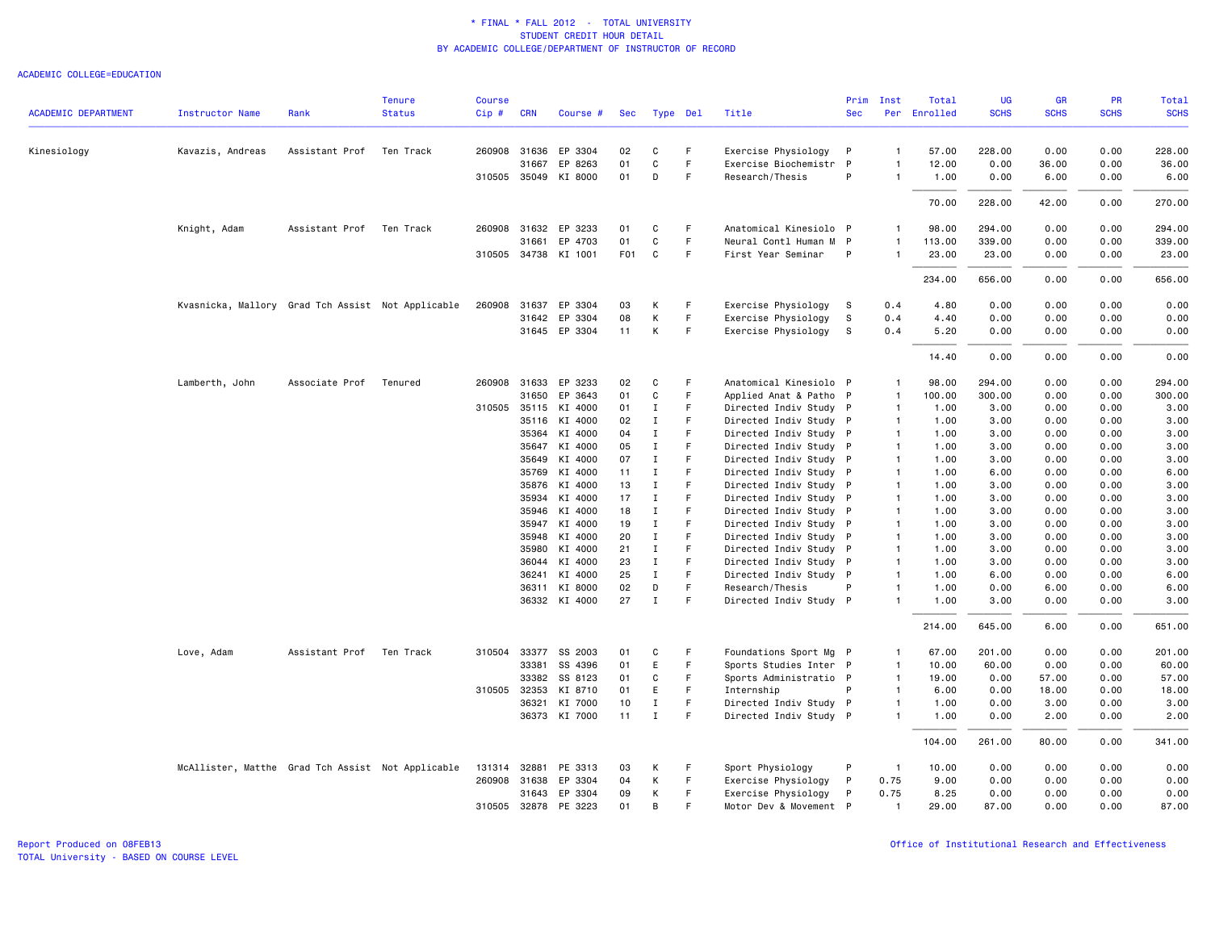# * FINAL * FALL 2012 - TOTAL UNIVERSITY
## STUDENT CREDIT HOUR DETAIL
### BY ACADEMIC COLLEGE/DEPARTMENT OF INSTRUCTOR OF RECORD

ACADEMIC COLLEGE=EDUCATION

| ACADEMIC DEPARTMENT | Instructor Name | Rank | Tenure Status | Course Cip # | CRN | Course # | Sec | Type | Del | Title | Prim Sec | Inst Per | Total Enrolled | UG SCHS | GR SCHS | PR SCHS | Total SCHS |
|---|---|---|---|---|---|---|---|---|---|---|---|---|---|---|---|---|---|
| Kinesiology | Kavazis, Andreas | Assistant Prof | Ten Track | 260908 | 31636 | EP 3304 | 02 | C | F | Exercise Physiology | P | 1 | 57.00 | 228.00 | 0.00 | 0.00 | 228.00 |
| | | | | | 31667 | EP 8263 | 01 | C | F | Exercise Biochemistr | P | 1 | 12.00 | 0.00 | 36.00 | 0.00 | 36.00 |
| | | | | 310505 | 35049 | KI 8000 | 01 | D | F | Research/Thesis | P | 1 | 1.00 | 0.00 | 6.00 | 0.00 | 6.00 |
| | | | | | | | | | | | | | 70.00 | 228.00 | 42.00 | 0.00 | 270.00 |
| | Knight, Adam | Assistant Prof | Ten Track | 260908 | 31632 | EP 3233 | 01 | C | F | Anatomical Kinesiolo | P | 1 | 98.00 | 294.00 | 0.00 | 0.00 | 294.00 |
| | | | | | 31661 | EP 4703 | 01 | C | F | Neural Contl Human M | P | 1 | 113.00 | 339.00 | 0.00 | 0.00 | 339.00 |
| | | | | 310505 | 34738 | KI 1001 | F01 | C | F | First Year Seminar | P | 1 | 23.00 | 23.00 | 0.00 | 0.00 | 23.00 |
| | | | | | | | | | | | | | 234.00 | 656.00 | 0.00 | 0.00 | 656.00 |
| | Kvasnicka, Mallory | Grad Tch Assist | Not Applicable | 260908 | 31637 | EP 3304 | 03 | K | F | Exercise Physiology | S | 0.4 | 4.80 | 0.00 | 0.00 | 0.00 | 0.00 |
| | | | | | 31642 | EP 3304 | 08 | K | F | Exercise Physiology | S | 0.4 | 4.40 | 0.00 | 0.00 | 0.00 | 0.00 |
| | | | | | 31645 | EP 3304 | 11 | K | F | Exercise Physiology | S | 0.4 | 5.20 | 0.00 | 0.00 | 0.00 | 0.00 |
| | | | | | | | | | | | | | 14.40 | 0.00 | 0.00 | 0.00 | 0.00 |
| | Lamberth, John | Associate Prof | Tenured | 260908 | 31633 | EP 3233 | 02 | C | F | Anatomical Kinesiolo | P | 1 | 98.00 | 294.00 | 0.00 | 0.00 | 294.00 |
| | | | | | 31650 | EP 3643 | 01 | C | F | Applied Anat & Patho | P | 1 | 100.00 | 300.00 | 0.00 | 0.00 | 300.00 |
| | | | | 310505 | 35115 | KI 4000 | 01 | I | F | Directed Indiv Study | P | 1 | 1.00 | 3.00 | 0.00 | 0.00 | 3.00 |
| | | | | | 35116 | KI 4000 | 02 | I | F | Directed Indiv Study | P | 1 | 1.00 | 3.00 | 0.00 | 0.00 | 3.00 |
| | | | | | 35364 | KI 4000 | 04 | I | F | Directed Indiv Study | P | 1 | 1.00 | 3.00 | 0.00 | 0.00 | 3.00 |
| | | | | | 35647 | KI 4000 | 05 | I | F | Directed Indiv Study | P | 1 | 1.00 | 3.00 | 0.00 | 0.00 | 3.00 |
| | | | | | 35649 | KI 4000 | 07 | I | F | Directed Indiv Study | P | 1 | 1.00 | 3.00 | 0.00 | 0.00 | 3.00 |
| | | | | | 35769 | KI 4000 | 11 | I | F | Directed Indiv Study | P | 1 | 1.00 | 6.00 | 0.00 | 0.00 | 6.00 |
| | | | | | 35876 | KI 4000 | 13 | I | F | Directed Indiv Study | P | 1 | 1.00 | 3.00 | 0.00 | 0.00 | 3.00 |
| | | | | | 35934 | KI 4000 | 17 | I | F | Directed Indiv Study | P | 1 | 1.00 | 3.00 | 0.00 | 0.00 | 3.00 |
| | | | | | 35946 | KI 4000 | 18 | I | F | Directed Indiv Study | P | 1 | 1.00 | 3.00 | 0.00 | 0.00 | 3.00 |
| | | | | | 35947 | KI 4000 | 19 | I | F | Directed Indiv Study | P | 1 | 1.00 | 3.00 | 0.00 | 0.00 | 3.00 |
| | | | | | 35948 | KI 4000 | 20 | I | F | Directed Indiv Study | P | 1 | 1.00 | 3.00 | 0.00 | 0.00 | 3.00 |
| | | | | | 35980 | KI 4000 | 21 | I | F | Directed Indiv Study | P | 1 | 1.00 | 3.00 | 0.00 | 0.00 | 3.00 |
| | | | | | 36044 | KI 4000 | 23 | I | F | Directed Indiv Study | P | 1 | 1.00 | 3.00 | 0.00 | 0.00 | 3.00 |
| | | | | | 36241 | KI 4000 | 25 | I | F | Directed Indiv Study | P | 1 | 1.00 | 6.00 | 0.00 | 0.00 | 6.00 |
| | | | | | 36311 | KI 8000 | 02 | D | F | Research/Thesis | P | 1 | 1.00 | 0.00 | 6.00 | 0.00 | 6.00 |
| | | | | | 36332 | KI 4000 | 27 | I | F | Directed Indiv Study | P | 1 | 1.00 | 3.00 | 0.00 | 0.00 | 3.00 |
| | | | | | | | | | | | | | 214.00 | 645.00 | 6.00 | 0.00 | 651.00 |
| | Love, Adam | Assistant Prof | Ten Track | 310504 | 33377 | SS 2003 | 01 | C | F | Foundations Sport Mg | P | 1 | 67.00 | 201.00 | 0.00 | 0.00 | 201.00 |
| | | | | | 33381 | SS 4396 | 01 | E | F | Sports Studies Inter | P | 1 | 10.00 | 60.00 | 0.00 | 0.00 | 60.00 |
| | | | | | 33382 | SS 8123 | 01 | C | F | Sports Administratio | P | 1 | 19.00 | 0.00 | 57.00 | 0.00 | 57.00 |
| | | | | 310505 | 32353 | KI 8710 | 01 | E | F | Internship | P | 1 | 6.00 | 0.00 | 18.00 | 0.00 | 18.00 |
| | | | | | 36321 | KI 7000 | 10 | I | F | Directed Indiv Study | P | 1 | 1.00 | 0.00 | 3.00 | 0.00 | 3.00 |
| | | | | | 36373 | KI 7000 | 11 | I | F | Directed Indiv Study | P | 1 | 1.00 | 0.00 | 2.00 | 0.00 | 2.00 |
| | | | | | | | | | | | | | 104.00 | 261.00 | 80.00 | 0.00 | 341.00 |
| | McAllister, Matthe | Grad Tch Assist | Not Applicable | 131314 | 32881 | PE 3313 | 03 | K | F | Sport Physiology | P | 1 | 10.00 | 0.00 | 0.00 | 0.00 | 0.00 |
| | | | | 260908 | 31638 | EP 3304 | 04 | K | F | Exercise Physiology | P | 0.75 | 9.00 | 0.00 | 0.00 | 0.00 | 0.00 |
| | | | | | 31643 | EP 3304 | 09 | K | F | Exercise Physiology | P | 0.75 | 8.25 | 0.00 | 0.00 | 0.00 | 0.00 |
| | | | | 310505 | 32878 | PE 3223 | 01 | B | F | Motor Dev & Movement | P | 1 | 29.00 | 87.00 | 0.00 | 0.00 | 87.00 |

Report Produced on 08FEB13
TOTAL University - BASED ON COURSE LEVEL

Office of Institutional Research and Effectiveness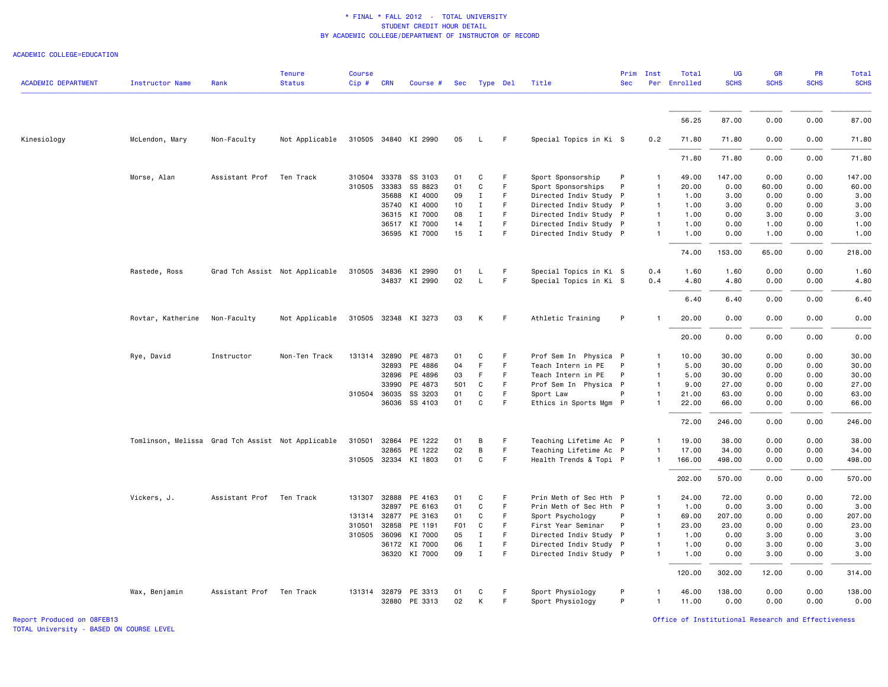# * FINAL * FALL 2012 - TOTAL UNIVERSITY
## STUDENT CREDIT HOUR DETAIL
### BY ACADEMIC COLLEGE/DEPARTMENT OF INSTRUCTOR OF RECORD

ACADEMIC COLLEGE=EDUCATION

| ACADEMIC DEPARTMENT | Instructor Name | Rank | Tenure Status | Course Cip # | CRN | Course # | Sec | Type | Del | Title | Prim Sec | Inst Per | Total Enrolled | UG SCHS | GR SCHS | PR SCHS | Total SCHS |
|---|---|---|---|---|---|---|---|---|---|---|---|---|---|---|---|---|---|
| | | | | | | | | | | | | | 56.25 | 87.00 | 0.00 | 0.00 | 87.00 |
| Kinesiology | McLendon, Mary | Non-Faculty | Not Applicable | 310505 | 34840 | KI 2990 | 05 | L | F | Special Topics in Ki | S | 0.2 | 71.80 | 71.80 | 0.00 | 0.00 | 71.80 |
| | | | | | | | | | | | | | 71.80 | 71.80 | 0.00 | 0.00 | 71.80 |
| | Morse, Alan | Assistant Prof | Ten Track | 310504 | 33378 | SS 3103 | 01 | C | F | Sport Sponsorship | P | 1 | 49.00 | 147.00 | 0.00 | 0.00 | 147.00 |
| | | | | 310505 | 33383 | SS 8823 | 01 | C | F | Sport Sponsorships | P | 1 | 20.00 | 0.00 | 60.00 | 0.00 | 60.00 |
| | | | | | 35688 | KI 4000 | 09 | I | F | Directed Indiv Study | P | 1 | 1.00 | 3.00 | 0.00 | 0.00 | 3.00 |
| | | | | | 35740 | KI 4000 | 10 | I | F | Directed Indiv Study | P | 1 | 1.00 | 3.00 | 0.00 | 0.00 | 3.00 |
| | | | | | 36315 | KI 7000 | 08 | I | F | Directed Indiv Study | P | 1 | 1.00 | 0.00 | 3.00 | 0.00 | 3.00 |
| | | | | | 36517 | KI 7000 | 14 | I | F | Directed Indiv Study | P | 1 | 1.00 | 0.00 | 1.00 | 0.00 | 1.00 |
| | | | | | 36595 | KI 7000 | 15 | I | F | Directed Indiv Study | P | 1 | 1.00 | 0.00 | 1.00 | 0.00 | 1.00 |
| | | | | | | | | | | | | | 74.00 | 153.00 | 65.00 | 0.00 | 218.00 |
| | Rastede, Ross | Grad Tch Assist | Not Applicable | 310505 | 34836 | KI 2990 | 01 | L | F | Special Topics in Ki | S | 0.4 | 1.60 | 1.60 | 0.00 | 0.00 | 1.60 |
| | | | | | 34837 | KI 2990 | 02 | L | F | Special Topics in Ki | S | 0.4 | 4.80 | 4.80 | 0.00 | 0.00 | 4.80 |
| | | | | | | | | | | | | | 6.40 | 6.40 | 0.00 | 0.00 | 6.40 |
| | Rovtar, Katherine | Non-Faculty | Not Applicable | 310505 | 32348 | KI 3273 | 03 | K | F | Athletic Training | P | 1 | 20.00 | 0.00 | 0.00 | 0.00 | 0.00 |
| | | | | | | | | | | | | | 20.00 | 0.00 | 0.00 | 0.00 | 0.00 |
| | Rye, David | Instructor | Non-Ten Track | 131314 | 32890 | PE 4873 | 01 | C | F | Prof Sem In Physica | P | 1 | 10.00 | 30.00 | 0.00 | 0.00 | 30.00 |
| | | | | | 32893 | PE 4886 | 04 | F | F | Teach Intern in PE | P | 1 | 5.00 | 30.00 | 0.00 | 0.00 | 30.00 |
| | | | | | 32896 | PE 4896 | 03 | F | F | Teach Intern in PE | P | 1 | 5.00 | 30.00 | 0.00 | 0.00 | 30.00 |
| | | | | | 33990 | PE 4873 | 501 | C | F | Prof Sem In Physica | P | 1 | 9.00 | 27.00 | 0.00 | 0.00 | 27.00 |
| | | | | 310504 | 36035 | SS 3203 | 01 | C | F | Sport Law | P | 1 | 21.00 | 63.00 | 0.00 | 0.00 | 63.00 |
| | | | | | 36036 | SS 4103 | 01 | C | F | Ethics in Sports Mgm | P | 1 | 22.00 | 66.00 | 0.00 | 0.00 | 66.00 |
| | | | | | | | | | | | | | 72.00 | 246.00 | 0.00 | 0.00 | 246.00 |
| | Tomlinson, Melissa | Grad Tch Assist | Not Applicable | 310501 | 32864 | PE 1222 | 01 | B | F | Teaching Lifetime Ac | P | 1 | 19.00 | 38.00 | 0.00 | 0.00 | 38.00 |
| | | | | | 32865 | PE 1222 | 02 | B | F | Teaching Lifetime Ac | P | 1 | 17.00 | 34.00 | 0.00 | 0.00 | 34.00 |
| | | | | 310505 | 32334 | KI 1803 | 01 | C | F | Health Trends & Topi | P | 1 | 166.00 | 498.00 | 0.00 | 0.00 | 498.00 |
| | | | | | | | | | | | | | 202.00 | 570.00 | 0.00 | 0.00 | 570.00 |
| | Vickers, J. | Assistant Prof | Ten Track | 131307 | 32888 | PE 4163 | 01 | C | F | Prin Meth of Sec Hth | P | 1 | 24.00 | 72.00 | 0.00 | 0.00 | 72.00 |
| | | | | | 32897 | PE 6163 | 01 | C | F | Prin Meth of Sec Hth | P | 1 | 1.00 | 0.00 | 3.00 | 0.00 | 3.00 |
| | | | | 131314 | 32877 | PE 3163 | 01 | C | F | Sport Psychology | P | 1 | 69.00 | 207.00 | 0.00 | 0.00 | 207.00 |
| | | | | 310501 | 32858 | PE 1191 | F01 | C | F | First Year Seminar | P | 1 | 23.00 | 23.00 | 0.00 | 0.00 | 23.00 |
| | | | | 310505 | 36096 | KI 7000 | 05 | I | F | Directed Indiv Study | P | 1 | 1.00 | 0.00 | 3.00 | 0.00 | 3.00 |
| | | | | | 36172 | KI 7000 | 06 | I | F | Directed Indiv Study | P | 1 | 1.00 | 0.00 | 3.00 | 0.00 | 3.00 |
| | | | | | 36320 | KI 7000 | 09 | I | F | Directed Indiv Study | P | 1 | 1.00 | 0.00 | 3.00 | 0.00 | 3.00 |
| | | | | | | | | | | | | | 120.00 | 302.00 | 12.00 | 0.00 | 314.00 |
| | Wax, Benjamin | Assistant Prof | Ten Track | 131314 | 32879 | PE 3313 | 01 | C | F | Sport Physiology | P | 1 | 46.00 | 138.00 | 0.00 | 0.00 | 138.00 |
| | | | | | 32880 | PE 3313 | 02 | K | F | Sport Physiology | P | 1 | 11.00 | 0.00 | 0.00 | 0.00 | 0.00 |

Report Produced on 08FEB13
TOTAL University - BASED ON COURSE LEVEL

Office of Institutional Research and Effectiveness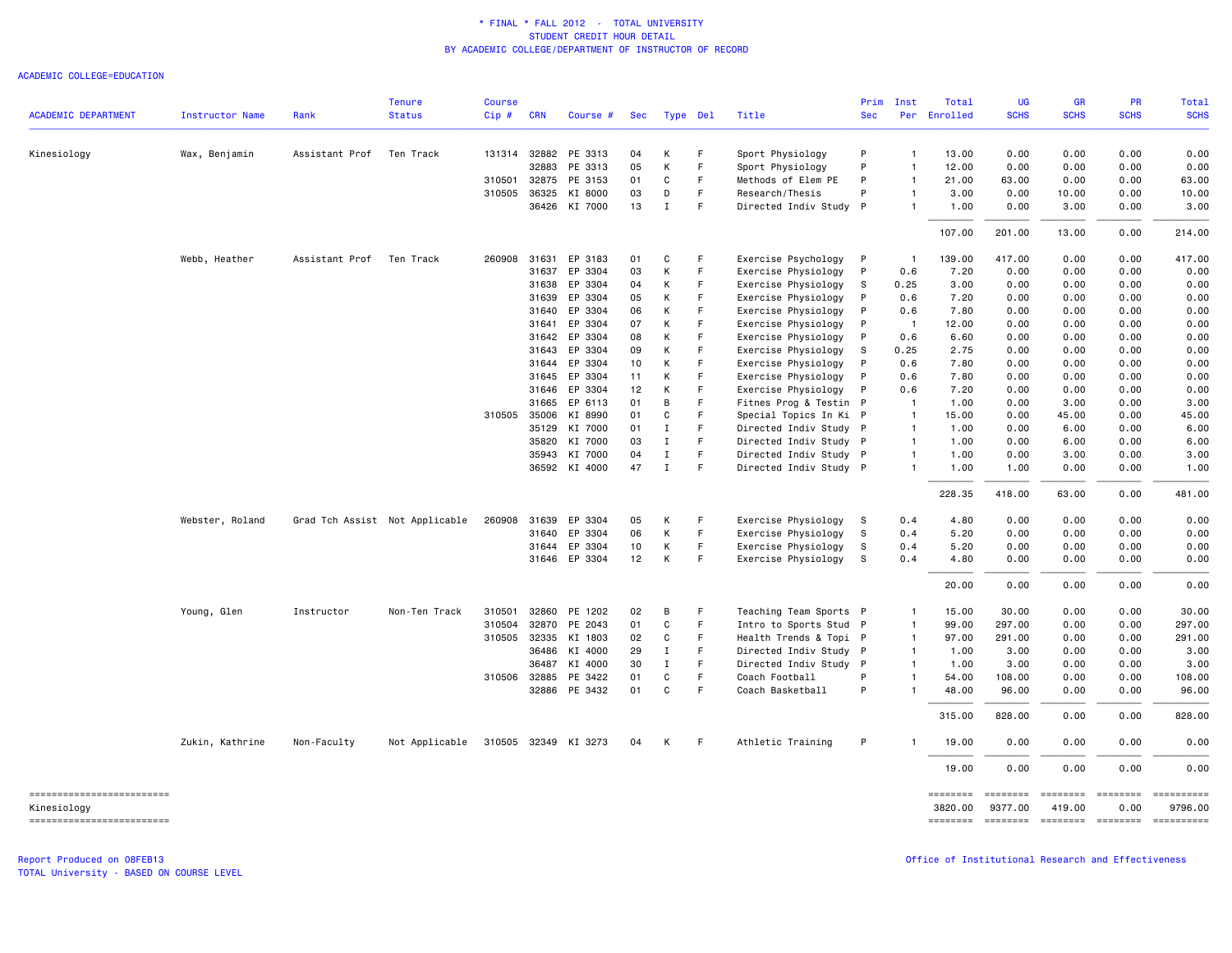# * FINAL * FALL 2012 - TOTAL UNIVERSITY
## STUDENT CREDIT HOUR DETAIL
## BY ACADEMIC COLLEGE/DEPARTMENT OF INSTRUCTOR OF RECORD

ACADEMIC COLLEGE=EDUCATION

| ACADEMIC DEPARTMENT | Instructor Name | Rank | Tenure Status | Course Cip # | CRN | Course # | Sec | Type | Del | Title | Prim Sec | Inst Per | Total Enrolled | UG SCHS | GR SCHS | PR SCHS | Total SCHS |
|---|---|---|---|---|---|---|---|---|---|---|---|---|---|---|---|---|---|
| Kinesiology | Wax, Benjamin | Assistant Prof | Ten Track | 131314 | 32882 | PE 3313 | 04 | K | F | Sport Physiology | P | 1 | 13.00 | 0.00 | 0.00 | 0.00 | 0.00 |
| | | | | | 32883 | PE 3313 | 05 | K | F | Sport Physiology | P | 1 | 12.00 | 0.00 | 0.00 | 0.00 | 0.00 |
| | | | | 310501 | 32875 | PE 3153 | 01 | C | F | Methods of Elem PE | P | 1 | 21.00 | 63.00 | 0.00 | 0.00 | 63.00 |
| | | | | 310505 | 36325 | KI 8000 | 03 | D | F | Research/Thesis | P | 1 | 3.00 | 0.00 | 10.00 | 0.00 | 10.00 |
| | | | | | 36426 | KI 7000 | 13 | I | F | Directed Indiv Study | P | 1 | 1.00 | 0.00 | 3.00 | 0.00 | 3.00 |
| | | | | | | | | | | | | | 107.00 | 201.00 | 13.00 | 0.00 | 214.00 |
| | Webb, Heather | Assistant Prof | Ten Track | 260908 | 31631 | EP 3183 | 01 | C | F | Exercise Psychology | P | 1 | 139.00 | 417.00 | 0.00 | 0.00 | 417.00 |
| | | | | | 31637 | EP 3304 | 03 | K | F | Exercise Physiology | P | 0.6 | 7.20 | 0.00 | 0.00 | 0.00 | 0.00 |
| | | | | | 31638 | EP 3304 | 04 | K | F | Exercise Physiology | S | 0.25 | 3.00 | 0.00 | 0.00 | 0.00 | 0.00 |
| | | | | | 31639 | EP 3304 | 05 | K | F | Exercise Physiology | P | 0.6 | 7.20 | 0.00 | 0.00 | 0.00 | 0.00 |
| | | | | | 31640 | EP 3304 | 06 | K | F | Exercise Physiology | P | 0.6 | 7.80 | 0.00 | 0.00 | 0.00 | 0.00 |
| | | | | | 31641 | EP 3304 | 07 | K | F | Exercise Physiology | P | 1 | 12.00 | 0.00 | 0.00 | 0.00 | 0.00 |
| | | | | | 31642 | EP 3304 | 08 | K | F | Exercise Physiology | P | 0.6 | 6.60 | 0.00 | 0.00 | 0.00 | 0.00 |
| | | | | | 31643 | EP 3304 | 09 | K | F | Exercise Physiology | S | 0.25 | 2.75 | 0.00 | 0.00 | 0.00 | 0.00 |
| | | | | | 31644 | EP 3304 | 10 | K | F | Exercise Physiology | P | 0.6 | 7.80 | 0.00 | 0.00 | 0.00 | 0.00 |
| | | | | | 31645 | EP 3304 | 11 | K | F | Exercise Physiology | P | 0.6 | 7.80 | 0.00 | 0.00 | 0.00 | 0.00 |
| | | | | | 31646 | EP 3304 | 12 | K | F | Exercise Physiology | P | 0.6 | 7.20 | 0.00 | 0.00 | 0.00 | 0.00 |
| | | | | | 31665 | EP 6113 | 01 | B | F | Fitnes Prog & Testin | P | 1 | 1.00 | 0.00 | 3.00 | 0.00 | 3.00 |
| | | | | 310505 | 35006 | KI 8990 | 01 | C | F | Special Topics In Ki | P | 1 | 15.00 | 0.00 | 45.00 | 0.00 | 45.00 |
| | | | | | 35129 | KI 7000 | 01 | I | F | Directed Indiv Study | P | 1 | 1.00 | 0.00 | 6.00 | 0.00 | 6.00 |
| | | | | | 35820 | KI 7000 | 03 | I | F | Directed Indiv Study | P | 1 | 1.00 | 0.00 | 6.00 | 0.00 | 6.00 |
| | | | | | 35943 | KI 7000 | 04 | I | F | Directed Indiv Study | P | 1 | 1.00 | 0.00 | 3.00 | 0.00 | 3.00 |
| | | | | | 36592 | KI 4000 | 47 | I | F | Directed Indiv Study | P | 1 | 1.00 | 1.00 | 0.00 | 0.00 | 1.00 |
| | | | | | | | | | | | | | 228.35 | 418.00 | 63.00 | 0.00 | 481.00 |
| | Webster, Roland | Grad Tch Assist | Not Applicable | 260908 | 31639 | EP 3304 | 05 | K | F | Exercise Physiology | S | 0.4 | 4.80 | 0.00 | 0.00 | 0.00 | 0.00 |
| | | | | | 31640 | EP 3304 | 06 | K | F | Exercise Physiology | S | 0.4 | 5.20 | 0.00 | 0.00 | 0.00 | 0.00 |
| | | | | | 31644 | EP 3304 | 10 | K | F | Exercise Physiology | S | 0.4 | 5.20 | 0.00 | 0.00 | 0.00 | 0.00 |
| | | | | | 31646 | EP 3304 | 12 | K | F | Exercise Physiology | S | 0.4 | 4.80 | 0.00 | 0.00 | 0.00 | 0.00 |
| | | | | | | | | | | | | | 20.00 | 0.00 | 0.00 | 0.00 | 0.00 |
| | Young, Glen | Instructor | Non-Ten Track | 310501 | 32860 | PE 1202 | 02 | B | F | Teaching Team Sports | P | 1 | 15.00 | 30.00 | 0.00 | 0.00 | 30.00 |
| | | | | 310504 | 32870 | PE 2043 | 01 | C | F | Intro to Sports Stud | P | 1 | 99.00 | 297.00 | 0.00 | 0.00 | 297.00 |
| | | | | 310505 | 32335 | KI 1803 | 02 | C | F | Health Trends & Topi | P | 1 | 97.00 | 291.00 | 0.00 | 0.00 | 291.00 |
| | | | | | 36486 | KI 4000 | 29 | I | F | Directed Indiv Study | P | 1 | 1.00 | 3.00 | 0.00 | 0.00 | 3.00 |
| | | | | | 36487 | KI 4000 | 30 | I | F | Directed Indiv Study | P | 1 | 1.00 | 3.00 | 0.00 | 0.00 | 3.00 |
| | | | | 310506 | 32885 | PE 3422 | 01 | C | F | Coach Football | P | 1 | 54.00 | 108.00 | 0.00 | 0.00 | 108.00 |
| | | | | | 32886 | PE 3432 | 01 | C | F | Coach Basketball | P | 1 | 48.00 | 96.00 | 0.00 | 0.00 | 96.00 |
| | | | | | | | | | | | | | 315.00 | 828.00 | 0.00 | 0.00 | 828.00 |
| | Zukin, Kathrine | Non-Faculty | Not Applicable | 310505 | 32349 | KI 3273 | 04 | K | F | Athletic Training | P | 1 | 19.00 | 0.00 | 0.00 | 0.00 | 0.00 |
| | | | | | | | | | | | | | 19.00 | 0.00 | 0.00 | 0.00 | 0.00 |
| Kinesiology | | | | | | | | | | | | | 3820.00 | 9377.00 | 419.00 | 0.00 | 9796.00 |

Report Produced on 08FEB13
TOTAL University - BASED ON COURSE LEVEL

Office of Institutional Research and Effectiveness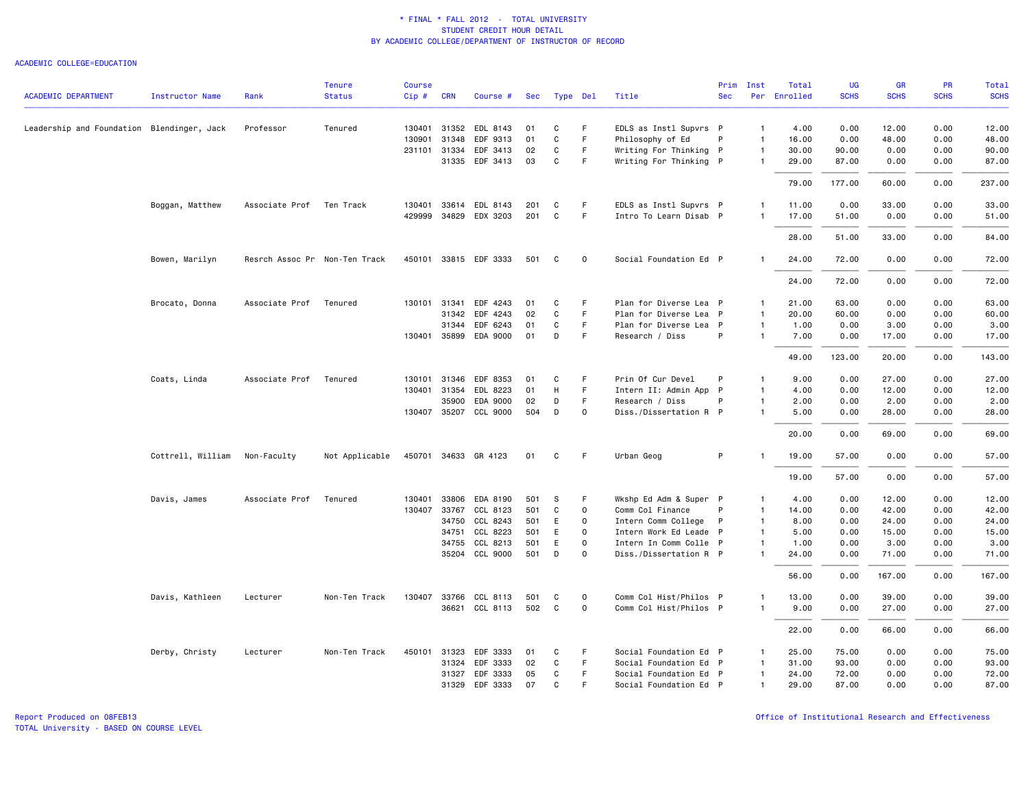\* FINAL \* FALL 2012 - TOTAL UNIVERSITY
STUDENT CREDIT HOUR DETAIL
BY ACADEMIC COLLEGE/DEPARTMENT OF INSTRUCTOR OF RECORD

ACADEMIC COLLEGE=EDUCATION

| ACADEMIC DEPARTMENT | Instructor Name | Rank | Tenure Status | Course Cip # | CRN | Course # | Sec | Type | Del | Title | Prim Sec | Inst Per | Total Enrolled | UG SCHS | GR SCHS | PR SCHS | Total SCHS |
|---|---|---|---|---|---|---|---|---|---|---|---|---|---|---|---|---|---|
| Leadership and Foundation | Blendinger, Jack | Professor | Tenured | 130401 | 31352 | EDL 8143 | 01 | C | F | EDLS as Instl Supvrs | P | 1 | 4.00 | 0.00 | 12.00 | 0.00 | 12.00 |
| | | | | 130901 | 31348 | EDF 9313 | 01 | C | F | Philosophy of Ed | P | 1 | 16.00 | 0.00 | 48.00 | 0.00 | 48.00 |
| | | | | 231101 | 31334 | EDF 3413 | 02 | C | F | Writing For Thinking | P | 1 | 30.00 | 90.00 | 0.00 | 0.00 | 90.00 |
| | | | | | 31335 | EDF 3413 | 03 | C | F | Writing For Thinking | P | 1 | 29.00 | 87.00 | 0.00 | 0.00 | 87.00 |
| | | | | | | | | | | | | | 79.00 | 177.00 | 60.00 | 0.00 | 237.00 |
| | Boggan, Matthew | Associate Prof | Ten Track | 130401 | 33614 | EDL 8143 | 201 | C | F | EDLS as Instl Supvrs | P | 1 | 11.00 | 0.00 | 33.00 | 0.00 | 33.00 |
| | | | | 429999 | 34829 | EDX 3203 | 201 | C | F | Intro To Learn Disab | P | 1 | 17.00 | 51.00 | 0.00 | 0.00 | 51.00 |
| | | | | | | | | | | | | | 28.00 | 51.00 | 33.00 | 0.00 | 84.00 |
| | Bowen, Marilyn | Resrch Assoc Pr | Non-Ten Track | 450101 | 33815 | EDF 3333 | 501 | C | O | Social Foundation Ed | P | 1 | 24.00 | 72.00 | 0.00 | 0.00 | 72.00 |
| | | | | | | | | | | | | | 24.00 | 72.00 | 0.00 | 0.00 | 72.00 |
| | Brocato, Donna | Associate Prof | Tenured | 130101 | 31341 | EDF 4243 | 01 | C | F | Plan for Diverse Lea | P | 1 | 21.00 | 63.00 | 0.00 | 0.00 | 63.00 |
| | | | | | 31342 | EDF 4243 | 02 | C | F | Plan for Diverse Lea | P | 1 | 20.00 | 60.00 | 0.00 | 0.00 | 60.00 |
| | | | | | 31344 | EDF 6243 | 01 | C | F | Plan for Diverse Lea | P | 1 | 1.00 | 0.00 | 3.00 | 0.00 | 3.00 |
| | | | | 130401 | 35899 | EDA 9000 | 01 | D | F | Research / Diss | P | 1 | 7.00 | 0.00 | 17.00 | 0.00 | 17.00 |
| | | | | | | | | | | | | | 49.00 | 123.00 | 20.00 | 0.00 | 143.00 |
| | Coats, Linda | Associate Prof | Tenured | 130101 | 31346 | EDF 8353 | 01 | C | F | Prin Of Cur Devel | P | 1 | 9.00 | 0.00 | 27.00 | 0.00 | 27.00 |
| | | | | 130401 | 31354 | EDL 8223 | 01 | H | F | Intern II: Admin App | P | 1 | 4.00 | 0.00 | 12.00 | 0.00 | 12.00 |
| | | | | | 35900 | EDA 9000 | 02 | D | F | Research / Diss | P | 1 | 2.00 | 0.00 | 2.00 | 0.00 | 2.00 |
| | | | | 130407 | 35207 | CCL 9000 | 504 | D | O | Diss./Dissertation R | P | 1 | 5.00 | 0.00 | 28.00 | 0.00 | 28.00 |
| | | | | | | | | | | | | | 20.00 | 0.00 | 69.00 | 0.00 | 69.00 |
| | Cottrell, William | Non-Faculty | Not Applicable | 450701 | 34633 | GR 4123 | 01 | C | F | Urban Geog | P | 1 | 19.00 | 57.00 | 0.00 | 0.00 | 57.00 |
| | | | | | | | | | | | | | 19.00 | 57.00 | 0.00 | 0.00 | 57.00 |
| | Davis, James | Associate Prof | Tenured | 130401 | 33806 | EDA 8190 | 501 | S | F | Wkshp Ed Adm & Super | P | 1 | 4.00 | 0.00 | 12.00 | 0.00 | 12.00 |
| | | | | 130407 | 33767 | CCL 8123 | 501 | C | O | Comm Col Finance | P | 1 | 14.00 | 0.00 | 42.00 | 0.00 | 42.00 |
| | | | | | 34750 | CCL 8243 | 501 | E | O | Intern Comm College | P | 1 | 8.00 | 0.00 | 24.00 | 0.00 | 24.00 |
| | | | | | 34751 | CCL 8223 | 501 | E | O | Intern Work Ed Leade | P | 1 | 5.00 | 0.00 | 15.00 | 0.00 | 15.00 |
| | | | | | 34755 | CCL 8213 | 501 | E | O | Intern In Comm Colle | P | 1 | 1.00 | 0.00 | 3.00 | 0.00 | 3.00 |
| | | | | | 35204 | CCL 9000 | 501 | D | O | Diss./Dissertation R | P | 1 | 24.00 | 0.00 | 71.00 | 0.00 | 71.00 |
| | | | | | | | | | | | | | 56.00 | 0.00 | 167.00 | 0.00 | 167.00 |
| | Davis, Kathleen | Lecturer | Non-Ten Track | 130407 | 33766 | CCL 8113 | 501 | C | O | Comm Col Hist/Philos | P | 1 | 13.00 | 0.00 | 39.00 | 0.00 | 39.00 |
| | | | | | 36621 | CCL 8113 | 502 | C | O | Comm Col Hist/Philos | P | 1 | 9.00 | 0.00 | 27.00 | 0.00 | 27.00 |
| | | | | | | | | | | | | | 22.00 | 0.00 | 66.00 | 0.00 | 66.00 |
| | Derby, Christy | Lecturer | Non-Ten Track | 450101 | 31323 | EDF 3333 | 01 | C | F | Social Foundation Ed | P | 1 | 25.00 | 75.00 | 0.00 | 0.00 | 75.00 |
| | | | | | 31324 | EDF 3333 | 02 | C | F | Social Foundation Ed | P | 1 | 31.00 | 93.00 | 0.00 | 0.00 | 93.00 |
| | | | | | 31327 | EDF 3333 | 05 | C | F | Social Foundation Ed | P | 1 | 24.00 | 72.00 | 0.00 | 0.00 | 72.00 |
| | | | | | 31329 | EDF 3333 | 07 | C | F | Social Foundation Ed | P | 1 | 29.00 | 87.00 | 0.00 | 0.00 | 87.00 |

Report Produced on 08FEB13
TOTAL University - BASED ON COURSE LEVEL

Office of Institutional Research and Effectiveness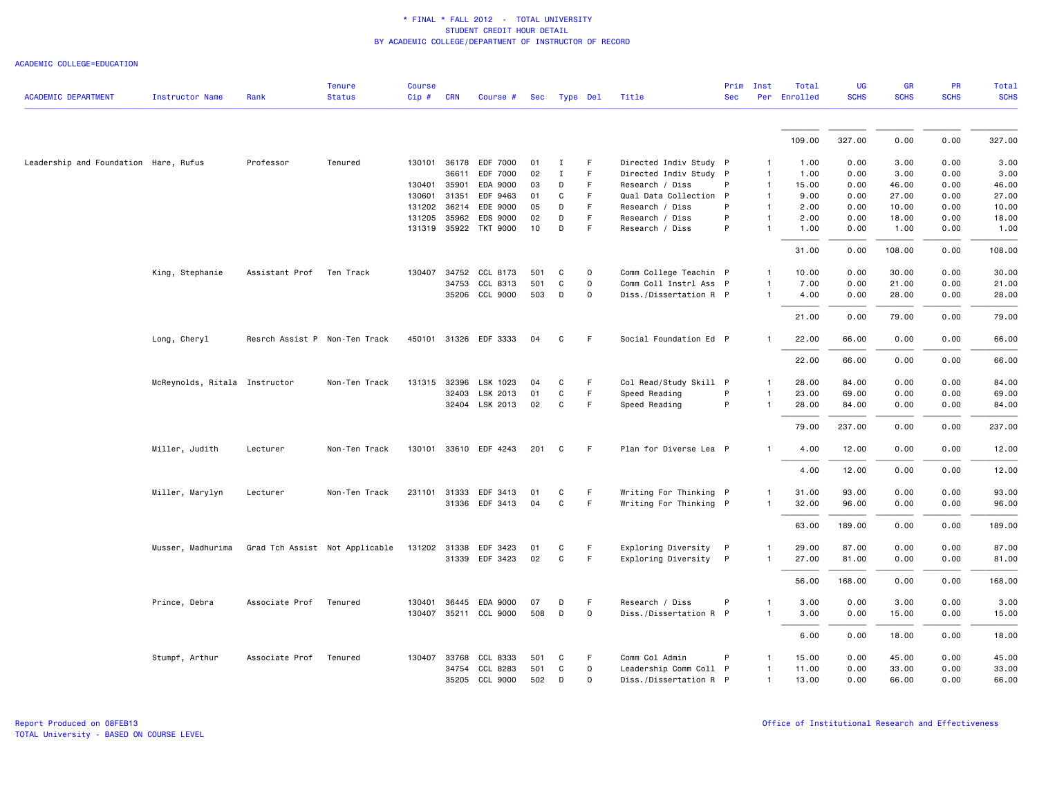\* FINAL \* FALL 2012 - TOTAL UNIVERSITY
STUDENT CREDIT HOUR DETAIL
BY ACADEMIC COLLEGE/DEPARTMENT OF INSTRUCTOR OF RECORD

ACADEMIC COLLEGE=EDUCATION

| ACADEMIC DEPARTMENT | Instructor Name | Rank | Tenure Status | Course Cip # | CRN | Course # | Sec | Type | Del | Title | Prim Sec | Inst Per | Total Enrolled | UG SCHS | GR SCHS | PR SCHS | Total SCHS |
|---|---|---|---|---|---|---|---|---|---|---|---|---|---|---|---|---|---|
| | | | | | | | | | | | | | 109.00 | 327.00 | 0.00 | 0.00 | 327.00 |
| Leadership and Foundation | Hare, Rufus | Professor | Tenured | 130101 | 36178 | EDF 7000 | 01 | I | F | Directed Indiv Study | P | 1 | 1.00 | 0.00 | 3.00 | 0.00 | 3.00 |
| | | | | | 36611 | EDF 7000 | 02 | I | F | Directed Indiv Study | P | 1 | 1.00 | 0.00 | 3.00 | 0.00 | 3.00 |
| | | | | 130401 | 35901 | EDA 9000 | 03 | D | F | Research / Diss | P | 1 | 15.00 | 0.00 | 46.00 | 0.00 | 46.00 |
| | | | | 130601 | 31351 | EDF 9463 | 01 | C | F | Qual Data Collection | P | 1 | 9.00 | 0.00 | 27.00 | 0.00 | 27.00 |
| | | | | 131202 | 36214 | EDE 9000 | 05 | D | F | Research / Diss | P | 1 | 2.00 | 0.00 | 10.00 | 0.00 | 10.00 |
| | | | | 131205 | 35962 | EDS 9000 | 02 | D | F | Research / Diss | P | 1 | 2.00 | 0.00 | 18.00 | 0.00 | 18.00 |
| | | | | 131319 | 35922 | TKT 9000 | 10 | D | F | Research / Diss | P | 1 | 1.00 | 0.00 | 1.00 | 0.00 | 1.00 |
| | | | | | | | | | | | | | 31.00 | 0.00 | 108.00 | 0.00 | 108.00 |
| | King, Stephanie | Assistant Prof | Ten Track | 130407 | 34752 | CCL 8173 | 501 | C | O | Comm College Teachin | P | 1 | 10.00 | 0.00 | 30.00 | 0.00 | 30.00 |
| | | | | | 34753 | CCL 8313 | 501 | C | O | Comm Coll Instrl Ass | P | 1 | 7.00 | 0.00 | 21.00 | 0.00 | 21.00 |
| | | | | | 35206 | CCL 9000 | 503 | D | O | Diss./Dissertation R | P | 1 | 4.00 | 0.00 | 28.00 | 0.00 | 28.00 |
| | | | | | | | | | | | | | 21.00 | 0.00 | 79.00 | 0.00 | 79.00 |
| | Long, Cheryl | Resrch Assist P | Non-Ten Track | 450101 | 31326 | EDF 3333 | 04 | C | F | Social Foundation Ed | P | 1 | 22.00 | 66.00 | 0.00 | 0.00 | 66.00 |
| | | | | | | | | | | | | | 22.00 | 66.00 | 0.00 | 0.00 | 66.00 |
| | McReynolds, Ritala | Instructor | Non-Ten Track | 131315 | 32396 | LSK 1023 | 04 | C | F | Col Read/Study Skill | P | 1 | 28.00 | 84.00 | 0.00 | 0.00 | 84.00 |
| | | | | | 32403 | LSK 2013 | 01 | C | F | Speed Reading | P | 1 | 23.00 | 69.00 | 0.00 | 0.00 | 69.00 |
| | | | | | 32404 | LSK 2013 | 02 | C | F | Speed Reading | P | 1 | 28.00 | 84.00 | 0.00 | 0.00 | 84.00 |
| | | | | | | | | | | | | | 79.00 | 237.00 | 0.00 | 0.00 | 237.00 |
| | Miller, Judith | Lecturer | Non-Ten Track | 130101 | 33610 | EDF 4243 | 201 | C | F | Plan for Diverse Lea | P | 1 | 4.00 | 12.00 | 0.00 | 0.00 | 12.00 |
| | | | | | | | | | | | | | 4.00 | 12.00 | 0.00 | 0.00 | 12.00 |
| | Miller, Marylyn | Lecturer | Non-Ten Track | 231101 | 31333 | EDF 3413 | 01 | C | F | Writing For Thinking | P | 1 | 31.00 | 93.00 | 0.00 | 0.00 | 93.00 |
| | | | | | 31336 | EDF 3413 | 04 | C | F | Writing For Thinking | P | 1 | 32.00 | 96.00 | 0.00 | 0.00 | 96.00 |
| | | | | | | | | | | | | | 63.00 | 189.00 | 0.00 | 0.00 | 189.00 |
| | Musser, Madhurima | Grad Tch Assist | Not Applicable | 131202 | 31338 | EDF 3423 | 01 | C | F | Exploring Diversity | P | 1 | 29.00 | 87.00 | 0.00 | 0.00 | 87.00 |
| | | | | | 31339 | EDF 3423 | 02 | C | F | Exploring Diversity | P | 1 | 27.00 | 81.00 | 0.00 | 0.00 | 81.00 |
| | | | | | | | | | | | | | 56.00 | 168.00 | 0.00 | 0.00 | 168.00 |
| | Prince, Debra | Associate Prof | Tenured | 130401 | 36445 | EDA 9000 | 07 | D | F | Research / Diss | P | 1 | 3.00 | 0.00 | 3.00 | 0.00 | 3.00 |
| | | | | 130407 | 35211 | CCL 9000 | 508 | D | O | Diss./Dissertation R | P | 1 | 3.00 | 0.00 | 15.00 | 0.00 | 15.00 |
| | | | | | | | | | | | | | 6.00 | 0.00 | 18.00 | 0.00 | 18.00 |
| | Stumpf, Arthur | Associate Prof | Tenured | 130407 | 33768 | CCL 8333 | 501 | C | F | Comm Col Admin | P | 1 | 15.00 | 0.00 | 45.00 | 0.00 | 45.00 |
| | | | | | 34754 | CCL 8283 | 501 | C | O | Leadership Comm Coll | P | 1 | 11.00 | 0.00 | 33.00 | 0.00 | 33.00 |
| | | | | | 35205 | CCL 9000 | 502 | D | O | Diss./Dissertation R | P | 1 | 13.00 | 0.00 | 66.00 | 0.00 | 66.00 |

Report Produced on 08FEB13
TOTAL University - BASED ON COURSE LEVEL

Office of Institutional Research and Effectiveness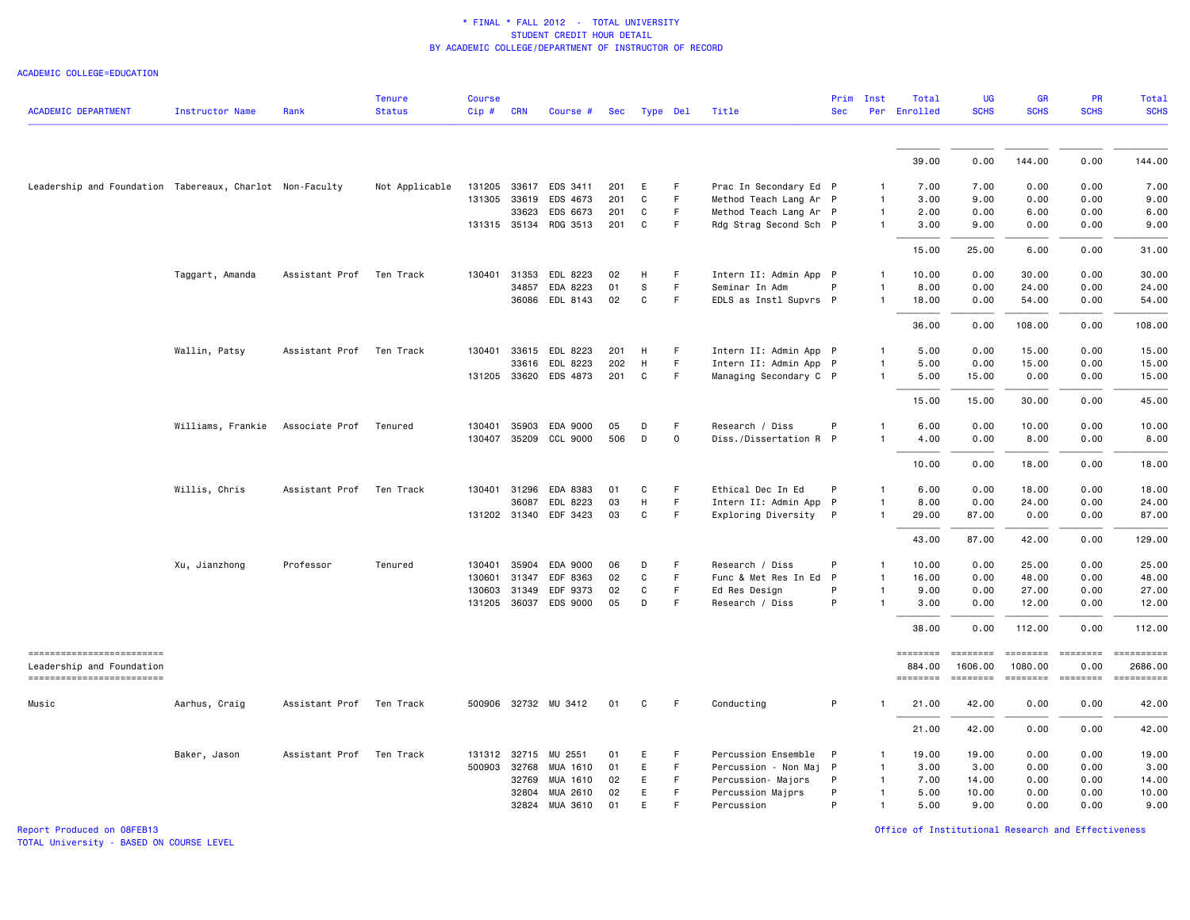* FINAL * FALL 2012 - TOTAL UNIVERSITY
STUDENT CREDIT HOUR DETAIL
BY ACADEMIC COLLEGE/DEPARTMENT OF INSTRUCTOR OF RECORD

ACADEMIC COLLEGE=EDUCATION

| ACADEMIC DEPARTMENT | Instructor Name | Rank | Tenure Status | Course Cip # | CRN | Course # | Sec | Type | Del | Title | Prim Sec | Inst Per | Total Enrolled | UG SCHS | GR SCHS | PR SCHS | Total SCHS |
|---|---|---|---|---|---|---|---|---|---|---|---|---|---|---|---|---|---|
| | | | | | | | | | | | | | 39.00 | 0.00 | 144.00 | 0.00 | 144.00 |
| Leadership and Foundation | Tabereaux, Charlot | Non-Faculty | Not Applicable | 131205 | 33617 | EDS 3411 | 201 | E | F | Prac In Secondary Ed | P | 1 | 7.00 | 7.00 | 0.00 | 0.00 | 7.00 |
| | | | | 131305 | 33619 | EDS 4673 | 201 | C | F | Method Teach Lang Ar | P | 1 | 3.00 | 9.00 | 0.00 | 0.00 | 9.00 |
| | | | | | 33623 | EDS 6673 | 201 | C | F | Method Teach Lang Ar | P | 1 | 2.00 | 0.00 | 6.00 | 0.00 | 6.00 |
| | | | | 131315 | 35134 | RDG 3513 | 201 | C | F | Rdg Strag Second Sch | P | 1 | 3.00 | 9.00 | 0.00 | 0.00 | 9.00 |
| | | | | | | | | | | | | | 15.00 | 25.00 | 6.00 | 0.00 | 31.00 |
| | Taggart, Amanda | Assistant Prof | Ten Track | 130401 | 31353 | EDL 8223 | 02 | H | F | Intern II: Admin App | P | 1 | 10.00 | 0.00 | 30.00 | 0.00 | 30.00 |
| | | | | | 34857 | EDA 8223 | 01 | S | F | Seminar In Adm | P | 1 | 8.00 | 0.00 | 24.00 | 0.00 | 24.00 |
| | | | | | 36086 | EDL 8143 | 02 | C | F | EDLS as Instl Supvrs | P | 1 | 18.00 | 0.00 | 54.00 | 0.00 | 54.00 |
| | | | | | | | | | | | | | 36.00 | 0.00 | 108.00 | 0.00 | 108.00 |
| | Wallin, Patsy | Assistant Prof | Ten Track | 130401 | 33615 | EDL 8223 | 201 | H | F | Intern II: Admin App | P | 1 | 5.00 | 0.00 | 15.00 | 0.00 | 15.00 |
| | | | | | 33616 | EDL 8223 | 202 | H | F | Intern II: Admin App | P | 1 | 5.00 | 0.00 | 15.00 | 0.00 | 15.00 |
| | | | | 131205 | 33620 | EDS 4873 | 201 | C | F | Managing Secondary C | P | 1 | 5.00 | 15.00 | 0.00 | 0.00 | 15.00 |
| | | | | | | | | | | | | | 15.00 | 15.00 | 30.00 | 0.00 | 45.00 |
| | Williams, Frankie | Associate Prof | Tenured | 130401 | 35903 | EDA 9000 | 05 | D | F | Research / Diss | P | 1 | 6.00 | 0.00 | 10.00 | 0.00 | 10.00 |
| | | | | 130407 | 35209 | CCL 9000 | 506 | D | O | Diss./Dissertation R | P | 1 | 4.00 | 0.00 | 8.00 | 0.00 | 8.00 |
| | | | | | | | | | | | | | 10.00 | 0.00 | 18.00 | 0.00 | 18.00 |
| | Willis, Chris | Assistant Prof | Ten Track | 130401 | 31296 | EDA 8383 | 01 | C | F | Ethical Dec In Ed | P | 1 | 6.00 | 0.00 | 18.00 | 0.00 | 18.00 |
| | | | | | 36087 | EDL 8223 | 03 | H | F | Intern II: Admin App | P | 1 | 8.00 | 0.00 | 24.00 | 0.00 | 24.00 |
| | | | | 131202 | 31340 | EDF 3423 | 03 | C | F | Exploring Diversity | P | 1 | 29.00 | 87.00 | 0.00 | 0.00 | 87.00 |
| | | | | | | | | | | | | | 43.00 | 87.00 | 42.00 | 0.00 | 129.00 |
| | Xu, Jianzhong | Professor | Tenured | 130401 | 35904 | EDA 9000 | 06 | D | F | Research / Diss | P | 1 | 10.00 | 0.00 | 25.00 | 0.00 | 25.00 |
| | | | | 130601 | 31347 | EDF 8363 | 02 | C | F | Func & Met Res In Ed | P | 1 | 16.00 | 0.00 | 48.00 | 0.00 | 48.00 |
| | | | | 130603 | 31349 | EDF 9373 | 02 | C | F | Ed Res Design | P | 1 | 9.00 | 0.00 | 27.00 | 0.00 | 27.00 |
| | | | | 131205 | 36037 | EDS 9000 | 05 | D | F | Research / Diss | P | 1 | 3.00 | 0.00 | 12.00 | 0.00 | 12.00 |
| | | | | | | | | | | | | | 38.00 | 0.00 | 112.00 | 0.00 | 112.00 |
| Leadership and Foundation | | | | | | | | | | | | | 884.00 | 1606.00 | 1080.00 | 0.00 | 2686.00 |
| Music | Aarhus, Craig | Assistant Prof | Ten Track | 500906 | 32732 | MU 3412 | 01 | C | F | Conducting | P | 1 | 21.00 | 42.00 | 0.00 | 0.00 | 42.00 |
| | | | | | | | | | | | | | 21.00 | 42.00 | 0.00 | 0.00 | 42.00 |
| | Baker, Jason | Assistant Prof | Ten Track | 131312 | 32715 | MU 2551 | 01 | E | F | Percussion Ensemble | P | 1 | 19.00 | 19.00 | 0.00 | 0.00 | 19.00 |
| | | | | 500903 | 32768 | MUA 1610 | 01 | E | F | Percussion - Non Maj | P | 1 | 3.00 | 3.00 | 0.00 | 0.00 | 3.00 |
| | | | | | 32769 | MUA 1610 | 02 | E | F | Percussion- Majors | P | 1 | 7.00 | 14.00 | 0.00 | 0.00 | 14.00 |
| | | | | | 32804 | MUA 2610 | 02 | E | F | Percussion Majprs | P | 1 | 5.00 | 10.00 | 0.00 | 0.00 | 10.00 |
| | | | | | 32824 | MUA 3610 | 01 | E | F | Percussion | P | 1 | 5.00 | 9.00 | 0.00 | 0.00 | 9.00 |

Report Produced on 08FEB13
TOTAL University - BASED ON COURSE LEVEL

Office of Institutional Research and Effectiveness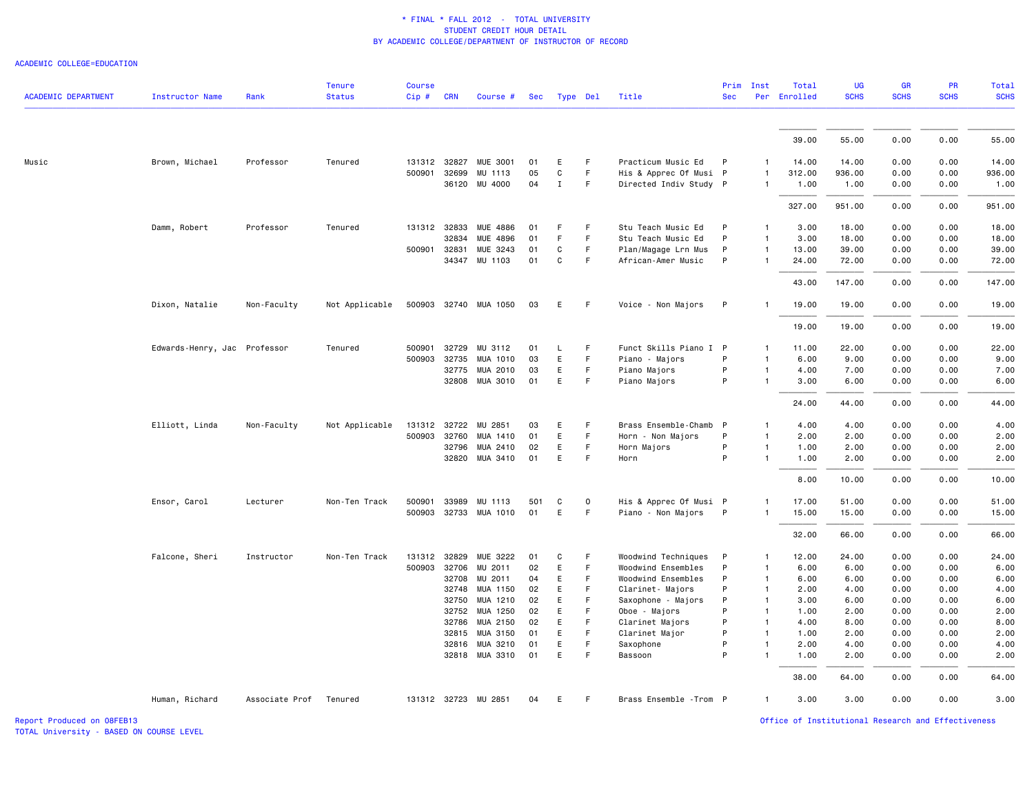\* FINAL \* FALL 2012 - TOTAL UNIVERSITY
STUDENT CREDIT HOUR DETAIL
BY ACADEMIC COLLEGE/DEPARTMENT OF INSTRUCTOR OF RECORD

ACADEMIC COLLEGE=EDUCATION

| ACADEMIC DEPARTMENT | Instructor Name | Rank | Tenure Status | Course Cip # | CRN | Course # | Sec | Type | Del | Title | Prim Sec | Inst Per | Total Enrolled | UG SCHS | GR SCHS | PR SCHS | Total SCHS |
|---|---|---|---|---|---|---|---|---|---|---|---|---|---|---|---|---|---|
| | | | | | | | | | | | | | 39.00 | 55.00 | 0.00 | 0.00 | 55.00 |
| Music | Brown, Michael | Professor | Tenured | 131312 | 32827 | MUE 3001 | 01 | E | F | Practicum Music Ed | P | 1 | 14.00 | 14.00 | 0.00 | 0.00 | 14.00 |
| | | | | 500901 | 32699 | MU 1113 | 05 | C | F | His & Apprec Of Musi | P | 1 | 312.00 | 936.00 | 0.00 | 0.00 | 936.00 |
| | | | | | 36120 | MU 4000 | 04 | I | F | Directed Indiv Study | P | 1 | 1.00 | 1.00 | 0.00 | 0.00 | 1.00 |
| | | | | | | | | | | | | | 327.00 | 951.00 | 0.00 | 0.00 | 951.00 |
| | Damm, Robert | Professor | Tenured | 131312 | 32833 | MUE 4886 | 01 | F | F | Stu Teach Music Ed | P | 1 | 3.00 | 18.00 | 0.00 | 0.00 | 18.00 |
| | | | | | 32834 | MUE 4896 | 01 | F | F | Stu Teach Music Ed | P | 1 | 3.00 | 18.00 | 0.00 | 0.00 | 18.00 |
| | | | | 500901 | 32831 | MUE 3243 | 01 | C | F | Plan/Magage Lrn Mus | P | 1 | 13.00 | 39.00 | 0.00 | 0.00 | 39.00 |
| | | | | | 34347 | MU 1103 | 01 | C | F | African-Amer Music | P | 1 | 24.00 | 72.00 | 0.00 | 0.00 | 72.00 |
| | | | | | | | | | | | | | 43.00 | 147.00 | 0.00 | 0.00 | 147.00 |
| | Dixon, Natalie | Non-Faculty | Not Applicable | 500903 | 32740 | MUA 1050 | 03 | E | F | Voice - Non Majors | P | 1 | 19.00 | 19.00 | 0.00 | 0.00 | 19.00 |
| | | | | | | | | | | | | | 19.00 | 19.00 | 0.00 | 0.00 | 19.00 |
| | Edwards-Henry, Jac | Professor | Tenured | 500901 | 32729 | MU 3112 | 01 | L | F | Funct Skills Piano I | P | 1 | 11.00 | 22.00 | 0.00 | 0.00 | 22.00 |
| | | | | 500903 | 32735 | MUA 1010 | 03 | E | F | Piano - Majors | P | 1 | 6.00 | 9.00 | 0.00 | 0.00 | 9.00 |
| | | | | | 32775 | MUA 2010 | 03 | E | F | Piano Majors | P | 1 | 4.00 | 7.00 | 0.00 | 0.00 | 7.00 |
| | | | | | 32808 | MUA 3010 | 01 | E | F | Piano Majors | P | 1 | 3.00 | 6.00 | 0.00 | 0.00 | 6.00 |
| | | | | | | | | | | | | | 24.00 | 44.00 | 0.00 | 0.00 | 44.00 |
| | Elliott, Linda | Non-Faculty | Not Applicable | 131312 | 32722 | MU 2851 | 03 | E | F | Brass Ensemble-Chamb | P | 1 | 4.00 | 4.00 | 0.00 | 0.00 | 4.00 |
| | | | | 500903 | 32760 | MUA 1410 | 01 | E | F | Horn - Non Majors | P | 1 | 2.00 | 2.00 | 0.00 | 0.00 | 2.00 |
| | | | | | 32796 | MUA 2410 | 02 | E | F | Horn Majors | P | 1 | 1.00 | 2.00 | 0.00 | 0.00 | 2.00 |
| | | | | | 32820 | MUA 3410 | 01 | E | F | Horn | P | 1 | 1.00 | 2.00 | 0.00 | 0.00 | 2.00 |
| | | | | | | | | | | | | | 8.00 | 10.00 | 0.00 | 0.00 | 10.00 |
| | Ensor, Carol | Lecturer | Non-Ten Track | 500901 | 33989 | MU 1113 | 501 | C | O | His & Apprec Of Musi | P | 1 | 17.00 | 51.00 | 0.00 | 0.00 | 51.00 |
| | | | | 500903 | 32733 | MUA 1010 | 01 | E | F | Piano - Non Majors | P | 1 | 15.00 | 15.00 | 0.00 | 0.00 | 15.00 |
| | | | | | | | | | | | | | 32.00 | 66.00 | 0.00 | 0.00 | 66.00 |
| | Falcone, Sheri | Instructor | Non-Ten Track | 131312 | 32829 | MUE 3222 | 01 | C | F | Woodwind Techniques | P | 1 | 12.00 | 24.00 | 0.00 | 0.00 | 24.00 |
| | | | | 500903 | 32706 | MU 2011 | 02 | E | F | Woodwind Ensembles | P | 1 | 6.00 | 6.00 | 0.00 | 0.00 | 6.00 |
| | | | | | 32708 | MU 2011 | 04 | E | F | Woodwind Ensembles | P | 1 | 6.00 | 6.00 | 0.00 | 0.00 | 6.00 |
| | | | | | 32748 | MUA 1150 | 02 | E | F | Clarinet- Majors | P | 1 | 2.00 | 4.00 | 0.00 | 0.00 | 4.00 |
| | | | | | 32750 | MUA 1210 | 02 | E | F | Saxophone - Majors | P | 1 | 3.00 | 6.00 | 0.00 | 0.00 | 6.00 |
| | | | | | 32752 | MUA 1250 | 02 | E | F | Oboe - Majors | P | 1 | 1.00 | 2.00 | 0.00 | 0.00 | 2.00 |
| | | | | | 32786 | MUA 2150 | 02 | E | F | Clarinet Majors | P | 1 | 4.00 | 8.00 | 0.00 | 0.00 | 8.00 |
| | | | | | 32815 | MUA 3150 | 01 | E | F | Clarinet Major | P | 1 | 1.00 | 2.00 | 0.00 | 0.00 | 2.00 |
| | | | | | 32816 | MUA 3210 | 01 | E | F | Saxophone | P | 1 | 2.00 | 4.00 | 0.00 | 0.00 | 4.00 |
| | | | | | 32818 | MUA 3310 | 01 | E | F | Bassoon | P | 1 | 1.00 | 2.00 | 0.00 | 0.00 | 2.00 |
| | | | | | | | | | | | | | 38.00 | 64.00 | 0.00 | 0.00 | 64.00 |
| | Human, Richard | Associate Prof | Tenured | 131312 | 32723 | MU 2851 | 04 | E | F | Brass Ensemble -Trom | P | 1 | 3.00 | 3.00 | 0.00 | 0.00 | 3.00 |

Report Produced on 08FEB13
TOTAL University - BASED ON COURSE LEVEL

Office of Institutional Research and Effectiveness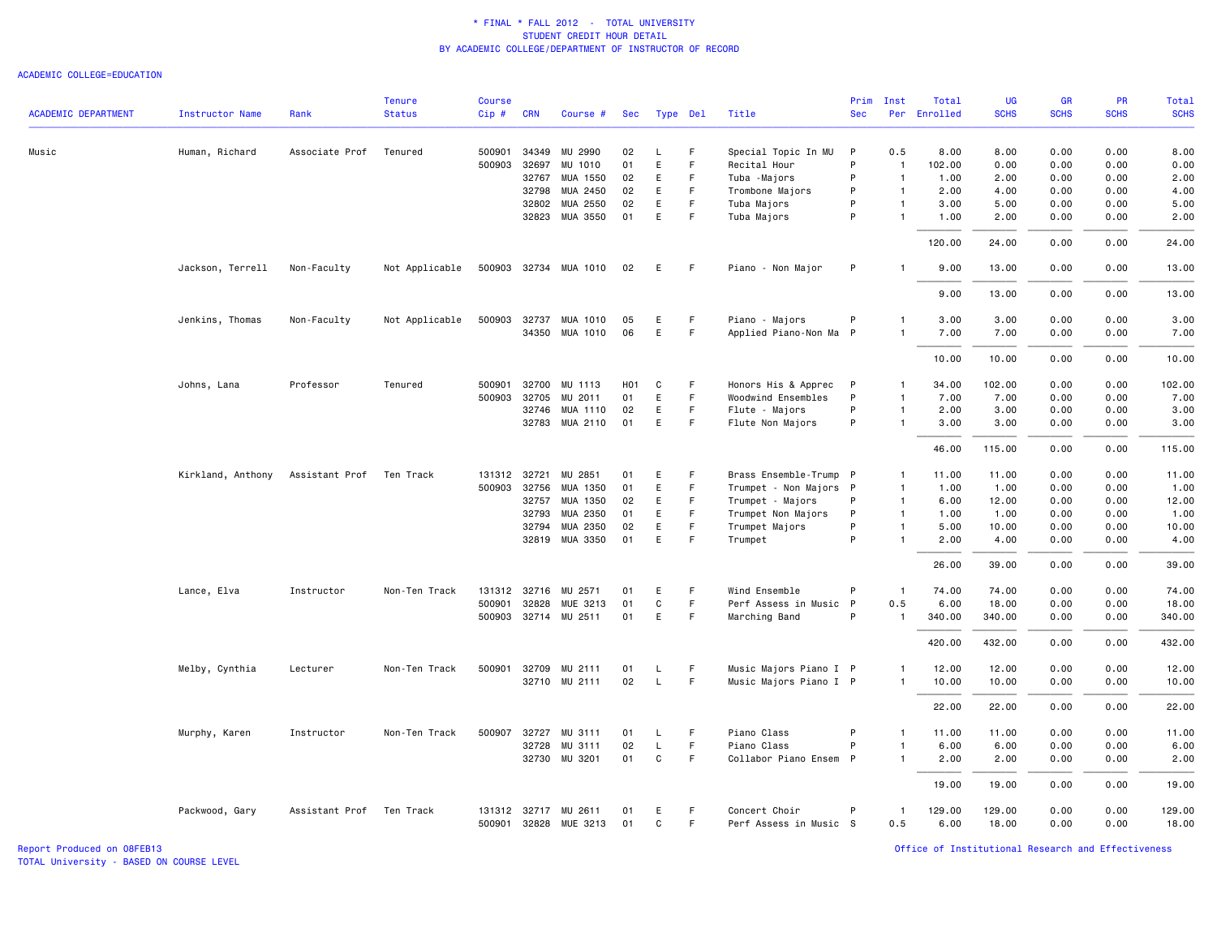# * FINAL * FALL 2012 - TOTAL UNIVERSITY
## STUDENT CREDIT HOUR DETAIL
## BY ACADEMIC COLLEGE/DEPARTMENT OF INSTRUCTOR OF RECORD

ACADEMIC COLLEGE=EDUCATION

| ACADEMIC DEPARTMENT | Instructor Name | Rank | Tenure Status | Course Cip # | CRN | Course # | Sec | Type | Del | Title | Prim Sec | Inst Per | Total Enrolled | UG SCHS | GR SCHS | PR SCHS | Total SCHS |
|---|---|---|---|---|---|---|---|---|---|---|---|---|---|---|---|---|---|
| Music | Human, Richard | Associate Prof | Tenured | 500901 | 34349 | MU 2990 | 02 | L | F | Special Topic In MU | P | 0.5 | 8.00 | 8.00 | 0.00 | 0.00 | 8.00 |
| | | | | 500903 | 32697 | MU 1010 | 01 | E | F | Recital Hour | P | 1 | 102.00 | 0.00 | 0.00 | 0.00 | 0.00 |
| | | | | | 32767 | MUA 1550 | 02 | E | F | Tuba -Majors | P | 1 | 1.00 | 2.00 | 0.00 | 0.00 | 2.00 |
| | | | | | 32798 | MUA 2450 | 02 | E | F | Trombone Majors | P | 1 | 2.00 | 4.00 | 0.00 | 0.00 | 4.00 |
| | | | | | 32802 | MUA 2550 | 02 | E | F | Tuba Majors | P | 1 | 3.00 | 5.00 | 0.00 | 0.00 | 5.00 |
| | | | | | 32823 | MUA 3550 | 01 | E | F | Tuba Majors | P | 1 | 1.00 | 2.00 | 0.00 | 0.00 | 2.00 |
| | | | | | | | | | | | | | 120.00 | 24.00 | 0.00 | 0.00 | 24.00 |
| | Jackson, Terrell | Non-Faculty | Not Applicable | 500903 | 32734 | MUA 1010 | 02 | E | F | Piano - Non Major | P | 1 | 9.00 | 13.00 | 0.00 | 0.00 | 13.00 |
| | | | | | | | | | | | | | 9.00 | 13.00 | 0.00 | 0.00 | 13.00 |
| | Jenkins, Thomas | Non-Faculty | Not Applicable | 500903 | 32737 | MUA 1010 | 05 | E | F | Piano - Majors | P | 1 | 3.00 | 3.00 | 0.00 | 0.00 | 3.00 |
| | | | | | 34350 | MUA 1010 | 06 | E | F | Applied Piano-Non Ma | P | 1 | 7.00 | 7.00 | 0.00 | 0.00 | 7.00 |
| | | | | | | | | | | | | | 10.00 | 10.00 | 0.00 | 0.00 | 10.00 |
| | Johns, Lana | Professor | Tenured | 500901 | 32700 | MU 1113 | H01 | C | F | Honors His & Apprec | P | 1 | 34.00 | 102.00 | 0.00 | 0.00 | 102.00 |
| | | | | 500903 | 32705 | MU 2011 | 01 | E | F | Woodwind Ensembles | P | 1 | 7.00 | 7.00 | 0.00 | 0.00 | 7.00 |
| | | | | | 32746 | MUA 1110 | 02 | E | F | Flute - Majors | P | 1 | 2.00 | 3.00 | 0.00 | 0.00 | 3.00 |
| | | | | | 32783 | MUA 2110 | 01 | E | F | Flute Non Majors | P | 1 | 3.00 | 3.00 | 0.00 | 0.00 | 3.00 |
| | | | | | | | | | | | | | 46.00 | 115.00 | 0.00 | 0.00 | 115.00 |
| | Kirkland, Anthony | Assistant Prof | Ten Track | 131312 | 32721 | MU 2851 | 01 | E | F | Brass Ensemble-Trump | P | 1 | 11.00 | 11.00 | 0.00 | 0.00 | 11.00 |
| | | | | 500903 | 32756 | MUA 1350 | 01 | E | F | Trumpet - Non Majors | P | 1 | 1.00 | 1.00 | 0.00 | 0.00 | 1.00 |
| | | | | | 32757 | MUA 1350 | 02 | E | F | Trumpet - Majors | P | 1 | 6.00 | 12.00 | 0.00 | 0.00 | 12.00 |
| | | | | | 32793 | MUA 2350 | 01 | E | F | Trumpet Non Majors | P | 1 | 1.00 | 1.00 | 0.00 | 0.00 | 1.00 |
| | | | | | 32794 | MUA 2350 | 02 | E | F | Trumpet Majors | P | 1 | 5.00 | 10.00 | 0.00 | 0.00 | 10.00 |
| | | | | | 32819 | MUA 3350 | 01 | E | F | Trumpet | P | 1 | 2.00 | 4.00 | 0.00 | 0.00 | 4.00 |
| | | | | | | | | | | | | | 26.00 | 39.00 | 0.00 | 0.00 | 39.00 |
| | Lance, Elva | Instructor | Non-Ten Track | 131312 | 32716 | MU 2571 | 01 | E | F | Wind Ensemble | P | 1 | 74.00 | 74.00 | 0.00 | 0.00 | 74.00 |
| | | | | 500901 | 32828 | MUE 3213 | 01 | C | F | Perf Assess in Music | P | 0.5 | 6.00 | 18.00 | 0.00 | 0.00 | 18.00 |
| | | | | 500903 | 32714 | MU 2511 | 01 | E | F | Marching Band | P | 1 | 340.00 | 340.00 | 0.00 | 0.00 | 340.00 |
| | | | | | | | | | | | | | 420.00 | 432.00 | 0.00 | 0.00 | 432.00 |
| | Melby, Cynthia | Lecturer | Non-Ten Track | 500901 | 32709 | MU 2111 | 01 | L | F | Music Majors Piano I | P | 1 | 12.00 | 12.00 | 0.00 | 0.00 | 12.00 |
| | | | | | 32710 | MU 2111 | 02 | L | F | Music Majors Piano I | P | 1 | 10.00 | 10.00 | 0.00 | 0.00 | 10.00 |
| | | | | | | | | | | | | | 22.00 | 22.00 | 0.00 | 0.00 | 22.00 |
| | Murphy, Karen | Instructor | Non-Ten Track | 500907 | 32727 | MU 3111 | 01 | L | F | Piano Class | P | 1 | 11.00 | 11.00 | 0.00 | 0.00 | 11.00 |
| | | | | | 32728 | MU 3111 | 02 | L | F | Piano Class | P | 1 | 6.00 | 6.00 | 0.00 | 0.00 | 6.00 |
| | | | | | 32730 | MU 3201 | 01 | C | F | Collabor Piano Ensem | P | 1 | 2.00 | 2.00 | 0.00 | 0.00 | 2.00 |
| | | | | | | | | | | | | | 19.00 | 19.00 | 0.00 | 0.00 | 19.00 |
| | Packwood, Gary | Assistant Prof | Ten Track | 131312 | 32717 | MU 2611 | 01 | E | F | Concert Choir | P | 1 | 129.00 | 129.00 | 0.00 | 0.00 | 129.00 |
| | | | | 500901 | 32828 | MUE 3213 | 01 | C | F | Perf Assess in Music | S | 0.5 | 6.00 | 18.00 | 0.00 | 0.00 | 18.00 |

Report Produced on 08FEB13
TOTAL University - BASED ON COURSE LEVEL

Office of Institutional Research and Effectiveness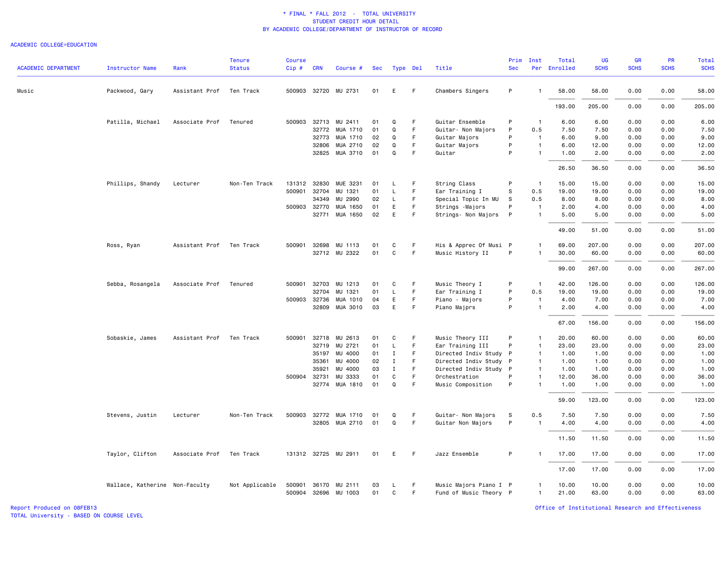\* FINAL \* FALL 2012 - TOTAL UNIVERSITY
STUDENT CREDIT HOUR DETAIL
BY ACADEMIC COLLEGE/DEPARTMENT OF INSTRUCTOR OF RECORD

ACADEMIC COLLEGE=EDUCATION

| ACADEMIC DEPARTMENT | Instructor Name | Rank | Tenure Status | Course Cip # | CRN | Course # | Sec | Type | Del | Title | Prim Sec | Inst Per | Total Enrolled | UG SCHS | GR SCHS | PR SCHS | Total SCHS |
|---|---|---|---|---|---|---|---|---|---|---|---|---|---|---|---|---|---|
| Music | Packwood, Gary | Assistant Prof | Ten Track | 500903 | 32720 | MU 2731 | 01 | E | F | Chambers Singers | P | 1 | 58.00 | 58.00 | 0.00 | 0.00 | 58.00 |
| | | | | | | | | | | | | | 193.00 | 205.00 | 0.00 | 0.00 | 205.00 |
| | Patilla, Michael | Associate Prof | Tenured | 500903 | 32713 | MU 2411 | 01 | Q | F | Guitar Ensemble | P | 1 | 6.00 | 6.00 | 0.00 | 0.00 | 6.00 |
| | | | | | 32772 | MUA 1710 | 01 | Q | F | Guitar- Non Majors | P | 0.5 | 7.50 | 7.50 | 0.00 | 0.00 | 7.50 |
| | | | | | 32773 | MUA 1710 | 02 | Q | F | Guitar Majors | P | 1 | 6.00 | 9.00 | 0.00 | 0.00 | 9.00 |
| | | | | | 32806 | MUA 2710 | 02 | Q | F | Guitar Majors | P | 1 | 6.00 | 12.00 | 0.00 | 0.00 | 12.00 |
| | | | | | 32825 | MUA 3710 | 01 | Q | F | Guitar | P | 1 | 1.00 | 2.00 | 0.00 | 0.00 | 2.00 |
| | | | | | | | | | | | | | 26.50 | 36.50 | 0.00 | 0.00 | 36.50 |
| | Phillips, Shandy | Lecturer | Non-Ten Track | 131312 | 32830 | MUE 3231 | 01 | L | F | String Class | P | 1 | 15.00 | 15.00 | 0.00 | 0.00 | 15.00 |
| | | | | 500901 | 32704 | MU 1321 | 01 | L | F | Ear Training I | S | 0.5 | 19.00 | 19.00 | 0.00 | 0.00 | 19.00 |
| | | | | | 34349 | MU 2990 | 02 | L | F | Special Topic In MU | S | 0.5 | 8.00 | 8.00 | 0.00 | 0.00 | 8.00 |
| | | | | 500903 | 32770 | MUA 1650 | 01 | E | F | Strings -Majors | P | 1 | 2.00 | 4.00 | 0.00 | 0.00 | 4.00 |
| | | | | | 32771 | MUA 1650 | 02 | E | F | Strings- Non Majors | P | 1 | 5.00 | 5.00 | 0.00 | 0.00 | 5.00 |
| | | | | | | | | | | | | | 49.00 | 51.00 | 0.00 | 0.00 | 51.00 |
| | Ross, Ryan | Assistant Prof | Ten Track | 500901 | 32698 | MU 1113 | 01 | C | F | His & Apprec Of Musi | P | 1 | 69.00 | 207.00 | 0.00 | 0.00 | 207.00 |
| | | | | | 32712 | MU 2322 | 01 | C | F | Music History II | P | 1 | 30.00 | 60.00 | 0.00 | 0.00 | 60.00 |
| | | | | | | | | | | | | | 99.00 | 267.00 | 0.00 | 0.00 | 267.00 |
| | Sebba, Rosangela | Associate Prof | Tenured | 500901 | 32703 | MU 1213 | 01 | C | F | Music Theory I | P | 1 | 42.00 | 126.00 | 0.00 | 0.00 | 126.00 |
| | | | | | 32704 | MU 1321 | 01 | L | F | Ear Training I | P | 0.5 | 19.00 | 19.00 | 0.00 | 0.00 | 19.00 |
| | | | | 500903 | 32736 | MUA 1010 | 04 | E | F | Piano - Majors | P | 1 | 4.00 | 7.00 | 0.00 | 0.00 | 7.00 |
| | | | | | 32809 | MUA 3010 | 03 | E | F | Piano Majprs | P | 1 | 2.00 | 4.00 | 0.00 | 0.00 | 4.00 |
| | | | | | | | | | | | | | 67.00 | 156.00 | 0.00 | 0.00 | 156.00 |
| | Sobaskie, James | Assistant Prof | Ten Track | 500901 | 32718 | MU 2613 | 01 | C | F | Music Theory III | P | 1 | 20.00 | 60.00 | 0.00 | 0.00 | 60.00 |
| | | | | | 32719 | MU 2721 | 01 | L | F | Ear Training III | P | 1 | 23.00 | 23.00 | 0.00 | 0.00 | 23.00 |
| | | | | | 35197 | MU 4000 | 01 | I | F | Directed Indiv Study | P | 1 | 1.00 | 1.00 | 0.00 | 0.00 | 1.00 |
| | | | | | 35361 | MU 4000 | 02 | I | F | Directed Indiv Study | P | 1 | 1.00 | 1.00 | 0.00 | 0.00 | 1.00 |
| | | | | | 35921 | MU 4000 | 03 | I | F | Directed Indiv Study | P | 1 | 1.00 | 1.00 | 0.00 | 0.00 | 1.00 |
| | | | | 500904 | 32731 | MU 3333 | 01 | C | F | Orchestration | P | 1 | 12.00 | 36.00 | 0.00 | 0.00 | 36.00 |
| | | | | | 32774 | MUA 1810 | 01 | Q | F | Music Composition | P | 1 | 1.00 | 1.00 | 0.00 | 0.00 | 1.00 |
| | | | | | | | | | | | | | 59.00 | 123.00 | 0.00 | 0.00 | 123.00 |
| | Stevens, Justin | Lecturer | Non-Ten Track | 500903 | 32772 | MUA 1710 | 01 | Q | F | Guitar- Non Majors | S | 0.5 | 7.50 | 7.50 | 0.00 | 0.00 | 7.50 |
| | | | | | 32805 | MUA 2710 | 01 | Q | F | Guitar Non Majors | P | 1 | 4.00 | 4.00 | 0.00 | 0.00 | 4.00 |
| | | | | | | | | | | | | | 11.50 | 11.50 | 0.00 | 0.00 | 11.50 |
| | Taylor, Clifton | Associate Prof | Ten Track | 131312 | 32725 | MU 2911 | 01 | E | F | Jazz Ensemble | P | 1 | 17.00 | 17.00 | 0.00 | 0.00 | 17.00 |
| | | | | | | | | | | | | | 17.00 | 17.00 | 0.00 | 0.00 | 17.00 |
| | Wallace, Katherine | Non-Faculty | Not Applicable | 500901 | 36170 | MU 2111 | 03 | L | F | Music Majors Piano I | P | 1 | 10.00 | 10.00 | 0.00 | 0.00 | 10.00 |
| | | | | 500904 | 32696 | MU 1003 | 01 | C | F | Fund of Music Theory | P | 1 | 21.00 | 63.00 | 0.00 | 0.00 | 63.00 |

Report Produced on 08FEB13
TOTAL University - BASED ON COURSE LEVEL

Office of Institutional Research and Effectiveness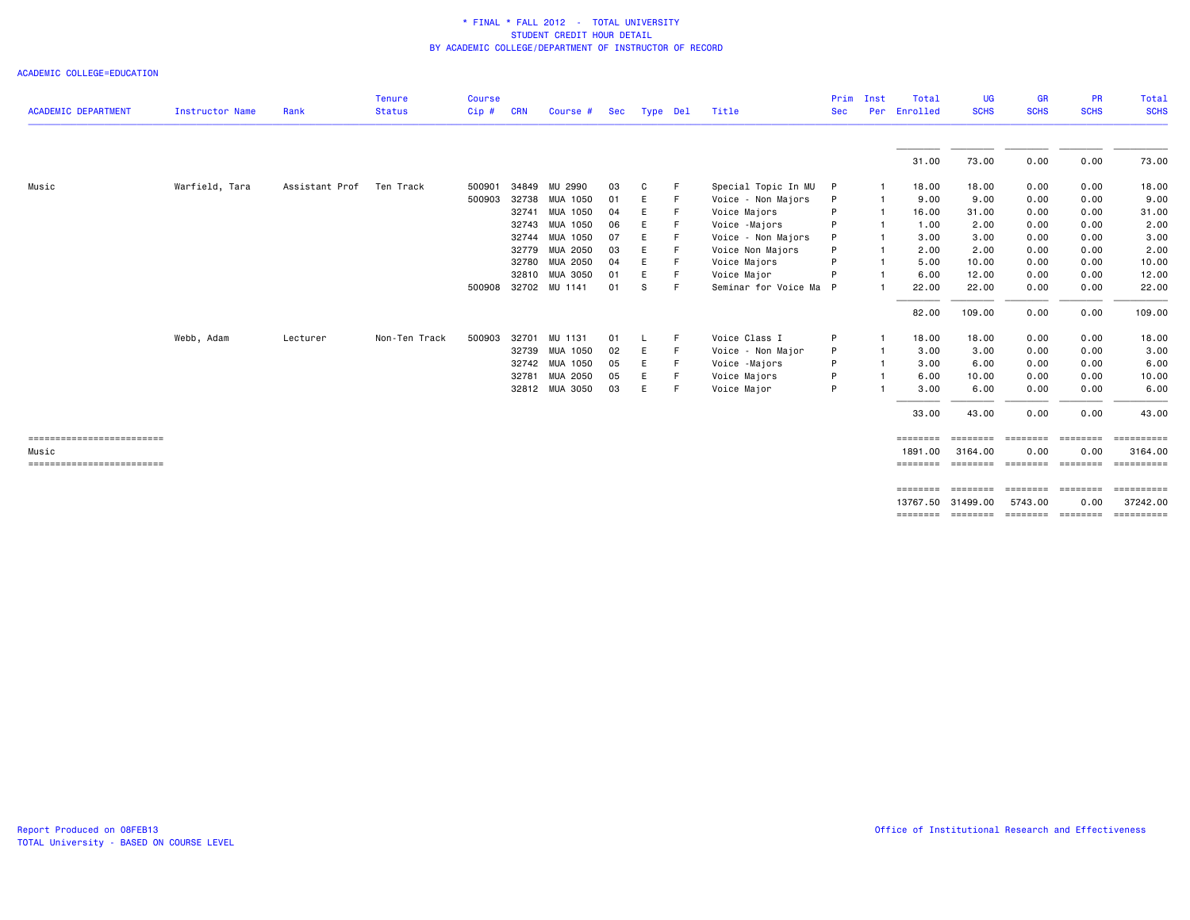\* FINAL \* FALL 2012 - TOTAL UNIVERSITY
STUDENT CREDIT HOUR DETAIL
BY ACADEMIC COLLEGE/DEPARTMENT OF INSTRUCTOR OF RECORD

ACADEMIC COLLEGE=EDUCATION

| ACADEMIC DEPARTMENT | Instructor Name | Rank | Tenure Status | Course Cip # | CRN | Course # | Sec | Type | Del | Title | Prim Sec | Inst Per | Total Enrolled | UG SCHS | GR SCHS | PR SCHS | Total SCHS |
|---|---|---|---|---|---|---|---|---|---|---|---|---|---|---|---|---|---|
| | | | | | | | | | | | | | 31.00 | 73.00 | 0.00 | 0.00 | 73.00 |
| Music | Warfield, Tara | Assistant Prof | Ten Track | 500901 | 34849 | MU 2990 | 03 | C | F | Special Topic In MU | P | 1 | 18.00 | 18.00 | 0.00 | 0.00 | 18.00 |
| | | | | 500903 | 32738 | MUA 1050 | 01 | E | F | Voice - Non Majors | P | 1 | 9.00 | 9.00 | 0.00 | 0.00 | 9.00 |
| | | | | | 32741 | MUA 1050 | 04 | E | F | Voice Majors | P | 1 | 16.00 | 31.00 | 0.00 | 0.00 | 31.00 |
| | | | | | 32743 | MUA 1050 | 06 | E | F | Voice -Majors | P | 1 | 1.00 | 2.00 | 0.00 | 0.00 | 2.00 |
| | | | | | 32744 | MUA 1050 | 07 | E | F | Voice - Non Majors | P | 1 | 3.00 | 3.00 | 0.00 | 0.00 | 3.00 |
| | | | | | 32779 | MUA 2050 | 03 | E | F | Voice Non Majors | P | 1 | 2.00 | 2.00 | 0.00 | 0.00 | 2.00 |
| | | | | | 32780 | MUA 2050 | 04 | E | F | Voice Majors | P | 1 | 5.00 | 10.00 | 0.00 | 0.00 | 10.00 |
| | | | | | 32810 | MUA 3050 | 01 | E | F | Voice Major | P | 1 | 6.00 | 12.00 | 0.00 | 0.00 | 12.00 |
| | | | | 500908 | 32702 | MU 1141 | 01 | S | F | Seminar for Voice Ma | P | 1 | 22.00 | 22.00 | 0.00 | 0.00 | 22.00 |
| | | | | | | | | | | | | | 82.00 | 109.00 | 0.00 | 0.00 | 109.00 |
| | Webb, Adam | Lecturer | Non-Ten Track | 500903 | 32701 | MU 1131 | 01 | L | F | Voice Class I | P | 1 | 18.00 | 18.00 | 0.00 | 0.00 | 18.00 |
| | | | | | 32739 | MUA 1050 | 02 | E | F | Voice - Non Major | P | 1 | 3.00 | 3.00 | 0.00 | 0.00 | 3.00 |
| | | | | | 32742 | MUA 1050 | 05 | E | F | Voice -Majors | P | 1 | 3.00 | 6.00 | 0.00 | 0.00 | 6.00 |
| | | | | | 32781 | MUA 2050 | 05 | E | F | Voice Majors | P | 1 | 6.00 | 10.00 | 0.00 | 0.00 | 10.00 |
| | | | | | 32812 | MUA 3050 | 03 | E | F | Voice Major | P | 1 | 3.00 | 6.00 | 0.00 | 0.00 | 6.00 |
| | | | | | | | | | | | | | 33.00 | 43.00 | 0.00 | 0.00 | 43.00 |
| Music | | | | | | | | | | | | | 1891.00 | 3164.00 | 0.00 | 0.00 | 3164.00 |
| | | | | | | | | | | | | | 13767.50 | 31499.00 | 5743.00 | 0.00 | 37242.00 |

Report Produced on 08FEB13
TOTAL University - BASED ON COURSE LEVEL

Office of Institutional Research and Effectiveness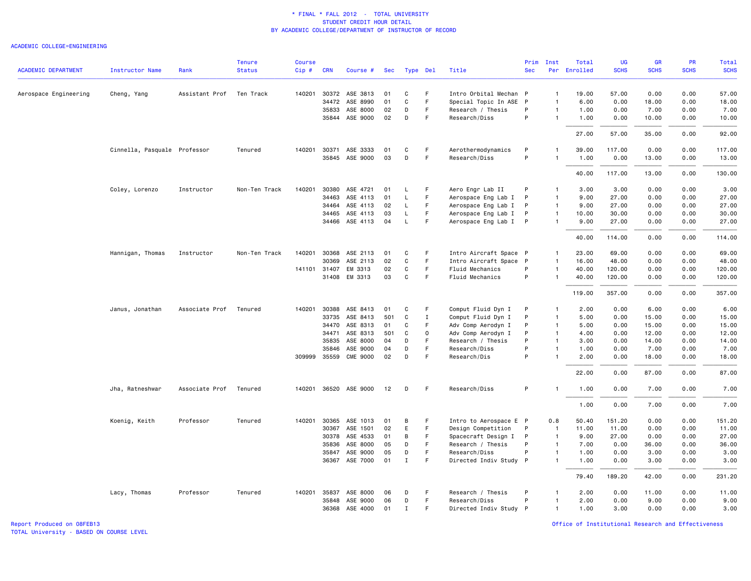\* FINAL \* FALL 2012 - TOTAL UNIVERSITY
STUDENT CREDIT HOUR DETAIL
BY ACADEMIC COLLEGE/DEPARTMENT OF INSTRUCTOR OF RECORD

ACADEMIC COLLEGE=ENGINEERING

| ACADEMIC DEPARTMENT | Instructor Name | Rank | Tenure Status | Course Cip # | CRN | Course # | Sec | Type | Del | Title | Prim Sec | Inst Per | Total Enrolled | UG SCHS | GR SCHS | PR SCHS | Total SCHS |
|---|---|---|---|---|---|---|---|---|---|---|---|---|---|---|---|---|---|
| Aerospace Engineering | Cheng, Yang | Assistant Prof | Ten Track | 140201 | 30372 | ASE 3813 | 01 | C | F | Intro Orbital Mechan | P | 1 | 19.00 | 57.00 | 0.00 | 0.00 | 57.00 |
| | | | | | 34472 | ASE 8990 | 01 | C | F | Special Topic In ASE | P | 1 | 6.00 | 0.00 | 18.00 | 0.00 | 18.00 |
| | | | | | 35833 | ASE 8000 | 02 | D | F | Research / Thesis | P | 1 | 1.00 | 0.00 | 7.00 | 0.00 | 7.00 |
| | | | | | 35844 | ASE 9000 | 02 | D | F | Research/Diss | P | 1 | 1.00 | 0.00 | 10.00 | 0.00 | 10.00 |
| | | | | | | | | | | | | | 27.00 | 57.00 | 35.00 | 0.00 | 92.00 |
| | Cinnella, Pasquale | Professor | Tenured | 140201 | 30371 | ASE 3333 | 01 | C | F | Aerothermodynamics | P | 1 | 39.00 | 117.00 | 0.00 | 0.00 | 117.00 |
| | | | | | 35845 | ASE 9000 | 03 | D | F | Research/Diss | P | 1 | 1.00 | 0.00 | 13.00 | 0.00 | 13.00 |
| | | | | | | | | | | | | | 40.00 | 117.00 | 13.00 | 0.00 | 130.00 |
| | Coley, Lorenzo | Instructor | Non-Ten Track | 140201 | 30380 | ASE 4721 | 01 | L | F | Aero Engr Lab II | P | 1 | 3.00 | 3.00 | 0.00 | 0.00 | 3.00 |
| | | | | | 34463 | ASE 4113 | 01 | L | F | Aerospace Eng Lab I | P | 1 | 9.00 | 27.00 | 0.00 | 0.00 | 27.00 |
| | | | | | 34464 | ASE 4113 | 02 | L | F | Aerospace Eng Lab I | P | 1 | 9.00 | 27.00 | 0.00 | 0.00 | 27.00 |
| | | | | | 34465 | ASE 4113 | 03 | L | F | Aerospace Eng Lab I | P | 1 | 10.00 | 30.00 | 0.00 | 0.00 | 30.00 |
| | | | | | 34466 | ASE 4113 | 04 | L | F | Aerospace Eng Lab I | P | 1 | 9.00 | 27.00 | 0.00 | 0.00 | 27.00 |
| | | | | | | | | | | | | | 40.00 | 114.00 | 0.00 | 0.00 | 114.00 |
| | Hannigan, Thomas | Instructor | Non-Ten Track | 140201 | 30368 | ASE 2113 | 01 | C | F | Intro Aircraft Space | P | 1 | 23.00 | 69.00 | 0.00 | 0.00 | 69.00 |
| | | | | | 30369 | ASE 2113 | 02 | C | F | Intro Aircraft Space | P | 1 | 16.00 | 48.00 | 0.00 | 0.00 | 48.00 |
| | | | | 141101 | 31407 | EM 3313 | 02 | C | F | Fluid Mechanics | P | 1 | 40.00 | 120.00 | 0.00 | 0.00 | 120.00 |
| | | | | | 31408 | EM 3313 | 03 | C | F | Fluid Mechanics | P | 1 | 40.00 | 120.00 | 0.00 | 0.00 | 120.00 |
| | | | | | | | | | | | | | 119.00 | 357.00 | 0.00 | 0.00 | 357.00 |
| | Janus, Jonathan | Associate Prof | Tenured | 140201 | 30388 | ASE 8413 | 01 | C | F | Comput Fluid Dyn I | P | 1 | 2.00 | 0.00 | 6.00 | 0.00 | 6.00 |
| | | | | | 33735 | ASE 8413 | 501 | C | I | Comput Fluid Dyn I | P | 1 | 5.00 | 0.00 | 15.00 | 0.00 | 15.00 |
| | | | | | 34470 | ASE 8313 | 01 | C | F | Adv Comp Aerodyn I | P | 1 | 5.00 | 0.00 | 15.00 | 0.00 | 15.00 |
| | | | | | 34471 | ASE 8313 | 501 | C | O | Adv Comp Aerodyn I | P | 1 | 4.00 | 0.00 | 12.00 | 0.00 | 12.00 |
| | | | | | 35835 | ASE 8000 | 04 | D | F | Research / Thesis | P | 1 | 3.00 | 0.00 | 14.00 | 0.00 | 14.00 |
| | | | | | 35846 | ASE 9000 | 04 | D | F | Research/Diss | P | 1 | 1.00 | 0.00 | 7.00 | 0.00 | 7.00 |
| | | | | 309999 | 35559 | CME 9000 | 02 | D | F | Research/Dis | P | 1 | 2.00 | 0.00 | 18.00 | 0.00 | 18.00 |
| | | | | | | | | | | | | | 22.00 | 0.00 | 87.00 | 0.00 | 87.00 |
| | Jha, Ratneshwar | Associate Prof | Tenured | 140201 | 36520 | ASE 9000 | 12 | D | F | Research/Diss | P | 1 | 1.00 | 0.00 | 7.00 | 0.00 | 7.00 |
| | | | | | | | | | | | | | 1.00 | 0.00 | 7.00 | 0.00 | 7.00 |
| | Koenig, Keith | Professor | Tenured | 140201 | 30365 | ASE 1013 | 01 | B | F | Intro to Aerospace E | P | 0.8 | 50.40 | 151.20 | 0.00 | 0.00 | 151.20 |
| | | | | | 30367 | ASE 1501 | 02 | E | F | Design Competition | P | 1 | 11.00 | 11.00 | 0.00 | 0.00 | 11.00 |
| | | | | | 30378 | ASE 4533 | 01 | B | F | Spacecraft Design I | P | 1 | 9.00 | 27.00 | 0.00 | 0.00 | 27.00 |
| | | | | | 35836 | ASE 8000 | 05 | D | F | Research / Thesis | P | 1 | 7.00 | 0.00 | 36.00 | 0.00 | 36.00 |
| | | | | | 35847 | ASE 9000 | 05 | D | F | Research/Diss | P | 1 | 1.00 | 0.00 | 3.00 | 0.00 | 3.00 |
| | | | | | 36367 | ASE 7000 | 01 | I | F | Directed Indiv Study | P | 1 | 1.00 | 0.00 | 3.00 | 0.00 | 3.00 |
| | | | | | | | | | | | | | 79.40 | 189.20 | 42.00 | 0.00 | 231.20 |
| | Lacy, Thomas | Professor | Tenured | 140201 | 35837 | ASE 8000 | 06 | D | F | Research / Thesis | P | 1 | 2.00 | 0.00 | 11.00 | 0.00 | 11.00 |
| | | | | | 35848 | ASE 9000 | 06 | D | F | Research/Diss | P | 1 | 2.00 | 0.00 | 9.00 | 0.00 | 9.00 |
| | | | | | 36368 | ASE 4000 | 01 | I | F | Directed Indiv Study | P | 1 | 1.00 | 3.00 | 0.00 | 0.00 | 3.00 |

Report Produced on 08FEB13
TOTAL University - BASED ON COURSE LEVEL

Office of Institutional Research and Effectiveness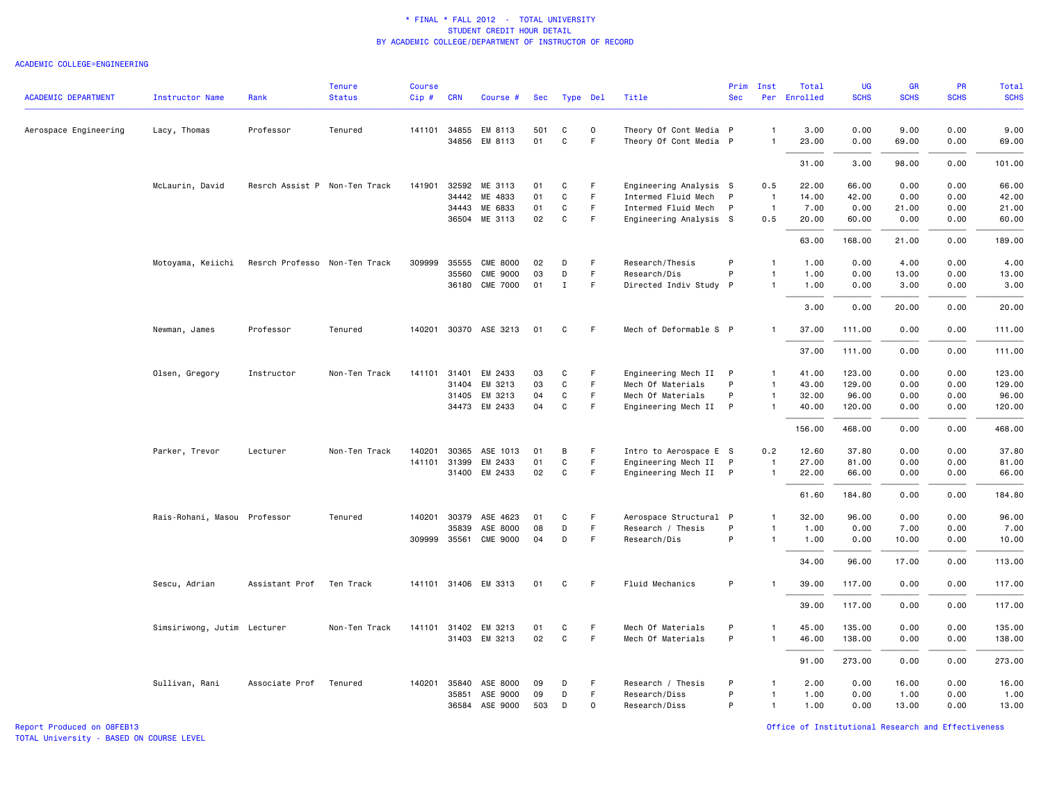# * FINAL * FALL 2012 - TOTAL UNIVERSITY
## STUDENT CREDIT HOUR DETAIL
## BY ACADEMIC COLLEGE/DEPARTMENT OF INSTRUCTOR OF RECORD

ACADEMIC COLLEGE=ENGINEERING

| ACADEMIC DEPARTMENT | Instructor Name | Rank | Tenure Status | Course Cip # | CRN | Course # | Sec | Type | Del | Title | Prim Sec | Inst Per | Total Enrolled | UG SCHS | GR SCHS | PR SCHS | Total SCHS |
|---|---|---|---|---|---|---|---|---|---|---|---|---|---|---|---|---|---|
| Aerospace Engineering | Lacy, Thomas | Professor | Tenured | 141101 | 34855 | EM 8113 | 501 | C | O | Theory Of Cont Media | P | 1 | 3.00 | 0.00 | 9.00 | 0.00 | 9.00 |
| | | | | | 34856 | EM 8113 | 01 | C | F | Theory Of Cont Media | P | 1 | 23.00 | 0.00 | 69.00 | 0.00 | 69.00 |
| | | | | | | | | | | | | | 31.00 | 3.00 | 98.00 | 0.00 | 101.00 |
| | McLaurin, David | Resrch Assist P | Non-Ten Track | 141901 | 32592 | ME 3113 | 01 | C | F | Engineering Analysis | S | 0.5 | 22.00 | 66.00 | 0.00 | 0.00 | 66.00 |
| | | | | | 34442 | ME 4833 | 01 | C | F | Intermed Fluid Mech | P | 1 | 14.00 | 42.00 | 0.00 | 0.00 | 42.00 |
| | | | | | 34443 | ME 6833 | 01 | C | F | Intermed Fluid Mech | P | 1 | 7.00 | 0.00 | 21.00 | 0.00 | 21.00 |
| | | | | | 36504 | ME 3113 | 02 | C | F | Engineering Analysis | S | 0.5 | 20.00 | 60.00 | 0.00 | 0.00 | 60.00 |
| | | | | | | | | | | | | | 63.00 | 168.00 | 21.00 | 0.00 | 189.00 |
| | Motoyama, Keiichi | Resrch Professo | Non-Ten Track | 309999 | 35555 | CME 8000 | 02 | D | F | Research/Thesis | P | 1 | 1.00 | 0.00 | 4.00 | 0.00 | 4.00 |
| | | | | | 35560 | CME 9000 | 03 | D | F | Research/Dis | P | 1 | 1.00 | 0.00 | 13.00 | 0.00 | 13.00 |
| | | | | | 36180 | CME 7000 | 01 | I | F | Directed Indiv Study | P | 1 | 1.00 | 0.00 | 3.00 | 0.00 | 3.00 |
| | | | | | | | | | | | | | 3.00 | 0.00 | 20.00 | 0.00 | 20.00 |
| | Newman, James | Professor | Tenured | 140201 | 30370 | ASE 3213 | 01 | C | F | Mech of Deformable S | P | 1 | 37.00 | 111.00 | 0.00 | 0.00 | 111.00 |
| | | | | | | | | | | | | | 37.00 | 111.00 | 0.00 | 0.00 | 111.00 |
| | Olsen, Gregory | Instructor | Non-Ten Track | 141101 | 31401 | EM 2433 | 03 | C | F | Engineering Mech II | P | 1 | 41.00 | 123.00 | 0.00 | 0.00 | 123.00 |
| | | | | | 31404 | EM 3213 | 03 | C | F | Mech Of Materials | P | 1 | 43.00 | 129.00 | 0.00 | 0.00 | 129.00 |
| | | | | | 31405 | EM 3213 | 04 | C | F | Mech Of Materials | P | 1 | 32.00 | 96.00 | 0.00 | 0.00 | 96.00 |
| | | | | | 34473 | EM 2433 | 04 | C | F | Engineering Mech II | P | 1 | 40.00 | 120.00 | 0.00 | 0.00 | 120.00 |
| | | | | | | | | | | | | | 156.00 | 468.00 | 0.00 | 0.00 | 468.00 |
| | Parker, Trevor | Lecturer | Non-Ten Track | 140201 | 30365 | ASE 1013 | 01 | B | F | Intro to Aerospace E | S | 0.2 | 12.60 | 37.80 | 0.00 | 0.00 | 37.80 |
| | | | | 141101 | 31399 | EM 2433 | 01 | C | F | Engineering Mech II | P | 1 | 27.00 | 81.00 | 0.00 | 0.00 | 81.00 |
| | | | | | 31400 | EM 2433 | 02 | C | F | Engineering Mech II | P | 1 | 22.00 | 66.00 | 0.00 | 0.00 | 66.00 |
| | | | | | | | | | | | | | 61.60 | 184.80 | 0.00 | 0.00 | 184.80 |
| | Rais-Rohani, Masou | Professor | Tenured | 140201 | 30379 | ASE 4623 | 01 | C | F | Aerospace Structural | P | 1 | 32.00 | 96.00 | 0.00 | 0.00 | 96.00 |
| | | | | | 35839 | ASE 8000 | 08 | D | F | Research / Thesis | P | 1 | 1.00 | 0.00 | 7.00 | 0.00 | 7.00 |
| | | | | 309999 | 35561 | CME 9000 | 04 | D | F | Research/Dis | P | 1 | 1.00 | 0.00 | 10.00 | 0.00 | 10.00 |
| | | | | | | | | | | | | | 34.00 | 96.00 | 17.00 | 0.00 | 113.00 |
| | Sescu, Adrian | Assistant Prof | Ten Track | 141101 | 31406 | EM 3313 | 01 | C | F | Fluid Mechanics | P | 1 | 39.00 | 117.00 | 0.00 | 0.00 | 117.00 |
| | | | | | | | | | | | | | 39.00 | 117.00 | 0.00 | 0.00 | 117.00 |
| | Simsiriwong, Jutim | Lecturer | Non-Ten Track | 141101 | 31402 | EM 3213 | 01 | C | F | Mech Of Materials | P | 1 | 45.00 | 135.00 | 0.00 | 0.00 | 135.00 |
| | | | | | 31403 | EM 3213 | 02 | C | F | Mech Of Materials | P | 1 | 46.00 | 138.00 | 0.00 | 0.00 | 138.00 |
| | | | | | | | | | | | | | 91.00 | 273.00 | 0.00 | 0.00 | 273.00 |
| | Sullivan, Rani | Associate Prof | Tenured | 140201 | 35840 | ASE 8000 | 09 | D | F | Research / Thesis | P | 1 | 2.00 | 0.00 | 16.00 | 0.00 | 16.00 |
| | | | | | 35851 | ASE 9000 | 09 | D | F | Research/Diss | P | 1 | 1.00 | 0.00 | 1.00 | 0.00 | 1.00 |
| | | | | | 36584 | ASE 9000 | 503 | D | O | Research/Diss | P | 1 | 1.00 | 0.00 | 13.00 | 0.00 | 13.00 |

Report Produced on 08FEB13
TOTAL University - BASED ON COURSE LEVEL

Office of Institutional Research and Effectiveness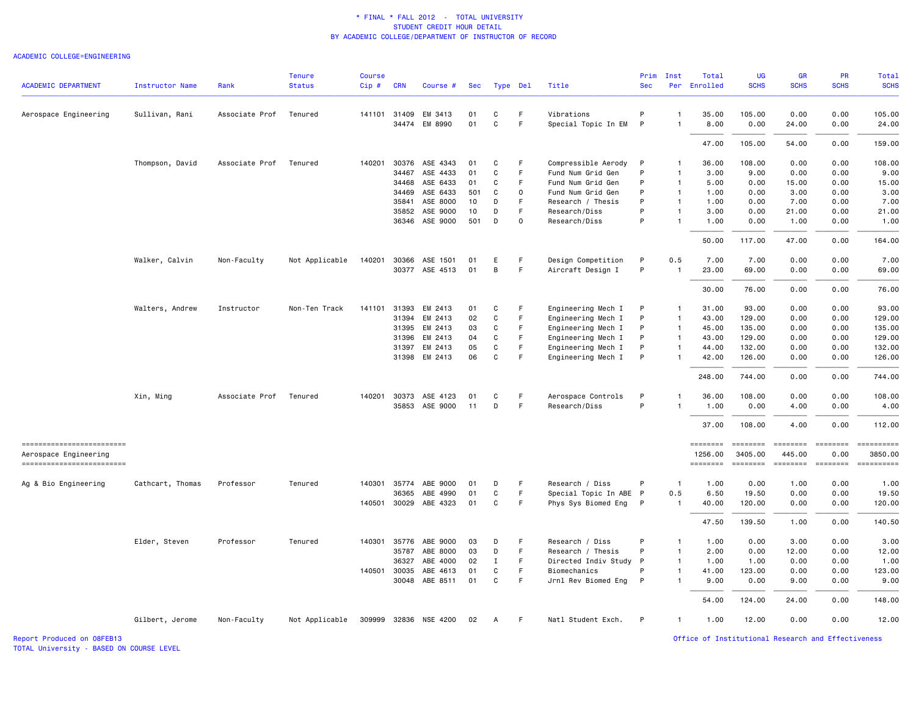* FINAL * FALL 2012 - TOTAL UNIVERSITY
STUDENT CREDIT HOUR DETAIL
BY ACADEMIC COLLEGE/DEPARTMENT OF INSTRUCTOR OF RECORD

ACADEMIC COLLEGE=ENGINEERING

| ACADEMIC DEPARTMENT | Instructor Name | Rank | Tenure Status | Course Cip # | CRN | Course # | Sec | Type | Del | Title | Prim Sec | Inst Per | Total Enrolled | UG SCHS | GR SCHS | PR SCHS | Total SCHS |
|---|---|---|---|---|---|---|---|---|---|---|---|---|---|---|---|---|---|
| Aerospace Engineering | Sullivan, Rani | Associate Prof | Tenured | 141101 | 31409 | EM 3413 | 01 | C | F | Vibrations | P | 1 | 35.00 | 105.00 | 0.00 | 0.00 | 105.00 |
| | | | | | 34474 | EM 8990 | 01 | C | F | Special Topic In EM | P | 1 | 8.00 | 0.00 | 24.00 | 0.00 | 24.00 |
| | | | | | | | | | | | | | 47.00 | 105.00 | 54.00 | 0.00 | 159.00 |
| | Thompson, David | Associate Prof | Tenured | 140201 | 30376 | ASE 4343 | 01 | C | F | Compressible Aerody | P | 1 | 36.00 | 108.00 | 0.00 | 0.00 | 108.00 |
| | | | | | 34467 | ASE 4433 | 01 | C | F | Fund Num Grid Gen | P | 1 | 3.00 | 9.00 | 0.00 | 0.00 | 9.00 |
| | | | | | 34468 | ASE 6433 | 01 | C | F | Fund Num Grid Gen | P | 1 | 5.00 | 0.00 | 15.00 | 0.00 | 15.00 |
| | | | | | 34469 | ASE 6433 | 501 | C | O | Fund Num Grid Gen | P | 1 | 1.00 | 0.00 | 3.00 | 0.00 | 3.00 |
| | | | | | 35841 | ASE 8000 | 10 | D | F | Research / Thesis | P | 1 | 1.00 | 0.00 | 7.00 | 0.00 | 7.00 |
| | | | | | 35852 | ASE 9000 | 10 | D | F | Research/Diss | P | 1 | 3.00 | 0.00 | 21.00 | 0.00 | 21.00 |
| | | | | | 36346 | ASE 9000 | 501 | D | O | Research/Diss | P | 1 | 1.00 | 0.00 | 1.00 | 0.00 | 1.00 |
| | | | | | | | | | | | | | 50.00 | 117.00 | 47.00 | 0.00 | 164.00 |
| | Walker, Calvin | Non-Faculty | Not Applicable | 140201 | 30366 | ASE 1501 | 01 | E | F | Design Competition | P | 0.5 | 7.00 | 7.00 | 0.00 | 0.00 | 7.00 |
| | | | | | 30377 | ASE 4513 | 01 | B | F | Aircraft Design I | P | 1 | 23.00 | 69.00 | 0.00 | 0.00 | 69.00 |
| | | | | | | | | | | | | | 30.00 | 76.00 | 0.00 | 0.00 | 76.00 |
| | Walters, Andrew | Instructor | Non-Ten Track | 141101 | 31393 | EM 2413 | 01 | C | F | Engineering Mech I | P | 1 | 31.00 | 93.00 | 0.00 | 0.00 | 93.00 |
| | | | | | 31394 | EM 2413 | 02 | C | F | Engineering Mech I | P | 1 | 43.00 | 129.00 | 0.00 | 0.00 | 129.00 |
| | | | | | 31395 | EM 2413 | 03 | C | F | Engineering Mech I | P | 1 | 45.00 | 135.00 | 0.00 | 0.00 | 135.00 |
| | | | | | 31396 | EM 2413 | 04 | C | F | Engineering Mech I | P | 1 | 43.00 | 129.00 | 0.00 | 0.00 | 129.00 |
| | | | | | 31397 | EM 2413 | 05 | C | F | Engineering Mech I | P | 1 | 44.00 | 132.00 | 0.00 | 0.00 | 132.00 |
| | | | | | 31398 | EM 2413 | 06 | C | F | Engineering Mech I | P | 1 | 42.00 | 126.00 | 0.00 | 0.00 | 126.00 |
| | | | | | | | | | | | | | 248.00 | 744.00 | 0.00 | 0.00 | 744.00 |
| | Xin, Ming | Associate Prof | Tenured | 140201 | 30373 | ASE 4123 | 01 | C | F | Aerospace Controls | P | 1 | 36.00 | 108.00 | 0.00 | 0.00 | 108.00 |
| | | | | | 35853 | ASE 9000 | 11 | D | F | Research/Diss | P | 1 | 1.00 | 0.00 | 4.00 | 0.00 | 4.00 |
| | | | | | | | | | | | | | 37.00 | 108.00 | 4.00 | 0.00 | 112.00 |
| Aerospace Engineering | | | | | | | | | | | | | 1256.00 | 3405.00 | 445.00 | 0.00 | 3850.00 |
| Ag & Bio Engineering | Cathcart, Thomas | Professor | Tenured | 140301 | 35774 | ABE 9000 | 01 | D | F | Research / Diss | P | 1 | 1.00 | 0.00 | 1.00 | 0.00 | 1.00 |
| | | | | | 36365 | ABE 4990 | 01 | C | F | Special Topic In ABE | P | 0.5 | 6.50 | 19.50 | 0.00 | 0.00 | 19.50 |
| | | | | 140501 | 30029 | ABE 4323 | 01 | C | F | Phys Sys Biomed Eng | P | 1 | 40.00 | 120.00 | 0.00 | 0.00 | 120.00 |
| | | | | | | | | | | | | | 47.50 | 139.50 | 1.00 | 0.00 | 140.50 |
| | Elder, Steven | Professor | Tenured | 140301 | 35776 | ABE 9000 | 03 | D | F | Research / Diss | P | 1 | 1.00 | 0.00 | 3.00 | 0.00 | 3.00 |
| | | | | | 35787 | ABE 8000 | 03 | D | F | Research / Thesis | P | 1 | 2.00 | 0.00 | 12.00 | 0.00 | 12.00 |
| | | | | | 36327 | ABE 4000 | 02 | I | F | Directed Indiv Study | P | 1 | 1.00 | 1.00 | 0.00 | 0.00 | 1.00 |
| | | | | 140501 | 30035 | ABE 4613 | 01 | C | F | Biomechanics | P | 1 | 41.00 | 123.00 | 0.00 | 0.00 | 123.00 |
| | | | | | 30048 | ABE 8511 | 01 | C | F | Jrnl Rev Biomed Eng | P | 1 | 9.00 | 0.00 | 9.00 | 0.00 | 9.00 |
| | | | | | | | | | | | | | 54.00 | 124.00 | 24.00 | 0.00 | 148.00 |
| | Gilbert, Jerome | Non-Faculty | Not Applicable | 309999 | 32836 | NSE 4200 | 02 | A | F | Natl Student Exch. | P | 1 | 1.00 | 12.00 | 0.00 | 0.00 | 12.00 |

Report Produced on 08FEB13
TOTAL University - BASED ON COURSE LEVEL

Office of Institutional Research and Effectiveness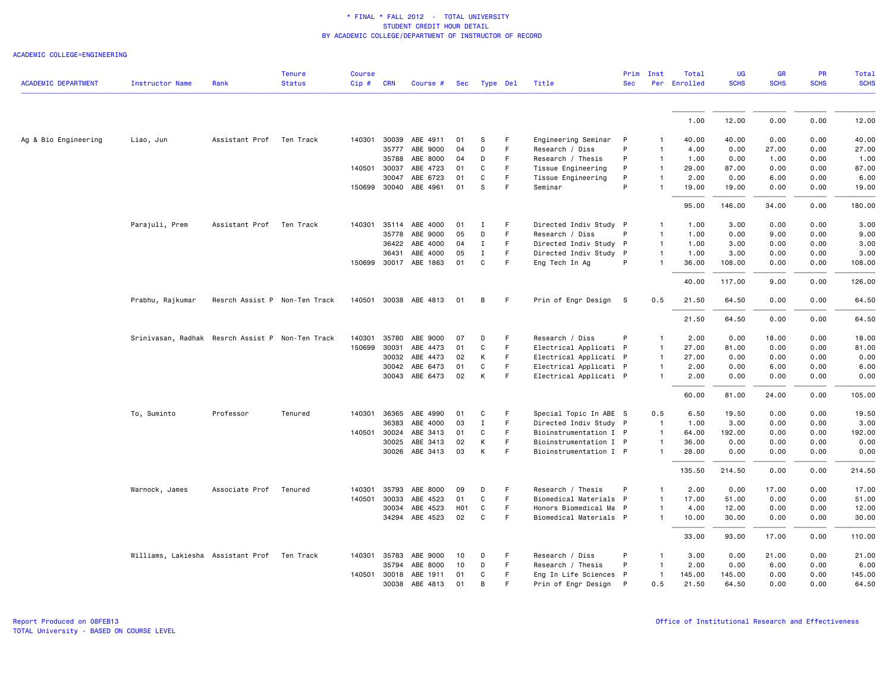\* FINAL \* FALL 2012 - TOTAL UNIVERSITY
STUDENT CREDIT HOUR DETAIL
BY ACADEMIC COLLEGE/DEPARTMENT OF INSTRUCTOR OF RECORD

ACADEMIC COLLEGE=ENGINEERING

| ACADEMIC DEPARTMENT | Instructor Name | Rank | Tenure Status | Course Cip # | CRN | Course # | Sec | Type | Del | Title | Prim Sec | Inst Per | Total Enrolled | UG SCHS | GR SCHS | PR SCHS | Total SCHS |
|---|---|---|---|---|---|---|---|---|---|---|---|---|---|---|---|---|---|
| | | | | | | | | | | | | | 1.00 | 12.00 | 0.00 | 0.00 | 12.00 |
| Ag & Bio Engineering | Liao, Jun | Assistant Prof | Ten Track | 140301 | 30039 | ABE 4911 | 01 | S | F | Engineering Seminar | P | 1 | 40.00 | 40.00 | 0.00 | 0.00 | 40.00 |
| | | | | | 35777 | ABE 9000 | 04 | D | F | Research / Diss | P | 1 | 4.00 | 0.00 | 27.00 | 0.00 | 27.00 |
| | | | | | 35788 | ABE 8000 | 04 | D | F | Research / Thesis | P | 1 | 1.00 | 0.00 | 1.00 | 0.00 | 1.00 |
| | | | | 140501 | 30037 | ABE 4723 | 01 | C | F | Tissue Engineering | P | 1 | 29.00 | 87.00 | 0.00 | 0.00 | 87.00 |
| | | | | | 30047 | ABE 6723 | 01 | C | F | Tissue Engineering | P | 1 | 2.00 | 0.00 | 6.00 | 0.00 | 6.00 |
| | | | | 150699 | 30040 | ABE 4961 | 01 | S | F | Seminar | P | 1 | 19.00 | 19.00 | 0.00 | 0.00 | 19.00 |
| | | | | | | | | | | | | | 95.00 | 146.00 | 34.00 | 0.00 | 180.00 |
| | Parajuli, Prem | Assistant Prof | Ten Track | 140301 | 35114 | ABE 4000 | 01 | I | F | Directed Indiv Study | P | 1 | 1.00 | 3.00 | 0.00 | 0.00 | 3.00 |
| | | | | | 35778 | ABE 9000 | 05 | D | F | Research / Diss | P | 1 | 1.00 | 0.00 | 9.00 | 0.00 | 9.00 |
| | | | | | 36422 | ABE 4000 | 04 | I | F | Directed Indiv Study | P | 1 | 1.00 | 3.00 | 0.00 | 0.00 | 3.00 |
| | | | | | 36431 | ABE 4000 | 05 | I | F | Directed Indiv Study | P | 1 | 1.00 | 3.00 | 0.00 | 0.00 | 3.00 |
| | | | | 150699 | 30017 | ABE 1863 | 01 | C | F | Eng Tech In Ag | P | 1 | 36.00 | 108.00 | 0.00 | 0.00 | 108.00 |
| | | | | | | | | | | | | | 40.00 | 117.00 | 9.00 | 0.00 | 126.00 |
| | Prabhu, Rajkumar | Resrch Assist P | Non-Ten Track | 140501 | 30038 | ABE 4813 | 01 | B | F | Prin of Engr Design | S | 0.5 | 21.50 | 64.50 | 0.00 | 0.00 | 64.50 |
| | | | | | | | | | | | | | 21.50 | 64.50 | 0.00 | 0.00 | 64.50 |
| | Srinivasan, Radhak | Resrch Assist P | Non-Ten Track | 140301 | 35780 | ABE 9000 | 07 | D | F | Research / Diss | P | 1 | 2.00 | 0.00 | 18.00 | 0.00 | 18.00 |
| | | | | 150699 | 30031 | ABE 4473 | 01 | C | F | Electrical Applicati | P | 1 | 27.00 | 81.00 | 0.00 | 0.00 | 81.00 |
| | | | | | 30032 | ABE 4473 | 02 | K | F | Electrical Applicati | P | 1 | 27.00 | 0.00 | 0.00 | 0.00 | 0.00 |
| | | | | | 30042 | ABE 6473 | 01 | C | F | Electrical Applicati | P | 1 | 2.00 | 0.00 | 6.00 | 0.00 | 6.00 |
| | | | | | 30043 | ABE 6473 | 02 | K | F | Electrical Applicati | P | 1 | 2.00 | 0.00 | 0.00 | 0.00 | 0.00 |
| | | | | | | | | | | | | | 60.00 | 81.00 | 24.00 | 0.00 | 105.00 |
| | To, Suminto | Professor | Tenured | 140301 | 36365 | ABE 4990 | 01 | C | F | Special Topic In ABE | S | 0.5 | 6.50 | 19.50 | 0.00 | 0.00 | 19.50 |
| | | | | | 36383 | ABE 4000 | 03 | I | F | Directed Indiv Study | P | 1 | 1.00 | 3.00 | 0.00 | 0.00 | 3.00 |
| | | | | 140501 | 30024 | ABE 3413 | 01 | C | F | Bioinstrumentation I | P | 1 | 64.00 | 192.00 | 0.00 | 0.00 | 192.00 |
| | | | | | 30025 | ABE 3413 | 02 | K | F | Bioinstrumentation I | P | 1 | 36.00 | 0.00 | 0.00 | 0.00 | 0.00 |
| | | | | | 30026 | ABE 3413 | 03 | K | F | Bioinstrumentation I | P | 1 | 28.00 | 0.00 | 0.00 | 0.00 | 0.00 |
| | | | | | | | | | | | | | 135.50 | 214.50 | 0.00 | 0.00 | 214.50 |
| | Warnock, James | Associate Prof | Tenured | 140301 | 35793 | ABE 8000 | 09 | D | F | Research / Thesis | P | 1 | 2.00 | 0.00 | 17.00 | 0.00 | 17.00 |
| | | | | 140501 | 30033 | ABE 4523 | 01 | C | F | Biomedical Materials | P | 1 | 17.00 | 51.00 | 0.00 | 0.00 | 51.00 |
| | | | | | 30034 | ABE 4523 | H01 | C | F | Honors Biomedical Ma | P | 1 | 4.00 | 12.00 | 0.00 | 0.00 | 12.00 |
| | | | | | 34294 | ABE 4523 | 02 | C | F | Biomedical Materials | P | 1 | 10.00 | 30.00 | 0.00 | 0.00 | 30.00 |
| | | | | | | | | | | | | | 33.00 | 93.00 | 17.00 | 0.00 | 110.00 |
| | Williams, Lakiesha | Assistant Prof | Ten Track | 140301 | 35783 | ABE 9000 | 10 | D | F | Research / Diss | P | 1 | 3.00 | 0.00 | 21.00 | 0.00 | 21.00 |
| | | | | | 35794 | ABE 8000 | 10 | D | F | Research / Thesis | P | 1 | 2.00 | 0.00 | 6.00 | 0.00 | 6.00 |
| | | | | 140501 | 30018 | ABE 1911 | 01 | C | F | Eng In Life Sciences | P | 1 | 145.00 | 145.00 | 0.00 | 0.00 | 145.00 |
| | | | | | 30038 | ABE 4813 | 01 | B | F | Prin of Engr Design | P | 0.5 | 21.50 | 64.50 | 0.00 | 0.00 | 64.50 |

Report Produced on 08FEB13
TOTAL University - BASED ON COURSE LEVEL

Office of Institutional Research and Effectiveness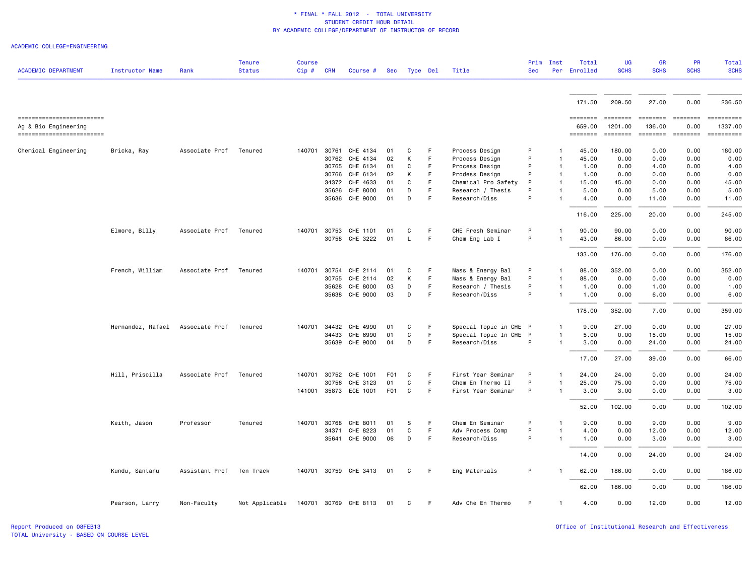\* FINAL \* FALL 2012 - TOTAL UNIVERSITY
STUDENT CREDIT HOUR DETAIL
BY ACADEMIC COLLEGE/DEPARTMENT OF INSTRUCTOR OF RECORD

ACADEMIC COLLEGE=ENGINEERING

| ACADEMIC DEPARTMENT | Instructor Name | Rank | Tenure Status | Course Cip # | CRN | Course # | Sec | Type | Del | Title | Prim Sec | Inst Per | Total Enrolled | UG SCHS | GR SCHS | PR SCHS | Total SCHS |
|---|---|---|---|---|---|---|---|---|---|---|---|---|---|---|---|---|---|
| | | | | | | | | | | | | | 171.50 | 209.50 | 27.00 | 0.00 | 236.50 |
| Ag & Bio Engineering | | | | | | | | | | | | | 659.00 | 1201.00 | 136.00 | 0.00 | 1337.00 |
| Chemical Engineering | Bricka, Ray | Associate Prof | Tenured | 140701 | 30761 | CHE 4134 | 01 | C | F | Process Design | P | 1 | 45.00 | 180.00 | 0.00 | 0.00 | 180.00 |
| | | | | | 30762 | CHE 4134 | 02 | K | F | Process Design | P | 1 | 45.00 | 0.00 | 0.00 | 0.00 | 0.00 |
| | | | | | 30765 | CHE 6134 | 01 | C | F | Process Design | P | 1 | 1.00 | 0.00 | 4.00 | 0.00 | 4.00 |
| | | | | | 30766 | CHE 6134 | 02 | K | F | Prodess Design | P | 1 | 1.00 | 0.00 | 0.00 | 0.00 | 0.00 |
| | | | | | 34372 | CHE 4633 | 01 | C | F | Chemical Pro Safety | P | 1 | 15.00 | 45.00 | 0.00 | 0.00 | 45.00 |
| | | | | | 35626 | CHE 8000 | 01 | D | F | Research / Thesis | P | 1 | 5.00 | 0.00 | 5.00 | 0.00 | 5.00 |
| | | | | | 35636 | CHE 9000 | 01 | D | F | Research/Diss | P | 1 | 4.00 | 0.00 | 11.00 | 0.00 | 11.00 |
| | | | | | | | | | | | | | 116.00 | 225.00 | 20.00 | 0.00 | 245.00 |
| | Elmore, Billy | Associate Prof | Tenured | 140701 | 30753 | CHE 1101 | 01 | C | F | CHE Fresh Seminar | P | 1 | 90.00 | 90.00 | 0.00 | 0.00 | 90.00 |
| | | | | | 30758 | CHE 3222 | 01 | L | F | Chem Eng Lab I | P | 1 | 43.00 | 86.00 | 0.00 | 0.00 | 86.00 |
| | | | | | | | | | | | | | 133.00 | 176.00 | 0.00 | 0.00 | 176.00 |
| | French, William | Associate Prof | Tenured | 140701 | 30754 | CHE 2114 | 01 | C | F | Mass & Energy Bal | P | 1 | 88.00 | 352.00 | 0.00 | 0.00 | 352.00 |
| | | | | | 30755 | CHE 2114 | 02 | K | F | Mass & Energy Bal | P | 1 | 88.00 | 0.00 | 0.00 | 0.00 | 0.00 |
| | | | | | 35628 | CHE 8000 | 03 | D | F | Research / Thesis | P | 1 | 1.00 | 0.00 | 1.00 | 0.00 | 1.00 |
| | | | | | 35638 | CHE 9000 | 03 | D | F | Research/Diss | P | 1 | 1.00 | 0.00 | 6.00 | 0.00 | 6.00 |
| | | | | | | | | | | | | | 178.00 | 352.00 | 7.00 | 0.00 | 359.00 |
| | Hernandez, Rafael | Associate Prof | Tenured | 140701 | 34432 | CHE 4990 | 01 | C | F | Special Topic in CHE | P | 1 | 9.00 | 27.00 | 0.00 | 0.00 | 27.00 |
| | | | | | 34433 | CHE 6990 | 01 | C | F | Special Topic In CHE | P | 1 | 5.00 | 0.00 | 15.00 | 0.00 | 15.00 |
| | | | | | 35639 | CHE 9000 | 04 | D | F | Research/Diss | P | 1 | 3.00 | 0.00 | 24.00 | 0.00 | 24.00 |
| | | | | | | | | | | | | | 17.00 | 27.00 | 39.00 | 0.00 | 66.00 |
| | Hill, Priscilla | Associate Prof | Tenured | 140701 | 30752 | CHE 1001 | F01 | C | F | First Year Seminar | P | 1 | 24.00 | 24.00 | 0.00 | 0.00 | 24.00 |
| | | | | | 30756 | CHE 3123 | 01 | C | F | Chem En Thermo II | P | 1 | 25.00 | 75.00 | 0.00 | 0.00 | 75.00 |
| | | | | 141001 | 35873 | ECE 1001 | F01 | C | F | First Year Seminar | P | 1 | 3.00 | 3.00 | 0.00 | 0.00 | 3.00 |
| | | | | | | | | | | | | | 52.00 | 102.00 | 0.00 | 0.00 | 102.00 |
| | Keith, Jason | Professor | Tenured | 140701 | 30768 | CHE 8011 | 01 | S | F | Chem En Seminar | P | 1 | 9.00 | 0.00 | 9.00 | 0.00 | 9.00 |
| | | | | | 34371 | CHE 8223 | 01 | C | F | Adv Process Comp | P | 1 | 4.00 | 0.00 | 12.00 | 0.00 | 12.00 |
| | | | | | 35641 | CHE 9000 | 06 | D | F | Research/Diss | P | 1 | 1.00 | 0.00 | 3.00 | 0.00 | 3.00 |
| | | | | | | | | | | | | | 14.00 | 0.00 | 24.00 | 0.00 | 24.00 |
| | Kundu, Santanu | Assistant Prof | Ten Track | 140701 | 30759 | CHE 3413 | 01 | C | F | Eng Materials | P | 1 | 62.00 | 186.00 | 0.00 | 0.00 | 186.00 |
| | | | | | | | | | | | | | 62.00 | 186.00 | 0.00 | 0.00 | 186.00 |
| | Pearson, Larry | Non-Faculty | Not Applicable | 140701 | 30769 | CHE 8113 | 01 | C | F | Adv Che En Thermo | P | 1 | 4.00 | 0.00 | 12.00 | 0.00 | 12.00 |

Report Produced on 08FEB13
TOTAL University - BASED ON COURSE LEVEL

Office of Institutional Research and Effectiveness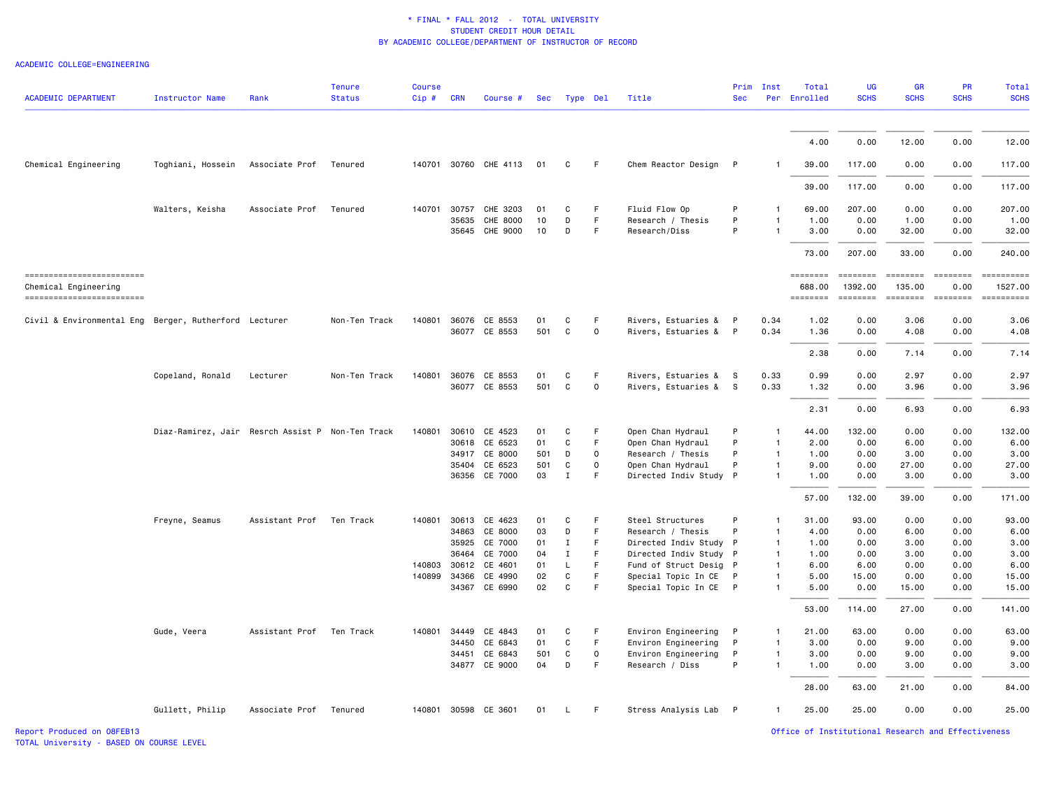\* FINAL \* FALL 2012 - TOTAL UNIVERSITY
STUDENT CREDIT HOUR DETAIL
BY ACADEMIC COLLEGE/DEPARTMENT OF INSTRUCTOR OF RECORD

ACADEMIC COLLEGE=ENGINEERING

| ACADEMIC DEPARTMENT | Instructor Name | Rank | Tenure Status | Course Cip # | CRN | Course # | Sec | Type | Del | Title | Prim Sec | Inst Per | Total Enrolled | UG SCHS | GR SCHS | PR SCHS | Total SCHS |
|---|---|---|---|---|---|---|---|---|---|---|---|---|---|---|---|---|---|
| | | | | | | | | | | | | | 4.00 | 0.00 | 12.00 | 0.00 | 12.00 |
| Chemical Engineering | Toghiani, Hossein | Associate Prof | Tenured | 140701 | 30760 | CHE 4113 | 01 | C | F | Chem Reactor Design | P | 1 | 39.00 | 117.00 | 0.00 | 0.00 | 117.00 |
| | | | | | | | | | | | | | 39.00 | 117.00 | 0.00 | 0.00 | 117.00 |
| | Walters, Keisha | Associate Prof | Tenured | 140701 | 30757 | CHE 3203 | 01 | C | F | Fluid Flow Op | P | 1 | 69.00 | 207.00 | 0.00 | 0.00 | 207.00 |
| | | | | | 35635 | CHE 8000 | 10 | D | F | Research / Thesis | P | 1 | 1.00 | 0.00 | 1.00 | 0.00 | 1.00 |
| | | | | | 35645 | CHE 9000 | 10 | D | F | Research/Diss | P | 1 | 3.00 | 0.00 | 32.00 | 0.00 | 32.00 |
| | | | | | | | | | | | | | 73.00 | 207.00 | 33.00 | 0.00 | 240.00 |
| Chemical Engineering | | | | | | | | | | | | | 688.00 | 1392.00 | 135.00 | 0.00 | 1527.00 |
| Civil & Environmental Eng | Berger, Rutherford | Lecturer | Non-Ten Track | 140801 | 36076 | CE 8553 | 01 | C | F | Rivers, Estuaries & | P | 0.34 | 1.02 | 0.00 | 3.06 | 0.00 | 3.06 |
| | | | | | 36077 | CE 8553 | 501 | C | O | Rivers, Estuaries & | P | 0.34 | 1.36 | 0.00 | 4.08 | 0.00 | 4.08 |
| | | | | | | | | | | | | | 2.38 | 0.00 | 7.14 | 0.00 | 7.14 |
| | Copeland, Ronald | Lecturer | Non-Ten Track | 140801 | 36076 | CE 8553 | 01 | C | F | Rivers, Estuaries & | S | 0.33 | 0.99 | 0.00 | 2.97 | 0.00 | 2.97 |
| | | | | | 36077 | CE 8553 | 501 | C | O | Rivers, Estuaries & | S | 0.33 | 1.32 | 0.00 | 3.96 | 0.00 | 3.96 |
| | | | | | | | | | | | | | 2.31 | 0.00 | 6.93 | 0.00 | 6.93 |
| | Diaz-Ramirez, Jair | Resrch Assist P | Non-Ten Track | 140801 | 30610 | CE 4523 | 01 | C | F | Open Chan Hydraul | P | 1 | 44.00 | 132.00 | 0.00 | 0.00 | 132.00 |
| | | | | | 30618 | CE 6523 | 01 | C | F | Open Chan Hydraul | P | 1 | 2.00 | 0.00 | 6.00 | 0.00 | 6.00 |
| | | | | | 34917 | CE 8000 | 501 | D | O | Research / Thesis | P | 1 | 1.00 | 0.00 | 3.00 | 0.00 | 3.00 |
| | | | | | 35404 | CE 6523 | 501 | C | O | Open Chan Hydraul | P | 1 | 9.00 | 0.00 | 27.00 | 0.00 | 27.00 |
| | | | | | 36356 | CE 7000 | 03 | I | F | Directed Indiv Study | P | 1 | 1.00 | 0.00 | 3.00 | 0.00 | 3.00 |
| | | | | | | | | | | | | | 57.00 | 132.00 | 39.00 | 0.00 | 171.00 |
| | Freyne, Seamus | Assistant Prof | Ten Track | 140801 | 30613 | CE 4623 | 01 | C | F | Steel Structures | P | 1 | 31.00 | 93.00 | 0.00 | 0.00 | 93.00 |
| | | | | | 34863 | CE 8000 | 03 | D | F | Research / Thesis | P | 1 | 4.00 | 0.00 | 6.00 | 0.00 | 6.00 |
| | | | | | 35925 | CE 7000 | 01 | I | F | Directed Indiv Study | P | 1 | 1.00 | 0.00 | 3.00 | 0.00 | 3.00 |
| | | | | | 36464 | CE 7000 | 04 | I | F | Directed Indiv Study | P | 1 | 1.00 | 0.00 | 3.00 | 0.00 | 3.00 |
| | | | | 140803 | 30612 | CE 4601 | 01 | L | F | Fund of Struct Desig | P | 1 | 6.00 | 6.00 | 0.00 | 0.00 | 6.00 |
| | | | | 140899 | 34366 | CE 4990 | 02 | C | F | Special Topic In CE | P | 1 | 5.00 | 15.00 | 0.00 | 0.00 | 15.00 |
| | | | | | 34367 | CE 6990 | 02 | C | F | Special Topic In CE | P | 1 | 5.00 | 0.00 | 15.00 | 0.00 | 15.00 |
| | | | | | | | | | | | | | 53.00 | 114.00 | 27.00 | 0.00 | 141.00 |
| | Gude, Veera | Assistant Prof | Ten Track | 140801 | 34449 | CE 4843 | 01 | C | F | Environ Engineering | P | 1 | 21.00 | 63.00 | 0.00 | 0.00 | 63.00 |
| | | | | | 34450 | CE 6843 | 01 | C | F | Environ Engineering | P | 1 | 3.00 | 0.00 | 9.00 | 0.00 | 9.00 |
| | | | | | 34451 | CE 6843 | 501 | C | O | Environ Engineering | P | 1 | 3.00 | 0.00 | 9.00 | 0.00 | 9.00 |
| | | | | | 34877 | CE 9000 | 04 | D | F | Research / Diss | P | 1 | 1.00 | 0.00 | 3.00 | 0.00 | 3.00 |
| | | | | | | | | | | | | | 28.00 | 63.00 | 21.00 | 0.00 | 84.00 |
| | Gullett, Philip | Associate Prof | Tenured | 140801 | 30598 | CE 3601 | 01 | L | F | Stress Analysis Lab | P | 1 | 25.00 | 25.00 | 0.00 | 0.00 | 25.00 |

Report Produced on 08FEB13
TOTAL University - BASED ON COURSE LEVEL
Office of Institutional Research and Effectiveness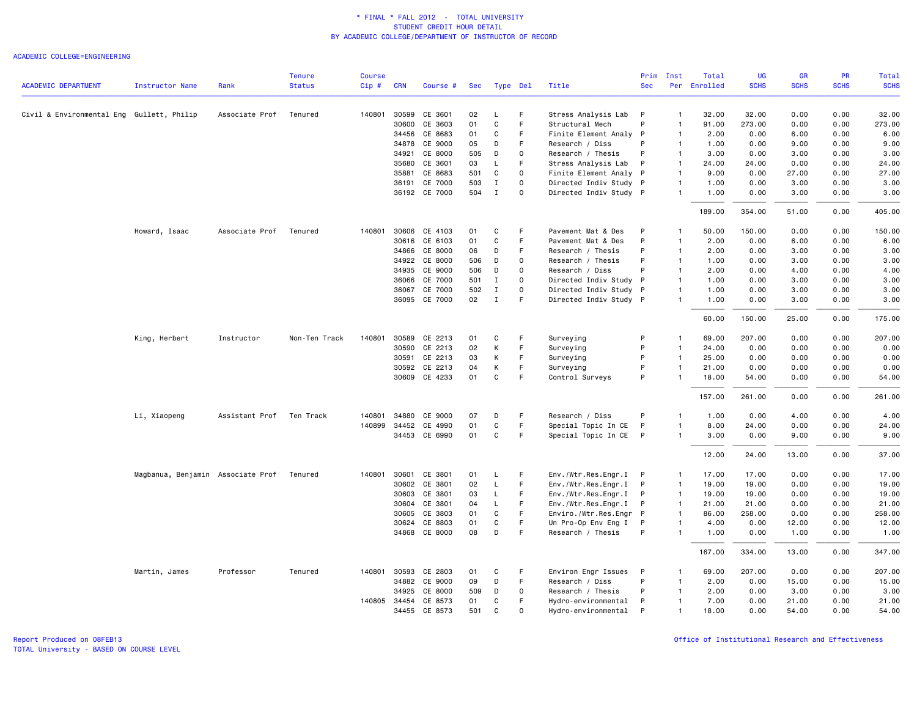# * FINAL * FALL 2012 - TOTAL UNIVERSITY
## STUDENT CREDIT HOUR DETAIL
## BY ACADEMIC COLLEGE/DEPARTMENT OF INSTRUCTOR OF RECORD

ACADEMIC COLLEGE=ENGINEERING

| ACADEMIC DEPARTMENT | Instructor Name | Rank | Tenure Status | Course Cip # | CRN | Course # | Sec | Type | Del | Title | Prim Sec | Inst Per | Total Enrolled | UG SCHS | GR SCHS | PR SCHS | Total SCHS |
|---|---|---|---|---|---|---|---|---|---|---|---|---|---|---|---|---|---|
| Civil & Environmental Eng | Gullett, Philip | Associate Prof | Tenured | 140801 | 30599 | CE 3601 | 02 | L | F | Stress Analysis Lab | P | 1 | 32.00 | 32.00 | 0.00 | 0.00 | 32.00 |
| | | | | | 30600 | CE 3603 | 01 | C | F | Structural Mech | P | 1 | 91.00 | 273.00 | 0.00 | 0.00 | 273.00 |
| | | | | | 34456 | CE 8683 | 01 | C | F | Finite Element Analy | P | 1 | 2.00 | 0.00 | 6.00 | 0.00 | 6.00 |
| | | | | | 34878 | CE 9000 | 05 | D | F | Research / Diss | P | 1 | 1.00 | 0.00 | 9.00 | 0.00 | 9.00 |
| | | | | | 34921 | CE 8000 | 505 | D | O | Research / Thesis | P | 1 | 3.00 | 0.00 | 3.00 | 0.00 | 3.00 |
| | | | | | 35680 | CE 3601 | 03 | L | F | Stress Analysis Lab | P | 1 | 24.00 | 24.00 | 0.00 | 0.00 | 24.00 |
| | | | | | 35881 | CE 8683 | 501 | C | O | Finite Element Analy | P | 1 | 9.00 | 0.00 | 27.00 | 0.00 | 27.00 |
| | | | | | 36191 | CE 7000 | 503 | I | O | Directed Indiv Study | P | 1 | 1.00 | 0.00 | 3.00 | 0.00 | 3.00 |
| | | | | | 36192 | CE 7000 | 504 | I | O | Directed Indiv Study | P | 1 | 1.00 | 0.00 | 3.00 | 0.00 | 3.00 |
| | | | | | | | | | | | | | 189.00 | 354.00 | 51.00 | 0.00 | 405.00 |
| | Howard, Isaac | Associate Prof | Tenured | 140801 | 30606 | CE 4103 | 01 | C | F | Pavement Mat & Des | P | 1 | 50.00 | 150.00 | 0.00 | 0.00 | 150.00 |
| | | | | | 30616 | CE 6103 | 01 | C | F | Pavement Mat & Des | P | 1 | 2.00 | 0.00 | 6.00 | 0.00 | 6.00 |
| | | | | | 34866 | CE 8000 | 06 | D | F | Research / Thesis | P | 1 | 2.00 | 0.00 | 3.00 | 0.00 | 3.00 |
| | | | | | 34922 | CE 8000 | 506 | D | O | Research / Thesis | P | 1 | 1.00 | 0.00 | 3.00 | 0.00 | 3.00 |
| | | | | | 34935 | CE 9000 | 506 | D | O | Research / Diss | P | 1 | 2.00 | 0.00 | 4.00 | 0.00 | 4.00 |
| | | | | | 36066 | CE 7000 | 501 | I | O | Directed Indiv Study | P | 1 | 1.00 | 0.00 | 3.00 | 0.00 | 3.00 |
| | | | | | 36067 | CE 7000 | 502 | I | O | Directed Indiv Study | P | 1 | 1.00 | 0.00 | 3.00 | 0.00 | 3.00 |
| | | | | | 36095 | CE 7000 | 02 | I | F | Directed Indiv Study | P | 1 | 1.00 | 0.00 | 3.00 | 0.00 | 3.00 |
| | | | | | | | | | | | | | 60.00 | 150.00 | 25.00 | 0.00 | 175.00 |
| | King, Herbert | Instructor | Non-Ten Track | 140801 | 30589 | CE 2213 | 01 | C | F | Surveying | P | 1 | 69.00 | 207.00 | 0.00 | 0.00 | 207.00 |
| | | | | | 30590 | CE 2213 | 02 | K | F | Surveying | P | 1 | 24.00 | 0.00 | 0.00 | 0.00 | 0.00 |
| | | | | | 30591 | CE 2213 | 03 | K | F | Surveying | P | 1 | 25.00 | 0.00 | 0.00 | 0.00 | 0.00 |
| | | | | | 30592 | CE 2213 | 04 | K | F | Surveying | P | 1 | 21.00 | 0.00 | 0.00 | 0.00 | 0.00 |
| | | | | | 30609 | CE 4233 | 01 | C | F | Control Surveys | P | 1 | 18.00 | 54.00 | 0.00 | 0.00 | 54.00 |
| | | | | | | | | | | | | | 157.00 | 261.00 | 0.00 | 0.00 | 261.00 |
| | Li, Xiaopeng | Assistant Prof | Ten Track | 140801 | 34880 | CE 9000 | 07 | D | F | Research / Diss | P | 1 | 1.00 | 0.00 | 4.00 | 0.00 | 4.00 |
| | | | | 140899 | 34452 | CE 4990 | 01 | C | F | Special Topic In CE | P | 1 | 8.00 | 24.00 | 0.00 | 0.00 | 24.00 |
| | | | | | 34453 | CE 6990 | 01 | C | F | Special Topic In CE | P | 1 | 3.00 | 0.00 | 9.00 | 0.00 | 9.00 |
| | | | | | | | | | | | | | 12.00 | 24.00 | 13.00 | 0.00 | 37.00 |
| | Magbanua, Benjamin | Associate Prof | Tenured | 140801 | 30601 | CE 3801 | 01 | L | F | Env./Wtr.Res.Engr.I | P | 1 | 17.00 | 17.00 | 0.00 | 0.00 | 17.00 |
| | | | | | 30602 | CE 3801 | 02 | L | F | Env./Wtr.Res.Engr.I | P | 1 | 19.00 | 19.00 | 0.00 | 0.00 | 19.00 |
| | | | | | 30603 | CE 3801 | 03 | L | F | Env./Wtr.Res.Engr.I | P | 1 | 19.00 | 19.00 | 0.00 | 0.00 | 19.00 |
| | | | | | 30604 | CE 3801 | 04 | L | F | Env./Wtr.Res.Engr.I | P | 1 | 21.00 | 21.00 | 0.00 | 0.00 | 21.00 |
| | | | | | 30605 | CE 3803 | 01 | C | F | Enviro./Wtr.Res.Engr | P | 1 | 86.00 | 258.00 | 0.00 | 0.00 | 258.00 |
| | | | | | 30624 | CE 8803 | 01 | C | F | Un Pro-Op Env Eng I | P | 1 | 4.00 | 0.00 | 12.00 | 0.00 | 12.00 |
| | | | | | 34868 | CE 8000 | 08 | D | F | Research / Thesis | P | 1 | 1.00 | 0.00 | 1.00 | 0.00 | 1.00 |
| | | | | | | | | | | | | | 167.00 | 334.00 | 13.00 | 0.00 | 347.00 |
| | Martin, James | Professor | Tenured | 140801 | 30593 | CE 2803 | 01 | C | F | Environ Engr Issues | P | 1 | 69.00 | 207.00 | 0.00 | 0.00 | 207.00 |
| | | | | | 34882 | CE 9000 | 09 | D | F | Research / Diss | P | 1 | 2.00 | 0.00 | 15.00 | 0.00 | 15.00 |
| | | | | | 34925 | CE 8000 | 509 | D | O | Research / Thesis | P | 1 | 2.00 | 0.00 | 3.00 | 0.00 | 3.00 |
| | | | | 140805 | 34454 | CE 8573 | 01 | C | F | Hydro-environmental | P | 1 | 7.00 | 0.00 | 21.00 | 0.00 | 21.00 |
| | | | | | 34455 | CE 8573 | 501 | C | O | Hydro-environmental | P | 1 | 18.00 | 0.00 | 54.00 | 0.00 | 54.00 |

Report Produced on 08FEB13
TOTAL University - BASED ON COURSE LEVEL

Office of Institutional Research and Effectiveness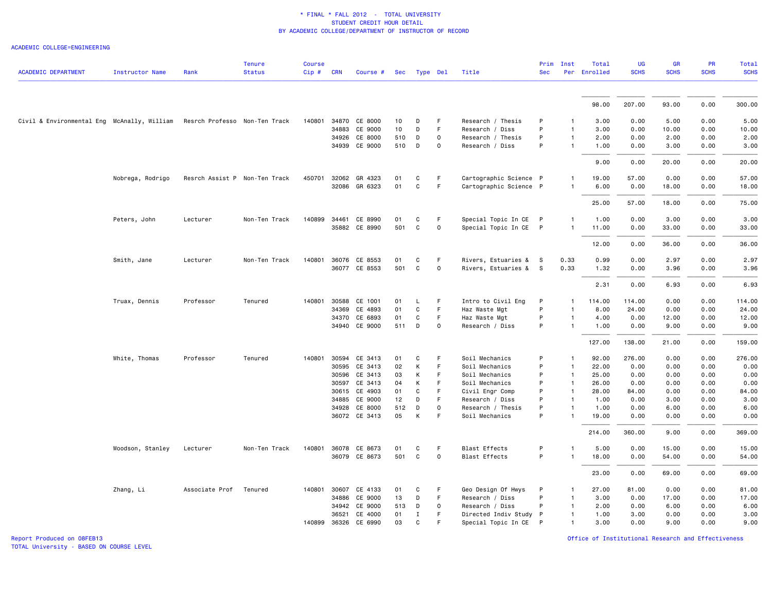* FINAL * FALL 2012 - TOTAL UNIVERSITY
STUDENT CREDIT HOUR DETAIL
BY ACADEMIC COLLEGE/DEPARTMENT OF INSTRUCTOR OF RECORD

ACADEMIC COLLEGE=ENGINEERING

| ACADEMIC DEPARTMENT | Instructor Name | Rank | Tenure Status | Course Cip # | CRN | Course # | Sec | Type | Del | Title | Prim Sec | Inst Per | Total Enrolled | UG SCHS | GR SCHS | PR SCHS | Total SCHS |
|---|---|---|---|---|---|---|---|---|---|---|---|---|---|---|---|---|---|
| | | | | | | | | | | | | | 98.00 | 207.00 | 93.00 | 0.00 | 300.00 |
| Civil & Environmental Eng | McAnally, William | Resrch Professo | Non-Ten Track | 140801 | 34870 | CE 8000 | 10 | D | F | Research / Thesis | P | 1 | 3.00 | 0.00 | 5.00 | 0.00 | 5.00 |
| | | | | | 34883 | CE 9000 | 10 | D | F | Research / Diss | P | 1 | 3.00 | 0.00 | 10.00 | 0.00 | 10.00 |
| | | | | | 34926 | CE 8000 | 510 | D | O | Research / Thesis | P | 1 | 2.00 | 0.00 | 2.00 | 0.00 | 2.00 |
| | | | | | 34939 | CE 9000 | 510 | D | O | Research / Diss | P | 1 | 1.00 | 0.00 | 3.00 | 0.00 | 3.00 |
| | | | | | | | | | | | | | 9.00 | 0.00 | 20.00 | 0.00 | 20.00 |
| | Nobrega, Rodrigo | Resrch Assist P | Non-Ten Track | 450701 | 32062 | GR 4323 | 01 | C | F | Cartographic Science | P | 1 | 19.00 | 57.00 | 0.00 | 0.00 | 57.00 |
| | | | | | 32086 | GR 6323 | 01 | C | F | Cartographic Science | P | 1 | 6.00 | 0.00 | 18.00 | 0.00 | 18.00 |
| | | | | | | | | | | | | | 25.00 | 57.00 | 18.00 | 0.00 | 75.00 |
| | Peters, John | Lecturer | Non-Ten Track | 140899 | 34461 | CE 8990 | 01 | C | F | Special Topic In CE | P | 1 | 1.00 | 0.00 | 3.00 | 0.00 | 3.00 |
| | | | | | 35882 | CE 8990 | 501 | C | O | Special Topic In CE | P | 1 | 11.00 | 0.00 | 33.00 | 0.00 | 33.00 |
| | | | | | | | | | | | | | 12.00 | 0.00 | 36.00 | 0.00 | 36.00 |
| | Smith, Jane | Lecturer | Non-Ten Track | 140801 | 36076 | CE 8553 | 01 | C | F | Rivers, Estuaries & | S | 0.33 | 0.99 | 0.00 | 2.97 | 0.00 | 2.97 |
| | | | | | 36077 | CE 8553 | 501 | C | O | Rivers, Estuaries & | S | 0.33 | 1.32 | 0.00 | 3.96 | 0.00 | 3.96 |
| | | | | | | | | | | | | | 2.31 | 0.00 | 6.93 | 0.00 | 6.93 |
| | Truax, Dennis | Professor | Tenured | 140801 | 30588 | CE 1001 | 01 | L | F | Intro to Civil Eng | P | 1 | 114.00 | 114.00 | 0.00 | 0.00 | 114.00 |
| | | | | | 34369 | CE 4893 | 01 | C | F | Haz Waste Mgt | P | 1 | 8.00 | 24.00 | 0.00 | 0.00 | 24.00 |
| | | | | | 34370 | CE 6893 | 01 | C | F | Haz Waste Mgt | P | 1 | 4.00 | 0.00 | 12.00 | 0.00 | 12.00 |
| | | | | | 34940 | CE 9000 | 511 | D | O | Research / Diss | P | 1 | 1.00 | 0.00 | 9.00 | 0.00 | 9.00 |
| | | | | | | | | | | | | | 127.00 | 138.00 | 21.00 | 0.00 | 159.00 |
| | White, Thomas | Professor | Tenured | 140801 | 30594 | CE 3413 | 01 | C | F | Soil Mechanics | P | 1 | 92.00 | 276.00 | 0.00 | 0.00 | 276.00 |
| | | | | | 30595 | CE 3413 | 02 | K | F | Soil Mechanics | P | 1 | 22.00 | 0.00 | 0.00 | 0.00 | 0.00 |
| | | | | | 30596 | CE 3413 | 03 | K | F | Soil Mechanics | P | 1 | 25.00 | 0.00 | 0.00 | 0.00 | 0.00 |
| | | | | | 30597 | CE 3413 | 04 | K | F | Soil Mechanics | P | 1 | 26.00 | 0.00 | 0.00 | 0.00 | 0.00 |
| | | | | | 30615 | CE 4903 | 01 | C | F | Civil Engr Comp | P | 1 | 28.00 | 84.00 | 0.00 | 0.00 | 84.00 |
| | | | | | 34885 | CE 9000 | 12 | D | F | Research / Diss | P | 1 | 1.00 | 0.00 | 3.00 | 0.00 | 3.00 |
| | | | | | 34928 | CE 8000 | 512 | D | O | Research / Thesis | P | 1 | 1.00 | 0.00 | 6.00 | 0.00 | 6.00 |
| | | | | | 36072 | CE 3413 | 05 | K | F | Soil Mechanics | P | 1 | 19.00 | 0.00 | 0.00 | 0.00 | 0.00 |
| | | | | | | | | | | | | | 214.00 | 360.00 | 9.00 | 0.00 | 369.00 |
| | Woodson, Stanley | Lecturer | Non-Ten Track | 140801 | 36078 | CE 8673 | 01 | C | F | Blast Effects | P | 1 | 5.00 | 0.00 | 15.00 | 0.00 | 15.00 |
| | | | | | 36079 | CE 8673 | 501 | C | O | Blast Effects | P | 1 | 18.00 | 0.00 | 54.00 | 0.00 | 54.00 |
| | | | | | | | | | | | | | 23.00 | 0.00 | 69.00 | 0.00 | 69.00 |
| | Zhang, Li | Associate Prof | Tenured | 140801 | 30607 | CE 4133 | 01 | C | F | Geo Design Of Hwys | P | 1 | 27.00 | 81.00 | 0.00 | 0.00 | 81.00 |
| | | | | | 34886 | CE 9000 | 13 | D | F | Research / Diss | P | 1 | 3.00 | 0.00 | 17.00 | 0.00 | 17.00 |
| | | | | | 34942 | CE 9000 | 513 | D | O | Research / Diss | P | 1 | 2.00 | 0.00 | 6.00 | 0.00 | 6.00 |
| | | | | | 36521 | CE 4000 | 01 | I | F | Directed Indiv Study | P | 1 | 1.00 | 3.00 | 0.00 | 0.00 | 3.00 |
| | | | | 140899 | 36326 | CE 6990 | 03 | C | F | Special Topic In CE | P | 1 | 3.00 | 0.00 | 9.00 | 0.00 | 9.00 |

Report Produced on 08FEB13
TOTAL University - BASED ON COURSE LEVEL

Office of Institutional Research and Effectiveness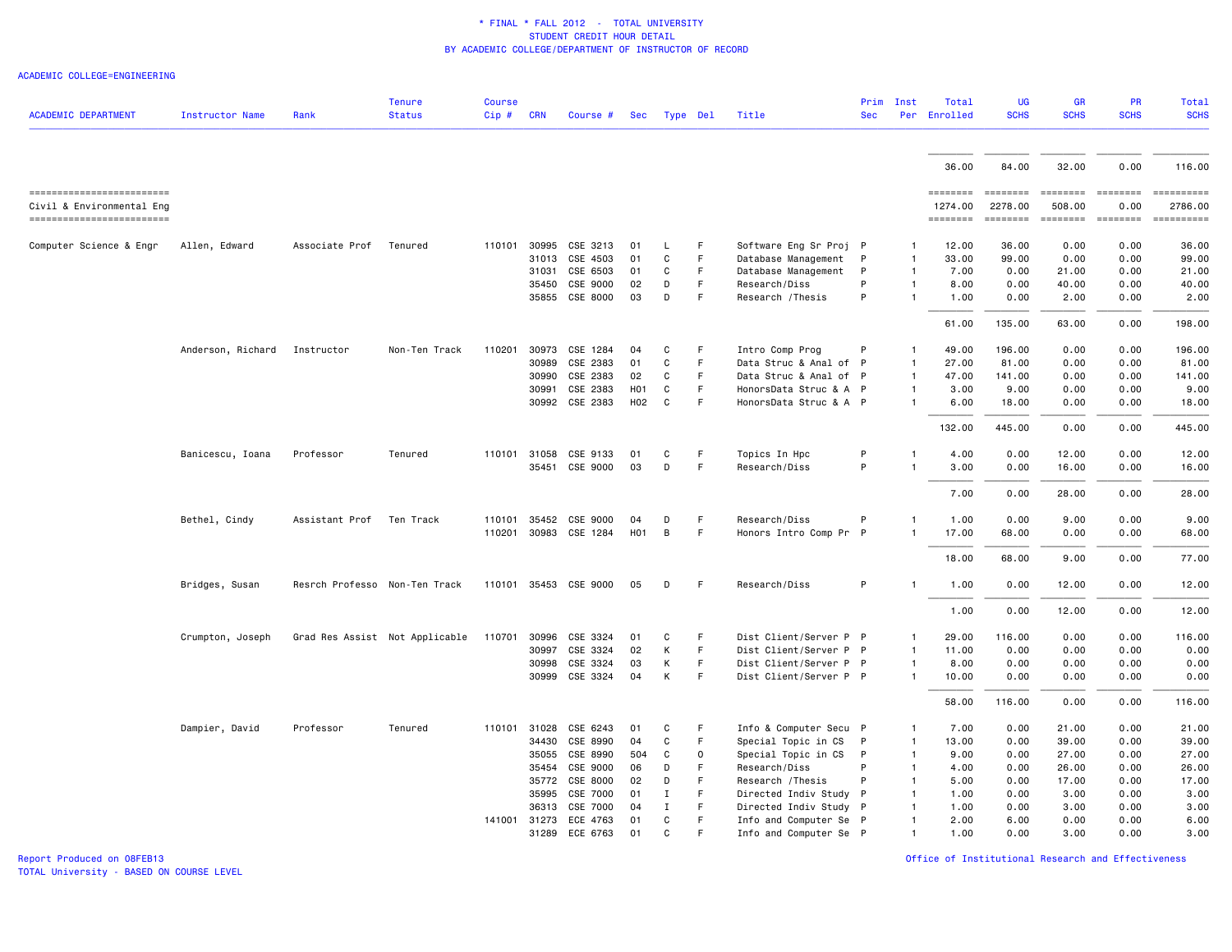\* FINAL \* FALL 2012 - TOTAL UNIVERSITY
STUDENT CREDIT HOUR DETAIL
BY ACADEMIC COLLEGE/DEPARTMENT OF INSTRUCTOR OF RECORD

ACADEMIC COLLEGE=ENGINEERING

| ACADEMIC DEPARTMENT | Instructor Name | Rank | Tenure Status | Course Cip # | CRN | Course # | Sec | Type | Del | Title | Prim Sec | Inst Per | Total Enrolled | UG SCHS | GR SCHS | PR SCHS | Total SCHS |
|---|---|---|---|---|---|---|---|---|---|---|---|---|---|---|---|---|---|
| | | | | | | | | | | | | | 36.00 | 84.00 | 32.00 | 0.00 | 116.00 |
| Civil & Environmental Eng | | | | | | | | | | | | | 1274.00 | 2278.00 | 508.00 | 0.00 | 2786.00 |
| Computer Science & Engr | Allen, Edward | Associate Prof | Tenured | 110101 | 30995 | CSE 3213 | 01 | L | F | Software Eng Sr Proj | P | 1 | 12.00 | 36.00 | 0.00 | 0.00 | 36.00 |
| | | | | | 31013 | CSE 4503 | 01 | C | F | Database Management | P | 1 | 33.00 | 99.00 | 0.00 | 0.00 | 99.00 |
| | | | | | 31031 | CSE 6503 | 01 | C | F | Database Management | P | 1 | 7.00 | 0.00 | 21.00 | 0.00 | 21.00 |
| | | | | | 35450 | CSE 9000 | 02 | D | F | Research/Diss | P | 1 | 8.00 | 0.00 | 40.00 | 0.00 | 40.00 |
| | | | | | 35855 | CSE 8000 | 03 | D | F | Research /Thesis | P | 1 | 1.00 | 0.00 | 2.00 | 0.00 | 2.00 |
| | | | | | | | | | | | | | 61.00 | 135.00 | 63.00 | 0.00 | 198.00 |
| | Anderson, Richard | Instructor | Non-Ten Track | 110201 | 30973 | CSE 1284 | 04 | C | F | Intro Comp Prog | P | 1 | 49.00 | 196.00 | 0.00 | 0.00 | 196.00 |
| | | | | | 30989 | CSE 2383 | 01 | C | F | Data Struc & Anal of | P | 1 | 27.00 | 81.00 | 0.00 | 0.00 | 81.00 |
| | | | | | 30990 | CSE 2383 | 02 | C | F | Data Struc & Anal of | P | 1 | 47.00 | 141.00 | 0.00 | 0.00 | 141.00 |
| | | | | | 30991 | CSE 2383 | H01 | C | F | HonorsData Struc & A | P | 1 | 3.00 | 9.00 | 0.00 | 0.00 | 9.00 |
| | | | | | 30992 | CSE 2383 | H02 | C | F | HonorsData Struc & A | P | 1 | 6.00 | 18.00 | 0.00 | 0.00 | 18.00 |
| | | | | | | | | | | | | | 132.00 | 445.00 | 0.00 | 0.00 | 445.00 |
| | Banicescu, Ioana | Professor | Tenured | 110101 | 31058 | CSE 9133 | 01 | C | F | Topics In Hpc | P | 1 | 4.00 | 0.00 | 12.00 | 0.00 | 12.00 |
| | | | | | 35451 | CSE 9000 | 03 | D | F | Research/Diss | P | 1 | 3.00 | 0.00 | 16.00 | 0.00 | 16.00 |
| | | | | | | | | | | | | | 7.00 | 0.00 | 28.00 | 0.00 | 28.00 |
| | Bethel, Cindy | Assistant Prof | Ten Track | 110101 | 35452 | CSE 9000 | 04 | D | F | Research/Diss | P | 1 | 1.00 | 0.00 | 9.00 | 0.00 | 9.00 |
| | | | | 110201 | 30983 | CSE 1284 | H01 | B | F | Honors Intro Comp Pr | P | 1 | 17.00 | 68.00 | 0.00 | 0.00 | 68.00 |
| | | | | | | | | | | | | | 18.00 | 68.00 | 9.00 | 0.00 | 77.00 |
| | Bridges, Susan | Resrch Professo | Non-Ten Track | 110101 | 35453 | CSE 9000 | 05 | D | F | Research/Diss | P | 1 | 1.00 | 0.00 | 12.00 | 0.00 | 12.00 |
| | | | | | | | | | | | | | 1.00 | 0.00 | 12.00 | 0.00 | 12.00 |
| | Crumpton, Joseph | Grad Res Assist | Not Applicable | 110701 | 30996 | CSE 3324 | 01 | C | F | Dist Client/Server P | P | 1 | 29.00 | 116.00 | 0.00 | 0.00 | 116.00 |
| | | | | | 30997 | CSE 3324 | 02 | K | F | Dist Client/Server P | P | 1 | 11.00 | 0.00 | 0.00 | 0.00 | 0.00 |
| | | | | | 30998 | CSE 3324 | 03 | K | F | Dist Client/Server P | P | 1 | 8.00 | 0.00 | 0.00 | 0.00 | 0.00 |
| | | | | | 30999 | CSE 3324 | 04 | K | F | Dist Client/Server P | P | 1 | 10.00 | 0.00 | 0.00 | 0.00 | 0.00 |
| | | | | | | | | | | | | | 58.00 | 116.00 | 0.00 | 0.00 | 116.00 |
| | Dampier, David | Professor | Tenured | 110101 | 31028 | CSE 6243 | 01 | C | F | Info & Computer Secu | P | 1 | 7.00 | 0.00 | 21.00 | 0.00 | 21.00 |
| | | | | | 34430 | CSE 8990 | 04 | C | F | Special Topic in CS | P | 1 | 13.00 | 0.00 | 39.00 | 0.00 | 39.00 |
| | | | | | 35055 | CSE 8990 | 504 | C | O | Special Topic in CS | P | 1 | 9.00 | 0.00 | 27.00 | 0.00 | 27.00 |
| | | | | | 35454 | CSE 9000 | 06 | D | F | Research/Diss | P | 1 | 4.00 | 0.00 | 26.00 | 0.00 | 26.00 |
| | | | | | 35772 | CSE 8000 | 02 | D | F | Research /Thesis | P | 1 | 5.00 | 0.00 | 17.00 | 0.00 | 17.00 |
| | | | | | 35995 | CSE 7000 | 01 | I | F | Directed Indiv Study | P | 1 | 1.00 | 0.00 | 3.00 | 0.00 | 3.00 |
| | | | | | 36313 | CSE 7000 | 04 | I | F | Directed Indiv Study | P | 1 | 1.00 | 0.00 | 3.00 | 0.00 | 3.00 |
| | | | | 141001 | 31273 | ECE 4763 | 01 | C | F | Info and Computer Se | P | 1 | 2.00 | 6.00 | 0.00 | 0.00 | 6.00 |
| | | | | | 31289 | ECE 6763 | 01 | C | F | Info and Computer Se | P | 1 | 1.00 | 0.00 | 3.00 | 0.00 | 3.00 |

Report Produced on 08FEB13
TOTAL University - BASED ON COURSE LEVEL

Office of Institutional Research and Effectiveness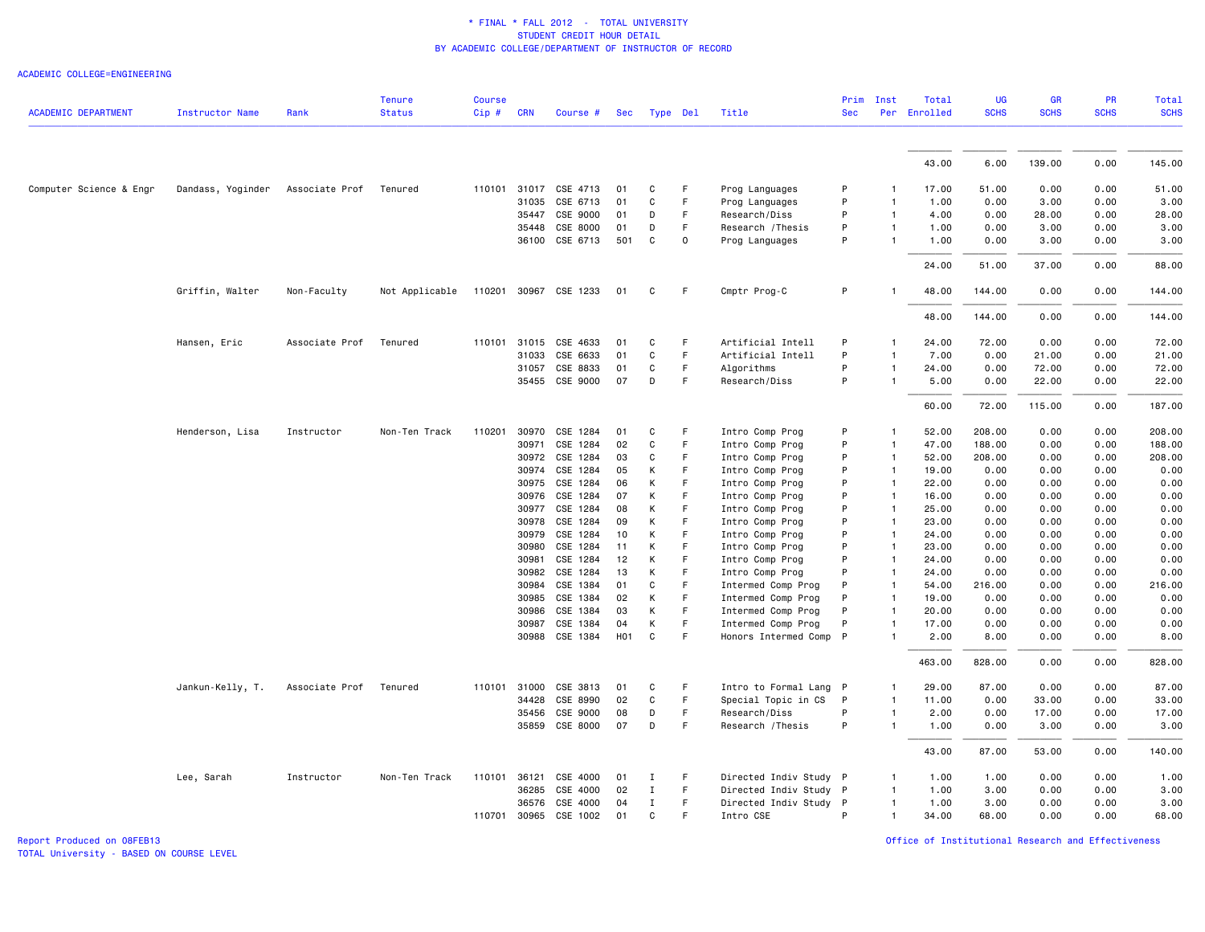* FINAL * FALL 2012 - TOTAL UNIVERSITY
STUDENT CREDIT HOUR DETAIL
BY ACADEMIC COLLEGE/DEPARTMENT OF INSTRUCTOR OF RECORD

ACADEMIC COLLEGE=ENGINEERING

| ACADEMIC DEPARTMENT | Instructor Name | Rank | Tenure Status | Course Cip # | CRN | Course # | Sec | Type | Del | Title | Prim Sec | Inst Per | Total Enrolled | UG SCHS | GR SCHS | PR SCHS | Total SCHS |
|---|---|---|---|---|---|---|---|---|---|---|---|---|---|---|---|---|---|
| | | | | | | | | | | | | | 43.00 | 6.00 | 139.00 | 0.00 | 145.00 |
| Computer Science & Engr | Dandass, Yoginder | Associate Prof | Tenured | 110101 | 31017 | CSE 4713 | 01 | C | F | Prog Languages | P | 1 | 17.00 | 51.00 | 0.00 | 0.00 | 51.00 |
| | | | | | 31035 | CSE 6713 | 01 | C | F | Prog Languages | P | 1 | 1.00 | 0.00 | 3.00 | 0.00 | 3.00 |
| | | | | | 35447 | CSE 9000 | 01 | D | F | Research/Diss | P | 1 | 4.00 | 0.00 | 28.00 | 0.00 | 28.00 |
| | | | | | 35448 | CSE 8000 | 01 | D | F | Research /Thesis | P | 1 | 1.00 | 0.00 | 3.00 | 0.00 | 3.00 |
| | | | | | 36100 | CSE 6713 | 501 | C | O | Prog Languages | P | 1 | 1.00 | 0.00 | 3.00 | 0.00 | 3.00 |
| | | | | | | | | | | | | | 24.00 | 51.00 | 37.00 | 0.00 | 88.00 |
| | Griffin, Walter | Non-Faculty | Not Applicable | 110201 | 30967 | CSE 1233 | 01 | C | F | Cmptr Prog-C | P | 1 | 48.00 | 144.00 | 0.00 | 0.00 | 144.00 |
| | | | | | | | | | | | | | 48.00 | 144.00 | 0.00 | 0.00 | 144.00 |
| | Hansen, Eric | Associate Prof | Tenured | 110101 | 31015 | CSE 4633 | 01 | C | F | Artificial Intell | P | 1 | 24.00 | 72.00 | 0.00 | 0.00 | 72.00 |
| | | | | | 31033 | CSE 6633 | 01 | C | F | Artificial Intell | P | 1 | 7.00 | 0.00 | 21.00 | 0.00 | 21.00 |
| | | | | | 31057 | CSE 8833 | 01 | C | F | Algorithms | P | 1 | 24.00 | 0.00 | 72.00 | 0.00 | 72.00 |
| | | | | | 35455 | CSE 9000 | 07 | D | F | Research/Diss | P | 1 | 5.00 | 0.00 | 22.00 | 0.00 | 22.00 |
| | | | | | | | | | | | | | 60.00 | 72.00 | 115.00 | 0.00 | 187.00 |
| | Henderson, Lisa | Instructor | Non-Ten Track | 110201 | 30970 | CSE 1284 | 01 | C | F | Intro Comp Prog | P | 1 | 52.00 | 208.00 | 0.00 | 0.00 | 208.00 |
| | | | | | 30971 | CSE 1284 | 02 | C | F | Intro Comp Prog | P | 1 | 47.00 | 188.00 | 0.00 | 0.00 | 188.00 |
| | | | | | 30972 | CSE 1284 | 03 | C | F | Intro Comp Prog | P | 1 | 52.00 | 208.00 | 0.00 | 0.00 | 208.00 |
| | | | | | 30974 | CSE 1284 | 05 | K | F | Intro Comp Prog | P | 1 | 19.00 | 0.00 | 0.00 | 0.00 | 0.00 |
| | | | | | 30975 | CSE 1284 | 06 | K | F | Intro Comp Prog | P | 1 | 22.00 | 0.00 | 0.00 | 0.00 | 0.00 |
| | | | | | 30976 | CSE 1284 | 07 | K | F | Intro Comp Prog | P | 1 | 16.00 | 0.00 | 0.00 | 0.00 | 0.00 |
| | | | | | 30977 | CSE 1284 | 08 | K | F | Intro Comp Prog | P | 1 | 25.00 | 0.00 | 0.00 | 0.00 | 0.00 |
| | | | | | 30978 | CSE 1284 | 09 | K | F | Intro Comp Prog | P | 1 | 23.00 | 0.00 | 0.00 | 0.00 | 0.00 |
| | | | | | 30979 | CSE 1284 | 10 | K | F | Intro Comp Prog | P | 1 | 24.00 | 0.00 | 0.00 | 0.00 | 0.00 |
| | | | | | 30980 | CSE 1284 | 11 | K | F | Intro Comp Prog | P | 1 | 23.00 | 0.00 | 0.00 | 0.00 | 0.00 |
| | | | | | 30981 | CSE 1284 | 12 | K | F | Intro Comp Prog | P | 1 | 24.00 | 0.00 | 0.00 | 0.00 | 0.00 |
| | | | | | 30982 | CSE 1284 | 13 | K | F | Intro Comp Prog | P | 1 | 24.00 | 0.00 | 0.00 | 0.00 | 0.00 |
| | | | | | 30984 | CSE 1384 | 01 | C | F | Intermed Comp Prog | P | 1 | 54.00 | 216.00 | 0.00 | 0.00 | 216.00 |
| | | | | | 30985 | CSE 1384 | 02 | K | F | Intermed Comp Prog | P | 1 | 19.00 | 0.00 | 0.00 | 0.00 | 0.00 |
| | | | | | 30986 | CSE 1384 | 03 | K | F | Intermed Comp Prog | P | 1 | 20.00 | 0.00 | 0.00 | 0.00 | 0.00 |
| | | | | | 30987 | CSE 1384 | 04 | K | F | Intermed Comp Prog | P | 1 | 17.00 | 0.00 | 0.00 | 0.00 | 0.00 |
| | | | | | 30988 | CSE 1384 | H01 | C | F | Honors Intermed Comp | P | 1 | 2.00 | 8.00 | 0.00 | 0.00 | 8.00 |
| | | | | | | | | | | | | | 463.00 | 828.00 | 0.00 | 0.00 | 828.00 |
| | Jankun-Kelly, T. | Associate Prof | Tenured | 110101 | 31000 | CSE 3813 | 01 | C | F | Intro to Formal Lang | P | 1 | 29.00 | 87.00 | 0.00 | 0.00 | 87.00 |
| | | | | | 34428 | CSE 8990 | 02 | C | F | Special Topic in CS | P | 1 | 11.00 | 0.00 | 33.00 | 0.00 | 33.00 |
| | | | | | 35456 | CSE 9000 | 08 | D | F | Research/Diss | P | 1 | 2.00 | 0.00 | 17.00 | 0.00 | 17.00 |
| | | | | | 35859 | CSE 8000 | 07 | D | F | Research /Thesis | P | 1 | 1.00 | 0.00 | 3.00 | 0.00 | 3.00 |
| | | | | | | | | | | | | | 43.00 | 87.00 | 53.00 | 0.00 | 140.00 |
| | Lee, Sarah | Instructor | Non-Ten Track | 110101 | 36121 | CSE 4000 | 01 | I | F | Directed Indiv Study | P | 1 | 1.00 | 1.00 | 0.00 | 0.00 | 1.00 |
| | | | | | 36285 | CSE 4000 | 02 | I | F | Directed Indiv Study | P | 1 | 1.00 | 3.00 | 0.00 | 0.00 | 3.00 |
| | | | | | 36576 | CSE 4000 | 04 | I | F | Directed Indiv Study | P | 1 | 1.00 | 3.00 | 0.00 | 0.00 | 3.00 |
| | | | | 110701 | 30965 | CSE 1002 | 01 | C | F | Intro CSE | P | 1 | 34.00 | 68.00 | 0.00 | 0.00 | 68.00 |

Report Produced on 08FEB13
TOTAL University - BASED ON COURSE LEVEL

Office of Institutional Research and Effectiveness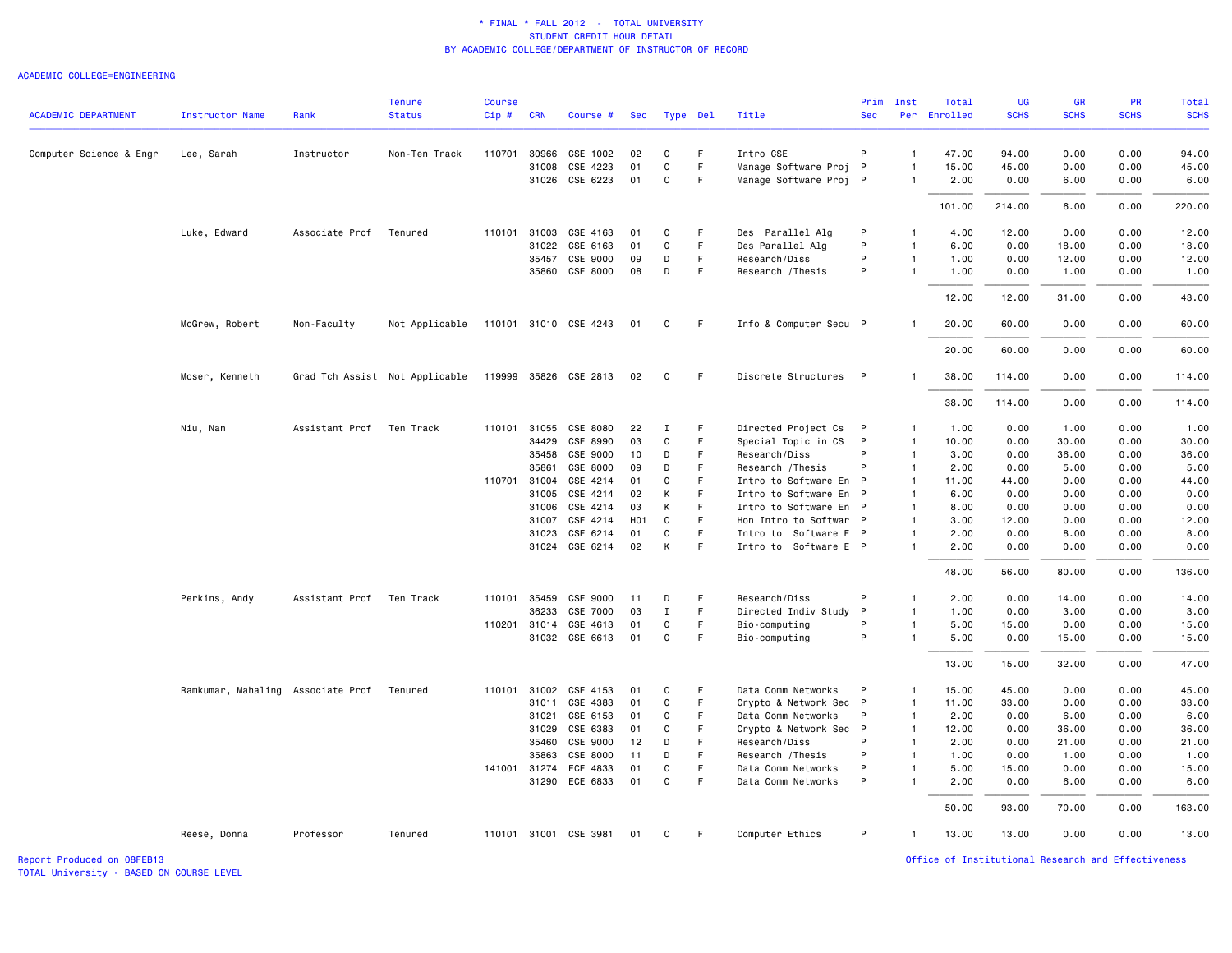\* FINAL \* FALL 2012 - TOTAL UNIVERSITY
STUDENT CREDIT HOUR DETAIL
BY ACADEMIC COLLEGE/DEPARTMENT OF INSTRUCTOR OF RECORD

ACADEMIC COLLEGE=ENGINEERING

| ACADEMIC DEPARTMENT | Instructor Name | Rank | Tenure Status | Course Cip # | CRN | Course # | Sec | Type | Del | Title | Prim Sec | Inst Per | Total Enrolled | UG SCHS | GR SCHS | PR SCHS | Total SCHS |
|---|---|---|---|---|---|---|---|---|---|---|---|---|---|---|---|---|---|
| Computer Science & Engr | Lee, Sarah | Instructor | Non-Ten Track | 110701 | 30966 | CSE 1002 | 02 | C | F | Intro CSE | P | 1 | 47.00 | 94.00 | 0.00 | 0.00 | 94.00 |
| | | | | | 31008 | CSE 4223 | 01 | C | F | Manage Software Proj | P | 1 | 15.00 | 45.00 | 0.00 | 0.00 | 45.00 |
| | | | | | 31026 | CSE 6223 | 01 | C | F | Manage Software Proj | P | 1 | 2.00 | 0.00 | 6.00 | 0.00 | 6.00 |
| | | | | | | | | | | | | | 101.00 | 214.00 | 6.00 | 0.00 | 220.00 |
| | Luke, Edward | Associate Prof | Tenured | 110101 | 31003 | CSE 4163 | 01 | C | F | Des Parallel Alg | P | 1 | 4.00 | 12.00 | 0.00 | 0.00 | 12.00 |
| | | | | | 31022 | CSE 6163 | 01 | C | F | Des Parallel Alg | P | 1 | 6.00 | 0.00 | 18.00 | 0.00 | 18.00 |
| | | | | | 35457 | CSE 9000 | 09 | D | F | Research/Diss | P | 1 | 1.00 | 0.00 | 12.00 | 0.00 | 12.00 |
| | | | | | 35860 | CSE 8000 | 08 | D | F | Research /Thesis | P | 1 | 1.00 | 0.00 | 1.00 | 0.00 | 1.00 |
| | | | | | | | | | | | | | 12.00 | 12.00 | 31.00 | 0.00 | 43.00 |
| | McGrew, Robert | Non-Faculty | Not Applicable | 110101 | 31010 | CSE 4243 | 01 | C | F | Info & Computer Secu | P | 1 | 20.00 | 60.00 | 0.00 | 0.00 | 60.00 |
| | | | | | | | | | | | | | 20.00 | 60.00 | 0.00 | 0.00 | 60.00 |
| | Moser, Kenneth | Grad Tch Assist | Not Applicable | 119999 | 35826 | CSE 2813 | 02 | C | F | Discrete Structures | P | 1 | 38.00 | 114.00 | 0.00 | 0.00 | 114.00 |
| | | | | | | | | | | | | | 38.00 | 114.00 | 0.00 | 0.00 | 114.00 |
| | Niu, Nan | Assistant Prof | Ten Track | 110101 | 31055 | CSE 8080 | 22 | I | F | Directed Project Cs | P | 1 | 1.00 | 0.00 | 1.00 | 0.00 | 1.00 |
| | | | | | 34429 | CSE 8990 | 03 | C | F | Special Topic in CS | P | 1 | 10.00 | 0.00 | 30.00 | 0.00 | 30.00 |
| | | | | | 35458 | CSE 9000 | 10 | D | F | Research/Diss | P | 1 | 3.00 | 0.00 | 36.00 | 0.00 | 36.00 |
| | | | | | 35861 | CSE 8000 | 09 | D | F | Research /Thesis | P | 1 | 2.00 | 0.00 | 5.00 | 0.00 | 5.00 |
| | | | | 110701 | 31004 | CSE 4214 | 01 | C | F | Intro to Software En | P | 1 | 11.00 | 44.00 | 0.00 | 0.00 | 44.00 |
| | | | | | 31005 | CSE 4214 | 02 | K | F | Intro to Software En | P | 1 | 6.00 | 0.00 | 0.00 | 0.00 | 0.00 |
| | | | | | 31006 | CSE 4214 | 03 | K | F | Intro to Software En | P | 1 | 8.00 | 0.00 | 0.00 | 0.00 | 0.00 |
| | | | | | 31007 | CSE 4214 | H01 | C | F | Hon Intro to Softwar | P | 1 | 3.00 | 12.00 | 0.00 | 0.00 | 12.00 |
| | | | | | 31023 | CSE 6214 | 01 | C | F | Intro to Software E | P | 1 | 2.00 | 0.00 | 8.00 | 0.00 | 8.00 |
| | | | | | 31024 | CSE 6214 | 02 | K | F | Intro to Software E | P | 1 | 2.00 | 0.00 | 0.00 | 0.00 | 0.00 |
| | | | | | | | | | | | | | 48.00 | 56.00 | 80.00 | 0.00 | 136.00 |
| | Perkins, Andy | Assistant Prof | Ten Track | 110101 | 35459 | CSE 9000 | 11 | D | F | Research/Diss | P | 1 | 2.00 | 0.00 | 14.00 | 0.00 | 14.00 |
| | | | | | 36233 | CSE 7000 | 03 | I | F | Directed Indiv Study | P | 1 | 1.00 | 0.00 | 3.00 | 0.00 | 3.00 |
| | | | | 110201 | 31014 | CSE 4613 | 01 | C | F | Bio-computing | P | 1 | 5.00 | 15.00 | 0.00 | 0.00 | 15.00 |
| | | | | | 31032 | CSE 6613 | 01 | C | F | Bio-computing | P | 1 | 5.00 | 0.00 | 15.00 | 0.00 | 15.00 |
| | | | | | | | | | | | | | 13.00 | 15.00 | 32.00 | 0.00 | 47.00 |
| | Ramkumar, Mahaling | Associate Prof | Tenured | 110101 | 31002 | CSE 4153 | 01 | C | F | Data Comm Networks | P | 1 | 15.00 | 45.00 | 0.00 | 0.00 | 45.00 |
| | | | | | 31011 | CSE 4383 | 01 | C | F | Crypto & Network Sec | P | 1 | 11.00 | 33.00 | 0.00 | 0.00 | 33.00 |
| | | | | | 31021 | CSE 6153 | 01 | C | F | Data Comm Networks | P | 1 | 2.00 | 0.00 | 6.00 | 0.00 | 6.00 |
| | | | | | 31029 | CSE 6383 | 01 | C | F | Crypto & Network Sec | P | 1 | 12.00 | 0.00 | 36.00 | 0.00 | 36.00 |
| | | | | | 35460 | CSE 9000 | 12 | D | F | Research/Diss | P | 1 | 2.00 | 0.00 | 21.00 | 0.00 | 21.00 |
| | | | | | 35863 | CSE 8000 | 11 | D | F | Research /Thesis | P | 1 | 1.00 | 0.00 | 1.00 | 0.00 | 1.00 |
| | | | | 141001 | 31274 | ECE 4833 | 01 | C | F | Data Comm Networks | P | 1 | 5.00 | 15.00 | 0.00 | 0.00 | 15.00 |
| | | | | | 31290 | ECE 6833 | 01 | C | F | Data Comm Networks | P | 1 | 2.00 | 0.00 | 6.00 | 0.00 | 6.00 |
| | | | | | | | | | | | | | 50.00 | 93.00 | 70.00 | 0.00 | 163.00 |
| | Reese, Donna | Professor | Tenured | 110101 | 31001 | CSE 3981 | 01 | C | F | Computer Ethics | P | 1 | 13.00 | 13.00 | 0.00 | 0.00 | 13.00 |

Report Produced on 08FEB13
TOTAL University - BASED ON COURSE LEVEL

Office of Institutional Research and Effectiveness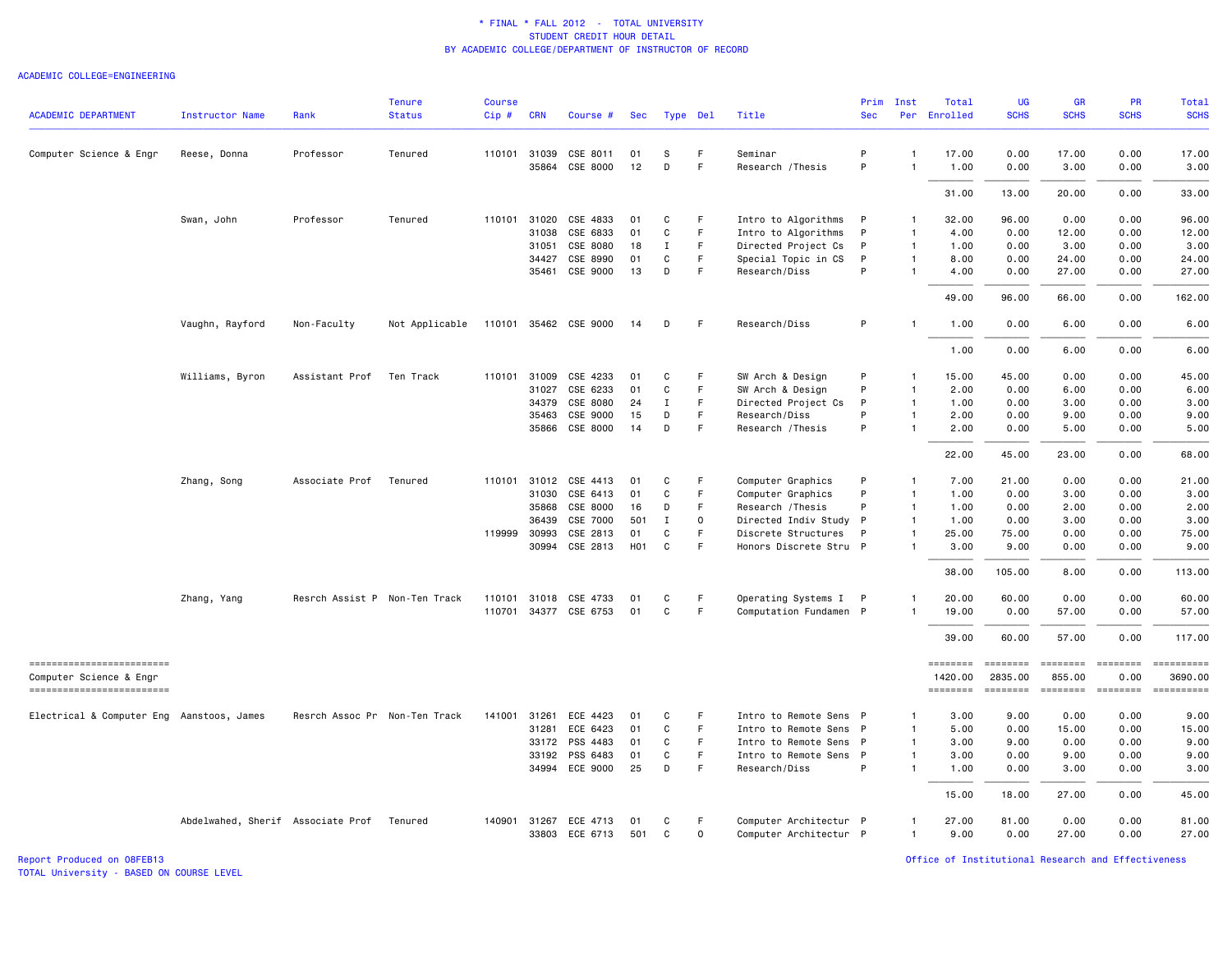\* FINAL \* FALL 2012 - TOTAL UNIVERSITY
STUDENT CREDIT HOUR DETAIL
BY ACADEMIC COLLEGE/DEPARTMENT OF INSTRUCTOR OF RECORD

ACADEMIC COLLEGE=ENGINEERING

| ACADEMIC DEPARTMENT | Instructor Name | Rank | Tenure Status | Course Cip # | CRN | Course # | Sec | Type | Del | Title | Prim Sec | Inst Per | Total Enrolled | UG SCHS | GR SCHS | PR SCHS | Total SCHS |
|---|---|---|---|---|---|---|---|---|---|---|---|---|---|---|---|---|---|
| Computer Science & Engr | Reese, Donna | Professor | Tenured | 110101 | 31039 | CSE 8011 | 01 | S | F | Seminar | P | 1 | 17.00 | 0.00 | 17.00 | 0.00 | 17.00 |
| | | | | | 35864 | CSE 8000 | 12 | D | F | Research /Thesis | P | 1 | 1.00 | 0.00 | 3.00 | 0.00 | 3.00 |
| | | | | | | | | | | | | | 31.00 | 13.00 | 20.00 | 0.00 | 33.00 |
| | Swan, John | Professor | Tenured | 110101 | 31020 | CSE 4833 | 01 | C | F | Intro to Algorithms | P | 1 | 32.00 | 96.00 | 0.00 | 0.00 | 96.00 |
| | | | | | 31038 | CSE 6833 | 01 | C | F | Intro to Algorithms | P | 1 | 4.00 | 0.00 | 12.00 | 0.00 | 12.00 |
| | | | | | 31051 | CSE 8080 | 18 | I | F | Directed Project Cs | P | 1 | 1.00 | 0.00 | 3.00 | 0.00 | 3.00 |
| | | | | | 34427 | CSE 8990 | 01 | C | F | Special Topic in CS | P | 1 | 8.00 | 0.00 | 24.00 | 0.00 | 24.00 |
| | | | | | 35461 | CSE 9000 | 13 | D | F | Research/Diss | P | 1 | 4.00 | 0.00 | 27.00 | 0.00 | 27.00 |
| | | | | | | | | | | | | | 49.00 | 96.00 | 66.00 | 0.00 | 162.00 |
| | Vaughn, Rayford | Non-Faculty | Not Applicable | 110101 | 35462 | CSE 9000 | 14 | D | F | Research/Diss | P | 1 | 1.00 | 0.00 | 6.00 | 0.00 | 6.00 |
| | | | | | | | | | | | | | 1.00 | 0.00 | 6.00 | 0.00 | 6.00 |
| | Williams, Byron | Assistant Prof | Ten Track | 110101 | 31009 | CSE 4233 | 01 | C | F | SW Arch & Design | P | 1 | 15.00 | 45.00 | 0.00 | 0.00 | 45.00 |
| | | | | | 31027 | CSE 6233 | 01 | C | F | SW Arch & Design | P | 1 | 2.00 | 0.00 | 6.00 | 0.00 | 6.00 |
| | | | | | 34379 | CSE 8080 | 24 | I | F | Directed Project Cs | P | 1 | 1.00 | 0.00 | 3.00 | 0.00 | 3.00 |
| | | | | | 35463 | CSE 9000 | 15 | D | F | Research/Diss | P | 1 | 2.00 | 0.00 | 9.00 | 0.00 | 9.00 |
| | | | | | 35866 | CSE 8000 | 14 | D | F | Research /Thesis | P | 1 | 2.00 | 0.00 | 5.00 | 0.00 | 5.00 |
| | | | | | | | | | | | | | 22.00 | 45.00 | 23.00 | 0.00 | 68.00 |
| | Zhang, Song | Associate Prof | Tenured | 110101 | 31012 | CSE 4413 | 01 | C | F | Computer Graphics | P | 1 | 7.00 | 21.00 | 0.00 | 0.00 | 21.00 |
| | | | | | 31030 | CSE 6413 | 01 | C | F | Computer Graphics | P | 1 | 1.00 | 0.00 | 3.00 | 0.00 | 3.00 |
| | | | | | 35868 | CSE 8000 | 16 | D | F | Research /Thesis | P | 1 | 1.00 | 0.00 | 2.00 | 0.00 | 2.00 |
| | | | | | 36439 | CSE 7000 | 501 | I | O | Directed Indiv Study | P | 1 | 1.00 | 0.00 | 3.00 | 0.00 | 3.00 |
| | | | | 119999 | 30993 | CSE 2813 | 01 | C | F | Discrete Structures | P | 1 | 25.00 | 75.00 | 0.00 | 0.00 | 75.00 |
| | | | | | 30994 | CSE 2813 | H01 | C | F | Honors Discrete Stru | P | 1 | 3.00 | 9.00 | 0.00 | 0.00 | 9.00 |
| | | | | | | | | | | | | | 38.00 | 105.00 | 8.00 | 0.00 | 113.00 |
| | Zhang, Yang | Resrch Assist P | Non-Ten Track | 110101 | 31018 | CSE 4733 | 01 | C | F | Operating Systems I | P | 1 | 20.00 | 60.00 | 0.00 | 0.00 | 60.00 |
| | | | | 110701 | 34377 | CSE 6753 | 01 | C | F | Computation Fundamen | P | 1 | 19.00 | 0.00 | 57.00 | 0.00 | 57.00 |
| | | | | | | | | | | | | | 39.00 | 60.00 | 57.00 | 0.00 | 117.00 |
| Computer Science & Engr | | | | | | | | | | | | | 1420.00 | 2835.00 | 855.00 | 0.00 | 3690.00 |
| Electrical & Computer Eng | Aanstoos, James | Resrch Assoc Pr | Non-Ten Track | 141001 | 31261 | ECE 4423 | 01 | C | F | Intro to Remote Sens | P | 1 | 3.00 | 9.00 | 0.00 | 0.00 | 9.00 |
| | | | | | 31281 | ECE 6423 | 01 | C | F | Intro to Remote Sens | P | 1 | 5.00 | 0.00 | 15.00 | 0.00 | 15.00 |
| | | | | | 33172 | PSS 4483 | 01 | C | F | Intro to Remote Sens | P | 1 | 3.00 | 9.00 | 0.00 | 0.00 | 9.00 |
| | | | | | 33192 | PSS 6483 | 01 | C | F | Intro to Remote Sens | P | 1 | 3.00 | 0.00 | 9.00 | 0.00 | 9.00 |
| | | | | | 34994 | ECE 9000 | 25 | D | F | Research/Diss | P | 1 | 1.00 | 0.00 | 3.00 | 0.00 | 3.00 |
| | | | | | | | | | | | | | 15.00 | 18.00 | 27.00 | 0.00 | 45.00 |
| | Abdelwahed, Sherif | Associate Prof | Tenured | 140901 | 31267 | ECE 4713 | 01 | C | F | Computer Architectur | P | 1 | 27.00 | 81.00 | 0.00 | 0.00 | 81.00 |
| | | | | | 33803 | ECE 6713 | 501 | C | O | Computer Architectur | P | 1 | 9.00 | 0.00 | 27.00 | 0.00 | 27.00 |

Report Produced on 08FEB13
TOTAL University - BASED ON COURSE LEVEL

Office of Institutional Research and Effectiveness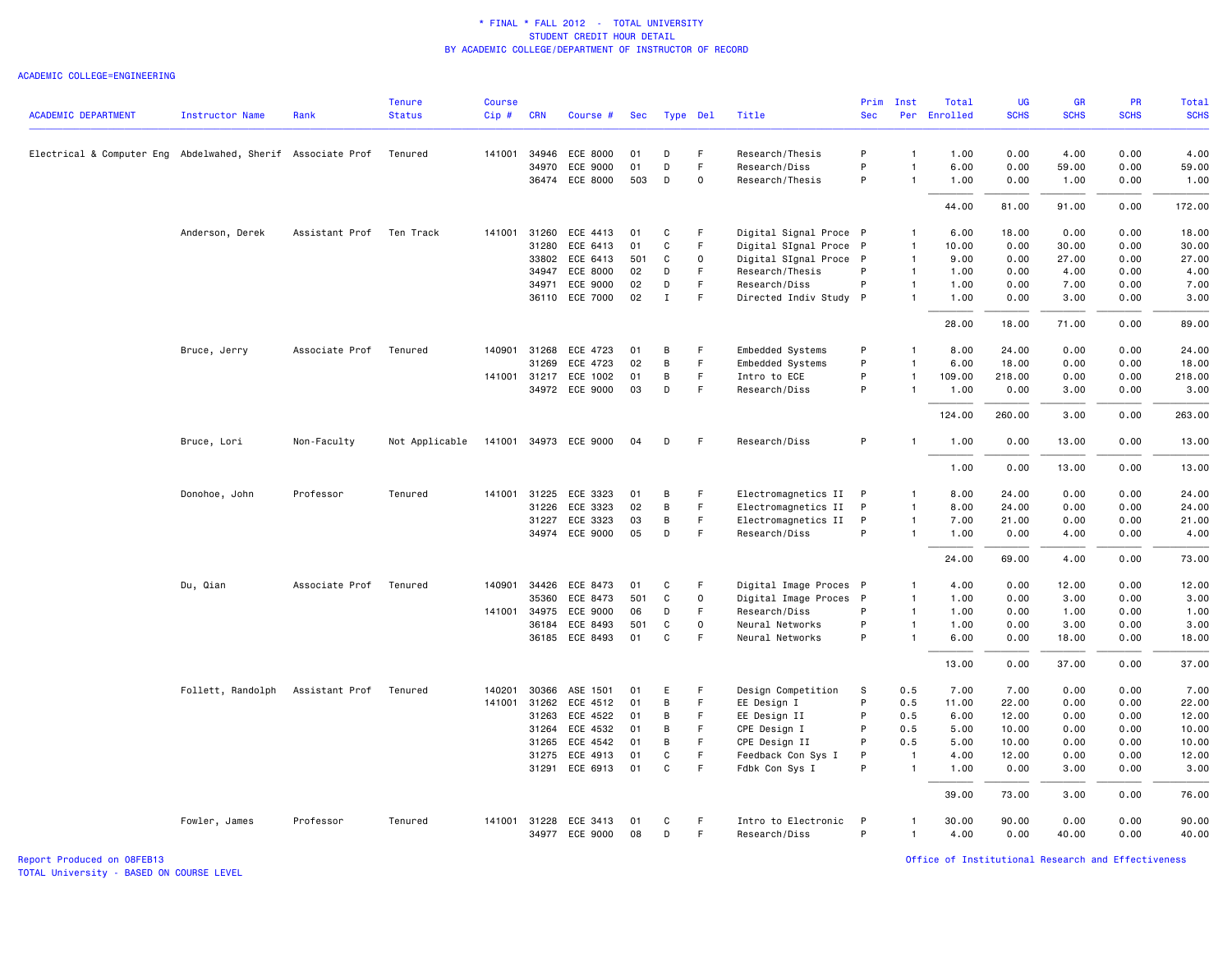# * FINAL * FALL 2012 - TOTAL UNIVERSITY
## STUDENT CREDIT HOUR DETAIL
### BY ACADEMIC COLLEGE/DEPARTMENT OF INSTRUCTOR OF RECORD

ACADEMIC COLLEGE=ENGINEERING

| ACADEMIC DEPARTMENT | Instructor Name | Rank | Tenure Status | Course Cip # | CRN | Course # | Sec | Type | Del | Title | Prim Sec | Inst Per | Total Enrolled | UG SCHS | GR SCHS | PR SCHS | Total SCHS |
|---|---|---|---|---|---|---|---|---|---|---|---|---|---|---|---|---|---|
| Electrical & Computer Eng | Abdelwahed, Sherif | Associate Prof | Tenured | 141001 | 34946 | ECE 8000 | 01 | D | F | Research/Thesis | P | 1 | 1.00 | 0.00 | 4.00 | 0.00 | 4.00 |
| | | | | | 34970 | ECE 9000 | 01 | D | F | Research/Diss | P | 1 | 6.00 | 0.00 | 59.00 | 0.00 | 59.00 |
| | | | | | 36474 | ECE 8000 | 503 | D | O | Research/Thesis | P | 1 | 1.00 | 0.00 | 1.00 | 0.00 | 1.00 |
| | | | | | | | | | | | | | 44.00 | 81.00 | 91.00 | 0.00 | 172.00 |
| | Anderson, Derek | Assistant Prof | Ten Track | 141001 | 31260 | ECE 4413 | 01 | C | F | Digital Signal Proce | P | 1 | 6.00 | 18.00 | 0.00 | 0.00 | 18.00 |
| | | | | | 31280 | ECE 6413 | 01 | C | F | Digital SIgnal Proce | P | 1 | 10.00 | 0.00 | 30.00 | 0.00 | 30.00 |
| | | | | | 33802 | ECE 6413 | 501 | C | O | Digital SIgnal Proce | P | 1 | 9.00 | 0.00 | 27.00 | 0.00 | 27.00 |
| | | | | | 34947 | ECE 8000 | 02 | D | F | Research/Thesis | P | 1 | 1.00 | 0.00 | 4.00 | 0.00 | 4.00 |
| | | | | | 34971 | ECE 9000 | 02 | D | F | Research/Diss | P | 1 | 1.00 | 0.00 | 7.00 | 0.00 | 7.00 |
| | | | | | 36110 | ECE 7000 | 02 | I | F | Directed Indiv Study | P | 1 | 1.00 | 0.00 | 3.00 | 0.00 | 3.00 |
| | | | | | | | | | | | | | 28.00 | 18.00 | 71.00 | 0.00 | 89.00 |
| | Bruce, Jerry | Associate Prof | Tenured | 140901 | 31268 | ECE 4723 | 01 | B | F | Embedded Systems | P | 1 | 8.00 | 24.00 | 0.00 | 0.00 | 24.00 |
| | | | | | 31269 | ECE 4723 | 02 | B | F | Embedded Systems | P | 1 | 6.00 | 18.00 | 0.00 | 0.00 | 18.00 |
| | | | | 141001 | 31217 | ECE 1002 | 01 | B | F | Intro to ECE | P | 1 | 109.00 | 218.00 | 0.00 | 0.00 | 218.00 |
| | | | | | 34972 | ECE 9000 | 03 | D | F | Research/Diss | P | 1 | 1.00 | 0.00 | 3.00 | 0.00 | 3.00 |
| | | | | | | | | | | | | | 124.00 | 260.00 | 3.00 | 0.00 | 263.00 |
| | Bruce, Lori | Non-Faculty | Not Applicable | 141001 | 34973 | ECE 9000 | 04 | D | F | Research/Diss | P | 1 | 1.00 | 0.00 | 13.00 | 0.00 | 13.00 |
| | | | | | | | | | | | | | 1.00 | 0.00 | 13.00 | 0.00 | 13.00 |
| | Donohoe, John | Professor | Tenured | 141001 | 31225 | ECE 3323 | 01 | B | F | Electromagnetics II | P | 1 | 8.00 | 24.00 | 0.00 | 0.00 | 24.00 |
| | | | | | 31226 | ECE 3323 | 02 | B | F | Electromagnetics II | P | 1 | 8.00 | 24.00 | 0.00 | 0.00 | 24.00 |
| | | | | | 31227 | ECE 3323 | 03 | B | F | Electromagnetics II | P | 1 | 7.00 | 21.00 | 0.00 | 0.00 | 21.00 |
| | | | | | 34974 | ECE 9000 | 05 | D | F | Research/Diss | P | 1 | 1.00 | 0.00 | 4.00 | 0.00 | 4.00 |
| | | | | | | | | | | | | | 24.00 | 69.00 | 4.00 | 0.00 | 73.00 |
| | Du, Qian | Associate Prof | Tenured | 140901 | 34426 | ECE 8473 | 01 | C | F | Digital Image Proces | P | 1 | 4.00 | 0.00 | 12.00 | 0.00 | 12.00 |
| | | | | | 35360 | ECE 8473 | 501 | C | O | Digital Image Proces | P | 1 | 1.00 | 0.00 | 3.00 | 0.00 | 3.00 |
| | | | | 141001 | 34975 | ECE 9000 | 06 | D | F | Research/Diss | P | 1 | 1.00 | 0.00 | 1.00 | 0.00 | 1.00 |
| | | | | | 36184 | ECE 8493 | 501 | C | O | Neural Networks | P | 1 | 1.00 | 0.00 | 3.00 | 0.00 | 3.00 |
| | | | | | 36185 | ECE 8493 | 01 | C | F | Neural Networks | P | 1 | 6.00 | 0.00 | 18.00 | 0.00 | 18.00 |
| | | | | | | | | | | | | | 13.00 | 0.00 | 37.00 | 0.00 | 37.00 |
| | Follett, Randolph | Assistant Prof | Tenured | 140201 | 30366 | ASE 1501 | 01 | E | F | Design Competition | S | 0.5 | 7.00 | 7.00 | 0.00 | 0.00 | 7.00 |
| | | | | 141001 | 31262 | ECE 4512 | 01 | B | F | EE Design I | P | 0.5 | 11.00 | 22.00 | 0.00 | 0.00 | 22.00 |
| | | | | | 31263 | ECE 4522 | 01 | B | F | EE Design II | P | 0.5 | 6.00 | 12.00 | 0.00 | 0.00 | 12.00 |
| | | | | | 31264 | ECE 4532 | 01 | B | F | CPE Design I | P | 0.5 | 5.00 | 10.00 | 0.00 | 0.00 | 10.00 |
| | | | | | 31265 | ECE 4542 | 01 | B | F | CPE Design II | P | 0.5 | 5.00 | 10.00 | 0.00 | 0.00 | 10.00 |
| | | | | | 31275 | ECE 4913 | 01 | C | F | Feedback Con Sys I | P | 1 | 4.00 | 12.00 | 0.00 | 0.00 | 12.00 |
| | | | | | 31291 | ECE 6913 | 01 | C | F | Fdbk Con Sys I | P | 1 | 1.00 | 0.00 | 3.00 | 0.00 | 3.00 |
| | | | | | | | | | | | | | 39.00 | 73.00 | 3.00 | 0.00 | 76.00 |
| | Fowler, James | Professor | Tenured | 141001 | 31228 | ECE 3413 | 01 | C | F | Intro to Electronic | P | 1 | 30.00 | 90.00 | 0.00 | 0.00 | 90.00 |
| | | | | | 34977 | ECE 9000 | 08 | D | F | Research/Diss | P | 1 | 4.00 | 0.00 | 40.00 | 0.00 | 40.00 |

Report Produced on 08FEB13
TOTAL University - BASED ON COURSE LEVEL

Office of Institutional Research and Effectiveness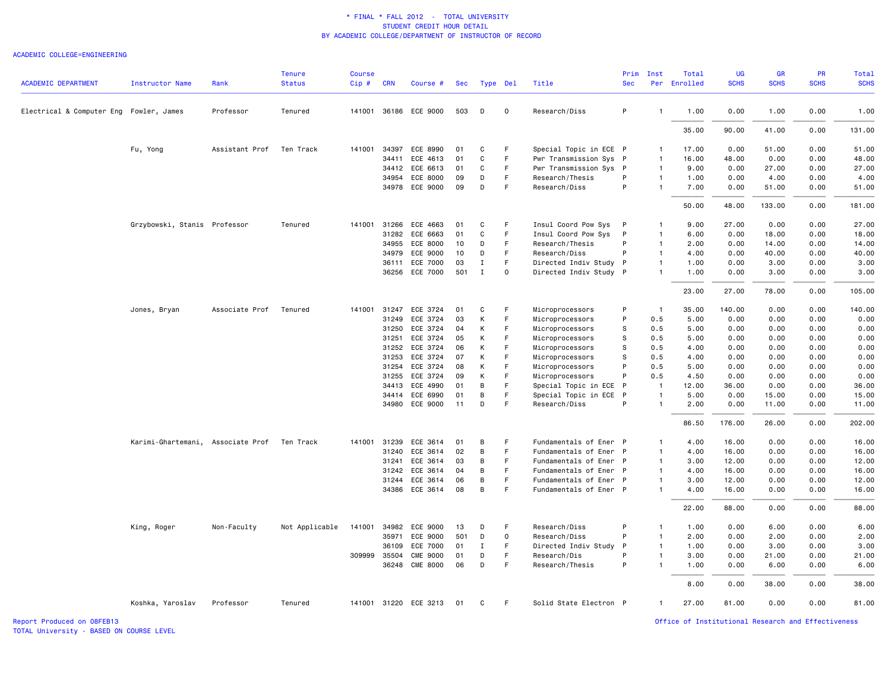\* FINAL \* FALL 2012 - TOTAL UNIVERSITY
STUDENT CREDIT HOUR DETAIL
BY ACADEMIC COLLEGE/DEPARTMENT OF INSTRUCTOR OF RECORD

ACADEMIC COLLEGE=ENGINEERING

| ACADEMIC DEPARTMENT | Instructor Name | Rank | Tenure Status | Course Cip # | CRN | Course # | Sec | Type | Del | Title | Prim Sec | Inst Per | Total Enrolled | UG SCHS | GR SCHS | PR SCHS | Total SCHS |
|---|---|---|---|---|---|---|---|---|---|---|---|---|---|---|---|---|---|
| Electrical & Computer Eng | Fowler, James | Professor | Tenured | 141001 | 36186 | ECE 9000 | 503 | D | O | Research/Diss | P | 1 | 1.00 | 0.00 | 1.00 | 0.00 | 1.00 |
| | | | | | | | | | | | | | 35.00 | 90.00 | 41.00 | 0.00 | 131.00 |
| | Fu, Yong | Assistant Prof | Ten Track | 141001 | 34397 | ECE 8990 | 01 | C | F | Special Topic in ECE | P | 1 | 17.00 | 0.00 | 51.00 | 0.00 | 51.00 |
| | | | | | 34411 | ECE 4613 | 01 | C | F | Pwr Transmission Sys | P | 1 | 16.00 | 48.00 | 0.00 | 0.00 | 48.00 |
| | | | | | 34412 | ECE 6613 | 01 | C | F | Pwr Transmission Sys | P | 1 | 9.00 | 0.00 | 27.00 | 0.00 | 27.00 |
| | | | | | 34954 | ECE 8000 | 09 | D | F | Research/Thesis | P | 1 | 1.00 | 0.00 | 4.00 | 0.00 | 4.00 |
| | | | | | 34978 | ECE 9000 | 09 | D | F | Research/Diss | P | 1 | 7.00 | 0.00 | 51.00 | 0.00 | 51.00 |
| | | | | | | | | | | | | | 50.00 | 48.00 | 133.00 | 0.00 | 181.00 |
| | Grzybowski, Stanis | Professor | Tenured | 141001 | 31266 | ECE 4663 | 01 | C | F | Insul Coord Pow Sys | P | 1 | 9.00 | 27.00 | 0.00 | 0.00 | 27.00 |
| | | | | | 31282 | ECE 6663 | 01 | C | F | Insul Coord Pow Sys | P | 1 | 6.00 | 0.00 | 18.00 | 0.00 | 18.00 |
| | | | | | 34955 | ECE 8000 | 10 | D | F | Research/Thesis | P | 1 | 2.00 | 0.00 | 14.00 | 0.00 | 14.00 |
| | | | | | 34979 | ECE 9000 | 10 | D | F | Research/Diss | P | 1 | 4.00 | 0.00 | 40.00 | 0.00 | 40.00 |
| | | | | | 36111 | ECE 7000 | 03 | I | F | Directed Indiv Study | P | 1 | 1.00 | 0.00 | 3.00 | 0.00 | 3.00 |
| | | | | | 36256 | ECE 7000 | 501 | I | O | Directed Indiv Study | P | 1 | 1.00 | 0.00 | 3.00 | 0.00 | 3.00 |
| | | | | | | | | | | | | | 23.00 | 27.00 | 78.00 | 0.00 | 105.00 |
| | Jones, Bryan | Associate Prof | Tenured | 141001 | 31247 | ECE 3724 | 01 | C | F | Microprocessors | P | 1 | 35.00 | 140.00 | 0.00 | 0.00 | 140.00 |
| | | | | | 31249 | ECE 3724 | 03 | K | F | Microprocessors | P | 0.5 | 5.00 | 0.00 | 0.00 | 0.00 | 0.00 |
| | | | | | 31250 | ECE 3724 | 04 | K | F | Microprocessors | S | 0.5 | 5.00 | 0.00 | 0.00 | 0.00 | 0.00 |
| | | | | | 31251 | ECE 3724 | 05 | K | F | Microprocessors | S | 0.5 | 5.00 | 0.00 | 0.00 | 0.00 | 0.00 |
| | | | | | 31252 | ECE 3724 | 06 | K | F | Microprocessors | S | 0.5 | 4.00 | 0.00 | 0.00 | 0.00 | 0.00 |
| | | | | | 31253 | ECE 3724 | 07 | K | F | Microprocessors | S | 0.5 | 4.00 | 0.00 | 0.00 | 0.00 | 0.00 |
| | | | | | 31254 | ECE 3724 | 08 | K | F | Microprocessors | P | 0.5 | 5.00 | 0.00 | 0.00 | 0.00 | 0.00 |
| | | | | | 31255 | ECE 3724 | 09 | K | F | Microprocessors | P | 0.5 | 4.50 | 0.00 | 0.00 | 0.00 | 0.00 |
| | | | | | 34413 | ECE 4990 | 01 | B | F | Special Topic in ECE | P | 1 | 12.00 | 36.00 | 0.00 | 0.00 | 36.00 |
| | | | | | 34414 | ECE 6990 | 01 | B | F | Special Topic in ECE | P | 1 | 5.00 | 0.00 | 15.00 | 0.00 | 15.00 |
| | | | | | 34980 | ECE 9000 | 11 | D | F | Research/Diss | P | 1 | 2.00 | 0.00 | 11.00 | 0.00 | 11.00 |
| | | | | | | | | | | | | | 86.50 | 176.00 | 26.00 | 0.00 | 202.00 |
| | Karimi-Ghartemani, | Associate Prof | Ten Track | 141001 | 31239 | ECE 3614 | 01 | B | F | Fundamentals of Ener | P | 1 | 4.00 | 16.00 | 0.00 | 0.00 | 16.00 |
| | | | | | 31240 | ECE 3614 | 02 | B | F | Fundamentals of Ener | P | 1 | 4.00 | 16.00 | 0.00 | 0.00 | 16.00 |
| | | | | | 31241 | ECE 3614 | 03 | B | F | Fundamentals of Ener | P | 1 | 3.00 | 12.00 | 0.00 | 0.00 | 12.00 |
| | | | | | 31242 | ECE 3614 | 04 | B | F | Fundamentals of Ener | P | 1 | 4.00 | 16.00 | 0.00 | 0.00 | 16.00 |
| | | | | | 31244 | ECE 3614 | 06 | B | F | Fundamentals of Ener | P | 1 | 3.00 | 12.00 | 0.00 | 0.00 | 12.00 |
| | | | | | 34386 | ECE 3614 | 08 | B | F | Fundamentals of Ener | P | 1 | 4.00 | 16.00 | 0.00 | 0.00 | 16.00 |
| | | | | | | | | | | | | | 22.00 | 88.00 | 0.00 | 0.00 | 88.00 |
| | King, Roger | Non-Faculty | Not Applicable | 141001 | 34982 | ECE 9000 | 13 | D | F | Research/Diss | P | 1 | 1.00 | 0.00 | 6.00 | 0.00 | 6.00 |
| | | | | | 35971 | ECE 9000 | 501 | D | O | Research/Diss | P | 1 | 2.00 | 0.00 | 2.00 | 0.00 | 2.00 |
| | | | | | 36109 | ECE 7000 | 01 | I | F | Directed Indiv Study | P | 1 | 1.00 | 0.00 | 3.00 | 0.00 | 3.00 |
| | | | | 309999 | 35504 | CME 9000 | 01 | D | F | Research/Dis | P | 1 | 3.00 | 0.00 | 21.00 | 0.00 | 21.00 |
| | | | | | 36248 | CME 8000 | 06 | D | F | Research/Thesis | P | 1 | 1.00 | 0.00 | 6.00 | 0.00 | 6.00 |
| | | | | | | | | | | | | | 8.00 | 0.00 | 38.00 | 0.00 | 38.00 |
| | Koshka, Yaroslav | Professor | Tenured | 141001 | 31220 | ECE 3213 | 01 | C | F | Solid State Electron | P | 1 | 27.00 | 81.00 | 0.00 | 0.00 | 81.00 |

Report Produced on 08FEB13
TOTAL University - BASED ON COURSE LEVEL

Office of Institutional Research and Effectiveness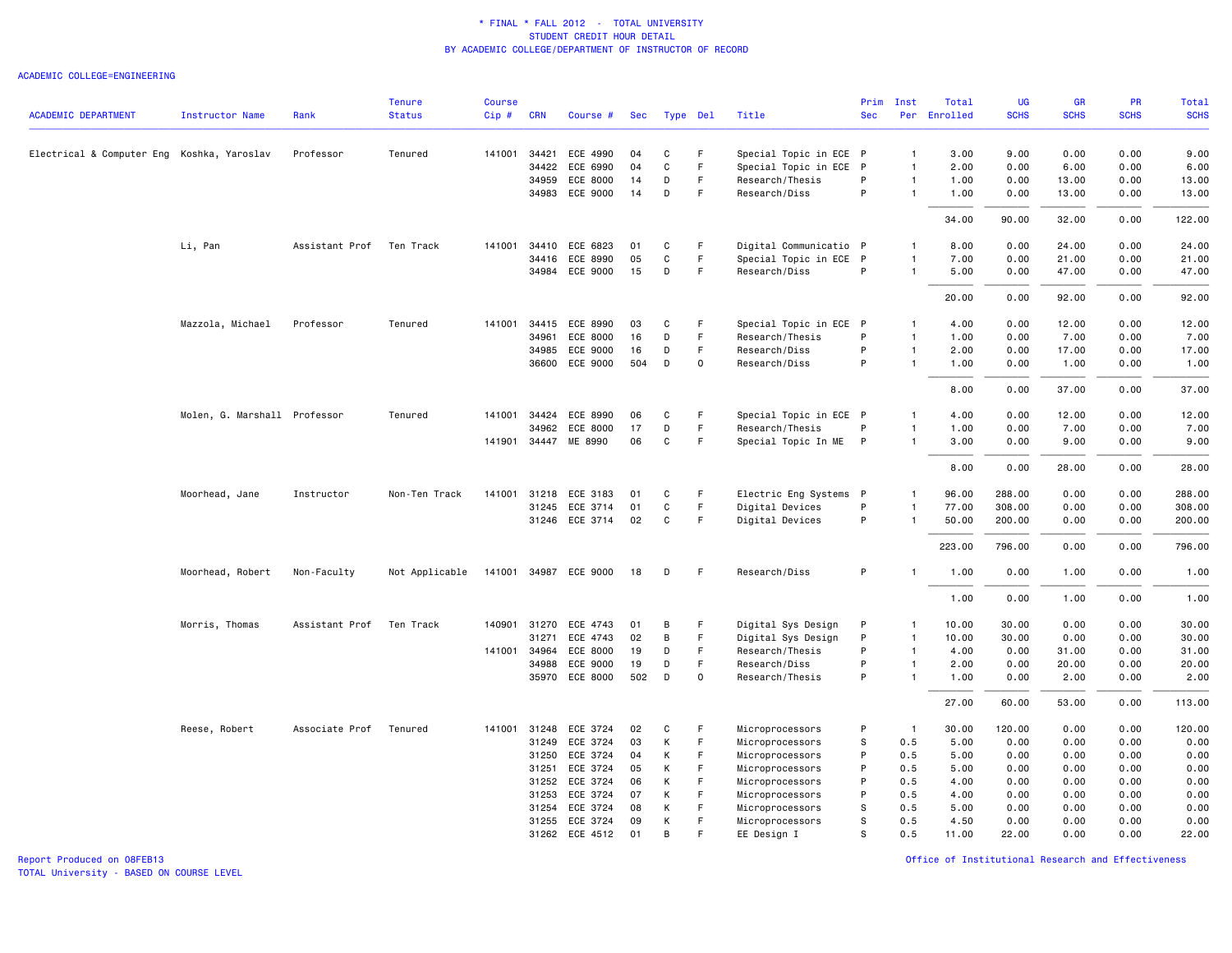# * FINAL * FALL 2012 - TOTAL UNIVERSITY
## STUDENT CREDIT HOUR DETAIL
### BY ACADEMIC COLLEGE/DEPARTMENT OF INSTRUCTOR OF RECORD

ACADEMIC COLLEGE=ENGINEERING

| ACADEMIC DEPARTMENT | Instructor Name | Rank | Tenure Status | Course Cip # | CRN | Course # | Sec | Type | Del | Title | Prim Sec | Inst Per | Total Enrolled | UG SCHS | GR SCHS | PR SCHS | Total SCHS |
|---|---|---|---|---|---|---|---|---|---|---|---|---|---|---|---|---|---|
| Electrical & Computer Eng | Koshka, Yaroslav | Professor | Tenured | 141001 | 34421 | ECE 4990 | 04 | C | F | Special Topic in ECE | P | 1 | 3.00 | 9.00 | 0.00 | 0.00 | 9.00 |
| | | | | | 34422 | ECE 6990 | 04 | C | F | Special Topic in ECE | P | 1 | 2.00 | 0.00 | 6.00 | 0.00 | 6.00 |
| | | | | | 34959 | ECE 8000 | 14 | D | F | Research/Thesis | P | 1 | 1.00 | 0.00 | 13.00 | 0.00 | 13.00 |
| | | | | | 34983 | ECE 9000 | 14 | D | F | Research/Diss | P | 1 | 1.00 | 0.00 | 13.00 | 0.00 | 13.00 |
| | | | | | | | | | | | | | 34.00 | 90.00 | 32.00 | 0.00 | 122.00 |
| | Li, Pan | Assistant Prof | Ten Track | 141001 | 34410 | ECE 6823 | 01 | C | F | Digital Communicatio | P | 1 | 8.00 | 0.00 | 24.00 | 0.00 | 24.00 |
| | | | | | 34416 | ECE 8990 | 05 | C | F | Special Topic in ECE | P | 1 | 7.00 | 0.00 | 21.00 | 0.00 | 21.00 |
| | | | | | 34984 | ECE 9000 | 15 | D | F | Research/Diss | P | 1 | 5.00 | 0.00 | 47.00 | 0.00 | 47.00 |
| | | | | | | | | | | | | | 20.00 | 0.00 | 92.00 | 0.00 | 92.00 |
| | Mazzola, Michael | Professor | Tenured | 141001 | 34415 | ECE 8990 | 03 | C | F | Special Topic in ECE | P | 1 | 4.00 | 0.00 | 12.00 | 0.00 | 12.00 |
| | | | | | 34961 | ECE 8000 | 16 | D | F | Research/Thesis | P | 1 | 1.00 | 0.00 | 7.00 | 0.00 | 7.00 |
| | | | | | 34985 | ECE 9000 | 16 | D | F | Research/Diss | P | 1 | 2.00 | 0.00 | 17.00 | 0.00 | 17.00 |
| | | | | | 36600 | ECE 9000 | 504 | D | O | Research/Diss | P | 1 | 1.00 | 0.00 | 1.00 | 0.00 | 1.00 |
| | | | | | | | | | | | | | 8.00 | 0.00 | 37.00 | 0.00 | 37.00 |
| | Molen, G. Marshall | Professor | Tenured | 141001 | 34424 | ECE 8990 | 06 | C | F | Special Topic in ECE | P | 1 | 4.00 | 0.00 | 12.00 | 0.00 | 12.00 |
| | | | | | 34962 | ECE 8000 | 17 | D | F | Research/Thesis | P | 1 | 1.00 | 0.00 | 7.00 | 0.00 | 7.00 |
| | | | | 141901 | 34447 | ME 8990 | 06 | C | F | Special Topic In ME | P | 1 | 3.00 | 0.00 | 9.00 | 0.00 | 9.00 |
| | | | | | | | | | | | | | 8.00 | 0.00 | 28.00 | 0.00 | 28.00 |
| | Moorhead, Jane | Instructor | Non-Ten Track | 141001 | 31218 | ECE 3183 | 01 | C | F | Electric Eng Systems | P | 1 | 96.00 | 288.00 | 0.00 | 0.00 | 288.00 |
| | | | | | 31245 | ECE 3714 | 01 | C | F | Digital Devices | P | 1 | 77.00 | 308.00 | 0.00 | 0.00 | 308.00 |
| | | | | | 31246 | ECE 3714 | 02 | C | F | Digital Devices | P | 1 | 50.00 | 200.00 | 0.00 | 0.00 | 200.00 |
| | | | | | | | | | | | | | 223.00 | 796.00 | 0.00 | 0.00 | 796.00 |
| | Moorhead, Robert | Non-Faculty | Not Applicable | 141001 | 34987 | ECE 9000 | 18 | D | F | Research/Diss | P | 1 | 1.00 | 0.00 | 1.00 | 0.00 | 1.00 |
| | | | | | | | | | | | | | 1.00 | 0.00 | 1.00 | 0.00 | 1.00 |
| | Morris, Thomas | Assistant Prof | Ten Track | 140901 | 31270 | ECE 4743 | 01 | B | F | Digital Sys Design | P | 1 | 10.00 | 30.00 | 0.00 | 0.00 | 30.00 |
| | | | | | 31271 | ECE 4743 | 02 | B | F | Digital Sys Design | P | 1 | 10.00 | 30.00 | 0.00 | 0.00 | 30.00 |
| | | | | 141001 | 34964 | ECE 8000 | 19 | D | F | Research/Thesis | P | 1 | 4.00 | 0.00 | 31.00 | 0.00 | 31.00 |
| | | | | | 34988 | ECE 9000 | 19 | D | F | Research/Diss | P | 1 | 2.00 | 0.00 | 20.00 | 0.00 | 20.00 |
| | | | | | 35970 | ECE 8000 | 502 | D | O | Research/Thesis | P | 1 | 1.00 | 0.00 | 2.00 | 0.00 | 2.00 |
| | | | | | | | | | | | | | 27.00 | 60.00 | 53.00 | 0.00 | 113.00 |
| | Reese, Robert | Associate Prof | Tenured | 141001 | 31248 | ECE 3724 | 02 | C | F | Microprocessors | P | 1 | 30.00 | 120.00 | 0.00 | 0.00 | 120.00 |
| | | | | | 31249 | ECE 3724 | 03 | K | F | Microprocessors | S | 0.5 | 5.00 | 0.00 | 0.00 | 0.00 | 0.00 |
| | | | | | 31250 | ECE 3724 | 04 | K | F | Microprocessors | P | 0.5 | 5.00 | 0.00 | 0.00 | 0.00 | 0.00 |
| | | | | | 31251 | ECE 3724 | 05 | K | F | Microprocessors | P | 0.5 | 5.00 | 0.00 | 0.00 | 0.00 | 0.00 |
| | | | | | 31252 | ECE 3724 | 06 | K | F | Microprocessors | P | 0.5 | 4.00 | 0.00 | 0.00 | 0.00 | 0.00 |
| | | | | | 31253 | ECE 3724 | 07 | K | F | Microprocessors | P | 0.5 | 4.00 | 0.00 | 0.00 | 0.00 | 0.00 |
| | | | | | 31254 | ECE 3724 | 08 | K | F | Microprocessors | S | 0.5 | 5.00 | 0.00 | 0.00 | 0.00 | 0.00 |
| | | | | | 31255 | ECE 3724 | 09 | K | F | Microprocessors | S | 0.5 | 4.50 | 0.00 | 0.00 | 0.00 | 0.00 |
| | | | | | 31262 | ECE 4512 | 01 | B | F | EE Design I | S | 0.5 | 11.00 | 22.00 | 0.00 | 0.00 | 22.00 |

Report Produced on 08FEB13
TOTAL University - BASED ON COURSE LEVEL

Office of Institutional Research and Effectiveness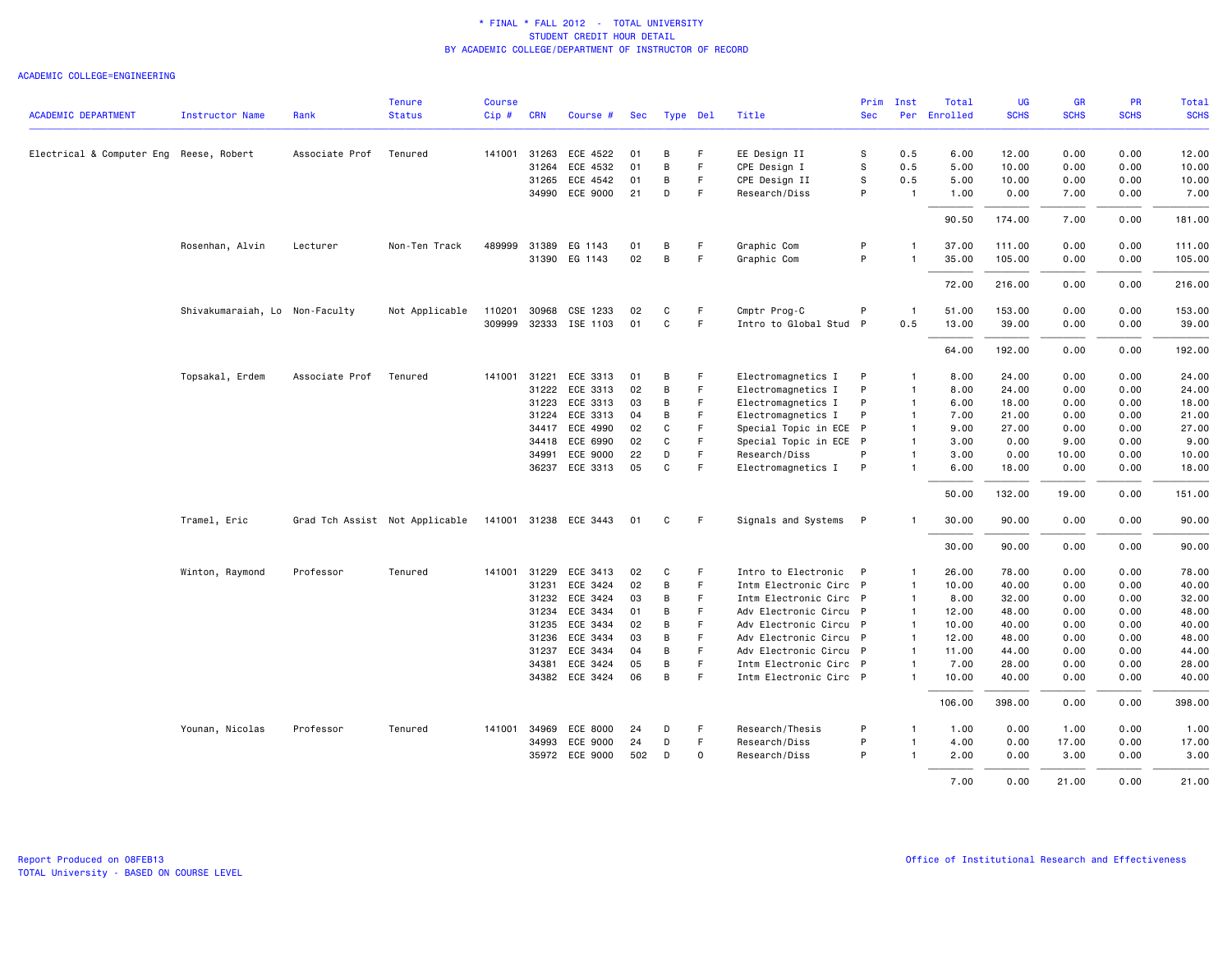\* FINAL \* FALL 2012 - TOTAL UNIVERSITY
STUDENT CREDIT HOUR DETAIL
BY ACADEMIC COLLEGE/DEPARTMENT OF INSTRUCTOR OF RECORD

ACADEMIC COLLEGE=ENGINEERING

| ACADEMIC DEPARTMENT | Instructor Name | Rank | Tenure Status | Course Cip # | CRN | Course # | Sec | Type | Del | Title | Prim Sec | Inst Per | Total Enrolled | UG SCHS | GR SCHS | PR SCHS | Total SCHS |
|---|---|---|---|---|---|---|---|---|---|---|---|---|---|---|---|---|---|
| Electrical & Computer Eng | Reese, Robert | Associate Prof | Tenured | 141001 | 31263 | ECE 4522 | 01 | B | F | EE Design II | S | 0.5 | 6.00 | 12.00 | 0.00 | 0.00 | 12.00 |
| | | | | | 31264 | ECE 4532 | 01 | B | F | CPE Design I | S | 0.5 | 5.00 | 10.00 | 0.00 | 0.00 | 10.00 |
| | | | | | 31265 | ECE 4542 | 01 | B | F | CPE Design II | S | 0.5 | 5.00 | 10.00 | 0.00 | 0.00 | 10.00 |
| | | | | | 34990 | ECE 9000 | 21 | D | F | Research/Diss | P | 1 | 1.00 | 0.00 | 7.00 | 0.00 | 7.00 |
| | | | | | | | | | | | | | 90.50 | 174.00 | 7.00 | 0.00 | 181.00 |
| | Rosenhan, Alvin | Lecturer | Non-Ten Track | 489999 | 31389 | EG 1143 | 01 | B | F | Graphic Com | P | 1 | 37.00 | 111.00 | 0.00 | 0.00 | 111.00 |
| | | | | | 31390 | EG 1143 | 02 | B | F | Graphic Com | P | 1 | 35.00 | 105.00 | 0.00 | 0.00 | 105.00 |
| | | | | | | | | | | | | | 72.00 | 216.00 | 0.00 | 0.00 | 216.00 |
| | Shivakumaraiah, Lo | Non-Faculty | Not Applicable | 110201 | 30968 | CSE 1233 | 02 | C | F | Cmptr Prog-C | P | 1 | 51.00 | 153.00 | 0.00 | 0.00 | 153.00 |
| | | | | 309999 | 32333 | ISE 1103 | 01 | C | F | Intro to Global Stud | P | 0.5 | 13.00 | 39.00 | 0.00 | 0.00 | 39.00 |
| | | | | | | | | | | | | | 64.00 | 192.00 | 0.00 | 0.00 | 192.00 |
| | Topsakal, Erdem | Associate Prof | Tenured | 141001 | 31221 | ECE 3313 | 01 | B | F | Electromagnetics I | P | 1 | 8.00 | 24.00 | 0.00 | 0.00 | 24.00 |
| | | | | | 31222 | ECE 3313 | 02 | B | F | Electromagnetics I | P | 1 | 8.00 | 24.00 | 0.00 | 0.00 | 24.00 |
| | | | | | 31223 | ECE 3313 | 03 | B | F | Electromagnetics I | P | 1 | 6.00 | 18.00 | 0.00 | 0.00 | 18.00 |
| | | | | | 31224 | ECE 3313 | 04 | B | F | Electromagnetics I | P | 1 | 7.00 | 21.00 | 0.00 | 0.00 | 21.00 |
| | | | | | 34417 | ECE 4990 | 02 | C | F | Special Topic in ECE | P | 1 | 9.00 | 27.00 | 0.00 | 0.00 | 27.00 |
| | | | | | 34418 | ECE 6990 | 02 | C | F | Special Topic in ECE | P | 1 | 3.00 | 0.00 | 9.00 | 0.00 | 9.00 |
| | | | | | 34991 | ECE 9000 | 22 | D | F | Research/Diss | P | 1 | 3.00 | 0.00 | 10.00 | 0.00 | 10.00 |
| | | | | | 36237 | ECE 3313 | 05 | C | F | Electromagnetics I | P | 1 | 6.00 | 18.00 | 0.00 | 0.00 | 18.00 |
| | | | | | | | | | | | | | 50.00 | 132.00 | 19.00 | 0.00 | 151.00 |
| | Tramel, Eric | Grad Tch Assist | Not Applicable | 141001 | 31238 | ECE 3443 | 01 | C | F | Signals and Systems | P | 1 | 30.00 | 90.00 | 0.00 | 0.00 | 90.00 |
| | | | | | | | | | | | | | 30.00 | 90.00 | 0.00 | 0.00 | 90.00 |
| | Winton, Raymond | Professor | Tenured | 141001 | 31229 | ECE 3413 | 02 | C | F | Intro to Electronic | P | 1 | 26.00 | 78.00 | 0.00 | 0.00 | 78.00 |
| | | | | | 31231 | ECE 3424 | 02 | B | F | Intm Electronic Circ | P | 1 | 10.00 | 40.00 | 0.00 | 0.00 | 40.00 |
| | | | | | 31232 | ECE 3424 | 03 | B | F | Intm Electronic Circ | P | 1 | 8.00 | 32.00 | 0.00 | 0.00 | 32.00 |
| | | | | | 31234 | ECE 3434 | 01 | B | F | Adv Electronic Circu | P | 1 | 12.00 | 48.00 | 0.00 | 0.00 | 48.00 |
| | | | | | 31235 | ECE 3434 | 02 | B | F | Adv Electronic Circu | P | 1 | 10.00 | 40.00 | 0.00 | 0.00 | 40.00 |
| | | | | | 31236 | ECE 3434 | 03 | B | F | Adv Electronic Circu | P | 1 | 12.00 | 48.00 | 0.00 | 0.00 | 48.00 |
| | | | | | 31237 | ECE 3434 | 04 | B | F | Adv Electronic Circu | P | 1 | 11.00 | 44.00 | 0.00 | 0.00 | 44.00 |
| | | | | | 34381 | ECE 3424 | 05 | B | F | Intm Electronic Circ | P | 1 | 7.00 | 28.00 | 0.00 | 0.00 | 28.00 |
| | | | | | 34382 | ECE 3424 | 06 | B | F | Intm Electronic Circ | P | 1 | 10.00 | 40.00 | 0.00 | 0.00 | 40.00 |
| | | | | | | | | | | | | | 106.00 | 398.00 | 0.00 | 0.00 | 398.00 |
| | Younan, Nicolas | Professor | Tenured | 141001 | 34969 | ECE 8000 | 24 | D | F | Research/Thesis | P | 1 | 1.00 | 0.00 | 1.00 | 0.00 | 1.00 |
| | | | | | 34993 | ECE 9000 | 24 | D | F | Research/Diss | P | 1 | 4.00 | 0.00 | 17.00 | 0.00 | 17.00 |
| | | | | | 35972 | ECE 9000 | 502 | D | O | Research/Diss | P | 1 | 2.00 | 0.00 | 3.00 | 0.00 | 3.00 |
| | | | | | | | | | | | | | 7.00 | 0.00 | 21.00 | 0.00 | 21.00 |

Report Produced on 08FEB13
TOTAL University - BASED ON COURSE LEVEL

Office of Institutional Research and Effectiveness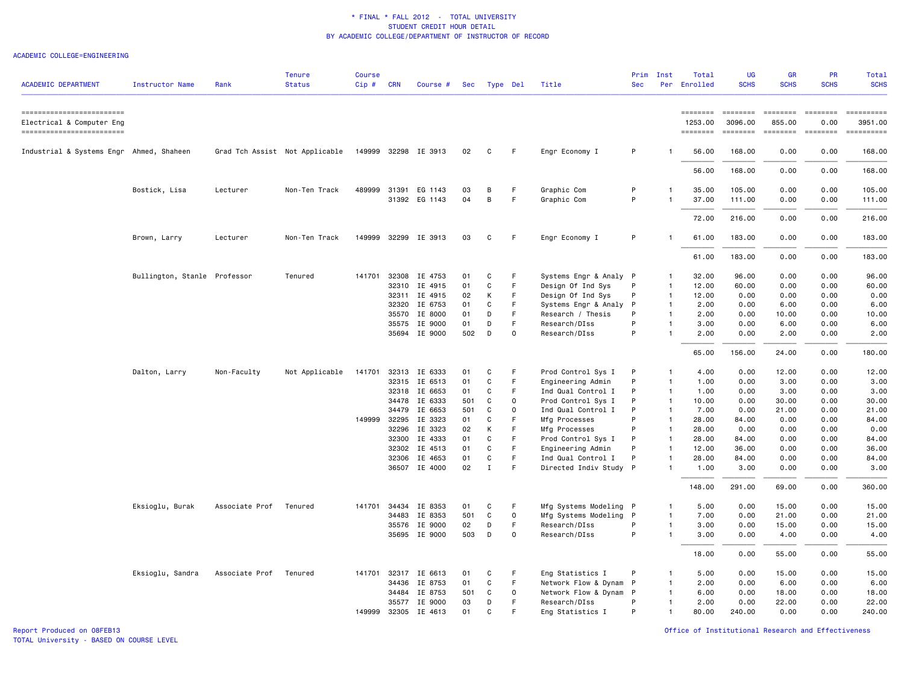\* FINAL \* FALL 2012 - TOTAL UNIVERSITY
STUDENT CREDIT HOUR DETAIL
BY ACADEMIC COLLEGE/DEPARTMENT OF INSTRUCTOR OF RECORD

ACADEMIC COLLEGE=ENGINEERING

| ACADEMIC DEPARTMENT | Instructor Name | Rank | Tenure Status | Course Cip # | CRN | Course # | Sec | Type | Del | Title | Prim Sec | Inst Per | Total Enrolled | UG SCHS | GR SCHS | PR SCHS | Total SCHS |
|---|---|---|---|---|---|---|---|---|---|---|---|---|---|---|---|---|---|
| Electrical & Computer Eng | | | | | | | | | | | | | 1253.00 | 3096.00 | 855.00 | 0.00 | 3951.00 |
| Industrial & Systems Engr | Ahmed, Shaheen | Grad Tch Assist | Not Applicable | 149999 | 32298 | IE 3913 | 02 | C | F | Engr Economy I | P | 1 | 56.00 | 168.00 | 0.00 | 0.00 | 168.00 |
| | | | | | | | | | | | | | 56.00 | 168.00 | 0.00 | 0.00 | 168.00 |
| | Bostick, Lisa | Lecturer | Non-Ten Track | 489999 | 31391 | EG 1143 | 03 | B | F | Graphic Com | P | 1 | 35.00 | 105.00 | 0.00 | 0.00 | 105.00 |
| | | | | | 31392 | EG 1143 | 04 | B | F | Graphic Com | P | 1 | 37.00 | 111.00 | 0.00 | 0.00 | 111.00 |
| | | | | | | | | | | | | | 72.00 | 216.00 | 0.00 | 0.00 | 216.00 |
| | Brown, Larry | Lecturer | Non-Ten Track | 149999 | 32299 | IE 3913 | 03 | C | F | Engr Economy I | P | 1 | 61.00 | 183.00 | 0.00 | 0.00 | 183.00 |
| | | | | | | | | | | | | | 61.00 | 183.00 | 0.00 | 0.00 | 183.00 |
| | Bullington, Stanle | Professor | Tenured | 141701 | 32308 | IE 4753 | 01 | C | F | Systems Engr & Analy | P | 1 | 32.00 | 96.00 | 0.00 | 0.00 | 96.00 |
| | | | | | 32310 | IE 4915 | 01 | C | F | Design Of Ind Sys | P | 1 | 12.00 | 60.00 | 0.00 | 0.00 | 60.00 |
| | | | | | 32311 | IE 4915 | 02 | K | F | Design Of Ind Sys | P | 1 | 12.00 | 0.00 | 0.00 | 0.00 | 0.00 |
| | | | | | 32320 | IE 6753 | 01 | C | F | Systems Engr & Analy | P | 1 | 2.00 | 0.00 | 6.00 | 0.00 | 6.00 |
| | | | | | 35570 | IE 8000 | 01 | D | F | Research / Thesis | P | 1 | 2.00 | 0.00 | 10.00 | 0.00 | 10.00 |
| | | | | | 35575 | IE 9000 | 01 | D | F | Research/DIss | P | 1 | 3.00 | 0.00 | 6.00 | 0.00 | 6.00 |
| | | | | | 35694 | IE 9000 | 502 | D | O | Research/DIss | P | 1 | 2.00 | 0.00 | 2.00 | 0.00 | 2.00 |
| | | | | | | | | | | | | | 65.00 | 156.00 | 24.00 | 0.00 | 180.00 |
| | Dalton, Larry | Non-Faculty | Not Applicable | 141701 | 32313 | IE 6333 | 01 | C | F | Prod Control Sys I | P | 1 | 4.00 | 0.00 | 12.00 | 0.00 | 12.00 |
| | | | | | 32315 | IE 6513 | 01 | C | F | Engineering Admin | P | 1 | 1.00 | 0.00 | 3.00 | 0.00 | 3.00 |
| | | | | | 32318 | IE 6653 | 01 | C | F | Ind Qual Control I | P | 1 | 1.00 | 0.00 | 3.00 | 0.00 | 3.00 |
| | | | | | 34478 | IE 6333 | 501 | C | O | Prod Control Sys I | P | 1 | 10.00 | 0.00 | 30.00 | 0.00 | 30.00 |
| | | | | | 34479 | IE 6653 | 501 | C | O | Ind Qual Control I | P | 1 | 7.00 | 0.00 | 21.00 | 0.00 | 21.00 |
| | | | | 149999 | 32295 | IE 3323 | 01 | C | F | Mfg Processes | P | 1 | 28.00 | 84.00 | 0.00 | 0.00 | 84.00 |
| | | | | | 32296 | IE 3323 | 02 | K | F | Mfg Processes | P | 1 | 28.00 | 0.00 | 0.00 | 0.00 | 0.00 |
| | | | | | 32300 | IE 4333 | 01 | C | F | Prod Control Sys I | P | 1 | 28.00 | 84.00 | 0.00 | 0.00 | 84.00 |
| | | | | | 32302 | IE 4513 | 01 | C | F | Engineering Admin | P | 1 | 12.00 | 36.00 | 0.00 | 0.00 | 36.00 |
| | | | | | 32306 | IE 4653 | 01 | C | F | Ind Qual Control I | P | 1 | 28.00 | 84.00 | 0.00 | 0.00 | 84.00 |
| | | | | | 36507 | IE 4000 | 02 | I | F | Directed Indiv Study | P | 1 | 1.00 | 3.00 | 0.00 | 0.00 | 3.00 |
| | | | | | | | | | | | | | 148.00 | 291.00 | 69.00 | 0.00 | 360.00 |
| | Eksioglu, Burak | Associate Prof | Tenured | 141701 | 34434 | IE 8353 | 01 | C | F | Mfg Systems Modeling | P | 1 | 5.00 | 0.00 | 15.00 | 0.00 | 15.00 |
| | | | | | 34483 | IE 8353 | 501 | C | O | Mfg Systems Modeling | P | 1 | 7.00 | 0.00 | 21.00 | 0.00 | 21.00 |
| | | | | | 35576 | IE 9000 | 02 | D | F | Research/DIss | P | 1 | 3.00 | 0.00 | 15.00 | 0.00 | 15.00 |
| | | | | | 35695 | IE 9000 | 503 | D | O | Research/DIss | P | 1 | 3.00 | 0.00 | 4.00 | 0.00 | 4.00 |
| | | | | | | | | | | | | | 18.00 | 0.00 | 55.00 | 0.00 | 55.00 |
| | Eksioglu, Sandra | Associate Prof | Tenured | 141701 | 32317 | IE 6613 | 01 | C | F | Eng Statistics I | P | 1 | 5.00 | 0.00 | 15.00 | 0.00 | 15.00 |
| | | | | | 34436 | IE 8753 | 01 | C | F | Network Flow & Dynam | P | 1 | 2.00 | 0.00 | 6.00 | 0.00 | 6.00 |
| | | | | | 34484 | IE 8753 | 501 | C | O | Network Flow & Dynam | P | 1 | 6.00 | 0.00 | 18.00 | 0.00 | 18.00 |
| | | | | | 35577 | IE 9000 | 03 | D | F | Research/DIss | P | 1 | 2.00 | 0.00 | 22.00 | 0.00 | 22.00 |
| | | | | 149999 | 32305 | IE 4613 | 01 | C | F | Eng Statistics I | P | 1 | 80.00 | 240.00 | 0.00 | 0.00 | 240.00 |

Report Produced on 08FEB13
TOTAL University - BASED ON COURSE LEVEL

Office of Institutional Research and Effectiveness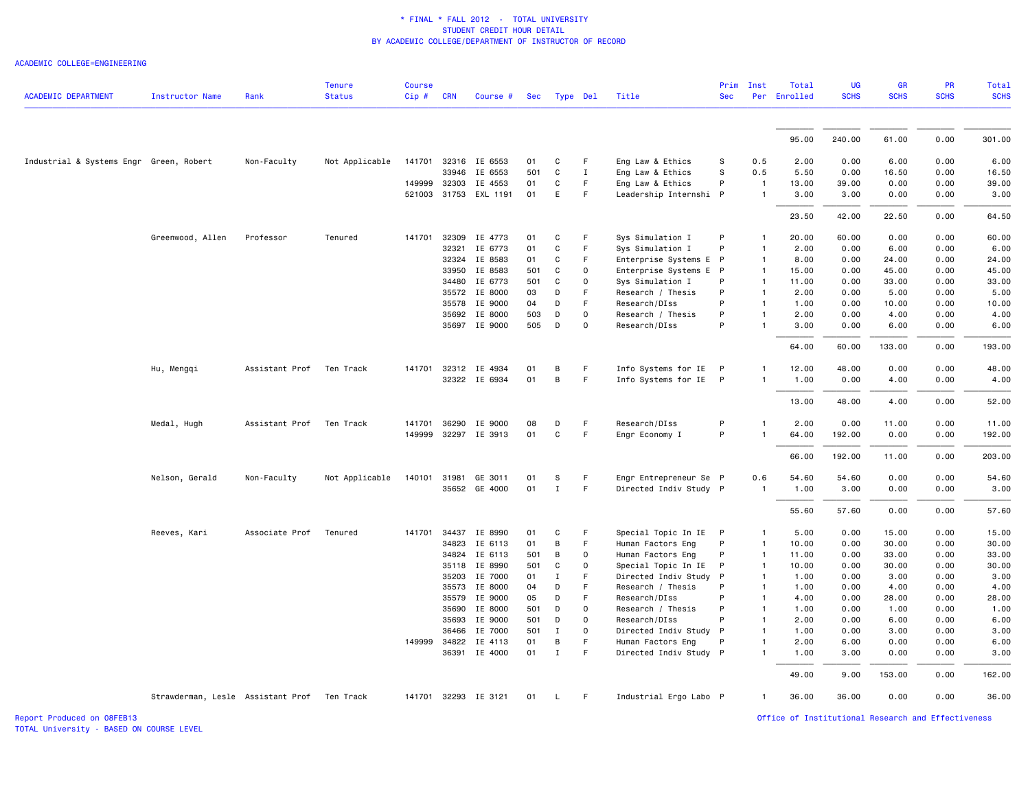# * FINAL * FALL 2012 - TOTAL UNIVERSITY
## STUDENT CREDIT HOUR DETAIL
## BY ACADEMIC COLLEGE/DEPARTMENT OF INSTRUCTOR OF RECORD

ACADEMIC COLLEGE=ENGINEERING

| ACADEMIC DEPARTMENT | Instructor Name | Rank | Tenure Status | Course Cip # | CRN | Course # | Sec | Type | Del | Title | Prim Sec | Inst Per | Total Enrolled | UG SCHS | GR SCHS | PR SCHS | Total SCHS |
|---|---|---|---|---|---|---|---|---|---|---|---|---|---|---|---|---|---|
| | | | | | | | | | | | | | 95.00 | 240.00 | 61.00 | 0.00 | 301.00 |
| Industrial & Systems Engr | Green, Robert | Non-Faculty | Not Applicable | 141701 | 32316 | IE 6553 | 01 | C | F | Eng Law & Ethics | S | 0.5 | 2.00 | 0.00 | 6.00 | 0.00 | 6.00 |
| | | | | | 33946 | IE 6553 | 501 | C | I | Eng Law & Ethics | S | 0.5 | 5.50 | 0.00 | 16.50 | 0.00 | 16.50 |
| | | | | 149999 | 32303 | IE 4553 | 01 | C | F | Eng Law & Ethics | P | 1 | 13.00 | 39.00 | 0.00 | 0.00 | 39.00 |
| | | | | 521003 | 31753 | EXL 1191 | 01 | E | F | Leadership Internshi | P | 1 | 3.00 | 3.00 | 0.00 | 0.00 | 3.00 |
| | | | | | | | | | | | | | 23.50 | 42.00 | 22.50 | 0.00 | 64.50 |
| | Greenwood, Allen | Professor | Tenured | 141701 | 32309 | IE 4773 | 01 | C | F | Sys Simulation I | P | 1 | 20.00 | 60.00 | 0.00 | 0.00 | 60.00 |
| | | | | | 32321 | IE 6773 | 01 | C | F | Sys Simulation I | P | 1 | 2.00 | 0.00 | 6.00 | 0.00 | 6.00 |
| | | | | | 32324 | IE 8583 | 01 | C | F | Enterprise Systems E | P | 1 | 8.00 | 0.00 | 24.00 | 0.00 | 24.00 |
| | | | | | 33950 | IE 8583 | 501 | C | O | Enterprise Systems E | P | 1 | 15.00 | 0.00 | 45.00 | 0.00 | 45.00 |
| | | | | | 34480 | IE 6773 | 501 | C | O | Sys Simulation I | P | 1 | 11.00 | 0.00 | 33.00 | 0.00 | 33.00 |
| | | | | | 35572 | IE 8000 | 03 | D | F | Research / Thesis | P | 1 | 2.00 | 0.00 | 5.00 | 0.00 | 5.00 |
| | | | | | 35578 | IE 9000 | 04 | D | F | Research/DIss | P | 1 | 1.00 | 0.00 | 10.00 | 0.00 | 10.00 |
| | | | | | 35692 | IE 8000 | 503 | D | O | Research / Thesis | P | 1 | 2.00 | 0.00 | 4.00 | 0.00 | 4.00 |
| | | | | | 35697 | IE 9000 | 505 | D | O | Research/DIss | P | 1 | 3.00 | 0.00 | 6.00 | 0.00 | 6.00 |
| | | | | | | | | | | | | | 64.00 | 60.00 | 133.00 | 0.00 | 193.00 |
| | Hu, Mengqi | Assistant Prof | Ten Track | 141701 | 32312 | IE 4934 | 01 | B | F | Info Systems for IE | P | 1 | 12.00 | 48.00 | 0.00 | 0.00 | 48.00 |
| | | | | | 32322 | IE 6934 | 01 | B | F | Info Systems for IE | P | 1 | 1.00 | 0.00 | 4.00 | 0.00 | 4.00 |
| | | | | | | | | | | | | | 13.00 | 48.00 | 4.00 | 0.00 | 52.00 |
| | Medal, Hugh | Assistant Prof | Ten Track | 141701 | 36290 | IE 9000 | 08 | D | F | Research/DIss | P | 1 | 2.00 | 0.00 | 11.00 | 0.00 | 11.00 |
| | | | | 149999 | 32297 | IE 3913 | 01 | C | F | Engr Economy I | P | 1 | 64.00 | 192.00 | 0.00 | 0.00 | 192.00 |
| | | | | | | | | | | | | | 66.00 | 192.00 | 11.00 | 0.00 | 203.00 |
| | Nelson, Gerald | Non-Faculty | Not Applicable | 140101 | 31981 | GE 3011 | 01 | S | F | Engr Entrepreneur Se | P | 0.6 | 54.60 | 54.60 | 0.00 | 0.00 | 54.60 |
| | | | | | 35652 | GE 4000 | 01 | I | F | Directed Indiv Study | P | 1 | 1.00 | 3.00 | 0.00 | 0.00 | 3.00 |
| | | | | | | | | | | | | | 55.60 | 57.60 | 0.00 | 0.00 | 57.60 |
| | Reeves, Kari | Associate Prof | Tenured | 141701 | 34437 | IE 8990 | 01 | C | F | Special Topic In IE | P | 1 | 5.00 | 0.00 | 15.00 | 0.00 | 15.00 |
| | | | | | 34823 | IE 6113 | 01 | B | F | Human Factors Eng | P | 1 | 10.00 | 0.00 | 30.00 | 0.00 | 30.00 |
| | | | | | 34824 | IE 6113 | 501 | B | O | Human Factors Eng | P | 1 | 11.00 | 0.00 | 33.00 | 0.00 | 33.00 |
| | | | | | 35118 | IE 8990 | 501 | C | O | Special Topic In IE | P | 1 | 10.00 | 0.00 | 30.00 | 0.00 | 30.00 |
| | | | | | 35203 | IE 7000 | 01 | I | F | Directed Indiv Study | P | 1 | 1.00 | 0.00 | 3.00 | 0.00 | 3.00 |
| | | | | | 35573 | IE 8000 | 04 | D | F | Research / Thesis | P | 1 | 1.00 | 0.00 | 4.00 | 0.00 | 4.00 |
| | | | | | 35579 | IE 9000 | 05 | D | F | Research/DIss | P | 1 | 4.00 | 0.00 | 28.00 | 0.00 | 28.00 |
| | | | | | 35690 | IE 8000 | 501 | D | O | Research / Thesis | P | 1 | 1.00 | 0.00 | 1.00 | 0.00 | 1.00 |
| | | | | | 35693 | IE 9000 | 501 | D | O | Research/DIss | P | 1 | 2.00 | 0.00 | 6.00 | 0.00 | 6.00 |
| | | | | | 36466 | IE 7000 | 501 | I | O | Directed Indiv Study | P | 1 | 1.00 | 0.00 | 3.00 | 0.00 | 3.00 |
| | | | | 149999 | 34822 | IE 4113 | 01 | B | F | Human Factors Eng | P | 1 | 2.00 | 6.00 | 0.00 | 0.00 | 6.00 |
| | | | | | 36391 | IE 4000 | 01 | I | F | Directed Indiv Study | P | 1 | 1.00 | 3.00 | 0.00 | 0.00 | 3.00 |
| | | | | | | | | | | | | | 49.00 | 9.00 | 153.00 | 0.00 | 162.00 |
| | Strawderman, Lesle | Assistant Prof | Ten Track | 141701 | 32293 | IE 3121 | 01 | L | F | Industrial Ergo Labo | P | 1 | 36.00 | 36.00 | 0.00 | 0.00 | 36.00 |

Report Produced on 08FEB13
TOTAL University - BASED ON COURSE LEVEL

Office of Institutional Research and Effectiveness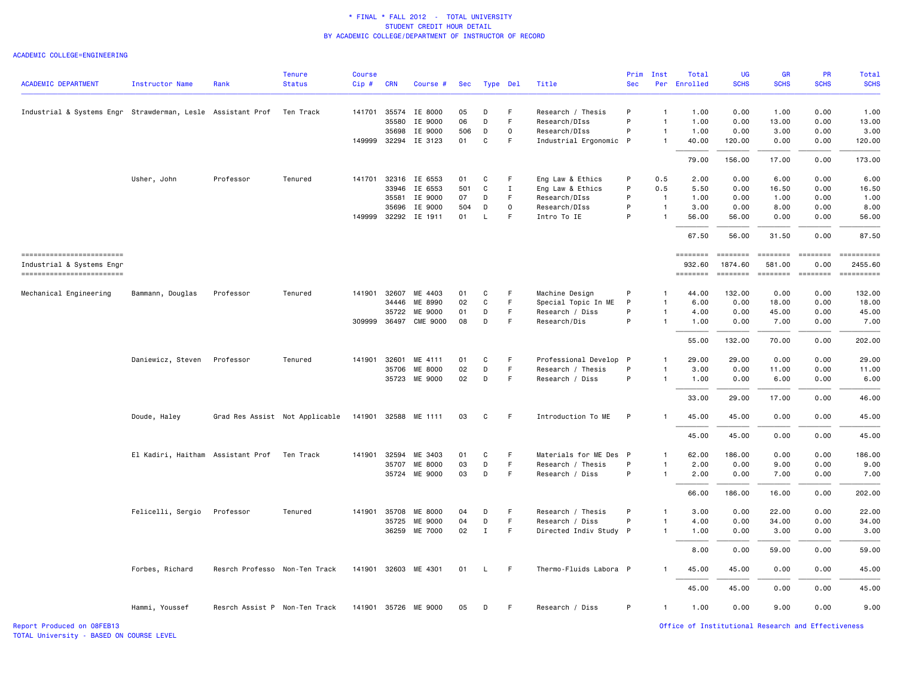\* FINAL \* FALL 2012 - TOTAL UNIVERSITY
STUDENT CREDIT HOUR DETAIL
BY ACADEMIC COLLEGE/DEPARTMENT OF INSTRUCTOR OF RECORD

ACADEMIC COLLEGE=ENGINEERING

| ACADEMIC DEPARTMENT | Instructor Name | Rank | Tenure Status | Course Cip # | CRN | Course # | Sec | Type | Del | Title | Prim Sec | Inst Per | Total Enrolled | UG SCHS | GR SCHS | PR SCHS | Total SCHS |
|---|---|---|---|---|---|---|---|---|---|---|---|---|---|---|---|---|---|
| Industrial & Systems Engr | Strawderman, Lesle | Assistant Prof | Ten Track | 141701 | 35574 | IE 8000 | 05 | D | F | Research / Thesis | P | 1 | 1.00 | 0.00 | 1.00 | 0.00 | 1.00 |
| | | | | | 35580 | IE 9000 | 06 | D | F | Research/DIss | P | 1 | 1.00 | 0.00 | 13.00 | 0.00 | 13.00 |
| | | | | | 35698 | IE 9000 | 506 | D | O | Research/DIss | P | 1 | 1.00 | 0.00 | 3.00 | 0.00 | 3.00 |
| | | | | 149999 | 32294 | IE 3123 | 01 | C | F | Industrial Ergonomic | P | 1 | 40.00 | 120.00 | 0.00 | 0.00 | 120.00 |
| | | | | | | | | | | | | | 79.00 | 156.00 | 17.00 | 0.00 | 173.00 |
| | Usher, John | Professor | Tenured | 141701 | 32316 | IE 6553 | 01 | C | F | Eng Law & Ethics | P | 0.5 | 2.00 | 0.00 | 6.00 | 0.00 | 6.00 |
| | | | | | 33946 | IE 6553 | 501 | C | I | Eng Law & Ethics | P | 0.5 | 5.50 | 0.00 | 16.50 | 0.00 | 16.50 |
| | | | | | 35581 | IE 9000 | 07 | D | F | Research/DIss | P | 1 | 1.00 | 0.00 | 1.00 | 0.00 | 1.00 |
| | | | | | 35696 | IE 9000 | 504 | D | O | Research/DIss | P | 1 | 3.00 | 0.00 | 8.00 | 0.00 | 8.00 |
| | | | | 149999 | 32292 | IE 1911 | 01 | L | F | Intro To IE | P | 1 | 56.00 | 56.00 | 0.00 | 0.00 | 56.00 |
| | | | | | | | | | | | | | 67.50 | 56.00 | 31.50 | 0.00 | 87.50 |
| Industrial & Systems Engr | | | | | | | | | | | | | 932.60 | 1874.60 | 581.00 | 0.00 | 2455.60 |
| Mechanical Engineering | Bammann, Douglas | Professor | Tenured | 141901 | 32607 | ME 4403 | 01 | C | F | Machine Design | P | 1 | 44.00 | 132.00 | 0.00 | 0.00 | 132.00 |
| | | | | | 34446 | ME 8990 | 02 | C | F | Special Topic In ME | P | 1 | 6.00 | 0.00 | 18.00 | 0.00 | 18.00 |
| | | | | | 35722 | ME 9000 | 01 | D | F | Research / Diss | P | 1 | 4.00 | 0.00 | 45.00 | 0.00 | 45.00 |
| | | | | 309999 | 36497 | CME 9000 | 08 | D | F | Research/Dis | P | 1 | 1.00 | 0.00 | 7.00 | 0.00 | 7.00 |
| | | | | | | | | | | | | | 55.00 | 132.00 | 70.00 | 0.00 | 202.00 |
| | Daniewicz, Steven | Professor | Tenured | 141901 | 32601 | ME 4111 | 01 | C | F | Professional Develop | P | 1 | 29.00 | 29.00 | 0.00 | 0.00 | 29.00 |
| | | | | | 35706 | ME 8000 | 02 | D | F | Research / Thesis | P | 1 | 3.00 | 0.00 | 11.00 | 0.00 | 11.00 |
| | | | | | 35723 | ME 9000 | 02 | D | F | Research / Diss | P | 1 | 1.00 | 0.00 | 6.00 | 0.00 | 6.00 |
| | | | | | | | | | | | | | 33.00 | 29.00 | 17.00 | 0.00 | 46.00 |
| | Doude, Haley | Grad Res Assist | Not Applicable | 141901 | 32588 | ME 1111 | 03 | C | F | Introduction To ME | P | 1 | 45.00 | 45.00 | 0.00 | 0.00 | 45.00 |
| | | | | | | | | | | | | | 45.00 | 45.00 | 0.00 | 0.00 | 45.00 |
| | El Kadiri, Haitham | Assistant Prof | Ten Track | 141901 | 32594 | ME 3403 | 01 | C | F | Materials for ME Des | P | 1 | 62.00 | 186.00 | 0.00 | 0.00 | 186.00 |
| | | | | | 35707 | ME 8000 | 03 | D | F | Research / Thesis | P | 1 | 2.00 | 0.00 | 9.00 | 0.00 | 9.00 |
| | | | | | 35724 | ME 9000 | 03 | D | F | Research / Diss | P | 1 | 2.00 | 0.00 | 7.00 | 0.00 | 7.00 |
| | | | | | | | | | | | | | 66.00 | 186.00 | 16.00 | 0.00 | 202.00 |
| | Felicelli, Sergio | Professor | Tenured | 141901 | 35708 | ME 8000 | 04 | D | F | Research / Thesis | P | 1 | 3.00 | 0.00 | 22.00 | 0.00 | 22.00 |
| | | | | | 35725 | ME 9000 | 04 | D | F | Research / Diss | P | 1 | 4.00 | 0.00 | 34.00 | 0.00 | 34.00 |
| | | | | | 36259 | ME 7000 | 02 | I | F | Directed Indiv Study | P | 1 | 1.00 | 0.00 | 3.00 | 0.00 | 3.00 |
| | | | | | | | | | | | | | 8.00 | 0.00 | 59.00 | 0.00 | 59.00 |
| | Forbes, Richard | Resrch Professo | Non-Ten Track | 141901 | 32603 | ME 4301 | 01 | L | F | Thermo-Fluids Labora | P | 1 | 45.00 | 45.00 | 0.00 | 0.00 | 45.00 |
| | | | | | | | | | | | | | 45.00 | 45.00 | 0.00 | 0.00 | 45.00 |
| | Hammi, Youssef | Resrch Assist P | Non-Ten Track | 141901 | 35726 | ME 9000 | 05 | D | F | Research / Diss | P | 1 | 1.00 | 0.00 | 9.00 | 0.00 | 9.00 |

Report Produced on 08FEB13
TOTAL University - BASED ON COURSE LEVEL

Office of Institutional Research and Effectiveness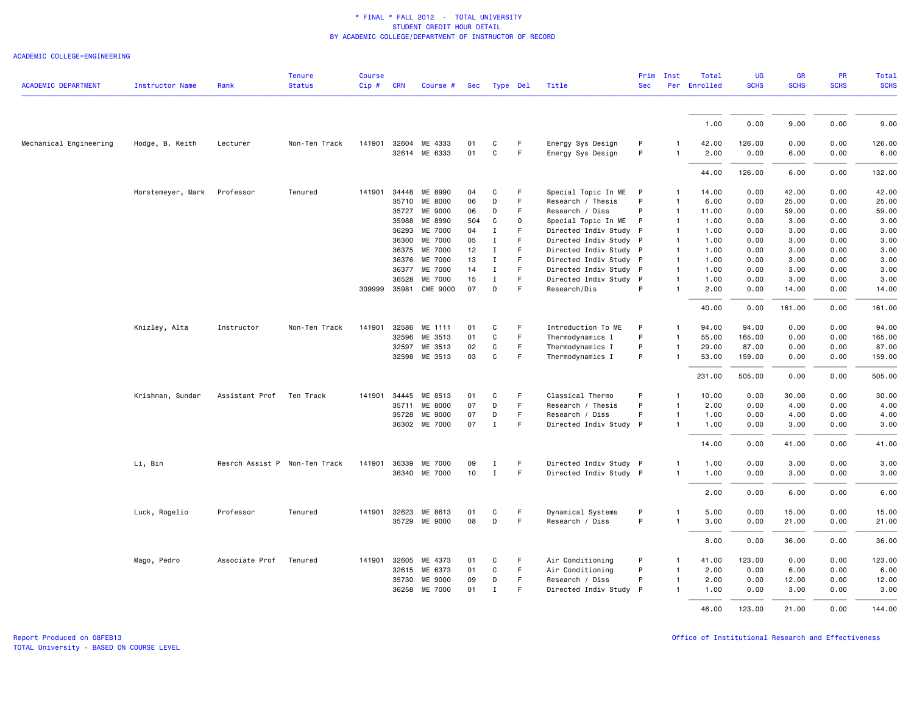# * FINAL * FALL 2012 - TOTAL UNIVERSITY
## STUDENT CREDIT HOUR DETAIL
### BY ACADEMIC COLLEGE/DEPARTMENT OF INSTRUCTOR OF RECORD

ACADEMIC COLLEGE=ENGINEERING

| ACADEMIC DEPARTMENT | Instructor Name | Rank | Tenure Status | Course Cip # | CRN | Course # | Sec | Type | Del | Title | Prim Sec | Inst Per | Total Enrolled | UG SCHS | GR SCHS | PR SCHS | Total SCHS |
|---|---|---|---|---|---|---|---|---|---|---|---|---|---|---|---|---|---|
| | | | | | | | | | | | | | 1.00 | 0.00 | 9.00 | 0.00 | 9.00 |
| Mechanical Engineering | Hodge, B. Keith | Lecturer | Non-Ten Track | 141901 | 32604 | ME 4333 | 01 | C | F | Energy Sys Design | P | 1 | 42.00 | 126.00 | 0.00 | 0.00 | 126.00 |
| | | | | | 32614 | ME 6333 | 01 | C | F | Energy Sys Design | P | 1 | 2.00 | 0.00 | 6.00 | 0.00 | 6.00 |
| | | | | | | | | | | | | | 44.00 | 126.00 | 6.00 | 0.00 | 132.00 |
| | Horstemeyer, Mark | Professor | Tenured | 141901 | 34448 | ME 8990 | 04 | C | F | Special Topic In ME | P | 1 | 14.00 | 0.00 | 42.00 | 0.00 | 42.00 |
| | | | | | 35710 | ME 8000 | 06 | D | F | Research / Thesis | P | 1 | 6.00 | 0.00 | 25.00 | 0.00 | 25.00 |
| | | | | | 35727 | ME 9000 | 06 | D | F | Research / Diss | P | 1 | 11.00 | 0.00 | 59.00 | 0.00 | 59.00 |
| | | | | | 35988 | ME 8990 | 504 | C | O | Special Topic In ME | P | 1 | 1.00 | 0.00 | 3.00 | 0.00 | 3.00 |
| | | | | | 36293 | ME 7000 | 04 | I | F | Directed Indiv Study | P | 1 | 1.00 | 0.00 | 3.00 | 0.00 | 3.00 |
| | | | | | 36300 | ME 7000 | 05 | I | F | Directed Indiv Study | P | 1 | 1.00 | 0.00 | 3.00 | 0.00 | 3.00 |
| | | | | | 36375 | ME 7000 | 12 | I | F | Directed Indiv Study | P | 1 | 1.00 | 0.00 | 3.00 | 0.00 | 3.00 |
| | | | | | 36376 | ME 7000 | 13 | I | F | Directed Indiv Study | P | 1 | 1.00 | 0.00 | 3.00 | 0.00 | 3.00 |
| | | | | | 36377 | ME 7000 | 14 | I | F | Directed Indiv Study | P | 1 | 1.00 | 0.00 | 3.00 | 0.00 | 3.00 |
| | | | | | 36528 | ME 7000 | 15 | I | F | Directed Indiv Study | P | 1 | 1.00 | 0.00 | 3.00 | 0.00 | 3.00 |
| | | | | 309999 | 35981 | CME 9000 | 07 | D | F | Research/Dis | P | 1 | 2.00 | 0.00 | 14.00 | 0.00 | 14.00 |
| | | | | | | | | | | | | | 40.00 | 0.00 | 161.00 | 0.00 | 161.00 |
| | Knizley, Alta | Instructor | Non-Ten Track | 141901 | 32586 | ME 1111 | 01 | C | F | Introduction To ME | P | 1 | 94.00 | 94.00 | 0.00 | 0.00 | 94.00 |
| | | | | | 32596 | ME 3513 | 01 | C | F | Thermodynamics I | P | 1 | 55.00 | 165.00 | 0.00 | 0.00 | 165.00 |
| | | | | | 32597 | ME 3513 | 02 | C | F | Thermodynamics I | P | 1 | 29.00 | 87.00 | 0.00 | 0.00 | 87.00 |
| | | | | | 32598 | ME 3513 | 03 | C | F | Thermodynamics I | P | 1 | 53.00 | 159.00 | 0.00 | 0.00 | 159.00 |
| | | | | | | | | | | | | | 231.00 | 505.00 | 0.00 | 0.00 | 505.00 |
| | Krishnan, Sundar | Assistant Prof | Ten Track | 141901 | 34445 | ME 8513 | 01 | C | F | Classical Thermo | P | 1 | 10.00 | 0.00 | 30.00 | 0.00 | 30.00 |
| | | | | | 35711 | ME 8000 | 07 | D | F | Research / Thesis | P | 1 | 2.00 | 0.00 | 4.00 | 0.00 | 4.00 |
| | | | | | 35728 | ME 9000 | 07 | D | F | Research / Diss | P | 1 | 1.00 | 0.00 | 4.00 | 0.00 | 4.00 |
| | | | | | 36302 | ME 7000 | 07 | I | F | Directed Indiv Study | P | 1 | 1.00 | 0.00 | 3.00 | 0.00 | 3.00 |
| | | | | | | | | | | | | | 14.00 | 0.00 | 41.00 | 0.00 | 41.00 |
| | Li, Bin | Resrch Assist P | Non-Ten Track | 141901 | 36339 | ME 7000 | 09 | I | F | Directed Indiv Study | P | 1 | 1.00 | 0.00 | 3.00 | 0.00 | 3.00 |
| | | | | | 36340 | ME 7000 | 10 | I | F | Directed Indiv Study | P | 1 | 1.00 | 0.00 | 3.00 | 0.00 | 3.00 |
| | | | | | | | | | | | | | 2.00 | 0.00 | 6.00 | 0.00 | 6.00 |
| | Luck, Rogelio | Professor | Tenured | 141901 | 32623 | ME 8613 | 01 | C | F | Dynamical Systems | P | 1 | 5.00 | 0.00 | 15.00 | 0.00 | 15.00 |
| | | | | | 35729 | ME 9000 | 08 | D | F | Research / Diss | P | 1 | 3.00 | 0.00 | 21.00 | 0.00 | 21.00 |
| | | | | | | | | | | | | | 8.00 | 0.00 | 36.00 | 0.00 | 36.00 |
| | Mago, Pedro | Associate Prof | Tenured | 141901 | 32605 | ME 4373 | 01 | C | F | Air Conditioning | P | 1 | 41.00 | 123.00 | 0.00 | 0.00 | 123.00 |
| | | | | | 32615 | ME 6373 | 01 | C | F | Air Conditioning | P | 1 | 2.00 | 0.00 | 6.00 | 0.00 | 6.00 |
| | | | | | 35730 | ME 9000 | 09 | D | F | Research / Diss | P | 1 | 2.00 | 0.00 | 12.00 | 0.00 | 12.00 |
| | | | | | 36258 | ME 7000 | 01 | I | F | Directed Indiv Study | P | 1 | 1.00 | 0.00 | 3.00 | 0.00 | 3.00 |
| | | | | | | | | | | | | | 46.00 | 123.00 | 21.00 | 0.00 | 144.00 |

Report Produced on 08FEB13
TOTAL University - BASED ON COURSE LEVEL

Office of Institutional Research and Effectiveness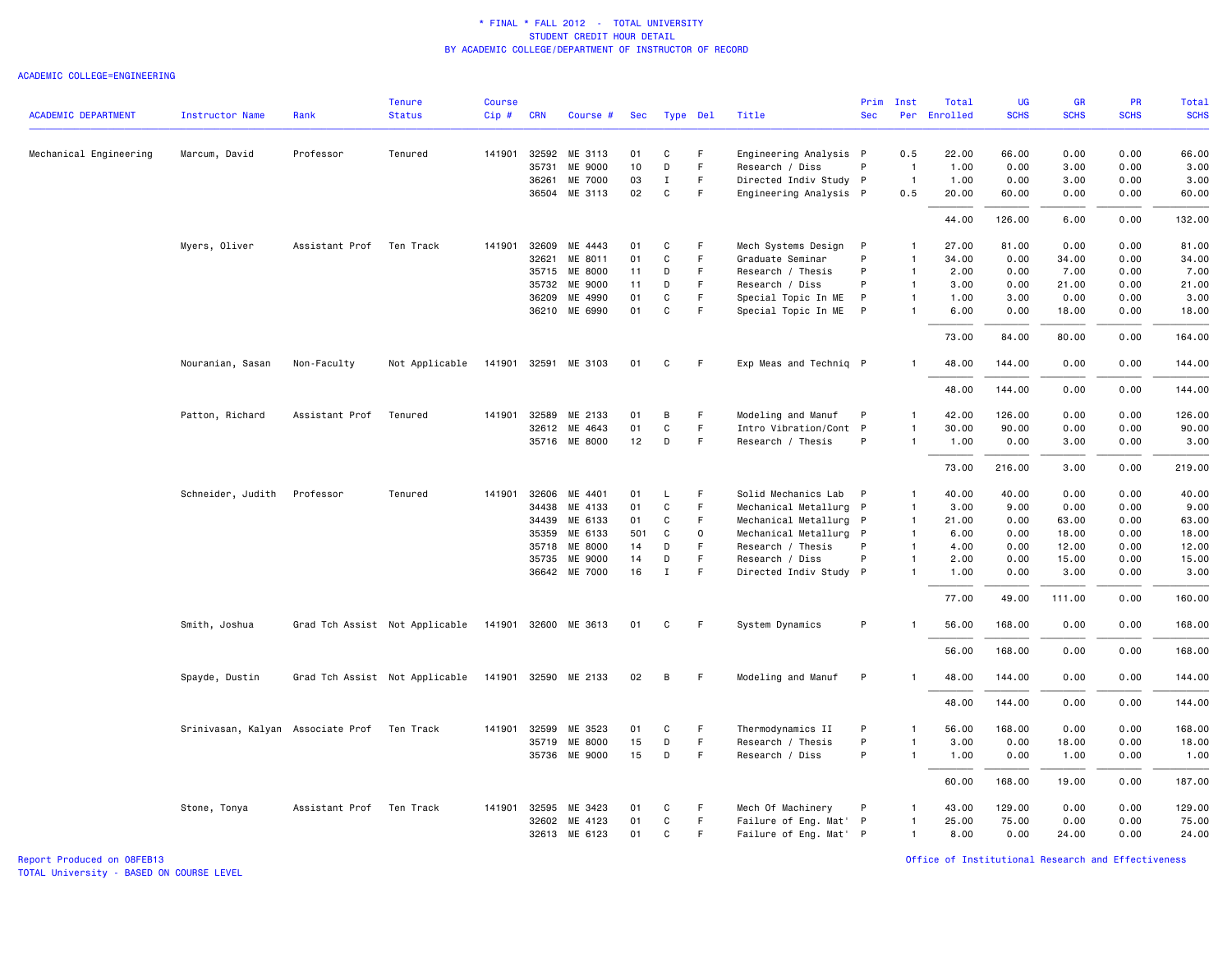\* FINAL \* FALL 2012 - TOTAL UNIVERSITY
STUDENT CREDIT HOUR DETAIL
BY ACADEMIC COLLEGE/DEPARTMENT OF INSTRUCTOR OF RECORD

ACADEMIC COLLEGE=ENGINEERING

| ACADEMIC DEPARTMENT | Instructor Name | Rank | Tenure Status | Course Cip # | CRN | Course # | Sec | Type | Del | Title | Prim Sec | Inst Per | Total Enrolled | UG SCHS | GR SCHS | PR SCHS | Total SCHS |
|---|---|---|---|---|---|---|---|---|---|---|---|---|---|---|---|---|---|
| Mechanical Engineering | Marcum, David | Professor | Tenured | 141901 | 32592 | ME 3113 | 01 | C | F | Engineering Analysis | P | 0.5 | 22.00 | 66.00 | 0.00 | 0.00 | 66.00 |
| | | | | | 35731 | ME 9000 | 10 | D | F | Research / Diss | P | 1 | 1.00 | 0.00 | 3.00 | 0.00 | 3.00 |
| | | | | | 36261 | ME 7000 | 03 | I | F | Directed Indiv Study | P | 1 | 1.00 | 0.00 | 3.00 | 0.00 | 3.00 |
| | | | | | 36504 | ME 3113 | 02 | C | F | Engineering Analysis | P | 0.5 | 20.00 | 60.00 | 0.00 | 0.00 | 60.00 |
| | | | | | | | | | | | | | 44.00 | 126.00 | 6.00 | 0.00 | 132.00 |
| | Myers, Oliver | Assistant Prof | Ten Track | 141901 | 32609 | ME 4443 | 01 | C | F | Mech Systems Design | P | 1 | 27.00 | 81.00 | 0.00 | 0.00 | 81.00 |
| | | | | | 32621 | ME 8011 | 01 | C | F | Graduate Seminar | P | 1 | 34.00 | 0.00 | 34.00 | 0.00 | 34.00 |
| | | | | | 35715 | ME 8000 | 11 | D | F | Research / Thesis | P | 1 | 2.00 | 0.00 | 7.00 | 0.00 | 7.00 |
| | | | | | 35732 | ME 9000 | 11 | D | F | Research / Diss | P | 1 | 3.00 | 0.00 | 21.00 | 0.00 | 21.00 |
| | | | | | 36209 | ME 4990 | 01 | C | F | Special Topic In ME | P | 1 | 1.00 | 3.00 | 0.00 | 0.00 | 3.00 |
| | | | | | 36210 | ME 6990 | 01 | C | F | Special Topic In ME | P | 1 | 6.00 | 0.00 | 18.00 | 0.00 | 18.00 |
| | | | | | | | | | | | | | 73.00 | 84.00 | 80.00 | 0.00 | 164.00 |
| | Nouranian, Sasan | Non-Faculty | Not Applicable | 141901 | 32591 | ME 3103 | 01 | C | F | Exp Meas and Techniq | P | 1 | 48.00 | 144.00 | 0.00 | 0.00 | 144.00 |
| | | | | | | | | | | | | | 48.00 | 144.00 | 0.00 | 0.00 | 144.00 |
| | Patton, Richard | Assistant Prof | Tenured | 141901 | 32589 | ME 2133 | 01 | B | F | Modeling and Manuf | P | 1 | 42.00 | 126.00 | 0.00 | 0.00 | 126.00 |
| | | | | | 32612 | ME 4643 | 01 | C | F | Intro Vibration/Cont | P | 1 | 30.00 | 90.00 | 0.00 | 0.00 | 90.00 |
| | | | | | 35716 | ME 8000 | 12 | D | F | Research / Thesis | P | 1 | 1.00 | 0.00 | 3.00 | 0.00 | 3.00 |
| | | | | | | | | | | | | | 73.00 | 216.00 | 3.00 | 0.00 | 219.00 |
| | Schneider, Judith | Professor | Tenured | 141901 | 32606 | ME 4401 | 01 | L | F | Solid Mechanics Lab | P | 1 | 40.00 | 40.00 | 0.00 | 0.00 | 40.00 |
| | | | | | 34438 | ME 4133 | 01 | C | F | Mechanical Metallurg | P | 1 | 3.00 | 9.00 | 0.00 | 0.00 | 9.00 |
| | | | | | 34439 | ME 6133 | 01 | C | F | Mechanical Metallurg | P | 1 | 21.00 | 0.00 | 63.00 | 0.00 | 63.00 |
| | | | | | 35359 | ME 6133 | 501 | C | O | Mechanical Metallurg | P | 1 | 6.00 | 0.00 | 18.00 | 0.00 | 18.00 |
| | | | | | 35718 | ME 8000 | 14 | D | F | Research / Thesis | P | 1 | 4.00 | 0.00 | 12.00 | 0.00 | 12.00 |
| | | | | | 35735 | ME 9000 | 14 | D | F | Research / Diss | P | 1 | 2.00 | 0.00 | 15.00 | 0.00 | 15.00 |
| | | | | | 36642 | ME 7000 | 16 | I | F | Directed Indiv Study | P | 1 | 1.00 | 0.00 | 3.00 | 0.00 | 3.00 |
| | | | | | | | | | | | | | 77.00 | 49.00 | 111.00 | 0.00 | 160.00 |
| | Smith, Joshua | Grad Tch Assist | Not Applicable | 141901 | 32600 | ME 3613 | 01 | C | F | System Dynamics | P | 1 | 56.00 | 168.00 | 0.00 | 0.00 | 168.00 |
| | | | | | | | | | | | | | 56.00 | 168.00 | 0.00 | 0.00 | 168.00 |
| | Spayde, Dustin | Grad Tch Assist | Not Applicable | 141901 | 32590 | ME 2133 | 02 | B | F | Modeling and Manuf | P | 1 | 48.00 | 144.00 | 0.00 | 0.00 | 144.00 |
| | | | | | | | | | | | | | 48.00 | 144.00 | 0.00 | 0.00 | 144.00 |
| | Srinivasan, Kalyan | Associate Prof | Ten Track | 141901 | 32599 | ME 3523 | 01 | C | F | Thermodynamics II | P | 1 | 56.00 | 168.00 | 0.00 | 0.00 | 168.00 |
| | | | | | 35719 | ME 8000 | 15 | D | F | Research / Thesis | P | 1 | 3.00 | 0.00 | 18.00 | 0.00 | 18.00 |
| | | | | | 35736 | ME 9000 | 15 | D | F | Research / Diss | P | 1 | 1.00 | 0.00 | 1.00 | 0.00 | 1.00 |
| | | | | | | | | | | | | | 60.00 | 168.00 | 19.00 | 0.00 | 187.00 |
| | Stone, Tonya | Assistant Prof | Ten Track | 141901 | 32595 | ME 3423 | 01 | C | F | Mech Of Machinery | P | 1 | 43.00 | 129.00 | 0.00 | 0.00 | 129.00 |
| | | | | | 32602 | ME 4123 | 01 | C | F | Failure of Eng. Mat' | P | 1 | 25.00 | 75.00 | 0.00 | 0.00 | 75.00 |
| | | | | | 32613 | ME 6123 | 01 | C | F | Failure of Eng. Mat' | P | 1 | 8.00 | 0.00 | 24.00 | 0.00 | 24.00 |

Report Produced on 08FEB13
TOTAL University - BASED ON COURSE LEVEL

Office of Institutional Research and Effectiveness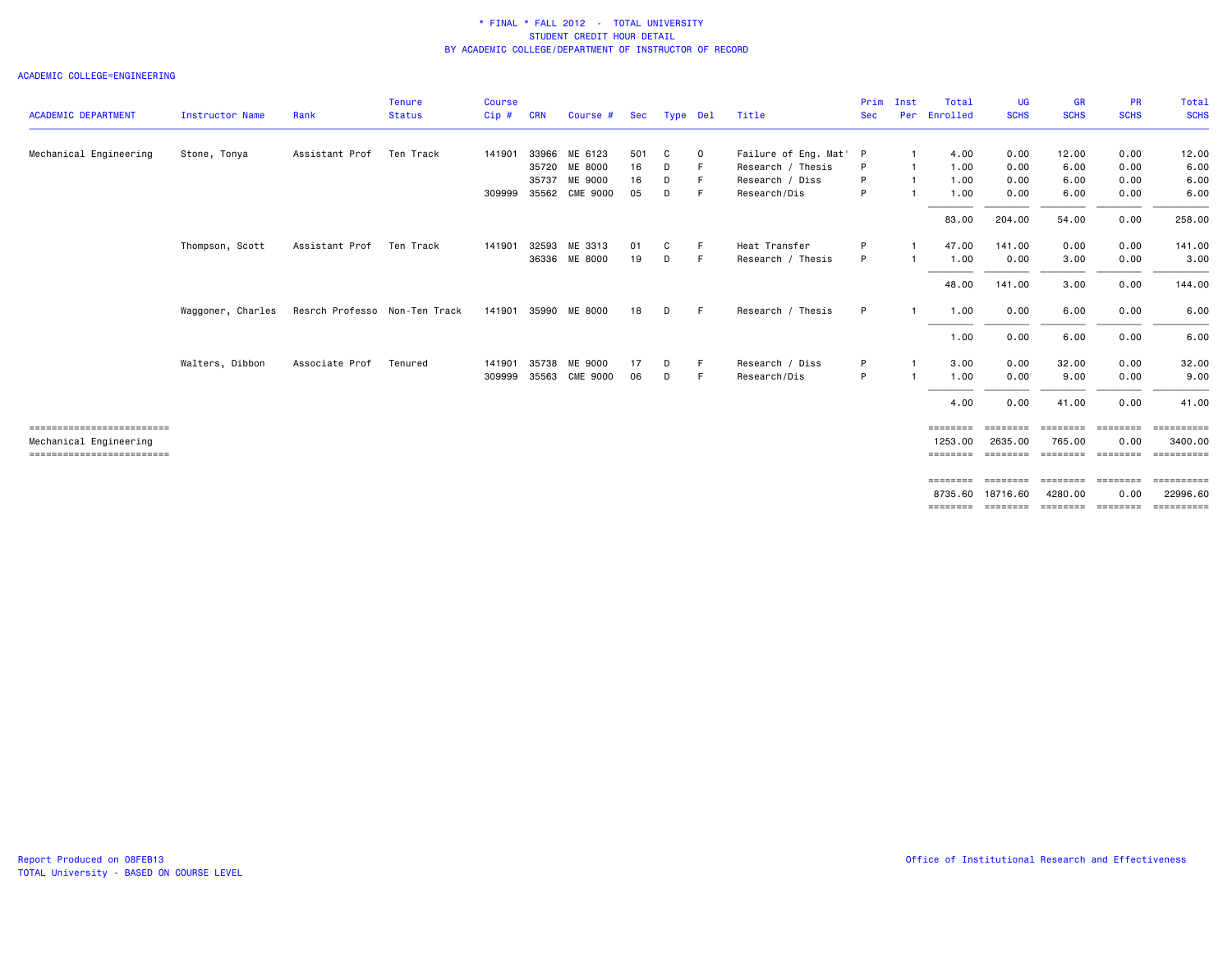\* FINAL \* FALL 2012 - TOTAL UNIVERSITY
STUDENT CREDIT HOUR DETAIL
BY ACADEMIC COLLEGE/DEPARTMENT OF INSTRUCTOR OF RECORD

ACADEMIC COLLEGE=ENGINEERING

| ACADEMIC DEPARTMENT | Instructor Name | Rank | Tenure Status | Course Cip # | CRN | Course # | Sec | Type | Del | Title | Prim Sec | Inst Per | Total Enrolled | UG SCHS | GR SCHS | PR SCHS | Total SCHS |
|---|---|---|---|---|---|---|---|---|---|---|---|---|---|---|---|---|---|
| Mechanical Engineering | Stone, Tonya | Assistant Prof | Ten Track | 141901 | 33966 | ME 6123 | 501 | C | O | Failure of Eng. Mat' | P | 1 | 4.00 | 0.00 | 12.00 | 0.00 | 12.00 |
| | | | | | 35720 | ME 8000 | 16 | D | F | Research / Thesis | P | 1 | 1.00 | 0.00 | 6.00 | 0.00 | 6.00 |
| | | | | | 35737 | ME 9000 | 16 | D | F | Research / Diss | P | 1 | 1.00 | 0.00 | 6.00 | 0.00 | 6.00 |
| | | | | 309999 | 35562 | CME 9000 | 05 | D | F | Research/Dis | P | 1 | 1.00 | 0.00 | 6.00 | 0.00 | 6.00 |
| | | | | | | | | | | | | | 83.00 | 204.00 | 54.00 | 0.00 | 258.00 |
| | Thompson, Scott | Assistant Prof | Ten Track | 141901 | 32593 | ME 3313 | 01 | C | F | Heat Transfer | P | 1 | 47.00 | 141.00 | 0.00 | 0.00 | 141.00 |
| | | | | | 36336 | ME 8000 | 19 | D | F | Research / Thesis | P | 1 | 1.00 | 0.00 | 3.00 | 0.00 | 3.00 |
| | | | | | | | | | | | | | 48.00 | 141.00 | 3.00 | 0.00 | 144.00 |
| | Waggoner, Charles | Resrch Professo | Non-Ten Track | 141901 | 35990 | ME 8000 | 18 | D | F | Research / Thesis | P | 1 | 1.00 | 0.00 | 6.00 | 0.00 | 6.00 |
| | | | | | | | | | | | | | 1.00 | 0.00 | 6.00 | 0.00 | 6.00 |
| | Walters, Dibbon | Associate Prof | Tenured | 141901 | 35738 | ME 9000 | 17 | D | F | Research / Diss | P | 1 | 3.00 | 0.00 | 32.00 | 0.00 | 32.00 |
| | | | | 309999 | 35563 | CME 9000 | 06 | D | F | Research/Dis | P | 1 | 1.00 | 0.00 | 9.00 | 0.00 | 9.00 |
| | | | | | | | | | | | | | 4.00 | 0.00 | 41.00 | 0.00 | 41.00 |
| Mechanical Engineering | | | | | | | | | | | | | 1253.00 | 2635.00 | 765.00 | 0.00 | 3400.00 |
| | | | | | | | | | | | | | 8735.60 | 18716.60 | 4280.00 | 0.00 | 22996.60 |

Report Produced on 08FEB13
TOTAL University - BASED ON COURSE LEVEL

Office of Institutional Research and Effectiveness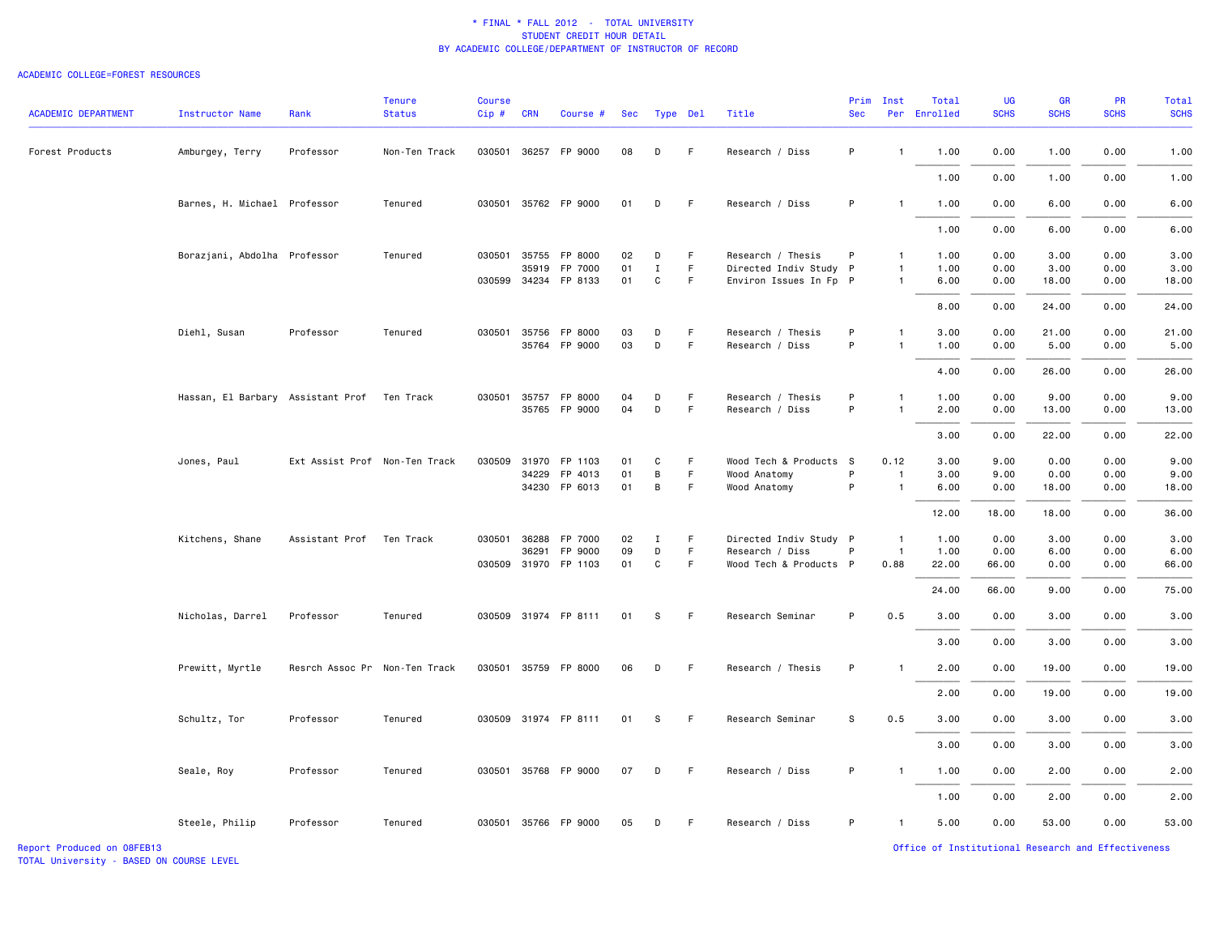\* FINAL \* FALL 2012 - TOTAL UNIVERSITY
STUDENT CREDIT HOUR DETAIL
BY ACADEMIC COLLEGE/DEPARTMENT OF INSTRUCTOR OF RECORD

ACADEMIC COLLEGE=FOREST RESOURCES

| ACADEMIC DEPARTMENT | Instructor Name | Rank | Tenure Status | Course Cip # | CRN | Course # | Sec | Type | Del | Title | Prim Sec | Inst Per | Total Enrolled | UG SCHS | GR SCHS | PR SCHS | Total SCHS |
|---|---|---|---|---|---|---|---|---|---|---|---|---|---|---|---|---|---|
| Forest Products | Amburgey, Terry | Professor | Non-Ten Track | 030501 | 36257 | FP 9000 | 08 | D | F | Research / Diss | P | 1 | 1.00 | 0.00 | 1.00 | 0.00 | 1.00 |
| | | | | | | | | | | | | | 1.00 | 0.00 | 1.00 | 0.00 | 1.00 |
| | Barnes, H. Michael | Professor | Tenured | 030501 | 35762 | FP 9000 | 01 | D | F | Research / Diss | P | 1 | 1.00 | 0.00 | 6.00 | 0.00 | 6.00 |
| | | | | | | | | | | | | | 1.00 | 0.00 | 6.00 | 0.00 | 6.00 |
| | Borazjani, Abdolha | Professor | Tenured | 030501 | 35755 | FP 8000 | 02 | D | F | Research / Thesis | P | 1 | 1.00 | 0.00 | 3.00 | 0.00 | 3.00 |
| | | | | | 35919 | FP 7000 | 01 | I | F | Directed Indiv Study | P | 1 | 1.00 | 0.00 | 3.00 | 0.00 | 3.00 |
| | | | | 030599 | 34234 | FP 8133 | 01 | C | F | Environ Issues In Fp | P | 1 | 6.00 | 0.00 | 18.00 | 0.00 | 18.00 |
| | | | | | | | | | | | | | 8.00 | 0.00 | 24.00 | 0.00 | 24.00 |
| | Diehl, Susan | Professor | Tenured | 030501 | 35756 | FP 8000 | 03 | D | F | Research / Thesis | P | 1 | 3.00 | 0.00 | 21.00 | 0.00 | 21.00 |
| | | | | | 35764 | FP 9000 | 03 | D | F | Research / Diss | P | 1 | 1.00 | 0.00 | 5.00 | 0.00 | 5.00 |
| | | | | | | | | | | | | | 4.00 | 0.00 | 26.00 | 0.00 | 26.00 |
| | Hassan, El Barbary | Assistant Prof | Ten Track | 030501 | 35757 | FP 8000 | 04 | D | F | Research / Thesis | P | 1 | 1.00 | 0.00 | 9.00 | 0.00 | 9.00 |
| | | | | | 35765 | FP 9000 | 04 | D | F | Research / Diss | P | 1 | 2.00 | 0.00 | 13.00 | 0.00 | 13.00 |
| | | | | | | | | | | | | | 3.00 | 0.00 | 22.00 | 0.00 | 22.00 |
| | Jones, Paul | Ext Assist Prof | Non-Ten Track | 030509 | 31970 | FP 1103 | 01 | C | F | Wood Tech & Products | S | 0.12 | 3.00 | 9.00 | 0.00 | 0.00 | 9.00 |
| | | | | | 34229 | FP 4013 | 01 | B | F | Wood Anatomy | P | 1 | 3.00 | 9.00 | 0.00 | 0.00 | 9.00 |
| | | | | | 34230 | FP 6013 | 01 | B | F | Wood Anatomy | P | 1 | 6.00 | 0.00 | 18.00 | 0.00 | 18.00 |
| | | | | | | | | | | | | | 12.00 | 18.00 | 18.00 | 0.00 | 36.00 |
| | Kitchens, Shane | Assistant Prof | Ten Track | 030501 | 36288 | FP 7000 | 02 | I | F | Directed Indiv Study | P | 1 | 1.00 | 0.00 | 3.00 | 0.00 | 3.00 |
| | | | | | 36291 | FP 9000 | 09 | D | F | Research / Diss | P | 1 | 1.00 | 0.00 | 6.00 | 0.00 | 6.00 |
| | | | | 030509 | 31970 | FP 1103 | 01 | C | F | Wood Tech & Products | P | 0.88 | 22.00 | 66.00 | 0.00 | 0.00 | 66.00 |
| | | | | | | | | | | | | | 24.00 | 66.00 | 9.00 | 0.00 | 75.00 |
| | Nicholas, Darrel | Professor | Tenured | 030509 | 31974 | FP 8111 | 01 | S | F | Research Seminar | P | 0.5 | 3.00 | 0.00 | 3.00 | 0.00 | 3.00 |
| | | | | | | | | | | | | | 3.00 | 0.00 | 3.00 | 0.00 | 3.00 |
| | Prewitt, Myrtle | Resrch Assoc Pr | Non-Ten Track | 030501 | 35759 | FP 8000 | 06 | D | F | Research / Thesis | P | 1 | 2.00 | 0.00 | 19.00 | 0.00 | 19.00 |
| | | | | | | | | | | | | | 2.00 | 0.00 | 19.00 | 0.00 | 19.00 |
| | Schultz, Tor | Professor | Tenured | 030509 | 31974 | FP 8111 | 01 | S | F | Research Seminar | S | 0.5 | 3.00 | 0.00 | 3.00 | 0.00 | 3.00 |
| | | | | | | | | | | | | | 3.00 | 0.00 | 3.00 | 0.00 | 3.00 |
| | Seale, Roy | Professor | Tenured | 030501 | 35768 | FP 9000 | 07 | D | F | Research / Diss | P | 1 | 1.00 | 0.00 | 2.00 | 0.00 | 2.00 |
| | | | | | | | | | | | | | 1.00 | 0.00 | 2.00 | 0.00 | 2.00 |
| | Steele, Philip | Professor | Tenured | 030501 | 35766 | FP 9000 | 05 | D | F | Research / Diss | P | 1 | 5.00 | 0.00 | 53.00 | 0.00 | 53.00 |

Report Produced on 08FEB13
TOTAL University - BASED ON COURSE LEVEL

Office of Institutional Research and Effectiveness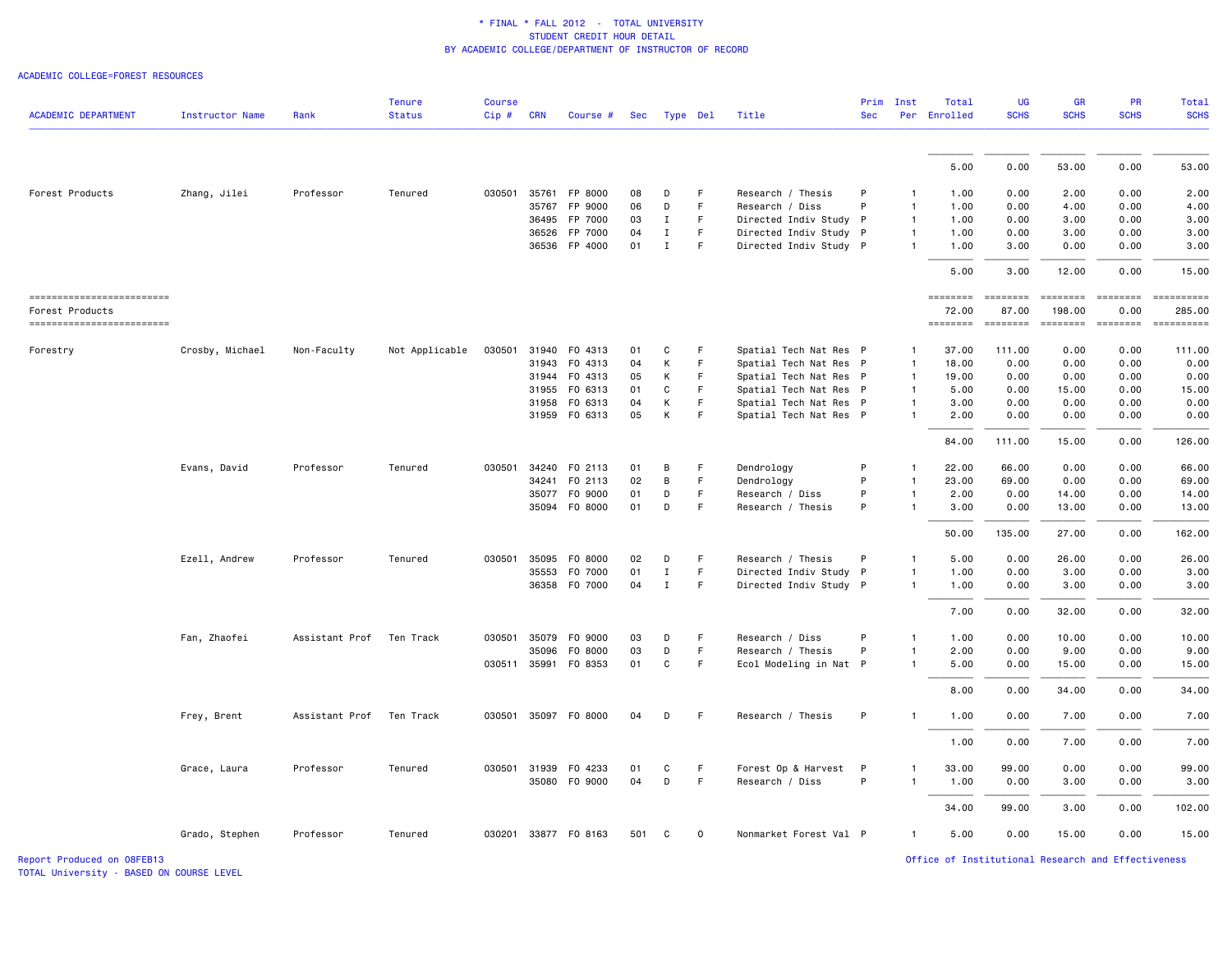* FINAL * FALL 2012 - TOTAL UNIVERSITY
STUDENT CREDIT HOUR DETAIL
BY ACADEMIC COLLEGE/DEPARTMENT OF INSTRUCTOR OF RECORD

ACADEMIC COLLEGE=FOREST RESOURCES

| ACADEMIC DEPARTMENT | Instructor Name | Rank | Tenure Status | Course Cip # | CRN | Course # | Sec | Type | Del | Title | Prim Sec | Inst Per | Total Enrolled | UG SCHS | GR SCHS | PR SCHS | Total SCHS |
|---|---|---|---|---|---|---|---|---|---|---|---|---|---|---|---|---|---|
| | | | | | | | | | | | | | 5.00 | 0.00 | 53.00 | 0.00 | 53.00 |
| Forest Products | Zhang, Jilei | Professor | Tenured | 030501 | 35761 | FP 8000 | 08 | D | F | Research / Thesis | P | 1 | 1.00 | 0.00 | 2.00 | 0.00 | 2.00 |
| | | | | | 35767 | FP 9000 | 06 | D | F | Research / Diss | P | 1 | 1.00 | 0.00 | 4.00 | 0.00 | 4.00 |
| | | | | | 36495 | FP 7000 | 03 | I | F | Directed Indiv Study | P | 1 | 1.00 | 0.00 | 3.00 | 0.00 | 3.00 |
| | | | | | 36526 | FP 7000 | 04 | I | F | Directed Indiv Study | P | 1 | 1.00 | 0.00 | 3.00 | 0.00 | 3.00 |
| | | | | | 36536 | FP 4000 | 01 | I | F | Directed Indiv Study | P | 1 | 1.00 | 3.00 | 0.00 | 0.00 | 3.00 |
| | | | | | | | | | | | | | 5.00 | 3.00 | 12.00 | 0.00 | 15.00 |
| Forest Products | | | | | | | | | | | | | 72.00 | 87.00 | 198.00 | 0.00 | 285.00 |
| Forestry | Crosby, Michael | Non-Faculty | Not Applicable | 030501 | 31940 | FO 4313 | 01 | C | F | Spatial Tech Nat Res | P | 1 | 37.00 | 111.00 | 0.00 | 0.00 | 111.00 |
| | | | | | 31943 | FO 4313 | 04 | K | F | Spatial Tech Nat Res | P | 1 | 18.00 | 0.00 | 0.00 | 0.00 | 0.00 |
| | | | | | 31944 | FO 4313 | 05 | K | F | Spatial Tech Nat Res | P | 1 | 19.00 | 0.00 | 0.00 | 0.00 | 0.00 |
| | | | | | 31955 | FO 6313 | 01 | C | F | Spatial Tech Nat Res | P | 1 | 5.00 | 0.00 | 15.00 | 0.00 | 15.00 |
| | | | | | 31958 | FO 6313 | 04 | K | F | Spatial Tech Nat Res | P | 1 | 3.00 | 0.00 | 0.00 | 0.00 | 0.00 |
| | | | | | 31959 | FO 6313 | 05 | K | F | Spatial Tech Nat Res | P | 1 | 2.00 | 0.00 | 0.00 | 0.00 | 0.00 |
| | | | | | | | | | | | | | 84.00 | 111.00 | 15.00 | 0.00 | 126.00 |
| | Evans, David | Professor | Tenured | 030501 | 34240 | FO 2113 | 01 | B | F | Dendrology | P | 1 | 22.00 | 66.00 | 0.00 | 0.00 | 66.00 |
| | | | | | 34241 | FO 2113 | 02 | B | F | Dendrology | P | 1 | 23.00 | 69.00 | 0.00 | 0.00 | 69.00 |
| | | | | | 35077 | FO 9000 | 01 | D | F | Research / Diss | P | 1 | 2.00 | 0.00 | 14.00 | 0.00 | 14.00 |
| | | | | | 35094 | FO 8000 | 01 | D | F | Research / Thesis | P | 1 | 3.00 | 0.00 | 13.00 | 0.00 | 13.00 |
| | | | | | | | | | | | | | 50.00 | 135.00 | 27.00 | 0.00 | 162.00 |
| | Ezell, Andrew | Professor | Tenured | 030501 | 35095 | FO 8000 | 02 | D | F | Research / Thesis | P | 1 | 5.00 | 0.00 | 26.00 | 0.00 | 26.00 |
| | | | | | 35553 | FO 7000 | 01 | I | F | Directed Indiv Study | P | 1 | 1.00 | 0.00 | 3.00 | 0.00 | 3.00 |
| | | | | | 36358 | FO 7000 | 04 | I | F | Directed Indiv Study | P | 1 | 1.00 | 0.00 | 3.00 | 0.00 | 3.00 |
| | | | | | | | | | | | | | 7.00 | 0.00 | 32.00 | 0.00 | 32.00 |
| | Fan, Zhaofei | Assistant Prof | Ten Track | 030501 | 35079 | FO 9000 | 03 | D | F | Research / Diss | P | 1 | 1.00 | 0.00 | 10.00 | 0.00 | 10.00 |
| | | | | | 35096 | FO 8000 | 03 | D | F | Research / Thesis | P | 1 | 2.00 | 0.00 | 9.00 | 0.00 | 9.00 |
| | | | | 030511 | 35991 | FO 8353 | 01 | C | F | Ecol Modeling in Nat | P | 1 | 5.00 | 0.00 | 15.00 | 0.00 | 15.00 |
| | | | | | | | | | | | | | 8.00 | 0.00 | 34.00 | 0.00 | 34.00 |
| | Frey, Brent | Assistant Prof | Ten Track | 030501 | 35097 | FO 8000 | 04 | D | F | Research / Thesis | P | 1 | 1.00 | 0.00 | 7.00 | 0.00 | 7.00 |
| | | | | | | | | | | | | | 1.00 | 0.00 | 7.00 | 0.00 | 7.00 |
| | Grace, Laura | Professor | Tenured | 030501 | 31939 | FO 4233 | 01 | C | F | Forest Op & Harvest | P | 1 | 33.00 | 99.00 | 0.00 | 0.00 | 99.00 |
| | | | | | 35080 | FO 9000 | 04 | D | F | Research / Diss | P | 1 | 1.00 | 0.00 | 3.00 | 0.00 | 3.00 |
| | | | | | | | | | | | | | 34.00 | 99.00 | 3.00 | 0.00 | 102.00 |
| | Grado, Stephen | Professor | Tenured | 030201 | 33877 | FO 8163 | 501 | C | O | Nonmarket Forest Val | P | 1 | 5.00 | 0.00 | 15.00 | 0.00 | 15.00 |

Report Produced on 08FEB13
TOTAL University - BASED ON COURSE LEVEL
Office of Institutional Research and Effectiveness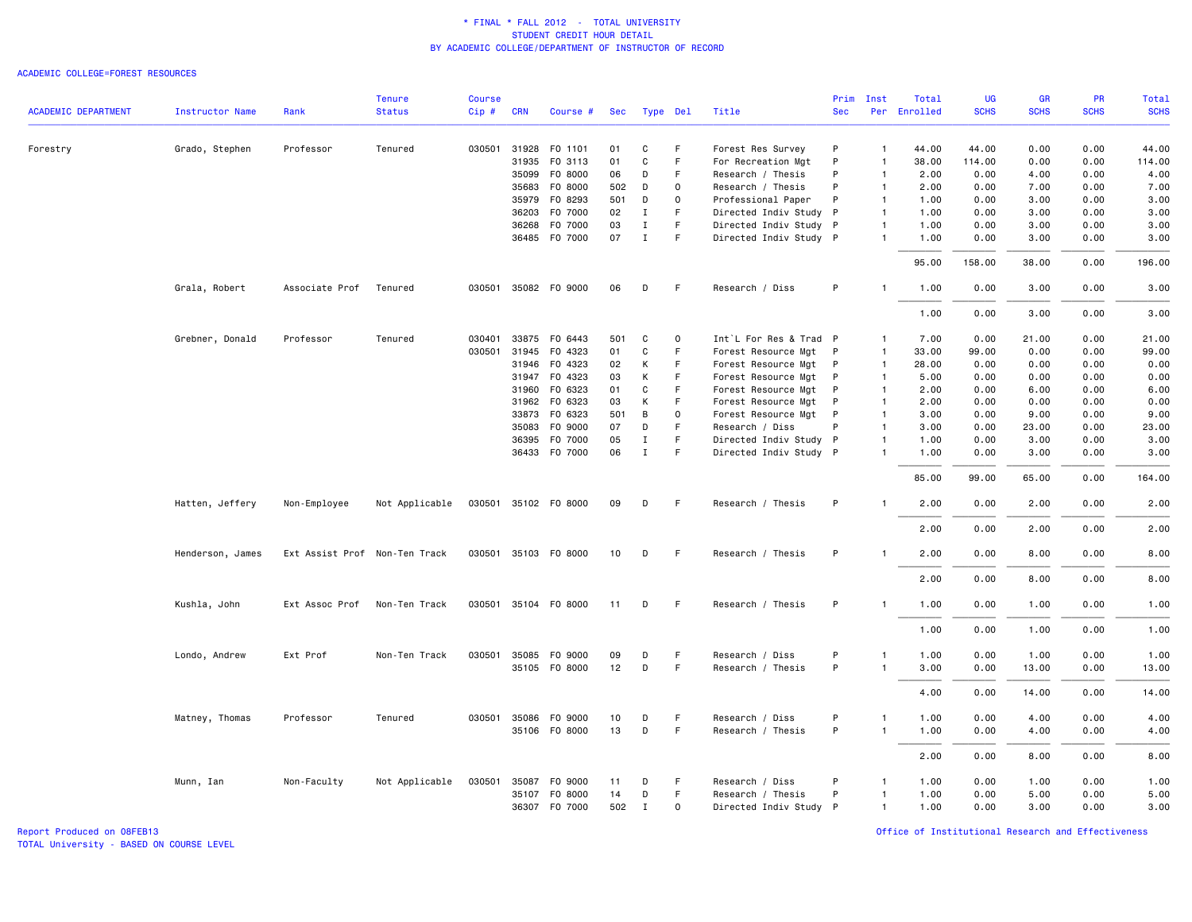\* FINAL \* FALL 2012 - TOTAL UNIVERSITY
STUDENT CREDIT HOUR DETAIL
BY ACADEMIC COLLEGE/DEPARTMENT OF INSTRUCTOR OF RECORD

ACADEMIC COLLEGE=FOREST RESOURCES

| ACADEMIC DEPARTMENT | Instructor Name | Rank | Tenure Status | Course Cip # | CRN | Course # | Sec | Type | Del | Title | Prim Sec | Inst Per | Total Enrolled | UG SCHS | GR SCHS | PR SCHS | Total SCHS |
|---|---|---|---|---|---|---|---|---|---|---|---|---|---|---|---|---|---|
| Forestry | Grado, Stephen | Professor | Tenured | 030501 | 31928 | FO 1101 | 01 | C | F | Forest Res Survey | P | 1 | 44.00 | 44.00 | 0.00 | 0.00 | 44.00 |
| | | | | | 31935 | FO 3113 | 01 | C | F | For Recreation Mgt | P | 1 | 38.00 | 114.00 | 0.00 | 0.00 | 114.00 |
| | | | | | 35099 | FO 8000 | 06 | D | F | Research / Thesis | P | 1 | 2.00 | 0.00 | 4.00 | 0.00 | 4.00 |
| | | | | | 35683 | FO 8000 | 502 | D | O | Research / Thesis | P | 1 | 2.00 | 0.00 | 7.00 | 0.00 | 7.00 |
| | | | | | 35979 | FO 8293 | 501 | D | O | Professional Paper | P | 1 | 1.00 | 0.00 | 3.00 | 0.00 | 3.00 |
| | | | | | 36203 | FO 7000 | 02 | I | F | Directed Indiv Study | P | 1 | 1.00 | 0.00 | 3.00 | 0.00 | 3.00 |
| | | | | | 36268 | FO 7000 | 03 | I | F | Directed Indiv Study | P | 1 | 1.00 | 0.00 | 3.00 | 0.00 | 3.00 |
| | | | | | 36485 | FO 7000 | 07 | I | F | Directed Indiv Study | P | 1 | 1.00 | 0.00 | 3.00 | 0.00 | 3.00 |
| | | | | | | | | | | | | | 95.00 | 158.00 | 38.00 | 0.00 | 196.00 |
| | Grala, Robert | Associate Prof | Tenured | 030501 | 35082 | FO 9000 | 06 | D | F | Research / Diss | P | 1 | 1.00 | 0.00 | 3.00 | 0.00 | 3.00 |
| | | | | | | | | | | | | | 1.00 | 0.00 | 3.00 | 0.00 | 3.00 |
| | Grebner, Donald | Professor | Tenured | 030401 | 33875 | FO 6443 | 501 | C | O | Int`L For Res & Trad | P | 1 | 7.00 | 0.00 | 21.00 | 0.00 | 21.00 |
| | | | | 030501 | 31945 | FO 4323 | 01 | C | F | Forest Resource Mgt | P | 1 | 33.00 | 99.00 | 0.00 | 0.00 | 99.00 |
| | | | | | 31946 | FO 4323 | 02 | K | F | Forest Resource Mgt | P | 1 | 28.00 | 0.00 | 0.00 | 0.00 | 0.00 |
| | | | | | 31947 | FO 4323 | 03 | K | F | Forest Resource Mgt | P | 1 | 5.00 | 0.00 | 0.00 | 0.00 | 0.00 |
| | | | | | 31960 | FO 6323 | 01 | C | F | Forest Resource Mgt | P | 1 | 2.00 | 0.00 | 6.00 | 0.00 | 6.00 |
| | | | | | 31962 | FO 6323 | 03 | K | F | Forest Resource Mgt | P | 1 | 2.00 | 0.00 | 0.00 | 0.00 | 0.00 |
| | | | | | 33873 | FO 6323 | 501 | B | O | Forest Resource Mgt | P | 1 | 3.00 | 0.00 | 9.00 | 0.00 | 9.00 |
| | | | | | 35083 | FO 9000 | 07 | D | F | Research / Diss | P | 1 | 3.00 | 0.00 | 23.00 | 0.00 | 23.00 |
| | | | | | 36395 | FO 7000 | 05 | I | F | Directed Indiv Study | P | 1 | 1.00 | 0.00 | 3.00 | 0.00 | 3.00 |
| | | | | | 36433 | FO 7000 | 06 | I | F | Directed Indiv Study | P | 1 | 1.00 | 0.00 | 3.00 | 0.00 | 3.00 |
| | | | | | | | | | | | | | 85.00 | 99.00 | 65.00 | 0.00 | 164.00 |
| | Hatten, Jeffery | Non-Employee | Not Applicable | 030501 | 35102 | FO 8000 | 09 | D | F | Research / Thesis | P | 1 | 2.00 | 0.00 | 2.00 | 0.00 | 2.00 |
| | | | | | | | | | | | | | 2.00 | 0.00 | 2.00 | 0.00 | 2.00 |
| | Henderson, James | Ext Assist Prof | Non-Ten Track | 030501 | 35103 | FO 8000 | 10 | D | F | Research / Thesis | P | 1 | 2.00 | 0.00 | 8.00 | 0.00 | 8.00 |
| | | | | | | | | | | | | | 2.00 | 0.00 | 8.00 | 0.00 | 8.00 |
| | Kushla, John | Ext Assoc Prof | Non-Ten Track | 030501 | 35104 | FO 8000 | 11 | D | F | Research / Thesis | P | 1 | 1.00 | 0.00 | 1.00 | 0.00 | 1.00 |
| | | | | | | | | | | | | | 1.00 | 0.00 | 1.00 | 0.00 | 1.00 |
| | Londo, Andrew | Ext Prof | Non-Ten Track | 030501 | 35085 | FO 9000 | 09 | D | F | Research / Diss | P | 1 | 1.00 | 0.00 | 1.00 | 0.00 | 1.00 |
| | | | | | 35105 | FO 8000 | 12 | D | F | Research / Thesis | P | 1 | 3.00 | 0.00 | 13.00 | 0.00 | 13.00 |
| | | | | | | | | | | | | | 4.00 | 0.00 | 14.00 | 0.00 | 14.00 |
| | Matney, Thomas | Professor | Tenured | 030501 | 35086 | FO 9000 | 10 | D | F | Research / Diss | P | 1 | 1.00 | 0.00 | 4.00 | 0.00 | 4.00 |
| | | | | | 35106 | FO 8000 | 13 | D | F | Research / Thesis | P | 1 | 1.00 | 0.00 | 4.00 | 0.00 | 4.00 |
| | | | | | | | | | | | | | 2.00 | 0.00 | 8.00 | 0.00 | 8.00 |
| | Munn, Ian | Non-Faculty | Not Applicable | 030501 | 35087 | FO 9000 | 11 | D | F | Research / Diss | P | 1 | 1.00 | 0.00 | 1.00 | 0.00 | 1.00 |
| | | | | | 35107 | FO 8000 | 14 | D | F | Research / Thesis | P | 1 | 1.00 | 0.00 | 5.00 | 0.00 | 5.00 |
| | | | | | 36307 | FO 7000 | 502 | I | O | Directed Indiv Study | P | 1 | 1.00 | 0.00 | 3.00 | 0.00 | 3.00 |

Report Produced on 08FEB13
TOTAL University - BASED ON COURSE LEVEL

Office of Institutional Research and Effectiveness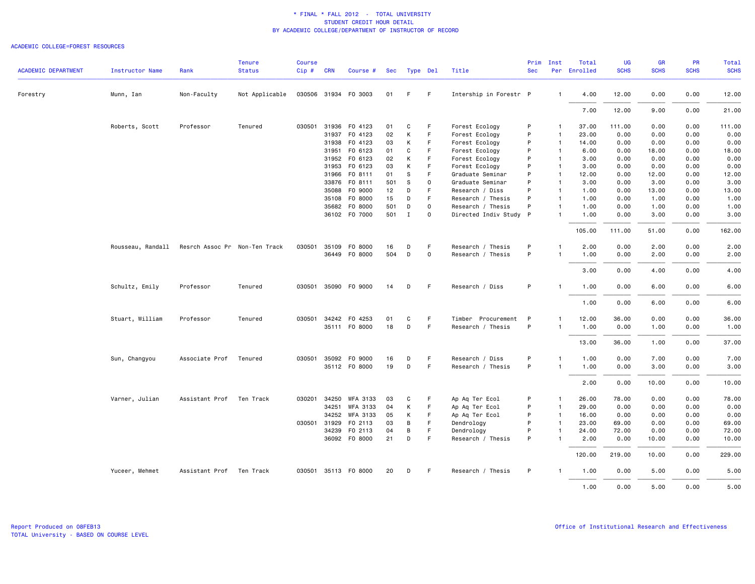\* FINAL \* FALL 2012 - TOTAL UNIVERSITY
STUDENT CREDIT HOUR DETAIL
BY ACADEMIC COLLEGE/DEPARTMENT OF INSTRUCTOR OF RECORD

ACADEMIC COLLEGE=FOREST RESOURCES

| ACADEMIC DEPARTMENT | Instructor Name | Rank | Tenure Status | Course Cip # | CRN | Course # | Sec | Type | Del | Title | Prim Sec | Inst Per | Total Enrolled | UG SCHS | GR SCHS | PR SCHS | Total SCHS |
|---|---|---|---|---|---|---|---|---|---|---|---|---|---|---|---|---|---|
| Forestry | Munn, Ian | Non-Faculty | Not Applicable | 030506 | 31934 | FO 3003 | 01 | F | F | Intership in Forestr | P | 1 | 4.00 | 12.00 | 0.00 | 0.00 | 12.00 |
| | | | | | | | | | | | | | 7.00 | 12.00 | 9.00 | 0.00 | 21.00 |
| | Roberts, Scott | Professor | Tenured | 030501 | 31936 | FO 4123 | 01 | C | F | Forest Ecology | P | 1 | 37.00 | 111.00 | 0.00 | 0.00 | 111.00 |
| | | | | | 31937 | FO 4123 | 02 | K | F | Forest Ecology | P | 1 | 23.00 | 0.00 | 0.00 | 0.00 | 0.00 |
| | | | | | 31938 | FO 4123 | 03 | K | F | Forest Ecology | P | 1 | 14.00 | 0.00 | 0.00 | 0.00 | 0.00 |
| | | | | | 31951 | FO 6123 | 01 | C | F | Forest Ecology | P | 1 | 6.00 | 0.00 | 18.00 | 0.00 | 18.00 |
| | | | | | 31952 | FO 6123 | 02 | K | F | Forest Ecology | P | 1 | 3.00 | 0.00 | 0.00 | 0.00 | 0.00 |
| | | | | | 31953 | FO 6123 | 03 | K | F | Forest Ecology | P | 1 | 3.00 | 0.00 | 0.00 | 0.00 | 0.00 |
| | | | | | 31966 | FO 8111 | 01 | S | F | Graduate Seminar | P | 1 | 12.00 | 0.00 | 12.00 | 0.00 | 12.00 |
| | | | | | 33876 | FO 8111 | 501 | S | O | Graduate Seminar | P | 1 | 3.00 | 0.00 | 3.00 | 0.00 | 3.00 |
| | | | | | 35088 | FO 9000 | 12 | D | F | Research / Diss | P | 1 | 1.00 | 0.00 | 13.00 | 0.00 | 13.00 |
| | | | | | 35108 | FO 8000 | 15 | D | F | Research / Thesis | P | 1 | 1.00 | 0.00 | 1.00 | 0.00 | 1.00 |
| | | | | | 35682 | FO 8000 | 501 | D | O | Research / Thesis | P | 1 | 1.00 | 0.00 | 1.00 | 0.00 | 1.00 |
| | | | | | 36102 | FO 7000 | 501 | I | O | Directed Indiv Study | P | 1 | 1.00 | 0.00 | 3.00 | 0.00 | 3.00 |
| | | | | | | | | | | | | | 105.00 | 111.00 | 51.00 | 0.00 | 162.00 |
| | Rousseau, Randall | Resrch Assoc Pr | Non-Ten Track | 030501 | 35109 | FO 8000 | 16 | D | F | Research / Thesis | P | 1 | 2.00 | 0.00 | 2.00 | 0.00 | 2.00 |
| | | | | | 36449 | FO 8000 | 504 | D | O | Research / Thesis | P | 1 | 1.00 | 0.00 | 2.00 | 0.00 | 2.00 |
| | | | | | | | | | | | | | 3.00 | 0.00 | 4.00 | 0.00 | 4.00 |
| | Schultz, Emily | Professor | Tenured | 030501 | 35090 | FO 9000 | 14 | D | F | Research / Diss | P | 1 | 1.00 | 0.00 | 6.00 | 0.00 | 6.00 |
| | | | | | | | | | | | | | 1.00 | 0.00 | 6.00 | 0.00 | 6.00 |
| | Stuart, William | Professor | Tenured | 030501 | 34242 | FO 4253 | 01 | C | F | Timber Procurement | P | 1 | 12.00 | 36.00 | 0.00 | 0.00 | 36.00 |
| | | | | | 35111 | FO 8000 | 18 | D | F | Research / Thesis | P | 1 | 1.00 | 0.00 | 1.00 | 0.00 | 1.00 |
| | | | | | | | | | | | | | 13.00 | 36.00 | 1.00 | 0.00 | 37.00 |
| | Sun, Changyou | Associate Prof | Tenured | 030501 | 35092 | FO 9000 | 16 | D | F | Research / Diss | P | 1 | 1.00 | 0.00 | 7.00 | 0.00 | 7.00 |
| | | | | | 35112 | FO 8000 | 19 | D | F | Research / Thesis | P | 1 | 1.00 | 0.00 | 3.00 | 0.00 | 3.00 |
| | | | | | | | | | | | | | 2.00 | 0.00 | 10.00 | 0.00 | 10.00 |
| | Varner, Julian | Assistant Prof | Ten Track | 030201 | 34250 | WFA 3133 | 03 | C | F | Ap Aq Ter Ecol | P | 1 | 26.00 | 78.00 | 0.00 | 0.00 | 78.00 |
| | | | | | 34251 | WFA 3133 | 04 | K | F | Ap Aq Ter Ecol | P | 1 | 29.00 | 0.00 | 0.00 | 0.00 | 0.00 |
| | | | | | 34252 | WFA 3133 | 05 | K | F | Ap Aq Ter Ecol | P | 1 | 16.00 | 0.00 | 0.00 | 0.00 | 0.00 |
| | | | | 030501 | 31929 | FO 2113 | 03 | B | F | Dendrology | P | 1 | 23.00 | 69.00 | 0.00 | 0.00 | 69.00 |
| | | | | | 34239 | FO 2113 | 04 | B | F | Dendrology | P | 1 | 24.00 | 72.00 | 0.00 | 0.00 | 72.00 |
| | | | | | 36092 | FO 8000 | 21 | D | F | Research / Thesis | P | 1 | 2.00 | 0.00 | 10.00 | 0.00 | 10.00 |
| | | | | | | | | | | | | | 120.00 | 219.00 | 10.00 | 0.00 | 229.00 |
| | Yuceer, Mehmet | Assistant Prof | Ten Track | 030501 | 35113 | FO 8000 | 20 | D | F | Research / Thesis | P | 1 | 1.00 | 0.00 | 5.00 | 0.00 | 5.00 |
| | | | | | | | | | | | | | 1.00 | 0.00 | 5.00 | 0.00 | 5.00 |

Report Produced on 08FEB13
TOTAL University - BASED ON COURSE LEVEL

Office of Institutional Research and Effectiveness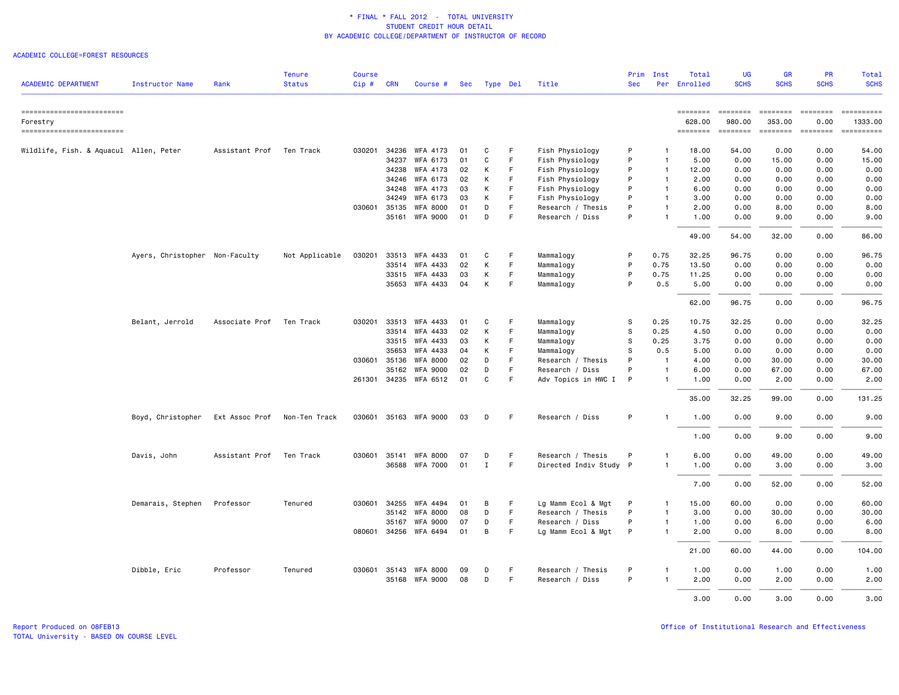# * FINAL * FALL 2012 - TOTAL UNIVERSITY
## STUDENT CREDIT HOUR DETAIL
## BY ACADEMIC COLLEGE/DEPARTMENT OF INSTRUCTOR OF RECORD

ACADEMIC COLLEGE=FOREST RESOURCES

| ACADEMIC DEPARTMENT | Instructor Name | Rank | Tenure Status | Course Cip # | CRN | Course # | Sec | Type | Del | Title | Prim Sec | Inst Per | Total Enrolled | UG SCHS | GR SCHS | PR SCHS | Total SCHS |
|---|---|---|---|---|---|---|---|---|---|---|---|---|---|---|---|---|---|
| Forestry | | | | | | | | | | | | | 628.00 | 980.00 | 353.00 | 0.00 | 1333.00 |
| Wildlife, Fish. & Aquacul | Allen, Peter | Assistant Prof | Ten Track | 030201 | 34236 | WFA 4173 | 01 | C | F | Fish Physiology | P | 1 | 18.00 | 54.00 | 0.00 | 0.00 | 54.00 |
| | | | | | 34237 | WFA 6173 | 01 | C | F | Fish Physiology | P | 1 | 5.00 | 0.00 | 15.00 | 0.00 | 15.00 |
| | | | | | 34238 | WFA 4173 | 02 | K | F | Fish Physiology | P | 1 | 12.00 | 0.00 | 0.00 | 0.00 | 0.00 |
| | | | | | 34246 | WFA 6173 | 02 | K | F | Fish Physiology | P | 1 | 2.00 | 0.00 | 0.00 | 0.00 | 0.00 |
| | | | | | 34248 | WFA 4173 | 03 | K | F | Fish Physiology | P | 1 | 6.00 | 0.00 | 0.00 | 0.00 | 0.00 |
| | | | | | 34249 | WFA 6173 | 03 | K | F | Fish Physiology | P | 1 | 3.00 | 0.00 | 0.00 | 0.00 | 0.00 |
| | | | | 030601 | 35135 | WFA 8000 | 01 | D | F | Research / Thesis | P | 1 | 2.00 | 0.00 | 8.00 | 0.00 | 8.00 |
| | | | | | 35161 | WFA 9000 | 01 | D | F | Research / Diss | P | 1 | 1.00 | 0.00 | 9.00 | 0.00 | 9.00 |
| | | | | | | | | | | | | | 49.00 | 54.00 | 32.00 | 0.00 | 86.00 |
| | Ayers, Christopher | Non-Faculty | Not Applicable | 030201 | 33513 | WFA 4433 | 01 | C | F | Mammalogy | P | 0.75 | 32.25 | 96.75 | 0.00 | 0.00 | 96.75 |
| | | | | | 33514 | WFA 4433 | 02 | K | F | Mammalogy | P | 0.75 | 13.50 | 0.00 | 0.00 | 0.00 | 0.00 |
| | | | | | 33515 | WFA 4433 | 03 | K | F | Mammalogy | P | 0.75 | 11.25 | 0.00 | 0.00 | 0.00 | 0.00 |
| | | | | | 35653 | WFA 4433 | 04 | K | F | Mammalogy | P | 0.5 | 5.00 | 0.00 | 0.00 | 0.00 | 0.00 |
| | | | | | | | | | | | | | 62.00 | 96.75 | 0.00 | 0.00 | 96.75 |
| | Belant, Jerrold | Associate Prof | Ten Track | 030201 | 33513 | WFA 4433 | 01 | C | F | Mammalogy | S | 0.25 | 10.75 | 32.25 | 0.00 | 0.00 | 32.25 |
| | | | | | 33514 | WFA 4433 | 02 | K | F | Mammalogy | S | 0.25 | 4.50 | 0.00 | 0.00 | 0.00 | 0.00 |
| | | | | | 33515 | WFA 4433 | 03 | K | F | Mammalogy | S | 0.25 | 3.75 | 0.00 | 0.00 | 0.00 | 0.00 |
| | | | | | 35653 | WFA 4433 | 04 | K | F | Mammalogy | S | 0.5 | 5.00 | 0.00 | 0.00 | 0.00 | 0.00 |
| | | | | 030601 | 35136 | WFA 8000 | 02 | D | F | Research / Thesis | P | 1 | 4.00 | 0.00 | 30.00 | 0.00 | 30.00 |
| | | | | | 35162 | WFA 9000 | 02 | D | F | Research / Diss | P | 1 | 6.00 | 0.00 | 67.00 | 0.00 | 67.00 |
| | | | | 261301 | 34235 | WFA 6512 | 01 | C | F | Adv Topics in HWC I | P | 1 | 1.00 | 0.00 | 2.00 | 0.00 | 2.00 |
| | | | | | | | | | | | | | 35.00 | 32.25 | 99.00 | 0.00 | 131.25 |
| | Boyd, Christopher | Ext Assoc Prof | Non-Ten Track | 030601 | 35163 | WFA 9000 | 03 | D | F | Research / Diss | P | 1 | 1.00 | 0.00 | 9.00 | 0.00 | 9.00 |
| | | | | | | | | | | | | | 1.00 | 0.00 | 9.00 | 0.00 | 9.00 |
| | Davis, John | Assistant Prof | Ten Track | 030601 | 35141 | WFA 8000 | 07 | D | F | Research / Thesis | P | 1 | 6.00 | 0.00 | 49.00 | 0.00 | 49.00 |
| | | | | | 36588 | WFA 7000 | 01 | I | F | Directed Indiv Study | P | 1 | 1.00 | 0.00 | 3.00 | 0.00 | 3.00 |
| | | | | | | | | | | | | | 7.00 | 0.00 | 52.00 | 0.00 | 52.00 |
| | Demarais, Stephen | Professor | Tenured | 030601 | 34255 | WFA 4494 | 01 | B | F | Lg Mamm Ecol & Mgt | P | 1 | 15.00 | 60.00 | 0.00 | 0.00 | 60.00 |
| | | | | | 35142 | WFA 8000 | 08 | D | F | Research / Thesis | P | 1 | 3.00 | 0.00 | 30.00 | 0.00 | 30.00 |
| | | | | | 35167 | WFA 9000 | 07 | D | F | Research / Diss | P | 1 | 1.00 | 0.00 | 6.00 | 0.00 | 6.00 |
| | | | | 080601 | 34256 | WFA 6494 | 01 | B | F | Lg Mamm Ecol & Mgt | P | 1 | 2.00 | 0.00 | 8.00 | 0.00 | 8.00 |
| | | | | | | | | | | | | | 21.00 | 60.00 | 44.00 | 0.00 | 104.00 |
| | Dibble, Eric | Professor | Tenured | 030601 | 35143 | WFA 8000 | 09 | D | F | Research / Thesis | P | 1 | 1.00 | 0.00 | 1.00 | 0.00 | 1.00 |
| | | | | | 35168 | WFA 9000 | 08 | D | F | Research / Diss | P | 1 | 2.00 | 0.00 | 2.00 | 0.00 | 2.00 |
| | | | | | | | | | | | | | 3.00 | 0.00 | 3.00 | 0.00 | 3.00 |

Report Produced on 08FEB13
TOTAL University - BASED ON COURSE LEVEL

Office of Institutional Research and Effectiveness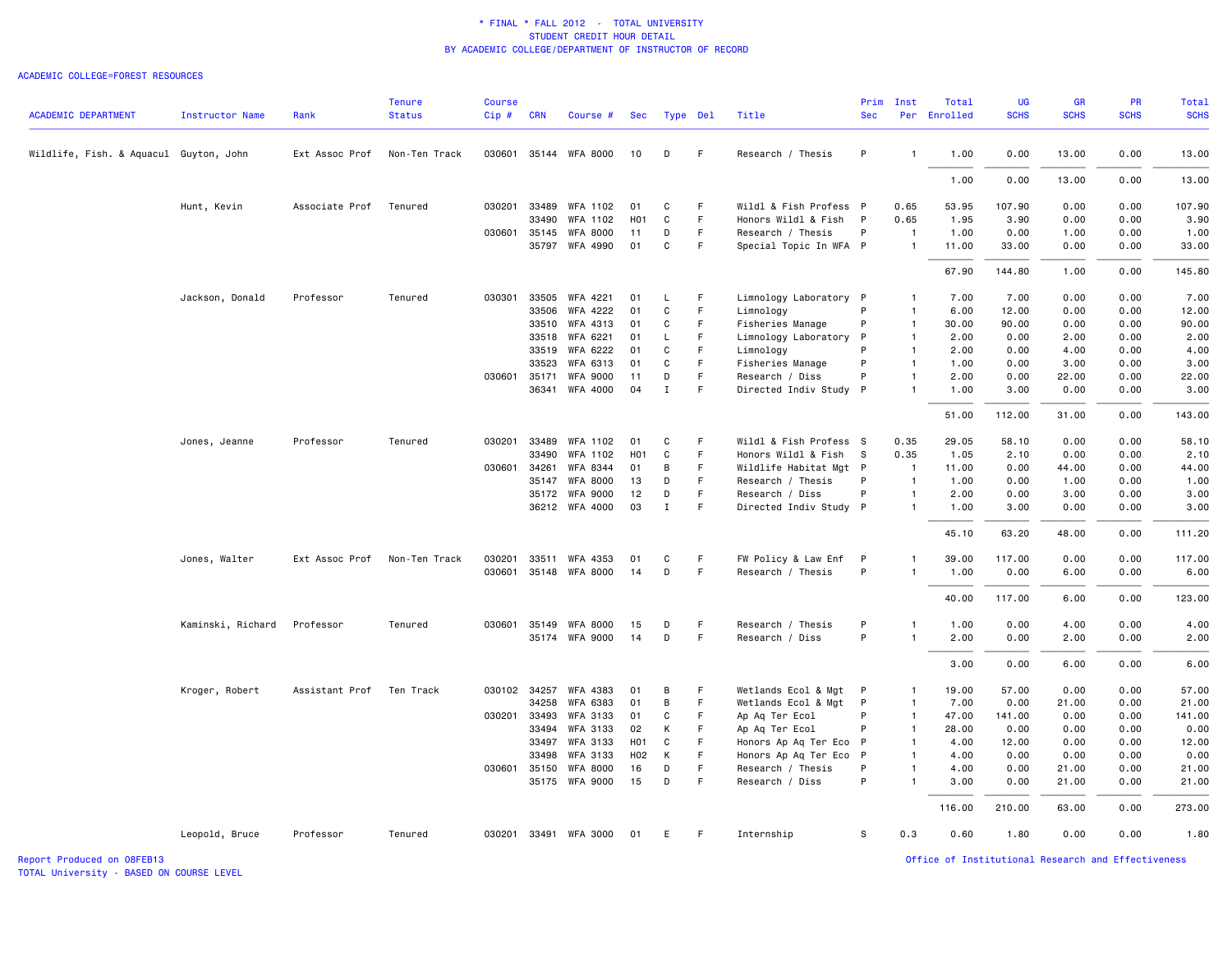# * FINAL * FALL 2012 - TOTAL UNIVERSITY
## STUDENT CREDIT HOUR DETAIL
## BY ACADEMIC COLLEGE/DEPARTMENT OF INSTRUCTOR OF RECORD

ACADEMIC COLLEGE=FOREST RESOURCES

| ACADEMIC DEPARTMENT | Instructor Name | Rank | Tenure Status | Course Cip # | CRN | Course # | Sec | Type | Del | Title | Prim Sec | Inst Per | Total Enrolled | UG SCHS | GR SCHS | PR SCHS | Total SCHS |
|---|---|---|---|---|---|---|---|---|---|---|---|---|---|---|---|---|---|
| Wildlife, Fish. & Aquacul | Guyton, John | Ext Assoc Prof | Non-Ten Track | 030601 | 35144 | WFA 8000 | 10 | D | F | Research / Thesis | P | 1 | 1.00 | 0.00 | 13.00 | 0.00 | 13.00 |
| | | | | | | | | | | | | | 1.00 | 0.00 | 13.00 | 0.00 | 13.00 |
| | Hunt, Kevin | Associate Prof | Tenured | 030201 | 33489 | WFA 1102 | 01 | C | F | Wildl & Fish Profess | P | 0.65 | 53.95 | 107.90 | 0.00 | 0.00 | 107.90 |
| | | | | | 33490 | WFA 1102 | H01 | C | F | Honors Wildl & Fish | P | 0.65 | 1.95 | 3.90 | 0.00 | 0.00 | 3.90 |
| | | | | 030601 | 35145 | WFA 8000 | 11 | D | F | Research / Thesis | P | 1 | 1.00 | 0.00 | 1.00 | 0.00 | 1.00 |
| | | | | | 35797 | WFA 4990 | 01 | C | F | Special Topic In WFA | P | 1 | 11.00 | 33.00 | 0.00 | 0.00 | 33.00 |
| | | | | | | | | | | | | | 67.90 | 144.80 | 1.00 | 0.00 | 145.80 |
| | Jackson, Donald | Professor | Tenured | 030301 | 33505 | WFA 4221 | 01 | L | F | Limnology Laboratory | P | 1 | 7.00 | 7.00 | 0.00 | 0.00 | 7.00 |
| | | | | | 33506 | WFA 4222 | 01 | C | F | Limnology | P | 1 | 6.00 | 12.00 | 0.00 | 0.00 | 12.00 |
| | | | | | 33510 | WFA 4313 | 01 | C | F | Fisheries Manage | P | 1 | 30.00 | 90.00 | 0.00 | 0.00 | 90.00 |
| | | | | | 33518 | WFA 6221 | 01 | L | F | Limnology Laboratory | P | 1 | 2.00 | 0.00 | 2.00 | 0.00 | 2.00 |
| | | | | | 33519 | WFA 6222 | 01 | C | F | Limnology | P | 1 | 2.00 | 0.00 | 4.00 | 0.00 | 4.00 |
| | | | | | 33523 | WFA 6313 | 01 | C | F | Fisheries Manage | P | 1 | 1.00 | 0.00 | 3.00 | 0.00 | 3.00 |
| | | | | 030601 | 35171 | WFA 9000 | 11 | D | F | Research / Diss | P | 1 | 2.00 | 0.00 | 22.00 | 0.00 | 22.00 |
| | | | | | 36341 | WFA 4000 | 04 | I | F | Directed Indiv Study | P | 1 | 1.00 | 3.00 | 0.00 | 0.00 | 3.00 |
| | | | | | | | | | | | | | 51.00 | 112.00 | 31.00 | 0.00 | 143.00 |
| | Jones, Jeanne | Professor | Tenured | 030201 | 33489 | WFA 1102 | 01 | C | F | Wildl & Fish Profess | S | 0.35 | 29.05 | 58.10 | 0.00 | 0.00 | 58.10 |
| | | | | | 33490 | WFA 1102 | H01 | C | F | Honors Wildl & Fish | S | 0.35 | 1.05 | 2.10 | 0.00 | 0.00 | 2.10 |
| | | | | 030601 | 34261 | WFA 8344 | 01 | B | F | Wildlife Habitat Mgt | P | 1 | 11.00 | 0.00 | 44.00 | 0.00 | 44.00 |
| | | | | | 35147 | WFA 8000 | 13 | D | F | Research / Thesis | P | 1 | 1.00 | 0.00 | 1.00 | 0.00 | 1.00 |
| | | | | | 35172 | WFA 9000 | 12 | D | F | Research / Diss | P | 1 | 2.00 | 0.00 | 3.00 | 0.00 | 3.00 |
| | | | | | 36212 | WFA 4000 | 03 | I | F | Directed Indiv Study | P | 1 | 1.00 | 3.00 | 0.00 | 0.00 | 3.00 |
| | | | | | | | | | | | | | 45.10 | 63.20 | 48.00 | 0.00 | 111.20 |
| | Jones, Walter | Ext Assoc Prof | Non-Ten Track | 030201 | 33511 | WFA 4353 | 01 | C | F | FW Policy & Law Enf | P | 1 | 39.00 | 117.00 | 0.00 | 0.00 | 117.00 |
| | | | | 030601 | 35148 | WFA 8000 | 14 | D | F | Research / Thesis | P | 1 | 1.00 | 0.00 | 6.00 | 0.00 | 6.00 |
| | | | | | | | | | | | | | 40.00 | 117.00 | 6.00 | 0.00 | 123.00 |
| | Kaminski, Richard | Professor | Tenured | 030601 | 35149 | WFA 8000 | 15 | D | F | Research / Thesis | P | 1 | 1.00 | 0.00 | 4.00 | 0.00 | 4.00 |
| | | | | | 35174 | WFA 9000 | 14 | D | F | Research / Diss | P | 1 | 2.00 | 0.00 | 2.00 | 0.00 | 2.00 |
| | | | | | | | | | | | | | 3.00 | 0.00 | 6.00 | 0.00 | 6.00 |
| | Kroger, Robert | Assistant Prof | Ten Track | 030102 | 34257 | WFA 4383 | 01 | B | F | Wetlands Ecol & Mgt | P | 1 | 19.00 | 57.00 | 0.00 | 0.00 | 57.00 |
| | | | | | 34258 | WFA 6383 | 01 | B | F | Wetlands Ecol & Mgt | P | 1 | 7.00 | 0.00 | 21.00 | 0.00 | 21.00 |
| | | | | 030201 | 33493 | WFA 3133 | 01 | C | F | Ap Aq Ter Ecol | P | 1 | 47.00 | 141.00 | 0.00 | 0.00 | 141.00 |
| | | | | | 33494 | WFA 3133 | 02 | K | F | Ap Aq Ter Ecol | P | 1 | 28.00 | 0.00 | 0.00 | 0.00 | 0.00 |
| | | | | | 33497 | WFA 3133 | H01 | C | F | Honors Ap Aq Ter Eco | P | 1 | 4.00 | 12.00 | 0.00 | 0.00 | 12.00 |
| | | | | | 33498 | WFA 3133 | H02 | K | F | Honors Ap Aq Ter Eco | P | 1 | 4.00 | 0.00 | 0.00 | 0.00 | 0.00 |
| | | | | 030601 | 35150 | WFA 8000 | 16 | D | F | Research / Thesis | P | 1 | 4.00 | 0.00 | 21.00 | 0.00 | 21.00 |
| | | | | | 35175 | WFA 9000 | 15 | D | F | Research / Diss | P | 1 | 3.00 | 0.00 | 21.00 | 0.00 | 21.00 |
| | | | | | | | | | | | | | 116.00 | 210.00 | 63.00 | 0.00 | 273.00 |
| | Leopold, Bruce | Professor | Tenured | 030201 | 33491 | WFA 3000 | 01 | E | F | Internship | S | 0.3 | 0.60 | 1.80 | 0.00 | 0.00 | 1.80 |

Report Produced on 08FEB13
TOTAL University - BASED ON COURSE LEVEL

Office of Institutional Research and Effectiveness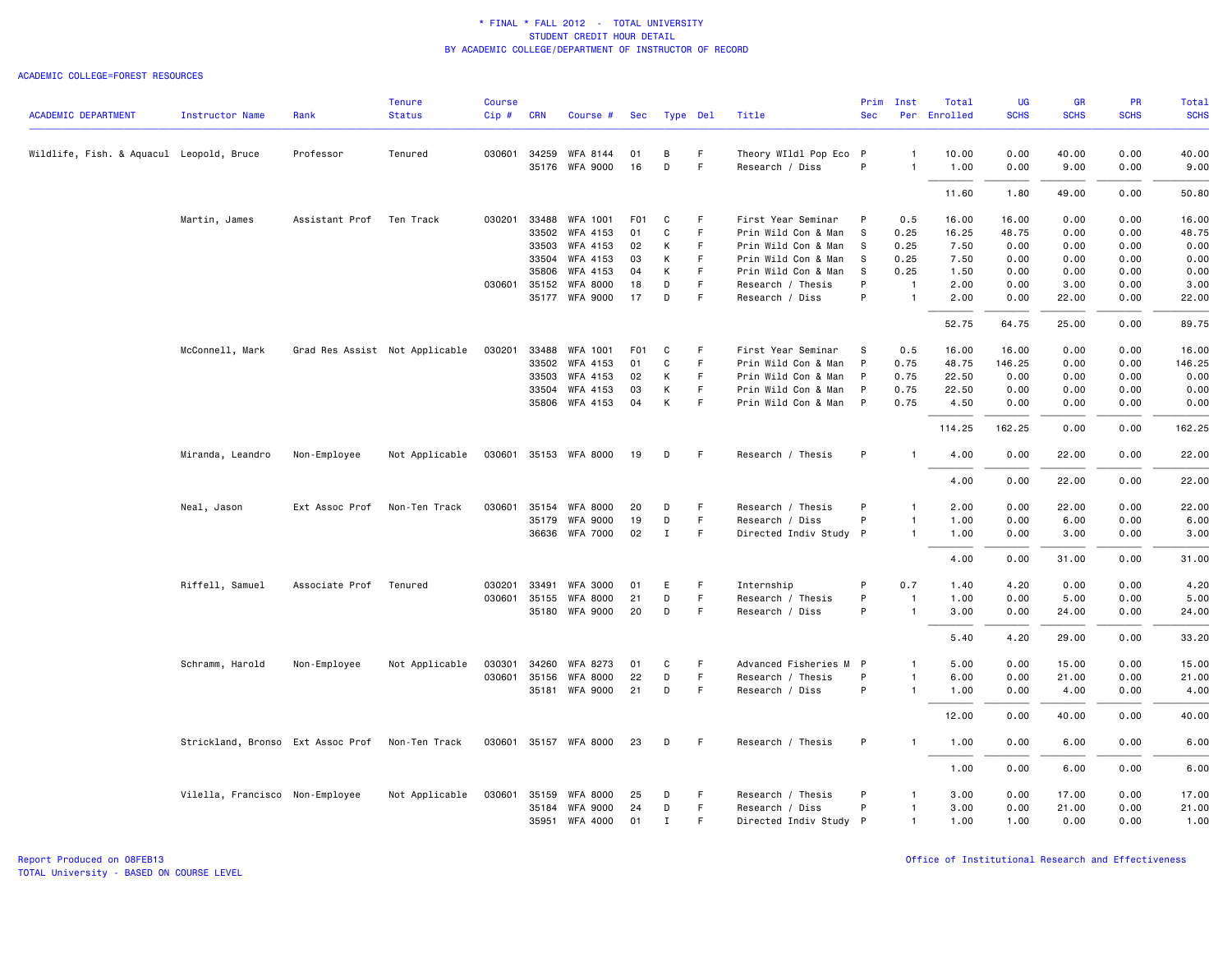# * FINAL * FALL 2012 - TOTAL UNIVERSITY
## STUDENT CREDIT HOUR DETAIL
## BY ACADEMIC COLLEGE/DEPARTMENT OF INSTRUCTOR OF RECORD

ACADEMIC COLLEGE=FOREST RESOURCES

| ACADEMIC DEPARTMENT | Instructor Name | Rank | Tenure Status | Course Cip # | CRN | Course # | Sec | Type | Del | Title | Prim Sec | Inst Per | Total Enrolled | UG SCHS | GR SCHS | PR SCHS | Total SCHS |
|---|---|---|---|---|---|---|---|---|---|---|---|---|---|---|---|---|---|
| Wildlife, Fish. & Aquacul | Leopold, Bruce | Professor | Tenured | 030601 | 34259 | WFA 8144 | 01 | B | F | Theory WIldl Pop Eco | P | 1 | 10.00 | 0.00 | 40.00 | 0.00 | 40.00 |
| | | | | | 35176 | WFA 9000 | 16 | D | F | Research / Diss | P | 1 | 1.00 | 0.00 | 9.00 | 0.00 | 9.00 |
| | | | | | | | | | | | | | 11.60 | 1.80 | 49.00 | 0.00 | 50.80 |
| | Martin, James | Assistant Prof | Ten Track | 030201 | 33488 | WFA 1001 | F01 | C | F | First Year Seminar | P | 0.5 | 16.00 | 16.00 | 0.00 | 0.00 | 16.00 |
| | | | | | 33502 | WFA 4153 | 01 | C | F | Prin Wild Con & Man | S | 0.25 | 16.25 | 48.75 | 0.00 | 0.00 | 48.75 |
| | | | | | 33503 | WFA 4153 | 02 | K | F | Prin Wild Con & Man | S | 0.25 | 7.50 | 0.00 | 0.00 | 0.00 | 0.00 |
| | | | | | 33504 | WFA 4153 | 03 | K | F | Prin Wild Con & Man | S | 0.25 | 7.50 | 0.00 | 0.00 | 0.00 | 0.00 |
| | | | | | 35806 | WFA 4153 | 04 | K | F | Prin Wild Con & Man | S | 0.25 | 1.50 | 0.00 | 0.00 | 0.00 | 0.00 |
| | | | | 030601 | 35152 | WFA 8000 | 18 | D | F | Research / Thesis | P | 1 | 2.00 | 0.00 | 3.00 | 0.00 | 3.00 |
| | | | | | 35177 | WFA 9000 | 17 | D | F | Research / Diss | P | 1 | 2.00 | 0.00 | 22.00 | 0.00 | 22.00 |
| | | | | | | | | | | | | | 52.75 | 64.75 | 25.00 | 0.00 | 89.75 |
| | McConnell, Mark | Grad Res Assist | Not Applicable | 030201 | 33488 | WFA 1001 | F01 | C | F | First Year Seminar | S | 0.5 | 16.00 | 16.00 | 0.00 | 0.00 | 16.00 |
| | | | | | 33502 | WFA 4153 | 01 | C | F | Prin Wild Con & Man | P | 0.75 | 48.75 | 146.25 | 0.00 | 0.00 | 146.25 |
| | | | | | 33503 | WFA 4153 | 02 | K | F | Prin Wild Con & Man | P | 0.75 | 22.50 | 0.00 | 0.00 | 0.00 | 0.00 |
| | | | | | 33504 | WFA 4153 | 03 | K | F | Prin Wild Con & Man | P | 0.75 | 22.50 | 0.00 | 0.00 | 0.00 | 0.00 |
| | | | | | 35806 | WFA 4153 | 04 | K | F | Prin Wild Con & Man | P | 0.75 | 4.50 | 0.00 | 0.00 | 0.00 | 0.00 |
| | | | | | | | | | | | | | 114.25 | 162.25 | 0.00 | 0.00 | 162.25 |
| | Miranda, Leandro | Non-Employee | Not Applicable | 030601 | 35153 | WFA 8000 | 19 | D | F | Research / Thesis | P | 1 | 4.00 | 0.00 | 22.00 | 0.00 | 22.00 |
| | | | | | | | | | | | | | 4.00 | 0.00 | 22.00 | 0.00 | 22.00 |
| | Neal, Jason | Ext Assoc Prof | Non-Ten Track | 030601 | 35154 | WFA 8000 | 20 | D | F | Research / Thesis | P | 1 | 2.00 | 0.00 | 22.00 | 0.00 | 22.00 |
| | | | | | 35179 | WFA 9000 | 19 | D | F | Research / Diss | P | 1 | 1.00 | 0.00 | 6.00 | 0.00 | 6.00 |
| | | | | | 36636 | WFA 7000 | 02 | I | F | Directed Indiv Study | P | 1 | 1.00 | 0.00 | 3.00 | 0.00 | 3.00 |
| | | | | | | | | | | | | | 4.00 | 0.00 | 31.00 | 0.00 | 31.00 |
| | Riffell, Samuel | Associate Prof | Tenured | 030201 | 33491 | WFA 3000 | 01 | E | F | Internship | P | 0.7 | 1.40 | 4.20 | 0.00 | 0.00 | 4.20 |
| | | | | 030601 | 35155 | WFA 8000 | 21 | D | F | Research / Thesis | P | 1 | 1.00 | 0.00 | 5.00 | 0.00 | 5.00 |
| | | | | | 35180 | WFA 9000 | 20 | D | F | Research / Diss | P | 1 | 3.00 | 0.00 | 24.00 | 0.00 | 24.00 |
| | | | | | | | | | | | | | 5.40 | 4.20 | 29.00 | 0.00 | 33.20 |
| | Schramm, Harold | Non-Employee | Not Applicable | 030301 | 34260 | WFA 8273 | 01 | C | F | Advanced Fisheries M | P | 1 | 5.00 | 0.00 | 15.00 | 0.00 | 15.00 |
| | | | | 030601 | 35156 | WFA 8000 | 22 | D | F | Research / Thesis | P | 1 | 6.00 | 0.00 | 21.00 | 0.00 | 21.00 |
| | | | | | 35181 | WFA 9000 | 21 | D | F | Research / Diss | P | 1 | 1.00 | 0.00 | 4.00 | 0.00 | 4.00 |
| | | | | | | | | | | | | | 12.00 | 0.00 | 40.00 | 0.00 | 40.00 |
| | Strickland, Bronso | Ext Assoc Prof | Non-Ten Track | 030601 | 35157 | WFA 8000 | 23 | D | F | Research / Thesis | P | 1 | 1.00 | 0.00 | 6.00 | 0.00 | 6.00 |
| | | | | | | | | | | | | | 1.00 | 0.00 | 6.00 | 0.00 | 6.00 |
| | Vilella, Francisco | Non-Employee | Not Applicable | 030601 | 35159 | WFA 8000 | 25 | D | F | Research / Thesis | P | 1 | 3.00 | 0.00 | 17.00 | 0.00 | 17.00 |
| | | | | | 35184 | WFA 9000 | 24 | D | F | Research / Diss | P | 1 | 3.00 | 0.00 | 21.00 | 0.00 | 21.00 |
| | | | | | 35951 | WFA 4000 | 01 | I | F | Directed Indiv Study | P | 1 | 1.00 | 1.00 | 0.00 | 0.00 | 1.00 |

Report Produced on 08FEB13
TOTAL University - BASED ON COURSE LEVEL

Office of Institutional Research and Effectiveness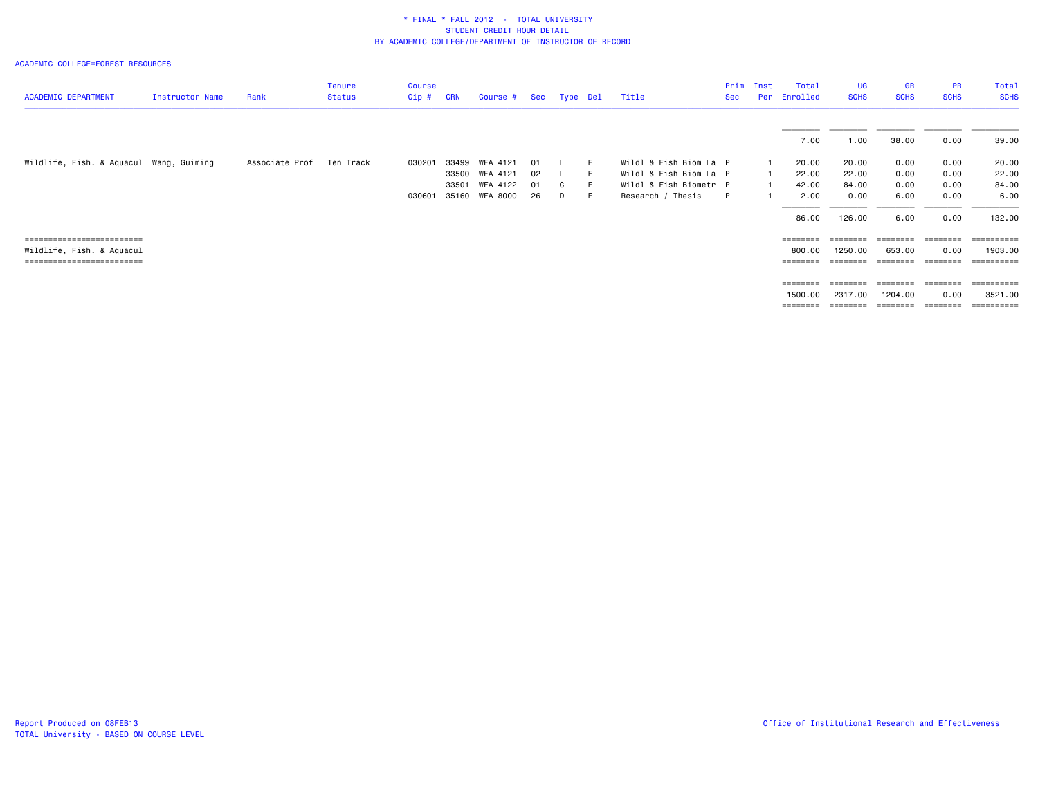# * FINAL * FALL 2012 - TOTAL UNIVERSITY
## STUDENT CREDIT HOUR DETAIL
## BY ACADEMIC COLLEGE/DEPARTMENT OF INSTRUCTOR OF RECORD

ACADEMIC COLLEGE=FOREST RESOURCES

| ACADEMIC DEPARTMENT | Instructor Name | Rank | Tenure Status | Course Cip # | CRN | Course # | Sec | Type | Del | Title | Prim Sec | Inst Per | Total Enrolled | UG SCHS | GR SCHS | PR SCHS | Total SCHS |
|---|---|---|---|---|---|---|---|---|---|---|---|---|---|---|---|---|---|
| | | | | | | | | | | | | | 7.00 | 1.00 | 38.00 | 0.00 | 39.00 |
| Wildlife, Fish. & Aquacul | Wang, Guiming | Associate Prof | Ten Track | 030201 | 33499 | WFA 4121 | 01 | L | F | Wildl & Fish Biom La | P | 1 | 20.00 | 20.00 | 0.00 | 0.00 | 20.00 |
| | | | | | 33500 | WFA 4121 | 02 | L | F | Wildl & Fish Biom La | P | 1 | 22.00 | 22.00 | 0.00 | 0.00 | 22.00 |
| | | | | | 33501 | WFA 4122 | 01 | C | F | Wildl & Fish Biometr | P | 1 | 42.00 | 84.00 | 0.00 | 0.00 | 84.00 |
| | | | | 030601 | 35160 | WFA 8000 | 26 | D | F | Research / Thesis | P | 1 | 2.00 | 0.00 | 6.00 | 0.00 | 6.00 |
| | | | | | | | | | | | | | 86.00 | 126.00 | 6.00 | 0.00 | 132.00 |
| Wildlife, Fish. & Aquacul | | | | | | | | | | | | | 800.00 | 1250.00 | 653.00 | 0.00 | 1903.00 |
| | | | | | | | | | | | | | 1500.00 | 2317.00 | 1204.00 | 0.00 | 3521.00 |

Report Produced on 08FEB13
TOTAL University - BASED ON COURSE LEVEL

Office of Institutional Research and Effectiveness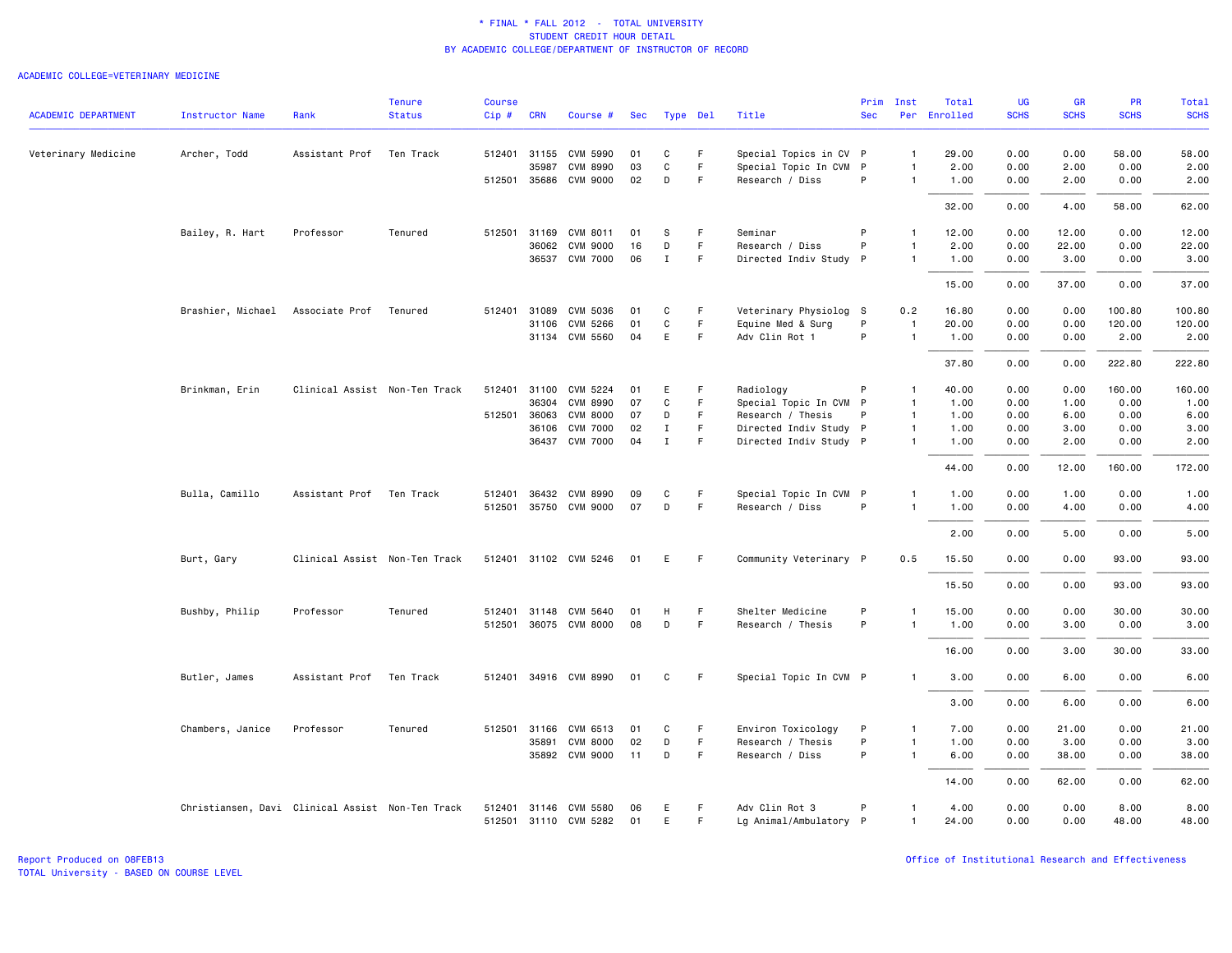# * FINAL * FALL 2012 - TOTAL UNIVERSITY
## STUDENT CREDIT HOUR DETAIL
## BY ACADEMIC COLLEGE/DEPARTMENT OF INSTRUCTOR OF RECORD

ACADEMIC COLLEGE=VETERINARY MEDICINE

| ACADEMIC DEPARTMENT | Instructor Name | Rank | Tenure Status | Course Cip # | CRN | Course # | Sec | Type | Del | Title | Prim Sec | Inst Per | Total Enrolled | UG SCHS | GR SCHS | PR SCHS | Total SCHS |
|---|---|---|---|---|---|---|---|---|---|---|---|---|---|---|---|---|---|
| Veterinary Medicine | Archer, Todd | Assistant Prof | Ten Track | 512401 | 31155 | CVM 5990 | 01 | C | F | Special Topics in CV | P | 1 | 29.00 | 0.00 | 0.00 | 58.00 | 58.00 |
| | | | | | 35987 | CVM 8990 | 03 | C | F | Special Topic In CVM | P | 1 | 2.00 | 0.00 | 2.00 | 0.00 | 2.00 |
| | | | | 512501 | 35686 | CVM 9000 | 02 | D | F | Research / Diss | P | 1 | 1.00 | 0.00 | 2.00 | 0.00 | 2.00 |
| | | | | | | | | | | | | | 32.00 | 0.00 | 4.00 | 58.00 | 62.00 |
| | Bailey, R. Hart | Professor | Tenured | 512501 | 31169 | CVM 8011 | 01 | S | F | Seminar | P | 1 | 12.00 | 0.00 | 12.00 | 0.00 | 12.00 |
| | | | | | 36062 | CVM 9000 | 16 | D | F | Research / Diss | P | 1 | 2.00 | 0.00 | 22.00 | 0.00 | 22.00 |
| | | | | | 36537 | CVM 7000 | 06 | I | F | Directed Indiv Study | P | 1 | 1.00 | 0.00 | 3.00 | 0.00 | 3.00 |
| | | | | | | | | | | | | | 15.00 | 0.00 | 37.00 | 0.00 | 37.00 |
| | Brashier, Michael | Associate Prof | Tenured | 512401 | 31089 | CVM 5036 | 01 | C | F | Veterinary Physiolog | S | 0.2 | 16.80 | 0.00 | 0.00 | 100.80 | 100.80 |
| | | | | | 31106 | CVM 5266 | 01 | C | F | Equine Med & Surg | P | 1 | 20.00 | 0.00 | 0.00 | 120.00 | 120.00 |
| | | | | | 31134 | CVM 5560 | 04 | E | F | Adv Clin Rot 1 | P | 1 | 1.00 | 0.00 | 0.00 | 2.00 | 2.00 |
| | | | | | | | | | | | | | 37.80 | 0.00 | 0.00 | 222.80 | 222.80 |
| | Brinkman, Erin | Clinical Assist | Non-Ten Track | 512401 | 31100 | CVM 5224 | 01 | E | F | Radiology | P | 1 | 40.00 | 0.00 | 0.00 | 160.00 | 160.00 |
| | | | | | 36304 | CVM 8990 | 07 | C | F | Special Topic In CVM | P | 1 | 1.00 | 0.00 | 1.00 | 0.00 | 1.00 |
| | | | | 512501 | 36063 | CVM 8000 | 07 | D | F | Research / Thesis | P | 1 | 1.00 | 0.00 | 6.00 | 0.00 | 6.00 |
| | | | | | 36106 | CVM 7000 | 02 | I | F | Directed Indiv Study | P | 1 | 1.00 | 0.00 | 3.00 | 0.00 | 3.00 |
| | | | | | 36437 | CVM 7000 | 04 | I | F | Directed Indiv Study | P | 1 | 1.00 | 0.00 | 2.00 | 0.00 | 2.00 |
| | | | | | | | | | | | | | 44.00 | 0.00 | 12.00 | 160.00 | 172.00 |
| | Bulla, Camillo | Assistant Prof | Ten Track | 512401 | 36432 | CVM 8990 | 09 | C | F | Special Topic In CVM | P | 1 | 1.00 | 0.00 | 1.00 | 0.00 | 1.00 |
| | | | | 512501 | 35750 | CVM 9000 | 07 | D | F | Research / Diss | P | 1 | 1.00 | 0.00 | 4.00 | 0.00 | 4.00 |
| | | | | | | | | | | | | | 2.00 | 0.00 | 5.00 | 0.00 | 5.00 |
| | Burt, Gary | Clinical Assist | Non-Ten Track | 512401 | 31102 | CVM 5246 | 01 | E | F | Community Veterinary | P | 0.5 | 15.50 | 0.00 | 0.00 | 93.00 | 93.00 |
| | | | | | | | | | | | | | 15.50 | 0.00 | 0.00 | 93.00 | 93.00 |
| | Bushby, Philip | Professor | Tenured | 512401 | 31148 | CVM 5640 | 01 | H | F | Shelter Medicine | P | 1 | 15.00 | 0.00 | 0.00 | 30.00 | 30.00 |
| | | | | 512501 | 36075 | CVM 8000 | 08 | D | F | Research / Thesis | P | 1 | 1.00 | 0.00 | 3.00 | 0.00 | 3.00 |
| | | | | | | | | | | | | | 16.00 | 0.00 | 3.00 | 30.00 | 33.00 |
| | Butler, James | Assistant Prof | Ten Track | 512401 | 34916 | CVM 8990 | 01 | C | F | Special Topic In CVM | P | 1 | 3.00 | 0.00 | 6.00 | 0.00 | 6.00 |
| | | | | | | | | | | | | | 3.00 | 0.00 | 6.00 | 0.00 | 6.00 |
| | Chambers, Janice | Professor | Tenured | 512501 | 31166 | CVM 6513 | 01 | C | F | Environ Toxicology | P | 1 | 7.00 | 0.00 | 21.00 | 0.00 | 21.00 |
| | | | | | 35891 | CVM 8000 | 02 | D | F | Research / Thesis | P | 1 | 1.00 | 0.00 | 3.00 | 0.00 | 3.00 |
| | | | | | 35892 | CVM 9000 | 11 | D | F | Research / Diss | P | 1 | 6.00 | 0.00 | 38.00 | 0.00 | 38.00 |
| | | | | | | | | | | | | | 14.00 | 0.00 | 62.00 | 0.00 | 62.00 |
| | Christiansen, Davi | Clinical Assist | Non-Ten Track | 512401 | 31146 | CVM 5580 | 06 | E | F | Adv Clin Rot 3 | P | 1 | 4.00 | 0.00 | 0.00 | 8.00 | 8.00 |
| | | | | 512501 | 31110 | CVM 5282 | 01 | E | F | Lg Animal/Ambulatory | P | 1 | 24.00 | 0.00 | 0.00 | 48.00 | 48.00 |

Report Produced on 08FEB13
TOTAL University - BASED ON COURSE LEVEL

Office of Institutional Research and Effectiveness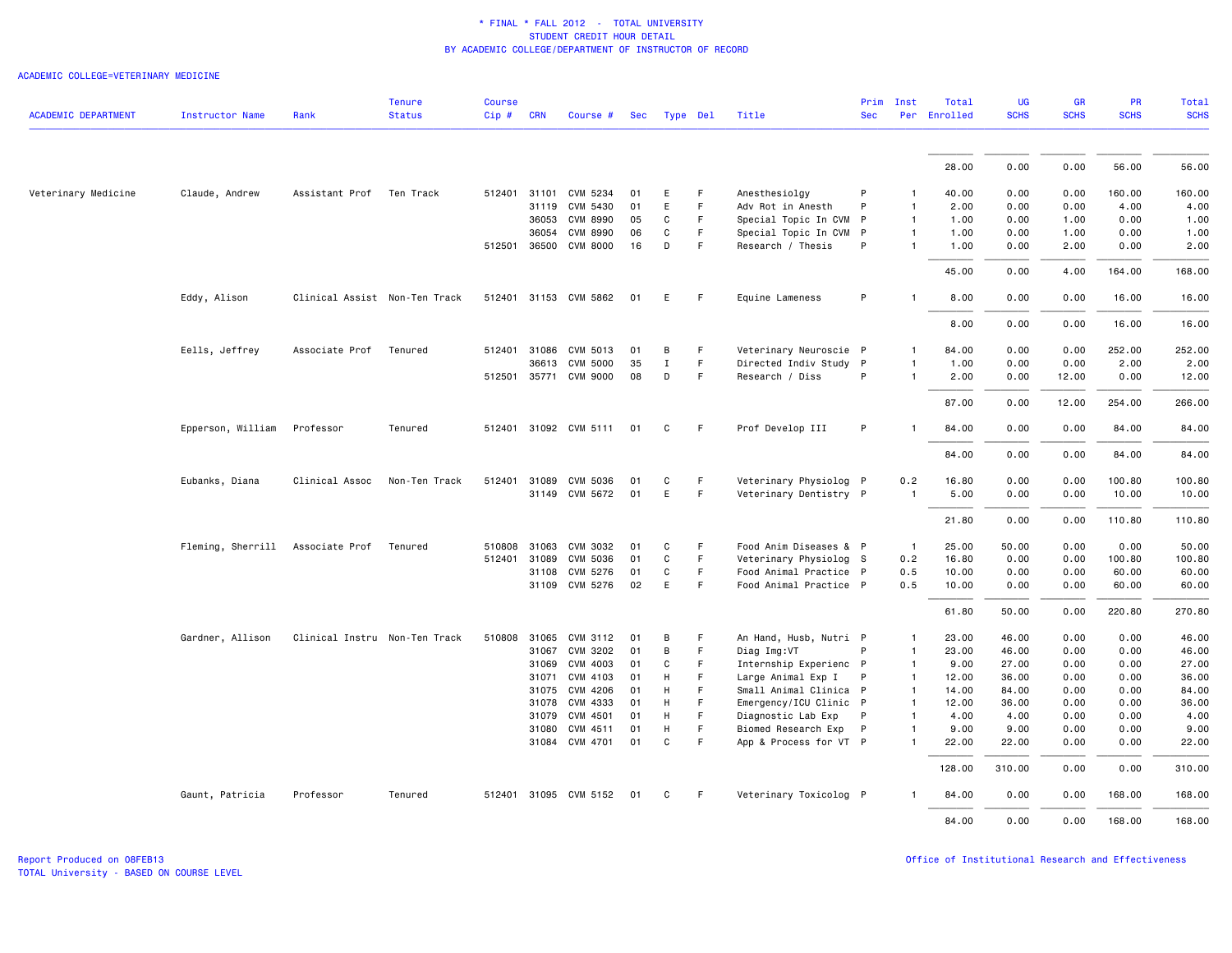\* FINAL \* FALL 2012 - TOTAL UNIVERSITY
STUDENT CREDIT HOUR DETAIL
BY ACADEMIC COLLEGE/DEPARTMENT OF INSTRUCTOR OF RECORD

ACADEMIC COLLEGE=VETERINARY MEDICINE

| ACADEMIC DEPARTMENT | Instructor Name | Rank | Tenure Status | Course Cip # | CRN | Course # | Sec | Type | Del | Title | Prim Sec | Inst Per | Total Enrolled | UG SCHS | GR SCHS | PR SCHS | Total SCHS |
|---|---|---|---|---|---|---|---|---|---|---|---|---|---|---|---|---|---|
| | | | | | | | | | | | | | 28.00 | 0.00 | 0.00 | 56.00 | 56.00 |
| Veterinary Medicine | Claude, Andrew | Assistant Prof | Ten Track | 512401 | 31101 | CVM 5234 | 01 | E | F | Anesthesiolgy | P | 1 | 40.00 | 0.00 | 0.00 | 160.00 | 160.00 |
| | | | | | 31119 | CVM 5430 | 01 | E | F | Adv Rot in Anesth | P | 1 | 2.00 | 0.00 | 0.00 | 4.00 | 4.00 |
| | | | | | 36053 | CVM 8990 | 05 | C | F | Special Topic In CVM | P | 1 | 1.00 | 0.00 | 1.00 | 0.00 | 1.00 |
| | | | | | 36054 | CVM 8990 | 06 | C | F | Special Topic In CVM | P | 1 | 1.00 | 0.00 | 1.00 | 0.00 | 1.00 |
| | | | | 512501 | 36500 | CVM 8000 | 16 | D | F | Research / Thesis | P | 1 | 1.00 | 0.00 | 2.00 | 0.00 | 2.00 |
| | | | | | | | | | | | | | 45.00 | 0.00 | 4.00 | 164.00 | 168.00 |
| | Eddy, Alison | Clinical Assist | Non-Ten Track | 512401 | 31153 | CVM 5862 | 01 | E | F | Equine Lameness | P | 1 | 8.00 | 0.00 | 0.00 | 16.00 | 16.00 |
| | | | | | | | | | | | | | 8.00 | 0.00 | 0.00 | 16.00 | 16.00 |
| | Eells, Jeffrey | Associate Prof | Tenured | 512401 | 31086 | CVM 5013 | 01 | B | F | Veterinary Neuroscie | P | 1 | 84.00 | 0.00 | 0.00 | 252.00 | 252.00 |
| | | | | | 36613 | CVM 5000 | 35 | I | F | Directed Indiv Study | P | 1 | 1.00 | 0.00 | 0.00 | 2.00 | 2.00 |
| | | | | 512501 | 35771 | CVM 9000 | 08 | D | F | Research / Diss | P | 1 | 2.00 | 0.00 | 12.00 | 0.00 | 12.00 |
| | | | | | | | | | | | | | 87.00 | 0.00 | 12.00 | 254.00 | 266.00 |
| | Epperson, William | Professor | Tenured | 512401 | 31092 | CVM 5111 | 01 | C | F | Prof Develop III | P | 1 | 84.00 | 0.00 | 0.00 | 84.00 | 84.00 |
| | | | | | | | | | | | | | 84.00 | 0.00 | 0.00 | 84.00 | 84.00 |
| | Eubanks, Diana | Clinical Assoc | Non-Ten Track | 512401 | 31089 | CVM 5036 | 01 | C | F | Veterinary Physiolog | P | 0.2 | 16.80 | 0.00 | 0.00 | 100.80 | 100.80 |
| | | | | | 31149 | CVM 5672 | 01 | E | F | Veterinary Dentistry | P | 1 | 5.00 | 0.00 | 0.00 | 10.00 | 10.00 |
| | | | | | | | | | | | | | 21.80 | 0.00 | 0.00 | 110.80 | 110.80 |
| | Fleming, Sherrill | Associate Prof | Tenured | 510808 | 31063 | CVM 3032 | 01 | C | F | Food Anim Diseases & | P | 1 | 25.00 | 50.00 | 0.00 | 0.00 | 50.00 |
| | | | | 512401 | 31089 | CVM 5036 | 01 | C | F | Veterinary Physiolog | S | 0.2 | 16.80 | 0.00 | 0.00 | 100.80 | 100.80 |
| | | | | | 31108 | CVM 5276 | 01 | C | F | Food Animal Practice | P | 0.5 | 10.00 | 0.00 | 0.00 | 60.00 | 60.00 |
| | | | | | 31109 | CVM 5276 | 02 | E | F | Food Animal Practice | P | 0.5 | 10.00 | 0.00 | 0.00 | 60.00 | 60.00 |
| | | | | | | | | | | | | | 61.80 | 50.00 | 0.00 | 220.80 | 270.80 |
| | Gardner, Allison | Clinical Instru | Non-Ten Track | 510808 | 31065 | CVM 3112 | 01 | B | F | An Hand, Husb, Nutri | P | 1 | 23.00 | 46.00 | 0.00 | 0.00 | 46.00 |
| | | | | | 31067 | CVM 3202 | 01 | B | F | Diag Img:VT | P | 1 | 23.00 | 46.00 | 0.00 | 0.00 | 46.00 |
| | | | | | 31069 | CVM 4003 | 01 | C | F | Internship Experienc | P | 1 | 9.00 | 27.00 | 0.00 | 0.00 | 27.00 |
| | | | | | 31071 | CVM 4103 | 01 | H | F | Large Animal Exp I | P | 1 | 12.00 | 36.00 | 0.00 | 0.00 | 36.00 |
| | | | | | 31075 | CVM 4206 | 01 | H | F | Small Animal Clinica | P | 1 | 14.00 | 84.00 | 0.00 | 0.00 | 84.00 |
| | | | | | 31078 | CVM 4333 | 01 | H | F | Emergency/ICU Clinic | P | 1 | 12.00 | 36.00 | 0.00 | 0.00 | 36.00 |
| | | | | | 31079 | CVM 4501 | 01 | H | F | Diagnostic Lab Exp | P | 1 | 4.00 | 4.00 | 0.00 | 0.00 | 4.00 |
| | | | | | 31080 | CVM 4511 | 01 | H | F | Biomed Research Exp | P | 1 | 9.00 | 9.00 | 0.00 | 0.00 | 9.00 |
| | | | | | 31084 | CVM 4701 | 01 | C | F | App & Process for VT | P | 1 | 22.00 | 22.00 | 0.00 | 0.00 | 22.00 |
| | | | | | | | | | | | | | 128.00 | 310.00 | 0.00 | 0.00 | 310.00 |
| | Gaunt, Patricia | Professor | Tenured | 512401 | 31095 | CVM 5152 | 01 | C | F | Veterinary Toxicolog | P | 1 | 84.00 | 0.00 | 0.00 | 168.00 | 168.00 |
| | | | | | | | | | | | | | 84.00 | 0.00 | 0.00 | 168.00 | 168.00 |

Report Produced on 08FEB13
TOTAL University - BASED ON COURSE LEVEL

Office of Institutional Research and Effectiveness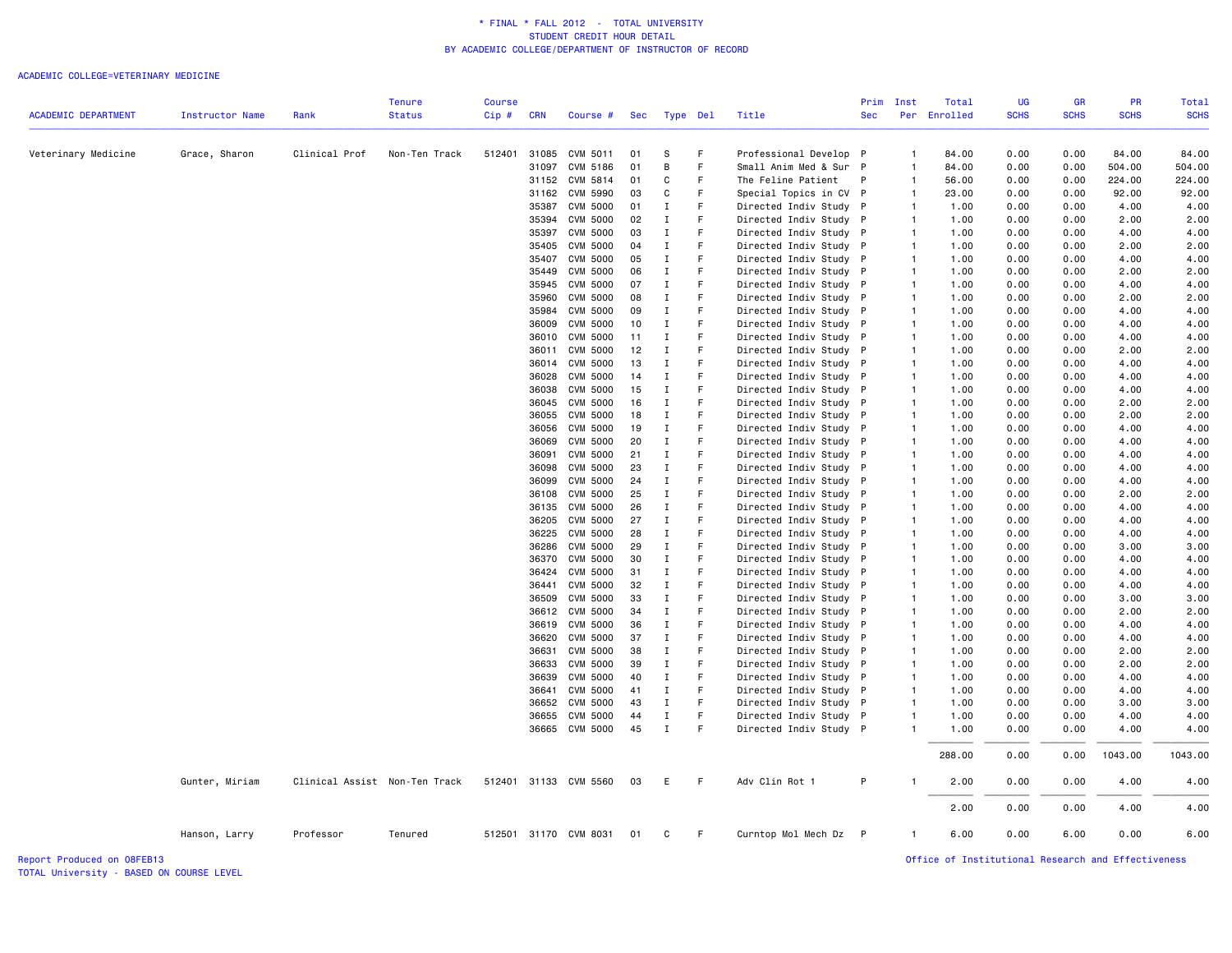\* FINAL \* FALL 2012 - TOTAL UNIVERSITY
STUDENT CREDIT HOUR DETAIL
BY ACADEMIC COLLEGE/DEPARTMENT OF INSTRUCTOR OF RECORD

ACADEMIC COLLEGE=VETERINARY MEDICINE

| ACADEMIC DEPARTMENT | Instructor Name | Rank | Tenure Status | Course Cip # | CRN | Course # | Sec | Type | Del | Title | Prim Sec | Inst Per | Total Enrolled | UG SCHS | GR SCHS | PR SCHS | Total SCHS |
|---|---|---|---|---|---|---|---|---|---|---|---|---|---|---|---|---|---|
| Veterinary Medicine | Grace, Sharon | Clinical Prof | Non-Ten Track | 512401 | 31085 | CVM 5011 | 01 | S | F | Professional Develop | P | 1 | 84.00 | 0.00 | 0.00 | 84.00 | 84.00 |
| | | | | | 31097 | CVM 5186 | 01 | B | F | Small Anim Med & Sur | P | 1 | 84.00 | 0.00 | 0.00 | 504.00 | 504.00 |
| | | | | | 31152 | CVM 5814 | 01 | C | F | The Feline Patient | P | 1 | 56.00 | 0.00 | 0.00 | 224.00 | 224.00 |
| | | | | | 31162 | CVM 5990 | 03 | C | F | Special Topics in CV | P | 1 | 23.00 | 0.00 | 0.00 | 92.00 | 92.00 |
| | | | | | 35387 | CVM 5000 | 01 | I | F | Directed Indiv Study | P | 1 | 1.00 | 0.00 | 0.00 | 4.00 | 4.00 |
| | | | | | 35394 | CVM 5000 | 02 | I | F | Directed Indiv Study | P | 1 | 1.00 | 0.00 | 0.00 | 2.00 | 2.00 |
| | | | | | 35397 | CVM 5000 | 03 | I | F | Directed Indiv Study | P | 1 | 1.00 | 0.00 | 0.00 | 4.00 | 4.00 |
| | | | | | 35405 | CVM 5000 | 04 | I | F | Directed Indiv Study | P | 1 | 1.00 | 0.00 | 0.00 | 2.00 | 2.00 |
| | | | | | 35407 | CVM 5000 | 05 | I | F | Directed Indiv Study | P | 1 | 1.00 | 0.00 | 0.00 | 4.00 | 4.00 |
| | | | | | 35449 | CVM 5000 | 06 | I | F | Directed Indiv Study | P | 1 | 1.00 | 0.00 | 0.00 | 2.00 | 2.00 |
| | | | | | 35945 | CVM 5000 | 07 | I | F | Directed Indiv Study | P | 1 | 1.00 | 0.00 | 0.00 | 4.00 | 4.00 |
| | | | | | 35960 | CVM 5000 | 08 | I | F | Directed Indiv Study | P | 1 | 1.00 | 0.00 | 0.00 | 2.00 | 2.00 |
| | | | | | 35984 | CVM 5000 | 09 | I | F | Directed Indiv Study | P | 1 | 1.00 | 0.00 | 0.00 | 4.00 | 4.00 |
| | | | | | 36009 | CVM 5000 | 10 | I | F | Directed Indiv Study | P | 1 | 1.00 | 0.00 | 0.00 | 4.00 | 4.00 |
| | | | | | 36010 | CVM 5000 | 11 | I | F | Directed Indiv Study | P | 1 | 1.00 | 0.00 | 0.00 | 4.00 | 4.00 |
| | | | | | 36011 | CVM 5000 | 12 | I | F | Directed Indiv Study | P | 1 | 1.00 | 0.00 | 0.00 | 2.00 | 2.00 |
| | | | | | 36014 | CVM 5000 | 13 | I | F | Directed Indiv Study | P | 1 | 1.00 | 0.00 | 0.00 | 4.00 | 4.00 |
| | | | | | 36028 | CVM 5000 | 14 | I | F | Directed Indiv Study | P | 1 | 1.00 | 0.00 | 0.00 | 4.00 | 4.00 |
| | | | | | 36038 | CVM 5000 | 15 | I | F | Directed Indiv Study | P | 1 | 1.00 | 0.00 | 0.00 | 4.00 | 4.00 |
| | | | | | 36045 | CVM 5000 | 16 | I | F | Directed Indiv Study | P | 1 | 1.00 | 0.00 | 0.00 | 2.00 | 2.00 |
| | | | | | 36055 | CVM 5000 | 18 | I | F | Directed Indiv Study | P | 1 | 1.00 | 0.00 | 0.00 | 2.00 | 2.00 |
| | | | | | 36056 | CVM 5000 | 19 | I | F | Directed Indiv Study | P | 1 | 1.00 | 0.00 | 0.00 | 4.00 | 4.00 |
| | | | | | 36069 | CVM 5000 | 20 | I | F | Directed Indiv Study | P | 1 | 1.00 | 0.00 | 0.00 | 4.00 | 4.00 |
| | | | | | 36091 | CVM 5000 | 21 | I | F | Directed Indiv Study | P | 1 | 1.00 | 0.00 | 0.00 | 4.00 | 4.00 |
| | | | | | 36098 | CVM 5000 | 23 | I | F | Directed Indiv Study | P | 1 | 1.00 | 0.00 | 0.00 | 4.00 | 4.00 |
| | | | | | 36099 | CVM 5000 | 24 | I | F | Directed Indiv Study | P | 1 | 1.00 | 0.00 | 0.00 | 4.00 | 4.00 |
| | | | | | 36108 | CVM 5000 | 25 | I | F | Directed Indiv Study | P | 1 | 1.00 | 0.00 | 0.00 | 2.00 | 2.00 |
| | | | | | 36135 | CVM 5000 | 26 | I | F | Directed Indiv Study | P | 1 | 1.00 | 0.00 | 0.00 | 4.00 | 4.00 |
| | | | | | 36205 | CVM 5000 | 27 | I | F | Directed Indiv Study | P | 1 | 1.00 | 0.00 | 0.00 | 4.00 | 4.00 |
| | | | | | 36225 | CVM 5000 | 28 | I | F | Directed Indiv Study | P | 1 | 1.00 | 0.00 | 0.00 | 4.00 | 4.00 |
| | | | | | 36286 | CVM 5000 | 29 | I | F | Directed Indiv Study | P | 1 | 1.00 | 0.00 | 0.00 | 3.00 | 3.00 |
| | | | | | 36370 | CVM 5000 | 30 | I | F | Directed Indiv Study | P | 1 | 1.00 | 0.00 | 0.00 | 4.00 | 4.00 |
| | | | | | 36424 | CVM 5000 | 31 | I | F | Directed Indiv Study | P | 1 | 1.00 | 0.00 | 0.00 | 4.00 | 4.00 |
| | | | | | 36441 | CVM 5000 | 32 | I | F | Directed Indiv Study | P | 1 | 1.00 | 0.00 | 0.00 | 4.00 | 4.00 |
| | | | | | 36509 | CVM 5000 | 33 | I | F | Directed Indiv Study | P | 1 | 1.00 | 0.00 | 0.00 | 3.00 | 3.00 |
| | | | | | 36612 | CVM 5000 | 34 | I | F | Directed Indiv Study | P | 1 | 1.00 | 0.00 | 0.00 | 2.00 | 2.00 |
| | | | | | 36619 | CVM 5000 | 36 | I | F | Directed Indiv Study | P | 1 | 1.00 | 0.00 | 0.00 | 4.00 | 4.00 |
| | | | | | 36620 | CVM 5000 | 37 | I | F | Directed Indiv Study | P | 1 | 1.00 | 0.00 | 0.00 | 4.00 | 4.00 |
| | | | | | 36631 | CVM 5000 | 38 | I | F | Directed Indiv Study | P | 1 | 1.00 | 0.00 | 0.00 | 2.00 | 2.00 |
| | | | | | 36633 | CVM 5000 | 39 | I | F | Directed Indiv Study | P | 1 | 1.00 | 0.00 | 0.00 | 2.00 | 2.00 |
| | | | | | 36639 | CVM 5000 | 40 | I | F | Directed Indiv Study | P | 1 | 1.00 | 0.00 | 0.00 | 4.00 | 4.00 |
| | | | | | 36641 | CVM 5000 | 41 | I | F | Directed Indiv Study | P | 1 | 1.00 | 0.00 | 0.00 | 4.00 | 4.00 |
| | | | | | 36652 | CVM 5000 | 43 | I | F | Directed Indiv Study | P | 1 | 1.00 | 0.00 | 0.00 | 3.00 | 3.00 |
| | | | | | 36655 | CVM 5000 | 44 | I | F | Directed Indiv Study | P | 1 | 1.00 | 0.00 | 0.00 | 4.00 | 4.00 |
| | | | | | 36665 | CVM 5000 | 45 | I | F | Directed Indiv Study | P | 1 | 1.00 | 0.00 | 0.00 | 4.00 | 4.00 |
| | | | | | | | | | | | | | 288.00 | 0.00 | 0.00 | 1043.00 | 1043.00 |
| | Gunter, Miriam | Clinical Assist | Non-Ten Track | 512401 | 31133 | CVM 5560 | 03 | E | F | Adv Clin Rot 1 | P | 1 | 2.00 | 0.00 | 0.00 | 4.00 | 4.00 |
| | | | | | | | | | | | | | 2.00 | 0.00 | 0.00 | 4.00 | 4.00 |
| | Hanson, Larry | Professor | Tenured | 512501 | 31170 | CVM 8031 | 01 | C | F | Curntop Mol Mech Dz | P | 1 | 6.00 | 0.00 | 6.00 | 0.00 | 6.00 |

Report Produced on 08FEB13
TOTAL University - BASED ON COURSE LEVEL

Office of Institutional Research and Effectiveness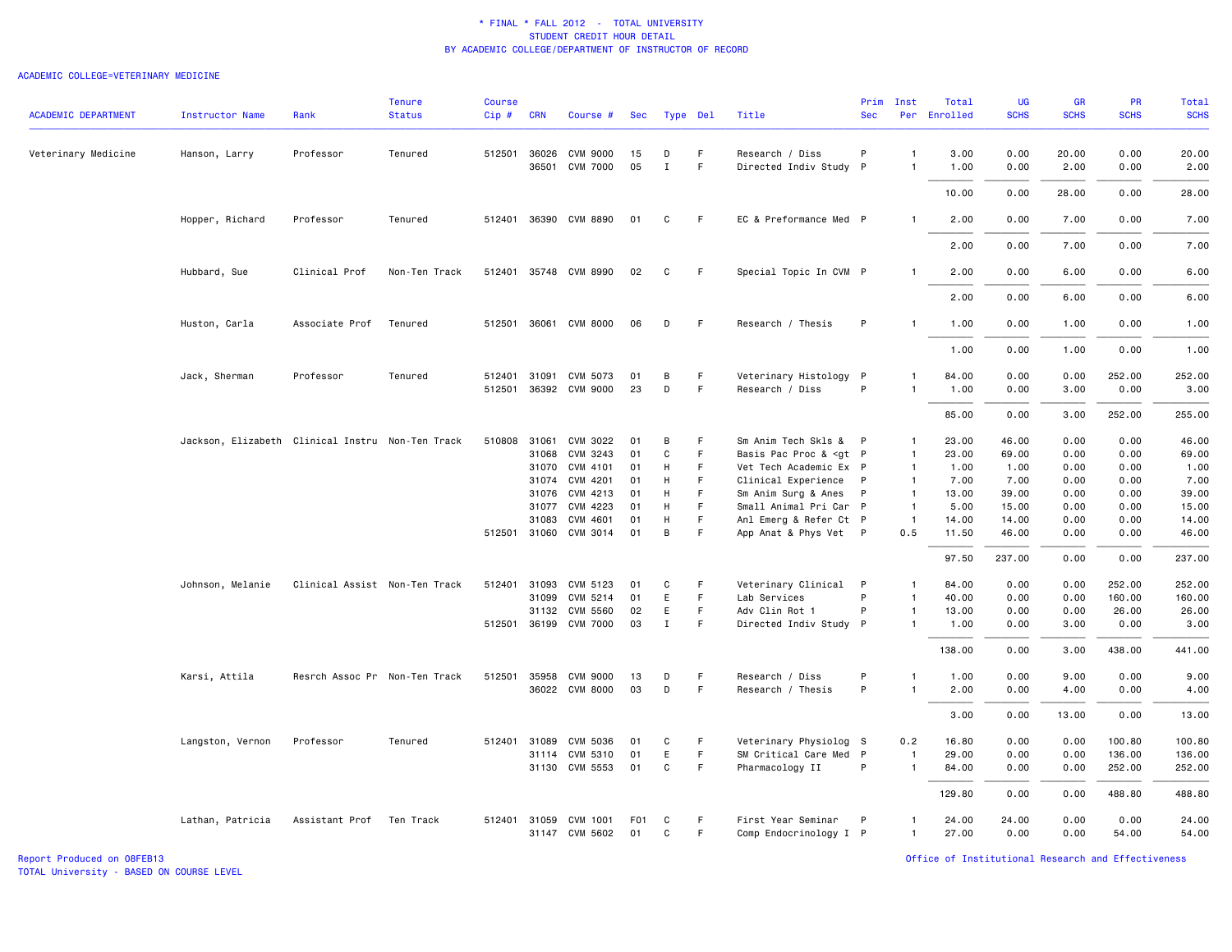# * FINAL * FALL 2012 - TOTAL UNIVERSITY
## STUDENT CREDIT HOUR DETAIL
## BY ACADEMIC COLLEGE/DEPARTMENT OF INSTRUCTOR OF RECORD

ACADEMIC COLLEGE=VETERINARY MEDICINE

| ACADEMIC DEPARTMENT | Instructor Name | Rank | Tenure Status | Course Cip # | CRN | Course # | Sec | Type | Del | Title | Prim Sec | Inst Per | Total Enrolled | UG SCHS | GR SCHS | PR SCHS | Total SCHS |
|---|---|---|---|---|---|---|---|---|---|---|---|---|---|---|---|---|---|
| Veterinary Medicine | Hanson, Larry | Professor | Tenured | 512501 | 36026 | CVM 9000 | 15 | D | F | Research / Diss | P | 1 | 3.00 | 0.00 | 20.00 | 0.00 | 20.00 |
| | | | | | 36501 | CVM 7000 | 05 | I | F | Directed Indiv Study | P | 1 | 1.00 | 0.00 | 2.00 | 0.00 | 2.00 |
| | | | | | | | | | | | | | 10.00 | 0.00 | 28.00 | 0.00 | 28.00 |
| | Hopper, Richard | Professor | Tenured | 512401 | 36390 | CVM 8890 | 01 | C | F | EC & Preformance Med | P | 1 | 2.00 | 0.00 | 7.00 | 0.00 | 7.00 |
| | | | | | | | | | | | | | 2.00 | 0.00 | 7.00 | 0.00 | 7.00 |
| | Hubbard, Sue | Clinical Prof | Non-Ten Track | 512401 | 35748 | CVM 8990 | 02 | C | F | Special Topic In CVM | P | 1 | 2.00 | 0.00 | 6.00 | 0.00 | 6.00 |
| | | | | | | | | | | | | | 2.00 | 0.00 | 6.00 | 0.00 | 6.00 |
| | Huston, Carla | Associate Prof | Tenured | 512501 | 36061 | CVM 8000 | 06 | D | F | Research / Thesis | P | 1 | 1.00 | 0.00 | 1.00 | 0.00 | 1.00 |
| | | | | | | | | | | | | | 1.00 | 0.00 | 1.00 | 0.00 | 1.00 |
| | Jack, Sherman | Professor | Tenured | 512401 | 31091 | CVM 5073 | 01 | B | F | Veterinary Histology | P | 1 | 84.00 | 0.00 | 0.00 | 252.00 | 252.00 |
| | | | | 512501 | 36392 | CVM 9000 | 23 | D | F | Research / Diss | P | 1 | 1.00 | 0.00 | 3.00 | 0.00 | 3.00 |
| | | | | | | | | | | | | | 85.00 | 0.00 | 3.00 | 252.00 | 255.00 |
| | Jackson, Elizabeth | Clinical Instru | Non-Ten Track | 510808 | 31061 | CVM 3022 | 01 | B | F | Sm Anim Tech Skls & | P | 1 | 23.00 | 46.00 | 0.00 | 0.00 | 46.00 |
| | | | | | 31068 | CVM 3243 | 01 | C | F | Basis Pac Proc & <gt | P | 1 | 23.00 | 69.00 | 0.00 | 0.00 | 69.00 |
| | | | | | 31070 | CVM 4101 | 01 | H | F | Vet Tech Academic Ex | P | 1 | 1.00 | 1.00 | 0.00 | 0.00 | 1.00 |
| | | | | | 31074 | CVM 4201 | 01 | H | F | Clinical Experience | P | 1 | 7.00 | 7.00 | 0.00 | 0.00 | 7.00 |
| | | | | | 31076 | CVM 4213 | 01 | H | F | Sm Anim Surg & Anes | P | 1 | 13.00 | 39.00 | 0.00 | 0.00 | 39.00 |
| | | | | | 31077 | CVM 4223 | 01 | H | F | Small Animal Pri Car | P | 1 | 5.00 | 15.00 | 0.00 | 0.00 | 15.00 |
| | | | | | 31083 | CVM 4601 | 01 | H | F | Anl Emerg & Refer Ct | P | 1 | 14.00 | 14.00 | 0.00 | 0.00 | 14.00 |
| | | | | 512501 | 31060 | CVM 3014 | 01 | B | F | App Anat & Phys Vet | P | 0.5 | 11.50 | 46.00 | 0.00 | 0.00 | 46.00 |
| | | | | | | | | | | | | | 97.50 | 237.00 | 0.00 | 0.00 | 237.00 |
| | Johnson, Melanie | Clinical Assist | Non-Ten Track | 512401 | 31093 | CVM 5123 | 01 | C | F | Veterinary Clinical | P | 1 | 84.00 | 0.00 | 0.00 | 252.00 | 252.00 |
| | | | | | 31099 | CVM 5214 | 01 | E | F | Lab Services | P | 1 | 40.00 | 0.00 | 0.00 | 160.00 | 160.00 |
| | | | | | 31132 | CVM 5560 | 02 | E | F | Adv Clin Rot 1 | P | 1 | 13.00 | 0.00 | 0.00 | 26.00 | 26.00 |
| | | | | 512501 | 36199 | CVM 7000 | 03 | I | F | Directed Indiv Study | P | 1 | 1.00 | 0.00 | 3.00 | 0.00 | 3.00 |
| | | | | | | | | | | | | | 138.00 | 0.00 | 3.00 | 438.00 | 441.00 |
| | Karsi, Attila | Resrch Assoc Pr | Non-Ten Track | 512501 | 35958 | CVM 9000 | 13 | D | F | Research / Diss | P | 1 | 1.00 | 0.00 | 9.00 | 0.00 | 9.00 |
| | | | | | 36022 | CVM 8000 | 03 | D | F | Research / Thesis | P | 1 | 2.00 | 0.00 | 4.00 | 0.00 | 4.00 |
| | | | | | | | | | | | | | 3.00 | 0.00 | 13.00 | 0.00 | 13.00 |
| | Langston, Vernon | Professor | Tenured | 512401 | 31089 | CVM 5036 | 01 | C | F | Veterinary Physiolog | S | 0.2 | 16.80 | 0.00 | 0.00 | 100.80 | 100.80 |
| | | | | | 31114 | CVM 5310 | 01 | E | F | SM Critical Care Med | P | 1 | 29.00 | 0.00 | 0.00 | 136.00 | 136.00 |
| | | | | | 31130 | CVM 5553 | 01 | C | F | Pharmacology II | P | 1 | 84.00 | 0.00 | 0.00 | 252.00 | 252.00 |
| | | | | | | | | | | | | | 129.80 | 0.00 | 0.00 | 488.80 | 488.80 |
| | Lathan, Patricia | Assistant Prof | Ten Track | 512401 | 31059 | CVM 1001 | F01 | C | F | First Year Seminar | P | 1 | 24.00 | 24.00 | 0.00 | 0.00 | 24.00 |
| | | | | | 31147 | CVM 5602 | 01 | C | F | Comp Endocrinology I | P | 1 | 27.00 | 0.00 | 0.00 | 54.00 | 54.00 |

Report Produced on 08FEB13
TOTAL University - BASED ON COURSE LEVEL

Office of Institutional Research and Effectiveness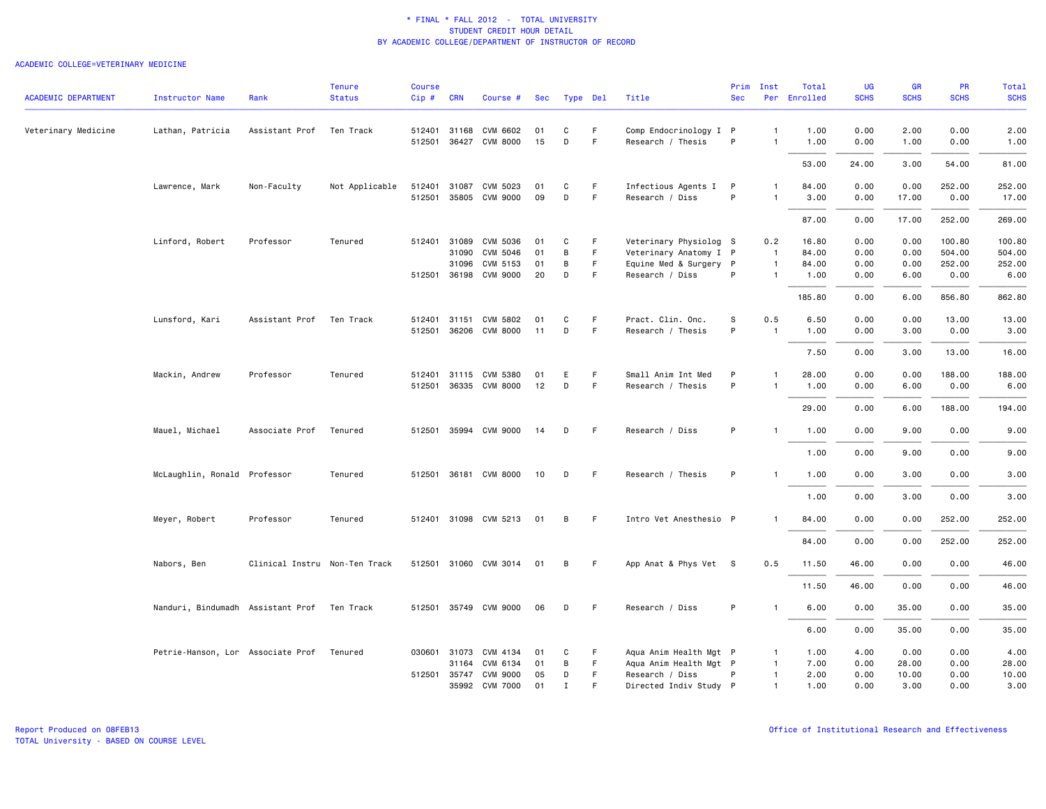\* FINAL \* FALL 2012 - TOTAL UNIVERSITY
STUDENT CREDIT HOUR DETAIL
BY ACADEMIC COLLEGE/DEPARTMENT OF INSTRUCTOR OF RECORD

ACADEMIC COLLEGE=VETERINARY MEDICINE

| ACADEMIC DEPARTMENT | Instructor Name | Rank | Tenure Status | Course Cip # | CRN | Course # | Sec | Type | Del | Title | Prim Sec | Inst Per | Total Enrolled | UG SCHS | GR SCHS | PR SCHS | Total SCHS |
|---|---|---|---|---|---|---|---|---|---|---|---|---|---|---|---|---|---|
| Veterinary Medicine | Lathan, Patricia | Assistant Prof | Ten Track | 512401 | 31168 | CVM 6602 | 01 | C | F | Comp Endocrinology I | P | 1 | 1.00 | 0.00 | 2.00 | 0.00 | 2.00 |
| | | | | 512501 | 36427 | CVM 8000 | 15 | D | F | Research / Thesis | P | 1 | 1.00 | 0.00 | 1.00 | 0.00 | 1.00 |
| | | | | | | | | | | | | | 53.00 | 24.00 | 3.00 | 54.00 | 81.00 |
| | Lawrence, Mark | Non-Faculty | Not Applicable | 512401 | 31087 | CVM 5023 | 01 | C | F | Infectious Agents I | P | 1 | 84.00 | 0.00 | 0.00 | 252.00 | 252.00 |
| | | | | 512501 | 35805 | CVM 9000 | 09 | D | F | Research / Diss | P | 1 | 3.00 | 0.00 | 17.00 | 0.00 | 17.00 |
| | | | | | | | | | | | | | 87.00 | 0.00 | 17.00 | 252.00 | 269.00 |
| | Linford, Robert | Professor | Tenured | 512401 | 31089 | CVM 5036 | 01 | C | F | Veterinary Physiolog | S | 0.2 | 16.80 | 0.00 | 0.00 | 100.80 | 100.80 |
| | | | | | 31090 | CVM 5046 | 01 | B | F | Veterinary Anatomy I | P | 1 | 84.00 | 0.00 | 0.00 | 504.00 | 504.00 |
| | | | | | 31096 | CVM 5153 | 01 | B | F | Equine Med & Surgery | P | 1 | 84.00 | 0.00 | 0.00 | 252.00 | 252.00 |
| | | | | 512501 | 36198 | CVM 9000 | 20 | D | F | Research / Diss | P | 1 | 1.00 | 0.00 | 6.00 | 0.00 | 6.00 |
| | | | | | | | | | | | | | 185.80 | 0.00 | 6.00 | 856.80 | 862.80 |
| | Lunsford, Kari | Assistant Prof | Ten Track | 512401 | 31151 | CVM 5802 | 01 | C | F | Pract. Clin. Onc. | S | 0.5 | 6.50 | 0.00 | 0.00 | 13.00 | 13.00 |
| | | | | 512501 | 36206 | CVM 8000 | 11 | D | F | Research / Thesis | P | 1 | 1.00 | 0.00 | 3.00 | 0.00 | 3.00 |
| | | | | | | | | | | | | | 7.50 | 0.00 | 3.00 | 13.00 | 16.00 |
| | Mackin, Andrew | Professor | Tenured | 512401 | 31115 | CVM 5380 | 01 | E | F | Small Anim Int Med | P | 1 | 28.00 | 0.00 | 0.00 | 188.00 | 188.00 |
| | | | | 512501 | 36335 | CVM 8000 | 12 | D | F | Research / Thesis | P | 1 | 1.00 | 0.00 | 6.00 | 0.00 | 6.00 |
| | | | | | | | | | | | | | 29.00 | 0.00 | 6.00 | 188.00 | 194.00 |
| | Mauel, Michael | Associate Prof | Tenured | 512501 | 35994 | CVM 9000 | 14 | D | F | Research / Diss | P | 1 | 1.00 | 0.00 | 9.00 | 0.00 | 9.00 |
| | | | | | | | | | | | | | 1.00 | 0.00 | 9.00 | 0.00 | 9.00 |
| | McLaughlin, Ronald | Professor | Tenured | 512501 | 36181 | CVM 8000 | 10 | D | F | Research / Thesis | P | 1 | 1.00 | 0.00 | 3.00 | 0.00 | 3.00 |
| | | | | | | | | | | | | | 1.00 | 0.00 | 3.00 | 0.00 | 3.00 |
| | Meyer, Robert | Professor | Tenured | 512401 | 31098 | CVM 5213 | 01 | B | F | Intro Vet Anesthesio | P | 1 | 84.00 | 0.00 | 0.00 | 252.00 | 252.00 |
| | | | | | | | | | | | | | 84.00 | 0.00 | 0.00 | 252.00 | 252.00 |
| | Nabors, Ben | Clinical Instru | Non-Ten Track | 512501 | 31060 | CVM 3014 | 01 | B | F | App Anat & Phys Vet | S | 0.5 | 11.50 | 46.00 | 0.00 | 0.00 | 46.00 |
| | | | | | | | | | | | | | 11.50 | 46.00 | 0.00 | 0.00 | 46.00 |
| | Nanduri, Bindumadh | Assistant Prof | Ten Track | 512501 | 35749 | CVM 9000 | 06 | D | F | Research / Diss | P | 1 | 6.00 | 0.00 | 35.00 | 0.00 | 35.00 |
| | | | | | | | | | | | | | 6.00 | 0.00 | 35.00 | 0.00 | 35.00 |
| | Petrie-Hanson, Lor | Associate Prof | Tenured | 030601 | 31073 | CVM 4134 | 01 | C | F | Aqua Anim Health Mgt | P | 1 | 1.00 | 4.00 | 0.00 | 0.00 | 4.00 |
| | | | | | 31164 | CVM 6134 | 01 | B | F | Aqua Anim Health Mgt | P | 1 | 7.00 | 0.00 | 28.00 | 0.00 | 28.00 |
| | | | | 512501 | 35747 | CVM 9000 | 05 | D | F | Research / Diss | P | 1 | 2.00 | 0.00 | 10.00 | 0.00 | 10.00 |
| | | | | | 35992 | CVM 7000 | 01 | I | F | Directed Indiv Study | P | 1 | 1.00 | 0.00 | 3.00 | 0.00 | 3.00 |

Report Produced on 08FEB13
TOTAL University - BASED ON COURSE LEVEL

Office of Institutional Research and Effectiveness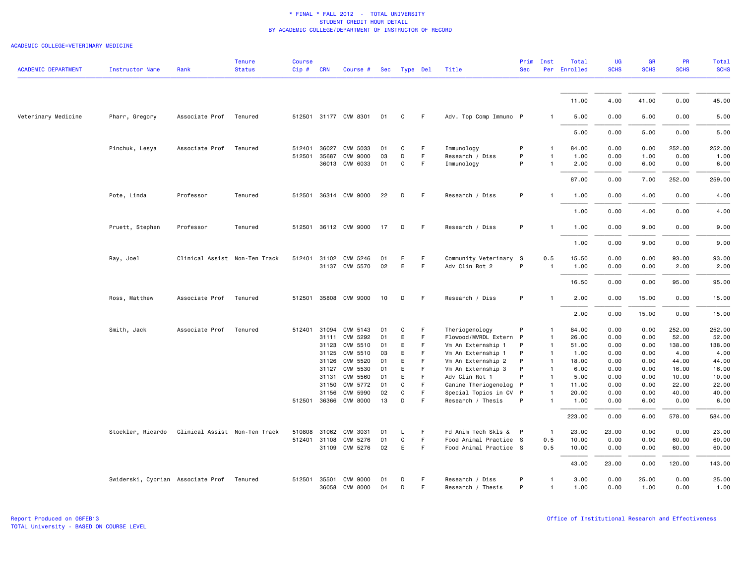\* FINAL \* FALL 2012 - TOTAL UNIVERSITY
STUDENT CREDIT HOUR DETAIL
BY ACADEMIC COLLEGE/DEPARTMENT OF INSTRUCTOR OF RECORD

ACADEMIC COLLEGE=VETERINARY MEDICINE

| ACADEMIC DEPARTMENT | Instructor Name | Rank | Tenure Status | Course Cip # | CRN | Course # | Sec | Type | Del | Title | Prim Sec | Inst Per | Total Enrolled | UG SCHS | GR SCHS | PR SCHS | Total SCHS |
|---|---|---|---|---|---|---|---|---|---|---|---|---|---|---|---|---|---|
| | | | | | | | | | | | | | 11.00 | 4.00 | 41.00 | 0.00 | 45.00 |
| Veterinary Medicine | Pharr, Gregory | Associate Prof | Tenured | 512501 | 31177 | CVM 8301 | 01 | C | F | Adv. Top Comp Immuno | P | 1 | 5.00 | 0.00 | 5.00 | 0.00 | 5.00 |
| | | | | | | | | | | | | | 5.00 | 0.00 | 5.00 | 0.00 | 5.00 |
| | Pinchuk, Lesya | Associate Prof | Tenured | 512401 | 36027 | CVM 5033 | 01 | C | F | Immunology | P | 1 | 84.00 | 0.00 | 0.00 | 252.00 | 252.00 |
| | | | | 512501 | 35687 | CVM 9000 | 03 | D | F | Research / Diss | P | 1 | 1.00 | 0.00 | 1.00 | 0.00 | 1.00 |
| | | | | | 36013 | CVM 6033 | 01 | C | F | Immunology | P | 1 | 2.00 | 0.00 | 6.00 | 0.00 | 6.00 |
| | | | | | | | | | | | | | 87.00 | 0.00 | 7.00 | 252.00 | 259.00 |
| | Pote, Linda | Professor | Tenured | 512501 | 36314 | CVM 9000 | 22 | D | F | Research / Diss | P | 1 | 1.00 | 0.00 | 4.00 | 0.00 | 4.00 |
| | | | | | | | | | | | | | 1.00 | 0.00 | 4.00 | 0.00 | 4.00 |
| | Pruett, Stephen | Professor | Tenured | 512501 | 36112 | CVM 9000 | 17 | D | F | Research / Diss | P | 1 | 1.00 | 0.00 | 9.00 | 0.00 | 9.00 |
| | | | | | | | | | | | | | 1.00 | 0.00 | 9.00 | 0.00 | 9.00 |
| | Ray, Joel | Clinical Assist | Non-Ten Track | 512401 | 31102 | CVM 5246 | 01 | E | F | Community Veterinary | S | 0.5 | 15.50 | 0.00 | 0.00 | 93.00 | 93.00 |
| | | | | | 31137 | CVM 5570 | 02 | E | F | Adv Clin Rot 2 | P | 1 | 1.00 | 0.00 | 0.00 | 2.00 | 2.00 |
| | | | | | | | | | | | | | 16.50 | 0.00 | 0.00 | 95.00 | 95.00 |
| | Ross, Matthew | Associate Prof | Tenured | 512501 | 35808 | CVM 9000 | 10 | D | F | Research / Diss | P | 1 | 2.00 | 0.00 | 15.00 | 0.00 | 15.00 |
| | | | | | | | | | | | | | 2.00 | 0.00 | 15.00 | 0.00 | 15.00 |
| | Smith, Jack | Associate Prof | Tenured | 512401 | 31094 | CVM 5143 | 01 | C | F | Theriogenology | P | 1 | 84.00 | 0.00 | 0.00 | 252.00 | 252.00 |
| | | | | | 31111 | CVM 5292 | 01 | E | F | Flowood/MVRDL Extern | P | 1 | 26.00 | 0.00 | 0.00 | 52.00 | 52.00 |
| | | | | | 31123 | CVM 5510 | 01 | E | F | Vm An Externship 1 | P | 1 | 51.00 | 0.00 | 0.00 | 138.00 | 138.00 |
| | | | | | 31125 | CVM 5510 | 03 | E | F | Vm An Externship 1 | P | 1 | 1.00 | 0.00 | 0.00 | 4.00 | 4.00 |
| | | | | | 31126 | CVM 5520 | 01 | E | F | Vm An Externship 2 | P | 1 | 18.00 | 0.00 | 0.00 | 44.00 | 44.00 |
| | | | | | 31127 | CVM 5530 | 01 | E | F | Vm An Externship 3 | P | 1 | 6.00 | 0.00 | 0.00 | 16.00 | 16.00 |
| | | | | | 31131 | CVM 5560 | 01 | E | F | Adv Clin Rot 1 | P | 1 | 5.00 | 0.00 | 0.00 | 10.00 | 10.00 |
| | | | | | 31150 | CVM 5772 | 01 | C | F | Canine Theriogenolog | P | 1 | 11.00 | 0.00 | 0.00 | 22.00 | 22.00 |
| | | | | | 31156 | CVM 5990 | 02 | C | F | Special Topics in CV | P | 1 | 20.00 | 0.00 | 0.00 | 40.00 | 40.00 |
| | | | | 512501 | 36366 | CVM 8000 | 13 | D | F | Research / Thesis | P | 1 | 1.00 | 0.00 | 6.00 | 0.00 | 6.00 |
| | | | | | | | | | | | | | 223.00 | 0.00 | 6.00 | 578.00 | 584.00 |
| | Stockler, Ricardo | Clinical Assist | Non-Ten Track | 510808 | 31062 | CVM 3031 | 01 | L | F | Fd Anim Tech Skls & | P | 1 | 23.00 | 23.00 | 0.00 | 0.00 | 23.00 |
| | | | | 512401 | 31108 | CVM 5276 | 01 | C | F | Food Animal Practice | S | 0.5 | 10.00 | 0.00 | 0.00 | 60.00 | 60.00 |
| | | | | | 31109 | CVM 5276 | 02 | E | F | Food Animal Practice | S | 0.5 | 10.00 | 0.00 | 0.00 | 60.00 | 60.00 |
| | | | | | | | | | | | | | 43.00 | 23.00 | 0.00 | 120.00 | 143.00 |
| | Swiderski, Cyprian | Associate Prof | Tenured | 512501 | 35501 | CVM 9000 | 01 | D | F | Research / Diss | P | 1 | 3.00 | 0.00 | 25.00 | 0.00 | 25.00 |
| | | | | | 36058 | CVM 8000 | 04 | D | F | Research / Thesis | P | 1 | 1.00 | 0.00 | 1.00 | 0.00 | 1.00 |

Report Produced on 08FEB13
TOTAL University - BASED ON COURSE LEVEL

Office of Institutional Research and Effectiveness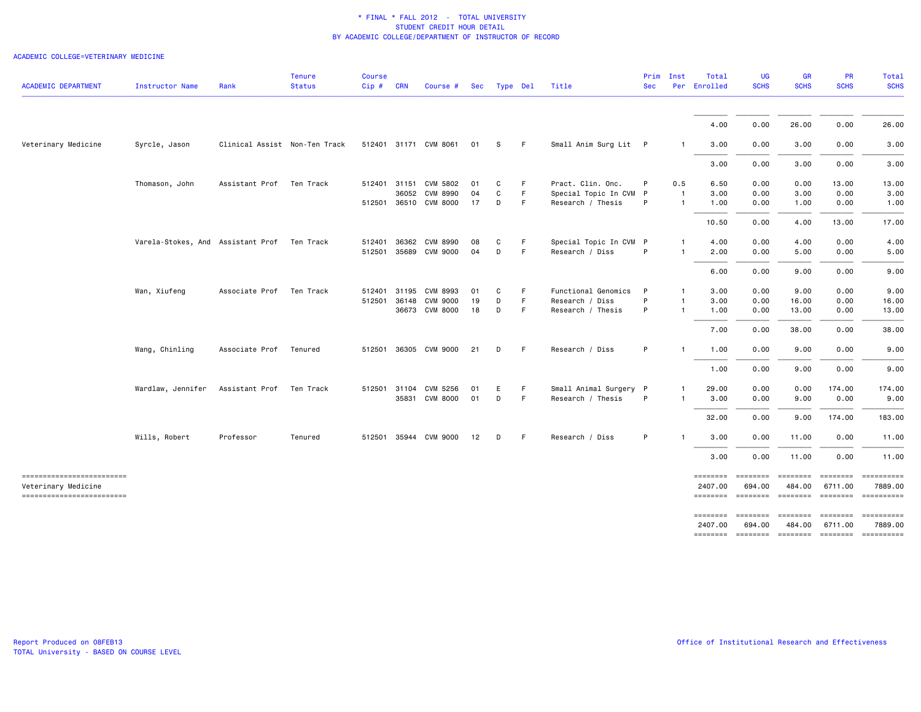# * FINAL * FALL 2012 - TOTAL UNIVERSITY
## STUDENT CREDIT HOUR DETAIL
## BY ACADEMIC COLLEGE/DEPARTMENT OF INSTRUCTOR OF RECORD

ACADEMIC COLLEGE=VETERINARY MEDICINE

| ACADEMIC DEPARTMENT | Instructor Name | Rank | Tenure Status | Course Cip # | CRN | Course # | Sec | Type | Del | Title | Prim Sec | Inst Per | Total Enrolled | UG SCHS | GR SCHS | PR SCHS | Total SCHS |
|---|---|---|---|---|---|---|---|---|---|---|---|---|---|---|---|---|---|
| | | | | | | | | | | | | | 4.00 | 0.00 | 26.00 | 0.00 | 26.00 |
| Veterinary Medicine | Syrcle, Jason | Clinical Assist | Non-Ten Track | 512401 | 31171 | CVM 8061 | 01 | S | F | Small Anim Surg Lit | P | 1 | 3.00 | 0.00 | 3.00 | 0.00 | 3.00 |
| | | | | | | | | | | | | | 3.00 | 0.00 | 3.00 | 0.00 | 3.00 |
| | Thomason, John | Assistant Prof | Ten Track | 512401 | 31151 | CVM 5802 | 01 | C | F | Pract. Clin. Onc. | P | 0.5 | 6.50 | 0.00 | 0.00 | 13.00 | 13.00 |
| | | | | | 36052 | CVM 8990 | 04 | C | F | Special Topic In CVM | P | 1 | 3.00 | 0.00 | 3.00 | 0.00 | 3.00 |
| | | | | 512501 | 36510 | CVM 8000 | 17 | D | F | Research / Thesis | P | 1 | 1.00 | 0.00 | 1.00 | 0.00 | 1.00 |
| | | | | | | | | | | | | | 10.50 | 0.00 | 4.00 | 13.00 | 17.00 |
| | Varela-Stokes, And | Assistant Prof | Ten Track | 512401 | 36362 | CVM 8990 | 08 | C | F | Special Topic In CVM | P | 1 | 4.00 | 0.00 | 4.00 | 0.00 | 4.00 |
| | | | | 512501 | 35689 | CVM 9000 | 04 | D | F | Research / Diss | P | 1 | 2.00 | 0.00 | 5.00 | 0.00 | 5.00 |
| | | | | | | | | | | | | | 6.00 | 0.00 | 9.00 | 0.00 | 9.00 |
| | Wan, Xiufeng | Associate Prof | Ten Track | 512401 | 31195 | CVM 8993 | 01 | C | F | Functional Genomics | P | 1 | 3.00 | 0.00 | 9.00 | 0.00 | 9.00 |
| | | | | 512501 | 36148 | CVM 9000 | 19 | D | F | Research / Diss | P | 1 | 3.00 | 0.00 | 16.00 | 0.00 | 16.00 |
| | | | | | 36673 | CVM 8000 | 18 | D | F | Research / Thesis | P | 1 | 1.00 | 0.00 | 13.00 | 0.00 | 13.00 |
| | | | | | | | | | | | | | 7.00 | 0.00 | 38.00 | 0.00 | 38.00 |
| | Wang, Chinling | Associate Prof | Tenured | 512501 | 36305 | CVM 9000 | 21 | D | F | Research / Diss | P | 1 | 1.00 | 0.00 | 9.00 | 0.00 | 9.00 |
| | | | | | | | | | | | | | 1.00 | 0.00 | 9.00 | 0.00 | 9.00 |
| | Wardlaw, Jennifer | Assistant Prof | Ten Track | 512501 | 31104 | CVM 5256 | 01 | E | F | Small Animal Surgery | P | 1 | 29.00 | 0.00 | 0.00 | 174.00 | 174.00 |
| | | | | | 35831 | CVM 8000 | 01 | D | F | Research / Thesis | P | 1 | 3.00 | 0.00 | 9.00 | 0.00 | 9.00 |
| | | | | | | | | | | | | | 32.00 | 0.00 | 9.00 | 174.00 | 183.00 |
| | Wills, Robert | Professor | Tenured | 512501 | 35944 | CVM 9000 | 12 | D | F | Research / Diss | P | 1 | 3.00 | 0.00 | 11.00 | 0.00 | 11.00 |
| | | | | | | | | | | | | | 3.00 | 0.00 | 11.00 | 0.00 | 11.00 |
| Veterinary Medicine | | | | | | | | | | | | | 2407.00 | 694.00 | 484.00 | 6711.00 | 7889.00 |
| | | | | | | | | | | | | | 2407.00 | 694.00 | 484.00 | 6711.00 | 7889.00 |

Report Produced on 08FEB13
TOTAL University - BASED ON COURSE LEVEL

Office of Institutional Research and Effectiveness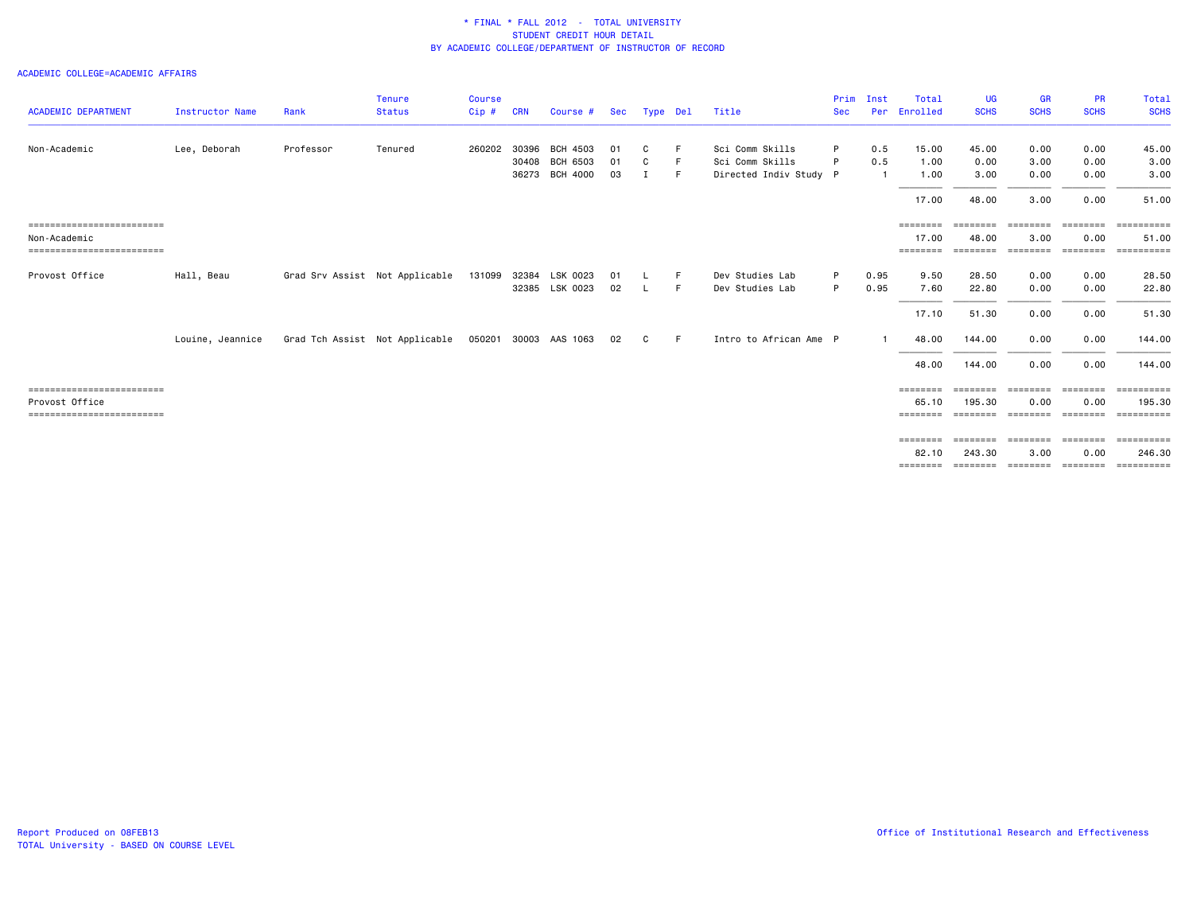# * FINAL * FALL 2012 - TOTAL UNIVERSITY
## STUDENT CREDIT HOUR DETAIL
## BY ACADEMIC COLLEGE/DEPARTMENT OF INSTRUCTOR OF RECORD

ACADEMIC COLLEGE=ACADEMIC AFFAIRS

| ACADEMIC DEPARTMENT | Instructor Name | Rank | Tenure Status | Course Cip # | CRN | Course # | Sec | Type | Del | Title | Prim Sec | Inst Per | Total Enrolled | UG SCHS | GR SCHS | PR SCHS | Total SCHS |
|---|---|---|---|---|---|---|---|---|---|---|---|---|---|---|---|---|---|
| Non-Academic | Lee, Deborah | Professor | Tenured | 260202 | 30396 | BCH 4503 | 01 | C | F | Sci Comm Skills | P | 0.5 | 15.00 | 45.00 | 0.00 | 0.00 | 45.00 |
| | | | | | 30408 | BCH 6503 | 01 | C | F | Sci Comm Skills | P | 0.5 | 1.00 | 0.00 | 3.00 | 0.00 | 3.00 |
| | | | | | 36273 | BCH 4000 | 03 | I | F | Directed Indiv Study | P | 1 | 1.00 | 3.00 | 0.00 | 0.00 | 3.00 |
| | | | | | | | | | | | | | 17.00 | 48.00 | 3.00 | 0.00 | 51.00 |
| Non-Academic | | | | | | | | | | | | | 17.00 | 48.00 | 3.00 | 0.00 | 51.00 |
| Provost Office | Hall, Beau | Grad Srv Assist | Not Applicable | 131099 | 32384 | LSK 0023 | 01 | L | F | Dev Studies Lab | P | 0.95 | 9.50 | 28.50 | 0.00 | 0.00 | 28.50 |
| | | | | | 32385 | LSK 0023 | 02 | L | F | Dev Studies Lab | P | 0.95 | 7.60 | 22.80 | 0.00 | 0.00 | 22.80 |
| | | | | | | | | | | | | | 17.10 | 51.30 | 0.00 | 0.00 | 51.30 |
| | Louine, Jeannice | Grad Tch Assist | Not Applicable | 050201 | 30003 | AAS 1063 | 02 | C | F | Intro to African Ame | P | 1 | 48.00 | 144.00 | 0.00 | 0.00 | 144.00 |
| | | | | | | | | | | | | | 48.00 | 144.00 | 0.00 | 0.00 | 144.00 |
| Provost Office | | | | | | | | | | | | | 65.10 | 195.30 | 0.00 | 0.00 | 195.30 |
| | | | | | | | | | | | | | 82.10 | 243.30 | 3.00 | 0.00 | 246.30 |

Report Produced on 08FEB13
TOTAL University - BASED ON COURSE LEVEL

Office of Institutional Research and Effectiveness